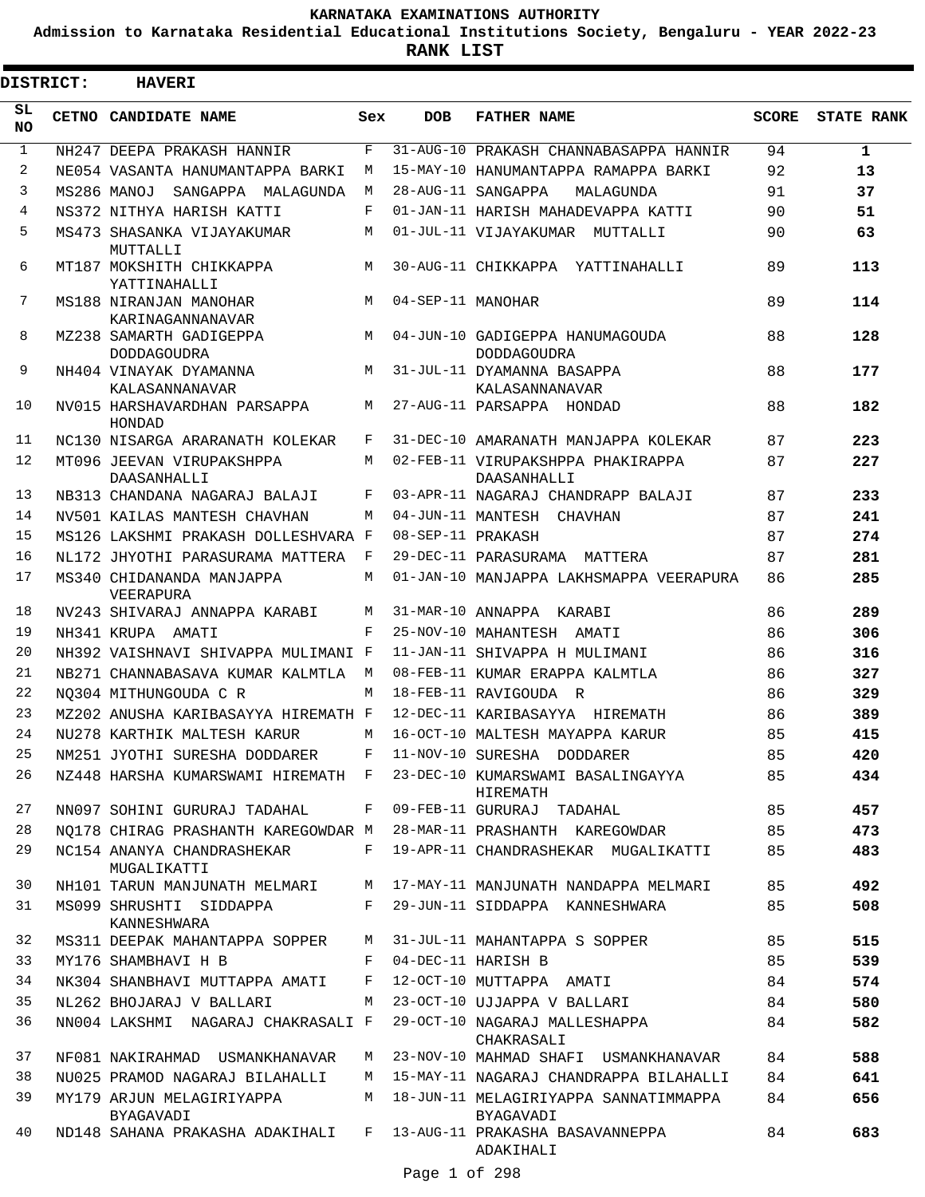# KARNATAKA EXAMINATIONS AUTHORITY

## Admission to Karnataka Residential Educational Institutions Society, Bengaluru - YEAR 2022-23

## RANK LIST

**DISTRICT: HAVERI**

| SL NO | CETNO | CANDIDATE NAME | Sex | DOB | FATHER NAME | SCORE | STATE RANK |
|---|---|---|---|---|---|---|---|
| 1 | NH247 | DEEPA PRAKASH HANNIR | F | 31-AUG-10 | PRAKASH CHANNABASAPPA HANNIR | 94 | **1** |
| 2 | NE054 | VASANTA HANUMANTAPPA BARKI | M | 15-MAY-10 | HANUMANTAPPA RAMAPPA BARKI | 92 | **13** |
| 3 | MS286 | MANOJ SANGAPPA MALAGUNDA | M | 28-AUG-11 | SANGAPPA MALAGUNDA | 91 | **37** |
| 4 | NS372 | NITHYA HARISH KATTI | F | 01-JAN-11 | HARISH MAHADEVAPPA KATTI | 90 | **51** |
| 5 | MS473 | SHASANKA VIJAYAKUMAR MUTTALLI | M | 01-JUL-11 | VIJAYAKUMAR MUTTALLI | 90 | **63** |
| 6 | MT187 | MOKSHITH CHIKKAPPA YATTINAHALLI | M | 30-AUG-11 | CHIKKAPPA YATTINAHALLI | 89 | **113** |
| 7 | MS188 | NIRANJAN MANOHAR KARINAGANNANAVAR | M | 04-SEP-11 | MANOHAR | 89 | **114** |
| 8 | MZ238 | SAMARTH GADIGEPPA DODDAGOUDRA | M | 04-JUN-10 | GADIGEPPA HANUMAGOUDA DODDAGOUDRA | 88 | **128** |
| 9 | NH404 | VINAYAK DYAMANNA KALASANNANAVAR | M | 31-JUL-11 | DYAMANNA BASAPPA KALASANNANAVAR | 88 | **177** |
| 10 | NV015 | HARSHAVARDHAN PARSAPPA HONDAD | M | 27-AUG-11 | PARSAPPA HONDAD | 88 | **182** |
| 11 | NC130 | NISARGA ARARANATH KOLEKAR | F | 31-DEC-10 | AMARANATH MANJAPPA KOLEKAR | 87 | **223** |
| 12 | MT096 | JEEVAN VIRUPAKSHPPA DAASANHALLI | M | 02-FEB-11 | VIRUPAKSHPPA PHAKIRAPPA DAASANHALLI | 87 | **227** |
| 13 | NB313 | CHANDANA NAGARAJ BALAJI | F | 03-APR-11 | NAGARAJ CHANDRAPP BALAJI | 87 | **233** |
| 14 | NV501 | KAILAS MANTESH CHAVHAN | M | 04-JUN-11 | MANTESH CHAVHAN | 87 | **241** |
| 15 | MS126 | LAKSHMI PRAKASH DOLLESHVARA | F | 08-SEP-11 | PRAKASH | 87 | **274** |
| 16 | NL172 | JHYOTHI PARASURAMA MATTERA | F | 29-DEC-11 | PARASURAMA MATTERA | 87 | **281** |
| 17 | MS340 | CHIDANANDA MANJAPPA VEERAPURA | M | 01-JAN-10 | MANJAPPA LAKHSMAPPA VEERAPURA | 86 | **285** |
| 18 | NV243 | SHIVARAJ ANNAPPA KARABI | M | 31-MAR-10 | ANNAPPA KARABI | 86 | **289** |
| 19 | NH341 | KRUPA AMATI | F | 25-NOV-10 | MAHANTESH AMATI | 86 | **306** |
| 20 | NH392 | VAISHNAVI SHIVAPPA MULIMANI | F | 11-JAN-11 | SHIVAPPA H MULIMANI | 86 | **316** |
| 21 | NB271 | CHANNABASAVA KUMAR KALMTLA | M | 08-FEB-11 | KUMAR ERAPPA KALMTLA | 86 | **327** |
| 22 | NQ304 | MITHUNGOUDA C R | M | 18-FEB-11 | RAVIGOUDA R | 86 | **329** |
| 23 | MZ202 | ANUSHA KARIBASAYYA HIREMATH | F | 12-DEC-11 | KARIBASAYYA HIREMATH | 86 | **389** |
| 24 | NU278 | KARTHIK MALTESH KARUR | M | 16-OCT-10 | MALTESH MAYAPPA KARUR | 85 | **415** |
| 25 | NM251 | JYOTHI SURESHA DODDARER | F | 11-NOV-10 | SURESHA DODDARER | 85 | **420** |
| 26 | NZ448 | HARSHA KUMARSWAMI HIREMATH | F | 23-DEC-10 | KUMARSWAMI BASALINGAYYA HIREMATH | 85 | **434** |
| 27 | NN097 | SOHINI GURURAJ TADAHAL | F | 09-FEB-11 | GURURAJ TADAHAL | 85 | **457** |
| 28 | NQ178 | CHIRAG PRASHANTH KAREGOWDAR | M | 28-MAR-11 | PRASHANTH KAREGOWDAR | 85 | **473** |
| 29 | NC154 | ANANYA CHANDRASHEKAR MUGALIKATTI | F | 19-APR-11 | CHANDRASHEKAR MUGALIKATTI | 85 | **483** |
| 30 | NH101 | TARUN MANJUNATH MELMARI | M | 17-MAY-11 | MANJUNATH NANDAPPA MELMARI | 85 | **492** |
| 31 | MS099 | SHRUSHTI SIDDAPPA KANNESHWARA | F | 29-JUN-11 | SIDDAPPA KANNESHWARA | 85 | **508** |
| 32 | MS311 | DEEPAK MAHANTAPPA SOPPER | M | 31-JUL-11 | MAHANTAPPA S SOPPER | 85 | **515** |
| 33 | MY176 | SHAMBHAVI H B | F | 04-DEC-11 | HARISH B | 85 | **539** |
| 34 | NK304 | SHANBHAVI MUTTAPPA AMATI | F | 12-OCT-10 | MUTTAPPA AMATI | 84 | **574** |
| 35 | NL262 | BHOJARAJ V BALLARI | M | 23-OCT-10 | UJJAPPA V BALLARI | 84 | **580** |
| 36 | NN004 | LAKSHMI NAGARAJ CHAKRASALI | F | 29-OCT-10 | NAGARAJ MALLESHAPPA CHAKRASALI | 84 | **582** |
| 37 | NF081 | NAKIRAHMAD USMANKHANAVAR | M | 23-NOV-10 | MAHMAD SHAFI USMANKHANAVAR | 84 | **588** |
| 38 | NU025 | PRAMOD NAGARAJ BILAHALLI | M | 15-MAY-11 | NAGARAJ CHANDRAPPA BILAHALLI | 84 | **641** |
| 39 | MY179 | ARJUN MELAGIRIYAPPA BYAGAVADI | M | 18-JUN-11 | MELAGIRIYAPPA SANNATIMMAPPA BYAGAVADI | 84 | **656** |
| 40 | ND148 | SAHANA PRAKASHA ADAKIHALI | F | 13-AUG-11 | PRAKASHA BASAVANNEPPA ADAKIHALI | 84 | **683** |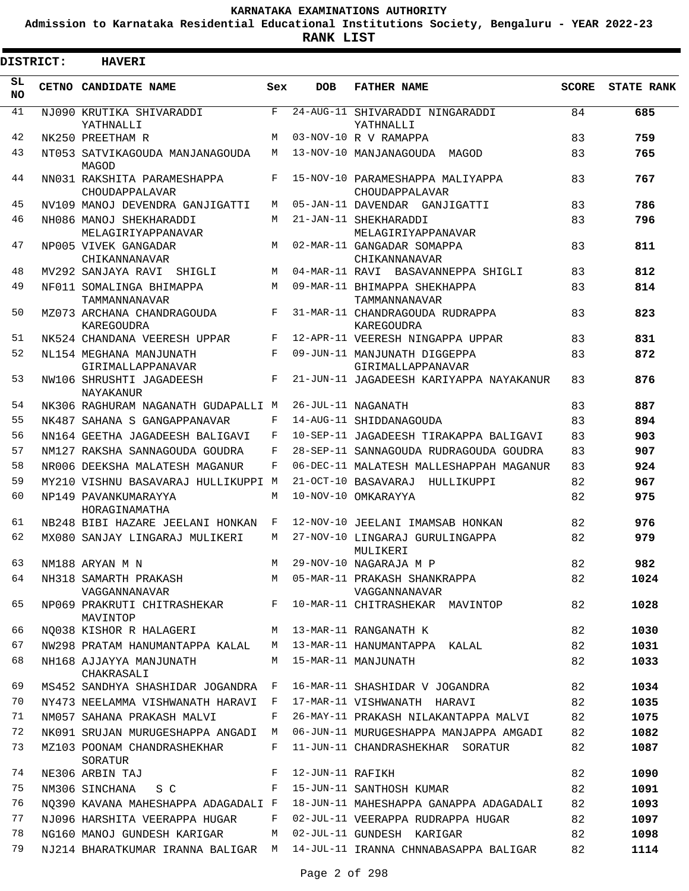KARNATAKA EXAMINATIONS AUTHORITY

Admission to Karnataka Residential Educational Institutions Society, Bengaluru - YEAR 2022-23

**RANK LIST**

**DISTRICT: HAVERI**

| SL NO | CETNO | CANDIDATE NAME | Sex | DOB | FATHER NAME | SCORE | STATE RANK |
|---|---|---|---|---|---|---|---|
| 41 | NJ090 | KRUTIKA SHIVARADDI YATHNALLI | F | 24-AUG-11 | SHIVARADDI NINGARADDI YATHNALLI | 84 | **685** |
| 42 | NK250 | PREETHAM R | M | 03-NOV-10 | R V RAMAPPA | 83 | **759** |
| 43 | NT053 | SATVIKAGOUDA MANJANAGOUDA MAGOD | M | 13-NOV-10 | MANJANAGOUDA MAGOD | 83 | **765** |
| 44 | NN031 | RAKSHITA PARAMESHAPPA CHOUDAPPALAVAR | F | 15-NOV-10 | PARAMESHAPPA MALIYAPPA CHOUDAPPALAVAR | 83 | **767** |
| 45 | NV109 | MANOJ DEVENDRA GANJIGATTI | M | 05-JAN-11 | DAVENDAR GANJIGATTI | 83 | **786** |
| 46 | NH086 | MANOJ SHEKHARADDI MELAGIRIYAPPANAVAR | M | 21-JAN-11 | SHEKHARADDI MELAGIRIYAPPANAVAR | 83 | **796** |
| 47 | NP005 | VIVEK GANGADAR CHIKANNANAVAR | M | 02-MAR-11 | GANGADAR SOMAPPA CHIKANNANAVAR | 83 | **811** |
| 48 | MV292 | SANJAYA RAVI SHIGLI | M | 04-MAR-11 | RAVI BASAVANNEPPA SHIGLI | 83 | **812** |
| 49 | NF011 | SOMALINGA BHIMAPPA TAMMANNANAVAR | M | 09-MAR-11 | BHIMAPPA SHEKHAPPA TAMMANNANAVAR | 83 | **814** |
| 50 | MZ073 | ARCHANA CHANDRAGOUDA KAREGOUDRA | F | 31-MAR-11 | CHANDRAGOUDA RUDRAPPA KAREGOUDRA | 83 | **823** |
| 51 | NK524 | CHANDANA VEERESH UPPAR | F | 12-APR-11 | VEERESH NINGAPPA UPPAR | 83 | **831** |
| 52 | NL154 | MEGHANA MANJUNATH GIRIMALLAPPANAVAR | F | 09-JUN-11 | MANJUNATH DIGGEPPA GIRIMALLAPPANAVAR | 83 | **872** |
| 53 | NW106 | SHRUSHTI JAGADEESH NAYAKANUR | F | 21-JUN-11 | JAGADEESH KARIYAPPA NAYAKANUR | 83 | **876** |
| 54 | NK306 | RAGHURAM NAGANATH GUDAPALLI | M | 26-JUL-11 | NAGANATH | 83 | **887** |
| 55 | NK487 | SAHANA S GANGAPPANAVAR | F | 14-AUG-11 | SHIDDANAGOUDA | 83 | **894** |
| 56 | NN164 | GEETHA JAGADEESH BALIGAVI | F | 10-SEP-11 | JAGADEESH TIRAKAPPA BALIGAVI | 83 | **903** |
| 57 | NM127 | RAKSHA SANNAGOUDA GOUDRA | F | 28-SEP-11 | SANNAGOUDA RUDRAGOUDA GOUDRA | 83 | **907** |
| 58 | NR006 | DEEKSHA MALATESH MAGANUR | F | 06-DEC-11 | MALATESH MALLESHAPPAH MAGANUR | 83 | **924** |
| 59 | MY210 | VISHNU BASAVARAJ HULLIKUPPI | M | 21-OCT-10 | BASAVARAJ HULLIKUPPI | 82 | **967** |
| 60 | NP149 | PAVANKUMARAYYA HORAGINAMATHA | M | 10-NOV-10 | OMKARAYYA | 82 | **975** |
| 61 | NB248 | BIBI HAZARE JEELANI HONKAN | F | 12-NOV-10 | JEELANI IMAMSAB HONKAN | 82 | **976** |
| 62 | MX080 | SANJAY LINGARAJ MULIKERI | M | 27-NOV-10 | LINGARAJ GURULINGAPPA MULIKERI | 82 | **979** |
| 63 | NM188 | ARYAN M N | M | 29-NOV-10 | NAGARAJA M P | 82 | **982** |
| 64 | NH318 | SAMARTH PRAKASH VAGGANNANAVAR | M | 05-MAR-11 | PRAKASH SHANKRAPPA VAGGANNANAVAR | 82 | **1024** |
| 65 | NP069 | PRAKRUTI CHITRASHEKAR MAVINTOP | F | 10-MAR-11 | CHITRASHEKAR MAVINTOP | 82 | **1028** |
| 66 | NQ038 | KISHOR R HALAGERI | M | 13-MAR-11 | RANGANATH K | 82 | **1030** |
| 67 | NW298 | PRATAM HANUMANTAPPA KALAL | M | 13-MAR-11 | HANUMANTAPPA KALAL | 82 | **1031** |
| 68 | NH168 | AJJAYYA MANJUNATH CHAKRASALI | M | 15-MAR-11 | MANJUNATH | 82 | **1033** |
| 69 | MS452 | SANDHYA SHASHIDAR JOGANDRA | F | 16-MAR-11 | SHASHIDAR V JOGANDRA | 82 | **1034** |
| 70 | NY473 | NEELAMMA VISHWANATH HARAVI | F | 17-MAR-11 | VISHWANATH HARAVI | 82 | **1035** |
| 71 | NM057 | SAHANA PRAKASH MALVI | F | 26-MAY-11 | PRAKASH NILAKANTAPPA MALVI | 82 | **1075** |
| 72 | NK091 | SRUJAN MURUGESHAPPA ANGADI | M | 06-JUN-11 | MURUGESHAPPA MANJAPPA AMGADI | 82 | **1082** |
| 73 | MZ103 | POONAM CHANDRASHEKHAR SORATUR | F | 11-JUN-11 | CHANDRASHEKHAR SORATUR | 82 | **1087** |
| 74 | NE306 | ARBIN TAJ | F | 12-JUN-11 | RAFIKH | 82 | **1090** |
| 75 | NM306 | SINCHANA S C | F | 15-JUN-11 | SANTHOSH KUMAR | 82 | **1091** |
| 76 | NQ390 | KAVANA MAHESHAPPA ADAGADALI | F | 18-JUN-11 | MAHESHAPPA GANAPPA ADAGADALI | 82 | **1093** |
| 77 | NJ096 | HARSHITA VEERAPPA HUGAR | F | 02-JUL-11 | VEERAPPA RUDRAPPA HUGAR | 82 | **1097** |
| 78 | NG160 | MANOJ GUNDESH KARIGAR | M | 02-JUL-11 | GUNDESH KARIGAR | 82 | **1098** |
| 79 | NJ214 | BHARATKUMAR IRANNA BALIGAR | M | 14-JUL-11 | IRANNA CHNNABASAPPA BALIGAR | 82 | **1114** |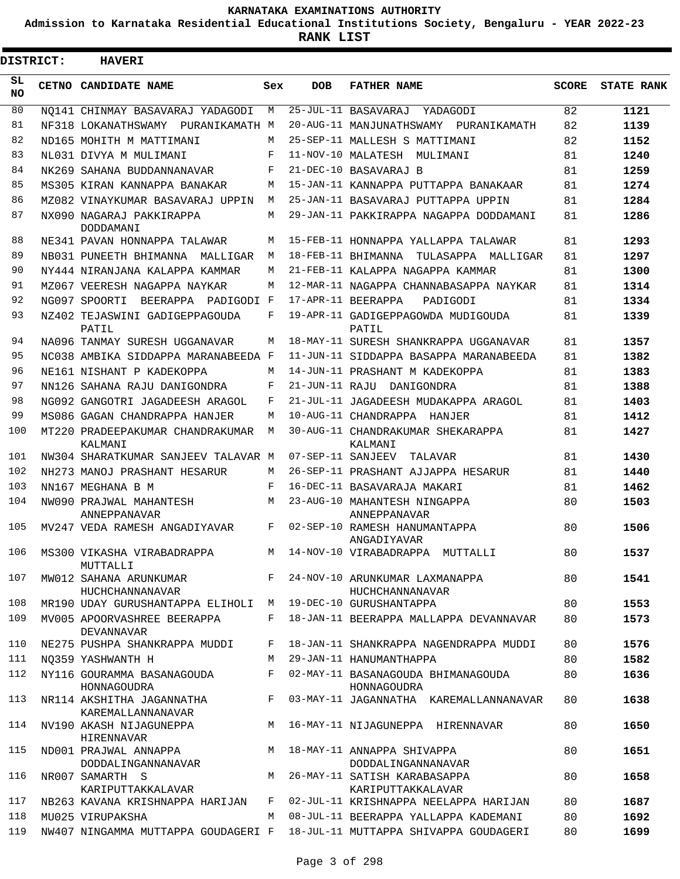KARNATAKA EXAMINATIONS AUTHORITY

Admission to Karnataka Residential Educational Institutions Society, Bengaluru - YEAR 2022-23

**RANK LIST**

**DISTRICT: HAVERI**

| SL NO | CETNO | CANDIDATE NAME | Sex | DOB | FATHER NAME | SCORE | STATE RANK |
|---|---|---|---|---|---|---|---|
| 80 | NQ141 | CHINMAY BASAVARAJ YADAGODI | M | 25-JUL-11 | BASAVARAJ YADAGODI | 82 | **1121** |
| 81 | NF318 | LOKANATHSWAMY PURANIKAMATH | M | 20-AUG-11 | MANJUNATHSWAMY PURANIKAMATH | 82 | **1139** |
| 82 | ND165 | MOHITH M MATTIMANI | M | 25-SEP-11 | MALLESH S MATTIMANI | 82 | **1152** |
| 83 | NL031 | DIVYA M MULIMANI | F | 11-NOV-10 | MALATESH MULIMANI | 81 | **1240** |
| 84 | NK269 | SAHANA BUDDANNANAVAR | F | 21-DEC-10 | BASAVARAJ B | 81 | **1259** |
| 85 | MS305 | KIRAN KANNAPPA BANAKAR | M | 15-JAN-11 | KANNAPPA PUTTAPPA BANAKAAR | 81 | **1274** |
| 86 | MZ082 | VINAYKUMAR BASAVARAJ UPPIN | M | 25-JAN-11 | BASAVARAJ PUTTAPPA UPPIN | 81 | **1284** |
| 87 | NX090 | NAGARAJ PAKKIRAPPA DODDAMANI | M | 29-JAN-11 | PAKKIRAPPA NAGAPPA DODDAMANI | 81 | **1286** |
| 88 | NE341 | PAVAN HONNAPPA TALAWAR | M | 15-FEB-11 | HONNAPPA YALLAPPA TALAWAR | 81 | **1293** |
| 89 | NB031 | PUNEETH BHIMANNA MALLIGAR | M | 18-FEB-11 | BHIMANNA TULASAPPA MALLIGAR | 81 | **1297** |
| 90 | NY444 | NIRANJANA KALAPPA KAMMAR | M | 21-FEB-11 | KALAPPA NAGAPPA KAMMAR | 81 | **1300** |
| 91 | MZ067 | VEERESH NAGAPPA NAYKAR | M | 12-MAR-11 | NAGAPPA CHANNABASAPPA NAYKAR | 81 | **1314** |
| 92 | NG097 | SPOORTI BEERAPPA PADIGODI | F | 17-APR-11 | BEERAPPA PADIGODI | 81 | **1334** |
| 93 | NZ402 | TEJASWINI GADIGEPPAGOUDA PATIL | F | 19-APR-11 | GADIGEPPAGOWDA MUDIGOUDA PATIL | 81 | **1339** |
| 94 | NA096 | TANMAY SURESH UGGANAVAR | M | 18-MAY-11 | SURESH SHANKRAPPA UGGANAVAR | 81 | **1357** |
| 95 | NC038 | AMBIKA SIDDAPPA MARANABEEDA | F | 11-JUN-11 | SIDDAPPA BASAPPA MARANABEEDA | 81 | **1382** |
| 96 | NE161 | NISHANT P KADEKOPPA | M | 14-JUN-11 | PRASHANT M KADEKOPPA | 81 | **1383** |
| 97 | NN126 | SAHANA RAJU DANIGONDRA | F | 21-JUN-11 | RAJU DANIGONDRA | 81 | **1388** |
| 98 | NG092 | GANGOTRI JAGADEESH ARAGOL | F | 21-JUL-11 | JAGADEESH MUDAKAPPA ARAGOL | 81 | **1403** |
| 99 | MS086 | GAGAN CHANDRAPPA HANJER | M | 10-AUG-11 | CHANDRAPPA HANJER | 81 | **1412** |
| 100 | MT220 | PRADEEPAKUMAR CHANDRAKUMAR KALMANI | M | 30-AUG-11 | CHANDRAKUMAR SHEKARAPPA KALMANI | 81 | **1427** |
| 101 | NW304 | SHARATKUMAR SANJEEV TALAVAR | M | 07-SEP-11 | SANJEEV TALAVAR | 81 | **1430** |
| 102 | NH273 | MANOJ PRASHANT HESARUR | M | 26-SEP-11 | PRASHANT AJJAPPA HESARUR | 81 | **1440** |
| 103 | NN167 | MEGHANA B M | F | 16-DEC-11 | BASAVARAJA MAKARI | 81 | **1462** |
| 104 | NW090 | PRAJWAL MAHANTESH ANNEPPANAVAR | M | 23-AUG-10 | MAHANTESH NINGAPPA ANNEPPANAVAR | 80 | **1503** |
| 105 | MV247 | VEDA RAMESH ANGADIYAVAR | F | 02-SEP-10 | RAMESH HANUMANTAPPA ANGADIYAVAR | 80 | **1506** |
| 106 | MS300 | VIKASHA VIRABADRAPPA MUTTALLI | M | 14-NOV-10 | VIRABADRAPPA MUTTALLI | 80 | **1537** |
| 107 | MW012 | SAHANA ARUNKUMAR HUCHCHANNANAVAR | F | 24-NOV-10 | ARUNKUMAR LAXMANAPPA HUCHCHANNANAVAR | 80 | **1541** |
| 108 | MR190 | UDAY GURUSHANTAPPA ELIHOLI | M | 19-DEC-10 | GURUSHANTAPPA | 80 | **1553** |
| 109 | MV005 | APOORVASHREE BEERAPPA DEVANNAVAR | F | 18-JAN-11 | BEERAPPA MALLAPPA DEVANNAVAR | 80 | **1573** |
| 110 | NE275 | PUSHPA SHANKRAPPA MUDDI | F | 18-JAN-11 | SHANKRAPPA NAGENDRAPPA MUDDI | 80 | **1576** |
| 111 | NQ359 | YASHWANTH H | M | 29-JAN-11 | HANUMANTHAPPA | 80 | **1582** |
| 112 | NY116 | GOURAMMA BASANAGOUDA HONNAGOUDRA | F | 02-MAY-11 | BASANAGOUDA BHIMANAGOUDA HONNAGOUDRA | 80 | **1636** |
| 113 | NR114 | AKSHITHA JAGANNATHA KAREMALLANNANAVAR | F | 03-MAY-11 | JAGANNATHA KAREMALLANNANAVAR | 80 | **1638** |
| 114 | NV190 | AKASH NIJAGUNEPPA HIRENNAVAR | M | 16-MAY-11 | NIJAGUNEPPA HIRENNAVAR | 80 | **1650** |
| 115 | ND001 | PRAJWAL ANNAPPA DODDALINGANNANAVAR | M | 18-MAY-11 | ANNAPPA SHIVAPPA DODDALINGANNANAVAR | 80 | **1651** |
| 116 | NR007 | SAMARTH S KARIPUTTAKKALAVAR | M | 26-MAY-11 | SATISH KARABASAPPA KARIPUTTAKKALAVAR | 80 | **1658** |
| 117 | NB263 | KAVANA KRISHNAPPA HARIJAN | F | 02-JUL-11 | KRISHNAPPA NEELAPPA HARIJAN | 80 | **1687** |
| 118 | MU025 | VIRUPAKSHA | M | 08-JUL-11 | BEERAPPA YALLAPPA KADEMANI | 80 | **1692** |
| 119 | NW407 | NINGAMMA MUTTAPPA GOUDAGERI | F | 18-JUL-11 | MUTTAPPA SHIVAPPA GOUDAGERI | 80 | **1699** |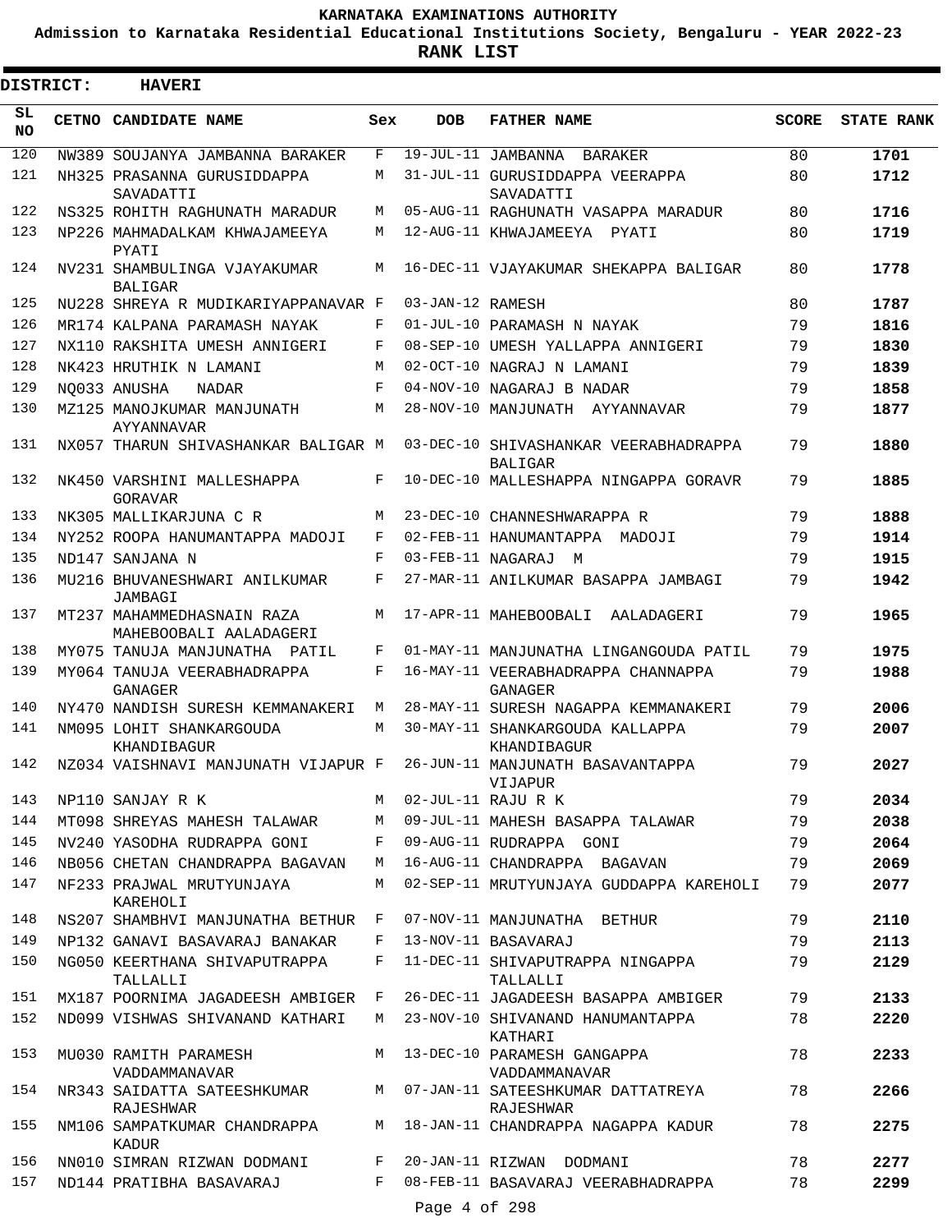**KARNATAKA EXAMINATIONS AUTHORITY**

**Admission to Karnataka Residential Educational Institutions Society, Bengaluru - YEAR 2022-23**

**RANK LIST**

**DISTRICT: HAVERI**

| SL NO | CETNO | CANDIDATE NAME | Sex | DOB | FATHER NAME | SCORE | STATE RANK |
|---|---|---|---|---|---|---|---|
| 120 | NW389 | SOUJANYA JAMBANNA BARAKER | F | 19-JUL-11 | JAMBANNA BARAKER | 80 | **1701** |
| 121 | NH325 | PRASANNA GURUSIDDAPPA SAVADATTI | M | 31-JUL-11 | GURUSIDDAPPA VEERAPPA SAVADATTI | 80 | **1712** |
| 122 | NS325 | ROHITH RAGHUNATH MARADUR | M | 05-AUG-11 | RAGHUNATH VASAPPA MARADUR | 80 | **1716** |
| 123 | NP226 | MAHMADALKAM KHWAJAMEEYA PYATI | M | 12-AUG-11 | KHWAJAMEEYA PYATI | 80 | **1719** |
| 124 | NV231 | SHAMBULINGA VJAYAKUMAR BALIGAR | M | 16-DEC-11 | VJAYAKUMAR SHEKAPPA BALIGAR | 80 | **1778** |
| 125 | NU228 | SHREYA R MUDIKARIYAPPANAVAR | F | 03-JAN-12 | RAMESH | 80 | **1787** |
| 126 | MR174 | KALPANA PARAMASH NAYAK | F | 01-JUL-10 | PARAMASH N NAYAK | 79 | **1816** |
| 127 | NX110 | RAKSHITA UMESH ANNIGERI | F | 08-SEP-10 | UMESH YALLAPPA ANNIGERI | 79 | **1830** |
| 128 | NK423 | HRUTHIK N LAMANI | M | 02-OCT-10 | NAGRAJ N LAMANI | 79 | **1839** |
| 129 | NQ033 | ANUSHA NADAR | F | 04-NOV-10 | NAGARAJ B NADAR | 79 | **1858** |
| 130 | MZ125 | MANOJKUMAR MANJUNATH AYYANNAVAR | M | 28-NOV-10 | MANJUNATH AYYANNAVAR | 79 | **1877** |
| 131 | NX057 | THARUN SHIVASHANKAR BALIGAR | M | 03-DEC-10 | SHIVASHANKAR VEERABHADRAPPA BALIGAR | 79 | **1880** |
| 132 | NK450 | VARSHINI MALLESHAPPA GORAVAR | F | 10-DEC-10 | MALLESHAPPA NINGAPPA GORAVR | 79 | **1885** |
| 133 | NK305 | MALLIKARJUNA C R | M | 23-DEC-10 | CHANNESHWARAPPA R | 79 | **1888** |
| 134 | NY252 | ROOPA HANUMANTAPPA MADOJI | F | 02-FEB-11 | HANUMANTAPPA MADOJI | 79 | **1914** |
| 135 | ND147 | SANJANA N | F | 03-FEB-11 | NAGARAJ M | 79 | **1915** |
| 136 | MU216 | BHUVANESHWARI ANILKUMAR JAMBAGI | F | 27-MAR-11 | ANILKUMAR BASAPPA JAMBAGI | 79 | **1942** |
| 137 | MT237 | MAHAMMEDHASNAIN RAZA MAHEBOOBALI AALADAGERI | M | 17-APR-11 | MAHEBOOBALI AALADAGERI | 79 | **1965** |
| 138 | MY075 | TANUJA MANJUNATHA PATIL | F | 01-MAY-11 | MANJUNATHA LINGANGOUDA PATIL | 79 | **1975** |
| 139 | MY064 | TANUJA VEERABHADRAPPA GANAGER | F | 16-MAY-11 | VEERABHADRAPPA CHANNAPPA GANAGER | 79 | **1988** |
| 140 | NY470 | NANDISH SURESH KEMMANAKERI | M | 28-MAY-11 | SURESH NAGAPPA KEMMANAKERI | 79 | **2006** |
| 141 | NM095 | LOHIT SHANKARGOUDA KHANDIBAGUR | M | 30-MAY-11 | SHANKARGOUDA KALLAPPA KHANDIBAGUR | 79 | **2007** |
| 142 | NZ034 | VAISHNAVI MANJUNATH VIJAPUR | F | 26-JUN-11 | MANJUNATH BASAVANTAPPA VIJAPUR | 79 | **2027** |
| 143 | NP110 | SANJAY R K | M | 02-JUL-11 | RAJU R K | 79 | **2034** |
| 144 | MT098 | SHREYAS MAHESH TALAWAR | M | 09-JUL-11 | MAHESH BASAPPA TALAWAR | 79 | **2038** |
| 145 | NV240 | YASODHA RUDRAPPA GONI | F | 09-AUG-11 | RUDRAPPA GONI | 79 | **2064** |
| 146 | NB056 | CHETAN CHANDRAPPA BAGAVAN | M | 16-AUG-11 | CHANDRAPPA BAGAVAN | 79 | **2069** |
| 147 | NF233 | PRAJWAL MRUTYUNJAYA KAREHOLI | M | 02-SEP-11 | MRUTYUNJAYA GUDDAPPA KAREHOLI | 79 | **2077** |
| 148 | NS207 | SHAMBHVI MANJUNATHA BETHUR | F | 07-NOV-11 | MANJUNATHA BETHUR | 79 | **2110** |
| 149 | NP132 | GANAVI BASAVARAJ BANAKAR | F | 13-NOV-11 | BASAVARAJ | 79 | **2113** |
| 150 | NG050 | KEERTHANA SHIVAPUTRAPPA TALLALLI | F | 11-DEC-11 | SHIVAPUTRAPPA NINGAPPA TALLALLI | 79 | **2129** |
| 151 | MX187 | POORNIMA JAGADEESH AMBIGER | F | 26-DEC-11 | JAGADEESH BASAPPA AMBIGER | 79 | **2133** |
| 152 | ND099 | VISHWAS SHIVANAND KATHARI | M | 23-NOV-10 | SHIVANAND HANUMANTAPPA KATHARI | 78 | **2220** |
| 153 | MU030 | RAMITH PARAMESH VADDAMMANAVAR | M | 13-DEC-10 | PARAMESH GANGAPPA VADDAMMANAVAR | 78 | **2233** |
| 154 | NR343 | SAIDATTA SATEESHKUMAR RAJESHWAR | M | 07-JAN-11 | SATEESHKUMAR DATTATREYA RAJESHWAR | 78 | **2266** |
| 155 | NM106 | SAMPATKUMAR CHANDRAPPA KADUR | M | 18-JAN-11 | CHANDRAPPA NAGAPPA KADUR | 78 | **2275** |
| 156 | NN010 | SIMRAN RIZWAN DODMANI | F | 20-JAN-11 | RIZWAN DODMANI | 78 | **2277** |
| 157 | ND144 | PRATIBHA BASAVARAJ | F | 08-FEB-11 | BASAVARAJ VEERABHADRAPPA | 78 | **2299** |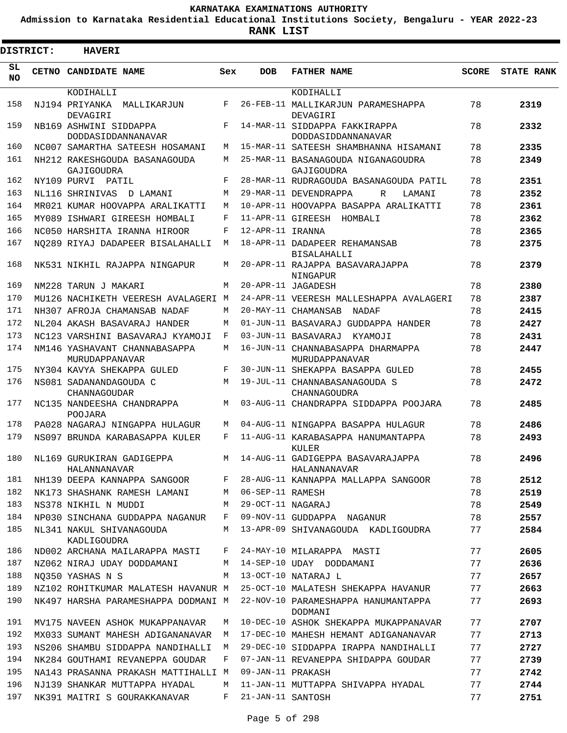# KARNATAKA EXAMINATIONS AUTHORITY

**Admission to Karnataka Residential Educational Institutions Society, Bengaluru - YEAR 2022-23**

**RANK LIST**

**DISTRICT: HAVERI**

| SL NO | CETNO | CANDIDATE NAME | Sex | DOB | FATHER NAME | SCORE | STATE RANK |
|---|---|---|---|---|---|---|---|
| | | KODIHALLI | | | KODIHALLI | | |
| 158 | NJ194 | PRIYANKA MALLIKARJUN DEVAGIRI | F | 26-FEB-11 | MALLIKARJUN PARAMESHAPPA DEVAGIRI | 78 | 2319 |
| 159 | NB169 | ASHWINI SIDDAPPA DODDASIDDANNANAVAR | F | 14-MAR-11 | SIDDAPPA FAKKIRAPPA DODDASIDDANNANAVAR | 78 | 2332 |
| 160 | NC007 | SAMARTHA SATEESH HOSAMANI | M | 15-MAR-11 | SATEESH SHAMBHANNA HISAMANI | 78 | 2335 |
| 161 | NH212 | RAKESHGOUDA BASANAGOUDA GAJIGOUDRA | M | 25-MAR-11 | BASANAGOUDA NIGANAGOUDRA GAJIGOUDRA | 78 | 2349 |
| 162 | NY109 | PURVI PATIL | F | 28-MAR-11 | RUDRAGOUDA BASANAGOUDA PATIL | 78 | 2351 |
| 163 | NL116 | SHRINIVAS D LAMANI | M | 29-MAR-11 | DEVENDRAPPA R LAMANI | 78 | 2352 |
| 164 | MR021 | KUMAR HOOVAPPA ARALIKATTI | M | 10-APR-11 | HOOVAPPA BASAPPA ARALIKATTI | 78 | 2361 |
| 165 | MY089 | ISHWARI GIREESH HOMBALI | F | 11-APR-11 | GIREESH HOMBALI | 78 | 2362 |
| 166 | NC050 | HARSHITA IRANNA HIROOR | F | 12-APR-11 | IRANNA | 78 | 2365 |
| 167 | NQ289 | RIYAJ DADAPEER BISALAHALLI | M | 18-APR-11 | DADAPEER REHAMANSAB BISALAHALLI | 78 | 2375 |
| 168 | NK531 | NIKHIL RAJAPPA NINGAPUR | M | 20-APR-11 | RAJAPPA BASAVARAJAPPA NINGAPUR | 78 | 2379 |
| 169 | NM228 | TARUN J MAKARI | M | 20-APR-11 | JAGADESH | 78 | 2380 |
| 170 | MU126 | NACHIKETH VEERESH AVALAGERI | M | 24-APR-11 | VEERESH MALLESHAPPA AVALAGERI | 78 | 2387 |
| 171 | NH307 | AFROJA CHAMANSAB NADAF | M | 20-MAY-11 | CHAMANSAB NADAF | 78 | 2415 |
| 172 | NL204 | AKASH BASAVARAJ HANDER | M | 01-JUN-11 | BASAVARAJ GUDDAPPA HANDER | 78 | 2427 |
| 173 | NC123 | VARSHINI BASAVARAJ KYAMOJI | F | 03-JUN-11 | BASAVARAJ KYAMOJI | 78 | 2431 |
| 174 | NM146 | YASHAVANT CHANNABASAPPA MURUDAPPANAVAR | M | 16-JUN-11 | CHANNABASAPPA DHARMAPPA MURUDAPPANAVAR | 78 | 2447 |
| 175 | NY304 | KAVYA SHEKAPPA GULED | F | 30-JUN-11 | SHEKAPPA BASAPPA GULED | 78 | 2455 |
| 176 | NS081 | SADANANDAGOUDA C CHANNAGOUDAR | M | 19-JUL-11 | CHANNABASANAGOUDA S CHANNAGOUDRA | 78 | 2472 |
| 177 | NC135 | NANDEESHA CHANDRAPPA POOJARA | M | 03-AUG-11 | CHANDRAPPA SIDDAPPA POOJARA | 78 | 2485 |
| 178 | PA028 | NAGARAJ NINGAPPA HULAGUR | M | 04-AUG-11 | NINGAPPA BASAPPA HULAGUR | 78 | 2486 |
| 179 | NS097 | BRUNDA KARABASAPPA KULER | F | 11-AUG-11 | KARABASAPPA HANUMANTAPPA KULER | 78 | 2493 |
| 180 | NL169 | GURUKIRAN GADIGEPPA HALANNANAVAR | M | 14-AUG-11 | GADIGEPPA BASAVARAJAPPA HALANNANAVAR | 78 | 2496 |
| 181 | NH139 | DEEPA KANNAPPA SANGOOR | F | 28-AUG-11 | KANNAPPA MALLAPPA SANGOOR | 78 | 2512 |
| 182 | NK173 | SHASHANK RAMESH LAMANI | M | 06-SEP-11 | RAMESH | 78 | 2519 |
| 183 | NS378 | NIKHIL N MUDDI | M | 29-OCT-11 | NAGARAJ | 78 | 2549 |
| 184 | NP030 | SINCHANA GUDDAPPA NAGANUR | F | 09-NOV-11 | GUDDAPPA NAGANUR | 78 | 2557 |
| 185 | NL341 | NAKUL SHIVANAGOUDA KADLIGOUDRA | M | 13-APR-09 | SHIVANAGOUDA KADLIGOUDRA | 77 | 2584 |
| 186 | ND002 | ARCHANA MAILARAPPA MASTI | F | 24-MAY-10 | MILARAPPA MASTI | 77 | 2605 |
| 187 | NZ062 | NIRAJ UDAY DODDAMANI | M | 14-SEP-10 | UDAY DODDAMANI | 77 | 2636 |
| 188 | NQ350 | YASHAS N S | M | 13-OCT-10 | NATARAJ L | 77 | 2657 |
| 189 | NZ102 | ROHITKUMAR MALATESH HAVANUR | M | 25-OCT-10 | MALATESH SHEKAPPA HAVANUR | 77 | 2663 |
| 190 | NK497 | HARSHA PARAMESHAPPA DODMANI | M | 22-NOV-10 | PARAMESHAPPA HANUMANTAPPA DODMANI | 77 | 2693 |
| 191 | MV175 | NAVEEN ASHOK MUKAPPANAVAR | M | 10-DEC-10 | ASHOK SHEKAPPA MUKAPPANAVAR | 77 | 2707 |
| 192 | MX033 | SUMANT MAHESH ADIGANANAVAR | M | 17-DEC-10 | MAHESH HEMANT ADIGANANAVAR | 77 | 2713 |
| 193 | NS206 | SHAMBU SIDDAPPA NANDIHALLI | M | 29-DEC-10 | SIDDAPPA IRAPPA NANDIHALLI | 77 | 2727 |
| 194 | NK284 | GOUTHAMI REVANEPPA GOUDAR | F | 07-JAN-11 | REVANEPPA SHIDAPPA GOUDAR | 77 | 2739 |
| 195 | NA143 | PRASANNA PRAKASH MATTIHALLI | M | 09-JAN-11 | PRAKASH | 77 | 2742 |
| 196 | NJ139 | SHANKAR MUTTAPPA HYADAL | M | 11-JAN-11 | MUTTAPPA SHIVAPPA HYADAL | 77 | 2744 |
| 197 | NK391 | MAITRI S GOURAKKANAVAR | F | 21-JAN-11 | SANTOSH | 77 | 2751 |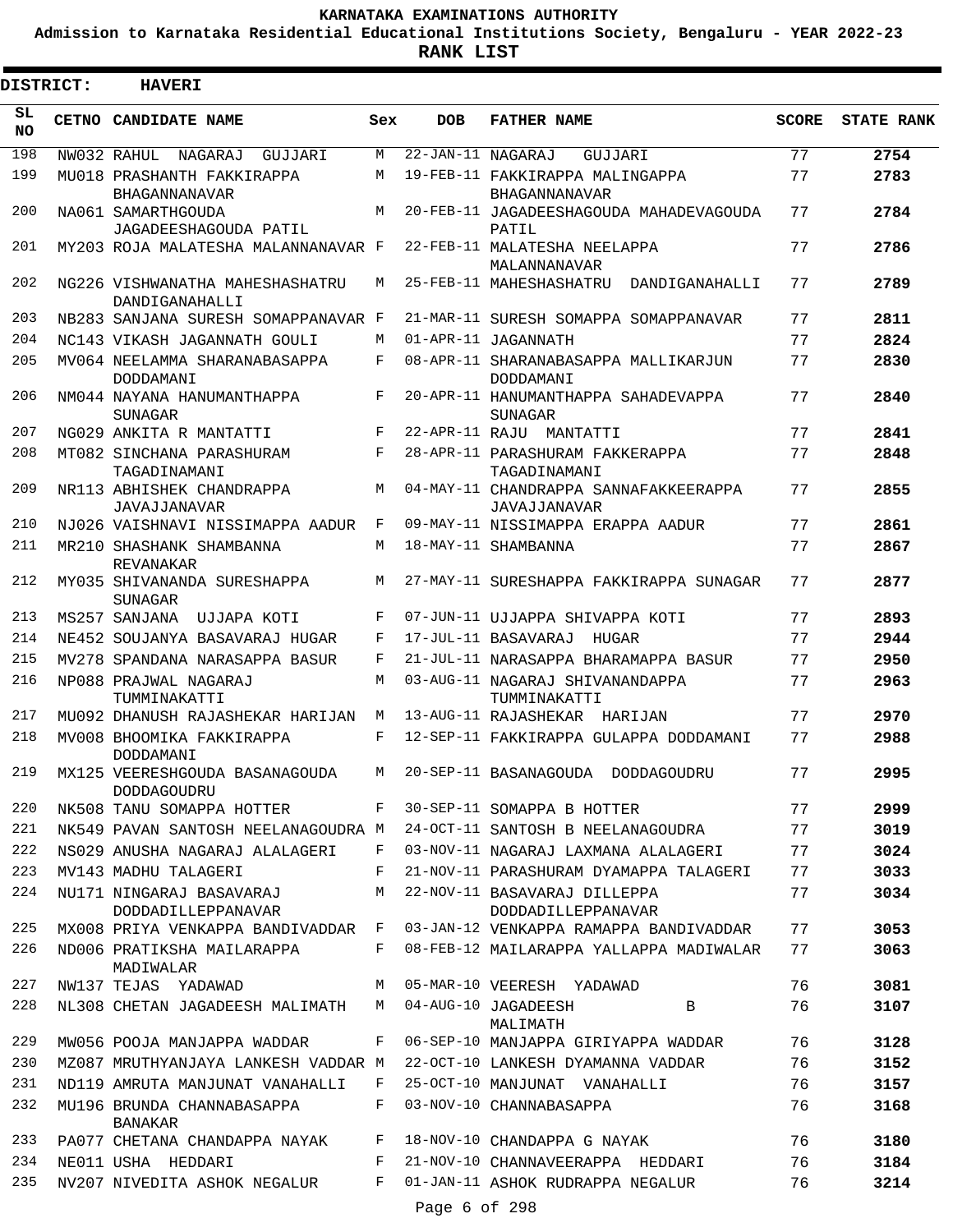**KARNATAKA EXAMINATIONS AUTHORITY**

**Admission to Karnataka Residential Educational Institutions Society, Bengaluru - YEAR 2022-23**

**RANK LIST**

**DISTRICT: HAVERI**

| SL NO | CETNO | CANDIDATE NAME | Sex | DOB | FATHER NAME | SCORE | STATE RANK |
|---|---|---|---|---|---|---|---|
| 198 | NW032 | RAHUL NAGARAJ GUJJARI | M | 22-JAN-11 | NAGARAJ GUJJARI | 77 | 2754 |
| 199 | MU018 | PRASHANTH FAKKIRAPPA BHAGANNANAVAR | M | 19-FEB-11 | FAKKIRAPPA MALINGAPPA BHAGANNANAVAR | 77 | 2783 |
| 200 | NA061 | SAMARTHGOUDA JAGADEESHAGOUDA PATIL | M | 20-FEB-11 | JAGADEESHAGOUDA MAHADEVAGOUDA PATIL | 77 | 2784 |
| 201 | MY203 | ROJA MALATESHA MALANNANAVAR | F | 22-FEB-11 | MALATESHA NEELAPPA MALANNANAVAR | 77 | 2786 |
| 202 | NG226 | VISHWANATHA MAHESHASHATRU DANDIGANAHALLI | M | 25-FEB-11 | MAHESHASHATRU DANDIGANAHALLI | 77 | 2789 |
| 203 | NB283 | SANJANA SURESH SOMAPPANAVAR | F | 21-MAR-11 | SURESH SOMAPPA SOMAPPANAVAR | 77 | 2811 |
| 204 | NC143 | VIKASH JAGANNATH GOULI | M | 01-APR-11 | JAGANNATH | 77 | 2824 |
| 205 | MV064 | NEELAMMA SHARANABASAPPA DODDAMANI | F | 08-APR-11 | SHARANABASAPPA MALLIKARJUN DODDAMANI | 77 | 2830 |
| 206 | NM044 | NAYANA HANUMANTHAPPA SUNAGAR | F | 20-APR-11 | HANUMANTHAPPA SAHADEVAPPA SUNAGAR | 77 | 2840 |
| 207 | NG029 | ANKITA R MANTATTI | F | 22-APR-11 | RAJU MANTATTI | 77 | 2841 |
| 208 | MT082 | SINCHANA PARASHURAM TAGADINAMANI | F | 28-APR-11 | PARASHURAM FAKKERAPPA TAGADINAMANI | 77 | 2848 |
| 209 | NR113 | ABHISHEK CHANDRAPPA JAVAJJANAVAR | M | 04-MAY-11 | CHANDRAPPA SANNAFAKKEERAPPA JAVAJJANAVAR | 77 | 2855 |
| 210 | NJ026 | VAISHNAVI NISSIMAPPA AADUR | F | 09-MAY-11 | NISSIMAPPA ERAPPA AADUR | 77 | 2861 |
| 211 | MR210 | SHASHANK SHAMBANNA REVANAKAR | M | 18-MAY-11 | SHAMBANNA | 77 | 2867 |
| 212 | MY035 | SHIVANANDA SURESHAPPA SUNAGAR | M | 27-MAY-11 | SURESHAPPA FAKKIRAPPA SUNAGAR | 77 | 2877 |
| 213 | MS257 | SANJANA UJJAPA KOTI | F | 07-JUN-11 | UJJAPPA SHIVAPPA KOTI | 77 | 2893 |
| 214 | NE452 | SOUJANYA BASAVARAJ HUGAR | F | 17-JUL-11 | BASAVARAJ HUGAR | 77 | 2944 |
| 215 | MV278 | SPANDANA NARASAPPA BASUR | F | 21-JUL-11 | NARASAPPA BHARAMAPPA BASUR | 77 | 2950 |
| 216 | NP088 | PRAJWAL NAGARAJ TUMMINAKATTI | M | 03-AUG-11 | NAGARAJ SHIVANANDAPPA TUMMINAKATTI | 77 | 2963 |
| 217 | MU092 | DHANUSH RAJASHEKAR HARIJAN | M | 13-AUG-11 | RAJASHEKAR HARIJAN | 77 | 2970 |
| 218 | MV008 | BHOOMIKA FAKKIRAPPA DODDAMANI | F | 12-SEP-11 | FAKKIRAPPA GULAPPA DODDAMANI | 77 | 2988 |
| 219 | MX125 | VEERESHGOUDA BASANAGOUDA DODDAGOUDRU | M | 20-SEP-11 | BASANAGOUDA DODDAGOUDRU | 77 | 2995 |
| 220 | NK508 | TANU SOMAPPA HOTTER | F | 30-SEP-11 | SOMAPPA B HOTTER | 77 | 2999 |
| 221 | NK549 | PAVAN SANTOSH NEELANAGOUDRA | M | 24-OCT-11 | SANTOSH B NEELANAGOUDRA | 77 | 3019 |
| 222 | NS029 | ANUSHA NAGARAJ ALALAGERI | F | 03-NOV-11 | NAGARAJ LAXMANA ALALAGERI | 77 | 3024 |
| 223 | MV143 | MADHU TALAGERI | F | 21-NOV-11 | PARASHURAM DYAMAPPA TALAGERI | 77 | 3033 |
| 224 | NU171 | NINGARAJ BASAVARAJ DODDADILLEPPANAVAR | M | 22-NOV-11 | BASAVARAJ DILLEPPA DODDADILLEPPANAVAR | 77 | 3034 |
| 225 | MX008 | PRIYA VENKAPPA BANDIVADDAR | F | 03-JAN-12 | VENKAPPA RAMAPPA BANDIVADDAR | 77 | 3053 |
| 226 | ND006 | PRATIKSHA MAILARAPPA MADIWALAR | F | 08-FEB-12 | MAILARAPPA YALLAPPA MADIWALAR | 77 | 3063 |
| 227 | NW137 | TEJAS YADAWAD | M | 05-MAR-10 | VEERESH YADAWAD | 76 | 3081 |
| 228 | NL308 | CHETAN JAGADEESH MALIMATH | M | 04-AUG-10 | JAGADEESH B MALIMATH | 76 | 3107 |
| 229 | MW056 | POOJA MANJAPPA WADDAR | F | 06-SEP-10 | MANJAPPA GIRIYAPPA WADDAR | 76 | 3128 |
| 230 | MZ087 | MRUTHYANJAYA LANKESH VADDAR | M | 22-OCT-10 | LANKESH DYAMANNA VADDAR | 76 | 3152 |
| 231 | ND119 | AMRUTA MANJUNAT VANAHALLI | F | 25-OCT-10 | MANJUNAT VANAHALLI | 76 | 3157 |
| 232 | MU196 | BRUNDA CHANNABASAPPA BANAKAR | F | 03-NOV-10 | CHANNABASAPPA | 76 | 3168 |
| 233 | PA077 | CHETANA CHANDAPPA NAYAK | F | 18-NOV-10 | CHANDAPPA G NAYAK | 76 | 3180 |
| 234 | NE011 | USHA HEDDARI | F | 21-NOV-10 | CHANNAVEERAPPA HEDDARI | 76 | 3184 |
| 235 | NV207 | NIVEDITA ASHOK NEGALUR | F | 01-JAN-11 | ASHOK RUDRAPPA NEGALUR | 76 | 3214 |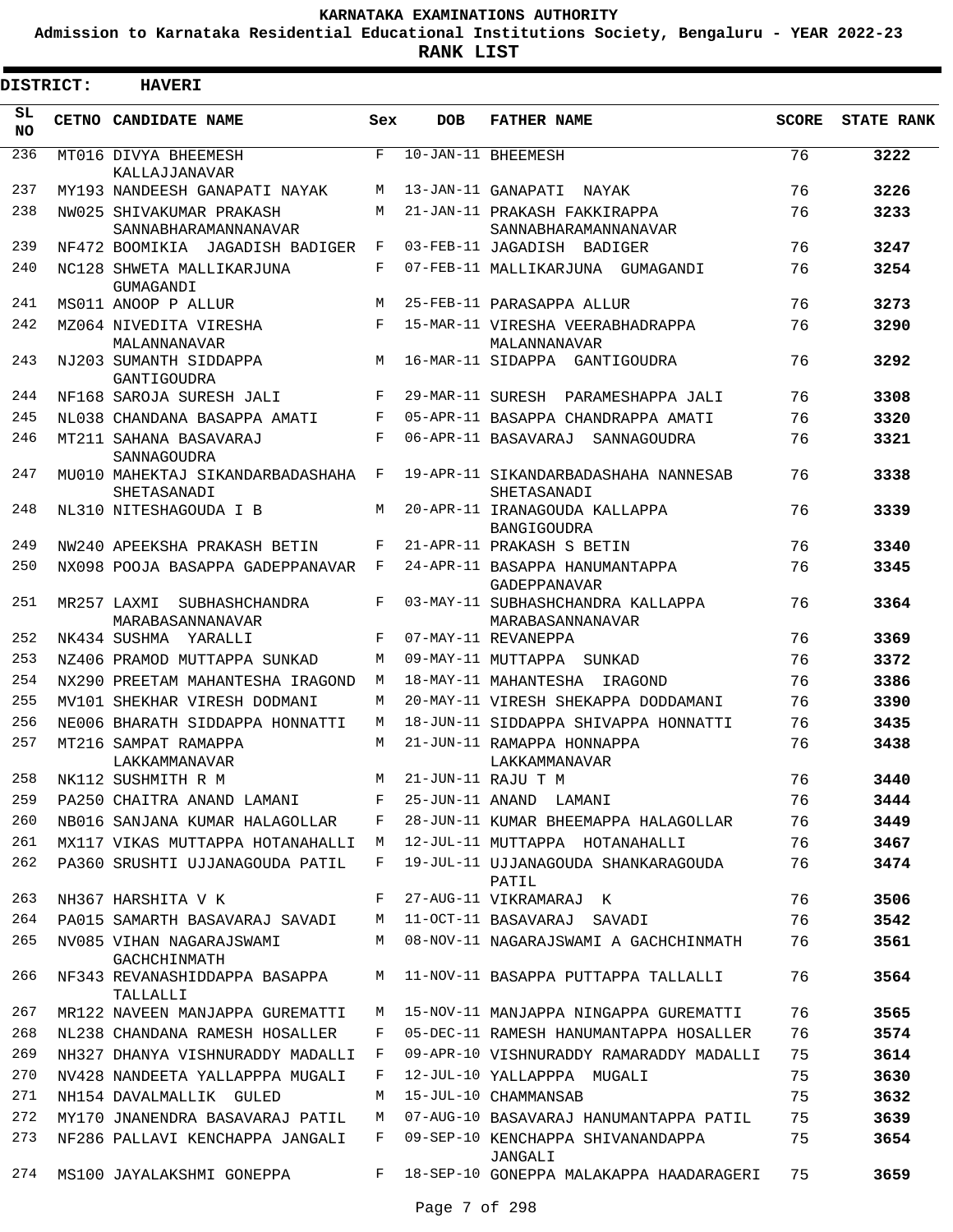# KARNATAKA EXAMINATIONS AUTHORITY

**Admission to Karnataka Residential Educational Institutions Society, Bengaluru - YEAR 2022-23**

**RANK LIST**

**DISTRICT: HAVERI**

| SL NO | CETNO | CANDIDATE NAME | Sex | DOB | FATHER NAME | SCORE | STATE RANK |
|---|---|---|---|---|---|---|---|
| 236 | MT016 | DIVYA BHEEMESH KALLAJJANAVAR | F | 10-JAN-11 | BHEEMESH | 76 | **3222** |
| 237 | MY193 | NANDEESH GANAPATI NAYAK | M | 13-JAN-11 | GANAPATI NAYAK | 76 | **3226** |
| 238 | NW025 | SHIVAKUMAR PRAKASH SANNABHARAMANNANAVAR | M | 21-JAN-11 | PRAKASH FAKKIRAPPA SANNABHARAMANNANAVAR | 76 | **3233** |
| 239 | NF472 | BOOMIKIA JAGADISH BADIGER | F | 03-FEB-11 | JAGADISH BADIGER | 76 | **3247** |
| 240 | NC128 | SHWETA MALLIKARJUNA GUMAGANDI | F | 07-FEB-11 | MALLIKARJUNA GUMAGANDI | 76 | **3254** |
| 241 | MS011 | ANOOP P ALLUR | M | 25-FEB-11 | PARASAPPA ALLUR | 76 | **3273** |
| 242 | MZ064 | NIVEDITA VIRESHA MALANNANAVAR | F | 15-MAR-11 | VIRESHA VEERABHADRAPPA MALANNANAVAR | 76 | **3290** |
| 243 | NJ203 | SUMANTH SIDDAPPA GANTIGOUDRA | M | 16-MAR-11 | SIDAPPA GANTIGOUDRA | 76 | **3292** |
| 244 | NF168 | SAROJA SURESH JALI | F | 29-MAR-11 | SURESH PARAMESHAPPA JALI | 76 | **3308** |
| 245 | NL038 | CHANDANA BASAPPA AMATI | F | 05-APR-11 | BASAPPA CHANDRAPPA AMATI | 76 | **3320** |
| 246 | MT211 | SAHANA BASAVARAJ SANNAGOUDRA | F | 06-APR-11 | BASAVARAJ SANNAGOUDRA | 76 | **3321** |
| 247 | MU010 | MAHEKTAJ SIKANDARBADASHAHA SHETASANADI | F | 19-APR-11 | SIKANDARBADASHAHA NANNESAB SHETASANADI | 76 | **3338** |
| 248 | NL310 | NITESHAGOUDA I B | M | 20-APR-11 | IRANAGOUDA KALLAPPA BANGIGOUDRA | 76 | **3339** |
| 249 | NW240 | APEEKSHA PRAKASH BETIN | F | 21-APR-11 | PRAKASH S BETIN | 76 | **3340** |
| 250 | NX098 | POOJA BASAPPA GADEPPANAVAR | F | 24-APR-11 | BASAPPA HANUMANTAPPA GADEPPANAVAR | 76 | **3345** |
| 251 | MR257 | LAXMI SUBHASHCHANDRA MARABASANNANAVAR | F | 03-MAY-11 | SUBHASHCHANDRA KALLAPPA MARABASANNANAVAR | 76 | **3364** |
| 252 | NK434 | SUSHMA YARALLI | F | 07-MAY-11 | REVANEPPA | 76 | **3369** |
| 253 | NZ406 | PRAMOD MUTTAPPA SUNKAD | M | 09-MAY-11 | MUTTAPPA SUNKAD | 76 | **3372** |
| 254 | NX290 | PREETAM MAHANTESHA IRAGOND | M | 18-MAY-11 | MAHANTESHA IRAGOND | 76 | **3386** |
| 255 | MV101 | SHEKHAR VIRESH DODMANI | M | 20-MAY-11 | VIRESH SHEKAPPA DODDAMANI | 76 | **3390** |
| 256 | NE006 | BHARATH SIDDAPPA HONNATTI | M | 18-JUN-11 | SIDDAPPA SHIVAPPA HONNATTI | 76 | **3435** |
| 257 | MT216 | SAMPAT RAMAPPA LAKKAMMANAVAR | M | 21-JUN-11 | RAMAPPA HONNAPPA LAKKAMMANAVAR | 76 | **3438** |
| 258 | NK112 | SUSHMITH R M | M | 21-JUN-11 | RAJU T M | 76 | **3440** |
| 259 | PA250 | CHAITRA ANAND LAMANI | F | 25-JUN-11 | ANAND LAMANI | 76 | **3444** |
| 260 | NB016 | SANJANA KUMAR HALAGOLLAR | F | 28-JUN-11 | KUMAR BHEEMAPPA HALAGOLLAR | 76 | **3449** |
| 261 | MX117 | VIKAS MUTTAPPA HOTANAHALLI | M | 12-JUL-11 | MUTTAPPA HOTANAHALLI | 76 | **3467** |
| 262 | PA360 | SRUSHTI UJJANAGOUDA PATIL | F | 19-JUL-11 | UJJANAGOUDA SHANKARAGOUDA PATIL | 76 | **3474** |
| 263 | NH367 | HARSHITA V K | F | 27-AUG-11 | VIKRAMARAJ K | 76 | **3506** |
| 264 | PA015 | SAMARTH BASAVARAJ SAVADI | M | 11-OCT-11 | BASAVARAJ SAVADI | 76 | **3542** |
| 265 | NV085 | VIHAN NAGARAJSWAMI GACHCHINMATH | M | 08-NOV-11 | NAGARAJSWAMI A GACHCHINMATH | 76 | **3561** |
| 266 | NF343 | REVANASHIDDAPPA BASAPPA TALLALLI | M | 11-NOV-11 | BASAPPA PUTTAPPA TALLALLI | 76 | **3564** |
| 267 | MR122 | NAVEEN MANJAPPA GUREMATTI | M | 15-NOV-11 | MANJAPPA NINGAPPA GUREMATTI | 76 | **3565** |
| 268 | NL238 | CHANDANA RAMESH HOSALLER | F | 05-DEC-11 | RAMESH HANUMANTAPPA HOSALLER | 76 | **3574** |
| 269 | NH327 | DHANYA VISHNURADDY MADALLI | F | 09-APR-10 | VISHNURADDY RAMARADDY MADALLI | 75 | **3614** |
| 270 | NV428 | NANDEETA YALLAPPPA MUGALI | F | 12-JUL-10 | YALLAPPPA MUGALI | 75 | **3630** |
| 271 | NH154 | DAVALMALLIK GULED | M | 15-JUL-10 | CHAMMANSAB | 75 | **3632** |
| 272 | MY170 | JNANENDRA BASAVARAJ PATIL | M | 07-AUG-10 | BASAVARAJ HANUMANTAPPA PATIL | 75 | **3639** |
| 273 | NF286 | PALLAVI KENCHAPPA JANGALI | F | 09-SEP-10 | KENCHAPPA SHIVANANDAPPA JANGALI | 75 | **3654** |
| 274 | MS100 | JAYALAKSHMI GONEPPA | F | 18-SEP-10 | GONEPPA MALAKAPPA HAADARAGERI | 75 | **3659** |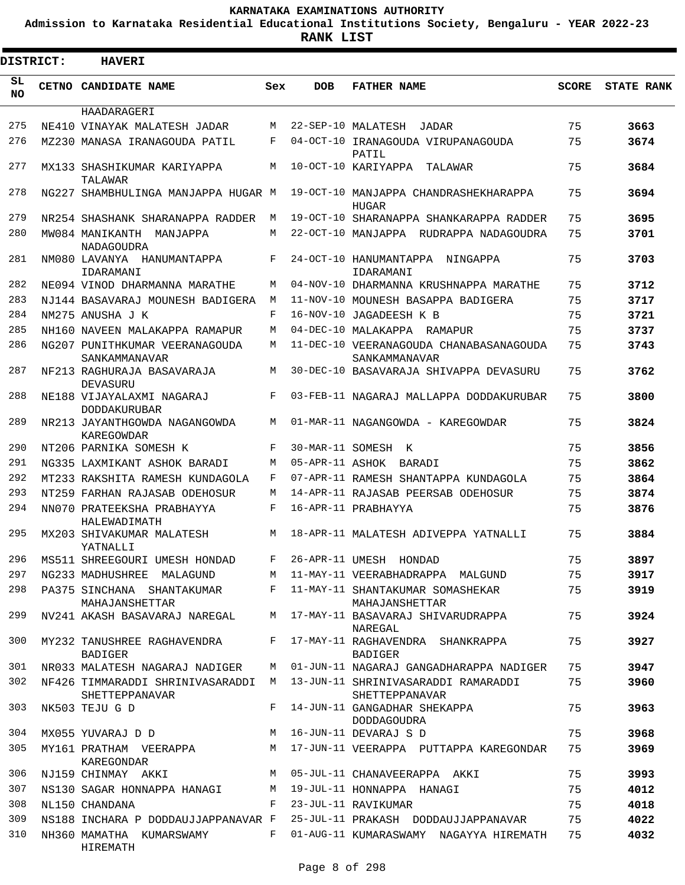# KARNATAKA EXAMINATIONS AUTHORITY

**Admission to Karnataka Residential Educational Institutions Society, Bengaluru - YEAR 2022-23**

**RANK LIST**

**DISTRICT: HAVERI**

| SL NO | CETNO | CANDIDATE NAME | Sex | DOB | FATHER NAME | SCORE | STATE RANK |
|---|---|---|---|---|---|---|---|
| | | HAADARAGERI | | | | | |
| 275 | NE410 | VINAYAK MALATESH JADAR | M | 22-SEP-10 | MALATESH JADAR | 75 | **3663** |
| 276 | MZ230 | MANASA IRANAGOUDA PATIL | F | 04-OCT-10 | IRANAGOUDA VIRUPANAGOUDA PATIL | 75 | **3674** |
| 277 | MX133 | SHASHIKUMAR KARIYAPPA TALAWAR | M | 10-OCT-10 | KARIYAPPA TALAWAR | 75 | **3684** |
| 278 | NG227 | SHAMBHULINGA MANJAPPA HUGAR | M | 19-OCT-10 | MANJAPPA CHANDRASHEKHARAPPA HUGAR | 75 | **3694** |
| 279 | NR254 | SHASHANK SHARANAPPA RADDER | M | 19-OCT-10 | SHARANAPPA SHANKARAPPA RADDER | 75 | **3695** |
| 280 | MW084 | MANIKANTH MANJAPPA NADAGOUDRA | M | 22-OCT-10 | MANJAPPA RUDRAPPA NADAGOUDRA | 75 | **3701** |
| 281 | NM080 | LAVANYA HANUMANTAPPA IDARAMANI | F | 24-OCT-10 | HANUMANTAPPA NINGAPPA IDARAMANI | 75 | **3703** |
| 282 | NE094 | VINOD DHARMANNA MARATHE | M | 04-NOV-10 | DHARMANNA KRUSHNAPPA MARATHE | 75 | **3712** |
| 283 | NJ144 | BASAVARAJ MOUNESH BADIGERA | M | 11-NOV-10 | MOUNESH BASAPPA BADIGERA | 75 | **3717** |
| 284 | NM275 | ANUSHA J K | F | 16-NOV-10 | JAGADEESH K B | 75 | **3721** |
| 285 | NH160 | NAVEEN MALAKAPPA RAMAPUR | M | 04-DEC-10 | MALAKAPPA RAMAPUR | 75 | **3737** |
| 286 | NG207 | PUNITHKUMAR VEERANAGOUDA SANKAMMANAVAR | M | 11-DEC-10 | VEERANAGOUDA CHANABASANAGOUDA SANKAMMANAVAR | 75 | **3743** |
| 287 | NF213 | RAGHURAJA BASAVARAJA DEVASURU | M | 30-DEC-10 | BASAVARAJA SHIVAPPA DEVASURU | 75 | **3762** |
| 288 | NE188 | VIJAYALAXMI NAGARAJ DODDAKURUBAR | F | 03-FEB-11 | NAGARAJ MALLAPPA DODDAKURUBAR | 75 | **3800** |
| 289 | NR213 | JAYANTHGOWDA NAGANGOWDA KAREGOWDAR | M | 01-MAR-11 | NAGANGOWDA - KAREGOWDAR | 75 | **3824** |
| 290 | NT206 | PARNIKA SOMESH K | F | 30-MAR-11 | SOMESH K | 75 | **3856** |
| 291 | NG335 | LAXMIKANT ASHOK BARADI | M | 05-APR-11 | ASHOK BARADI | 75 | **3862** |
| 292 | MT233 | RAKSHITA RAMESH KUNDAGOLA | F | 07-APR-11 | RAMESH SHANTAPPA KUNDAGOLA | 75 | **3864** |
| 293 | NT259 | FARHAN RAJASAB ODEHOSUR | M | 14-APR-11 | RAJASAB PEERSAB ODEHOSUR | 75 | **3874** |
| 294 | NN070 | PRATEEKSHA PRABHAYYA HALEWADIMATH | F | 16-APR-11 | PRABHAYYA | 75 | **3876** |
| 295 | MX203 | SHIVAKUMAR MALATESH YATNALLI | M | 18-APR-11 | MALATESH ADIVEPPA YATNALLI | 75 | **3884** |
| 296 | MS511 | SHREEGOURI UMESH HONDAD | F | 26-APR-11 | UMESH HONDAD | 75 | **3897** |
| 297 | NG233 | MADHUSHREE MALAGUND | M | 11-MAY-11 | VEERABHADRAPPA MALGUND | 75 | **3917** |
| 298 | PA375 | SINCHANA SHANTAKUMAR MAHAJANSHETTAR | F | 11-MAY-11 | SHANTAKUMAR SOMASHEKAR MAHAJANSHETTAR | 75 | **3919** |
| 299 | NV241 | AKASH BASAVARAJ NAREGAL | M | 17-MAY-11 | BASAVARAJ SHIVARUDRAPPA NAREGAL | 75 | **3924** |
| 300 | MY232 | TANUSHREE RAGHAVENDRA BADIGER | F | 17-MAY-11 | RAGHAVENDRA SHANKRAPPA BADIGER | 75 | **3927** |
| 301 | NR033 | MALATESH NAGARAJ NADIGER | M | 01-JUN-11 | NAGARAJ GANGADHARAPPA NADIGER | 75 | **3947** |
| 302 | NF426 | TIMMARADDI SHRINIVASARADDI SHETTEPPANAVAR | M | 13-JUN-11 | SHRINIVASARADDI RAMARADDI SHETTEPPANAVAR | 75 | **3960** |
| 303 | NK503 | TEJU G D | F | 14-JUN-11 | GANGADHAR SHEKAPPA DODDAGOUDRA | 75 | **3963** |
| 304 | MX055 | YUVARAJ D D | M | 16-JUN-11 | DEVARAJ S D | 75 | **3968** |
| 305 | MY161 | PRATHAM VEERAPPA KAREGONDAR | M | 17-JUN-11 | VEERAPPA PUTTAPPA KAREGONDAR | 75 | **3969** |
| 306 | NJ159 | CHINMAY AKKI | M | 05-JUL-11 | CHANAVEERAPPA AKKI | 75 | **3993** |
| 307 | NS130 | SAGAR HONNAPPA HANAGI | M | 19-JUL-11 | HONNAPPA HANAGI | 75 | **4012** |
| 308 | NL150 | CHANDANA | F | 23-JUL-11 | RAVIKUMAR | 75 | **4018** |
| 309 | NS188 | INCHARA P DODDAUJJAPPANAVAR | F | 25-JUL-11 | PRAKASH DODDAUJJAPPANAVAR | 75 | **4022** |
| 310 | NH360 | MAMATHA KUMARSWAMY HIREMATH | F | 01-AUG-11 | KUMARASWAMY NAGAYYA HIREMATH | 75 | **4032** |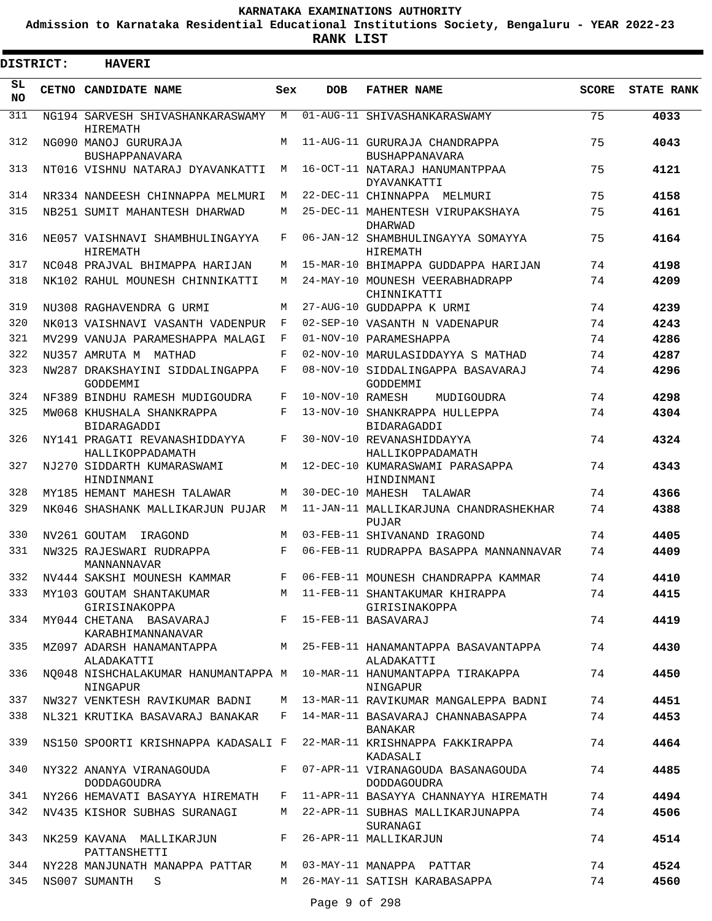KARNATAKA EXAMINATIONS AUTHORITY

Admission to Karnataka Residential Educational Institutions Society, Bengaluru - YEAR 2022-23

**RANK LIST**

**DISTRICT: HAVERI**

| SL NO | CETNO | CANDIDATE NAME | Sex | DOB | FATHER NAME | SCORE | STATE RANK |
|---|---|---|---|---|---|---|---|
| 311 | NG194 | SARVESH SHIVASHANKARASWAMY HIREMATH | M | 01-AUG-11 | SHIVASHANKARASWAMY | 75 | **4033** |
| 312 | NG090 | MANOJ GURURAJA BUSHAPPANAVARA | M | 11-AUG-11 | GURURAJA CHANDRAPPA BUSHAPPANAVARA | 75 | **4043** |
| 313 | NT016 | VISHNU NATARAJ DYAVANKATTI | M | 16-OCT-11 | NATARAJ HANUMANTPPAA DYAVANKATTI | 75 | **4121** |
| 314 | NR334 | NANDEESH CHINNAPPA MELMURI | M | 22-DEC-11 | CHINNAPPA MELMURI | 75 | **4158** |
| 315 | NB251 | SUMIT MAHANTESH DHARWAD | M | 25-DEC-11 | MAHENTESH VIRUPAKSHAYA DHARWAD | 75 | **4161** |
| 316 | NE057 | VAISHNAVI SHAMBHULINGAYYA HIREMATH | F | 06-JAN-12 | SHAMBHULINGAYYA SOMAYYA HIREMATH | 75 | **4164** |
| 317 | NC048 | PRAJVAL BHIMAPPA HARIJAN | M | 15-MAR-10 | BHIMAPPA GUDDAPPA HARIJAN | 74 | **4198** |
| 318 | NK102 | RAHUL MOUNESH CHINNIKATTI | M | 24-MAY-10 | MOUNESH VEERABHADRAPP CHINNIKATTI | 74 | **4209** |
| 319 | NU308 | RAGHAVENDRA G URMI | M | 27-AUG-10 | GUDDAPPA K URMI | 74 | **4239** |
| 320 | NK013 | VAISHNAVI VASANTH VADENPUR | F | 02-SEP-10 | VASANTH N VADENAPUR | 74 | **4243** |
| 321 | MV299 | VANUJA PARAMESHAPPA MALAGI | F | 01-NOV-10 | PARAMESHAPPA | 74 | **4286** |
| 322 | NU357 | AMRUTA M MATHAD | F | 02-NOV-10 | MARULASIDDAYYA S MATHAD | 74 | **4287** |
| 323 | NW287 | DRAKSHAYINI SIDDALINGAPPA GODDEMMI | F | 08-NOV-10 | SIDDALINGAPPA BASAVARAJ GODDEMMI | 74 | **4296** |
| 324 | NF389 | BINDHU RAMESH MUDIGOUDRA | F | 10-NOV-10 | RAMESH MUDIGOUDRA | 74 | **4298** |
| 325 | MW068 | KHUSHALA SHANKRAPPA BIDARAGADDI | F | 13-NOV-10 | SHANKRAPPA HULLEPPA BIDARAGADDI | 74 | **4304** |
| 326 | NY141 | PRAGATI REVANASHIDDAYYA HALLIKOPPADAMATH | F | 30-NOV-10 | REVANASHIDDAYYA HALLIKOPPADAMATH | 74 | **4324** |
| 327 | NJ270 | SIDDARTH KUMARASWAMI HINDINMANI | M | 12-DEC-10 | KUMARASWAMI PARASAPPA HINDINMANI | 74 | **4343** |
| 328 | MY185 | HEMANT MAHESH TALAWAR | M | 30-DEC-10 | MAHESH TALAWAR | 74 | **4366** |
| 329 | NK046 | SHASHANK MALLIKARJUN PUJAR | M | 11-JAN-11 | MALLIKARJUNA CHANDRASHEKHAR PUJAR | 74 | **4388** |
| 330 | NV261 | GOUTAM IRAGOND | M | 03-FEB-11 | SHIVANAND IRAGOND | 74 | **4405** |
| 331 | NW325 | RAJESWARI RUDRAPPA MANNANNAVAR | F | 06-FEB-11 | RUDRAPPA BASAPPA MANNANNAVAR | 74 | **4409** |
| 332 | NV444 | SAKSHI MOUNESH KAMMAR | F | 06-FEB-11 | MOUNESH CHANDRAPPA KAMMAR | 74 | **4410** |
| 333 | MY103 | GOUTAM SHANTAKUMAR GIRISINAKOPPA | M | 11-FEB-11 | SHANTAKUMAR KHIRAPPA GIRISINAKOPPA | 74 | **4415** |
| 334 | MY044 | CHETANA BASAVARAJ KARABHIMANNANAVAR | F | 15-FEB-11 | BASAVARAJ | 74 | **4419** |
| 335 | MZ097 | ADARSH HANAMANTAPPA ALADAKATTI | M | 25-FEB-11 | HANAMANTAPPA BASAVANTAPPA ALADAKATTI | 74 | **4430** |
| 336 | NQ048 | NISHCHALAKUMAR HANUMANTAPPA NINGAPUR | M | 10-MAR-11 | HANUMANTAPPA TIRAKAPPA NINGAPUR | 74 | **4450** |
| 337 | NW327 | VENKTESH RAVIKUMAR BADNI | M | 13-MAR-11 | RAVIKUMAR MANGALEPPA BADNI | 74 | **4451** |
| 338 | NL321 | KRUTIKA BASAVARAJ BANAKAR | F | 14-MAR-11 | BASAVARAJ CHANNABASAPPA BANAKAR | 74 | **4453** |
| 339 | NS150 | SPOORTI KRISHNAPPA KADASALI | F | 22-MAR-11 | KRISHNAPPA FAKKIRAPPA KADASALI | 74 | **4464** |
| 340 | NY322 | ANANYA VIRANAGOUDA DODDAGOUDRA | F | 07-APR-11 | VIRANAGOUDA BASANAGOUDA DODDAGOUDRA | 74 | **4485** |
| 341 | NY266 | HEMAVATI BASAYYA HIREMATH | F | 11-APR-11 | BASAYYA CHANNAYYA HIREMATH | 74 | **4494** |
| 342 | NV435 | KISHOR SUBHAS SURANAGI | M | 22-APR-11 | SUBHAS MALLIKARJUNAPPA SURANAGI | 74 | **4506** |
| 343 | NK259 | KAVANA MALLIKARJUN PATTANSHETTI | F | 26-APR-11 | MALLIKARJUN | 74 | **4514** |
| 344 | NY228 | MANJUNATH MANAPPA PATTAR | M | 03-MAY-11 | MANAPPA PATTAR | 74 | **4524** |
| 345 | NS007 | SUMANTH S | M | 26-MAY-11 | SATISH KARABASAPPA | 74 | **4560** |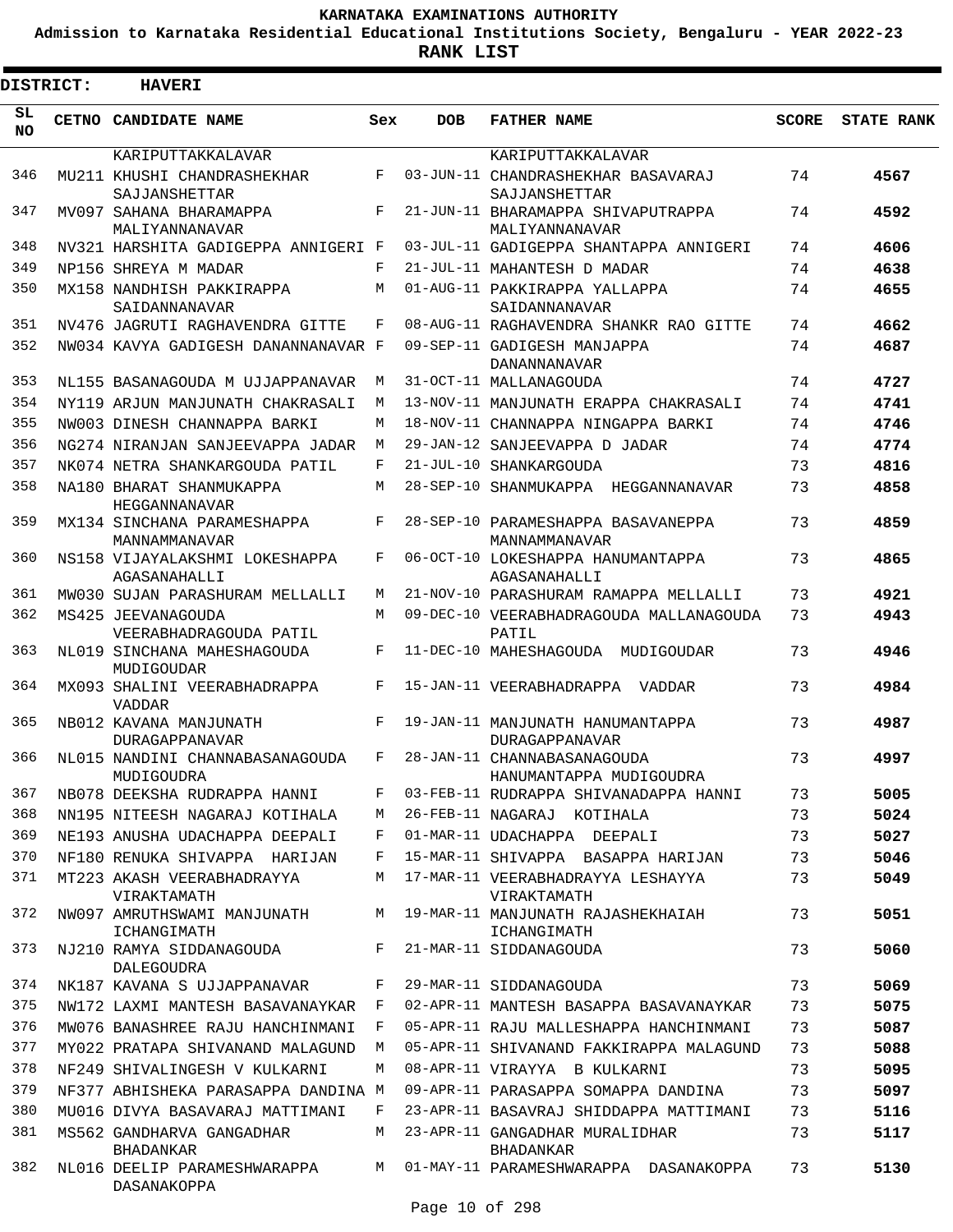# KARNATAKA EXAMINATIONS AUTHORITY

**Admission to Karnataka Residential Educational Institutions Society, Bengaluru - YEAR 2022-23**

**RANK LIST**

**DISTRICT: HAVERI**

| SL NO | CETNO | CANDIDATE NAME | Sex | DOB | FATHER NAME | SCORE | STATE RANK |
|---|---|---|---|---|---|---|---|
| | | KARIPUTTAKKALAVAR | | | KARIPUTTAKKALAVAR | | |
| 346 | MU211 | KHUSHI CHANDRASHEKHAR SAJJANSHETTAR | F | 03-JUN-11 | CHANDRASHEKHAR BASAVARAJ SAJJANSHETTAR | 74 | **4567** |
| 347 | MV097 | SAHANA BHARAMAPPA MALIYANNANAVAR | F | 21-JUN-11 | BHARAMAPPA SHIVAPUTRAPPA MALIYANNANAVAR | 74 | **4592** |
| 348 | NV321 | HARSHITA GADIGEPPA ANNIGERI | F | 03-JUL-11 | GADIGEPPA SHANTAPPA ANNIGERI | 74 | **4606** |
| 349 | NP156 | SHREYA M MADAR | F | 21-JUL-11 | MAHANTESH D MADAR | 74 | **4638** |
| 350 | MX158 | NANDHISH PAKKIRAPPA SAIDANNANAVAR | M | 01-AUG-11 | PAKKIRAPPA YALLAPPA SAIDANNANAVAR | 74 | **4655** |
| 351 | NV476 | JAGRUTI RAGHAVENDRA GITTE | F | 08-AUG-11 | RAGHAVENDRA SHANKR RAO GITTE | 74 | **4662** |
| 352 | NW034 | KAVYA GADIGESH DANANNANAVAR | F | 09-SEP-11 | GADIGESH MANJAPPA DANANNANAVAR | 74 | **4687** |
| 353 | NL155 | BASANAGOUDA M UJJAPPANAVAR | M | 31-OCT-11 | MALLANAGOUDA | 74 | **4727** |
| 354 | NY119 | ARJUN MANJUNATH CHAKRASALI | M | 13-NOV-11 | MANJUNATH ERAPPA CHAKRASALI | 74 | **4741** |
| 355 | NW003 | DINESH CHANNAPPA BARKI | M | 18-NOV-11 | CHANNAPPA NINGAPPA BARKI | 74 | **4746** |
| 356 | NG274 | NIRANJAN SANJEEVAPPA JADAR | M | 29-JAN-12 | SANJEEVAPPA D JADAR | 74 | **4774** |
| 357 | NK074 | NETRA SHANKARGOUDA PATIL | F | 21-JUL-10 | SHANKARGOUDA | 73 | **4816** |
| 358 | NA180 | BHARAT SHANMUKAPPA HEGGANNANAVAR | M | 28-SEP-10 | SHANMUKAPPA HEGGANNANAVAR | 73 | **4858** |
| 359 | MX134 | SINCHANA PARAMESHAPPA MANNAMMANAVAR | F | 28-SEP-10 | PARAMESHAPPA BASAVANEPPA MANNAMMANAVAR | 73 | **4859** |
| 360 | NS158 | VIJAYALAKSHMI LOKESHAPPA AGASANAHALLI | F | 06-OCT-10 | LOKESHAPPA HANUMANTAPPA AGASANAHALLI | 73 | **4865** |
| 361 | MW030 | SUJAN PARASHURAM MELLALLI | M | 21-NOV-10 | PARASHURAM RAMAPPA MELLALLI | 73 | **4921** |
| 362 | MS425 | JEEVANAGOUDA VEERABHADRAGOUDA PATIL | M | 09-DEC-10 | VEERABHADRAGOUDA MALLANAGOUDA PATIL | 73 | **4943** |
| 363 | NL019 | SINCHANA MAHESHAGOUDA MUDIGOUDAR | F | 11-DEC-10 | MAHESHAGOUDA MUDIGOUDAR | 73 | **4946** |
| 364 | MX093 | SHALINI VEERABHADRAPPA VADDAR | F | 15-JAN-11 | VEERABHADRAPPA VADDAR | 73 | **4984** |
| 365 | NB012 | KAVANA MANJUNATH DURAGAPPANAVAR | F | 19-JAN-11 | MANJUNATH HANUMANTAPPA DURAGAPPANAVAR | 73 | **4987** |
| 366 | NL015 | NANDINI CHANNABASANAGOUDA MUDIGOUDRA | F | 28-JAN-11 | CHANNABASANAGOUDA HANUMANTAPPA MUDIGOUDRA | 73 | **4997** |
| 367 | NB078 | DEEKSHA RUDRAPPA HANNI | F | 03-FEB-11 | RUDRAPPA SHIVANADAPPA HANNI | 73 | **5005** |
| 368 | NN195 | NITEESH NAGARAJ KOTIHALA | M | 26-FEB-11 | NAGARAJ KOTIHALA | 73 | **5024** |
| 369 | NE193 | ANUSHA UDACHAPPA DEEPALI | F | 01-MAR-11 | UDACHAPPA DEEPALI | 73 | **5027** |
| 370 | NF180 | RENUKA SHIVAPPA HARIJAN | F | 15-MAR-11 | SHIVAPPA BASAPPA HARIJAN | 73 | **5046** |
| 371 | MT223 | AKASH VEERABHADRAYYA VIRAKTAMATH | M | 17-MAR-11 | VEERABHADRAYYA LESHAYYA VIRAKTAMATH | 73 | **5049** |
| 372 | NW097 | AMRUTHSWAMI MANJUNATH ICHANGIMATH | M | 19-MAR-11 | MANJUNATH RAJASHEKHAIAH ICHANGIMATH | 73 | **5051** |
| 373 | NJ210 | RAMYA SIDDANAGOUDA DALEGOUDRA | F | 21-MAR-11 | SIDDANAGOUDA | 73 | **5060** |
| 374 | NK187 | KAVANA S UJJAPPANAVAR | F | 29-MAR-11 | SIDDANAGOUDA | 73 | **5069** |
| 375 | NW172 | LAXMI MANTESH BASAVANAYKAR | F | 02-APR-11 | MANTESH BASAPPA BASAVANAYKAR | 73 | **5075** |
| 376 | MW076 | BANASHREE RAJU HANCHINMANI | F | 05-APR-11 | RAJU MALLESHAPPA HANCHINMANI | 73 | **5087** |
| 377 | MY022 | PRATAPA SHIVANAND MALAGUND | M | 05-APR-11 | SHIVANAND FAKKIRAPPA MALAGUND | 73 | **5088** |
| 378 | NF249 | SHIVALINGESH V KULKARNI | M | 08-APR-11 | VIRAYYA B KULKARNI | 73 | **5095** |
| 379 | NF377 | ABHISHEKA PARASAPPA DANDINA | M | 09-APR-11 | PARASAPPA SOMAPPA DANDINA | 73 | **5097** |
| 380 | MU016 | DIVYA BASAVARAJ MATTIMANI | F | 23-APR-11 | BASAVRAJ SHIDDAPPA MATTIMANI | 73 | **5116** |
| 381 | MS562 | GANDHARVA GANGADHAR BHADANKAR | M | 23-APR-11 | GANGADHAR MURALIDHAR BHADANKAR | 73 | **5117** |
| 382 | NL016 | DEELIP PARAMESHWARAPPA DASANAKOPPA | M | 01-MAY-11 | PARAMESHWARAPPA DASANAKOPPA | 73 | **5130** |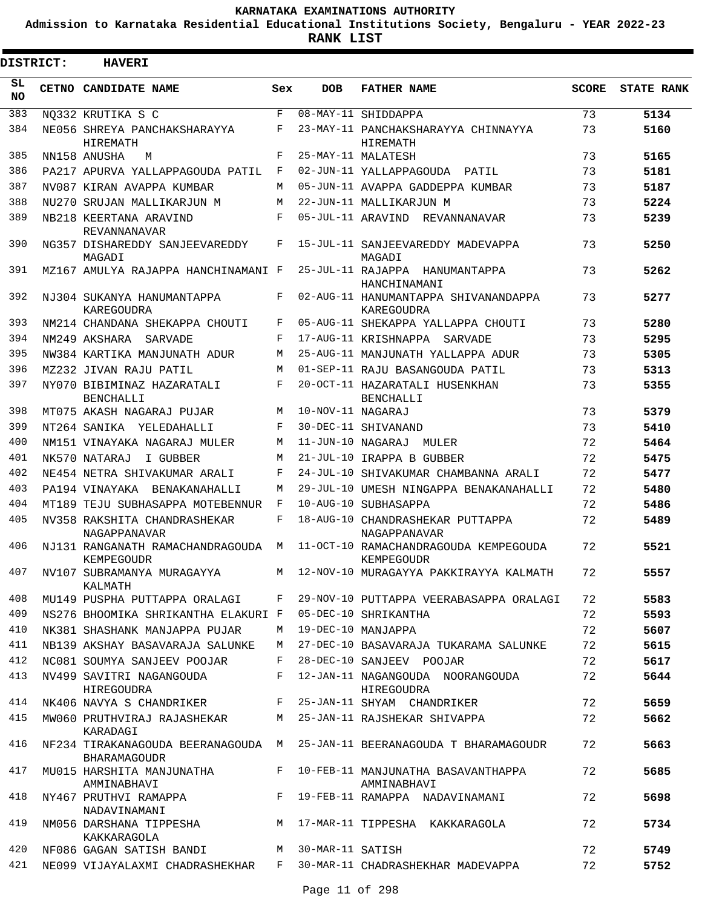**KARNATAKA EXAMINATIONS AUTHORITY**

**Admission to Karnataka Residential Educational Institutions Society, Bengaluru - YEAR 2022-23**

**RANK LIST**

**DISTRICT: HAVERI**

| SL NO | CETNO | CANDIDATE NAME | Sex | DOB | FATHER NAME | SCORE | STATE RANK |
|---|---|---|---|---|---|---|---|
| 383 | NQ332 | KRUTIKA S C | F | 08-MAY-11 | SHIDDAPPA | 73 | 5134 |
| 384 | NE056 | SHREYA PANCHAKSHARAYYA HIREMATH | F | 23-MAY-11 | PANCHAKSHARAYYA CHINNAYYA HIREMATH | 73 | 5160 |
| 385 | NN158 | ANUSHA M | F | 25-MAY-11 | MALATESH | 73 | 5165 |
| 386 | PA217 | APURVA YALLAPPAGOUDA PATIL | F | 02-JUN-11 | YALLAPPAGOUDA PATIL | 73 | 5181 |
| 387 | NV087 | KIRAN AVAPPA KUMBAR | M | 05-JUN-11 | AVAPPA GADDEPPA KUMBAR | 73 | 5187 |
| 388 | NU270 | SRUJAN MALLIKARJUN M | M | 22-JUN-11 | MALLIKARJUN M | 73 | 5224 |
| 389 | NB218 | KEERTANA ARAVIND REVANNANAVAR | F | 05-JUL-11 | ARAVIND REVANNANAVAR | 73 | 5239 |
| 390 | NG357 | DISHAREDDY SANJEEVAREDDY MAGADI | F | 15-JUL-11 | SANJEEVAREDDY MADEVAPPA MAGADI | 73 | 5250 |
| 391 | MZ167 | AMULYA RAJAPPA HANCHINAMANI | F | 25-JUL-11 | RAJAPPA HANUMANTAPPA HANCHINAMANI | 73 | 5262 |
| 392 | NJ304 | SUKANYA HANUMANTAPPA KAREGOUDRA | F | 02-AUG-11 | HANUMANTAPPA SHIVANANDAPPA KAREGOUDRA | 73 | 5277 |
| 393 | NM214 | CHANDANA SHEKAPPA CHOUTI | F | 05-AUG-11 | SHEKAPPA YALLAPPA CHOUTI | 73 | 5280 |
| 394 | NM249 | AKSHARA SARVADE | F | 17-AUG-11 | KRISHNAPPA SARVADE | 73 | 5295 |
| 395 | NW384 | KARTIKA MANJUNATH ADUR | M | 25-AUG-11 | MANJUNATH YALLAPPA ADUR | 73 | 5305 |
| 396 | MZ232 | JIVAN RAJU PATIL | M | 01-SEP-11 | RAJU BASANGOUDA PATIL | 73 | 5313 |
| 397 | NY070 | BIBIMINAZ HAZARATALI BENCHALLI | F | 20-OCT-11 | HAZARATALI HUSENKHAN BENCHALLI | 73 | 5355 |
| 398 | MT075 | AKASH NAGARAJ PUJAR | M | 10-NOV-11 | NAGARAJ | 73 | 5379 |
| 399 | NT264 | SANIKA YELEDAHALLI | F | 30-DEC-11 | SHIVANAND | 73 | 5410 |
| 400 | NM151 | VINAYAKA NAGARAJ MULER | M | 11-JUN-10 | NAGARAJ MULER | 72 | 5464 |
| 401 | NK570 | NATARAJ I GUBBER | M | 21-JUL-10 | IRAPPA B GUBBER | 72 | 5475 |
| 402 | NE454 | NETRA SHIVAKUMAR ARALI | F | 24-JUL-10 | SHIVAKUMAR CHAMBANNA ARALI | 72 | 5477 |
| 403 | PA194 | VINAYAKA BENAKANAHALLI | M | 29-JUL-10 | UMESH NINGAPPA BENAKANAHALLI | 72 | 5480 |
| 404 | MT189 | TEJU SUBHASAPPA MOTEBENNUR | F | 10-AUG-10 | SUBHASAPPA | 72 | 5486 |
| 405 | NV358 | RAKSHITA CHANDRASHEKAR NAGAPPANAVAR | F | 18-AUG-10 | CHANDRASHEKAR PUTTAPPA NAGAPPANAVAR | 72 | 5489 |
| 406 | NJ131 | RANGANATH RAMACHANDRAGOUDA KEMPEGOUDR | M | 11-OCT-10 | RAMACHANDRAGOUDA KEMPEGOUDA KEMPEGOUDR | 72 | 5521 |
| 407 | NV107 | SUBRAMANYA MURAGAYYA KALMATH | M | 12-NOV-10 | MURAGAYYA PAKKIRAYYA KALMATH | 72 | 5557 |
| 408 | MU149 | PUSPHA PUTTAPPA ORALAGI | F | 29-NOV-10 | PUTTAPPA VEERABASAPPA ORALAGI | 72 | 5583 |
| 409 | NS276 | BHOOMIKA SHRIKANTHA ELAKURI | F | 05-DEC-10 | SHRIKANTHA | 72 | 5593 |
| 410 | NK381 | SHASHANK MANJAPPA PUJAR | M | 19-DEC-10 | MANJAPPA | 72 | 5607 |
| 411 | NB139 | AKSHAY BASAVARAJA SALUNKE | M | 27-DEC-10 | BASAVARAJA TUKARAMA SALUNKE | 72 | 5615 |
| 412 | NC081 | SOUMYA SANJEEV POOJAR | F | 28-DEC-10 | SANJEEV POOJAR | 72 | 5617 |
| 413 | NV499 | SAVITRI NAGANGOUDA HIREGOUDRA | F | 12-JAN-11 | NAGANGOUDA NOORANGOUDA HIREGOUDRA | 72 | 5644 |
| 414 | NK406 | NAVYA S CHANDRIKER | F | 25-JAN-11 | SHYAM CHANDRIKER | 72 | 5659 |
| 415 | MW060 | PRUTHVIRAJ RAJASHEKAR KARADAGI | M | 25-JAN-11 | RAJSHEKAR SHIVAPPA | 72 | 5662 |
| 416 | NF234 | TIRAKANAGOUDA BEERANAGOUDA BHARAMAGOUDR | M | 25-JAN-11 | BEERANAGOUDA T BHARAMAGOUDR | 72 | 5663 |
| 417 | MU015 | HARSHITA MANJUNATHA AMMINABHAVI | F | 10-FEB-11 | MANJUNATHA BASAVANTHAPPA AMMINABHAVI | 72 | 5685 |
| 418 | NY467 | PRUTHVI RAMAPPA NADAVINAMANI | F | 19-FEB-11 | RAMAPPA NADAVINAMANI | 72 | 5698 |
| 419 | NM056 | DARSHANA TIPPESHA KAKKARAGOLA | M | 17-MAR-11 | TIPPESHA KAKKARAGOLA | 72 | 5734 |
| 420 | NF086 | GAGAN SATISH BANDI | M | 30-MAR-11 | SATISH | 72 | 5749 |
| 421 | NE099 | VIJAYALAXMI CHADRASHEKHAR | F | 30-MAR-11 | CHADRASHEKHAR MADEVAPPA | 72 | 5752 |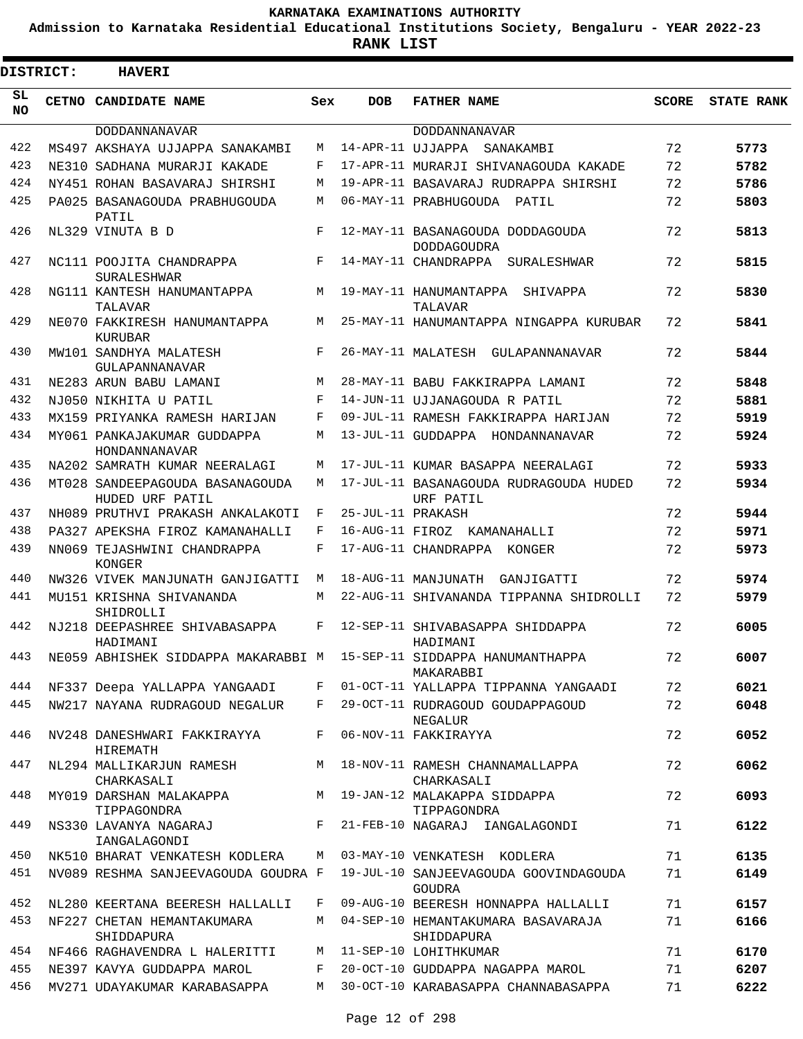KARNATAKA EXAMINATIONS AUTHORITY

Admission to Karnataka Residential Educational Institutions Society, Bengaluru - YEAR 2022-23

**RANK LIST**

**DISTRICT: HAVERI**

| SL NO | CETNO | CANDIDATE NAME | Sex | DOB | FATHER NAME | SCORE | STATE RANK |
|---|---|---|---|---|---|---|---|
| | | DODDANNANAVAR | | | DODDANNANAVAR | | |
| 422 | MS497 | AKSHAYA UJJAPPA SANAKAMBI | M | 14-APR-11 | UJJAPPA SANAKAMBI | 72 | **5773** |
| 423 | NE310 | SADHANA MURARJI KAKADE | F | 17-APR-11 | MURARJI SHIVANAGOUDA KAKADE | 72 | **5782** |
| 424 | NY451 | ROHAN BASAVARAJ SHIRSHI | M | 19-APR-11 | BASAVARAJ RUDRAPPA SHIRSHI | 72 | **5786** |
| 425 | PA025 | BASANAGOUDA PRABHUGOUDA PATIL | M | 06-MAY-11 | PRABHUGOUDA PATIL | 72 | **5803** |
| 426 | NL329 | VINUTA B D | F | 12-MAY-11 | BASANAGOUDA DODDAGOUDA DODDAGOUDRA | 72 | **5813** |
| 427 | NC111 | POOJITA CHANDRAPPA SURALESHWAR | F | 14-MAY-11 | CHANDRAPPA SURALESHWAR | 72 | **5815** |
| 428 | NG111 | KANTESH HANUMANTAPPA TALAVAR | M | 19-MAY-11 | HANUMANTAPPA SHIVAPPA TALAVAR | 72 | **5830** |
| 429 | NE070 | FAKKIRESH HANUMANTAPPA KURUBAR | M | 25-MAY-11 | HANUMANTAPPA NINGAPPA KURUBAR | 72 | **5841** |
| 430 | MW101 | SANDHYA MALATESH GULAPANNANAVAR | F | 26-MAY-11 | MALATESH GULAPANNANAVAR | 72 | **5844** |
| 431 | NE283 | ARUN BABU LAMANI | M | 28-MAY-11 | BABU FAKKIRAPPA LAMANI | 72 | **5848** |
| 432 | NJ050 | NIKHITA U PATIL | F | 14-JUN-11 | UJJANAGOUDA R PATIL | 72 | **5881** |
| 433 | MX159 | PRIYANKA RAMESH HARIJAN | F | 09-JUL-11 | RAMESH FAKKIRAPPA HARIJAN | 72 | **5919** |
| 434 | MY061 | PANKAJAKUMAR GUDDAPPA HONDANNANAVAR | M | 13-JUL-11 | GUDDAPPA HONDANNANAVAR | 72 | **5924** |
| 435 | NA202 | SAMRATH KUMAR NEERALAGI | M | 17-JUL-11 | KUMAR BASAPPA NEERALAGI | 72 | **5933** |
| 436 | MT028 | SANDEEPAGOUDA BASANAGOUDA HUDED URF PATIL | M | 17-JUL-11 | BASANAGOUDA RUDRAGOUDA HUDED URF PATIL | 72 | **5934** |
| 437 | NH089 | PRUTHVI PRAKASH ANKALAKOTI | F | 25-JUL-11 | PRAKASH | 72 | **5944** |
| 438 | PA327 | APEKSHA FIROZ KAMANAHALLI | F | 16-AUG-11 | FIROZ KAMANAHALLI | 72 | **5971** |
| 439 | NN069 | TEJASHWINI CHANDRAPPA KONGER | F | 17-AUG-11 | CHANDRAPPA KONGER | 72 | **5973** |
| 440 | NW326 | VIVEK MANJUNATH GANJIGATTI | M | 18-AUG-11 | MANJUNATH GANJIGATTI | 72 | **5974** |
| 441 | MU151 | KRISHNA SHIVANANDA SHIDROLLI | M | 22-AUG-11 | SHIVANANDA TIPPANNA SHIDROLLI | 72 | **5979** |
| 442 | NJ218 | DEEPASHREE SHIVABASAPPA HADIMANI | F | 12-SEP-11 | SHIVABASAPPA SHIDDAPPA HADIMANI | 72 | **6005** |
| 443 | NE059 | ABHISHEK SIDDAPPA MAKARABBI | M | 15-SEP-11 | SIDDAPPA HANUMANTHAPPA MAKARABBI | 72 | **6007** |
| 444 | NF337 | Deepa YALLAPPA YANGAADI | F | 01-OCT-11 | YALLAPPA TIPPANNA YANGAADI | 72 | **6021** |
| 445 | NW217 | NAYANA RUDRAGOUD NEGALUR | F | 29-OCT-11 | RUDRAGOUD GOUDAPPAGOUD NEGALUR | 72 | **6048** |
| 446 | NV248 | DANESHWARI FAKKIRAYYA HIREMATH | F | 06-NOV-11 | FAKKIRAYYA | 72 | **6052** |
| 447 | NL294 | MALLIKARJUN RAMESH CHARKASALI | M | 18-NOV-11 | RAMESH CHANNAMALLAPPA CHARKASALI | 72 | **6062** |
| 448 | MY019 | DARSHAN MALAKAPPA TIPPAGONDRA | M | 19-JAN-12 | MALAKAPPA SIDDAPPA TIPPAGONDRA | 72 | **6093** |
| 449 | NS330 | LAVANYA NAGARAJ IANGALAGONDI | F | 21-FEB-10 | NAGARAJ IANGALAGONDI | 71 | **6122** |
| 450 | NK510 | BHARAT VENKATESH KODLERA | M | 03-MAY-10 | VENKATESH KODLERA | 71 | **6135** |
| 451 | NV089 | RESHMA SANJEEVAGOUDA GOUDRA | F | 19-JUL-10 | SANJEEVAGOUDA GOOVINDAGOUDA GOUDRA | 71 | **6149** |
| 452 | NL280 | KEERTANA BEERESH HALLALLI | F | 09-AUG-10 | BEERESH HONNAPPA HALLALLI | 71 | **6157** |
| 453 | NF227 | CHETAN HEMANTAKUMARA SHIDDAPURA | M | 04-SEP-10 | HEMANTAKUMARA BASAVARAJA SHIDDAPURA | 71 | **6166** |
| 454 | NF466 | RAGHAVENDRA L HALERITTI | M | 11-SEP-10 | LOHITHKUMAR | 71 | **6170** |
| 455 | NE397 | KAVYA GUDDAPPA MAROL | F | 20-OCT-10 | GUDDAPPA NAGAPPA MAROL | 71 | **6207** |
| 456 | MV271 | UDAYAKUMAR KARABASAPPA | M | 30-OCT-10 | KARABASAPPA CHANNABASAPPA | 71 | **6222** |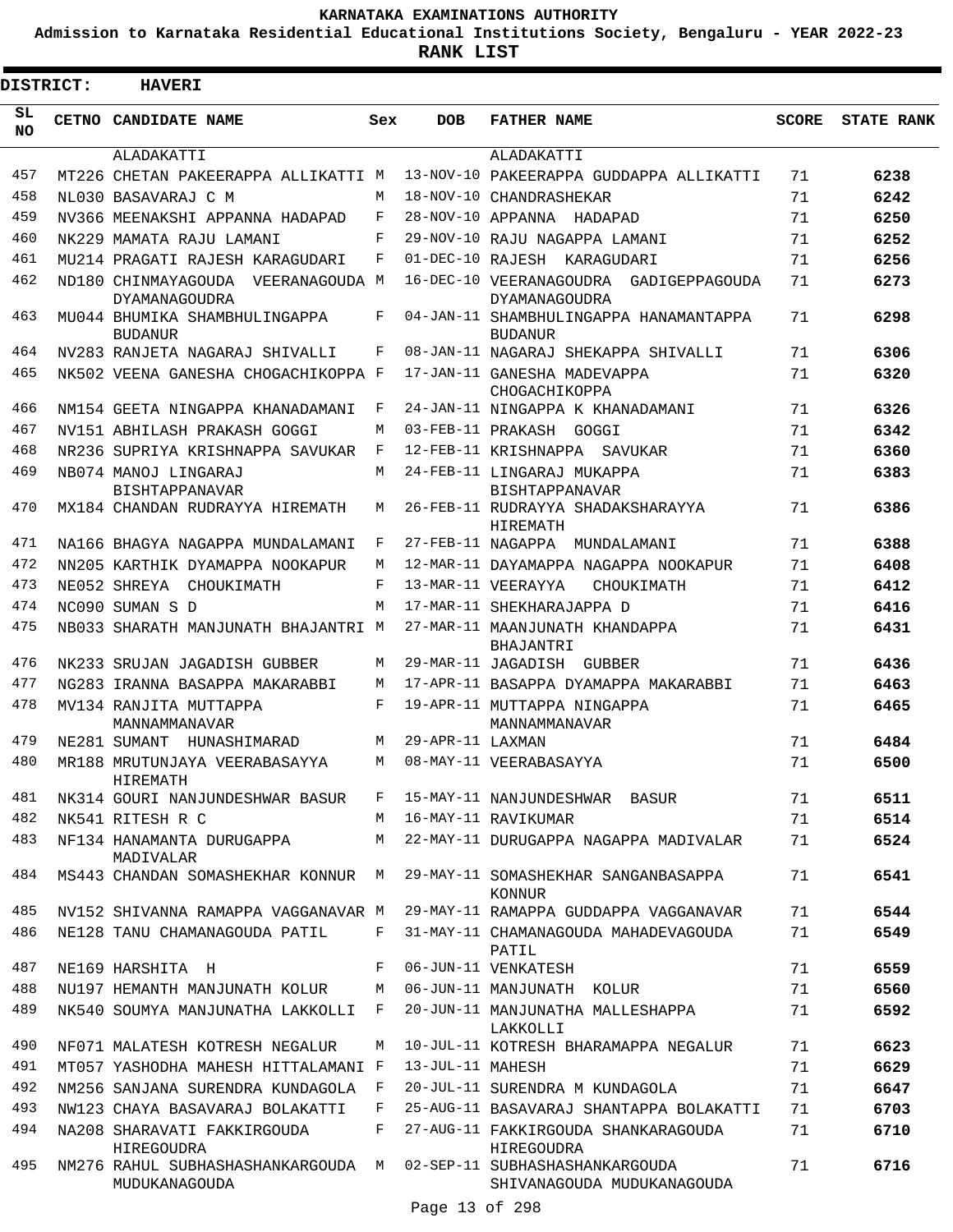# KARNATAKA EXAMINATIONS AUTHORITY

**Admission to Karnataka Residential Educational Institutions Society, Bengaluru - YEAR 2022-23**

**RANK LIST**

**DISTRICT: HAVERI**

| SL NO | CETNO | CANDIDATE NAME | Sex | DOB | FATHER NAME | SCORE | STATE RANK |
|---|---|---|---|---|---|---|---|
| | | ALADAKATTI | | | ALADAKATTI | | |
| 457 | MT226 | CHETAN PAKEERAPPA ALLIKATTI | M | 13-NOV-10 | PAKEERAPPA GUDDAPPA ALLIKATTI | 71 | 6238 |
| 458 | NL030 | BASAVARAJ C M | M | 18-NOV-10 | CHANDRASHEKAR | 71 | 6242 |
| 459 | NV366 | MEENAKSHI APPANNA HADAPAD | F | 28-NOV-10 | APPANNA HADAPAD | 71 | 6250 |
| 460 | NK229 | MAMATA RAJU LAMANI | F | 29-NOV-10 | RAJU NAGAPPA LAMANI | 71 | 6252 |
| 461 | MU214 | PRAGATI RAJESH KARAGUDARI | F | 01-DEC-10 | RAJESH KARAGUDARI | 71 | 6256 |
| 462 | ND180 | CHINMAYAGOUDA VEERANAGOUDA DYAMANAGOUDRA | M | 16-DEC-10 | VEERANAGOUDRA GADIGEPPAGOUDA DYAMANAGOUDRA | 71 | 6273 |
| 463 | MU044 | BHUMIKA SHAMBHULINGAPPA BUDANUR | F | 04-JAN-11 | SHAMBHULINGAPPA HANAMANTAPPA BUDANUR | 71 | 6298 |
| 464 | NV283 | RANJETA NAGARAJ SHIVALLI | F | 08-JAN-11 | NAGARAJ SHEKAPPA SHIVALLI | 71 | 6306 |
| 465 | NK502 | VEENA GANESHA CHOGACHIKOPPA | F | 17-JAN-11 | GANESHA MADEVAPPA CHOGACHIKOPPA | 71 | 6320 |
| 466 | NM154 | GEETA NINGAPPA KHANADAMANI | F | 24-JAN-11 | NINGAPPA K KHANADAMANI | 71 | 6326 |
| 467 | NV151 | ABHILASH PRAKASH GOGGI | M | 03-FEB-11 | PRAKASH GOGGI | 71 | 6342 |
| 468 | NR236 | SUPRIYA KRISHNAPPA SAVUKAR | F | 12-FEB-11 | KRISHNAPPA SAVUKAR | 71 | 6360 |
| 469 | NB074 | MANOJ LINGARAJ BISHTAPPANAVAR | M | 24-FEB-11 | LINGARAJ MUKAPPA BISHTAPPANAVAR | 71 | 6383 |
| 470 | MX184 | CHANDAN RUDRAYYA HIREMATH | M | 26-FEB-11 | RUDRAYYA SHADAKSHARAYYA HIREMATH | 71 | 6386 |
| 471 | NA166 | BHAGYA NAGAPPA MUNDALAMANI | F | 27-FEB-11 | NAGAPPA MUNDALAMANI | 71 | 6388 |
| 472 | NN205 | KARTHIK DYAMAPPA NOOKAPUR | M | 12-MAR-11 | DAYAMAPPA NAGAPPA NOOKAPUR | 71 | 6408 |
| 473 | NE052 | SHREYA CHOUKIMATH | F | 13-MAR-11 | VEERAYYA CHOUKIMATH | 71 | 6412 |
| 474 | NC090 | SUMAN S D | M | 17-MAR-11 | SHEKHARAJAPPA D | 71 | 6416 |
| 475 | NB033 | SHARATH MANJUNATH BHAJANTRI | M | 27-MAR-11 | MAANJUNATH KHANDAPPA BHAJANTRI | 71 | 6431 |
| 476 | NK233 | SRUJAN JAGADISH GUBBER | M | 29-MAR-11 | JAGADISH GUBBER | 71 | 6436 |
| 477 | NG283 | IRANNA BASAPPA MAKARABBI | M | 17-APR-11 | BASAPPA DYAMAPPA MAKARABBI | 71 | 6463 |
| 478 | MV134 | RANJITA MUTTAPPA MANNAMMANAVAR | F | 19-APR-11 | MUTTAPPA NINGAPPA MANNAMMANAVAR | 71 | 6465 |
| 479 | NE281 | SUMANT HUNASHIMARAD | M | 29-APR-11 | LAXMAN | 71 | 6484 |
| 480 | MR188 | MRUTUNJAYA VEERABASAYYA HIREMATH | M | 08-MAY-11 | VEERABASAYYA | 71 | 6500 |
| 481 | NK314 | GOURI NANJUNDESHWAR BASUR | F | 15-MAY-11 | NANJUNDESHWAR BASUR | 71 | 6511 |
| 482 | NK541 | RITESH R C | M | 16-MAY-11 | RAVIKUMAR | 71 | 6514 |
| 483 | NF134 | HANAMANTA DURUGAPPA MADIVALAR | M | 22-MAY-11 | DURUGAPPA NAGAPPA MADIVALAR | 71 | 6524 |
| 484 | MS443 | CHANDAN SOMASHEKHAR KONNUR | M | 29-MAY-11 | SOMASHEKHAR SANGANBASAPPA KONNUR | 71 | 6541 |
| 485 | NV152 | SHIVANNA RAMAPPA VAGGANAVAR | M | 29-MAY-11 | RAMAPPA GUDDAPPA VAGGANAVAR | 71 | 6544 |
| 486 | NE128 | TANU CHAMANAGOUDA PATIL | F | 31-MAY-11 | CHAMANAGOUDA MAHADEVAGOUDA PATIL | 71 | 6549 |
| 487 | NE169 | HARSHITA H | F | 06-JUN-11 | VENKATESH | 71 | 6559 |
| 488 | NU197 | HEMANTH MANJUNATH KOLUR | M | 06-JUN-11 | MANJUNATH KOLUR | 71 | 6560 |
| 489 | NK540 | SOUMYA MANJUNATHA LAKKOLLI | F | 20-JUN-11 | MANJUNATHA MALLESHAPPA LAKKOLLI | 71 | 6592 |
| 490 | NF071 | MALATESH KOTRESH NEGALUR | M | 10-JUL-11 | KOTRESH BHARAMAPPA NEGALUR | 71 | 6623 |
| 491 | MT057 | YASHODHA MAHESH HITTALAMANI | F | 13-JUL-11 | MAHESH | 71 | 6629 |
| 492 | NM256 | SANJANA SURENDRA KUNDAGOLA | F | 20-JUL-11 | SURENDRA M KUNDAGOLA | 71 | 6647 |
| 493 | NW123 | CHAYA BASAVARAJ BOLAKATTI | F | 25-AUG-11 | BASAVARAJ SHANTAPPA BOLAKATTI | 71 | 6703 |
| 494 | NA208 | SHARAVATI FAKKIRGOUDA HIREGOUDRA | F | 27-AUG-11 | FAKKIRGOUDA SHANKARAGOUDA HIREGOUDRA | 71 | 6710 |
| 495 | NM276 | RAHUL SUBHASHASHANKARGOUDA MUDUKANAGOUDA | M | 02-SEP-11 | SUBHASHASHANKARGOUDA SHIVANAGOUDA MUDUKANAGOUDA | 71 | 6716 |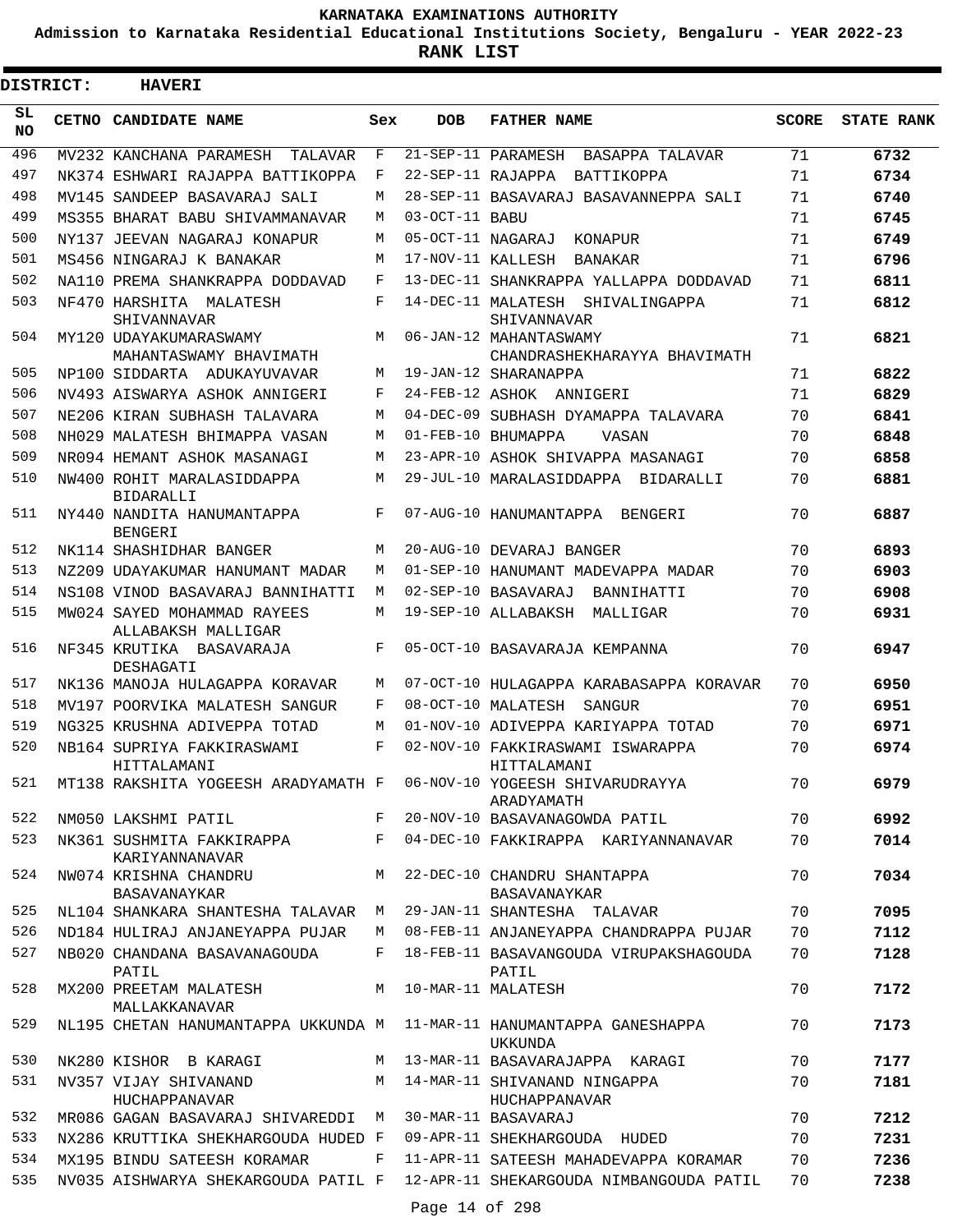**KARNATAKA EXAMINATIONS AUTHORITY**

**Admission to Karnataka Residential Educational Institutions Society, Bengaluru - YEAR 2022-23**

**RANK LIST**

**DISTRICT: HAVERI**

| SL NO | CETNO | CANDIDATE NAME | Sex | DOB | FATHER NAME | SCORE | STATE RANK |
|---|---|---|---|---|---|---|---|
| 496 | MV232 | KANCHANA PARAMESH TALAVAR | F | 21-SEP-11 | PARAMESH BASAPPA TALAVAR | 71 | **6732** |
| 497 | NK374 | ESHWARI RAJAPPA BATTIKOPPA | F | 22-SEP-11 | RAJAPPA BATTIKOPPA | 71 | **6734** |
| 498 | MV145 | SANDEEP BASAVARAJ SALI | M | 28-SEP-11 | BASAVARAJ BASAVANNEPPA SALI | 71 | **6740** |
| 499 | MS355 | BHARAT BABU SHIVAMMANAVAR | M | 03-OCT-11 | BABU | 71 | **6745** |
| 500 | NY137 | JEEVAN NAGARAJ KONAPUR | M | 05-OCT-11 | NAGARAJ KONAPUR | 71 | **6749** |
| 501 | MS456 | NINGARAJ K BANAKAR | M | 17-NOV-11 | KALLESH BANAKAR | 71 | **6796** |
| 502 | NA110 | PREMA SHANKRAPPA DODDAVAD | F | 13-DEC-11 | SHANKRAPPA YALLAPPA DODDAVAD | 71 | **6811** |
| 503 | NF470 | HARSHITA MALATESH SHIVANNAVAR | F | 14-DEC-11 | MALATESH SHIVALINGAPPA SHIVANNAVAR | 71 | **6812** |
| 504 | MY120 | UDAYAKUMARASWAMY MAHANTASWAMY BHAVIMATH | M | 06-JAN-12 | MAHANTASWAMY CHANDRASHEKHARAYYA BHAVIMATH | 71 | **6821** |
| 505 | NP100 | SIDDARTA ADUKAYUVAVAR | M | 19-JAN-12 | SHARANAPPA | 71 | **6822** |
| 506 | NV493 | AISWARYA ASHOK ANNIGERI | F | 24-FEB-12 | ASHOK ANNIGERI | 71 | **6829** |
| 507 | NE206 | KIRAN SUBHASH TALAVARA | M | 04-DEC-09 | SUBHASH DYAMAPPA TALAVARA | 70 | **6841** |
| 508 | NH029 | MALATESH BHIMAPPA VASAN | M | 01-FEB-10 | BHUMAPPA VASAN | 70 | **6848** |
| 509 | NR094 | HEMANT ASHOK MASANAGI | M | 23-APR-10 | ASHOK SHIVAPPA MASANAGI | 70 | **6858** |
| 510 | NW400 | ROHIT MARALASIDDAPPA BIDARALLI | M | 29-JUL-10 | MARALASIDDAPPA BIDARALLI | 70 | **6881** |
| 511 | NY440 | NANDITA HANUMANTAPPA BENGERI | F | 07-AUG-10 | HANUMANTAPPA BENGERI | 70 | **6887** |
| 512 | NK114 | SHASHIDHAR BANGER | M | 20-AUG-10 | DEVARAJ BANGER | 70 | **6893** |
| 513 | NZ209 | UDAYAKUMAR HANUMANT MADAR | M | 01-SEP-10 | HANUMANT MADEVAPPA MADAR | 70 | **6903** |
| 514 | NS108 | VINOD BASAVARAJ BANNIHATTI | M | 02-SEP-10 | BASAVARAJ BANNIHATTI | 70 | **6908** |
| 515 | MW024 | SAYED MOHAMMAD RAYEES ALLABAKSH MALLIGAR | M | 19-SEP-10 | ALLABAKSH MALLIGAR | 70 | **6931** |
| 516 | NF345 | KRUTIKA BASAVARAJA DESHAGATI | F | 05-OCT-10 | BASAVARAJA KEMPANNA | 70 | **6947** |
| 517 | NK136 | MANOJA HULAGAPPA KORAVAR | M | 07-OCT-10 | HULAGAPPA KARABASAPPA KORAVAR | 70 | **6950** |
| 518 | MV197 | POORVIKA MALATESH SANGUR | F | 08-OCT-10 | MALATESH SANGUR | 70 | **6951** |
| 519 | NG325 | KRUSHNA ADIVEPPA TOTAD | M | 01-NOV-10 | ADIVEPPA KARIYAPPA TOTAD | 70 | **6971** |
| 520 | NB164 | SUPRIYA FAKKIRASWAMI HITTALAMANI | F | 02-NOV-10 | FAKKIRASWAMI ISWARAPPA HITTALAMANI | 70 | **6974** |
| 521 | MT138 | RAKSHITA YOGEESH ARADYAMATH | F | 06-NOV-10 | YOGEESH SHIVARUDRAYYA ARADYAMATH | 70 | **6979** |
| 522 | NM050 | LAKSHMI PATIL | F | 20-NOV-10 | BASAVANAGOWDA PATIL | 70 | **6992** |
| 523 | NK361 | SUSHMITA FAKKIRAPPA KARIYANNANAVAR | F | 04-DEC-10 | FAKKIRAPPA KARIYANNANAVAR | 70 | **7014** |
| 524 | NW074 | KRISHNA CHANDRU BASAVANAYKAR | M | 22-DEC-10 | CHANDRU SHANTAPPA BASAVANAYKAR | 70 | **7034** |
| 525 | NL104 | SHANKARA SHANTESHA TALAVAR | M | 29-JAN-11 | SHANTESHA TALAVAR | 70 | **7095** |
| 526 | ND184 | HULIRAJ ANJANEYAPPA PUJAR | M | 08-FEB-11 | ANJANEYAPPA CHANDRAPPA PUJAR | 70 | **7112** |
| 527 | NB020 | CHANDANA BASAVANAGOUDA PATIL | F | 18-FEB-11 | BASAVANGOUDA VIRUPAKSHAGOUDA PATIL | 70 | **7128** |
| 528 | MX200 | PREETAM MALATESH MALLAKKANAVAR | M | 10-MAR-11 | MALATESH | 70 | **7172** |
| 529 | NL195 | CHETAN HANUMANTAPPA UKKUNDA | M | 11-MAR-11 | HANUMANTAPPA GANESHAPPA UKKUNDA | 70 | **7173** |
| 530 | NK280 | KISHOR B KARAGI | M | 13-MAR-11 | BASAVARAJAPPA KARAGI | 70 | **7177** |
| 531 | NV357 | VIJAY SHIVANAND HUCHAPPANAVAR | M | 14-MAR-11 | SHIVANAND NINGAPPA HUCHAPPANAVAR | 70 | **7181** |
| 532 | MR086 | GAGAN BASAVARAJ SHIVAREDDI | M | 30-MAR-11 | BASAVARAJ | 70 | **7212** |
| 533 | NX286 | KRUTTIKA SHEKHARGOUDA HUDED | F | 09-APR-11 | SHEKHARGOUDA HUDED | 70 | **7231** |
| 534 | MX195 | BINDU SATEESH KORAMAR | F | 11-APR-11 | SATEESH MAHADEVAPPA KORAMAR | 70 | **7236** |
| 535 | NV035 | AISHWARYA SHEKARGOUDA PATIL | F | 12-APR-11 | SHEKARGOUDA NIMBANGOUDA PATIL | 70 | **7238** |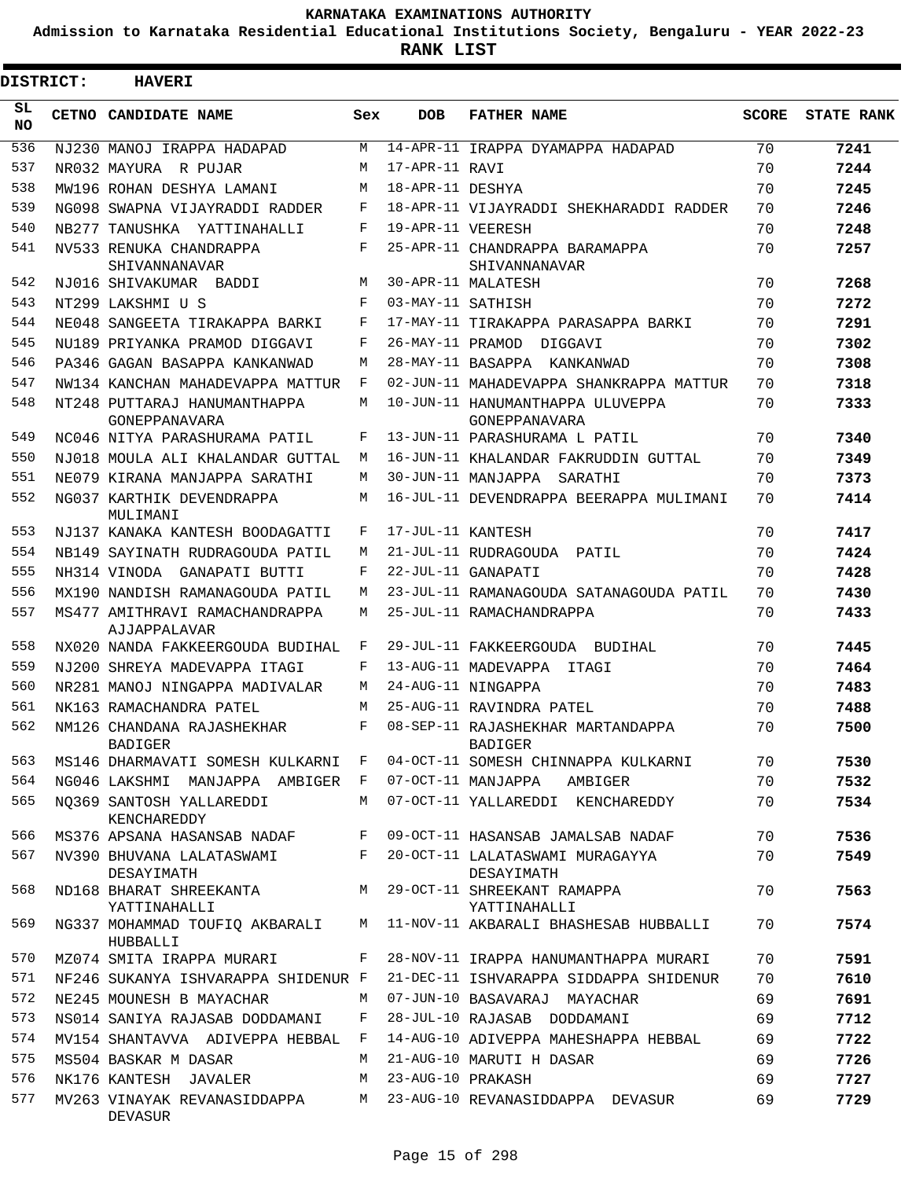**KARNATAKA EXAMINATIONS AUTHORITY**

**Admission to Karnataka Residential Educational Institutions Society, Bengaluru - YEAR 2022-23**

**RANK LIST**

**DISTRICT: HAVERI**

| SL NO | CETNO | CANDIDATE NAME | Sex | DOB | FATHER NAME | SCORE | STATE RANK |
|---|---|---|---|---|---|---|---|
| 536 | NJ230 | MANOJ IRAPPA HADAPAD | M | 14-APR-11 | IRAPPA DYAMAPPA HADAPAD | 70 | 7241 |
| 537 | NR032 | MAYURA R PUJAR | M | 17-APR-11 | RAVI | 70 | 7244 |
| 538 | MW196 | ROHAN DESHYA LAMANI | M | 18-APR-11 | DESHYA | 70 | 7245 |
| 539 | NG098 | SWAPNA VIJAYRADDI RADDER | F | 18-APR-11 | VIJAYRADDI SHEKHARADDI RADDER | 70 | 7246 |
| 540 | NB277 | TANUSHKA YATTINAHALLI | F | 19-APR-11 | VEERESH | 70 | 7248 |
| 541 | NV533 | RENUKA CHANDRAPPA SHIVANNANAVAR | F | 25-APR-11 | CHANDRAPPA BARAMAPPA SHIVANNANAVAR | 70 | 7257 |
| 542 | NJ016 | SHIVAKUMAR BADDI | M | 30-APR-11 | MALATESH | 70 | 7268 |
| 543 | NT299 | LAKSHMI U S | F | 03-MAY-11 | SATHISH | 70 | 7272 |
| 544 | NE048 | SANGEETA TIRAKAPPA BARKI | F | 17-MAY-11 | TIRAKAPPA PARASAPPA BARKI | 70 | 7291 |
| 545 | NU189 | PRIYANKA PRAMOD DIGGAVI | F | 26-MAY-11 | PRAMOD DIGGAVI | 70 | 7302 |
| 546 | PA346 | GAGAN BASAPPA KANKANWAD | M | 28-MAY-11 | BASAPPA KANKANWAD | 70 | 7308 |
| 547 | NW134 | KANCHAN MAHADEVAPPA MATTUR | F | 02-JUN-11 | MAHADEVAPPA SHANKRAPPA MATTUR | 70 | 7318 |
| 548 | NT248 | PUTTARAJ HANUMANTHAPPA GONEPPANAVARA | M | 10-JUN-11 | HANUMANTHAPPA ULUVEPPA GONEPPANAVARA | 70 | 7333 |
| 549 | NC046 | NITYA PARASHURAMA PATIL | F | 13-JUN-11 | PARASHURAMA L PATIL | 70 | 7340 |
| 550 | NJ018 | MOULA ALI KHALANDAR GUTTAL | M | 16-JUN-11 | KHALANDAR FAKRUDDIN GUTTAL | 70 | 7349 |
| 551 | NE079 | KIRANA MANJAPPA SARATHI | M | 30-JUN-11 | MANJAPPA SARATHI | 70 | 7373 |
| 552 | NG037 | KARTHIK DEVENDRAPPA MULIMANI | M | 16-JUL-11 | DEVENDRAPPA BEERAPPA MULIMANI | 70 | 7414 |
| 553 | NJ137 | KANAKA KANTESH BOODAGATTI | F | 17-JUL-11 | KANTESH | 70 | 7417 |
| 554 | NB149 | SAYINATH RUDRAGOUDA PATIL | M | 21-JUL-11 | RUDRAGOUDA PATIL | 70 | 7424 |
| 555 | NH314 | VINODA GANAPATI BUTTI | F | 22-JUL-11 | GANAPATI | 70 | 7428 |
| 556 | MX190 | NANDISH RAMANAGOUDA PATIL | M | 23-JUL-11 | RAMANAGOUDA SATANAGOUDA PATIL | 70 | 7430 |
| 557 | MS477 | AMITHRAVI RAMACHANDRAPPA AJJAPPALAVAR | M | 25-JUL-11 | RAMACHANDRAPPA | 70 | 7433 |
| 558 | NX020 | NANDA FAKKEERGOUDA BUDIHAL | F | 29-JUL-11 | FAKKEERGOUDA BUDIHAL | 70 | 7445 |
| 559 | NJ200 | SHREYA MADEVAPPA ITAGI | F | 13-AUG-11 | MADEVAPPA ITAGI | 70 | 7464 |
| 560 | NR281 | MANOJ NINGAPPA MADIVALAR | M | 24-AUG-11 | NINGAPPA | 70 | 7483 |
| 561 | NK163 | RAMACHANDRA PATEL | M | 25-AUG-11 | RAVINDRA PATEL | 70 | 7488 |
| 562 | NM126 | CHANDANA RAJASHEKHAR BADIGER | F | 08-SEP-11 | RAJASHEKHAR MARTANDAPPA BADIGER | 70 | 7500 |
| 563 | MS146 | DHARMAVATI SOMESH KULKARNI | F | 04-OCT-11 | SOMESH CHINNAPPA KULKARNI | 70 | 7530 |
| 564 | NG046 | LAKSHMI MANJAPPA AMBIGER | F | 07-OCT-11 | MANJAPPA AMBIGER | 70 | 7532 |
| 565 | NQ369 | SANTOSH YALLAREDDI KENCHAREDDY | M | 07-OCT-11 | YALLAREDDI KENCHAREDDY | 70 | 7534 |
| 566 | MS376 | APSANA HASANSAB NADAF | F | 09-OCT-11 | HASANSAB JAMALSAB NADAF | 70 | 7536 |
| 567 | NV390 | BHUVANA LALATASWAMI DESAYIMATH | F | 20-OCT-11 | LALATASWAMI MURAGAYYA DESAYIMATH | 70 | 7549 |
| 568 | ND168 | BHARAT SHREEKANTA YATTINAHALLI | M | 29-OCT-11 | SHREEKANT RAMAPPA YATTINAHALLI | 70 | 7563 |
| 569 | NG337 | MOHAMMAD TOUFIQ AKBARALI HUBBALLI | M | 11-NOV-11 | AKBARALI BHASHESAB HUBBALLI | 70 | 7574 |
| 570 | MZ074 | SMITA IRAPPA MURARI | F | 28-NOV-11 | IRAPPA HANUMANTHAPPA MURARI | 70 | 7591 |
| 571 | NF246 | SUKANYA ISHVARAPPA SHIDENUR | F | 21-DEC-11 | ISHVARAPPA SIDDAPPA SHIDENUR | 70 | 7610 |
| 572 | NE245 | MOUNESH B MAYACHAR | M | 07-JUN-10 | BASAVARAJ MAYACHAR | 69 | 7691 |
| 573 | NS014 | SANIYA RAJASAB DODDAMANI | F | 28-JUL-10 | RAJASAB DODDAMANI | 69 | 7712 |
| 574 | MV154 | SHANTAVVA ADIVEPPA HEBBAL | F | 14-AUG-10 | ADIVEPPA MAHESHAPPA HEBBAL | 69 | 7722 |
| 575 | MS504 | BASKAR M DASAR | M | 21-AUG-10 | MARUTI H DASAR | 69 | 7726 |
| 576 | NK176 | KANTESH JAVALER | M | 23-AUG-10 | PRAKASH | 69 | 7727 |
| 577 | MV263 | VINAYAK REVANASIDDAPPA DEVASUR | M | 23-AUG-10 | REVANASIDDAPPA DEVASUR | 69 | 7729 |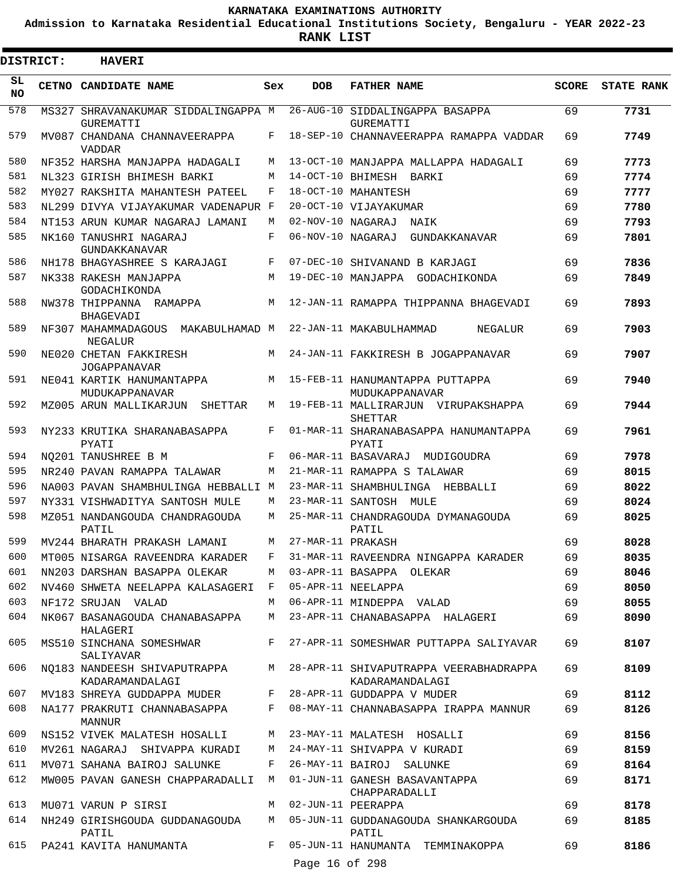# KARNATAKA EXAMINATIONS AUTHORITY

**Admission to Karnataka Residential Educational Institutions Society, Bengaluru - YEAR 2022-23**

**RANK LIST**

**DISTRICT: HAVERI**

| SL NO | CETNO | CANDIDATE NAME | Sex | DOB | FATHER NAME | SCORE | STATE RANK |
|---|---|---|---|---|---|---|---|
| 578 | MS327 | SHRAVANAKUMAR SIDDALINGAPPA GUREMATTI | M | 26-AUG-10 | SIDDALINGAPPA BASAPPA GUREMATTI | 69 | **7731** |
| 579 | MV087 | CHANDANA CHANNAVEERAPPA VADDAR | F | 18-SEP-10 | CHANNAVEERAPPA RAMAPPA VADDAR | 69 | **7749** |
| 580 | NF352 | HARSHA MANJAPPA HADAGALI | M | 13-OCT-10 | MANJAPPA MALLAPPA HADAGALI | 69 | **7773** |
| 581 | NL323 | GIRISH BHIMESH BARKI | M | 14-OCT-10 | BHIMESH BARKI | 69 | **7774** |
| 582 | MY027 | RAKSHITA MAHANTESH PATEEL | F | 18-OCT-10 | MAHANTESH | 69 | **7777** |
| 583 | NL299 | DIVYA VIJAYAKUMAR VADENAPUR | F | 20-OCT-10 | VIJAYAKUMAR | 69 | **7780** |
| 584 | NT153 | ARUN KUMAR NAGARAJ LAMANI | M | 02-NOV-10 | NAGARAJ NAIK | 69 | **7793** |
| 585 | NK160 | TANUSHRI NAGARAJ GUNDAKKANAVAR | F | 06-NOV-10 | NAGARAJ GUNDAKKANAVAR | 69 | **7801** |
| 586 | NH178 | BHAGYASHREE S KARAJAGI | F | 07-DEC-10 | SHIVANAND B KARJAGI | 69 | **7836** |
| 587 | NK338 | RAKESH MANJAPPA GODACHIKONDA | M | 19-DEC-10 | MANJAPPA GODACHIKONDA | 69 | **7849** |
| 588 | NW378 | THIPPANNA RAMAPPA BHAGEVADI | M | 12-JAN-11 | RAMAPPA THIPPANNA BHAGEVADI | 69 | **7893** |
| 589 | NF307 | MAHAMMADAGOUS MAKABULHAMAD NEGALUR | M | 22-JAN-11 | MAKABULHAMMAD NEGALUR | 69 | **7903** |
| 590 | NE020 | CHETAN FAKKIRESH JOGAPPANAVAR | M | 24-JAN-11 | FAKKIRESH B JOGAPPANAVAR | 69 | **7907** |
| 591 | NE041 | KARTIK HANUMANTAPPA MUDUKAPPANAVAR | M | 15-FEB-11 | HANUMANTAPPA PUTTAPPA MUDUKAPPANAVAR | 69 | **7940** |
| 592 | MZ005 | ARUN MALLIKARJUN SHETTAR | M | 19-FEB-11 | MALLIRARJUN VIRUPAKSHAPPA SHETTAR | 69 | **7944** |
| 593 | NY233 | KRUTIKA SHARANABASAPPA PYATI | F | 01-MAR-11 | SHARANABASAPPA HANUMANTAPPA PYATI | 69 | **7961** |
| 594 | NQ201 | TANUSHREE B M | F | 06-MAR-11 | BASAVARAJ MUDIGOUDRA | 69 | **7978** |
| 595 | NR240 | PAVAN RAMAPPA TALAWAR | M | 21-MAR-11 | RAMAPPA S TALAWAR | 69 | **8015** |
| 596 | NA003 | PAVAN SHAMBHULINGA HEBBALLI | M | 23-MAR-11 | SHAMBHULINGA HEBBALLI | 69 | **8022** |
| 597 | NY331 | VISHWADITYA SANTOSH MULE | M | 23-MAR-11 | SANTOSH MULE | 69 | **8024** |
| 598 | MZ051 | NANDANGOUDA CHANDRAGOUDA PATIL | M | 25-MAR-11 | CHANDRAGOUDA DYMANAGOUDA PATIL | 69 | **8025** |
| 599 | MV244 | BHARATH PRAKASH LAMANI | M | 27-MAR-11 | PRAKASH | 69 | **8028** |
| 600 | MT005 | NISARGA RAVEENDRA KARADER | F | 31-MAR-11 | RAVEENDRA NINGAPPA KARADER | 69 | **8035** |
| 601 | NN203 | DARSHAN BASAPPA OLEKAR | M | 03-APR-11 | BASAPPA OLEKAR | 69 | **8046** |
| 602 | NV460 | SHWETA NEELAPPA KALASAGERI | F | 05-APR-11 | NEELAPPA | 69 | **8050** |
| 603 | NF172 | SRUJAN VALAD | M | 06-APR-11 | MINDEPPA VALAD | 69 | **8055** |
| 604 | NK067 | BASANAGOUDA CHANABASAPPA HALAGERI | M | 23-APR-11 | CHANABASAPPA HALAGERI | 69 | **8090** |
| 605 | MS510 | SINCHANA SOMESHWAR SALIYAVAR | F | 27-APR-11 | SOMESHWAR PUTTAPPA SALIYAVAR | 69 | **8107** |
| 606 | NQ183 | NANDEESH SHIVAPUTRAPPA KADARAMANDALAGI | M | 28-APR-11 | SHIVAPUTRAPPA VEERABHADRAPPA KADARAMANDALAGI | 69 | **8109** |
| 607 | MV183 | SHREYA GUDDAPPA MUDER | F | 28-APR-11 | GUDDAPPA V MUDER | 69 | **8112** |
| 608 | NA177 | PRAKRUTI CHANNABASAPPA MANNUR | F | 08-MAY-11 | CHANNABASAPPA IRAPPA MANNUR | 69 | **8126** |
| 609 | NS152 | VIVEK MALATESH HOSALLI | M | 23-MAY-11 | MALATESH HOSALLI | 69 | **8156** |
| 610 | MV261 | NAGARAJ SHIVAPPA KURADI | M | 24-MAY-11 | SHIVAPPA V KURADI | 69 | **8159** |
| 611 | MV071 | SAHANA BAIROJ SALUNKE | F | 26-MAY-11 | BAIROJ SALUNKE | 69 | **8164** |
| 612 | MW005 | PAVAN GANESH CHAPPARADALLI | M | 01-JUN-11 | GANESH BASAVANTAPPA CHAPPARADALLI | 69 | **8171** |
| 613 | MU071 | VARUN P SIRSI | M | 02-JUN-11 | PEERAPPA | 69 | **8178** |
| 614 | NH249 | GIRISHGOUDA GUDDANAGOUDA PATIL | M | 05-JUN-11 | GUDDANAGOUDA SHANKARGOUDA PATIL | 69 | **8185** |
| 615 | PA241 | KAVITA HANUMANTA | F | 05-JUN-11 | HANUMANTA TEMMINAKOPPA | 69 | **8186** |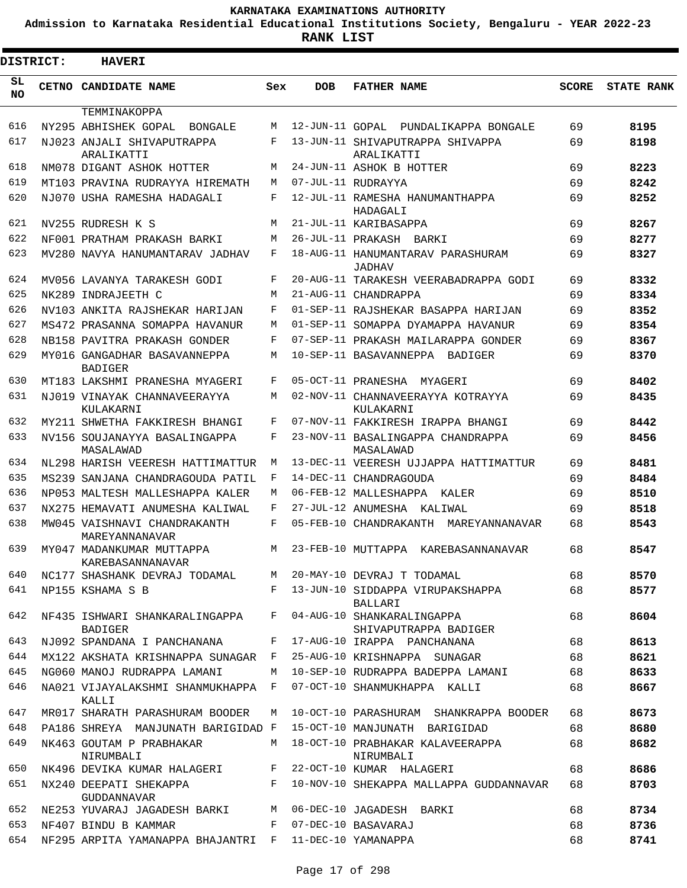KARNATAKA EXAMINATIONS AUTHORITY

Admission to Karnataka Residential Educational Institutions Society, Bengaluru - YEAR 2022-23

**RANK LIST**

**DISTRICT: HAVERI**

| SL NO | CETNO | CANDIDATE NAME | Sex | DOB | FATHER NAME | SCORE | STATE RANK |
|---|---|---|---|---|---|---|---|
| | | TEMMINAKOPPA | | | | | |
| 616 | NY295 | ABHISHEK GOPAL BONGALE | M | 12-JUN-11 | GOPAL PUNDALIKAPPA BONGALE | 69 | **8195** |
| 617 | NJ023 | ANJALI SHIVAPUTRAPPA ARALIKATTI | F | 13-JUN-11 | SHIVAPUTRAPPA SHIVAPPA ARALIKATTI | 69 | **8198** |
| 618 | NM078 | DIGANT ASHOK HOTTER | M | 24-JUN-11 | ASHOK B HOTTER | 69 | **8223** |
| 619 | MT103 | PRAVINA RUDRAYYA HIREMATH | M | 07-JUL-11 | RUDRAYYA | 69 | **8242** |
| 620 | NJ070 | USHA RAMESHA HADAGALI | F | 12-JUL-11 | RAMESHA HANUMANTHAPPA HADAGALI | 69 | **8252** |
| 621 | NV255 | RUDRESH K S | M | 21-JUL-11 | KARIBASAPPA | 69 | **8267** |
| 622 | NF001 | PRATHAM PRAKASH BARKI | M | 26-JUL-11 | PRAKASH BARKI | 69 | **8277** |
| 623 | MV280 | NAVYA HANUMANTARAV JADHAV | F | 18-AUG-11 | HANUMANTARAV PARASHURAM JADHAV | 69 | **8327** |
| 624 | MV056 | LAVANYA TARAKESH GODI | F | 20-AUG-11 | TARAKESH VEERABADRAPPA GODI | 69 | **8332** |
| 625 | NK289 | INDRAJEETH C | M | 21-AUG-11 | CHANDRAPPA | 69 | **8334** |
| 626 | NV103 | ANKITA RAJSHEKAR HARIJAN | F | 01-SEP-11 | RAJSHEKAR BASAPPA HARIJAN | 69 | **8352** |
| 627 | MS472 | PRASANNA SOMAPPA HAVANUR | M | 01-SEP-11 | SOMAPPA DYAMAPPA HAVANUR | 69 | **8354** |
| 628 | NB158 | PAVITRA PRAKASH GONDER | F | 07-SEP-11 | PRAKASH MAILARAPPA GONDER | 69 | **8367** |
| 629 | MY016 | GANGADHAR BASAVANNEPPA BADIGER | M | 10-SEP-11 | BASAVANNEPPA BADIGER | 69 | **8370** |
| 630 | MT183 | LAKSHMI PRANESHA MYAGERI | F | 05-OCT-11 | PRANESHA MYAGERI | 69 | **8402** |
| 631 | NJ019 | VINAYAK CHANNAVEERAYYA KULAKARNI | M | 02-NOV-11 | CHANNAVEERAYYA KOTRAYYA KULAKARNI | 69 | **8435** |
| 632 | MY211 | SHWETHA FAKKIRESH BHANGI | F | 07-NOV-11 | FAKKIRESH IRAPPA BHANGI | 69 | **8442** |
| 633 | NV156 | SOUJANAYYA BASALINGAPPA MASALAWAD | F | 23-NOV-11 | BASALINGAPPA CHANDRAPPA MASALAWAD | 69 | **8456** |
| 634 | NL298 | HARISH VEERESH HATTIMATTUR | M | 13-DEC-11 | VEERESH UJJAPPA HATTIMATTUR | 69 | **8481** |
| 635 | MS239 | SANJANA CHANDRAGOUDA PATIL | F | 14-DEC-11 | CHANDRAGOUDA | 69 | **8484** |
| 636 | NP053 | MALTESH MALLESHAPPA KALER | M | 06-FEB-12 | MALLESHAPPA KALER | 69 | **8510** |
| 637 | NX275 | HEMAVATI ANUMESHA KALIWAL | F | 27-JUL-12 | ANUMESHA KALIWAL | 69 | **8518** |
| 638 | MW045 | VAISHNAVI CHANDRAKANTH MAREYANNANAVAR | F | 05-FEB-10 | CHANDRAKANTH MAREYANNANAVAR | 68 | **8543** |
| 639 | MY047 | MADANKUMAR MUTTAPPA KAREBASANNANAVAR | M | 23-FEB-10 | MUTTAPPA KAREBASANNANAVAR | 68 | **8547** |
| 640 | NC177 | SHASHANK DEVRAJ TODAMAL | M | 20-MAY-10 | DEVRAJ T TODAMAL | 68 | **8570** |
| 641 | NP155 | KSHAMA S B | F | 13-JUN-10 | SIDDAPPA VIRUPAKSHAPPA BALLARI | 68 | **8577** |
| 642 | NF435 | ISHWARI SHANKARALINGAPPA BADIGER | F | 04-AUG-10 | SHANKARALINGAPPA SHIVAPUTRAPPA BADIGER | 68 | **8604** |
| 643 | NJ092 | SPANDANA I PANCHANANA | F | 17-AUG-10 | IRAPPA PANCHANANA | 68 | **8613** |
| 644 | MX122 | AKSHATA KRISHNAPPA SUNAGAR | F | 25-AUG-10 | KRISHNAPPA SUNAGAR | 68 | **8621** |
| 645 | NG060 | MANOJ RUDRAPPA LAMANI | M | 10-SEP-10 | RUDRAPPA BADEPPA LAMANI | 68 | **8633** |
| 646 | NA021 | VIJAYALAKSHMI SHANMUKHAPPA KALLI | F | 07-OCT-10 | SHANMUKHAPPA KALLI | 68 | **8667** |
| 647 | MR017 | SHARATH PARASHURAM BOODER | M | 10-OCT-10 | PARASHURAM SHANKRAPPA BOODER | 68 | **8673** |
| 648 | PA186 | SHREYA MANJUNATH BARIGIDAD | F | 15-OCT-10 | MANJUNATH BARIGIDAD | 68 | **8680** |
| 649 | NK463 | GOUTAM P PRABHAKAR NIRUMBALI | M | 18-OCT-10 | PRABHAKAR KALAVEERAPPA NIRUMBALI | 68 | **8682** |
| 650 | NK496 | DEVIKA KUMAR HALAGERI | F | 22-OCT-10 | KUMAR HALAGERI | 68 | **8686** |
| 651 | NX240 | DEEPATI SHEKAPPA GUDDANNAVAR | F | 10-NOV-10 | SHEKAPPA MALLAPPA GUDDANNAVAR | 68 | **8703** |
| 652 | NE253 | YUVARAJ JAGADESH BARKI | M | 06-DEC-10 | JAGADESH BARKI | 68 | **8734** |
| 653 | NF407 | BINDU B KAMMAR | F | 07-DEC-10 | BASAVARAJ | 68 | **8736** |
| 654 | NF295 | ARPITA YAMANAPPA BHAJANTRI | F | 11-DEC-10 | YAMANAPPA | 68 | **8741** |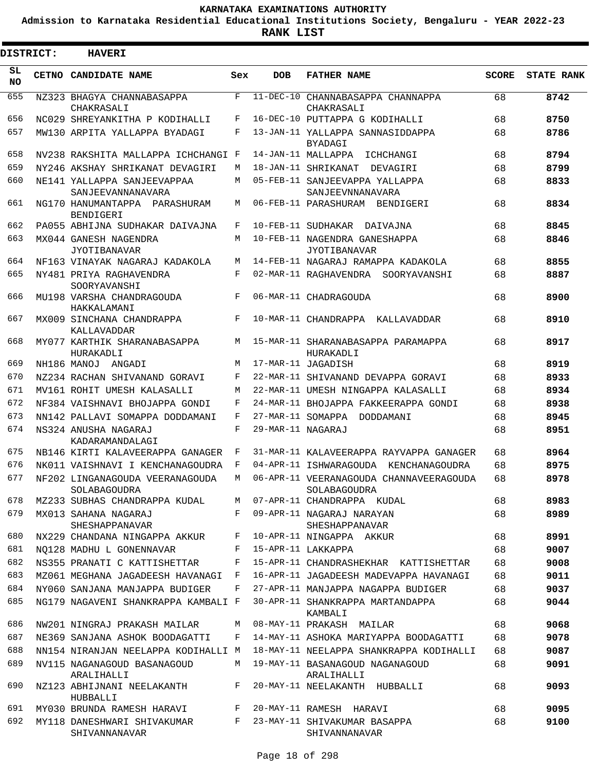**KARNATAKA EXAMINATIONS AUTHORITY**

**Admission to Karnataka Residential Educational Institutions Society, Bengaluru - YEAR 2022-23**

**RANK LIST**

**DISTRICT: HAVERI**

| SL NO | CETNO | CANDIDATE NAME | Sex | DOB | FATHER NAME | SCORE | STATE RANK |
|---|---|---|---|---|---|---|---|
| 655 | NZ323 | BHAGYA CHANNABASAPPA CHAKRASALI | F | 11-DEC-10 | CHANNABASAPPA CHANNAPPA CHAKRASALI | 68 | **8742** |
| 656 | NC029 | SHREYANKITHA P KODIHALLI | F | 16-DEC-10 | PUTTAPPA G KODIHALLI | 68 | **8750** |
| 657 | MW130 | ARPITA YALLAPPA BYADAGI | F | 13-JAN-11 | YALLAPPA SANNASIDDAPPA BYADAGI | 68 | **8786** |
| 658 | NV238 | RAKSHITA MALLAPPA ICHCHANGI | F | 14-JAN-11 | MALLAPPA ICHCHANGI | 68 | **8794** |
| 659 | NY246 | AKSHAY SHRIKANAT DEVAGIRI | M | 18-JAN-11 | SHRIKANAT DEVAGIRI | 68 | **8799** |
| 660 | NE141 | YALLAPPA SANJEEVAPPAA SANJEEVANNANAVARA | M | 05-FEB-11 | SANJEEVAPPA YALLAPPA SANJEEVNNANAVARA | 68 | **8833** |
| 661 | NG170 | HANUMANTAPPA PARASHURAM BENDIGERI | M | 06-FEB-11 | PARASHURAM BENDIGERI | 68 | **8834** |
| 662 | PA055 | ABHIJNA SUDHAKAR DAIVAJNA | F | 10-FEB-11 | SUDHAKAR DAIVAJNA | 68 | **8845** |
| 663 | MX044 | GANESH NAGENDRA JYOTIBANAVAR | M | 10-FEB-11 | NAGENDRA GANESHAPPA JYOTIBANAVAR | 68 | **8846** |
| 664 | NF163 | VINAYAK NAGARAJ KADAKOLA | M | 14-FEB-11 | NAGARAJ RAMAPPA KADAKOLA | 68 | **8855** |
| 665 | NY481 | PRIYA RAGHAVENDRA SOORYAVANSHI | F | 02-MAR-11 | RAGHAVENDRA SOORYAVANSHI | 68 | **8887** |
| 666 | MU198 | VARSHA CHANDRAGOUDA HAKKALAMANI | F | 06-MAR-11 | CHADRAGOUDA | 68 | **8900** |
| 667 | MX009 | SINCHANA CHANDRAPPA KALLAVADDAR | F | 10-MAR-11 | CHANDRAPPA KALLAVADDAR | 68 | **8910** |
| 668 | MY077 | KARTHIK SHARANABASAPPA HURAKADLI | M | 15-MAR-11 | SHARANABASAPPA PARAMAPPA HURAKADLI | 68 | **8917** |
| 669 | NH186 | MANOJ ANGADI | M | 17-MAR-11 | JAGADISH | 68 | **8919** |
| 670 | NZ234 | RACHAN SHIVANAND GORAVI | F | 22-MAR-11 | SHIVANAND DEVAPPA GORAVI | 68 | **8933** |
| 671 | MV161 | ROHIT UMESH KALASALLI | M | 22-MAR-11 | UMESH NINGAPPA KALASALLI | 68 | **8934** |
| 672 | NF384 | VAISHNAVI BHOJAPPA GONDI | F | 24-MAR-11 | BHOJAPPA FAKKEERAPPA GONDI | 68 | **8938** |
| 673 | NN142 | PALLAVI SOMAPPA DODDAMANI | F | 27-MAR-11 | SOMAPPA DODDAMANI | 68 | **8945** |
| 674 | NS324 | ANUSHA NAGARAJ KADARAMANDALAGI | F | 29-MAR-11 | NAGARAJ | 68 | **8951** |
| 675 | NB146 | KIRTI KALAVEERAPPA GANAGER | F | 31-MAR-11 | KALAVEERAPPA RAYVAPPA GANAGER | 68 | **8964** |
| 676 | NK011 | VAISHNAVI I KENCHANAGOUDRA | F | 04-APR-11 | ISHWARAGOUDA KENCHANAGOUDRA | 68 | **8975** |
| 677 | NF202 | LINGANAGOUDA VEERANAGOUDA SOLABAGOUDRA | M | 06-APR-11 | VEERANAGOUDA CHANNAVEERAGOUDA SOLABAGOUDRA | 68 | **8978** |
| 678 | MZ233 | SUBHAS CHANDRAPPA KUDAL | M | 07-APR-11 | CHANDRAPPA KUDAL | 68 | **8983** |
| 679 | MX013 | SAHANA NAGARAJ SHESHAPPANAVAR | F | 09-APR-11 | NAGARAJ NARAYAN SHESHAPPANAVAR | 68 | **8989** |
| 680 | NX229 | CHANDANA NINGAPPA AKKUR | F | 10-APR-11 | NINGAPPA AKKUR | 68 | **8991** |
| 681 | NQ128 | MADHU L GONENNAVAR | F | 15-APR-11 | LAKKAPPA | 68 | **9007** |
| 682 | NS355 | PRANATI C KATTISHETTAR | F | 15-APR-11 | CHANDRASHEKHAR KATTISHETTAR | 68 | **9008** |
| 683 | MZ061 | MEGHANA JAGADEESH HAVANAGI | F | 16-APR-11 | JAGADEESH MADEVAPPA HAVANAGI | 68 | **9011** |
| 684 | NY060 | SANJANA MANJAPPA BUDIGER | F | 27-APR-11 | MANJAPPA NAGAPPA BUDIGER | 68 | **9037** |
| 685 | NG179 | NAGAVENI SHANKRAPPA KAMBALI | F | 30-APR-11 | SHANKRAPPA MARTANDAPPA KAMBALI | 68 | **9044** |
| 686 | NW201 | NINGRAJ PRAKASH MAILAR | M | 08-MAY-11 | PRAKASH MAILAR | 68 | **9068** |
| 687 | NE369 | SANJANA ASHOK BOODAGATTI | F | 14-MAY-11 | ASHOKA MARIYAPPA BOODAGATTI | 68 | **9078** |
| 688 | NN154 | NIRANJAN NEELAPPA KODIHALLI | M | 18-MAY-11 | NEELAPPA SHANKRAPPA KODIHALLI | 68 | **9087** |
| 689 | NV115 | NAGANAGOUD BASANAGOUD ARALIHALLI | M | 19-MAY-11 | BASANAGOUD NAGANAGOUD ARALIHALLI | 68 | **9091** |
| 690 | NZ123 | ABHIJNANI NEELAKANTH HUBBALLI | F | 20-MAY-11 | NEELAKANTH HUBBALLI | 68 | **9093** |
| 691 | MY030 | BRUNDA RAMESH HARAVI | F | 20-MAY-11 | RAMESH HARAVI | 68 | **9095** |
| 692 | MY118 | DANESHWARI SHIVAKUMAR SHIVANNANAVAR | F | 23-MAY-11 | SHIVAKUMAR BASAPPA SHIVANNANAVAR | 68 | **9100** |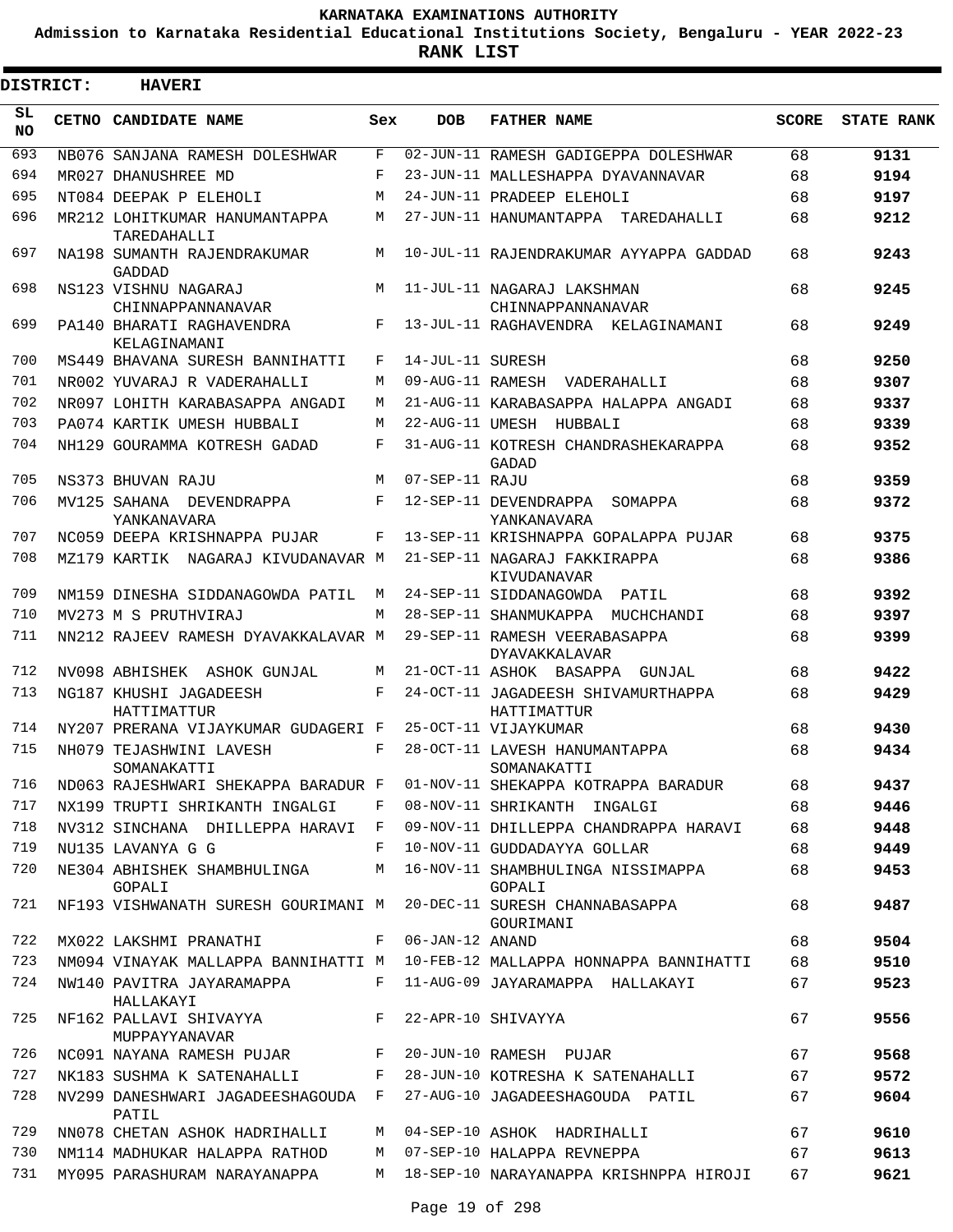# KARNATAKA EXAMINATIONS AUTHORITY

**Admission to Karnataka Residential Educational Institutions Society, Bengaluru - YEAR 2022-23**

**RANK LIST**

**DISTRICT: HAVERI**

| SL NO | CETNO | CANDIDATE NAME | Sex | DOB | FATHER NAME | SCORE | STATE RANK |
|---|---|---|---|---|---|---|---|
| 693 | NB076 | SANJANA RAMESH DOLESHWAR | F | 02-JUN-11 | RAMESH GADIGEPPA DOLESHWAR | 68 | **9131** |
| 694 | MR027 | DHANUSHREE MD | F | 23-JUN-11 | MALLESHAPPA DYAVANNAVAR | 68 | **9194** |
| 695 | NT084 | DEEPAK P ELEHOLI | M | 24-JUN-11 | PRADEEP ELEHOLI | 68 | **9197** |
| 696 | MR212 | LOHITKUMAR HANUMANTAPPA TAREDAHALLI | M | 27-JUN-11 | HANUMANTAPPA TAREDAHALLI | 68 | **9212** |
| 697 | NA198 | SUMANTH RAJENDRAKUMAR GADDAD | M | 10-JUL-11 | RAJENDRAKUMAR AYYAPPA GADDAD | 68 | **9243** |
| 698 | NS123 | VISHNU NAGARAJ CHINNAPPANNANAVAR | M | 11-JUL-11 | NAGARAJ LAKSHMAN CHINNAPPANNANAVAR | 68 | **9245** |
| 699 | PA140 | BHARATI RAGHAVENDRA KELAGINAMANI | F | 13-JUL-11 | RAGHAVENDRA KELAGINAMANI | 68 | **9249** |
| 700 | MS449 | BHAVANA SURESH BANNIHATTI | F | 14-JUL-11 | SURESH | 68 | **9250** |
| 701 | NR002 | YUVARAJ R VADERAHALLI | M | 09-AUG-11 | RAMESH VADERAHALLI | 68 | **9307** |
| 702 | NR097 | LOHITH KARABASAPPA ANGADI | M | 21-AUG-11 | KARABASAPPA HALAPPA ANGADI | 68 | **9337** |
| 703 | PA074 | KARTIK UMESH HUBBALI | M | 22-AUG-11 | UMESH HUBBALI | 68 | **9339** |
| 704 | NH129 | GOURAMMA KOTRESH GADAD | F | 31-AUG-11 | KOTRESH CHANDRASHEKARAPPA GADAD | 68 | **9352** |
| 705 | NS373 | BHUVAN RAJU | M | 07-SEP-11 | RAJU | 68 | **9359** |
| 706 | MV125 | SAHANA DEVENDRAPPA YANKANAVARA | F | 12-SEP-11 | DEVENDRAPPA SOMAPPA YANKANAVARA | 68 | **9372** |
| 707 | NC059 | DEEPA KRISHNAPPA PUJAR | F | 13-SEP-11 | KRISHNAPPA GOPALAPPA PUJAR | 68 | **9375** |
| 708 | MZ179 | KARTIK NAGARAJ KIVUDANAVAR | M | 21-SEP-11 | NAGARAJ FAKKIRAPPA KIVUDANAVAR | 68 | **9386** |
| 709 | NM159 | DINESHA SIDDANAGOWDA PATIL | M | 24-SEP-11 | SIDDANAGOWDA PATIL | 68 | **9392** |
| 710 | MV273 | M S PRUTHVIRAJ | M | 28-SEP-11 | SHANMUKAPPA MUCHCHANDI | 68 | **9397** |
| 711 | NN212 | RAJEEV RAMESH DYAVAKKALAVAR | M | 29-SEP-11 | RAMESH VEERABASAPPA DYAVAKKALAVAR | 68 | **9399** |
| 712 | NV098 | ABHISHEK ASHOK GUNJAL | M | 21-OCT-11 | ASHOK BASAPPA GUNJAL | 68 | **9422** |
| 713 | NG187 | KHUSHI JAGADEESH HATTIMATTUR | F | 24-OCT-11 | JAGADEESH SHIVAMURTHAPPA HATTIMATTUR | 68 | **9429** |
| 714 | NY207 | PRERANA VIJAYKUMAR GUDAGERI | F | 25-OCT-11 | VIJAYKUMAR | 68 | **9430** |
| 715 | NH079 | TEJASHWINI LAVESH SOMANAKATTI | F | 28-OCT-11 | LAVESH HANUMANTAPPA SOMANAKATTI | 68 | **9434** |
| 716 | ND063 | RAJESHWARI SHEKAPPA BARADUR | F | 01-NOV-11 | SHEKAPPA KOTRAPPA BARADUR | 68 | **9437** |
| 717 | NX199 | TRUPTI SHRIKANTH INGALGI | F | 08-NOV-11 | SHRIKANTH INGALGI | 68 | **9446** |
| 718 | NV312 | SINCHANA DHILLEPPA HARAVI | F | 09-NOV-11 | DHILLEPPA CHANDRAPPA HARAVI | 68 | **9448** |
| 719 | NU135 | LAVANYA G G | F | 10-NOV-11 | GUDDADAYYA GOLLAR | 68 | **9449** |
| 720 | NE304 | ABHISHEK SHAMBHULINGA GOPALI | M | 16-NOV-11 | SHAMBHULINGA NISSIMAPPA GOPALI | 68 | **9453** |
| 721 | NF193 | VISHWANATH SURESH GOURIMANI | M | 20-DEC-11 | SURESH CHANNABASAPPA GOURIMANI | 68 | **9487** |
| 722 | MX022 | LAKSHMI PRANATHI | F | 06-JAN-12 | ANAND | 68 | **9504** |
| 723 | NM094 | VINAYAK MALLAPPA BANNIHATTI | M | 10-FEB-12 | MALLAPPA HONNAPPA BANNIHATTI | 68 | **9510** |
| 724 | NW140 | PAVITRA JAYARAMAPPA HALLAKAYI | F | 11-AUG-09 | JAYARAMAPPA HALLAKAYI | 67 | **9523** |
| 725 | NF162 | PALLAVI SHIVAYYA MUPPAYYANAVAR | F | 22-APR-10 | SHIVAYYA | 67 | **9556** |
| 726 | NC091 | NAYANA RAMESH PUJAR | F | 20-JUN-10 | RAMESH PUJAR | 67 | **9568** |
| 727 | NK183 | SUSHMA K SATENAHALLI | F | 28-JUN-10 | KOTRESHA K SATENAHALLI | 67 | **9572** |
| 728 | NV299 | DANESHWARI JAGADEESHAGOUDA PATIL | F | 27-AUG-10 | JAGADEESHAGOUDA PATIL | 67 | **9604** |
| 729 | NN078 | CHETAN ASHOK HADRIHALLI | M | 04-SEP-10 | ASHOK HADRIHALLI | 67 | **9610** |
| 730 | NM114 | MADHUKAR HALAPPA RATHOD | M | 07-SEP-10 | HALAPPA REVNEPPA | 67 | **9613** |
| 731 | MY095 | PARASHURAM NARAYANAPPA | M | 18-SEP-10 | NARAYANAPPA KRISHNPPA HIROJI | 67 | **9621** |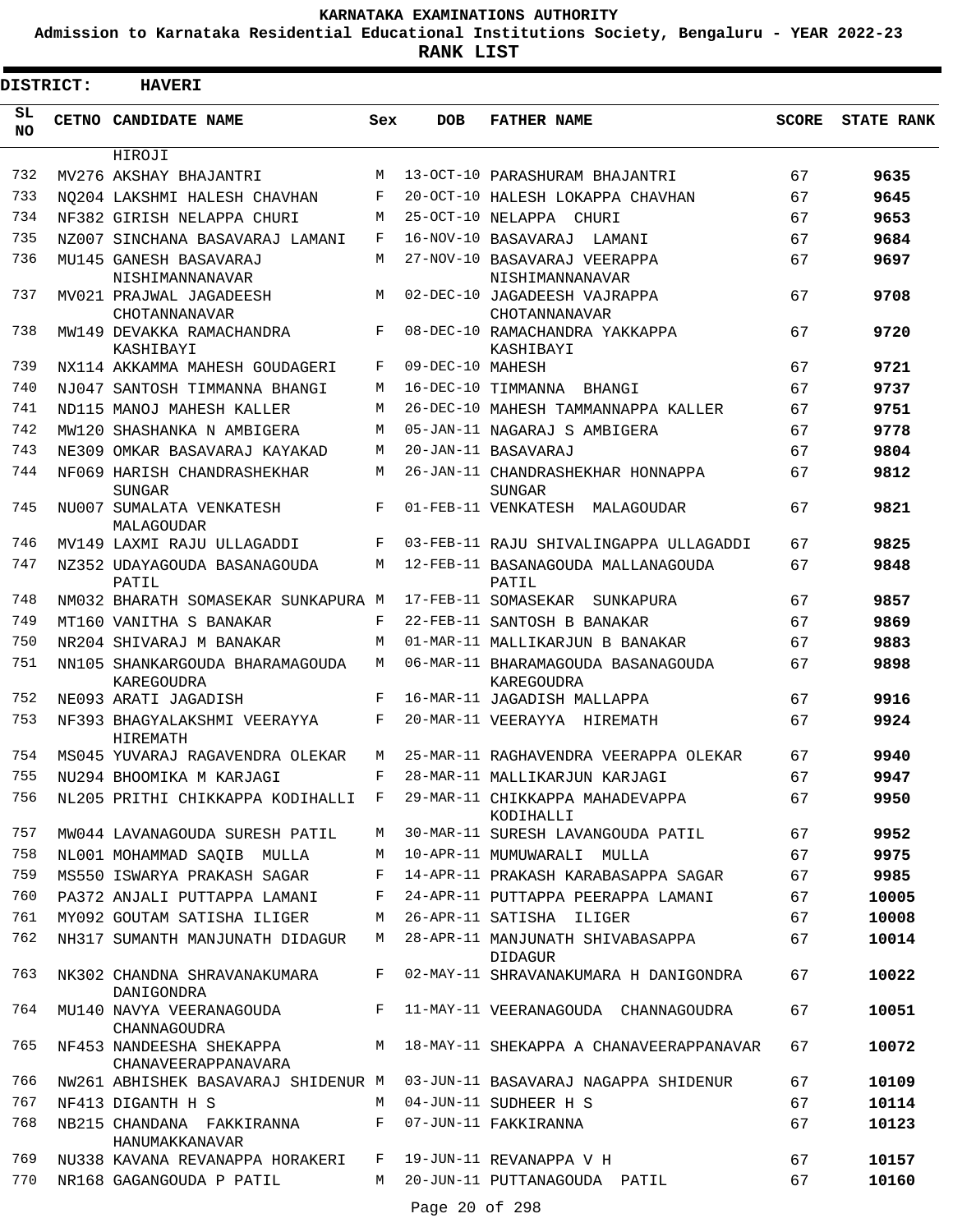# KARNATAKA EXAMINATIONS AUTHORITY

**Admission to Karnataka Residential Educational Institutions Society, Bengaluru - YEAR 2022-23**

**RANK LIST**

**DISTRICT: HAVERI**

| SL NO | CETNO | CANDIDATE NAME | Sex | DOB | FATHER NAME | SCORE | STATE RANK |
|---|---|---|---|---|---|---|---|
| | | HIROJI | | | | | |
| 732 | MV276 | AKSHAY BHAJANTRI | M | 13-OCT-10 | PARASHURAM BHAJANTRI | 67 | 9635 |
| 733 | NQ204 | LAKSHMI HALESH CHAVHAN | F | 20-OCT-10 | HALESH LOKAPPA CHAVHAN | 67 | 9645 |
| 734 | NF382 | GIRISH NELAPPA CHURI | M | 25-OCT-10 | NELAPPA CHURI | 67 | 9653 |
| 735 | NZ007 | SINCHANA BASAVARAJ LAMANI | F | 16-NOV-10 | BASAVARAJ LAMANI | 67 | 9684 |
| 736 | MU145 | GANESH BASAVARAJ NISHIMANNANAVAR | M | 27-NOV-10 | BASAVARAJ VEERAPPA NISHIMANNANAVAR | 67 | 9697 |
| 737 | MV021 | PRAJWAL JAGADEESH CHOTANNANAVAR | M | 02-DEC-10 | JAGADEESH VAJRAPPA CHOTANNANAVAR | 67 | 9708 |
| 738 | MW149 | DEVAKKA RAMACHANDRA KASHIBAYI | F | 08-DEC-10 | RAMACHANDRA YAKKAPPA KASHIBAYI | 67 | 9720 |
| 739 | NX114 | AKKAMMA MAHESH GOUDAGERI | F | 09-DEC-10 | MAHESH | 67 | 9721 |
| 740 | NJ047 | SANTOSH TIMMANNA BHANGI | M | 16-DEC-10 | TIMMANNA BHANGI | 67 | 9737 |
| 741 | ND115 | MANOJ MAHESH KALLER | M | 26-DEC-10 | MAHESH TAMMANNAPPA KALLER | 67 | 9751 |
| 742 | MW120 | SHASHANKA N AMBIGERA | M | 05-JAN-11 | NAGARAJ S AMBIGERA | 67 | 9778 |
| 743 | NE309 | OMKAR BASAVARAJ KAYAKAD | M | 20-JAN-11 | BASAVARAJ | 67 | 9804 |
| 744 | NF069 | HARISH CHANDRASHEKHAR SUNGAR | M | 26-JAN-11 | CHANDRASHEKHAR HONNAPPA SUNGAR | 67 | 9812 |
| 745 | NU007 | SUMALATA VENKATESH MALAGOUDAR | F | 01-FEB-11 | VENKATESH MALAGOUDAR | 67 | 9821 |
| 746 | MV149 | LAXMI RAJU ULLAGADDI | F | 03-FEB-11 | RAJU SHIVALINGAPPA ULLAGADDI | 67 | 9825 |
| 747 | NZ352 | UDAYAGOUDA BASANAGOUDA PATIL | M | 12-FEB-11 | BASANAGOUDA MALLANAGOUDA PATIL | 67 | 9848 |
| 748 | NM032 | BHARATH SOMASEKAR SUNKAPURA | M | 17-FEB-11 | SOMASEKAR SUNKAPURA | 67 | 9857 |
| 749 | MT160 | VANITHA S BANAKAR | F | 22-FEB-11 | SANTOSH B BANAKAR | 67 | 9869 |
| 750 | NR204 | SHIVARAJ M BANAKAR | M | 01-MAR-11 | MALLIKARJUN B BANAKAR | 67 | 9883 |
| 751 | NN105 | SHANKARGOUDA BHARAMAGOUDA KAREGOUDRA | M | 06-MAR-11 | BHARAMAGOUDA BASANAGOUDA KAREGOUDRA | 67 | 9898 |
| 752 | NE093 | ARATI JAGADISH | F | 16-MAR-11 | JAGADISH MALLAPPA | 67 | 9916 |
| 753 | NF393 | BHAGYALAKSHMI VEERAYYA HIREMATH | F | 20-MAR-11 | VEERAYYA HIREMATH | 67 | 9924 |
| 754 | MS045 | YUVARAJ RAGAVENDRA OLEKAR | M | 25-MAR-11 | RAGHAVENDRA VEERAPPA OLEKAR | 67 | 9940 |
| 755 | NU294 | BHOOMIKA M KARJAGI | F | 28-MAR-11 | MALLIKARJUN KARJAGI | 67 | 9947 |
| 756 | NL205 | PRITHI CHIKKAPPA KODIHALLI | F | 29-MAR-11 | CHIKKAPPA MAHADEVAPPA KODIHALLI | 67 | 9950 |
| 757 | MW044 | LAVANAGOUDA SURESH PATIL | M | 30-MAR-11 | SURESH LAVANGOUDA PATIL | 67 | 9952 |
| 758 | NL001 | MOHAMMAD SAQIB MULLA | M | 10-APR-11 | MUMUWARALI MULLA | 67 | 9975 |
| 759 | MS550 | ISWARYA PRAKASH SAGAR | F | 14-APR-11 | PRAKASH KARABASAPPA SAGAR | 67 | 9985 |
| 760 | PA372 | ANJALI PUTTAPPA LAMANI | F | 24-APR-11 | PUTTAPPA PEERAPPA LAMANI | 67 | 10005 |
| 761 | MY092 | GOUTAM SATISHA ILIGER | M | 26-APR-11 | SATISHA ILIGER | 67 | 10008 |
| 762 | NH317 | SUMANTH MANJUNATH DIDAGUR | M | 28-APR-11 | MANJUNATH SHIVABASAPPA DIDAGUR | 67 | 10014 |
| 763 | NK302 | CHANDNA SHRAVANAKUMARA DANIGONDRA | F | 02-MAY-11 | SHRAVANAKUMARA H DANIGONDRA | 67 | 10022 |
| 764 | MU140 | NAVYA VEERANAGOUDA CHANNAGOUDRA | F | 11-MAY-11 | VEERANAGOUDA CHANNAGOUDRA | 67 | 10051 |
| 765 | NF453 | NANDEESHA SHEKAPPA CHANAVEERAPPANAVARA | M | 18-MAY-11 | SHEKAPPA A CHANAVEERAPPANAVAR | 67 | 10072 |
| 766 | NW261 | ABHISHEK BASAVARAJ SHIDENUR | M | 03-JUN-11 | BASAVARAJ NAGAPPA SHIDENUR | 67 | 10109 |
| 767 | NF413 | DIGANTH H S | M | 04-JUN-11 | SUDHEER H S | 67 | 10114 |
| 768 | NB215 | CHANDANA FAKKIRANNA HANUMAKKANAVAR | F | 07-JUN-11 | FAKKIRANNA | 67 | 10123 |
| 769 | NU338 | KAVANA REVANAPPA HORAKERI | F | 19-JUN-11 | REVANAPPA V H | 67 | 10157 |
| 770 | NR168 | GAGANGOUDA P PATIL | M | 20-JUN-11 | PUTTANAGOUDA PATIL | 67 | 10160 |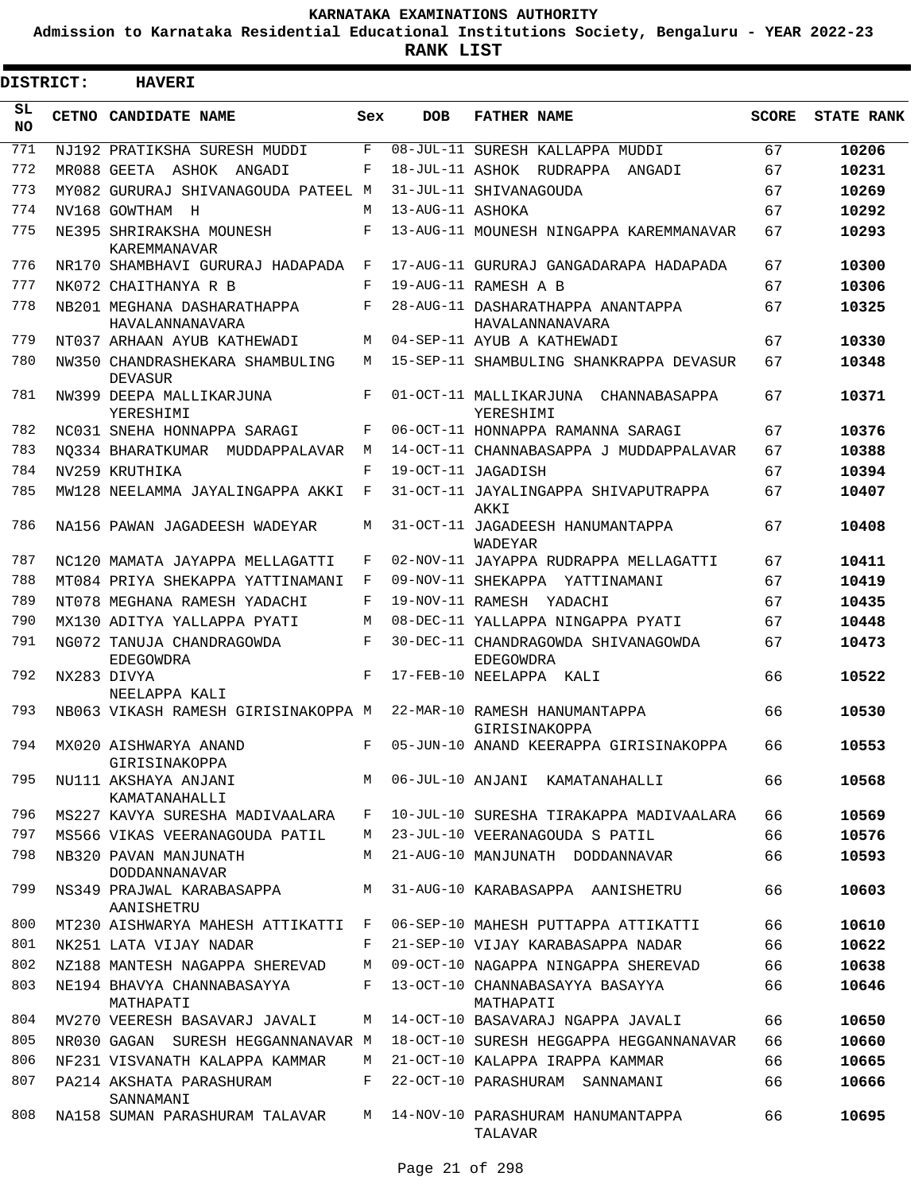KARNATAKA EXAMINATIONS AUTHORITY

Admission to Karnataka Residential Educational Institutions Society, Bengaluru - YEAR 2022-23

**RANK LIST**

**DISTRICT: HAVERI**

| SL NO | CETNO | CANDIDATE NAME | Sex | DOB | FATHER NAME | SCORE | STATE RANK |
|---|---|---|---|---|---|---|---|
| 771 | NJ192 | PRATIKSHA SURESH MUDDI | F | 08-JUL-11 | SURESH KALLAPPA MUDDI | 67 | **10206** |
| 772 | MR088 | GEETA ASHOK ANGADI | F | 18-JUL-11 | ASHOK RUDRAPPA ANGADI | 67 | **10231** |
| 773 | MY082 | GURURAJ SHIVANAGOUDA PATEEL | M | 31-JUL-11 | SHIVANAGOUDA | 67 | **10269** |
| 774 | NV168 | GOWTHAM H | M | 13-AUG-11 | ASHOKA | 67 | **10292** |
| 775 | NE395 | SHRIRAKSHA MOUNESH KAREMMANAVAR | F | 13-AUG-11 | MOUNESH NINGAPPA KAREMMANAVAR | 67 | **10293** |
| 776 | NR170 | SHAMBHAVI GURURAJ HADAPADA | F | 17-AUG-11 | GURURAJ GANGADARAPA HADAPADA | 67 | **10300** |
| 777 | NK072 | CHAITHANYA R B | F | 19-AUG-11 | RAMESH A B | 67 | **10306** |
| 778 | NB201 | MEGHANA DASHARATHAPPA HAVALANNANAVARA | F | 28-AUG-11 | DASHARATHAPPA ANANTAPPA HAVALANNANAVARA | 67 | **10325** |
| 779 | NT037 | ARHAAN AYUB KATHEWADI | M | 04-SEP-11 | AYUB A KATHEWADI | 67 | **10330** |
| 780 | NW350 | CHANDRASHEKARA SHAMBULING DEVASUR | M | 15-SEP-11 | SHAMBULING SHANKRAPPA DEVASUR | 67 | **10348** |
| 781 | NW399 | DEEPA MALLIKARJUNA YERESHIMI | F | 01-OCT-11 | MALLIKARJUNA CHANNABASAPPA YERESHIMI | 67 | **10371** |
| 782 | NC031 | SNEHA HONNAPPA SARAGI | F | 06-OCT-11 | HONNAPPA RAMANNA SARAGI | 67 | **10376** |
| 783 | NQ334 | BHARATKUMAR MUDDAPPALAVAR | M | 14-OCT-11 | CHANNABASAPPA J MUDDAPPALAVAR | 67 | **10388** |
| 784 | NV259 | KRUTHIKA | F | 19-OCT-11 | JAGADISH | 67 | **10394** |
| 785 | MW128 | NEELAMMA JAYALINGAPPA AKKI | F | 31-OCT-11 | JAYALINGAPPA SHIVAPUTRAPPA AKKI | 67 | **10407** |
| 786 | NA156 | PAWAN JAGADEESH WADEYAR | M | 31-OCT-11 | JAGADEESH HANUMANTAPPA WADEYAR | 67 | **10408** |
| 787 | NC120 | MAMATA JAYAPPA MELLAGATTI | F | 02-NOV-11 | JAYAPPA RUDRAPPA MELLAGATTI | 67 | **10411** |
| 788 | MT084 | PRIYA SHEKAPPA YATTINAMANI | F | 09-NOV-11 | SHEKAPPA YATTINAMANI | 67 | **10419** |
| 789 | NT078 | MEGHANA RAMESH YADACHI | F | 19-NOV-11 | RAMESH YADACHI | 67 | **10435** |
| 790 | MX130 | ADITYA YALLAPPA PYATI | M | 08-DEC-11 | YALLAPPA NINGAPPA PYATI | 67 | **10448** |
| 791 | NG072 | TANUJA CHANDRAGOWDA EDEGOWDRA | F | 30-DEC-11 | CHANDRAGOWDA SHIVANAGOWDA EDEGOWDRA | 67 | **10473** |
| 792 | NX283 | DIVYA NEELAPPA KALI | F | 17-FEB-10 | NEELAPPA KALI | 66 | **10522** |
| 793 | NB063 | VIKASH RAMESH GIRISINAKOPPA | M | 22-MAR-10 | RAMESH HANUMANTAPPA GIRISINAKOPPA | 66 | **10530** |
| 794 | MX020 | AISHWARYA ANAND GIRISINAKOPPA | F | 05-JUN-10 | ANAND KEERAPPA GIRISINAKOPPA | 66 | **10553** |
| 795 | NU111 | AKSHAYA ANJANI KAMATANAHALLI | M | 06-JUL-10 | ANJANI KAMATANAHALLI | 66 | **10568** |
| 796 | MS227 | KAVYA SURESHA MADIVAALARA | F | 10-JUL-10 | SURESHA TIRAKAPPA MADIVAALARA | 66 | **10569** |
| 797 | MS566 | VIKAS VEERANAGOUDA PATIL | M | 23-JUL-10 | VEERANAGOUDA S PATIL | 66 | **10576** |
| 798 | NB320 | PAVAN MANJUNATH DODDANNAVAR | M | 21-AUG-10 | MANJUNATH DODDANNAVAR | 66 | **10593** |
| 799 | NS349 | PRAJWAL KARABASAPPA AANISHETRU | M | 31-AUG-10 | KARABASAPPA AANISHETRU | 66 | **10603** |
| 800 | MT230 | AISHWARYA MAHESH ATTIKATTI | F | 06-SEP-10 | MAHESH PUTTAPPA ATTIKATTI | 66 | **10610** |
| 801 | NK251 | LATA VIJAY NADAR | F | 21-SEP-10 | VIJAY KARABASAPPA NADAR | 66 | **10622** |
| 802 | NZ188 | MANTESH NAGAPPA SHEREVAD | M | 09-OCT-10 | NAGAPPA NINGAPPA SHEREVAD | 66 | **10638** |
| 803 | NE194 | BHAVYA CHANNABASAYYA MATHAPATI | F | 13-OCT-10 | CHANNABASAYYA BASAYYA MATHAPATI | 66 | **10646** |
| 804 | MV270 | VEERESH BASAVARJ JAVALI | M | 14-OCT-10 | BASAVARAJ NGAPPA JAVALI | 66 | **10650** |
| 805 | NR030 | GAGAN SURESH HEGGANNANAVAR | M | 18-OCT-10 | SURESH HEGGAPPA HEGGANNANAVAR | 66 | **10660** |
| 806 | NF231 | VISVANATH KALAPPA KAMMAR | M | 21-OCT-10 | KALAPPA IRAPPA KAMMAR | 66 | **10665** |
| 807 | PA214 | AKSHATA PARASHURAM SANNAMANI | F | 22-OCT-10 | PARASHURAM SANNAMANI | 66 | **10666** |
| 808 | NA158 | SUMAN PARASHURAM TALAVAR | M | 14-NOV-10 | PARASHURAM HANUMANTAPPA TALAVAR | 66 | **10695** |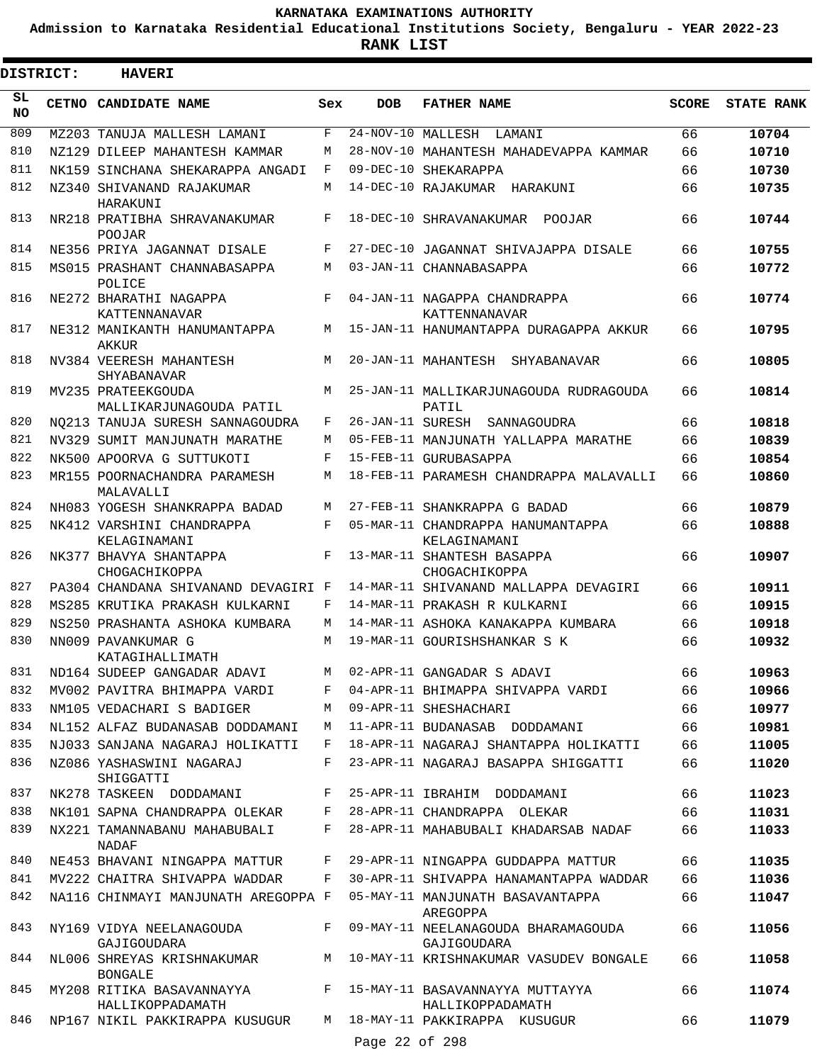# KARNATAKA EXAMINATIONS AUTHORITY

**Admission to Karnataka Residential Educational Institutions Society, Bengaluru - YEAR 2022-23**

**RANK LIST**

**DISTRICT: HAVERI**

| SL NO | CETNO | CANDIDATE NAME | Sex | DOB | FATHER NAME | SCORE | STATE RANK |
|---|---|---|---|---|---|---|---|
| 809 | MZ203 | TANUJA MALLESH LAMANI | F | 24-NOV-10 | MALLESH LAMANI | 66 | 10704 |
| 810 | NZ129 | DILEEP MAHANTESH KAMMAR | M | 28-NOV-10 | MAHANTESH MAHADEVAPPA KAMMAR | 66 | 10710 |
| 811 | NK159 | SINCHANA SHEKARAPPA ANGADI | F | 09-DEC-10 | SHEKARAPPA | 66 | 10730 |
| 812 | NZ340 | SHIVANAND RAJAKUMAR HARAKUNI | M | 14-DEC-10 | RAJAKUMAR HARAKUNI | 66 | 10735 |
| 813 | NR218 | PRATIBHA SHRAVANAKUMAR POOJAR | F | 18-DEC-10 | SHRAVANAKUMAR POOJAR | 66 | 10744 |
| 814 | NE356 | PRIYA JAGANNAT DISALE | F | 27-DEC-10 | JAGANNAT SHIVAJAPPA DISALE | 66 | 10755 |
| 815 | MS015 | PRASHANT CHANNABASAPPA POLICE | M | 03-JAN-11 | CHANNABASAPPA | 66 | 10772 |
| 816 | NE272 | BHARATHI NAGAPPA KATTENNANAVAR | F | 04-JAN-11 | NAGAPPA CHANDRAPPA KATTENNANAVAR | 66 | 10774 |
| 817 | NE312 | MANIKANTH HANUMANTAPPA AKKUR | M | 15-JAN-11 | HANUMANTAPPA DURAGAPPA AKKUR | 66 | 10795 |
| 818 | NV384 | VEERESH MAHANTESH SHYABANAVAR | M | 20-JAN-11 | MAHANTESH SHYABANAVAR | 66 | 10805 |
| 819 | MV235 | PRATEEKGOUDA MALLIKARJUNAGOUDA PATIL | M | 25-JAN-11 | MALLIKARJUNAGOUDA RUDRAGOUDA PATIL | 66 | 10814 |
| 820 | NQ213 | TANUJA SURESH SANNAGOUDRA | F | 26-JAN-11 | SURESH SANNAGOUDRA | 66 | 10818 |
| 821 | NV329 | SUMIT MANJUNATH MARATHE | M | 05-FEB-11 | MANJUNATH YALLAPPA MARATHE | 66 | 10839 |
| 822 | NK500 | APOORVA G SUTTUKOTI | F | 15-FEB-11 | GURUBASAPPA | 66 | 10854 |
| 823 | MR155 | POORNACHANDRA PARAMESH MALAVALLI | M | 18-FEB-11 | PARAMESH CHANDRAPPA MALAVALLI | 66 | 10860 |
| 824 | NH083 | YOGESH SHANKRAPPA BADAD | M | 27-FEB-11 | SHANKRAPPA G BADAD | 66 | 10879 |
| 825 | NK412 | VARSHINI CHANDRAPPA KELAGINAMANI | F | 05-MAR-11 | CHANDRAPPA HANUMANTAPPA KELAGINAMANI | 66 | 10888 |
| 826 | NK377 | BHAVYA SHANTAPPA CHOGACHIKOPPA | F | 13-MAR-11 | SHANTESH BASAPPA CHOGACHIKOPPA | 66 | 10907 |
| 827 | PA304 | CHANDANA SHIVANAND DEVAGIRI | F | 14-MAR-11 | SHIVANAND MALLAPPA DEVAGIRI | 66 | 10911 |
| 828 | MS285 | KRUTIKA PRAKASH KULKARNI | F | 14-MAR-11 | PRAKASH R KULKARNI | 66 | 10915 |
| 829 | NS250 | PRASHANTA ASHOKA KUMBARA | M | 14-MAR-11 | ASHOKA KANAKAPPA KUMBARA | 66 | 10918 |
| 830 | NN009 | PAVANKUMAR G KATAGIHALLIMATH | M | 19-MAR-11 | GOURISHSHANKAR S K | 66 | 10932 |
| 831 | ND164 | SUDEEP GANGADAR ADAVI | M | 02-APR-11 | GANGADAR S ADAVI | 66 | 10963 |
| 832 | MV002 | PAVITRA BHIMAPPA VARDI | F | 04-APR-11 | BHIMAPPA SHIVAPPA VARDI | 66 | 10966 |
| 833 | NM105 | VEDACHARI S BADIGER | M | 09-APR-11 | SHESHACHARI | 66 | 10977 |
| 834 | NL152 | ALFAZ BUDANASAB DODDAMANI | M | 11-APR-11 | BUDANASAB DODDAMANI | 66 | 10981 |
| 835 | NJ033 | SANJANA NAGARAJ HOLIKATTI | F | 18-APR-11 | NAGARAJ SHANTAPPA HOLIKATTI | 66 | 11005 |
| 836 | NZ086 | YASHASWINI NAGARAJ SHIGGATTI | F | 23-APR-11 | NAGARAJ BASAPPA SHIGGATTI | 66 | 11020 |
| 837 | NK278 | TASKEEN DODDAMANI | F | 25-APR-11 | IBRAHIM DODDAMANI | 66 | 11023 |
| 838 | NK101 | SAPNA CHANDRAPPA OLEKAR | F | 28-APR-11 | CHANDRAPPA OLEKAR | 66 | 11031 |
| 839 | NX221 | TAMANNABANU MAHABUBALI NADAF | F | 28-APR-11 | MAHABUBALI KHADARSAB NADAF | 66 | 11033 |
| 840 | NE453 | BHAVANI NINGAPPA MATTUR | F | 29-APR-11 | NINGAPPA GUDDAPPA MATTUR | 66 | 11035 |
| 841 | MV222 | CHAITRA SHIVAPPA WADDAR | F | 30-APR-11 | SHIVAPPA HANAMANTAPPA WADDAR | 66 | 11036 |
| 842 | NA116 | CHINMAYI MANJUNATH AREGOPPA | F | 05-MAY-11 | MANJUNATH BASAVANTAPPA AREGOPPA | 66 | 11047 |
| 843 | NY169 | VIDYA NEELANAGOUDA GAJIGOUDARA | F | 09-MAY-11 | NEELANAGOUDA BHARAMAGOUDA GAJIGOUDARA | 66 | 11056 |
| 844 | NL006 | SHREYAS KRISHNAKUMAR BONGALE | M | 10-MAY-11 | KRISHNAKUMAR VASUDEV BONGALE | 66 | 11058 |
| 845 | MY208 | RITIKA BASAVANNAYYA HALLIKOPPADAMATH | F | 15-MAY-11 | BASAVANNAYYA MUTTAYYA HALLIKOPPADAMATH | 66 | 11074 |
| 846 | NP167 | NIKIL PAKKIRAPPA KUSUGUR | M | 18-MAY-11 | PAKKIRAPPA KUSUGUR | 66 | 11079 |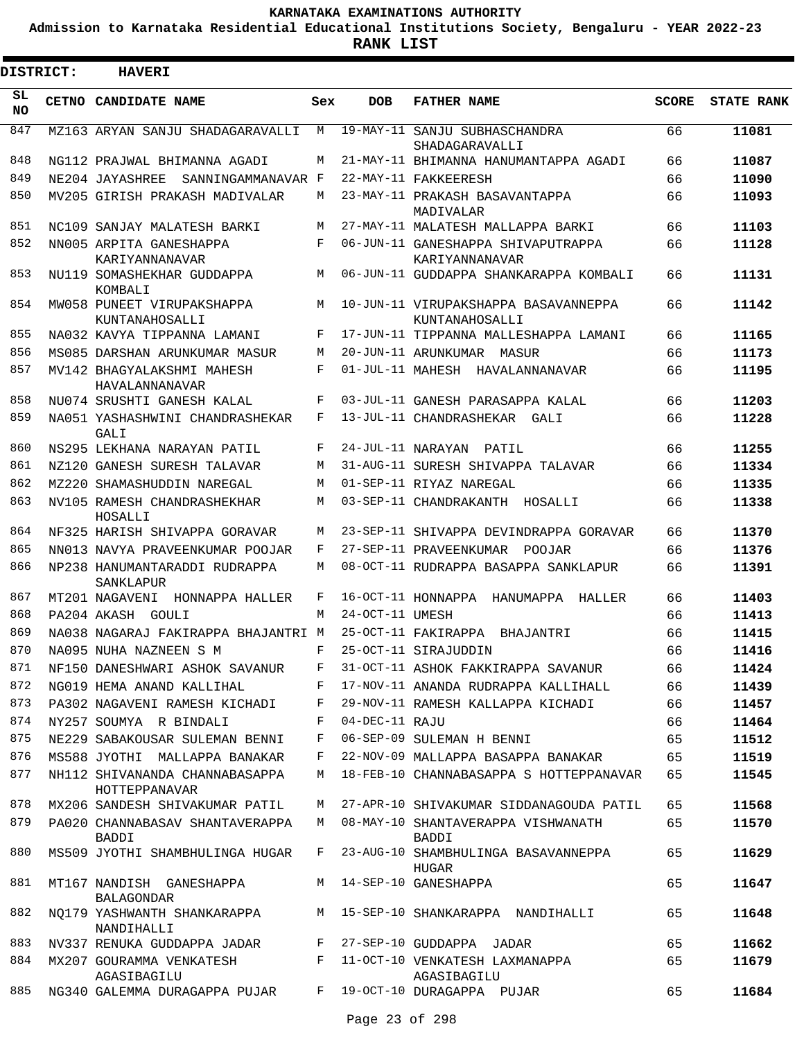**KARNATAKA EXAMINATIONS AUTHORITY**

**Admission to Karnataka Residential Educational Institutions Society, Bengaluru - YEAR 2022-23**

**RANK LIST**

**DISTRICT: HAVERI**

| SL NO | CETNO | CANDIDATE NAME | Sex | DOB | FATHER NAME | SCORE | STATE RANK |
|---|---|---|---|---|---|---|---|
| 847 | MZ163 | ARYAN SANJU SHADAGARAVALLI | M | 19-MAY-11 | SANJU SUBHASCHANDRA SHADAGARAVALLI | 66 | 11081 |
| 848 | NG112 | PRAJWAL BHIMANNA AGADI | M | 21-MAY-11 | BHIMANNA HANUMANTAPPA AGADI | 66 | 11087 |
| 849 | NE204 | JAYASHREE SANNINGAMMANAVAR | F | 22-MAY-11 | FAKKEERESH | 66 | 11090 |
| 850 | MV205 | GIRISH PRAKASH MADIVALAR | M | 23-MAY-11 | PRAKASH BASAVANTAPPA MADIVALAR | 66 | 11093 |
| 851 | NC109 | SANJAY MALATESH BARKI | M | 27-MAY-11 | MALATESH MALLAPPA BARKI | 66 | 11103 |
| 852 | NN005 | ARPITA GANESHAPPA KARIYANNANAVAR | F | 06-JUN-11 | GANESHAPPA SHIVAPUTRAPPA KARIYANNANAVAR | 66 | 11128 |
| 853 | NU119 | SOMASHEKHAR GUDDAPPA KOMBALI | M | 06-JUN-11 | GUDDAPPA SHANKARAPPA KOMBALI | 66 | 11131 |
| 854 | MW058 | PUNEET VIRUPAKSHAPPA KUNTANAHOSALLI | M | 10-JUN-11 | VIRUPAKSHAPPA BASAVANNEPPA KUNTANAHOSALLI | 66 | 11142 |
| 855 | NA032 | KAVYA TIPPANNA LAMANI | F | 17-JUN-11 | TIPPANNA MALLESHAPPA LAMANI | 66 | 11165 |
| 856 | MS085 | DARSHAN ARUNKUMAR MASUR | M | 20-JUN-11 | ARUNKUMAR MASUR | 66 | 11173 |
| 857 | MV142 | BHAGYALAKSHMI MAHESH HAVALANNANAVAR | F | 01-JUL-11 | MAHESH HAVALANNANAVAR | 66 | 11195 |
| 858 | NU074 | SRUSHTI GANESH KALAL | F | 03-JUL-11 | GANESH PARASAPPA KALAL | 66 | 11203 |
| 859 | NA051 | YASHASHWINI CHANDRASHEKAR GALI | F | 13-JUL-11 | CHANDRASHEKAR GALI | 66 | 11228 |
| 860 | NS295 | LEKHANA NARAYAN PATIL | F | 24-JUL-11 | NARAYAN PATIL | 66 | 11255 |
| 861 | NZ120 | GANESH SURESH TALAVAR | M | 31-AUG-11 | SURESH SHIVAPPA TALAVAR | 66 | 11334 |
| 862 | MZ220 | SHAMASHUDDIN NAREGAL | M | 01-SEP-11 | RIYAZ NAREGAL | 66 | 11335 |
| 863 | NV105 | RAMESH CHANDRASHEKHAR HOSALLI | M | 03-SEP-11 | CHANDRAKANTH HOSALLI | 66 | 11338 |
| 864 | NF325 | HARISH SHIVAPPA GORAVAR | M | 23-SEP-11 | SHIVAPPA DEVINDRAPPA GORAVAR | 66 | 11370 |
| 865 | NN013 | NAVYA PRAVEENKUMAR POOJAR | F | 27-SEP-11 | PRAVEENKUMAR POOJAR | 66 | 11376 |
| 866 | NP238 | HANUMANTARADDI RUDRAPPA SANKLAPUR | M | 08-OCT-11 | RUDRAPPA BASAPPA SANKLAPUR | 66 | 11391 |
| 867 | MT201 | NAGAVENI HONNAPPA HALLER | F | 16-OCT-11 | HONNAPPA HANUMAPPA HALLER | 66 | 11403 |
| 868 | PA204 | AKASH GOULI | M | 24-OCT-11 | UMESH | 66 | 11413 |
| 869 | NA038 | NAGARAJ FAKIRAPPA BHAJANTRI | M | 25-OCT-11 | FAKIRAPPA BHAJANTRI | 66 | 11415 |
| 870 | NA095 | NUHA NAZNEEN S M | F | 25-OCT-11 | SIRAJUDDIN | 66 | 11416 |
| 871 | NF150 | DANESHWARI ASHOK SAVANUR | F | 31-OCT-11 | ASHOK FAKKIRAPPA SAVANUR | 66 | 11424 |
| 872 | NG019 | HEMA ANAND KALLIHAL | F | 17-NOV-11 | ANANDA RUDRAPPA KALLIHALL | 66 | 11439 |
| 873 | PA302 | NAGAVENI RAMESH KICHADI | F | 29-NOV-11 | RAMESH KALLAPPA KICHADI | 66 | 11457 |
| 874 | NY257 | SOUMYA R BINDALI | F | 04-DEC-11 | RAJU | 66 | 11464 |
| 875 | NE229 | SABAKOUSAR SULEMAN BENNI | F | 06-SEP-09 | SULEMAN H BENNI | 65 | 11512 |
| 876 | MS588 | JYOTHI MALLAPPA BANAKAR | F | 22-NOV-09 | MALLAPPA BASAPPA BANAKAR | 65 | 11519 |
| 877 | NH112 | SHIVANANDA CHANNABASAPPA HOTTEPPANAVAR | M | 18-FEB-10 | CHANNABASAPPA S HOTTEPPANAVAR | 65 | 11545 |
| 878 | MX206 | SANDESH SHIVAKUMAR PATIL | M | 27-APR-10 | SHIVAKUMAR SIDDANAGOUDA PATIL | 65 | 11568 |
| 879 | PA020 | CHANNABASAV SHANTAVERAPPA BADDI | M | 08-MAY-10 | SHANTAVERAPPA VISHWANATH BADDI | 65 | 11570 |
| 880 | MS509 | JYOTHI SHAMBHULINGA HUGAR | F | 23-AUG-10 | SHAMBHULINGA BASAVANNEPPA HUGAR | 65 | 11629 |
| 881 | MT167 | NANDISH GANESHAPPA BALAGONDAR | M | 14-SEP-10 | GANESHAPPA | 65 | 11647 |
| 882 | NQ179 | YASHWANTH SHANKARAPPA NANDIHALLI | M | 15-SEP-10 | SHANKARAPPA NANDIHALLI | 65 | 11648 |
| 883 | NV337 | RENUKA GUDDAPPA JADAR | F | 27-SEP-10 | GUDDAPPA JADAR | 65 | 11662 |
| 884 | MX207 | GOURAMMA VENKATESH AGASIBAGILU | F | 11-OCT-10 | VENKATESH LAXMANAPPA AGASIBAGILU | 65 | 11679 |
| 885 | NG340 | GALEMMA DURAGAPPA PUJAR | F | 19-OCT-10 | DURAGAPPA PUJAR | 65 | 11684 |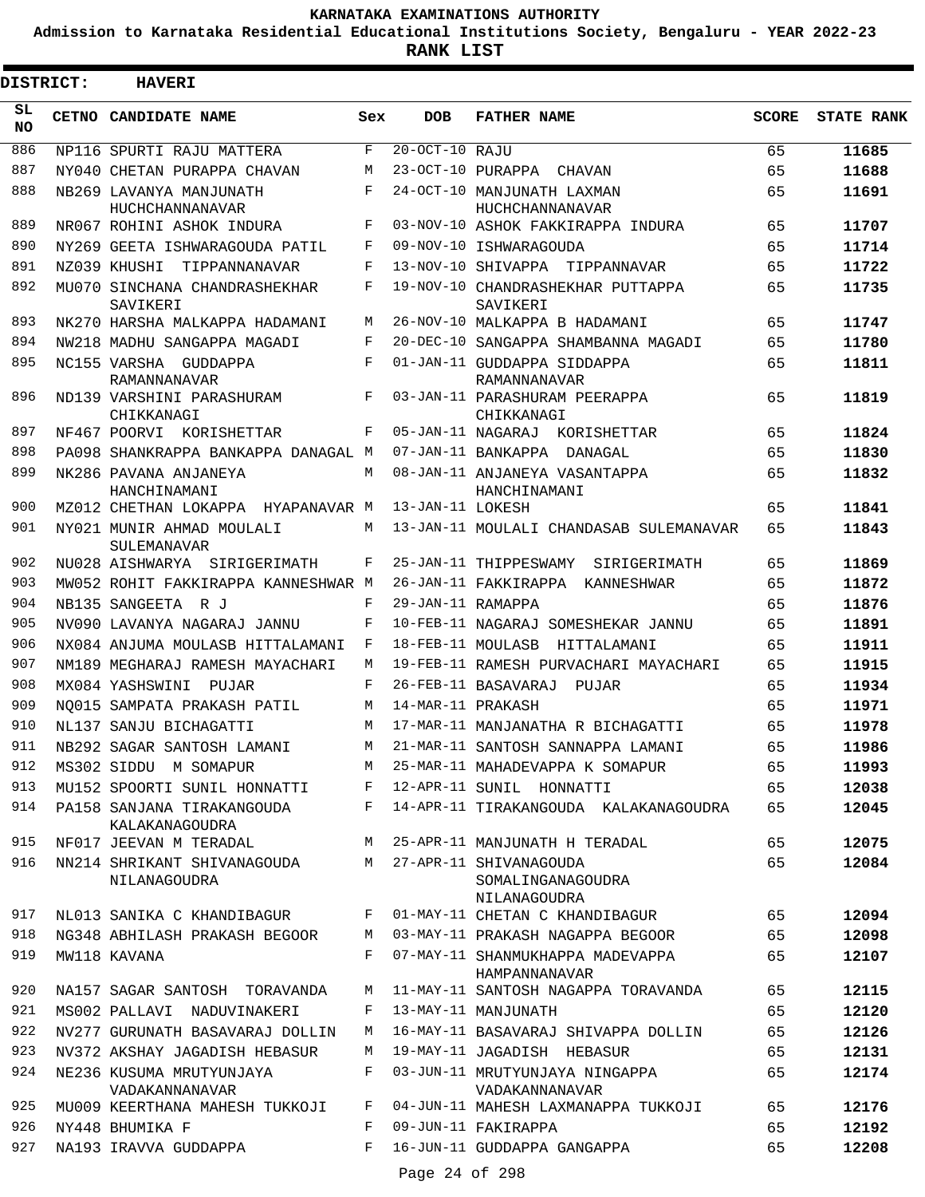# KARNATAKA EXAMINATIONS AUTHORITY

**Admission to Karnataka Residential Educational Institutions Society, Bengaluru - YEAR 2022-23**

**RANK LIST**

**DISTRICT: HAVERI**

| SL NO | CETNO | CANDIDATE NAME | Sex | DOB | FATHER NAME | SCORE | STATE RANK |
|---|---|---|---|---|---|---|---|
| 886 | NP116 | SPURTI RAJU MATTERA | F | 20-OCT-10 | RAJU | 65 | 11685 |
| 887 | NY040 | CHETAN PURAPPA CHAVAN | M | 23-OCT-10 | PURAPPA CHAVAN | 65 | 11688 |
| 888 | NB269 | LAVANYA MANJUNATH HUCHCHANNANAVAR | F | 24-OCT-10 | MANJUNATH LAXMAN HUCHCHANNANAVAR | 65 | 11691 |
| 889 | NR067 | ROHINI ASHOK INDURA | F | 03-NOV-10 | ASHOK FAKKIRAPPA INDURA | 65 | 11707 |
| 890 | NY269 | GEETA ISHWARAGOUDA PATIL | F | 09-NOV-10 | ISHWARAGOUDA | 65 | 11714 |
| 891 | NZ039 | KHUSHI TIPPANNANAVAR | F | 13-NOV-10 | SHIVAPPA TIPPANNAVAR | 65 | 11722 |
| 892 | MU070 | SINCHANA CHANDRASHEKHAR SAVIKERI | F | 19-NOV-10 | CHANDRASHEKHAR PUTTAPPA SAVIKERI | 65 | 11735 |
| 893 | NK270 | HARSHA MALKAPPA HADAMANI | M | 26-NOV-10 | MALKAPPA B HADAMANI | 65 | 11747 |
| 894 | NW218 | MADHU SANGAPPA MAGADI | F | 20-DEC-10 | SANGAPPA SHAMBANNA MAGADI | 65 | 11780 |
| 895 | NC155 | VARSHA GUDDAPPA RAMANNANAVAR | F | 01-JAN-11 | GUDDAPPA SIDDAPPA RAMANNANAVAR | 65 | 11811 |
| 896 | ND139 | VARSHINI PARASHURAM CHIKKANAGI | F | 03-JAN-11 | PARASHURAM PEERAPPA CHIKKANAGI | 65 | 11819 |
| 897 | NF467 | POORVI KORISHETTAR | F | 05-JAN-11 | NAGARAJ KORISHETTAR | 65 | 11824 |
| 898 | PA098 | SHANKRAPPA BANKAPPA DANAGAL | M | 07-JAN-11 | BANKAPPA DANAGAL | 65 | 11830 |
| 899 | NK286 | PAVANA ANJANEYA HANCHINAMANI | M | 08-JAN-11 | ANJANEYA VASANTAPPA HANCHINAMANI | 65 | 11832 |
| 900 | MZ012 | CHETHAN LOKAPPA HYAPANAVAR | M | 13-JAN-11 | LOKESH | 65 | 11841 |
| 901 | NY021 | MUNIR AHMAD MOULALI SULEMANAVAR | M | 13-JAN-11 | MOULALI CHANDASAB SULEMANAVAR | 65 | 11843 |
| 902 | NU028 | AISHWARYA SIRIGERIMATH | F | 25-JAN-11 | THIPPESWAMY SIRIGERIMATH | 65 | 11869 |
| 903 | MW052 | ROHIT FAKKIRAPPA KANNESHWAR | M | 26-JAN-11 | FAKKIRAPPA KANNESHWAR | 65 | 11872 |
| 904 | NB135 | SANGEETA R J | F | 29-JAN-11 | RAMAPPA | 65 | 11876 |
| 905 | NV090 | LAVANYA NAGARAJ JANNU | F | 10-FEB-11 | NAGARAJ SOMESHEKAR JANNU | 65 | 11891 |
| 906 | NX084 | ANJUMA MOULASB HITTALAMANI | F | 18-FEB-11 | MOULASB HITTALAMANI | 65 | 11911 |
| 907 | NM189 | MEGHARAJ RAMESH MAYACHARI | M | 19-FEB-11 | RAMESH PURVACHARI MAYACHARI | 65 | 11915 |
| 908 | MX084 | YASHSWINI PUJAR | F | 26-FEB-11 | BASAVARAJ PUJAR | 65 | 11934 |
| 909 | NQ015 | SAMPATA PRAKASH PATIL | M | 14-MAR-11 | PRAKASH | 65 | 11971 |
| 910 | NL137 | SANJU BICHAGATTI | M | 17-MAR-11 | MANJANATHA R BICHAGATTI | 65 | 11978 |
| 911 | NB292 | SAGAR SANTOSH LAMANI | M | 21-MAR-11 | SANTOSH SANNAPPA LAMANI | 65 | 11986 |
| 912 | MS302 | SIDDU M SOMAPUR | M | 25-MAR-11 | MAHADEVAPPA K SOMAPUR | 65 | 11993 |
| 913 | MU152 | SPOORTI SUNIL HONNATTI | F | 12-APR-11 | SUNIL HONNATTI | 65 | 12038 |
| 914 | PA158 | SANJANA TIRAKANGOUDA KALAKANAGOUDRA | F | 14-APR-11 | TIRAKANGOUDA KALAKANAGOUDRA | 65 | 12045 |
| 915 | NF017 | JEEVAN M TERADAL | M | 25-APR-11 | MANJUNATH H TERADAL | 65 | 12075 |
| 916 | NN214 | SHRIKANT SHIVANAGOUDA NILANAGOUDRA | M | 27-APR-11 | SHIVANAGOUDA SOMALINGANAGOUDRA NILANAGOUDRA | 65 | 12084 |
| 917 | NL013 | SANIKA C KHANDIBAGUR | F | 01-MAY-11 | CHETAN C KHANDIBAGUR | 65 | 12094 |
| 918 | NG348 | ABHILASH PRAKASH BEGOOR | M | 03-MAY-11 | PRAKASH NAGAPPA BEGOOR | 65 | 12098 |
| 919 | MW118 | KAVANA | F | 07-MAY-11 | SHANMUKHAPPA MADEVAPPA HAMPANNANAVAR | 65 | 12107 |
| 920 | NA157 | SAGAR SANTOSH TORAVANDA | M | 11-MAY-11 | SANTOSH NAGAPPA TORAVANDA | 65 | 12115 |
| 921 | MS002 | PALLAVI NADUVINAKERI | F | 13-MAY-11 | MANJUNATH | 65 | 12120 |
| 922 | NV277 | GURUNATH BASAVARAJ DOLLIN | M | 16-MAY-11 | BASAVARAJ SHIVAPPA DOLLIN | 65 | 12126 |
| 923 | NV372 | AKSHAY JAGADISH HEBASUR | M | 19-MAY-11 | JAGADISH HEBASUR | 65 | 12131 |
| 924 | NE236 | KUSUMA MRUTYUNJAYA VADAKANNANAVAR | F | 03-JUN-11 | MRUTYUNJAYA NINGAPPA VADAKANNANAVAR | 65 | 12174 |
| 925 | MU009 | KEERTHANA MAHESH TUKKOJI | F | 04-JUN-11 | MAHESH LAXMANAPPA TUKKOJI | 65 | 12176 |
| 926 | NY448 | BHUMIKA F | F | 09-JUN-11 | FAKIRAPPA | 65 | 12192 |
| 927 | NA193 | IRAVVA GUDDAPPA | F | 16-JUN-11 | GUDDAPPA GANGAPPA | 65 | 12208 |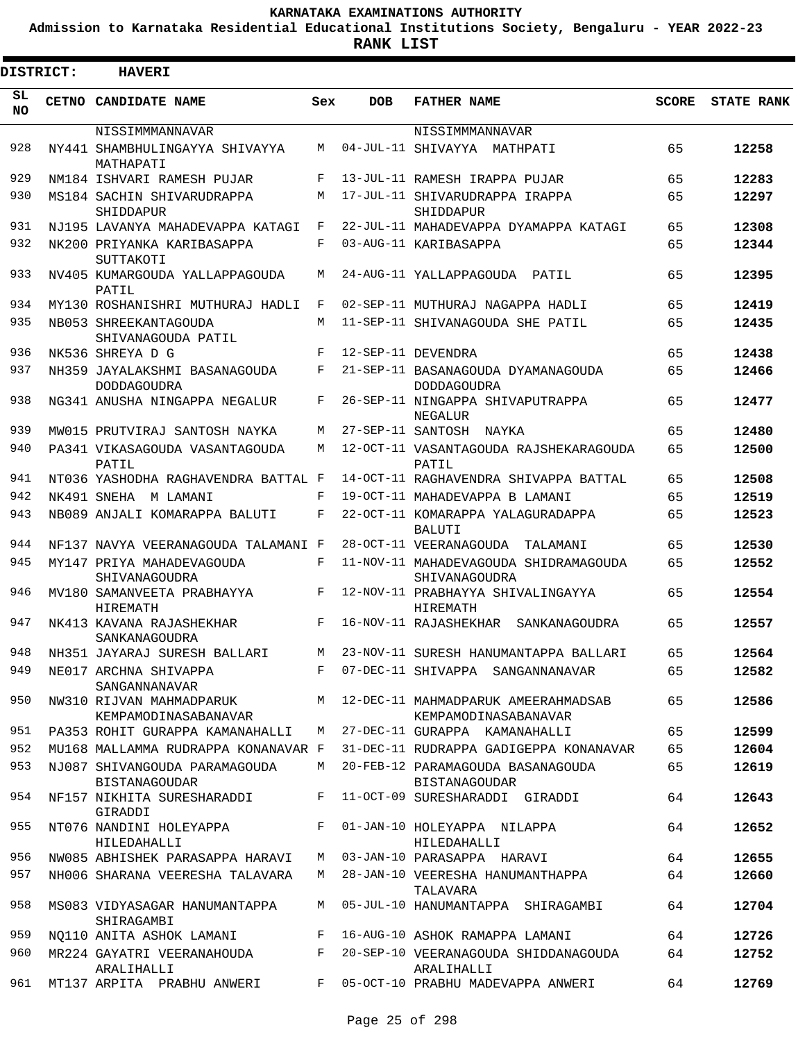KARNATAKA EXAMINATIONS AUTHORITY

Admission to Karnataka Residential Educational Institutions Society, Bengaluru - YEAR 2022-23

**RANK LIST**

**DISTRICT: HAVERI**

| SL NO | CETNO | CANDIDATE NAME | Sex | DOB | FATHER NAME | SCORE | STATE RANK |
|---|---|---|---|---|---|---|---|
| | | NISSIMMMANNAVAR | | | NISSIMMMANNAVAR | | |
| 928 | NY441 | SHAMBHULINGAYYA SHIVAYYA MATHAPATI | M | 04-JUL-11 | SHIVAYYA MATHPATI | 65 | **12258** |
| 929 | NM184 | ISHVARI RAMESH PUJAR | F | 13-JUL-11 | RAMESH IRAPPA PUJAR | 65 | **12283** |
| 930 | MS184 | SACHIN SHIVARUDRAPPA SHIDDAPUR | M | 17-JUL-11 | SHIVARUDRAPPA IRAPPA SHIDDAPUR | 65 | **12297** |
| 931 | NJ195 | LAVANYA MAHADEVAPPA KATAGI | F | 22-JUL-11 | MAHADEVAPPA DYAMAPPA KATAGI | 65 | **12308** |
| 932 | NK200 | PRIYANKA KARIBASAPPA SUTTAKOTI | F | 03-AUG-11 | KARIBASAPPA | 65 | **12344** |
| 933 | NV405 | KUMARGOUDA YALLAPPAGOUDA PATIL | M | 24-AUG-11 | YALLAPPAGOUDA PATIL | 65 | **12395** |
| 934 | MY130 | ROSHANISHRI MUTHURAJ HADLI | F | 02-SEP-11 | MUTHURAJ NAGAPPA HADLI | 65 | **12419** |
| 935 | NB053 | SHREEKANTAGOUDA SHIVANAGOUDA PATIL | M | 11-SEP-11 | SHIVANAGOUDA SHE PATIL | 65 | **12435** |
| 936 | NK536 | SHREYA D G | F | 12-SEP-11 | DEVENDRA | 65 | **12438** |
| 937 | NH359 | JAYALAKSHMI BASANAGOUDA DODDAGOUDRA | F | 21-SEP-11 | BASANAGOUDA DYAMANAGOUDA DODDAGOUDRA | 65 | **12466** |
| 938 | NG341 | ANUSHA NINGAPPA NEGALUR | F | 26-SEP-11 | NINGAPPA SHIVAPUTRAPPA NEGALUR | 65 | **12477** |
| 939 | MW015 | PRUTVIRAJ SANTOSH NAYKA | M | 27-SEP-11 | SANTOSH NAYKA | 65 | **12480** |
| 940 | PA341 | VIKASAGOUDA VASANTAGOUDA PATIL | M | 12-OCT-11 | VASANTAGOUDA RAJSHEKARAGOUDA PATIL | 65 | **12500** |
| 941 | NT036 | YASHODHA RAGHAVENDRA BATTAL | F | 14-OCT-11 | RAGHAVENDRA SHIVAPPA BATTAL | 65 | **12508** |
| 942 | NK491 | SNEHA M LAMANI | F | 19-OCT-11 | MAHADEVAPPA B LAMANI | 65 | **12519** |
| 943 | NB089 | ANJALI KOMARAPPA BALUTI | F | 22-OCT-11 | KOMARAPPA YALAGURADAPPA BALUTI | 65 | **12523** |
| 944 | NF137 | NAVYA VEERANAGOUDA TALAMANI | F | 28-OCT-11 | VEERANAGOUDA TALAMANI | 65 | **12530** |
| 945 | MY147 | PRIYA MAHADEVAGOUDA SHIVANAGOUDRA | F | 11-NOV-11 | MAHADEVAGOUDA SHIDRAMAGOUDA SHIVANAGOUDRA | 65 | **12552** |
| 946 | MV180 | SAMANVEETA PRABHAYYA HIREMATH | F | 12-NOV-11 | PRABHAYYA SHIVALINGAYYA HIREMATH | 65 | **12554** |
| 947 | NK413 | KAVANA RAJASHEKHAR SANKANAGOUDRA | F | 16-NOV-11 | RAJASHEKHAR SANKANAGOUDRA | 65 | **12557** |
| 948 | NH351 | JAYARAJ SURESH BALLARI | M | 23-NOV-11 | SURESH HANUMANTAPPA BALLARI | 65 | **12564** |
| 949 | NE017 | ARCHNA SHIVAPPA SANGANNANAVAR | F | 07-DEC-11 | SHIVAPPA SANGANNANAVAR | 65 | **12582** |
| 950 | NW310 | RIJVAN MAHMADPARUK KEMPAMODINASABANAVAR | M | 12-DEC-11 | MAHMADPARUK AMEERAHMADSAB KEMPAMODINASABANAVAR | 65 | **12586** |
| 951 | PA353 | ROHIT GURAPPA KAMANAHALLI | M | 27-DEC-11 | GURAPPA KAMANAHALLI | 65 | **12599** |
| 952 | MU168 | MALLAMMA RUDRAPPA KONANAVAR | F | 31-DEC-11 | RUDRAPPA GADIGEPPA KONANAVAR | 65 | **12604** |
| 953 | NJ087 | SHIVANGOUDA PARAMAGOUDA BISTANAGOUDAR | M | 20-FEB-12 | PARAMAGOUDA BASANAGOUDA BISTANAGOUDAR | 65 | **12619** |
| 954 | NF157 | NIKHITA SURESHARADDI GIRADDI | F | 11-OCT-09 | SURESHARADDI GIRADDI | 64 | **12643** |
| 955 | NT076 | NANDINI HOLEYAPPA HILEDAHALLI | F | 01-JAN-10 | HOLEYAPPA NILAPPA HILEDAHALLI | 64 | **12652** |
| 956 | NW085 | ABHISHEK PARASAPPA HARAVI | M | 03-JAN-10 | PARASAPPA HARAVI | 64 | **12655** |
| 957 | NH006 | SHARANA VEERESHA TALAVARA | M | 28-JAN-10 | VEERESHA HANUMANTHAPPA TALAVARA | 64 | **12660** |
| 958 | MS083 | VIDYASAGAR HANUMANTAPPA SHIRAGAMBI | M | 05-JUL-10 | HANUMANTAPPA SHIRAGAMBI | 64 | **12704** |
| 959 | NQ110 | ANITA ASHOK LAMANI | F | 16-AUG-10 | ASHOK RAMAPPA LAMANI | 64 | **12726** |
| 960 | MR224 | GAYATRI VEERANAHOUDA ARALIHALLI | F | 20-SEP-10 | VEERANAGOUDA SHIDDANAGOUDA ARALIHALLI | 64 | **12752** |
| 961 | MT137 | ARPITA PRABHU ANWERI | F | 05-OCT-10 | PRABHU MADEVAPPA ANWERI | 64 | **12769** |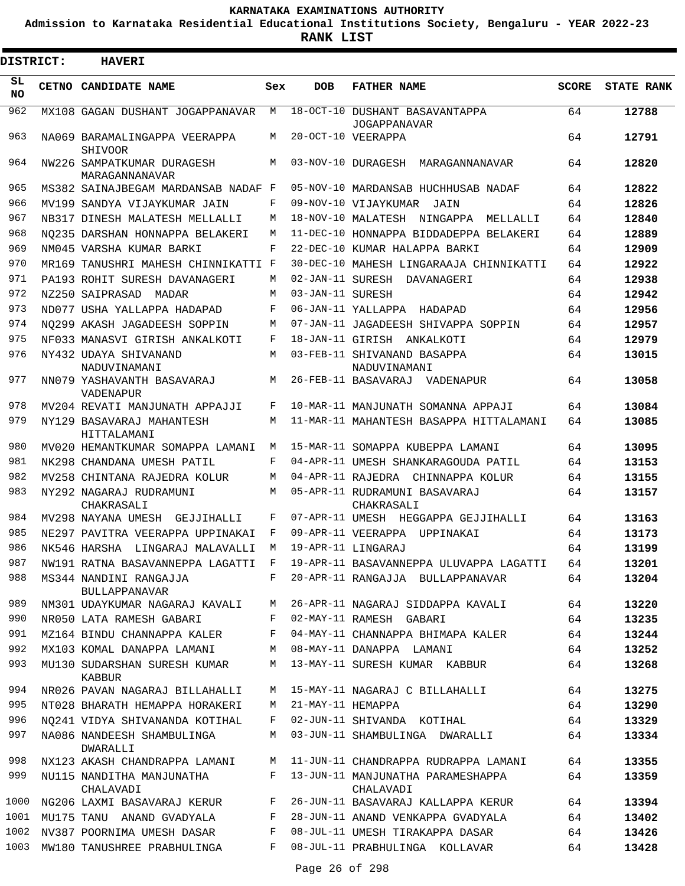**KARNATAKA EXAMINATIONS AUTHORITY**

**Admission to Karnataka Residential Educational Institutions Society, Bengaluru - YEAR 2022-23**

**RANK LIST**

**DISTRICT: HAVERI**

| SL NO | CETNO | CANDIDATE NAME | Sex | DOB | FATHER NAME | SCORE | STATE RANK |
|---|---|---|---|---|---|---|---|
| 962 | MX108 | GAGAN DUSHANT JOGAPPANAVAR | M | 18-OCT-10 | DUSHANT BASAVANTAPPA JOGAPPANAVAR | 64 | 12788 |
| 963 | NA069 | BARAMALINGAPPA VEERAPPA SHIVOOR | M | 20-OCT-10 | VEERAPPA | 64 | 12791 |
| 964 | NW226 | SAMPATKUMAR DURAGESH MARAGANNANAVAR | M | 03-NOV-10 | DURAGESH MARAGANNANAVAR | 64 | 12820 |
| 965 | MS382 | SAINAJBEGAM MARDANSAB NADAF | F | 05-NOV-10 | MARDANSAB HUCHHUSAB NADAF | 64 | 12822 |
| 966 | MV199 | SANDYA VIJAYKUMAR JAIN | F | 09-NOV-10 | VIJAYKUMAR JAIN | 64 | 12826 |
| 967 | NB317 | DINESH MALATESH MELLALLI | M | 18-NOV-10 | MALATESH NINGAPPA MELLALLI | 64 | 12840 |
| 968 | NQ235 | DARSHAN HONNAPPA BELAKERI | M | 11-DEC-10 | HONNAPPA BIDDADEPPA BELAKERI | 64 | 12889 |
| 969 | NM045 | VARSHA KUMAR BARKI | F | 22-DEC-10 | KUMAR HALAPPA BARKI | 64 | 12909 |
| 970 | MR169 | TANUSHRI MAHESH CHINNIKATTI | F | 30-DEC-10 | MAHESH LINGARAAJA CHINNIKATTI | 64 | 12922 |
| 971 | PA193 | ROHIT SURESH DAVANAGERI | M | 02-JAN-11 | SURESH DAVANAGERI | 64 | 12938 |
| 972 | NZ250 | SAIPRASAD MADAR | M | 03-JAN-11 | SURESH | 64 | 12942 |
| 973 | ND077 | USHA YALLAPPA HADAPAD | F | 06-JAN-11 | YALLAPPA HADAPAD | 64 | 12956 |
| 974 | NQ299 | AKASH JAGADEESH SOPPIN | M | 07-JAN-11 | JAGADEESH SHIVAPPA SOPPIN | 64 | 12957 |
| 975 | NF033 | MANASVI GIRISH ANKALKOTI | F | 18-JAN-11 | GIRISH ANKALKOTI | 64 | 12979 |
| 976 | NY432 | UDAYA SHIVANAND NADUVINAMANI | M | 03-FEB-11 | SHIVANAND BASAPPA NADUVINAMANI | 64 | 13015 |
| 977 | NN079 | YASHAVANTH BASAVARAJ VADENAPUR | M | 26-FEB-11 | BASAVARAJ VADENAPUR | 64 | 13058 |
| 978 | MV204 | REVATI MANJUNATH APPAJJI | F | 10-MAR-11 | MANJUNATH SOMANNA APPAJI | 64 | 13084 |
| 979 | NY129 | BASAVARAJ MAHANTESH HITTALAMANI | M | 11-MAR-11 | MAHANTESH BASAPPA HITTALAMANI | 64 | 13085 |
| 980 | MV020 | HEMANTKUMAR SOMAPPA LAMANI | M | 15-MAR-11 | SOMAPPA KUBEPPA LAMANI | 64 | 13095 |
| 981 | NK298 | CHANDANA UMESH PATIL | F | 04-APR-11 | UMESH SHANKARAGOUDA PATIL | 64 | 13153 |
| 982 | MV258 | CHINTANA RAJEDRA KOLUR | M | 04-APR-11 | RAJEDRA CHINNAPPA KOLUR | 64 | 13155 |
| 983 | NY292 | NAGARAJ RUDRAMUNI CHAKRASALI | M | 05-APR-11 | RUDRAMUNI BASAVARAJ CHAKRASALI | 64 | 13157 |
| 984 | MV298 | NAYANA UMESH GEJJIHALLI | F | 07-APR-11 | UMESH HEGGAPPA GEJJIHALLI | 64 | 13163 |
| 985 | NE297 | PAVITRA VEERAPPA UPPINAKAI | F | 09-APR-11 | VEERAPPA UPPINAKAI | 64 | 13173 |
| 986 | NK546 | HARSHA LINGARAJ MALAVALLI | M | 19-APR-11 | LINGARAJ | 64 | 13199 |
| 987 | NW191 | RATNA BASAVANNEPPA LAGATTI | F | 19-APR-11 | BASAVANNEPPA ULUVAPPA LAGATTI | 64 | 13201 |
| 988 | MS344 | NANDINI RANGAJJA BULLAPPANAVAR | F | 20-APR-11 | RANGAJJA BULLAPPANAVAR | 64 | 13204 |
| 989 | NM301 | UDAYKUMAR NAGARAJ KAVALI | M | 26-APR-11 | NAGARAJ SIDDAPPA KAVALI | 64 | 13220 |
| 990 | NR050 | LATA RAMESH GABARI | F | 02-MAY-11 | RAMESH GABARI | 64 | 13235 |
| 991 | MZ164 | BINDU CHANNAPPA KALER | F | 04-MAY-11 | CHANNAPPA BHIMAPA KALER | 64 | 13244 |
| 992 | MX103 | KOMAL DANAPPA LAMANI | M | 08-MAY-11 | DANAPPA LAMANI | 64 | 13252 |
| 993 | MU130 | SUDARSHAN SURESH KUMAR KABBUR | M | 13-MAY-11 | SURESH KUMAR KABBUR | 64 | 13268 |
| 994 | NR026 | PAVAN NAGARAJ BILLAHALLI | M | 15-MAY-11 | NAGARAJ C BILLAHALLI | 64 | 13275 |
| 995 | NT028 | BHARATH HEMAPPA HORAKERI | M | 21-MAY-11 | HEMAPPA | 64 | 13290 |
| 996 | NQ241 | VIDYA SHIVANANDA KOTIHAL | F | 02-JUN-11 | SHIVANDA KOTIHAL | 64 | 13329 |
| 997 | NA086 | NANDEESH SHAMBULINGA DWARALLI | M | 03-JUN-11 | SHAMBULINGA DWARALLI | 64 | 13334 |
| 998 | NX123 | AKASH CHANDRAPPA LAMANI | M | 11-JUN-11 | CHANDRAPPA RUDRAPPA LAMANI | 64 | 13355 |
| 999 | NU115 | NANDITHA MANJUNATHA CHALAVADI | F | 13-JUN-11 | MANJUNATHA PARAMESHAPPA CHALAVADI | 64 | 13359 |
| 1000 | NG206 | LAXMI BASAVARAJ KERUR | F | 26-JUN-11 | BASAVARAJ KALLAPPA KERUR | 64 | 13394 |
| 1001 | MU175 | TANU ANAND GVADYALA | F | 28-JUN-11 | ANAND VENKAPPA GVADYALA | 64 | 13402 |
| 1002 | NV387 | POORNIMA UMESH DASAR | F | 08-JUL-11 | UMESH TIRAKAPPA DASAR | 64 | 13426 |
| 1003 | MW180 | TANUSHREE PRABHULINGA | F | 08-JUL-11 | PRABHULINGA KOLLAVAR | 64 | 13428 |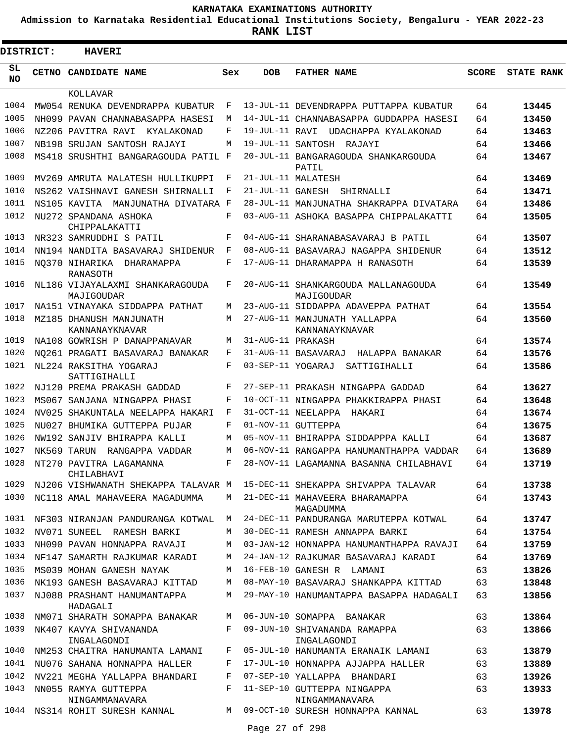KARNATAKA EXAMINATIONS AUTHORITY

Admission to Karnataka Residential Educational Institutions Society, Bengaluru - YEAR 2022-23

**RANK LIST**

**DISTRICT: HAVERI**

| SL NO | CETNO | CANDIDATE NAME | Sex | DOB | FATHER NAME | SCORE | STATE RANK |
|---|---|---|---|---|---|---|---|
| | | KOLLAVAR | | | | | |
| 1004 | MW054 | RENUKA DEVENDRAPPA KUBATUR | F | 13-JUL-11 | DEVENDRAPPA PUTTAPPA KUBATUR | 64 | **13445** |
| 1005 | NH099 | PAVAN CHANNABASAPPA HASESI | M | 14-JUL-11 | CHANNABASAPPA GUDDAPPA HASESI | 64 | **13450** |
| 1006 | NZ206 | PAVITRA RAVI KYALAKONAD | F | 19-JUL-11 | RAVI UDACHAPPA KYALAKONAD | 64 | **13463** |
| 1007 | NB198 | SRUJAN SANTOSH RAJAYI | M | 19-JUL-11 | SANTOSH RAJAYI | 64 | **13466** |
| 1008 | MS418 | SRUSHTHI BANGARAGOUDA PATIL | F | 20-JUL-11 | BANGARAGOUDA SHANKARGOUDA PATIL | 64 | **13467** |
| 1009 | MV269 | AMRUTA MALATESH HULLIKUPPI | F | 21-JUL-11 | MALATESH | 64 | **13469** |
| 1010 | NS262 | VAISHNAVI GANESH SHIRNALLI | F | 21-JUL-11 | GANESH SHIRNALLI | 64 | **13471** |
| 1011 | NS105 | KAVITA MANJUNATHA DIVATARA | F | 28-JUL-11 | MANJUNATHA SHAKRAPPA DIVATARA | 64 | **13486** |
| 1012 | NU272 | SPANDANA ASHOKA CHIPPALAKATTI | F | 03-AUG-11 | ASHOKA BASAPPA CHIPPALAKATTI | 64 | **13505** |
| 1013 | NR323 | SAMRUDDHI S PATIL | F | 04-AUG-11 | SHARANABASAVARAJ B PATIL | 64 | **13507** |
| 1014 | NN194 | NANDITA BASAVARAJ SHIDENUR | F | 08-AUG-11 | BASAVARAJ NAGAPPA SHIDENUR | 64 | **13512** |
| 1015 | NQ370 | NIHARIKA DHARAMAPPA RANASOTH | F | 17-AUG-11 | DHARAMAPPA H RANASOTH | 64 | **13539** |
| 1016 | NL186 | VIJAYALAXMI SHANKARAGOUDA MAJIGOUDAR | F | 20-AUG-11 | SHANKARGOUDA MALLANAGOUDA MAJIGOUDAR | 64 | **13549** |
| 1017 | NA151 | VINAYAKA SIDDAPPA PATHAT | M | 23-AUG-11 | SIDDAPPA ADAVEPPA PATHAT | 64 | **13554** |
| 1018 | MZ185 | DHANUSH MANJUNATH KANNANAYKNAVAR | M | 27-AUG-11 | MANJUNATH YALLAPPA KANNANAYKNAVAR | 64 | **13560** |
| 1019 | NA108 | GOWRISH P DANAPPANAVAR | M | 31-AUG-11 | PRAKASH | 64 | **13574** |
| 1020 | NQ261 | PRAGATI BASAVARAJ BANAKAR | F | 31-AUG-11 | BASAVARAJ HALAPPA BANAKAR | 64 | **13576** |
| 1021 | NL224 | RAKSITHA YOGARAJ SATTIGIHALLI | F | 03-SEP-11 | YOGARAJ SATTIGIHALLI | 64 | **13586** |
| 1022 | NJ120 | PREMA PRAKASH GADDAD | F | 27-SEP-11 | PRAKASH NINGAPPA GADDAD | 64 | **13627** |
| 1023 | MS067 | SANJANA NINGAPPA PHASI | F | 10-OCT-11 | NINGAPPA PHAKKIRAPPA PHASI | 64 | **13648** |
| 1024 | NV025 | SHAKUNTALA NEELAPPA HAKARI | F | 31-OCT-11 | NEELAPPA HAKARI | 64 | **13674** |
| 1025 | NU027 | BHUMIKA GUTTEPPA PUJAR | F | 01-NOV-11 | GUTTEPPA | 64 | **13675** |
| 1026 | NW192 | SANJIV BHIRAPPA KALLI | M | 05-NOV-11 | BHIRAPPA SIDDAPPPA KALLI | 64 | **13687** |
| 1027 | NK569 | TARUN RANGAPPA VADDAR | M | 06-NOV-11 | RANGAPPA HANUMANTHAPPA VADDAR | 64 | **13689** |
| 1028 | NT270 | PAVITRA LAGAMANNA CHILABHAVI | F | 28-NOV-11 | LAGAMANNA BASANNA CHILABHAVI | 64 | **13719** |
| 1029 | NJ206 | VISHWANATH SHEKAPPA TALAVAR | M | 15-DEC-11 | SHEKAPPA SHIVAPPA TALAVAR | 64 | **13738** |
| 1030 | NC118 | AMAL MAHAVEERA MAGADUMMA | M | 21-DEC-11 | MAHAVEERA BHARAMAPPA MAGADUMMA | 64 | **13743** |
| 1031 | NF303 | NIRANJAN PANDURANGA KOTWAL | M | 24-DEC-11 | PANDURANGA MARUTEPPA KOTWAL | 64 | **13747** |
| 1032 | NV071 | SUNEEL RAMESH BARKI | M | 30-DEC-11 | RAMESH ANNAPPA BARKI | 64 | **13754** |
| 1033 | NH090 | PAVAN HONNAPPA RAVAJI | M | 03-JAN-12 | HONNAPPA HANUMANTHAPPA RAVAJI | 64 | **13759** |
| 1034 | NF147 | SAMARTH RAJKUMAR KARADI | M | 24-JAN-12 | RAJKUMAR BASAVARAJ KARADI | 64 | **13769** |
| 1035 | MS039 | MOHAN GANESH NAYAK | M | 16-FEB-10 | GANESH R LAMANI | 63 | **13826** |
| 1036 | NK193 | GANESH BASAVARAJ KITTAD | M | 08-MAY-10 | BASAVARAJ SHANKAPPA KITTAD | 63 | **13848** |
| 1037 | NJ088 | PRASHANT HANUMANTAPPA HADAGALI | M | 29-MAY-10 | HANUMANTAPPA BASAPPA HADAGALI | 63 | **13856** |
| 1038 | NM071 | SHARATH SOMAPPA BANAKAR | M | 06-JUN-10 | SOMAPPA BANAKAR | 63 | **13864** |
| 1039 | NK407 | KAVYA SHIVANANDA INGALAGONDI | F | 09-JUN-10 | SHIVANANDA RAMAPPA INGALAGONDI | 63 | **13866** |
| 1040 | NM253 | CHAITRA HANUMANTA LAMANI | F | 05-JUL-10 | HANUMANTA ERANAIK LAMANI | 63 | **13879** |
| 1041 | NU076 | SAHANA HONNAPPA HALLER | F | 17-JUL-10 | HONNAPPA AJJAPPA HALLER | 63 | **13889** |
| 1042 | NV221 | MEGHA YALLAPPA BHANDARI | F | 07-SEP-10 | YALLAPPA BHANDARI | 63 | **13926** |
| 1043 | NN055 | RAMYA GUTTEPPA NINGAMMANAVARA | F | 11-SEP-10 | GUTTEPPA NINGAPPA NINGAMMANAVARA | 63 | **13933** |
| 1044 | NS314 | ROHIT SURESH KANNAL | M | 09-OCT-10 | SURESH HONNAPPA KANNAL | 63 | **13978** |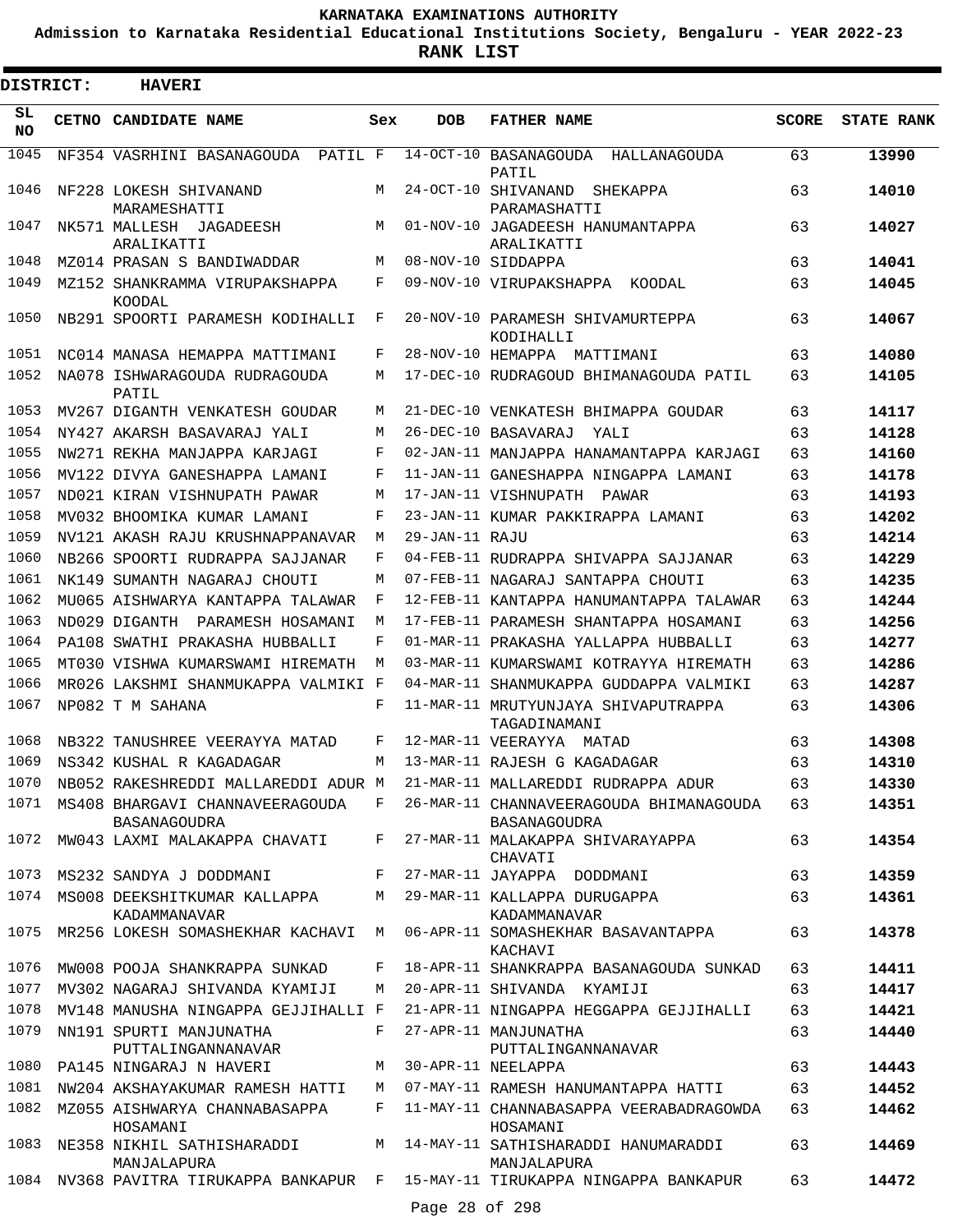# KARNATAKA EXAMINATIONS AUTHORITY

**Admission to Karnataka Residential Educational Institutions Society, Bengaluru - YEAR 2022-23**

**RANK LIST**

**DISTRICT: HAVERI**

| SL NO | CETNO | CANDIDATE NAME | Sex | DOB | FATHER NAME | SCORE | STATE RANK |
|---|---|---|---|---|---|---|---|
| 1045 | NF354 | VASRHINI BASANAGOUDA PATIL | F | 14-OCT-10 | BASANAGOUDA HALLANAGOUDA PATIL | 63 | 13990 |
| 1046 | NF228 | LOKESH SHIVANAND MARAMESHATTI | M | 24-OCT-10 | SHIVANAND SHEKAPPA PARAMASHATTI | 63 | 14010 |
| 1047 | NK571 | MALLESH JAGADEESH ARALIKATTI | M | 01-NOV-10 | JAGADEESH HANUMANTAPPA ARALIKATTI | 63 | 14027 |
| 1048 | MZ014 | PRASAN S BANDIWADDAR | M | 08-NOV-10 | SIDDAPPA | 63 | 14041 |
| 1049 | MZ152 | SHANKRAMMA VIRUPAKSHAPPA KOODAL | F | 09-NOV-10 | VIRUPAKSHAPPA KOODAL | 63 | 14045 |
| 1050 | NB291 | SPOORTI PARAMESH KODIHALLI | F | 20-NOV-10 | PARAMESH SHIVAMURTEPPA KODIHALLI | 63 | 14067 |
| 1051 | NC014 | MANASA HEMAPPA MATTIMANI | F | 28-NOV-10 | HEMAPPA MATTIMANI | 63 | 14080 |
| 1052 | NA078 | ISHWARAGOUDA RUDRAGOUDA PATIL | M | 17-DEC-10 | RUDRAGOUD BHIMANAGOUDA PATIL | 63 | 14105 |
| 1053 | MV267 | DIGANTH VENKATESH GOUDAR | M | 21-DEC-10 | VENKATESH BHIMAPPA GOUDAR | 63 | 14117 |
| 1054 | NY427 | AKARSH BASAVARAJ YALI | M | 26-DEC-10 | BASAVARAJ YALI | 63 | 14128 |
| 1055 | NW271 | REKHA MANJAPPA KARJAGI | F | 02-JAN-11 | MANJAPPA HANAMANTAPPA KARJAGI | 63 | 14160 |
| 1056 | MV122 | DIVYA GANESHAPPA LAMANI | F | 11-JAN-11 | GANESHAPPA NINGAPPA LAMANI | 63 | 14178 |
| 1057 | ND021 | KIRAN VISHNUPATH PAWAR | M | 17-JAN-11 | VISHNUPATH PAWAR | 63 | 14193 |
| 1058 | MV032 | BHOOMIKA KUMAR LAMANI | F | 23-JAN-11 | KUMAR PAKKIRAPPA LAMANI | 63 | 14202 |
| 1059 | NV121 | AKASH RAJU KRUSHNAPPANAVAR | M | 29-JAN-11 | RAJU | 63 | 14214 |
| 1060 | NB266 | SPOORTI RUDRAPPA SAJJANAR | F | 04-FEB-11 | RUDRAPPA SHIVAPPA SAJJANAR | 63 | 14229 |
| 1061 | NK149 | SUMANTH NAGARAJ CHOUTI | M | 07-FEB-11 | NAGARAJ SANTAPPA CHOUTI | 63 | 14235 |
| 1062 | MU065 | AISHWARYA KANTAPPA TALAWAR | F | 12-FEB-11 | KANTAPPA HANUMANTAPPA TALAWAR | 63 | 14244 |
| 1063 | ND029 | DIGANTH PARAMESH HOSAMANI | M | 17-FEB-11 | PARAMESH SHANTAPPA HOSAMANI | 63 | 14256 |
| 1064 | PA108 | SWATHI PRAKASHA HUBBALLI | F | 01-MAR-11 | PRAKASHA YALLAPPA HUBBALLI | 63 | 14277 |
| 1065 | MT030 | VISHWA KUMARSWAMI HIREMATH | M | 03-MAR-11 | KUMARSWAMI KOTRAYYA HIREMATH | 63 | 14286 |
| 1066 | MR026 | LAKSHMI SHANMUKAPPA VALMIKI | F | 04-MAR-11 | SHANMUKAPPA GUDDAPPA VALMIKI | 63 | 14287 |
| 1067 | NP082 | T M SAHANA | F | 11-MAR-11 | MRUTYUNJAYA SHIVAPUTRAPPA TAGADINAMANI | 63 | 14306 |
| 1068 | NB322 | TANUSHREE VEERAYYA MATAD | F | 12-MAR-11 | VEERAYYA MATAD | 63 | 14308 |
| 1069 | NS342 | KUSHAL R KAGADAGAR | M | 13-MAR-11 | RAJESH G KAGADAGAR | 63 | 14310 |
| 1070 | NB052 | RAKESHREDDI MALLAREDDI ADUR | M | 21-MAR-11 | MALLAREDDI RUDRAPPA ADUR | 63 | 14330 |
| 1071 | MS408 | BHARGAVI CHANNAVEERAGOUDA BASANAGOUDRA | F | 26-MAR-11 | CHANNAVEERAGOUDA BHIMANAGOUDA BASANAGOUDRA | 63 | 14351 |
| 1072 | MW043 | LAXMI MALAKAPPA CHAVATI | F | 27-MAR-11 | MALAKAPPA SHIVARAYAPPA CHAVATI | 63 | 14354 |
| 1073 | MS232 | SANDYA J DODDMANI | F | 27-MAR-11 | JAYAPPA DODDMANI | 63 | 14359 |
| 1074 | MS008 | DEEKSHITKUMAR KALLAPPA KADAMMANAVAR | M | 29-MAR-11 | KALLAPPA DURUGAPPA KADAMMANAVAR | 63 | 14361 |
| 1075 | MR256 | LOKESH SOMASHEKHAR KACHAVI | M | 06-APR-11 | SOMASHEKHAR BASAVANTAPPA KACHAVI | 63 | 14378 |
| 1076 | MW008 | POOJA SHANKRAPPA SUNKAD | F | 18-APR-11 | SHANKRAPPA BASANAGOUDA SUNKAD | 63 | 14411 |
| 1077 | MV302 | NAGARAJ SHIVANDA KYAMIJI | M | 20-APR-11 | SHIVANDA KYAMIJI | 63 | 14417 |
| 1078 | MV148 | MANUSHA NINGAPPA GEJJIHALLI | F | 21-APR-11 | NINGAPPA HEGGAPPA GEJJIHALLI | 63 | 14421 |
| 1079 | NN191 | SPURTI MANJUNATHA PUTTALINGANNANAVAR | F | 27-APR-11 | MANJUNATHA PUTTALINGANNANAVAR | 63 | 14440 |
| 1080 | PA145 | NINGARAJ N HAVERI | M | 30-APR-11 | NEELAPPA | 63 | 14443 |
| 1081 | NW204 | AKSHAYAKUMAR RAMESH HATTI | M | 07-MAY-11 | RAMESH HANUMANTAPPA HATTI | 63 | 14452 |
| 1082 | MZ055 | AISHWARYA CHANNABASAPPA HOSAMANI | F | 11-MAY-11 | CHANNABASAPPA VEERABADRAGOWDA HOSAMANI | 63 | 14462 |
| 1083 | NE358 | NIKHIL SATHISHARADDI MANJALAPURA | M | 14-MAY-11 | SATHISHARADDI HANUMARADDI MANJALAPURA | 63 | 14469 |
| 1084 | NV368 | PAVITRA TIRUKAPPA BANKAPUR | F | 15-MAY-11 | TIRUKAPPA NINGAPPA BANKAPUR | 63 | 14472 |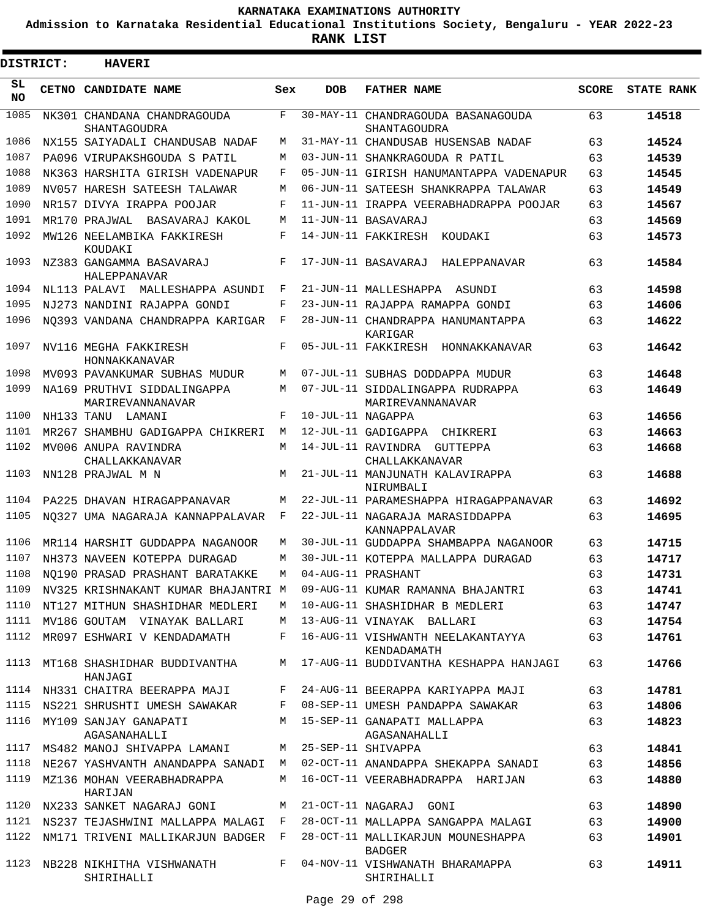# KARNATAKA EXAMINATIONS AUTHORITY

**Admission to Karnataka Residential Educational Institutions Society, Bengaluru - YEAR 2022-23**

**RANK LIST**

**DISTRICT: HAVERI**

| SL NO | CETNO | CANDIDATE NAME | Sex | DOB | FATHER NAME | SCORE | STATE RANK |
|---|---|---|---|---|---|---|---|
| 1085 | NK301 | CHANDANA CHANDRAGOUDA SHANTAGOUDRA | F | 30-MAY-11 | CHANDRAGOUDA BASANAGOUDA SHANTAGOUDRA | 63 | 14518 |
| 1086 | NX155 | SAIYADALI CHANDUSAB NADAF | M | 31-MAY-11 | CHANDUSAB HUSENSAB NADAF | 63 | 14524 |
| 1087 | PA096 | VIRUPAKSHGOUDA S PATIL | M | 03-JUN-11 | SHANKRAGOUDA R PATIL | 63 | 14539 |
| 1088 | NK363 | HARSHITA GIRISH VADENAPUR | F | 05-JUN-11 | GIRISH HANUMANTAPPA VADENAPUR | 63 | 14545 |
| 1089 | NV057 | HARESH SATEESH TALAWAR | M | 06-JUN-11 | SATEESH SHANKRAPPA TALAWAR | 63 | 14549 |
| 1090 | NR157 | DIVYA IRAPPA POOJAR | F | 11-JUN-11 | IRAPPA VEERABHADRAPPA POOJAR | 63 | 14567 |
| 1091 | MR170 | PRAJWAL BASAVARAJ KAKOL | M | 11-JUN-11 | BASAVARAJ | 63 | 14569 |
| 1092 | MW126 | NEELAMBIKA FAKKIRESH KOUDAKI | F | 14-JUN-11 | FAKKIRESH KOUDAKI | 63 | 14573 |
| 1093 | NZ383 | GANGAMMA BASAVARAJ HALEPPANAVAR | F | 17-JUN-11 | BASAVARAJ HALEPPANAVAR | 63 | 14584 |
| 1094 | NL113 | PALAVI MALLESHAPPA ASUNDI | F | 21-JUN-11 | MALLESHAPPA ASUNDI | 63 | 14598 |
| 1095 | NJ273 | NANDINI RAJAPPA GONDI | F | 23-JUN-11 | RAJAPPA RAMAPPA GONDI | 63 | 14606 |
| 1096 | NQ393 | VANDANA CHANDRAPPA KARIGAR | F | 28-JUN-11 | CHANDRAPPA HANUMANTAPPA KARIGAR | 63 | 14622 |
| 1097 | NV116 | MEGHA FAKKIRESH HONNAKKANAVAR | F | 05-JUL-11 | FAKKIRESH HONNAKKANAVAR | 63 | 14642 |
| 1098 | MV093 | PAVANKUMAR SUBHAS MUDUR | M | 07-JUL-11 | SUBHAS DODDAPPA MUDUR | 63 | 14648 |
| 1099 | NA169 | PRUTHVI SIDDALINGAPPA MARIREVANNANAVAR | M | 07-JUL-11 | SIDDALINGAPPA RUDRAPPA MARIREVANNANAVAR | 63 | 14649 |
| 1100 | NH133 | TANU LAMANI | F | 10-JUL-11 | NAGAPPA | 63 | 14656 |
| 1101 | MR267 | SHAMBHU GADIGAPPA CHIKRERI | M | 12-JUL-11 | GADIGAPPA CHIKRERI | 63 | 14663 |
| 1102 | MV006 | ANUPA RAVINDRA CHALLAKKANAVAR | M | 14-JUL-11 | RAVINDRA GUTTEPPA CHALLAKKANAVAR | 63 | 14668 |
| 1103 | NN128 | PRAJWAL M N | M | 21-JUL-11 | MANJUNATH KALAVIRAPPA NIRUMBALI | 63 | 14688 |
| 1104 | PA225 | DHAVAN HIRAGAPPANAVAR | M | 22-JUL-11 | PARAMESHAPPA HIRAGAPPANAVAR | 63 | 14692 |
| 1105 | NQ327 | UMA NAGARAJA KANNAPPALAVAR | F | 22-JUL-11 | NAGARAJA MARASIDDAPPA KANNAPPALAVAR | 63 | 14695 |
| 1106 | MR114 | HARSHIT GUDDAPPA NAGANOOR | M | 30-JUL-11 | GUDDAPPA SHAMBAPPA NAGANOOR | 63 | 14715 |
| 1107 | NH373 | NAVEEN KOTEPPA DURAGAD | M | 30-JUL-11 | KOTEPPA MALLAPPA DURAGAD | 63 | 14717 |
| 1108 | NQ190 | PRASAD PRASHANT BARATAKKE | M | 04-AUG-11 | PRASHANT | 63 | 14731 |
| 1109 | NV325 | KRISHNAKANT KUMAR BHAJANTRI | M | 09-AUG-11 | KUMAR RAMANNA BHAJANTRI | 63 | 14741 |
| 1110 | NT127 | MITHUN SHASHIDHAR MEDLERI | M | 10-AUG-11 | SHASHIDHAR B MEDLERI | 63 | 14747 |
| 1111 | MV186 | GOUTAM VINAYAK BALLARI | M | 13-AUG-11 | VINAYAK BALLARI | 63 | 14754 |
| 1112 | MR097 | ESHWARI V KENDADAMATH | F | 16-AUG-11 | VISHWANTH NEELAKANTAYYA KENDADAMATH | 63 | 14761 |
| 1113 | MT168 | SHASHIDHAR BUDDIVANTHA HANJAGI | M | 17-AUG-11 | BUDDIVANTHA KESHAPPA HANJAGI | 63 | 14766 |
| 1114 | NH331 | CHAITRA BEERAPPA MAJI | F | 24-AUG-11 | BEERAPPA KARIYAPPA MAJI | 63 | 14781 |
| 1115 | NS221 | SHRUSHTI UMESH SAWAKAR | F | 08-SEP-11 | UMESH PANDAPPA SAWAKAR | 63 | 14806 |
| 1116 | MY109 | SANJAY GANAPATI AGASANAHALLI | M | 15-SEP-11 | GANAPATI MALLAPPA AGASANAHALLI | 63 | 14823 |
| 1117 | MS482 | MANOJ SHIVAPPA LAMANI | M | 25-SEP-11 | SHIVAPPA | 63 | 14841 |
| 1118 | NE267 | YASHVANTH ANANDAPPA SANADI | M | 02-OCT-11 | ANANDAPPA SHEKAPPA SANADI | 63 | 14856 |
| 1119 | MZ136 | MOHAN VEERABHADRAPPA HARIJAN | M | 16-OCT-11 | VEERABHADRAPPA HARIJAN | 63 | 14880 |
| 1120 | NX233 | SANKET NAGARAJ GONI | M | 21-OCT-11 | NAGARAJ GONI | 63 | 14890 |
| 1121 | NS237 | TEJASHWINI MALLAPPA MALAGI | F | 28-OCT-11 | MALLAPPA SANGAPPA MALAGI | 63 | 14900 |
| 1122 | NM171 | TRIVENI MALLIKARJUN BADGER | F | 28-OCT-11 | MALLIKARJUN MOUNESHAPPA BADGER | 63 | 14901 |
| 1123 | NB228 | NIKHITHA VISHWANATH SHIRIHALLI | F | 04-NOV-11 | VISHWANATH BHARAMAPPA SHIRIHALLI | 63 | 14911 |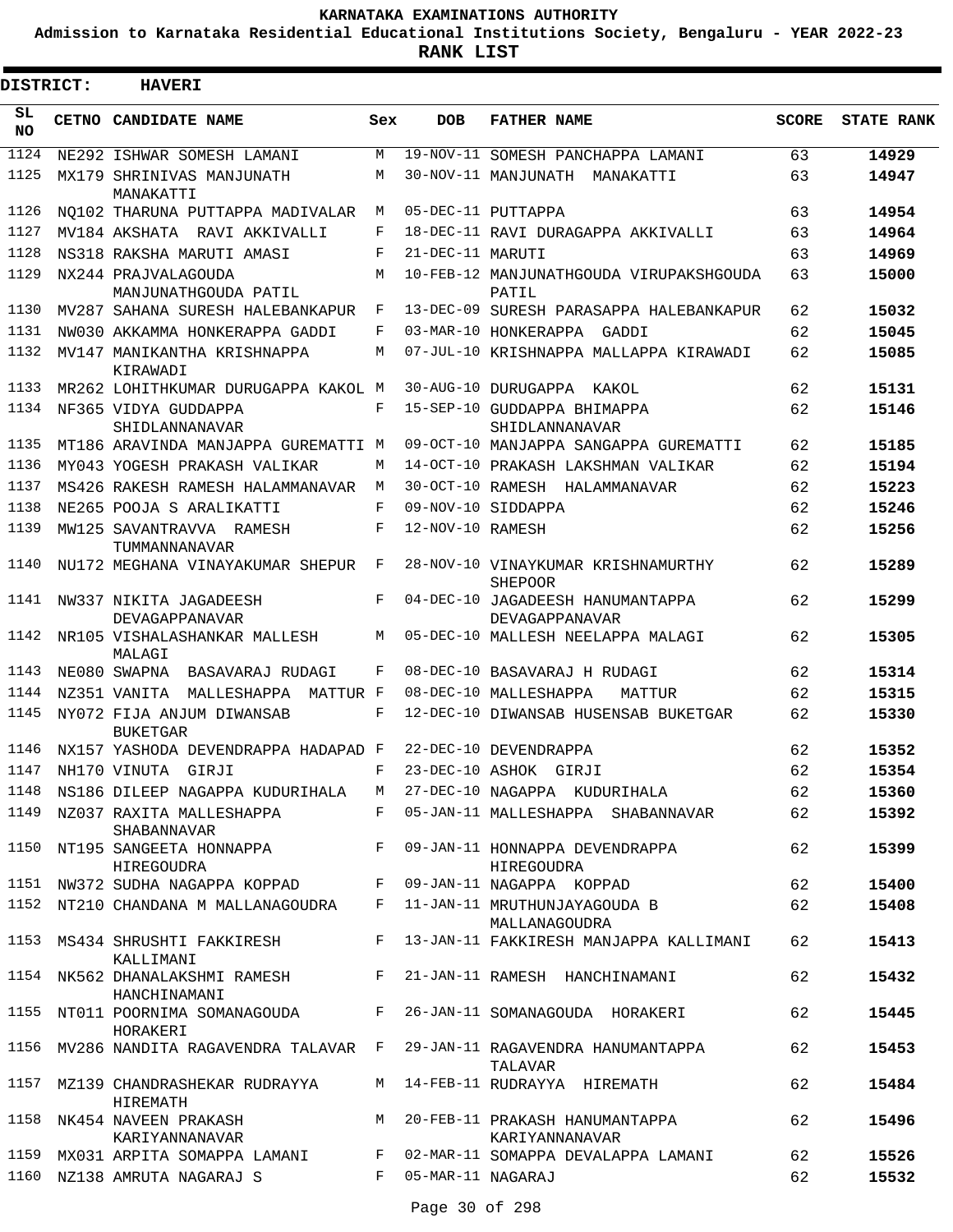# KARNATAKA EXAMINATIONS AUTHORITY

**Admission to Karnataka Residential Educational Institutions Society, Bengaluru - YEAR 2022-23**

**RANK LIST**

**DISTRICT: HAVERI**

| SL NO | CETNO | CANDIDATE NAME | Sex | DOB | FATHER NAME | SCORE | STATE RANK |
|---|---|---|---|---|---|---|---|
| 1124 | NE292 | ISHWAR SOMESH LAMANI | M | 19-NOV-11 | SOMESH PANCHAPPA LAMANI | 63 | **14929** |
| 1125 | MX179 | SHRINIVAS MANJUNATH MANAKATTI | M | 30-NOV-11 | MANJUNATH MANAKATTI | 63 | **14947** |
| 1126 | NQ102 | THARUNA PUTTAPPA MADIVALAR | M | 05-DEC-11 | PUTTAPPA | 63 | **14954** |
| 1127 | MV184 | AKSHATA RAVI AKKIVALLI | F | 18-DEC-11 | RAVI DURAGAPPA AKKIVALLI | 63 | **14964** |
| 1128 | NS318 | RAKSHA MARUTI AMASI | F | 21-DEC-11 | MARUTI | 63 | **14969** |
| 1129 | NX244 | PRAJVALAGOUDA MANJUNATHGOUDA PATIL | M | 10-FEB-12 | MANJUNATHGOUDA VIRUPAKSHGOUDA PATIL | 63 | **15000** |
| 1130 | MV287 | SAHANA SURESH HALEBANKAPUR | F | 13-DEC-09 | SURESH PARASAPPA HALEBANKAPUR | 62 | **15032** |
| 1131 | NW030 | AKKAMMA HONKERAPPA GADDI | F | 03-MAR-10 | HONKERAPPA GADDI | 62 | **15045** |
| 1132 | MV147 | MANIKANTHA KRISHNAPPA KIRAWADI | M | 07-JUL-10 | KRISHNAPPA MALLAPPA KIRAWADI | 62 | **15085** |
| 1133 | MR262 | LOHITHKUMAR DURUGAPPA KAKOL | M | 30-AUG-10 | DURUGAPPA KAKOL | 62 | **15131** |
| 1134 | NF365 | VIDYA GUDDAPPA SHIDLANNANAVAR | F | 15-SEP-10 | GUDDAPPA BHIMAPPA SHIDLANNANAVAR | 62 | **15146** |
| 1135 | MT186 | ARAVINDA MANJAPPA GUREMATTI | M | 09-OCT-10 | MANJAPPA SANGAPPA GUREMATTI | 62 | **15185** |
| 1136 | MY043 | YOGESH PRAKASH VALIKAR | M | 14-OCT-10 | PRAKASH LAKSHMAN VALIKAR | 62 | **15194** |
| 1137 | MS426 | RAKESH RAMESH HALAMMANAVAR | M | 30-OCT-10 | RAMESH HALAMMANAVAR | 62 | **15223** |
| 1138 | NE265 | POOJA S ARALIKATTI | F | 09-NOV-10 | SIDDAPPA | 62 | **15246** |
| 1139 | MW125 | SAVANTRAVVA RAMESH TUMMANNANAVAR | F | 12-NOV-10 | RAMESH | 62 | **15256** |
| 1140 | NU172 | MEGHANA VINAYAKUMAR SHEPUR | F | 28-NOV-10 | VINAYKUMAR KRISHNAMURTHY SHEPOOR | 62 | **15289** |
| 1141 | NW337 | NIKITA JAGADEESH DEVAGAPPANAVAR | F | 04-DEC-10 | JAGADEESH HANUMANTAPPA DEVAGAPPANAVAR | 62 | **15299** |
| 1142 | NR105 | VISHALASHANKAR MALLESH MALAGI | M | 05-DEC-10 | MALLESH NEELAPPA MALAGI | 62 | **15305** |
| 1143 | NE080 | SWAPNA BASAVARAJ RUDAGI | F | 08-DEC-10 | BASAVARAJ H RUDAGI | 62 | **15314** |
| 1144 | NZ351 | VANITA MALLESHAPPA MATTUR | F | 08-DEC-10 | MALLESHAPPA MATTUR | 62 | **15315** |
| 1145 | NY072 | FIJA ANJUM DIWANSAB BUKETGAR | F | 12-DEC-10 | DIWANSAB HUSENSAB BUKETGAR | 62 | **15330** |
| 1146 | NX157 | YASHODA DEVENDRAPPA HADAPAD | F | 22-DEC-10 | DEVENDRAPPA | 62 | **15352** |
| 1147 | NH170 | VINUTA GIRJI | F | 23-DEC-10 | ASHOK GIRJI | 62 | **15354** |
| 1148 | NS186 | DILEEP NAGAPPA KUDURIHALA | M | 27-DEC-10 | NAGAPPA KUDURIHALA | 62 | **15360** |
| 1149 | NZ037 | RAXITA MALLESHAPPA SHABANNAVAR | F | 05-JAN-11 | MALLESHAPPA SHABANNAVAR | 62 | **15392** |
| 1150 | NT195 | SANGEETA HONNAPPA HIREGOUDRA | F | 09-JAN-11 | HONNAPPA DEVENDRAPPA HIREGOUDRA | 62 | **15399** |
| 1151 | NW372 | SUDHA NAGAPPA KOPPAD | F | 09-JAN-11 | NAGAPPA KOPPAD | 62 | **15400** |
| 1152 | NT210 | CHANDANA M MALLANAGOUDRA | F | 11-JAN-11 | MRUTHUNJAYAGOUDA B MALLANAGOUDRA | 62 | **15408** |
| 1153 | MS434 | SHRUSHTI FAKKIRESH KALLIMANI | F | 13-JAN-11 | FAKKIRESH MANJAPPA KALLIMANI | 62 | **15413** |
| 1154 | NK562 | DHANALAKSHMI RAMESH HANCHINAMANI | F | 21-JAN-11 | RAMESH HANCHINAMANI | 62 | **15432** |
| 1155 | NT011 | POORNIMA SOMANAGOUDA HORAKERI | F | 26-JAN-11 | SOMANAGOUDA HORAKERI | 62 | **15445** |
| 1156 | MV286 | NANDITA RAGAVENDRA TALAVAR | F | 29-JAN-11 | RAGAVENDRA HANUMANTAPPA TALAVAR | 62 | **15453** |
| 1157 | MZ139 | CHANDRASHEKAR RUDRAYYA HIREMATH | M | 14-FEB-11 | RUDRAYYA HIREMATH | 62 | **15484** |
| 1158 | NK454 | NAVEEN PRAKASH KARIYANNANAVAR | M | 20-FEB-11 | PRAKASH HANUMANTAPPA KARIYANNANAVAR | 62 | **15496** |
| 1159 | MX031 | ARPITA SOMAPPA LAMANI | F | 02-MAR-11 | SOMAPPA DEVALAPPA LAMANI | 62 | **15526** |
| 1160 | NZ138 | AMRUTA NAGARAJ S | F | 05-MAR-11 | NAGARAJ | 62 | **15532** |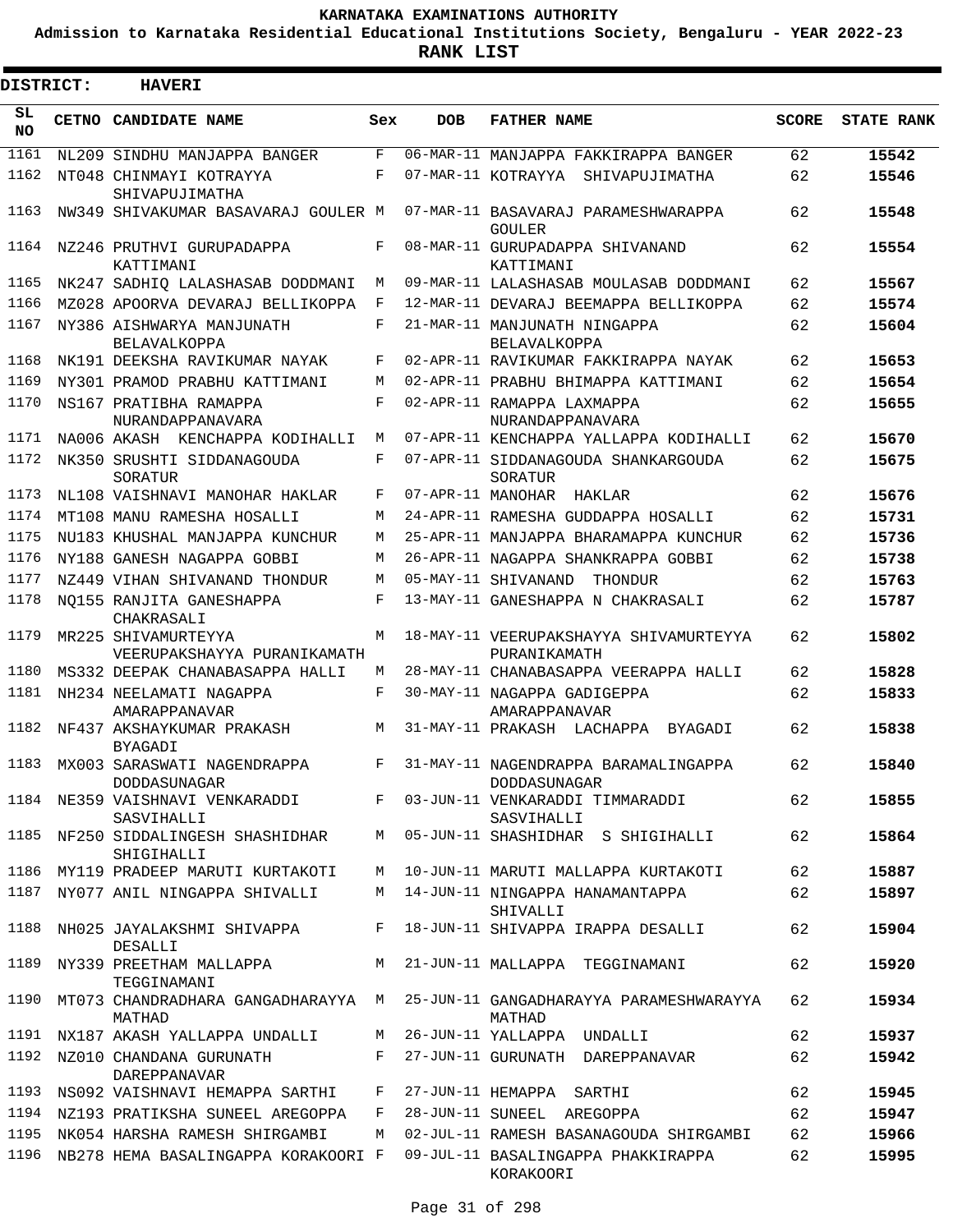KARNATAKA EXAMINATIONS AUTHORITY

Admission to Karnataka Residential Educational Institutions Society, Bengaluru - YEAR 2022-23

**RANK LIST**

**DISTRICT: HAVERI**

| SL NO | CETNO | CANDIDATE NAME | Sex | DOB | FATHER NAME | SCORE | STATE RANK |
|---|---|---|---|---|---|---|---|
| 1161 | NL209 | SINDHU MANJAPPA BANGER | F | 06-MAR-11 | MANJAPPA FAKKIRAPPA BANGER | 62 | 15542 |
| 1162 | NT048 | CHINMAYI KOTRAYYA SHIVAPUJIMATHA | F | 07-MAR-11 | KOTRAYYA SHIVAPUJIMATHA | 62 | 15546 |
| 1163 | NW349 | SHIVAKUMAR BASAVARAJ GOULER | M | 07-MAR-11 | BASAVARAJ PARAMESHWARAPPA GOULER | 62 | 15548 |
| 1164 | NZ246 | PRUTHVI GURUPADAPPA KATTIMANI | F | 08-MAR-11 | GURUPADAPPA SHIVANAND KATTIMANI | 62 | 15554 |
| 1165 | NK247 | SADHIQ LALASHASAB DODDMANI | M | 09-MAR-11 | LALASHASAB MOULASAB DODDMANI | 62 | 15567 |
| 1166 | MZ028 | APOORVA DEVARAJ BELLIKOPPA | F | 12-MAR-11 | DEVARAJ BEEMAPPA BELLIKOPPA | 62 | 15574 |
| 1167 | NY386 | AISHWARYA MANJUNATH BELAVALKOPPA | F | 21-MAR-11 | MANJUNATH NINGAPPA BELAVALKOPPA | 62 | 15604 |
| 1168 | NK191 | DEEKSHA RAVIKUMAR NAYAK | F | 02-APR-11 | RAVIKUMAR FAKKIRAPPA NAYAK | 62 | 15653 |
| 1169 | NY301 | PRAMOD PRABHU KATTIMANI | M | 02-APR-11 | PRABHU BHIMAPPA KATTIMANI | 62 | 15654 |
| 1170 | NS167 | PRATIBHA RAMAPPA NURANDAPPANAVARA | F | 02-APR-11 | RAMAPPA LAXMAPPA NURANDAPPANAVARA | 62 | 15655 |
| 1171 | NA006 | AKASH KENCHAPPA KODIHALLI | M | 07-APR-11 | KENCHAPPA YALLAPPA KODIHALLI | 62 | 15670 |
| 1172 | NK350 | SRUSHTI SIDDANAGOUDA SORATUR | F | 07-APR-11 | SIDDANAGOUDA SHANKARGOUDA SORATUR | 62 | 15675 |
| 1173 | NL108 | VAISHNAVI MANOHAR HAKLAR | F | 07-APR-11 | MANOHAR HAKLAR | 62 | 15676 |
| 1174 | MT108 | MANU RAMESHA HOSALLI | M | 24-APR-11 | RAMESHA GUDDAPPA HOSALLI | 62 | 15731 |
| 1175 | NU183 | KHUSHAL MANJAPPA KUNCHUR | M | 25-APR-11 | MANJAPPA BHARAMAPPA KUNCHUR | 62 | 15736 |
| 1176 | NY188 | GANESH NAGAPPA GOBBI | M | 26-APR-11 | NAGAPPA SHANKRAPPA GOBBI | 62 | 15738 |
| 1177 | NZ449 | VIHAN SHIVANAND THONDUR | M | 05-MAY-11 | SHIVANAND THONDUR | 62 | 15763 |
| 1178 | NQ155 | RANJITA GANESHAPPA CHAKRASALI | F | 13-MAY-11 | GANESHAPPA N CHAKRASALI | 62 | 15787 |
| 1179 | MR225 | SHIVAMURTEYYA VEERUPAKSHAYYA PURANIKAMATH | M | 18-MAY-11 | VEERUPAKSHAYYA SHIVAMURTEYYA PURANIKAMATH | 62 | 15802 |
| 1180 | MS332 | DEEPAK CHANABASAPPA HALLI | M | 28-MAY-11 | CHANABASAPPA VEERAPPA HALLI | 62 | 15828 |
| 1181 | NH234 | NEELAMATI NAGAPPA AMARAPPANAVAR | F | 30-MAY-11 | NAGAPPA GADIGEPPA AMARAPPANAVAR | 62 | 15833 |
| 1182 | NF437 | AKSHAYKUMAR PRAKASH BYAGADI | M | 31-MAY-11 | PRAKASH LACHAPPA BYAGADI | 62 | 15838 |
| 1183 | MX003 | SARASWATI NAGENDRAPPA DODDASUNAGAR | F | 31-MAY-11 | NAGENDRAPPA BARAMALINGAPPA DODDASUNAGAR | 62 | 15840 |
| 1184 | NE359 | VAISHNAVI VENKARADDI SASVIHALLI | F | 03-JUN-11 | VENKARADDI TIMMARADDI SASVIHALLI | 62 | 15855 |
| 1185 | NF250 | SIDDALINGESH SHASHIDHAR SHIGIHALLI | M | 05-JUN-11 | SHASHIDHAR S SHIGIHALLI | 62 | 15864 |
| 1186 | MY119 | PRADEEP MARUTI KURTAKOTI | M | 10-JUN-11 | MARUTI MALLAPPA KURTAKOTI | 62 | 15887 |
| 1187 | NY077 | ANIL NINGAPPA SHIVALLI | M | 14-JUN-11 | NINGAPPA HANAMANTAPPA SHIVALLI | 62 | 15897 |
| 1188 | NH025 | JAYALAKSHMI SHIVAPPA DESALLI | F | 18-JUN-11 | SHIVAPPA IRAPPA DESALLI | 62 | 15904 |
| 1189 | NY339 | PREETHAM MALLAPPA TEGGINAMANI | M | 21-JUN-11 | MALLAPPA TEGGINAMANI | 62 | 15920 |
| 1190 | MT073 | CHANDRADHARA GANGADHARAYYA MATHAD | M | 25-JUN-11 | GANGADHARAYYA PARAMESHWARAYYA MATHAD | 62 | 15934 |
| 1191 | NX187 | AKASH YALLAPPA UNDALLI | M | 26-JUN-11 | YALLAPPA UNDALLI | 62 | 15937 |
| 1192 | NZ010 | CHANDANA GURUNATH DAREPPANAVAR | F | 27-JUN-11 | GURUNATH DAREPPANAVAR | 62 | 15942 |
| 1193 | NS092 | VAISHNAVI HEMAPPA SARTHI | F | 27-JUN-11 | HEMAPPA SARTHI | 62 | 15945 |
| 1194 | NZ193 | PRATIKSHA SUNEEL AREGOPPA | F | 28-JUN-11 | SUNEEL AREGOPPA | 62 | 15947 |
| 1195 | NK054 | HARSHA RAMESH SHIRGAMBI | M | 02-JUL-11 | RAMESH BASANAGOUDA SHIRGAMBI | 62 | 15966 |
| 1196 | NB278 | HEMA BASALINGAPPA KORAKOORI | F | 09-JUL-11 | BASALINGAPPA PHAKKIRAPPA KORAKOORI | 62 | 15995 |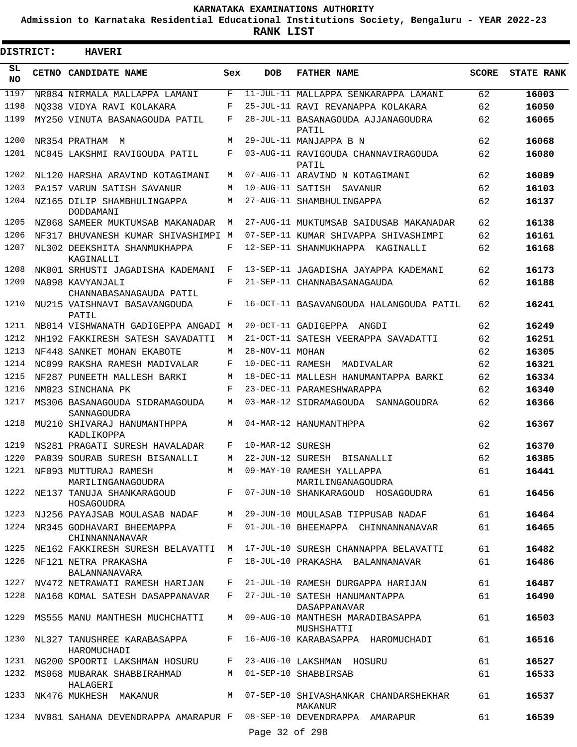# KARNATAKA EXAMINATIONS AUTHORITY

**Admission to Karnataka Residential Educational Institutions Society, Bengaluru - YEAR 2022-23**

**RANK LIST**

**DISTRICT: HAVERI**

| SL NO | CETNO | CANDIDATE NAME | Sex | DOB | FATHER NAME | SCORE | STATE RANK |
|---|---|---|---|---|---|---|---|
| 1197 | NR084 | NIRMALA MALLAPPA LAMANI | F | 11-JUL-11 | MALLAPPA SENKARAPPA LAMANI | 62 | 16003 |
| 1198 | NQ338 | VIDYA RAVI KOLAKARA | F | 25-JUL-11 | RAVI REVANAPPA KOLAKARA | 62 | 16050 |
| 1199 | MY250 | VINUTA BASANAGOUDA PATIL | F | 28-JUL-11 | BASANAGOUDA AJJANAGOUDRA PATIL | 62 | 16065 |
| 1200 | NR354 | PRATHAM M | M | 29-JUL-11 | MANJAPPA B N | 62 | 16068 |
| 1201 | NC045 | LAKSHMI RAVIGOUDA PATIL | F | 03-AUG-11 | RAVIGOUDA CHANNAVIRAGOUDA PATIL | 62 | 16080 |
| 1202 | NL120 | HARSHA ARAVIND KOTAGIMANI | M | 07-AUG-11 | ARAVIND N KOTAGIMANI | 62 | 16089 |
| 1203 | PA157 | VARUN SATISH SAVANUR | M | 10-AUG-11 | SATISH SAVANUR | 62 | 16103 |
| 1204 | NZ165 | DILIP SHAMBHULINGAPPA DODDAMANI | M | 27-AUG-11 | SHAMBHULINGAPPA | 62 | 16137 |
| 1205 | NZ068 | SAMEER MUKTUMSAB MAKANADAR | M | 27-AUG-11 | MUKTUMSAB SAIDUSAB MAKANADAR | 62 | 16138 |
| 1206 | NF317 | BHUVANESH KUMAR SHIVASHIMPI | M | 07-SEP-11 | KUMAR SHIVAPPA SHIVASHIMPI | 62 | 16161 |
| 1207 | NL302 | DEEKSHITA SHANMUKHAPPA KAGINALLI | F | 12-SEP-11 | SHANMUKHAPPA KAGINALLI | 62 | 16168 |
| 1208 | NK001 | SRHUSTI JAGADISHA KADEMANI | F | 13-SEP-11 | JAGADISHA JAYAPPA KADEMANI | 62 | 16173 |
| 1209 | NA098 | KAVYANJALI CHANNABASANAGAUDA PATIL | F | 21-SEP-11 | CHANNABASANAGAUDA | 62 | 16188 |
| 1210 | NU215 | VAISHNAVI BASAVANGOUDA PATIL | F | 16-OCT-11 | BASAVANGOUDA HALANGOUDA PATIL | 62 | 16241 |
| 1211 | NB014 | VISHWANATH GADIGEPPA ANGADI | M | 20-OCT-11 | GADIGEPPA ANGDI | 62 | 16249 |
| 1212 | NH192 | FAKKIRESH SATESH SAVADATTI | M | 21-OCT-11 | SATESH VEERAPPA SAVADATTI | 62 | 16251 |
| 1213 | NF448 | SANKET MOHAN EKABOTE | M | 28-NOV-11 | MOHAN | 62 | 16305 |
| 1214 | NC099 | RAKSHA RAMESH MADIVALAR | F | 10-DEC-11 | RAMESH MADIVALAR | 62 | 16321 |
| 1215 | NF287 | PUNEETH MALLESH BARKI | M | 18-DEC-11 | MALLESH HANUMANTAPPA BARKI | 62 | 16334 |
| 1216 | NM023 | SINCHANA PK | F | 23-DEC-11 | PARAMESHWARAPPA | 62 | 16340 |
| 1217 | MS306 | BASANAGOUDA SIDRAMAGOUDA SANNAGOUDRA | M | 03-MAR-12 | SIDRAMAGOUDA SANNAGOUDRA | 62 | 16366 |
| 1218 | MU210 | SHIVARAJ HANUMANTHPPA KADLIKOPPA | M | 04-MAR-12 | HANUMANTHPPA | 62 | 16367 |
| 1219 | NS281 | PRAGATI SURESH HAVALADAR | F | 10-MAR-12 | SURESH | 62 | 16370 |
| 1220 | PA039 | SOURAB SURESH BISANALLI | M | 22-JUN-12 | SURESH BISANALLI | 62 | 16385 |
| 1221 | NF093 | MUTTURAJ RAMESH MARILINGANAGOUDRA | M | 09-MAY-10 | RAMESH YALLAPPA MARILINGANAGOUDRA | 61 | 16441 |
| 1222 | NE137 | TANUJA SHANKARAGOUD HOSAGOUDRA | F | 07-JUN-10 | SHANKARAGOUD HOSAGOUDRA | 61 | 16456 |
| 1223 | NJ256 | PAYAJSAB MOULASAB NADAF | M | 29-JUN-10 | MOULASAB TIPPUSAB NADAF | 61 | 16464 |
| 1224 | NR345 | GODHAVARI BHEEMAPPA CHINNANNANAVAR | F | 01-JUL-10 | BHEEMAPPA CHINNANNANAVAR | 61 | 16465 |
| 1225 | NE162 | FAKKIRESH SURESH BELAVATTI | M | 17-JUL-10 | SURESH CHANNAPPA BELAVATTI | 61 | 16482 |
| 1226 | NF121 | NETRA PRAKASHA BALANNANAVARA | F | 18-JUL-10 | PRAKASHA BALANNANAVAR | 61 | 16486 |
| 1227 | NV472 | NETRAWATI RAMESH HARIJAN | F | 21-JUL-10 | RAMESH DURGAPPA HARIJAN | 61 | 16487 |
| 1228 | NA168 | KOMAL SATESH DASAPPANAVAR | F | 27-JUL-10 | SATESH HANUMANTAPPA DASAPPANAVAR | 61 | 16490 |
| 1229 | MS555 | MANU MANTHESH MUCHCHATTI | M | 09-AUG-10 | MANTHESH MARADIBASAPPA MUSHSHATTI | 61 | 16503 |
| 1230 | NL327 | TANUSHREE KARABASAPPA HAROMUCHADI | F | 16-AUG-10 | KARABASAPPA HAROMUCHADI | 61 | 16516 |
| 1231 | NG200 | SPOORTI LAKSHMAN HOSURU | F | 23-AUG-10 | LAKSHMAN HOSURU | 61 | 16527 |
| 1232 | MS068 | MUBARAK SHABBIRAHMAD HALAGERI | M | 01-SEP-10 | SHABBIRSAB | 61 | 16533 |
| 1233 | NK476 | MUKHESH MAKANUR | M | 07-SEP-10 | SHIVASHANKAR CHANDARSHEKHAR MAKANUR | 61 | 16537 |
| 1234 | NV081 | SAHANA DEVENDRAPPA AMARAPUR | F | 08-SEP-10 | DEVENDRAPPA AMARAPUR | 61 | 16539 |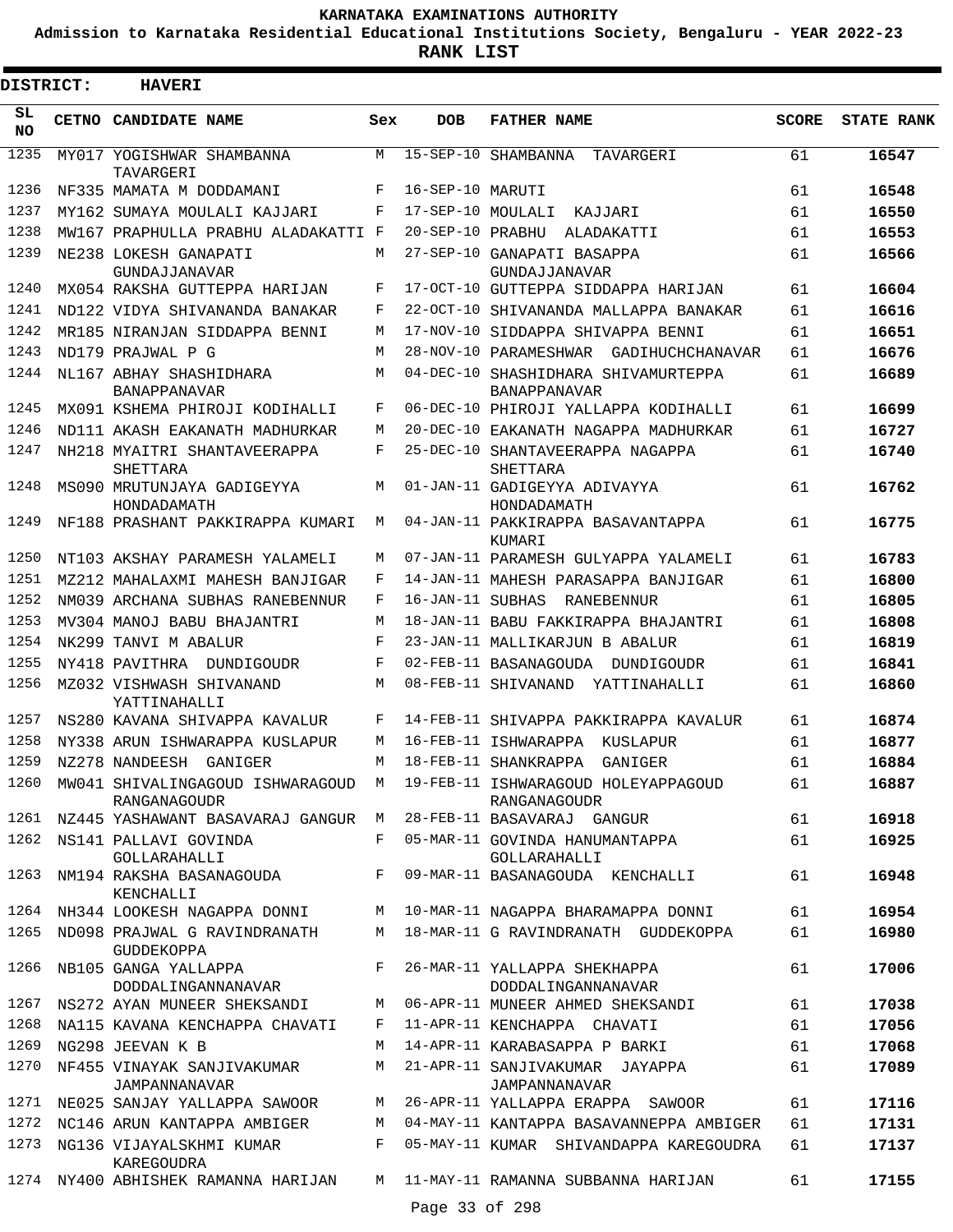# KARNATAKA EXAMINATIONS AUTHORITY

**Admission to Karnataka Residential Educational Institutions Society, Bengaluru - YEAR 2022-23**

**RANK LIST**

**DISTRICT: HAVERI**

| SL NO | CETNO | CANDIDATE NAME | Sex | DOB | FATHER NAME | SCORE | STATE RANK |
|---|---|---|---|---|---|---|---|
| 1235 | MY017 | YOGISHWAR SHAMBANNA TAVARGERI | M | 15-SEP-10 | SHAMBANNA TAVARGERI | 61 | 16547 |
| 1236 | NF335 | MAMATA M DODDAMANI | F | 16-SEP-10 | MARUTI | 61 | 16548 |
| 1237 | MY162 | SUMAYA MOULALI KAJJARI | F | 17-SEP-10 | MOULALI KAJJARI | 61 | 16550 |
| 1238 | MW167 | PRAPHULLA PRABHU ALADAKATTI | F | 20-SEP-10 | PRABHU ALADAKATTI | 61 | 16553 |
| 1239 | NE238 | LOKESH GANAPATI GUNDAJJANAVAR | M | 27-SEP-10 | GANAPATI BASAPPA GUNDAJJANAVAR | 61 | 16566 |
| 1240 | MX054 | RAKSHA GUTTEPPA HARIJAN | F | 17-OCT-10 | GUTTEPPA SIDDAPPA HARIJAN | 61 | 16604 |
| 1241 | ND122 | VIDYA SHIVANANDA BANAKAR | F | 22-OCT-10 | SHIVANANDA MALLAPPA BANAKAR | 61 | 16616 |
| 1242 | MR185 | NIRANJAN SIDDAPPA BENNI | M | 17-NOV-10 | SIDDAPPA SHIVAPPA BENNI | 61 | 16651 |
| 1243 | ND179 | PRAJWAL P G | M | 28-NOV-10 | PARAMESHWAR GADIHUCHCHANAVAR | 61 | 16676 |
| 1244 | NL167 | ABHAY SHASHIDHARA BANAPPANAVAR | M | 04-DEC-10 | SHASHIDHARA SHIVAMURTEPPA BANAPPANAVAR | 61 | 16689 |
| 1245 | MX091 | KSHEMA PHIROJI KODIHALLI | F | 06-DEC-10 | PHIROJI YALLAPPA KODIHALLI | 61 | 16699 |
| 1246 | ND111 | AKASH EAKANATH MADHURKAR | M | 20-DEC-10 | EAKANATH NAGAPPA MADHURKAR | 61 | 16727 |
| 1247 | NH218 | MYAITRI SHANTAVEERAPPA SHETTARA | F | 25-DEC-10 | SHANTAVEERAPPA NAGAPPA SHETTARA | 61 | 16740 |
| 1248 | MS090 | MRUTUNJAYA GADIGEYYA HONDADAMATH | M | 01-JAN-11 | GADIGEYYA ADIVAYYA HONDADAMATH | 61 | 16762 |
| 1249 | NF188 | PRASHANT PAKKIRAPPA KUMARI | M | 04-JAN-11 | PAKKIRAPPA BASAVANTAPPA KUMARI | 61 | 16775 |
| 1250 | NT103 | AKSHAY PARAMESH YALAMELI | M | 07-JAN-11 | PARAMESH GULYAPPA YALAMELI | 61 | 16783 |
| 1251 | MZ212 | MAHALAXMI MAHESH BANJIGAR | F | 14-JAN-11 | MAHESH PARASAPPA BANJIGAR | 61 | 16800 |
| 1252 | NM039 | ARCHANA SUBHAS RANEBENNUR | F | 16-JAN-11 | SUBHAS RANEBENNUR | 61 | 16805 |
| 1253 | MV304 | MANOJ BABU BHAJANTRI | M | 18-JAN-11 | BABU FAKKIRAPPA BHAJANTRI | 61 | 16808 |
| 1254 | NK299 | TANVI M ABALUR | F | 23-JAN-11 | MALLIKARJUN B ABALUR | 61 | 16819 |
| 1255 | NY418 | PAVITHRA DUNDIGOUDR | F | 02-FEB-11 | BASANAGOUDA DUNDIGOUDR | 61 | 16841 |
| 1256 | MZ032 | VISHWASH SHIVANAND YATTINAHALLI | M | 08-FEB-11 | SHIVANAND YATTINAHALLI | 61 | 16860 |
| 1257 | NS280 | KAVANA SHIVAPPA KAVALUR | F | 14-FEB-11 | SHIVAPPA PAKKIRAPPA KAVALUR | 61 | 16874 |
| 1258 | NY338 | ARUN ISHWARAPPA KUSLAPUR | M | 16-FEB-11 | ISHWARAPPA KUSLAPUR | 61 | 16877 |
| 1259 | NZ278 | NANDEESH GANIGER | M | 18-FEB-11 | SHANKRAPPA GANIGER | 61 | 16884 |
| 1260 | MW041 | SHIVALINGAGOUD ISHWARAGOUD RANGANAGOUDR | M | 19-FEB-11 | ISHWARAGOUD HOLEYAPPAGOUD RANGANAGOUDR | 61 | 16887 |
| 1261 | NZ445 | YASHAWANT BASAVARAJ GANGUR | M | 28-FEB-11 | BASAVARAJ GANGUR | 61 | 16918 |
| 1262 | NS141 | PALLAVI GOVINDA GOLLARAHALLI | F | 05-MAR-11 | GOVINDA HANUMANTAPPA GOLLARAHALLI | 61 | 16925 |
| 1263 | NM194 | RAKSHA BASANAGOUDA KENCHALLI | F | 09-MAR-11 | BASANAGOUDA KENCHALLI | 61 | 16948 |
| 1264 | NH344 | LOOKESH NAGAPPA DONNI | M | 10-MAR-11 | NAGAPPA BHARAMAPPA DONNI | 61 | 16954 |
| 1265 | ND098 | PRAJWAL G RAVINDRANATH GUDDEKOPPA | M | 18-MAR-11 | G RAVINDRANATH GUDDEKOPPA | 61 | 16980 |
| 1266 | NB105 | GANGA YALLAPPA DODDALINGANNANAVAR | F | 26-MAR-11 | YALLAPPA SHEKHAPPA DODDALINGANNANAVAR | 61 | 17006 |
| 1267 | NS272 | AYAN MUNEER SHEKSANDI | M | 06-APR-11 | MUNEER AHMED SHEKSANDI | 61 | 17038 |
| 1268 | NA115 | KAVANA KENCHAPPA CHAVATI | F | 11-APR-11 | KENCHAPPA CHAVATI | 61 | 17056 |
| 1269 | NG298 | JEEVAN K B | M | 14-APR-11 | KARABASAPPA P BARKI | 61 | 17068 |
| 1270 | NF455 | VINAYAK SANJIVAKUMAR JAMPANNANAVAR | M | 21-APR-11 | SANJIVAKUMAR JAYAPPA JAMPANNANAVAR | 61 | 17089 |
| 1271 | NE025 | SANJAY YALLAPPA SAWOOR | M | 26-APR-11 | YALLAPPA ERAPPA SAWOOR | 61 | 17116 |
| 1272 | NC146 | ARUN KANTAPPA AMBIGER | M | 04-MAY-11 | KANTAPPA BASAVANNEPPA AMBIGER | 61 | 17131 |
| 1273 | NG136 | VIJAYALSKHMI KUMAR KAREGOUDRA | F | 05-MAY-11 | KUMAR SHIVANDAPPA KAREGOUDRA | 61 | 17137 |
| 1274 | NY400 | ABHISHEK RAMANNA HARIJAN | M | 11-MAY-11 | RAMANNA SUBBANNA HARIJAN | 61 | 17155 |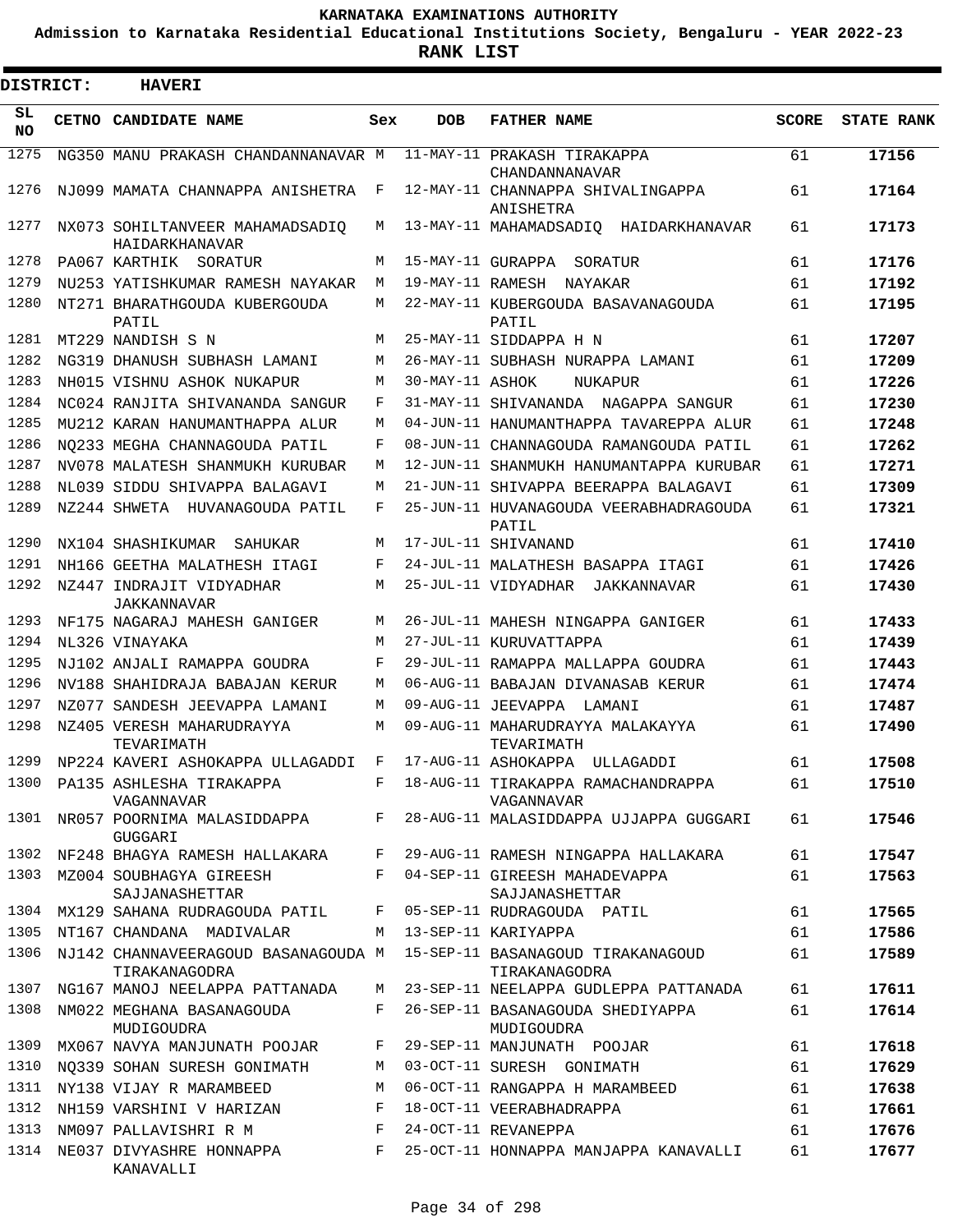# KARNATAKA EXAMINATIONS AUTHORITY

**Admission to Karnataka Residential Educational Institutions Society, Bengaluru - YEAR 2022-23**

**RANK LIST**

**DISTRICT: HAVERI**

| SL NO | CETNO | CANDIDATE NAME | Sex | DOB | FATHER NAME | SCORE | STATE RANK |
|---|---|---|---|---|---|---|---|
| 1275 | NG350 | MANU PRAKASH CHANDANNANAVAR | M | 11-MAY-11 | PRAKASH TIRAKAPPA CHANDANNANAVAR | 61 | 17156 |
| 1276 | NJ099 | MAMATA CHANNAPPA ANISHETRA | F | 12-MAY-11 | CHANNAPPA SHIVALINGAPPA ANISHETRA | 61 | 17164 |
| 1277 | NX073 | SOHILTANVEER MAHAMADSADIQ HAIDARKHANAVAR | M | 13-MAY-11 | MAHAMADSADIQ HAIDARKHANAVAR | 61 | 17173 |
| 1278 | PA067 | KARTHIK SORATUR | M | 15-MAY-11 | GURAPPA SORATUR | 61 | 17176 |
| 1279 | NU253 | YATISHKUMAR RAMESH NAYAKAR | M | 19-MAY-11 | RAMESH NAYAKAR | 61 | 17192 |
| 1280 | NT271 | BHARATHGOUDA KUBERGOUDA PATIL | M | 22-MAY-11 | KUBERGOUDA BASAVANAGOUDA PATIL | 61 | 17195 |
| 1281 | MT229 | NANDISH S N | M | 25-MAY-11 | SIDDAPPA H N | 61 | 17207 |
| 1282 | NG319 | DHANUSH SUBHASH LAMANI | M | 26-MAY-11 | SUBHASH NURAPPA LAMANI | 61 | 17209 |
| 1283 | NH015 | VISHNU ASHOK NUKAPUR | M | 30-MAY-11 | ASHOK NUKAPUR | 61 | 17226 |
| 1284 | NC024 | RANJITA SHIVANANDA SANGUR | F | 31-MAY-11 | SHIVANANDA NAGAPPA SANGUR | 61 | 17230 |
| 1285 | MU212 | KARAN HANUMANTHAPPA ALUR | M | 04-JUN-11 | HANUMANTHAPPA TAVAREPPA ALUR | 61 | 17248 |
| 1286 | NQ233 | MEGHA CHANNAGOUDA PATIL | F | 08-JUN-11 | CHANNAGOUDA RAMANGOUDA PATIL | 61 | 17262 |
| 1287 | NV078 | MALATESH SHANMUKH KURUBAR | M | 12-JUN-11 | SHANMUKH HANUMANTAPPA KURUBAR | 61 | 17271 |
| 1288 | NL039 | SIDDU SHIVAPPA BALAGAVI | M | 21-JUN-11 | SHIVAPPA BEERAPPA BALAGAVI | 61 | 17309 |
| 1289 | NZ244 | SHWETA HUVANAGOUDA PATIL | F | 25-JUN-11 | HUVANAGOUDA VEERABHADRAGOUDA PATIL | 61 | 17321 |
| 1290 | NX104 | SHASHIKUMAR SAHUKAR | M | 17-JUL-11 | SHIVANAND | 61 | 17410 |
| 1291 | NH166 | GEETHA MALATHESH ITAGI | F | 24-JUL-11 | MALATHESH BASAPPA ITAGI | 61 | 17426 |
| 1292 | NZ447 | INDRAJIT VIDYADHAR JAKKANNAVAR | M | 25-JUL-11 | VIDYADHAR JAKKANNAVAR | 61 | 17430 |
| 1293 | NF175 | NAGARAJ MAHESH GANIGER | M | 26-JUL-11 | MAHESH NINGAPPA GANIGER | 61 | 17433 |
| 1294 | NL326 | VINAYAKA | M | 27-JUL-11 | KURUVATTAPPA | 61 | 17439 |
| 1295 | NJ102 | ANJALI RAMAPPA GOUDRA | F | 29-JUL-11 | RAMAPPA MALLAPPA GOUDRA | 61 | 17443 |
| 1296 | NV188 | SHAHIDRAJA BABAJAN KERUR | M | 06-AUG-11 | BABAJAN DIVANASAB KERUR | 61 | 17474 |
| 1297 | NZ077 | SANDESH JEEVAPPA LAMANI | M | 09-AUG-11 | JEEVAPPA LAMANI | 61 | 17487 |
| 1298 | NZ405 | VERESH MAHARUDRAYYA TEVARIMATH | M | 09-AUG-11 | MAHARUDRAYYA MALAKAYYA TEVARIMATH | 61 | 17490 |
| 1299 | NP224 | KAVERI ASHOKAPPA ULLAGADDI | F | 17-AUG-11 | ASHOKAPPA ULLAGADDI | 61 | 17508 |
| 1300 | PA135 | ASHLESHA TIRAKAPPA VAGANNAVAR | F | 18-AUG-11 | TIRAKAPPA RAMACHANDRAPPA VAGANNAVAR | 61 | 17510 |
| 1301 | NR057 | POORNIMA MALASIDDAPPA GUGGARI | F | 28-AUG-11 | MALASIDDAPPA UJJAPPA GUGGARI | 61 | 17546 |
| 1302 | NF248 | BHAGYA RAMESH HALLAKARA | F | 29-AUG-11 | RAMESH NINGAPPA HALLAKARA | 61 | 17547 |
| 1303 | MZ004 | SOUBHAGYA GIREESH SAJJANASHETTAR | F | 04-SEP-11 | GIREESH MAHADEVAPPA SAJJANASHETTAR | 61 | 17563 |
| 1304 | MX129 | SAHANA RUDRAGOUDA PATIL | F | 05-SEP-11 | RUDRAGOUDA PATIL | 61 | 17565 |
| 1305 | NT167 | CHANDANA MADIVALAR | M | 13-SEP-11 | KARIYAPPA | 61 | 17586 |
| 1306 | NJ142 | CHANNAVEERAGOUD BASANAGOUDA TIRAKANAGODRA | M | 15-SEP-11 | BASANAGOUD TIRAKANAGOUD TIRAKANAGODRA | 61 | 17589 |
| 1307 | NG167 | MANOJ NEELAPPA PATTANADA | M | 23-SEP-11 | NEELAPPA GUDLEPPA PATTANADA | 61 | 17611 |
| 1308 | NM022 | MEGHANA BASANAGOUDA MUDIGOUDRA | F | 26-SEP-11 | BASANAGOUDA SHEDIYAPPA MUDIGOUDRA | 61 | 17614 |
| 1309 | MX067 | NAVYA MANJUNATH POOJAR | F | 29-SEP-11 | MANJUNATH POOJAR | 61 | 17618 |
| 1310 | NQ339 | SOHAN SURESH GONIMATH | M | 03-OCT-11 | SURESH GONIMATH | 61 | 17629 |
| 1311 | NY138 | VIJAY R MARAMBEED | M | 06-OCT-11 | RANGAPPA H MARAMBEED | 61 | 17638 |
| 1312 | NH159 | VARSHINI V HARIZAN | F | 18-OCT-11 | VEERABHADRAPPA | 61 | 17661 |
| 1313 | NM097 | PALLAVISHRI R M | F | 24-OCT-11 | REVANEPPA | 61 | 17676 |
| 1314 | NE037 | DIVYASHRE HONNAPPA KANAVALLI | F | 25-OCT-11 | HONNAPPA MANJAPPA KANAVALLI | 61 | 17677 |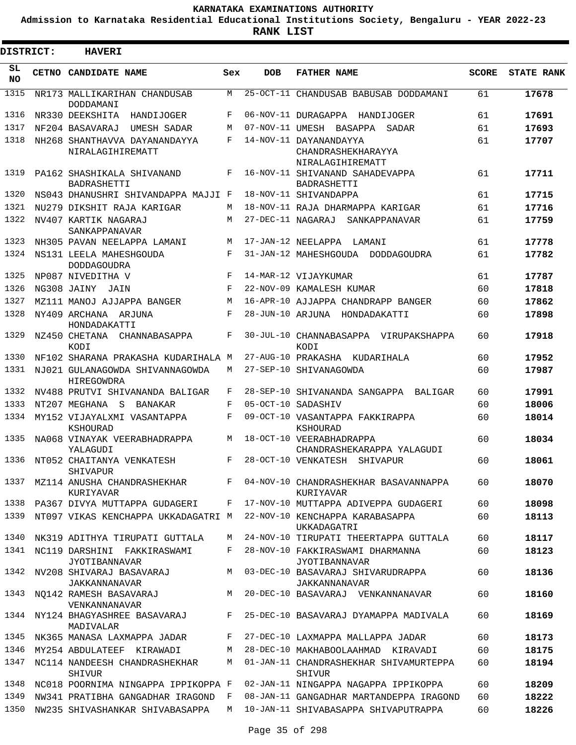# KARNATAKA EXAMINATIONS AUTHORITY

**Admission to Karnataka Residential Educational Institutions Society, Bengaluru - YEAR 2022-23**

**RANK LIST**

**DISTRICT: HAVERI**

| SL NO | CETNO | CANDIDATE NAME | Sex | DOB | FATHER NAME | SCORE | STATE RANK |
|---|---|---|---|---|---|---|---|
| 1315 | NR173 | MALLIKARIHAN CHANDUSAB DODDAMANI | M | 25-OCT-11 | CHANDUSAB BABUSAB DODDAMANI | 61 | 17678 |
| 1316 | NR330 | DEEKSHITA HANDIJOGER | F | 06-NOV-11 | DURAGAPPA HANDIJOGER | 61 | 17691 |
| 1317 | NF204 | BASAVARAJ UMESH SADAR | M | 07-NOV-11 | UMESH BASAPPA SADAR | 61 | 17693 |
| 1318 | NH268 | SHANTHAVVA DAYANANDAYYA NIRALAGIHIREMATT | F | 14-NOV-11 | DAYANANDAYYA CHANDRASHEKHARAYYA NIRALAGIHIREMATT | 61 | 17707 |
| 1319 | PA162 | SHASHIKALA SHIVANAND BADRASHETTI | F | 16-NOV-11 | SHIVANAND SAHADEVAPPA BADRASHETTI | 61 | 17711 |
| 1320 | NS043 | DHANUSHRI SHIVANDAPPA MAJJI | F | 18-NOV-11 | SHIVANDAPPA | 61 | 17715 |
| 1321 | NU279 | DIKSHIT RAJA KARIGAR | M | 18-NOV-11 | RAJA DHARMAPPA KARIGAR | 61 | 17716 |
| 1322 | NV407 | KARTIK NAGARAJ SANKAPPANAVAR | M | 27-DEC-11 | NAGARAJ SANKAPPANAVAR | 61 | 17759 |
| 1323 | NH305 | PAVAN NEELAPPA LAMANI | M | 17-JAN-12 | NEELAPPA LAMANI | 61 | 17778 |
| 1324 | NS131 | LEELA MAHESHGOUDA DODDAGOUDRA | F | 31-JAN-12 | MAHESHGOUDA DODDAGOUDRA | 61 | 17782 |
| 1325 | NP087 | NIVEDITHA V | F | 14-MAR-12 | VIJAYKUMAR | 61 | 17787 |
| 1326 | NG308 | JAINY JAIN | F | 22-NOV-09 | KAMALESH KUMAR | 60 | 17818 |
| 1327 | MZ111 | MANOJ AJJAPPA BANGER | M | 16-APR-10 | AJJAPPA CHANDRAPP BANGER | 60 | 17862 |
| 1328 | NY409 | ARCHANA ARJUNA HONDADAKATTI | F | 28-JUN-10 | ARJUNA HONDADAKATTI | 60 | 17898 |
| 1329 | NZ450 | CHETANA CHANNABASAPPA KODI | F | 30-JUL-10 | CHANNABASAPPA VIRUPAKSHAPPA KODI | 60 | 17918 |
| 1330 | NF102 | SHARANA PRAKASHA KUDARIHALA | M | 27-AUG-10 | PRAKASHA KUDARIHALA | 60 | 17952 |
| 1331 | NJ021 | GULANAGOWDA SHIVANNAGOWDA HIREGOWDRA | M | 27-SEP-10 | SHIVANAGOWDA | 60 | 17987 |
| 1332 | NV488 | PRUTVI SHIVANANDA BALIGAR | F | 28-SEP-10 | SHIVANANDA SANGAPPA BALIGAR | 60 | 17991 |
| 1333 | NT207 | MEGHANA S BANAKAR | F | 05-OCT-10 | SADASHIV | 60 | 18006 |
| 1334 | MY152 | VIJAYALXMI VASANTAPPA KSHOURAD | F | 09-OCT-10 | VASANTAPPA FAKKIRAPPA KSHOURAD | 60 | 18014 |
| 1335 | NA068 | VINAYAK VEERABHADRAPPA YALAGUDI | M | 18-OCT-10 | VEERABHADRAPPA CHANDRASHEKARAPPA YALAGUDI | 60 | 18034 |
| 1336 | NT052 | CHAITANYA VENKATESH SHIVAPUR | F | 28-OCT-10 | VENKATESH SHIVAPUR | 60 | 18061 |
| 1337 | MZ114 | ANUSHA CHANDRASHEKHAR KURIYAVAR | F | 04-NOV-10 | CHANDRASHEKHAR BASAVANNAPPA KURIYAVAR | 60 | 18070 |
| 1338 | PA367 | DIVYA MUTTAPPA GUDAGERI | F | 17-NOV-10 | MUTTAPPA ADIVEPPA GUDAGERI | 60 | 18098 |
| 1339 | NT097 | VIKAS KENCHAPPA UKKADAGATRI | M | 22-NOV-10 | KENCHAPPA KARABASAPPA UKKADAGATRI | 60 | 18113 |
| 1340 | NK319 | ADITHYA TIRUPATI GUTTALA | M | 24-NOV-10 | TIRUPATI THEERTAPPA GUTTALA | 60 | 18117 |
| 1341 | NC119 | DARSHINI FAKKIRASWAMI JYOTIBANNAVAR | F | 28-NOV-10 | FAKKIRASWAMI DHARMANNA JYOTIBANNAVAR | 60 | 18123 |
| 1342 | NV208 | SHIVARAJ BASAVARAJ JAKKANNANAVAR | M | 03-DEC-10 | BASAVARAJ SHIVARUDRAPPA JAKKANNANAVAR | 60 | 18136 |
| 1343 | NQ142 | RAMESH BASAVARAJ VENKANNANAVAR | M | 20-DEC-10 | BASAVARAJ VENKANNANAVAR | 60 | 18160 |
| 1344 | NY124 | BHAGYASHREE BASAVARAJ MADIVALAR | F | 25-DEC-10 | BASAVARAJ DYAMAPPA MADIVALA | 60 | 18169 |
| 1345 | NK365 | MANASA LAXMAPPA JADAR | F | 27-DEC-10 | LAXMAPPA MALLAPPA JADAR | 60 | 18173 |
| 1346 | MY254 | ABDULATEEF KIRAWADI | M | 28-DEC-10 | MAKHABOOLAAHMAD KIRAVADI | 60 | 18175 |
| 1347 | NC114 | NANDEESH CHANDRASHEKHAR SHIVUR | M | 01-JAN-11 | CHANDRASHEKHAR SHIVAMURTEPPA SHIVUR | 60 | 18194 |
| 1348 | NC018 | POORNIMA NINGAPPA IPPIKOPPA | F | 02-JAN-11 | NINGAPPA NAGAPPA IPPIKOPPA | 60 | 18209 |
| 1349 | NW341 | PRATIBHA GANGADHAR IRAGOND | F | 08-JAN-11 | GANGADHAR MARTANDEPPA IRAGOND | 60 | 18222 |
| 1350 | NW235 | SHIVASHANKAR SHIVABASAPPA | M | 10-JAN-11 | SHIVABASAPPA SHIVAPUTRAPPA | 60 | 18226 |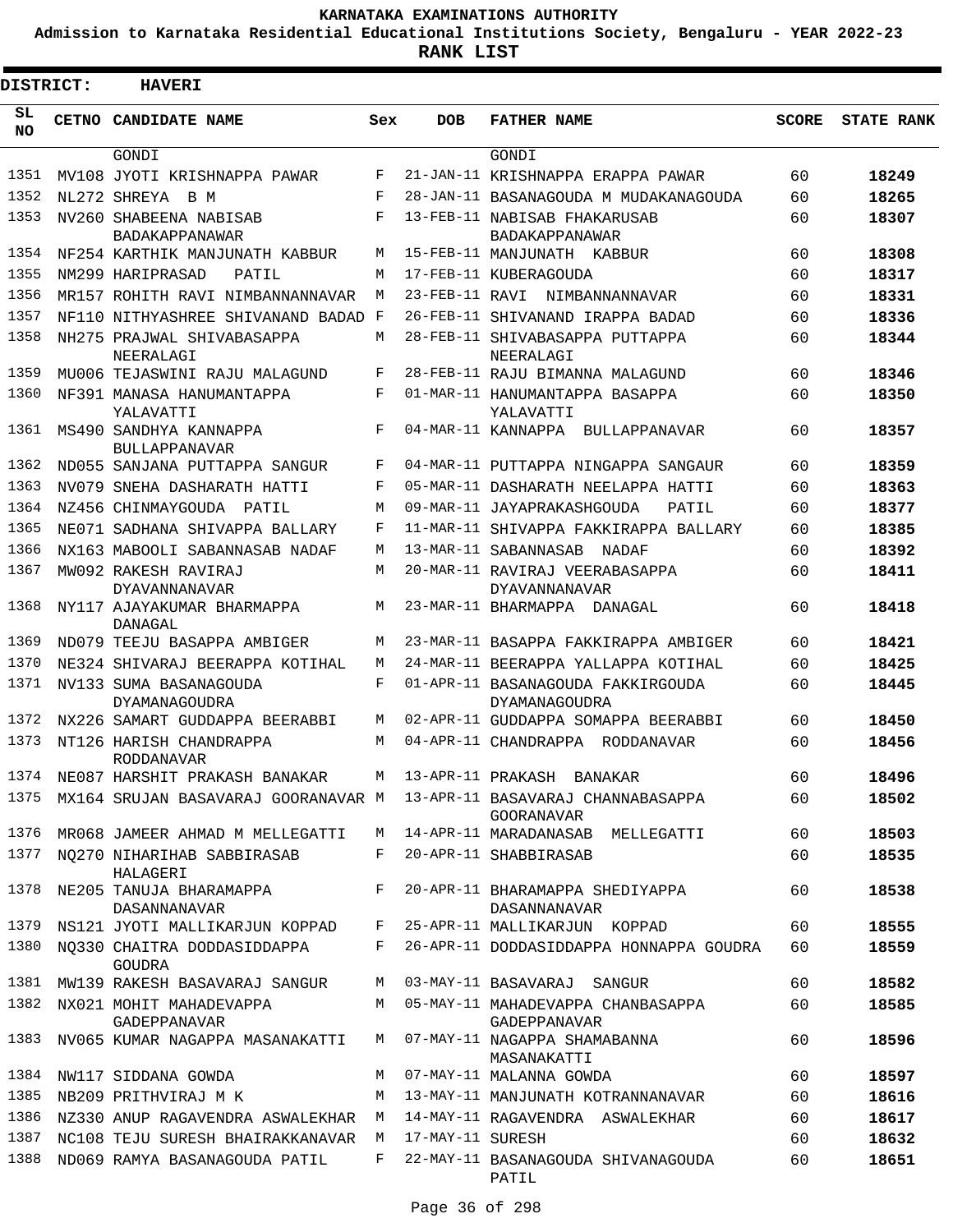**KARNATAKA EXAMINATIONS AUTHORITY**

**Admission to Karnataka Residential Educational Institutions Society, Bengaluru - YEAR 2022-23**

**RANK LIST**

**DISTRICT: HAVERI**

| SL NO | CETNO | CANDIDATE NAME | Sex | DOB | FATHER NAME | SCORE | STATE RANK |
|---|---|---|---|---|---|---|---|
| | | GONDI | | | GONDI | | |
| 1351 | MV108 | JYOTI KRISHNAPPA PAWAR | F | 21-JAN-11 | KRISHNAPPA ERAPPA PAWAR | 60 | 18249 |
| 1352 | NL272 | SHREYA B M | F | 28-JAN-11 | BASANAGOUDA M MUDAKANAGOUDA | 60 | 18265 |
| 1353 | NV260 | SHABEENA NABISAB BADAKAPPANAWAR | F | 13-FEB-11 | NABISAB FHAKARUSAB BADAKAPPANAWAR | 60 | 18307 |
| 1354 | NF254 | KARTHIK MANJUNATH KABBUR | M | 15-FEB-11 | MANJUNATH KABBUR | 60 | 18308 |
| 1355 | NM299 | HARIPRASAD PATIL | M | 17-FEB-11 | KUBERAGOUDA | 60 | 18317 |
| 1356 | MR157 | ROHITH RAVI NIMBANNANNAVAR | M | 23-FEB-11 | RAVI NIMBANNANNAVAR | 60 | 18331 |
| 1357 | NF110 | NITHYASHREE SHIVANAND BADAD | F | 26-FEB-11 | SHIVANAND IRAPPA BADAD | 60 | 18336 |
| 1358 | NH275 | PRAJWAL SHIVABASAPPA NEERALAGI | M | 28-FEB-11 | SHIVABASAPPA PUTTAPPA NEERALAGI | 60 | 18344 |
| 1359 | MU006 | TEJASWINI RAJU MALAGUND | F | 28-FEB-11 | RAJU BIMANNA MALAGUND | 60 | 18346 |
| 1360 | NF391 | MANASA HANUMANTAPPA YALAVATTI | F | 01-MAR-11 | HANUMANTAPPA BASAPPA YALAVATTI | 60 | 18350 |
| 1361 | MS490 | SANDHYA KANNAPPA BULLAPPANAVAR | F | 04-MAR-11 | KANNAPPA BULLAPPANAVAR | 60 | 18357 |
| 1362 | ND055 | SANJANA PUTTAPPA SANGUR | F | 04-MAR-11 | PUTTAPPA NINGAPPA SANGAUR | 60 | 18359 |
| 1363 | NV079 | SNEHA DASHARATH HATTI | F | 05-MAR-11 | DASHARATH NEELAPPA HATTI | 60 | 18363 |
| 1364 | NZ456 | CHINMAYGOUDA PATIL | M | 09-MAR-11 | JAYAPRAKASHGOUDA PATIL | 60 | 18377 |
| 1365 | NE071 | SADHANA SHIVAPPA BALLARY | F | 11-MAR-11 | SHIVAPPA FAKKIRAPPA BALLARY | 60 | 18385 |
| 1366 | NX163 | MABOOLI SABANNASAB NADAF | M | 13-MAR-11 | SABANNASAB NADAF | 60 | 18392 |
| 1367 | MW092 | RAKESH RAVIRAJ DYAVANNANAVAR | M | 20-MAR-11 | RAVIRAJ VEERABASAPPA DYAVANNANAVAR | 60 | 18411 |
| 1368 | NY117 | AJAYAKUMAR BHARMAPPA DANAGAL | M | 23-MAR-11 | BHARMAPPA DANAGAL | 60 | 18418 |
| 1369 | ND079 | TEEJU BASAPPA AMBIGER | M | 23-MAR-11 | BASAPPA FAKKIRAPPA AMBIGER | 60 | 18421 |
| 1370 | NE324 | SHIVARAJ BEERAPPA KOTIHAL | M | 24-MAR-11 | BEERAPPA YALLAPPA KOTIHAL | 60 | 18425 |
| 1371 | NV133 | SUMA BASANAGOUDA DYAMANAGOUDRA | F | 01-APR-11 | BASANAGOUDA FAKKIRGOUDA DYAMANAGOUDRA | 60 | 18445 |
| 1372 | NX226 | SAMART GUDDAPPA BEERABBI | M | 02-APR-11 | GUDDAPPA SOMAPPA BEERABBI | 60 | 18450 |
| 1373 | NT126 | HARISH CHANDRAPPA RODDANAVAR | M | 04-APR-11 | CHANDRAPPA RODDANAVAR | 60 | 18456 |
| 1374 | NE087 | HARSHIT PRAKASH BANAKAR | M | 13-APR-11 | PRAKASH BANAKAR | 60 | 18496 |
| 1375 | MX164 | SRUJAN BASAVARAJ GOORANAVAR | M | 13-APR-11 | BASAVARAJ CHANNABASAPPA GOORANAVAR | 60 | 18502 |
| 1376 | MR068 | JAMEER AHMAD M MELLEGATTI | M | 14-APR-11 | MARADANASAB MELLEGATTI | 60 | 18503 |
| 1377 | NQ270 | NIHARIHAB SABBIRASAB HALAGERI | F | 20-APR-11 | SHABBIRASAB | 60 | 18535 |
| 1378 | NE205 | TANUJA BHARAMAPPA DASANNANAVAR | F | 20-APR-11 | BHARAMAPPA SHEDIYAPPA DASANNANAVAR | 60 | 18538 |
| 1379 | NS121 | JYOTI MALLIKARJUN KOPPAD | F | 25-APR-11 | MALLIKARJUN KOPPAD | 60 | 18555 |
| 1380 | NQ330 | CHAITRA DODDASIDDAPPA GOUDRA | F | 26-APR-11 | DODDASIDDAPPA HONNAPPA GOUDRA | 60 | 18559 |
| 1381 | MW139 | RAKESH BASAVARAJ SANGUR | M | 03-MAY-11 | BASAVARAJ SANGUR | 60 | 18582 |
| 1382 | NX021 | MOHIT MAHADEVAPPA GADEPPANAVAR | M | 05-MAY-11 | MAHADEVAPPA CHANBASAPPA GADEPPANAVAR | 60 | 18585 |
| 1383 | NV065 | KUMAR NAGAPPA MASANAKATTI | M | 07-MAY-11 | NAGAPPA SHAMABANNA MASANAKATTI | 60 | 18596 |
| 1384 | NW117 | SIDDANA GOWDA | M | 07-MAY-11 | MALANNA GOWDA | 60 | 18597 |
| 1385 | NB209 | PRITHVIRAJ M K | M | 13-MAY-11 | MANJUNATH KOTRANNANAVAR | 60 | 18616 |
| 1386 | NZ330 | ANUP RAGAVENDRA ASWALEKHAR | M | 14-MAY-11 | RAGAVENDRA ASWALEKHAR | 60 | 18617 |
| 1387 | NC108 | TEJU SURESH BHAIRAKKANAVAR | M | 17-MAY-11 | SURESH | 60 | 18632 |
| 1388 | ND069 | RAMYA BASANAGOUDA PATIL | F | 22-MAY-11 | BASANAGOUDA SHIVANAGOUDA PATIL | 60 | 18651 |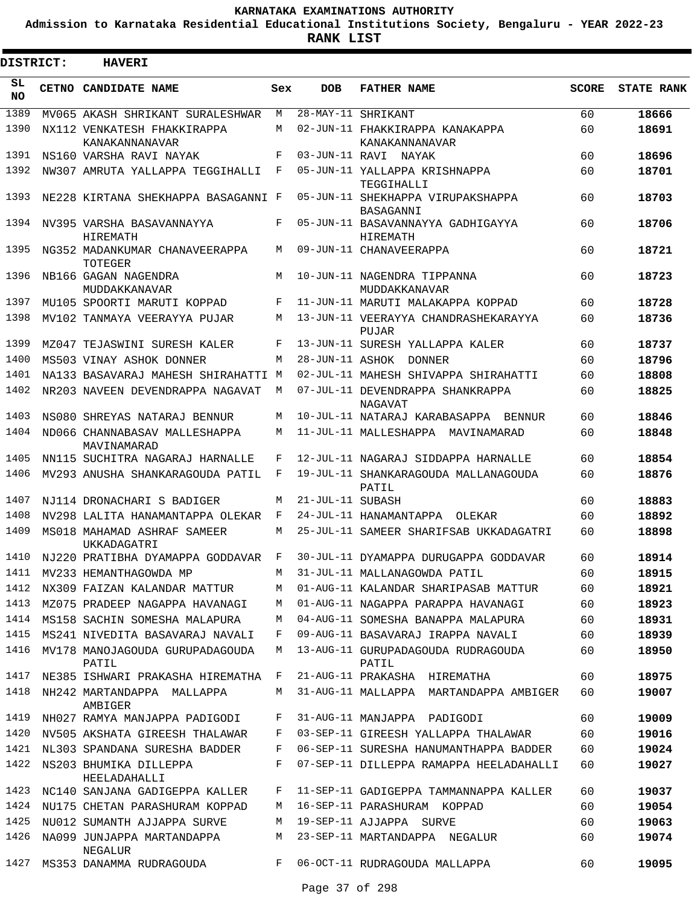KARNATAKA EXAMINATIONS AUTHORITY

Admission to Karnataka Residential Educational Institutions Society, Bengaluru - YEAR 2022-23

**RANK LIST**

**DISTRICT: HAVERI**

| SL NO | CETNO | CANDIDATE NAME | Sex | DOB | FATHER NAME | SCORE | STATE RANK |
|---|---|---|---|---|---|---|---|
| 1389 | MV065 | AKASH SHRIKANT SURALESHWAR | M | 28-MAY-11 | SHRIKANT | 60 | 18666 |
| 1390 | NX112 | VENKATESH FHAKKIRAPPA KANAKANNANAVAR | M | 02-JUN-11 | FHAKKIRAPPA KANAKAPPA KANAKANNANAVAR | 60 | 18691 |
| 1391 | NS160 | VARSHA RAVI NAYAK | F | 03-JUN-11 | RAVI NAYAK | 60 | 18696 |
| 1392 | NW307 | AMRUTA YALLAPPA TEGGIHALLI | F | 05-JUN-11 | YALLAPPA KRISHNAPPA TEGGIHALLI | 60 | 18701 |
| 1393 | NE228 | KIRTANA SHEKHAPPA BASAGANNI | F | 05-JUN-11 | SHEKHAPPA VIRUPAKSHAPPA BASAGANNI | 60 | 18703 |
| 1394 | NV395 | VARSHA BASAVANNAYYA HIREMATH | F | 05-JUN-11 | BASAVANNAYYA GADHIGAYYA HIREMATH | 60 | 18706 |
| 1395 | NG352 | MADANKUMAR CHANAVEERAPPA TOTEGER | M | 09-JUN-11 | CHANAVEERAPPA | 60 | 18721 |
| 1396 | NB166 | GAGAN NAGENDRA MUDDAKKANAVAR | M | 10-JUN-11 | NAGENDRA TIPPANNA MUDDAKKANAVAR | 60 | 18723 |
| 1397 | MU105 | SPOORTI MARUTI KOPPAD | F | 11-JUN-11 | MARUTI MALAKAPPA KOPPAD | 60 | 18728 |
| 1398 | MV102 | TANMAYA VEERAYYA PUJAR | M | 13-JUN-11 | VEERAYYA CHANDRASHEKARAYYA PUJAR | 60 | 18736 |
| 1399 | MZ047 | TEJASWINI SURESH KALER | F | 13-JUN-11 | SURESH YALLAPPA KALER | 60 | 18737 |
| 1400 | MS503 | VINAY ASHOK DONNER | M | 28-JUN-11 | ASHOK DONNER | 60 | 18796 |
| 1401 | NA133 | BASAVARAJ MAHESH SHIRAHATTI | M | 02-JUL-11 | MAHESH SHIVAPPA SHIRAHATTI | 60 | 18808 |
| 1402 | NR203 | NAVEEN DEVENDRAPPA NAGAVAT | M | 07-JUL-11 | DEVENDRAPPA SHANKRAPPA NAGAVAT | 60 | 18825 |
| 1403 | NS080 | SHREYAS NATARAJ BENNUR | M | 10-JUL-11 | NATARAJ KARABASAPPA BENNUR | 60 | 18846 |
| 1404 | ND066 | CHANNABASAV MALLESHAPPA MAVINAMARAD | M | 11-JUL-11 | MALLESHAPPA MAVINAMARAD | 60 | 18848 |
| 1405 | NN115 | SUCHITRA NAGARAJ HARNALLE | F | 12-JUL-11 | NAGARAJ SIDDAPPA HARNALLE | 60 | 18854 |
| 1406 | MV293 | ANUSHA SHANKARAGOUDA PATIL | F | 19-JUL-11 | SHANKARAGOUDA MALLANAGOUDA PATIL | 60 | 18876 |
| 1407 | NJ114 | DRONACHARI S BADIGER | M | 21-JUL-11 | SUBASH | 60 | 18883 |
| 1408 | NV298 | LALITA HANAMANTAPPA OLEKAR | F | 24-JUL-11 | HANAMANTAPPA OLEKAR | 60 | 18892 |
| 1409 | MS018 | MAHAMAD ASHRAF SAMEER UKKADAGATRI | M | 25-JUL-11 | SAMEER SHARIFSAB UKKADAGATRI | 60 | 18898 |
| 1410 | NJ220 | PRATIBHA DYAMAPPA GODDAVAR | F | 30-JUL-11 | DYAMAPPA DURUGAPPA GODDAVAR | 60 | 18914 |
| 1411 | MV233 | HEMANTHAGOWDA MP | M | 31-JUL-11 | MALLANAGOWDA PATIL | 60 | 18915 |
| 1412 | NX309 | FAIZAN KALANDAR MATTUR | M | 01-AUG-11 | KALANDAR SHARIPASAB MATTUR | 60 | 18921 |
| 1413 | MZ075 | PRADEEP NAGAPPA HAVANAGI | M | 01-AUG-11 | NAGAPPA PARAPPA HAVANAGI | 60 | 18923 |
| 1414 | MS158 | SACHIN SOMESHA MALAPURA | M | 04-AUG-11 | SOMESHA BANAPPA MALAPURA | 60 | 18931 |
| 1415 | MS241 | NIVEDITA BASAVARAJ NAVALI | F | 09-AUG-11 | BASAVARAJ IRAPPA NAVALI | 60 | 18939 |
| 1416 | MV178 | MANOJAGOUDA GURUPADAGOUDA PATIL | M | 13-AUG-11 | GURUPADAGOUDA RUDRAGOUDA PATIL | 60 | 18950 |
| 1417 | NE385 | ISHWARI PRAKASHA HIREMATHA | F | 21-AUG-11 | PRAKASHA HIREMATHA | 60 | 18975 |
| 1418 | NH242 | MARTANDAPPA MALLAPPA AMBIGER | M | 31-AUG-11 | MALLAPPA MARTANDAPPA AMBIGER | 60 | 19007 |
| 1419 | NH027 | RAMYA MANJAPPA PADIGODI | F | 31-AUG-11 | MANJAPPA PADIGODI | 60 | 19009 |
| 1420 | NV505 | AKSHATA GIREESH THALAWAR | F | 03-SEP-11 | GIREESH YALLAPPA THALAWAR | 60 | 19016 |
| 1421 | NL303 | SPANDANA SURESHA BADDER | F | 06-SEP-11 | SURESHA HANUMANTHAPPA BADDER | 60 | 19024 |
| 1422 | NS203 | BHUMIKA DILLEPPA HEELADAHALLI | F | 07-SEP-11 | DILLEPPA RAMAPPA HEELADAHALLI | 60 | 19027 |
| 1423 | NC140 | SANJANA GADIGEPPA KALLER | F | 11-SEP-11 | GADIGEPPA TAMMANNAPPA KALLER | 60 | 19037 |
| 1424 | NU175 | CHETAN PARASHURAM KOPPAD | M | 16-SEP-11 | PARASHURAM KOPPAD | 60 | 19054 |
| 1425 | NU012 | SUMANTH AJJAPPA SURVE | M | 19-SEP-11 | AJJAPPA SURVE | 60 | 19063 |
| 1426 | NA099 | JUNJAPPA MARTANDAPPA NEGALUR | M | 23-SEP-11 | MARTANDAPPA NEGALUR | 60 | 19074 |
| 1427 | MS353 | DANAMMA RUDRAGOUDA | F | 06-OCT-11 | RUDRAGOUDA MALLAPPA | 60 | 19095 |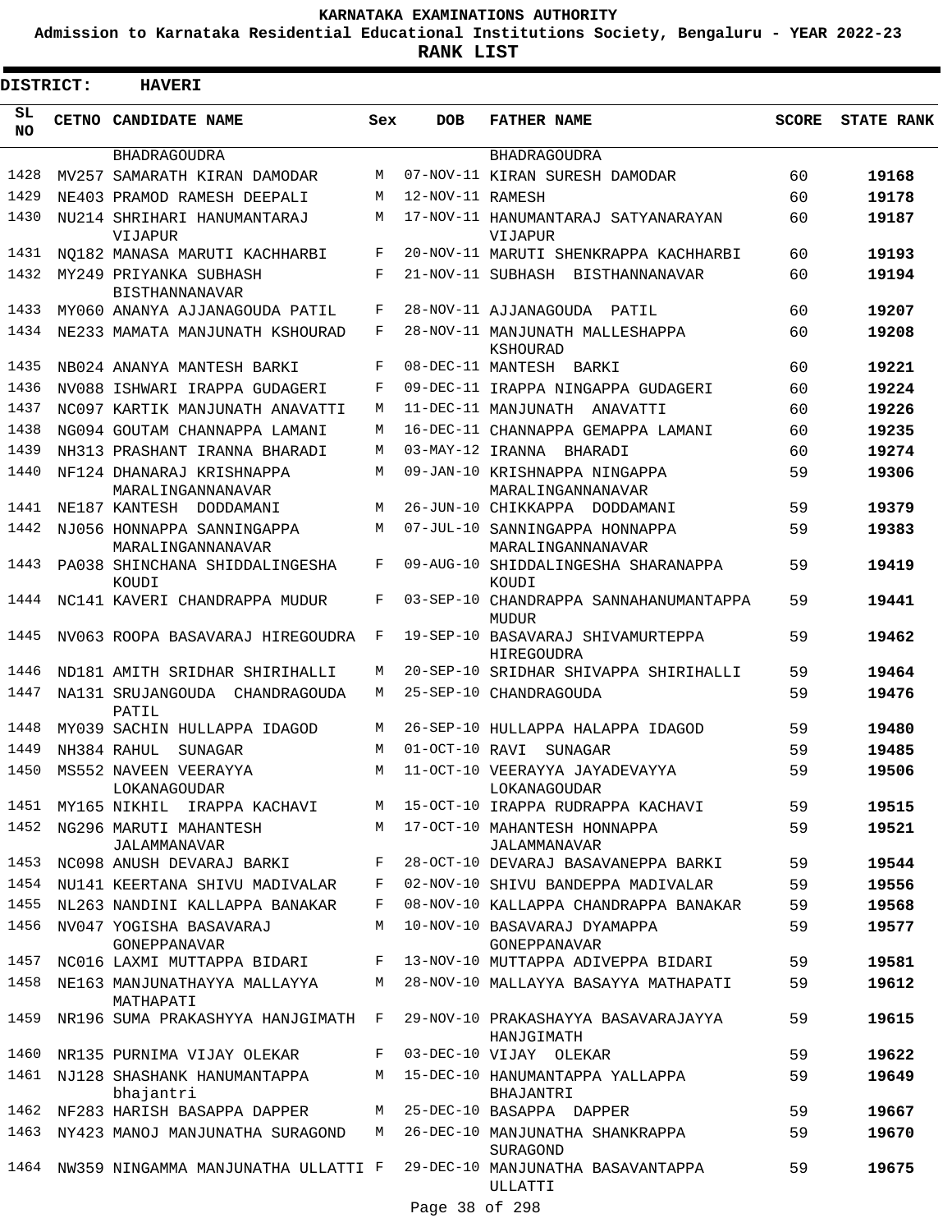KARNATAKA EXAMINATIONS AUTHORITY

Admission to Karnataka Residential Educational Institutions Society, Bengaluru - YEAR 2022-23

**RANK LIST**

**DISTRICT: HAVERI**

| SL NO | CETNO | CANDIDATE NAME | Sex | DOB | FATHER NAME | SCORE | STATE RANK |
|---|---|---|---|---|---|---|---|
| | | BHADRAGOUDRA | | | BHADRAGOUDRA | | |
| 1428 | MV257 | SAMARATH KIRAN DAMODAR | M | 07-NOV-11 | KIRAN SURESH DAMODAR | 60 | 19168 |
| 1429 | NE403 | PRAMOD RAMESH DEEPALI | M | 12-NOV-11 | RAMESH | 60 | 19178 |
| 1430 | NU214 | SHRIHARI HANUMANTARAJ VIJAPUR | M | 17-NOV-11 | HANUMANTARAJ SATYANARAYAN VIJAPUR | 60 | 19187 |
| 1431 | NQ182 | MANASA MARUTI KACHHARBI | F | 20-NOV-11 | MARUTI SHENKRAPPA KACHHARBI | 60 | 19193 |
| 1432 | MY249 | PRIYANKA SUBHASH BISTHANNANAVAR | F | 21-NOV-11 | SUBHASH BISTHANNANAVAR | 60 | 19194 |
| 1433 | MY060 | ANANYA AJJANAGOUDA PATIL | F | 28-NOV-11 | AJJANAGOUDA PATIL | 60 | 19207 |
| 1434 | NE233 | MAMATA MANJUNATH KSHOURAD | F | 28-NOV-11 | MANJUNATH MALLESHAPPA KSHOURAD | 60 | 19208 |
| 1435 | NB024 | ANANYA MANTESH BARKI | F | 08-DEC-11 | MANTESH BARKI | 60 | 19221 |
| 1436 | NV088 | ISHWARI IRAPPA GUDAGERI | F | 09-DEC-11 | IRAPPA NINGAPPA GUDAGERI | 60 | 19224 |
| 1437 | NC097 | KARTIK MANJUNATH ANAVATTI | M | 11-DEC-11 | MANJUNATH ANAVATTI | 60 | 19226 |
| 1438 | NG094 | GOUTAM CHANNAPPA LAMANI | M | 16-DEC-11 | CHANNAPPA GEMAPPA LAMANI | 60 | 19235 |
| 1439 | NH313 | PRASHANT IRANNA BHARADI | M | 03-MAY-12 | IRANNA BHARADI | 60 | 19274 |
| 1440 | NF124 | DHANARAJ KRISHNAPPA MARALINGANNANAVAR | M | 09-JAN-10 | KRISHNAPPA NINGAPPA MARALINGANNANAVAR | 59 | 19306 |
| 1441 | NE187 | KANTESH DODDAMANI | M | 26-JUN-10 | CHIKKAPPA DODDAMANI | 59 | 19379 |
| 1442 | NJ056 | HONNAPPA SANNINGAPPA MARALINGANNANAVAR | M | 07-JUL-10 | SANNINGAPPA HONNAPPA MARALINGANNANAVAR | 59 | 19383 |
| 1443 | PA038 | SHINCHANA SHIDDALINGESHA KOUDI | F | 09-AUG-10 | SHIDDALINGESHA SHARANAPPA KOUDI | 59 | 19419 |
| 1444 | NC141 | KAVERI CHANDRAPPA MUDUR | F | 03-SEP-10 | CHANDRAPPA SANNAHANUMANTAPPA MUDUR | 59 | 19441 |
| 1445 | NV063 | ROOPA BASAVARAJ HIREGOUDRA | F | 19-SEP-10 | BASAVARAJ SHIVAMURTEPPA HIREGOUDRA | 59 | 19462 |
| 1446 | ND181 | AMITH SRIDHAR SHIRIHALLI | M | 20-SEP-10 | SRIDHAR SHIVAPPA SHIRIHALLI | 59 | 19464 |
| 1447 | NA131 | SRUJANGOUDA CHANDRAGOUDA PATIL | M | 25-SEP-10 | CHANDRAGOUDA | 59 | 19476 |
| 1448 | MY039 | SACHIN HULLAPPA IDAGOD | M | 26-SEP-10 | HULLAPPA HALAPPA IDAGOD | 59 | 19480 |
| 1449 | NH384 | RAHUL SUNAGAR | M | 01-OCT-10 | RAVI SUNAGAR | 59 | 19485 |
| 1450 | MS552 | NAVEEN VEERAYYA LOKANAGOUDAR | M | 11-OCT-10 | VEERAYYA JAYADEVAYYA LOKANAGOUDAR | 59 | 19506 |
| 1451 | MY165 | NIKHIL IRAPPA KACHAVI | M | 15-OCT-10 | IRAPPA RUDRAPPA KACHAVI | 59 | 19515 |
| 1452 | NG296 | MARUTI MAHANTESH JALAMMANAVAR | M | 17-OCT-10 | MAHANTESH HONNAPPA JALAMMANAVAR | 59 | 19521 |
| 1453 | NC098 | ANUSH DEVARAJ BARKI | F | 28-OCT-10 | DEVARAJ BASAVANEPPA BARKI | 59 | 19544 |
| 1454 | NU141 | KEERTANA SHIVU MADIVALAR | F | 02-NOV-10 | SHIVU BANDEPPA MADIVALAR | 59 | 19556 |
| 1455 | NL263 | NANDINI KALLAPPA BANAKAR | F | 08-NOV-10 | KALLAPPA CHANDRAPPA BANAKAR | 59 | 19568 |
| 1456 | NV047 | YOGISHA BASAVARAJ GONEPPANAVAR | M | 10-NOV-10 | BASAVARAJ DYAMAPPA GONEPPANAVAR | 59 | 19577 |
| 1457 | NC016 | LAXMI MUTTAPPA BIDARI | F | 13-NOV-10 | MUTTAPPA ADIVEPPA BIDARI | 59 | 19581 |
| 1458 | NE163 | MANJUNATHAYYA MALLAYYA MATHAPATI | M | 28-NOV-10 | MALLAYYA BASAYYA MATHAPATI | 59 | 19612 |
| 1459 | NR196 | SUMA PRAKASHYYA HANJGIMATH | F | 29-NOV-10 | PRAKASHAYYA BASAVARAJAYYA HANJGIMATH | 59 | 19615 |
| 1460 | NR135 | PURNIMA VIJAY OLEKAR | F | 03-DEC-10 | VIJAY OLEKAR | 59 | 19622 |
| 1461 | NJ128 | SHASHANK HANUMANTAPPA bhajantri | M | 15-DEC-10 | HANUMANTAPPA YALLAPPA BHAJANTRI | 59 | 19649 |
| 1462 | NF283 | HARISH BASAPPA DAPPER | M | 25-DEC-10 | BASAPPA DAPPER | 59 | 19667 |
| 1463 | NY423 | MANOJ MANJUNATHA SURAGOND | M | 26-DEC-10 | MANJUNATHA SHANKRAPPA SURAGOND | 59 | 19670 |
| 1464 | NW359 | NINGAMMA MANJUNATHA ULLATTI | F | 29-DEC-10 | MANJUNATHA BASAVANTAPPA ULLATTI | 59 | 19675 |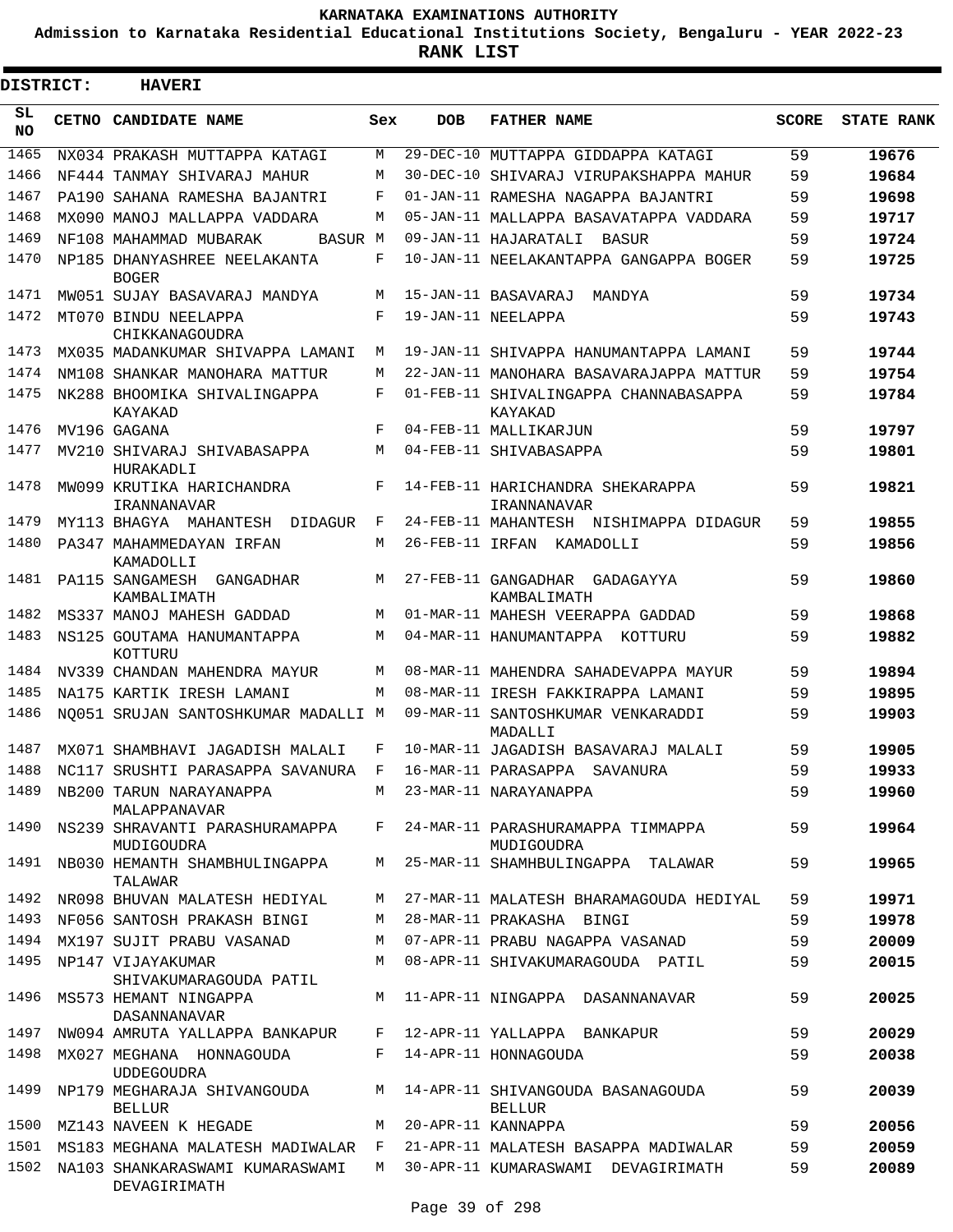# KARNATAKA EXAMINATIONS AUTHORITY

**Admission to Karnataka Residential Educational Institutions Society, Bengaluru - YEAR 2022-23**

**RANK LIST**

**DISTRICT: HAVERI**

| SL NO | CETNO | CANDIDATE NAME | Sex | DOB | FATHER NAME | SCORE | STATE RANK |
|---|---|---|---|---|---|---|---|
| 1465 | NX034 | PRAKASH MUTTAPPA KATAGI | M | 29-DEC-10 | MUTTAPPA GIDDAPPA KATAGI | 59 | 19676 |
| 1466 | NF444 | TANMAY SHIVARAJ MAHUR | M | 30-DEC-10 | SHIVARAJ VIRUPAKSHAPPA MAHUR | 59 | 19684 |
| 1467 | PA190 | SAHANA RAMESHA BAJANTRI | F | 01-JAN-11 | RAMESHA NAGAPPA BAJANTRI | 59 | 19698 |
| 1468 | MX090 | MANOJ MALLAPPA VADDARA | M | 05-JAN-11 | MALLAPPA BASAVATAPPA VADDARA | 59 | 19717 |
| 1469 | NF108 | MAHAMMAD MUBARAK BASUR | M | 09-JAN-11 | HAJARATALI BASUR | 59 | 19724 |
| 1470 | NP185 | DHANYASHREE NEELAKANTA BOGER | F | 10-JAN-11 | NEELAKANTAPPA GANGAPPA BOGER | 59 | 19725 |
| 1471 | MW051 | SUJAY BASAVARAJ MANDYA | M | 15-JAN-11 | BASAVARAJ MANDYA | 59 | 19734 |
| 1472 | MT070 | BINDU NEELAPPA CHIKKANAGOUDRA | F | 19-JAN-11 | NEELAPPA | 59 | 19743 |
| 1473 | MX035 | MADANKUMAR SHIVAPPA LAMANI | M | 19-JAN-11 | SHIVAPPA HANUMANTAPPA LAMANI | 59 | 19744 |
| 1474 | NM108 | SHANKAR MANOHARA MATTUR | M | 22-JAN-11 | MANOHARA BASAVARAJAPPA MATTUR | 59 | 19754 |
| 1475 | NK288 | BHOOMIKA SHIVALINGAPPA KAYAKAD | F | 01-FEB-11 | SHIVALINGAPPA CHANNABASAPPA KAYAKAD | 59 | 19784 |
| 1476 | MV196 | GAGANA | F | 04-FEB-11 | MALLIKARJUN | 59 | 19797 |
| 1477 | MV210 | SHIVARAJ SHIVABASAPPA HURAKADLI | M | 04-FEB-11 | SHIVABASAPPA | 59 | 19801 |
| 1478 | MW099 | KRUTIKA HARICHANDRA IRANNANAVAR | F | 14-FEB-11 | HARICHANDRA SHEKARAPPA IRANNANAVAR | 59 | 19821 |
| 1479 | MY113 | BHAGYA MAHANTESH DIDAGUR | F | 24-FEB-11 | MAHANTESH NISHIMAPPA DIDAGUR | 59 | 19855 |
| 1480 | PA347 | MAHAMMEDAYAN IRFAN KAMADOLLI | M | 26-FEB-11 | IRFAN KAMADOLLI | 59 | 19856 |
| 1481 | PA115 | SANGAMESH GANGADHAR KAMBALIMATH | M | 27-FEB-11 | GANGADHAR GADAGAYYA KAMBALIMATH | 59 | 19860 |
| 1482 | MS337 | MANOJ MAHESH GADDAD | M | 01-MAR-11 | MAHESH VEERAPPA GADDAD | 59 | 19868 |
| 1483 | NS125 | GOUTAMA HANUMANTAPPA KOTTURU | M | 04-MAR-11 | HANUMANTAPPA KOTTURU | 59 | 19882 |
| 1484 | NV339 | CHANDAN MAHENDRA MAYUR | M | 08-MAR-11 | MAHENDRA SAHADEVAPPA MAYUR | 59 | 19894 |
| 1485 | NA175 | KARTIK IRESH LAMANI | M | 08-MAR-11 | IRESH FAKKIRAPPA LAMANI | 59 | 19895 |
| 1486 | NQ051 | SRUJAN SANTOSHKUMAR MADALLI | M | 09-MAR-11 | SANTOSHKUMAR VENKARADDI MADALLI | 59 | 19903 |
| 1487 | MX071 | SHAMBHAVI JAGADISH MALALI | F | 10-MAR-11 | JAGADISH BASAVARAJ MALALI | 59 | 19905 |
| 1488 | NC117 | SRUSHTI PARASAPPA SAVANURA | F | 16-MAR-11 | PARASAPPA SAVANURA | 59 | 19933 |
| 1489 | NB200 | TARUN NARAYANAPPA MALAPPANAVAR | M | 23-MAR-11 | NARAYANAPPA | 59 | 19960 |
| 1490 | NS239 | SHRAVANTI PARASHURAMAPPA MUDIGOUDRA | F | 24-MAR-11 | PARASHURAMAPPA TIMMAPPA MUDIGOUDRA | 59 | 19964 |
| 1491 | NB030 | HEMANTH SHAMBHULINGAPPA TALAWAR | M | 25-MAR-11 | SHAMHBULINGAPPA TALAWAR | 59 | 19965 |
| 1492 | NR098 | BHUVAN MALATESH HEDIYAL | M | 27-MAR-11 | MALATESH BHARAMAGOUDA HEDIYAL | 59 | 19971 |
| 1493 | NF056 | SANTOSH PRAKASH BINGI | M | 28-MAR-11 | PRAKASHA BINGI | 59 | 19978 |
| 1494 | MX197 | SUJIT PRABU VASANAD | M | 07-APR-11 | PRABU NAGAPPA VASANAD | 59 | 20009 |
| 1495 | NP147 | VIJAYAKUMAR SHIVAKUMARAGOUDA PATIL | M | 08-APR-11 | SHIVAKUMARAGOUDA PATIL | 59 | 20015 |
| 1496 | MS573 | HEMANT NINGAPPA DASANNANAVAR | M | 11-APR-11 | NINGAPPA DASANNANAVAR | 59 | 20025 |
| 1497 | NW094 | AMRUTA YALLAPPA BANKAPUR | F | 12-APR-11 | YALLAPPA BANKAPUR | 59 | 20029 |
| 1498 | MX027 | MEGHANA HONNAGOUDA UDDEGOUDRA | F | 14-APR-11 | HONNAGOUDA | 59 | 20038 |
| 1499 | NP179 | MEGHARAJA SHIVANGOUDA BELLUR | M | 14-APR-11 | SHIVANGOUDA BASANAGOUDA BELLUR | 59 | 20039 |
| 1500 | MZ143 | NAVEEN K HEGADE | M | 20-APR-11 | KANNAPPA | 59 | 20056 |
| 1501 | MS183 | MEGHANA MALATESH MADIWALAR | F | 21-APR-11 | MALATESH BASAPPA MADIWALAR | 59 | 20059 |
| 1502 | NA103 | SHANKARASWAMI KUMARASWAMI DEVAGIRIMATH | M | 30-APR-11 | KUMARASWAMI DEVAGIRIMATH | 59 | 20089 |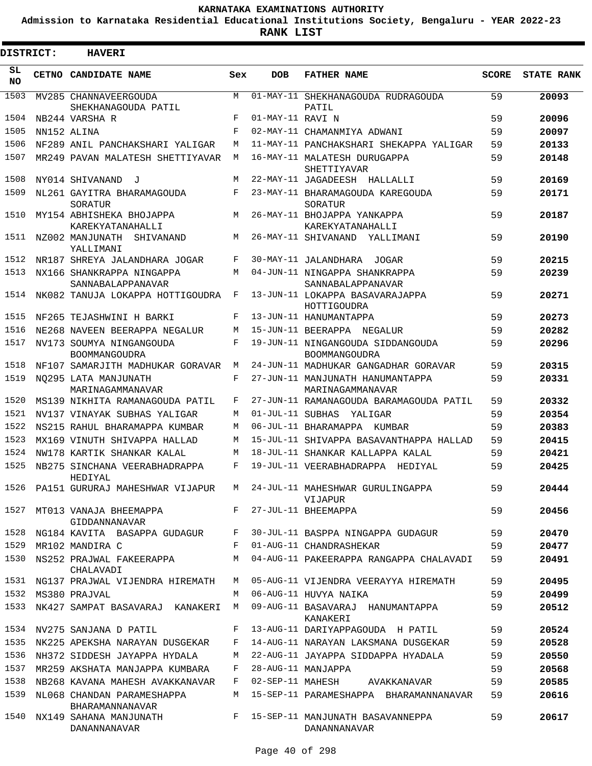KARNATAKA EXAMINATIONS AUTHORITY

Admission to Karnataka Residential Educational Institutions Society, Bengaluru - YEAR 2022-23

**RANK LIST**

**DISTRICT: HAVERI**

| SL NO | CETNO | CANDIDATE NAME | Sex | DOB | FATHER NAME | SCORE | STATE RANK |
|---|---|---|---|---|---|---|---|
| 1503 | MV285 | CHANNAVEERGOUDA SHEKHANAGOUDA PATIL | M | 01-MAY-11 | SHEKHANAGOUDA RUDRAGOUDA PATIL | 59 | 20093 |
| 1504 | NB244 | VARSHA R | F | 01-MAY-11 | RAVI N | 59 | 20096 |
| 1505 | NN152 | ALINA | F | 02-MAY-11 | CHAMANMIYA ADWANI | 59 | 20097 |
| 1506 | NF289 | ANIL PANCHAKSHARI YALIGAR | M | 11-MAY-11 | PANCHAKSHARI SHEKAPPA YALIGAR | 59 | 20133 |
| 1507 | MR249 | PAVAN MALATESH SHETTIYAVAR | M | 16-MAY-11 | MALATESH DURUGAPPA SHETTIYAVAR | 59 | 20148 |
| 1508 | NY014 | SHIVANAND J | M | 22-MAY-11 | JAGADEESH HALLALLI | 59 | 20169 |
| 1509 | NL261 | GAYITRA BHARAMAGOUDA SORATUR | F | 23-MAY-11 | BHARAMAGOUDA KAREGOUDA SORATUR | 59 | 20171 |
| 1510 | MY154 | ABHISHEKA BHOJAPPA KAREKYATANAHALLI | M | 26-MAY-11 | BHOJAPPA YANKAPPA KAREKYATANAHALLI | 59 | 20187 |
| 1511 | NZ002 | MANJUNATH SHIVANAND YALLIMANI | M | 26-MAY-11 | SHIVANAND YALLIMANI | 59 | 20190 |
| 1512 | NR187 | SHREYA JALANDHARA JOGAR | F | 30-MAY-11 | JALANDHARA JOGAR | 59 | 20215 |
| 1513 | NX166 | SHANKRAPPA NINGAPPA SANNABALAPPANAVAR | M | 04-JUN-11 | NINGAPPA SHANKRAPPA SANNABALAPPANAVAR | 59 | 20239 |
| 1514 | NK082 | TANUJA LOKAPPA HOTTIGOUDRA | F | 13-JUN-11 | LOKAPPA BASAVARAJAPPA HOTTIGOUDRA | 59 | 20271 |
| 1515 | NF265 | TEJASHWINI H BARKI | F | 13-JUN-11 | HANUMANTAPPA | 59 | 20273 |
| 1516 | NE268 | NAVEEN BEERAPPA NEGALUR | M | 15-JUN-11 | BEERAPPA NEGALUR | 59 | 20282 |
| 1517 | NV173 | SOUMYA NINGANGOUDA BOOMMANGOUDRA | F | 19-JUN-11 | NINGANGOUDA SIDDANGOUDA BOOMMANGOUDRA | 59 | 20296 |
| 1518 | NF107 | SAMARJITH MADHUKAR GORAVAR | M | 24-JUN-11 | MADHUKAR GANGADHAR GORAVAR | 59 | 20315 |
| 1519 | NQ295 | LATA MANJUNATH MARINAGAMMANAVAR | F | 27-JUN-11 | MANJUNATH HANUMANTAPPA MARINAGAMMANAVAR | 59 | 20331 |
| 1520 | MS139 | NIKHITA RAMANAGOUDA PATIL | F | 27-JUN-11 | RAMANAGOUDA BARAMAGOUDA PATIL | 59 | 20332 |
| 1521 | NV137 | VINAYAK SUBHAS YALIGAR | M | 01-JUL-11 | SUBHAS YALIGAR | 59 | 20354 |
| 1522 | NS215 | RAHUL BHARAMAPPA KUMBAR | M | 06-JUL-11 | BHARAMAPPA KUMBAR | 59 | 20383 |
| 1523 | MX169 | VINUTH SHIVAPPA HALLAD | M | 15-JUL-11 | SHIVAPPA BASAVANTHAPPA HALLAD | 59 | 20415 |
| 1524 | NW178 | KARTIK SHANKAR KALAL | M | 18-JUL-11 | SHANKAR KALLAPPA KALAL | 59 | 20421 |
| 1525 | NB275 | SINCHANA VEERABHADRAPPA HEDIYAL | F | 19-JUL-11 | VEERABHADRAPPA HEDIYAL | 59 | 20425 |
| 1526 | PA151 | GURURAJ MAHESHWAR VIJAPUR | M | 24-JUL-11 | MAHESHWAR GURULINGAPPA VIJAPUR | 59 | 20444 |
| 1527 | MT013 | VANAJA BHEEMAPPA GIDDANNANAVAR | F | 27-JUL-11 | BHEEMAPPA | 59 | 20456 |
| 1528 | NG184 | KAVITA BASAPPA GUDAGUR | F | 30-JUL-11 | BASPPA NINGAPPA GUDAGUR | 59 | 20470 |
| 1529 | MR102 | MANDIRA C | F | 01-AUG-11 | CHANDRASHEKAR | 59 | 20477 |
| 1530 | NS252 | PRAJWAL FAKEERAPPA CHALAVADI | M | 04-AUG-11 | PAKEERAPPA RANGAPPA CHALAVADI | 59 | 20491 |
| 1531 | NG137 | PRAJWAL VIJENDRA HIREMATH | M | 05-AUG-11 | VIJENDRA VEERAYYA HIREMATH | 59 | 20495 |
| 1532 | MS380 | PRAJVAL | M | 06-AUG-11 | HUVYA NAIKA | 59 | 20499 |
| 1533 | NK427 | SAMPAT BASAVARAJ KANAKERI | M | 09-AUG-11 | BASAVARAJ HANUMANTAPPA KANAKERI | 59 | 20512 |
| 1534 | NV275 | SANJANA D PATIL | F | 13-AUG-11 | DARIYAPPAGOUDA H PATIL | 59 | 20524 |
| 1535 | NK225 | APEKSHA NARAYAN DUSGEKAR | F | 14-AUG-11 | NARAYAN LAKSMANA DUSGEKAR | 59 | 20528 |
| 1536 | NH372 | SIDDESH JAYAPPA HYDALA | M | 22-AUG-11 | JAYAPPA SIDDAPPA HYADALA | 59 | 20550 |
| 1537 | MR259 | AKSHATA MANJAPPA KUMBARA | F | 28-AUG-11 | MANJAPPA | 59 | 20568 |
| 1538 | NB268 | KAVANA MAHESH AVAKKANAVAR | F | 02-SEP-11 | MAHESH AVAKKANAVAR | 59 | 20585 |
| 1539 | NL068 | CHANDAN PARAMESHAPPA BHARAMANNANAVAR | M | 15-SEP-11 | PARAMESHAPPA BHARAMANNANAVAR | 59 | 20616 |
| 1540 | NX149 | SAHANA MANJUNATH DANANNANAVAR | F | 15-SEP-11 | MANJUNATH BASAVANNEPPA DANANNANAVAR | 59 | 20617 |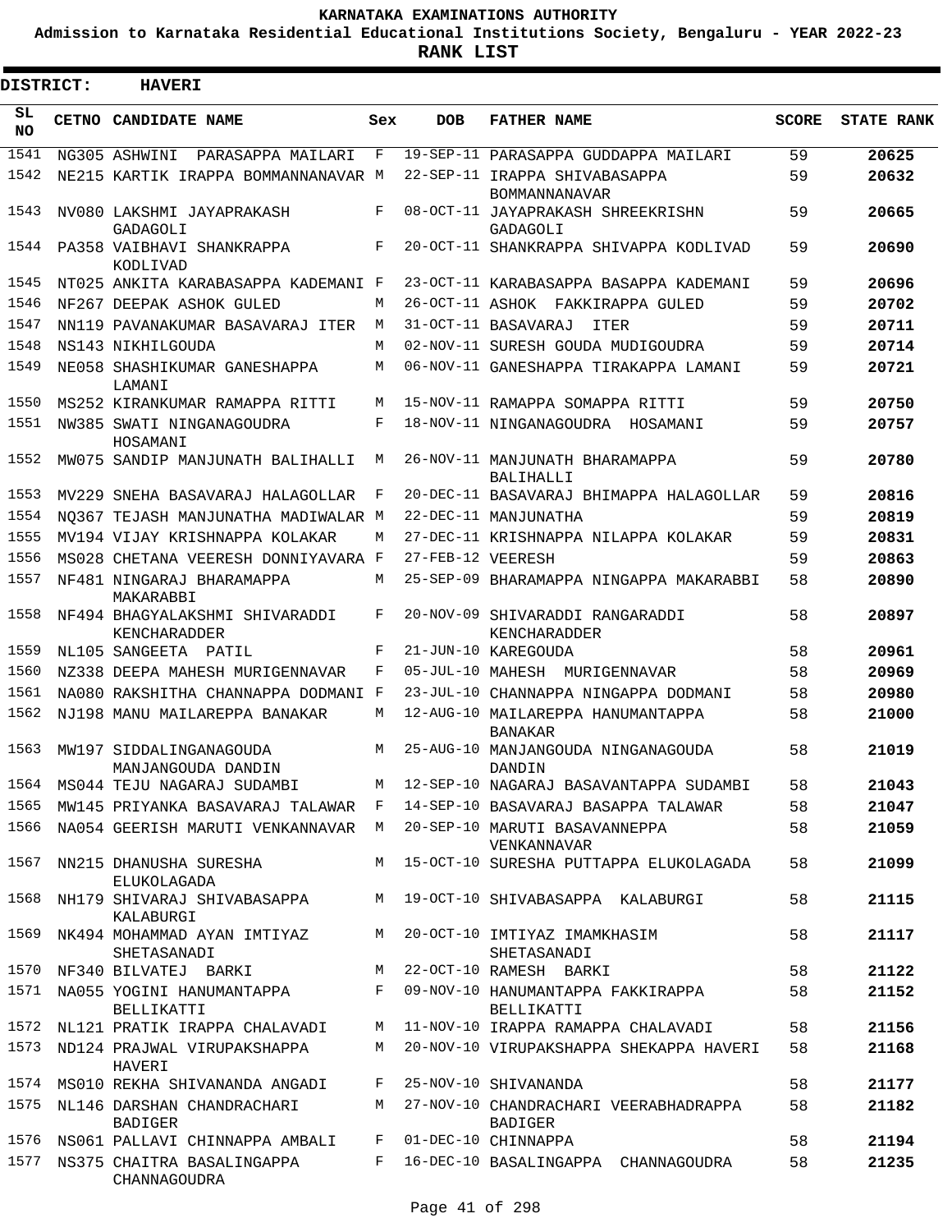# KARNATAKA EXAMINATIONS AUTHORITY

**Admission to Karnataka Residential Educational Institutions Society, Bengaluru - YEAR 2022-23**

**RANK LIST**

**DISTRICT: HAVERI**

| SL NO | CETNO | CANDIDATE NAME | Sex | DOB | FATHER NAME | SCORE | STATE RANK |
|---|---|---|---|---|---|---|---|
| 1541 | NG305 | ASHWINI PARASAPPA MAILARI | F | 19-SEP-11 | PARASAPPA GUDDAPPA MAILARI | 59 | **20625** |
| 1542 | NE215 | KARTIK IRAPPA BOMMANNANAVAR | M | 22-SEP-11 | IRAPPA SHIVABASAPPA BOMMANNANAVAR | 59 | **20632** |
| 1543 | NV080 | LAKSHMI JAYAPRAKASH GADAGOLI | F | 08-OCT-11 | JAYAPRAKASH SHREEKRISHN GADAGOLI | 59 | **20665** |
| 1544 | PA358 | VAIBHAVI SHANKRAPPA KODLIVAD | F | 20-OCT-11 | SHANKRAPPA SHIVAPPA KODLIVAD | 59 | **20690** |
| 1545 | NT025 | ANKITA KARABASAPPA KADEMANI | F | 23-OCT-11 | KARABASAPPA BASAPPA KADEMANI | 59 | **20696** |
| 1546 | NF267 | DEEPAK ASHOK GULED | M | 26-OCT-11 | ASHOK FAKKIRAPPA GULED | 59 | **20702** |
| 1547 | NN119 | PAVANAKUMAR BASAVARAJ ITER | M | 31-OCT-11 | BASAVARAJ ITER | 59 | **20711** |
| 1548 | NS143 | NIKHILGOUDA | M | 02-NOV-11 | SURESH GOUDA MUDIGOUDRA | 59 | **20714** |
| 1549 | NE058 | SHASHIKUMAR GANESHAPPA LAMANI | M | 06-NOV-11 | GANESHAPPA TIRAKAPPA LAMANI | 59 | **20721** |
| 1550 | MS252 | KIRANKUMAR RAMAPPA RITTI | M | 15-NOV-11 | RAMAPPA SOMAPPA RITTI | 59 | **20750** |
| 1551 | NW385 | SWATI NINGANAGOUDRA HOSAMANI | F | 18-NOV-11 | NINGANAGOUDRA HOSAMANI | 59 | **20757** |
| 1552 | MW075 | SANDIP MANJUNATH BALIHALLI | M | 26-NOV-11 | MANJUNATH BHARAMAPPA BALIHALLI | 59 | **20780** |
| 1553 | MV229 | SNEHA BASAVARAJ HALAGOLLAR | F | 20-DEC-11 | BASAVARAJ BHIMAPPA HALAGOLLAR | 59 | **20816** |
| 1554 | NQ367 | TEJASH MANJUNATHA MADIWALAR | M | 22-DEC-11 | MANJUNATHA | 59 | **20819** |
| 1555 | MV194 | VIJAY KRISHNAPPA KOLAKAR | M | 27-DEC-11 | KRISHNAPPA NILAPPA KOLAKAR | 59 | **20831** |
| 1556 | MS028 | CHETANA VEERESH DONNIYAVARA | F | 27-FEB-12 | VEERESH | 59 | **20863** |
| 1557 | NF481 | NINGARAJ BHARAMAPPA MAKARABBI | M | 25-SEP-09 | BHARAMAPPA NINGAPPA MAKARABBI | 58 | **20890** |
| 1558 | NF494 | BHAGYALAKSHMI SHIVARADDI KENCHARADDER | F | 20-NOV-09 | SHIVARADDI RANGARADDI KENCHARADDER | 58 | **20897** |
| 1559 | NL105 | SANGEETA PATIL | F | 21-JUN-10 | KAREGOUDA | 58 | **20961** |
| 1560 | NZ338 | DEEPA MAHESH MURIGENNAVAR | F | 05-JUL-10 | MAHESH MURIGENNAVAR | 58 | **20969** |
| 1561 | NA080 | RAKSHITHA CHANNAPPA DODMANI | F | 23-JUL-10 | CHANNAPPA NINGAPPA DODMANI | 58 | **20980** |
| 1562 | NJ198 | MANU MAILAREPPA BANAKAR | M | 12-AUG-10 | MAILAREPPA HANUMANTAPPA BANAKAR | 58 | **21000** |
| 1563 | MW197 | SIDDALINGANAGOUDA MANJANGOUDA DANDIN | M | 25-AUG-10 | MANJANGOUDA NINGANAGOUDA DANDIN | 58 | **21019** |
| 1564 | MS044 | TEJU NAGARAJ SUDAMBI | M | 12-SEP-10 | NAGARAJ BASAVANTAPPA SUDAMBI | 58 | **21043** |
| 1565 | MW145 | PRIYANKA BASAVARAJ TALAWAR | F | 14-SEP-10 | BASAVARAJ BASAPPA TALAWAR | 58 | **21047** |
| 1566 | NA054 | GEERISH MARUTI VENKANNAVAR | M | 20-SEP-10 | MARUTI BASAVANNEPPA VENKANNAVAR | 58 | **21059** |
| 1567 | NN215 | DHANUSHA SURESHA ELUKOLAGADA | M | 15-OCT-10 | SURESHA PUTTAPPA ELUKOLAGADA | 58 | **21099** |
| 1568 | NH179 | SHIVARAJ SHIVABASAPPA KALABURGI | M | 19-OCT-10 | SHIVABASAPPA KALABURGI | 58 | **21115** |
| 1569 | NK494 | MOHAMMAD AYAN IMTIYAZ SHETASANADI | M | 20-OCT-10 | IMTIYAZ IMAMKHASIM SHETASANADI | 58 | **21117** |
| 1570 | NF340 | BILVATEJ BARKI | M | 22-OCT-10 | RAMESH BARKI | 58 | **21122** |
| 1571 | NA055 | YOGINI HANUMANTAPPA BELLIKATTI | F | 09-NOV-10 | HANUMANTAPPA FAKKIRAPPA BELLIKATTI | 58 | **21152** |
| 1572 | NL121 | PRATIK IRAPPA CHALAVADI | M | 11-NOV-10 | IRAPPA RAMAPPA CHALAVADI | 58 | **21156** |
| 1573 | ND124 | PRAJWAL VIRUPAKSHAPPA HAVERI | M | 20-NOV-10 | VIRUPAKSHAPPA SHEKAPPA HAVERI | 58 | **21168** |
| 1574 | MS010 | REKHA SHIVANANDA ANGADI | F | 25-NOV-10 | SHIVANANDA | 58 | **21177** |
| 1575 | NL146 | DARSHAN CHANDRACHARI BADIGER | M | 27-NOV-10 | CHANDRACHARI VEERABHADRAPPA BADIGER | 58 | **21182** |
| 1576 | NS061 | PALLAVI CHINNAPPA AMBALI | F | 01-DEC-10 | CHINNAPPA | 58 | **21194** |
| 1577 | NS375 | CHAITRA BASALINGAPPA CHANNAGOUDRA | F | 16-DEC-10 | BASALINGAPPA CHANNAGOUDRA | 58 | **21235** |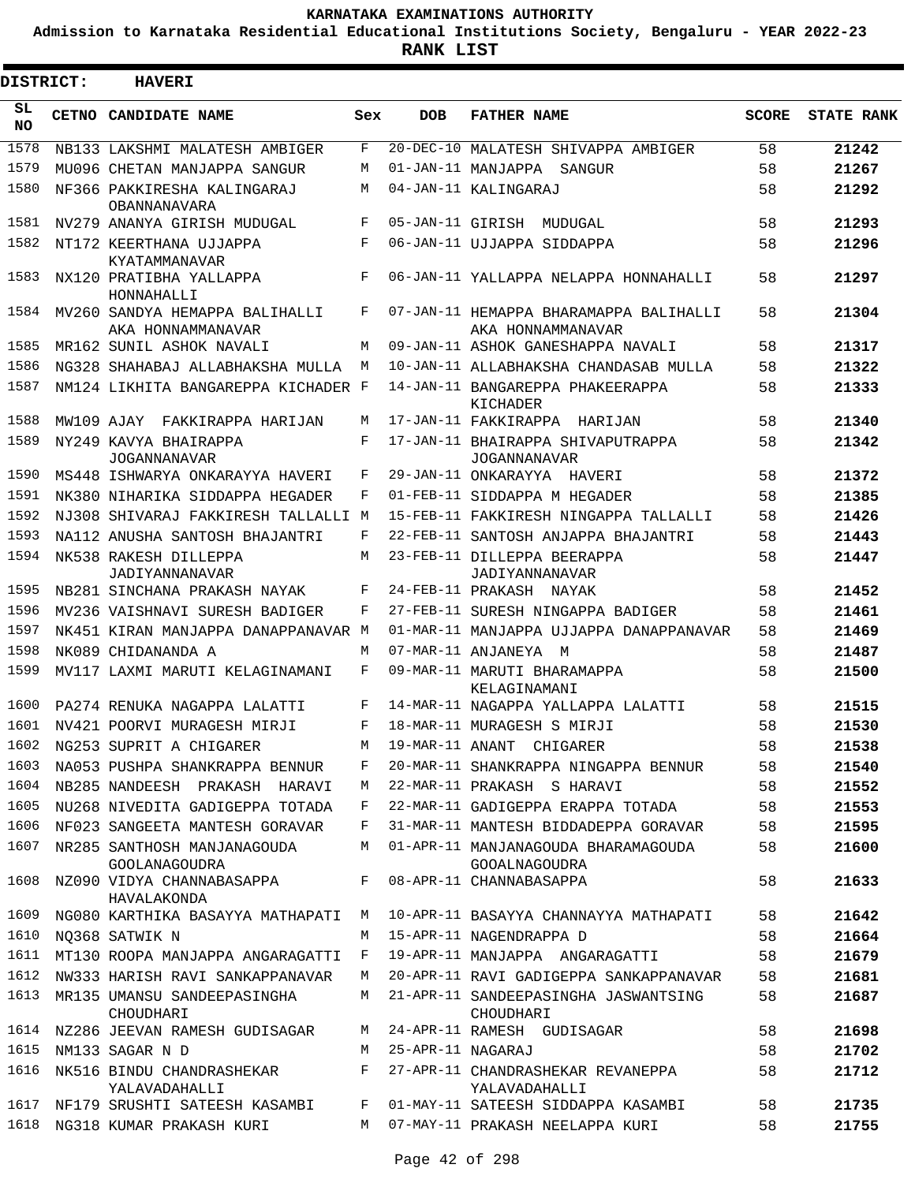# KARNATAKA EXAMINATIONS AUTHORITY

**Admission to Karnataka Residential Educational Institutions Society, Bengaluru - YEAR 2022-23**

**RANK LIST**

**DISTRICT: HAVERI**

| SL NO | CETNO | CANDIDATE NAME | Sex | DOB | FATHER NAME | SCORE | STATE RANK |
|---|---|---|---|---|---|---|---|
| 1578 | NB133 | LAKSHMI MALATESH AMBIGER | F | 20-DEC-10 | MALATESH SHIVAPPA AMBIGER | 58 | 21242 |
| 1579 | MU096 | CHETAN MANJAPPA SANGUR | M | 01-JAN-11 | MANJAPPA SANGUR | 58 | 21267 |
| 1580 | NF366 | PAKKIRESHA KALINGARAJ OBANNANAVARA | M | 04-JAN-11 | KALINGARAJ | 58 | 21292 |
| 1581 | NV279 | ANANYA GIRISH MUDUGAL | F | 05-JAN-11 | GIRISH MUDUGAL | 58 | 21293 |
| 1582 | NT172 | KEERTHANA UJJAPPA KYATAMMANAVAR | F | 06-JAN-11 | UJJAPPA SIDDAPPA | 58 | 21296 |
| 1583 | NX120 | PRATIBHA YALLAPPA HONNAHALLI | F | 06-JAN-11 | YALLAPPA NELAPPA HONNAHALLI | 58 | 21297 |
| 1584 | MV260 | SANDYA HEMAPPA BALIHALLI AKA HONNAMMANAVAR | F | 07-JAN-11 | HEMAPPA BHARAMAPPA BALIHALLI AKA HONNAMMANAVAR | 58 | 21304 |
| 1585 | MR162 | SUNIL ASHOK NAVALI | M | 09-JAN-11 | ASHOK GANESHAPPA NAVALI | 58 | 21317 |
| 1586 | NG328 | SHAHABAJ ALLABHAKSHA MULLA | M | 10-JAN-11 | ALLABHAKSHA CHANDASAB MULLA | 58 | 21322 |
| 1587 | NM124 | LIKHITA BANGAREPPA KICHADER | F | 14-JAN-11 | BANGAREPPA PHAKEERAPPA KICHADER | 58 | 21333 |
| 1588 | MW109 | AJAY FAKKIRAPPA HARIJAN | M | 17-JAN-11 | FAKKIRAPPA HARIJAN | 58 | 21340 |
| 1589 | NY249 | KAVYA BHAIRAPPA JOGANNANAVAR | F | 17-JAN-11 | BHAIRAPPA SHIVAPUTRAPPA JOGANNANAVAR | 58 | 21342 |
| 1590 | MS448 | ISHWARYA ONKARAYYA HAVERI | F | 29-JAN-11 | ONKARAYYA HAVERI | 58 | 21372 |
| 1591 | NK380 | NIHARIKA SIDDAPPA HEGADER | F | 01-FEB-11 | SIDDAPPA M HEGADER | 58 | 21385 |
| 1592 | NJ308 | SHIVARAJ FAKKIRESH TALLALLI | M | 15-FEB-11 | FAKKIRESH NINGAPPA TALLALLI | 58 | 21426 |
| 1593 | NA112 | ANUSHA SANTOSH BHAJANTRI | F | 22-FEB-11 | SANTOSH ANJAPPA BHAJANTRI | 58 | 21443 |
| 1594 | NK538 | RAKESH DILLEPPA JADIYANNANAVAR | M | 23-FEB-11 | DILLEPPA BEERAPPA JADIYANNANAVAR | 58 | 21447 |
| 1595 | NB281 | SINCHANA PRAKASH NAYAK | F | 24-FEB-11 | PRAKASH NAYAK | 58 | 21452 |
| 1596 | MV236 | VAISHNAVI SURESH BADIGER | F | 27-FEB-11 | SURESH NINGAPPA BADIGER | 58 | 21461 |
| 1597 | NK451 | KIRAN MANJAPPA DANAPPANAVAR | M | 01-MAR-11 | MANJAPPA UJJAPPA DANAPPANAVAR | 58 | 21469 |
| 1598 | NK089 | CHIDANANDA A | M | 07-MAR-11 | ANJANEYA M | 58 | 21487 |
| 1599 | MV117 | LAXMI MARUTI KELAGINAMANI | F | 09-MAR-11 | MARUTI BHARAMAPPA KELAGINAMANI | 58 | 21500 |
| 1600 | PA274 | RENUKA NAGAPPA LALATTI | F | 14-MAR-11 | NAGAPPA YALLAPPA LALATTI | 58 | 21515 |
| 1601 | NV421 | POORVI MURAGESH MIRJI | F | 18-MAR-11 | MURAGESH S MIRJI | 58 | 21530 |
| 1602 | NG253 | SUPRIT A CHIGARER | M | 19-MAR-11 | ANANT CHIGARER | 58 | 21538 |
| 1603 | NA053 | PUSHPA SHANKRAPPA BENNUR | F | 20-MAR-11 | SHANKRAPPA NINGAPPA BENNUR | 58 | 21540 |
| 1604 | NB285 | NANDEESH PRAKASH HARAVI | M | 22-MAR-11 | PRAKASH S HARAVI | 58 | 21552 |
| 1605 | NU268 | NIVEDITA GADIGEPPA TOTADA | F | 22-MAR-11 | GADIGEPPA ERAPPA TOTADA | 58 | 21553 |
| 1606 | NF023 | SANGEETA MANTESH GORAVAR | F | 31-MAR-11 | MANTESH BIDDADEPPA GORAVAR | 58 | 21595 |
| 1607 | NR285 | SANTHOSH MANJANAGOUDA GOOLANAGOUDRA | M | 01-APR-11 | MANJANAGOUDA BHARAMAGOUDA GOOALNAGOUDRA | 58 | 21600 |
| 1608 | NZ090 | VIDYA CHANNABASAPPA HAVALAKONDA | F | 08-APR-11 | CHANNABASAPPA | 58 | 21633 |
| 1609 | NG080 | KARTHIKA BASAYYA MATHAPATI | M | 10-APR-11 | BASAYYA CHANNAYYA MATHAPATI | 58 | 21642 |
| 1610 | NQ368 | SATWIK N | M | 15-APR-11 | NAGENDRAPPA D | 58 | 21664 |
| 1611 | MT130 | ROOPA MANJAPPA ANGARAGATTI | F | 19-APR-11 | MANJAPPA ANGARAGATTI | 58 | 21679 |
| 1612 | NW333 | HARISH RAVI SANKAPPANAVAR | M | 20-APR-11 | RAVI GADIGEPPA SANKAPPANAVAR | 58 | 21681 |
| 1613 | MR135 | UMANSU SANDEEPASINGHA CHOUDHARI | M | 21-APR-11 | SANDEEPASINGHA JASWANTSING CHOUDHARI | 58 | 21687 |
| 1614 | NZ286 | JEEVAN RAMESH GUDISAGAR | M | 24-APR-11 | RAMESH GUDISAGAR | 58 | 21698 |
| 1615 | NM133 | SAGAR N D | M | 25-APR-11 | NAGARAJ | 58 | 21702 |
| 1616 | NK516 | BINDU CHANDRASHEKAR YALAVADAHALLI | F | 27-APR-11 | CHANDRASHEKAR REVANEPPA YALAVADAHALLI | 58 | 21712 |
| 1617 | NF179 | SRUSHTI SATEESH KASAMBI | F | 01-MAY-11 | SATEESH SIDDAPPA KASAMBI | 58 | 21735 |
| 1618 | NG318 | KUMAR PRAKASH KURI | M | 07-MAY-11 | PRAKASH NEELAPPA KURI | 58 | 21755 |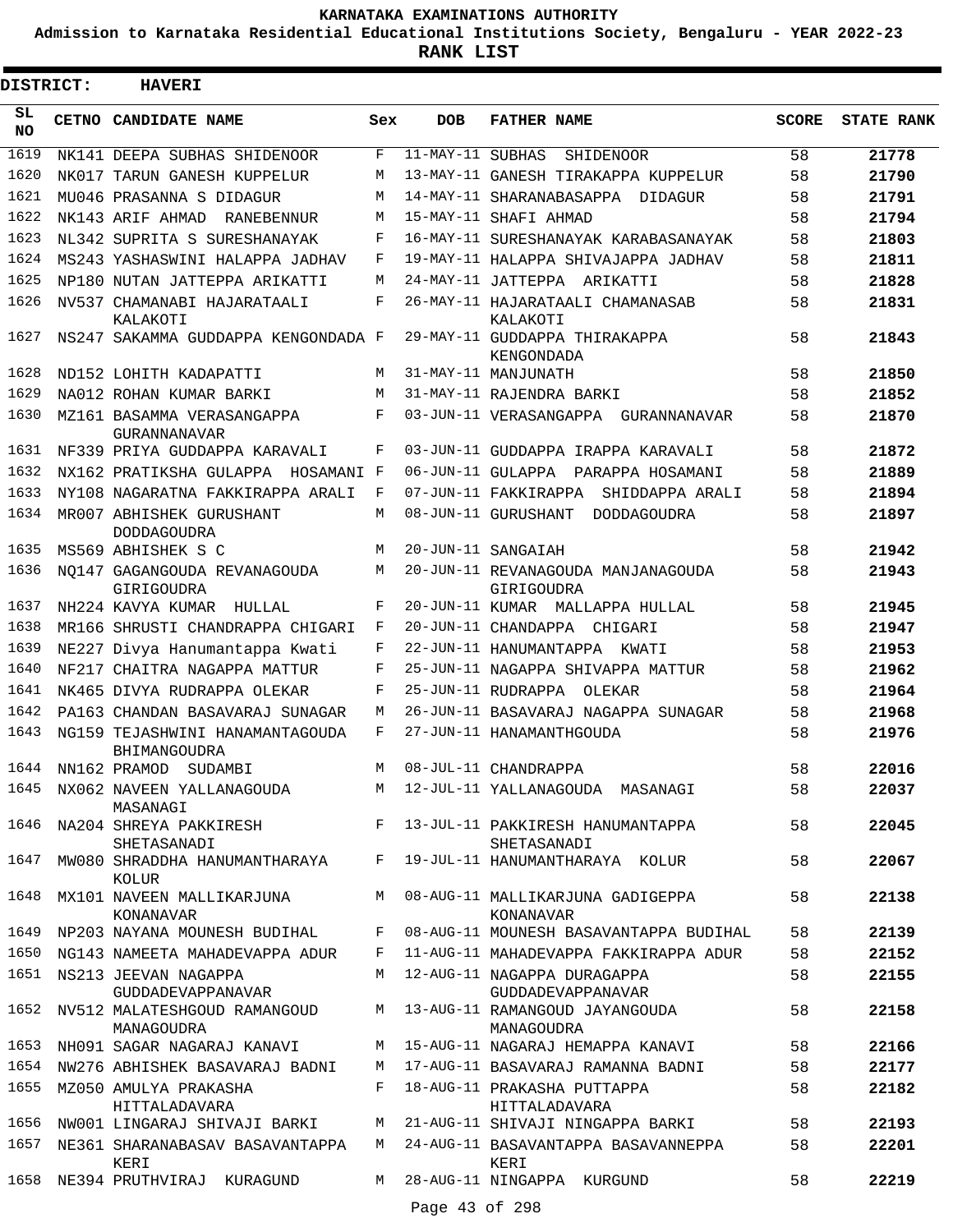# KARNATAKA EXAMINATIONS AUTHORITY

**Admission to Karnataka Residential Educational Institutions Society, Bengaluru - YEAR 2022-23**

**RANK LIST**

**DISTRICT: HAVERI**

| SL NO | CETNO | CANDIDATE NAME | Sex | DOB | FATHER NAME | SCORE | STATE RANK |
|---|---|---|---|---|---|---|---|
| 1619 | NK141 | DEEPA SUBHAS SHIDENOOR | F | 11-MAY-11 | SUBHAS SHIDENOOR | 58 | 21778 |
| 1620 | NK017 | TARUN GANESH KUPPELUR | M | 13-MAY-11 | GANESH TIRAKAPPA KUPPELUR | 58 | 21790 |
| 1621 | MU046 | PRASANNA S DIDAGUR | M | 14-MAY-11 | SHARANABASAPPA DIDAGUR | 58 | 21791 |
| 1622 | NK143 | ARIF AHMAD RANEBENNUR | M | 15-MAY-11 | SHAFI AHMAD | 58 | 21794 |
| 1623 | NL342 | SUPRITA S SURESHANAYAK | F | 16-MAY-11 | SURESHANAYAK KARABASANAYAK | 58 | 21803 |
| 1624 | MS243 | YASHASWINI HALAPPA JADHAV | F | 19-MAY-11 | HALAPPA SHIVAJAPPA JADHAV | 58 | 21811 |
| 1625 | NP180 | NUTAN JATTEPPA ARIKATTI | M | 24-MAY-11 | JATTEPPA ARIKATTI | 58 | 21828 |
| 1626 | NV537 | CHAMANABI HAJARATAALI KALAKOTI | F | 26-MAY-11 | HAJARATAALI CHAMANASAB KALAKOTI | 58 | 21831 |
| 1627 | NS247 | SAKAMMA GUDDAPPA KENGONDADA | F | 29-MAY-11 | GUDDAPPA THIRAKAPPA KENGONDADA | 58 | 21843 |
| 1628 | ND152 | LOHITH KADAPATTI | M | 31-MAY-11 | MANJUNATH | 58 | 21850 |
| 1629 | NA012 | ROHAN KUMAR BARKI | M | 31-MAY-11 | RAJENDRA BARKI | 58 | 21852 |
| 1630 | MZ161 | BASAMMA VERASANGAPPA GURANNANAVAR | F | 03-JUN-11 | VERASANGAPPA GURANNANAVAR | 58 | 21870 |
| 1631 | NF339 | PRIYA GUDDAPPA KARAVALI | F | 03-JUN-11 | GUDDAPPA IRAPPA KARAVALI | 58 | 21872 |
| 1632 | NX162 | PRATIKSHA GULAPPA HOSAMANI | F | 06-JUN-11 | GULAPPA PARAPPA HOSAMANI | 58 | 21889 |
| 1633 | NY108 | NAGARATNA FAKKIRAPPA ARALI | F | 07-JUN-11 | FAKKIRAPPA SHIDDAPPA ARALI | 58 | 21894 |
| 1634 | MR007 | ABHISHEK GURUSHANT DODDAGOUDRA | M | 08-JUN-11 | GURUSHANT DODDAGOUDRA | 58 | 21897 |
| 1635 | MS569 | ABHISHEK S C | M | 20-JUN-11 | SANGAIAH | 58 | 21942 |
| 1636 | NQ147 | GAGANGOUDA REVANAGOUDA GIRIGOUDRA | M | 20-JUN-11 | REVANAGOUDA MANJANAGOUDA GIRIGOUDRA | 58 | 21943 |
| 1637 | NH224 | KAVYA KUMAR HULLAL | F | 20-JUN-11 | KUMAR MALLAPPA HULLAL | 58 | 21945 |
| 1638 | MR166 | SHRUSTI CHANDRAPPA CHIGARI | F | 20-JUN-11 | CHANDAPPA CHIGARI | 58 | 21947 |
| 1639 | NE227 | Divya Hanumantappa Kwati | F | 22-JUN-11 | HANUMANTAPPA KWATI | 58 | 21953 |
| 1640 | NF217 | CHAITRA NAGAPPA MATTUR | F | 25-JUN-11 | NAGAPPA SHIVAPPA MATTUR | 58 | 21962 |
| 1641 | NK465 | DIVYA RUDRAPPA OLEKAR | F | 25-JUN-11 | RUDRAPPA OLEKAR | 58 | 21964 |
| 1642 | PA163 | CHANDAN BASAVARAJ SUNAGAR | M | 26-JUN-11 | BASAVARAJ NAGAPPA SUNAGAR | 58 | 21968 |
| 1643 | NG159 | TEJASHWINI HANAMANTAGOUDA BHIMANGOUDRA | F | 27-JUN-11 | HANAMANTHGOUDA | 58 | 21976 |
| 1644 | NN162 | PRAMOD SUDAMBI | M | 08-JUL-11 | CHANDRAPPA | 58 | 22016 |
| 1645 | NX062 | NAVEEN YALLANAGOUDA MASANAGI | M | 12-JUL-11 | YALLANAGOUDA MASANAGI | 58 | 22037 |
| 1646 | NA204 | SHREYA PAKKIRESH SHETASANADI | F | 13-JUL-11 | PAKKIRESH HANUMANTAPPA SHETASANADI | 58 | 22045 |
| 1647 | MW080 | SHRADDHA HANUMANTHARAYA KOLUR | F | 19-JUL-11 | HANUMANTHARAYA KOLUR | 58 | 22067 |
| 1648 | MX101 | NAVEEN MALLIKARJUNA KONANAVAR | M | 08-AUG-11 | MALLIKARJUNA GADIGEPPA KONANAVAR | 58 | 22138 |
| 1649 | NP203 | NAYANA MOUNESH BUDIHAL | F | 08-AUG-11 | MOUNESH BASAVANTAPPA BUDIHAL | 58 | 22139 |
| 1650 | NG143 | NAMEETA MAHADEVAPPA ADUR | F | 11-AUG-11 | MAHADEVAPPA FAKKIRAPPA ADUR | 58 | 22152 |
| 1651 | NS213 | JEEVAN NAGAPPA GUDDADEVAPPANAVAR | M | 12-AUG-11 | NAGAPPA DURAGAPPA GUDDADEVAPPANAVAR | 58 | 22155 |
| 1652 | NV512 | MALATESHGOUD RAMANGOUD MANAGOUDRA | M | 13-AUG-11 | RAMANGOUD JAYANGOUDA MANAGOUDRA | 58 | 22158 |
| 1653 | NH091 | SAGAR NAGARAJ KANAVI | M | 15-AUG-11 | NAGARAJ HEMAPPA KANAVI | 58 | 22166 |
| 1654 | NW276 | ABHISHEK BASAVARAJ BADNI | M | 17-AUG-11 | BASAVARAJ RAMANNA BADNI | 58 | 22177 |
| 1655 | MZ050 | AMULYA PRAKASHA HITTALADAVARA | F | 18-AUG-11 | PRAKASHA PUTTAPPA HITTALADAVARA | 58 | 22182 |
| 1656 | NW001 | LINGARAJ SHIVAJI BARKI | M | 21-AUG-11 | SHIVAJI NINGAPPA BARKI | 58 | 22193 |
| 1657 | NE361 | SHARANABASAV BASAVANTAPPA KERI | M | 24-AUG-11 | BASAVANTAPPA BASAVANNEPPA KERI | 58 | 22201 |
| 1658 | NE394 | PRUTHVIRAJ KURAGUND | M | 28-AUG-11 | NINGAPPA KURGUND | 58 | 22219 |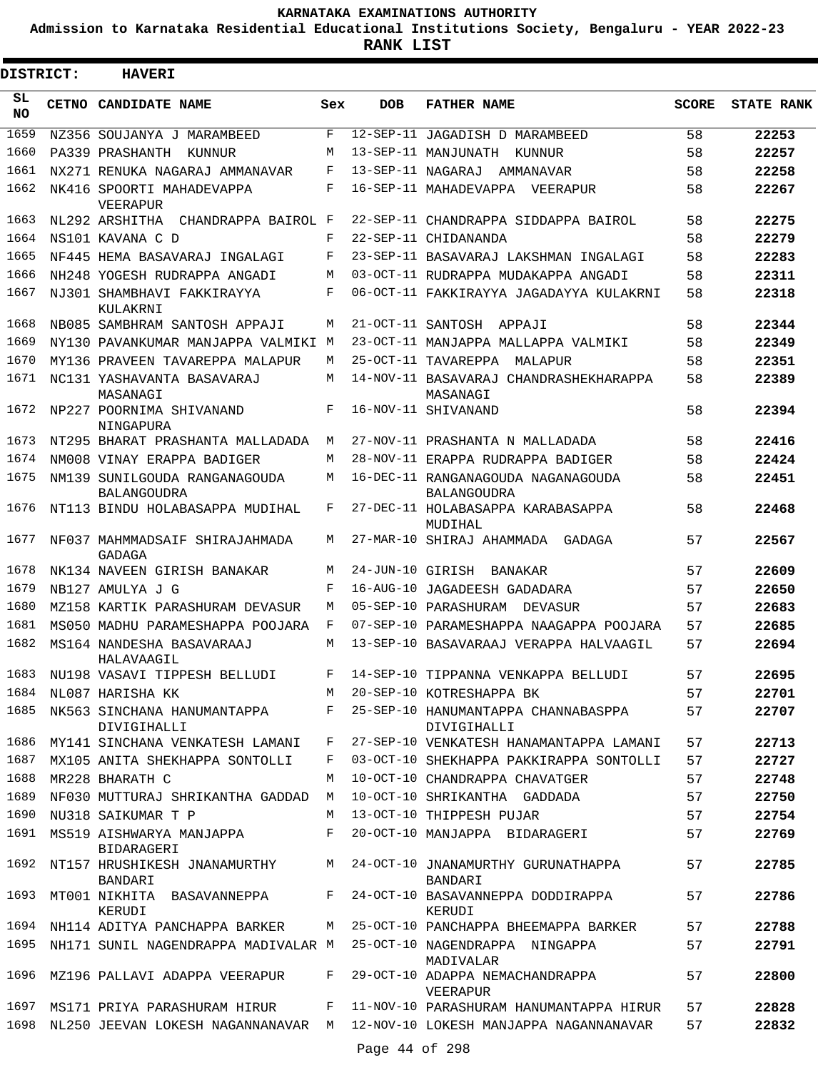# KARNATAKA EXAMINATIONS AUTHORITY

**Admission to Karnataka Residential Educational Institutions Society, Bengaluru - YEAR 2022-23**

**RANK LIST**

**DISTRICT: HAVERI**

| SL NO | CETNO | CANDIDATE NAME | Sex | DOB | FATHER NAME | SCORE | STATE RANK |
|---|---|---|---|---|---|---|---|
| 1659 | NZ356 | SOUJANYA J MARAMBEED | F | 12-SEP-11 | JAGADISH D MARAMBEED | 58 | 22253 |
| 1660 | PA339 | PRASHANTH KUNNUR | M | 13-SEP-11 | MANJUNATH KUNNUR | 58 | 22257 |
| 1661 | NX271 | RENUKA NAGARAJ AMMANAVAR | F | 13-SEP-11 | NAGARAJ AMMANAVAR | 58 | 22258 |
| 1662 | NK416 | SPOORTI MAHADEVAPPA VEERAPUR | F | 16-SEP-11 | MAHADEVAPPA VEERAPUR | 58 | 22267 |
| 1663 | NL292 | ARSHITHA CHANDRAPPA BAIROL | F | 22-SEP-11 | CHANDRAPPA SIDDAPPA BAIROL | 58 | 22275 |
| 1664 | NS101 | KAVANA C D | F | 22-SEP-11 | CHIDANANDA | 58 | 22279 |
| 1665 | NF445 | HEMA BASAVARAJ INGALAGI | F | 23-SEP-11 | BASAVARAJ LAKSHMAN INGALAGI | 58 | 22283 |
| 1666 | NH248 | YOGESH RUDRAPPA ANGADI | M | 03-OCT-11 | RUDRAPPA MUDAKAPPA ANGADI | 58 | 22311 |
| 1667 | NJ301 | SHAMBHAVI FAKKIRAYYA KULAKRNI | F | 06-OCT-11 | FAKKIRAYYA JAGADAYYA KULAKRNI | 58 | 22318 |
| 1668 | NB085 | SAMBHRAM SANTOSH APPAJI | M | 21-OCT-11 | SANTOSH APPAJI | 58 | 22344 |
| 1669 | NY130 | PAVANKUMAR MANJAPPA VALMIKI | M | 23-OCT-11 | MANJAPPA MALLAPPA VALMIKI | 58 | 22349 |
| 1670 | MY136 | PRAVEEN TAVAREPPA MALAPUR | M | 25-OCT-11 | TAVAREPPA MALAPUR | 58 | 22351 |
| 1671 | NC131 | YASHAVANTA BASAVARAJ MASANAGI | M | 14-NOV-11 | BASAVARAJ CHANDRASHEKHARAPPA MASANAGI | 58 | 22389 |
| 1672 | NP227 | POORNIMA SHIVANAND NINGAPURA | F | 16-NOV-11 | SHIVANAND | 58 | 22394 |
| 1673 | NT295 | BHARAT PRASHANTA MALLADADA | M | 27-NOV-11 | PRASHANTA N MALLADADA | 58 | 22416 |
| 1674 | NM008 | VINAY ERAPPA BADIGER | M | 28-NOV-11 | ERAPPA RUDRAPPA BADIGER | 58 | 22424 |
| 1675 | NM139 | SUNILGOUDA RANGANAGOUDA BALANGOUDRA | M | 16-DEC-11 | RANGANAGOUDA NAGANAGOUDA BALANGOUDRA | 58 | 22451 |
| 1676 | NT113 | BINDU HOLABASAPPA MUDIHAL | F | 27-DEC-11 | HOLABASAPPA KARABASAPPA MUDIHAL | 58 | 22468 |
| 1677 | NF037 | MAHMMADSAIF SHIRAJAHMADA GADAGA | M | 27-MAR-10 | SHIRAJ AHAMMADA GADAGA | 57 | 22567 |
| 1678 | NK134 | NAVEEN GIRISH BANAKAR | M | 24-JUN-10 | GIRISH BANAKAR | 57 | 22609 |
| 1679 | NB127 | AMULYA J G | F | 16-AUG-10 | JAGADEESH GADADARA | 57 | 22650 |
| 1680 | MZ158 | KARTIK PARASHURAM DEVASUR | M | 05-SEP-10 | PARASHURAM DEVASUR | 57 | 22683 |
| 1681 | MS050 | MADHU PARAMESHAPPA POOJARA | F | 07-SEP-10 | PARAMESHAPPA NAAGAPPA POOJARA | 57 | 22685 |
| 1682 | MS164 | NANDESHA BASAVARAAJ HALAVAAGIL | M | 13-SEP-10 | BASAVARAAJ VERAPPA HALVAAGIL | 57 | 22694 |
| 1683 | NU198 | VASAVI TIPPESH BELLUDI | F | 14-SEP-10 | TIPPANNA VENKAPPA BELLUDI | 57 | 22695 |
| 1684 | NL087 | HARISHA KK | M | 20-SEP-10 | KOTRESHAPPA BK | 57 | 22701 |
| 1685 | NK563 | SINCHANA HANUMANTAPPA DIVIGIHALLI | F | 25-SEP-10 | HANUMANTAPPA CHANNABASPPA DIVIGIHALLI | 57 | 22707 |
| 1686 | MY141 | SINCHANA VENKATESH LAMANI | F | 27-SEP-10 | VENKATESH HANAMANTAPPA LAMANI | 57 | 22713 |
| 1687 | MX105 | ANITA SHEKHAPPA SONTOLLI | F | 03-OCT-10 | SHEKHAPPA PAKKIRAPPA SONTOLLI | 57 | 22727 |
| 1688 | MR228 | BHARATH C | M | 10-OCT-10 | CHANDRAPPA CHAVATGER | 57 | 22748 |
| 1689 | NF030 | MUTTURAJ SHRIKANTHA GADDAD | M | 10-OCT-10 | SHRIKANTHA GADDADA | 57 | 22750 |
| 1690 | NU318 | SAIKUMAR T P | M | 13-OCT-10 | THIPPESH PUJAR | 57 | 22754 |
| 1691 | MS519 | AISHWARYA MANJAPPA BIDARAGERI | F | 20-OCT-10 | MANJAPPA BIDARAGERI | 57 | 22769 |
| 1692 | NT157 | HRUSHIKESH JNANAMURTHY BANDARI | M | 24-OCT-10 | JNANAMURTHY GURUNATHAPPA BANDARI | 57 | 22785 |
| 1693 | MT001 | NIKHITA BASAVANNEPPA KERUDI | F | 24-OCT-10 | BASAVANNEPPA DODDIRAPPA KERUDI | 57 | 22786 |
| 1694 | NH114 | ADITYA PANCHAPPA BARKER | M | 25-OCT-10 | PANCHAPPA BHEEMAPPA BARKER | 57 | 22788 |
| 1695 | NH171 | SUNIL NAGENDRAPPA MADIVALAR | M | 25-OCT-10 | NAGENDRAPPA NINGAPPA MADIVALAR | 57 | 22791 |
| 1696 | MZ196 | PALLAVI ADAPPA VEERAPUR | F | 29-OCT-10 | ADAPPA NEMACHANDRAPPA VEERAPUR | 57 | 22800 |
| 1697 | MS171 | PRIYA PARASHURAM HIRUR | F | 11-NOV-10 | PARASHURAM HANUMANTAPPA HIRUR | 57 | 22828 |
| 1698 | NL250 | JEEVAN LOKESH NAGANNANAVAR | M | 12-NOV-10 | LOKESH MANJAPPA NAGANNANAVAR | 57 | 22832 |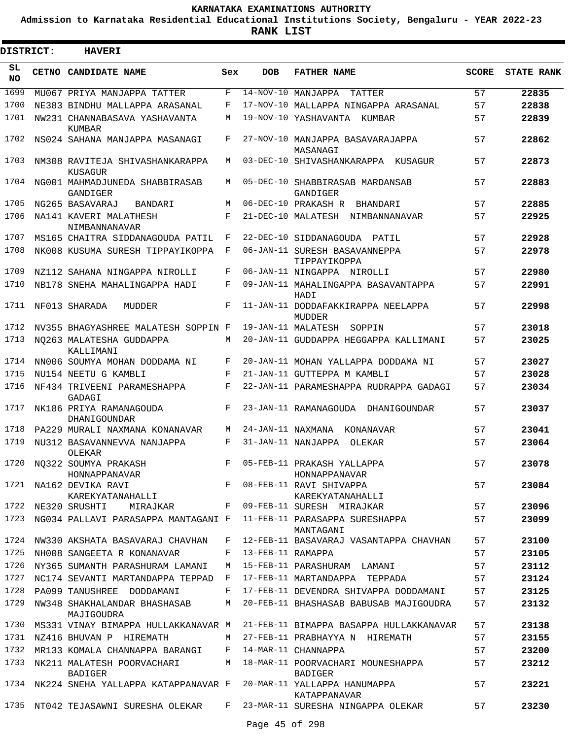KARNATAKA EXAMINATIONS AUTHORITY

Admission to Karnataka Residential Educational Institutions Society, Bengaluru - YEAR 2022-23

**RANK LIST**

**DISTRICT: HAVERI**

| SL NO | CETNO | CANDIDATE NAME | Sex | DOB | FATHER NAME | SCORE | STATE RANK |
|---|---|---|---|---|---|---|---|
| 1699 | MU067 | PRIYA MANJAPPA TATTER | F | 14-NOV-10 | MANJAPPA TATTER | 57 | 22835 |
| 1700 | NE383 | BINDHU MALLAPPA ARASANAL | F | 17-NOV-10 | MALLAPPA NINGAPPA ARASANAL | 57 | 22838 |
| 1701 | NW231 | CHANNABASAVA YASHAVANTA KUMBAR | M | 19-NOV-10 | YASHAVANTA KUMBAR | 57 | 22839 |
| 1702 | NS024 | SAHANA MANJAPPA MASANAGI | F | 27-NOV-10 | MANJAPPA BASAVARAJAPPA MASANAGI | 57 | 22862 |
| 1703 | NM308 | RAVITEJA SHIVASHANKARAPPA KUSAGUR | M | 03-DEC-10 | SHIVASHANKARAPPA KUSAGUR | 57 | 22873 |
| 1704 | NG001 | MAHMADJUNEDA SHABBIRASAB GANDIGER | M | 05-DEC-10 | SHABBIRASAB MARDANSAB GANDIGER | 57 | 22883 |
| 1705 | NG265 | BASAVARAJ BANDARI | M | 06-DEC-10 | PRAKASH R BHANDARI | 57 | 22885 |
| 1706 | NA141 | KAVERI MALATHESH NIMBANNANAVAR | F | 21-DEC-10 | MALATESH NIMBANNANAVAR | 57 | 22925 |
| 1707 | MS165 | CHAITRA SIDDANAGOUDA PATIL | F | 22-DEC-10 | SIDDANAGOUDA PATIL | 57 | 22928 |
| 1708 | NK008 | KUSUMA SURESH TIPPAYIKOPPA | F | 06-JAN-11 | SURESH BASAVANNEPPA TIPPAYIKOPPA | 57 | 22978 |
| 1709 | NZ112 | SAHANA NINGAPPA NIROLLI | F | 06-JAN-11 | NINGAPPA NIROLLI | 57 | 22980 |
| 1710 | NB178 | SNEHA MAHALINGAPPA HADI | F | 09-JAN-11 | MAHALINGAPPA BASAVANTAPPA HADI | 57 | 22991 |
| 1711 | NF013 | SHARADA MUDDER | F | 11-JAN-11 | DODDAFAKKIRAPPA NEELAPPA MUDDER | 57 | 22998 |
| 1712 | NV355 | BHAGYASHREE MALATESH SOPPIN | F | 19-JAN-11 | MALATESH SOPPIN | 57 | 23018 |
| 1713 | NQ263 | MALATESHA GUDDAPPA KALLIMANI | M | 20-JAN-11 | GUDDAPPA HEGGAPPA KALLIMANI | 57 | 23025 |
| 1714 | NN006 | SOUMYA MOHAN DODDAMA NI | F | 20-JAN-11 | MOHAN YALLAPPA DODDAMA NI | 57 | 23027 |
| 1715 | NU154 | NEETU G KAMBLI | F | 21-JAN-11 | GUTTEPPA M KAMBLI | 57 | 23028 |
| 1716 | NF434 | TRIVEENI PARAMESHAPPA GADAGI | F | 22-JAN-11 | PARAMESHAPPA RUDRAPPA GADAGI | 57 | 23034 |
| 1717 | NK186 | PRIYA RAMANAGOUDA DHANIGOUNDAR | F | 23-JAN-11 | RAMANAGOUDA DHANIGOUNDAR | 57 | 23037 |
| 1718 | PA229 | MURALI NAXMANA KONANAVAR | M | 24-JAN-11 | NAXMANA KONANAVAR | 57 | 23041 |
| 1719 | NU312 | BASAVANNEVVA NANJAPPA OLEKAR | F | 31-JAN-11 | NANJAPPA OLEKAR | 57 | 23064 |
| 1720 | NQ322 | SOUMYA PRAKASH HONNAPPANAVAR | F | 05-FEB-11 | PRAKASH YALLAPPA HONNAPPANAVAR | 57 | 23078 |
| 1721 | NA162 | DEVIKA RAVI KAREKYATANAHALLI | F | 08-FEB-11 | RAVI SHIVAPPA KAREKYATANAHALLI | 57 | 23084 |
| 1722 | NE320 | SRUSHTI MIRAJKAR | F | 09-FEB-11 | SURESH MIRAJKAR | 57 | 23096 |
| 1723 | NG034 | PALLAVI PARASAPPA MANTAGANI | F | 11-FEB-11 | PARASAPPA SURESHAPPA MANTAGANI | 57 | 23099 |
| 1724 | NW330 | AKSHATA BASAVARAJ CHAVHAN | F | 12-FEB-11 | BASAVARAJ VASANTAPPA CHAVHAN | 57 | 23100 |
| 1725 | NH008 | SANGEETA R KONANAVAR | F | 13-FEB-11 | RAMAPPA | 57 | 23105 |
| 1726 | NY365 | SUMANTH PARASHURAM LAMANI | M | 15-FEB-11 | PARASHURAM LAMANI | 57 | 23112 |
| 1727 | NC174 | SEVANTI MARTANDAPPA TEPPAD | F | 17-FEB-11 | MARTANDAPPA TEPPADA | 57 | 23124 |
| 1728 | PA099 | TANUSHREE DODDAMANI | F | 17-FEB-11 | DEVENDRA SHIVAPPA DODDAMANI | 57 | 23125 |
| 1729 | NW348 | SHAKHALANDAR BHASHASAB MAJIGOUDRA | M | 20-FEB-11 | BHASHASAB BABUSAB MAJIGOUDRA | 57 | 23132 |
| 1730 | MS331 | VINAY BIMAPPA HULLAKKANAVAR | M | 21-FEB-11 | BIMAPPA BASAPPA HULLAKKANAVAR | 57 | 23138 |
| 1731 | NZ416 | BHUVAN P HIREMATH | M | 27-FEB-11 | PRABHAYYA N HIREMATH | 57 | 23155 |
| 1732 | MR133 | KOMALA CHANNAPPA BARANGI | F | 14-MAR-11 | CHANNAPPA | 57 | 23200 |
| 1733 | NK211 | MALATESH POORVACHARI BADIGER | M | 18-MAR-11 | POORVACHARI MOUNESHAPPA BADIGER | 57 | 23212 |
| 1734 | NK224 | SNEHA YALLAPPA KATAPPANAVAR | F | 20-MAR-11 | YALLAPPA HANUMAPPA KATAPPANAVAR | 57 | 23221 |
| 1735 | NT042 | TEJASAWNI SURESHA OLEKAR | F | 23-MAR-11 | SURESHA NINGAPPA OLEKAR | 57 | 23230 |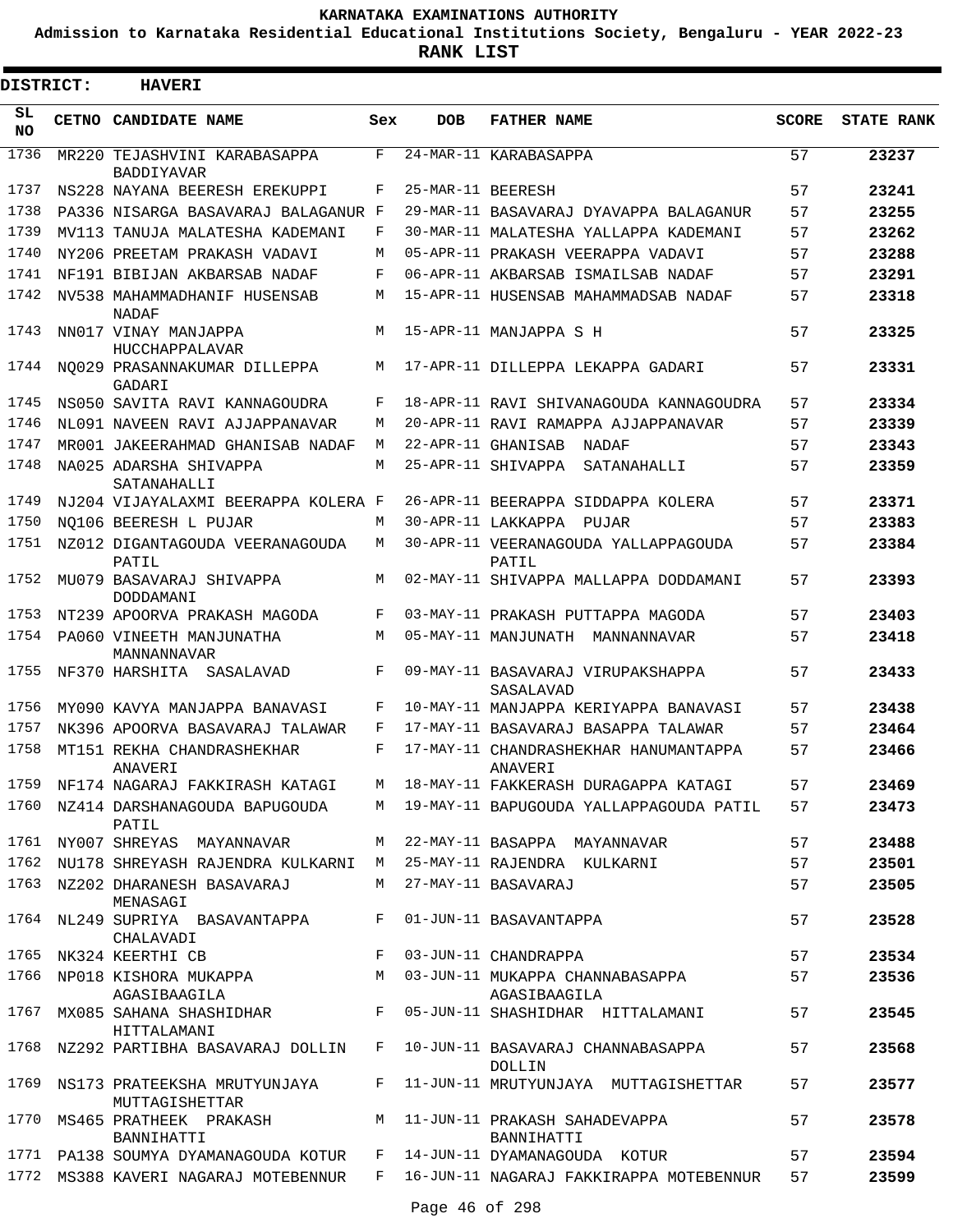# KARNATAKA EXAMINATIONS AUTHORITY

**Admission to Karnataka Residential Educational Institutions Society, Bengaluru - YEAR 2022-23**

**RANK LIST**

**DISTRICT: HAVERI**

| SL NO | CETNO | CANDIDATE NAME | Sex | DOB | FATHER NAME | SCORE | STATE RANK |
|---|---|---|---|---|---|---|---|
| 1736 | MR220 | TEJASHVINI KARABASAPPA BADDIYAVAR | F | 24-MAR-11 | KARABASAPPA | 57 | 23237 |
| 1737 | NS228 | NAYANA BEERESH EREKUPPI | F | 25-MAR-11 | BEERESH | 57 | 23241 |
| 1738 | PA336 | NISARGA BASAVARAJ BALAGANUR | F | 29-MAR-11 | BASAVARAJ DYAVAPPA BALAGANUR | 57 | 23255 |
| 1739 | MV113 | TANUJA MALATESHA KADEMANI | F | 30-MAR-11 | MALATESHA YALLAPPA KADEMANI | 57 | 23262 |
| 1740 | NY206 | PREETAM PRAKASH VADAVI | M | 05-APR-11 | PRAKASH VEERAPPA VADAVI | 57 | 23288 |
| 1741 | NF191 | BIBIJAN AKBARSAB NADAF | F | 06-APR-11 | AKBARSAB ISMAILSAB NADAF | 57 | 23291 |
| 1742 | NV538 | MAHAMMADHANIF HUSENSAB NADAF | M | 15-APR-11 | HUSENSAB MAHAMMADSAB NADAF | 57 | 23318 |
| 1743 | NN017 | VINAY MANJAPPA HUCCHAPPALAVAR | M | 15-APR-11 | MANJAPPA S H | 57 | 23325 |
| 1744 | NQ029 | PRASANNAKUMAR DILLEPPA GADARI | M | 17-APR-11 | DILLEPPA LEKAPPA GADARI | 57 | 23331 |
| 1745 | NS050 | SAVITA RAVI KANNAGOUDRA | F | 18-APR-11 | RAVI SHIVANAGOUDA KANNAGOUDRA | 57 | 23334 |
| 1746 | NL091 | NAVEEN RAVI AJJAPPANAVAR | M | 20-APR-11 | RAVI RAMAPPA AJJAPPANAVAR | 57 | 23339 |
| 1747 | MR001 | JAKEERAHMAD GHANISAB NADAF | M | 22-APR-11 | GHANISAB NADAF | 57 | 23343 |
| 1748 | NA025 | ADARSHA SHIVAPPA SATANAHALLI | M | 25-APR-11 | SHIVAPPA SATANAHALLI | 57 | 23359 |
| 1749 | NJ204 | VIJAYALAXMI BEERAPPA KOLERA | F | 26-APR-11 | BEERAPPA SIDDAPPA KOLERA | 57 | 23371 |
| 1750 | NQ106 | BEERESH L PUJAR | M | 30-APR-11 | LAKKAPPA PUJAR | 57 | 23383 |
| 1751 | NZ012 | DIGANTAGOUDA VEERANAGOUDA PATIL | M | 30-APR-11 | VEERANAGOUDA YALLAPPAGOUDA PATIL | 57 | 23384 |
| 1752 | MU079 | BASAVARAJ SHIVAPPA DODDAMANI | M | 02-MAY-11 | SHIVAPPA MALLAPPA DODDAMANI | 57 | 23393 |
| 1753 | NT239 | APOORVA PRAKASH MAGODA | F | 03-MAY-11 | PRAKASH PUTTAPPA MAGODA | 57 | 23403 |
| 1754 | PA060 | VINEETH MANJUNATHA MANNANNAVAR | M | 05-MAY-11 | MANJUNATH MANNANNAVAR | 57 | 23418 |
| 1755 | NF370 | HARSHITA SASALAVAD | F | 09-MAY-11 | BASAVARAJ VIRUPAKSHAPPA SASALAVAD | 57 | 23433 |
| 1756 | MY090 | KAVYA MANJAPPA BANAVASI | F | 10-MAY-11 | MANJAPPA KERIYAPPA BANAVASI | 57 | 23438 |
| 1757 | NK396 | APOORVA BASAVARAJ TALAWAR | F | 17-MAY-11 | BASAVARAJ BASAPPA TALAWAR | 57 | 23464 |
| 1758 | MT151 | REKHA CHANDRASHEKHAR ANAVERI | F | 17-MAY-11 | CHANDRASHEKHAR HANUMANTAPPA ANAVERI | 57 | 23466 |
| 1759 | NF174 | NAGARAJ FAKKIRASH KATAGI | M | 18-MAY-11 | FAKKERASH DURAGAPPA KATAGI | 57 | 23469 |
| 1760 | NZ414 | DARSHANAGOUDA BAPUGOUDA PATIL | M | 19-MAY-11 | BAPUGOUDA YALLAPPAGOUDA PATIL | 57 | 23473 |
| 1761 | NY007 | SHREYAS MAYANNAVAR | M | 22-MAY-11 | BASAPPA MAYANNAVAR | 57 | 23488 |
| 1762 | NU178 | SHREYASH RAJENDRA KULKARNI | M | 25-MAY-11 | RAJENDRA KULKARNI | 57 | 23501 |
| 1763 | NZ202 | DHARANESH BASAVARAJ MENASAGI | M | 27-MAY-11 | BASAVARAJ | 57 | 23505 |
| 1764 | NL249 | SUPRIYA BASAVANTAPPA CHALAVADI | F | 01-JUN-11 | BASAVANTAPPA | 57 | 23528 |
| 1765 | NK324 | KEERTHI CB | F | 03-JUN-11 | CHANDRAPPA | 57 | 23534 |
| 1766 | NP018 | KISHORA MUKAPPA AGASIBAAGILA | M | 03-JUN-11 | MUKAPPA CHANNABASAPPA AGASIBAAGILA | 57 | 23536 |
| 1767 | MX085 | SAHANA SHASHIDHAR HITTALAMANI | F | 05-JUN-11 | SHASHIDHAR HITTALAMANI | 57 | 23545 |
| 1768 | NZ292 | PARTIBHA BASAVARAJ DOLLIN | F | 10-JUN-11 | BASAVARAJ CHANNABASAPPA DOLLIN | 57 | 23568 |
| 1769 | NS173 | PRATEEKSHA MRUTYUNJAYA MUTTAGISHETTAR | F | 11-JUN-11 | MRUTYUNJAYA MUTTAGISHETTAR | 57 | 23577 |
| 1770 | MS465 | PRATHEEK PRAKASH BANNIHATTI | M | 11-JUN-11 | PRAKASH SAHADEVAPPA BANNIHATTI | 57 | 23578 |
| 1771 | PA138 | SOUMYA DYAMANAGOUDA KOTUR | F | 14-JUN-11 | DYAMANAGOUDA KOTUR | 57 | 23594 |
| 1772 | MS388 | KAVERI NAGARAJ MOTEBENNUR | F | 16-JUN-11 | NAGARAJ FAKKIRAPPA MOTEBENNUR | 57 | 23599 |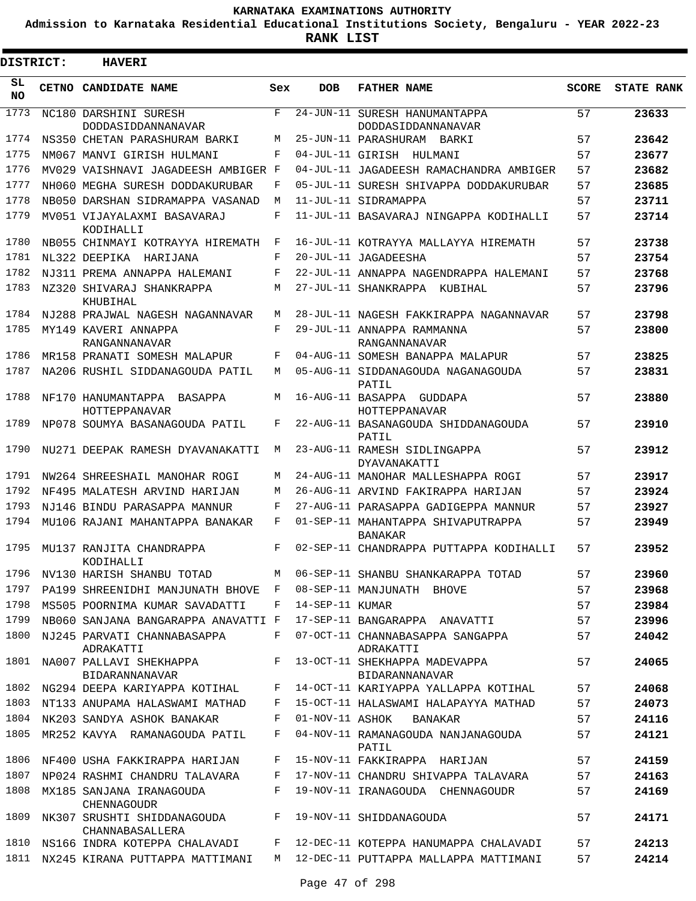**KARNATAKA EXAMINATIONS AUTHORITY**

**Admission to Karnataka Residential Educational Institutions Society, Bengaluru - YEAR 2022-23**

**RANK LIST**

**DISTRICT: HAVERI**

| SL NO | CETNO | CANDIDATE NAME | Sex | DOB | FATHER NAME | SCORE | STATE RANK |
|---|---|---|---|---|---|---|---|
| 1773 | NC180 | DARSHINI SURESH DODDASIDDANNANAVAR | F | 24-JUN-11 | SURESH HANUMANTAPPA DODDASIDDANNANAVAR | 57 | **23633** |
| 1774 | NS350 | CHETAN PARASHURAM BARKI | M | 25-JUN-11 | PARASHURAM BARKI | 57 | **23642** |
| 1775 | NM067 | MANVI GIRISH HULMANI | F | 04-JUL-11 | GIRISH HULMANI | 57 | **23677** |
| 1776 | MV029 | VAISHNAVI JAGADEESH AMBIGER | F | 04-JUL-11 | JAGADEESH RAMACHANDRA AMBIGER | 57 | **23682** |
| 1777 | NH060 | MEGHA SURESH DODDAKURUBAR | F | 05-JUL-11 | SURESH SHIVAPPA DODDAKURUBAR | 57 | **23685** |
| 1778 | NB050 | DARSHAN SIDRAMAPPA VASANAD | M | 11-JUL-11 | SIDRAMAPPA | 57 | **23711** |
| 1779 | MV051 | VIJAYALAXMI BASAVARAJ KODIHALLI | F | 11-JUL-11 | BASAVARAJ NINGAPPA KODIHALLI | 57 | **23714** |
| 1780 | NB055 | CHINMAYI KOTRAYYA HIREMATH | F | 16-JUL-11 | KOTRAYYA MALLAYYA HIREMATH | 57 | **23738** |
| 1781 | NL322 | DEEPIKA HARIJANA | F | 20-JUL-11 | JAGADEESHA | 57 | **23754** |
| 1782 | NJ311 | PREMA ANNAPPA HALEMANI | F | 22-JUL-11 | ANNAPPA NAGENDRAPPA HALEMANI | 57 | **23768** |
| 1783 | NZ320 | SHIVARAJ SHANKRAPPA KHUBIHAL | M | 27-JUL-11 | SHANKRAPPA KUBIHAL | 57 | **23796** |
| 1784 | NJ288 | PRAJWAL NAGESH NAGANNAVAR | M | 28-JUL-11 | NAGESH FAKKIRAPPA NAGANNAVAR | 57 | **23798** |
| 1785 | MY149 | KAVERI ANNAPPA RANGANNANAVAR | F | 29-JUL-11 | ANNAPPA RAMMANNA RANGANNANAVAR | 57 | **23800** |
| 1786 | MR158 | PRANATI SOMESH MALAPUR | F | 04-AUG-11 | SOMESH BANAPPA MALAPUR | 57 | **23825** |
| 1787 | NA206 | RUSHIL SIDDANAGOUDA PATIL | M | 05-AUG-11 | SIDDANAGOUDA NAGANAGOUDA PATIL | 57 | **23831** |
| 1788 | NF170 | HANUMANTAPPA BASAPPA HOTTEPPANAVAR | M | 16-AUG-11 | BASAPPA GUDDAPA HOTTEPPANAVAR | 57 | **23880** |
| 1789 | NP078 | SOUMYA BASANAGOUDA PATIL | F | 22-AUG-11 | BASANAGOUDA SHIDDANAGOUDA PATIL | 57 | **23910** |
| 1790 | NU271 | DEEPAK RAMESH DYAVANAKATTI | M | 23-AUG-11 | RAMESH SIDLINGAPPA DYAVANAKATTI | 57 | **23912** |
| 1791 | NW264 | SHREESHAIL MANOHAR ROGI | M | 24-AUG-11 | MANOHAR MALLESHAPPA ROGI | 57 | **23917** |
| 1792 | NF495 | MALATESH ARVIND HARIJAN | M | 26-AUG-11 | ARVIND FAKIRAPPA HARIJAN | 57 | **23924** |
| 1793 | NJ146 | BINDU PARASAPPA MANNUR | F | 27-AUG-11 | PARASAPPA GADIGEPPA MANNUR | 57 | **23927** |
| 1794 | MU106 | RAJANI MAHANTAPPA BANAKAR | F | 01-SEP-11 | MAHANTAPPA SHIVAPUTRAPPA BANAKAR | 57 | **23949** |
| 1795 | MU137 | RANJITA CHANDRAPPA KODIHALLI | F | 02-SEP-11 | CHANDRAPPA PUTTAPPA KODIHALLI | 57 | **23952** |
| 1796 | NV130 | HARISH SHANBU TOTAD | M | 06-SEP-11 | SHANBU SHANKARAPPA TOTAD | 57 | **23960** |
| 1797 | PA199 | SHREENIDHI MANJUNATH BHOVE | F | 08-SEP-11 | MANJUNATH BHOVE | 57 | **23968** |
| 1798 | MS505 | POORNIMA KUMAR SAVADATTI | F | 14-SEP-11 | KUMAR | 57 | **23984** |
| 1799 | NB060 | SANJANA BANGARAPPA ANAVATTI | F | 17-SEP-11 | BANGARAPPA ANAVATTI | 57 | **23996** |
| 1800 | NJ245 | PARVATI CHANNABASAPPA ADRAKATTI | F | 07-OCT-11 | CHANNABASAPPA SANGAPPA ADRAKATTI | 57 | **24042** |
| 1801 | NA007 | PALLAVI SHEKHAPPA BIDARANNANAVAR | F | 13-OCT-11 | SHEKHAPPA MADEVAPPA BIDARANNANAVAR | 57 | **24065** |
| 1802 | NG294 | DEEPA KARIYAPPA KOTIHAL | F | 14-OCT-11 | KARIYAPPA YALLAPPA KOTIHAL | 57 | **24068** |
| 1803 | NT133 | ANUPAMA HALASWAMI MATHAD | F | 15-OCT-11 | HALASWAMI HALAPAYYA MATHAD | 57 | **24073** |
| 1804 | NK203 | SANDYA ASHOK BANAKAR | F | 01-NOV-11 | ASHOK BANAKAR | 57 | **24116** |
| 1805 | MR252 | KAVYA RAMANAGOUDA PATIL | F | 04-NOV-11 | RAMANAGOUDA NANJANAGOUDA PATIL | 57 | **24121** |
| 1806 | NF400 | USHA FAKKIRAPPA HARIJAN | F | 15-NOV-11 | FAKKIRAPPA HARIJAN | 57 | **24159** |
| 1807 | NP024 | RASHMI CHANDRU TALAVARA | F | 17-NOV-11 | CHANDRU SHIVAPPA TALAVARA | 57 | **24163** |
| 1808 | MX185 | SANJANA IRANAGOUDA CHENNAGOUDR | F | 19-NOV-11 | IRANAGOUDA CHENNAGOUDR | 57 | **24169** |
| 1809 | NK307 | SRUSHTI SHIDDANAGOUDA CHANNABASALLERA | F | 19-NOV-11 | SHIDDANAGOUDA | 57 | **24171** |
| 1810 | NS166 | INDRA KOTEPPA CHALAVADI | F | 12-DEC-11 | KOTEPPA HANUMAPPA CHALAVADI | 57 | **24213** |
| 1811 | NX245 | KIRANA PUTTAPPA MATTIMANI | M | 12-DEC-11 | PUTTAPPA MALLAPPA MATTIMANI | 57 | **24214** |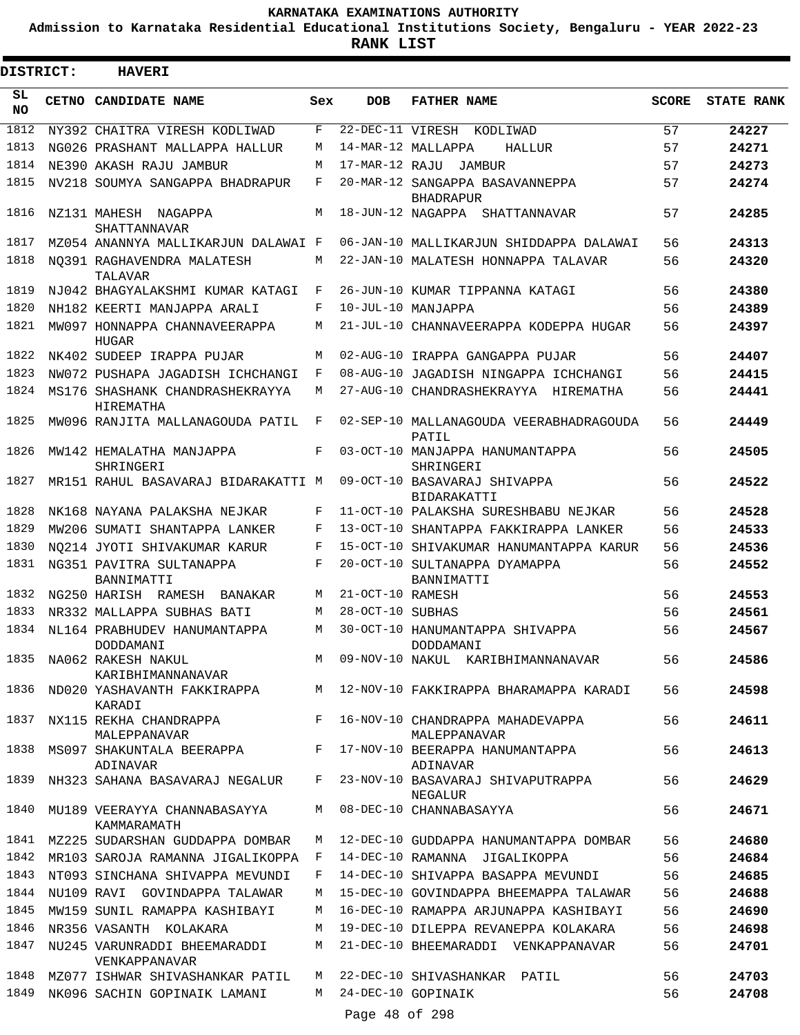# KARNATAKA EXAMINATIONS AUTHORITY

**Admission to Karnataka Residential Educational Institutions Society, Bengaluru - YEAR 2022-23**

**RANK LIST**

**DISTRICT: HAVERI**

| SL NO | CETNO | CANDIDATE NAME | Sex | DOB | FATHER NAME | SCORE | STATE RANK |
|---|---|---|---|---|---|---|---|
| 1812 | NY392 | CHAITRA VIRESH KODLIWAD | F | 22-DEC-11 | VIRESH KODLIWAD | 57 | 24227 |
| 1813 | NG026 | PRASHANT MALLAPPA HALLUR | M | 14-MAR-12 | MALLAPPA HALLUR | 57 | 24271 |
| 1814 | NE390 | AKASH RAJU JAMBUR | M | 17-MAR-12 | RAJU JAMBUR | 57 | 24273 |
| 1815 | NV218 | SOUMYA SANGAPPA BHADRAPUR | F | 20-MAR-12 | SANGAPPA BASAVANNEPPA BHADRAPUR | 57 | 24274 |
| 1816 | NZ131 | MAHESH NAGAPPA SHATTANNAVAR | M | 18-JUN-12 | NAGAPPA SHATTANNAVAR | 57 | 24285 |
| 1817 | MZ054 | ANANNYA MALLIKARJUN DALAWAI | F | 06-JAN-10 | MALLIKARJUN SHIDDAPPA DALAWAI | 56 | 24313 |
| 1818 | NQ391 | RAGHAVENDRA MALATESH TALAVAR | M | 22-JAN-10 | MALATESH HONNAPPA TALAVAR | 56 | 24320 |
| 1819 | NJ042 | BHAGYALAKSHMI KUMAR KATAGI | F | 26-JUN-10 | KUMAR TIPPANNA KATAGI | 56 | 24380 |
| 1820 | NH182 | KEERTI MANJAPPA ARALI | F | 10-JUL-10 | MANJAPPA | 56 | 24389 |
| 1821 | MW097 | HONNAPPA CHANNAVEERAPPA HUGAR | M | 21-JUL-10 | CHANNAVEERAPPA KODEPPA HUGAR | 56 | 24397 |
| 1822 | NK402 | SUDEEP IRAPPA PUJAR | M | 02-AUG-10 | IRAPPA GANGAPPA PUJAR | 56 | 24407 |
| 1823 | NW072 | PUSHAPA JAGADISH ICHCHANGI | F | 08-AUG-10 | JAGADISH NINGAPPA ICHCHANGI | 56 | 24415 |
| 1824 | MS176 | SHASHANK CHANDRASHEKRAYYA HIREMATHA | M | 27-AUG-10 | CHANDRASHEKRAYYA HIREMATHA | 56 | 24441 |
| 1825 | MW096 | RANJITA MALLANAGOUDA PATIL | F | 02-SEP-10 | MALLANAGOUDA VEERABHADRAGOUDA PATIL | 56 | 24449 |
| 1826 | MW142 | HEMALATHA MANJAPPA SHRINGERI | F | 03-OCT-10 | MANJAPPA HANUMANTAPPA SHRINGERI | 56 | 24505 |
| 1827 | MR151 | RAHUL BASAVARAJ BIDARAKATTI | M | 09-OCT-10 | BASAVARAJ SHIVAPPA BIDARAKATTI | 56 | 24522 |
| 1828 | NK168 | NAYANA PALAKSHA NEJKAR | F | 11-OCT-10 | PALAKSHA SURESHBABU NEJKAR | 56 | 24528 |
| 1829 | MW206 | SUMATI SHANTAPPA LANKER | F | 13-OCT-10 | SHANTAPPA FAKKIRAPPA LANKER | 56 | 24533 |
| 1830 | NQ214 | JYOTI SHIVAKUMAR KARUR | F | 15-OCT-10 | SHIVAKUMAR HANUMANTAPPA KARUR | 56 | 24536 |
| 1831 | NG351 | PAVITRA SULTANAPPA BANNIMATTI | F | 20-OCT-10 | SULTANAPPA DYAMAPPA BANNIMATTI | 56 | 24552 |
| 1832 | NG250 | HARISH RAMESH BANAKAR | M | 21-OCT-10 | RAMESH | 56 | 24553 |
| 1833 | NR332 | MALLAPPA SUBHAS BATI | M | 28-OCT-10 | SUBHAS | 56 | 24561 |
| 1834 | NL164 | PRABHUDEV HANUMANTAPPA DODDAMANI | M | 30-OCT-10 | HANUMANTAPPA SHIVAPPA DODDAMANI | 56 | 24567 |
| 1835 | NA062 | RAKESH NAKUL KARIBHIMANNANAVAR | M | 09-NOV-10 | NAKUL KARIBHIMANNANAVAR | 56 | 24586 |
| 1836 | ND020 | YASHAVANTH FAKKIRAPPA KARADI | M | 12-NOV-10 | FAKKIRAPPA BHARAMAPPA KARADI | 56 | 24598 |
| 1837 | NX115 | REKHA CHANDRAPPA MALEPPANAVAR | F | 16-NOV-10 | CHANDRAPPA MAHADEVAPPA MALEPPANAVAR | 56 | 24611 |
| 1838 | MS097 | SHAKUNTALA BEERAPPA ADINAVAR | F | 17-NOV-10 | BEERAPPA HANUMANTAPPA ADINAVAR | 56 | 24613 |
| 1839 | NH323 | SAHANA BASAVARAJ NEGALUR | F | 23-NOV-10 | BASAVARAJ SHIVAPUTRAPPA NEGALUR | 56 | 24629 |
| 1840 | MU189 | VEERAYYA CHANNABASAYYA KAMMARAMATH | M | 08-DEC-10 | CHANNABASAYYA | 56 | 24671 |
| 1841 | MZ225 | SUDARSHAN GUDDAPPA DOMBAR | M | 12-DEC-10 | GUDDAPPA HANUMANTAPPA DOMBAR | 56 | 24680 |
| 1842 | MR103 | SAROJA RAMANNA JIGALIKOPPA | F | 14-DEC-10 | RAMANNA JIGALIKOPPA | 56 | 24684 |
| 1843 | NT093 | SINCHANA SHIVAPPA MEVUNDI | F | 14-DEC-10 | SHIVAPPA BASAPPA MEVUNDI | 56 | 24685 |
| 1844 | NU109 | RAVI GOVINDAPPA TALAWAR | M | 15-DEC-10 | GOVINDAPPA BHEEMAPPA TALAWAR | 56 | 24688 |
| 1845 | MW159 | SUNIL RAMAPPA KASHIBAYI | M | 16-DEC-10 | RAMAPPA ARJUNAPPA KASHIBAYI | 56 | 24690 |
| 1846 | NR356 | VASANTH KOLAKARA | M | 19-DEC-10 | DILEPPA REVANEPPA KOLAKARA | 56 | 24698 |
| 1847 | NU245 | VARUNRADDI BHEEMARADDI VENKAPPANAVAR | M | 21-DEC-10 | BHEEMARADDI VENKAPPANAVAR | 56 | 24701 |
| 1848 | MZ077 | ISHWAR SHIVASHANKAR PATIL | M | 22-DEC-10 | SHIVASHANKAR PATIL | 56 | 24703 |
| 1849 | NK096 | SACHIN GOPINAIK LAMANI | M | 24-DEC-10 | GOPINAIK | 56 | 24708 |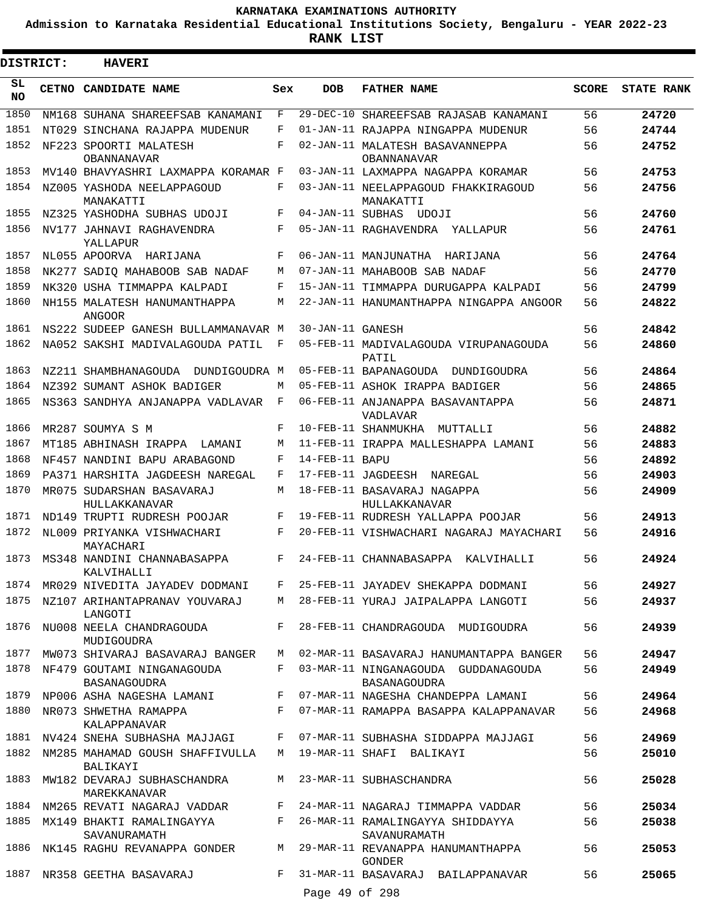# KARNATAKA EXAMINATIONS AUTHORITY

**Admission to Karnataka Residential Educational Institutions Society, Bengaluru - YEAR 2022-23**

**RANK LIST**

**DISTRICT: HAVERI**

| SL NO | CETNO | CANDIDATE NAME | Sex | DOB | FATHER NAME | SCORE | STATE RANK |
|---|---|---|---|---|---|---|---|
| 1850 | NM168 | SUHANA SHAREEFSAB KANAMANI | F | 29-DEC-10 | SHAREEFSAB RAJASAB KANAMANI | 56 | 24720 |
| 1851 | NT029 | SINCHANA RAJAPPA MUDENUR | F | 01-JAN-11 | RAJAPPA NINGAPPA MUDENUR | 56 | 24744 |
| 1852 | NF223 | SPOORTI MALATESH OBANNANAVAR | F | 02-JAN-11 | MALATESH BASAVANNEPPA OBANNANAVAR | 56 | 24752 |
| 1853 | MV140 | BHAVYASHRI LAXMAPPA KORAMAR | F | 03-JAN-11 | LAXMAPPA NAGAPPA KORAMAR | 56 | 24753 |
| 1854 | NZ005 | YASHODA NEELAPPAGOUD MANAKATTI | F | 03-JAN-11 | NEELAPPAGOUD FHAKKIRAGOUD MANAKATTI | 56 | 24756 |
| 1855 | NZ325 | YASHODHA SUBHAS UDOJI | F | 04-JAN-11 | SUBHAS UDOJI | 56 | 24760 |
| 1856 | NV177 | JAHNAVI RAGHAVENDRA YALLAPUR | F | 05-JAN-11 | RAGHAVENDRA YALLAPUR | 56 | 24761 |
| 1857 | NL055 | APOORVA HARIJANA | F | 06-JAN-11 | MANJUNATHA HARIJANA | 56 | 24764 |
| 1858 | NK277 | SADIQ MAHABOOB SAB NADAF | M | 07-JAN-11 | MAHABOOB SAB NADAF | 56 | 24770 |
| 1859 | NK320 | USHA TIMMAPPA KALPADI | F | 15-JAN-11 | TIMMAPPA DURUGAPPA KALPADI | 56 | 24799 |
| 1860 | NH155 | MALATESH HANUMANTHAPPA ANGOOR | M | 22-JAN-11 | HANUMANTHAPPA NINGAPPA ANGOOR | 56 | 24822 |
| 1861 | NS222 | SUDEEP GANESH BULLAMMANAVAR | M | 30-JAN-11 | GANESH | 56 | 24842 |
| 1862 | NA052 | SAKSHI MADIVALAGOUDA PATIL | F | 05-FEB-11 | MADIVALAGOUDA VIRUPANAGOUDA PATIL | 56 | 24860 |
| 1863 | NZ211 | SHAMBHANAGOUDA DUNDIGOUDRA | M | 05-FEB-11 | BAPANAGOUDA DUNDIGOUDRA | 56 | 24864 |
| 1864 | NZ392 | SUMANT ASHOK BADIGER | M | 05-FEB-11 | ASHOK IRAPPA BADIGER | 56 | 24865 |
| 1865 | NS363 | SANDHYA ANJANAPPA VADLAVAR | F | 06-FEB-11 | ANJANAPPA BASAVANTAPPA VADLAVAR | 56 | 24871 |
| 1866 | MR287 | SOUMYA S M | F | 10-FEB-11 | SHANMUKHA MUTTALLI | 56 | 24882 |
| 1867 | MT185 | ABHINASH IRAPPA LAMANI | M | 11-FEB-11 | IRAPPA MALLESHAPPA LAMANI | 56 | 24883 |
| 1868 | NF457 | NANDINI BAPU ARABAGOND | F | 14-FEB-11 | BAPU | 56 | 24892 |
| 1869 | PA371 | HARSHITA JAGDEESH NAREGAL | F | 17-FEB-11 | JAGDEESH NAREGAL | 56 | 24903 |
| 1870 | MR075 | SUDARSHAN BASAVARAJ HULLAKKANAVAR | M | 18-FEB-11 | BASAVARAJ NAGAPPA HULLAKKANAVAR | 56 | 24909 |
| 1871 | ND149 | TRUPTI RUDRESH POOJAR | F | 19-FEB-11 | RUDRESH YALLAPPA POOJAR | 56 | 24913 |
| 1872 | NL009 | PRIYANKA VISHWACHARI MAYACHARI | F | 20-FEB-11 | VISHWACHARI NAGARAJ MAYACHARI | 56 | 24916 |
| 1873 | MS348 | NANDINI CHANNABASAPPA KALVIHALLI | F | 24-FEB-11 | CHANNABASAPPA KALVIHALLI | 56 | 24924 |
| 1874 | MR029 | NIVEDITA JAYADEV DODMANI | F | 25-FEB-11 | JAYADEV SHEKAPPA DODMANI | 56 | 24927 |
| 1875 | NZ107 | ARIHANTAPRANAV YOUVARAJ LANGOTI | M | 28-FEB-11 | YURAJ JAIPALAPPA LANGOTI | 56 | 24937 |
| 1876 | NU008 | NEELA CHANDRAGOUDA MUDIGOUDRA | F | 28-FEB-11 | CHANDRAGOUDA MUDIGOUDRA | 56 | 24939 |
| 1877 | MW073 | SHIVARAJ BASAVARAJ BANGER | M | 02-MAR-11 | BASAVARAJ HANUMANTAPPA BANGER | 56 | 24947 |
| 1878 | NF479 | GOUTAMI NINGANAGOUDA BASANAGOUDRA | F | 03-MAR-11 | NINGANAGOUDA GUDDANAGOUDA BASANAGOUDRA | 56 | 24949 |
| 1879 | NP006 | ASHA NAGESHA LAMANI | F | 07-MAR-11 | NAGESHA CHANDEPPA LAMANI | 56 | 24964 |
| 1880 | NR073 | SHWETHA RAMAPPA KALAPPANAVAR | F | 07-MAR-11 | RAMAPPA BASAPPA KALAPPANAVAR | 56 | 24968 |
| 1881 | NV424 | SNEHA SUBHASHA MAJJAGI | F | 07-MAR-11 | SUBHASHA SIDDAPPA MAJJAGI | 56 | 24969 |
| 1882 | NM285 | MAHAMAD GOUSH SHAFFIVULLA BALIKAYI | M | 19-MAR-11 | SHAFI BALIKAYI | 56 | 25010 |
| 1883 | MW182 | DEVARAJ SUBHASCHANDRA MAREKKANAVAR | M | 23-MAR-11 | SUBHASCHANDRA | 56 | 25028 |
| 1884 | NM265 | REVATI NAGARAJ VADDAR | F | 24-MAR-11 | NAGARAJ TIMMAPPA VADDAR | 56 | 25034 |
| 1885 | MX149 | BHAKTI RAMALINGAYYA SAVANURAMATH | F | 26-MAR-11 | RAMALINGAYYA SHIDDAYYA SAVANURAMATH | 56 | 25038 |
| 1886 | NK145 | RAGHU REVANAPPA GONDER | M | 29-MAR-11 | REVANAPPA HANUMANTHAPPA GONDER | 56 | 25053 |
| 1887 | NR358 | GEETHA BASAVARAJ | F | 31-MAR-11 | BASAVARAJ BAILAPPANAVAR | 56 | 25065 |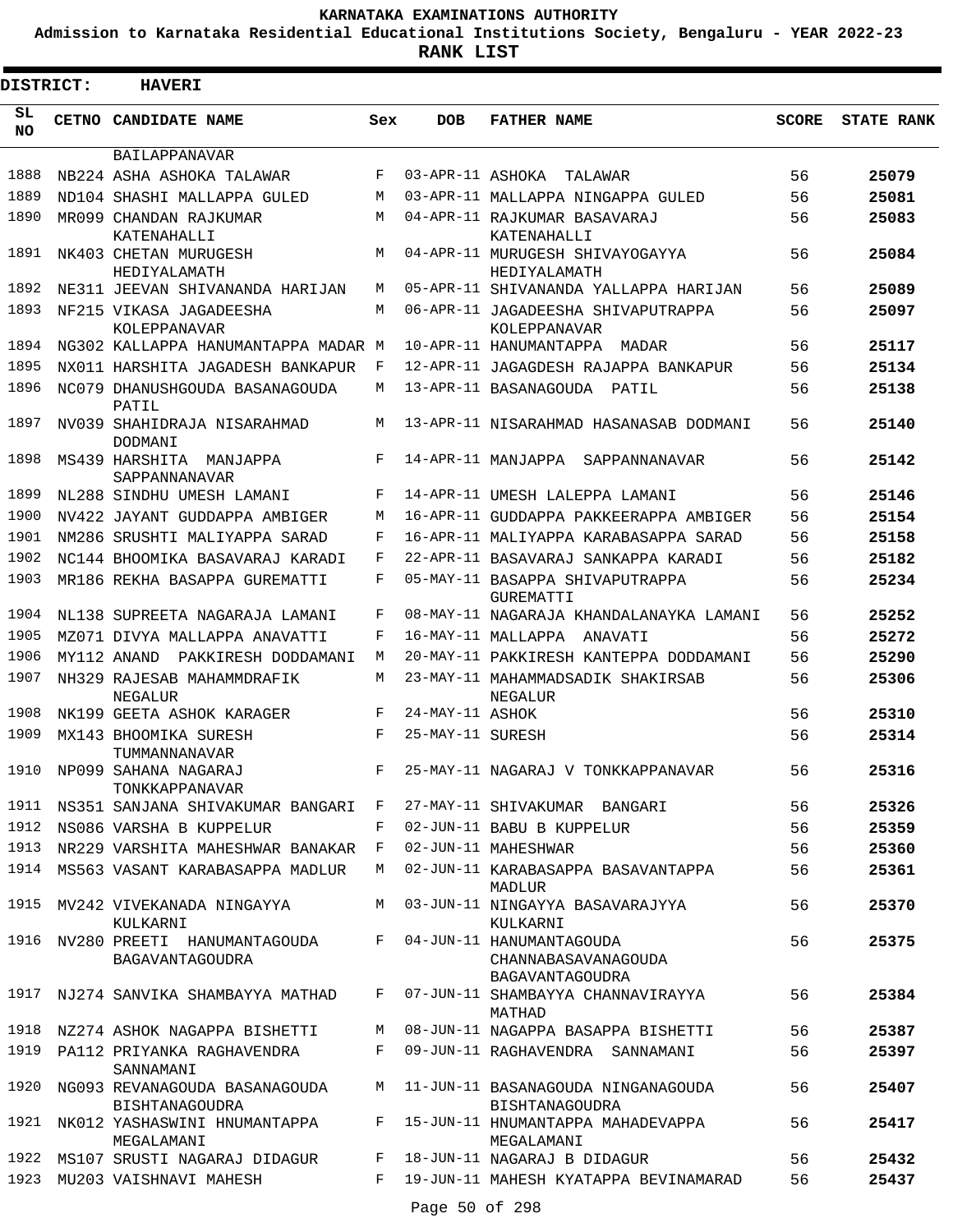# KARNATAKA EXAMINATIONS AUTHORITY

**Admission to Karnataka Residential Educational Institutions Society, Bengaluru - YEAR 2022-23**

**RANK LIST**

**DISTRICT: HAVERI**

| SL NO | CETNO | CANDIDATE NAME | Sex | DOB | FATHER NAME | SCORE | STATE RANK |
|---|---|---|---|---|---|---|---|
| | | BAILAPPANAVAR | | | | | |
| 1888 | NB224 | ASHA ASHOKA TALAWAR | F | 03-APR-11 | ASHOKA TALAWAR | 56 | 25079 |
| 1889 | ND104 | SHASHI MALLAPPA GULED | M | 03-APR-11 | MALLAPPA NINGAPPA GULED | 56 | 25081 |
| 1890 | MR099 | CHANDAN RAJKUMAR KATENAHALLI | M | 04-APR-11 | RAJKUMAR BASAVARAJ KATENAHALLI | 56 | 25083 |
| 1891 | NK403 | CHETAN MURUGESH HEDIYALAMATH | M | 04-APR-11 | MURUGESH SHIVAYOGAYYA HEDIYALAMATH | 56 | 25084 |
| 1892 | NE311 | JEEVAN SHIVANANDA HARIJAN | M | 05-APR-11 | SHIVANANDA YALLAPPA HARIJAN | 56 | 25089 |
| 1893 | NF215 | VIKASA JAGADEESHA KOLEPPANAVAR | M | 06-APR-11 | JAGADEESHA SHIVAPUTRAPPA KOLEPPANAVAR | 56 | 25097 |
| 1894 | NG302 | KALLAPPA HANUMANTAPPA MADAR | M | 10-APR-11 | HANUMANTAPPA MADAR | 56 | 25117 |
| 1895 | NX011 | HARSHITA JAGADESH BANKAPUR | F | 12-APR-11 | JAGAGDESH RAJAPPA BANKAPUR | 56 | 25134 |
| 1896 | NC079 | DHANUSHGOUDA BASANAGOUDA PATIL | M | 13-APR-11 | BASANAGOUDA PATIL | 56 | 25138 |
| 1897 | NV039 | SHAHIDRAJA NISARAHMAD DODMANI | M | 13-APR-11 | NISARAHMAD HASANASAB DODMANI | 56 | 25140 |
| 1898 | MS439 | HARSHITA MANJAPPA SAPPANNANAVAR | F | 14-APR-11 | MANJAPPA SAPPANNANAVAR | 56 | 25142 |
| 1899 | NL288 | SINDHU UMESH LAMANI | F | 14-APR-11 | UMESH LALEPPA LAMANI | 56 | 25146 |
| 1900 | NV422 | JAYANT GUDDAPPA AMBIGER | M | 16-APR-11 | GUDDAPPA PAKKEERAPPA AMBIGER | 56 | 25154 |
| 1901 | NM286 | SRUSHTI MALIYAPPA SARAD | F | 16-APR-11 | MALIYAPPA KARABASAPPA SARAD | 56 | 25158 |
| 1902 | NC144 | BHOOMIKA BASAVARAJ KARADI | F | 22-APR-11 | BASAVARAJ SANKAPPA KARADI | 56 | 25182 |
| 1903 | MR186 | REKHA BASAPPA GUREMATTI | F | 05-MAY-11 | BASAPPA SHIVAPUTRAPPA GUREMATTI | 56 | 25234 |
| 1904 | NL138 | SUPREETA NAGARAJA LAMANI | F | 08-MAY-11 | NAGARAJA KHANDALANAYKA LAMANI | 56 | 25252 |
| 1905 | MZ071 | DIVYA MALLAPPA ANAVATTI | F | 16-MAY-11 | MALLAPPA ANAVATI | 56 | 25272 |
| 1906 | MY112 | ANAND PAKKIRESH DODDAMANI | M | 20-MAY-11 | PAKKIRESH KANTEPPA DODDAMANI | 56 | 25290 |
| 1907 | NH329 | RAJESAB MAHAMMDRAFIK NEGALUR | M | 23-MAY-11 | MAHAMMADSADIK SHAKIRSAB NEGALUR | 56 | 25306 |
| 1908 | NK199 | GEETA ASHOK KARAGER | F | 24-MAY-11 | ASHOK | 56 | 25310 |
| 1909 | MX143 | BHOOMIKA SURESH TUMMANNANAVAR | F | 25-MAY-11 | SURESH | 56 | 25314 |
| 1910 | NP099 | SAHANA NAGARAJ TONKKAPPANAVAR | F | 25-MAY-11 | NAGARAJ V TONKKAPPANAVAR | 56 | 25316 |
| 1911 | NS351 | SANJANA SHIVAKUMAR BANGARI | F | 27-MAY-11 | SHIVAKUMAR BANGARI | 56 | 25326 |
| 1912 | NS086 | VARSHA B KUPPELUR | F | 02-JUN-11 | BABU B KUPPELUR | 56 | 25359 |
| 1913 | NR229 | VARSHITA MAHESHWAR BANAKAR | F | 02-JUN-11 | MAHESHWAR | 56 | 25360 |
| 1914 | MS563 | VASANT KARABASAPPA MADLUR | M | 02-JUN-11 | KARABASAPPA BASAVANTAPPA MADLUR | 56 | 25361 |
| 1915 | MV242 | VIVEKANADA NINGAYYA KULKARNI | M | 03-JUN-11 | NINGAYYA BASAVARAJYYA KULKARNI | 56 | 25370 |
| 1916 | NV280 | PREETI HANUMANTAGOUDA BAGAVANTAGOUDRA | F | 04-JUN-11 | HANUMANTAGOUDA CHANNABASAVANAGOUDA BAGAVANTAGOUDRA | 56 | 25375 |
| 1917 | NJ274 | SANVIKA SHAMBAYYA MATHAD | F | 07-JUN-11 | SHAMBAYYA CHANNAVIRAYYA MATHAD | 56 | 25384 |
| 1918 | NZ274 | ASHOK NAGAPPA BISHETTI | M | 08-JUN-11 | NAGAPPA BASAPPA BISHETTI | 56 | 25387 |
| 1919 | PA112 | PRIYANKA RAGHAVENDRA SANNAMANI | F | 09-JUN-11 | RAGHAVENDRA SANNAMANI | 56 | 25397 |
| 1920 | NG093 | REVANAGOUDA BASANAGOUDA BISHTANAGOUDRA | M | 11-JUN-11 | BASANAGOUDA NINGANAGOUDA BISHTANAGOUDRA | 56 | 25407 |
| 1921 | NK012 | YASHASWINI HNUMANTAPPA MEGALAMANI | F | 15-JUN-11 | HNUMANTAPPA MAHADEVAPPA MEGALAMANI | 56 | 25417 |
| 1922 | MS107 | SRUSTI NAGARAJ DIDAGUR | F | 18-JUN-11 | NAGARAJ B DIDAGUR | 56 | 25432 |
| 1923 | MU203 | VAISHNAVI MAHESH | F | 19-JUN-11 | MAHESH KYATAPPA BEVINAMARAD | 56 | 25437 |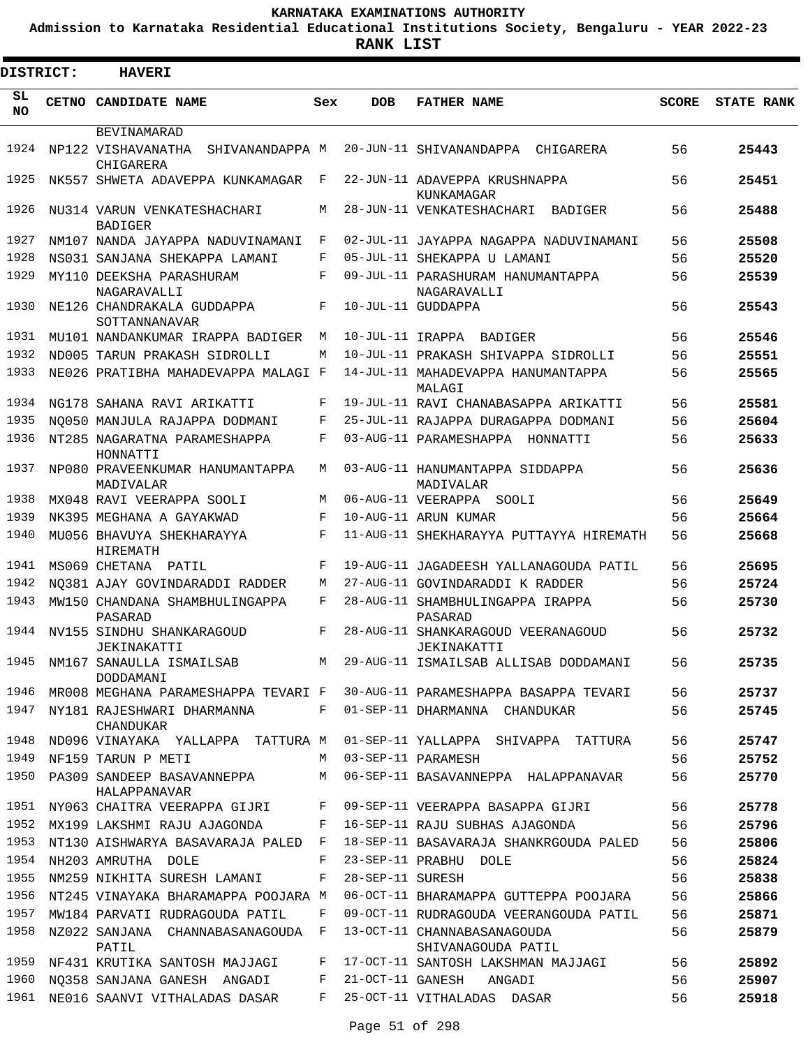KARNATAKA EXAMINATIONS AUTHORITY

Admission to Karnataka Residential Educational Institutions Society, Bengaluru - YEAR 2022-23

**RANK LIST**

**DISTRICT: HAVERI**

| SL NO | CETNO | CANDIDATE NAME | Sex | DOB | FATHER NAME | SCORE | STATE RANK |
|---|---|---|---|---|---|---|---|
| | | BEVINAMARAD | | | | | |
| 1924 | NP122 | VISHAVANATHA SHIVANANDAPPA CHIGARERA | M | 20-JUN-11 | SHIVANANDAPPA CHIGARERA | 56 | **25443** |
| 1925 | NK557 | SHWETA ADAVEPPA KUNKAMAGAR | F | 22-JUN-11 | ADAVEPPA KRUSHNAPPA KUNKAMAGAR | 56 | **25451** |
| 1926 | NU314 | VARUN VENKATESHACHARI BADIGER | M | 28-JUN-11 | VENKATESHACHARI BADIGER | 56 | **25488** |
| 1927 | NM107 | NANDA JAYAPPA NADUVINAMANI | F | 02-JUL-11 | JAYAPPA NAGAPPA NADUVINAMANI | 56 | **25508** |
| 1928 | NS031 | SANJANA SHEKAPPA LAMANI | F | 05-JUL-11 | SHEKAPPA U LAMANI | 56 | **25520** |
| 1929 | MY110 | DEEKSHA PARASHURAM NAGARAVALLI | F | 09-JUL-11 | PARASHURAM HANUMANTAPPA NAGARAVALLI | 56 | **25539** |
| 1930 | NE126 | CHANDRAKALA GUDDAPPA SOTTANNANAVAR | F | 10-JUL-11 | GUDDAPPA | 56 | **25543** |
| 1931 | MU101 | NANDANKUMAR IRAPPA BADIGER | M | 10-JUL-11 | IRAPPA BADIGER | 56 | **25546** |
| 1932 | ND005 | TARUN PRAKASH SIDROLLI | M | 10-JUL-11 | PRAKASH SHIVAPPA SIDROLLI | 56 | **25551** |
| 1933 | NE026 | PRATIBHA MAHADEVAPPA MALAGI | F | 14-JUL-11 | MAHADEVAPPA HANUMANTAPPA MALAGI | 56 | **25565** |
| 1934 | NG178 | SAHANA RAVI ARIKATTI | F | 19-JUL-11 | RAVI CHANABASAPPA ARIKATTI | 56 | **25581** |
| 1935 | NQ050 | MANJULA RAJAPPA DODMANI | F | 25-JUL-11 | RAJAPPA DURAGAPPA DODMANI | 56 | **25604** |
| 1936 | NT285 | NAGARATNA PARAMESHAPPA HONNATTI | F | 03-AUG-11 | PARAMESHAPPA HONNATTI | 56 | **25633** |
| 1937 | NP080 | PRAVEENKUMAR HANUMANTAPPA MADIVALAR | M | 03-AUG-11 | HANUMANTAPPA SIDDAPPA MADIVALAR | 56 | **25636** |
| 1938 | MX048 | RAVI VEERAPPA SOOLI | M | 06-AUG-11 | VEERAPPA SOOLI | 56 | **25649** |
| 1939 | NK395 | MEGHANA A GAYAKWAD | F | 10-AUG-11 | ARUN KUMAR | 56 | **25664** |
| 1940 | MU056 | BHAVUYA SHEKHARAYYA HIREMATH | F | 11-AUG-11 | SHEKHARAYYA PUTTAYYA HIREMATH | 56 | **25668** |
| 1941 | MS069 | CHETANA PATIL | F | 19-AUG-11 | JAGADEESH YALLANAGOUDA PATIL | 56 | **25695** |
| 1942 | NQ381 | AJAY GOVINDARADDI RADDER | M | 27-AUG-11 | GOVINDARADDI K RADDER | 56 | **25724** |
| 1943 | MW150 | CHANDANA SHAMBHULINGAPPA PASARAD | F | 28-AUG-11 | SHAMBHULINGAPPA IRAPPA PASARAD | 56 | **25730** |
| 1944 | NV155 | SINDHU SHANKARAGOUD JEKINAKATTI | F | 28-AUG-11 | SHANKARAGOUD VEERANAGOUD JEKINAKATTI | 56 | **25732** |
| 1945 | NM167 | SANAULLA ISMAILSAB DODDAMANI | M | 29-AUG-11 | ISMAILSAB ALLISAB DODDAMANI | 56 | **25735** |
| 1946 | MR008 | MEGHANA PARAMESHAPPA TEVARI | F | 30-AUG-11 | PARAMESHAPPA BASAPPA TEVARI | 56 | **25737** |
| 1947 | NY181 | RAJESHWARI DHARMANNA CHANDUKAR | F | 01-SEP-11 | DHARMANNA CHANDUKAR | 56 | **25745** |
| 1948 | ND096 | VINAYAKA YALLAPPA TATTURA | M | 01-SEP-11 | YALLAPPA SHIVAPPA TATTURA | 56 | **25747** |
| 1949 | NF159 | TARUN P METI | M | 03-SEP-11 | PARAMESH | 56 | **25752** |
| 1950 | PA309 | SANDEEP BASAVANNEPPA HALAPPANAVAR | M | 06-SEP-11 | BASAVANNEPPA HALAPPANAVAR | 56 | **25770** |
| 1951 | NY063 | CHAITRA VEERAPPA GIJRI | F | 09-SEP-11 | VEERAPPA BASAPPA GIJRI | 56 | **25778** |
| 1952 | MX199 | LAKSHMI RAJU AJAGONDA | F | 16-SEP-11 | RAJU SUBHAS AJAGONDA | 56 | **25796** |
| 1953 | NT130 | AISHWARYA BASAVARAJA PALED | F | 18-SEP-11 | BASAVARAJA SHANKRGOUDA PALED | 56 | **25806** |
| 1954 | NH203 | AMRUTHA DOLE | F | 23-SEP-11 | PRABHU DOLE | 56 | **25824** |
| 1955 | NM259 | NIKHITA SURESH LAMANI | F | 28-SEP-11 | SURESH | 56 | **25838** |
| 1956 | NT245 | VINAYAKA BHARAMAPPA POOJARA | M | 06-OCT-11 | BHARAMAPPA GUTTEPPA POOJARA | 56 | **25866** |
| 1957 | MW184 | PARVATI RUDRAGOUDA PATIL | F | 09-OCT-11 | RUDRAGOUDA VEERANGOUDA PATIL | 56 | **25871** |
| 1958 | NZ022 | SANJANA CHANNABASANAGOUDA PATIL | F | 13-OCT-11 | CHANNABASANAGOUDA SHIVANAGOUDA PATIL | 56 | **25879** |
| 1959 | NF431 | KRUTIKA SANTOSH MAJJAGI | F | 17-OCT-11 | SANTOSH LAKSHMAN MAJJAGI | 56 | **25892** |
| 1960 | NQ358 | SANJANA GANESH ANGADI | F | 21-OCT-11 | GANESH ANGADI | 56 | **25907** |
| 1961 | NE016 | SAANVI VITHALADAS DASAR | F | 25-OCT-11 | VITHALADAS DASAR | 56 | **25918** |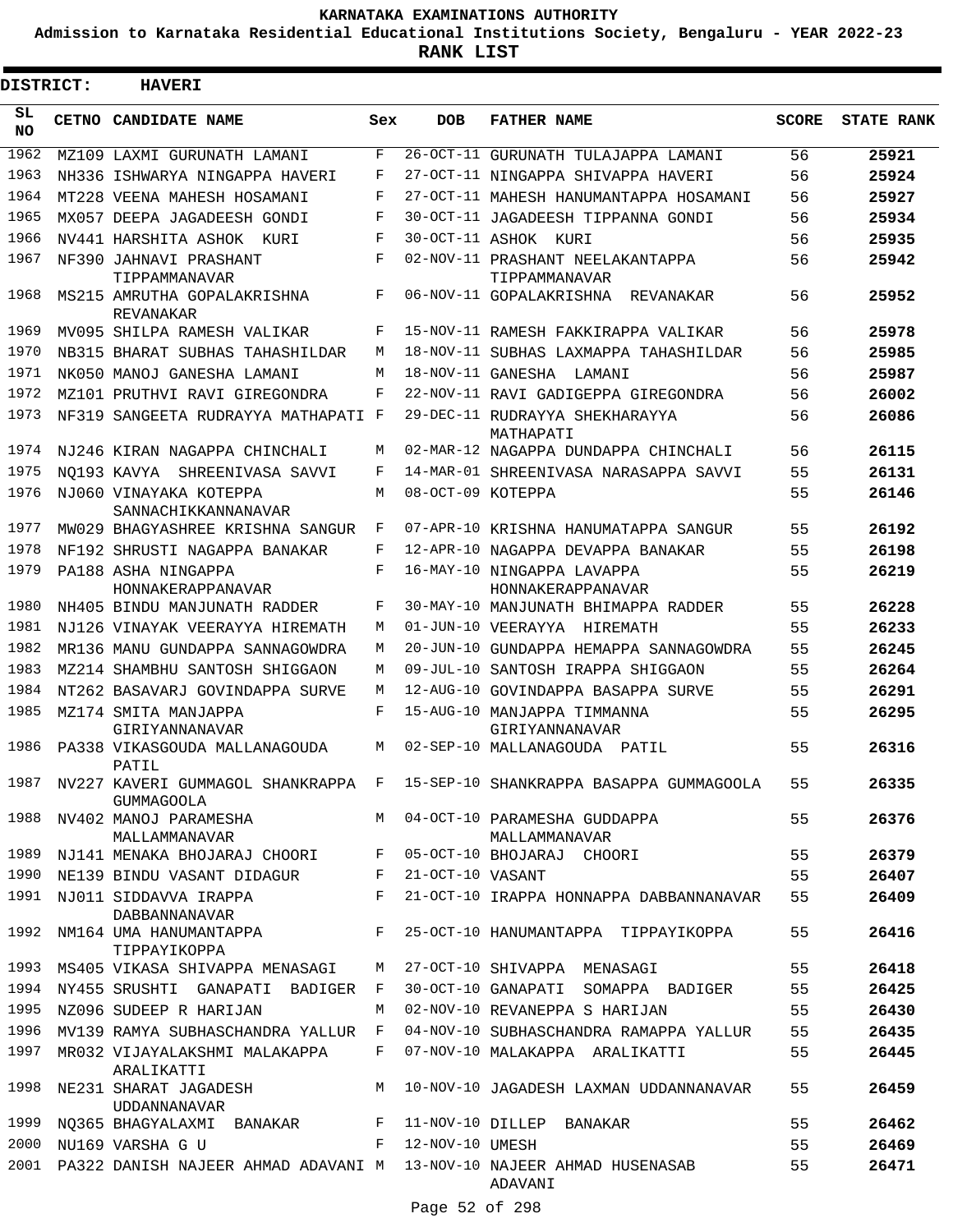# KARNATAKA EXAMINATIONS AUTHORITY

**Admission to Karnataka Residential Educational Institutions Society, Bengaluru - YEAR 2022-23**

**RANK LIST**

**DISTRICT: HAVERI**

| SL NO | CETNO | CANDIDATE NAME | Sex | DOB | FATHER NAME | SCORE | STATE RANK |
|---|---|---|---|---|---|---|---|
| 1962 | MZ109 | LAXMI GURUNATH LAMANI | F | 26-OCT-11 | GURUNATH TULAJAPPA LAMANI | 56 | 25921 |
| 1963 | NH336 | ISHWARYA NINGAPPA HAVERI | F | 27-OCT-11 | NINGAPPA SHIVAPPA HAVERI | 56 | 25924 |
| 1964 | MT228 | VEENA MAHESH HOSAMANI | F | 27-OCT-11 | MAHESH HANUMANTAPPA HOSAMANI | 56 | 25927 |
| 1965 | MX057 | DEEPA JAGADEESH GONDI | F | 30-OCT-11 | JAGADEESH TIPPANNA GONDI | 56 | 25934 |
| 1966 | NV441 | HARSHITA ASHOK KURI | F | 30-OCT-11 | ASHOK KURI | 56 | 25935 |
| 1967 | NF390 | JAHNAVI PRASHANT TIPPAMMANAVAR | F | 02-NOV-11 | PRASHANT NEELAKANTAPPA TIPPAMMANAVAR | 56 | 25942 |
| 1968 | MS215 | AMRUTHA GOPALAKRISHNA REVANAKAR | F | 06-NOV-11 | GOPALAKRISHNA REVANAKAR | 56 | 25952 |
| 1969 | MV095 | SHILPA RAMESH VALIKAR | F | 15-NOV-11 | RAMESH FAKKIRAPPA VALIKAR | 56 | 25978 |
| 1970 | NB315 | BHARAT SUBHAS TAHASHILDAR | M | 18-NOV-11 | SUBHAS LAXMAPPA TAHASHILDAR | 56 | 25985 |
| 1971 | NK050 | MANOJ GANESHA LAMANI | M | 18-NOV-11 | GANESHA LAMANI | 56 | 25987 |
| 1972 | MZ101 | PRUTHVI RAVI GIREGONDRA | F | 22-NOV-11 | RAVI GADIGEPPA GIREGONDRA | 56 | 26002 |
| 1973 | NF319 | SANGEETA RUDRAYYA MATHAPATI | F | 29-DEC-11 | RUDRAYYA SHEKHARAYYA MATHAPATI | 56 | 26086 |
| 1974 | NJ246 | KIRAN NAGAPPA CHINCHALI | M | 02-MAR-12 | NAGAPPA DUNDAPPA CHINCHALI | 56 | 26115 |
| 1975 | NQ193 | KAVYA SHREENIVASA SAVVI | F | 14-MAR-01 | SHREENIVASA NARASAPPA SAVVI | 55 | 26131 |
| 1976 | NJ060 | VINAYAKA KOTEPPA SANNACHIKKANNANAVAR | M | 08-OCT-09 | KOTEPPA | 55 | 26146 |
| 1977 | MW029 | BHAGYASHREE KRISHNA SANGUR | F | 07-APR-10 | KRISHNA HANUMATAPPA SANGUR | 55 | 26192 |
| 1978 | NF192 | SHRUSTI NAGAPPA BANAKAR | F | 12-APR-10 | NAGAPPA DEVAPPA BANAKAR | 55 | 26198 |
| 1979 | PA188 | ASHA NINGAPPA HONNAKERAPPANAVAR | F | 16-MAY-10 | NINGAPPA LAVAPPA HONNAKERAPPANAVAR | 55 | 26219 |
| 1980 | NH405 | BINDU MANJUNATH RADDER | F | 30-MAY-10 | MANJUNATH BHIMAPPA RADDER | 55 | 26228 |
| 1981 | NJ126 | VINAYAK VEERAYYA HIREMATH | M | 01-JUN-10 | VEERAYYA HIREMATH | 55 | 26233 |
| 1982 | MR136 | MANU GUNDAPPA SANNAGOWDRA | M | 20-JUN-10 | GUNDAPPA HEMAPPA SANNAGOWDRA | 55 | 26245 |
| 1983 | MZ214 | SHAMBHU SANTOSH SHIGGAON | M | 09-JUL-10 | SANTOSH IRAPPA SHIGGAON | 55 | 26264 |
| 1984 | NT262 | BASAVARJ GOVINDAPPA SURVE | M | 12-AUG-10 | GOVINDAPPA BASAPPA SURVE | 55 | 26291 |
| 1985 | MZ174 | SMITA MANJAPPA GIRIYANNANAVAR | F | 15-AUG-10 | MANJAPPA TIMMANNA GIRIYANNANAVAR | 55 | 26295 |
| 1986 | PA338 | VIKASGOUDA MALLANAGOUDA PATIL | M | 02-SEP-10 | MALLANAGOUDA PATIL | 55 | 26316 |
| 1987 | NV227 | KAVERI GUMMAGOL SHANKRAPPA GUMMAGOOLA | F | 15-SEP-10 | SHANKRAPPA BASAPPA GUMMAGOOLA | 55 | 26335 |
| 1988 | NV402 | MANOJ PARAMESHA MALLAMMANAVAR | M | 04-OCT-10 | PARAMESHA GUDDAPPA MALLAMMANAVAR | 55 | 26376 |
| 1989 | NJ141 | MENAKA BHOJARAJ CHOORI | F | 05-OCT-10 | BHOJARAJ CHOORI | 55 | 26379 |
| 1990 | NE139 | BINDU VASANT DIDAGUR | F | 21-OCT-10 | VASANT | 55 | 26407 |
| 1991 | NJ011 | SIDDAVVA IRAPPA DABBANNANAVAR | F | 21-OCT-10 | IRAPPA HONNAPPA DABBANNANAVAR | 55 | 26409 |
| 1992 | NM164 | UMA HANUMANTAPPA TIPPAYIKOPPA | F | 25-OCT-10 | HANUMANTAPPA TIPPAYIKOPPA | 55 | 26416 |
| 1993 | MS405 | VIKASA SHIVAPPA MENASAGI | M | 27-OCT-10 | SHIVAPPA MENASAGI | 55 | 26418 |
| 1994 | NY455 | SRUSHTI GANAPATI BADIGER | F | 30-OCT-10 | GANAPATI SOMAPPA BADIGER | 55 | 26425 |
| 1995 | NZ096 | SUDEEP R HARIJAN | M | 02-NOV-10 | REVANEPPA S HARIJAN | 55 | 26430 |
| 1996 | MV139 | RAMYA SUBHASCHANDRA YALLUR | F | 04-NOV-10 | SUBHASCHANDRA RAMAPPA YALLUR | 55 | 26435 |
| 1997 | MR032 | VIJAYALAKSHMI MALAKAPPA ARALIKATTI | F | 07-NOV-10 | MALAKAPPA ARALIKATTI | 55 | 26445 |
| 1998 | NE231 | SHARAT JAGADESH UDDANNANAVAR | M | 10-NOV-10 | JAGADESH LAXMAN UDDANNANAVAR | 55 | 26459 |
| 1999 | NQ365 | BHAGYALAXMI BANAKAR | F | 11-NOV-10 | DILLEP BANAKAR | 55 | 26462 |
| 2000 | NU169 | VARSHA G U | F | 12-NOV-10 | UMESH | 55 | 26469 |
| 2001 | PA322 | DANISH NAJEER AHMAD ADAVANI | M | 13-NOV-10 | NAJEER AHMAD HUSENASAB ADAVANI | 55 | 26471 |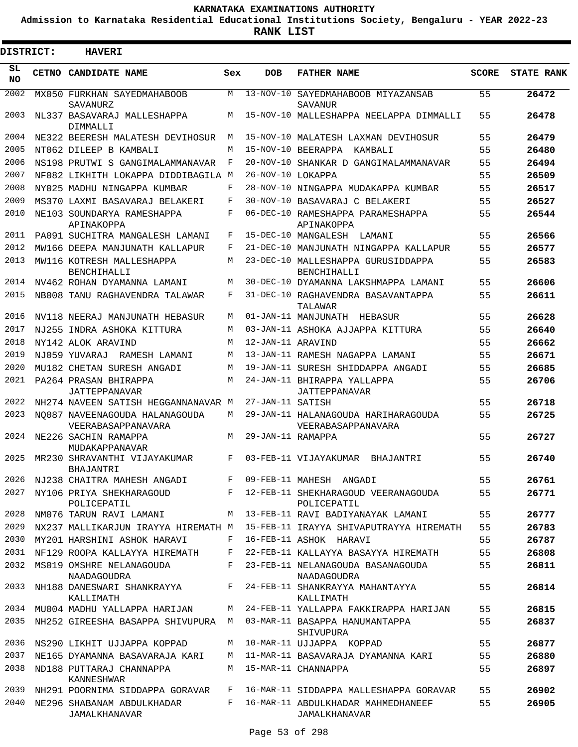KARNATAKA EXAMINATIONS AUTHORITY

Admission to Karnataka Residential Educational Institutions Society, Bengaluru - YEAR 2022-23

**RANK LIST**

**DISTRICT: HAVERI**

| SL NO | CETNO | CANDIDATE NAME | Sex | DOB | FATHER NAME | SCORE | STATE RANK |
|---|---|---|---|---|---|---|---|
| 2002 | MX050 | FURKHAN SAYEDMAHABOOB SAVANURZ | M | 13-NOV-10 | SAYEDMAHABOOB MIYAZANSAB SAVANUR | 55 | 26472 |
| 2003 | NL337 | BASAVARAJ MALLESHAPPA DIMMALLI | M | 15-NOV-10 | MALLESHAPPA NEELAPPA DIMMALLI | 55 | 26478 |
| 2004 | NE322 | BEERESH MALATESH DEVIHOSUR | M | 15-NOV-10 | MALATESH LAXMAN DEVIHOSUR | 55 | 26479 |
| 2005 | NT062 | DILEEP B KAMBALI | M | 15-NOV-10 | BEERAPPA KAMBALI | 55 | 26480 |
| 2006 | NS198 | PRUTWI S GANGIMALAMMANAVAR | F | 20-NOV-10 | SHANKAR D GANGIMALAMMANAVAR | 55 | 26494 |
| 2007 | NF082 | LIKHITH LOKAPPA DIDDIBAGILA | M | 26-NOV-10 | LOKAPPA | 55 | 26509 |
| 2008 | NY025 | MADHU NINGAPPA KUMBAR | F | 28-NOV-10 | NINGAPPA MUDAKAPPA KUMBAR | 55 | 26517 |
| 2009 | MS370 | LAXMI BASAVARAJ BELAKERI | F | 30-NOV-10 | BASAVARAJ C BELAKERI | 55 | 26527 |
| 2010 | NE103 | SOUNDARYA RAMESHAPPA APINAKOPPA | F | 06-DEC-10 | RAMESHAPPA PARAMESHAPPA APINAKOPPA | 55 | 26544 |
| 2011 | PA091 | SUCHITRA MANGALESH LAMANI | F | 15-DEC-10 | MANGALESH LAMANI | 55 | 26566 |
| 2012 | MW166 | DEEPA MANJUNATH KALLAPUR | F | 21-DEC-10 | MANJUNATH NINGAPPA KALLAPUR | 55 | 26577 |
| 2013 | MW116 | KOTRESH MALLESHAPPA BENCHIHALLI | M | 23-DEC-10 | MALLESHAPPA GURUSIDDAPPA BENCHIHALLI | 55 | 26583 |
| 2014 | NV462 | ROHAN DYAMANNA LAMANI | M | 30-DEC-10 | DYAMANNA LAKSHMAPPA LAMANI | 55 | 26606 |
| 2015 | NB008 | TANU RAGHAVENDRA TALAWAR | F | 31-DEC-10 | RAGHAVENDRA BASAVANTAPPA TALAWAR | 55 | 26611 |
| 2016 | NV118 | NEERAJ MANJUNATH HEBASUR | M | 01-JAN-11 | MANJUNATH HEBASUR | 55 | 26628 |
| 2017 | NJ255 | INDRA ASHOKA KITTURA | M | 03-JAN-11 | ASHOKA AJJAPPA KITTURA | 55 | 26640 |
| 2018 | NY142 | ALOK ARAVIND | M | 12-JAN-11 | ARAVIND | 55 | 26662 |
| 2019 | NJ059 | YUVARAJ RAMESH LAMANI | M | 13-JAN-11 | RAMESH NAGAPPA LAMANI | 55 | 26671 |
| 2020 | MU182 | CHETAN SURESH ANGADI | M | 19-JAN-11 | SURESH SHIDDAPPA ANGADI | 55 | 26685 |
| 2021 | PA264 | PRASAN BHIRAPPA JATTEPPANAVAR | M | 24-JAN-11 | BHIRAPPA YALLAPPA JATTEPPANAVAR | 55 | 26706 |
| 2022 | NH274 | NAVEEN SATISH HEGGANNANAVAR | M | 27-JAN-11 | SATISH | 55 | 26718 |
| 2023 | NQ087 | NAVEENAGOUDA HALANAGOUDA VEERABASAPPANAVARA | M | 29-JAN-11 | HALANAGOUDA HARIHARAGOUDA VEERABASAPPANAVARA | 55 | 26725 |
| 2024 | NE226 | SACHIN RAMAPPA MUDAKAPPANAVAR | M | 29-JAN-11 | RAMAPPA | 55 | 26727 |
| 2025 | MR230 | SHRAVANTHI VIJAYAKUMAR BHAJANTRI | F | 03-FEB-11 | VIJAYAKUMAR BHAJANTRI | 55 | 26740 |
| 2026 | NJ238 | CHAITRA MAHESH ANGADI | F | 09-FEB-11 | MAHESH ANGADI | 55 | 26761 |
| 2027 | NY106 | PRIYA SHEKHARAGOUD POLICEPATIL | F | 12-FEB-11 | SHEKHARAGOUD VEERANAGOUDA POLICEPATIL | 55 | 26771 |
| 2028 | NM076 | TARUN RAVI LAMANI | M | 13-FEB-11 | RAVI BADIYANAYAK LAMANI | 55 | 26777 |
| 2029 | NX237 | MALLIKARJUN IRAYYA HIREMATH | M | 15-FEB-11 | IRAYYA SHIVAPUTRAYYA HIREMATH | 55 | 26783 |
| 2030 | MY201 | HARSHINI ASHOK HARAVI | F | 16-FEB-11 | ASHOK HARAVI | 55 | 26787 |
| 2031 | NF129 | ROOPA KALLAYYA HIREMATH | F | 22-FEB-11 | KALLAYYA BASAYYA HIREMATH | 55 | 26808 |
| 2032 | MS019 | OMSHRE NELANAGOUDA NAADAGOUDRA | F | 23-FEB-11 | NELANAGOUDA BASANAGOUDA NAADAGOUDRA | 55 | 26811 |
| 2033 | NH188 | DANESWARI SHANKRAYYA KALLIMATH | F | 24-FEB-11 | SHANKRAYYA MAHANTAYYA KALLIMATH | 55 | 26814 |
| 2034 | MU004 | MADHU YALLAPPA HARIJAN | M | 24-FEB-11 | YALLAPPA FAKKIRAPPA HARIJAN | 55 | 26815 |
| 2035 | NH252 | GIREESHA BASAPPA SHIVUPURA | M | 03-MAR-11 | BASAPPA HANUMANTAPPA SHIVUPURA | 55 | 26837 |
| 2036 | NS290 | LIKHIT UJJAPPA KOPPAD | M | 10-MAR-11 | UJJAPPA KOPPAD | 55 | 26877 |
| 2037 | NE165 | DYAMANNA BASAVARAJA KARI | M | 11-MAR-11 | BASAVARAJA DYAMANNA KARI | 55 | 26880 |
| 2038 | ND188 | PUTTARAJ CHANNAPPA KANNESHWAR | M | 15-MAR-11 | CHANNAPPA | 55 | 26897 |
| 2039 | NH291 | POORNIMA SIDDAPPA GORAVAR | F | 16-MAR-11 | SIDDAPPA MALLESHAPPA GORAVAR | 55 | 26902 |
| 2040 | NE296 | SHABANAM ABDULKHADAR JAMALKHANAVAR | F | 16-MAR-11 | ABDULKHADAR MAHMEDHANEEF JAMALKHANAVAR | 55 | 26905 |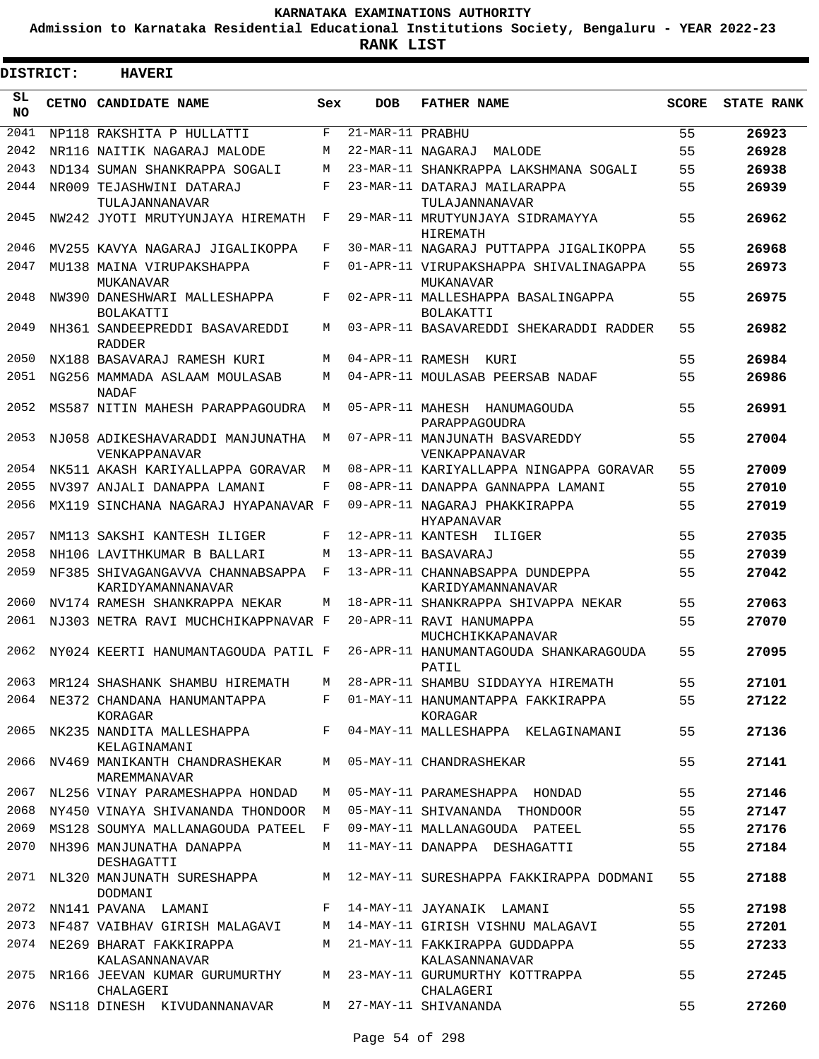# KARNATAKA EXAMINATIONS AUTHORITY

**Admission to Karnataka Residential Educational Institutions Society, Bengaluru - YEAR 2022-23**

**RANK LIST**

**DISTRICT: HAVERI**

| SL NO | CETNO | CANDIDATE NAME | Sex | DOB | FATHER NAME | SCORE | STATE RANK |
|---|---|---|---|---|---|---|---|
| 2041 | NP118 | RAKSHITA P HULLATTI | F | 21-MAR-11 | PRABHU | 55 | 26923 |
| 2042 | NR116 | NAITIK NAGARAJ MALODE | M | 22-MAR-11 | NAGARAJ MALODE | 55 | 26928 |
| 2043 | ND134 | SUMAN SHANKRAPPA SOGALI | M | 23-MAR-11 | SHANKRAPPA LAKSHMANA SOGALI | 55 | 26938 |
| 2044 | NR009 | TEJASHWINI DATARAJ TULAJANNANAVAR | F | 23-MAR-11 | DATARAJ MAILARAPPA TULAJANNANAVAR | 55 | 26939 |
| 2045 | NW242 | JYOTI MRUTYUNJAYA HIREMATH | F | 29-MAR-11 | MRUTYUNJAYA SIDRAMAYYA HIREMATH | 55 | 26962 |
| 2046 | MV255 | KAVYA NAGARAJ JIGALIKOPPA | F | 30-MAR-11 | NAGARAJ PUTTAPPA JIGALIKOPPA | 55 | 26968 |
| 2047 | MU138 | MAINA VIRUPAKSHAPPA MUKANAVAR | F | 01-APR-11 | VIRUPAKSHAPPA SHIVALINAGAPPA MUKANAVAR | 55 | 26973 |
| 2048 | NW390 | DANESHWARI MALLESHAPPA BOLAKATTI | F | 02-APR-11 | MALLESHAPPA BASALINGAPPA BOLAKATTI | 55 | 26975 |
| 2049 | NH361 | SANDEEPREDDI BASAVAREDDI RADDER | M | 03-APR-11 | BASAVAREDDI SHEKARADDI RADDER | 55 | 26982 |
| 2050 | NX188 | BASAVARAJ RAMESH KURI | M | 04-APR-11 | RAMESH KURI | 55 | 26984 |
| 2051 | NG256 | MAMMADA ASLAAM MOULASAB NADAF | M | 04-APR-11 | MOULASAB PEERSAB NADAF | 55 | 26986 |
| 2052 | MS587 | NITIN MAHESH PARAPPAGOUDRA | M | 05-APR-11 | MAHESH HANUMAGOUDA PARAPPAGOUDRA | 55 | 26991 |
| 2053 | NJ058 | ADIKESHAVARADDI MANJUNATHA VENKAPPANAVAR | M | 07-APR-11 | MANJUNATH BASVAREDDY VENKAPPANAVAR | 55 | 27004 |
| 2054 | NK511 | AKASH KARIYALLAPPA GORAVAR | M | 08-APR-11 | KARIYALLAPPA NINGAPPA GORAVAR | 55 | 27009 |
| 2055 | NV397 | ANJALI DANAPPA LAMANI | F | 08-APR-11 | DANAPPA GANNAPPA LAMANI | 55 | 27010 |
| 2056 | MX119 | SINCHANA NAGARAJ HYAPANAVAR | F | 09-APR-11 | NAGARAJ PHAKKIRAPPA HYAPANAVAR | 55 | 27019 |
| 2057 | NM113 | SAKSHI KANTESH ILIGER | F | 12-APR-11 | KANTESH ILIGER | 55 | 27035 |
| 2058 | NH106 | LAVITHKUMAR B BALLARI | M | 13-APR-11 | BASAVARAJ | 55 | 27039 |
| 2059 | NF385 | SHIVAGANGAVVA CHANNABSAPPA KARIDYAMANNANAVAR | F | 13-APR-11 | CHANNABSAPPA DUNDEPPA KARIDYAMANNANAVAR | 55 | 27042 |
| 2060 | NV174 | RAMESH SHANKRAPPA NEKAR | M | 18-APR-11 | SHANKRAPPA SHIVAPPA NEKAR | 55 | 27063 |
| 2061 | NJ303 | NETRA RAVI MUCHCHIKAPPNAVAR | F | 20-APR-11 | RAVI HANUMAPPA MUCHCHIKKAPANAVAR | 55 | 27070 |
| 2062 | NY024 | KEERTI HANUMANTAGOUDA PATIL | F | 26-APR-11 | HANUMANTAGOUDA SHANKARAGOUDA PATIL | 55 | 27095 |
| 2063 | MR124 | SHASHANK SHAMBU HIREMATH | M | 28-APR-11 | SHAMBU SIDDAYYA HIREMATH | 55 | 27101 |
| 2064 | NE372 | CHANDANA HANUMANTAPPA KORAGAR | F | 01-MAY-11 | HANUMANTAPPA FAKKIRAPPA KORAGAR | 55 | 27122 |
| 2065 | NK235 | NANDITA MALLESHAPPA KELAGINAMANI | F | 04-MAY-11 | MALLESHAPPA KELAGINAMANI | 55 | 27136 |
| 2066 | NV469 | MANIKANTH CHANDRASHEKAR MAREMMANAVAR | M | 05-MAY-11 | CHANDRASHEKAR | 55 | 27141 |
| 2067 | NL256 | VINAY PARAMESHAPPA HONDAD | M | 05-MAY-11 | PARAMESHAPPA HONDAD | 55 | 27146 |
| 2068 | NY450 | VINAYA SHIVANANDA THONDOOR | M | 05-MAY-11 | SHIVANANDA THONDOOR | 55 | 27147 |
| 2069 | MS128 | SOUMYA MALLANAGOUDA PATEEL | F | 09-MAY-11 | MALLANAGOUDA PATEEL | 55 | 27176 |
| 2070 | NH396 | MANJUNATHA DANAPPA DESHAGATTI | M | 11-MAY-11 | DANAPPA DESHAGATTI | 55 | 27184 |
| 2071 | NL320 | MANJUNATH SURESHAPPA DODMANI | M | 12-MAY-11 | SURESHAPPA FAKKIRAPPA DODMANI | 55 | 27188 |
| 2072 | NN141 | PAVANA LAMANI | F | 14-MAY-11 | JAYANAIK LAMANI | 55 | 27198 |
| 2073 | NF487 | VAIBHAV GIRISH MALAGAVI | M | 14-MAY-11 | GIRISH VISHNU MALAGAVI | 55 | 27201 |
| 2074 | NE269 | BHARAT FAKKIRAPPA KALASANNANAVAR | M | 21-MAY-11 | FAKKIRAPPA GUDDAPPA KALASANNANAVAR | 55 | 27233 |
| 2075 | NR166 | JEEVAN KUMAR GURUMURTHY CHALAGERI | M | 23-MAY-11 | GURUMURTHY KOTTRAPPA CHALAGERI | 55 | 27245 |
| 2076 | NS118 | DINESH KIVUDANNANAVAR | M | 27-MAY-11 | SHIVANANDA | 55 | 27260 |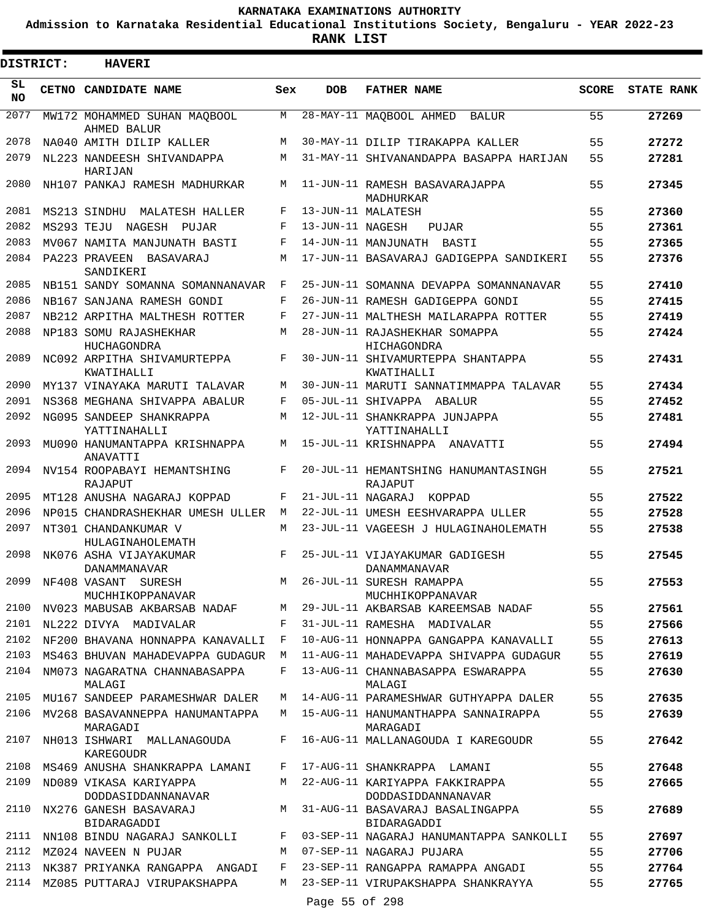# KARNATAKA EXAMINATIONS AUTHORITY

**Admission to Karnataka Residential Educational Institutions Society, Bengaluru - YEAR 2022-23**

**RANK LIST**

**DISTRICT: HAVERI**

| SL NO | CETNO | CANDIDATE NAME | Sex | DOB | FATHER NAME | SCORE | STATE RANK |
|---|---|---|---|---|---|---|---|
| 2077 | MW172 | MOHAMMED SUHAN MAQBOOL AHMED BALUR | M | 28-MAY-11 | MAQBOOL AHMED BALUR | 55 | 27269 |
| 2078 | NA040 | AMITH DILIP KALLER | M | 30-MAY-11 | DILIP TIRAKAPPA KALLER | 55 | 27272 |
| 2079 | NL223 | NANDEESH SHIVANDAPPA HARIJAN | M | 31-MAY-11 | SHIVANANDAPPA BASAPPA HARIJAN | 55 | 27281 |
| 2080 | NH107 | PANKAJ RAMESH MADHURKAR | M | 11-JUN-11 | RAMESH BASAVARAJAPPA MADHURKAR | 55 | 27345 |
| 2081 | MS213 | SINDHU MALATESH HALLER | F | 13-JUN-11 | MALATESH | 55 | 27360 |
| 2082 | MS293 | TEJU NAGESH PUJAR | F | 13-JUN-11 | NAGESH PUJAR | 55 | 27361 |
| 2083 | MV067 | NAMITA MANJUNATH BASTI | F | 14-JUN-11 | MANJUNATH BASTI | 55 | 27365 |
| 2084 | PA223 | PRAVEEN BASAVARAJ SANDIKERI | M | 17-JUN-11 | BASAVARAJ GADIGEPPA SANDIKERI | 55 | 27376 |
| 2085 | NB151 | SANDY SOMANNA SOMANNANAVAR | F | 25-JUN-11 | SOMANNA DEVAPPA SOMANNANAVAR | 55 | 27410 |
| 2086 | NB167 | SANJANA RAMESH GONDI | F | 26-JUN-11 | RAMESH GADIGEPPA GONDI | 55 | 27415 |
| 2087 | NB212 | ARPITHA MALTHESH ROTTER | F | 27-JUN-11 | MALTHESH MAILARAPPA ROTTER | 55 | 27419 |
| 2088 | NP183 | SOMU RAJASHEKHAR HUCHAGONDRA | M | 28-JUN-11 | RAJASHEKHAR SOMAPPA HICHAGONDRA | 55 | 27424 |
| 2089 | NC092 | ARPITHA SHIVAMURTEPPA KWATIHALLI | F | 30-JUN-11 | SHIVAMURTEPPA SHANTAPPA KWATIHALLI | 55 | 27431 |
| 2090 | MY137 | VINAYAKA MARUTI TALAVAR | M | 30-JUN-11 | MARUTI SANNATIMMAPPA TALAVAR | 55 | 27434 |
| 2091 | NS368 | MEGHANA SHIVAPPA ABALUR | F | 05-JUL-11 | SHIVAPPA ABALUR | 55 | 27452 |
| 2092 | NG095 | SANDEEP SHANKRAPPA YATTINAHALLI | M | 12-JUL-11 | SHANKRAPPA JUNJAPPA YATTINAHALLI | 55 | 27481 |
| 2093 | MU090 | HANUMANTAPPA KRISHNAPPA ANAVATTI | M | 15-JUL-11 | KRISHNAPPA ANAVATTI | 55 | 27494 |
| 2094 | NV154 | ROOPABAYI HEMANTSHING RAJAPUT | F | 20-JUL-11 | HEMANTSHING HANUMANTASINGH RAJAPUT | 55 | 27521 |
| 2095 | MT128 | ANUSHA NAGARAJ KOPPAD | F | 21-JUL-11 | NAGARAJ KOPPAD | 55 | 27522 |
| 2096 | NP015 | CHANDRASHEKHAR UMESH ULLER | M | 22-JUL-11 | UMESH EESHVARAPPA ULLER | 55 | 27528 |
| 2097 | NT301 | CHANDANKUMAR V HULAGINAHOLEMATH | M | 23-JUL-11 | VAGEESH J HULAGINAHOLEMATH | 55 | 27538 |
| 2098 | NK076 | ASHA VIJAYAKUMAR DANAMMANAVAR | F | 25-JUL-11 | VIJAYAKUMAR GADIGESH DANAMMANAVAR | 55 | 27545 |
| 2099 | NF408 | VASANT SURESH MUCHHIKOPPANAVAR | M | 26-JUL-11 | SURESH RAMAPPA MUCHHIKOPPANAVAR | 55 | 27553 |
| 2100 | NV023 | MABUSAB AKBARSAB NADAF | M | 29-JUL-11 | AKBARSAB KAREEMSAB NADAF | 55 | 27561 |
| 2101 | NL222 | DIVYA MADIVALAR | F | 31-JUL-11 | RAMESHA MADIVALAR | 55 | 27566 |
| 2102 | NF200 | BHAVANA HONNAPPA KANAVALLI | F | 10-AUG-11 | HONNAPPA GANGAPPA KANAVALLI | 55 | 27613 |
| 2103 | MS463 | BHUVAN MAHADEVAPPA GUDAGUR | M | 11-AUG-11 | MAHADEVAPPA SHIVAPPA GUDAGUR | 55 | 27619 |
| 2104 | NM073 | NAGARATNA CHANNABASAPPA MALAGI | F | 13-AUG-11 | CHANNABASAPPA ESWARAPPA MALAGI | 55 | 27630 |
| 2105 | MU167 | SANDEEP PARAMESHWAR DALER | M | 14-AUG-11 | PARAMESHWAR GUTHYAPPA DALER | 55 | 27635 |
| 2106 | MV268 | BASAVANNEPPA HANUMANTAPPA MARAGADI | M | 15-AUG-11 | HANUMANTHAPPA SANNAIRAPPA MARAGADI | 55 | 27639 |
| 2107 | NH013 | ISHWARI MALLANAGOUDA KAREGOUDR | F | 16-AUG-11 | MALLANAGOUDA I KAREGOUDR | 55 | 27642 |
| 2108 | MS469 | ANUSHA SHANKRAPPA LAMANI | F | 17-AUG-11 | SHANKRAPPA LAMANI | 55 | 27648 |
| 2109 | ND089 | VIKASA KARIYAPPA DODDASIDDANNANAVAR | M | 22-AUG-11 | KARIYAPPA FAKKIRAPPA DODDASIDDANNANAVAR | 55 | 27665 |
| 2110 | NX276 | GANESH BASAVARAJ BIDARAGADDI | M | 31-AUG-11 | BASAVARAJ BASALINGAPPA BIDARAGADDI | 55 | 27689 |
| 2111 | NN108 | BINDU NAGARAJ SANKOLLI | F | 03-SEP-11 | NAGARAJ HANUMANTAPPA SANKOLLI | 55 | 27697 |
| 2112 | MZ024 | NAVEEN N PUJAR | M | 07-SEP-11 | NAGARAJ PUJARA | 55 | 27706 |
| 2113 | NK387 | PRIYANKA RANGAPPA ANGADI | F | 23-SEP-11 | RANGAPPA RAMAPPA ANGADI | 55 | 27764 |
| 2114 | MZ085 | PUTTARAJ VIRUPAKSHAPPA | M | 23-SEP-11 | VIRUPAKSHAPPA SHANKRAYYA | 55 | 27765 |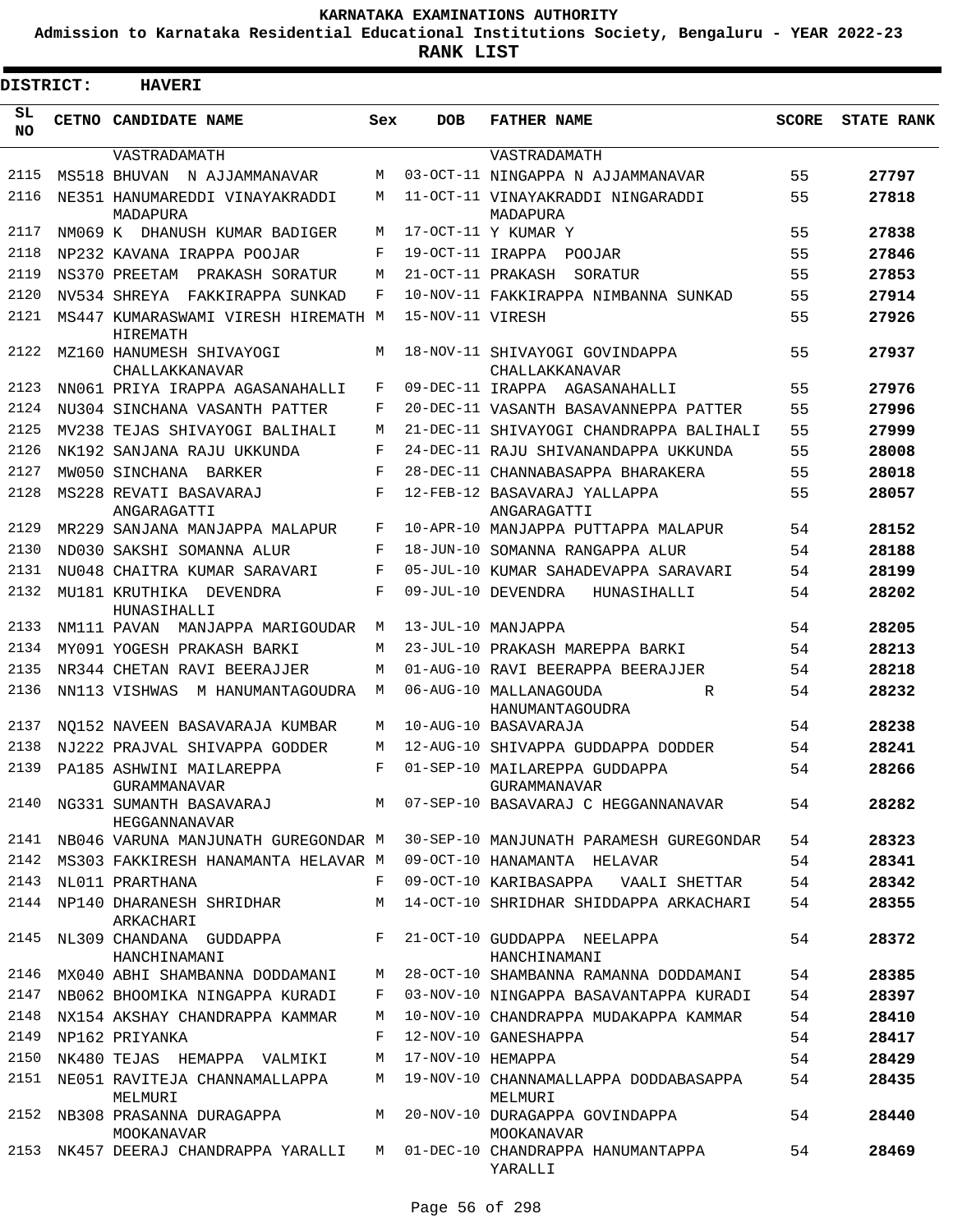# KARNATAKA EXAMINATIONS AUTHORITY

**Admission to Karnataka Residential Educational Institutions Society, Bengaluru - YEAR 2022-23**

**RANK LIST**

**DISTRICT: HAVERI**

| SL NO | CETNO | CANDIDATE NAME | Sex | DOB | FATHER NAME | SCORE | STATE RANK |
|---|---|---|---|---|---|---|---|
| | | VASTRADAMATH | | | VASTRADAMATH | | |
| 2115 | MS518 | BHUVAN N AJJAMMANAVAR | M | 03-OCT-11 | NINGAPPA N AJJAMMANAVAR | 55 | 27797 |
| 2116 | NE351 | HANUMAREDDI VINAYAKRADDI MADAPURA | M | 11-OCT-11 | VINAYAKRADDI NINGARADDI MADAPURA | 55 | 27818 |
| 2117 | NM069 | K DHANUSH KUMAR BADIGER | M | 17-OCT-11 | Y KUMAR Y | 55 | 27838 |
| 2118 | NP232 | KAVANA IRAPPA POOJAR | F | 19-OCT-11 | IRAPPA POOJAR | 55 | 27846 |
| 2119 | NS370 | PREETAM PRAKASH SORATUR | M | 21-OCT-11 | PRAKASH SORATUR | 55 | 27853 |
| 2120 | NV534 | SHREYA FAKKIRAPPA SUNKAD | F | 10-NOV-11 | FAKKIRAPPA NIMBANNA SUNKAD | 55 | 27914 |
| 2121 | MS447 | KUMARASWAMI VIRESH HIREMATH HIREMATH | M | 15-NOV-11 | VIRESH | 55 | 27926 |
| 2122 | MZ160 | HANUMESH SHIVAYOGI CHALLAKKANAVAR | M | 18-NOV-11 | SHIVAYOGI GOVINDAPPA CHALLAKKANAVAR | 55 | 27937 |
| 2123 | NN061 | PRIYA IRAPPA AGASANAHALLI | F | 09-DEC-11 | IRAPPA AGASANAHALLI | 55 | 27976 |
| 2124 | NU304 | SINCHANA VASANTH PATTER | F | 20-DEC-11 | VASANTH BASAVANNEPPA PATTER | 55 | 27996 |
| 2125 | MV238 | TEJAS SHIVAYOGI BALIHALI | M | 21-DEC-11 | SHIVAYOGI CHANDRAPPA BALIHALI | 55 | 27999 |
| 2126 | NK192 | SANJANA RAJU UKKUNDA | F | 24-DEC-11 | RAJU SHIVANANDAPPA UKKUNDA | 55 | 28008 |
| 2127 | MW050 | SINCHANA BARKER | F | 28-DEC-11 | CHANNABASAPPA BHARAKERA | 55 | 28018 |
| 2128 | MS228 | REVATI BASAVARAJ ANGARAGATTI | F | 12-FEB-12 | BASAVARAJ YALLAPPA ANGARAGATTI | 55 | 28057 |
| 2129 | MR229 | SANJANA MANJAPPA MALAPUR | F | 10-APR-10 | MANJAPPA PUTTAPPA MALAPUR | 54 | 28152 |
| 2130 | ND030 | SAKSHI SOMANNA ALUR | F | 18-JUN-10 | SOMANNA RANGAPPA ALUR | 54 | 28188 |
| 2131 | NU048 | CHAITRA KUMAR SARAVARI | F | 05-JUL-10 | KUMAR SAHADEVAPPA SARAVARI | 54 | 28199 |
| 2132 | MU181 | KRUTHIKA DEVENDRA HUNASIHALLI | F | 09-JUL-10 | DEVENDRA HUNASIHALLI | 54 | 28202 |
| 2133 | NM111 | PAVAN MANJAPPA MARIGOUDAR | M | 13-JUL-10 | MANJAPPA | 54 | 28205 |
| 2134 | MY091 | YOGESH PRAKASH BARKI | M | 23-JUL-10 | PRAKASH MAREPPA BARKI | 54 | 28213 |
| 2135 | NR344 | CHETAN RAVI BEERAJJER | M | 01-AUG-10 | RAVI BEERAPPA BEERAJJER | 54 | 28218 |
| 2136 | NN113 | VISHWAS M HANUMANTAGOUDRA | M | 06-AUG-10 | MALLANAGOUDA R HANUMANTAGOUDRA | 54 | 28232 |
| 2137 | NQ152 | NAVEEN BASAVARAJA KUMBAR | M | 10-AUG-10 | BASAVARAJA | 54 | 28238 |
| 2138 | NJ222 | PRAJVAL SHIVAPPA GODDER | M | 12-AUG-10 | SHIVAPPA GUDDAPPA DODDER | 54 | 28241 |
| 2139 | PA185 | ASHWINI MAILAREPPA GURAMMANAVAR | F | 01-SEP-10 | MAILAREPPA GUDDAPPA GURAMMANAVAR | 54 | 28266 |
| 2140 | NG331 | SUMANTH BASAVARAJ HEGGANNANAVAR | M | 07-SEP-10 | BASAVARAJ C HEGGANNANAVAR | 54 | 28282 |
| 2141 | NB046 | VARUNA MANJUNATH GUREGONDAR | M | 30-SEP-10 | MANJUNATH PARAMESH GUREGONDAR | 54 | 28323 |
| 2142 | MS303 | FAKKIRESH HANAMANTA HELAVAR | M | 09-OCT-10 | HANAMANTA HELAVAR | 54 | 28341 |
| 2143 | NL011 | PRARTHANA | F | 09-OCT-10 | KARIBASAPPA VAALI SHETTAR | 54 | 28342 |
| 2144 | NP140 | DHARANESH SHRIDHAR ARKACHARI | M | 14-OCT-10 | SHRIDHAR SHIDDAPPA ARKACHARI | 54 | 28355 |
| 2145 | NL309 | CHANDANA GUDDAPPA HANCHINAMANI | F | 21-OCT-10 | GUDDAPPA NEELAPPA HANCHINAMANI | 54 | 28372 |
| 2146 | MX040 | ABHI SHAMBANNA DODDAMANI | M | 28-OCT-10 | SHAMBANNA RAMANNA DODDAMANI | 54 | 28385 |
| 2147 | NB062 | BHOOMIKA NINGAPPA KURADI | F | 03-NOV-10 | NINGAPPA BASAVANTAPPA KURADI | 54 | 28397 |
| 2148 | NX154 | AKSHAY CHANDRAPPA KAMMAR | M | 10-NOV-10 | CHANDRAPPA MUDAKAPPA KAMMAR | 54 | 28410 |
| 2149 | NP162 | PRIYANKA | F | 12-NOV-10 | GANESHAPPA | 54 | 28417 |
| 2150 | NK480 | TEJAS HEMAPPA VALMIKI | M | 17-NOV-10 | HEMAPPA | 54 | 28429 |
| 2151 | NE051 | RAVITEJA CHANNAMALLAPPA MELMURI | M | 19-NOV-10 | CHANNAMALLAPPA DODDABASAPPA MELMURI | 54 | 28435 |
| 2152 | NB308 | PRASANNA DURAGAPPA MOOKANAVAR | M | 20-NOV-10 | DURAGAPPA GOVINDAPPA MOOKANAVAR | 54 | 28440 |
| 2153 | NK457 | DEERAJ CHANDRAPPA YARALLI | M | 01-DEC-10 | CHANDRAPPA HANUMANTAPPA YARALLI | 54 | 28469 |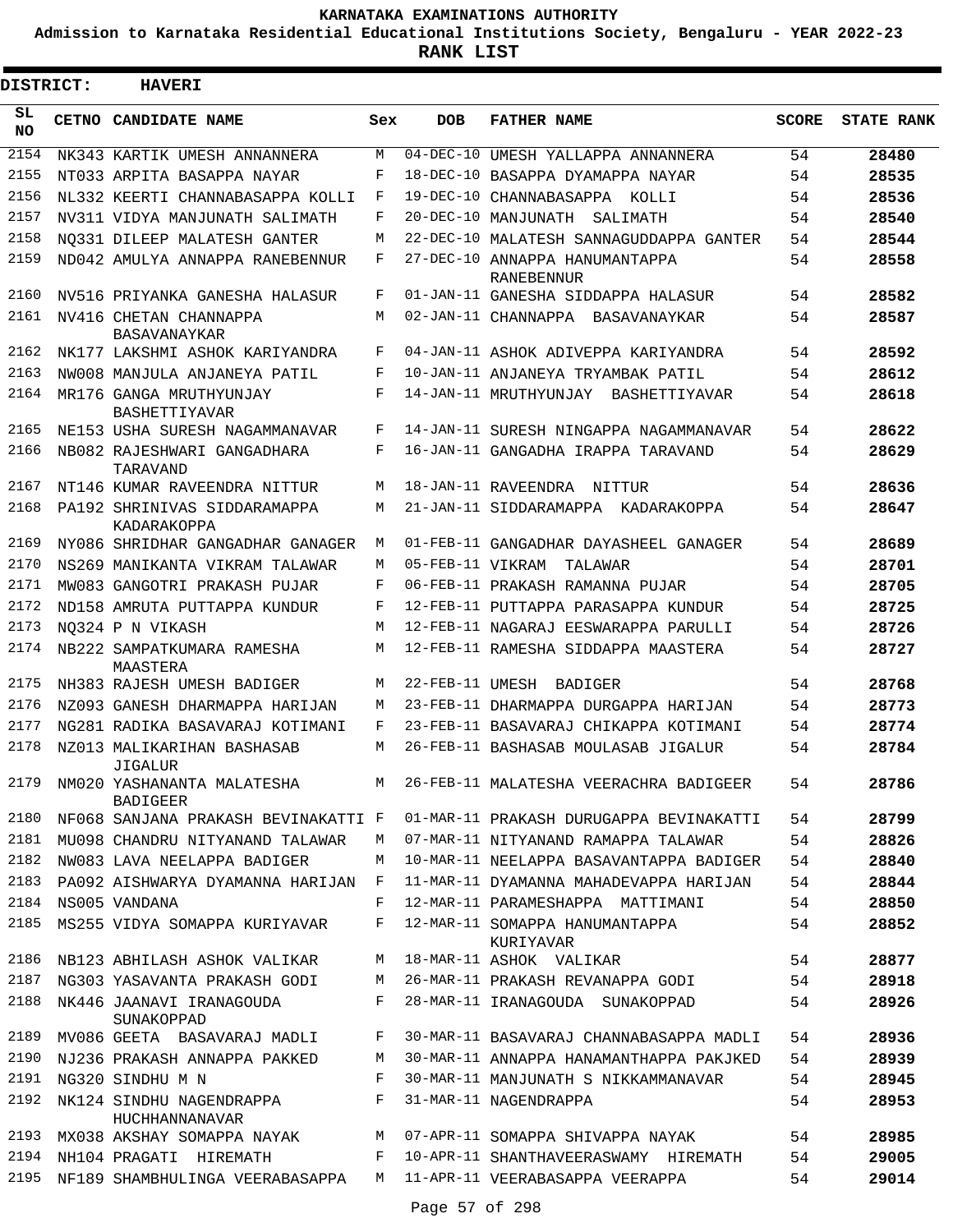# KARNATAKA EXAMINATIONS AUTHORITY

**Admission to Karnataka Residential Educational Institutions Society, Bengaluru - YEAR 2022-23**

**RANK LIST**

**DISTRICT: HAVERI**

| SL NO | CETNO | CANDIDATE NAME | Sex | DOB | FATHER NAME | SCORE | STATE RANK |
|---|---|---|---|---|---|---|---|
| 2154 | NK343 | KARTIK UMESH ANNANNERA | M | 04-DEC-10 | UMESH YALLAPPA ANNANNERA | 54 | 28480 |
| 2155 | NT033 | ARPITA BASAPPA NAYAR | F | 18-DEC-10 | BASAPPA DYAMAPPA NAYAR | 54 | 28535 |
| 2156 | NL332 | KEERTI CHANNABASAPPA KOLLI | F | 19-DEC-10 | CHANNABASAPPA KOLLI | 54 | 28536 |
| 2157 | NV311 | VIDYA MANJUNATH SALIMATH | F | 20-DEC-10 | MANJUNATH SALIMATH | 54 | 28540 |
| 2158 | NQ331 | DILEEP MALATESH GANTER | M | 22-DEC-10 | MALATESH SANNAGUDDAPPA GANTER | 54 | 28544 |
| 2159 | ND042 | AMULYA ANNAPPA RANEBENNUR | F | 27-DEC-10 | ANNAPPA HANUMANTAPPA RANEBENNUR | 54 | 28558 |
| 2160 | NV516 | PRIYANKA GANESHA HALASUR | F | 01-JAN-11 | GANESHA SIDDAPPA HALASUR | 54 | 28582 |
| 2161 | NV416 | CHETAN CHANNAPPA BASAVANAYKAR | M | 02-JAN-11 | CHANNAPPA BASAVANAYKAR | 54 | 28587 |
| 2162 | NK177 | LAKSHMI ASHOK KARIYANDRA | F | 04-JAN-11 | ASHOK ADIVEPPA KARIYANDRA | 54 | 28592 |
| 2163 | NW008 | MANJULA ANJANEYA PATIL | F | 10-JAN-11 | ANJANEYA TRYAMBAK PATIL | 54 | 28612 |
| 2164 | MR176 | GANGA MRUTHYUNJAY BASHETTIYAVAR | F | 14-JAN-11 | MRUTHYUNJAY BASHETTIYAVAR | 54 | 28618 |
| 2165 | NE153 | USHA SURESH NAGAMMANAVAR | F | 14-JAN-11 | SURESH NINGAPPA NAGAMMANAVAR | 54 | 28622 |
| 2166 | NB082 | RAJESHWARI GANGADHARA TARAVAND | F | 16-JAN-11 | GANGADHA IRAPPA TARAVAND | 54 | 28629 |
| 2167 | NT146 | KUMAR RAVEENDRA NITTUR | M | 18-JAN-11 | RAVEENDRA NITTUR | 54 | 28636 |
| 2168 | PA192 | SHRINIVAS SIDDARAMAPPA KADARAKOPPA | M | 21-JAN-11 | SIDDARAMAPPA KADARAKOPPA | 54 | 28647 |
| 2169 | NY086 | SHRIDHAR GANGADHAR GANAGER | M | 01-FEB-11 | GANGADHAR DAYASHEEL GANAGER | 54 | 28689 |
| 2170 | NS269 | MANIKANTA VIKRAM TALAWAR | M | 05-FEB-11 | VIKRAM TALAWAR | 54 | 28701 |
| 2171 | MW083 | GANGOTRI PRAKASH PUJAR | F | 06-FEB-11 | PRAKASH RAMANNA PUJAR | 54 | 28705 |
| 2172 | ND158 | AMRUTA PUTTAPPA KUNDUR | F | 12-FEB-11 | PUTTAPPA PARASAPPA KUNDUR | 54 | 28725 |
| 2173 | NQ324 | P N VIKASH | M | 12-FEB-11 | NAGARAJ EESWARAPPA PARULLI | 54 | 28726 |
| 2174 | NB222 | SAMPATKUMARA RAMESHA MAASTERA | M | 12-FEB-11 | RAMESHA SIDDAPPA MAASTERA | 54 | 28727 |
| 2175 | NH383 | RAJESH UMESH BADIGER | M | 22-FEB-11 | UMESH BADIGER | 54 | 28768 |
| 2176 | NZ093 | GANESH DHARMAPPA HARIJAN | M | 23-FEB-11 | DHARMAPPA DURGAPPA HARIJAN | 54 | 28773 |
| 2177 | NG281 | RADIKA BASAVARAJ KOTIMANI | F | 23-FEB-11 | BASAVARAJ CHIKAPPA KOTIMANI | 54 | 28774 |
| 2178 | NZ013 | MALIKARIHAN BASHASAB JIGALUR | M | 26-FEB-11 | BASHASAB MOULASAB JIGALUR | 54 | 28784 |
| 2179 | NM020 | YASHANANTA MALATESHA BADIGEER | M | 26-FEB-11 | MALATESHA VEERACHRA BADIGEER | 54 | 28786 |
| 2180 | NF068 | SANJANA PRAKASH BEVINAKATTI | F | 01-MAR-11 | PRAKASH DURUGAPPA BEVINAKATTI | 54 | 28799 |
| 2181 | MU098 | CHANDRU NITYANAND TALAWAR | M | 07-MAR-11 | NITYANAND RAMAPPA TALAWAR | 54 | 28826 |
| 2182 | NW083 | LAVA NEELAPPA BADIGER | M | 10-MAR-11 | NEELAPPA BASAVANTAPPA BADIGER | 54 | 28840 |
| 2183 | PA092 | AISHWARYA DYAMANNA HARIJAN | F | 11-MAR-11 | DYAMANNA MAHADEVAPPA HARIJAN | 54 | 28844 |
| 2184 | NS005 | VANDANA | F | 12-MAR-11 | PARAMESHAPPA MATTIMANI | 54 | 28850 |
| 2185 | MS255 | VIDYA SOMAPPA KURIYAVAR | F | 12-MAR-11 | SOMAPPA HANUMANTAPPA KURIYAVAR | 54 | 28852 |
| 2186 | NB123 | ABHILASH ASHOK VALIKAR | M | 18-MAR-11 | ASHOK VALIKAR | 54 | 28877 |
| 2187 | NG303 | YASAVANTA PRAKASH GODI | M | 26-MAR-11 | PRAKASH REVANAPPA GODI | 54 | 28918 |
| 2188 | NK446 | JAANAVI IRANAGOUDA SUNAKOPPAD | F | 28-MAR-11 | IRANAGOUDA SUNAKOPPAD | 54 | 28926 |
| 2189 | MV086 | GEETA BASAVARAJ MADLI | F | 30-MAR-11 | BASAVARAJ CHANNABASAPPA MADLI | 54 | 28936 |
| 2190 | NJ236 | PRAKASH ANNAPPA PAKKED | M | 30-MAR-11 | ANNAPPA HANAMANTHAPPA PAKJKED | 54 | 28939 |
| 2191 | NG320 | SINDHU M N | F | 30-MAR-11 | MANJUNATH S NIKKAMMANAVAR | 54 | 28945 |
| 2192 | NK124 | SINDHU NAGENDRAPPA HUCHHANNANAVAR | F | 31-MAR-11 | NAGENDRAPPA | 54 | 28953 |
| 2193 | MX038 | AKSHAY SOMAPPA NAYAK | M | 07-APR-11 | SOMAPPA SHIVAPPA NAYAK | 54 | 28985 |
| 2194 | NH104 | PRAGATI HIREMATH | F | 10-APR-11 | SHANTHAVEERASWAMY HIREMATH | 54 | 29005 |
| 2195 | NF189 | SHAMBHULINGA VEERABASAPPA | M | 11-APR-11 | VEERABASAPPA VEERAPPA | 54 | 29014 |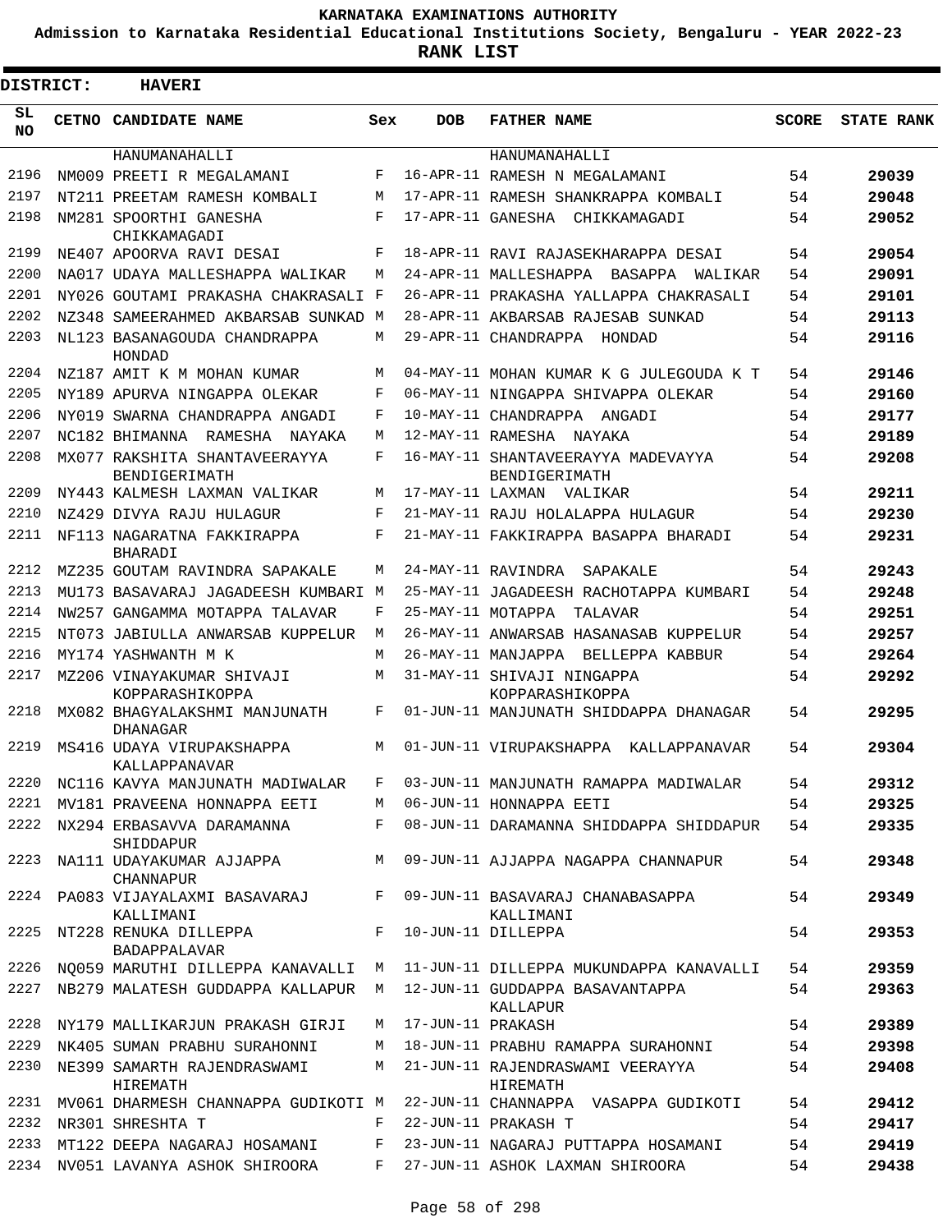KARNATAKA EXAMINATIONS AUTHORITY

Admission to Karnataka Residential Educational Institutions Society, Bengaluru - YEAR 2022-23

**RANK LIST**

**DISTRICT: HAVERI**

| SL NO | CETNO | CANDIDATE NAME | Sex | DOB | FATHER NAME | SCORE | STATE RANK |
|---|---|---|---|---|---|---|---|
| | | HANUMANAHALLI | | | HANUMANAHALLI | | |
| 2196 | NM009 | PREETI R MEGALAMANI | F | 16-APR-11 | RAMESH N MEGALAMANI | 54 | 29039 |
| 2197 | NT211 | PREETAM RAMESH KOMBALI | M | 17-APR-11 | RAMESH SHANKRAPPA KOMBALI | 54 | 29048 |
| 2198 | NM281 | SPOORTHI GANESHA CHIKKAMAGADI | F | 17-APR-11 | GANESHA CHIKKAMAGADI | 54 | 29052 |
| 2199 | NE407 | APOORVA RAVI DESAI | F | 18-APR-11 | RAVI RAJASEKHARAPPA DESAI | 54 | 29054 |
| 2200 | NA017 | UDAYA MALLESHAPPA WALIKAR | M | 24-APR-11 | MALLESHAPPA BASAPPA WALIKAR | 54 | 29091 |
| 2201 | NY026 | GOUTAMI PRAKASHA CHAKRASALI | F | 26-APR-11 | PRAKASHA YALLAPPA CHAKRASALI | 54 | 29101 |
| 2202 | NZ348 | SAMEERAHMED AKBARSAB SUNKAD | M | 28-APR-11 | AKBARSAB RAJESAB SUNKAD | 54 | 29113 |
| 2203 | NL123 | BASANAGOUDA CHANDRAPPA HONDAD | M | 29-APR-11 | CHANDRAPPA HONDAD | 54 | 29116 |
| 2204 | NZ187 | AMIT K M MOHAN KUMAR | M | 04-MAY-11 | MOHAN KUMAR K G JULEGOUDA K T | 54 | 29146 |
| 2205 | NY189 | APURVA NINGAPPA OLEKAR | F | 06-MAY-11 | NINGAPPA SHIVAPPA OLEKAR | 54 | 29160 |
| 2206 | NY019 | SWARNA CHANDRAPPA ANGADI | F | 10-MAY-11 | CHANDRAPPA ANGADI | 54 | 29177 |
| 2207 | NC182 | BHIMANNA RAMESHA NAYAKA | M | 12-MAY-11 | RAMESHA NAYAKA | 54 | 29189 |
| 2208 | MX077 | RAKSHITA SHANTAVEERAYYA BENDIGERIMATH | F | 16-MAY-11 | SHANTAVEERAYYA MADEVAYYA BENDIGERIMATH | 54 | 29208 |
| 2209 | NY443 | KALMESH LAXMAN VALIKAR | M | 17-MAY-11 | LAXMAN VALIKAR | 54 | 29211 |
| 2210 | NZ429 | DIVYA RAJU HULAGUR | F | 21-MAY-11 | RAJU HOLALAPPA HULAGUR | 54 | 29230 |
| 2211 | NF113 | NAGARATNA FAKKIRAPPA BHARADI | F | 21-MAY-11 | FAKKIRAPPA BASAPPA BHARADI | 54 | 29231 |
| 2212 | MZ235 | GOUTAM RAVINDRA SAPAKALE | M | 24-MAY-11 | RAVINDRA SAPAKALE | 54 | 29243 |
| 2213 | MU173 | BASAVARAJ JAGADEESH KUMBARI | M | 25-MAY-11 | JAGADEESH RACHOTAPPA KUMBARI | 54 | 29248 |
| 2214 | NW257 | GANGAMMA MOTAPPA TALAVAR | F | 25-MAY-11 | MOTAPPA TALAVAR | 54 | 29251 |
| 2215 | NT073 | JABIULLA ANWARSAB KUPPELUR | M | 26-MAY-11 | ANWARSAB HASANASAB KUPPELUR | 54 | 29257 |
| 2216 | MY174 | YASHWANTH M K | M | 26-MAY-11 | MANJAPPA BELLEPPA KABBUR | 54 | 29264 |
| 2217 | MZ206 | VINAYAKUMAR SHIVAJI KOPPARASHIKOPPA | M | 31-MAY-11 | SHIVAJI NINGAPPA KOPPARASHIKOPPA | 54 | 29292 |
| 2218 | MX082 | BHAGYALAKSHMI MANJUNATH DHANAGAR | F | 01-JUN-11 | MANJUNATH SHIDDAPPA DHANAGAR | 54 | 29295 |
| 2219 | MS416 | UDAYA VIRUPAKSHAPPA KALLAPPANAVAR | M | 01-JUN-11 | VIRUPAKSHAPPA KALLAPPANAVAR | 54 | 29304 |
| 2220 | NC116 | KAVYA MANJUNATH MADIWALAR | F | 03-JUN-11 | MANJUNATH RAMAPPA MADIWALAR | 54 | 29312 |
| 2221 | MV181 | PRAVEENA HONNAPPA EETI | M | 06-JUN-11 | HONNAPPA EETI | 54 | 29325 |
| 2222 | NX294 | ERBASAVVA DARAMANNA SHIDDAPUR | F | 08-JUN-11 | DARAMANNA SHIDDAPPA SHIDDAPUR | 54 | 29335 |
| 2223 | NA111 | UDAYAKUMAR AJJAPPA CHANNAPUR | M | 09-JUN-11 | AJJAPPA NAGAPPA CHANNAPUR | 54 | 29348 |
| 2224 | PA083 | VIJAYALAXMI BASAVARAJ KALLIMANI | F | 09-JUN-11 | BASAVARAJ CHANABASAPPA KALLIMANI | 54 | 29349 |
| 2225 | NT228 | RENUKA DILLEPPA BADAPPALAVAR | F | 10-JUN-11 | DILLEPPA | 54 | 29353 |
| 2226 | NQ059 | MARUTHI DILLEPPA KANAVALLI | M | 11-JUN-11 | DILLEPPA MUKUNDAPPA KANAVALLI | 54 | 29359 |
| 2227 | NB279 | MALATESH GUDDAPPA KALLAPUR | M | 12-JUN-11 | GUDDAPPA BASAVANTAPPA KALLAPUR | 54 | 29363 |
| 2228 | NY179 | MALLIKARJUN PRAKASH GIRJI | M | 17-JUN-11 | PRAKASH | 54 | 29389 |
| 2229 | NK405 | SUMAN PRABHU SURAHONNI | M | 18-JUN-11 | PRABHU RAMAPPA SURAHONNI | 54 | 29398 |
| 2230 | NE399 | SAMARTH RAJENDRASWAMI HIREMATH | M | 21-JUN-11 | RAJENDRASWAMI VEERAYYA HIREMATH | 54 | 29408 |
| 2231 | MV061 | DHARMESH CHANNAPPA GUDIKOTI | M | 22-JUN-11 | CHANNAPPA VASAPPA GUDIKOTI | 54 | 29412 |
| 2232 | NR301 | SHRESHTA T | F | 22-JUN-11 | PRAKASH T | 54 | 29417 |
| 2233 | MT122 | DEEPA NAGARAJ HOSAMANI | F | 23-JUN-11 | NAGARAJ PUTTAPPA HOSAMANI | 54 | 29419 |
| 2234 | NV051 | LAVANYA ASHOK SHIROORA | F | 27-JUN-11 | ASHOK LAXMAN SHIROORA | 54 | 29438 |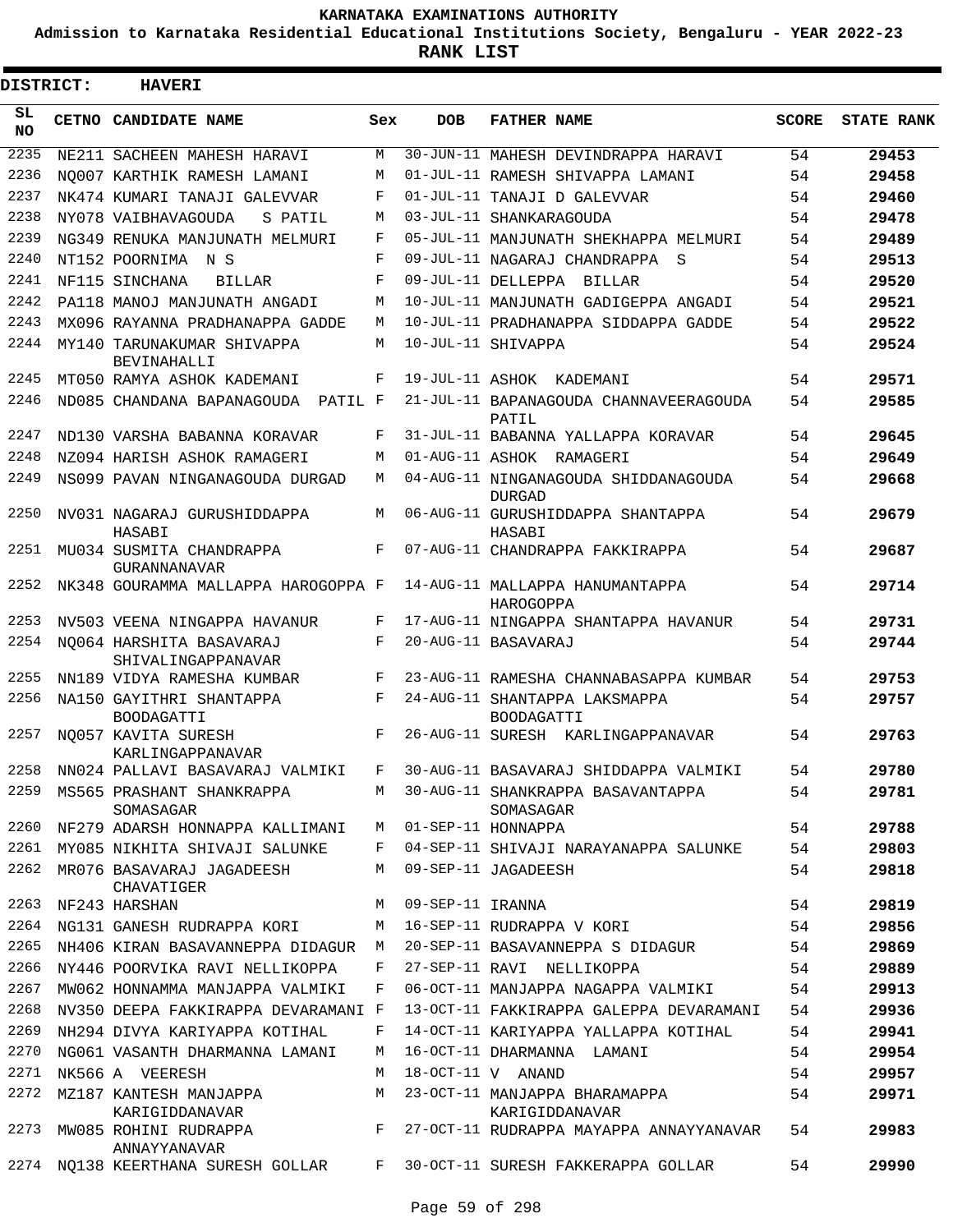# KARNATAKA EXAMINATIONS AUTHORITY

**Admission to Karnataka Residential Educational Institutions Society, Bengaluru - YEAR 2022-23**

**RANK LIST**

**DISTRICT: HAVERI**

| SL NO | CETNO | CANDIDATE NAME | Sex | DOB | FATHER NAME | SCORE | STATE RANK |
|---|---|---|---|---|---|---|---|
| 2235 | NE211 | SACHEEN MAHESH HARAVI | M | 30-JUN-11 | MAHESH DEVINDRAPPA HARAVI | 54 | 29453 |
| 2236 | NQ007 | KARTHIK RAMESH LAMANI | M | 01-JUL-11 | RAMESH SHIVAPPA LAMANI | 54 | 29458 |
| 2237 | NK474 | KUMARI TANAJI GALEVVAR | F | 01-JUL-11 | TANAJI D GALEVVAR | 54 | 29460 |
| 2238 | NY078 | VAIBHAVAGOUDA S PATIL | M | 03-JUL-11 | SHANKARAGOUDA | 54 | 29478 |
| 2239 | NG349 | RENUKA MANJUNATH MELMURI | F | 05-JUL-11 | MANJUNATH SHEKHAPPA MELMURI | 54 | 29489 |
| 2240 | NT152 | POORNIMA N S | F | 09-JUL-11 | NAGARAJ CHANDRAPPA S | 54 | 29513 |
| 2241 | NF115 | SINCHANA BILLAR | F | 09-JUL-11 | DELLEPPA BILLAR | 54 | 29520 |
| 2242 | PA118 | MANOJ MANJUNATH ANGADI | M | 10-JUL-11 | MANJUNATH GADIGEPPA ANGADI | 54 | 29521 |
| 2243 | MX096 | RAYANNA PRADHANAPPA GADDE | M | 10-JUL-11 | PRADHANAPPA SIDDAPPA GADDE | 54 | 29522 |
| 2244 | MY140 | TARUNAKUMAR SHIVAPPA BEVINAHALLI | M | 10-JUL-11 | SHIVAPPA | 54 | 29524 |
| 2245 | MT050 | RAMYA ASHOK KADEMANI | F | 19-JUL-11 | ASHOK KADEMANI | 54 | 29571 |
| 2246 | ND085 | CHANDANA BAPANAGOUDA PATIL | F | 21-JUL-11 | BAPANAGOUDA CHANNAVEERAGOUDA PATIL | 54 | 29585 |
| 2247 | ND130 | VARSHA BABANNA KORAVAR | F | 31-JUL-11 | BABANNA YALLAPPA KORAVAR | 54 | 29645 |
| 2248 | NZ094 | HARISH ASHOK RAMAGERI | M | 01-AUG-11 | ASHOK RAMAGERI | 54 | 29649 |
| 2249 | NS099 | PAVAN NINGANAGOUDA DURGAD | M | 04-AUG-11 | NINGANAGOUDA SHIDDANAGOUDA DURGAD | 54 | 29668 |
| 2250 | NV031 | NAGARAJ GURUSHIDDAPPA HASABI | M | 06-AUG-11 | GURUSHIDDAPPA SHANTAPPA HASABI | 54 | 29679 |
| 2251 | MU034 | SUSMITA CHANDRAPPA GURANNANAVAR | F | 07-AUG-11 | CHANDRAPPA FAKKIRAPPA | 54 | 29687 |
| 2252 | NK348 | GOURAMMA MALLAPPA HAROGOPPA | F | 14-AUG-11 | MALLAPPA HANUMANTAPPA HAROGOPPA | 54 | 29714 |
| 2253 | NV503 | VEENA NINGAPPA HAVANUR | F | 17-AUG-11 | NINGAPPA SHANTAPPA HAVANUR | 54 | 29731 |
| 2254 | NQ064 | HARSHITA BASAVARAJ SHIVALINGAPPANAVAR | F | 20-AUG-11 | BASAVARAJ | 54 | 29744 |
| 2255 | NN189 | VIDYA RAMESHA KUMBAR | F | 23-AUG-11 | RAMESHA CHANNABASAPPA KUMBAR | 54 | 29753 |
| 2256 | NA150 | GAYITHRI SHANTAPPA BOODAGATTI | F | 24-AUG-11 | SHANTAPPA LAKSMAPPA BOODAGATTI | 54 | 29757 |
| 2257 | NQ057 | KAVITA SURESH KARLINGAPPANAVAR | F | 26-AUG-11 | SURESH KARLINGAPPANAVAR | 54 | 29763 |
| 2258 | NN024 | PALLAVI BASAVARAJ VALMIKI | F | 30-AUG-11 | BASAVARAJ SHIDDAPPA VALMIKI | 54 | 29780 |
| 2259 | MS565 | PRASHANT SHANKRAPPA SOMASAGAR | M | 30-AUG-11 | SHANKRAPPA BASAVANTAPPA SOMASAGAR | 54 | 29781 |
| 2260 | NF279 | ADARSH HONNAPPA KALLIMANI | M | 01-SEP-11 | HONNAPPA | 54 | 29788 |
| 2261 | MY085 | NIKHITA SHIVAJI SALUNKE | F | 04-SEP-11 | SHIVAJI NARAYANAPPA SALUNKE | 54 | 29803 |
| 2262 | MR076 | BASAVARAJ JAGADEESH CHAVATIGER | M | 09-SEP-11 | JAGADEESH | 54 | 29818 |
| 2263 | NF243 | HARSHAN | M | 09-SEP-11 | IRANNA | 54 | 29819 |
| 2264 | NG131 | GANESH RUDRAPPA KORI | M | 16-SEP-11 | RUDRAPPA V KORI | 54 | 29856 |
| 2265 | NH406 | KIRAN BASAVANNEPPA DIDAGUR | M | 20-SEP-11 | BASAVANNEPPA S DIDAGUR | 54 | 29869 |
| 2266 | NY446 | POORVIKA RAVI NELLIKOPPA | F | 27-SEP-11 | RAVI NELLIKOPPA | 54 | 29889 |
| 2267 | MW062 | HONNAMMA MANJAPPA VALMIKI | F | 06-OCT-11 | MANJAPPA NAGAPPA VALMIKI | 54 | 29913 |
| 2268 | NV350 | DEEPA FAKKIRAPPA DEVARAMANI | F | 13-OCT-11 | FAKKIRAPPA GALEPPA DEVARAMANI | 54 | 29936 |
| 2269 | NH294 | DIVYA KARIYAPPA KOTIHAL | F | 14-OCT-11 | KARIYAPPA YALLAPPA KOTIHAL | 54 | 29941 |
| 2270 | NG061 | VASANTH DHARMANNA LAMANI | M | 16-OCT-11 | DHARMANNA LAMANI | 54 | 29954 |
| 2271 | NK566 | A VEERESH | M | 18-OCT-11 | V ANAND | 54 | 29957 |
| 2272 | MZ187 | KANTESH MANJAPPA KARIGIDDANAVAR | M | 23-OCT-11 | MANJAPPA BHARAMAPPA KARIGIDDANAVAR | 54 | 29971 |
| 2273 | MW085 | ROHINI RUDRAPPA ANNAYYANAVAR | F | 27-OCT-11 | RUDRAPPA MAYAPPA ANNAYYANAVAR | 54 | 29983 |
| 2274 | NQ138 | KEERTHANA SURESH GOLLAR | F | 30-OCT-11 | SURESH FAKKERAPPA GOLLAR | 54 | 29990 |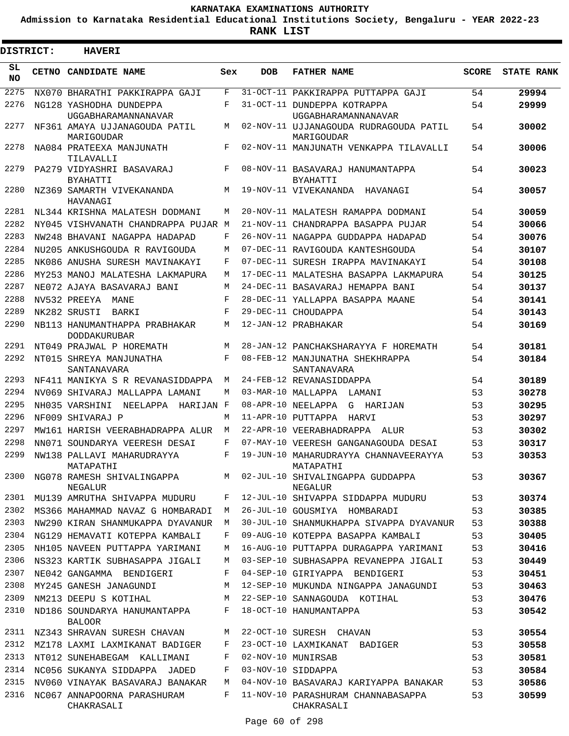# KARNATAKA EXAMINATIONS AUTHORITY

**Admission to Karnataka Residential Educational Institutions Society, Bengaluru - YEAR 2022-23**

**RANK LIST**

**DISTRICT: HAVERI**

| SL NO | CETNO | CANDIDATE NAME | Sex | DOB | FATHER NAME | SCORE | STATE RANK |
|---|---|---|---|---|---|---|---|
| 2275 | NX070 | BHARATHI PAKKIRAPPA GAJI | F | 31-OCT-11 | PAKKIRAPPA PUTTAPPA GAJI | 54 | **29994** |
| 2276 | NG128 | YASHODHA DUNDEPPA UGGABHARAMANNANAVAR | F | 31-OCT-11 | DUNDEPPA KOTRAPPA UGGABHARAMANNANAVAR | 54 | **29999** |
| 2277 | NF361 | AMAYA UJJANAGOUDA PATIL MARIGOUDAR | M | 02-NOV-11 | UJJANAGOUDA RUDRAGOUDA PATIL MARIGOUDAR | 54 | **30002** |
| 2278 | NA084 | PRATEEXA MANJUNATH TILAVALLI | F | 02-NOV-11 | MANJUNATH VENKAPPA TILAVALLI | 54 | **30006** |
| 2279 | PA279 | VIDYASHRI BASAVARAJ BYAHATTI | F | 08-NOV-11 | BASAVARAJ HANUMANTAPPA BYAHATTI | 54 | **30023** |
| 2280 | NZ369 | SAMARTH VIVEKANANDA HAVANAGI | M | 19-NOV-11 | VIVEKANANDA HAVANAGI | 54 | **30057** |
| 2281 | NL344 | KRISHNA MALATESH DODMANI | M | 20-NOV-11 | MALATESH RAMAPPA DODMANI | 54 | **30059** |
| 2282 | NY045 | VISHVANATH CHANDRAPPA PUJAR | M | 21-NOV-11 | CHANDRAPPA BASAPPA PUJAR | 54 | **30066** |
| 2283 | NW248 | BHAVANI NAGAPPA HADAPAD | F | 26-NOV-11 | NAGAPPA GUDDAPPA HADAPAD | 54 | **30076** |
| 2284 | NU205 | ANKUSHGOUDA R RAVIGOUDA | M | 07-DEC-11 | RAVIGOUDA KANTESHGOUDA | 54 | **30107** |
| 2285 | NK086 | ANUSHA SURESH MAVINAKAYI | F | 07-DEC-11 | SURESH IRAPPA MAVINAKAYI | 54 | **30108** |
| 2286 | MY253 | MANOJ MALATESHA LAKMAPURA | M | 17-DEC-11 | MALATESHA BASAPPA LAKMAPURA | 54 | **30125** |
| 2287 | NE072 | AJAYA BASAVARAJ BANI | M | 24-DEC-11 | BASAVARAJ HEMAPPA BANI | 54 | **30137** |
| 2288 | NV532 | PREEYA MANE | F | 28-DEC-11 | YALLAPPA BASAPPA MAANE | 54 | **30141** |
| 2289 | NK282 | SRUSTI BARKI | F | 29-DEC-11 | CHOUDAPPA | 54 | **30143** |
| 2290 | NB113 | HANUMANTHAPPA PRABHAKAR DODDAKURUBAR | M | 12-JAN-12 | PRABHAKAR | 54 | **30169** |
| 2291 | NT049 | PRAJWAL P HOREMATH | M | 28-JAN-12 | PANCHAKSHARAYYA F HOREMATH | 54 | **30181** |
| 2292 | NT015 | SHREYA MANJUNATHA SANTANAVARA | F | 08-FEB-12 | MANJUNATHA SHEKHRAPPA SANTANAVARA | 54 | **30184** |
| 2293 | NF411 | MANIKYA S R REVANASIDDAPPA | M | 24-FEB-12 | REVANASIDDAPPA | 54 | **30189** |
| 2294 | NV069 | SHIVARAJ MALLAPPA LAMANI | M | 03-MAR-10 | MALLAPPA LAMANI | 53 | **30278** |
| 2295 | NH035 | VARSHINI NEELAPPA HARIJAN | F | 08-APR-10 | NEELAPPA G HARIJAN | 53 | **30295** |
| 2296 | NF009 | SHIVARAJ P | M | 11-APR-10 | PUTTAPPA HARVI | 53 | **30297** |
| 2297 | MW161 | HARISH VEERABHADRAPPA ALUR | M | 22-APR-10 | VEERABHADRAPPA ALUR | 53 | **30302** |
| 2298 | NN071 | SOUNDARYA VEERESH DESAI | F | 07-MAY-10 | VEERESH GANGANAGOUDA DESAI | 53 | **30317** |
| 2299 | NW138 | PALLAVI MAHARUDRAYYA MATAPATHI | F | 19-JUN-10 | MAHARUDRAYYA CHANNAVEERAYYA MATAPATHI | 53 | **30353** |
| 2300 | NG078 | RAMESH SHIVALINGAPPA NEGALUR | M | 02-JUL-10 | SHIVALINGAPPA GUDDAPPA NEGALUR | 53 | **30367** |
| 2301 | MU139 | AMRUTHA SHIVAPPA MUDURU | F | 12-JUL-10 | SHIVAPPA SIDDAPPA MUDURU | 53 | **30374** |
| 2302 | MS366 | MAHAMMAD NAVAZ G HOMBARADI | M | 26-JUL-10 | GOUSMIYA HOMBARADI | 53 | **30385** |
| 2303 | NW290 | KIRAN SHANMUKAPPA DYAVANUR | M | 30-JUL-10 | SHANMUKHAPPA SIVAPPA DYAVANUR | 53 | **30388** |
| 2304 | NG129 | HEMAVATI KOTEPPA KAMBALI | F | 09-AUG-10 | KOTEPPA BASAPPA KAMBALI | 53 | **30405** |
| 2305 | NH105 | NAVEEN PUTTAPPA YARIMANI | M | 16-AUG-10 | PUTTAPPA DURAGAPPA YARIMANI | 53 | **30416** |
| 2306 | NS323 | KARTIK SUBHASAPPA JIGALI | M | 03-SEP-10 | SUBHASAPPA REVANEPPA JIGALI | 53 | **30449** |
| 2307 | NE042 | GANGAMMA BENDIGERI | F | 04-SEP-10 | GIRIYAPPA BENDIGERI | 53 | **30451** |
| 2308 | MY245 | GANESH JANAGUNDI | M | 12-SEP-10 | MUKUNDA NINGAPPA JANAGUNDI | 53 | **30463** |
| 2309 | NM213 | DEEPU S KOTIHAL | M | 22-SEP-10 | SANNAGOUDA KOTIHAL | 53 | **30476** |
| 2310 | ND186 | SOUNDARYA HANUMANTAPPA BALOOR | F | 18-OCT-10 | HANUMANTAPPA | 53 | **30542** |
| 2311 | NZ343 | SHRAVAN SURESH CHAVAN | M | 22-OCT-10 | SURESH CHAVAN | 53 | **30554** |
| 2312 | MZ178 | LAXMI LAXMIKANAT BADIGER | F | 23-OCT-10 | LAXMIKANAT BADIGER | 53 | **30558** |
| 2313 | NT012 | SUNEHABEGAM KALLIMANI | F | 02-NOV-10 | MUNIRSAB | 53 | **30581** |
| 2314 | NC056 | SUKANYA SIDDAPPA JADED | F | 03-NOV-10 | SIDDAPPA | 53 | **30584** |
| 2315 | NV060 | VINAYAK BASAVARAJ BANAKAR | M | 04-NOV-10 | BASAVARAJ KARIYAPPA BANAKAR | 53 | **30586** |
| 2316 | NC067 | ANNAPOORNA PARASHURAM CHAKRASALI | F | 11-NOV-10 | PARASHURAM CHANNABASAPPA CHAKRASALI | 53 | **30599** |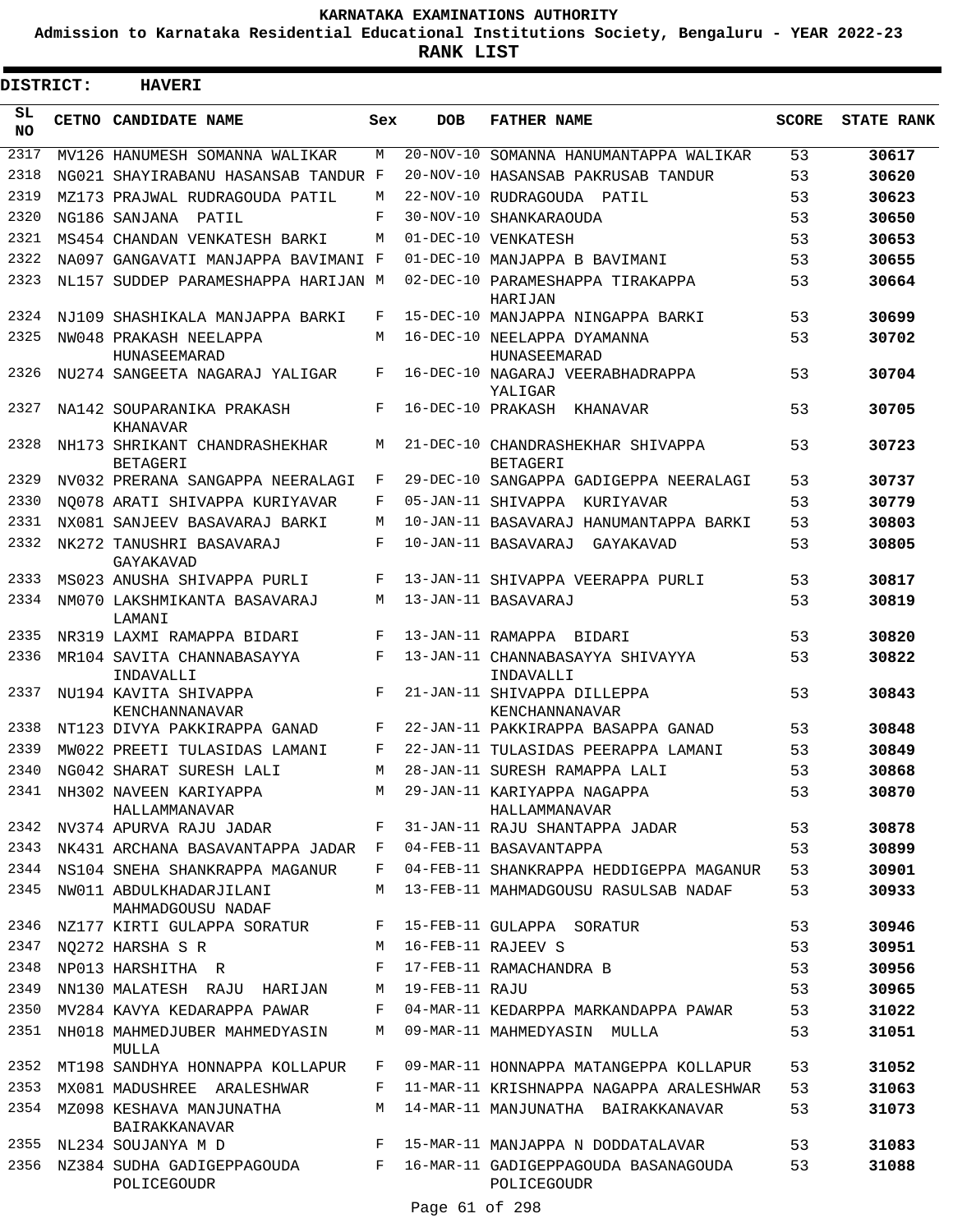# KARNATAKA EXAMINATIONS AUTHORITY

**Admission to Karnataka Residential Educational Institutions Society, Bengaluru - YEAR 2022-23**

**RANK LIST**

**DISTRICT: HAVERI**

| SL NO | CETNO | CANDIDATE NAME | Sex | DOB | FATHER NAME | SCORE | STATE RANK |
|---|---|---|---|---|---|---|---|
| 2317 | MV126 | HANUMESH SOMANNA WALIKAR | M | 20-NOV-10 | SOMANNA HANUMANTAPPA WALIKAR | 53 | 30617 |
| 2318 | NG021 | SHAYIRABANU HASANSAB TANDUR | F | 20-NOV-10 | HASANSAB PAKRUSAB TANDUR | 53 | 30620 |
| 2319 | MZ173 | PRAJWAL RUDRAGOUDA PATIL | M | 22-NOV-10 | RUDRAGOUDA PATIL | 53 | 30623 |
| 2320 | NG186 | SANJANA PATIL | F | 30-NOV-10 | SHANKARAOUDA | 53 | 30650 |
| 2321 | MS454 | CHANDAN VENKATESH BARKI | M | 01-DEC-10 | VENKATESH | 53 | 30653 |
| 2322 | NA097 | GANGAVATI MANJAPPA BAVIMANI | F | 01-DEC-10 | MANJAPPA B BAVIMANI | 53 | 30655 |
| 2323 | NL157 | SUDDEP PARAMESHAPPA HARIJAN | M | 02-DEC-10 | PARAMESHAPPA TIRAKAPPA HARIJAN | 53 | 30664 |
| 2324 | NJ109 | SHASHIKALA MANJAPPA BARKI | F | 15-DEC-10 | MANJAPPA NINGAPPA BARKI | 53 | 30699 |
| 2325 | NW048 | PRAKASH NEELAPPA HUNASEEMARAD | M | 16-DEC-10 | NEELAPPA DYAMANNA HUNASEEMARAD | 53 | 30702 |
| 2326 | NU274 | SANGEETA NAGARAJ YALIGAR | F | 16-DEC-10 | NAGARAJ VEERABHADRAPPA YALIGAR | 53 | 30704 |
| 2327 | NA142 | SOUPARANIKA PRAKASH KHANAVAR | F | 16-DEC-10 | PRAKASH KHANAVAR | 53 | 30705 |
| 2328 | NH173 | SHRIKANT CHANDRASHEKHAR BETAGERI | M | 21-DEC-10 | CHANDRASHEKHAR SHIVAPPA BETAGERI | 53 | 30723 |
| 2329 | NV032 | PRERANA SANGAPPA NEERALAGI | F | 29-DEC-10 | SANGAPPA GADIGEPPA NEERALAGI | 53 | 30737 |
| 2330 | NQ078 | ARATI SHIVAPPA KURIYAVAR | F | 05-JAN-11 | SHIVAPPA KURIYAVAR | 53 | 30779 |
| 2331 | NX081 | SANJEEV BASAVARAJ BARKI | M | 10-JAN-11 | BASAVARAJ HANUMANTAPPA BARKI | 53 | 30803 |
| 2332 | NK272 | TANUSHRI BASAVARAJ GAYAKAVAD | F | 10-JAN-11 | BASAVARAJ GAYAKAVAD | 53 | 30805 |
| 2333 | MS023 | ANUSHA SHIVAPPA PURLI | F | 13-JAN-11 | SHIVAPPA VEERAPPA PURLI | 53 | 30817 |
| 2334 | NM070 | LAKSHMIKANTA BASAVARAJ LAMANI | M | 13-JAN-11 | BASAVARAJ | 53 | 30819 |
| 2335 | NR319 | LAXMI RAMAPPA BIDARI | F | 13-JAN-11 | RAMAPPA BIDARI | 53 | 30820 |
| 2336 | MR104 | SAVITA CHANNABASAYYA INDAVALLI | F | 13-JAN-11 | CHANNABASAYYA SHIVAYYA INDAVALLI | 53 | 30822 |
| 2337 | NU194 | KAVITA SHIVAPPA KENCHANNANAVAR | F | 21-JAN-11 | SHIVAPPA DILLEPPA KENCHANNANAVAR | 53 | 30843 |
| 2338 | NT123 | DIVYA PAKKIRAPPA GANAD | F | 22-JAN-11 | PAKKIRAPPA BASAPPA GANAD | 53 | 30848 |
| 2339 | MW022 | PREETI TULASIDAS LAMANI | F | 22-JAN-11 | TULASIDAS PEERAPPA LAMANI | 53 | 30849 |
| 2340 | NG042 | SHARAT SURESH LALI | M | 28-JAN-11 | SURESH RAMAPPA LALI | 53 | 30868 |
| 2341 | NH302 | NAVEEN KARIYAPPA HALLAMMANAVAR | M | 29-JAN-11 | KARIYAPPA NAGAPPA HALLAMMANAVAR | 53 | 30870 |
| 2342 | NV374 | APURVA RAJU JADAR | F | 31-JAN-11 | RAJU SHANTAPPA JADAR | 53 | 30878 |
| 2343 | NK431 | ARCHANA BASAVANTAPPA JADAR | F | 04-FEB-11 | BASAVANTAPPA | 53 | 30899 |
| 2344 | NS104 | SNEHA SHANKRAPPA MAGANUR | F | 04-FEB-11 | SHANKRAPPA HEDDIGEPPA MAGANUR | 53 | 30901 |
| 2345 | NW011 | ABDULKHADARJILANI MAHMADGOUSU NADAF | M | 13-FEB-11 | MAHMADGOUSU RASULSAB NADAF | 53 | 30933 |
| 2346 | NZ177 | KIRTI GULAPPA SORATUR | F | 15-FEB-11 | GULAPPA SORATUR | 53 | 30946 |
| 2347 | NQ272 | HARSHA S R | M | 16-FEB-11 | RAJEEV S | 53 | 30951 |
| 2348 | NP013 | HARSHITHA R | F | 17-FEB-11 | RAMACHANDRA B | 53 | 30956 |
| 2349 | NN130 | MALATESH RAJU HARIJAN | M | 19-FEB-11 | RAJU | 53 | 30965 |
| 2350 | MV284 | KAVYA KEDARAPPA PAWAR | F | 04-MAR-11 | KEDARPPA MARKANDAPPA PAWAR | 53 | 31022 |
| 2351 | NH018 | MAHMEDJUBER MAHMEDYASIN MULLA | M | 09-MAR-11 | MAHMEDYASIN MULLA | 53 | 31051 |
| 2352 | MT198 | SANDHYA HONNAPPA KOLLAPUR | F | 09-MAR-11 | HONNAPPA MATANGEPPA KOLLAPUR | 53 | 31052 |
| 2353 | MX081 | MADUSHREE ARALESHWAR | F | 11-MAR-11 | KRISHNAPPA NAGAPPA ARALESHWAR | 53 | 31063 |
| 2354 | MZ098 | KESHAVA MANJUNATHA BAIRAKKANAVAR | M | 14-MAR-11 | MANJUNATHA BAIRAKKANAVAR | 53 | 31073 |
| 2355 | NL234 | SOUJANYA M D | F | 15-MAR-11 | MANJAPPA N DODDATALAVAR | 53 | 31083 |
| 2356 | NZ384 | SUDHA GADIGEPPAGOUDA POLICEGOUDR | F | 16-MAR-11 | GADIGEPPAGOUDA BASANAGOUDA POLICEGOUDR | 53 | 31088 |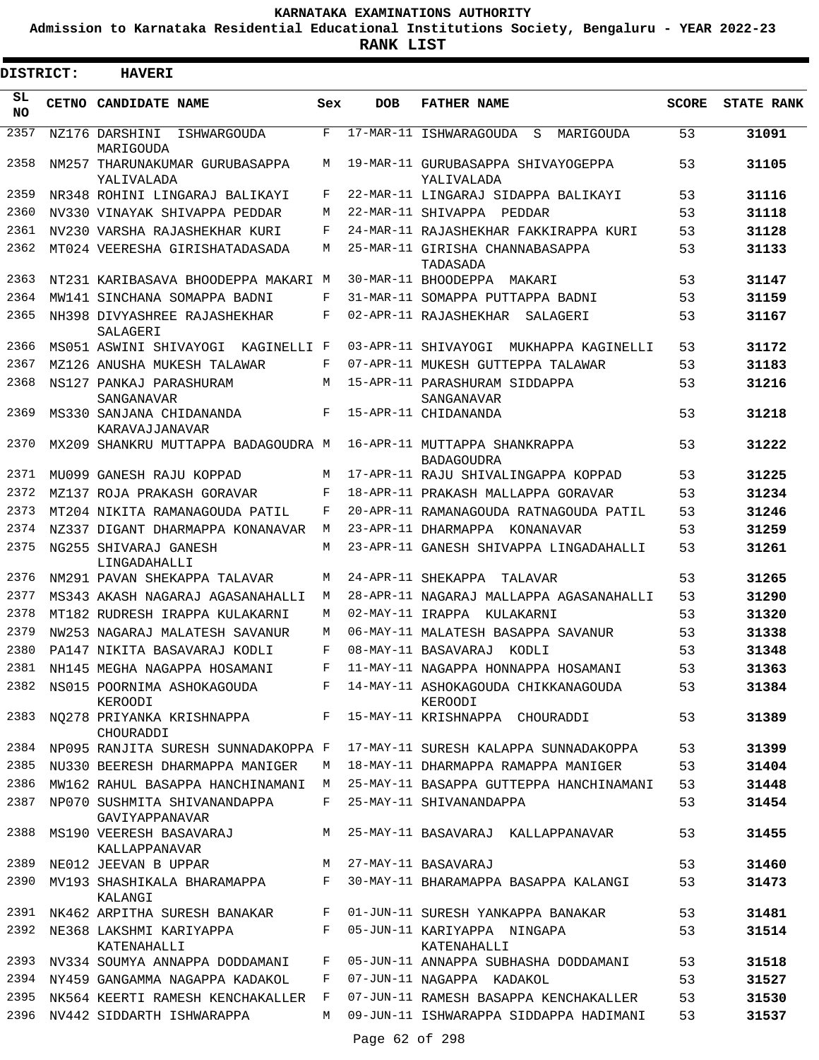# KARNATAKA EXAMINATIONS AUTHORITY

**Admission to Karnataka Residential Educational Institutions Society, Bengaluru - YEAR 2022-23**

**RANK LIST**

**DISTRICT: HAVERI**

| SL NO | CETNO | CANDIDATE NAME | Sex | DOB | FATHER NAME | SCORE | STATE RANK |
|---|---|---|---|---|---|---|---|
| 2357 | NZ176 | DARSHINI ISHWARGOUDA MARIGOUDA | F | 17-MAR-11 | ISHWARAGOUDA S MARIGOUDA | 53 | 31091 |
| 2358 | NM257 | THARUNAKUMAR GURUBASAPPA YALIVALADA | M | 19-MAR-11 | GURUBASAPPA SHIVAYOGEPPA YALIVALADA | 53 | 31105 |
| 2359 | NR348 | ROHINI LINGARAJ BALIKAYI | F | 22-MAR-11 | LINGARAJ SIDAPPA BALIKAYI | 53 | 31116 |
| 2360 | NV330 | VINAYAK SHIVAPPA PEDDAR | M | 22-MAR-11 | SHIVAPPA PEDDAR | 53 | 31118 |
| 2361 | NV230 | VARSHA RAJASHEKHAR KURI | F | 24-MAR-11 | RAJASHEKHAR FAKKIRAPPA KURI | 53 | 31128 |
| 2362 | MT024 | VEERESHA GIRISHATADASADA | M | 25-MAR-11 | GIRISHA CHANNABASAPPA TADASADA | 53 | 31133 |
| 2363 | NT231 | KARIBASAVA BHOODEPPA MAKARI | M | 30-MAR-11 | BHOODEPPA MAKARI | 53 | 31147 |
| 2364 | MW141 | SINCHANA SOMAPPA BADNI | F | 31-MAR-11 | SOMAPPA PUTTAPPA BADNI | 53 | 31159 |
| 2365 | NH398 | DIVYASHREE RAJASHEKHAR SALAGERI | F | 02-APR-11 | RAJASHEKHAR SALAGERI | 53 | 31167 |
| 2366 | MS051 | ASWINI SHIVAYOGI KAGINELLI | F | 03-APR-11 | SHIVAYOGI MUKHAPPA KAGINELLI | 53 | 31172 |
| 2367 | MZ126 | ANUSHA MUKESH TALAWAR | F | 07-APR-11 | MUKESH GUTTEPPA TALAWAR | 53 | 31183 |
| 2368 | NS127 | PANKAJ PARASHURAM SANGANAVAR | M | 15-APR-11 | PARASHURAM SIDDAPPA SANGANAVAR | 53 | 31216 |
| 2369 | MS330 | SANJANA CHIDANANDA KARAVAJJANAVAR | F | 15-APR-11 | CHIDANANDA | 53 | 31218 |
| 2370 | MX209 | SHANKRU MUTTAPPA BADAGOUDRA | M | 16-APR-11 | MUTTAPPA SHANKRAPPA BADAGOUDRA | 53 | 31222 |
| 2371 | MU099 | GANESH RAJU KOPPAD | M | 17-APR-11 | RAJU SHIVALINGAPPA KOPPAD | 53 | 31225 |
| 2372 | MZ137 | ROJA PRAKASH GORAVAR | F | 18-APR-11 | PRAKASH MALLAPPA GORAVAR | 53 | 31234 |
| 2373 | MT204 | NIKITA RAMANAGOUDA PATIL | F | 20-APR-11 | RAMANAGOUDA RATNAGOUDA PATIL | 53 | 31246 |
| 2374 | NZ337 | DIGANT DHARMAPPA KONANAVAR | M | 23-APR-11 | DHARMAPPA KONANAVAR | 53 | 31259 |
| 2375 | NG255 | SHIVARAJ GANESH LINGADAHALLI | M | 23-APR-11 | GANESH SHIVAPPA LINGADAHALLI | 53 | 31261 |
| 2376 | NM291 | PAVAN SHEKAPPA TALAVAR | M | 24-APR-11 | SHEKAPPA TALAVAR | 53 | 31265 |
| 2377 | MS343 | AKASH NAGARAJ AGASANAHALLI | M | 28-APR-11 | NAGARAJ MALLAPPA AGASANAHALLI | 53 | 31290 |
| 2378 | MT182 | RUDRESH IRAPPA KULAKARNI | M | 02-MAY-11 | IRAPPA KULAKARNI | 53 | 31320 |
| 2379 | NW253 | NAGARAJ MALATESH SAVANUR | M | 06-MAY-11 | MALATESH BASAPPA SAVANUR | 53 | 31338 |
| 2380 | PA147 | NIKITA BASAVARAJ KODLI | F | 08-MAY-11 | BASAVARAJ KODLI | 53 | 31348 |
| 2381 | NH145 | MEGHA NAGAPPA HOSAMANI | F | 11-MAY-11 | NAGAPPA HONNAPPA HOSAMANI | 53 | 31363 |
| 2382 | NS015 | POORNIMA ASHOKAGOUDA KEROODI | F | 14-MAY-11 | ASHOKAGOUDA CHIKKANAGOUDA KEROODI | 53 | 31384 |
| 2383 | NQ278 | PRIYANKA KRISHNAPPA CHOURADDI | F | 15-MAY-11 | KRISHNAPPA CHOURADDI | 53 | 31389 |
| 2384 | NP095 | RANJITA SURESH SUNNADAKOPPA | F | 17-MAY-11 | SURESH KALAPPA SUNNADAKOPPA | 53 | 31399 |
| 2385 | NU330 | BEERESH DHARMAPPA MANIGER | M | 18-MAY-11 | DHARMAPPA RAMAPPA MANIGER | 53 | 31404 |
| 2386 | MW162 | RAHUL BASAPPA HANCHINAMANI | M | 25-MAY-11 | BASAPPA GUTTEPPA HANCHINAMANI | 53 | 31448 |
| 2387 | NP070 | SUSHMITA SHIVANANDAPPA GAVIYAPPANAVAR | F | 25-MAY-11 | SHIVANANDAPPA | 53 | 31454 |
| 2388 | MS190 | VEERESH BASAVARAJ KALLAPPANAVAR | M | 25-MAY-11 | BASAVARAJ KALLAPPANAVAR | 53 | 31455 |
| 2389 | NE012 | JEEVAN B UPPAR | M | 27-MAY-11 | BASAVARAJ | 53 | 31460 |
| 2390 | MV193 | SHASHIKALA BHARAMAPPA KALANGI | F | 30-MAY-11 | BHARAMAPPA BASAPPA KALANGI | 53 | 31473 |
| 2391 | NK462 | ARPITHA SURESH BANAKAR | F | 01-JUN-11 | SURESH YANKAPPA BANAKAR | 53 | 31481 |
| 2392 | NE368 | LAKSHMI KARIYAPPA KATENAHALLI | F | 05-JUN-11 | KARIYAPPA NINGAPA KATENAHALLI | 53 | 31514 |
| 2393 | NV334 | SOUMYA ANNAPPA DODDAMANI | F | 05-JUN-11 | ANNAPPA SUBHASHA DODDAMANI | 53 | 31518 |
| 2394 | NY459 | GANGAMMA NAGAPPA KADAKOL | F | 07-JUN-11 | NAGAPPA KADAKOL | 53 | 31527 |
| 2395 | NK564 | KEERTI RAMESH KENCHAKALLER | F | 07-JUN-11 | RAMESH BASAPPA KENCHAKALLER | 53 | 31530 |
| 2396 | NV442 | SIDDARTH ISHWARAPPA | M | 09-JUN-11 | ISHWARAPPA SIDDAPPA HADIMANI | 53 | 31537 |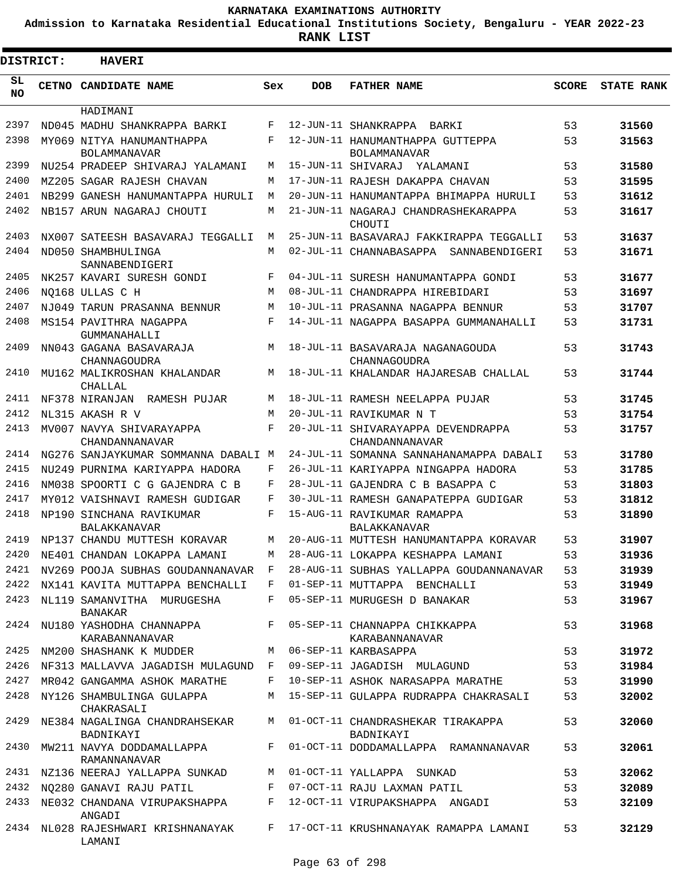# KARNATAKA EXAMINATIONS AUTHORITY

**Admission to Karnataka Residential Educational Institutions Society, Bengaluru - YEAR 2022-23**

**RANK LIST**

**DISTRICT: HAVERI**

| SL NO | CETNO | CANDIDATE NAME | Sex | DOB | FATHER NAME | SCORE | STATE RANK |
|---|---|---|---|---|---|---|---|
| | | HADIMANI | | | | | |
| 2397 | ND045 | MADHU SHANKRAPPA BARKI | F | 12-JUN-11 | SHANKRAPPA BARKI | 53 | 31560 |
| 2398 | MY069 | NITYA HANUMANTHAPPA BOLAMMANAVAR | F | 12-JUN-11 | HANUMANTHAPPA GUTTEPPA BOLAMMANAVAR | 53 | 31563 |
| 2399 | NU254 | PRADEEP SHIVARAJ YALAMANI | M | 15-JUN-11 | SHIVARAJ YALAMANI | 53 | 31580 |
| 2400 | MZ205 | SAGAR RAJESH CHAVAN | M | 17-JUN-11 | RAJESH DAKAPPA CHAVAN | 53 | 31595 |
| 2401 | NB299 | GANESH HANUMANTAPPA HURULI | M | 20-JUN-11 | HANUMANTAPPA BHIMAPPA HURULI | 53 | 31612 |
| 2402 | NB157 | ARUN NAGARAJ CHOUTI | M | 21-JUN-11 | NAGARAJ CHANDRASHEKARAPPA CHOUTI | 53 | 31617 |
| 2403 | NX007 | SATEESH BASAVARAJ TEGGALLI | M | 25-JUN-11 | BASAVARAJ FAKKIRAPPA TEGGALLI | 53 | 31637 |
| 2404 | ND050 | SHAMBHULINGA SANNABENDIGERI | M | 02-JUL-11 | CHANNABASAPPA SANNABENDIGERI | 53 | 31671 |
| 2405 | NK257 | KAVARI SURESH GONDI | F | 04-JUL-11 | SURESH HANUMANTAPPA GONDI | 53 | 31677 |
| 2406 | NQ168 | ULLAS C H | M | 08-JUL-11 | CHANDRAPPA HIREBIDARI | 53 | 31697 |
| 2407 | NJ049 | TARUN PRASANNA BENNUR | M | 10-JUL-11 | PRASANNA NAGAPPA BENNUR | 53 | 31707 |
| 2408 | MS154 | PAVITHRA NAGAPPA GUMMANAHALLI | F | 14-JUL-11 | NAGAPPA BASAPPA GUMMANAHALLI | 53 | 31731 |
| 2409 | NN043 | GAGANA BASAVARAJA CHANNAGOUDRA | M | 18-JUL-11 | BASAVARAJA NAGANAGOUDA CHANNAGOUDRA | 53 | 31743 |
| 2410 | MU162 | MALIKROSHAN KHALANDAR CHALLAL | M | 18-JUL-11 | KHALANDAR HAJARESAB CHALLAL | 53 | 31744 |
| 2411 | NF378 | NIRANJAN RAMESH PUJAR | M | 18-JUL-11 | RAMESH NEELAPPA PUJAR | 53 | 31745 |
| 2412 | NL315 | AKASH R V | M | 20-JUL-11 | RAVIKUMAR N T | 53 | 31754 |
| 2413 | MV007 | NAVYA SHIVARAYAPPA CHANDANNANAVAR | F | 20-JUL-11 | SHIVARAYAPPA DEVENDRAPPA CHANDANNANAVAR | 53 | 31757 |
| 2414 | NG276 | SANJAYKUMAR SOMMANNA DABALI | M | 24-JUL-11 | SOMANNA SANNAHANAMAPPA DABALI | 53 | 31780 |
| 2415 | NU249 | PURNIMA KARIYAPPA HADORA | F | 26-JUL-11 | KARIYAPPA NINGAPPA HADORA | 53 | 31785 |
| 2416 | NM038 | SPOORTI C G GAJENDRA C B | F | 28-JUL-11 | GAJENDRA C B BASAPPA C | 53 | 31803 |
| 2417 | MY012 | VAISHNAVI RAMESH GUDIGAR | F | 30-JUL-11 | RAMESH GANAPATEPPA GUDIGAR | 53 | 31812 |
| 2418 | NP190 | SINCHANA RAVIKUMAR BALAKKANAVAR | F | 15-AUG-11 | RAVIKUMAR RAMAPPA BALAKKANAVAR | 53 | 31890 |
| 2419 | NP137 | CHANDU MUTTESH KORAVAR | M | 20-AUG-11 | MUTTESH HANUMANTAPPA KORAVAR | 53 | 31907 |
| 2420 | NE401 | CHANDAN LOKAPPA LAMANI | M | 28-AUG-11 | LOKAPPA KESHAPPA LAMANI | 53 | 31936 |
| 2421 | NV269 | POOJA SUBHAS GOUDANNANAVAR | F | 28-AUG-11 | SUBHAS YALLAPPA GOUDANNANAVAR | 53 | 31939 |
| 2422 | NX141 | KAVITA MUTTAPPA BENCHALLI | F | 01-SEP-11 | MUTTAPPA BENCHALLI | 53 | 31949 |
| 2423 | NL119 | SAMANVITHA MURUGESHA BANAKAR | F | 05-SEP-11 | MURUGESH D BANAKAR | 53 | 31967 |
| 2424 | NU180 | YASHODHA CHANNAPPA KARABANNANAVAR | F | 05-SEP-11 | CHANNAPPA CHIKKAPPA KARABANNANAVAR | 53 | 31968 |
| 2425 | NM200 | SHASHANK K MUDDER | M | 06-SEP-11 | KARBASAPPA | 53 | 31972 |
| 2426 | NF313 | MALLAVVA JAGADISH MULAGUND | F | 09-SEP-11 | JAGADISH MULAGUND | 53 | 31984 |
| 2427 | MR042 | GANGAMMA ASHOK MARATHE | F | 10-SEP-11 | ASHOK NARASAPPA MARATHE | 53 | 31990 |
| 2428 | NY126 | SHAMBULINGA GULAPPA CHAKRASALI | M | 15-SEP-11 | GULAPPA RUDRAPPA CHAKRASALI | 53 | 32002 |
| 2429 | NE384 | NAGALINGA CHANDRAHSEKAR BADNIKAYI | M | 01-OCT-11 | CHANDRASHEKAR TIRAKAPPA BADNIKAYI | 53 | 32060 |
| 2430 | MW211 | NAVYA DODDAMALLAPPA RAMANNANAVAR | F | 01-OCT-11 | DODDAMALLAPPA RAMANNANAVAR | 53 | 32061 |
| 2431 | NZ136 | NEERAJ YALLAPPA SUNKAD | M | 01-OCT-11 | YALLAPPA SUNKAD | 53 | 32062 |
| 2432 | NQ280 | GANAVI RAJU PATIL | F | 07-OCT-11 | RAJU LAXMAN PATIL | 53 | 32089 |
| 2433 | NE032 | CHANDANA VIRUPAKSHAPPA ANGADI | F | 12-OCT-11 | VIRUPAKSHAPPA ANGADI | 53 | 32109 |
| 2434 | NL028 | RAJESHWARI KRISHNANAYAK LAMANI | F | 17-OCT-11 | KRUSHNANAYAK RAMAPPA LAMANI | 53 | 32129 |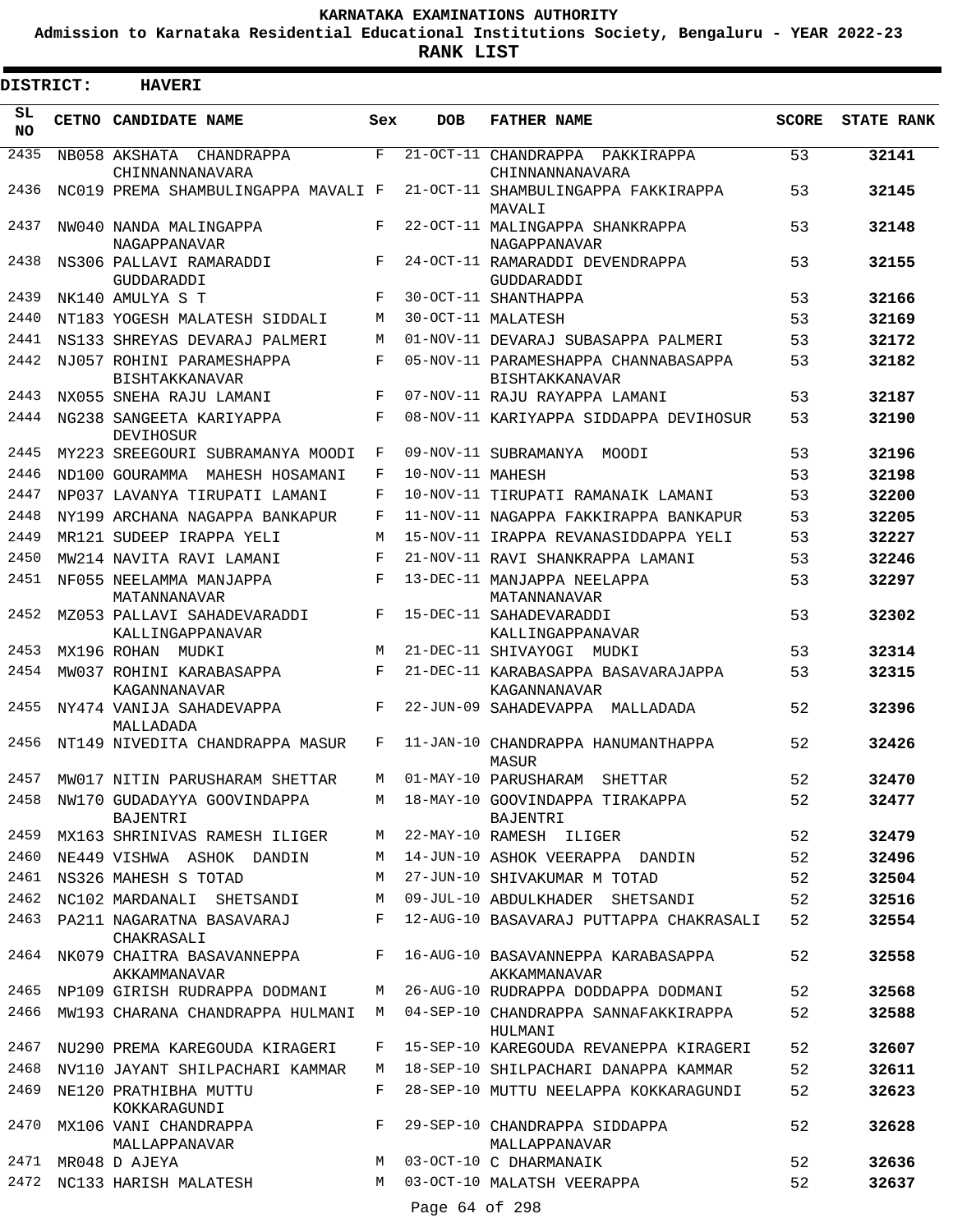# KARNATAKA EXAMINATIONS AUTHORITY

**Admission to Karnataka Residential Educational Institutions Society, Bengaluru - YEAR 2022-23**

**RANK LIST**

**DISTRICT: HAVERI**

| SL NO | CETNO | CANDIDATE NAME | Sex | DOB | FATHER NAME | SCORE | STATE RANK |
|---|---|---|---|---|---|---|---|
| 2435 | NB058 | AKSHATA CHANDRAPPA CHINNANNANAVARA | F | 21-OCT-11 | CHANDRAPPA PAKKIRAPPA CHINNANNANAVARA | 53 | **32141** |
| 2436 | NC019 | PREMA SHAMBULINGAPPA MAVALI | F | 21-OCT-11 | SHAMBULINGAPPA FAKKIRAPPA MAVALI | 53 | **32145** |
| 2437 | NW040 | NANDA MALINGAPPA NAGAPPANAVAR | F | 22-OCT-11 | MALINGAPPA SHANKRAPPA NAGAPPANAVAR | 53 | **32148** |
| 2438 | NS306 | PALLAVI RAMARADDI GUDDARADDI | F | 24-OCT-11 | RAMARADDI DEVENDRAPPA GUDDARADDI | 53 | **32155** |
| 2439 | NK140 | AMULYA S T | F | 30-OCT-11 | SHANTHAPPA | 53 | **32166** |
| 2440 | NT183 | YOGESH MALATESH SIDDALI | M | 30-OCT-11 | MALATESH | 53 | **32169** |
| 2441 | NS133 | SHREYAS DEVARAJ PALMERI | M | 01-NOV-11 | DEVARAJ SUBASAPPA PALMERI | 53 | **32172** |
| 2442 | NJ057 | ROHINI PARAMESHAPPA BISHTAKKANAVAR | F | 05-NOV-11 | PARAMESHAPPA CHANNABASAPPA BISHTAKKANAVAR | 53 | **32182** |
| 2443 | NX055 | SNEHA RAJU LAMANI | F | 07-NOV-11 | RAJU RAYAPPA LAMANI | 53 | **32187** |
| 2444 | NG238 | SANGEETA KARIYAPPA DEVIHOSUR | F | 08-NOV-11 | KARIYAPPA SIDDAPPA DEVIHOSUR | 53 | **32190** |
| 2445 | MY223 | SREEGOURI SUBRAMANYA MOODI | F | 09-NOV-11 | SUBRAMANYA MOODI | 53 | **32196** |
| 2446 | ND100 | GOURAMMA MAHESH HOSAMANI | F | 10-NOV-11 | MAHESH | 53 | **32198** |
| 2447 | NP037 | LAVANYA TIRUPATI LAMANI | F | 10-NOV-11 | TIRUPATI RAMANAIK LAMANI | 53 | **32200** |
| 2448 | NY199 | ARCHANA NAGAPPA BANKAPUR | F | 11-NOV-11 | NAGAPPA FAKKIRAPPA BANKAPUR | 53 | **32205** |
| 2449 | MR121 | SUDEEP IRAPPA YELI | M | 15-NOV-11 | IRAPPA REVANASIDDAPPA YELI | 53 | **32227** |
| 2450 | MW214 | NAVITA RAVI LAMANI | F | 21-NOV-11 | RAVI SHANKRAPPA LAMANI | 53 | **32246** |
| 2451 | NF055 | NEELAMMA MANJAPPA MATANNANAVAR | F | 13-DEC-11 | MANJAPPA NEELAPPA MATANNANAVAR | 53 | **32297** |
| 2452 | MZ053 | PALLAVI SAHADEVARADDI KALLINGAPPANAVAR | F | 15-DEC-11 | SAHADEVARADDI KALLINGAPPANAVAR | 53 | **32302** |
| 2453 | MX196 | ROHAN MUDKI | M | 21-DEC-11 | SHIVAYOGI MUDKI | 53 | **32314** |
| 2454 | MW037 | ROHINI KARABASAPPA KAGANNANAVAR | F | 21-DEC-11 | KARABASAPPA BASAVARAJAPPA KAGANNANAVAR | 53 | **32315** |
| 2455 | NY474 | VANIJA SAHADEVAPPA MALLADADA | F | 22-JUN-09 | SAHADEVAPPA MALLADADA | 52 | **32396** |
| 2456 | NT149 | NIVEDITA CHANDRAPPA MASUR | F | 11-JAN-10 | CHANDRAPPA HANUMANTHAPPA MASUR | 52 | **32426** |
| 2457 | MW017 | NITIN PARUSHARAM SHETTAR | M | 01-MAY-10 | PARUSHARAM SHETTAR | 52 | **32470** |
| 2458 | NW170 | GUDADAYYA GOOVINDAPPA BAJENTRI | M | 18-MAY-10 | GOOVINDAPPA TIRAKAPPA BAJENTRI | 52 | **32477** |
| 2459 | MX163 | SHRINIVAS RAMESH ILIGER | M | 22-MAY-10 | RAMESH ILIGER | 52 | **32479** |
| 2460 | NE449 | VISHWA ASHOK DANDIN | M | 14-JUN-10 | ASHOK VEERAPPA DANDIN | 52 | **32496** |
| 2461 | NS326 | MAHESH S TOTAD | M | 27-JUN-10 | SHIVAKUMAR M TOTAD | 52 | **32504** |
| 2462 | NC102 | MARDANALI SHETSANDI | M | 09-JUL-10 | ABDULKHADER SHETSANDI | 52 | **32516** |
| 2463 | PA211 | NAGARATNA BASAVARAJ CHAKRASALI | F | 12-AUG-10 | BASAVARAJ PUTTAPPA CHAKRASALI | 52 | **32554** |
| 2464 | NK079 | CHAITRA BASAVANNEPPA AKKAMMANAVAR | F | 16-AUG-10 | BASAVANNEPPA KARABASAPPA AKKAMMANAVAR | 52 | **32558** |
| 2465 | NP109 | GIRISH RUDRAPPA DODMANI | M | 26-AUG-10 | RUDRAPPA DODDAPPA DODMANI | 52 | **32568** |
| 2466 | MW193 | CHARANA CHANDRAPPA HULMANI | M | 04-SEP-10 | CHANDRAPPA SANNAFAKKIRAPPA HULMANI | 52 | **32588** |
| 2467 | NU290 | PREMA KAREGOUDA KIRAGERI | F | 15-SEP-10 | KAREGOUDA REVANEPPA KIRAGERI | 52 | **32607** |
| 2468 | NV110 | JAYANT SHILPACHARI KAMMAR | M | 18-SEP-10 | SHILPACHARI DANAPPA KAMMAR | 52 | **32611** |
| 2469 | NE120 | PRATHIBHA MUTTU KOKKARAGUNDI | F | 28-SEP-10 | MUTTU NEELAPPA KOKKARAGUNDI | 52 | **32623** |
| 2470 | MX106 | VANI CHANDRAPPA MALLAPPANAVAR | F | 29-SEP-10 | CHANDRAPPA SIDDAPPA MALLAPPANAVAR | 52 | **32628** |
| 2471 | MR048 | D AJEYA | M | 03-OCT-10 | C DHARMANAIK | 52 | **32636** |
| 2472 | NC133 | HARISH MALATESH | M | 03-OCT-10 | MALATSH VEERAPPA | 52 | **32637** |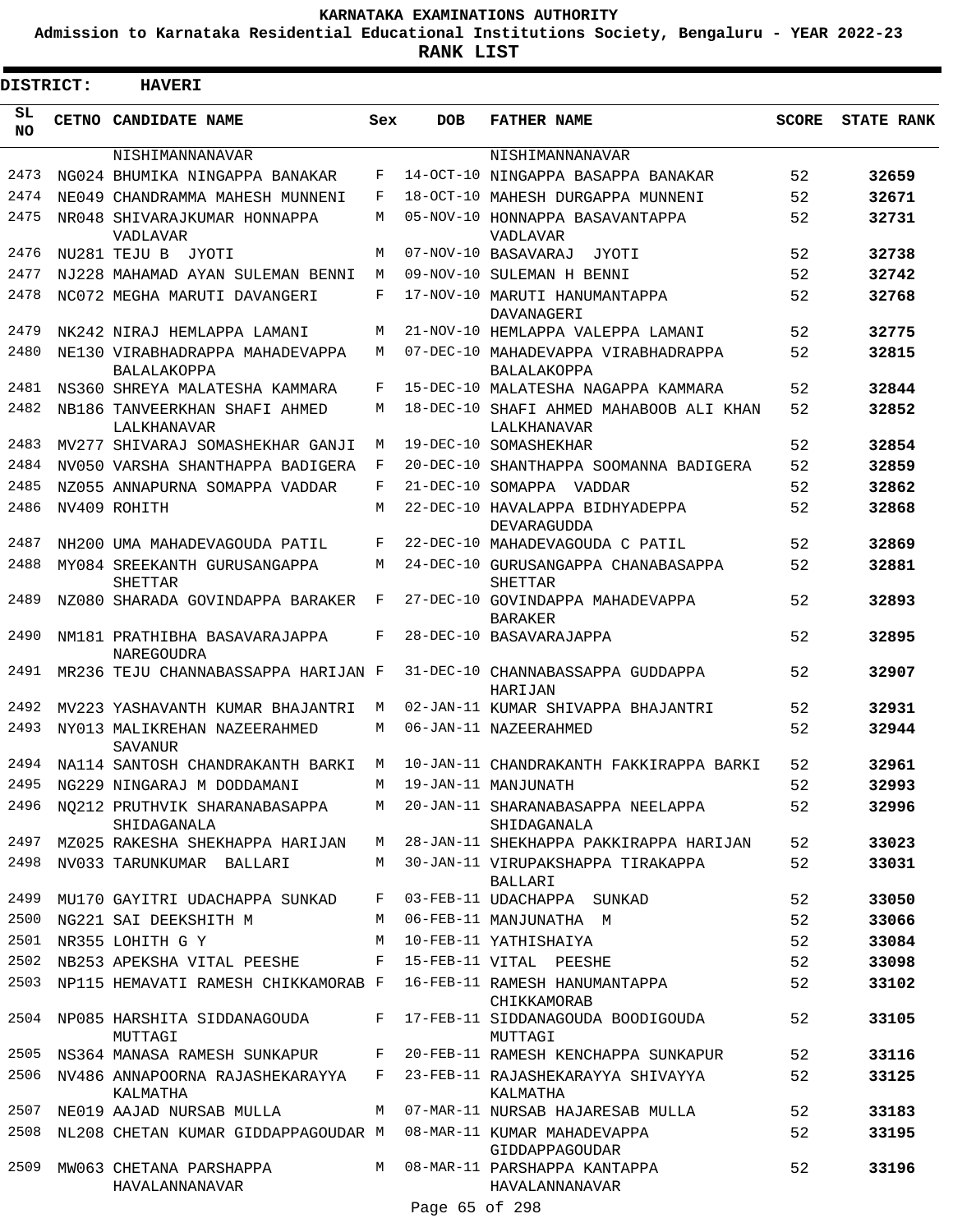KARNATAKA EXAMINATIONS AUTHORITY

Admission to Karnataka Residential Educational Institutions Society, Bengaluru - YEAR 2022-23

**RANK LIST**

**DISTRICT: HAVERI**

| SL NO | CETNO | CANDIDATE NAME | Sex | DOB | FATHER NAME | SCORE | STATE RANK |
|---|---|---|---|---|---|---|---|
| | | NISHIMANNANAVAR | | | NISHIMANNANAVAR | | |
| 2473 | NG024 | BHUMIKA NINGAPPA BANAKAR | F | 14-OCT-10 | NINGAPPA BASAPPA BANAKAR | 52 | 32659 |
| 2474 | NE049 | CHANDRAMMA MAHESH MUNNENI | F | 18-OCT-10 | MAHESH DURGAPPA MUNNENI | 52 | 32671 |
| 2475 | NR048 | SHIVARAJKUMAR HONNAPPA VADLAVAR | M | 05-NOV-10 | HONNAPPA BASAVANTAPPA VADLAVAR | 52 | 32731 |
| 2476 | NU281 | TEJU B JYOTI | M | 07-NOV-10 | BASAVARAJ JYOTI | 52 | 32738 |
| 2477 | NJ228 | MAHAMAD AYAN SULEMAN BENNI | M | 09-NOV-10 | SULEMAN H BENNI | 52 | 32742 |
| 2478 | NC072 | MEGHA MARUTI DAVANGERI | F | 17-NOV-10 | MARUTI HANUMANTAPPA DAVANAGERI | 52 | 32768 |
| 2479 | NK242 | NIRAJ HEMLAPPA LAMANI | M | 21-NOV-10 | HEMLAPPA VALEPPA LAMANI | 52 | 32775 |
| 2480 | NE130 | VIRABHADRAPPA MAHADEVAPPA BALALAKOPPA | M | 07-DEC-10 | MAHADEVAPPA VIRABHADRAPPA BALALAKOPPA | 52 | 32815 |
| 2481 | NS360 | SHREYA MALATESHA KAMMARA | F | 15-DEC-10 | MALATESHA NAGAPPA KAMMARA | 52 | 32844 |
| 2482 | NB186 | TANVEERKHAN SHAFI AHMED LALKHANAVAR | M | 18-DEC-10 | SHAFI AHMED MAHABOOB ALI KHAN LALKHANAVAR | 52 | 32852 |
| 2483 | MV277 | SHIVARAJ SOMASHEKHAR GANJI | M | 19-DEC-10 | SOMASHEKHAR | 52 | 32854 |
| 2484 | NV050 | VARSHA SHANTHAPPA BADIGERA | F | 20-DEC-10 | SHANTHAPPA SOOMANNA BADIGERA | 52 | 32859 |
| 2485 | NZ055 | ANNAPURNA SOMAPPA VADDAR | F | 21-DEC-10 | SOMAPPA VADDAR | 52 | 32862 |
| 2486 | NV409 | ROHITH | M | 22-DEC-10 | HAVALAPPA BIDHYADEPPA DEVARAGUDDA | 52 | 32868 |
| 2487 | NH200 | UMA MAHADEVAGOUDA PATIL | F | 22-DEC-10 | MAHADEVAGOUDA C PATIL | 52 | 32869 |
| 2488 | MY084 | SREEKANTH GURUSANGAPPA SHETTAR | M | 24-DEC-10 | GURUSANGAPPA CHANABASAPPA SHETTAR | 52 | 32881 |
| 2489 | NZ080 | SHARADA GOVINDAPPA BARAKER | F | 27-DEC-10 | GOVINDAPPA MAHADEVAPPA BARAKER | 52 | 32893 |
| 2490 | NM181 | PRATHIBHA BASAVARAJAPPA NAREGOUDRA | F | 28-DEC-10 | BASAVARAJAPPA | 52 | 32895 |
| 2491 | MR236 | TEJU CHANNABASSAPPA HARIJAN | F | 31-DEC-10 | CHANNABASSAPPA GUDDAPPA HARIJAN | 52 | 32907 |
| 2492 | MV223 | YASHAVANTH KUMAR BHAJANTRI | M | 02-JAN-11 | KUMAR SHIVAPPA BHAJANTRI | 52 | 32931 |
| 2493 | NY013 | MALIKREHAN NAZEERAHMED SAVANUR | M | 06-JAN-11 | NAZEERAHMED | 52 | 32944 |
| 2494 | NA114 | SANTOSH CHANDRAKANTH BARKI | M | 10-JAN-11 | CHANDRAKANTH FAKKIRAPPA BARKI | 52 | 32961 |
| 2495 | NG229 | NINGARAJ M DODDAMANI | M | 19-JAN-11 | MANJUNATH | 52 | 32993 |
| 2496 | NQ212 | PRUTHVIK SHARANABASAPPA SHIDAGANALA | M | 20-JAN-11 | SHARANABASAPPA NEELAPPA SHIDAGANALA | 52 | 32996 |
| 2497 | MZ025 | RAKESHA SHEKHAPPA HARIJAN | M | 28-JAN-11 | SHEKHAPPA PAKKIRAPPA HARIJAN | 52 | 33023 |
| 2498 | NV033 | TARUNKUMAR BALLARI | M | 30-JAN-11 | VIRUPAKSHAPPA TIRAKAPPA BALLARI | 52 | 33031 |
| 2499 | MU170 | GAYITRI UDACHAPPA SUNKAD | F | 03-FEB-11 | UDACHAPPA SUNKAD | 52 | 33050 |
| 2500 | NG221 | SAI DEEKSHITH M | M | 06-FEB-11 | MANJUNATHA M | 52 | 33066 |
| 2501 | NR355 | LOHITH G Y | M | 10-FEB-11 | YATHISHAIYA | 52 | 33084 |
| 2502 | NB253 | APEKSHA VITAL PEESHE | F | 15-FEB-11 | VITAL PEESHE | 52 | 33098 |
| 2503 | NP115 | HEMAVATI RAMESH CHIKKAMORAB | F | 16-FEB-11 | RAMESH HANUMANTAPPA CHIKKAMORAB | 52 | 33102 |
| 2504 | NP085 | HARSHITA SIDDANAGOUDA MUTTAGI | F | 17-FEB-11 | SIDDANAGOUDA BOODIGOUDA MUTTAGI | 52 | 33105 |
| 2505 | NS364 | MANASA RAMESH SUNKAPUR | F | 20-FEB-11 | RAMESH KENCHAPPA SUNKAPUR | 52 | 33116 |
| 2506 | NV486 | ANNAPOORNA RAJASHEKARAYYA KALMATHA | F | 23-FEB-11 | RAJASHEKARAYYA SHIVAYYA KALMATHA | 52 | 33125 |
| 2507 | NE019 | AAJAD NURSAB MULLA | M | 07-MAR-11 | NURSAB HAJARESAB MULLA | 52 | 33183 |
| 2508 | NL208 | CHETAN KUMAR GIDDAPPAGOUDAR | M | 08-MAR-11 | KUMAR MAHADEVAPPA GIDDAPPAGOUDAR | 52 | 33195 |
| 2509 | MW063 | CHETANA PARSHAPPA HAVALANNANAVAR | M | 08-MAR-11 | PARSHAPPA KANTAPPA HAVALANNANAVAR | 52 | 33196 |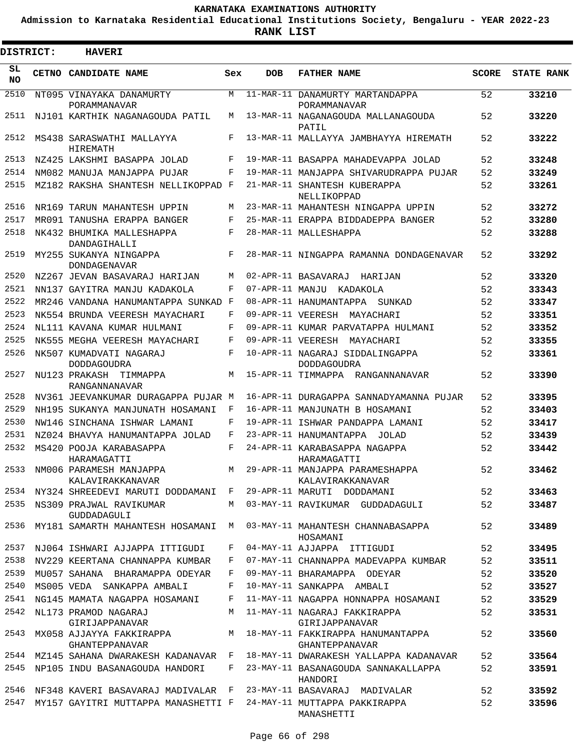# KARNATAKA EXAMINATIONS AUTHORITY

**Admission to Karnataka Residential Educational Institutions Society, Bengaluru - YEAR 2022-23**

**RANK LIST**

**DISTRICT: HAVERI**

| SL NO | CETNO | CANDIDATE NAME | Sex | DOB | FATHER NAME | SCORE | STATE RANK |
|---|---|---|---|---|---|---|---|
| 2510 | NT095 | VINAYAKA DANAMURTY PORAMMANAVAR | M | 11-MAR-11 | DANAMURTY MARTANDAPPA PORAMMANAVAR | 52 | 33210 |
| 2511 | NJ101 | KARTHIK NAGANAGOUDA PATIL | M | 13-MAR-11 | NAGANAGOUDA MALLANAGOUDA PATIL | 52 | 33220 |
| 2512 | MS438 | SARASWATHI MALLAYYA HIREMATH | F | 13-MAR-11 | MALLAYYA JAMBHAYYA HIREMATH | 52 | 33222 |
| 2513 | NZ425 | LAKSHMI BASAPPA JOLAD | F | 19-MAR-11 | BASAPPA MAHADEVAPPA JOLAD | 52 | 33248 |
| 2514 | NM082 | MANUJA MANJAPPA PUJAR | F | 19-MAR-11 | MANJAPPA SHIVARUDRAPPA PUJAR | 52 | 33249 |
| 2515 | MZ182 | RAKSHA SHANTESH NELLIKOPPAD | F | 21-MAR-11 | SHANTESH KUBERAPPA NELLIKOPPAD | 52 | 33261 |
| 2516 | NR169 | TARUN MAHANTESH UPPIN | M | 23-MAR-11 | MAHANTESH NINGAPPA UPPIN | 52 | 33272 |
| 2517 | MR091 | TANUSHA ERAPPA BANGER | F | 25-MAR-11 | ERAPPA BIDDADEPPA BANGER | 52 | 33280 |
| 2518 | NK432 | BHUMIKA MALLESHAPPA DANDAGIHALLI | F | 28-MAR-11 | MALLESHAPPA | 52 | 33288 |
| 2519 | MY255 | SUKANYA NINGAPPA DONDAGENAVAR | F | 28-MAR-11 | NINGAPPA RAMANNA DONDAGENAVAR | 52 | 33292 |
| 2520 | NZ267 | JEVAN BASAVARAJ HARIJAN | M | 02-APR-11 | BASAVARAJ HARIJAN | 52 | 33320 |
| 2521 | NN137 | GAYITRA MANJU KADAKOLA | F | 07-APR-11 | MANJU KADAKOLA | 52 | 33343 |
| 2522 | MR246 | VANDANA HANUMANTAPPA SUNKAD | F | 08-APR-11 | HANUMANTAPPA SUNKAD | 52 | 33347 |
| 2523 | NK554 | BRUNDA VEERESH MAYACHARI | F | 09-APR-11 | VEERESH MAYACHARI | 52 | 33351 |
| 2524 | NL111 | KAVANA KUMAR HULMANI | F | 09-APR-11 | KUMAR PARVATAPPA HULMANI | 52 | 33352 |
| 2525 | NK555 | MEGHA VEERESH MAYACHARI | F | 09-APR-11 | VEERESH MAYACHARI | 52 | 33355 |
| 2526 | NK507 | KUMADVATI NAGARAJ DODDAGOUDRA | F | 10-APR-11 | NAGARAJ SIDDALINGAPPA DODDAGOUDRA | 52 | 33361 |
| 2527 | NU123 | PRAKASH TIMMAPPA RANGANNANAVAR | M | 15-APR-11 | TIMMAPPA RANGANNANAVAR | 52 | 33390 |
| 2528 | NV361 | JEEVANKUMAR DURAGAPPA PUJAR | M | 16-APR-11 | DURAGAPPA SANNADYAMANNA PUJAR | 52 | 33395 |
| 2529 | NH195 | SUKANYA MANJUNATH HOSAMANI | F | 16-APR-11 | MANJUNATH B HOSAMANI | 52 | 33403 |
| 2530 | NW146 | SINCHANA ISHWAR LAMANI | F | 19-APR-11 | ISHWAR PANDAPPA LAMANI | 52 | 33417 |
| 2531 | NZ024 | BHAVYA HANUMANTAPPA JOLAD | F | 23-APR-11 | HANUMANTAPPA JOLAD | 52 | 33439 |
| 2532 | MS420 | POOJA KARABASAPPA HARAMAGATTI | F | 24-APR-11 | KARABASAPPA NAGAPPA HARAMAGATTI | 52 | 33442 |
| 2533 | NM006 | PARAMESH MANJAPPA KALAVIRAKKANAVAR | M | 29-APR-11 | MANJAPPA PARAMESHAPPA KALAVIRAKKANAVAR | 52 | 33462 |
| 2534 | NY324 | SHREEDEVI MARUTI DODDAMANI | F | 29-APR-11 | MARUTI DODDAMANI | 52 | 33463 |
| 2535 | NS309 | PRAJWAL RAVIKUMAR GUDDADAGULI | M | 03-MAY-11 | RAVIKUMAR GUDDADAGULI | 52 | 33487 |
| 2536 | MY181 | SAMARTH MAHANTESH HOSAMANI | M | 03-MAY-11 | MAHANTESH CHANNABASAPPA HOSAMANI | 52 | 33489 |
| 2537 | NJ064 | ISHWARI AJJAPPA ITTIGUDI | F | 04-MAY-11 | AJJAPPA ITTIGUDI | 52 | 33495 |
| 2538 | NV229 | KEERTANA CHANNAPPA KUMBAR | F | 07-MAY-11 | CHANNAPPA MADEVAPPA KUMBAR | 52 | 33511 |
| 2539 | MU057 | SAHANA BHARAMAPPA ODEYAR | F | 09-MAY-11 | BHARAMAPPA ODEYAR | 52 | 33520 |
| 2540 | MS005 | VEDA SANKAPPA AMBALI | F | 10-MAY-11 | SANKAPPA AMBALI | 52 | 33527 |
| 2541 | NG145 | MAMATA NAGAPPA HOSAMANI | F | 11-MAY-11 | NAGAPPA HONNAPPA HOSAMANI | 52 | 33529 |
| 2542 | NL173 | PRAMOD NAGARAJ GIRIJAPPANAVAR | M | 11-MAY-11 | NAGARAJ FAKKIRAPPA GIRIJAPPANAVAR | 52 | 33531 |
| 2543 | MX058 | AJJAYYA FAKKIRAPPA GHANTEPPANAVAR | M | 18-MAY-11 | FAKKIRAPPA HANUMANTAPPA GHANTEPPANAVAR | 52 | 33560 |
| 2544 | MZ145 | SAHANA DWARAKESH KADANAVAR | F | 18-MAY-11 | DWARAKESH YALLAPPA KADANAVAR | 52 | 33564 |
| 2545 | NP105 | INDU BASANAGOUDA HANDORI | F | 23-MAY-11 | BASANAGOUDA SANNAKALLAPPA HANDORI | 52 | 33591 |
| 2546 | NF348 | KAVERI BASAVARAJ MADIVALAR | F | 23-MAY-11 | BASAVARAJ MADIVALAR | 52 | 33592 |
| 2547 | MY157 | GAYITRI MUTTAPPA MANASHETTI | F | 24-MAY-11 | MUTTAPPA PAKKIRAPPA MANASHETTI | 52 | 33596 |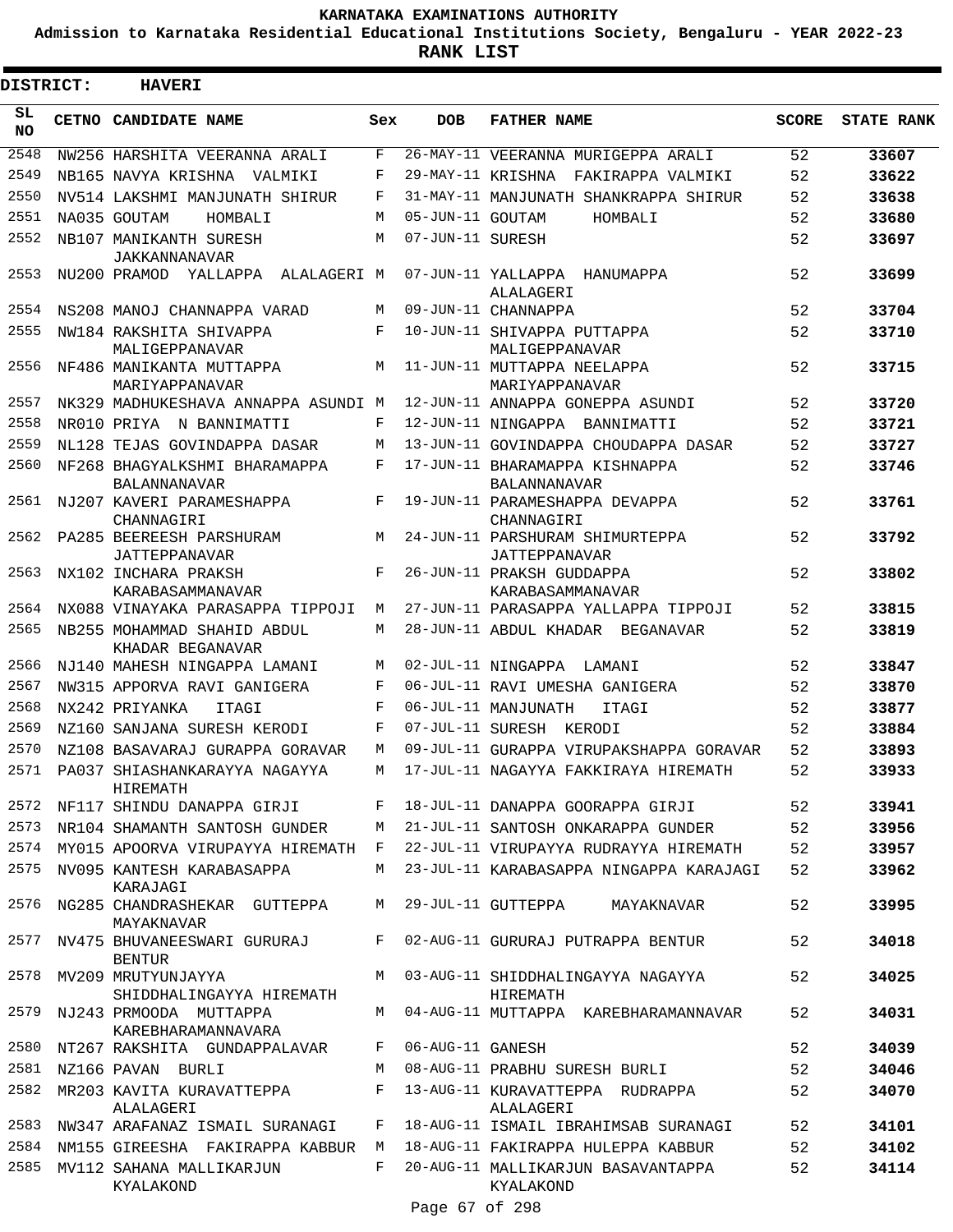KARNATAKA EXAMINATIONS AUTHORITY

Admission to Karnataka Residential Educational Institutions Society, Bengaluru - YEAR 2022-23

**RANK LIST**

**DISTRICT: HAVERI**

| SL NO | CETNO | CANDIDATE NAME | Sex | DOB | FATHER NAME | SCORE | STATE RANK |
|---|---|---|---|---|---|---|---|
| 2548 | NW256 | HARSHITA VEERANNA ARALI | F | 26-MAY-11 | VEERANNA MURIGEPPA ARALI | 52 | 33607 |
| 2549 | NB165 | NAVYA KRISHNA VALMIKI | F | 29-MAY-11 | KRISHNA FAKIRAPPA VALMIKI | 52 | 33622 |
| 2550 | NV514 | LAKSHMI MANJUNATH SHIRUR | F | 31-MAY-11 | MANJUNATH SHANKRAPPA SHIRUR | 52 | 33638 |
| 2551 | NA035 | GOUTAM HOMBALI | M | 05-JUN-11 | GOUTAM HOMBALI | 52 | 33680 |
| 2552 | NB107 | MANIKANTH SURESH JAKKANNANAVAR | M | 07-JUN-11 | SURESH | 52 | 33697 |
| 2553 | NU200 | PRAMOD YALLAPPA ALALAGERI | M | 07-JUN-11 | YALLAPPA HANUMAPPA ALALAGERI | 52 | 33699 |
| 2554 | NS208 | MANOJ CHANNAPPA VARAD | M | 09-JUN-11 | CHANNAPPA | 52 | 33704 |
| 2555 | NW184 | RAKSHITA SHIVAPPA MALIGEPPANAVAR | F | 10-JUN-11 | SHIVAPPA PUTTAPPA MALIGEPPANAVAR | 52 | 33710 |
| 2556 | NF486 | MANIKANTA MUTTAPPA MARIYAPPANAVAR | M | 11-JUN-11 | MUTTAPPA NEELAPPA MARIYAPPANAVAR | 52 | 33715 |
| 2557 | NK329 | MADHUKESHAVA ANNAPPA ASUNDI | M | 12-JUN-11 | ANNAPPA GONEPPA ASUNDI | 52 | 33720 |
| 2558 | NR010 | PRIYA N BANNIMATTI | F | 12-JUN-11 | NINGAPPA BANNIMATTI | 52 | 33721 |
| 2559 | NL128 | TEJAS GOVINDAPPA DASAR | M | 13-JUN-11 | GOVINDAPPA CHOUDAPPA DASAR | 52 | 33727 |
| 2560 | NF268 | BHAGYALKSHMI BHARAMAPPA BALANNANAVAR | F | 17-JUN-11 | BHARAMAPPA KISHNAPPA BALANNANAVAR | 52 | 33746 |
| 2561 | NJ207 | KAVERI PARAMESHAPPA CHANNAGIRI | F | 19-JUN-11 | PARAMESHAPPA DEVAPPA CHANNAGIRI | 52 | 33761 |
| 2562 | PA285 | BEEREESH PARSHURAM JATTEPPANAVAR | M | 24-JUN-11 | PARSHURAM SHIMURTEPPA JATTEPPANAVAR | 52 | 33792 |
| 2563 | NX102 | INCHARA PRAKSH KARABASAMMANAVAR | F | 26-JUN-11 | PRAKSH GUDDAPPA KARABASAMMANAVAR | 52 | 33802 |
| 2564 | NX088 | VINAYAKA PARASAPPA TIPPOJI | M | 27-JUN-11 | PARASAPPA YALLAPPA TIPPOJI | 52 | 33815 |
| 2565 | NB255 | MOHAMMAD SHAHID ABDUL KHADAR BEGANAVAR | M | 28-JUN-11 | ABDUL KHADAR BEGANAVAR | 52 | 33819 |
| 2566 | NJ140 | MAHESH NINGAPPA LAMANI | M | 02-JUL-11 | NINGAPPA LAMANI | 52 | 33847 |
| 2567 | NW315 | APPORVA RAVI GANIGERA | F | 06-JUL-11 | RAVI UMESHA GANIGERA | 52 | 33870 |
| 2568 | NX242 | PRIYANKA ITAGI | F | 06-JUL-11 | MANJUNATH ITAGI | 52 | 33877 |
| 2569 | NZ160 | SANJANA SURESH KERODI | F | 07-JUL-11 | SURESH KERODI | 52 | 33884 |
| 2570 | NZ108 | BASAVARAJ GURAPPA GORAVAR | M | 09-JUL-11 | GURAPPA VIRUPAKSHAPPA GORAVAR | 52 | 33893 |
| 2571 | PA037 | SHIASHANKARAYYA NAGAYYA HIREMATH | M | 17-JUL-11 | NAGAYYA FAKKIRAYA HIREMATH | 52 | 33933 |
| 2572 | NF117 | SHINDU DANAPPA GIRJI | F | 18-JUL-11 | DANAPPA GOORAPPA GIRJI | 52 | 33941 |
| 2573 | NR104 | SHAMANTH SANTOSH GUNDER | M | 21-JUL-11 | SANTOSH ONKARAPPA GUNDER | 52 | 33956 |
| 2574 | MY015 | APOORVA VIRUPAYYA HIREMATH | F | 22-JUL-11 | VIRUPAYYA RUDRAYYA HIREMATH | 52 | 33957 |
| 2575 | NV095 | KANTESH KARABASAPPA KARAJAGI | M | 23-JUL-11 | KARABASAPPA NINGAPPA KARAJAGI | 52 | 33962 |
| 2576 | NG285 | CHANDRASHEKAR GUTTEPPA MAYAKNAVAR | M | 29-JUL-11 | GUTTEPPA MAYAKNAVAR | 52 | 33995 |
| 2577 | NV475 | BHUVANEESWARI GURURAJ BENTUR | F | 02-AUG-11 | GURURAJ PUTRAPPA BENTUR | 52 | 34018 |
| 2578 | MV209 | MRUTYUNJAYYA SHIDDHALINGAYYA HIREMATH | M | 03-AUG-11 | SHIDDHALINGAYYA NAGAYYA HIREMATH | 52 | 34025 |
| 2579 | NJ243 | PRMOODA MUTTAPPA KAREBHARAMANNAVARA | M | 04-AUG-11 | MUTTAPPA KAREBHARAMANNAVAR | 52 | 34031 |
| 2580 | NT267 | RAKSHITA GUNDAPPALAVAR | F | 06-AUG-11 | GANESH | 52 | 34039 |
| 2581 | NZ166 | PAVAN BURLI | M | 08-AUG-11 | PRABHU SURESH BURLI | 52 | 34046 |
| 2582 | MR203 | KAVITA KURAVATTEPPA ALALAGERI | F | 13-AUG-11 | KURAVATTEPPA RUDRAPPA ALALAGERI | 52 | 34070 |
| 2583 | NW347 | ARAFANAZ ISMAIL SURANAGI | F | 18-AUG-11 | ISMAIL IBRAHIMSAB SURANAGI | 52 | 34101 |
| 2584 | NM155 | GIREESHA FAKIRAPPA KABBUR | M | 18-AUG-11 | FAKIRAPPA HULEPPA KABBUR | 52 | 34102 |
| 2585 | MV112 | SAHANA MALLIKARJUN KYALAKOND | F | 20-AUG-11 | MALLIKARJUN BASAVANTAPPA KYALAKOND | 52 | 34114 |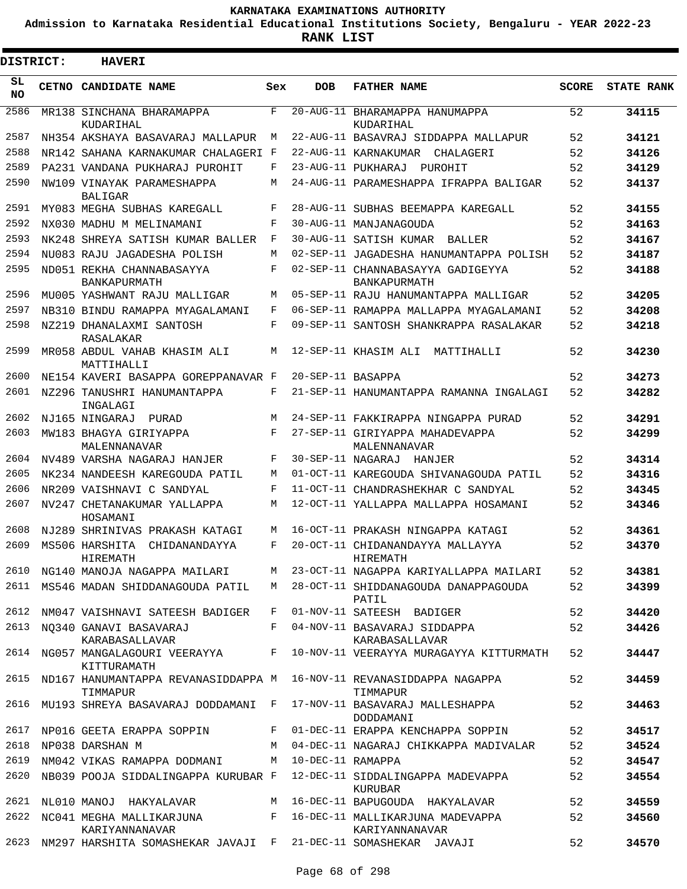KARNATAKA EXAMINATIONS AUTHORITY

Admission to Karnataka Residential Educational Institutions Society, Bengaluru - YEAR 2022-23

**RANK LIST**

**DISTRICT: HAVERI**

| SL NO | CETNO | CANDIDATE NAME | Sex | DOB | FATHER NAME | SCORE | STATE RANK |
|---|---|---|---|---|---|---|---|
| 2586 | MR138 | SINCHANA BHARAMAPPA KUDARIHAL | F | 20-AUG-11 | BHARAMAPPA HANUMAPPA KUDARIHAL | 52 | 34115 |
| 2587 | NH354 | AKSHAYA BASAVARAJ MALLAPUR | M | 22-AUG-11 | BASAVRAJ SIDDAPPA MALLAPUR | 52 | 34121 |
| 2588 | NR142 | SAHANA KARNAKUMAR CHALAGERI | F | 22-AUG-11 | KARNAKUMAR CHALAGERI | 52 | 34126 |
| 2589 | PA231 | VANDANA PUKHARAJ PUROHIT | F | 23-AUG-11 | PUKHARAJ PUROHIT | 52 | 34129 |
| 2590 | NW109 | VINAYAK PARAMESHAPPA BALIGAR | M | 24-AUG-11 | PARAMESHAPPA IFRAPPA BALIGAR | 52 | 34137 |
| 2591 | MY083 | MEGHA SUBHAS KAREGALL | F | 28-AUG-11 | SUBHAS BEEMAPPA KAREGALL | 52 | 34155 |
| 2592 | NX030 | MADHU M MELINAMANI | F | 30-AUG-11 | MANJANAGOUDA | 52 | 34163 |
| 2593 | NK248 | SHREYA SATISH KUMAR BALLER | F | 30-AUG-11 | SATISH KUMAR BALLER | 52 | 34167 |
| 2594 | NU083 | RAJU JAGADESHA POLISH | M | 02-SEP-11 | JAGADESHA HANUMANTAPPA POLISH | 52 | 34187 |
| 2595 | ND051 | REKHA CHANNABASAYYA BANKAPURMATH | F | 02-SEP-11 | CHANNABASAYYA GADIGEYYA BANKAPURMATH | 52 | 34188 |
| 2596 | MU005 | YASHWANT RAJU MALLIGAR | M | 05-SEP-11 | RAJU HANUMANTAPPA MALLIGAR | 52 | 34205 |
| 2597 | NB310 | BINDU RAMAPPA MYAGALAMANI | F | 06-SEP-11 | RAMAPPA MALLAPPA MYAGALAMANI | 52 | 34208 |
| 2598 | NZ219 | DHANALAXMI SANTOSH RASALAKAR | F | 09-SEP-11 | SANTOSH SHANKRAPPA RASALAKAR | 52 | 34218 |
| 2599 | MR058 | ABDUL VAHAB KHASIM ALI MATTIHALLI | M | 12-SEP-11 | KHASIM ALI MATTIHALLI | 52 | 34230 |
| 2600 | NE154 | KAVERI BASAPPA GOREPPANAVAR | F | 20-SEP-11 | BASAPPA | 52 | 34273 |
| 2601 | NZ296 | TANUSHRI HANUMANTAPPA INGALAGI | F | 21-SEP-11 | HANUMANTAPPA RAMANNA INGALAGI | 52 | 34282 |
| 2602 | NJ165 | NINGARAJ PURAD | M | 24-SEP-11 | FAKKIRAPPA NINGAPPA PURAD | 52 | 34291 |
| 2603 | MW183 | BHAGYA GIRIYAPPA MALENNANAVAR | F | 27-SEP-11 | GIRIYAPPA MAHADEVAPPA MALENNANAVAR | 52 | 34299 |
| 2604 | NV489 | VARSHA NAGARAJ HANJER | F | 30-SEP-11 | NAGARAJ HANJER | 52 | 34314 |
| 2605 | NK234 | NANDEESH KAREGOUDA PATIL | M | 01-OCT-11 | KAREGOUDA SHIVANAGOUDA PATIL | 52 | 34316 |
| 2606 | NR209 | VAISHNAVI C SANDYAL | F | 11-OCT-11 | CHANDRASHEKHAR C SANDYAL | 52 | 34345 |
| 2607 | NV247 | CHETANAKUMAR YALLAPPA HOSAMANI | M | 12-OCT-11 | YALLAPPA MALLAPPA HOSAMANI | 52 | 34346 |
| 2608 | NJ289 | SHRINIVAS PRAKASH KATAGI | M | 16-OCT-11 | PRAKASH NINGAPPA KATAGI | 52 | 34361 |
| 2609 | MS506 | HARSHITA CHIDANANDAYYA HIREMATH | F | 20-OCT-11 | CHIDANANDAYYA MALLAYYA HIREMATH | 52 | 34370 |
| 2610 | NG140 | MANOJA NAGAPPA MAILARI | M | 23-OCT-11 | NAGAPPA KARIYALLAPPA MAILARI | 52 | 34381 |
| 2611 | MS546 | MADAN SHIDDANAGOUDA PATIL | M | 28-OCT-11 | SHIDDANAGOUDA DANAPPAGOUDA PATIL | 52 | 34399 |
| 2612 | NM047 | VAISHNAVI SATEESH BADIGER | F | 01-NOV-11 | SATEESH BADIGER | 52 | 34420 |
| 2613 | NQ340 | GANAVI BASAVARAJ KARABASALLAVAR | F | 04-NOV-11 | BASAVARAJ SIDDAPPA KARABASALLAVAR | 52 | 34426 |
| 2614 | NG057 | MANGALAGOURI VEERAYYA KITTURAMATH | F | 10-NOV-11 | VEERAYYA MURAGAYYA KITTURMATH | 52 | 34447 |
| 2615 | ND167 | HANUMANTAPPA REVANASIDDAPPA TIMMAPUR | M | 16-NOV-11 | REVANASIDDAPPA NAGAPPA TIMMAPUR | 52 | 34459 |
| 2616 | MU193 | SHREYA BASAVARAJ DODDAMANI | F | 17-NOV-11 | BASAVARAJ MALLESHAPPA DODDAMANI | 52 | 34463 |
| 2617 | NP016 | GEETA ERAPPA SOPPIN | F | 01-DEC-11 | ERAPPA KENCHAPPA SOPPIN | 52 | 34517 |
| 2618 | NP038 | DARSHAN M | M | 04-DEC-11 | NAGARAJ CHIKKAPPA MADIVALAR | 52 | 34524 |
| 2619 | NM042 | VIKAS RAMAPPA DODMANI | M | 10-DEC-11 | RAMAPPA | 52 | 34547 |
| 2620 | NB039 | POOJA SIDDALINGAPPA KURUBAR | F | 12-DEC-11 | SIDDALINGAPPA MADEVAPPA KURUBAR | 52 | 34554 |
| 2621 | NL010 | MANOJ HAKYALAVAR | M | 16-DEC-11 | BAPUGOUDA HAKYALAVAR | 52 | 34559 |
| 2622 | NC041 | MEGHA MALLIKARJUNA KARIYANNANAVAR | F | 16-DEC-11 | MALLIKARJUNA MADEVAPPA KARIYANNANAVAR | 52 | 34560 |
| 2623 | NM297 | HARSHITA SOMASHEKAR JAVAJI | F | 21-DEC-11 | SOMASHEKAR JAVAJI | 52 | 34570 |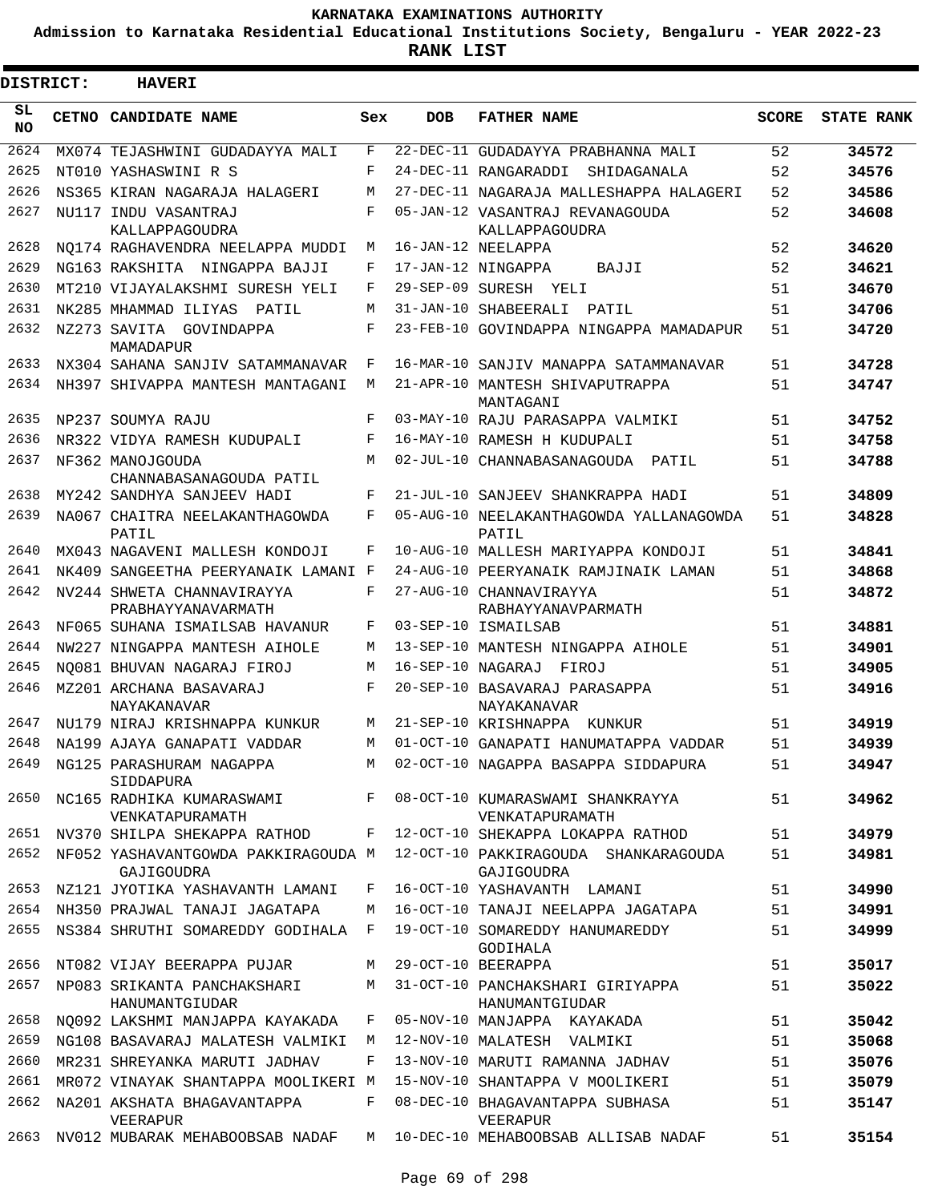# KARNATAKA EXAMINATIONS AUTHORITY

**Admission to Karnataka Residential Educational Institutions Society, Bengaluru - YEAR 2022-23**

**RANK LIST**

**DISTRICT: HAVERI**

| SL NO | CETNO | CANDIDATE NAME | Sex | DOB | FATHER NAME | SCORE | STATE RANK |
|---|---|---|---|---|---|---|---|
| 2624 | MX074 | TEJASHWINI GUDADAYYA MALI | F | 22-DEC-11 | GUDADAYYA PRABHANNA MALI | 52 | 34572 |
| 2625 | NT010 | YASHASWINI R S | F | 24-DEC-11 | RANGARADDI SHIDAGANALA | 52 | 34576 |
| 2626 | NS365 | KIRAN NAGARAJA HALAGERI | M | 27-DEC-11 | NAGARAJA MALLESHAPPA HALAGERI | 52 | 34586 |
| 2627 | NU117 | INDU VASANTRAJ KALLAPPAGOUDRA | F | 05-JAN-12 | VASANTRAJ REVANAGOUDA KALLAPPAGOUDRA | 52 | 34608 |
| 2628 | NQ174 | RAGHAVENDRA NEELAPPA MUDDI | M | 16-JAN-12 | NEELAPPA | 52 | 34620 |
| 2629 | NG163 | RAKSHITA NINGAPPA BAJJI | F | 17-JAN-12 | NINGAPPA BAJJI | 52 | 34621 |
| 2630 | MT210 | VIJAYALAKSHMI SURESH YELI | F | 29-SEP-09 | SURESH YELI | 51 | 34670 |
| 2631 | NK285 | MHAMMAD ILIYAS PATIL | M | 31-JAN-10 | SHABEERALI PATIL | 51 | 34706 |
| 2632 | NZ273 | SAVITA GOVINDAPPA MAMADAPUR | F | 23-FEB-10 | GOVINDAPPA NINGAPPA MAMADAPUR | 51 | 34720 |
| 2633 | NX304 | SAHANA SANJIV SATAMMANAVAR | F | 16-MAR-10 | SANJIV MANAPPA SATAMMANAVAR | 51 | 34728 |
| 2634 | NH397 | SHIVAPPA MANTESH MANTAGANI | M | 21-APR-10 | MANTESH SHIVAPUTRAPPA MANTAGANI | 51 | 34747 |
| 2635 | NP237 | SOUMYA RAJU | F | 03-MAY-10 | RAJU PARASAPPA VALMIKI | 51 | 34752 |
| 2636 | NR322 | VIDYA RAMESH KUDUPALI | F | 16-MAY-10 | RAMESH H KUDUPALI | 51 | 34758 |
| 2637 | NF362 | MANOJGOUDA CHANNABASANAGOUDA PATIL | M | 02-JUL-10 | CHANNABASANAGOUDA PATIL | 51 | 34788 |
| 2638 | MY242 | SANDHYA SANJEEV HADI | F | 21-JUL-10 | SANJEEV SHANKRAPPA HADI | 51 | 34809 |
| 2639 | NA067 | CHAITRA NEELAKANTHAGOWDA PATIL | F | 05-AUG-10 | NEELAKANTHAGOWDA YALLANAGOWDA PATIL | 51 | 34828 |
| 2640 | MX043 | NAGAVENI MALLESH KONDOJI | F | 10-AUG-10 | MALLESH MARIYAPPA KONDOJI | 51 | 34841 |
| 2641 | NK409 | SANGEETHA PEERYANAIK LAMANI | F | 24-AUG-10 | PEERYANAIK RAMJINAIK LAMAN | 51 | 34868 |
| 2642 | NV244 | SHWETA CHANNAVIRAYYA PRABHAYYANAVARMATH | F | 27-AUG-10 | CHANNAVIRAYYA RABHAYYANAVPARMATH | 51 | 34872 |
| 2643 | NF065 | SUHANA ISMAILSAB HAVANUR | F | 03-SEP-10 | ISMAILSAB | 51 | 34881 |
| 2644 | NW227 | NINGAPPA MANTESH AIHOLE | M | 13-SEP-10 | MANTESH NINGAPPA AIHOLE | 51 | 34901 |
| 2645 | NQ081 | BHUVAN NAGARAJ FIROJ | M | 16-SEP-10 | NAGARAJ FIROJ | 51 | 34905 |
| 2646 | MZ201 | ARCHANA BASAVARAJ NAYAKANAVAR | F | 20-SEP-10 | BASAVARAJ PARASAPPA NAYAKANAVAR | 51 | 34916 |
| 2647 | NU179 | NIRAJ KRISHNAPPA KUNKUR | M | 21-SEP-10 | KRISHNAPPA KUNKUR | 51 | 34919 |
| 2648 | NA199 | AJAYA GANAPATI VADDAR | M | 01-OCT-10 | GANAPATI HANUMATAPPA VADDAR | 51 | 34939 |
| 2649 | NG125 | PARASHURAM NAGAPPA SIDDAPURA | M | 02-OCT-10 | NAGAPPA BASAPPA SIDDAPURA | 51 | 34947 |
| 2650 | NC165 | RADHIKA KUMARASWAMI VENKATAPURAMATH | F | 08-OCT-10 | KUMARASWAMI SHANKRAYYA VENKATAPURAMATH | 51 | 34962 |
| 2651 | NV370 | SHILPA SHEKAPPA RATHOD | F | 12-OCT-10 | SHEKAPPA LOKAPPA RATHOD | 51 | 34979 |
| 2652 | NF052 | YASHAVANTGOWDA PAKKIRAGOUDA GAJIGOUDRA | M | 12-OCT-10 | PAKKIRAGOUDA SHANKARAGOUDA GAJIGOUDRA | 51 | 34981 |
| 2653 | NZ121 | JYOTIKA YASHAVANTH LAMANI | F | 16-OCT-10 | YASHAVANTH LAMANI | 51 | 34990 |
| 2654 | NH350 | PRAJWAL TANAJI JAGATAPA | M | 16-OCT-10 | TANAJI NEELAPPA JAGATAPA | 51 | 34991 |
| 2655 | NS384 | SHRUTHI SOMAREDDY GODIHALA | F | 19-OCT-10 | SOMAREDDY HANUMAREDDY GODIHALA | 51 | 34999 |
| 2656 | NT082 | VIJAY BEERAPPA PUJAR | M | 29-OCT-10 | BEERAPPA | 51 | 35017 |
| 2657 | NP083 | SRIKANTA PANCHAKSHARI HANUMANTGIUDAR | M | 31-OCT-10 | PANCHAKSHARI GIRIYAPPA HANUMANTGIUDAR | 51 | 35022 |
| 2658 | NQ092 | LAKSHMI MANJAPPA KAYAKADA | F | 05-NOV-10 | MANJAPPA KAYAKADA | 51 | 35042 |
| 2659 | NG108 | BASAVARAJ MALATESH VALMIKI | M | 12-NOV-10 | MALATESH VALMIKI | 51 | 35068 |
| 2660 | MR231 | SHREYANKA MARUTI JADHAV | F | 13-NOV-10 | MARUTI RAMANNA JADHAV | 51 | 35076 |
| 2661 | MR072 | VINAYAK SHANTAPPA MOOLIKERI | M | 15-NOV-10 | SHANTAPPA V MOOLIKERI | 51 | 35079 |
| 2662 | NA201 | AKSHATA BHAGAVANTAPPA VEERAPUR | F | 08-DEC-10 | BHAGAVANTAPPA SUBHASA VEERAPUR | 51 | 35147 |
| 2663 | NV012 | MUBARAK MEHABOOBSAB NADAF | M | 10-DEC-10 | MEHABOOBSAB ALLISAB NADAF | 51 | 35154 |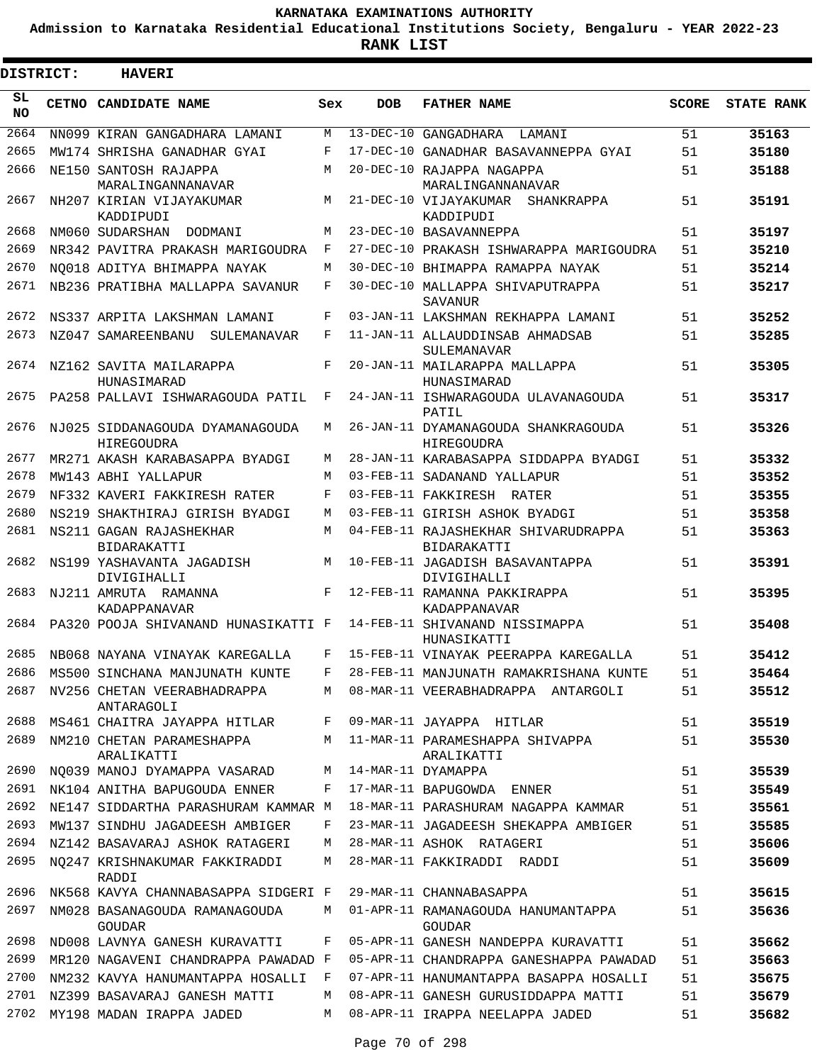# KARNATAKA EXAMINATIONS AUTHORITY

**Admission to Karnataka Residential Educational Institutions Society, Bengaluru - YEAR 2022-23**

**RANK LIST**

**DISTRICT: HAVERI**

| SL NO | CETNO | CANDIDATE NAME | Sex | DOB | FATHER NAME | SCORE | STATE RANK |
|---|---|---|---|---|---|---|---|
| 2664 | NN099 | KIRAN GANGADHARA LAMANI | M | 13-DEC-10 | GANGADHARA LAMANI | 51 | 35163 |
| 2665 | MW174 | SHRISHA GANADHAR GYAI | F | 17-DEC-10 | GANADHAR BASAVANNEPPA GYAI | 51 | 35180 |
| 2666 | NE150 | SANTOSH RAJAPPA MARALINGANNANAVAR | M | 20-DEC-10 | RAJAPPA NAGAPPA MARALINGANNANAVAR | 51 | 35188 |
| 2667 | NH207 | KIRIAN VIJAYAKUMAR KADDIPUDI | M | 21-DEC-10 | VIJAYAKUMAR SHANKRAPPA KADDIPUDI | 51 | 35191 |
| 2668 | NM060 | SUDARSHAN DODMANI | M | 23-DEC-10 | BASAVANNEPPA | 51 | 35197 |
| 2669 | NR342 | PAVITRA PRAKASH MARIGOUDRA | F | 27-DEC-10 | PRAKASH ISHWARAPPA MARIGOUDRA | 51 | 35210 |
| 2670 | NQ018 | ADITYA BHIMAPPA NAYAK | M | 30-DEC-10 | BHIMAPPA RAMAPPA NAYAK | 51 | 35214 |
| 2671 | NB236 | PRATIBHA MALLAPPA SAVANUR | F | 30-DEC-10 | MALLAPPA SHIVAPUTRAPPA SAVANUR | 51 | 35217 |
| 2672 | NS337 | ARPITA LAKSHMAN LAMANI | F | 03-JAN-11 | LAKSHMAN REKHAPPA LAMANI | 51 | 35252 |
| 2673 | NZ047 | SAMAREENBANU SULEMANAVAR | F | 11-JAN-11 | ALLAUDDINSAB AHMADSAB SULEMANAVAR | 51 | 35285 |
| 2674 | NZ162 | SAVITA MAILARAPPA HUNASIMARAD | F | 20-JAN-11 | MAILARAPPA MALLAPPA HUNASIMARAD | 51 | 35305 |
| 2675 | PA258 | PALLAVI ISHWARAGOUDA PATIL | F | 24-JAN-11 | ISHWARAGOUDA ULAVANAGOUDA PATIL | 51 | 35317 |
| 2676 | NJ025 | SIDDANAGOUDA DYAMANAGOUDA HIREGOUDRA | M | 26-JAN-11 | DYAMANAGOUDA SHANKRAGOUDA HIREGOUDRA | 51 | 35326 |
| 2677 | MR271 | AKASH KARABASAPPA BYADGI | M | 28-JAN-11 | KARABASAPPA SIDDAPPA BYADGI | 51 | 35332 |
| 2678 | MW143 | ABHI YALLAPUR | M | 03-FEB-11 | SADANAND YALLAPUR | 51 | 35352 |
| 2679 | NF332 | KAVERI FAKKIRESH RATER | F | 03-FEB-11 | FAKKIRESH RATER | 51 | 35355 |
| 2680 | NS219 | SHAKTHIRAJ GIRISH BYADGI | M | 03-FEB-11 | GIRISH ASHOK BYADGI | 51 | 35358 |
| 2681 | NS211 | GAGAN RAJASHEKHAR BIDARAKATTI | M | 04-FEB-11 | RAJASHEKHAR SHIVARUDRAPPA BIDARAKATTI | 51 | 35363 |
| 2682 | NS199 | YASHAVANTA JAGADISH DIVIGIHALLI | M | 10-FEB-11 | JAGADISH BASAVANTAPPA DIVIGIHALLI | 51 | 35391 |
| 2683 | NJ211 | AMRUTA RAMANNA KADAPPANAVAR | F | 12-FEB-11 | RAMANNA PAKKIRAPPA KADAPPANAVAR | 51 | 35395 |
| 2684 | PA320 | POOJA SHIVANAND HUNASIKATTI | F | 14-FEB-11 | SHIVANAND NISSIMAPPA HUNASIKATTI | 51 | 35408 |
| 2685 | NB068 | NAYANA VINAYAK KAREGALLA | F | 15-FEB-11 | VINAYAK PEERAPPA KAREGALLA | 51 | 35412 |
| 2686 | MS500 | SINCHANA MANJUNATH KUNTE | F | 28-FEB-11 | MANJUNATH RAMAKRISHANA KUNTE | 51 | 35464 |
| 2687 | NV256 | CHETAN VEERABHADRAPPA ANTARAGOLI | M | 08-MAR-11 | VEERABHADRAPPA ANTARGOLI | 51 | 35512 |
| 2688 | MS461 | CHAITRA JAYAPPA HITLAR | F | 09-MAR-11 | JAYAPPA HITLAR | 51 | 35519 |
| 2689 | NM210 | CHETAN PARAMESHAPPA ARALIKATTI | M | 11-MAR-11 | PARAMESHAPPA SHIVAPPA ARALIKATTI | 51 | 35530 |
| 2690 | NQ039 | MANOJ DYAMAPPA VASARAD | M | 14-MAR-11 | DYAMAPPA | 51 | 35539 |
| 2691 | NK104 | ANITHA BAPUGOUDA ENNER | F | 17-MAR-11 | BAPUGOWDA ENNER | 51 | 35549 |
| 2692 | NE147 | SIDDARTHA PARASHURAM KAMMAR | M | 18-MAR-11 | PARASHURAM NAGAPPA KAMMAR | 51 | 35561 |
| 2693 | MW137 | SINDHU JAGADEESH AMBIGER | F | 23-MAR-11 | JAGADEESH SHEKAPPA AMBIGER | 51 | 35585 |
| 2694 | NZ142 | BASAVARAJ ASHOK RATAGERI | M | 28-MAR-11 | ASHOK RATAGERI | 51 | 35606 |
| 2695 | NQ247 | KRISHNAKUMAR FAKKIRADDI RADDI | M | 28-MAR-11 | FAKKIRADDI RADDI | 51 | 35609 |
| 2696 | NK568 | KAVYA CHANNABASAPPA SIDGERI | F | 29-MAR-11 | CHANNABASAPPA | 51 | 35615 |
| 2697 | NM028 | BASANAGOUDA RAMANAGOUDA GOUDAR | M | 01-APR-11 | RAMANAGOUDA HANUMANTAPPA GOUDAR | 51 | 35636 |
| 2698 | ND008 | LAVNYA GANESH KURAVATTI | F | 05-APR-11 | GANESH NANDEPPA KURAVATTI | 51 | 35662 |
| 2699 | MR120 | NAGAVENI CHANDRAPPA PAWADAD | F | 05-APR-11 | CHANDRAPPA GANESHAPPA PAWADAD | 51 | 35663 |
| 2700 | NM232 | KAVYA HANUMANTAPPA HOSALLI | F | 07-APR-11 | HANUMANTAPPA BASAPPA HOSALLI | 51 | 35675 |
| 2701 | NZ399 | BASAVARAJ GANESH MATTI | M | 08-APR-11 | GANESH GURUSIDDAPPA MATTI | 51 | 35679 |
| 2702 | MY198 | MADAN IRAPPA JADED | M | 08-APR-11 | IRAPPA NEELAPPA JADED | 51 | 35682 |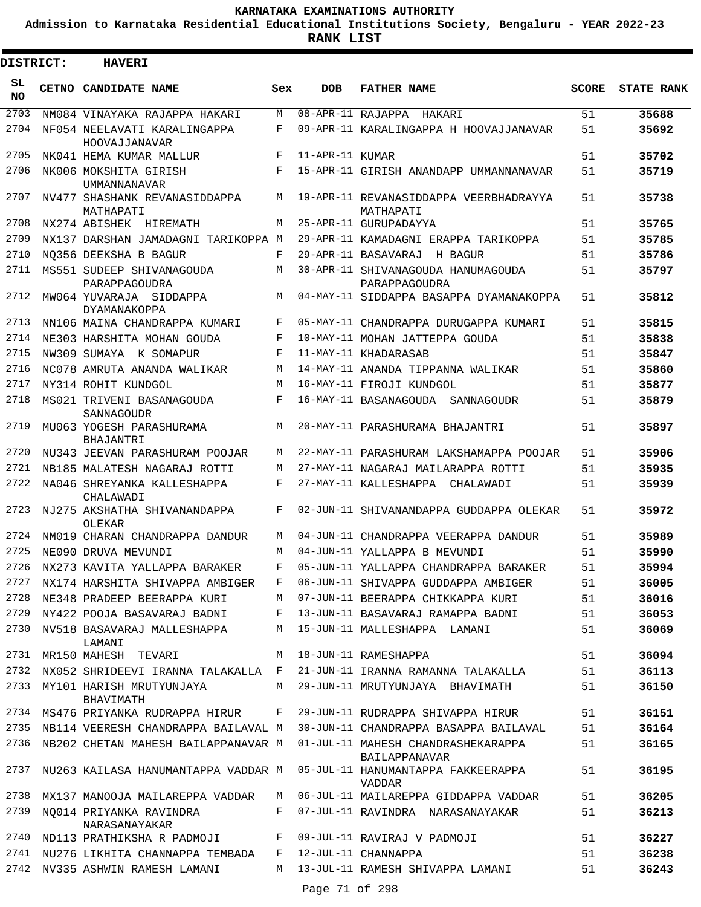# KARNATAKA EXAMINATIONS AUTHORITY

**Admission to Karnataka Residential Educational Institutions Society, Bengaluru - YEAR 2022-23**

**RANK LIST**

**DISTRICT: HAVERI**

| SL NO | CETNO | CANDIDATE NAME | Sex | DOB | FATHER NAME | SCORE | STATE RANK |
|---|---|---|---|---|---|---|---|
| 2703 | NM084 | VINAYAKA RAJAPPA HAKARI | M | 08-APR-11 | RAJAPPA HAKARI | 51 | **35688** |
| 2704 | NF054 | NEELAVATI KARALINGAPPA HOOVAJJANAVAR | F | 09-APR-11 | KARALINGAPPA H HOOVAJJANAVAR | 51 | **35692** |
| 2705 | NK041 | HEMA KUMAR MALLUR | F | 11-APR-11 | KUMAR | 51 | **35702** |
| 2706 | NK006 | MOKSHITA GIRISH UMMANNANAVAR | F | 15-APR-11 | GIRISH ANANDAPP UMMANNANAVAR | 51 | **35719** |
| 2707 | NV477 | SHASHANK REVANASIDDAPPA MATHAPATI | M | 19-APR-11 | REVANASIDDAPPA VEERBHADRAYYA MATHAPATI | 51 | **35738** |
| 2708 | NX274 | ABISHEK HIREMATH | M | 25-APR-11 | GURUPADAYYA | 51 | **35765** |
| 2709 | NX137 | DARSHAN JAMADAGNI TARIKOPPA | M | 29-APR-11 | KAMADAGNI ERAPPA TARIKOPPA | 51 | **35785** |
| 2710 | NQ356 | DEEKSHA B BAGUR | F | 29-APR-11 | BASAVARAJ H BAGUR | 51 | **35786** |
| 2711 | MS551 | SUDEEP SHIVANAGOUDA PARAPPAGOUDRA | M | 30-APR-11 | SHIVANAGOUDA HANUMAGOUDA PARAPPAGOUDRA | 51 | **35797** |
| 2712 | MW064 | YUVARAJA SIDDAPPA DYAMANAKOPPA | M | 04-MAY-11 | SIDDAPPA BASAPPA DYAMANAKOPPA | 51 | **35812** |
| 2713 | NN106 | MAINA CHANDRAPPA KUMARI | F | 05-MAY-11 | CHANDRAPPA DURUGAPPA KUMARI | 51 | **35815** |
| 2714 | NE303 | HARSHITA MOHAN GOUDA | F | 10-MAY-11 | MOHAN JATTEPPA GOUDA | 51 | **35838** |
| 2715 | NW309 | SUMAYA K SOMAPUR | F | 11-MAY-11 | KHADARASAB | 51 | **35847** |
| 2716 | NC078 | AMRUTA ANANDA WALIKAR | M | 14-MAY-11 | ANANDA TIPPANNA WALIKAR | 51 | **35860** |
| 2717 | NY314 | ROHIT KUNDGOL | M | 16-MAY-11 | FIROJI KUNDGOL | 51 | **35877** |
| 2718 | MS021 | TRIVENI BASANAGOUDA SANNAGOUDR | F | 16-MAY-11 | BASANAGOUDA SANNAGOUDR | 51 | **35879** |
| 2719 | MU063 | YOGESH PARASHURAMA BHAJANTRI | M | 20-MAY-11 | PARASHURAMA BHAJANTRI | 51 | **35897** |
| 2720 | NU343 | JEEVAN PARASHURAM POOJAR | M | 22-MAY-11 | PARASHURAM LAKSHAMAPPA POOJAR | 51 | **35906** |
| 2721 | NB185 | MALATESH NAGARAJ ROTTI | M | 27-MAY-11 | NAGARAJ MAILARAPPA ROTTI | 51 | **35935** |
| 2722 | NA046 | SHREYANKA KALLESHAPPA CHALAWADI | F | 27-MAY-11 | KALLESHAPPA CHALAWADI | 51 | **35939** |
| 2723 | NJ275 | AKSHATHA SHIVANANDAPPA OLEKAR | F | 02-JUN-11 | SHIVANANDAPPA GUDDAPPA OLEKAR | 51 | **35972** |
| 2724 | NM019 | CHARAN CHANDRAPPA DANDUR | M | 04-JUN-11 | CHANDRAPPA VEERAPPA DANDUR | 51 | **35989** |
| 2725 | NE090 | DRUVA MEVUNDI | M | 04-JUN-11 | YALLAPPA B MEVUNDI | 51 | **35990** |
| 2726 | NX273 | KAVITA YALLAPPA BARAKER | F | 05-JUN-11 | YALLAPPA CHANDRAPPA BARAKER | 51 | **35994** |
| 2727 | NX174 | HARSHITA SHIVAPPA AMBIGER | F | 06-JUN-11 | SHIVAPPA GUDDAPPA AMBIGER | 51 | **36005** |
| 2728 | NE348 | PRADEEP BEERAPPA KURI | M | 07-JUN-11 | BEERAPPA CHIKKAPPA KURI | 51 | **36016** |
| 2729 | NY422 | POOJA BASAVARAJ BADNI | F | 13-JUN-11 | BASAVARAJ RAMAPPA BADNI | 51 | **36053** |
| 2730 | NV518 | BASAVARAJ MALLESHAPPA LAMANI | M | 15-JUN-11 | MALLESHAPPA LAMANI | 51 | **36069** |
| 2731 | MR150 | MAHESH TEVARI | M | 18-JUN-11 | RAMESHAPPA | 51 | **36094** |
| 2732 | NX052 | SHRIDEEVI IRANNA TALAKALLA | F | 21-JUN-11 | IRANNA RAMANNA TALAKALLA | 51 | **36113** |
| 2733 | MY101 | HARISH MRUTYUNJAYA BHAVIMATH | M | 29-JUN-11 | MRUTYUNJAYA BHAVIMATH | 51 | **36150** |
| 2734 | MS476 | PRIYANKA RUDRAPPA HIRUR | F | 29-JUN-11 | RUDRAPPA SHIVAPPA HIRUR | 51 | **36151** |
| 2735 | NB114 | VEERESH CHANDRAPPA BAILAVAL | M | 30-JUN-11 | CHANDRAPPA BASAPPA BAILAVAL | 51 | **36164** |
| 2736 | NB202 | CHETAN MAHESH BAILAPPANAVAR | M | 01-JUL-11 | MAHESH CHANDRASHEKARAPPA BAILAPPANAVAR | 51 | **36165** |
| 2737 | NU263 | KAILASA HANUMANTAPPA VADDAR | M | 05-JUL-11 | HANUMANTAPPA FAKKEERAPPA VADDAR | 51 | **36195** |
| 2738 | MX137 | MANOOJA MAILAREPPA VADDAR | M | 06-JUL-11 | MAILAREPPA GIDDAPPA VADDAR | 51 | **36205** |
| 2739 | NQ014 | PRIYANKA RAVINDRA NARASANAYAKAR | F | 07-JUL-11 | RAVINDRA NARASANAYAKAR | 51 | **36213** |
| 2740 | ND113 | PRATHIKSHA R PADMOJI | F | 09-JUL-11 | RAVIRAJ V PADMOJI | 51 | **36227** |
| 2741 | NU276 | LIKHITA CHANNAPPA TEMBADA | F | 12-JUL-11 | CHANNAPPA | 51 | **36238** |
| 2742 | NV335 | ASHWIN RAMESH LAMANI | M | 13-JUL-11 | RAMESH SHIVAPPA LAMANI | 51 | **36243** |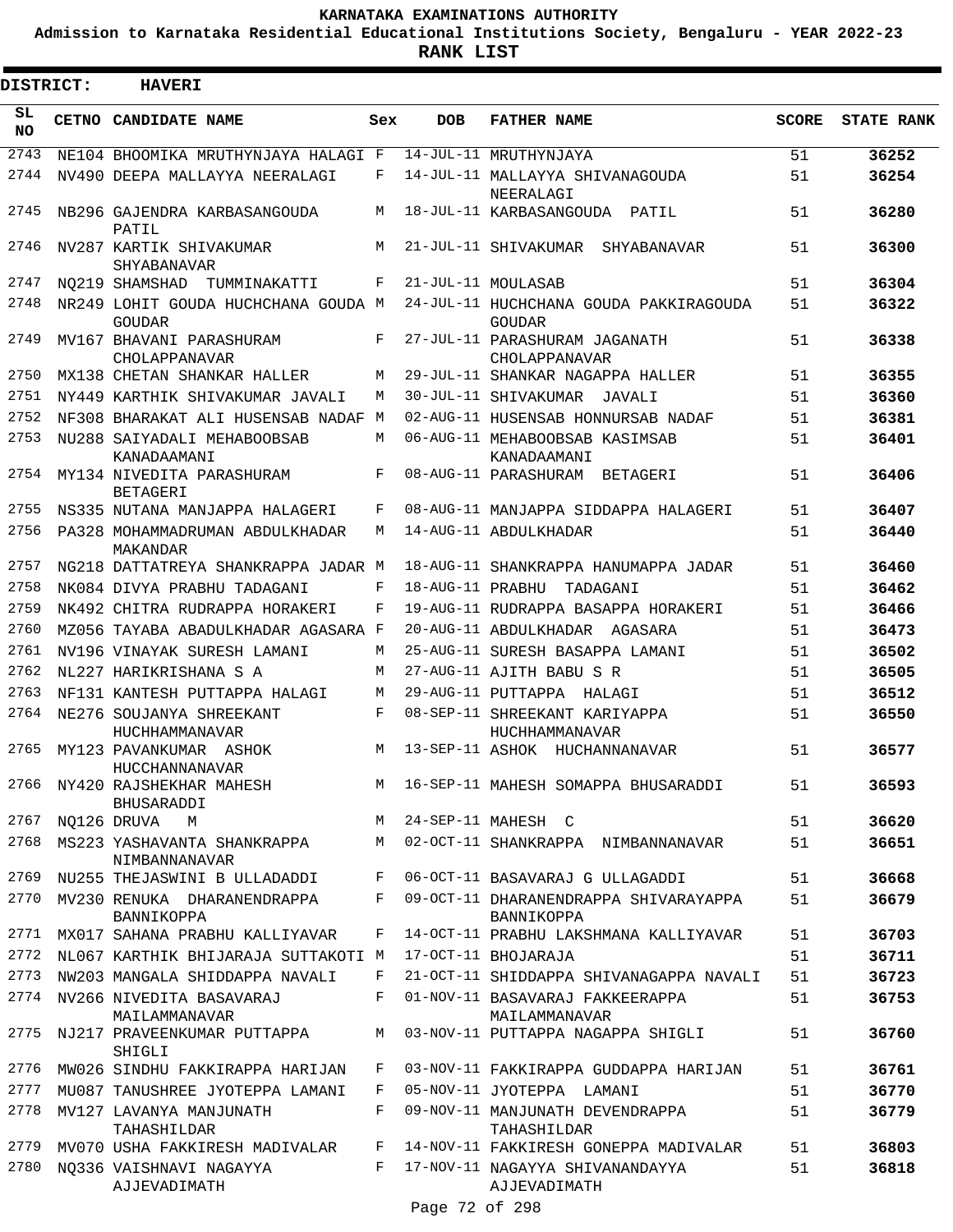# KARNATAKA EXAMINATIONS AUTHORITY

**Admission to Karnataka Residential Educational Institutions Society, Bengaluru - YEAR 2022-23**

**RANK LIST**

**DISTRICT: HAVERI**

| SL NO | CETNO | CANDIDATE NAME | Sex | DOB | FATHER NAME | SCORE | STATE RANK |
|---|---|---|---|---|---|---|---|
| 2743 | NE104 | BHOOMIKA MRUTHYNJAYA HALAGI | F | 14-JUL-11 | MRUTHYNJAYA | 51 | 36252 |
| 2744 | NV490 | DEEPA MALLAYYA NEERALAGI | F | 14-JUL-11 | MALLAYYA SHIVANAGOUDA NEERALAGI | 51 | 36254 |
| 2745 | NB296 | GAJENDRA KARBASANGOUDA PATIL | M | 18-JUL-11 | KARBASANGOUDA PATIL | 51 | 36280 |
| 2746 | NV287 | KARTIK SHIVAKUMAR SHYABANAVAR | M | 21-JUL-11 | SHIVAKUMAR SHYABANAVAR | 51 | 36300 |
| 2747 | NQ219 | SHAMSHAD TUMMINAKATTI | F | 21-JUL-11 | MOULASAB | 51 | 36304 |
| 2748 | NR249 | LOHIT GOUDA HUCHCHANA GOUDA GOUDAR | M | 24-JUL-11 | HUCHCHANA GOUDA PAKKIRAGOUDA GOUDAR | 51 | 36322 |
| 2749 | MV167 | BHAVANI PARASHURAM CHOLAPPANAVAR | F | 27-JUL-11 | PARASHURAM JAGANATH CHOLAPPANAVAR | 51 | 36338 |
| 2750 | MX138 | CHETAN SHANKAR HALLER | M | 29-JUL-11 | SHANKAR NAGAPPA HALLER | 51 | 36355 |
| 2751 | NY449 | KARTHIK SHIVAKUMAR JAVALI | M | 30-JUL-11 | SHIVAKUMAR JAVALI | 51 | 36360 |
| 2752 | NF308 | BHARAKAT ALI HUSENSAB NADAF | M | 02-AUG-11 | HUSENSAB HONNURSAB NADAF | 51 | 36381 |
| 2753 | NU288 | SAIYADALI MEHABOOBSAB KANADAAMANI | M | 06-AUG-11 | MEHABOOBSAB KASIMSAB KANADAAMANI | 51 | 36401 |
| 2754 | MY134 | NIVEDITA PARASHURAM BETAGERI | F | 08-AUG-11 | PARASHURAM BETAGERI | 51 | 36406 |
| 2755 | NS335 | NUTANA MANJAPPA HALAGERI | F | 08-AUG-11 | MANJAPPA SIDDAPPA HALAGERI | 51 | 36407 |
| 2756 | PA328 | MOHAMMADRUMAN ABDULKHADAR MAKANDAR | M | 14-AUG-11 | ABDULKHADAR | 51 | 36440 |
| 2757 | NG218 | DATTATREYA SHANKRAPPA JADAR | M | 18-AUG-11 | SHANKRAPPA HANUMAPPA JADAR | 51 | 36460 |
| 2758 | NK084 | DIVYA PRABHU TADAGANI | F | 18-AUG-11 | PRABHU TADAGANI | 51 | 36462 |
| 2759 | NK492 | CHITRA RUDRAPPA HORAKERI | F | 19-AUG-11 | RUDRAPPA BASAPPA HORAKERI | 51 | 36466 |
| 2760 | MZ056 | TAYABA ABADULKHADAR AGASARA | F | 20-AUG-11 | ABDULKHADAR AGASARA | 51 | 36473 |
| 2761 | NV196 | VINAYAK SURESH LAMANI | M | 25-AUG-11 | SURESH BASAPPA LAMANI | 51 | 36502 |
| 2762 | NL227 | HARIKRISHANA S A | M | 27-AUG-11 | AJITH BABU S R | 51 | 36505 |
| 2763 | NF131 | KANTESH PUTTAPPA HALAGI | M | 29-AUG-11 | PUTTAPPA HALAGI | 51 | 36512 |
| 2764 | NE276 | SOUJANYA SHREEKANT HUCHHAMMANAVAR | F | 08-SEP-11 | SHREEKANT KARIYAPPA HUCHHAMMANAVAR | 51 | 36550 |
| 2765 | MY123 | PAVANKUMAR ASHOK HUCCHANNANAVAR | M | 13-SEP-11 | ASHOK HUCHANNANAVAR | 51 | 36577 |
| 2766 | NY420 | RAJSHEKHAR MAHESH BHUSARADDI | M | 16-SEP-11 | MAHESH SOMAPPA BHUSARADDI | 51 | 36593 |
| 2767 | NQ126 | DRUVA M | M | 24-SEP-11 | MAHESH C | 51 | 36620 |
| 2768 | MS223 | YASHAVANTA SHANKRAPPA NIMBANNANAVAR | M | 02-OCT-11 | SHANKRAPPA NIMBANNANAVAR | 51 | 36651 |
| 2769 | NU255 | THEJASWINI B ULLADADDI | F | 06-OCT-11 | BASAVARAJ G ULLAGADDI | 51 | 36668 |
| 2770 | MV230 | RENUKA DHARANENDRAPPA BANNIKOPPA | F | 09-OCT-11 | DHARANENDRAPPA SHIVARAYAPPA BANNIKOPPA | 51 | 36679 |
| 2771 | MX017 | SAHANA PRABHU KALLIYAVAR | F | 14-OCT-11 | PRABHU LAKSHMANA KALLIYAVAR | 51 | 36703 |
| 2772 | NL067 | KARTHIK BHIJARAJA SUTTAKOTI | M | 17-OCT-11 | BHOJARAJA | 51 | 36711 |
| 2773 | NW203 | MANGALA SHIDDAPPA NAVALI | F | 21-OCT-11 | SHIDDAPPA SHIVANAGAPPA NAVALI | 51 | 36723 |
| 2774 | NV266 | NIVEDITA BASAVARAJ MAILAMMANAVAR | F | 01-NOV-11 | BASAVARAJ FAKKEERAPPA MAILAMMANAVAR | 51 | 36753 |
| 2775 | NJ217 | PRAVEENKUMAR PUTTAPPA SHIGLI | M | 03-NOV-11 | PUTTAPPA NAGAPPA SHIGLI | 51 | 36760 |
| 2776 | MW026 | SINDHU FAKKIRAPPA HARIJAN | F | 03-NOV-11 | FAKKIRAPPA GUDDAPPA HARIJAN | 51 | 36761 |
| 2777 | MU087 | TANUSHREE JYOTEPPA LAMANI | F | 05-NOV-11 | JYOTEPPA LAMANI | 51 | 36770 |
| 2778 | MV127 | LAVANYA MANJUNATH TAHASHILDAR | F | 09-NOV-11 | MANJUNATH DEVENDRAPPA TAHASHILDAR | 51 | 36779 |
| 2779 | MV070 | USHA FAKKIRESH MADIVALAR | F | 14-NOV-11 | FAKKIRESH GONEPPA MADIVALAR | 51 | 36803 |
| 2780 | NQ336 | VAISHNAVI NAGAYYA AJJEVADIMATH | F | 17-NOV-11 | NAGAYYA SHIVANANDAYYA AJJEVADIMATH | 51 | 36818 |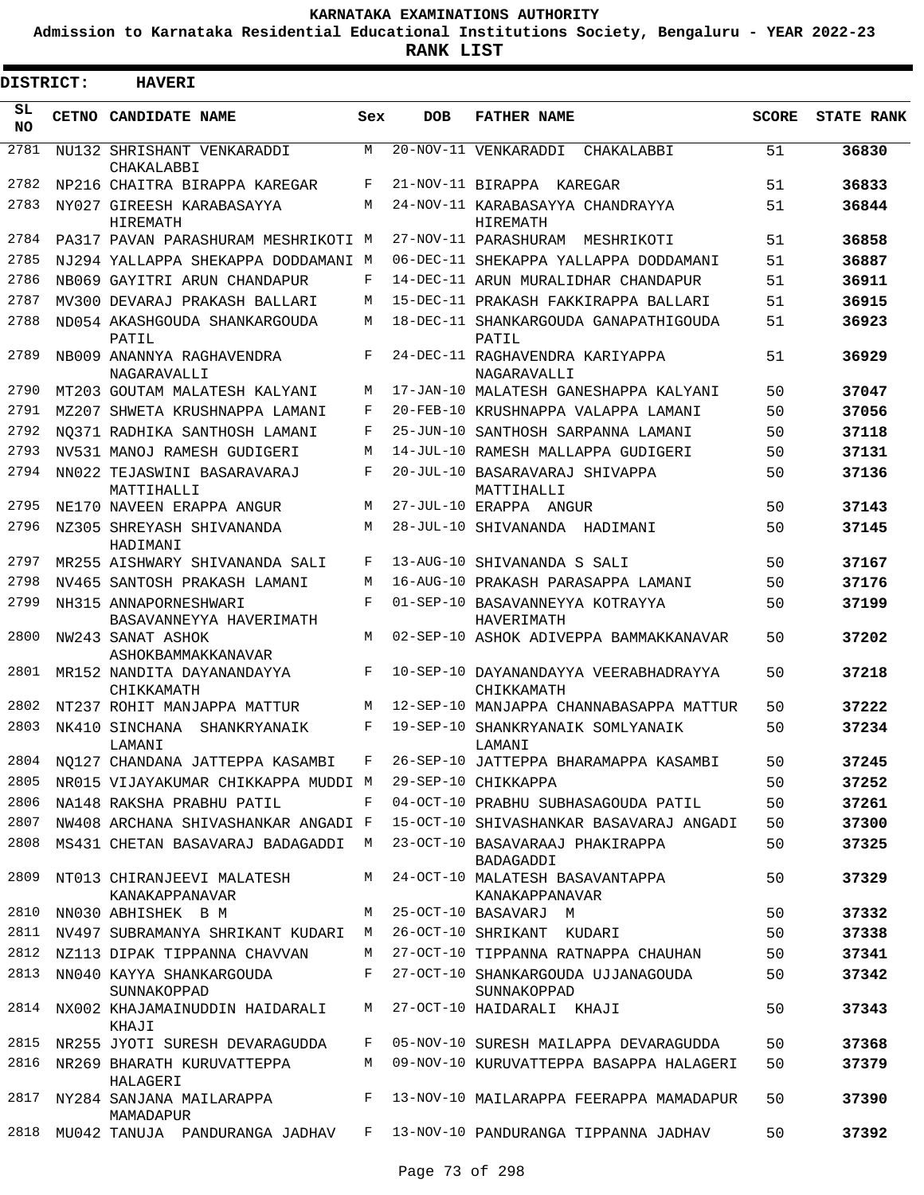KARNATAKA EXAMINATIONS AUTHORITY

Admission to Karnataka Residential Educational Institutions Society, Bengaluru - YEAR 2022-23

**RANK LIST**

**DISTRICT: HAVERI**

| SL NO | CETNO | CANDIDATE NAME | Sex | DOB | FATHER NAME | SCORE | STATE RANK |
|---|---|---|---|---|---|---|---|
| 2781 | NU132 | SHRISHANT VENKARADDI CHAKALABBI | M | 20-NOV-11 | VENKARADDI CHAKALABBI | 51 | 36830 |
| 2782 | NP216 | CHAITRA BIRAPPA KAREGAR | F | 21-NOV-11 | BIRAPPA KAREGAR | 51 | 36833 |
| 2783 | NY027 | GIREESH KARABASAYYA HIREMATH | M | 24-NOV-11 | KARABASAYYA CHANDRAYYA HIREMATH | 51 | 36844 |
| 2784 | PA317 | PAVAN PARASHURAM MESHRIKOTI | M | 27-NOV-11 | PARASHURAM MESHRIKOTI | 51 | 36858 |
| 2785 | NJ294 | YALLAPPA SHEKAPPA DODDAMANI | M | 06-DEC-11 | SHEKAPPA YALLAPPA DODDAMANI | 51 | 36887 |
| 2786 | NB069 | GAYITRI ARUN CHANDAPUR | F | 14-DEC-11 | ARUN MURALIDHAR CHANDAPUR | 51 | 36911 |
| 2787 | MV300 | DEVARAJ PRAKASH BALLARI | M | 15-DEC-11 | PRAKASH FAKKIRAPPA BALLARI | 51 | 36915 |
| 2788 | ND054 | AKASHGOUDA SHANKARGOUDA PATIL | M | 18-DEC-11 | SHANKARGOUDA GANAPATHIGOUDA PATIL | 51 | 36923 |
| 2789 | NB009 | ANANNYA RAGHAVENDRA NAGARAVALLI | F | 24-DEC-11 | RAGHAVENDRA KARIYAPPA NAGARAVALLI | 51 | 36929 |
| 2790 | MT203 | GOUTAM MALATESH KALYANI | M | 17-JAN-10 | MALATESH GANESHAPPA KALYANI | 50 | 37047 |
| 2791 | MZ207 | SHWETA KRUSHNAPPA LAMANI | F | 20-FEB-10 | KRUSHNAPPA VALAPPA LAMANI | 50 | 37056 |
| 2792 | NQ371 | RADHIKA SANTHOSH LAMANI | F | 25-JUN-10 | SANTHOSH SARPANNA LAMANI | 50 | 37118 |
| 2793 | NV531 | MANOJ RAMESH GUDIGERI | M | 14-JUL-10 | RAMESH MALLAPPA GUDIGERI | 50 | 37131 |
| 2794 | NN022 | TEJASWINI BASARAVARAJ MATTIHALLI | F | 20-JUL-10 | BASARAVARAJ SHIVAPPA MATTIHALLI | 50 | 37136 |
| 2795 | NE170 | NAVEEN ERAPPA ANGUR | M | 27-JUL-10 | ERAPPA ANGUR | 50 | 37143 |
| 2796 | NZ305 | SHREYASH SHIVANANDA HADIMANI | M | 28-JUL-10 | SHIVANANDA HADIMANI | 50 | 37145 |
| 2797 | MR255 | AISHWARY SHIVANANDA SALI | F | 13-AUG-10 | SHIVANANDA S SALI | 50 | 37167 |
| 2798 | NV465 | SANTOSH PRAKASH LAMANI | M | 16-AUG-10 | PRAKASH PARASAPPA LAMANI | 50 | 37176 |
| 2799 | NH315 | ANNAPORNESHWARI BASAVANNEYYA HAVERIMATH | F | 01-SEP-10 | BASAVANNEYYA KOTRAYYA HAVERIMATH | 50 | 37199 |
| 2800 | NW243 | SANAT ASHOK ASHOKBAMMAKKANAVAR | M | 02-SEP-10 | ASHOK ADIVEPPA BAMMAKKANAVAR | 50 | 37202 |
| 2801 | MR152 | NANDITA DAYANANDAYYA CHIKKAMATH | F | 10-SEP-10 | DAYANANDAYYA VEERABHADRAYYA CHIKKAMATH | 50 | 37218 |
| 2802 | NT237 | ROHIT MANJAPPA MATTUR | M | 12-SEP-10 | MANJAPPA CHANNABASAPPA MATTUR | 50 | 37222 |
| 2803 | NK410 | SINCHANA SHANKRYANAIK LAMANI | F | 19-SEP-10 | SHANKRYANAIK SOMLYANAIK LAMANI | 50 | 37234 |
| 2804 | NQ127 | CHANDANA JATTEPPA KASAMBI | F | 26-SEP-10 | JATTEPPA BHARAMAPPA KASAMBI | 50 | 37245 |
| 2805 | NR015 | VIJAYAKUMAR CHIKKAPPA MUDDI | M | 29-SEP-10 | CHIKKAPPA | 50 | 37252 |
| 2806 | NA148 | RAKSHA PRABHU PATIL | F | 04-OCT-10 | PRABHU SUBHASAGOUDA PATIL | 50 | 37261 |
| 2807 | NW408 | ARCHANA SHIVASHANKAR ANGADI | F | 15-OCT-10 | SHIVASHANKAR BASAVARAJ ANGADI | 50 | 37300 |
| 2808 | MS431 | CHETAN BASAVARAJ BADAGADDI | M | 23-OCT-10 | BASAVARAAJ PHAKIRAPPA BADAGADDI | 50 | 37325 |
| 2809 | NT013 | CHIRANJEEVI MALATESH KANAKAPPANAVAR | M | 24-OCT-10 | MALATESH BASAVANTAPPA KANAKAPPANAVAR | 50 | 37329 |
| 2810 | NN030 | ABHISHEK B M | M | 25-OCT-10 | BASAVARJ M | 50 | 37332 |
| 2811 | NV497 | SUBRAMANYA SHRIKANT KUDARI | M | 26-OCT-10 | SHRIKANT KUDARI | 50 | 37338 |
| 2812 | NZ113 | DIPAK TIPPANNA CHAVVAN | M | 27-OCT-10 | TIPPANNA RATNAPPA CHAUHAN | 50 | 37341 |
| 2813 | NN040 | KAYYA SHANKARGOUDA SUNNAKOPPAD | F | 27-OCT-10 | SHANKARGOUDA UJJANAGOUDA SUNNAKOPPAD | 50 | 37342 |
| 2814 | NX002 | KHAJAMAINUDDIN HAIDARALI KHAJI | M | 27-OCT-10 | HAIDARALI KHAJI | 50 | 37343 |
| 2815 | NR255 | JYOTI SURESH DEVARAGUDDA | F | 05-NOV-10 | SURESH MAILAPPA DEVARAGUDDA | 50 | 37368 |
| 2816 | NR269 | BHARATH KURUVATTEPPA HALAGERI | M | 09-NOV-10 | KURUVATTEPPA BASAPPA HALAGERI | 50 | 37379 |
| 2817 | NY284 | SANJANA MAILARAPPA MAMADAPUR | F | 13-NOV-10 | MAILARAPPA FEERAPPA MAMADAPUR | 50 | 37390 |
| 2818 | MU042 | TANUJA PANDURANGA JADHAV | F | 13-NOV-10 | PANDURANGA TIPPANNA JADHAV | 50 | 37392 |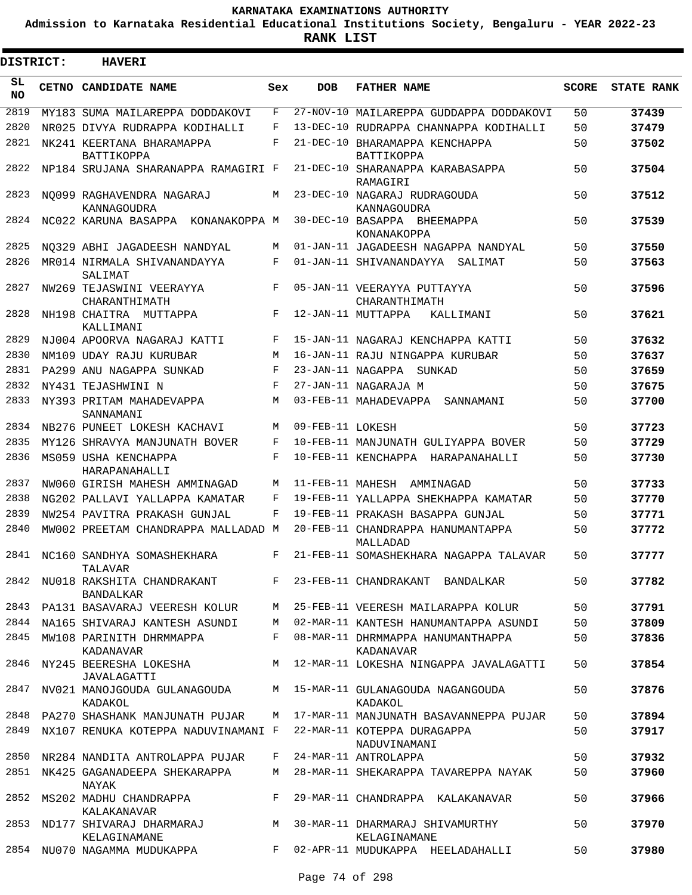**KARNATAKA EXAMINATIONS AUTHORITY**

**Admission to Karnataka Residential Educational Institutions Society, Bengaluru - YEAR 2022-23**

**RANK LIST**

**DISTRICT: HAVERI**

| SL NO | CETNO | CANDIDATE NAME | Sex | DOB | FATHER NAME | SCORE | STATE RANK |
|---|---|---|---|---|---|---|---|
| 2819 | MY183 | SUMA MAILAREPPA DODDAKOVI | F | 27-NOV-10 | MAILAREPPA GUDDAPPA DODDAKOVI | 50 | 37439 |
| 2820 | NR025 | DIVYA RUDRAPPA KODIHALLI | F | 13-DEC-10 | RUDRAPPA CHANNAPPA KODIHALLI | 50 | 37479 |
| 2821 | NK241 | KEERTANA BHARAMAPPA BATTIKOPPA | F | 21-DEC-10 | BHARAMAPPA KENCHAPPA BATTIKOPPA | 50 | 37502 |
| 2822 | NP184 | SRUJANA SHARANAPPA RAMAGIRI | F | 21-DEC-10 | SHARANAPPA KARABASAPPA RAMAGIRI | 50 | 37504 |
| 2823 | NQ099 | RAGHAVENDRA NAGARAJ KANNAGOUDRA | M | 23-DEC-10 | NAGARAJ RUDRAGOUDA KANNAGOUDRA | 50 | 37512 |
| 2824 | NC022 | KARUNA BASAPPA KONANAKOPPA | M | 30-DEC-10 | BASAPPA BHEEMAPPA KONANAKOPPA | 50 | 37539 |
| 2825 | NQ329 | ABHI JAGADEESH NANDYAL | M | 01-JAN-11 | JAGADEESH NAGAPPA NANDYAL | 50 | 37550 |
| 2826 | MR014 | NIRMALA SHIVANANDAYYA SALIMAT | F | 01-JAN-11 | SHIVANANDAYYA SALIMAT | 50 | 37563 |
| 2827 | NW269 | TEJASWINI VEERAYYA CHARANTHIMATH | F | 05-JAN-11 | VEERAYYA PUTTAYYA CHARANTHIMATH | 50 | 37596 |
| 2828 | NH198 | CHAITRA MUTTAPPA KALLIMANI | F | 12-JAN-11 | MUTTAPPA KALLIMANI | 50 | 37621 |
| 2829 | NJ004 | APOORVA NAGARAJ KATTI | F | 15-JAN-11 | NAGARAJ KENCHAPPA KATTI | 50 | 37632 |
| 2830 | NM109 | UDAY RAJU KURUBAR | M | 16-JAN-11 | RAJU NINGAPPA KURUBAR | 50 | 37637 |
| 2831 | PA299 | ANU NAGAPPA SUNKAD | F | 23-JAN-11 | NAGAPPA SUNKAD | 50 | 37659 |
| 2832 | NY431 | TEJASHWINI N | F | 27-JAN-11 | NAGARAJA M | 50 | 37675 |
| 2833 | NY393 | PRITAM MAHADEVAPPA SANNAMANI | M | 03-FEB-11 | MAHADEVAPPA SANNAMANI | 50 | 37700 |
| 2834 | NB276 | PUNEET LOKESH KACHAVI | M | 09-FEB-11 | LOKESH | 50 | 37723 |
| 2835 | MY126 | SHRAVYA MANJUNATH BOVER | F | 10-FEB-11 | MANJUNATH GULIYAPPA BOVER | 50 | 37729 |
| 2836 | MS059 | USHA KENCHAPPA HARAPANAHALLI | F | 10-FEB-11 | KENCHAPPA HARAPANAHALLI | 50 | 37730 |
| 2837 | NW060 | GIRISH MAHESH AMMINAGAD | M | 11-FEB-11 | MAHESH AMMINAGAD | 50 | 37733 |
| 2838 | NG202 | PALLAVI YALLAPPA KAMATAR | F | 19-FEB-11 | YALLAPPA SHEKHAPPA KAMATAR | 50 | 37770 |
| 2839 | NW254 | PAVITRA PRAKASH GUNJAL | F | 19-FEB-11 | PRAKASH BASAPPA GUNJAL | 50 | 37771 |
| 2840 | MW002 | PREETAM CHANDRAPPA MALLADAD | M | 20-FEB-11 | CHANDRAPPA HANUMANTAPPA MALLADAD | 50 | 37772 |
| 2841 | NC160 | SANDHYA SOMASHEKHARA TALAVAR | F | 21-FEB-11 | SOMASHEKHARA NAGAPPA TALAVAR | 50 | 37777 |
| 2842 | NU018 | RAKSHITA CHANDRAKANT BANDALKAR | F | 23-FEB-11 | CHANDRAKANT BANDALKAR | 50 | 37782 |
| 2843 | PA131 | BASAVARAJ VEERESH KOLUR | M | 25-FEB-11 | VEERESH MAILARAPPA KOLUR | 50 | 37791 |
| 2844 | NA165 | SHIVARAJ KANTESH ASUNDI | M | 02-MAR-11 | KANTESH HANUMANTAPPA ASUNDI | 50 | 37809 |
| 2845 | MW108 | PARINITH DHRMMAPPA KADANAVAR | F | 08-MAR-11 | DHRMMAPPA HANUMANTHAPPA KADANAVAR | 50 | 37836 |
| 2846 | NY245 | BEERESHA LOKESHA JAVALAGATTI | M | 12-MAR-11 | LOKESHA NINGAPPA JAVALAGATTI | 50 | 37854 |
| 2847 | NV021 | MANOJGOUDA GULANAGOUDA KADAKOL | M | 15-MAR-11 | GULANAGOUDA NAGANGOUDA KADAKOL | 50 | 37876 |
| 2848 | PA270 | SHASHANK MANJUNATH PUJAR | M | 17-MAR-11 | MANJUNATH BASAVANNEPPA PUJAR | 50 | 37894 |
| 2849 | NX107 | RENUKA KOTEPPA NADUVINAMANI | F | 22-MAR-11 | KOTEPPA DURAGAPPA NADUVINAMANI | 50 | 37917 |
| 2850 | NR284 | NANDITA ANTROLAPPA PUJAR | F | 24-MAR-11 | ANTROLAPPA | 50 | 37932 |
| 2851 | NK425 | GAGANADEEPA SHEKARAPPA NAYAK | M | 28-MAR-11 | SHEKARAPPA TAVAREPPA NAYAK | 50 | 37960 |
| 2852 | MS202 | MADHU CHANDRAPPA KALAKANAVAR | F | 29-MAR-11 | CHANDRAPPA KALAKANAVAR | 50 | 37966 |
| 2853 | ND177 | SHIVARAJ DHARMARAJ KELAGINAMANE | M | 30-MAR-11 | DHARMARAJ SHIVAMURTHY KELAGINAMANE | 50 | 37970 |
| 2854 | NU070 | NAGAMMA MUDUKAPPA | F | 02-APR-11 | MUDUKAPPA HEELADAHALLI | 50 | 37980 |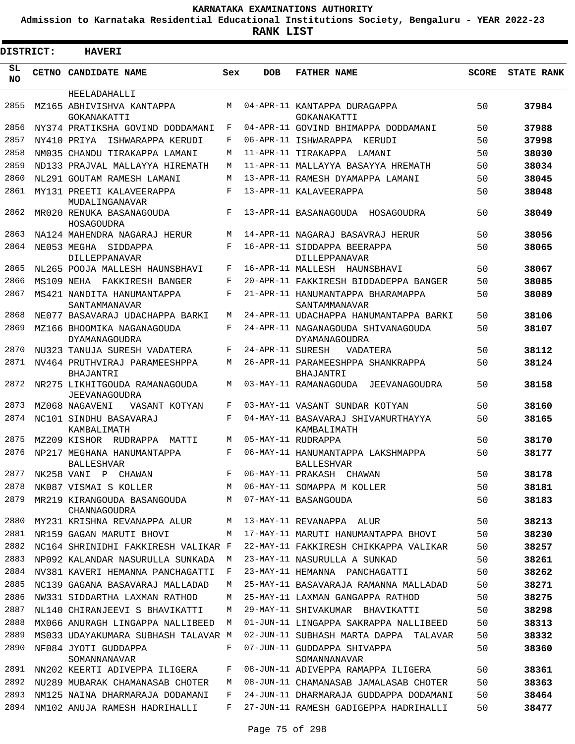# KARNATAKA EXAMINATIONS AUTHORITY

**Admission to Karnataka Residential Educational Institutions Society, Bengaluru - YEAR 2022-23**

**RANK LIST**

**DISTRICT: HAVERI**

| SL NO | CETNO | CANDIDATE NAME | Sex | DOB | FATHER NAME | SCORE | STATE RANK |
|---|---|---|---|---|---|---|---|
| | | HEELADAHALLI | | | | | |
| 2855 | MZ165 | ABHIVISHVA KANTAPPA GOKANAKATTI | M | 04-APR-11 | KANTAPPA DURAGAPPA GOKANAKATTI | 50 | **37984** |
| 2856 | NY374 | PRATIKSHA GOVIND DODDAMANI | F | 04-APR-11 | GOVIND BHIMAPPA DODDAMANI | 50 | **37988** |
| 2857 | NY410 | PRIYA ISHWARAPPA KERUDI | F | 06-APR-11 | ISHWARAPPA KERUDI | 50 | **37998** |
| 2858 | NM035 | CHANDU TIRAKAPPA LAMANI | M | 11-APR-11 | TIRAKAPPA LAMANI | 50 | **38030** |
| 2859 | ND133 | PRAJVAL MALLAYYA HIREMATH | M | 11-APR-11 | MALLAYYA BASAYYA HREMATH | 50 | **38034** |
| 2860 | NL291 | GOUTAM RAMESH LAMANI | M | 13-APR-11 | RAMESH DYAMAPPA LAMANI | 50 | **38045** |
| 2861 | MY131 | PREETI KALAVEERAPPA MUDALINGANAVAR | F | 13-APR-11 | KALAVEERAPPA | 50 | **38048** |
| 2862 | MR020 | RENUKA BASANAGOUDA HOSAGOUDRA | F | 13-APR-11 | BASANAGOUDA HOSAGOUDRA | 50 | **38049** |
| 2863 | NA124 | MAHENDRA NAGARAJ HERUR | M | 14-APR-11 | NAGARAJ BASAVRAJ HERUR | 50 | **38056** |
| 2864 | NE053 | MEGHA SIDDAPPA DILLEPPANAVAR | F | 16-APR-11 | SIDDAPPA BEERAPPA DILLEPPANAVAR | 50 | **38065** |
| 2865 | NL265 | POOJA MALLESH HAUNSBHAVI | F | 16-APR-11 | MALLESH HAUNSBHAVI | 50 | **38067** |
| 2866 | MS109 | NEHA FAKKIRESH BANGER | F | 20-APR-11 | FAKKIRESH BIDDADEPPA BANGER | 50 | **38085** |
| 2867 | MS421 | NANDITA HANUMANTAPPA SANTAMMANAVAR | F | 21-APR-11 | HANUMANTAPPA BHARAMAPPA SANTAMMANAVAR | 50 | **38089** |
| 2868 | NE077 | BASAVARAJ UDACHAPPA BARKI | M | 24-APR-11 | UDACHAPPA HANUMANTAPPA BARKI | 50 | **38106** |
| 2869 | MZ166 | BHOOMIKA NAGANAGOUDA DYAMANAGOUDRA | F | 24-APR-11 | NAGANAGOUDA SHIVANAGOUDA DYAMANAGOUDRA | 50 | **38107** |
| 2870 | NU323 | TANUJA SURESH VADATERA | F | 24-APR-11 | SURESH VADATERA | 50 | **38112** |
| 2871 | NV464 | PRUTHVIRAJ PARAMEESHPPA BHAJANTRI | M | 26-APR-11 | PARAMEESHPPA SHANKRAPPA BHAJANTRI | 50 | **38124** |
| 2872 | NR275 | LIKHITGOUDA RAMANAGOUDA JEEVANAGOUDRA | M | 03-MAY-11 | RAMANAGOUDA JEEVANAGOUDRA | 50 | **38158** |
| 2873 | MZ068 | NAGAVENI VASANT KOTYAN | F | 03-MAY-11 | VASANT SUNDAR KOTYAN | 50 | **38160** |
| 2874 | NC101 | SINDHU BASAVARAJ KAMBALIMATH | F | 04-MAY-11 | BASAVARAJ SHIVAMURTHAYYA KAMBALIMATH | 50 | **38165** |
| 2875 | MZ209 | KISHOR RUDRAPPA MATTI | M | 05-MAY-11 | RUDRAPPA | 50 | **38170** |
| 2876 | NP217 | MEGHANA HANUMANTAPPA BALLESHVAR | F | 06-MAY-11 | HANUMANTAPPA LAKSHMAPPA BALLESHVAR | 50 | **38177** |
| 2877 | NK258 | VANI P CHAWAN | F | 06-MAY-11 | PRAKASH CHAWAN | 50 | **38178** |
| 2878 | NK087 | VISMAI S KOLLER | M | 06-MAY-11 | SOMAPPA M KOLLER | 50 | **38181** |
| 2879 | MR219 | KIRANGOUDA BASANGOUDA CHANNAGOUDRA | M | 07-MAY-11 | BASANGOUDA | 50 | **38183** |
| 2880 | MY231 | KRISHNA REVANAPPA ALUR | M | 13-MAY-11 | REVANAPPA ALUR | 50 | **38213** |
| 2881 | NR159 | GAGAN MARUTI BHOVI | M | 17-MAY-11 | MARUTI HANUMANTAPPA BHOVI | 50 | **38230** |
| 2882 | NC164 | SHRINIDHI FAKKIRESH VALIKAR | F | 22-MAY-11 | FAKKIRESH CHIKKAPPA VALIKAR | 50 | **38257** |
| 2883 | NP092 | KALANDAR NASURULLA SUNKADA | M | 23-MAY-11 | NASURULLA A SUNKAD | 50 | **38261** |
| 2884 | NV381 | KAVERI HEMANNA PANCHAGATTI | F | 23-MAY-11 | HEMANNA PANCHAGATTI | 50 | **38262** |
| 2885 | NC139 | GAGANA BASAVARAJ MALLADAD | M | 25-MAY-11 | BASAVARAJA RAMANNA MALLADAD | 50 | **38271** |
| 2886 | NW331 | SIDDARTHA LAXMAN RATHOD | M | 25-MAY-11 | LAXMAN GANGAPPA RATHOD | 50 | **38275** |
| 2887 | NL140 | CHIRANJEEVI S BHAVIKATTI | M | 29-MAY-11 | SHIVAKUMAR BHAVIKATTI | 50 | **38298** |
| 2888 | MX066 | ANURAGH LINGAPPA NALLIBEED | M | 01-JUN-11 | LINGAPPA SAKRAPPA NALLIBEED | 50 | **38313** |
| 2889 | MS033 | UDAYAKUMARA SUBHASH TALAVAR | M | 02-JUN-11 | SUBHASH MARTA DAPPA TALAVAR | 50 | **38332** |
| 2890 | NF084 | JYOTI GUDDAPPA SOMANNANAVAR | F | 07-JUN-11 | GUDDAPPA SHIVAPPA SOMANNANAVAR | 50 | **38360** |
| 2891 | NN202 | KEERTI ADIVEPPA ILIGERA | F | 08-JUN-11 | ADIVEPPA RAMAPPA ILIGERA | 50 | **38361** |
| 2892 | NU289 | MUBARAK CHAMANASAB CHOTER | M | 08-JUN-11 | CHAMANASAB JAMALASAB CHOTER | 50 | **38363** |
| 2893 | NM125 | NAINA DHARMARAJA DODAMANI | F | 24-JUN-11 | DHARMARAJA GUDDAPPA DODAMANI | 50 | **38464** |
| 2894 | NM102 | ANUJA RAMESH HADRIHALLI | F | 27-JUN-11 | RAMESH GADIGEPPA HADRIHALLI | 50 | **38477** |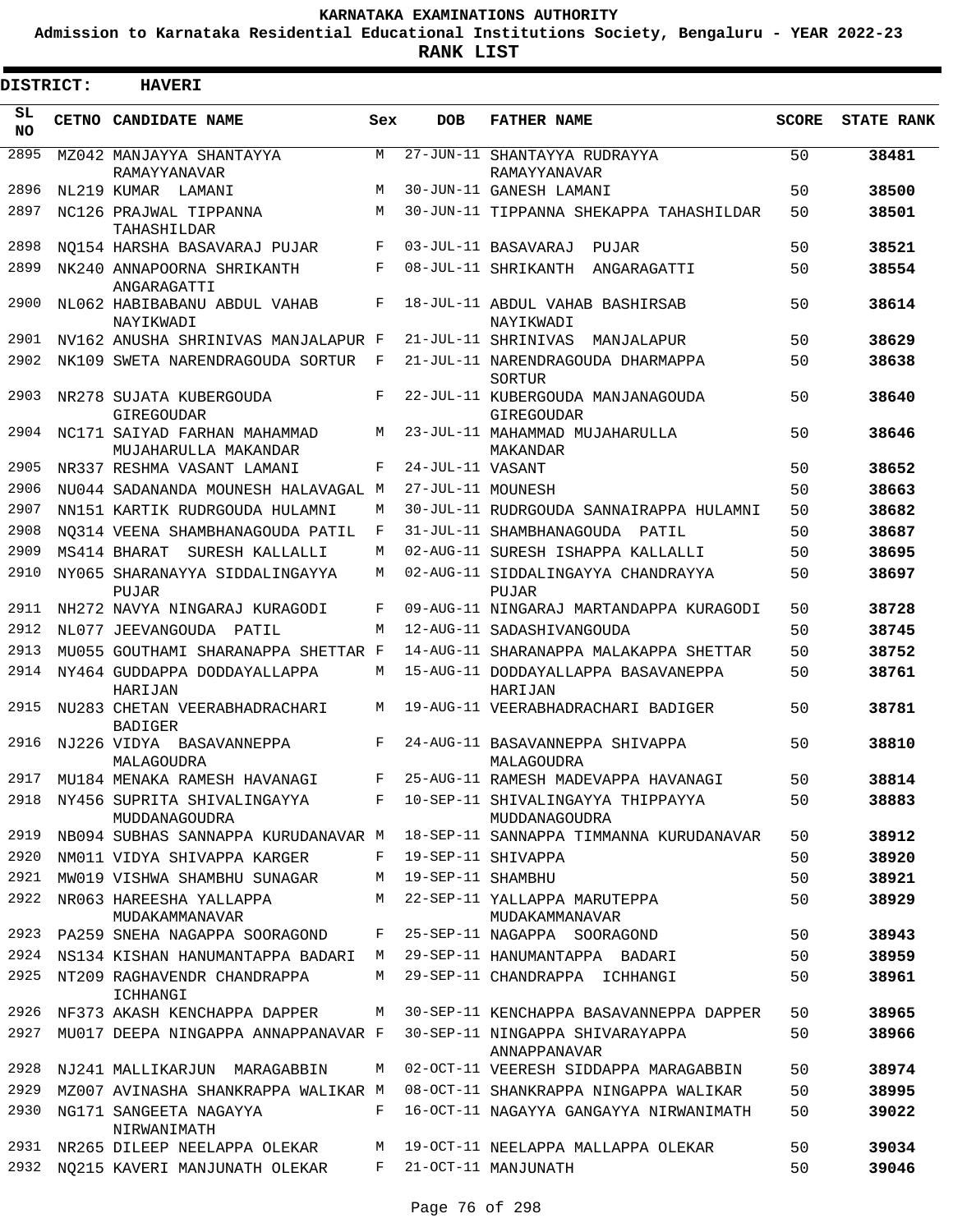# KARNATAKA EXAMINATIONS AUTHORITY

**Admission to Karnataka Residential Educational Institutions Society, Bengaluru - YEAR 2022-23**

**RANK LIST**

**DISTRICT: HAVERI**

| SL NO | CETNO | CANDIDATE NAME | Sex | DOB | FATHER NAME | SCORE | STATE RANK |
|---|---|---|---|---|---|---|---|
| 2895 | MZ042 | MANJAYYA SHANTAYYA RAMAYYANAVAR | M | 27-JUN-11 | SHANTAYYA RUDRAYYA RAMAYYANAVAR | 50 | **38481** |
| 2896 | NL219 | KUMAR LAMANI | M | 30-JUN-11 | GANESH LAMANI | 50 | **38500** |
| 2897 | NC126 | PRAJWAL TIPPANNA TAHASHILDAR | M | 30-JUN-11 | TIPPANNA SHEKAPPA TAHASHILDAR | 50 | **38501** |
| 2898 | NQ154 | HARSHA BASAVARAJ PUJAR | F | 03-JUL-11 | BASAVARAJ PUJAR | 50 | **38521** |
| 2899 | NK240 | ANNAPOORNA SHRIKANTH ANGARAGATTI | F | 08-JUL-11 | SHRIKANTH ANGARAGATTI | 50 | **38554** |
| 2900 | NL062 | HABIBABANU ABDUL VAHAB NAYIKWADI | F | 18-JUL-11 | ABDUL VAHAB BASHIRSAB NAYIKWADI | 50 | **38614** |
| 2901 | NV162 | ANUSHA SHRINIVAS MANJALAPUR | F | 21-JUL-11 | SHRINIVAS MANJALAPUR | 50 | **38629** |
| 2902 | NK109 | SWETA NARENDRAGOUDA SORTUR | F | 21-JUL-11 | NARENDRAGOUDA DHARMAPPA SORTUR | 50 | **38638** |
| 2903 | NR278 | SUJATA KUBERGOUDA GIREGOUDAR | F | 22-JUL-11 | KUBERGOUDA MANJANAGOUDA GIREGOUDAR | 50 | **38640** |
| 2904 | NC171 | SAIYAD FARHAN MAHAMMAD MUJAHARULLA MAKANDAR | M | 23-JUL-11 | MAHAMMAD MUJAHARULLA MAKANDAR | 50 | **38646** |
| 2905 | NR337 | RESHMA VASANT LAMANI | F | 24-JUL-11 | VASANT | 50 | **38652** |
| 2906 | NU044 | SADANANDA MOUNESH HALAVAGAL | M | 27-JUL-11 | MOUNESH | 50 | **38663** |
| 2907 | NN151 | KARTIK RUDRGOUDA HULAMNI | M | 30-JUL-11 | RUDRGOUDA SANNAIRAPPA HULAMNI | 50 | **38682** |
| 2908 | NQ314 | VEENA SHAMBHANAGOUDA PATIL | F | 31-JUL-11 | SHAMBHANAGOUDA PATIL | 50 | **38687** |
| 2909 | MS414 | BHARAT SURESH KALLALLI | M | 02-AUG-11 | SURESH ISHAPPA KALLALLI | 50 | **38695** |
| 2910 | NY065 | SHARANAYYA SIDDALINGAYYA PUJAR | M | 02-AUG-11 | SIDDALINGAYYA CHANDRAYYA PUJAR | 50 | **38697** |
| 2911 | NH272 | NAVYA NINGARAJ KURAGODI | F | 09-AUG-11 | NINGARAJ MARTANDAPPA KURAGODI | 50 | **38728** |
| 2912 | NL077 | JEEVANGOUDA PATIL | M | 12-AUG-11 | SADASHIVANGOUDA | 50 | **38745** |
| 2913 | MU055 | GOUTHAMI SHARANAPPA SHETTAR | F | 14-AUG-11 | SHARANAPPA MALAKAPPA SHETTAR | 50 | **38752** |
| 2914 | NY464 | GUDDAPPA DODDAYALLAPPA HARIJAN | M | 15-AUG-11 | DODDAYALLAPPA BASAVANEPPA HARIJAN | 50 | **38761** |
| 2915 | NU283 | CHETAN VEERABHADRACHARI BADIGER | M | 19-AUG-11 | VEERABHADRACHARI BADIGER | 50 | **38781** |
| 2916 | NJ226 | VIDYA BASAVANNEPPA MALAGOUDRA | F | 24-AUG-11 | BASAVANNEPPA SHIVAPPA MALAGOUDRA | 50 | **38810** |
| 2917 | MU184 | MENAKA RAMESH HAVANAGI | F | 25-AUG-11 | RAMESH MADEVAPPA HAVANAGI | 50 | **38814** |
| 2918 | NY456 | SUPRITA SHIVALINGAYYA MUDDANAGOUDRA | F | 10-SEP-11 | SHIVALINGAYYA THIPPAYYA MUDDANAGOUDRA | 50 | **38883** |
| 2919 | NB094 | SUBHAS SANNAPPA KURUDANAVAR | M | 18-SEP-11 | SANNAPPA TIMMANNA KURUDANAVAR | 50 | **38912** |
| 2920 | NM011 | VIDYA SHIVAPPA KARGER | F | 19-SEP-11 | SHIVAPPA | 50 | **38920** |
| 2921 | MW019 | VISHWA SHAMBHU SUNAGAR | M | 19-SEP-11 | SHAMBHU | 50 | **38921** |
| 2922 | NR063 | HAREESHA YALLAPPA MUDAKAMMANAVAR | M | 22-SEP-11 | YALLAPPA MARUTEPPA MUDAKAMMANAVAR | 50 | **38929** |
| 2923 | PA259 | SNEHA NAGAPPA SOORAGOND | F | 25-SEP-11 | NAGAPPA SOORAGOND | 50 | **38943** |
| 2924 | NS134 | KISHAN HANUMANTAPPA BADARI | M | 29-SEP-11 | HANUMANTAPPA BADARI | 50 | **38959** |
| 2925 | NT209 | RAGHAVENDR CHANDRAPPA ICHHANGI | M | 29-SEP-11 | CHANDRAPPA ICHHANGI | 50 | **38961** |
| 2926 | NF373 | AKASH KENCHAPPA DAPPER | M | 30-SEP-11 | KENCHAPPA BASAVANNEPPA DAPPER | 50 | **38965** |
| 2927 | MU017 | DEEPA NINGAPPA ANNAPPANAVAR | F | 30-SEP-11 | NINGAPPA SHIVARAYAPPA ANNAPPANAVAR | 50 | **38966** |
| 2928 | NJ241 | MALLIKARJUN MARAGABBIN | M | 02-OCT-11 | VEERESH SIDDAPPA MARAGABBIN | 50 | **38974** |
| 2929 | MZ007 | AVINASHA SHANKRAPPA WALIKAR | M | 08-OCT-11 | SHANKRAPPA NINGAPPA WALIKAR | 50 | **38995** |
| 2930 | NG171 | SANGEETA NAGAYYA NIRWANIMATH | F | 16-OCT-11 | NAGAYYA GANGAYYA NIRWANIMATH | 50 | **39022** |
| 2931 | NR265 | DILEEP NEELAPPA OLEKAR | M | 19-OCT-11 | NEELAPPA MALLAPPA OLEKAR | 50 | **39034** |
| 2932 | NQ215 | KAVERI MANJUNATH OLEKAR | F | 21-OCT-11 | MANJUNATH | 50 | **39046** |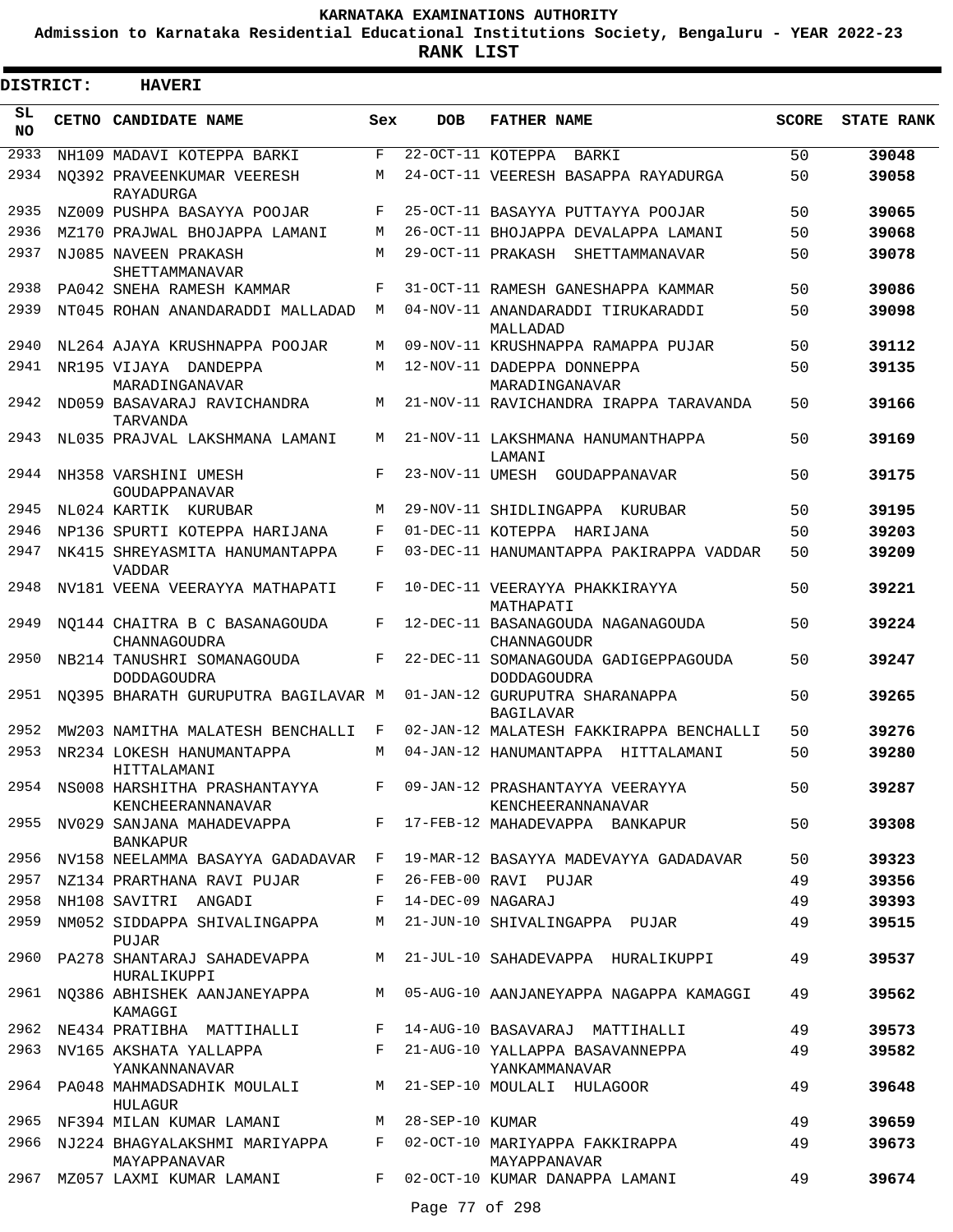# KARNATAKA EXAMINATIONS AUTHORITY

**Admission to Karnataka Residential Educational Institutions Society, Bengaluru - YEAR 2022-23**

**RANK LIST**

**DISTRICT: HAVERI**

| SL NO | CETNO | CANDIDATE NAME | Sex | DOB | FATHER NAME | SCORE | STATE RANK |
|---|---|---|---|---|---|---|---|
| 2933 | NH109 | MADAVI KOTEPPA BARKI | F | 22-OCT-11 | KOTEPPA BARKI | 50 | **39048** |
| 2934 | NQ392 | PRAVEENKUMAR VEERESH RAYADURGA | M | 24-OCT-11 | VEERESH BASAPPA RAYADURGA | 50 | **39058** |
| 2935 | NZ009 | PUSHPA BASAYYA POOJAR | F | 25-OCT-11 | BASAYYA PUTTAYYA POOJAR | 50 | **39065** |
| 2936 | MZ170 | PRAJWAL BHOJAPPA LAMANI | M | 26-OCT-11 | BHOJAPPA DEVALAPPA LAMANI | 50 | **39068** |
| 2937 | NJ085 | NAVEEN PRAKASH SHETTAMMANAVAR | M | 29-OCT-11 | PRAKASH SHETTAMMANAVAR | 50 | **39078** |
| 2938 | PA042 | SNEHA RAMESH KAMMAR | F | 31-OCT-11 | RAMESH GANESHAPPA KAMMAR | 50 | **39086** |
| 2939 | NT045 | ROHAN ANANDARADDI MALLADAD | M | 04-NOV-11 | ANANDARADDI TIRUKARADDI MALLADAD | 50 | **39098** |
| 2940 | NL264 | AJAYA KRUSHNAPPA POOJAR | M | 09-NOV-11 | KRUSHNAPPA RAMAPPA PUJAR | 50 | **39112** |
| 2941 | NR195 | VIJAYA DANDEPPA MARADINGANAVAR | M | 12-NOV-11 | DADEPPA DONNEPPA MARADINGANAVAR | 50 | **39135** |
| 2942 | ND059 | BASAVARAJ RAVICHANDRA TARVANDA | M | 21-NOV-11 | RAVICHANDRA IRAPPA TARAVANDA | 50 | **39166** |
| 2943 | NL035 | PRAJVAL LAKSHMANA LAMANI | M | 21-NOV-11 | LAKSHMANA HANUMANTHAPPA LAMANI | 50 | **39169** |
| 2944 | NH358 | VARSHINI UMESH GOUDAPPANAVAR | F | 23-NOV-11 | UMESH GOUDAPPANAVAR | 50 | **39175** |
| 2945 | NL024 | KARTIK KURUBAR | M | 29-NOV-11 | SHIDLINGAPPA KURUBAR | 50 | **39195** |
| 2946 | NP136 | SPURTI KOTEPPA HARIJANA | F | 01-DEC-11 | KOTEPPA HARIJANA | 50 | **39203** |
| 2947 | NK415 | SHREYASMITA HANUMANTAPPA VADDAR | F | 03-DEC-11 | HANUMANTAPPA PAKIRAPPA VADDAR | 50 | **39209** |
| 2948 | NV181 | VEENA VEERAYYA MATHAPATI | F | 10-DEC-11 | VEERAYYA PHAKKIRAYYA MATHAPATI | 50 | **39221** |
| 2949 | NQ144 | CHAITRA B C BASANAGOUDA CHANNAGOUDRA | F | 12-DEC-11 | BASANAGOUDA NAGANAGOUDA CHANNAGOUDR | 50 | **39224** |
| 2950 | NB214 | TANUSHRI SOMANAGOUDA DODDAGOUDRA | F | 22-DEC-11 | SOMANAGOUDA GADIGEPPAGOUDA DODDAGOUDRA | 50 | **39247** |
| 2951 | NQ395 | BHARATH GURUPUTRA BAGILAVAR | M | 01-JAN-12 | GURUPUTRA SHARANAPPA BAGILAVAR | 50 | **39265** |
| 2952 | MW203 | NAMITHA MALATESH BENCHALLI | F | 02-JAN-12 | MALATESH FAKKIRAPPA BENCHALLI | 50 | **39276** |
| 2953 | NR234 | LOKESH HANUMANTAPPA HITTALAMANI | M | 04-JAN-12 | HANUMANTAPPA HITTALAMANI | 50 | **39280** |
| 2954 | NS008 | HARSHITHA PRASHANTAYYA KENCHEERANNANAVAR | F | 09-JAN-12 | PRASHANTAYYA VEERAYYA KENCHEERANNANAVAR | 50 | **39287** |
| 2955 | NV029 | SANJANA MAHADEVAPPA BANKAPUR | F | 17-FEB-12 | MAHADEVAPPA BANKAPUR | 50 | **39308** |
| 2956 | NV158 | NEELAMMA BASAYYA GADADAVAR | F | 19-MAR-12 | BASAYYA MADEVAYYA GADADAVAR | 50 | **39323** |
| 2957 | NZ134 | PRARTHANA RAVI PUJAR | F | 26-FEB-00 | RAVI PUJAR | 49 | **39356** |
| 2958 | NH108 | SAVITRI ANGADI | F | 14-DEC-09 | NAGARAJ | 49 | **39393** |
| 2959 | NM052 | SIDDAPPA SHIVALINGAPPA PUJAR | M | 21-JUN-10 | SHIVALINGAPPA PUJAR | 49 | **39515** |
| 2960 | PA278 | SHANTARAJ SAHADEVAPPA HURALIKUPPI | M | 21-JUL-10 | SAHADEVAPPA HURALIKUPPI | 49 | **39537** |
| 2961 | NQ386 | ABHISHEK AANJANEYAPPA KAMAGGI | M | 05-AUG-10 | AANJANEYAPPA NAGAPPA KAMAGGI | 49 | **39562** |
| 2962 | NE434 | PRATIBHA MATTIHALLI | F | 14-AUG-10 | BASAVARAJ MATTIHALLI | 49 | **39573** |
| 2963 | NV165 | AKSHATA YALLAPPA YANKANNANAVAR | F | 21-AUG-10 | YALLAPPA BASAVANNEPPA YANKAMMANAVAR | 49 | **39582** |
| 2964 | PA048 | MAHMADSADHIK MOULALI HULAGUR | M | 21-SEP-10 | MOULALI HULAGOOR | 49 | **39648** |
| 2965 | NF394 | MILAN KUMAR LAMANI | M | 28-SEP-10 | KUMAR | 49 | **39659** |
| 2966 | NJ224 | BHAGYALAKSHMI MARIYAPPA MAYAPPANAVAR | F | 02-OCT-10 | MARIYAPPA FAKKIRAPPA MAYAPPANAVAR | 49 | **39673** |
| 2967 | MZ057 | LAXMI KUMAR LAMANI | F | 02-OCT-10 | KUMAR DANAPPA LAMANI | 49 | **39674** |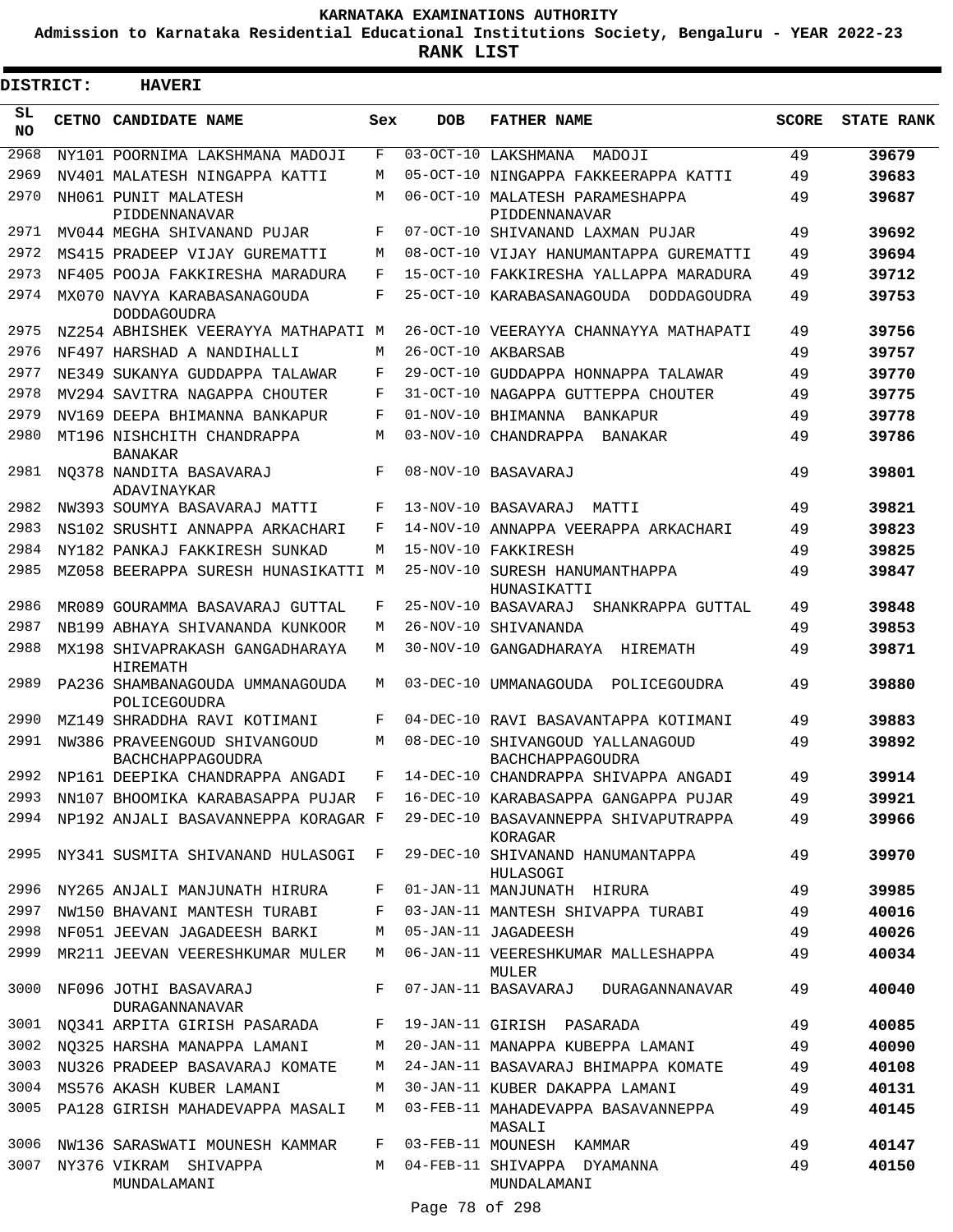# KARNATAKA EXAMINATIONS AUTHORITY

**Admission to Karnataka Residential Educational Institutions Society, Bengaluru - YEAR 2022-23**

**RANK LIST**

**DISTRICT: HAVERI**

| SL NO | CETNO | CANDIDATE NAME | Sex | DOB | FATHER NAME | SCORE | STATE RANK |
|---|---|---|---|---|---|---|---|
| 2968 | NY101 | POORNIMA LAKSHMANA MADOJI | F | 03-OCT-10 | LAKSHMANA MADOJI | 49 | **39679** |
| 2969 | NV401 | MALATESH NINGAPPA KATTI | M | 05-OCT-10 | NINGAPPA FAKKEERAPPA KATTI | 49 | **39683** |
| 2970 | NH061 | PUNIT MALATESH PIDDENNANAVAR | M | 06-OCT-10 | MALATESH PARAMESHAPPA PIDDENNANAVAR | 49 | **39687** |
| 2971 | MV044 | MEGHA SHIVANAND PUJAR | F | 07-OCT-10 | SHIVANAND LAXMAN PUJAR | 49 | **39692** |
| 2972 | MS415 | PRADEEP VIJAY GUREMATTI | M | 08-OCT-10 | VIJAY HANUMANTAPPA GUREMATTI | 49 | **39694** |
| 2973 | NF405 | POOJA FAKKIRESHA MARADURA | F | 15-OCT-10 | FAKKIRESHA YALLAPPA MARADURA | 49 | **39712** |
| 2974 | MX070 | NAVYA KARABASANAGOUDA DODDAGOUDRA | F | 25-OCT-10 | KARABASANAGOUDA DODDAGOUDRA | 49 | **39753** |
| 2975 | NZ254 | ABHISHEK VEERAYYA MATHAPATI | M | 26-OCT-10 | VEERAYYA CHANNAYYA MATHAPATI | 49 | **39756** |
| 2976 | NF497 | HARSHAD A NANDIHALLI | M | 26-OCT-10 | AKBARSAB | 49 | **39757** |
| 2977 | NE349 | SUKANYA GUDDAPPA TALAWAR | F | 29-OCT-10 | GUDDAPPA HONNAPPA TALAWAR | 49 | **39770** |
| 2978 | MV294 | SAVITRA NAGAPPA CHOUTER | F | 31-OCT-10 | NAGAPPA GUTTEPPA CHOUTER | 49 | **39775** |
| 2979 | NV169 | DEEPA BHIMANNA BANKAPUR | F | 01-NOV-10 | BHIMANNA BANKAPUR | 49 | **39778** |
| 2980 | MT196 | NISHCHITH CHANDRAPPA BANAKAR | M | 03-NOV-10 | CHANDRAPPA BANAKAR | 49 | **39786** |
| 2981 | NQ378 | NANDITA BASAVARAJ ADAVINAYKAR | F | 08-NOV-10 | BASAVARAJ | 49 | **39801** |
| 2982 | NW393 | SOUMYA BASAVARAJ MATTI | F | 13-NOV-10 | BASAVARAJ MATTI | 49 | **39821** |
| 2983 | NS102 | SRUSHTI ANNAPPA ARKACHARI | F | 14-NOV-10 | ANNAPPA VEERAPPA ARKACHARI | 49 | **39823** |
| 2984 | NY182 | PANKAJ FAKKIRESH SUNKAD | M | 15-NOV-10 | FAKKIRESH | 49 | **39825** |
| 2985 | MZ058 | BEERAPPA SURESH HUNASIKATTI | M | 25-NOV-10 | SURESH HANUMANTHAPPA HUNASIKATTI | 49 | **39847** |
| 2986 | MR089 | GOURAMMA BASAVARAJ GUTTAL | F | 25-NOV-10 | BASAVARAJ SHANKRAPPA GUTTAL | 49 | **39848** |
| 2987 | NB199 | ABHAYA SHIVANANDA KUNKOOR | M | 26-NOV-10 | SHIVANANDA | 49 | **39853** |
| 2988 | MX198 | SHIVAPRAKASH GANGADHARAYA HIREMATH | M | 30-NOV-10 | GANGADHARAYA HIREMATH | 49 | **39871** |
| 2989 | PA236 | SHAMBANAGOUDA UMMANAGOUDA POLICEGOUDRA | M | 03-DEC-10 | UMMANAGOUDA POLICEGOUDRA | 49 | **39880** |
| 2990 | MZ149 | SHRADDHA RAVI KOTIMANI | F | 04-DEC-10 | RAVI BASAVANTAPPA KOTIMANI | 49 | **39883** |
| 2991 | NW386 | PRAVEENGOUD SHIVANGOUD BACHCHAPPAGOUDRA | M | 08-DEC-10 | SHIVANGOUD YALLANAGOUD BACHCHAPPAGOUDRA | 49 | **39892** |
| 2992 | NP161 | DEEPIKA CHANDRAPPA ANGADI | F | 14-DEC-10 | CHANDRAPPA SHIVAPPA ANGADI | 49 | **39914** |
| 2993 | NN107 | BHOOMIKA KARABASAPPA PUJAR | F | 16-DEC-10 | KARABASAPPA GANGAPPA PUJAR | 49 | **39921** |
| 2994 | NP192 | ANJALI BASAVANNEPPA KORAGAR | F | 29-DEC-10 | BASAVANNEPPA SHIVAPUTRAPPA KORAGAR | 49 | **39966** |
| 2995 | NY341 | SUSMITA SHIVANAND HULASOGI | F | 29-DEC-10 | SHIVANAND HANUMANTAPPA HULASOGI | 49 | **39970** |
| 2996 | NY265 | ANJALI MANJUNATH HIRURA | F | 01-JAN-11 | MANJUNATH HIRURA | 49 | **39985** |
| 2997 | NW150 | BHAVANI MANTESH TURABI | F | 03-JAN-11 | MANTESH SHIVAPPA TURABI | 49 | **40016** |
| 2998 | NF051 | JEEVAN JAGADEESH BARKI | M | 05-JAN-11 | JAGADEESH | 49 | **40026** |
| 2999 | MR211 | JEEVAN VEERESHKUMAR MULER | M | 06-JAN-11 | VEERESHKUMAR MALLESHAPPA MULER | 49 | **40034** |
| 3000 | NF096 | JOTHI BASAVARAJ DURAGANNANAVAR | F | 07-JAN-11 | BASAVARAJ DURAGANNANAVAR | 49 | **40040** |
| 3001 | NQ341 | ARPITA GIRISH PASARADA | F | 19-JAN-11 | GIRISH PASARADA | 49 | **40085** |
| 3002 | NQ325 | HARSHA MANAPPA LAMANI | M | 20-JAN-11 | MANAPPA KUBEPPA LAMANI | 49 | **40090** |
| 3003 | NU326 | PRADEEP BASAVARAJ KOMATE | M | 24-JAN-11 | BASAVARAJ BHIMAPPA KOMATE | 49 | **40108** |
| 3004 | MS576 | AKASH KUBER LAMANI | M | 30-JAN-11 | KUBER DAKAPPA LAMANI | 49 | **40131** |
| 3005 | PA128 | GIRISH MAHADEVAPPA MASALI | M | 03-FEB-11 | MAHADEVAPPA BASAVANNEPPA MASALI | 49 | **40145** |
| 3006 | NW136 | SARASWATI MOUNESH KAMMAR | F | 03-FEB-11 | MOUNESH KAMMAR | 49 | **40147** |
| 3007 | NY376 | VIKRAM SHIVAPPA MUNDALAMANI | M | 04-FEB-11 | SHIVAPPA DYAMANNA MUNDALAMANI | 49 | **40150** |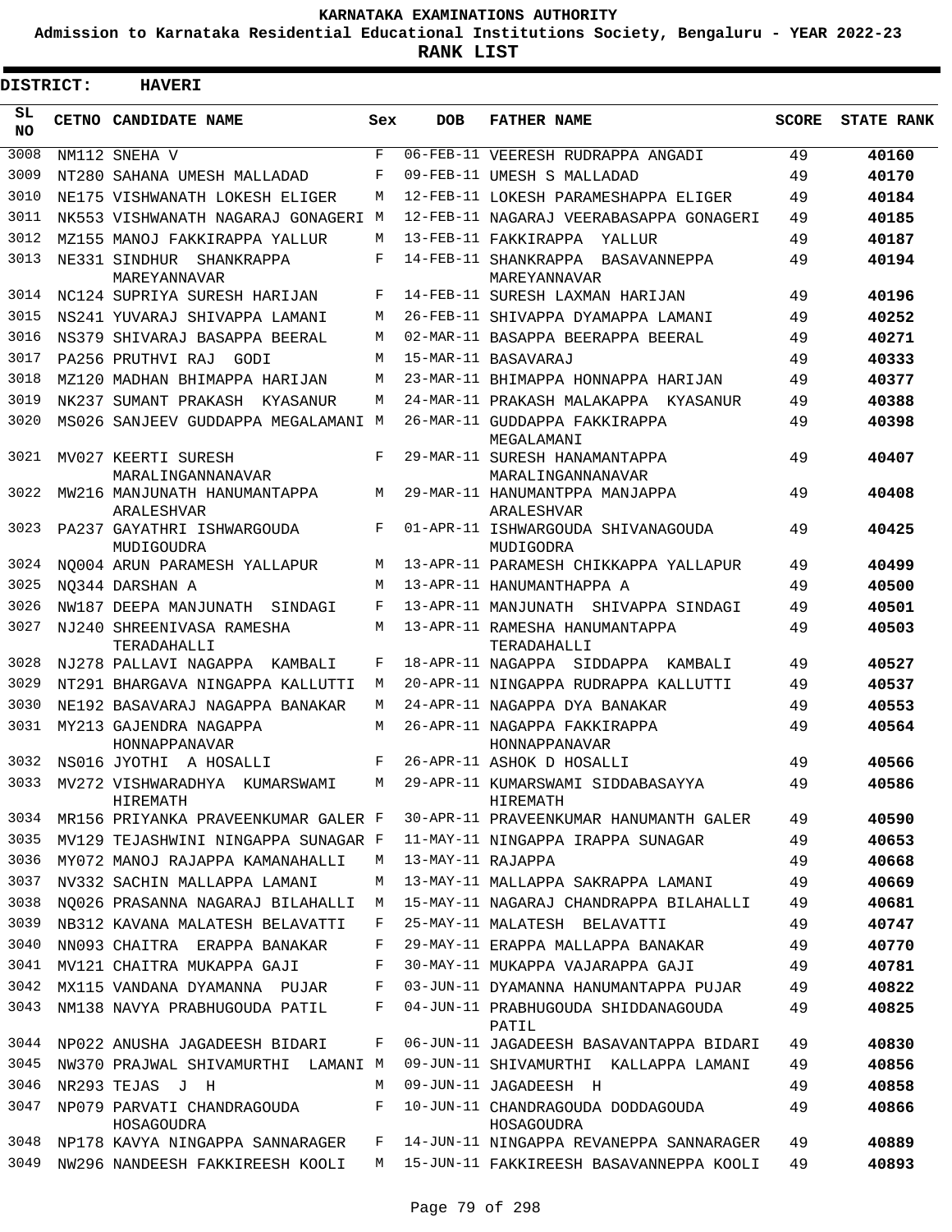KARNATAKA EXAMINATIONS AUTHORITY

Admission to Karnataka Residential Educational Institutions Society, Bengaluru - YEAR 2022-23

**RANK LIST**

**DISTRICT: HAVERI**

| SL NO | CETNO | CANDIDATE NAME | Sex | DOB | FATHER NAME | SCORE | STATE RANK |
|---|---|---|---|---|---|---|---|
| 3008 | NM112 | SNEHA V | F | 06-FEB-11 | VEERESH RUDRAPPA ANGADI | 49 | **40160** |
| 3009 | NT280 | SAHANA UMESH MALLADAD | F | 09-FEB-11 | UMESH S MALLADAD | 49 | **40170** |
| 3010 | NE175 | VISHWANATH LOKESH ELIGER | M | 12-FEB-11 | LOKESH PARAMESHAPPA ELIGER | 49 | **40184** |
| 3011 | NK553 | VISHWANATH NAGARAJ GONAGERI | M | 12-FEB-11 | NAGARAJ VEERABASAPPA GONAGERI | 49 | **40185** |
| 3012 | MZ155 | MANOJ FAKKIRAPPA YALLUR | M | 13-FEB-11 | FAKKIRAPPA YALLUR | 49 | **40187** |
| 3013 | NE331 | SINDHUR SHANKRAPPA MAREYANNAVAR | F | 14-FEB-11 | SHANKRAPPA BASAVANNEPPA MAREYANNAVAR | 49 | **40194** |
| 3014 | NC124 | SUPRIYA SURESH HARIJAN | F | 14-FEB-11 | SURESH LAXMAN HARIJAN | 49 | **40196** |
| 3015 | NS241 | YUVARAJ SHIVAPPA LAMANI | M | 26-FEB-11 | SHIVAPPA DYAMAPPA LAMANI | 49 | **40252** |
| 3016 | NS379 | SHIVARAJ BASAPPA BEERAL | M | 02-MAR-11 | BASAPPA BEERAPPA BEERAL | 49 | **40271** |
| 3017 | PA256 | PRUTHVI RAJ GODI | M | 15-MAR-11 | BASAVARAJ | 49 | **40333** |
| 3018 | MZ120 | MADHAN BHIMAPPA HARIJAN | M | 23-MAR-11 | BHIMAPPA HONNAPPA HARIJAN | 49 | **40377** |
| 3019 | NK237 | SUMANT PRAKASH KYASANUR | M | 24-MAR-11 | PRAKASH MALAKAPPA KYASANUR | 49 | **40388** |
| 3020 | MS026 | SANJEEV GUDDAPPA MEGALAMANI | M | 26-MAR-11 | GUDDAPPA FAKKIRAPPA MEGALAMANI | 49 | **40398** |
| 3021 | MV027 | KEERTI SURESH MARALINGANNANAVAR | F | 29-MAR-11 | SURESH HANAMANTAPPA MARALINGANNANAVAR | 49 | **40407** |
| 3022 | MW216 | MANJUNATH HANUMANTAPPA ARALESHVAR | M | 29-MAR-11 | HANUMANTPPA MANJAPPA ARALESHVAR | 49 | **40408** |
| 3023 | PA237 | GAYATHRI ISHWARGOUDA MUDIGOUDRA | F | 01-APR-11 | ISHWARGOUDA SHIVANAGOUDA MUDIGODRA | 49 | **40425** |
| 3024 | NQ004 | ARUN PARAMESH YALLAPUR | M | 13-APR-11 | PARAMESH CHIKKAPPA YALLAPUR | 49 | **40499** |
| 3025 | NQ344 | DARSHAN A | M | 13-APR-11 | HANUMANTHAPPA A | 49 | **40500** |
| 3026 | NW187 | DEEPA MANJUNATH SINDAGI | F | 13-APR-11 | MANJUNATH SHIVAPPA SINDAGI | 49 | **40501** |
| 3027 | NJ240 | SHREENIVASA RAMESHA TERADAHALLI | M | 13-APR-11 | RAMESHA HANUMANTAPPA TERADAHALLI | 49 | **40503** |
| 3028 | NJ278 | PALLAVI NAGAPPA KAMBALI | F | 18-APR-11 | NAGAPPA SIDDAPPA KAMBALI | 49 | **40527** |
| 3029 | NT291 | BHARGAVA NINGAPPA KALLUTTI | M | 20-APR-11 | NINGAPPA RUDRAPPA KALLUTTI | 49 | **40537** |
| 3030 | NE192 | BASAVARAJ NAGAPPA BANAKAR | M | 24-APR-11 | NAGAPPA DYA BANAKAR | 49 | **40553** |
| 3031 | MY213 | GAJENDRA NAGAPPA HONNAPPANAVAR | M | 26-APR-11 | NAGAPPA FAKKIRAPPA HONNAPPANAVAR | 49 | **40564** |
| 3032 | NS016 | JYOTHI A HOSALLI | F | 26-APR-11 | ASHOK D HOSALLI | 49 | **40566** |
| 3033 | MV272 | VISHWARADHYA KUMARSWAMI HIREMATH | M | 29-APR-11 | KUMARSWAMI SIDDABASAYYA HIREMATH | 49 | **40586** |
| 3034 | MR156 | PRIYANKA PRAVEENKUMAR GALER | F | 30-APR-11 | PRAVEENKUMAR HANUMANTH GALER | 49 | **40590** |
| 3035 | MV129 | TEJASHWINI NINGAPPA SUNAGAR | F | 11-MAY-11 | NINGAPPA IRAPPA SUNAGAR | 49 | **40653** |
| 3036 | MY072 | MANOJ RAJAPPA KAMANAHALLI | M | 13-MAY-11 | RAJAPPA | 49 | **40668** |
| 3037 | NV332 | SACHIN MALLAPPA LAMANI | M | 13-MAY-11 | MALLAPPA SAKRAPPA LAMANI | 49 | **40669** |
| 3038 | NQ026 | PRASANNA NAGARAJ BILAHALLI | M | 15-MAY-11 | NAGARAJ CHANDRAPPA BILAHALLI | 49 | **40681** |
| 3039 | NB312 | KAVANA MALATESH BELAVATTI | F | 25-MAY-11 | MALATESH BELAVATTI | 49 | **40747** |
| 3040 | NN093 | CHAITRA ERAPPA BANAKAR | F | 29-MAY-11 | ERAPPA MALLAPPA BANAKAR | 49 | **40770** |
| 3041 | MV121 | CHAITRA MUKAPPA GAJI | F | 30-MAY-11 | MUKAPPA VAJARAPPA GAJI | 49 | **40781** |
| 3042 | MX115 | VANDANA DYAMANNA PUJAR | F | 03-JUN-11 | DYAMANNA HANUMANTAPPA PUJAR | 49 | **40822** |
| 3043 | NM138 | NAVYA PRABHUGOUDA PATIL | F | 04-JUN-11 | PRABHUGOUDA SHIDDANAGOUDA PATIL | 49 | **40825** |
| 3044 | NP022 | ANUSHA JAGADEESH BIDARI | F | 06-JUN-11 | JAGADEESH BASAVANTAPPA BIDARI | 49 | **40830** |
| 3045 | NW370 | PRAJWAL SHIVAMURTHI LAMANI | M | 09-JUN-11 | SHIVAMURTHI KALLAPPA LAMANI | 49 | **40856** |
| 3046 | NR293 | TEJAS J H | M | 09-JUN-11 | JAGADEESH H | 49 | **40858** |
| 3047 | NP079 | PARVATI CHANDRAGOUDA HOSAGOUDRA | F | 10-JUN-11 | CHANDRAGOUDA DODDAGOUDA HOSAGOUDRA | 49 | **40866** |
| 3048 | NP178 | KAVYA NINGAPPA SANNARAGER | F | 14-JUN-11 | NINGAPPA REVANEPPA SANNARAGER | 49 | **40889** |
| 3049 | NW296 | NANDEESH FAKKIREESH KOOLI | M | 15-JUN-11 | FAKKIREESH BASAVANNEPPA KOOLI | 49 | **40893** |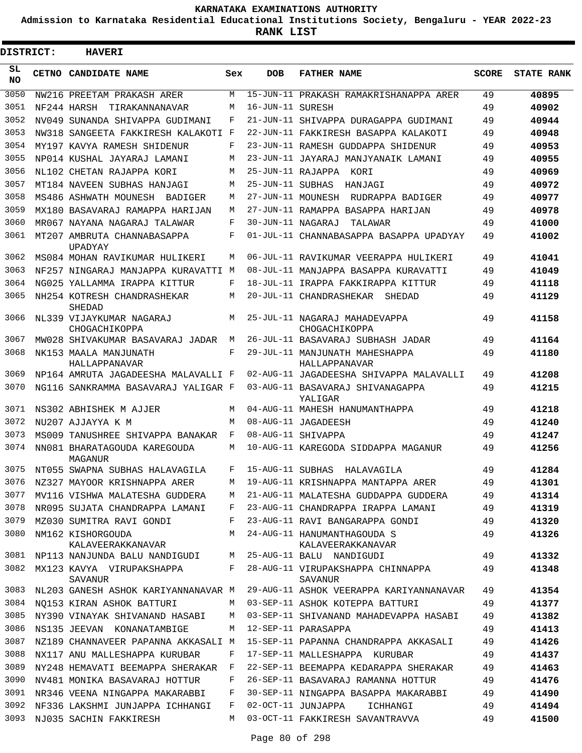# KARNATAKA EXAMINATIONS AUTHORITY

**Admission to Karnataka Residential Educational Institutions Society, Bengaluru - YEAR 2022-23**

**RANK LIST**

**DISTRICT: HAVERI**

| SL NO | CETNO | CANDIDATE NAME | Sex | DOB | FATHER NAME | SCORE | STATE RANK |
|---|---|---|---|---|---|---|---|
| 3050 | NW216 | PREETAM PRAKASH ARER | M | 15-JUN-11 | PRAKASH RAMAKRISHANAPPA ARER | 49 | 40895 |
| 3051 | NF244 | HARSH TIRAKANNANAVAR | M | 16-JUN-11 | SURESH | 49 | 40902 |
| 3052 | NV049 | SUNANDA SHIVAPPA GUDIMANI | F | 21-JUN-11 | SHIVAPPA DURAGAPPA GUDIMANI | 49 | 40944 |
| 3053 | NW318 | SANGEETA FAKKIRESH KALAKOTI | F | 22-JUN-11 | FAKKIRESH BASAPPA KALAKOTI | 49 | 40948 |
| 3054 | MY197 | KAVYA RAMESH SHIDENUR | F | 23-JUN-11 | RAMESH GUDDAPPA SHIDENUR | 49 | 40953 |
| 3055 | NP014 | KUSHAL JAYARAJ LAMANI | M | 23-JUN-11 | JAYARAJ MANJYANAIK LAMANI | 49 | 40955 |
| 3056 | NL102 | CHETAN RAJAPPA KORI | M | 25-JUN-11 | RAJAPPA KORI | 49 | 40969 |
| 3057 | MT184 | NAVEEN SUBHAS HANJAGI | M | 25-JUN-11 | SUBHAS HANJAGI | 49 | 40972 |
| 3058 | MS486 | ASHWATH MOUNESH BADIGER | M | 27-JUN-11 | MOUNESH RUDRAPPA BADIGER | 49 | 40977 |
| 3059 | MX180 | BASAVARAJ RAMAPPA HARIJAN | M | 27-JUN-11 | RAMAPPA BASAPPA HARIJAN | 49 | 40978 |
| 3060 | MR067 | NAYANA NAGARAJ TALAWAR | F | 30-JUN-11 | NAGARAJ TALAWAR | 49 | 41000 |
| 3061 | MT207 | AMBRUTA CHANNABASAPPA UPADYAY | F | 01-JUL-11 | CHANNABASAPPA BASAPPA UPADYAY | 49 | 41002 |
| 3062 | MS084 | MOHAN RAVIKUMAR HULIKERI | M | 06-JUL-11 | RAVIKUMAR VEERAPPA HULIKERI | 49 | 41041 |
| 3063 | NF257 | NINGARAJ MANJAPPA KURAVATTI | M | 08-JUL-11 | MANJAPPA BASAPPA KURAVATTI | 49 | 41049 |
| 3064 | NG025 | YALLAMMA IRAPPA KITTUR | F | 18-JUL-11 | IRAPPA FAKKIRAPPA KITTUR | 49 | 41118 |
| 3065 | NH254 | KOTRESH CHANDRASHEKAR SHEDAD | M | 20-JUL-11 | CHANDRASHEKAR SHEDAD | 49 | 41129 |
| 3066 | NL339 | VIJAYKUMAR NAGARAJ CHOGACHIKOPPA | M | 25-JUL-11 | NAGARAJ MAHADEVAPPA CHOGACHIKOPPA | 49 | 41158 |
| 3067 | MW028 | SHIVAKUMAR BASAVARAJ JADAR | M | 26-JUL-11 | BASAVARAJ SUBHASH JADAR | 49 | 41164 |
| 3068 | NK153 | MAALA MANJUNATH HALLAPPANAVAR | F | 29-JUL-11 | MANJUNATH MAHESHAPPA HALLAPPANAVAR | 49 | 41180 |
| 3069 | NP164 | AMRUTA JAGADEESHA MALAVALLI | F | 02-AUG-11 | JAGADEESHA SHIVAPPA MALAVALLI | 49 | 41208 |
| 3070 | NG116 | SANKRAMMA BASAVARAJ YALIGAR | F | 03-AUG-11 | BASAVARAJ SHIVANAGAPPA YALIGAR | 49 | 41215 |
| 3071 | NS302 | ABHISHEK M AJJER | M | 04-AUG-11 | MAHESH HANUMANTHAPPA | 49 | 41218 |
| 3072 | NU207 | AJJAYYA K M | M | 08-AUG-11 | JAGADEESH | 49 | 41240 |
| 3073 | MS009 | TANUSHREE SHIVAPPA BANAKAR | F | 08-AUG-11 | SHIVAPPA | 49 | 41247 |
| 3074 | NN081 | BHARATAGOUDA KAREGOUDA MAGANUR | M | 10-AUG-11 | KAREGODA SIDDAPPA MAGANUR | 49 | 41256 |
| 3075 | NT055 | SWAPNA SUBHAS HALAVAGILA | F | 15-AUG-11 | SUBHAS HALAVAGILA | 49 | 41284 |
| 3076 | NZ327 | MAYOOR KRISHNAPPA ARER | M | 19-AUG-11 | KRISHNAPPA MANTAPPA ARER | 49 | 41301 |
| 3077 | MV116 | VISHWA MALATESHA GUDDERA | M | 21-AUG-11 | MALATESHA GUDDAPPA GUDDERA | 49 | 41314 |
| 3078 | NR095 | SUJATA CHANDRAPPA LAMANI | F | 23-AUG-11 | CHANDRAPPA IRAPPA LAMANI | 49 | 41319 |
| 3079 | MZ030 | SUMITRA RAVI GONDI | F | 23-AUG-11 | RAVI BANGARAPPA GONDI | 49 | 41320 |
| 3080 | NM162 | KISHORGOUDA KALAVEERAKKANAVAR | M | 24-AUG-11 | HANUMANTHAGOUDA S KALAVEERAKKANAVAR | 49 | 41326 |
| 3081 | NP113 | NANJUNDA BALU NANDIGUDI | M | 25-AUG-11 | BALU NANDIGUDI | 49 | 41332 |
| 3082 | MX123 | KAVYA VIRUPAKSHAPPA SAVANUR | F | 28-AUG-11 | VIRUPAKSHAPPA CHINNAPPA SAVANUR | 49 | 41348 |
| 3083 | NL203 | GANESH ASHOK KARIYANNANAVAR | M | 29-AUG-11 | ASHOK VEERAPPA KARIYANNANAVAR | 49 | 41354 |
| 3084 | NQ153 | KIRAN ASHOK BATTURI | M | 03-SEP-11 | ASHOK KOTEPPA BATTURI | 49 | 41377 |
| 3085 | NY390 | VINAYAK SHIVANAND HASABI | M | 03-SEP-11 | SHIVANAND MAHADEVAPPA HASABI | 49 | 41382 |
| 3086 | NS135 | JEEVAN KONANATAMBIGE | M | 12-SEP-11 | PARASAPPA | 49 | 41413 |
| 3087 | NZ189 | CHANNAVEER PAPANNA AKKASALI | M | 15-SEP-11 | PAPANNA CHANDRAPPA AKKASALI | 49 | 41426 |
| 3088 | NX117 | ANU MALLESHAPPA KURUBAR | F | 17-SEP-11 | MALLESHAPPA KURUBAR | 49 | 41437 |
| 3089 | NY248 | HEMAVATI BEEMAPPA SHERAKAR | F | 22-SEP-11 | BEEMAPPA KEDARAPPA SHERAKAR | 49 | 41463 |
| 3090 | NV481 | MONIKA BASAVARAJ HOTTUR | F | 26-SEP-11 | BASAVARAJ RAMANNA HOTTUR | 49 | 41476 |
| 3091 | NR346 | VEENA NINGAPPA MAKARABBI | F | 30-SEP-11 | NINGAPPA BASAPPA MAKARABBI | 49 | 41490 |
| 3092 | NF336 | LAKSHMI JUNJAPPA ICHHANGI | F | 02-OCT-11 | JUNJAPPA ICHHANGI | 49 | 41494 |
| 3093 | NJ035 | SACHIN FAKKIRESH | M | 03-OCT-11 | FAKKIRESH SAVANTRAVVA | 49 | 41500 |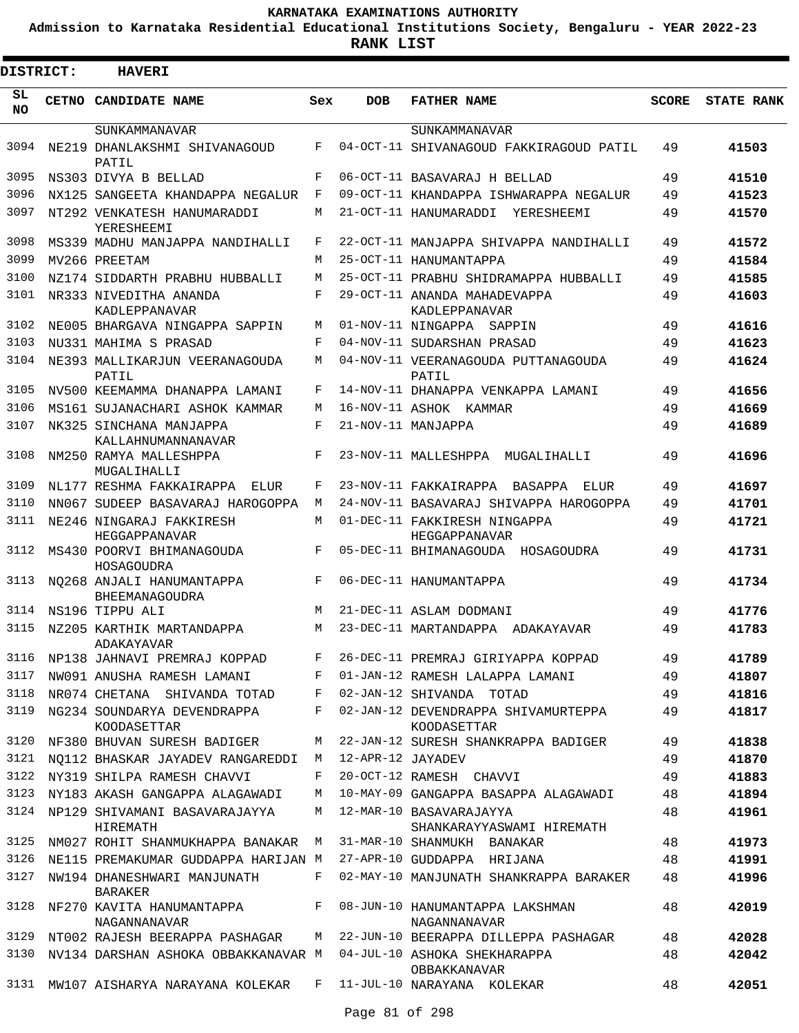KARNATAKA EXAMINATIONS AUTHORITY

Admission to Karnataka Residential Educational Institutions Society, Bengaluru - YEAR 2022-23

**RANK LIST**

**DISTRICT: HAVERI**

| SL NO | CETNO | CANDIDATE NAME | Sex | DOB | FATHER NAME | SCORE | STATE RANK |
|---|---|---|---|---|---|---|---|
| | | SUNKAMMANAVAR | | | SUNKAMMANAVAR | | |
| 3094 | NE219 | DHANLAKSHMI SHIVANAGOUD PATIL | F | 04-OCT-11 | SHIVANAGOUD FAKKIRAGOUD PATIL | 49 | **41503** |
| 3095 | NS303 | DIVYA B BELLAD | F | 06-OCT-11 | BASAVARAJ H BELLAD | 49 | **41510** |
| 3096 | NX125 | SANGEETA KHANDAPPA NEGALUR | F | 09-OCT-11 | KHANDAPPA ISHWARAPPA NEGALUR | 49 | **41523** |
| 3097 | NT292 | VENKATESH HANUMARADDI YERESHEEMI | M | 21-OCT-11 | HANUMARADDI YERESHEEMI | 49 | **41570** |
| 3098 | MS339 | MADHU MANJAPPA NANDIHALLI | F | 22-OCT-11 | MANJAPPA SHIVAPPA NANDIHALLI | 49 | **41572** |
| 3099 | MV266 | PREETAM | M | 25-OCT-11 | HANUMANTAPPA | 49 | **41584** |
| 3100 | NZ174 | SIDDARTH PRABHU HUBBALLI | M | 25-OCT-11 | PRABHU SHIDRAMAPPA HUBBALLI | 49 | **41585** |
| 3101 | NR333 | NIVEDITHA ANANDA KADLEPPANAVAR | F | 29-OCT-11 | ANANDA MAHADEVAPPA KADLEPPANAVAR | 49 | **41603** |
| 3102 | NE005 | BHARGAVA NINGAPPA SAPPIN | M | 01-NOV-11 | NINGAPPA SAPPIN | 49 | **41616** |
| 3103 | NU331 | MAHIMA S PRASAD | F | 04-NOV-11 | SUDARSHAN PRASAD | 49 | **41623** |
| 3104 | NE393 | MALLIKARJUN VEERANAGOUDA PATIL | M | 04-NOV-11 | VEERANAGOUDA PUTTANAGOUDA PATIL | 49 | **41624** |
| 3105 | NV500 | KEEMAMMA DHANAPPA LAMANI | F | 14-NOV-11 | DHANAPPA VENKAPPA LAMANI | 49 | **41656** |
| 3106 | MS161 | SUJANACHARI ASHOK KAMMAR | M | 16-NOV-11 | ASHOK KAMMAR | 49 | **41669** |
| 3107 | NK325 | SINCHANA MANJAPPA KALLAHNUMANNANAVAR | F | 21-NOV-11 | MANJAPPA | 49 | **41689** |
| 3108 | NM250 | RAMYA MALLESHPPA MUGALIHALLI | F | 23-NOV-11 | MALLESHPPA MUGALIHALLI | 49 | **41696** |
| 3109 | NL177 | RESHMA FAKKAIRAPPA ELUR | F | 23-NOV-11 | FAKKAIRAPPA BASAPPA ELUR | 49 | **41697** |
| 3110 | NN067 | SUDEEP BASAVARAJ HAROGOPPA | M | 24-NOV-11 | BASAVARAJ SHIVAPPA HAROGOPPA | 49 | **41701** |
| 3111 | NE246 | NINGARAJ FAKKIRESH HEGGAPPANAVAR | M | 01-DEC-11 | FAKKIRESH NINGAPPA HEGGAPPANAVAR | 49 | **41721** |
| 3112 | MS430 | POORVI BHIMANAGOUDA HOSAGOUDRA | F | 05-DEC-11 | BHIMANAGOUDA HOSAGOUDRA | 49 | **41731** |
| 3113 | NQ268 | ANJALI HANUMANTAPPA BHEEMANAGOUDRA | F | 06-DEC-11 | HANUMANTAPPA | 49 | **41734** |
| 3114 | NS196 | TIPPU ALI | M | 21-DEC-11 | ASLAM DODMANI | 49 | **41776** |
| 3115 | NZ205 | KARTHIK MARTANDAPPA ADAKAYAVAR | M | 23-DEC-11 | MARTANDAPPA ADAKAYAVAR | 49 | **41783** |
| 3116 | NP138 | JAHNAVI PREMRAJ KOPPAD | F | 26-DEC-11 | PREMRAJ GIRIYAPPA KOPPAD | 49 | **41789** |
| 3117 | NW091 | ANUSHA RAMESH LAMANI | F | 01-JAN-12 | RAMESH LALAPPA LAMANI | 49 | **41807** |
| 3118 | NR074 | CHETANA SHIVANDA TOTAD | F | 02-JAN-12 | SHIVANDA TOTAD | 49 | **41816** |
| 3119 | NG234 | SOUNDARYA DEVENDRAPPA KOODASETTAR | F | 02-JAN-12 | DEVENDRAPPA SHIVAMURTEPPA KOODASETTAR | 49 | **41817** |
| 3120 | NF380 | BHUVAN SURESH BADIGER | M | 22-JAN-12 | SURESH SHANKRAPPA BADIGER | 49 | **41838** |
| 3121 | NQ112 | BHASKAR JAYADEV RANGAREDDI | M | 12-APR-12 | JAYADEV | 49 | **41870** |
| 3122 | NY319 | SHILPA RAMESH CHAVVI | F | 20-OCT-12 | RAMESH CHAVVI | 49 | **41883** |
| 3123 | NY183 | AKASH GANGAPPA ALAGAWADI | M | 10-MAY-09 | GANGAPPA BASAPPA ALAGAWADI | 48 | **41894** |
| 3124 | NP129 | SHIVAMANI BASAVARAJAYYA HIREMATH | M | 12-MAR-10 | BASAVARAJAYYA SHANKARAYYASWAMI HIREMATH | 48 | **41961** |
| 3125 | NM027 | ROHIT SHANMUKHAPPA BANAKAR | M | 31-MAR-10 | SHANMUKH BANAKAR | 48 | **41973** |
| 3126 | NE115 | PREMAKUMAR GUDDAPPA HARIJAN | M | 27-APR-10 | GUDDAPPA HRIJANA | 48 | **41991** |
| 3127 | NW194 | DHANESHWARI MANJUNATH BARAKER | F | 02-MAY-10 | MANJUNATH SHANKRAPPA BARAKER | 48 | **41996** |
| 3128 | NF270 | KAVITA HANUMANTAPPA NAGANNANAVAR | F | 08-JUN-10 | HANUMANTAPPA LAKSHMAN NAGANNANAVAR | 48 | **42019** |
| 3129 | NT002 | RAJESH BEERAPPA PASHAGAR | M | 22-JUN-10 | BEERAPPA DILLEPPA PASHAGAR | 48 | **42028** |
| 3130 | NV134 | DARSHAN ASHOKA OBBAKKANAVAR | M | 04-JUL-10 | ASHOKA SHEKHARAPPA OBBAKKANAVAR | 48 | **42042** |
| 3131 | MW107 | AISHARYA NARAYANA KOLEKAR | F | 11-JUL-10 | NARAYANA KOLEKAR | 48 | **42051** |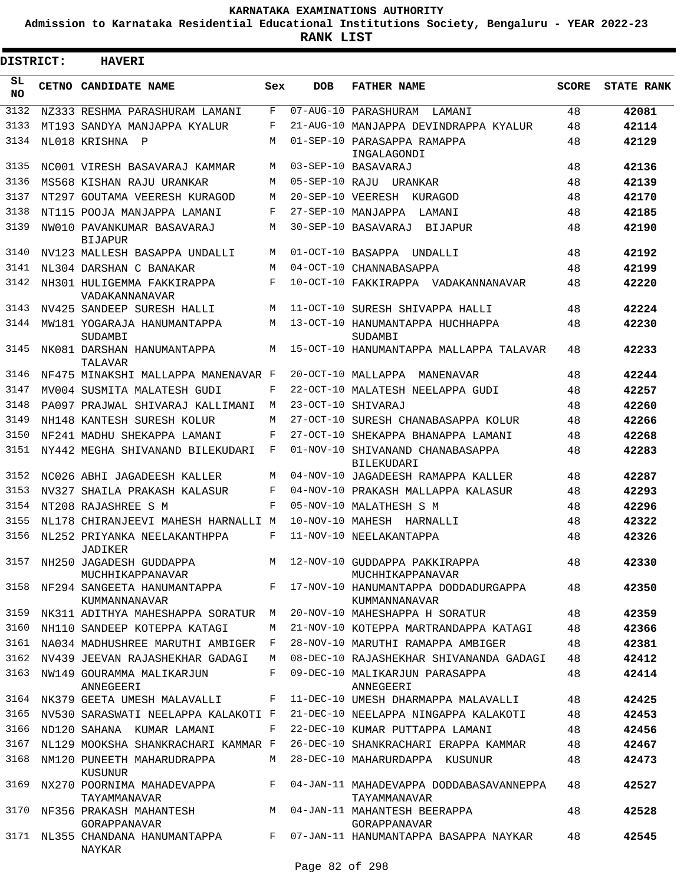KARNATAKA EXAMINATIONS AUTHORITY

Admission to Karnataka Residential Educational Institutions Society, Bengaluru - YEAR 2022-23

**RANK LIST**

**DISTRICT: HAVERI**

| SL NO | CETNO | CANDIDATE NAME | Sex | DOB | FATHER NAME | SCORE | STATE RANK |
|---|---|---|---|---|---|---|---|
| 3132 | NZ333 | RESHMA PARASHURAM LAMANI | F | 07-AUG-10 | PARASHURAM LAMANI | 48 | 42081 |
| 3133 | MT193 | SANDYA MANJAPPA KYALUR | F | 21-AUG-10 | MANJAPPA DEVINDRAPPA KYALUR | 48 | 42114 |
| 3134 | NL018 | KRISHNA P | M | 01-SEP-10 | PARASAPPA RAMAPPA INGALAGONDI | 48 | 42129 |
| 3135 | NC001 | VIRESH BASAVARAJ KAMMAR | M | 03-SEP-10 | BASAVARAJ | 48 | 42136 |
| 3136 | MS568 | KISHAN RAJU URANKAR | M | 05-SEP-10 | RAJU URANKAR | 48 | 42139 |
| 3137 | NT297 | GOUTAMA VEERESH KURAGOD | M | 20-SEP-10 | VEERESH KURAGOD | 48 | 42170 |
| 3138 | NT115 | POOJA MANJAPPA LAMANI | F | 27-SEP-10 | MANJAPPA LAMANI | 48 | 42185 |
| 3139 | NW010 | PAVANKUMAR BASAVARAJ BIJAPUR | M | 30-SEP-10 | BASAVARAJ BIJAPUR | 48 | 42190 |
| 3140 | NV123 | MALLESH BASAPPA UNDALLI | M | 01-OCT-10 | BASAPPA UNDALLI | 48 | 42192 |
| 3141 | NL304 | DARSHAN C BANAKAR | M | 04-OCT-10 | CHANNABASAPPA | 48 | 42199 |
| 3142 | NH301 | HULIGEMMA FAKKIRAPPA VADAKANNANAVAR | F | 10-OCT-10 | FAKKIRAPPA VADAKANNANAVAR | 48 | 42220 |
| 3143 | NV425 | SANDEEP SURESH HALLI | M | 11-OCT-10 | SURESH SHIVAPPA HALLI | 48 | 42224 |
| 3144 | MW181 | YOGARAJA HANUMANTAPPA SUDAMBI | M | 13-OCT-10 | HANUMANTAPPA HUCHHAPPA SUDAMBI | 48 | 42230 |
| 3145 | NK081 | DARSHAN HANUMANTAPPA TALAVAR | M | 15-OCT-10 | HANUMANTAPPA MALLAPPA TALAVAR | 48 | 42233 |
| 3146 | NF475 | MINAKSHI MALLAPPA MANENAVAR | F | 20-OCT-10 | MALLAPPA MANENAVAR | 48 | 42244 |
| 3147 | MV004 | SUSMITA MALATESH GUDI | F | 22-OCT-10 | MALATESH NEELAPPA GUDI | 48 | 42257 |
| 3148 | PA097 | PRAJWAL SHIVARAJ KALLIMANI | M | 23-OCT-10 | SHIVARAJ | 48 | 42260 |
| 3149 | NH148 | KANTESH SURESH KOLUR | M | 27-OCT-10 | SURESH CHANABASAPPA KOLUR | 48 | 42266 |
| 3150 | NF241 | MADHU SHEKAPPA LAMANI | F | 27-OCT-10 | SHEKAPPA BHANAPPA LAMANI | 48 | 42268 |
| 3151 | NY442 | MEGHA SHIVANAND BILEKUDARI | F | 01-NOV-10 | SHIVANAND CHANABASAPPA BILEKUDARI | 48 | 42283 |
| 3152 | NC026 | ABHI JAGADEESH KALLER | M | 04-NOV-10 | JAGADEESH RAMAPPA KALLER | 48 | 42287 |
| 3153 | NV327 | SHAILA PRAKASH KALASUR | F | 04-NOV-10 | PRAKASH MALLAPPA KALASUR | 48 | 42293 |
| 3154 | NT208 | RAJASHREE S M | F | 05-NOV-10 | MALATHESH S M | 48 | 42296 |
| 3155 | NL178 | CHIRANJEEVI MAHESH HARNALLI | M | 10-NOV-10 | MAHESH HARNALLI | 48 | 42322 |
| 3156 | NL252 | PRIYANKA NEELAKANTHPPA JADIKER | F | 11-NOV-10 | NEELAKANTAPPA | 48 | 42326 |
| 3157 | NH250 | JAGADESH GUDDAPPA MUCHHIKAPPANAVAR | M | 12-NOV-10 | GUDDAPPA PAKKIRAPPA MUCHHIKAPPANAVAR | 48 | 42330 |
| 3158 | NF294 | SANGEETA HANUMANTAPPA KUMMANNANAVAR | F | 17-NOV-10 | HANUMANTAPPA DODDADURGAPPA KUMMANNANAVAR | 48 | 42350 |
| 3159 | NK311 | ADITHYA MAHESHAPPA SORATUR | M | 20-NOV-10 | MAHESHAPPA H SORATUR | 48 | 42359 |
| 3160 | NH110 | SANDEEP KOTEPPA KATAGI | M | 21-NOV-10 | KOTEPPA MARTRANDAPPA KATAGI | 48 | 42366 |
| 3161 | NA034 | MADHUSHREE MARUTHI AMBIGER | F | 28-NOV-10 | MARUTHI RAMAPPA AMBIGER | 48 | 42381 |
| 3162 | NV439 | JEEVAN RAJASHEKHAR GADAGI | M | 08-DEC-10 | RAJASHEKHAR SHIVANANDA GADAGI | 48 | 42412 |
| 3163 | NW149 | GOURAMMA MALIKARJUN ANNEGEERI | F | 09-DEC-10 | MALIKARJUN PARASAPPA ANNEGEERI | 48 | 42414 |
| 3164 | NK379 | GEETA UMESH MALAVALLI | F | 11-DEC-10 | UMESH DHARMAPPA MALAVALLI | 48 | 42425 |
| 3165 | NV530 | SARASWATI NEELAPPA KALAKOTI | F | 21-DEC-10 | NEELAPPA NINGAPPA KALAKOTI | 48 | 42453 |
| 3166 | ND120 | SAHANA KUMAR LAMANI | F | 22-DEC-10 | KUMAR PUTTAPPA LAMANI | 48 | 42456 |
| 3167 | NL129 | MOOKSHA SHANKRACHARI KAMMAR | F | 26-DEC-10 | SHANKRACHARI ERAPPA KAMMAR | 48 | 42467 |
| 3168 | NM120 | PUNEETH MAHARUDRAPPA KUSUNUR | M | 28-DEC-10 | MAHARURDAPPA KUSUNUR | 48 | 42473 |
| 3169 | NX270 | POORNIMA MAHADEVAPPA TAYAMMANAVAR | F | 04-JAN-11 | MAHADEVAPPA DODDABASAVANNEPPA TAYAMMANAVAR | 48 | 42527 |
| 3170 | NF356 | PRAKASH MAHANTESH GORAPPANAVAR | M | 04-JAN-11 | MAHANTESH BEERAPPA GORAPPANAVAR | 48 | 42528 |
| 3171 | NL355 | CHANDANA HANUMANTAPPA NAYKAR | F | 07-JAN-11 | HANUMANTAPPA BASAPPA NAYKAR | 48 | 42545 |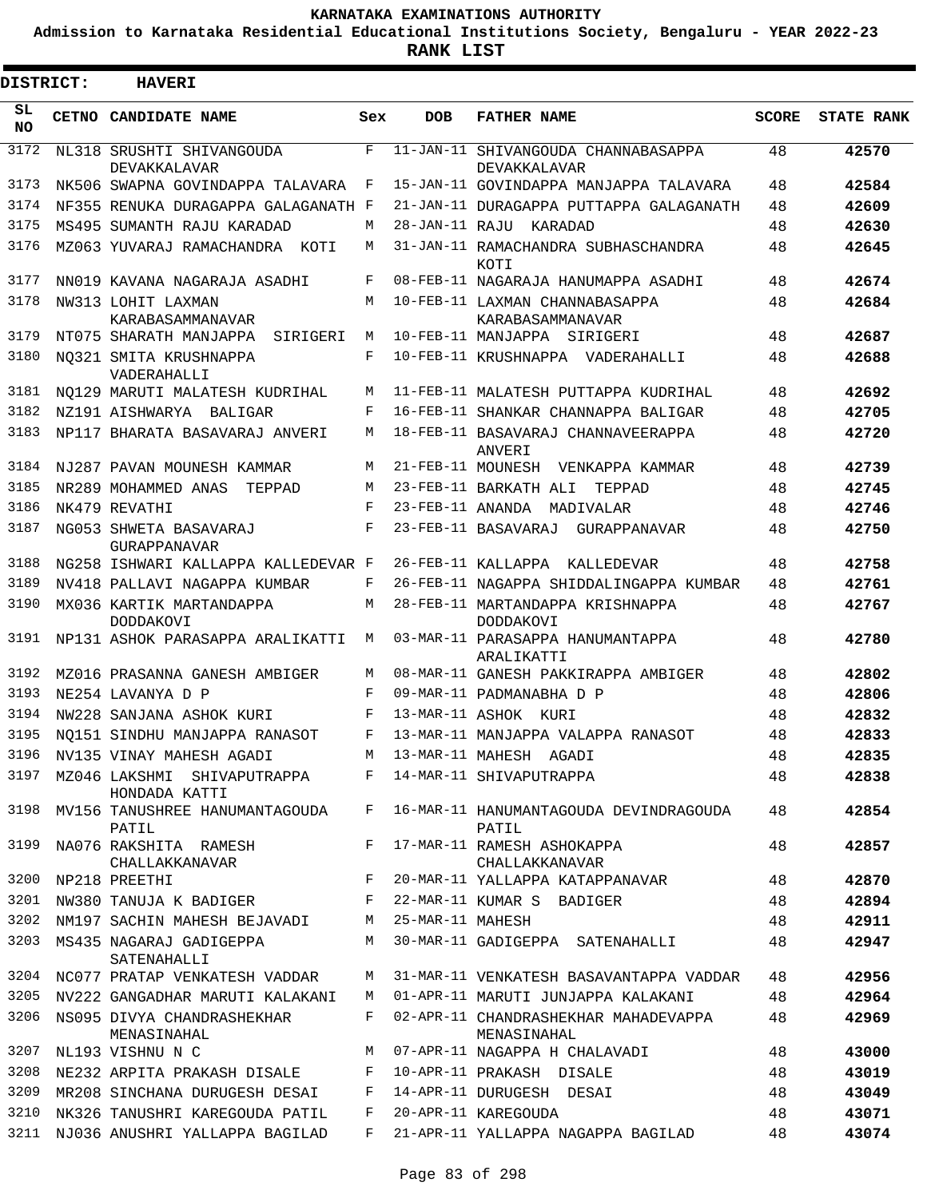KARNATAKA EXAMINATIONS AUTHORITY

Admission to Karnataka Residential Educational Institutions Society, Bengaluru - YEAR 2022-23

**RANK LIST**

**DISTRICT: HAVERI**

| SL NO | CETNO | CANDIDATE NAME | Sex | DOB | FATHER NAME | SCORE | STATE RANK |
|---|---|---|---|---|---|---|---|
| 3172 | NL318 | SRUSHTI SHIVANGOUDA DEVAKKALAVAR | F | 11-JAN-11 | SHIVANGOUDA CHANNABASAPPA DEVAKKALAVAR | 48 | **42570** |
| 3173 | NK506 | SWAPNA GOVINDAPPA TALAVARA | F | 15-JAN-11 | GOVINDAPPA MANJAPPA TALAVARA | 48 | **42584** |
| 3174 | NF355 | RENUKA DURAGAPPA GALAGANATH | F | 21-JAN-11 | DURAGAPPA PUTTAPPA GALAGANATH | 48 | **42609** |
| 3175 | MS495 | SUMANTH RAJU KARADAD | M | 28-JAN-11 | RAJU KARADAD | 48 | **42630** |
| 3176 | MZ063 | YUVARAJ RAMACHANDRA KOTI | M | 31-JAN-11 | RAMACHANDRA SUBHASCHANDRA KOTI | 48 | **42645** |
| 3177 | NN019 | KAVANA NAGARAJA ASADHI | F | 08-FEB-11 | NAGARAJA HANUMAPPA ASADHI | 48 | **42674** |
| 3178 | NW313 | LOHIT LAXMAN KARABASAMMANAVAR | M | 10-FEB-11 | LAXMAN CHANNABASAPPA KARABASAMMANAVAR | 48 | **42684** |
| 3179 | NT075 | SHARATH MANJAPPA SIRIGERI | M | 10-FEB-11 | MANJAPPA SIRIGERI | 48 | **42687** |
| 3180 | NQ321 | SMITA KRUSHNAPPA VADERAHALLI | F | 10-FEB-11 | KRUSHNAPPA VADERAHALLI | 48 | **42688** |
| 3181 | NQ129 | MARUTI MALATESH KUDRIHAL | M | 11-FEB-11 | MALATESH PUTTAPPA KUDRIHAL | 48 | **42692** |
| 3182 | NZ191 | AISHWARYA BALIGAR | F | 16-FEB-11 | SHANKAR CHANNAPPA BALIGAR | 48 | **42705** |
| 3183 | NP117 | BHARATA BASAVARAJ ANVERI | M | 18-FEB-11 | BASAVARAJ CHANNAVEERAPPA ANVERI | 48 | **42720** |
| 3184 | NJ287 | PAVAN MOUNESH KAMMAR | M | 21-FEB-11 | MOUNESH VENKAPPA KAMMAR | 48 | **42739** |
| 3185 | NR289 | MOHAMMED ANAS TEPPAD | M | 23-FEB-11 | BARKATH ALI TEPPAD | 48 | **42745** |
| 3186 | NK479 | REVATHI | F | 23-FEB-11 | ANANDA MADIVALAR | 48 | **42746** |
| 3187 | NG053 | SHWETA BASAVARAJ GURAPPANAVAR | F | 23-FEB-11 | BASAVARAJ GURAPPANAVAR | 48 | **42750** |
| 3188 | NG258 | ISHWARI KALLAPPA KALLEDEVAR | F | 26-FEB-11 | KALLAPPA KALLEDEVAR | 48 | **42758** |
| 3189 | NV418 | PALLAVI NAGAPPA KUMBAR | F | 26-FEB-11 | NAGAPPA SHIDDALINGAPPA KUMBAR | 48 | **42761** |
| 3190 | MX036 | KARTIK MARTANDAPPA DODDAKOVI | M | 28-FEB-11 | MARTANDAPPA KRISHNAPPA DODDAKOVI | 48 | **42767** |
| 3191 | NP131 | ASHOK PARASAPPA ARALIKATTI | M | 03-MAR-11 | PARASAPPA HANUMANTAPPA ARALIKATTI | 48 | **42780** |
| 3192 | MZ016 | PRASANNA GANESH AMBIGER | M | 08-MAR-11 | GANESH PAKKIRAPPA AMBIGER | 48 | **42802** |
| 3193 | NE254 | LAVANYA D P | F | 09-MAR-11 | PADMANABHA D P | 48 | **42806** |
| 3194 | NW228 | SANJANA ASHOK KURI | F | 13-MAR-11 | ASHOK KURI | 48 | **42832** |
| 3195 | NQ151 | SINDHU MANJAPPA RANASOT | F | 13-MAR-11 | MANJAPPA VALAPPA RANASOT | 48 | **42833** |
| 3196 | NV135 | VINAY MAHESH AGADI | M | 13-MAR-11 | MAHESH AGADI | 48 | **42835** |
| 3197 | MZ046 | LAKSHMI SHIVAPUTRAPPA HONDADA KATTI | F | 14-MAR-11 | SHIVAPUTRAPPA | 48 | **42838** |
| 3198 | MV156 | TANUSHREE HANUMANTAGOUDA PATIL | F | 16-MAR-11 | HANUMANTAGOUDA DEVINDRAGOUDA PATIL | 48 | **42854** |
| 3199 | NA076 | RAKSHITA RAMESH CHALLAKKANAVAR | F | 17-MAR-11 | RAMESH ASHOKAPPA CHALLAKKANAVAR | 48 | **42857** |
| 3200 | NP218 | PREETHI | F | 20-MAR-11 | YALLAPPA KATAPPANAVAR | 48 | **42870** |
| 3201 | NW380 | TANUJA K BADIGER | F | 22-MAR-11 | KUMAR S BADIGER | 48 | **42894** |
| 3202 | NM197 | SACHIN MAHESH BEJAVADI | M | 25-MAR-11 | MAHESH | 48 | **42911** |
| 3203 | MS435 | NAGARAJ GADIGEPPA SATENAHALLI | M | 30-MAR-11 | GADIGEPPA SATENAHALLI | 48 | **42947** |
| 3204 | NC077 | PRATAP VENKATESH VADDAR | M | 31-MAR-11 | VENKATESH BASAVANTAPPA VADDAR | 48 | **42956** |
| 3205 | NV222 | GANGADHAR MARUTI KALAKANI | M | 01-APR-11 | MARUTI JUNJAPPA KALAKANI | 48 | **42964** |
| 3206 | NS095 | DIVYA CHANDRASHEKHAR MENASINAHAL | F | 02-APR-11 | CHANDRASHEKHAR MAHADEVAPPA MENASINAHAL | 48 | **42969** |
| 3207 | NL193 | VISHNU N C | M | 07-APR-11 | NAGAPPA H CHALAVADI | 48 | **43000** |
| 3208 | NE232 | ARPITA PRAKASH DISALE | F | 10-APR-11 | PRAKASH DISALE | 48 | **43019** |
| 3209 | MR208 | SINCHANA DURUGESH DESAI | F | 14-APR-11 | DURUGESH DESAI | 48 | **43049** |
| 3210 | NK326 | TANUSHRI KAREGOUDA PATIL | F | 20-APR-11 | KAREGOUDA | 48 | **43071** |
| 3211 | NJ036 | ANUSHRI YALLAPPA BAGILAD | F | 21-APR-11 | YALLAPPA NAGAPPA BAGILAD | 48 | **43074** |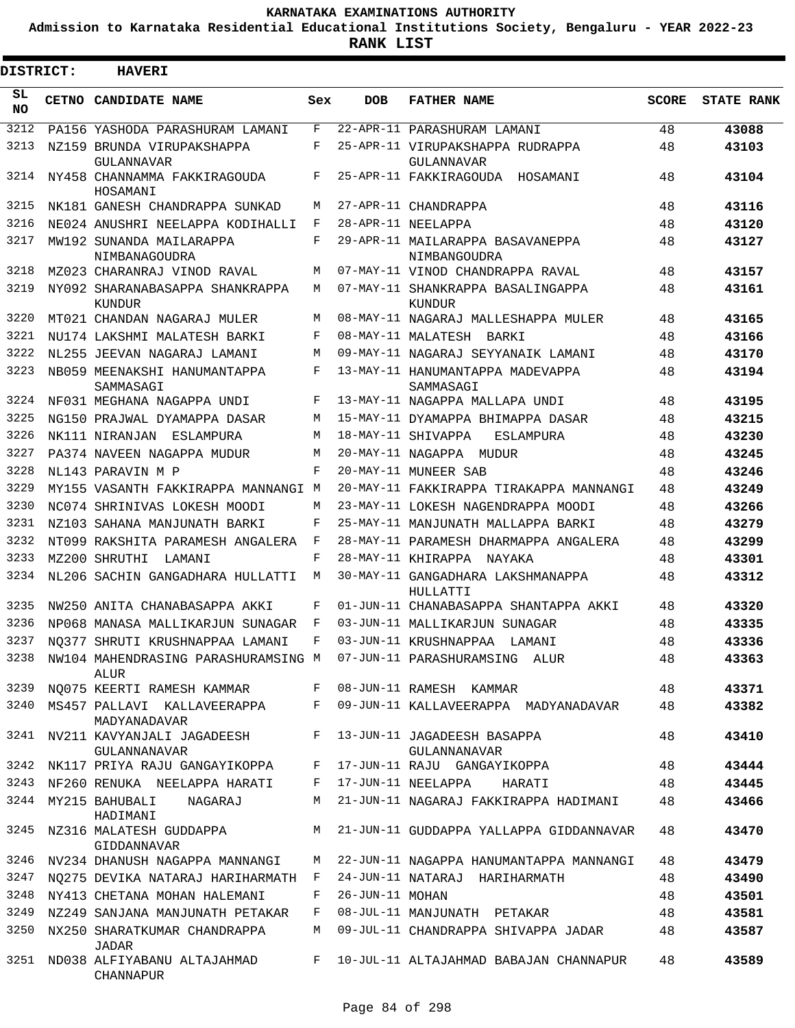# KARNATAKA EXAMINATIONS AUTHORITY

**Admission to Karnataka Residential Educational Institutions Society, Bengaluru - YEAR 2022-23**

**RANK LIST**

**DISTRICT: HAVERI**

| SL NO | CETNO | CANDIDATE NAME | Sex | DOB | FATHER NAME | SCORE | STATE RANK |
|---|---|---|---|---|---|---|---|
| 3212 | PA156 | YASHODA PARASHURAM LAMANI | F | 22-APR-11 | PARASHURAM LAMANI | 48 | **43088** |
| 3213 | NZ159 | BRUNDA VIRUPAKSHAPPA GULANNAVAR | F | 25-APR-11 | VIRUPAKSHAPPA RUDRAPPA GULANNAVAR | 48 | **43103** |
| 3214 | NY458 | CHANNAMMA FAKKIRAGOUDA HOSAMANI | F | 25-APR-11 | FAKKIRAGOUDA HOSAMANI | 48 | **43104** |
| 3215 | NK181 | GANESH CHANDRAPPA SUNKAD | M | 27-APR-11 | CHANDRAPPA | 48 | **43116** |
| 3216 | NE024 | ANUSHRI NEELAPPA KODIHALLI | F | 28-APR-11 | NEELAPPA | 48 | **43120** |
| 3217 | MW192 | SUNANDA MAILARAPPA NIMBANAGOUDRA | F | 29-APR-11 | MAILARAPPA BASAVANEPPA NIMBANGOUDRA | 48 | **43127** |
| 3218 | MZ023 | CHARANRAJ VINOD RAVAL | M | 07-MAY-11 | VINOD CHANDRAPPA RAVAL | 48 | **43157** |
| 3219 | NY092 | SHARANABASAPPA SHANKRAPPA KUNDUR | M | 07-MAY-11 | SHANKRAPPA BASALINGAPPA KUNDUR | 48 | **43161** |
| 3220 | MT021 | CHANDAN NAGARAJ MULER | M | 08-MAY-11 | NAGARAJ MALLESHAPPA MULER | 48 | **43165** |
| 3221 | NU174 | LAKSHMI MALATESH BARKI | F | 08-MAY-11 | MALATESH BARKI | 48 | **43166** |
| 3222 | NL255 | JEEVAN NAGARAJ LAMANI | M | 09-MAY-11 | NAGARAJ SEYYANAIK LAMANI | 48 | **43170** |
| 3223 | NB059 | MEENAKSHI HANUMANTAPPA SAMMASAGI | F | 13-MAY-11 | HANUMANTAPPA MADEVAPPA SAMMASAGI | 48 | **43194** |
| 3224 | NF031 | MEGHANA NAGAPPA UNDI | F | 13-MAY-11 | NAGAPPA MALLAPA UNDI | 48 | **43195** |
| 3225 | NG150 | PRAJWAL DYAMAPPA DASAR | M | 15-MAY-11 | DYAMAPPA BHIMAPPA DASAR | 48 | **43215** |
| 3226 | NK111 | NIRANJAN ESLAMPURA | M | 18-MAY-11 | SHIVAPPA ESLAMPURA | 48 | **43230** |
| 3227 | PA374 | NAVEEN NAGAPPA MUDUR | M | 20-MAY-11 | NAGAPPA MUDUR | 48 | **43245** |
| 3228 | NL143 | PARAVIN M P | F | 20-MAY-11 | MUNEER SAB | 48 | **43246** |
| 3229 | MY155 | VASANTH FAKKIRAPPA MANNANGI | M | 20-MAY-11 | FAKKIRAPPA TIRAKAPPA MANNANGI | 48 | **43249** |
| 3230 | NC074 | SHRINIVAS LOKESH MOODI | M | 23-MAY-11 | LOKESH NAGENDRAPPA MOODI | 48 | **43266** |
| 3231 | NZ103 | SAHANA MANJUNATH BARKI | F | 25-MAY-11 | MANJUNATH MALLAPPA BARKI | 48 | **43279** |
| 3232 | NT099 | RAKSHITA PARAMESH ANGALERA | F | 28-MAY-11 | PARAMESH DHARMAPPA ANGALERA | 48 | **43299** |
| 3233 | MZ200 | SHRUTHI LAMANI | F | 28-MAY-11 | KHIRAPPA NAYAKA | 48 | **43301** |
| 3234 | NL206 | SACHIN GANGADHARA HULLATTI | M | 30-MAY-11 | GANGADHARA LAKSHMANAPPA HULLATTI | 48 | **43312** |
| 3235 | NW250 | ANITA CHANABASAPPA AKKI | F | 01-JUN-11 | CHANABASAPPA SHANTAPPA AKKI | 48 | **43320** |
| 3236 | NP068 | MANASA MALLIKARJUN SUNAGAR | F | 03-JUN-11 | MALLIKARJUN SUNAGAR | 48 | **43335** |
| 3237 | NQ377 | SHRUTI KRUSHNAPPAA LAMANI | F | 03-JUN-11 | KRUSHNAPPAA LAMANI | 48 | **43336** |
| 3238 | NW104 | MAHENDRASING PARASHURAMSING ALUR | M | 07-JUN-11 | PARASHURAMSING ALUR | 48 | **43363** |
| 3239 | NQ075 | KEERTI RAMESH KAMMAR | F | 08-JUN-11 | RAMESH KAMMAR | 48 | **43371** |
| 3240 | MS457 | PALLAVI KALLAVEERAPPA MADYANADAVAR | F | 09-JUN-11 | KALLAVEERAPPA MADYANADAVAR | 48 | **43382** |
| 3241 | NV211 | KAVYANJALI JAGADEESH GULANNANAVAR | F | 13-JUN-11 | JAGADEESH BASAPPA GULANNANAVAR | 48 | **43410** |
| 3242 | NK117 | PRIYA RAJU GANGAYIKOPPA | F | 17-JUN-11 | RAJU GANGAYIKOPPA | 48 | **43444** |
| 3243 | NF260 | RENUKA NEELAPPA HARATI | F | 17-JUN-11 | NEELAPPA HARATI | 48 | **43445** |
| 3244 | MY215 | BAHUBALI NAGARAJ HADIMANI | M | 21-JUN-11 | NAGARAJ FAKKIRAPPA HADIMANI | 48 | **43466** |
| 3245 | NZ316 | MALATESH GUDDAPPA GIDDANNAVAR | M | 21-JUN-11 | GUDDAPPA YALLAPPA GIDDANNAVAR | 48 | **43470** |
| 3246 | NV234 | DHANUSH NAGAPPA MANNANGI | M | 22-JUN-11 | NAGAPPA HANUMANTAPPA MANNANGI | 48 | **43479** |
| 3247 | NQ275 | DEVIKA NATARAJ HARIHARMATH | F | 24-JUN-11 | NATARAJ HARIHARMATH | 48 | **43490** |
| 3248 | NY413 | CHETANA MOHAN HALEMANI | F | 26-JUN-11 | MOHAN | 48 | **43501** |
| 3249 | NZ249 | SANJANA MANJUNATH PETAKAR | F | 08-JUL-11 | MANJUNATH PETAKAR | 48 | **43581** |
| 3250 | NX250 | SHARATKUMAR CHANDRAPPA JADAR | M | 09-JUL-11 | CHANDRAPPA SHIVAPPA JADAR | 48 | **43587** |
| 3251 | ND038 | ALFIYABANU ALTAJAHMAD CHANNAPUR | F | 10-JUL-11 | ALTAJAHMAD BABAJAN CHANNAPUR | 48 | **43589** |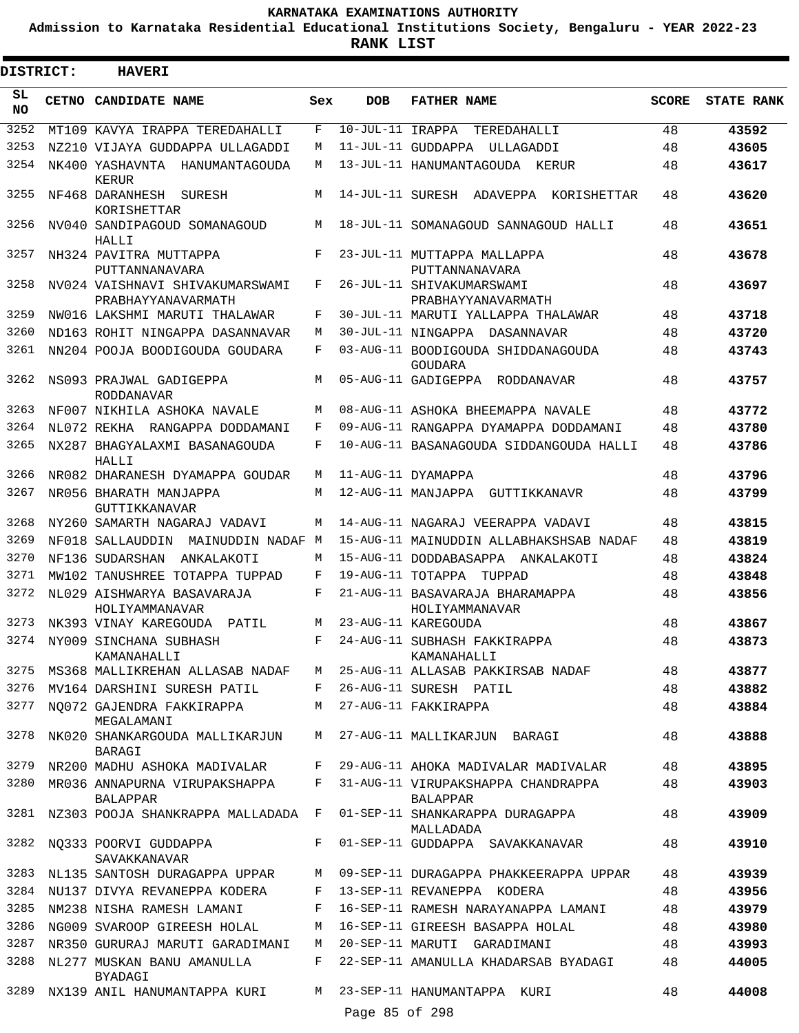# KARNATAKA EXAMINATIONS AUTHORITY

**Admission to Karnataka Residential Educational Institutions Society, Bengaluru - YEAR 2022-23**

**RANK LIST**

**DISTRICT: HAVERI**

| SL NO | CETNO | CANDIDATE NAME | Sex | DOB | FATHER NAME | SCORE | STATE RANK |
|---|---|---|---|---|---|---|---|
| 3252 | MT109 | KAVYA IRAPPA TEREDAHALLI | F | 10-JUL-11 | IRAPPA TEREDAHALLI | 48 | **43592** |
| 3253 | NZ210 | VIJAYA GUDDAPPA ULLAGADDI | M | 11-JUL-11 | GUDDAPPA ULLAGADDI | 48 | **43605** |
| 3254 | NK400 | YASHAVNTA HANUMANTAGOUDA KERUR | M | 13-JUL-11 | HANUMANTAGOUDA KERUR | 48 | **43617** |
| 3255 | NF468 | DARANHESH SURESH KORISHETTAR | M | 14-JUL-11 | SURESH ADAVEPPA KORISHETTAR | 48 | **43620** |
| 3256 | NV040 | SANDIPAGOUD SOMANAGOUD HALLI | M | 18-JUL-11 | SOMANAGOUD SANNAGOUD HALLI | 48 | **43651** |
| 3257 | NH324 | PAVITRA MUTTAPPA PUTTANNANAVARA | F | 23-JUL-11 | MUTTAPPA MALLAPPA PUTTANNANAVARA | 48 | **43678** |
| 3258 | NV024 | VAISHNAVI SHIVAKUMARSWAMI PRABHAYYANAVARMATH | F | 26-JUL-11 | SHIVAKUMARSWAMI PRABHAYYANAVARMATH | 48 | **43697** |
| 3259 | NW016 | LAKSHMI MARUTI THALAWAR | F | 30-JUL-11 | MARUTI YALLAPPA THALAWAR | 48 | **43718** |
| 3260 | ND163 | ROHIT NINGAPPA DASANNAVAR | M | 30-JUL-11 | NINGAPPA DASANNAVAR | 48 | **43720** |
| 3261 | NN204 | POOJA BOODIGOUDA GOUDARA | F | 03-AUG-11 | BOODIGOUDA SHIDDANAGOUDA GOUDARA | 48 | **43743** |
| 3262 | NS093 | PRAJWAL GADIGEPPA RODDANAVAR | M | 05-AUG-11 | GADIGEPPA RODDANAVAR | 48 | **43757** |
| 3263 | NF007 | NIKHILA ASHOKA NAVALE | M | 08-AUG-11 | ASHOKA BHEEMAPPA NAVALE | 48 | **43772** |
| 3264 | NL072 | REKHA RANGAPPA DODDAMANI | F | 09-AUG-11 | RANGAPPA DYAMAPPA DODDAMANI | 48 | **43780** |
| 3265 | NX287 | BHAGYALAXMI BASANAGOUDA HALLI | F | 10-AUG-11 | BASANAGOUDA SIDDANGOUDA HALLI | 48 | **43786** |
| 3266 | NR082 | DHARANESH DYAMAPPA GOUDAR | M | 11-AUG-11 | DYAMAPPA | 48 | **43796** |
| 3267 | NR056 | BHARATH MANJAPPA GUTTIKKANAVAR | M | 12-AUG-11 | MANJAPPA GUTTIKKANAVR | 48 | **43799** |
| 3268 | NY260 | SAMARTH NAGARAJ VADAVI | M | 14-AUG-11 | NAGARAJ VEERAPPA VADAVI | 48 | **43815** |
| 3269 | NF018 | SALLAUDDIN MAINUDDIN NADAF | M | 15-AUG-11 | MAINUDDIN ALLABHAKSHSAB NADAF | 48 | **43819** |
| 3270 | NF136 | SUDARSHAN ANKALAKOTI | M | 15-AUG-11 | DODDABASAPPA ANKALAKOTI | 48 | **43824** |
| 3271 | MW102 | TANUSHREE TOTAPPA TUPPAD | F | 19-AUG-11 | TOTAPPA TUPPAD | 48 | **43848** |
| 3272 | NL029 | AISHWARYA BASAVARAJA HOLIYAMMANAVAR | F | 21-AUG-11 | BASAVARAJA BHARAMAPPA HOLIYAMMANAVAR | 48 | **43856** |
| 3273 | NK393 | VINAY KAREGOUDA PATIL | M | 23-AUG-11 | KAREGOUDA | 48 | **43867** |
| 3274 | NY009 | SINCHANA SUBHASH KAMANAHALLI | F | 24-AUG-11 | SUBHASH FAKKIRAPPA KAMANAHALLI | 48 | **43873** |
| 3275 | MS368 | MALLIKREHAN ALLASAB NADAF | M | 25-AUG-11 | ALLASAB PAKKIRSAB NADAF | 48 | **43877** |
| 3276 | MV164 | DARSHINI SURESH PATIL | F | 26-AUG-11 | SURESH PATIL | 48 | **43882** |
| 3277 | NQ072 | GAJENDRA FAKKIRAPPA MEGALAMANI | M | 27-AUG-11 | FAKKIRAPPA | 48 | **43884** |
| 3278 | NK020 | SHANKARGOUDA MALLIKARJUN BARAGI | M | 27-AUG-11 | MALLIKARJUN BARAGI | 48 | **43888** |
| 3279 | NR200 | MADHU ASHOKA MADIVALAR | F | 29-AUG-11 | AHOKA MADIVALAR MADIVALAR | 48 | **43895** |
| 3280 | MR036 | ANNAPURNA VIRUPAKSHAPPA BALAPPAR | F | 31-AUG-11 | VIRUPAKSHAPPA CHANDRAPPA BALAPPAR | 48 | **43903** |
| 3281 | NZ303 | POOJA SHANKRAPPA MALLADADA | F | 01-SEP-11 | SHANKARAPPA DURAGAPPA MALLADADA | 48 | **43909** |
| 3282 | NQ333 | POORVI GUDDAPPA SAVAKKANAVAR | F | 01-SEP-11 | GUDDAPPA SAVAKKANAVAR | 48 | **43910** |
| 3283 | NL135 | SANTOSH DURAGAPPA UPPAR | M | 09-SEP-11 | DURAGAPPA PHAKKEERAPPA UPPAR | 48 | **43939** |
| 3284 | NU137 | DIVYA REVANEPPA KODERA | F | 13-SEP-11 | REVANEPPA KODERA | 48 | **43956** |
| 3285 | NM238 | NISHA RAMESH LAMANI | F | 16-SEP-11 | RAMESH NARAYANAPPA LAMANI | 48 | **43979** |
| 3286 | NG009 | SVAROOP GIREESH HOLAL | M | 16-SEP-11 | GIREESH BASAPPA HOLAL | 48 | **43980** |
| 3287 | NR350 | GURURAJ MARUTI GARADIMANI | M | 20-SEP-11 | MARUTI GARADIMANI | 48 | **43993** |
| 3288 | NL277 | MUSKAN BANU AMANULLA BYADAGI | F | 22-SEP-11 | AMANULLA KHADARSAB BYADAGI | 48 | **44005** |
| 3289 | NX139 | ANIL HANUMANTAPPA KURI | M | 23-SEP-11 | HANUMANTAPPA KURI | 48 | **44008** |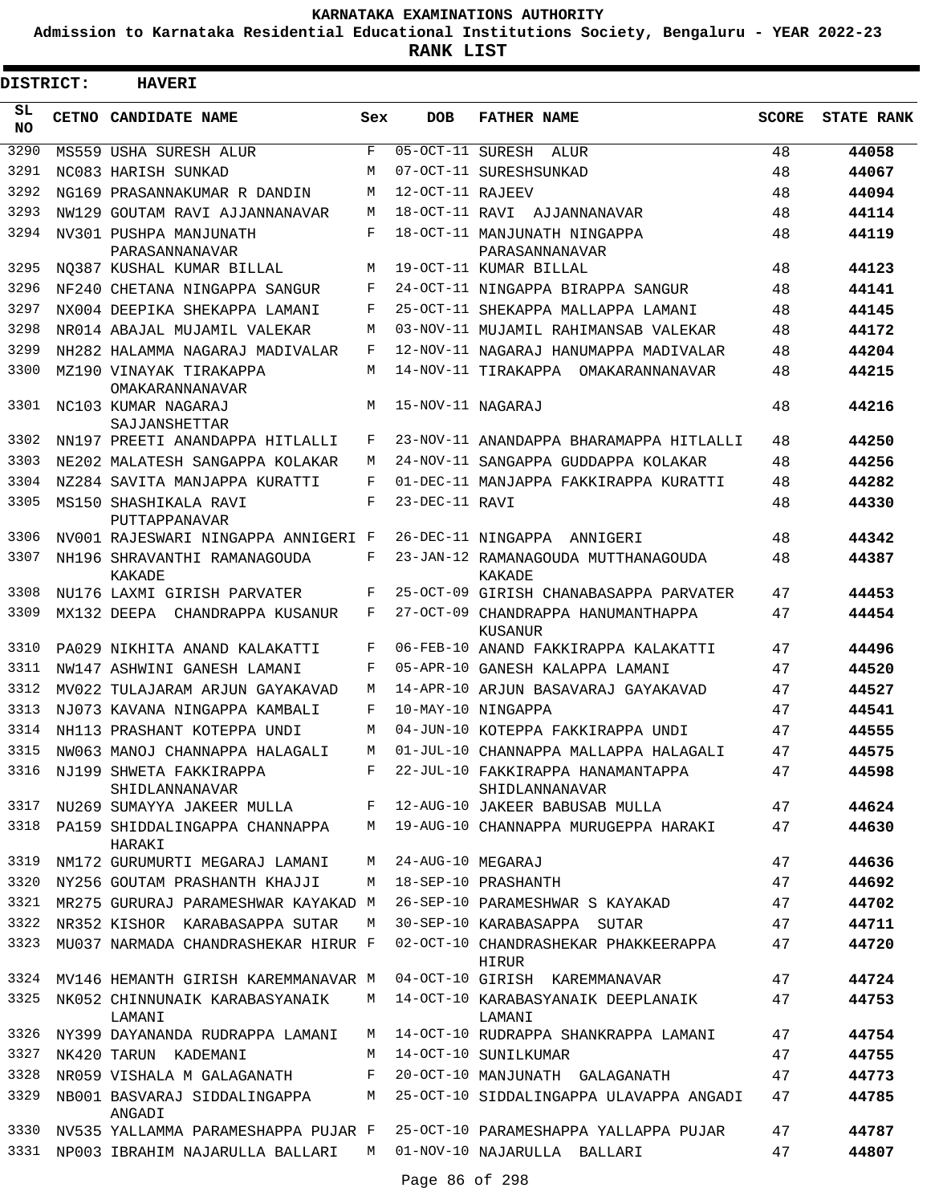# KARNATAKA EXAMINATIONS AUTHORITY

**Admission to Karnataka Residential Educational Institutions Society, Bengaluru - YEAR 2022-23**

**RANK LIST**

**DISTRICT: HAVERI**

| SL NO | CETNO | CANDIDATE NAME | Sex | DOB | FATHER NAME | SCORE | STATE RANK |
|---|---|---|---|---|---|---|---|
| 3290 | MS559 | USHA SURESH ALUR | F | 05-OCT-11 | SURESH ALUR | 48 | 44058 |
| 3291 | NC083 | HARISH SUNKAD | M | 07-OCT-11 | SURESHSUNKAD | 48 | 44067 |
| 3292 | NG169 | PRASANNAKUMAR R DANDIN | M | 12-OCT-11 | RAJEEV | 48 | 44094 |
| 3293 | NW129 | GOUTAM RAVI AJJANNANAVAR | M | 18-OCT-11 | RAVI AJJANNANAVAR | 48 | 44114 |
| 3294 | NV301 | PUSHPA MANJUNATH PARASANNANAVAR | F | 18-OCT-11 | MANJUNATH NINGAPPA PARASANNANAVAR | 48 | 44119 |
| 3295 | NQ387 | KUSHAL KUMAR BILLAL | M | 19-OCT-11 | KUMAR BILLAL | 48 | 44123 |
| 3296 | NF240 | CHETANA NINGAPPA SANGUR | F | 24-OCT-11 | NINGAPPA BIRAPPA SANGUR | 48 | 44141 |
| 3297 | NX004 | DEEPIKA SHEKAPPA LAMANI | F | 25-OCT-11 | SHEKAPPA MALLAPPA LAMANI | 48 | 44145 |
| 3298 | NR014 | ABAJAL MUJAMIL VALEKAR | M | 03-NOV-11 | MUJAMIL RAHIMANSAB VALEKAR | 48 | 44172 |
| 3299 | NH282 | HALAMMA NAGARAJ MADIVALAR | F | 12-NOV-11 | NAGARAJ HANUMAPPA MADIVALAR | 48 | 44204 |
| 3300 | MZ190 | VINAYAK TIRAKAPPA OMAKARANNANAVAR | M | 14-NOV-11 | TIRAKAPPA OMAKARANNANAVAR | 48 | 44215 |
| 3301 | NC103 | KUMAR NAGARAJ SAJJANSHETTAR | M | 15-NOV-11 | NAGARAJ | 48 | 44216 |
| 3302 | NN197 | PREETI ANANDAPPA HITLALLI | F | 23-NOV-11 | ANANDAPPA BHARAMAPPA HITLALLI | 48 | 44250 |
| 3303 | NE202 | MALATESH SANGAPPA KOLAKAR | M | 24-NOV-11 | SANGAPPA GUDDAPPA KOLAKAR | 48 | 44256 |
| 3304 | NZ284 | SAVITA MANJAPPA KURATTI | F | 01-DEC-11 | MANJAPPA FAKKIRAPPA KURATTI | 48 | 44282 |
| 3305 | MS150 | SHASHIKALA RAVI PUTTAPPANAVAR | F | 23-DEC-11 | RAVI | 48 | 44330 |
| 3306 | NV001 | RAJESWARI NINGAPPA ANNIGERI | F | 26-DEC-11 | NINGAPPA ANNIGERI | 48 | 44342 |
| 3307 | NH196 | SHRAVANTHI RAMANAGOUDA KAKADE | F | 23-JAN-12 | RAMANAGOUDA MUTTHANAGOUDA KAKADE | 48 | 44387 |
| 3308 | NU176 | LAXMI GIRISH PARVATER | F | 25-OCT-09 | GIRISH CHANABASAPPA PARVATER | 47 | 44453 |
| 3309 | MX132 | DEEPA CHANDRAPPA KUSANUR | F | 27-OCT-09 | CHANDRAPPA HANUMANTHAPPA KUSANUR | 47 | 44454 |
| 3310 | PA029 | NIKHITA ANAND KALAKATTI | F | 06-FEB-10 | ANAND FAKKIRAPPA KALAKATTI | 47 | 44496 |
| 3311 | NW147 | ASHWINI GANESH LAMANI | F | 05-APR-10 | GANESH KALAPPA LAMANI | 47 | 44520 |
| 3312 | MV022 | TULAJARAM ARJUN GAYAKAVAD | M | 14-APR-10 | ARJUN BASAVARAJ GAYAKAVAD | 47 | 44527 |
| 3313 | NJ073 | KAVANA NINGAPPA KAMBALI | F | 10-MAY-10 | NINGAPPA | 47 | 44541 |
| 3314 | NH113 | PRASHANT KOTEPPA UNDI | M | 04-JUN-10 | KOTEPPA FAKKIRAPPA UNDI | 47 | 44555 |
| 3315 | NW063 | MANOJ CHANNAPPA HALAGALI | M | 01-JUL-10 | CHANNAPPA MALLAPPA HALAGALI | 47 | 44575 |
| 3316 | NJ199 | SHWETA FAKKIRAPPA SHIDLANNANAVAR | F | 22-JUL-10 | FAKKIRAPPA HANAMANTAPPA SHIDLANNANAVAR | 47 | 44598 |
| 3317 | NU269 | SUMAYYA JAKEER MULLA | F | 12-AUG-10 | JAKEER BABUSAB MULLA | 47 | 44624 |
| 3318 | PA159 | SHIDDALINGAPPA CHANNAPPA HARAKI | M | 19-AUG-10 | CHANNAPPA MURUGEPPA HARAKI | 47 | 44630 |
| 3319 | NM172 | GURUMURTI MEGARAJ LAMANI | M | 24-AUG-10 | MEGARAJ | 47 | 44636 |
| 3320 | NY256 | GOUTAM PRASHANTH KHAJJI | M | 18-SEP-10 | PRASHANTH | 47 | 44692 |
| 3321 | MR275 | GURURAJ PARAMESHWAR KAYAKAD | M | 26-SEP-10 | PARAMESHWAR S KAYAKAD | 47 | 44702 |
| 3322 | NR352 | KISHOR KARABASAPPA SUTAR | M | 30-SEP-10 | KARABASAPPA SUTAR | 47 | 44711 |
| 3323 | MU037 | NARMADA CHANDRASHEKAR HIRUR | F | 02-OCT-10 | CHANDRASHEKAR PHAKKEERAPPA HIRUR | 47 | 44720 |
| 3324 | MV146 | HEMANTH GIRISH KAREMMANAVAR | M | 04-OCT-10 | GIRISH KAREMMANAVAR | 47 | 44724 |
| 3325 | NK052 | CHINNUNAIK KARABASYANAIK LAMANI | M | 14-OCT-10 | KARABASYANAIK DEEPLANAIK LAMANI | 47 | 44753 |
| 3326 | NY399 | DAYANANDA RUDRAPPA LAMANI | M | 14-OCT-10 | RUDRAPPA SHANKRAPPA LAMANI | 47 | 44754 |
| 3327 | NK420 | TARUN KADEMANI | M | 14-OCT-10 | SUNILKUMAR | 47 | 44755 |
| 3328 | NR059 | VISHALA M GALAGANATH | F | 20-OCT-10 | MANJUNATH GALAGANATH | 47 | 44773 |
| 3329 | NB001 | BASVARAJ SIDDALINGAPPA ANGADI | M | 25-OCT-10 | SIDDALINGAPPA ULAVAPPA ANGADI | 47 | 44785 |
| 3330 | NV535 | YALLAMMA PARAMESHAPPA PUJAR | F | 25-OCT-10 | PARAMESHAPPA YALLAPPA PUJAR | 47 | 44787 |
| 3331 | NP003 | IBRAHIM NAJARULLA BALLARI | M | 01-NOV-10 | NAJARULLA BALLARI | 47 | 44807 |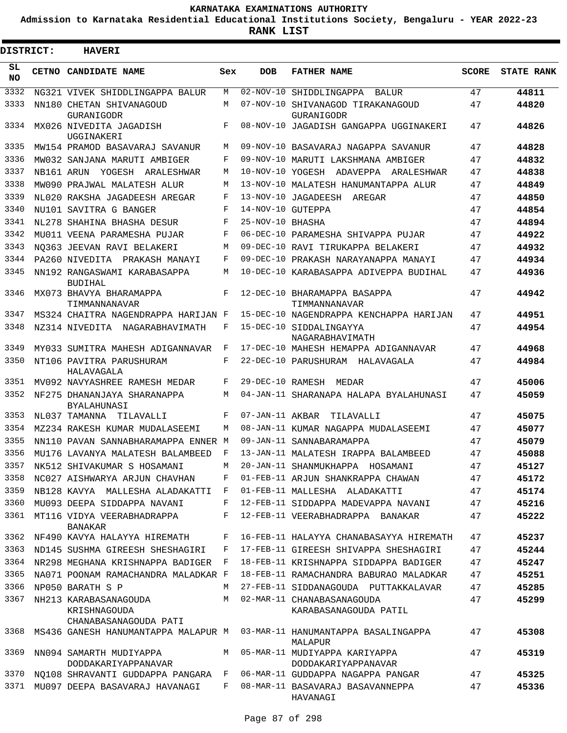# KARNATAKA EXAMINATIONS AUTHORITY

**Admission to Karnataka Residential Educational Institutions Society, Bengaluru - YEAR 2022-23**

**RANK LIST**

**DISTRICT: HAVERI**

| SL NO | CETNO | CANDIDATE NAME | Sex | DOB | FATHER NAME | SCORE | STATE RANK |
|---|---|---|---|---|---|---|---|
| 3332 | NG321 | VIVEK SHIDDLINGAPPA BALUR | M | 02-NOV-10 | SHIDDLINGAPPA BALUR | 47 | **44811** |
| 3333 | NN180 | CHETAN SHIVANAGOUD GURANIGODR | M | 07-NOV-10 | SHIVANAGOD TIRAKANAGOUD GURANIGODR | 47 | **44820** |
| 3334 | MX026 | NIVEDITA JAGADISH UGGINAKERI | F | 08-NOV-10 | JAGADISH GANGAPPA UGGINAKERI | 47 | **44826** |
| 3335 | MW154 | PRAMOD BASAVARAJ SAVANUR | M | 09-NOV-10 | BASAVARAJ NAGAPPA SAVANUR | 47 | **44828** |
| 3336 | MW032 | SANJANA MARUTI AMBIGER | F | 09-NOV-10 | MARUTI LAKSHMANA AMBIGER | 47 | **44832** |
| 3337 | NB161 | ARUN YOGESH ARALESHWAR | M | 10-NOV-10 | YOGESH ADAVEPPA ARALESHWAR | 47 | **44838** |
| 3338 | MW090 | PRAJWAL MALATESH ALUR | M | 13-NOV-10 | MALATESH HANUMANTAPPA ALUR | 47 | **44849** |
| 3339 | NL020 | RAKSHA JAGADEESH AREGAR | F | 13-NOV-10 | JAGADEESH AREGAR | 47 | **44850** |
| 3340 | NU101 | SAVITRA G BANGER | F | 14-NOV-10 | GUTEPPA | 47 | **44854** |
| 3341 | NL278 | SHAHINA BHASHA DESUR | F | 25-NOV-10 | BHASHA | 47 | **44894** |
| 3342 | MU011 | VEENA PARAMESHA PUJAR | F | 06-DEC-10 | PARAMESHA SHIVAPPA PUJAR | 47 | **44922** |
| 3343 | NQ363 | JEEVAN RAVI BELAKERI | M | 09-DEC-10 | RAVI TIRUKAPPA BELAKERI | 47 | **44932** |
| 3344 | PA260 | NIVEDITA PRAKASH MANAYI | F | 09-DEC-10 | PRAKASH NARAYANAPPA MANAYI | 47 | **44934** |
| 3345 | NN192 | RANGASWAMI KARABASAPPA BUDIHAL | M | 10-DEC-10 | KARABASAPPA ADIVEPPA BUDIHAL | 47 | **44936** |
| 3346 | MX073 | BHAVYA BHARAMAPPA TIMMANNANAVAR | F | 12-DEC-10 | BHARAMAPPA BASAPPA TIMMANNANAVAR | 47 | **44942** |
| 3347 | MS324 | CHAITRA NAGENDRAPPA HARIJAN | F | 15-DEC-10 | NAGENDRAPPA KENCHAPPA HARIJAN | 47 | **44951** |
| 3348 | NZ314 | NIVEDITA NAGARABHAVIMATH | F | 15-DEC-10 | SIDDALINGAYYA NAGARABHAVIMATH | 47 | **44954** |
| 3349 | MY033 | SUMITRA MAHESH ADIGANNAVAR | F | 17-DEC-10 | MAHESH HEMAPPA ADIGANNAVAR | 47 | **44968** |
| 3350 | NT106 | PAVITRA PARUSHURAM HALAVAGALA | F | 22-DEC-10 | PARUSHURAM HALAVAGALA | 47 | **44984** |
| 3351 | MV092 | NAVYASHREE RAMESH MEDAR | F | 29-DEC-10 | RAMESH MEDAR | 47 | **45006** |
| 3352 | NF275 | DHANANJAYA SHARANAPPA BYALAHUNASI | M | 04-JAN-11 | SHARANAPA HALAPA BYALAHUNASI | 47 | **45059** |
| 3353 | NL037 | TAMANNA TILAVALLI | F | 07-JAN-11 | AKBAR TILAVALLI | 47 | **45075** |
| 3354 | MZ234 | RAKESH KUMAR MUDALASEEMI | M | 08-JAN-11 | KUMAR NAGAPPA MUDALASEEMI | 47 | **45077** |
| 3355 | NN110 | PAVAN SANNABHARAMAPPA ENNER | M | 09-JAN-11 | SANNABARAMAPPA | 47 | **45079** |
| 3356 | MU176 | LAVANYA MALATESH BALAMBEED | F | 13-JAN-11 | MALATESH IRAPPA BALAMBEED | 47 | **45088** |
| 3357 | NK512 | SHIVAKUMAR S HOSAMANI | M | 20-JAN-11 | SHANMUKHAPPA HOSAMANI | 47 | **45127** |
| 3358 | NC027 | AISHWARYA ARJUN CHAVHAN | F | 01-FEB-11 | ARJUN SHANKRAPPA CHAWAN | 47 | **45172** |
| 3359 | NB128 | KAVYA MALLESHA ALADAKATTI | F | 01-FEB-11 | MALLESHA ALADAKATTI | 47 | **45174** |
| 3360 | MU093 | DEEPA SIDDAPPA NAVANI | F | 12-FEB-11 | SIDDAPPA MADEVAPPA NAVANI | 47 | **45216** |
| 3361 | MT116 | VIDYA VEERABHADRAPPA BANAKAR | F | 12-FEB-11 | VEERABHADRAPPA BANAKAR | 47 | **45222** |
| 3362 | NF490 | KAVYA HALAYYA HIREMATH | F | 16-FEB-11 | HALAYYA CHANABASAYYA HIREMATH | 47 | **45237** |
| 3363 | ND145 | SUSHMA GIREESH SHESHAGIRI | F | 17-FEB-11 | GIREESH SHIVAPPA SHESHAGIRI | 47 | **45244** |
| 3364 | NR298 | MEGHANA KRISHNAPPA BADIGER | F | 18-FEB-11 | KRISHNAPPA SIDDAPPA BADIGER | 47 | **45247** |
| 3365 | NA071 | POONAM RAMACHANDRA MALADKAR | F | 18-FEB-11 | RAMACHANDRA BABURAO MALADKAR | 47 | **45251** |
| 3366 | NP050 | BARATH S P | M | 27-FEB-11 | SIDDANAGOUDA PUTTAKKALAVAR | 47 | **45285** |
| 3367 | NH213 | KARABASANAGOUDA KRISHNAGOUDA CHANABASANAGOUDA PATI | M | 02-MAR-11 | CHANABASANAGOUDA KARABASANAGOUDA PATIL | 47 | **45299** |
| 3368 | MS436 | GANESH HANUMANTAPPA MALAPUR | M | 03-MAR-11 | HANUMANTAPPA BASALINGAPPA MALAPUR | 47 | **45308** |
| 3369 | NN094 | SAMARTH MUDIYAPPA DODDAKARIYAPPANAVAR | M | 05-MAR-11 | MUDIYAPPA KARIYAPPA DODDAKARIYAPPANAVAR | 47 | **45319** |
| 3370 | NQ108 | SHRAVANTI GUDDAPPA PANGARA | F | 06-MAR-11 | GUDDAPPA NAGAPPA PANGAR | 47 | **45325** |
| 3371 | MU097 | DEEPA BASAVARAJ HAVANAGI | F | 08-MAR-11 | BASAVARAJ BASAVANNEPPA HAVANAGI | 47 | **45336** |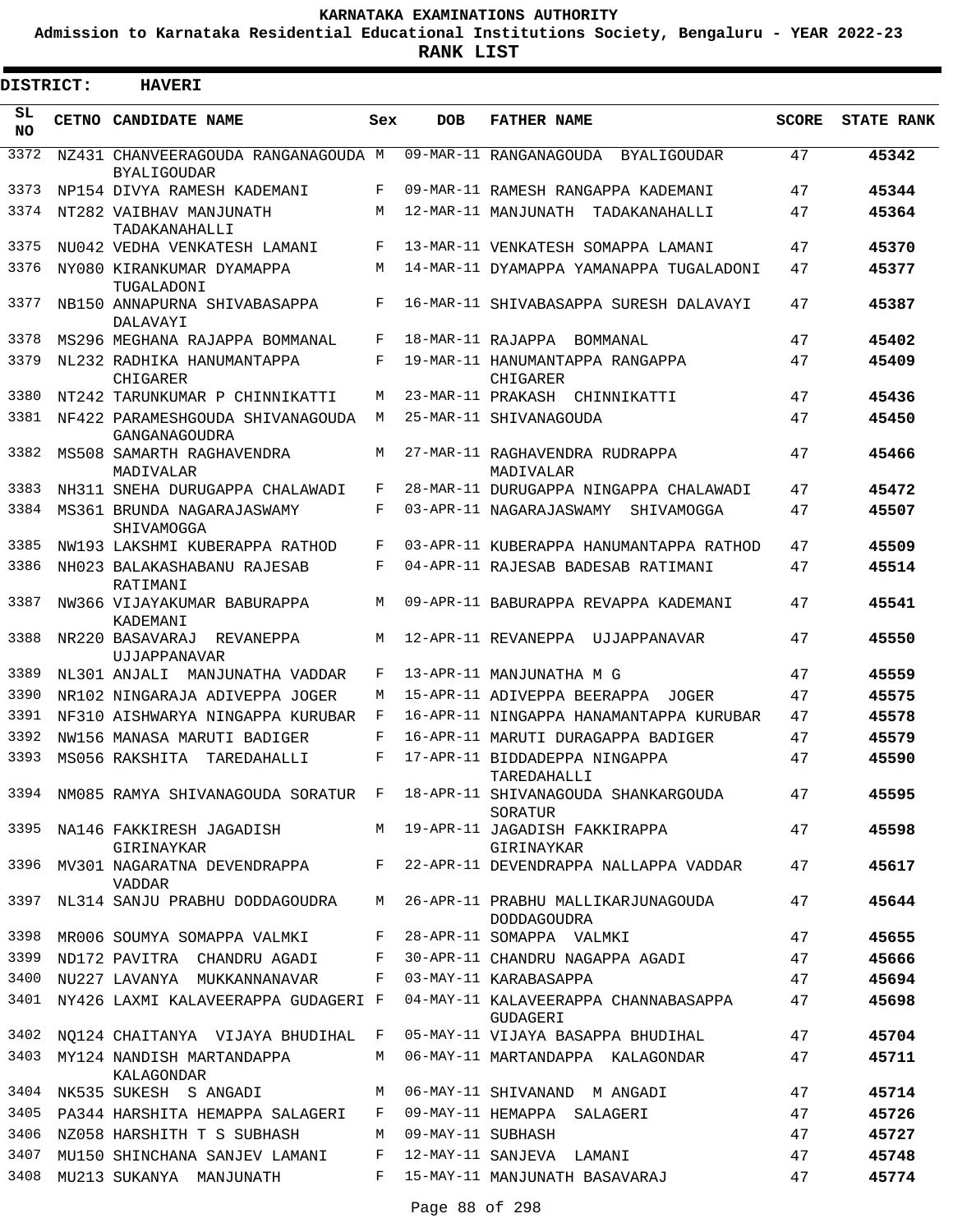# KARNATAKA EXAMINATIONS AUTHORITY

**Admission to Karnataka Residential Educational Institutions Society, Bengaluru - YEAR 2022-23**

**RANK LIST**

**DISTRICT: HAVERI**

| SL NO | CETNO | CANDIDATE NAME | Sex | DOB | FATHER NAME | SCORE | STATE RANK |
|---|---|---|---|---|---|---|---|
| 3372 | NZ431 | CHANVEERAGOUDA RANGANAGOUDA BYALIGOUDAR | M | 09-MAR-11 | RANGANAGOUDA BYALIGOUDAR | 47 | 45342 |
| 3373 | NP154 | DIVYA RAMESH KADEMANI | F | 09-MAR-11 | RAMESH RANGAPPA KADEMANI | 47 | 45344 |
| 3374 | NT282 | VAIBHAV MANJUNATH TADAKANAHALLI | M | 12-MAR-11 | MANJUNATH TADAKANAHALLI | 47 | 45364 |
| 3375 | NU042 | VEDHA VENKATESH LAMANI | F | 13-MAR-11 | VENKATESH SOMAPPA LAMANI | 47 | 45370 |
| 3376 | NY080 | KIRANKUMAR DYAMAPPA TUGALADONI | M | 14-MAR-11 | DYAMAPPA YAMANAPPA TUGALADONI | 47 | 45377 |
| 3377 | NB150 | ANNAPURNA SHIVABASAPPA DALAVAYI | F | 16-MAR-11 | SHIVABASAPPA SURESH DALAVAYI | 47 | 45387 |
| 3378 | MS296 | MEGHANA RAJAPPA BOMMANAL | F | 18-MAR-11 | RAJAPPA BOMMANAL | 47 | 45402 |
| 3379 | NL232 | RADHIKA HANUMANTAPPA CHIGARER | F | 19-MAR-11 | HANUMANTAPPA RANGAPPA CHIGARER | 47 | 45409 |
| 3380 | NT242 | TARUNKUMAR P CHINNIKATTI | M | 23-MAR-11 | PRAKASH CHINNIKATTI | 47 | 45436 |
| 3381 | NF422 | PARAMESHGOUDA SHIVANAGOUDA GANGANAGOUDRA | M | 25-MAR-11 | SHIVANAGOUDA | 47 | 45450 |
| 3382 | MS508 | SAMARTH RAGHAVENDRA MADIVALAR | M | 27-MAR-11 | RAGHAVENDRA RUDRAPPA MADIVALAR | 47 | 45466 |
| 3383 | NH311 | SNEHA DURUGAPPA CHALAWADI | F | 28-MAR-11 | DURUGAPPA NINGAPPA CHALAWADI | 47 | 45472 |
| 3384 | MS361 | BRUNDA NAGARAJASWAMY SHIVAMOGGA | F | 03-APR-11 | NAGARAJASWAMY SHIVAMOGGA | 47 | 45507 |
| 3385 | NW193 | LAKSHMI KUBERAPPA RATHOD | F | 03-APR-11 | KUBERAPPA HANUMANTAPPA RATHOD | 47 | 45509 |
| 3386 | NH023 | BALAKASHABANU RAJESAB RATIMANI | F | 04-APR-11 | RAJESAB BADESAB RATIMANI | 47 | 45514 |
| 3387 | NW366 | VIJAYAKUMAR BABURAPPA KADEMANI | M | 09-APR-11 | BABURAPPA REVAPPA KADEMANI | 47 | 45541 |
| 3388 | NR220 | BASAVARAJ REVANEPPA UJJAPPANAVAR | M | 12-APR-11 | REVANEPPA UJJAPPANAVAR | 47 | 45550 |
| 3389 | NL301 | ANJALI MANJUNATHA VADDAR | F | 13-APR-11 | MANJUNATHA M G | 47 | 45559 |
| 3390 | NR102 | NINGARAJA ADIVEPPA JOGER | M | 15-APR-11 | ADIVEPPA BEERAPPA JOGER | 47 | 45575 |
| 3391 | NF310 | AISHWARYA NINGAPPA KURUBAR | F | 16-APR-11 | NINGAPPA HANAMANTAPPA KURUBAR | 47 | 45578 |
| 3392 | NW156 | MANASA MARUTI BADIGER | F | 16-APR-11 | MARUTI DURAGAPPA BADIGER | 47 | 45579 |
| 3393 | MS056 | RAKSHITA TAREDAHALLI | F | 17-APR-11 | BIDDADEPPA NINGAPPA TAREDAHALLI | 47 | 45590 |
| 3394 | NM085 | RAMYA SHIVANAGOUDA SORATUR | F | 18-APR-11 | SHIVANAGOUDA SHANKARGOUDA SORATUR | 47 | 45595 |
| 3395 | NA146 | FAKKIRESH JAGADISH GIRINAYKAR | M | 19-APR-11 | JAGADISH FAKKIRAPPA GIRINAYKAR | 47 | 45598 |
| 3396 | MV301 | NAGARATNA DEVENDRAPPA VADDAR | F | 22-APR-11 | DEVENDRAPPA NALLAPPA VADDAR | 47 | 45617 |
| 3397 | NL314 | SANJU PRABHU DODDAGOUDRA | M | 26-APR-11 | PRABHU MALLIKARJUNAGOUDA DODDAGOUDRA | 47 | 45644 |
| 3398 | MR006 | SOUMYA SOMAPPA VALMKI | F | 28-APR-11 | SOMAPPA VALMKI | 47 | 45655 |
| 3399 | ND172 | PAVITRA CHANDRU AGADI | F | 30-APR-11 | CHANDRU NAGAPPA AGADI | 47 | 45666 |
| 3400 | NU227 | LAVANYA MUKKANNANAVAR | F | 03-MAY-11 | KARABASAPPA | 47 | 45694 |
| 3401 | NY426 | LAXMI KALAVEERAPPA GUDAGERI | F | 04-MAY-11 | KALAVEERAPPA CHANNABASAPPA GUDAGERI | 47 | 45698 |
| 3402 | NQ124 | CHAITANYA VIJAYA BHUDIHAL | F | 05-MAY-11 | VIJAYA BASAPPA BHUDIHAL | 47 | 45704 |
| 3403 | MY124 | NANDISH MARTANDAPPA KALAGONDAR | M | 06-MAY-11 | MARTANDAPPA KALAGONDAR | 47 | 45711 |
| 3404 | NK535 | SUKESH S ANGADI | M | 06-MAY-11 | SHIVANAND M ANGADI | 47 | 45714 |
| 3405 | PA344 | HARSHITA HEMAPPA SALAGERI | F | 09-MAY-11 | HEMAPPA SALAGERI | 47 | 45726 |
| 3406 | NZ058 | HARSHITH T S SUBHASH | M | 09-MAY-11 | SUBHASH | 47 | 45727 |
| 3407 | MU150 | SHINCHANA SANJEV LAMANI | F | 12-MAY-11 | SANJEVA LAMANI | 47 | 45748 |
| 3408 | MU213 | SUKANYA MANJUNATH | F | 15-MAY-11 | MANJUNATH BASAVARAJ | 47 | 45774 |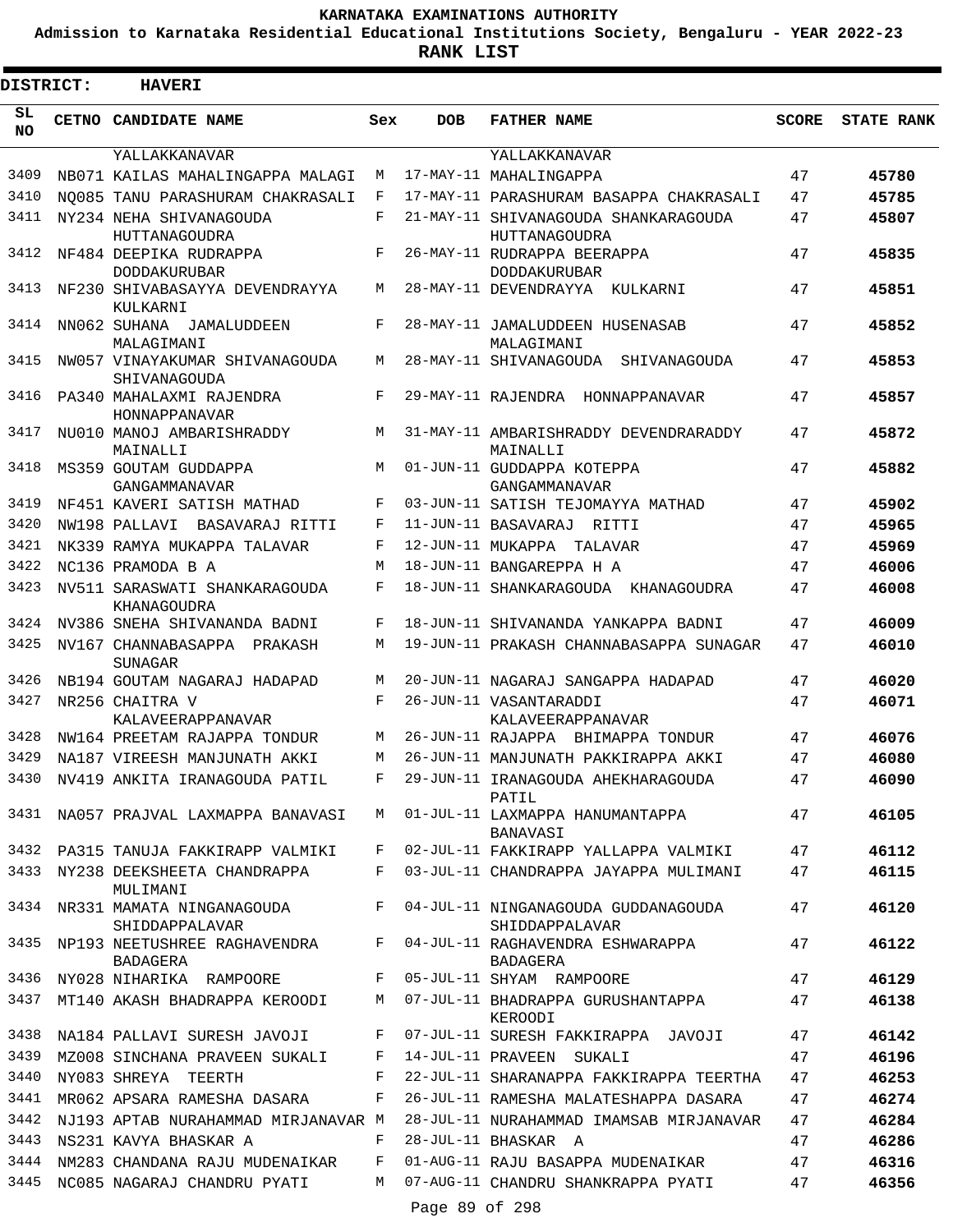# KARNATAKA EXAMINATIONS AUTHORITY

**Admission to Karnataka Residential Educational Institutions Society, Bengaluru - YEAR 2022-23**

**RANK LIST**

**DISTRICT: HAVERI**

| SL NO | CETNO | CANDIDATE NAME | Sex | DOB | FATHER NAME | SCORE | STATE RANK |
|---|---|---|---|---|---|---|---|
| | | YALLAKKANAVAR | | | YALLAKKANAVAR | | |
| 3409 | NB071 | KAILAS MAHALINGAPPA MALAGI | M | 17-MAY-11 | MAHALINGAPPA | 47 | **45780** |
| 3410 | NQ085 | TANU PARASHURAM CHAKRASALI | F | 17-MAY-11 | PARASHURAM BASAPPA CHAKRASALI | 47 | **45785** |
| 3411 | NY234 | NEHA SHIVANAGOUDA HUTTANAGOUDRA | F | 21-MAY-11 | SHIVANAGOUDA SHANKARAGOUDA HUTTANAGOUDRA | 47 | **45807** |
| 3412 | NF484 | DEEPIKA RUDRAPPA DODDAKURUBAR | F | 26-MAY-11 | RUDRAPPA BEERAPPA DODDAKURUBAR | 47 | **45835** |
| 3413 | NF230 | SHIVABASAYYA DEVENDRAYYA KULKARNI | M | 28-MAY-11 | DEVENDRAYYA KULKARNI | 47 | **45851** |
| 3414 | NN062 | SUHANA JAMALUDDEEN MALAGIMANI | F | 28-MAY-11 | JAMALUDDEEN HUSENASAB MALAGIMANI | 47 | **45852** |
| 3415 | NW057 | VINAYAKUMAR SHIVANAGOUDA SHIVANAGOUDA | M | 28-MAY-11 | SHIVANAGOUDA SHIVANAGOUDA | 47 | **45853** |
| 3416 | PA340 | MAHALAXMI RAJENDRA HONNAPPANAVAR | F | 29-MAY-11 | RAJENDRA HONNAPPANAVAR | 47 | **45857** |
| 3417 | NU010 | MANOJ AMBARISHRADDY MAINALLI | M | 31-MAY-11 | AMBARISHRADDY DEVENDRARADDY MAINALLI | 47 | **45872** |
| 3418 | MS359 | GOUTAM GUDDAPPA GANGAMMANAVAR | M | 01-JUN-11 | GUDDAPPA KOTEPPA GANGAMMANAVAR | 47 | **45882** |
| 3419 | NF451 | KAVERI SATISH MATHAD | F | 03-JUN-11 | SATISH TEJOMAYYA MATHAD | 47 | **45902** |
| 3420 | NW198 | PALLAVI BASAVARAJ RITTI | F | 11-JUN-11 | BASAVARAJ RITTI | 47 | **45965** |
| 3421 | NK339 | RAMYA MUKAPPA TALAVAR | F | 12-JUN-11 | MUKAPPA TALAVAR | 47 | **45969** |
| 3422 | NC136 | PRAMODA B A | M | 18-JUN-11 | BANGAREPPA H A | 47 | **46006** |
| 3423 | NV511 | SARASWATI SHANKARAGOUDA KHANAGOUDRA | F | 18-JUN-11 | SHANKARAGOUDA KHANAGOUDRA | 47 | **46008** |
| 3424 | NV386 | SNEHA SHIVANANDA BADNI | F | 18-JUN-11 | SHIVANANDA YANKAPPA BADNI | 47 | **46009** |
| 3425 | NV167 | CHANNABASAPPA PRAKASH SUNAGAR | M | 19-JUN-11 | PRAKASH CHANNABASAPPA SUNAGAR | 47 | **46010** |
| 3426 | NB194 | GOUTAM NAGARAJ HADAPAD | M | 20-JUN-11 | NAGARAJ SANGAPPA HADAPAD | 47 | **46020** |
| 3427 | NR256 | CHAITRA V KALAVEERAPPANAVAR | F | 26-JUN-11 | VASANTARADDI KALAVEERAPPANAVAR | 47 | **46071** |
| 3428 | NW164 | PREETAM RAJAPPA TONDUR | M | 26-JUN-11 | RAJAPPA BHIMAPPA TONDUR | 47 | **46076** |
| 3429 | NA187 | VIREESH MANJUNATH AKKI | M | 26-JUN-11 | MANJUNATH PAKKIRAPPA AKKI | 47 | **46080** |
| 3430 | NV419 | ANKITA IRANAGOUDA PATIL | F | 29-JUN-11 | IRANAGOUDA AHEKHARAGOUDA PATIL | 47 | **46090** |
| 3431 | NA057 | PRAJVAL LAXMAPPA BANAVASI | M | 01-JUL-11 | LAXMAPPA HANUMANTAPPA BANAVASI | 47 | **46105** |
| 3432 | PA315 | TANUJA FAKKIRAPP VALMIKI | F | 02-JUL-11 | FAKKIRAPP YALLAPPA VALMIKI | 47 | **46112** |
| 3433 | NY238 | DEEKSHEETA CHANDRAPPA MULIMANI | F | 03-JUL-11 | CHANDRAPPA JAYAPPA MULIMANI | 47 | **46115** |
| 3434 | NR331 | MAMATA NINGANAGOUDA SHIDDAPPALAVAR | F | 04-JUL-11 | NINGANAGOUDA GUDDANAGOUDA SHIDDAPPALAVAR | 47 | **46120** |
| 3435 | NP193 | NEETUSHREE RAGHAVENDRA BADAGERA | F | 04-JUL-11 | RAGHAVENDRA ESHWARAPPA BADAGERA | 47 | **46122** |
| 3436 | NY028 | NIHARIKA RAMPOORE | F | 05-JUL-11 | SHYAM RAMPOORE | 47 | **46129** |
| 3437 | MT140 | AKASH BHADRAPPA KEROODI | M | 07-JUL-11 | BHADRAPPA GURUSHANTAPPA KEROODI | 47 | **46138** |
| 3438 | NA184 | PALLAVI SURESH JAVOJI | F | 07-JUL-11 | SURESH FAKKIRAPPA JAVOJI | 47 | **46142** |
| 3439 | MZ008 | SINCHANA PRAVEEN SUKALI | F | 14-JUL-11 | PRAVEEN SUKALI | 47 | **46196** |
| 3440 | NY083 | SHREYA TEERTH | F | 22-JUL-11 | SHARANAPPA FAKKIRAPPA TEERTHA | 47 | **46253** |
| 3441 | MR062 | APSARA RAMESHA DASARA | F | 26-JUL-11 | RAMESHA MALATESHAPPA DASARA | 47 | **46274** |
| 3442 | NJ193 | APTAB NURAHAMMAD MIRJANAVAR | M | 28-JUL-11 | NURAHAMMAD IMAMSAB MIRJANAVAR | 47 | **46284** |
| 3443 | NS231 | KAVYA BHASKAR A | F | 28-JUL-11 | BHASKAR A | 47 | **46286** |
| 3444 | NM283 | CHANDANA RAJU MUDENAIKAR | F | 01-AUG-11 | RAJU BASAPPA MUDENAIKAR | 47 | **46316** |
| 3445 | NC085 | NAGARAJ CHANDRU PYATI | M | 07-AUG-11 | CHANDRU SHANKRAPPA PYATI | 47 | **46356** |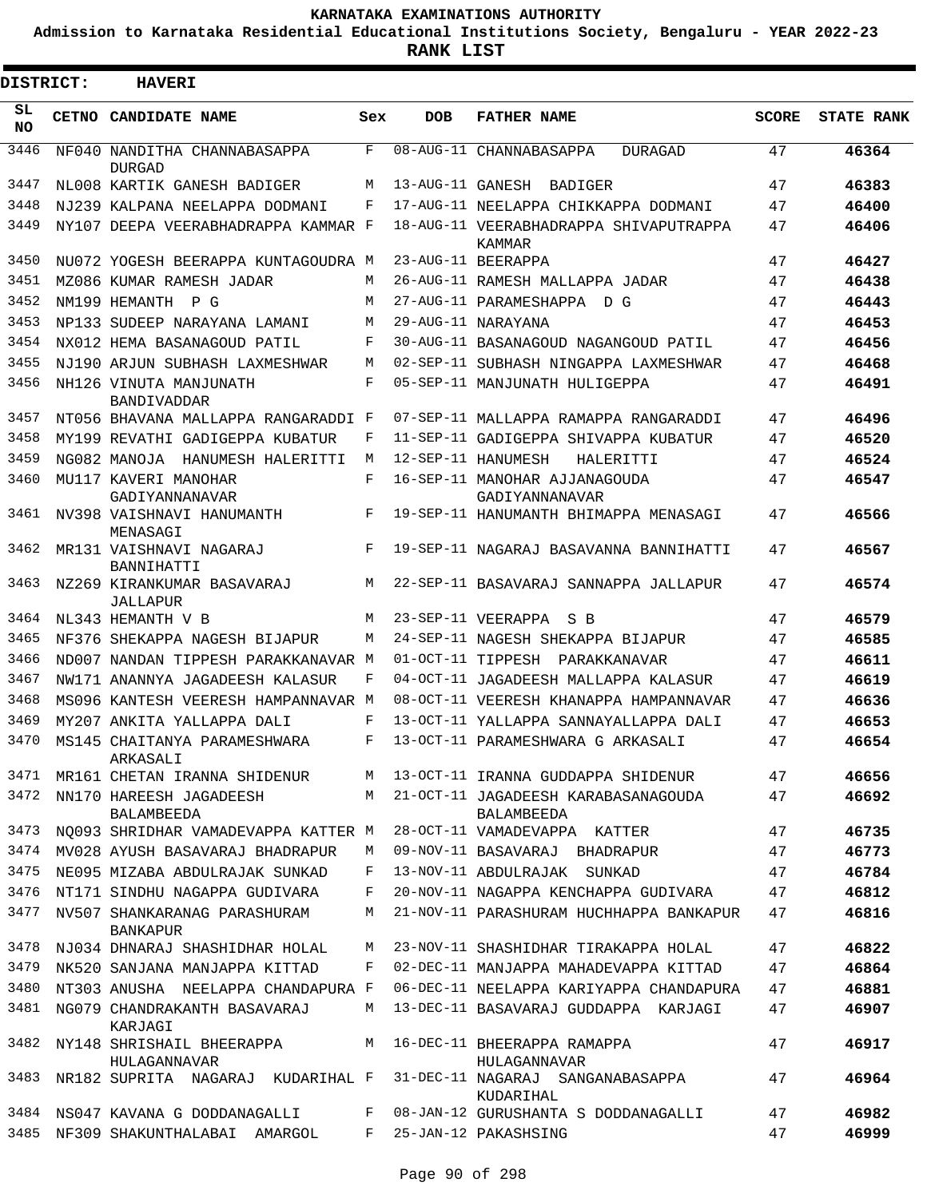# KARNATAKA EXAMINATIONS AUTHORITY

**Admission to Karnataka Residential Educational Institutions Society, Bengaluru - YEAR 2022-23**

**RANK LIST**

**DISTRICT: HAVERI**

| SL NO | CETNO | CANDIDATE NAME | Sex | DOB | FATHER NAME | SCORE | STATE RANK |
|---|---|---|---|---|---|---|---|
| 3446 | NF040 | NANDITHA CHANNABASAPPA DURGAD | F | 08-AUG-11 | CHANNABASAPPA DURAGAD | 47 | 46364 |
| 3447 | NL008 | KARTIK GANESH BADIGER | M | 13-AUG-11 | GANESH BADIGER | 47 | 46383 |
| 3448 | NJ239 | KALPANA NEELAPPA DODMANI | F | 17-AUG-11 | NEELAPPA CHIKKAPPA DODMANI | 47 | 46400 |
| 3449 | NY107 | DEEPA VEERABHADRAPPA KAMMAR | F | 18-AUG-11 | VEERABHADRAPPA SHIVAPUTRAPPA KAMMAR | 47 | 46406 |
| 3450 | NU072 | YOGESH BEERAPPA KUNTAGOUDRA | M | 23-AUG-11 | BEERAPPA | 47 | 46427 |
| 3451 | MZ086 | KUMAR RAMESH JADAR | M | 26-AUG-11 | RAMESH MALLAPPA JADAR | 47 | 46438 |
| 3452 | NM199 | HEMANTH P G | M | 27-AUG-11 | PARAMESHAPPA D G | 47 | 46443 |
| 3453 | NP133 | SUDEEP NARAYANA LAMANI | M | 29-AUG-11 | NARAYANA | 47 | 46453 |
| 3454 | NX012 | HEMA BASANAGOUD PATIL | F | 30-AUG-11 | BASANAGOUD NAGANGOUD PATIL | 47 | 46456 |
| 3455 | NJ190 | ARJUN SUBHASH LAXMESHWAR | M | 02-SEP-11 | SUBHASH NINGAPPA LAXMESHWAR | 47 | 46468 |
| 3456 | NH126 | VINUTA MANJUNATH BANDIVADDAR | F | 05-SEP-11 | MANJUNATH HULIGEPPA | 47 | 46491 |
| 3457 | NT056 | BHAVANA MALLAPPA RANGARADDI | F | 07-SEP-11 | MALLAPPA RAMAPPA RANGARADDI | 47 | 46496 |
| 3458 | MY199 | REVATHI GADIGEPPA KUBATUR | F | 11-SEP-11 | GADIGEPPA SHIVAPPA KUBATUR | 47 | 46520 |
| 3459 | NG082 | MANOJA HANUMESH HALERITTI | M | 12-SEP-11 | HANUMESH HALERITTI | 47 | 46524 |
| 3460 | MU117 | KAVERI MANOHAR GADIYANNANAVAR | F | 16-SEP-11 | MANOHAR AJJANAGOUDA GADIYANNANAVAR | 47 | 46547 |
| 3461 | NV398 | VAISHNAVI HANUMANTH MENASAGI | F | 19-SEP-11 | HANUMANTH BHIMAPPA MENASAGI | 47 | 46566 |
| 3462 | MR131 | VAISHNAVI NAGARAJ BANNIHATTI | F | 19-SEP-11 | NAGARAJ BASAVANNA BANNIHATTI | 47 | 46567 |
| 3463 | NZ269 | KIRANKUMAR BASAVARAJ JALLAPUR | M | 22-SEP-11 | BASAVARAJ SANNAPPA JALLAPUR | 47 | 46574 |
| 3464 | NL343 | HEMANTH V B | M | 23-SEP-11 | VEERAPPA S B | 47 | 46579 |
| 3465 | NF376 | SHEKAPPA NAGESH BIJAPUR | M | 24-SEP-11 | NAGESH SHEKAPPA BIJAPUR | 47 | 46585 |
| 3466 | ND007 | NANDAN TIPPESH PARAKKANAVAR | M | 01-OCT-11 | TIPPESH PARAKKANAVAR | 47 | 46611 |
| 3467 | NW171 | ANANNYA JAGADEESH KALASUR | F | 04-OCT-11 | JAGADEESH MALLAPPA KALASUR | 47 | 46619 |
| 3468 | MS096 | KANTESH VEERESH HAMPANNAVAR | M | 08-OCT-11 | VEERESH KHANAPPA HAMPANNAVAR | 47 | 46636 |
| 3469 | MY207 | ANKITA YALLAPPA DALI | F | 13-OCT-11 | YALLAPPA SANNAYALLAPPA DALI | 47 | 46653 |
| 3470 | MS145 | CHAITANYA PARAMESHWARA ARKASALI | F | 13-OCT-11 | PARAMESHWARA G ARKASALI | 47 | 46654 |
| 3471 | MR161 | CHETAN IRANNA SHIDENUR | M | 13-OCT-11 | IRANNA GUDDAPPA SHIDENUR | 47 | 46656 |
| 3472 | NN170 | HAREESH JAGADEESH BALAMBEEDA | M | 21-OCT-11 | JAGADEESH KARABASANAGOUDA BALAMBEEDA | 47 | 46692 |
| 3473 | NQ093 | SHRIDHAR VAMADEVAPPA KATTER | M | 28-OCT-11 | VAMADEVAPPA KATTER | 47 | 46735 |
| 3474 | MV028 | AYUSH BASAVARAJ BHADRAPUR | M | 09-NOV-11 | BASAVARAJ BHADRAPUR | 47 | 46773 |
| 3475 | NE095 | MIZABA ABDULRAJAK SUNKAD | F | 13-NOV-11 | ABDULRAJAK SUNKAD | 47 | 46784 |
| 3476 | NT171 | SINDHU NAGAPPA GUDIVARA | F | 20-NOV-11 | NAGAPPA KENCHAPPA GUDIVARA | 47 | 46812 |
| 3477 | NV507 | SHANKARANAG PARASHURAM BANKAPUR | M | 21-NOV-11 | PARASHURAM HUCHHAPPA BANKAPUR | 47 | 46816 |
| 3478 | NJ034 | DHNARAJ SHASHIDHAR HOLAL | M | 23-NOV-11 | SHASHIDHAR TIRAKAPPA HOLAL | 47 | 46822 |
| 3479 | NK520 | SANJANA MANJAPPA KITTAD | F | 02-DEC-11 | MANJAPPA MAHADEVAPPA KITTAD | 47 | 46864 |
| 3480 | NT303 | ANUSHA NEELAPPA CHANDAPURA | F | 06-DEC-11 | NEELAPPA KARIYAPPA CHANDAPURA | 47 | 46881 |
| 3481 | NG079 | CHANDRAKANTH BASAVARAJ KARJAGI | M | 13-DEC-11 | BASAVARAJ GUDDAPPA KARJAGI | 47 | 46907 |
| 3482 | NY148 | SHRISHAIL BHEERAPPA HULAGANNAVAR | M | 16-DEC-11 | BHEERAPPA RAMAPPA HULAGANNAVAR | 47 | 46917 |
| 3483 | NR182 | SUPRITA NAGARAJ KUDARIHAL | F | 31-DEC-11 | NAGARAJ SANGANABASAPPA KUDARIHAL | 47 | 46964 |
| 3484 | NS047 | KAVANA G DODDANAGALLI | F | 08-JAN-12 | GURUSHANTA S DODDANAGALLI | 47 | 46982 |
| 3485 | NF309 | SHAKUNTHALABAI AMARGOL | F | 25-JAN-12 | PAKASHSING | 47 | 46999 |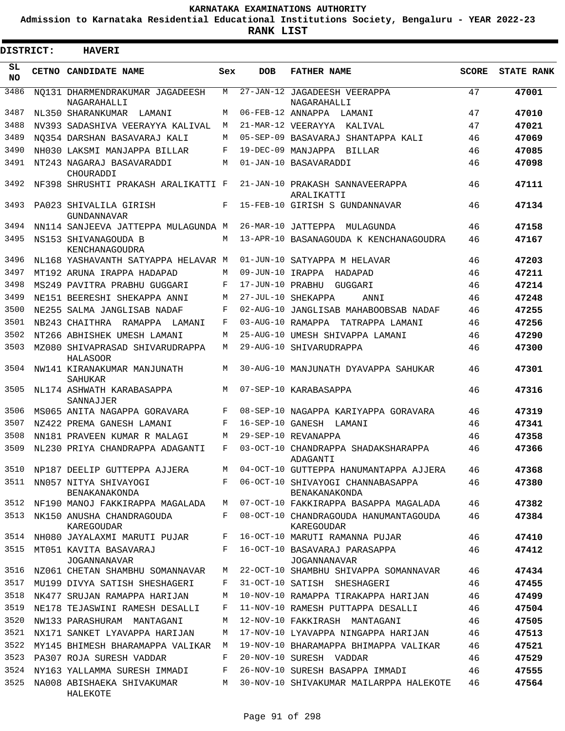**KARNATAKA EXAMINATIONS AUTHORITY**

**Admission to Karnataka Residential Educational Institutions Society, Bengaluru - YEAR 2022-23**

**RANK LIST**

**DISTRICT: HAVERI**

| SL NO | CETNO | CANDIDATE NAME | Sex | DOB | FATHER NAME | SCORE | STATE RANK |
|---|---|---|---|---|---|---|---|
| 3486 | NQ131 | DHARMENDRAKUMAR JAGADEESH NAGARAHALLI | M | 27-JAN-12 | JAGADEESH VEERAPPA NAGARAHALLI | 47 | 47001 |
| 3487 | NL350 | SHARANKUMAR LAMANI | M | 06-FEB-12 | ANNAPPA LAMANI | 47 | 47010 |
| 3488 | NV393 | SADASHIVA VEERAYYA KALIVAL | M | 21-MAR-12 | VEERAYYA KALIVAL | 47 | 47021 |
| 3489 | NQ354 | DARSHAN BASAVARAJ KALI | M | 05-SEP-09 | BASAVARAJ SHANTAPPA KALI | 46 | 47069 |
| 3490 | NH030 | LAKSMI MANJAPPA BILLAR | F | 19-DEC-09 | MANJAPPA BILLAR | 46 | 47085 |
| 3491 | NT243 | NAGARAJ BASAVARADDI CHOURADDI | M | 01-JAN-10 | BASAVARADDI | 46 | 47098 |
| 3492 | NF398 | SHRUSHTI PRAKASH ARALIKATTI | F | 21-JAN-10 | PRAKASH SANNAVEERAPPA ARALIKATTI | 46 | 47111 |
| 3493 | PA023 | SHIVALILA GIRISH GUNDANNAVAR | F | 15-FEB-10 | GIRISH S GUNDANNAVAR | 46 | 47134 |
| 3494 | NN114 | SANJEEVA JATTEPPA MULAGUNDA | M | 26-MAR-10 | JATTEPPA MULAGUNDA | 46 | 47158 |
| 3495 | NS153 | SHIVANAGOUDA B KENCHANAGOUDRA | M | 13-APR-10 | BASANAGOUDA K KENCHANAGOUDRA | 46 | 47167 |
| 3496 | NL168 | YASHAVANTH SATYAPPA HELAVAR | M | 01-JUN-10 | SATYAPPA M HELAVAR | 46 | 47203 |
| 3497 | MT192 | ARUNA IRAPPA HADAPAD | M | 09-JUN-10 | IRAPPA HADAPAD | 46 | 47211 |
| 3498 | MS249 | PAVITRA PRABHU GUGGARI | F | 17-JUN-10 | PRABHU GUGGARI | 46 | 47214 |
| 3499 | NE151 | BEERESHI SHEKAPPA ANNI | M | 27-JUL-10 | SHEKAPPA ANNI | 46 | 47248 |
| 3500 | NE255 | SALMA JANGLISAB NADAF | F | 02-AUG-10 | JANGLISAB MAHABOOBSAB NADAF | 46 | 47255 |
| 3501 | NB243 | CHAITHRA RAMAPPA LAMANI | F | 03-AUG-10 | RAMAPPA TATRAPPA LAMANI | 46 | 47256 |
| 3502 | NT266 | ABHISHEK UMESH LAMANI | M | 25-AUG-10 | UMESH SHIVAPPA LAMANI | 46 | 47290 |
| 3503 | MZ080 | SHIVAPRASAD SHIVARUDRAPPA HALASOOR | M | 29-AUG-10 | SHIVARUDRAPPA | 46 | 47300 |
| 3504 | NW141 | KIRANAKUMAR MANJUNATH SAHUKAR | M | 30-AUG-10 | MANJUNATH DYAVAPPA SAHUKAR | 46 | 47301 |
| 3505 | NL174 | ASHWATH KARABASAPPA SANNAJJER | M | 07-SEP-10 | KARABASAPPA | 46 | 47316 |
| 3506 | MS065 | ANITA NAGAPPA GORAVARA | F | 08-SEP-10 | NAGAPPA KARIYAPPA GORAVARA | 46 | 47319 |
| 3507 | NZ422 | PREMA GANESH LAMANI | F | 16-SEP-10 | GANESH LAMANI | 46 | 47341 |
| 3508 | NN181 | PRAVEEN KUMAR R MALAGI | M | 29-SEP-10 | REVANAPPA | 46 | 47358 |
| 3509 | NL230 | PRIYA CHANDRAPPA ADAGANTI | F | 03-OCT-10 | CHANDRAPPA SHADAKSHARAPPA ADAGANTI | 46 | 47366 |
| 3510 | NP187 | DEELIP GUTTEPPA AJJERA | M | 04-OCT-10 | GUTTEPPA HANUMANTAPPA AJJERA | 46 | 47368 |
| 3511 | NN057 | NITYA SHIVAYOGI BENAKANAKONDA | F | 06-OCT-10 | SHIVAYOGI CHANNABASAPPA BENAKANAKONDA | 46 | 47380 |
| 3512 | NF190 | MANOJ FAKKIRAPPA MAGALADA | M | 07-OCT-10 | FAKKIRAPPA BASAPPA MAGALADA | 46 | 47382 |
| 3513 | NK150 | ANUSHA CHANDRAGOUDA KAREGOUDAR | F | 08-OCT-10 | CHANDRAGOUDA HANUMANTAGOUDA KAREGOUDAR | 46 | 47384 |
| 3514 | NH080 | JAYALAXMI MARUTI PUJAR | F | 16-OCT-10 | MARUTI RAMANNA PUJAR | 46 | 47410 |
| 3515 | MT051 | KAVITA BASAVARAJ JOGANNANAVAR | F | 16-OCT-10 | BASAVARAJ PARASAPPA JOGANNANAVAR | 46 | 47412 |
| 3516 | NZ061 | CHETAN SHAMBHU SOMANNAVAR | M | 22-OCT-10 | SHAMBHU SHIVAPPA SOMANNAVAR | 46 | 47434 |
| 3517 | MU199 | DIVYA SATISH SHESHAGERI | F | 31-OCT-10 | SATISH SHESHAGERI | 46 | 47455 |
| 3518 | NK477 | SRUJAN RAMAPPA HARIJAN | M | 10-NOV-10 | RAMAPPA TIRAKAPPA HARIJAN | 46 | 47499 |
| 3519 | NE178 | TEJASWINI RAMESH DESALLI | F | 11-NOV-10 | RAMESH PUTTAPPA DESALLI | 46 | 47504 |
| 3520 | NW133 | PARASHURAM MANTAGANI | M | 12-NOV-10 | FAKKIRASH MANTAGANI | 46 | 47505 |
| 3521 | NX171 | SANKET LYAVAPPA HARIJAN | M | 17-NOV-10 | LYAVAPPA NINGAPPA HARIJAN | 46 | 47513 |
| 3522 | MY145 | BHIMESH BHARAMAPPA VALIKAR | M | 19-NOV-10 | BHARAMAPPA BHIMAPPA VALIKAR | 46 | 47521 |
| 3523 | PA307 | ROJA SURESH VADDAR | F | 20-NOV-10 | SURESH VADDAR | 46 | 47529 |
| 3524 | NY163 | YALLAMMA SURESH IMMADI | F | 26-NOV-10 | SURESH BASAPPA IMMADI | 46 | 47555 |
| 3525 | NA008 | ABISHAEKA SHIVAKUMAR HALEKOTE | M | 30-NOV-10 | SHIVAKUMAR MAILARPPA HALEKOTE | 46 | 47564 |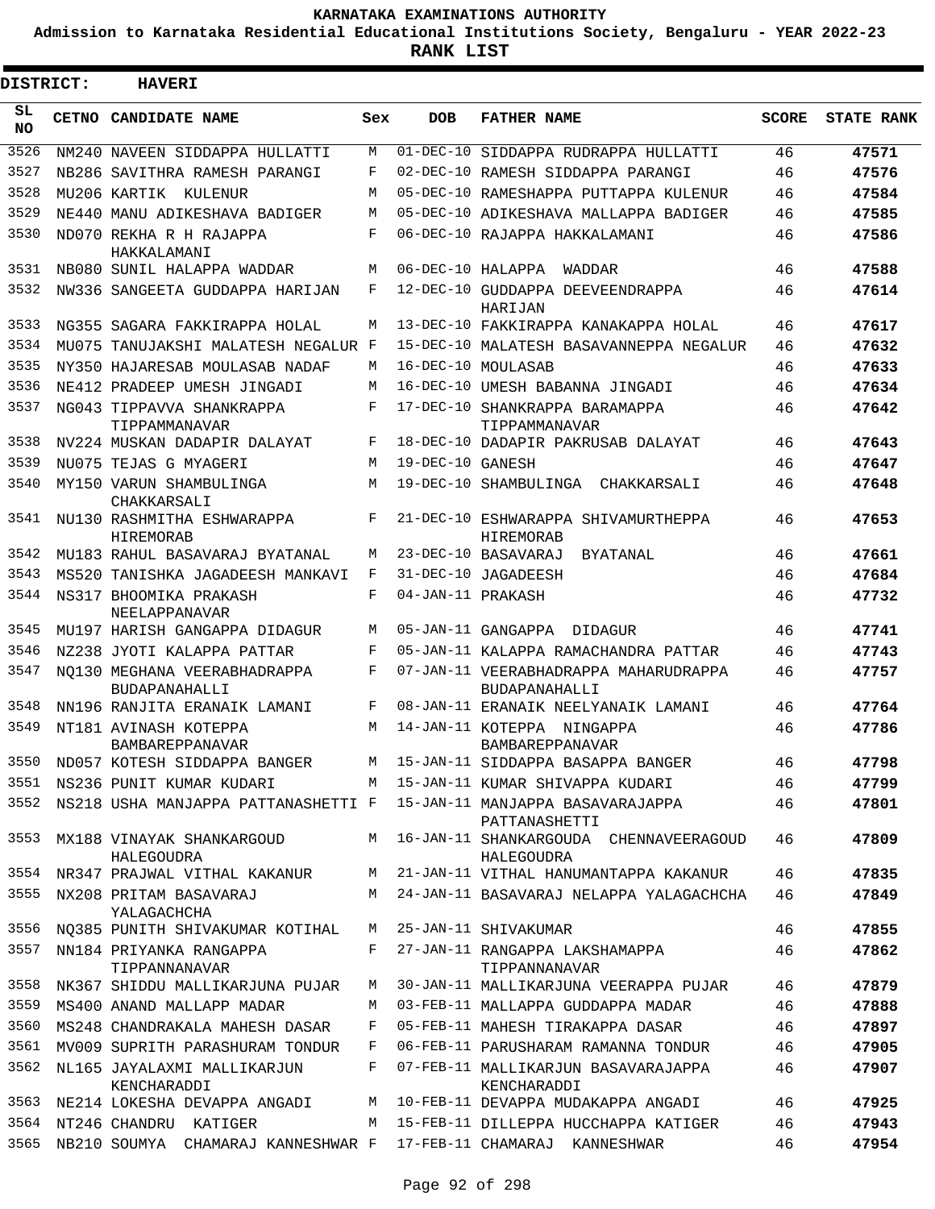# KARNATAKA EXAMINATIONS AUTHORITY

**Admission to Karnataka Residential Educational Institutions Society, Bengaluru - YEAR 2022-23**

**RANK LIST**

**DISTRICT: HAVERI**

| SL NO | CETNO | CANDIDATE NAME | Sex | DOB | FATHER NAME | SCORE | STATE RANK |
|---|---|---|---|---|---|---|---|
| 3526 | NM240 | NAVEEN SIDDAPPA HULLATTI | M | 01-DEC-10 | SIDDAPPA RUDRAPPA HULLATTI | 46 | 47571 |
| 3527 | NB286 | SAVITHRA RAMESH PARANGI | F | 02-DEC-10 | RAMESH SIDDAPPA PARANGI | 46 | 47576 |
| 3528 | MU206 | KARTIK KULENUR | M | 05-DEC-10 | RAMESHAPPA PUTTAPPA KULENUR | 46 | 47584 |
| 3529 | NE440 | MANU ADIKESHAVA BADIGER | M | 05-DEC-10 | ADIKESHAVA MALLAPPA BADIGER | 46 | 47585 |
| 3530 | ND070 | REKHA R H RAJAPPA HAKKALAMANI | F | 06-DEC-10 | RAJAPPA HAKKALAMANI | 46 | 47586 |
| 3531 | NB080 | SUNIL HALAPPA WADDAR | M | 06-DEC-10 | HALAPPA WADDAR | 46 | 47588 |
| 3532 | NW336 | SANGEETA GUDDAPPA HARIJAN | F | 12-DEC-10 | GUDDAPPA DEEVEENDRAPPA HARIJAN | 46 | 47614 |
| 3533 | NG355 | SAGARA FAKKIRAPPA HOLAL | M | 13-DEC-10 | FAKKIRAPPA KANAKAPPA HOLAL | 46 | 47617 |
| 3534 | MU075 | TANUJAKSHI MALATESH NEGALUR | F | 15-DEC-10 | MALATESH BASAVANNEPPA NEGALUR | 46 | 47632 |
| 3535 | NY350 | HAJARESAB MOULASAB NADAF | M | 16-DEC-10 | MOULASAB | 46 | 47633 |
| 3536 | NE412 | PRADEEP UMESH JINGADI | M | 16-DEC-10 | UMESH BABANNA JINGADI | 46 | 47634 |
| 3537 | NG043 | TIPPAVVA SHANKRAPPA TIPPAMMANAVAR | F | 17-DEC-10 | SHANKRAPPA BARAMAPPA TIPPAMMANAVAR | 46 | 47642 |
| 3538 | NV224 | MUSKAN DADAPIR DALAYAT | F | 18-DEC-10 | DADAPIR PAKRUSAB DALAYAT | 46 | 47643 |
| 3539 | NU075 | TEJAS G MYAGERI | M | 19-DEC-10 | GANESH | 46 | 47647 |
| 3540 | MY150 | VARUN SHAMBULINGA CHAKKARSALI | M | 19-DEC-10 | SHAMBULINGA CHAKKARSALI | 46 | 47648 |
| 3541 | NU130 | RASHMITHA ESHWARAPPA HIREMORAB | F | 21-DEC-10 | ESHWARAPPA SHIVAMURTHEPPA HIREMORAB | 46 | 47653 |
| 3542 | MU183 | RAHUL BASAVARAJ BYATANAL | M | 23-DEC-10 | BASAVARAJ BYATANAL | 46 | 47661 |
| 3543 | MS520 | TANISHKA JAGADEESH MANKAVI | F | 31-DEC-10 | JAGADEESH | 46 | 47684 |
| 3544 | NS317 | BHOOMIKA PRAKASH NEELAPPANAVAR | F | 04-JAN-11 | PRAKASH | 46 | 47732 |
| 3545 | MU197 | HARISH GANGAPPA DIDAGUR | M | 05-JAN-11 | GANGAPPA DIDAGUR | 46 | 47741 |
| 3546 | NZ238 | JYOTI KALAPPA PATTAR | F | 05-JAN-11 | KALAPPA RAMACHANDRA PATTAR | 46 | 47743 |
| 3547 | NQ130 | MEGHANA VEERABHADRAPPA BUDAPANAHALLI | F | 07-JAN-11 | VEERABHADRAPPA MAHARUDRAPPA BUDAPANAHALLI | 46 | 47757 |
| 3548 | NN196 | RANJITA ERANAIK LAMANI | F | 08-JAN-11 | ERANAIK NEELYANAIK LAMANI | 46 | 47764 |
| 3549 | NT181 | AVINASH KOTEPPA BAMBAREPPANAVAR | M | 14-JAN-11 | KOTEPPA NINGAPPA BAMBAREPPANAVAR | 46 | 47786 |
| 3550 | ND057 | KOTESH SIDDAPPA BANGER | M | 15-JAN-11 | SIDDAPPA BASAPPA BANGER | 46 | 47798 |
| 3551 | NS236 | PUNIT KUMAR KUDARI | M | 15-JAN-11 | KUMAR SHIVAPPA KUDARI | 46 | 47799 |
| 3552 | NS218 | USHA MANJAPPA PATTANASHETTI | F | 15-JAN-11 | MANJAPPA BASAVARAJAPPA PATTANASHETTI | 46 | 47801 |
| 3553 | MX188 | VINAYAK SHANKARGOUD HALEGOUDRA | M | 16-JAN-11 | SHANKARGOUDA CHENNAVEERAGOUD HALEGOUDRA | 46 | 47809 |
| 3554 | NR347 | PRAJWAL VITHAL KAKANUR | M | 21-JAN-11 | VITHAL HANUMANTAPPA KAKANUR | 46 | 47835 |
| 3555 | NX208 | PRITAM BASAVARAJ YALAGACHCHA | M | 24-JAN-11 | BASAVARAJ NELAPPA YALAGACHCHA | 46 | 47849 |
| 3556 | NQ385 | PUNITH SHIVAKUMAR KOTIHAL | M | 25-JAN-11 | SHIVAKUMAR | 46 | 47855 |
| 3557 | NN184 | PRIYANKA RANGAPPA TIPPANNANAVAR | F | 27-JAN-11 | RANGAPPA LAKSHAMAPPA TIPPANNANAVAR | 46 | 47862 |
| 3558 | NK367 | SHIDDU MALLIKARJUNA PUJAR | M | 30-JAN-11 | MALLIKARJUNA VEERAPPA PUJAR | 46 | 47879 |
| 3559 | MS400 | ANAND MALLAPP MADAR | M | 03-FEB-11 | MALLAPPA GUDDAPPA MADAR | 46 | 47888 |
| 3560 | MS248 | CHANDRAKALA MAHESH DASAR | F | 05-FEB-11 | MAHESH TIRAKAPPA DASAR | 46 | 47897 |
| 3561 | MV009 | SUPRITH PARASHURAM TONDUR | F | 06-FEB-11 | PARUSHARAM RAMANNA TONDUR | 46 | 47905 |
| 3562 | NL165 | JAYALAXMI MALLIKARJUN KENCHARADDI | F | 07-FEB-11 | MALLIKARJUN BASAVARAJAPPA KENCHARADDI | 46 | 47907 |
| 3563 | NE214 | LOKESHA DEVAPPA ANGADI | M | 10-FEB-11 | DEVAPPA MUDAKAPPA ANGADI | 46 | 47925 |
| 3564 | NT246 | CHANDRU KATIGER | M | 15-FEB-11 | DILLEPPA HUCCHAPPA KATIGER | 46 | 47943 |
| 3565 | NB210 | SOUMYA CHAMARAJ KANNESHWAR | F | 17-FEB-11 | CHAMARAJ KANNESHWAR | 46 | 47954 |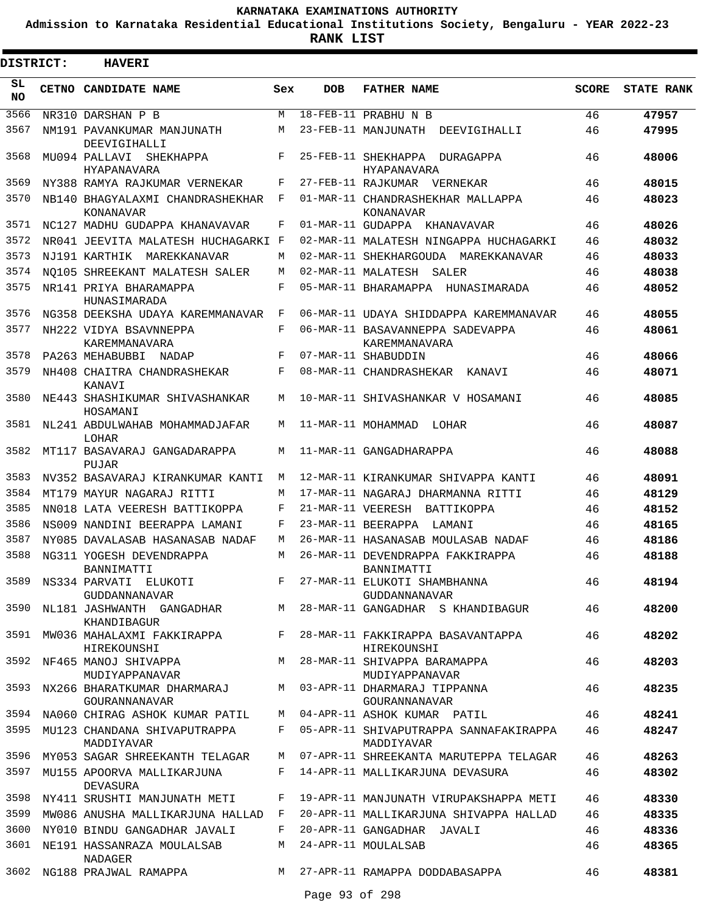# KARNATAKA EXAMINATIONS AUTHORITY

**Admission to Karnataka Residential Educational Institutions Society, Bengaluru - YEAR 2022-23**

**RANK LIST**

**DISTRICT: HAVERI**

| SL NO | CETNO | CANDIDATE NAME | Sex | DOB | FATHER NAME | SCORE | STATE RANK |
|---|---|---|---|---|---|---|---|
| 3566 | NR310 | DARSHAN P B | M | 18-FEB-11 | PRABHU N B | 46 | **47957** |
| 3567 | NM191 | PAVANKUMAR MANJUNATH DEEVIGIHALLI | M | 23-FEB-11 | MANJUNATH DEEVIGIHALLI | 46 | **47995** |
| 3568 | MU094 | PALLAVI SHEKHAPPA HYAPANAVARA | F | 25-FEB-11 | SHEKHAPPA DURAGAPPA HYAPANAVARA | 46 | **48006** |
| 3569 | NY388 | RAMYA RAJKUMAR VERNEKAR | F | 27-FEB-11 | RAJKUMAR VERNEKAR | 46 | **48015** |
| 3570 | NB140 | BHAGYALAXMI CHANDRASHEKHAR KONANAVAR | F | 01-MAR-11 | CHANDRASHEKHAR MALLAPPA KONANAVAR | 46 | **48023** |
| 3571 | NC127 | MADHU GUDAPPA KHANAVAVAR | F | 01-MAR-11 | GUDAPPA KHANAVAVAR | 46 | **48026** |
| 3572 | NR041 | JEEVITA MALATESH HUCHAGARKI | F | 02-MAR-11 | MALATESH NINGAPPA HUCHAGARKI | 46 | **48032** |
| 3573 | NJ191 | KARTHIK MAREKKANAVAR | M | 02-MAR-11 | SHEKHARGOUDA MAREKKANAVAR | 46 | **48033** |
| 3574 | NQ105 | SHREEKANT MALATESH SALER | M | 02-MAR-11 | MALATESH SALER | 46 | **48038** |
| 3575 | NR141 | PRIYA BHARAMAPPA HUNASIMARADA | F | 05-MAR-11 | BHARAMAPPA HUNASIMARADA | 46 | **48052** |
| 3576 | NG358 | DEEKSHA UDAYA KAREMMANAVAR | F | 06-MAR-11 | UDAYA SHIDDAPPA KAREMMANAVAR | 46 | **48055** |
| 3577 | NH222 | VIDYA BSAVNNEPPA KAREMMANAVARA | F | 06-MAR-11 | BASAVANNEPPA SADEVAPPA KAREMMANAVARA | 46 | **48061** |
| 3578 | PA263 | MEHABUBBI NADAP | F | 07-MAR-11 | SHABUDDIN | 46 | **48066** |
| 3579 | NH408 | CHAITRA CHANDRASHEKAR KANAVI | F | 08-MAR-11 | CHANDRASHEKAR KANAVI | 46 | **48071** |
| 3580 | NE443 | SHASHIKUMAR SHIVASHANKAR HOSAMANI | M | 10-MAR-11 | SHIVASHANKAR V HOSAMANI | 46 | **48085** |
| 3581 | NL241 | ABDULWAHAB MOHAMMADJAFAR LOHAR | M | 11-MAR-11 | MOHAMMAD LOHAR | 46 | **48087** |
| 3582 | MT117 | BASAVARAJ GANGADARAPPA PUJAR | M | 11-MAR-11 | GANGADHARAPPA | 46 | **48088** |
| 3583 | NV352 | BASAVARAJ KIRANKUMAR KANTI | M | 12-MAR-11 | KIRANKUMAR SHIVAPPA KANTI | 46 | **48091** |
| 3584 | MT179 | MAYUR NAGARAJ RITTI | M | 17-MAR-11 | NAGARAJ DHARMANNA RITTI | 46 | **48129** |
| 3585 | NN018 | LATA VEERESH BATTIKOPPA | F | 21-MAR-11 | VEERESH BATTIKOPPA | 46 | **48152** |
| 3586 | NS009 | NANDINI BEERAPPA LAMANI | F | 23-MAR-11 | BEERAPPA LAMANI | 46 | **48165** |
| 3587 | NY085 | DAVALASAB HASANASAB NADAF | M | 26-MAR-11 | HASANASAB MOULASAB NADAF | 46 | **48186** |
| 3588 | NG311 | YOGESH DEVENDRAPPA BANNIMATTI | M | 26-MAR-11 | DEVENDRAPPA FAKKIRAPPA BANNIMATTI | 46 | **48188** |
| 3589 | NS334 | PARVATI ELUKOTI GUDDANNANAVAR | F | 27-MAR-11 | ELUKOTI SHAMBHANNA GUDDANNANAVAR | 46 | **48194** |
| 3590 | NL181 | JASHWANTH GANGADHAR KHANDIBAGUR | M | 28-MAR-11 | GANGADHAR S KHANDIBAGUR | 46 | **48200** |
| 3591 | MW036 | MAHALAXMI FAKKIRAPPA HIREKOUNSHI | F | 28-MAR-11 | FAKKIRAPPA BASAVANTAPPA HIREKOUNSHI | 46 | **48202** |
| 3592 | NF465 | MANOJ SHIVAPPA MUDIYAPPANAVAR | M | 28-MAR-11 | SHIVAPPA BARAMAPPA MUDIYAPPANAVAR | 46 | **48203** |
| 3593 | NX266 | BHARATKUMAR DHARMARAJ GOURANNANAVAR | M | 03-APR-11 | DHARMARAJ TIPPANNA GOURANNANAVAR | 46 | **48235** |
| 3594 | NA060 | CHIRAG ASHOK KUMAR PATIL | M | 04-APR-11 | ASHOK KUMAR PATIL | 46 | **48241** |
| 3595 | MU123 | CHANDANA SHIVAPUTRAPPA MADDIYAVAR | F | 05-APR-11 | SHIVAPUTRAPPA SANNAFAKIRAPPA MADDIYAVAR | 46 | **48247** |
| 3596 | MY053 | SAGAR SHREEKANTH TELAGAR | M | 07-APR-11 | SHREEKANTA MARUTEPPA TELAGAR | 46 | **48263** |
| 3597 | MU155 | APOORVA MALLIKARJUNA DEVASURA | F | 14-APR-11 | MALLIKARJUNA DEVASURA | 46 | **48302** |
| 3598 | NY411 | SRUSHTI MANJUNATH METI | F | 19-APR-11 | MANJUNATH VIRUPAKSHAPPA METI | 46 | **48330** |
| 3599 | MW086 | ANUSHA MALLIKARJUNA HALLAD | F | 20-APR-11 | MALLIKARJUNA SHIVAPPA HALLAD | 46 | **48335** |
| 3600 | NY010 | BINDU GANGADHAR JAVALI | F | 20-APR-11 | GANGADHAR JAVALI | 46 | **48336** |
| 3601 | NE191 | HASSANRAZA MOULALSAB NADAGER | M | 24-APR-11 | MOULALSAB | 46 | **48365** |
| 3602 | NG188 | PRAJWAL RAMAPPA | M | 27-APR-11 | RAMAPPA DODDABASAPPA | 46 | **48381** |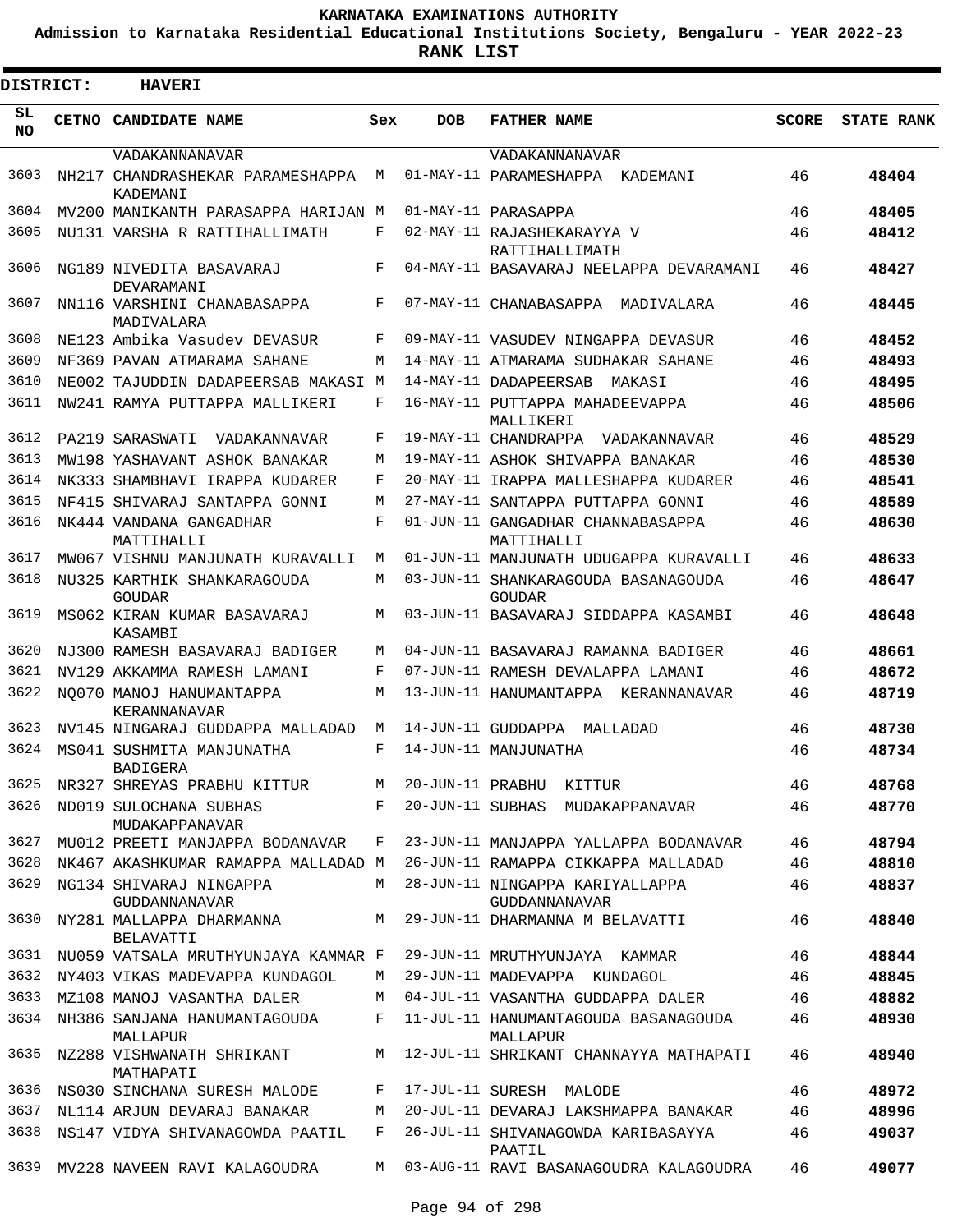# KARNATAKA EXAMINATIONS AUTHORITY

**Admission to Karnataka Residential Educational Institutions Society, Bengaluru - YEAR 2022-23**

**RANK LIST**

**DISTRICT: HAVERI**

| SL NO | CETNO | CANDIDATE NAME | Sex | DOB | FATHER NAME | SCORE | STATE RANK |
|---|---|---|---|---|---|---|---|
| | | VADAKANNANAVAR | | | VADAKANNANAVAR | | |
| 3603 | NH217 | CHANDRASHEKAR PARAMESHAPPA KADEMANI | M | 01-MAY-11 | PARAMESHAPPA KADEMANI | 46 | 48404 |
| 3604 | MV200 | MANIKANTH PARASAPPA HARIJAN | M | 01-MAY-11 | PARASAPPA | 46 | 48405 |
| 3605 | NU131 | VARSHA R RATTIHALLIMATH | F | 02-MAY-11 | RAJASHEKARAYYA V RATTIHALLIMATH | 46 | 48412 |
| 3606 | NG189 | NIVEDITA BASAVARAJ DEVARAMANI | F | 04-MAY-11 | BASAVARAJ NEELAPPA DEVARAMANI | 46 | 48427 |
| 3607 | NN116 | VARSHINI CHANABASAPPA MADIVALARA | F | 07-MAY-11 | CHANABASAPPA MADIVALARA | 46 | 48445 |
| 3608 | NE123 | Ambika Vasudev DEVASUR | F | 09-MAY-11 | VASUDEV NINGAPPA DEVASUR | 46 | 48452 |
| 3609 | NF369 | PAVAN ATMARAMA SAHANE | M | 14-MAY-11 | ATMARAMA SUDHAKAR SAHANE | 46 | 48493 |
| 3610 | NE002 | TAJUDDIN DADAPEERSAB MAKASI | M | 14-MAY-11 | DADAPEERSAB MAKASI | 46 | 48495 |
| 3611 | NW241 | RAMYA PUTTAPPA MALLIKERI | F | 16-MAY-11 | PUTTAPPA MAHADEEVAPPA MALLIKERI | 46 | 48506 |
| 3612 | PA219 | SARASWATI VADAKANNAVAR | F | 19-MAY-11 | CHANDRAPPA VADAKANNAVAR | 46 | 48529 |
| 3613 | MW198 | YASHAVANT ASHOK BANAKAR | M | 19-MAY-11 | ASHOK SHIVAPPA BANAKAR | 46 | 48530 |
| 3614 | NK333 | SHAMBHAVI IRAPPA KUDARER | F | 20-MAY-11 | IRAPPA MALLESHAPPA KUDARER | 46 | 48541 |
| 3615 | NF415 | SHIVARAJ SANTAPPA GONNI | M | 27-MAY-11 | SANTAPPA PUTTAPPA GONNI | 46 | 48589 |
| 3616 | NK444 | VANDANA GANGADHAR MATTIHALLI | F | 01-JUN-11 | GANGADHAR CHANNABASAPPA MATTIHALLI | 46 | 48630 |
| 3617 | MW067 | VISHNU MANJUNATH KURAVALLI | M | 01-JUN-11 | MANJUNATH UDUGAPPA KURAVALLI | 46 | 48633 |
| 3618 | NU325 | KARTHIK SHANKARAGOUDA GOUDAR | M | 03-JUN-11 | SHANKARAGOUDA BASANAGOUDA GOUDAR | 46 | 48647 |
| 3619 | MS062 | KIRAN KUMAR BASAVARAJ KASAMBI | M | 03-JUN-11 | BASAVARAJ SIDDAPPA KASAMBI | 46 | 48648 |
| 3620 | NJ300 | RAMESH BASAVARAJ BADIGER | M | 04-JUN-11 | BASAVARAJ RAMANNA BADIGER | 46 | 48661 |
| 3621 | NV129 | AKKAMMA RAMESH LAMANI | F | 07-JUN-11 | RAMESH DEVALAPPA LAMANI | 46 | 48672 |
| 3622 | NQ070 | MANOJ HANUMANTAPPA KERANNANAVAR | M | 13-JUN-11 | HANUMANTAPPA KERANNANAVAR | 46 | 48719 |
| 3623 | NV145 | NINGARAJ GUDDAPPA MALLADAD | M | 14-JUN-11 | GUDDAPPA MALLADAD | 46 | 48730 |
| 3624 | MS041 | SUSHMITA MANJUNATHA BADIGERA | F | 14-JUN-11 | MANJUNATHA | 46 | 48734 |
| 3625 | NR327 | SHREYAS PRABHU KITTUR | M | 20-JUN-11 | PRABHU KITTUR | 46 | 48768 |
| 3626 | ND019 | SULOCHANA SUBHAS MUDAKAPPANAVAR | F | 20-JUN-11 | SUBHAS MUDAKAPPANAVAR | 46 | 48770 |
| 3627 | MU012 | PREETI MANJAPPA BODANAVAR | F | 23-JUN-11 | MANJAPPA YALLAPPA BODANAVAR | 46 | 48794 |
| 3628 | NK467 | AKASHKUMAR RAMAPPA MALLADAD | M | 26-JUN-11 | RAMAPPA CIKKAPPA MALLADAD | 46 | 48810 |
| 3629 | NG134 | SHIVARAJ NINGAPPA GUDDANNANAVAR | M | 28-JUN-11 | NINGAPPA KARIYALLAPPA GUDDANNANAVAR | 46 | 48837 |
| 3630 | NY281 | MALLAPPA DHARMANNA BELAVATTI | M | 29-JUN-11 | DHARMANNA M BELAVATTI | 46 | 48840 |
| 3631 | NU059 | VATSALA MRUTHYUNJAYA KAMMAR | F | 29-JUN-11 | MRUTHYUNJAYA KAMMAR | 46 | 48844 |
| 3632 | NY403 | VIKAS MADEVAPPA KUNDAGOL | M | 29-JUN-11 | MADEVAPPA KUNDAGOL | 46 | 48845 |
| 3633 | MZ108 | MANOJ VASANTHA DALER | M | 04-JUL-11 | VASANTHA GUDDAPPA DALER | 46 | 48882 |
| 3634 | NH386 | SANJANA HANUMANTAGOUDA MALLAPUR | F | 11-JUL-11 | HANUMANTAGOUDA BASANAGOUDA MALLAPUR | 46 | 48930 |
| 3635 | NZ288 | VISHWANATH SHRIKANT MATHAPATI | M | 12-JUL-11 | SHRIKANT CHANNAYYA MATHAPATI | 46 | 48940 |
| 3636 | NS030 | SINCHANA SURESH MALODE | F | 17-JUL-11 | SURESH MALODE | 46 | 48972 |
| 3637 | NL114 | ARJUN DEVARAJ BANAKAR | M | 20-JUL-11 | DEVARAJ LAKSHMAPPA BANAKAR | 46 | 48996 |
| 3638 | NS147 | VIDYA SHIVANAGOWDA PAATIL | F | 26-JUL-11 | SHIVANAGOWDA KARIBASAYYA PAATIL | 46 | 49037 |
| 3639 | MV228 | NAVEEN RAVI KALAGOUDRA | M | 03-AUG-11 | RAVI BASANAGOUDRA KALAGOUDRA | 46 | 49077 |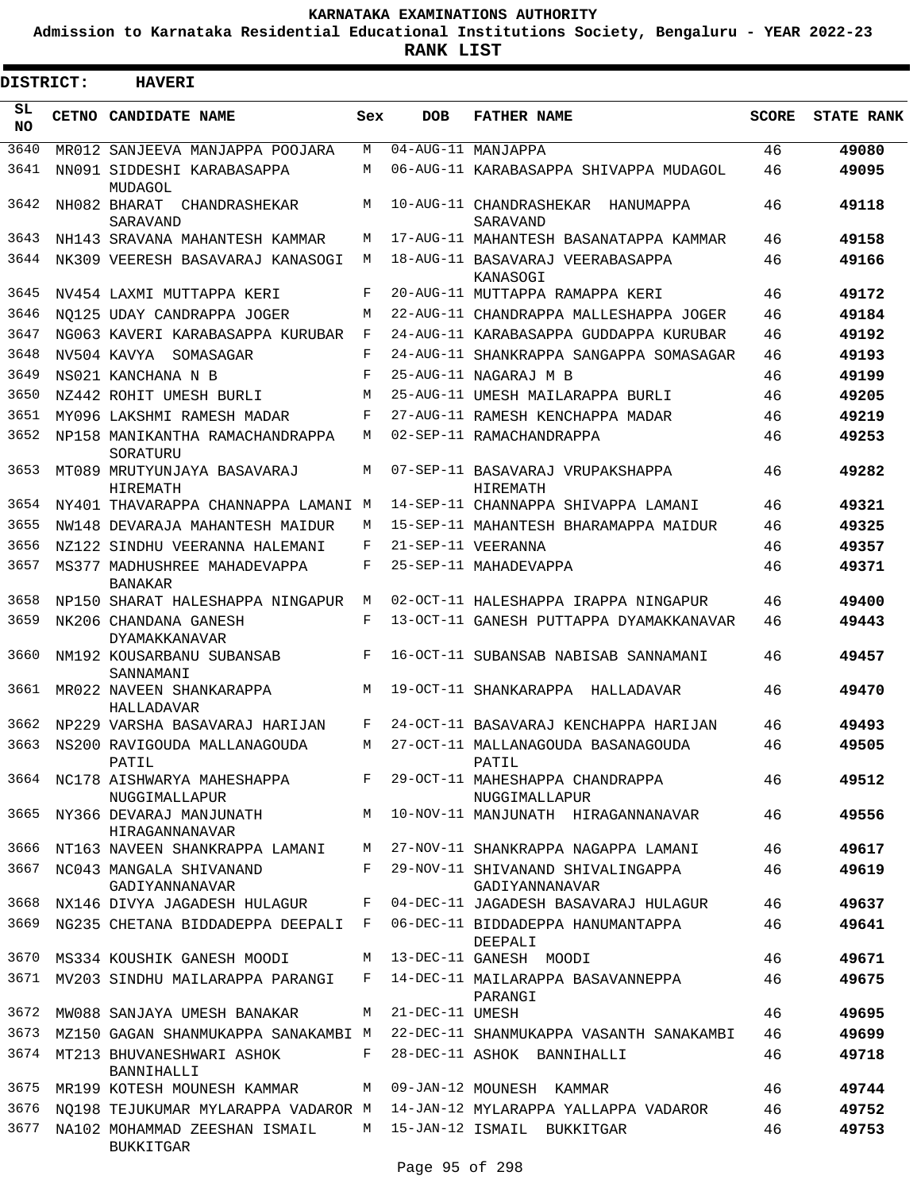KARNATAKA EXAMINATIONS AUTHORITY

Admission to Karnataka Residential Educational Institutions Society, Bengaluru - YEAR 2022-23

**RANK LIST**

**DISTRICT: HAVERI**

| SL NO | CETNO | CANDIDATE NAME | Sex | DOB | FATHER NAME | SCORE | STATE RANK |
|---|---|---|---|---|---|---|---|
| 3640 | MR012 | SANJEEVA MANJAPPA POOJARA | M | 04-AUG-11 | MANJAPPA | 46 | 49080 |
| 3641 | NN091 | SIDDESHI KARABASAPPA MUDAGOL | M | 06-AUG-11 | KARABASAPPA SHIVAPPA MUDAGOL | 46 | 49095 |
| 3642 | NH082 | BHARAT CHANDRASHEKAR SARAVAND | M | 10-AUG-11 | CHANDRASHEKAR HANUMAPPA SARAVAND | 46 | 49118 |
| 3643 | NH143 | SRAVANA MAHANTESH KAMMAR | M | 17-AUG-11 | MAHANTESH BASANATAPPA KAMMAR | 46 | 49158 |
| 3644 | NK309 | VEERESH BASAVARAJ KANASOGI | M | 18-AUG-11 | BASAVARAJ VEERABASAPPA KANASOGI | 46 | 49166 |
| 3645 | NV454 | LAXMI MUTTAPPA KERI | F | 20-AUG-11 | MUTTAPPA RAMAPPA KERI | 46 | 49172 |
| 3646 | NQ125 | UDAY CANDRAPPA JOGER | M | 22-AUG-11 | CHANDRAPPA MALLESHAPPA JOGER | 46 | 49184 |
| 3647 | NG063 | KAVERI KARABASAPPA KURUBAR | F | 24-AUG-11 | KARABASAPPA GUDDAPPA KURUBAR | 46 | 49192 |
| 3648 | NV504 | KAVYA SOMASAGAR | F | 24-AUG-11 | SHANKRAPPA SANGAPPA SOMASAGAR | 46 | 49193 |
| 3649 | NS021 | KANCHANA N B | F | 25-AUG-11 | NAGARAJ M B | 46 | 49199 |
| 3650 | NZ442 | ROHIT UMESH BURLI | M | 25-AUG-11 | UMESH MAILARAPPA BURLI | 46 | 49205 |
| 3651 | MY096 | LAKSHMI RAMESH MADAR | F | 27-AUG-11 | RAMESH KENCHAPPA MADAR | 46 | 49219 |
| 3652 | NP158 | MANIKANTHA RAMACHANDRAPPA SORATURU | M | 02-SEP-11 | RAMACHANDRAPPA | 46 | 49253 |
| 3653 | MT089 | MRUTYUNJAYA BASAVARAJ HIREMATH | M | 07-SEP-11 | BASAVARAJ VRUPAKSHAPPA HIREMATH | 46 | 49282 |
| 3654 | NY401 | THAVARAPPA CHANNAPPA LAMANI | M | 14-SEP-11 | CHANNAPPA SHIVAPPA LAMANI | 46 | 49321 |
| 3655 | NW148 | DEVARAJA MAHANTESH MAIDUR | M | 15-SEP-11 | MAHANTESH BHARAMAPPA MAIDUR | 46 | 49325 |
| 3656 | NZ122 | SINDHU VEERANNA HALEMANI | F | 21-SEP-11 | VEERANNA | 46 | 49357 |
| 3657 | MS377 | MADHUSHREE MAHADEVAPPA BANAKAR | F | 25-SEP-11 | MAHADEVAPPA | 46 | 49371 |
| 3658 | NP150 | SHARAT HALESHAPPA NINGAPUR | M | 02-OCT-11 | HALESHAPPA IRAPPA NINGAPUR | 46 | 49400 |
| 3659 | NK206 | CHANDANA GANESH DYAMAKKANAVAR | F | 13-OCT-11 | GANESH PUTTAPPA DYAMAKKANAVAR | 46 | 49443 |
| 3660 | NM192 | KOUSARBANU SUBANSAB SANNAMANI | F | 16-OCT-11 | SUBANSAB NABISAB SANNAMANI | 46 | 49457 |
| 3661 | MR022 | NAVEEN SHANKARAPPA HALLADAVAR | M | 19-OCT-11 | SHANKARAPPA HALLADAVAR | 46 | 49470 |
| 3662 | NP229 | VARSHA BASAVARAJ HARIJAN | F | 24-OCT-11 | BASAVARAJ KENCHAPPA HARIJAN | 46 | 49493 |
| 3663 | NS200 | RAVIGOUDA MALLANAGOUDA PATIL | M | 27-OCT-11 | MALLANAGOUDA BASANAGOUDA PATIL | 46 | 49505 |
| 3664 | NC178 | AISHWARYA MAHESHAPPA NUGGIMALLAPUR | F | 29-OCT-11 | MAHESHAPPA CHANDRAPPA NUGGIMALLAPUR | 46 | 49512 |
| 3665 | NY366 | DEVARAJ MANJUNATH HIRAGANNANAVAR | M | 10-NOV-11 | MANJUNATH HIRAGANNANAVAR | 46 | 49556 |
| 3666 | NT163 | NAVEEN SHANKRAPPA LAMANI | M | 27-NOV-11 | SHANKRAPPA NAGAPPA LAMANI | 46 | 49617 |
| 3667 | NC043 | MANGALA SHIVANAND GADIYANNANAVAR | F | 29-NOV-11 | SHIVANAND SHIVALINGAPPA GADIYANNANAVAR | 46 | 49619 |
| 3668 | NX146 | DIVYA JAGADESH HULAGUR | F | 04-DEC-11 | JAGADESH BASAVARAJ HULAGUR | 46 | 49637 |
| 3669 | NG235 | CHETANA BIDDADEPPA DEEPALI | F | 06-DEC-11 | BIDDADEPPA HANUMANTAPPA DEEPALI | 46 | 49641 |
| 3670 | MS334 | KOUSHIK GANESH MOODI | M | 13-DEC-11 | GANESH MOODI | 46 | 49671 |
| 3671 | MV203 | SINDHU MAILARAPPA PARANGI | F | 14-DEC-11 | MAILARAPPA BASAVANNEPPA PARANGI | 46 | 49675 |
| 3672 | MW088 | SANJAYA UMESH BANAKAR | M | 21-DEC-11 | UMESH | 46 | 49695 |
| 3673 | MZ150 | GAGAN SHANMUKAPPA SANAKAMBI | M | 22-DEC-11 | SHANMUKAPPA VASANTH SANAKAMBI | 46 | 49699 |
| 3674 | MT213 | BHUVANESHWARI ASHOK BANNIHALLI | F | 28-DEC-11 | ASHOK BANNIHALLI | 46 | 49718 |
| 3675 | MR199 | KOTESH MOUNESH KAMMAR | M | 09-JAN-12 | MOUNESH KAMMAR | 46 | 49744 |
| 3676 | NQ198 | TEJUKUMAR MYLARAPPA VADAROR | M | 14-JAN-12 | MYLARAPPA YALLAPPA VADAROR | 46 | 49752 |
| 3677 | NA102 | MOHAMMAD ZEESHAN ISMAIL BUKKITGAR | M | 15-JAN-12 | ISMAIL BUKKITGAR | 46 | 49753 |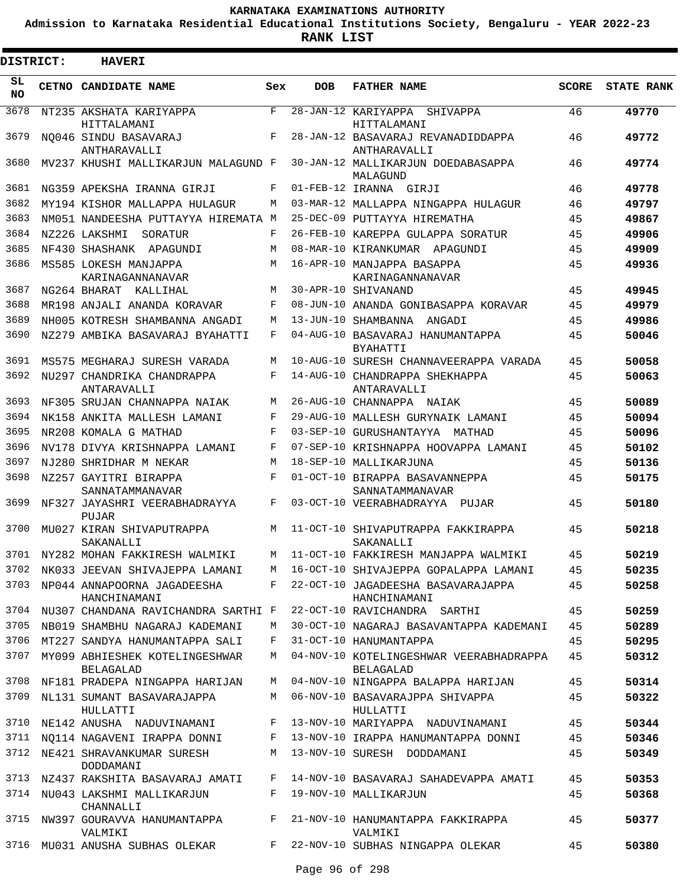# KARNATAKA EXAMINATIONS AUTHORITY

**Admission to Karnataka Residential Educational Institutions Society, Bengaluru - YEAR 2022-23**

**RANK LIST**

**DISTRICT: HAVERI**

| SL NO | CETNO | CANDIDATE NAME | Sex | DOB | FATHER NAME | SCORE | STATE RANK |
|---|---|---|---|---|---|---|---|
| 3678 | NT235 | AKSHATA KARIYAPPA HITTALAMANI | F | 28-JAN-12 | KARIYAPPA SHIVAPPA HITTALAMANI | 46 | **49770** |
| 3679 | NQ046 | SINDU BASAVARAJ ANTHARAVALLI | F | 28-JAN-12 | BASAVARAJ REVANADIDDAPPA ANTHARAVALLI | 46 | **49772** |
| 3680 | MV237 | KHUSHI MALLIKARJUN MALAGUND | F | 30-JAN-12 | MALLIKARJUN DOEDABASAPPA MALAGUND | 46 | **49774** |
| 3681 | NG359 | APEKSHA IRANNA GIRJI | F | 01-FEB-12 | IRANNA GIRJI | 46 | **49778** |
| 3682 | MY194 | KISHOR MALLAPPA HULAGUR | M | 03-MAR-12 | MALLAPPA NINGAPPA HULAGUR | 46 | **49797** |
| 3683 | NM051 | NANDEESHA PUTTAYYA HIREMATA | M | 25-DEC-09 | PUTTAYYA HIREMATHA | 45 | **49867** |
| 3684 | NZ226 | LAKSHMI SORATUR | F | 26-FEB-10 | KAREPPA GULAPPA SORATUR | 45 | **49906** |
| 3685 | NF430 | SHASHANK APAGUNDI | M | 08-MAR-10 | KIRANKUMAR APAGUNDI | 45 | **49909** |
| 3686 | MS585 | LOKESH MANJAPPA KARINAGANNANAVAR | M | 16-APR-10 | MANJAPPA BASAPPA KARINAGANNANAVAR | 45 | **49936** |
| 3687 | NG264 | BHARAT KALLIHAL | M | 30-APR-10 | SHIVANAND | 45 | **49945** |
| 3688 | MR198 | ANJALI ANANDA KORAVAR | F | 08-JUN-10 | ANANDA GONIBASAPPA KORAVAR | 45 | **49979** |
| 3689 | NH005 | KOTRESH SHAMBANNA ANGADI | M | 13-JUN-10 | SHAMBANNA ANGADI | 45 | **49986** |
| 3690 | NZ279 | AMBIKA BASAVARAJ BYAHATTI | F | 04-AUG-10 | BASAVARAJ HANUMANTAPPA BYAHATTI | 45 | **50046** |
| 3691 | MS575 | MEGHARAJ SURESH VARADA | M | 10-AUG-10 | SURESH CHANNAVEERAPPA VARADA | 45 | **50058** |
| 3692 | NU297 | CHANDRIKA CHANDRAPPA ANTARAVALLI | F | 14-AUG-10 | CHANDRAPPA SHEKHAPPA ANTARAVALLI | 45 | **50063** |
| 3693 | NF305 | SRUJAN CHANNAPPA NAIAK | M | 26-AUG-10 | CHANNAPPA NAIAK | 45 | **50089** |
| 3694 | NK158 | ANKITA MALLESH LAMANI | F | 29-AUG-10 | MALLESH GURYNAIK LAMANI | 45 | **50094** |
| 3695 | NR208 | KOMALA G MATHAD | F | 03-SEP-10 | GURUSHANTAYYA MATHAD | 45 | **50096** |
| 3696 | NV178 | DIVYA KRISHNAPPA LAMANI | F | 07-SEP-10 | KRISHNAPPA HOOVAPPA LAMANI | 45 | **50102** |
| 3697 | NJ280 | SHRIDHAR M NEKAR | M | 18-SEP-10 | MALLIKARJUNA | 45 | **50136** |
| 3698 | NZ257 | GAYITRI BIRAPPA SANNATAMMANAVAR | F | 01-OCT-10 | BIRAPPA BASAVANNEPPA SANNATAMMANAVAR | 45 | **50175** |
| 3699 | NF327 | JAYASHRI VEERABHADRAYYA PUJAR | F | 03-OCT-10 | VEERABHADRAYYA PUJAR | 45 | **50180** |
| 3700 | MU027 | KIRAN SHIVAPUTRAPPA SAKANALLI | M | 11-OCT-10 | SHIVAPUTRAPPA FAKKIRAPPA SAKANALLI | 45 | **50218** |
| 3701 | NY282 | MOHAN FAKKIRESH WALMIKI | M | 11-OCT-10 | FAKKIRESH MANJAPPA WALMIKI | 45 | **50219** |
| 3702 | NK033 | JEEVAN SHIVAJEPPA LAMANI | M | 16-OCT-10 | SHIVAJEPPA GOPALAPPA LAMANI | 45 | **50235** |
| 3703 | NP044 | ANNAPOORNA JAGADEESHA HANCHINAMANI | F | 22-OCT-10 | JAGADEESHA BASAVARAJAPPA HANCHINAMANI | 45 | **50258** |
| 3704 | NU307 | CHANDANA RAVICHANDRA SARTHI | F | 22-OCT-10 | RAVICHANDRA SARTHI | 45 | **50259** |
| 3705 | NB019 | SHAMBHU NAGARAJ KADEMANI | M | 30-OCT-10 | NAGARAJ BASAVANTAPPA KADEMANI | 45 | **50289** |
| 3706 | MT227 | SANDYA HANUMANTAPPA SALI | F | 31-OCT-10 | HANUMANTAPPA | 45 | **50295** |
| 3707 | MY099 | ABHIESHEK KOTELINGESHWAR BELAGALAD | M | 04-NOV-10 | KOTELINGESHWAR VEERABHADRAPPA BELAGALAD | 45 | **50312** |
| 3708 | NF181 | PRADEPA NINGAPPA HARIJAN | M | 04-NOV-10 | NINGAPPA BALAPPA HARIJAN | 45 | **50314** |
| 3709 | NL131 | SUMANT BASAVARAJAPPA HULLATTI | M | 06-NOV-10 | BASAVARAJPPA SHIVAPPA HULLATTI | 45 | **50322** |
| 3710 | NE142 | ANUSHA NADUVINAMANI | F | 13-NOV-10 | MARIYAPPA NADUVINAMANI | 45 | **50344** |
| 3711 | NQ114 | NAGAVENI IRAPPA DONNI | F | 13-NOV-10 | IRAPPA HANUMANTAPPA DONNI | 45 | **50346** |
| 3712 | NE421 | SHRAVANKUMAR SURESH DODDAMANI | M | 13-NOV-10 | SURESH DODDAMANI | 45 | **50349** |
| 3713 | NZ437 | RAKSHITA BASAVARAJ AMATI | F | 14-NOV-10 | BASAVARAJ SAHADEVAPPA AMATI | 45 | **50353** |
| 3714 | NU043 | LAKSHMI MALLIKARJUN CHANNALLI | F | 19-NOV-10 | MALLIKARJUN | 45 | **50368** |
| 3715 | NW397 | GOURAVVA HANUMANTAPPA VALMIKI | F | 21-NOV-10 | HANUMANTAPPA FAKKIRAPPA VALMIKI | 45 | **50377** |
| 3716 | MU031 | ANUSHA SUBHAS OLEKAR | F | 22-NOV-10 | SUBHAS NINGAPPA OLEKAR | 45 | **50380** |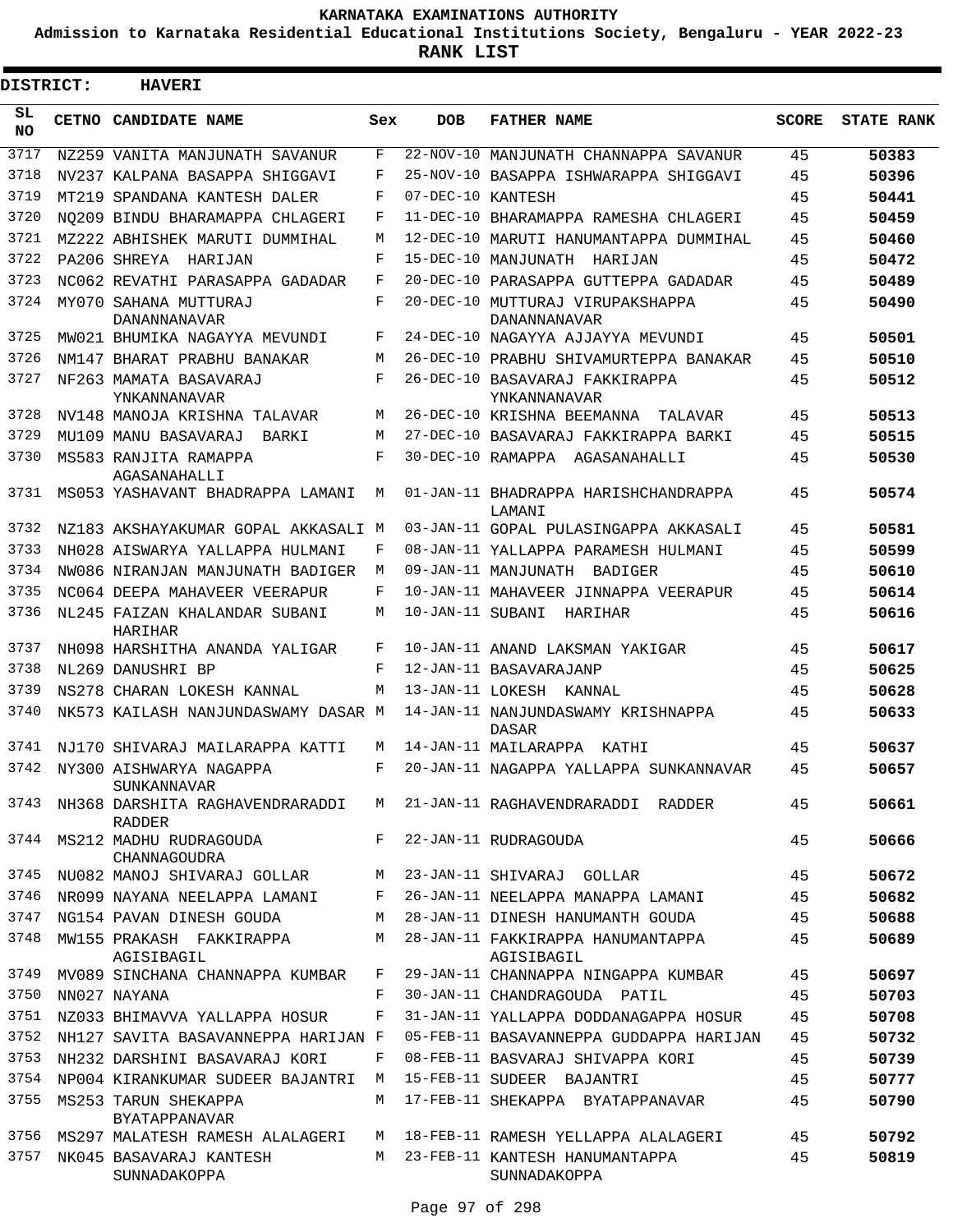# KARNATAKA EXAMINATIONS AUTHORITY

**Admission to Karnataka Residential Educational Institutions Society, Bengaluru - YEAR 2022-23**

**RANK LIST**

**DISTRICT: HAVERI**

| SL NO | CETNO | CANDIDATE NAME | Sex | DOB | FATHER NAME | SCORE | STATE RANK |
|---|---|---|---|---|---|---|---|
| 3717 | NZ259 | VANITA MANJUNATH SAVANUR | F | 22-NOV-10 | MANJUNATH CHANNAPPA SAVANUR | 45 | 50383 |
| 3718 | NV237 | KALPANA BASAPPA SHIGGAVI | F | 25-NOV-10 | BASAPPA ISHWARAPPA SHIGGAVI | 45 | 50396 |
| 3719 | MT219 | SPANDANA KANTESH DALER | F | 07-DEC-10 | KANTESH | 45 | 50441 |
| 3720 | NQ209 | BINDU BHARAMAPPA CHLAGERI | F | 11-DEC-10 | BHARAMAPPA RAMESHA CHLAGERI | 45 | 50459 |
| 3721 | MZ222 | ABHISHEK MARUTI DUMMIHAL | M | 12-DEC-10 | MARUTI HANUMANTAPPA DUMMIHAL | 45 | 50460 |
| 3722 | PA206 | SHREYA HARIJAN | F | 15-DEC-10 | MANJUNATH HARIJAN | 45 | 50472 |
| 3723 | NC062 | REVATHI PARASAPPA GADADAR | F | 20-DEC-10 | PARASAPPA GUTTEPPA GADADAR | 45 | 50489 |
| 3724 | MY070 | SAHANA MUTTURAJ DANANNANAVAR | F | 20-DEC-10 | MUTTURAJ VIRUPAKSHAPPA DANANNANAVAR | 45 | 50490 |
| 3725 | MW021 | BHUMIKA NAGAYYA MEVUNDI | F | 24-DEC-10 | NAGAYYA AJJAYYA MEVUNDI | 45 | 50501 |
| 3726 | NM147 | BHARAT PRABHU BANAKAR | M | 26-DEC-10 | PRABHU SHIVAMURTEPPA BANAKAR | 45 | 50510 |
| 3727 | NF263 | MAMATA BASAVARAJ YNKANNANAVAR | F | 26-DEC-10 | BASAVARAJ FAKKIRAPPA YNKANNANAVAR | 45 | 50512 |
| 3728 | NV148 | MANOJA KRISHNA TALAVAR | M | 26-DEC-10 | KRISHNA BEEMANNA TALAVAR | 45 | 50513 |
| 3729 | MU109 | MANU BASAVARAJ BARKI | M | 27-DEC-10 | BASAVARAJ FAKKIRAPPA BARKI | 45 | 50515 |
| 3730 | MS583 | RANJITA RAMAPPA AGASANAHALLI | F | 30-DEC-10 | RAMAPPA AGASANAHALLI | 45 | 50530 |
| 3731 | MS053 | YASHAVANT BHADRAPPA LAMANI | M | 01-JAN-11 | BHADRAPPA HARISHCHANDRAPPA LAMANI | 45 | 50574 |
| 3732 | NZ183 | AKSHAYAKUMAR GOPAL AKKASALI | M | 03-JAN-11 | GOPAL PULASINGAPPA AKKASALI | 45 | 50581 |
| 3733 | NH028 | AISWARYA YALLAPPA HULMANI | F | 08-JAN-11 | YALLAPPA PARAMESH HULMANI | 45 | 50599 |
| 3734 | NW086 | NIRANJAN MANJUNATH BADIGER | M | 09-JAN-11 | MANJUNATH BADIGER | 45 | 50610 |
| 3735 | NC064 | DEEPA MAHAVEER VEERAPUR | F | 10-JAN-11 | MAHAVEER JINNAPPA VEERAPUR | 45 | 50614 |
| 3736 | NL245 | FAIZAN KHALANDAR SUBANI HARIHAR | M | 10-JAN-11 | SUBANI HARIHAR | 45 | 50616 |
| 3737 | NH098 | HARSHITHA ANANDA YALIGAR | F | 10-JAN-11 | ANAND LAKSMAN YAKIGAR | 45 | 50617 |
| 3738 | NL269 | DANUSHRI BP | F | 12-JAN-11 | BASAVARAJANP | 45 | 50625 |
| 3739 | NS278 | CHARAN LOKESH KANNAL | M | 13-JAN-11 | LOKESH KANNAL | 45 | 50628 |
| 3740 | NK573 | KAILASH NANJUNDASWAMY DASAR | M | 14-JAN-11 | NANJUNDASWAMY KRISHNAPPA DASAR | 45 | 50633 |
| 3741 | NJ170 | SHIVARAJ MAILARAPPA KATTI | M | 14-JAN-11 | MAILARAPPA KATHI | 45 | 50637 |
| 3742 | NY300 | AISHWARYA NAGAPPA SUNKANNAVAR | F | 20-JAN-11 | NAGAPPA YALLAPPA SUNKANNAVAR | 45 | 50657 |
| 3743 | NH368 | DARSHITA RAGHAVENDRARADDI RADDER | M | 21-JAN-11 | RAGHAVENDRARADDI RADDER | 45 | 50661 |
| 3744 | MS212 | MADHU RUDRAGOUDA CHANNAGOUDRA | F | 22-JAN-11 | RUDRAGOUDA | 45 | 50666 |
| 3745 | NU082 | MANOJ SHIVARAJ GOLLAR | M | 23-JAN-11 | SHIVARAJ GOLLAR | 45 | 50672 |
| 3746 | NR099 | NAYANA NEELAPPA LAMANI | F | 26-JAN-11 | NEELAPPA MANAPPA LAMANI | 45 | 50682 |
| 3747 | NG154 | PAVAN DINESH GOUDA | M | 28-JAN-11 | DINESH HANUMANTH GOUDA | 45 | 50688 |
| 3748 | MW155 | PRAKASH FAKKIRAPPA AGISIBAGIL | M | 28-JAN-11 | FAKKIRAPPA HANUMANTAPPA AGISIBAGIL | 45 | 50689 |
| 3749 | MV089 | SINCHANA CHANNAPPA KUMBAR | F | 29-JAN-11 | CHANNAPPA NINGAPPA KUMBAR | 45 | 50697 |
| 3750 | NN027 | NAYANA | F | 30-JAN-11 | CHANDRAGOUDA PATIL | 45 | 50703 |
| 3751 | NZ033 | BHIMAVVA YALLAPPA HOSUR | F | 31-JAN-11 | YALLAPPA DODDANAGAPPA HOSUR | 45 | 50708 |
| 3752 | NH127 | SAVITA BASAVANNEPPA HARIJAN | F | 05-FEB-11 | BASAVANNEPPA GUDDAPPA HARIJAN | 45 | 50732 |
| 3753 | NH232 | DARSHINI BASAVARAJ KORI | F | 08-FEB-11 | BASVARAJ SHIVAPPA KORI | 45 | 50739 |
| 3754 | NP004 | KIRANKUMAR SUDEER BAJANTRI | M | 15-FEB-11 | SUDEER BAJANTRI | 45 | 50777 |
| 3755 | MS253 | TARUN SHEKAPPA BYATAPPANAVAR | M | 17-FEB-11 | SHEKAPPA BYATAPPANAVAR | 45 | 50790 |
| 3756 | MS297 | MALATESH RAMESH ALALAGERI | M | 18-FEB-11 | RAMESH YELLAPPA ALALAGERI | 45 | 50792 |
| 3757 | NK045 | BASAVARAJ KANTESH SUNNADAKOPPA | M | 23-FEB-11 | KANTESH HANUMANTAPPA SUNNADAKOPPA | 45 | 50819 |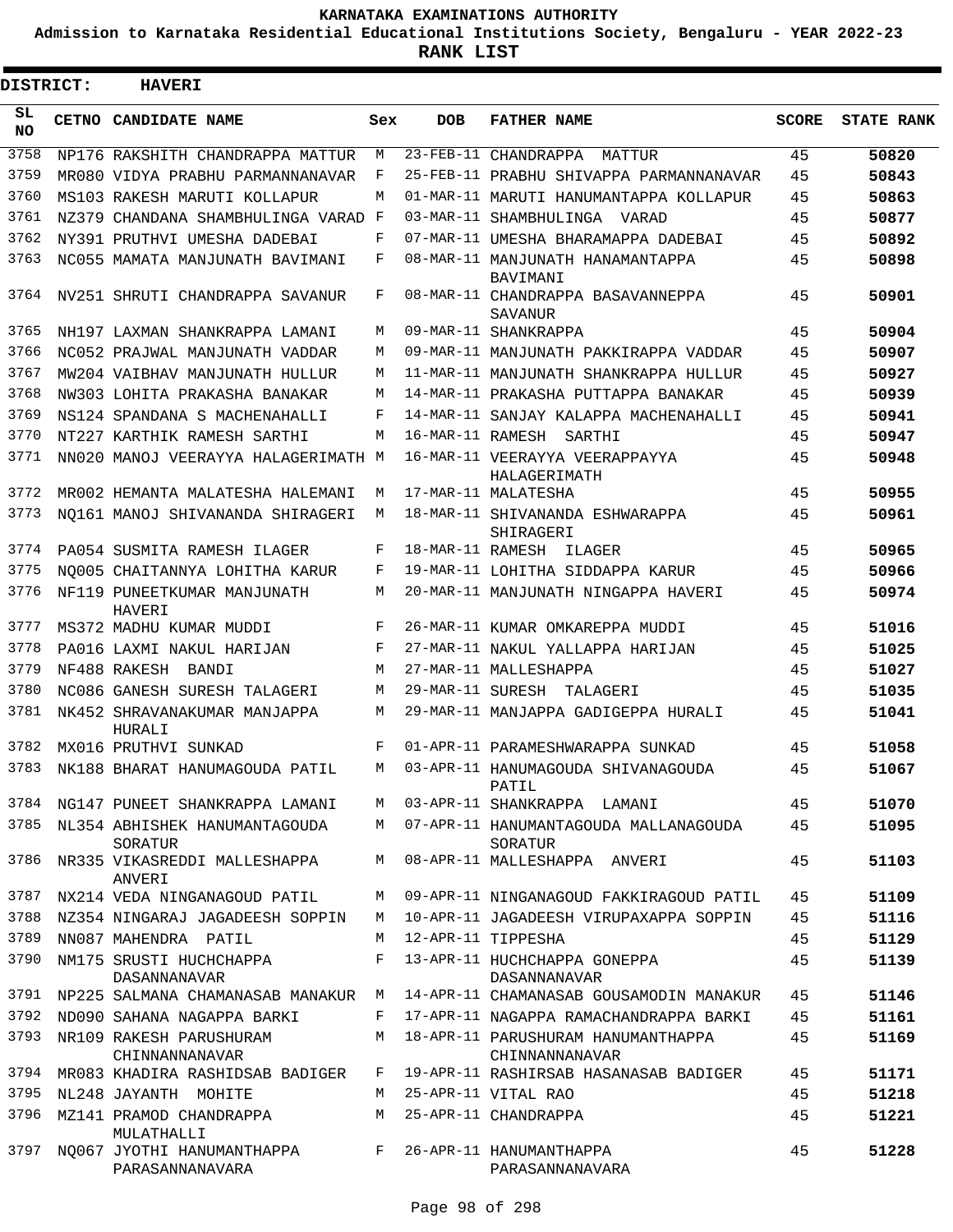# KARNATAKA EXAMINATIONS AUTHORITY

**Admission to Karnataka Residential Educational Institutions Society, Bengaluru - YEAR 2022-23**

**RANK LIST**

**DISTRICT: HAVERI**

| SL NO | CETNO | CANDIDATE NAME | Sex | DOB | FATHER NAME | SCORE | STATE RANK |
|---|---|---|---|---|---|---|---|
| 3758 | NP176 | RAKSHITH CHANDRAPPA MATTUR | M | 23-FEB-11 | CHANDRAPPA MATTUR | 45 | 50820 |
| 3759 | MR080 | VIDYA PRABHU PARMANNANAVAR | F | 25-FEB-11 | PRABHU SHIVAPPA PARMANNANAVAR | 45 | 50843 |
| 3760 | MS103 | RAKESH MARUTI KOLLAPUR | M | 01-MAR-11 | MARUTI HANUMANTAPPA KOLLAPUR | 45 | 50863 |
| 3761 | NZ379 | CHANDANA SHAMBHULINGA VARAD | F | 03-MAR-11 | SHAMBHULINGA VARAD | 45 | 50877 |
| 3762 | NY391 | PRUTHVI UMESHA DADEBAI | F | 07-MAR-11 | UMESHA BHARAMAPPA DADEBAI | 45 | 50892 |
| 3763 | NC055 | MAMATA MANJUNATH BAVIMANI | F | 08-MAR-11 | MANJUNATH HANAMANTAPPA BAVIMANI | 45 | 50898 |
| 3764 | NV251 | SHRUTI CHANDRAPPA SAVANUR | F | 08-MAR-11 | CHANDRAPPA BASAVANNEPPA SAVANUR | 45 | 50901 |
| 3765 | NH197 | LAXMAN SHANKRAPPA LAMANI | M | 09-MAR-11 | SHANKRAPPA | 45 | 50904 |
| 3766 | NC052 | PRAJWAL MANJUNATH VADDAR | M | 09-MAR-11 | MANJUNATH PAKKIRAPPA VADDAR | 45 | 50907 |
| 3767 | MW204 | VAIBHAV MANJUNATH HULLUR | M | 11-MAR-11 | MANJUNATH SHANKRAPPA HULLUR | 45 | 50927 |
| 3768 | NW303 | LOHITA PRAKASHA BANAKAR | M | 14-MAR-11 | PRAKASHA PUTTAPPA BANAKAR | 45 | 50939 |
| 3769 | NS124 | SPANDANA S MACHENAHALLI | F | 14-MAR-11 | SANJAY KALAPPA MACHENAHALLI | 45 | 50941 |
| 3770 | NT227 | KARTHIK RAMESH SARTHI | M | 16-MAR-11 | RAMESH SARTHI | 45 | 50947 |
| 3771 | NN020 | MANOJ VEERAYYA HALAGERIMATH | M | 16-MAR-11 | VEERAYYA VEERAPPAYYA HALAGERIMATH | 45 | 50948 |
| 3772 | MR002 | HEMANTA MALATESHA HALEMANI | M | 17-MAR-11 | MALATESHA | 45 | 50955 |
| 3773 | NQ161 | MANOJ SHIVANANDA SHIRAGERI | M | 18-MAR-11 | SHIVANANDA ESHWARAPPA SHIRAGERI | 45 | 50961 |
| 3774 | PA054 | SUSMITA RAMESH ILAGER | F | 18-MAR-11 | RAMESH ILAGER | 45 | 50965 |
| 3775 | NQ005 | CHAITANNYA LOHITHA KARUR | F | 19-MAR-11 | LOHITHA SIDDAPPA KARUR | 45 | 50966 |
| 3776 | NF119 | PUNEETKUMAR MANJUNATH HAVERI | M | 20-MAR-11 | MANJUNATH NINGAPPA HAVERI | 45 | 50974 |
| 3777 | MS372 | MADHU KUMAR MUDDI | F | 26-MAR-11 | KUMAR OMKAREPPA MUDDI | 45 | 51016 |
| 3778 | PA016 | LAXMI NAKUL HARIJAN | F | 27-MAR-11 | NAKUL YALLAPPA HARIJAN | 45 | 51025 |
| 3779 | NF488 | RAKESH BANDI | M | 27-MAR-11 | MALLESHAPPA | 45 | 51027 |
| 3780 | NC086 | GANESH SURESH TALAGERI | M | 29-MAR-11 | SURESH TALAGERI | 45 | 51035 |
| 3781 | NK452 | SHRAVANAKUMAR MANJAPPA HURALI | M | 29-MAR-11 | MANJAPPA GADIGEPPA HURALI | 45 | 51041 |
| 3782 | MX016 | PRUTHVI SUNKAD | F | 01-APR-11 | PARAMESHWARAPPA SUNKAD | 45 | 51058 |
| 3783 | NK188 | BHARAT HANUMAGOUDA PATIL | M | 03-APR-11 | HANUMAGOUDA SHIVANAGOUDA PATIL | 45 | 51067 |
| 3784 | NG147 | PUNEET SHANKRAPPA LAMANI | M | 03-APR-11 | SHANKRAPPA LAMANI | 45 | 51070 |
| 3785 | NL354 | ABHISHEK HANUMANTAGOUDA SORATUR | M | 07-APR-11 | HANUMANTAGOUDA MALLANAGOUDA SORATUR | 45 | 51095 |
| 3786 | NR335 | VIKASREDDI MALLESHAPPA ANVERI | M | 08-APR-11 | MALLESHAPPA ANVERI | 45 | 51103 |
| 3787 | NX214 | VEDA NINGANAGOUD PATIL | M | 09-APR-11 | NINGANAGOUD FAKKIRAGOUD PATIL | 45 | 51109 |
| 3788 | NZ354 | NINGARAJ JAGADEESH SOPPIN | M | 10-APR-11 | JAGADEESH VIRUPAXAPPA SOPPIN | 45 | 51116 |
| 3789 | NN087 | MAHENDRA PATIL | M | 12-APR-11 | TIPPESHA | 45 | 51129 |
| 3790 | NM175 | SRUSTI HUCHCHAPPA DASANNANAVAR | F | 13-APR-11 | HUCHCHAPPA GONEPPA DASANNANAVAR | 45 | 51139 |
| 3791 | NP225 | SALMANA CHAMANASAB MANAKUR | M | 14-APR-11 | CHAMANASAB GOUSAMODIN MANAKUR | 45 | 51146 |
| 3792 | ND090 | SAHANA NAGAPPA BARKI | F | 17-APR-11 | NAGAPPA RAMACHANDRAPPA BARKI | 45 | 51161 |
| 3793 | NR109 | RAKESH PARUSHURAM CHINNANNANAVAR | M | 18-APR-11 | PARUSHURAM HANUMANTHAPPA CHINNANNANAVAR | 45 | 51169 |
| 3794 | MR083 | KHADIRA RASHIDSAB BADIGER | F | 19-APR-11 | RASHIRSAB HASANASAB BADIGER | 45 | 51171 |
| 3795 | NL248 | JAYANTH MOHITE | M | 25-APR-11 | VITAL RAO | 45 | 51218 |
| 3796 | MZ141 | PRAMOD CHANDRAPPA MULATHALLI | M | 25-APR-11 | CHANDRAPPA | 45 | 51221 |
| 3797 | NQ067 | JYOTHI HANUMANTHAPPA PARASANNANAVARA | F | 26-APR-11 | HANUMANTHAPPA PARASANNANAVARA | 45 | 51228 |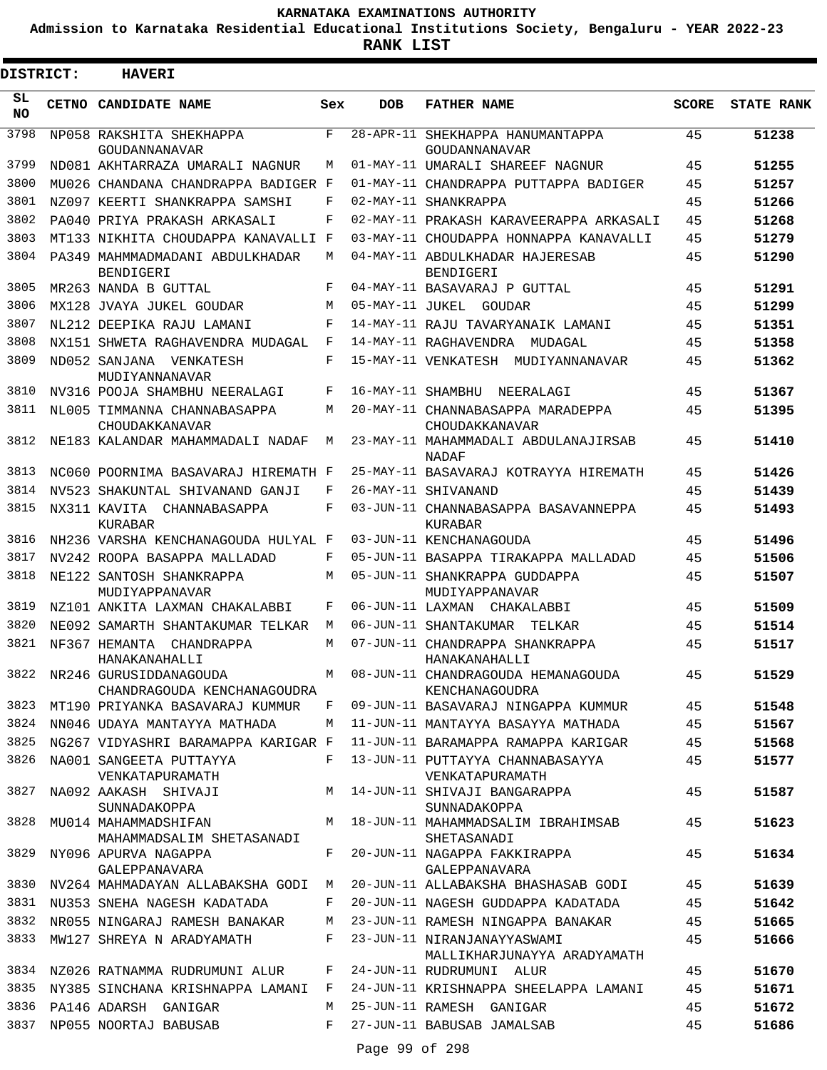# KARNATAKA EXAMINATIONS AUTHORITY

**Admission to Karnataka Residential Educational Institutions Society, Bengaluru - YEAR 2022-23**

**RANK LIST**

**DISTRICT: HAVERI**

| SL NO | CETNO | CANDIDATE NAME | Sex | DOB | FATHER NAME | SCORE | STATE RANK |
|---|---|---|---|---|---|---|---|
| 3798 | NP058 | RAKSHITA SHEKHAPPA GOUDANNANAVAR | F | 28-APR-11 | SHEKHAPPA HANUMANTAPPA GOUDANNANAVAR | 45 | **51238** |
| 3799 | ND081 | AKHTARRAZA UMARALI NAGNUR | M | 01-MAY-11 | UMARALI SHAREEF NAGNUR | 45 | **51255** |
| 3800 | MU026 | CHANDANA CHANDRAPPA BADIGER | F | 01-MAY-11 | CHANDRAPPA PUTTAPPA BADIGER | 45 | **51257** |
| 3801 | NZ097 | KEERTI SHANKRAPPA SAMSHI | F | 02-MAY-11 | SHANKRAPPA | 45 | **51266** |
| 3802 | PA040 | PRIYA PRAKASH ARKASALI | F | 02-MAY-11 | PRAKASH KARAVEERAPPA ARKASALI | 45 | **51268** |
| 3803 | MT133 | NIKHITA CHOUDAPPA KANAVALLI | F | 03-MAY-11 | CHOUDAPPA HONNAPPA KANAVALLI | 45 | **51279** |
| 3804 | PA349 | MAHMMADMADANI ABDULKHADAR BENDIGERI | M | 04-MAY-11 | ABDULKHADAR HAJERESAB BENDIGERI | 45 | **51290** |
| 3805 | MR263 | NANDA B GUTTAL | F | 04-MAY-11 | BASAVARAJ P GUTTAL | 45 | **51291** |
| 3806 | MX128 | JVAYA JUKEL GOUDAR | M | 05-MAY-11 | JUKEL GOUDAR | 45 | **51299** |
| 3807 | NL212 | DEEPIKA RAJU LAMANI | F | 14-MAY-11 | RAJU TAVARYANAIK LAMANI | 45 | **51351** |
| 3808 | NX151 | SHWETA RAGHAVENDRA MUDAGAL | F | 14-MAY-11 | RAGHAVENDRA MUDAGAL | 45 | **51358** |
| 3809 | ND052 | SANJANA VENKATESH MUDIYANNANAVAR | F | 15-MAY-11 | VENKATESH MUDIYANNANAVAR | 45 | **51362** |
| 3810 | NV316 | POOJA SHAMBHU NEERALAGI | F | 16-MAY-11 | SHAMBHU NEERALAGI | 45 | **51367** |
| 3811 | NL005 | TIMMANNA CHANNABASAPPA CHOUDAKKANAVAR | M | 20-MAY-11 | CHANNABASAPPA MARADEPPA CHOUDAKKANAVAR | 45 | **51395** |
| 3812 | NE183 | KALANDAR MAHAMMADALI NADAF | M | 23-MAY-11 | MAHAMMADALI ABDULANAJIRSAB NADAF | 45 | **51410** |
| 3813 | NC060 | POORNIMA BASAVARAJ HIREMATH | F | 25-MAY-11 | BASAVARAJ KOTRAYYA HIREMATH | 45 | **51426** |
| 3814 | NV523 | SHAKUNTAL SHIVANAND GANJI | F | 26-MAY-11 | SHIVANAND | 45 | **51439** |
| 3815 | NX311 | KAVITA CHANNABASAPPA KURABAR | F | 03-JUN-11 | CHANNABASAPPA BASAVANNEPPA KURABAR | 45 | **51493** |
| 3816 | NH236 | VARSHA KENCHANAGOUDA HULYAL | F | 03-JUN-11 | KENCHANAGOUDA | 45 | **51496** |
| 3817 | NV242 | ROOPA BASAPPA MALLADAD | F | 05-JUN-11 | BASAPPA TIRAKAPPA MALLADAD | 45 | **51506** |
| 3818 | NE122 | SANTOSH SHANKRAPPA MUDIYAPPANAVAR | M | 05-JUN-11 | SHANKRAPPA GUDDAPPA MUDIYAPPANAVAR | 45 | **51507** |
| 3819 | NZ101 | ANKITA LAXMAN CHAKALABBI | F | 06-JUN-11 | LAXMAN CHAKALABBI | 45 | **51509** |
| 3820 | NE092 | SAMARTH SHANTAKUMAR TELKAR | M | 06-JUN-11 | SHANTAKUMAR TELKAR | 45 | **51514** |
| 3821 | NF367 | HEMANTA CHANDRAPPA HANAKANAHALLI | M | 07-JUN-11 | CHANDRAPPA SHANKRAPPA HANAKANAHALLI | 45 | **51517** |
| 3822 | NR246 | GURUSIDDANAGOUDA CHANDRAGOUDA KENCHANAGOUDRA | M | 08-JUN-11 | CHANDRAGOUDA HEMANAGOUDA KENCHANAGOUDRA | 45 | **51529** |
| 3823 | MT190 | PRIYANKA BASAVARAJ KUMMUR | F | 09-JUN-11 | BASAVARAJ NINGAPPA KUMMUR | 45 | **51548** |
| 3824 | NN046 | UDAYA MANTAYYA MATHADA | M | 11-JUN-11 | MANTAYYA BASAYYA MATHADA | 45 | **51567** |
| 3825 | NG267 | VIDYASHRI BARAMAPPA KARIGAR | F | 11-JUN-11 | BARAMAPPA RAMAPPA KARIGAR | 45 | **51568** |
| 3826 | NA001 | SANGEETA PUTTAYYA VENKATAPURAMATH | F | 13-JUN-11 | PUTTAYYA CHANNABASAYYA VENKATAPURAMATH | 45 | **51577** |
| 3827 | NA092 | AAKASH SHIVAJI SUNNADAKOPPA | M | 14-JUN-11 | SHIVAJI BANGARAPPA SUNNADAKOPPA | 45 | **51587** |
| 3828 | MU014 | MAHAMMADSHIFAN MAHAMMADSALIM SHETASANADI | M | 18-JUN-11 | MAHAMMADSALIM IBRAHIMSAB SHETASANADI | 45 | **51623** |
| 3829 | NY096 | APURVA NAGAPPA GALEPPANAVARA | F | 20-JUN-11 | NAGAPPA FAKKIRAPPA GALEPPANAVARA | 45 | **51634** |
| 3830 | NV264 | MAHMADAYAN ALLABAKSHA GODI | M | 20-JUN-11 | ALLABAKSHA BHASHASAB GODI | 45 | **51639** |
| 3831 | NU353 | SNEHA NAGESH KADATADA | F | 20-JUN-11 | NAGESH GUDDAPPA KADATADA | 45 | **51642** |
| 3832 | NR055 | NINGARAJ RAMESH BANAKAR | M | 23-JUN-11 | RAMESH NINGAPPA BANAKAR | 45 | **51665** |
| 3833 | MW127 | SHREYA N ARADYAMATH | F | 23-JUN-11 | NIRANJANAYYASWAMI MALLIKHARJUNAYYA ARADYAMATH | 45 | **51666** |
| 3834 | NZ026 | RATNAMMA RUDRUMUNI ALUR | F | 24-JUN-11 | RUDRUMUNI ALUR | 45 | **51670** |
| 3835 | NY385 | SINCHANA KRISHNAPPA LAMANI | F | 24-JUN-11 | KRISHNAPPA SHEELAPPA LAMANI | 45 | **51671** |
| 3836 | PA146 | ADARSH GANIGAR | M | 25-JUN-11 | RAMESH GANIGAR | 45 | **51672** |
| 3837 | NP055 | NOORTAJ BABUSAB | F | 27-JUN-11 | BABUSAB JAMALSAB | 45 | **51686** |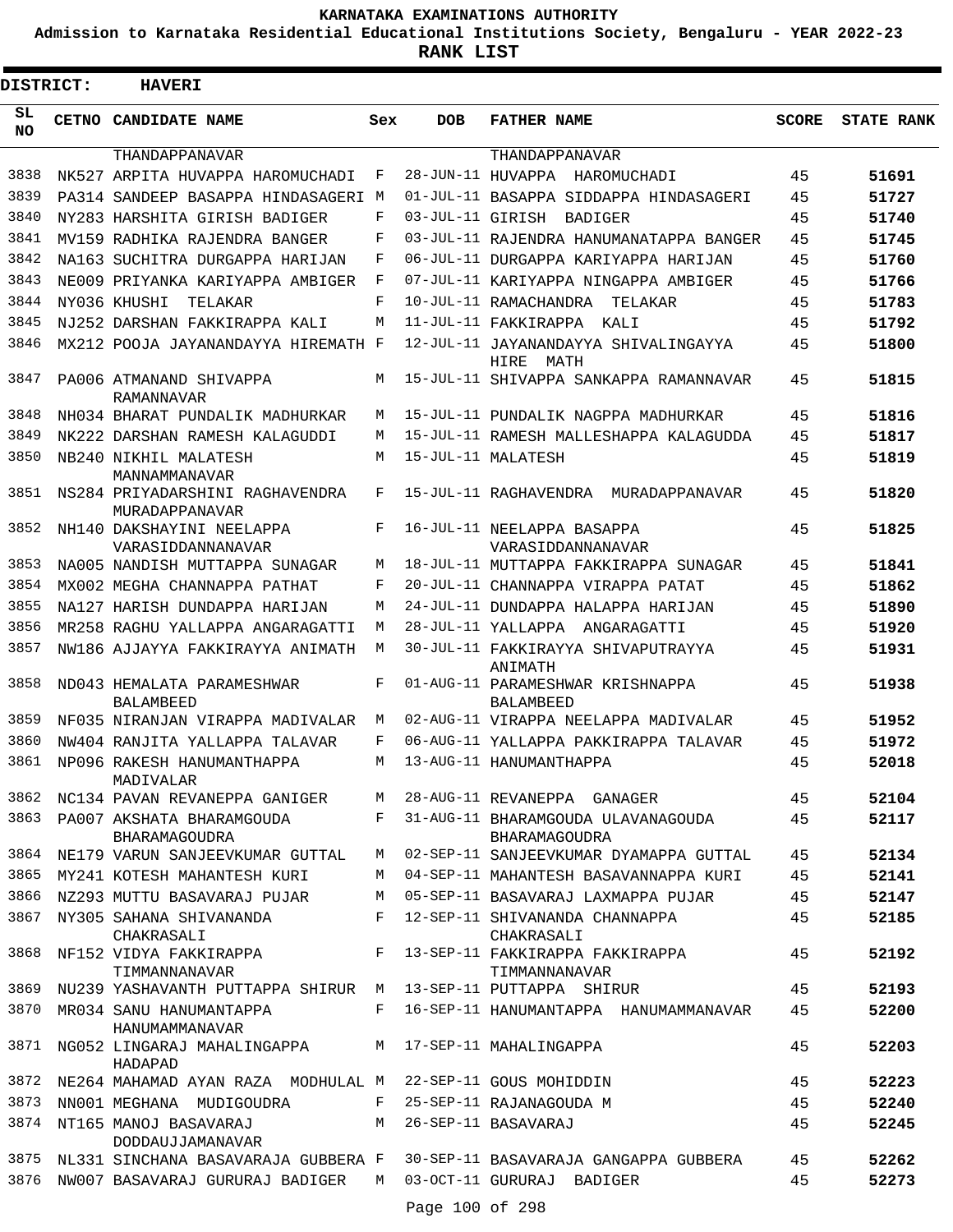# KARNATAKA EXAMINATIONS AUTHORITY

**Admission to Karnataka Residential Educational Institutions Society, Bengaluru - YEAR 2022-23**

**RANK LIST**

**DISTRICT: HAVERI**

| SL NO | CETNO | CANDIDATE NAME | Sex | DOB | FATHER NAME | SCORE | STATE RANK |
|---|---|---|---|---|---|---|---|
| | | THANDAPPANAVAR | | | THANDAPPANAVAR | | |
| 3838 | NK527 | ARPITA HUVAPPA HAROMUCHADI | F | 28-JUN-11 | HUVAPPA HAROMUCHADI | 45 | 51691 |
| 3839 | PA314 | SANDEEP BASAPPA HINDASAGERI | M | 01-JUL-11 | BASAPPA SIDDAPPA HINDASAGERI | 45 | 51727 |
| 3840 | NY283 | HARSHITA GIRISH BADIGER | F | 03-JUL-11 | GIRISH BADIGER | 45 | 51740 |
| 3841 | MV159 | RADHIKA RAJENDRA BANGER | F | 03-JUL-11 | RAJENDRA HANUMANATAPPA BANGER | 45 | 51745 |
| 3842 | NA163 | SUCHITRA DURGAPPA HARIJAN | F | 06-JUL-11 | DURGAPPA KARIYAPPA HARIJAN | 45 | 51760 |
| 3843 | NE009 | PRIYANKA KARIYAPPA AMBIGER | F | 07-JUL-11 | KARIYAPPA NINGAPPA AMBIGER | 45 | 51766 |
| 3844 | NY036 | KHUSHI TELAKAR | F | 10-JUL-11 | RAMACHANDRA TELAKAR | 45 | 51783 |
| 3845 | NJ252 | DARSHAN FAKKIRAPPA KALI | M | 11-JUL-11 | FAKKIRAPPA KALI | 45 | 51792 |
| 3846 | MX212 | POOJA JAYANANDAYYA HIREMATH | F | 12-JUL-11 | JAYANANDAYYA SHIVALINGAYYA HIRE MATH | 45 | 51800 |
| 3847 | PA006 | ATMANAND SHIVAPPA RAMANNAVAR | M | 15-JUL-11 | SHIVAPPA SANKAPPA RAMANNAVAR | 45 | 51815 |
| 3848 | NH034 | BHARAT PUNDALIK MADHURKAR | M | 15-JUL-11 | PUNDALIK NAGPPA MADHURKAR | 45 | 51816 |
| 3849 | NK222 | DARSHAN RAMESH KALAGUDDI | M | 15-JUL-11 | RAMESH MALLESHAPPA KALAGUDDA | 45 | 51817 |
| 3850 | NB240 | NIKHIL MALATESH MANNAMMANAVAR | M | 15-JUL-11 | MALATESH | 45 | 51819 |
| 3851 | NS284 | PRIYADARSHINI RAGHAVENDRA MURADAPPANAVAR | F | 15-JUL-11 | RAGHAVENDRA MURADAPPANAVAR | 45 | 51820 |
| 3852 | NH140 | DAKSHAYINI NEELAPPA VARASIDDANNANAVAR | F | 16-JUL-11 | NEELAPPA BASAPPA VARASIDDANNANAVAR | 45 | 51825 |
| 3853 | NA005 | NANDISH MUTTAPPA SUNAGAR | M | 18-JUL-11 | MUTTAPPA FAKKIRAPPA SUNAGAR | 45 | 51841 |
| 3854 | MX002 | MEGHA CHANNAPPA PATHAT | F | 20-JUL-11 | CHANNAPPA VIRAPPA PATAT | 45 | 51862 |
| 3855 | NA127 | HARISH DUNDAPPA HARIJAN | M | 24-JUL-11 | DUNDAPPA HALAPPA HARIJAN | 45 | 51890 |
| 3856 | MR258 | RAGHU YALLAPPA ANGARAGATTI | M | 28-JUL-11 | YALLAPPA ANGARAGATTI | 45 | 51920 |
| 3857 | NW186 | AJJAYYA FAKKIRAYYA ANIMATH | M | 30-JUL-11 | FAKKIRAYYA SHIVAPUTRAYYA ANIMATH | 45 | 51931 |
| 3858 | ND043 | HEMALATA PARAMESHWAR BALAMBEED | F | 01-AUG-11 | PARAMESHWAR KRISHNAPPA BALAMBEED | 45 | 51938 |
| 3859 | NF035 | NIRANJAN VIRAPPA MADIVALAR | M | 02-AUG-11 | VIRAPPA NEELAPPA MADIVALAR | 45 | 51952 |
| 3860 | NW404 | RANJITA YALLAPPA TALAVAR | F | 06-AUG-11 | YALLAPPA PAKKIRAPPA TALAVAR | 45 | 51972 |
| 3861 | NP096 | RAKESH HANUMANTHAPPA MADIVALAR | M | 13-AUG-11 | HANUMANTHAPPA | 45 | 52018 |
| 3862 | NC134 | PAVAN REVANEPPA GANIGER | M | 28-AUG-11 | REVANEPPA GANAGER | 45 | 52104 |
| 3863 | PA007 | AKSHATA BHARAMGOUDA BHARAMAGOUDRA | F | 31-AUG-11 | BHARAMGOUDA ULAVANAGOUDA BHARAMAGOUDRA | 45 | 52117 |
| 3864 | NE179 | VARUN SANJEEVKUMAR GUTTAL | M | 02-SEP-11 | SANJEEVKUMAR DYAMAPPA GUTTAL | 45 | 52134 |
| 3865 | MY241 | KOTESH MAHANTESH KURI | M | 04-SEP-11 | MAHANTESH BASAVANNAPPA KURI | 45 | 52141 |
| 3866 | NZ293 | MUTTU BASAVARAJ PUJAR | M | 05-SEP-11 | BASAVARAJ LAXMAPPA PUJAR | 45 | 52147 |
| 3867 | NY305 | SAHANA SHIVANANDA CHAKRASALI | F | 12-SEP-11 | SHIVANANDA CHANNAPPA CHAKRASALI | 45 | 52185 |
| 3868 | NF152 | VIDYA FAKKIRAPPA TIMMANNANAVAR | F | 13-SEP-11 | FAKKIRAPPA FAKKIRAPPA TIMMANNANAVAR | 45 | 52192 |
| 3869 | NU239 | YASHAVANTH PUTTAPPA SHIRUR | M | 13-SEP-11 | PUTTAPPA SHIRUR | 45 | 52193 |
| 3870 | MR034 | SANU HANUMANTAPPA HANUMAMMANAVAR | F | 16-SEP-11 | HANUMANTAPPA HANUMAMMANAVAR | 45 | 52200 |
| 3871 | NG052 | LINGARAJ MAHALINGAPPA HADAPAD | M | 17-SEP-11 | MAHALINGAPPA | 45 | 52203 |
| 3872 | NE264 | MAHAMAD AYAN RAZA MODHULAL | M | 22-SEP-11 | GOUS MOHIDDIN | 45 | 52223 |
| 3873 | NN001 | MEGHANA MUDIGOUDRA | F | 25-SEP-11 | RAJANAGOUDA M | 45 | 52240 |
| 3874 | NT165 | MANOJ BASAVARAJ DODDAUJJAMANAVAR | M | 26-SEP-11 | BASAVARAJ | 45 | 52245 |
| 3875 | NL331 | SINCHANA BASAVARAJA GUBBERA | F | 30-SEP-11 | BASAVARAJA GANGAPPA GUBBERA | 45 | 52262 |
| 3876 | NW007 | BASAVARAJ GURURAJ BADIGER | M | 03-OCT-11 | GURURAJ BADIGER | 45 | 52273 |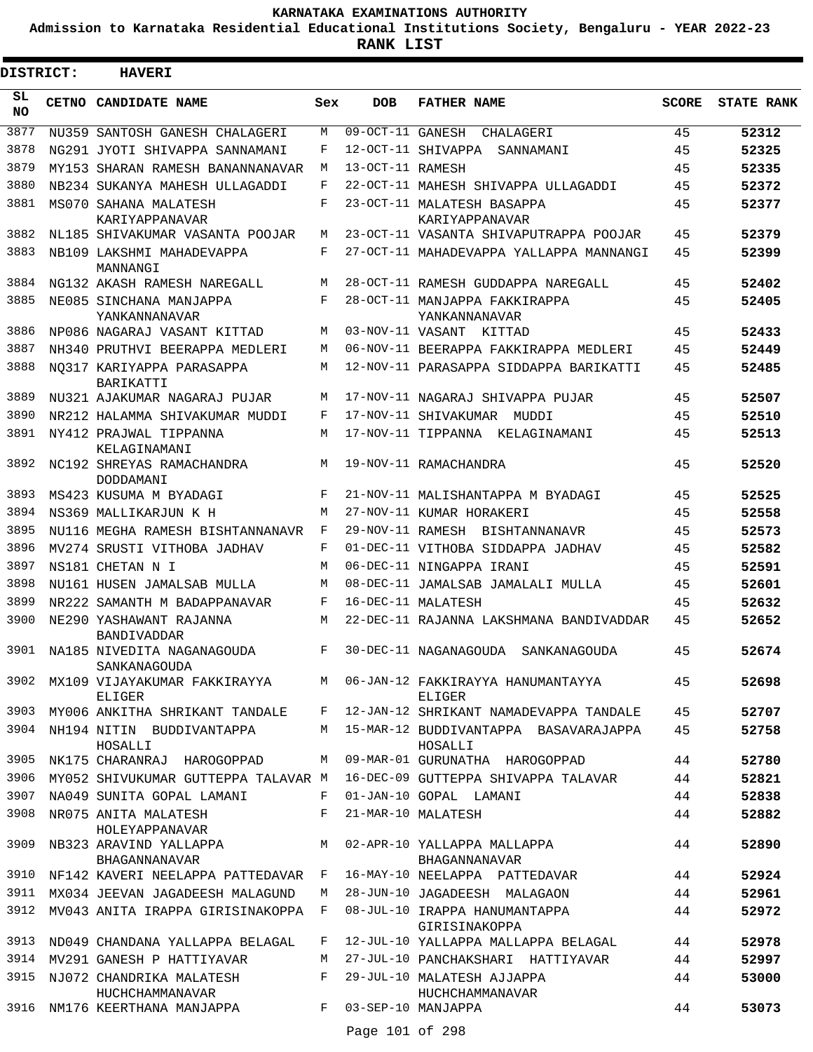# KARNATAKA EXAMINATIONS AUTHORITY

**Admission to Karnataka Residential Educational Institutions Society, Bengaluru - YEAR 2022-23**

**RANK LIST**

**DISTRICT: HAVERI**

| SL NO | CETNO | CANDIDATE NAME | Sex | DOB | FATHER NAME | SCORE | STATE RANK |
|---|---|---|---|---|---|---|---|
| 3877 | NU359 | SANTOSH GANESH CHALAGERI | M | 09-OCT-11 | GANESH CHALAGERI | 45 | 52312 |
| 3878 | NG291 | JYOTI SHIVAPPA SANNAMANI | F | 12-OCT-11 | SHIVAPPA SANNAMANI | 45 | 52325 |
| 3879 | MY153 | SHARAN RAMESH BANANNANAVAR | M | 13-OCT-11 | RAMESH | 45 | 52335 |
| 3880 | NB234 | SUKANYA MAHESH ULLAGADDI | F | 22-OCT-11 | MAHESH SHIVAPPA ULLAGADDI | 45 | 52372 |
| 3881 | MS070 | SAHANA MALATESH KARIYAPPANAVAR | F | 23-OCT-11 | MALATESH BASAPPA KARIYAPPANAVAR | 45 | 52377 |
| 3882 | NL185 | SHIVAKUMAR VASANTA POOJAR | M | 23-OCT-11 | VASANTA SHIVAPUTRAPPA POOJAR | 45 | 52379 |
| 3883 | NB109 | LAKSHMI MAHADEVAPPA MANNANGI | F | 27-OCT-11 | MAHADEVAPPA YALLAPPA MANNANGI | 45 | 52399 |
| 3884 | NG132 | AKASH RAMESH NAREGALL | M | 28-OCT-11 | RAMESH GUDDAPPA NAREGALL | 45 | 52402 |
| 3885 | NE085 | SINCHANA MANJAPPA YANKANNANAVAR | F | 28-OCT-11 | MANJAPPA FAKKIRAPPA YANKANNANAVAR | 45 | 52405 |
| 3886 | NP086 | NAGARAJ VASANT KITTAD | M | 03-NOV-11 | VASANT KITTAD | 45 | 52433 |
| 3887 | NH340 | PRUTHVI BEERAPPA MEDLERI | M | 06-NOV-11 | BEERAPPA FAKKIRAPPA MEDLERI | 45 | 52449 |
| 3888 | NQ317 | KARIYAPPA PARASAPPA BARIKATTI | M | 12-NOV-11 | PARASAPPA SIDDAPPA BARIKATTI | 45 | 52485 |
| 3889 | NU321 | AJAKUMAR NAGARAJ PUJAR | M | 17-NOV-11 | NAGARAJ SHIVAPPA PUJAR | 45 | 52507 |
| 3890 | NR212 | HALAMMA SHIVAKUMAR MUDDI | F | 17-NOV-11 | SHIVAKUMAR MUDDI | 45 | 52510 |
| 3891 | NY412 | PRAJWAL TIPPANNA KELAGINAMANI | M | 17-NOV-11 | TIPPANNA KELAGINAMANI | 45 | 52513 |
| 3892 | NC192 | SHREYAS RAMACHANDRA DODDAMANI | M | 19-NOV-11 | RAMACHANDRA | 45 | 52520 |
| 3893 | MS423 | KUSUMA M BYADAGI | F | 21-NOV-11 | MALISHANTAPPA M BYADAGI | 45 | 52525 |
| 3894 | NS369 | MALLIKARJUN K H | M | 27-NOV-11 | KUMAR HORAKERI | 45 | 52558 |
| 3895 | NU116 | MEGHA RAMESH BISHTANNANAVR | F | 29-NOV-11 | RAMESH BISHTANNANAVR | 45 | 52573 |
| 3896 | MV274 | SRUSTI VITHOBA JADHAV | F | 01-DEC-11 | VITHOBA SIDDAPPA JADHAV | 45 | 52582 |
| 3897 | NS181 | CHETAN N I | M | 06-DEC-11 | NINGAPPA IRANI | 45 | 52591 |
| 3898 | NU161 | HUSEN JAMALSAB MULLA | M | 08-DEC-11 | JAMALSAB JAMALALI MULLA | 45 | 52601 |
| 3899 | NR222 | SAMANTH M BADAPPANAVAR | F | 16-DEC-11 | MALATESH | 45 | 52632 |
| 3900 | NE290 | YASHAWANT RAJANNA BANDIVADDAR | M | 22-DEC-11 | RAJANNA LAKSHMANA BANDIVADDAR | 45 | 52652 |
| 3901 | NA185 | NIVEDITA NAGANAGOUDA SANKANAGOUDA | F | 30-DEC-11 | NAGANAGOUDA SANKANAGOUDA | 45 | 52674 |
| 3902 | MX109 | VIJAYAKUMAR FAKKIRAYYA ELIGER | M | 06-JAN-12 | FAKKIRAYYA HANUMANTAYYA ELIGER | 45 | 52698 |
| 3903 | MY006 | ANKITHA SHRIKANT TANDALE | F | 12-JAN-12 | SHRIKANT NAMADEVAPPA TANDALE | 45 | 52707 |
| 3904 | NH194 | NITIN BUDDIVANTAPPA HOSALLI | M | 15-MAR-12 | BUDDIVANTAPPA BASAVARAJAPPA HOSALLI | 45 | 52758 |
| 3905 | NK175 | CHARANRAJ HAROGOPPAD | M | 09-MAR-01 | GURUNATHA HAROGOPPAD | 44 | 52780 |
| 3906 | MY052 | SHIVUKUMAR GUTTEPPA TALAVAR | M | 16-DEC-09 | GUTTEPPA SHIVAPPA TALAVAR | 44 | 52821 |
| 3907 | NA049 | SUNITA GOPAL LAMANI | F | 01-JAN-10 | GOPAL LAMANI | 44 | 52838 |
| 3908 | NR075 | ANITA MALATESH HOLEYAPPANAVAR | F | 21-MAR-10 | MALATESH | 44 | 52882 |
| 3909 | NB323 | ARAVIND YALLAPPA BHAGANNANAVAR | M | 02-APR-10 | YALLAPPA MALLAPPA BHAGANNANAVAR | 44 | 52890 |
| 3910 | NF142 | KAVERI NEELAPPA PATTEDAVAR | F | 16-MAY-10 | NEELAPPA PATTEDAVAR | 44 | 52924 |
| 3911 | MX034 | JEEVAN JAGADEESH MALAGUND | M | 28-JUN-10 | JAGADEESH MALAGAON | 44 | 52961 |
| 3912 | MV043 | ANITA IRAPPA GIRISINAKOPPA | F | 08-JUL-10 | IRAPPA HANUMANTAPPA GIRISINAKOPPA | 44 | 52972 |
| 3913 | ND049 | CHANDANA YALLAPPA BELAGAL | F | 12-JUL-10 | YALLAPPA MALLAPPA BELAGAL | 44 | 52978 |
| 3914 | MV291 | GANESH P HATTIYAVAR | M | 27-JUL-10 | PANCHAKSHARI HATTIYAVAR | 44 | 52997 |
| 3915 | NJ072 | CHANDRIKA MALATESH HUCHCHAMMANAVAR | F | 29-JUL-10 | MALATESH AJJAPPA HUCHCHAMMANAVAR | 44 | 53000 |
| 3916 | NM176 | KEERTHANA MANJAPPA | F | 03-SEP-10 | MANJAPPA | 44 | 53073 |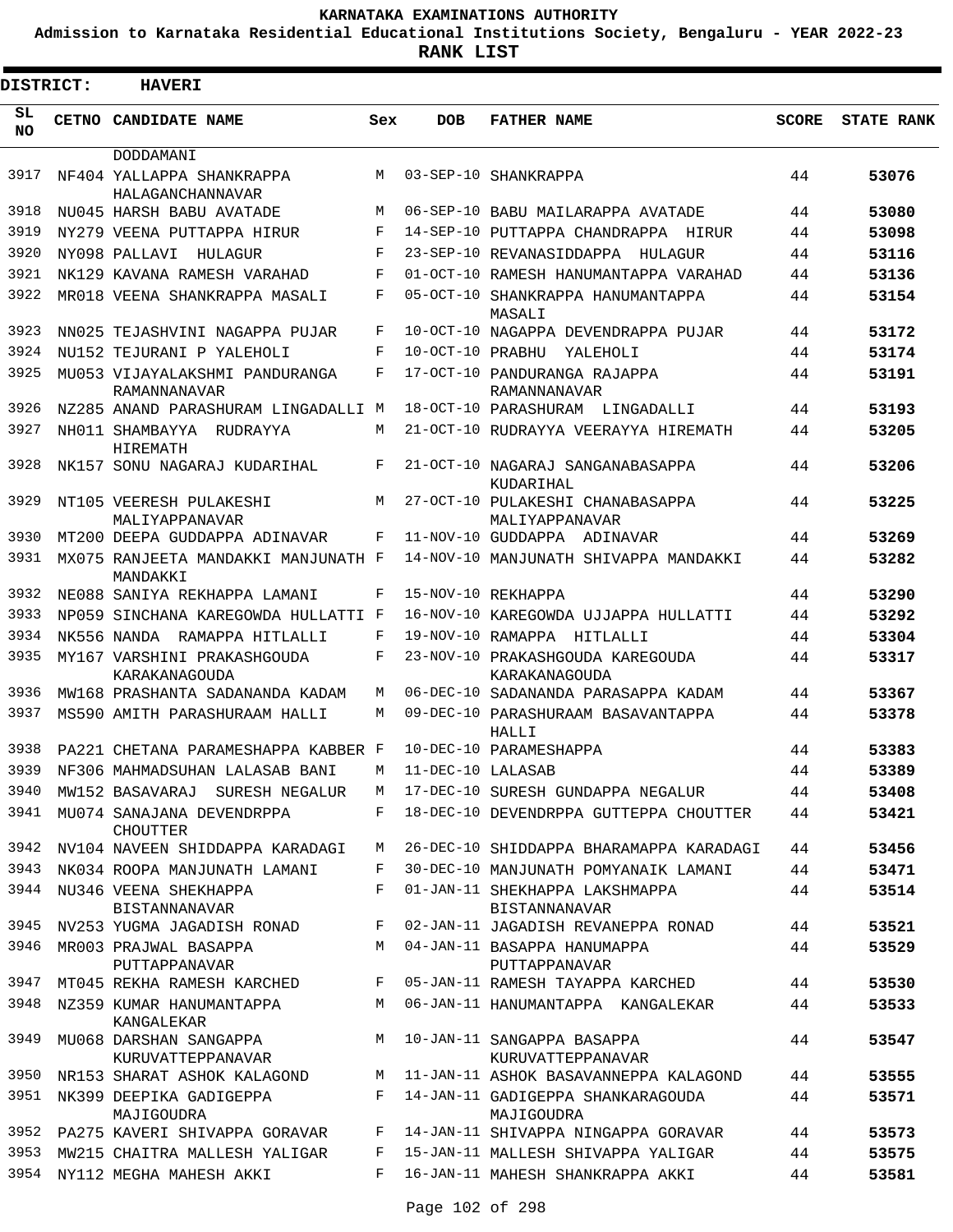**KARNATAKA EXAMINATIONS AUTHORITY**

**Admission to Karnataka Residential Educational Institutions Society, Bengaluru - YEAR 2022-23**

**RANK LIST**

**DISTRICT: HAVERI**

| SL NO | CETNO | CANDIDATE NAME | Sex | DOB | FATHER NAME | SCORE | STATE RANK |
|---|---|---|---|---|---|---|---|
| | | DODDAMANI | | | | | |
| 3917 | NF404 | YALLAPPA SHANKRAPPA HALAGANCHANNAVAR | M | 03-SEP-10 | SHANKRAPPA | 44 | 53076 |
| 3918 | NU045 | HARSH BABU AVATADE | M | 06-SEP-10 | BABU MAILARAPPA AVATADE | 44 | 53080 |
| 3919 | NY279 | VEENA PUTTAPPA HIRUR | F | 14-SEP-10 | PUTTAPPA CHANDRAPPA HIRUR | 44 | 53098 |
| 3920 | NY098 | PALLAVI HULAGUR | F | 23-SEP-10 | REVANASIDDAPPA HULAGUR | 44 | 53116 |
| 3921 | NK129 | KAVANA RAMESH VARAHAD | F | 01-OCT-10 | RAMESH HANUMANTAPPA VARAHAD | 44 | 53136 |
| 3922 | MR018 | VEENA SHANKRAPPA MASALI | F | 05-OCT-10 | SHANKRAPPA HANUMANTAPPA MASALI | 44 | 53154 |
| 3923 | NN025 | TEJASHVINI NAGAPPA PUJAR | F | 10-OCT-10 | NAGAPPA DEVENDRAPPA PUJAR | 44 | 53172 |
| 3924 | NU152 | TEJURANI P YALEHOLI | F | 10-OCT-10 | PRABHU YALEHOLI | 44 | 53174 |
| 3925 | MU053 | VIJAYALAKSHMI PANDURANGA RAMANNANAVAR | F | 17-OCT-10 | PANDURANGA RAJAPPA RAMANNANAVAR | 44 | 53191 |
| 3926 | NZ285 | ANAND PARASHURAM LINGADALLI | M | 18-OCT-10 | PARASHURAM LINGADALLI | 44 | 53193 |
| 3927 | NH011 | SHAMBAYYA RUDRAYYA HIREMATH | M | 21-OCT-10 | RUDRAYYA VEERAYYA HIREMATH | 44 | 53205 |
| 3928 | NK157 | SONU NAGARAJ KUDARIHAL | F | 21-OCT-10 | NAGARAJ SANGANABASAPPA KUDARIHAL | 44 | 53206 |
| 3929 | NT105 | VEERESH PULAKESHI MALIYAPPANAVAR | M | 27-OCT-10 | PULAKESHI CHANABASAPPA MALIYAPPANAVAR | 44 | 53225 |
| 3930 | MT200 | DEEPA GUDDAPPA ADINAVAR | F | 11-NOV-10 | GUDDAPPA ADINAVAR | 44 | 53269 |
| 3931 | MX075 | RANJEETA MANDAKKI MANJUNATH MANDAKKI | F | 14-NOV-10 | MANJUNATH SHIVAPPA MANDAKKI | 44 | 53282 |
| 3932 | NE088 | SANIYA REKHAPPA LAMANI | F | 15-NOV-10 | REKHAPPA | 44 | 53290 |
| 3933 | NP059 | SINCHANA KAREGOWDA HULLATTI | F | 16-NOV-10 | KAREGOWDA UJJAPPA HULLATTI | 44 | 53292 |
| 3934 | NK556 | NANDA RAMAPPA HITLALLI | F | 19-NOV-10 | RAMAPPA HITLALLI | 44 | 53304 |
| 3935 | MY167 | VARSHINI PRAKASHGOUDA KARAKANAGOUDA | F | 23-NOV-10 | PRAKASHGOUDA KAREGOUDA KARAKANAGOUDA | 44 | 53317 |
| 3936 | MW168 | PRASHANTA SADANANDA KADAM | M | 06-DEC-10 | SADANANDA PARASAPPA KADAM | 44 | 53367 |
| 3937 | MS590 | AMITH PARASHURAAM HALLI | M | 09-DEC-10 | PARASHURAAM BASAVANTAPPA HALLI | 44 | 53378 |
| 3938 | PA221 | CHETANA PARAMESHAPPA KABBER | F | 10-DEC-10 | PARAMESHAPPA | 44 | 53383 |
| 3939 | NF306 | MAHMADSUHAN LALASAB BANI | M | 11-DEC-10 | LALASAB | 44 | 53389 |
| 3940 | MW152 | BASAVARAJ SURESH NEGALUR | M | 17-DEC-10 | SURESH GUNDAPPA NEGALUR | 44 | 53408 |
| 3941 | MU074 | SANAJANA DEVENDRPPA CHOUTTER | F | 18-DEC-10 | DEVENDRPPA GUTTEPPA CHOUTTER | 44 | 53421 |
| 3942 | NV104 | NAVEEN SHIDDAPPA KARADAGI | M | 26-DEC-10 | SHIDDAPPA BHARAMAPPA KARADAGI | 44 | 53456 |
| 3943 | NK034 | ROOPA MANJUNATH LAMANI | F | 30-DEC-10 | MANJUNATH POMYANAIK LAMANI | 44 | 53471 |
| 3944 | NU346 | VEENA SHEKHAPPA BISTANNANAVAR | F | 01-JAN-11 | SHEKHAPPA LAKSHMAPPA BISTANNANAVAR | 44 | 53514 |
| 3945 | NV253 | YUGMA JAGADISH RONAD | F | 02-JAN-11 | JAGADISH REVANEPPA RONAD | 44 | 53521 |
| 3946 | MR003 | PRAJWAL BASAPPA PUTTAPPANAVAR | M | 04-JAN-11 | BASAPPA HANUMAPPA PUTTAPPANAVAR | 44 | 53529 |
| 3947 | MT045 | REKHA RAMESH KARCHED | F | 05-JAN-11 | RAMESH TAYAPPA KARCHED | 44 | 53530 |
| 3948 | NZ359 | KUMAR HANUMANTAPPA KANGALEKAR | M | 06-JAN-11 | HANUMANTAPPA KANGALEKAR | 44 | 53533 |
| 3949 | MU068 | DARSHAN SANGAPPA KURUVATTEPPANAVAR | M | 10-JAN-11 | SANGAPPA BASAPPA KURUVATTEPPANAVAR | 44 | 53547 |
| 3950 | NR153 | SHARAT ASHOK KALAGOND | M | 11-JAN-11 | ASHOK BASAVANNEPPA KALAGOND | 44 | 53555 |
| 3951 | NK399 | DEEPIKA GADIGEPPA MAJIGOUDRA | F | 14-JAN-11 | GADIGEPPA SHANKARAGOUDA MAJIGOUDRA | 44 | 53571 |
| 3952 | PA275 | KAVERI SHIVAPPA GORAVAR | F | 14-JAN-11 | SHIVAPPA NINGAPPA GORAVAR | 44 | 53573 |
| 3953 | MW215 | CHAITRA MALLESH YALIGAR | F | 15-JAN-11 | MALLESH SHIVAPPA YALIGAR | 44 | 53575 |
| 3954 | NY112 | MEGHA MAHESH AKKI | F | 16-JAN-11 | MAHESH SHANKRAPPA AKKI | 44 | 53581 |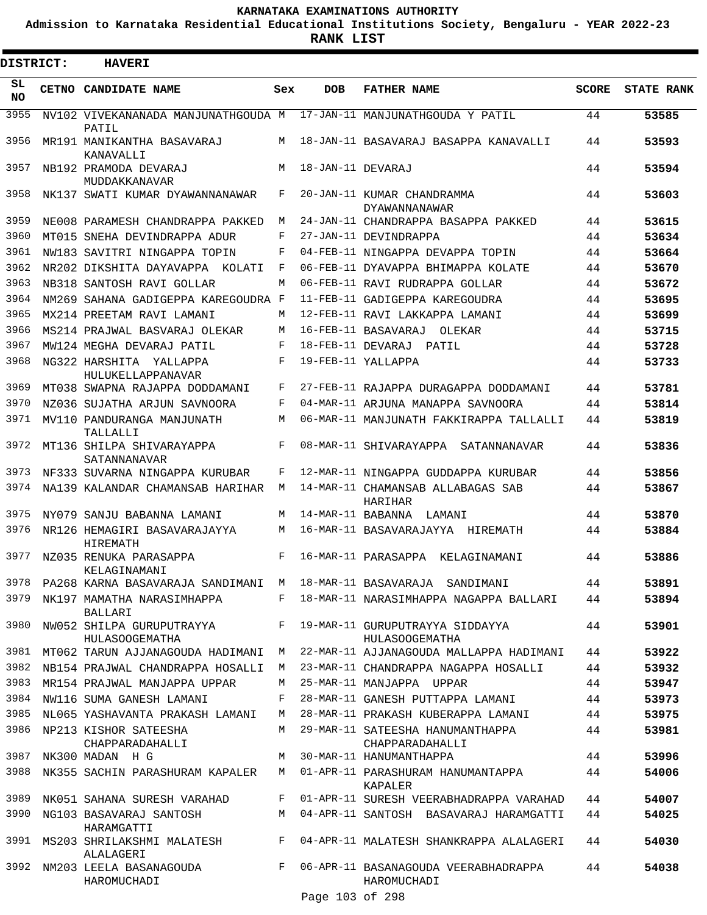# KARNATAKA EXAMINATIONS AUTHORITY

**Admission to Karnataka Residential Educational Institutions Society, Bengaluru - YEAR 2022-23**

**RANK LIST**

**DISTRICT: HAVERI**

| SL NO | CETNO | CANDIDATE NAME | Sex | DOB | FATHER NAME | SCORE | STATE RANK |
|---|---|---|---|---|---|---|---|
| 3955 | NV102 | VIVEKANANADA MANJUNATHGOUDA PATIL | M | 17-JAN-11 | MANJUNATHGOUDA Y PATIL | 44 | **53585** |
| 3956 | MR191 | MANIKANTHA BASAVARAJ KANAVALLI | M | 18-JAN-11 | BASAVARAJ BASAPPA KANAVALLI | 44 | **53593** |
| 3957 | NB192 | PRAMODA DEVARAJ MUDDAKKANAVAR | M | 18-JAN-11 | DEVARAJ | 44 | **53594** |
| 3958 | NK137 | SWATI KUMAR DYAWANNANAWAR | F | 20-JAN-11 | KUMAR CHANDRAMMA DYAWANNANAWAR | 44 | **53603** |
| 3959 | NE008 | PARAMESH CHANDRAPPA PAKKED | M | 24-JAN-11 | CHANDRAPPA BASAPPA PAKKED | 44 | **53615** |
| 3960 | MT015 | SNEHA DEVINDRAPPA ADUR | F | 27-JAN-11 | DEVINDRAPPA | 44 | **53634** |
| 3961 | NW183 | SAVITRI NINGAPPA TOPIN | F | 04-FEB-11 | NINGAPPA DEVAPPA TOPIN | 44 | **53664** |
| 3962 | NR202 | DIKSHITA DAYAVAPPA KOLATI | F | 06-FEB-11 | DYAVAPPA BHIMAPPA KOLATE | 44 | **53670** |
| 3963 | NB318 | SANTOSH RAVI GOLLAR | M | 06-FEB-11 | RAVI RUDRAPPA GOLLAR | 44 | **53672** |
| 3964 | NM269 | SAHANA GADIGEPPA KAREGOUDRA | F | 11-FEB-11 | GADIGEPPA KAREGOUDRA | 44 | **53695** |
| 3965 | MX214 | PREETAM RAVI LAMANI | M | 12-FEB-11 | RAVI LAKKAPPA LAMANI | 44 | **53699** |
| 3966 | MS214 | PRAJWAL BASVARAJ OLEKAR | M | 16-FEB-11 | BASAVARAJ OLEKAR | 44 | **53715** |
| 3967 | MW124 | MEGHA DEVARAJ PATIL | F | 18-FEB-11 | DEVARAJ PATIL | 44 | **53728** |
| 3968 | NG322 | HARSHITA YALLAPPA HULUKELLAPPANAVAR | F | 19-FEB-11 | YALLAPPA | 44 | **53733** |
| 3969 | MT038 | SWAPNA RAJAPPA DODDAMANI | F | 27-FEB-11 | RAJAPPA DURAGAPPA DODDAMANI | 44 | **53781** |
| 3970 | NZ036 | SUJATHA ARJUN SAVNOORA | F | 04-MAR-11 | ARJUNA MANAPPA SAVNOORA | 44 | **53814** |
| 3971 | MV110 | PANDURANGA MANJUNATH TALLALLI | M | 06-MAR-11 | MANJUNATH FAKKIRAPPA TALLALLI | 44 | **53819** |
| 3972 | MT136 | SHILPA SHIVARAYAPPA SATANNANAVAR | F | 08-MAR-11 | SHIVARAYAPPA SATANNANAVAR | 44 | **53836** |
| 3973 | NF333 | SUVARNA NINGAPPA KURUBAR | F | 12-MAR-11 | NINGAPPA GUDDAPPA KURUBAR | 44 | **53856** |
| 3974 | NA139 | KALANDAR CHAMANSAB HARIHAR | M | 14-MAR-11 | CHAMANSAB ALLABAGAS SAB HARIHAR | 44 | **53867** |
| 3975 | NY079 | SANJU BABANNA LAMANI | M | 14-MAR-11 | BABANNA LAMANI | 44 | **53870** |
| 3976 | NR126 | HEMAGIRI BASAVARAJAYYA HIREMATH | M | 16-MAR-11 | BASAVARAJAYYA HIREMATH | 44 | **53884** |
| 3977 | NZ035 | RENUKA PARASAPPA KELAGINAMANI | F | 16-MAR-11 | PARASAPPA KELAGINAMANI | 44 | **53886** |
| 3978 | PA268 | KARNA BASAVARAJA SANDIMANI | M | 18-MAR-11 | BASAVARAJA SANDIMANI | 44 | **53891** |
| 3979 | NK197 | MAMATHA NARASIMHAPPA BALLARI | F | 18-MAR-11 | NARASIMHAPPA NAGAPPA BALLARI | 44 | **53894** |
| 3980 | NW052 | SHILPA GURUPUTRAYYA HULASOOGEMATHA | F | 19-MAR-11 | GURUPUTRAYYA SIDDAYYA HULASOOGEMATHA | 44 | **53901** |
| 3981 | MT062 | TARUN AJJANAGOUDA HADIMANI | M | 22-MAR-11 | AJJANAGOUDA MALLAPPA HADIMANI | 44 | **53922** |
| 3982 | NB154 | PRAJWAL CHANDRAPPA HOSALLI | M | 23-MAR-11 | CHANDRAPPA NAGAPPA HOSALLI | 44 | **53932** |
| 3983 | MR154 | PRAJWAL MANJAPPA UPPAR | M | 25-MAR-11 | MANJAPPA UPPAR | 44 | **53947** |
| 3984 | NW116 | SUMA GANESH LAMANI | F | 28-MAR-11 | GANESH PUTTAPPA LAMANI | 44 | **53973** |
| 3985 | NL065 | YASHAVANTA PRAKASH LAMANI | M | 28-MAR-11 | PRAKASH KUBERAPPA LAMANI | 44 | **53975** |
| 3986 | NP213 | KISHOR SATEESHA CHAPPARADAHALLI | M | 29-MAR-11 | SATEESHA HANUMANTHAPPA CHAPPARADAHALLI | 44 | **53981** |
| 3987 | NK300 | MADAN H G | M | 30-MAR-11 | HANUMANTHAPPA | 44 | **53996** |
| 3988 | NK355 | SACHIN PARASHURAM KAPALER | M | 01-APR-11 | PARASHURAM HANUMANTAPPA KAPALER | 44 | **54006** |
| 3989 | NK051 | SAHANA SURESH VARAHAD | F | 01-APR-11 | SURESH VEERABHADRAPPA VARAHAD | 44 | **54007** |
| 3990 | NG103 | BASAVARAJ SANTOSH HARAMGATTI | M | 04-APR-11 | SANTOSH BASAVARAJ HARAMGATTI | 44 | **54025** |
| 3991 | MS203 | SHRILAKSHMI MALATESH ALALAGERI | F | 04-APR-11 | MALATESH SHANKRAPPA ALALAGERI | 44 | **54030** |
| 3992 | NM203 | LEELA BASANAGOUDA HAROMUCHADI | F | 06-APR-11 | BASANAGOUDA VEERABHADRAPPA HAROMUCHADI | 44 | **54038** |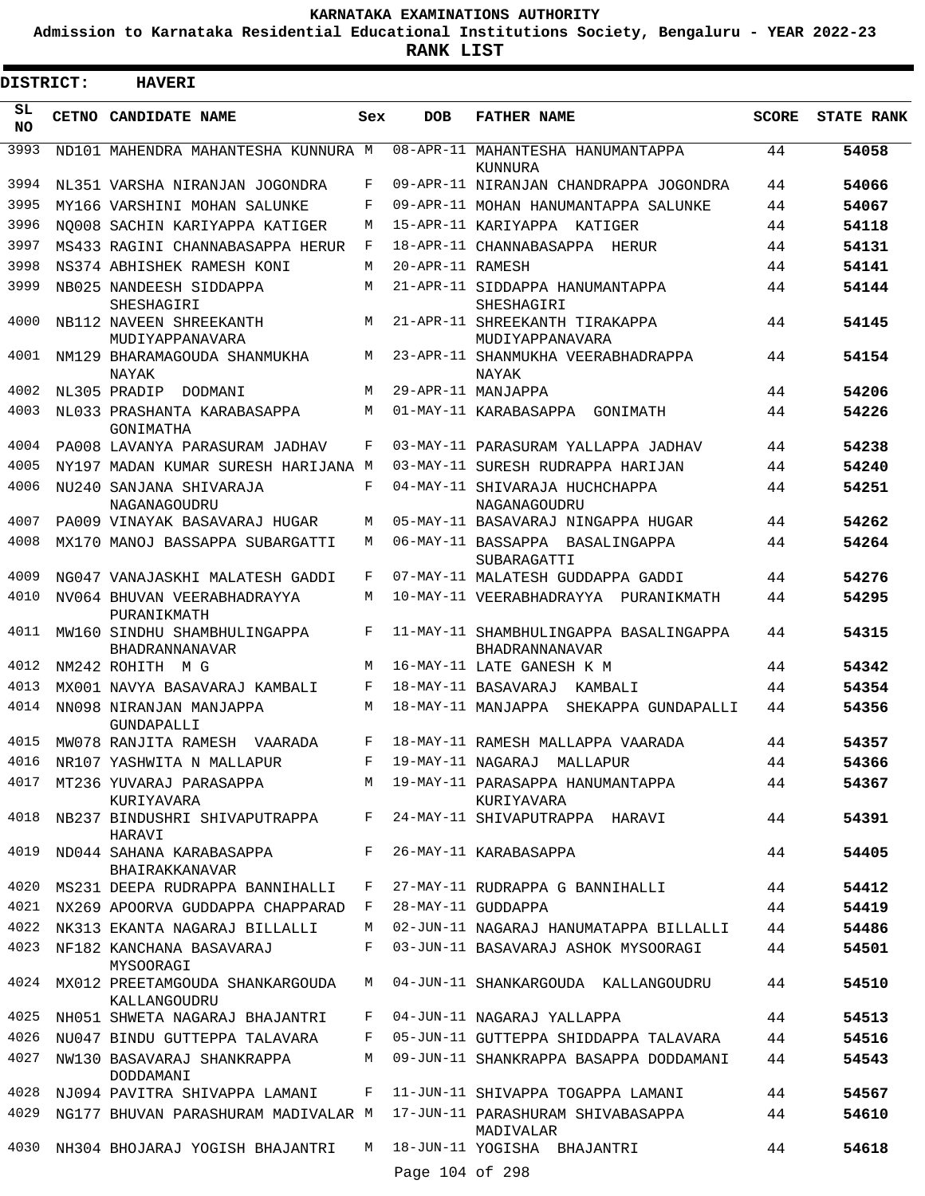# KARNATAKA EXAMINATIONS AUTHORITY

**Admission to Karnataka Residential Educational Institutions Society, Bengaluru - YEAR 2022-23**

**RANK LIST**

**DISTRICT: HAVERI**

| SL NO | CETNO | CANDIDATE NAME | Sex | DOB | FATHER NAME | SCORE | STATE RANK |
|---|---|---|---|---|---|---|---|
| 3993 | ND101 | MAHENDRA MAHANTESHA KUNNURA | M | 08-APR-11 | MAHANTESHA HANUMANTAPPA KUNNURA | 44 | **54058** |
| 3994 | NL351 | VARSHA NIRANJAN JOGONDRA | F | 09-APR-11 | NIRANJAN CHANDRAPPA JOGONDRA | 44 | **54066** |
| 3995 | MY166 | VARSHINI MOHAN SALUNKE | F | 09-APR-11 | MOHAN HANUMANTAPPA SALUNKE | 44 | **54067** |
| 3996 | NQ008 | SACHIN KARIYAPPA KATIGER | M | 15-APR-11 | KARIYAPPA KATIGER | 44 | **54118** |
| 3997 | MS433 | RAGINI CHANNABASAPPA HERUR | F | 18-APR-11 | CHANNABASAPPA HERUR | 44 | **54131** |
| 3998 | NS374 | ABHISHEK RAMESH KONI | M | 20-APR-11 | RAMESH | 44 | **54141** |
| 3999 | NB025 | NANDEESH SIDDAPPA SHESHAGIRI | M | 21-APR-11 | SIDDAPPA HANUMANTAPPA SHESHAGIRI | 44 | **54144** |
| 4000 | NB112 | NAVEEN SHREEKANTH MUDIYAPPANAVARA | M | 21-APR-11 | SHREEKANTH TIRAKAPPA MUDIYAPPANAVARA | 44 | **54145** |
| 4001 | NM129 | BHARAMAGOUDA SHANMUKHA NAYAK | M | 23-APR-11 | SHANMUKHA VEERABHADRAPPA NAYAK | 44 | **54154** |
| 4002 | NL305 | PRADIP DODMANI | M | 29-APR-11 | MANJAPPA | 44 | **54206** |
| 4003 | NL033 | PRASHANTA KARABASAPPA GONIMATHA | M | 01-MAY-11 | KARABASAPPA GONIMATH | 44 | **54226** |
| 4004 | PA008 | LAVANYA PARASURAM JADHAV | F | 03-MAY-11 | PARASURAM YALLAPPA JADHAV | 44 | **54238** |
| 4005 | NY197 | MADAN KUMAR SURESH HARIJANA | M | 03-MAY-11 | SURESH RUDRAPPA HARIJAN | 44 | **54240** |
| 4006 | NU240 | SANJANA SHIVARAJA NAGANAGOUDRU | F | 04-MAY-11 | SHIVARAJA HUCHCHAPPA NAGANAGOUDRU | 44 | **54251** |
| 4007 | PA009 | VINAYAK BASAVARAJ HUGAR | M | 05-MAY-11 | BASAVARAJ NINGAPPA HUGAR | 44 | **54262** |
| 4008 | MX170 | MANOJ BASSAPPA SUBARGATTI | M | 06-MAY-11 | BASSAPPA BASALINGAPPA SUBARAGATTI | 44 | **54264** |
| 4009 | NG047 | VANAJASKHI MALATESH GADDI | F | 07-MAY-11 | MALATESH GUDDAPPA GADDI | 44 | **54276** |
| 4010 | NV064 | BHUVAN VEERABHADRAYYA PURANIKMATH | M | 10-MAY-11 | VEERABHADRAYYA PURANIKMATH | 44 | **54295** |
| 4011 | MW160 | SINDHU SHAMBHULINGAPPA BHADRANNANAVAR | F | 11-MAY-11 | SHAMBHULINGAPPA BASALINGAPPA BHADRANNANAVAR | 44 | **54315** |
| 4012 | NM242 | ROHITH M G | M | 16-MAY-11 | LATE GANESH K M | 44 | **54342** |
| 4013 | MX001 | NAVYA BASAVARAJ KAMBALI | F | 18-MAY-11 | BASAVARAJ KAMBALI | 44 | **54354** |
| 4014 | NN098 | NIRANJAN MANJAPPA GUNDAPALLI | M | 18-MAY-11 | MANJAPPA SHEKAPPA GUNDAPALLI | 44 | **54356** |
| 4015 | MW078 | RANJITA RAMESH VAARADA | F | 18-MAY-11 | RAMESH MALLAPPA VAARADA | 44 | **54357** |
| 4016 | NR107 | YASHWITA N MALLAPUR | F | 19-MAY-11 | NAGARAJ MALLAPUR | 44 | **54366** |
| 4017 | MT236 | YUVARAJ PARASAPPA KURIYAVARA | M | 19-MAY-11 | PARASAPPA HANUMANTAPPA KURIYAVARA | 44 | **54367** |
| 4018 | NB237 | BINDUSHRI SHIVAPUTRAPPA HARAVI | F | 24-MAY-11 | SHIVAPUTRAPPA HARAVI | 44 | **54391** |
| 4019 | ND044 | SAHANA KARABASAPPA BHAIRAKKANAVAR | F | 26-MAY-11 | KARABASAPPA | 44 | **54405** |
| 4020 | MS231 | DEEPA RUDRAPPA BANNIHALLI | F | 27-MAY-11 | RUDRAPPA G BANNIHALLI | 44 | **54412** |
| 4021 | NX269 | APOORVA GUDDAPPA CHAPPARAD | F | 28-MAY-11 | GUDDAPPA | 44 | **54419** |
| 4022 | NK313 | EKANTA NAGARAJ BILLALLI | M | 02-JUN-11 | NAGARAJ HANUMATAPPA BILLALLI | 44 | **54486** |
| 4023 | NF182 | KANCHANA BASAVARAJ MYSOORAGI | F | 03-JUN-11 | BASAVARAJ ASHOK MYSOORAGI | 44 | **54501** |
| 4024 | MX012 | PREETAMGOUDA SHANKARGOUDA KALLANGOUDRU | M | 04-JUN-11 | SHANKARGOUDA KALLANGOUDRU | 44 | **54510** |
| 4025 | NH051 | SHWETA NAGARAJ BHAJANTRI | F | 04-JUN-11 | NAGARAJ YALLAPPA | 44 | **54513** |
| 4026 | NU047 | BINDU GUTTEPPA TALAVARA | F | 05-JUN-11 | GUTTEPPA SHIDDAPPA TALAVARA | 44 | **54516** |
| 4027 | NW130 | BASAVARAJ SHANKRAPPA DODDAMANI | M | 09-JUN-11 | SHANKRAPPA BASAPPA DODDAMANI | 44 | **54543** |
| 4028 | NJ094 | PAVITRA SHIVAPPA LAMANI | F | 11-JUN-11 | SHIVAPPA TOGAPPA LAMANI | 44 | **54567** |
| 4029 | NG177 | BHUVAN PARASHURAM MADIVALAR | M | 17-JUN-11 | PARASHURAM SHIVABASAPPA MADIVALAR | 44 | **54610** |
| 4030 | NH304 | BHOJARAJ YOGISH BHAJANTRI | M | 18-JUN-11 | YOGISHA BHAJANTRI | 44 | **54618** |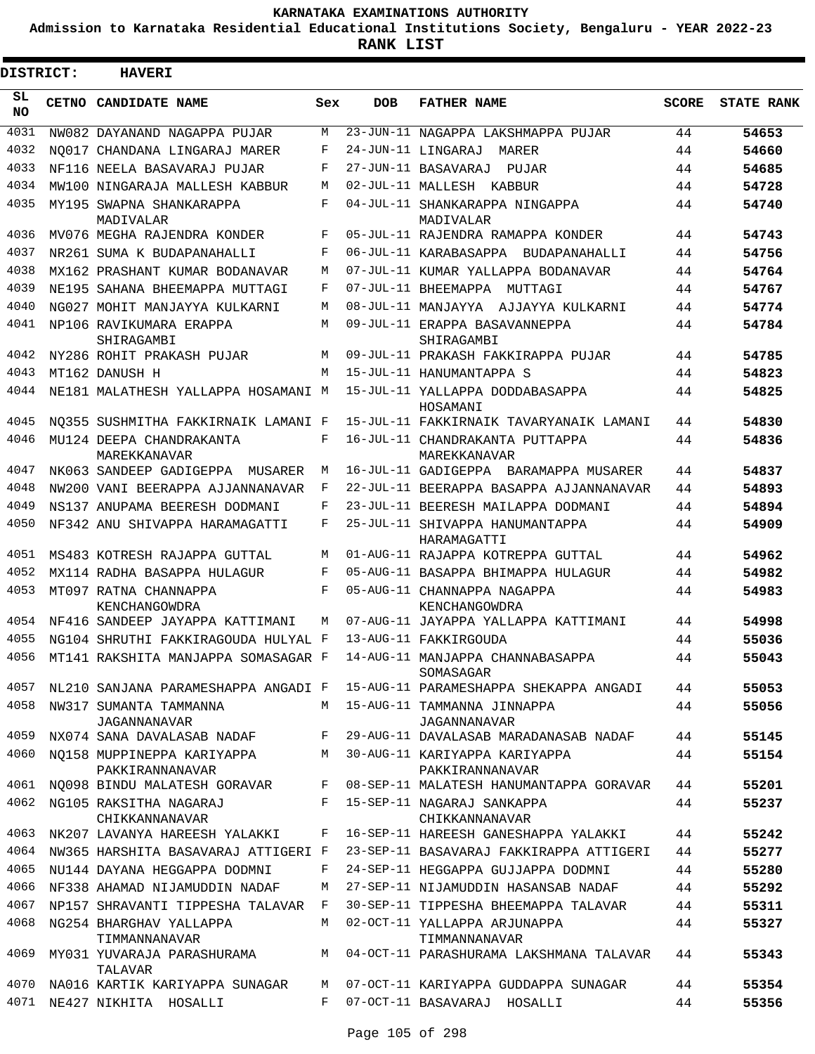**KARNATAKA EXAMINATIONS AUTHORITY**

**Admission to Karnataka Residential Educational Institutions Society, Bengaluru - YEAR 2022-23**

**RANK LIST**

**DISTRICT: HAVERI**

| SL NO | CETNO | CANDIDATE NAME | Sex | DOB | FATHER NAME | SCORE | STATE RANK |
|---|---|---|---|---|---|---|---|
| 4031 | NW082 | DAYANAND NAGAPPA PUJAR | M | 23-JUN-11 | NAGAPPA LAKSHMAPPA PUJAR | 44 | 54653 |
| 4032 | NQ017 | CHANDANA LINGARAJ MARER | F | 24-JUN-11 | LINGARAJ MARER | 44 | 54660 |
| 4033 | NF116 | NEELA BASAVARAJ PUJAR | F | 27-JUN-11 | BASAVARAJ PUJAR | 44 | 54685 |
| 4034 | MW100 | NINGARAJA MALLESH KABBUR | M | 02-JUL-11 | MALLESH KABBUR | 44 | 54728 |
| 4035 | MY195 | SWAPNA SHANKARAPPA MADIVALAR | F | 04-JUL-11 | SHANKARAPPA NINGAPPA MADIVALAR | 44 | 54740 |
| 4036 | MV076 | MEGHA RAJENDRA KONDER | F | 05-JUL-11 | RAJENDRA RAMAPPA KONDER | 44 | 54743 |
| 4037 | NR261 | SUMA K BUDAPANAHALLI | F | 06-JUL-11 | KARABASAPPA BUDAPANAHALLI | 44 | 54756 |
| 4038 | MX162 | PRASHANT KUMAR BODANAVAR | M | 07-JUL-11 | KUMAR YALLAPPA BODANAVAR | 44 | 54764 |
| 4039 | NE195 | SAHANA BHEEMAPPA MUTTAGI | F | 07-JUL-11 | BHEEMAPPA MUTTAGI | 44 | 54767 |
| 4040 | NG027 | MOHIT MANJAYYA KULKARNI | M | 08-JUL-11 | MANJAYYA AJJAYYA KULKARNI | 44 | 54774 |
| 4041 | NP106 | RAVIKUMARA ERAPPA SHIRAGAMBI | M | 09-JUL-11 | ERAPPA BASAVANNEPPA SHIRAGAMBI | 44 | 54784 |
| 4042 | NY286 | ROHIT PRAKASH PUJAR | M | 09-JUL-11 | PRAKASH FAKKIRAPPA PUJAR | 44 | 54785 |
| 4043 | MT162 | DANUSH H | M | 15-JUL-11 | HANUMANTAPPA S | 44 | 54823 |
| 4044 | NE181 | MALATHESH YALLAPPA HOSAMANI | M | 15-JUL-11 | YALLAPPA DODDABASAPPA HOSAMANI | 44 | 54825 |
| 4045 | NQ355 | SUSHMITHA FAKKIRNAIK LAMANI | F | 15-JUL-11 | FAKKIRNAIK TAVARYANAIK LAMANI | 44 | 54830 |
| 4046 | MU124 | DEEPA CHANDRAKANTA MAREKKANAVAR | F | 16-JUL-11 | CHANDRAKANTA PUTTAPPA MAREKKANAVAR | 44 | 54836 |
| 4047 | NK063 | SANDEEP GADIGEPPA MUSARER | M | 16-JUL-11 | GADIGEPPA BARAMAPPA MUSARER | 44 | 54837 |
| 4048 | NW200 | VANI BEERAPPA AJJANNANAVAR | F | 22-JUL-11 | BEERAPPA BASAPPA AJJANNANAVAR | 44 | 54893 |
| 4049 | NS137 | ANUPAMA BEERESH DODMANI | F | 23-JUL-11 | BEERESH MAILAPPA DODMANI | 44 | 54894 |
| 4050 | NF342 | ANU SHIVAPPA HARAMAGATTI | F | 25-JUL-11 | SHIVAPPA HANUMANTAPPA HARAMAGATTI | 44 | 54909 |
| 4051 | MS483 | KOTRESH RAJAPPA GUTTAL | M | 01-AUG-11 | RAJAPPA KOTREPPA GUTTAL | 44 | 54962 |
| 4052 | MX114 | RADHA BASAPPA HULAGUR | F | 05-AUG-11 | BASAPPA BHIMAPPA HULAGUR | 44 | 54982 |
| 4053 | MT097 | RATNA CHANNAPPA KENCHANGOWDRA | F | 05-AUG-11 | CHANNAPPA NAGAPPA KENCHANGOWDRA | 44 | 54983 |
| 4054 | NF416 | SANDEEP JAYAPPA KATTIMANI | M | 07-AUG-11 | JAYAPPA YALLAPPA KATTIMANI | 44 | 54998 |
| 4055 | NG104 | SHRUTHI FAKKIRAGOUDA HULYAL | F | 13-AUG-11 | FAKKIRGOUDA | 44 | 55036 |
| 4056 | MT141 | RAKSHITA MANJAPPA SOMASAGAR | F | 14-AUG-11 | MANJAPPA CHANNABASAPPA SOMASAGAR | 44 | 55043 |
| 4057 | NL210 | SANJANA PARAMESHAPPA ANGADI | F | 15-AUG-11 | PARAMESHAPPA SHEKAPPA ANGADI | 44 | 55053 |
| 4058 | NW317 | SUMANTA TAMMANNA JAGANNANAVAR | M | 15-AUG-11 | TAMMANNA JINNAPPA JAGANNANAVAR | 44 | 55056 |
| 4059 | NX074 | SANA DAVALASAB NADAF | F | 29-AUG-11 | DAVALASAB MARADANASAB NADAF | 44 | 55145 |
| 4060 | NQ158 | MUPPINEPPA KARIYAPPA PAKKIRANNANAVAR | M | 30-AUG-11 | KARIYAPPA KARIYAPPA PAKKIRANNANAVAR | 44 | 55154 |
| 4061 | NQ098 | BINDU MALATESH GORAVAR | F | 08-SEP-11 | MALATESH HANUMANTAPPA GORAVAR | 44 | 55201 |
| 4062 | NG105 | RAKSITHA NAGARAJ CHIKKANNANAVAR | F | 15-SEP-11 | NAGARAJ SANKAPPA CHIKKANNANAVAR | 44 | 55237 |
| 4063 | NK207 | LAVANYA HAREESH YALAKKI | F | 16-SEP-11 | HAREESH GANESHAPPA YALAKKI | 44 | 55242 |
| 4064 | NW365 | HARSHITA BASAVARAJ ATTIGERI | F | 23-SEP-11 | BASAVARAJ FAKKIRAPPA ATTIGERI | 44 | 55277 |
| 4065 | NU144 | DAYANA HEGGAPPA DODMNI | F | 24-SEP-11 | HEGGAPPA GUJJAPPA DODMNI | 44 | 55280 |
| 4066 | NF338 | AHAMAD NIJAMUDDIN NADAF | M | 27-SEP-11 | NIJAMUDDIN HASANSAB NADAF | 44 | 55292 |
| 4067 | NP157 | SHRAVANTI TIPPESHA TALAVAR | F | 30-SEP-11 | TIPPESHA BHEEMAPPA TALAVAR | 44 | 55311 |
| 4068 | NG254 | BHARGHAV YALLAPPA TIMMANNANAVAR | M | 02-OCT-11 | YALLAPPA ARJUNAPPA TIMMANNANAVAR | 44 | 55327 |
| 4069 | MY031 | YUVARAJA PARASHURAMA TALAVAR | M | 04-OCT-11 | PARASHURAMA LAKSHMANA TALAVAR | 44 | 55343 |
| 4070 | NA016 | KARTIK KARIYAPPA SUNAGAR | M | 07-OCT-11 | KARIYAPPA GUDDAPPA SUNAGAR | 44 | 55354 |
| 4071 | NE427 | NIKHITA HOSALLI | F | 07-OCT-11 | BASAVARAJ HOSALLI | 44 | 55356 |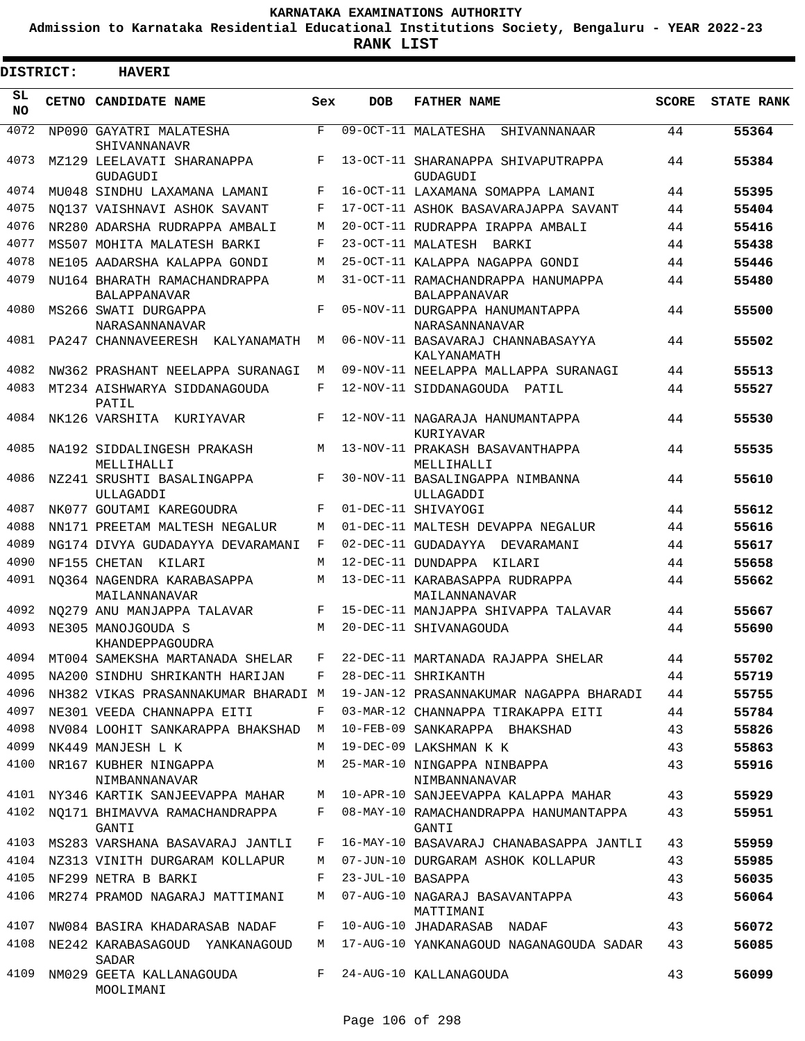**KARNATAKA EXAMINATIONS AUTHORITY**

**Admission to Karnataka Residential Educational Institutions Society, Bengaluru - YEAR 2022-23**

**RANK LIST**

**DISTRICT: HAVERI**

| SL NO | CETNO | CANDIDATE NAME | Sex | DOB | FATHER NAME | SCORE | STATE RANK |
|---|---|---|---|---|---|---|---|
| 4072 | NP090 | GAYATRI MALATESHA SHIVANNANAVR | F | 09-OCT-11 | MALATESHA SHIVANNANAAR | 44 | 55364 |
| 4073 | MZ129 | LEELAVATI SHARANAPPA GUDAGUDI | F | 13-OCT-11 | SHARANAPPA SHIVAPUTRAPPA GUDAGUDI | 44 | 55384 |
| 4074 | MU048 | SINDHU LAXAMANA LAMANI | F | 16-OCT-11 | LAXAMANA SOMAPPA LAMANI | 44 | 55395 |
| 4075 | NQ137 | VAISHNAVI ASHOK SAVANT | F | 17-OCT-11 | ASHOK BASAVARAJAPPA SAVANT | 44 | 55404 |
| 4076 | NR280 | ADARSHA RUDRAPPA AMBALI | M | 20-OCT-11 | RUDRAPPA IRAPPA AMBALI | 44 | 55416 |
| 4077 | MS507 | MOHITA MALATESH BARKI | F | 23-OCT-11 | MALATESH BARKI | 44 | 55438 |
| 4078 | NE105 | AADARSHA KALAPPA GONDI | M | 25-OCT-11 | KALAPPA NAGAPPA GONDI | 44 | 55446 |
| 4079 | NU164 | BHARATH RAMACHANDRAPPA BALAPPANAVAR | M | 31-OCT-11 | RAMACHANDRAPPA HANUMAPPA BALAPPANAVAR | 44 | 55480 |
| 4080 | MS266 | SWATI DURGAPPA NARASANNANAVAR | F | 05-NOV-11 | DURGAPPA HANUMANTAPPA NARASANNANAVAR | 44 | 55500 |
| 4081 | PA247 | CHANNAVEERESH KALYANAMATH | M | 06-NOV-11 | BASAVARAJ CHANNABASAYYA KALYANAMATH | 44 | 55502 |
| 4082 | NW362 | PRASHANT NEELAPPA SURANAGI | M | 09-NOV-11 | NEELAPPA MALLAPPA SURANAGI | 44 | 55513 |
| 4083 | MT234 | AISHWARYA SIDDANAGOUDA PATIL | F | 12-NOV-11 | SIDDANAGOUDA PATIL | 44 | 55527 |
| 4084 | NK126 | VARSHITA KURIYAVAR | F | 12-NOV-11 | NAGARAJA HANUMANTAPPA KURIYAVAR | 44 | 55530 |
| 4085 | NA192 | SIDDALINGESH PRAKASH MELLIHALLI | M | 13-NOV-11 | PRAKASH BASAVANTHAPPA MELLIHALLI | 44 | 55535 |
| 4086 | NZ241 | SRUSHTI BASALINGAPPA ULLAGADDI | F | 30-NOV-11 | BASALINGAPPA NIMBANNA ULLAGADDI | 44 | 55610 |
| 4087 | NK077 | GOUTAMI KAREGOUDRA | F | 01-DEC-11 | SHIVAYOGI | 44 | 55612 |
| 4088 | NN171 | PREETAM MALTESH NEGALUR | M | 01-DEC-11 | MALTESH DEVAPPA NEGALUR | 44 | 55616 |
| 4089 | NG174 | DIVYA GUDADAYYA DEVARAMANI | F | 02-DEC-11 | GUDADAYYA DEVARAMANI | 44 | 55617 |
| 4090 | NF155 | CHETAN KILARI | M | 12-DEC-11 | DUNDAPPA KILARI | 44 | 55658 |
| 4091 | NQ364 | NAGENDRA KARABASAPPA MAILANNANAVAR | M | 13-DEC-11 | KARABASAPPA RUDRAPPA MAILANNANAVAR | 44 | 55662 |
| 4092 | NQ279 | ANU MANJAPPA TALAVAR | F | 15-DEC-11 | MANJAPPA SHIVAPPA TALAVAR | 44 | 55667 |
| 4093 | NE305 | MANOJGOUDA S KHANDEPPAGOUDRA | M | 20-DEC-11 | SHIVANAGOUDA | 44 | 55690 |
| 4094 | MT004 | SAMEKSHA MARTANADA SHELAR | F | 22-DEC-11 | MARTANADA RAJAPPA SHELAR | 44 | 55702 |
| 4095 | NA200 | SINDHU SHRIKANTH HARIJAN | F | 28-DEC-11 | SHRIKANTH | 44 | 55719 |
| 4096 | NH382 | VIKAS PRASANNAKUMAR BHARADI | M | 19-JAN-12 | PRASANNAKUMAR NAGAPPA BHARADI | 44 | 55755 |
| 4097 | NE301 | VEEDA CHANNAPPA EITI | F | 03-MAR-12 | CHANNAPPA TIRAKAPPA EITI | 44 | 55784 |
| 4098 | NV084 | LOOHIT SANKARAPPA BHAKSHAD | M | 10-FEB-09 | SANKARAPPA BHAKSHAD | 43 | 55826 |
| 4099 | NK449 | MANJESH L K | M | 19-DEC-09 | LAKSHMAN K K | 43 | 55863 |
| 4100 | NR167 | KUBHER NINGAPPA NIMBANNANAVAR | M | 25-MAR-10 | NINGAPPA NINBAPPA NIMBANNANAVAR | 43 | 55916 |
| 4101 | NY346 | KARTIK SANJEEVAPPA MAHAR | M | 10-APR-10 | SANJEEVAPPA KALAPPA MAHAR | 43 | 55929 |
| 4102 | NQ171 | BHIMAVVA RAMACHANDRAPPA GANTI | F | 08-MAY-10 | RAMACHANDRAPPA HANUMANTAPPA GANTI | 43 | 55951 |
| 4103 | MS283 | VARSHANA BASAVARAJ JANTLI | F | 16-MAY-10 | BASAVARAJ CHANABASAPPA JANTLI | 43 | 55959 |
| 4104 | NZ313 | VINITH DURGARAM KOLLAPUR | M | 07-JUN-10 | DURGARAM ASHOK KOLLAPUR | 43 | 55985 |
| 4105 | NF299 | NETRA B BARKI | F | 23-JUL-10 | BASAPPA | 43 | 56035 |
| 4106 | MR274 | PRAMOD NAGARAJ MATTIMANI | M | 07-AUG-10 | NAGARAJ BASAVANTAPPA MATTIMANI | 43 | 56064 |
| 4107 | NW084 | BASIRA KHADARASAB NADAF | F | 10-AUG-10 | JHADARASAB NADAF | 43 | 56072 |
| 4108 | NE242 | KARABASAGOUD YANKANAGOUD SADAR | M | 17-AUG-10 | YANKANAGOUD NAGANAGOUDA SADAR | 43 | 56085 |
| 4109 | NM029 | GEETA KALLANAGOUDA MOOLIMANI | F | 24-AUG-10 | KALLANAGOUDA | 43 | 56099 |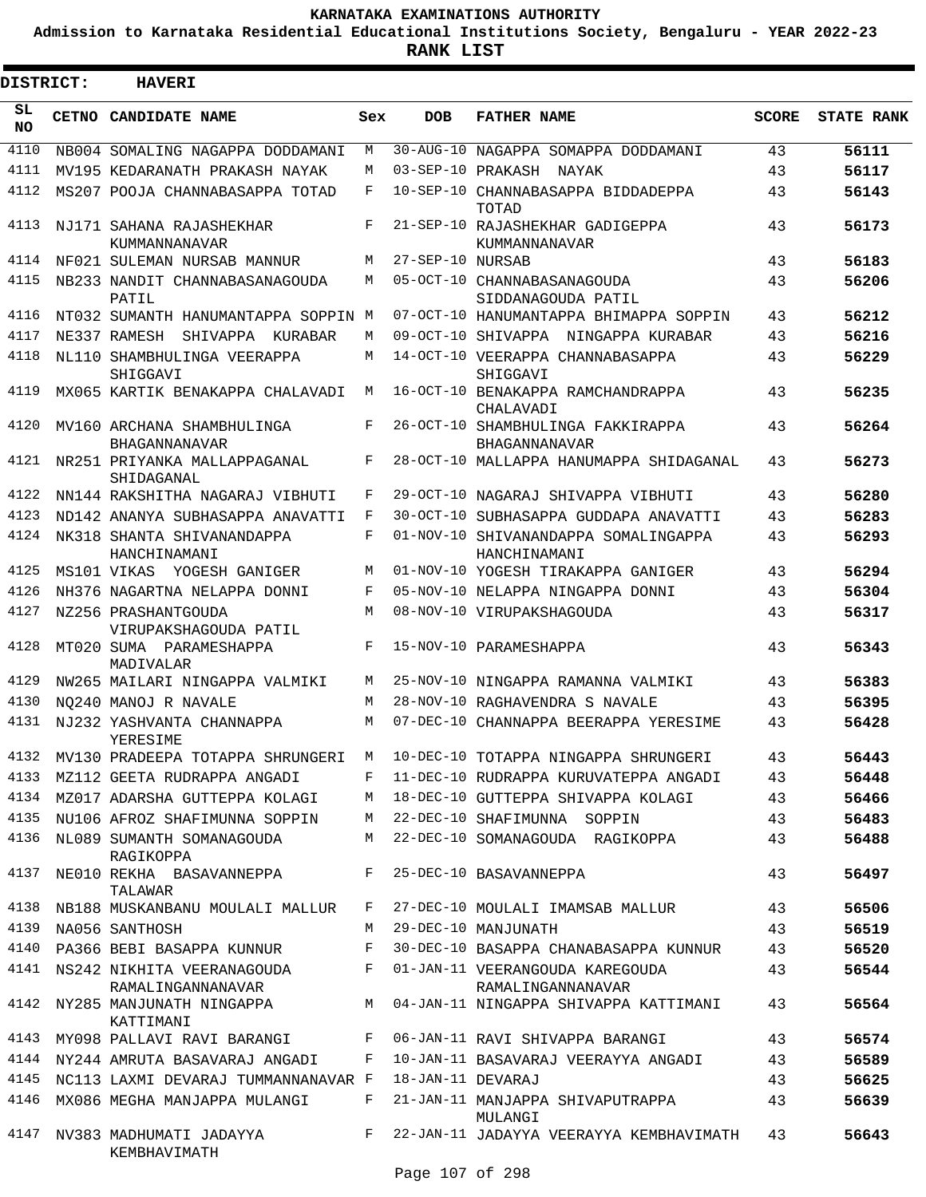# KARNATAKA EXAMINATIONS AUTHORITY

**Admission to Karnataka Residential Educational Institutions Society, Bengaluru - YEAR 2022-23**

**RANK LIST**

**DISTRICT: HAVERI**

| SL NO | CETNO | CANDIDATE NAME | Sex | DOB | FATHER NAME | SCORE | STATE RANK |
|---|---|---|---|---|---|---|---|
| 4110 | NB004 | SOMALING NAGAPPA DODDAMANI | M | 30-AUG-10 | NAGAPPA SOMAPPA DODDAMANI | 43 | **56111** |
| 4111 | MV195 | KEDARANATH PRAKASH NAYAK | M | 03-SEP-10 | PRAKASH NAYAK | 43 | **56117** |
| 4112 | MS207 | POOJA CHANNABASAPPA TOTAD | F | 10-SEP-10 | CHANNABASAPPA BIDDADEPPA TOTAD | 43 | **56143** |
| 4113 | NJ171 | SAHANA RAJASHEKHAR KUMMANNANAVAR | F | 21-SEP-10 | RAJASHEKHAR GADIGEPPA KUMMANNANAVAR | 43 | **56173** |
| 4114 | NF021 | SULEMAN NURSAB MANNUR | M | 27-SEP-10 | NURSAB | 43 | **56183** |
| 4115 | NB233 | NANDIT CHANNABASANAGOUDA PATIL | M | 05-OCT-10 | CHANNABASANAGOUDA SIDDANAGOUDA PATIL | 43 | **56206** |
| 4116 | NT032 | SUMANTH HANUMANTAPPA SOPPIN | M | 07-OCT-10 | HANUMANTAPPA BHIMAPPA SOPPIN | 43 | **56212** |
| 4117 | NE337 | RAMESH SHIVAPPA KURABAR | M | 09-OCT-10 | SHIVAPPA NINGAPPA KURABAR | 43 | **56216** |
| 4118 | NL110 | SHAMBHULINGA VEERAPPA SHIGGAVI | M | 14-OCT-10 | VEERAPPA CHANNABASAPPA SHIGGAVI | 43 | **56229** |
| 4119 | MX065 | KARTIK BENAKAPPA CHALAVADI | M | 16-OCT-10 | BENAKAPPA RAMCHANDRAPPA CHALAVADI | 43 | **56235** |
| 4120 | MV160 | ARCHANA SHAMBHULINGA BHAGANNANAVAR | F | 26-OCT-10 | SHAMBHULINGA FAKKIRAPPA BHAGANNANAVAR | 43 | **56264** |
| 4121 | NR251 | PRIYANKA MALLAPPAGANAL SHIDAGANAL | F | 28-OCT-10 | MALLAPPA HANUMAPPA SHIDAGANAL | 43 | **56273** |
| 4122 | NN144 | RAKSHITHA NAGARAJ VIBHUTI | F | 29-OCT-10 | NAGARAJ SHIVAPPA VIBHUTI | 43 | **56280** |
| 4123 | ND142 | ANANYA SUBHASAPPA ANAVATTI | F | 30-OCT-10 | SUBHASAPPA GUDDAPA ANAVATTI | 43 | **56283** |
| 4124 | NK318 | SHANTA SHIVANANDAPPA HANCHINAMANI | F | 01-NOV-10 | SHIVANANDAPPA SOMALINGAPPA HANCHINAMANI | 43 | **56293** |
| 4125 | MS101 | VIKAS YOGESH GANIGER | M | 01-NOV-10 | YOGESH TIRAKAPPA GANIGER | 43 | **56294** |
| 4126 | NH376 | NAGARTNA NELAPPA DONNI | F | 05-NOV-10 | NELAPPA NINGAPPA DONNI | 43 | **56304** |
| 4127 | NZ256 | PRASHANTGOUDA VIRUPAKSHAGOUDA PATIL | M | 08-NOV-10 | VIRUPAKSHAGOUDA | 43 | **56317** |
| 4128 | MT020 | SUMA PARAMESHAPPA MADIVALAR | F | 15-NOV-10 | PARAMESHAPPA | 43 | **56343** |
| 4129 | NW265 | MAILARI NINGAPPA VALMIKI | M | 25-NOV-10 | NINGAPPA RAMANNA VALMIKI | 43 | **56383** |
| 4130 | NQ240 | MANOJ R NAVALE | M | 28-NOV-10 | RAGHAVENDRA S NAVALE | 43 | **56395** |
| 4131 | NJ232 | YASHVANTA CHANNAPPA YERESIME | M | 07-DEC-10 | CHANNAPPA BEERAPPA YERESIME | 43 | **56428** |
| 4132 | MV130 | PRADEEPA TOTAPPA SHRUNGERI | M | 10-DEC-10 | TOTAPPA NINGAPPA SHRUNGERI | 43 | **56443** |
| 4133 | MZ112 | GEETA RUDRAPPA ANGADI | F | 11-DEC-10 | RUDRAPPA KURUVATEPPA ANGADI | 43 | **56448** |
| 4134 | MZ017 | ADARSHA GUTTEPPA KOLAGI | M | 18-DEC-10 | GUTTEPPA SHIVAPPA KOLAGI | 43 | **56466** |
| 4135 | NU106 | AFROZ SHAFIMUNNA SOPPIN | M | 22-DEC-10 | SHAFIMUNNA SOPPIN | 43 | **56483** |
| 4136 | NL089 | SUMANTH SOMANAGOUDA RAGIKOPPA | M | 22-DEC-10 | SOMANAGOUDA RAGIKOPPA | 43 | **56488** |
| 4137 | NE010 | REKHA BASAVANNEPPA TALAWAR | F | 25-DEC-10 | BASAVANNEPPA | 43 | **56497** |
| 4138 | NB188 | MUSKANBANU MOULALI MALLUR | F | 27-DEC-10 | MOULALI IMAMSAB MALLUR | 43 | **56506** |
| 4139 | NA056 | SANTHOSH | M | 29-DEC-10 | MANJUNATH | 43 | **56519** |
| 4140 | PA366 | BEBI BASAPPA KUNNUR | F | 30-DEC-10 | BASAPPA CHANABASAPPA KUNNUR | 43 | **56520** |
| 4141 | NS242 | NIKHITA VEERANAGOUDA RAMALINGANNANAVAR | F | 01-JAN-11 | VEERANGOUDA KAREGOUDA RAMALINGANNANAVAR | 43 | **56544** |
| 4142 | NY285 | MANJUNATH NINGAPPA KATTIMANI | M | 04-JAN-11 | NINGAPPA SHIVAPPA KATTIMANI | 43 | **56564** |
| 4143 | MY098 | PALLAVI RAVI BARANGI | F | 06-JAN-11 | RAVI SHIVAPPA BARANGI | 43 | **56574** |
| 4144 | NY244 | AMRUTA BASAVARAJ ANGADI | F | 10-JAN-11 | BASAVARAJ VEERAYYA ANGADI | 43 | **56589** |
| 4145 | NC113 | LAXMI DEVARAJ TUMMANNANAVAR | F | 18-JAN-11 | DEVARAJ | 43 | **56625** |
| 4146 | MX086 | MEGHA MANJAPPA MULANGI | F | 21-JAN-11 | MANJAPPA SHIVAPUTRAPPA MULANGI | 43 | **56639** |
| 4147 | NV383 | MADHUMATI JADAYYA KEMBHAVIMATH | F | 22-JAN-11 | JADAYYA VEERAYYA KEMBHAVIMATH | 43 | **56643** |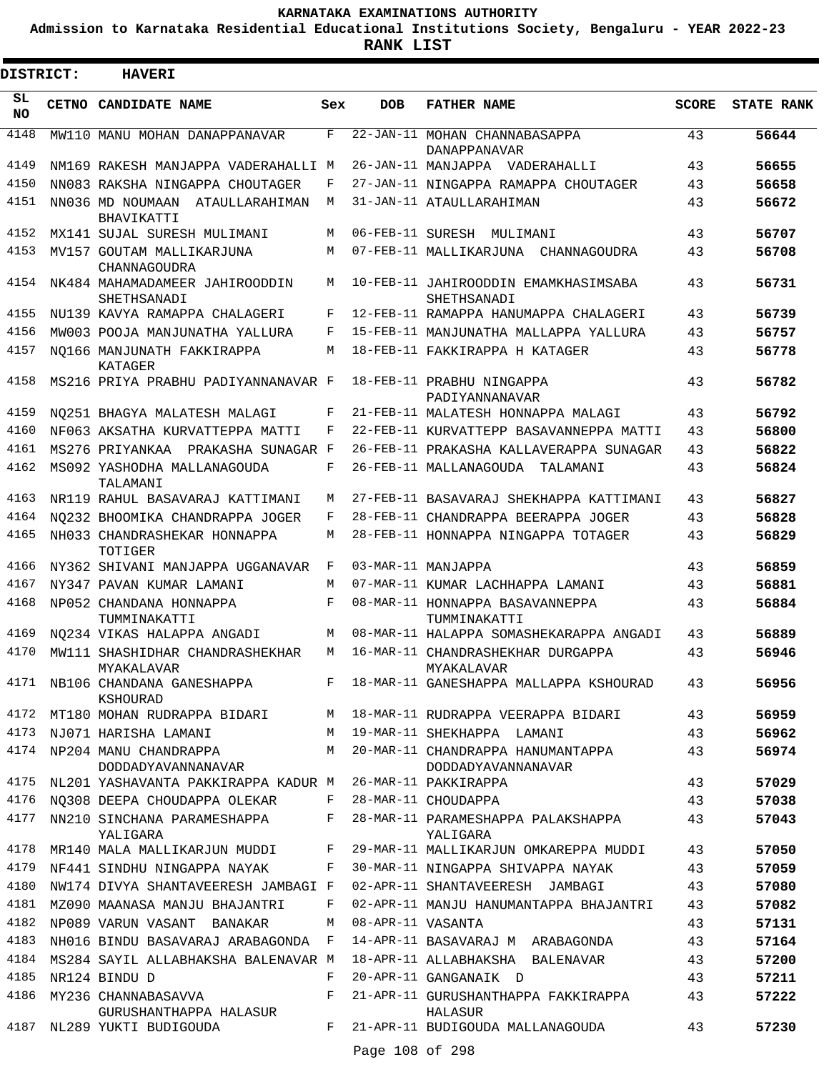# KARNATAKA EXAMINATIONS AUTHORITY

**Admission to Karnataka Residential Educational Institutions Society, Bengaluru - YEAR 2022-23**

**RANK LIST**

**DISTRICT: HAVERI**

| SL NO | CETNO | CANDIDATE NAME | Sex | DOB | FATHER NAME | SCORE | STATE RANK |
|---|---|---|---|---|---|---|---|
| 4148 | MW110 | MANU MOHAN DANAPPANAVAR | F | 22-JAN-11 | MOHAN CHANNABASAPPA DANAPPANAVAR | 43 | 56644 |
| 4149 | NM169 | RAKESH MANJAPPA VADERAHALLI | M | 26-JAN-11 | MANJAPPA VADERAHALLI | 43 | 56655 |
| 4150 | NN083 | RAKSHA NINGAPPA CHOUTAGER | F | 27-JAN-11 | NINGAPPA RAMAPPA CHOUTAGER | 43 | 56658 |
| 4151 | NN036 | MD NOUMAAN ATAULLARAHIMAN BHAVIKATTI | M | 31-JAN-11 | ATAULLARAHIMAN | 43 | 56672 |
| 4152 | MX141 | SUJAL SURESH MULIMANI | M | 06-FEB-11 | SURESH MULIMANI | 43 | 56707 |
| 4153 | MV157 | GOUTAM MALLIKARJUNA CHANNAGOUDRA | M | 07-FEB-11 | MALLIKARJUNA CHANNAGOUDRA | 43 | 56708 |
| 4154 | NK484 | MAHAMADAMEER JAHIROODDIN SHETHSANADI | M | 10-FEB-11 | JAHIROODDIN EMAMKHASIMSABA SHETHSANADI | 43 | 56731 |
| 4155 | NU139 | KAVYA RAMAPPA CHALAGERI | F | 12-FEB-11 | RAMAPPA HANUMAPPA CHALAGERI | 43 | 56739 |
| 4156 | MW003 | POOJA MANJUNATHA YALLURA | F | 15-FEB-11 | MANJUNATHA MALLAPPA YALLURA | 43 | 56757 |
| 4157 | NQ166 | MANJUNATH FAKKIRAPPA KATAGER | M | 18-FEB-11 | FAKKIRAPPA H KATAGER | 43 | 56778 |
| 4158 | MS216 | PRIYA PRABHU PADIYANNANAVAR | F | 18-FEB-11 | PRABHU NINGAPPA PADIYANNANAVAR | 43 | 56782 |
| 4159 | NQ251 | BHAGYA MALATESH MALAGI | F | 21-FEB-11 | MALATESH HONNAPPA MALAGI | 43 | 56792 |
| 4160 | NF063 | AKSATHA KURVATTEPPA MATTI | F | 22-FEB-11 | KURVATTEPP BASAVANNEPPA MATTI | 43 | 56800 |
| 4161 | MS276 | PRIYANKAA PRAKASHA SUNAGAR | F | 26-FEB-11 | PRAKASHA KALLAVERAPPA SUNAGAR | 43 | 56822 |
| 4162 | MS092 | YASHODHA MALLANAGOUDA TALAMANI | F | 26-FEB-11 | MALLANAGOUDA TALAMANI | 43 | 56824 |
| 4163 | NR119 | RAHUL BASAVARAJ KATTIMANI | M | 27-FEB-11 | BASAVARAJ SHEKHAPPA KATTIMANI | 43 | 56827 |
| 4164 | NQ232 | BHOOMIKA CHANDRAPPA JOGER | F | 28-FEB-11 | CHANDRAPPA BEERAPPA JOGER | 43 | 56828 |
| 4165 | NH033 | CHANDRASHEKAR HONNAPPA TOTIGER | M | 28-FEB-11 | HONNAPPA NINGAPPA TOTAGER | 43 | 56829 |
| 4166 | NY362 | SHIVANI MANJAPPA UGGANAVAR | F | 03-MAR-11 | MANJAPPA | 43 | 56859 |
| 4167 | NY347 | PAVAN KUMAR LAMANI | M | 07-MAR-11 | KUMAR LACHHAPPA LAMANI | 43 | 56881 |
| 4168 | NP052 | CHANDANA HONNAPPA TUMMINAKATTI | F | 08-MAR-11 | HONNAPPA BASAVANNEPPA TUMMINAKATTI | 43 | 56884 |
| 4169 | NQ234 | VIKAS HALAPPA ANGADI | M | 08-MAR-11 | HALAPPA SOMASHEKARAPPA ANGADI | 43 | 56889 |
| 4170 | MW111 | SHASHIDHAR CHANDRASHEKHAR MYAKALAVAR | M | 16-MAR-11 | CHANDRASHEKHAR DURGAPPA MYAKALAVAR | 43 | 56946 |
| 4171 | NB106 | CHANDANA GANESHAPPA KSHOURAD | F | 18-MAR-11 | GANESHAPPA MALLAPPA KSHOURAD | 43 | 56956 |
| 4172 | MT180 | MOHAN RUDRAPPA BIDARI | M | 18-MAR-11 | RUDRAPPA VEERAPPA BIDARI | 43 | 56959 |
| 4173 | NJ071 | HARISHA LAMANI | M | 19-MAR-11 | SHEKHAPPA LAMANI | 43 | 56962 |
| 4174 | NP204 | MANU CHANDRAPPA DODDADYAVANNANAVAR | M | 20-MAR-11 | CHANDRAPPA HANUMANTAPPA DODDADYAVANNANAVAR | 43 | 56974 |
| 4175 | NL201 | YASHAVANTA PAKKIRAPPA KADUR | M | 26-MAR-11 | PAKKIRAPPA | 43 | 57029 |
| 4176 | NQ308 | DEEPA CHOUDAPPA OLEKAR | F | 28-MAR-11 | CHOUDAPPA | 43 | 57038 |
| 4177 | NN210 | SINCHANA PARAMESHAPPA YALIGARA | F | 28-MAR-11 | PARAMESHAPPA PALAKSHAPPA YALIGARA | 43 | 57043 |
| 4178 | MR140 | MALA MALLIKARJUN MUDDI | F | 29-MAR-11 | MALLIKARJUN OMKAREPPA MUDDI | 43 | 57050 |
| 4179 | NF441 | SINDHU NINGAPPA NAYAK | F | 30-MAR-11 | NINGAPPA SHIVAPPA NAYAK | 43 | 57059 |
| 4180 | NW174 | DIVYA SHANTAVEERESH JAMBAGI | F | 02-APR-11 | SHANTAVEERESH JAMBAGI | 43 | 57080 |
| 4181 | MZ090 | MAANASA MANJU BHAJANTRI | F | 02-APR-11 | MANJU HANUMANTAPPA BHAJANTRI | 43 | 57082 |
| 4182 | NP089 | VARUN VASANT BANAKAR | M | 08-APR-11 | VASANTA | 43 | 57131 |
| 4183 | NH016 | BINDU BASAVARAJ ARABAGONDA | F | 14-APR-11 | BASAVARAJ M ARABAGONDA | 43 | 57164 |
| 4184 | MS284 | SAYIL ALLABHAKSHA BALENAVAR | M | 18-APR-11 | ALLABHAKSHA BALENAVAR | 43 | 57200 |
| 4185 | NR124 | BINDU D | F | 20-APR-11 | GANGANAIK D | 43 | 57211 |
| 4186 | MY236 | CHANNABASAVVA GURUSHANTHAPPA HALASUR | F | 21-APR-11 | GURUSHANTHAPPA FAKKIRAPPA HALASUR | 43 | 57222 |
| 4187 | NL289 | YUKTI BUDIGOUDA | F | 21-APR-11 | BUDIGOUDA MALLANAGOUDA | 43 | 57230 |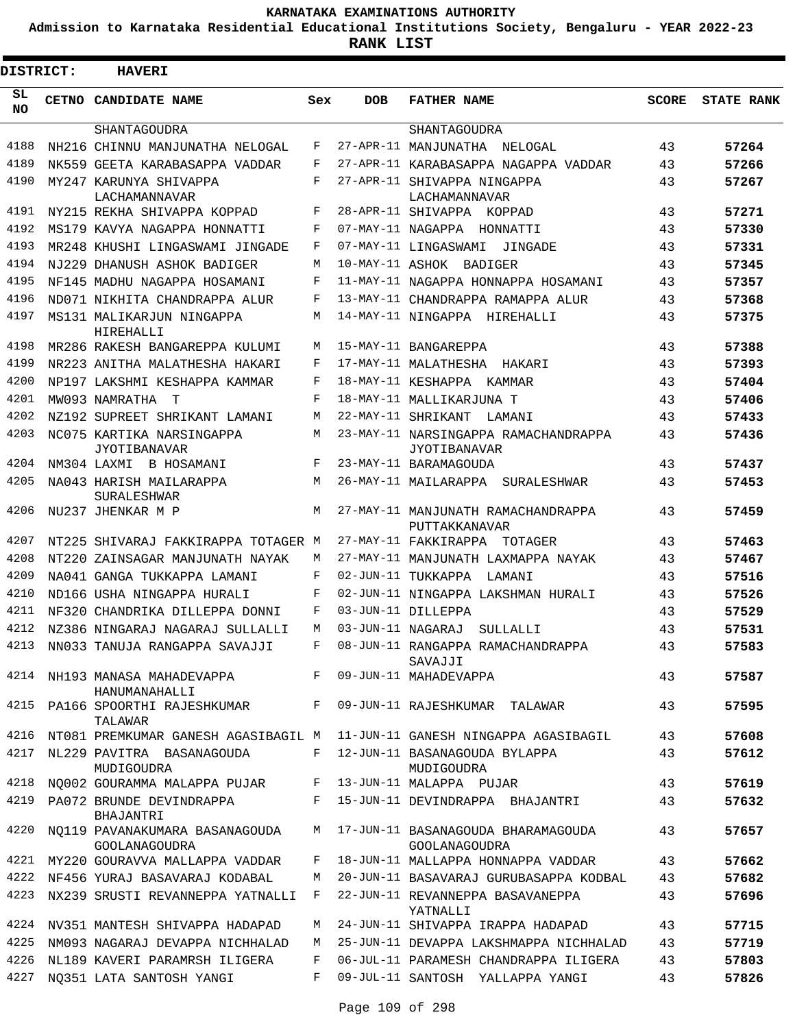KARNATAKA EXAMINATIONS AUTHORITY

Admission to Karnataka Residential Educational Institutions Society, Bengaluru - YEAR 2022-23

**RANK LIST**

**DISTRICT: HAVERI**

| SL NO | CETNO | CANDIDATE NAME | Sex | DOB | FATHER NAME | SCORE | STATE RANK |
|---|---|---|---|---|---|---|---|
| | | SHANTAGOUDRA | | | SHANTAGOUDRA | | |
| 4188 | NH216 | CHINNU MANJUNATHA NELOGAL | F | 27-APR-11 | MANJUNATHA NELOGAL | 43 | 57264 |
| 4189 | NK559 | GEETA KARABASAPPA VADDAR | F | 27-APR-11 | KARABASAPPA NAGAPPA VADDAR | 43 | 57266 |
| 4190 | MY247 | KARUNYA SHIVAPPA LACHAMANNAVAR | F | 27-APR-11 | SHIVAPPA NINGAPPA LACHAMANNAVAR | 43 | 57267 |
| 4191 | NY215 | REKHA SHIVAPPA KOPPAD | F | 28-APR-11 | SHIVAPPA KOPPAD | 43 | 57271 |
| 4192 | MS179 | KAVYA NAGAPPA HONNATTI | F | 07-MAY-11 | NAGAPPA HONNATTI | 43 | 57330 |
| 4193 | MR248 | KHUSHI LINGASWAMI JINGADE | F | 07-MAY-11 | LINGASWAMI JINGADE | 43 | 57331 |
| 4194 | NJ229 | DHANUSH ASHOK BADIGER | M | 10-MAY-11 | ASHOK BADIGER | 43 | 57345 |
| 4195 | NF145 | MADHU NAGAPPA HOSAMANI | F | 11-MAY-11 | NAGAPPA HONNAPPA HOSAMANI | 43 | 57357 |
| 4196 | ND071 | NIKHITA CHANDRAPPA ALUR | F | 13-MAY-11 | CHANDRAPPA RAMAPPA ALUR | 43 | 57368 |
| 4197 | MS131 | MALIKARJUN NINGAPPA HIREHALLI | M | 14-MAY-11 | NINGAPPA HIREHALLI | 43 | 57375 |
| 4198 | MR286 | RAKESH BANGAREPPA KULUMI | M | 15-MAY-11 | BANGAREPPA | 43 | 57388 |
| 4199 | NR223 | ANITHA MALATHESHA HAKARI | F | 17-MAY-11 | MALATHESHA HAKARI | 43 | 57393 |
| 4200 | NP197 | LAKSHMI KESHAPPA KAMMAR | F | 18-MAY-11 | KESHAPPA KAMMAR | 43 | 57404 |
| 4201 | MW093 | NAMRATHA T | F | 18-MAY-11 | MALLIKARJUNA T | 43 | 57406 |
| 4202 | NZ192 | SUPREET SHRIKANT LAMANI | M | 22-MAY-11 | SHRIKANT LAMANI | 43 | 57433 |
| 4203 | NC075 | KARTIKA NARSINGAPPA JYOTIBANAVAR | M | 23-MAY-11 | NARSINGAPPA RAMACHANDRAPPA JYOTIBANAVAR | 43 | 57436 |
| 4204 | NM304 | LAXMI B HOSAMANI | F | 23-MAY-11 | BARAMAGOUDA | 43 | 57437 |
| 4205 | NA043 | HARISH MAILARAPPA SURALESHWAR | M | 26-MAY-11 | MAILARAPPA SURALESHWAR | 43 | 57453 |
| 4206 | NU237 | JHENKAR M P | M | 27-MAY-11 | MANJUNATH RAMACHANDRAPPA PUTTAKKANAVAR | 43 | 57459 |
| 4207 | NT225 | SHIVARAJ FAKKIRAPPA TOTAGER | M | 27-MAY-11 | FAKKIRAPPA TOTAGER | 43 | 57463 |
| 4208 | NT220 | ZAINSAGAR MANJUNATH NAYAK | M | 27-MAY-11 | MANJUNATH LAXMAPPA NAYAK | 43 | 57467 |
| 4209 | NA041 | GANGA TUKKAPPA LAMANI | F | 02-JUN-11 | TUKKAPPA LAMANI | 43 | 57516 |
| 4210 | ND166 | USHA NINGAPPA HURALI | F | 02-JUN-11 | NINGAPPA LAKSHMAN HURALI | 43 | 57526 |
| 4211 | NF320 | CHANDRIKA DILLEPPA DONNI | F | 03-JUN-11 | DILLEPPA | 43 | 57529 |
| 4212 | NZ386 | NINGARAJ NAGARAJ SULLALLI | M | 03-JUN-11 | NAGARAJ SULLALLI | 43 | 57531 |
| 4213 | NN033 | TANUJA RANGAPPA SAVAJJI | F | 08-JUN-11 | RANGAPPA RAMACHANDRAPPA SAVAJJI | 43 | 57583 |
| 4214 | NH193 | MANASA MAHADEVAPPA HANUMANAHALLI | F | 09-JUN-11 | MAHADEVAPPA | 43 | 57587 |
| 4215 | PA166 | SPOORTHI RAJESHKUMAR TALAWAR | F | 09-JUN-11 | RAJESHKUMAR TALAWAR | 43 | 57595 |
| 4216 | NT081 | PREMKUMAR GANESH AGASIBAGIL | M | 11-JUN-11 | GANESH NINGAPPA AGASIBAGIL | 43 | 57608 |
| 4217 | NL229 | PAVITRA BASANAGOUDA MUDIGOUDRA | F | 12-JUN-11 | BASANAGOUDA BYLAPPA MUDIGOUDRA | 43 | 57612 |
| 4218 | NQ002 | GOURAMMA MALAPPA PUJAR | F | 13-JUN-11 | MALAPPA PUJAR | 43 | 57619 |
| 4219 | PA072 | BRUNDE DEVINDRAPPA BHAJANTRI | F | 15-JUN-11 | DEVINDRAPPA BHAJANTRI | 43 | 57632 |
| 4220 | NQ119 | PAVANAKUMARA BASANAGOUDA GOOLANAGOUDRA | M | 17-JUN-11 | BASANAGOUDA BHARAMAGOUDA GOOLANAGOUDRA | 43 | 57657 |
| 4221 | MY220 | GOURAVVA MALLAPPA VADDAR | F | 18-JUN-11 | MALLAPPA HONNAPPA VADDAR | 43 | 57662 |
| 4222 | NF456 | YURAJ BASAVARAJ KODABAL | M | 20-JUN-11 | BASAVARAJ GURUBASAPPA KODBAL | 43 | 57682 |
| 4223 | NX239 | SRUSTI REVANNEPPA YATNALLI | F | 22-JUN-11 | REVANNEPPA BASAVANEPPA YATNALLI | 43 | 57696 |
| 4224 | NV351 | MANTESH SHIVAPPA HADAPAD | M | 24-JUN-11 | SHIVAPPA IRAPPA HADAPAD | 43 | 57715 |
| 4225 | NM093 | NAGARAJ DEVAPPA NICHHALAD | M | 25-JUN-11 | DEVAPPA LAKSHMAPPA NICHHALAD | 43 | 57719 |
| 4226 | NL189 | KAVERI PARAMRSH ILIGERA | F | 06-JUL-11 | PARAMESH CHANDRAPPA ILIGERA | 43 | 57803 |
| 4227 | NQ351 | LATA SANTOSH YANGI | F | 09-JUL-11 | SANTOSH YALLAPPA YANGI | 43 | 57826 |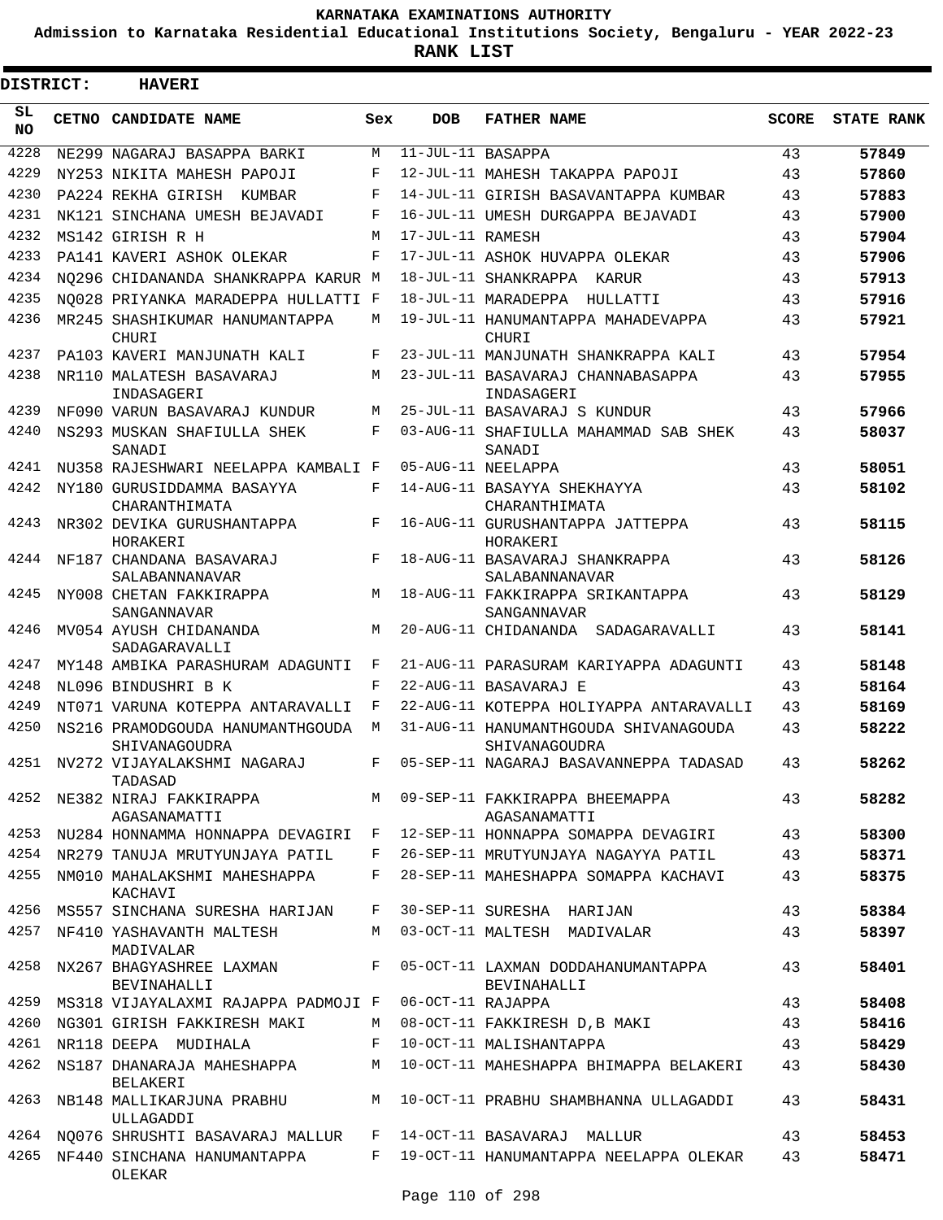KARNATAKA EXAMINATIONS AUTHORITY

Admission to Karnataka Residential Educational Institutions Society, Bengaluru - YEAR 2022-23

**RANK LIST**

**DISTRICT: HAVERI**

| SL NO | CETNO | CANDIDATE NAME | Sex | DOB | FATHER NAME | SCORE | STATE RANK |
|---|---|---|---|---|---|---|---|
| 4228 | NE299 | NAGARAJ BASAPPA BARKI | M | 11-JUL-11 | BASAPPA | 43 | 57849 |
| 4229 | NY253 | NIKITA MAHESH PAPOJI | F | 12-JUL-11 | MAHESH TAKAPPA PAPOJI | 43 | 57860 |
| 4230 | PA224 | REKHA GIRISH KUMBAR | F | 14-JUL-11 | GIRISH BASAVANTAPPA KUMBAR | 43 | 57883 |
| 4231 | NK121 | SINCHANA UMESH BEJAVADI | F | 16-JUL-11 | UMESH DURGAPPA BEJAVADI | 43 | 57900 |
| 4232 | MS142 | GIRISH R H | M | 17-JUL-11 | RAMESH | 43 | 57904 |
| 4233 | PA141 | KAVERI ASHOK OLEKAR | F | 17-JUL-11 | ASHOK HUVAPPA OLEKAR | 43 | 57906 |
| 4234 | NQ296 | CHIDANANDA SHANKRAPPA KARUR | M | 18-JUL-11 | SHANKRAPPA KARUR | 43 | 57913 |
| 4235 | NQ028 | PRIYANKA MARADEPPA HULLATTI | F | 18-JUL-11 | MARADEPPA HULLATTI | 43 | 57916 |
| 4236 | MR245 | SHASHIKUMAR HANUMANTAPPA CHURI | M | 19-JUL-11 | HANUMANTAPPA MAHADEVAPPA CHURI | 43 | 57921 |
| 4237 | PA103 | KAVERI MANJUNATH KALI | F | 23-JUL-11 | MANJUNATH SHANKRAPPA KALI | 43 | 57954 |
| 4238 | NR110 | MALATESH BASAVARAJ INDASAGERI | M | 23-JUL-11 | BASAVARAJ CHANNABASAPPA INDASAGERI | 43 | 57955 |
| 4239 | NF090 | VARUN BASAVARAJ KUNDUR | M | 25-JUL-11 | BASAVARAJ S KUNDUR | 43 | 57966 |
| 4240 | NS293 | MUSKAN SHAFIULLA SHEK SANADI | F | 03-AUG-11 | SHAFIULLA MAHAMMAD SAB SHEK SANADI | 43 | 58037 |
| 4241 | NU358 | RAJESHWARI NEELAPPA KAMBALI | F | 05-AUG-11 | NEELAPPA | 43 | 58051 |
| 4242 | NY180 | GURUSIDDAMMA BASAYYA CHARANTHIMATA | F | 14-AUG-11 | BASAYYA SHEKHAYYA CHARANTHIMATA | 43 | 58102 |
| 4243 | NR302 | DEVIKA GURUSHANTAPPA HORAKERI | F | 16-AUG-11 | GURUSHANTAPPA JATTEPPA HORAKERI | 43 | 58115 |
| 4244 | NF187 | CHANDANA BASAVARAJ SALABANNANAVAR | F | 18-AUG-11 | BASAVARAJ SHANKRAPPA SALABANNANAVAR | 43 | 58126 |
| 4245 | NY008 | CHETAN FAKKIRAPPA SANGANNAVAR | M | 18-AUG-11 | FAKKIRAPPA SRIKANTAPPA SANGANNAVAR | 43 | 58129 |
| 4246 | MV054 | AYUSH CHIDANANDA SADAGARAVALLI | M | 20-AUG-11 | CHIDANANDA SADAGARAVALLI | 43 | 58141 |
| 4247 | MY148 | AMBIKA PARASHURAM ADAGUNTI | F | 21-AUG-11 | PARASURAM KARIYAPPA ADAGUNTI | 43 | 58148 |
| 4248 | NL096 | BINDUSHRI B K | F | 22-AUG-11 | BASAVARAJ E | 43 | 58164 |
| 4249 | NT071 | VARUNA KOTEPPA ANTARAVALLI | F | 22-AUG-11 | KOTEPPA HOLIYAPPA ANTARAVALLI | 43 | 58169 |
| 4250 | NS216 | PRAMODGOUDA HANUMANTHGOUDA SHIVANAGOUDRA | M | 31-AUG-11 | HANUMANTHGOUDA SHIVANAGOUDA SHIVANAGOUDRA | 43 | 58222 |
| 4251 | NV272 | VIJAYALAKSHMI NAGARAJ TADASAD | F | 05-SEP-11 | NAGARAJ BASAVANNEPPA TADASAD | 43 | 58262 |
| 4252 | NE382 | NIRAJ FAKKIRAPPA AGASANAMATTI | M | 09-SEP-11 | FAKKIRAPPA BHEEMAPPA AGASANAMATTI | 43 | 58282 |
| 4253 | NU284 | HONNAMMA HONNAPPA DEVAGIRI | F | 12-SEP-11 | HONNAPPA SOMAPPA DEVAGIRI | 43 | 58300 |
| 4254 | NR279 | TANUJA MRUTYUNJAYA PATIL | F | 26-SEP-11 | MRUTYUNJAYA NAGAYYA PATIL | 43 | 58371 |
| 4255 | NM010 | MAHALAKSHMI MAHESHAPPA KACHAVI | F | 28-SEP-11 | MAHESHAPPA SOMAPPA KACHAVI | 43 | 58375 |
| 4256 | MS557 | SINCHANA SURESHA HARIJAN | F | 30-SEP-11 | SURESHA HARIJAN | 43 | 58384 |
| 4257 | NF410 | YASHAVANTH MALTESH MADIVALAR | M | 03-OCT-11 | MALTESH MADIVALAR | 43 | 58397 |
| 4258 | NX267 | BHAGYASHREE LAXMAN BEVINAHALLI | F | 05-OCT-11 | LAXMAN DODDAHANUMANTAPPA BEVINAHALLI | 43 | 58401 |
| 4259 | MS318 | VIJAYALAXMI RAJAPPA PADMOJI | F | 06-OCT-11 | RAJAPPA | 43 | 58408 |
| 4260 | NG301 | GIRISH FAKKIRESH MAKI | M | 08-OCT-11 | FAKKIRESH D,B MAKI | 43 | 58416 |
| 4261 | NR118 | DEEPA MUDIHALA | F | 10-OCT-11 | MALISHANTAPPA | 43 | 58429 |
| 4262 | NS187 | DHANARAJA MAHESHAPPA BELAKERI | M | 10-OCT-11 | MAHESHAPPA BHIMAPPA BELAKERI | 43 | 58430 |
| 4263 | NB148 | MALLIKARJUNA PRABHU ULLAGADDI | M | 10-OCT-11 | PRABHU SHAMBHANNA ULLAGADDI | 43 | 58431 |
| 4264 | NQ076 | SHRUSHTI BASAVARAJ MALLUR | F | 14-OCT-11 | BASAVARAJ MALLUR | 43 | 58453 |
| 4265 | NF440 | SINCHANA HANUMANTAPPA OLEKAR | F | 19-OCT-11 | HANUMANTAPPA NEELAPPA OLEKAR | 43 | 58471 |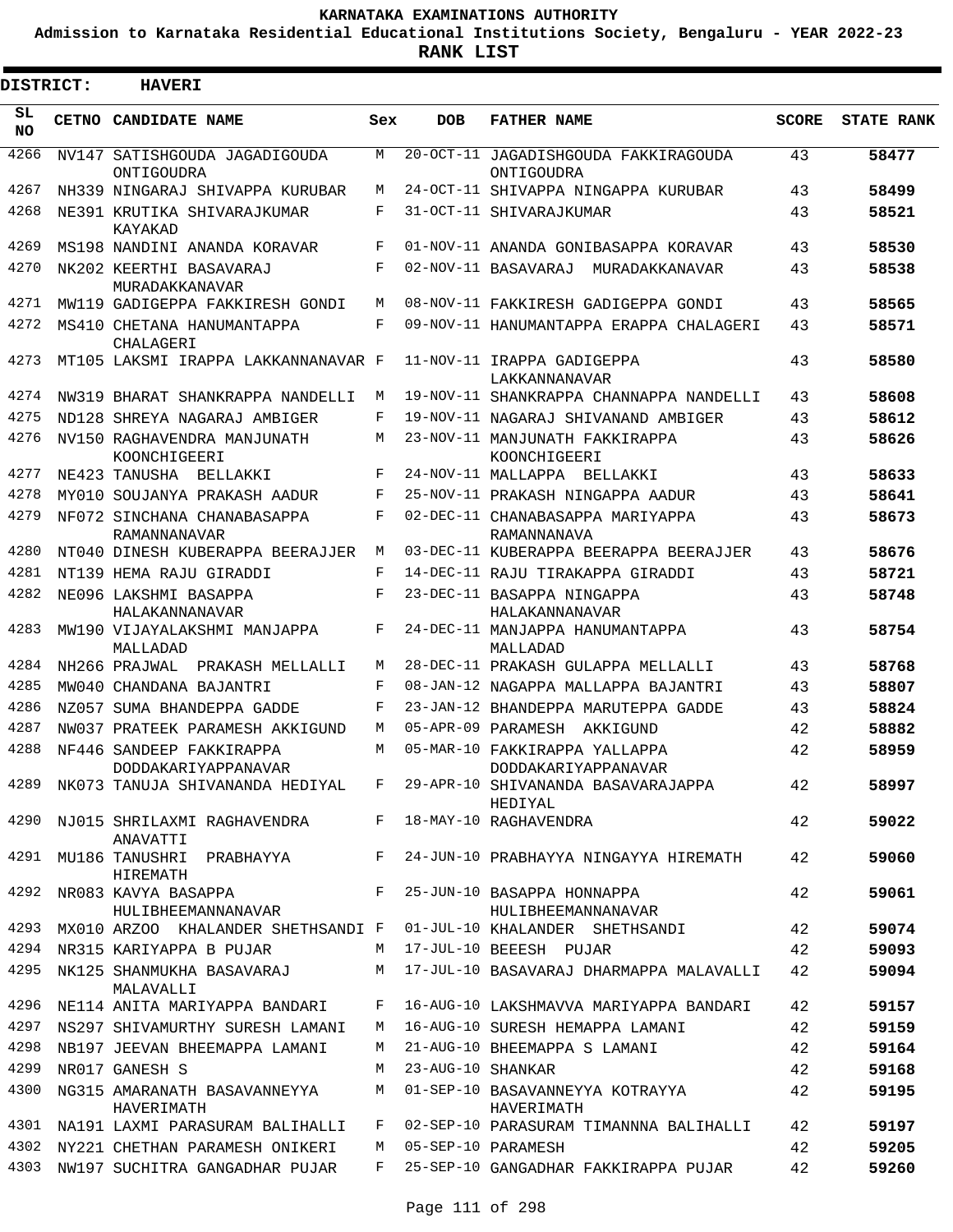# KARNATAKA EXAMINATIONS AUTHORITY

**Admission to Karnataka Residential Educational Institutions Society, Bengaluru - YEAR 2022-23**

**RANK LIST**

**DISTRICT: HAVERI**

| SL NO | CETNO | CANDIDATE NAME | Sex | DOB | FATHER NAME | SCORE | STATE RANK |
|---|---|---|---|---|---|---|---|
| 4266 | NV147 | SATISHGOUDA JAGADIGOUDA ONTIGOUDRA | M | 20-OCT-11 | JAGADISHGOUDA FAKKIRAGOUDA ONTIGOUDRA | 43 | 58477 |
| 4267 | NH339 | NINGARAJ SHIVAPPA KURUBAR | M | 24-OCT-11 | SHIVAPPA NINGAPPA KURUBAR | 43 | 58499 |
| 4268 | NE391 | KRUTIKA SHIVARAJKUMAR KAYAKAD | F | 31-OCT-11 | SHIVARAJKUMAR | 43 | 58521 |
| 4269 | MS198 | NANDINI ANANDA KORAVAR | F | 01-NOV-11 | ANANDA GONIBASAPPA KORAVAR | 43 | 58530 |
| 4270 | NK202 | KEERTHI BASAVARAJ MURADAKKANAVAR | F | 02-NOV-11 | BASAVARAJ MURADAKKANAVAR | 43 | 58538 |
| 4271 | MW119 | GADIGEPPA FAKKIRESH GONDI | M | 08-NOV-11 | FAKKIRESH GADIGEPPA GONDI | 43 | 58565 |
| 4272 | MS410 | CHETANA HANUMANTAPPA CHALAGERI | F | 09-NOV-11 | HANUMANTAPPA ERAPPA CHALAGERI | 43 | 58571 |
| 4273 | MT105 | LAKSMI IRAPPA LAKKANNANAVAR | F | 11-NOV-11 | IRAPPA GADIGEPPA LAKKANNANAVAR | 43 | 58580 |
| 4274 | NW319 | BHARAT SHANKRAPPA NANDELLI | M | 19-NOV-11 | SHANKRAPPA CHANNAPPA NANDELLI | 43 | 58608 |
| 4275 | ND128 | SHREYA NAGARAJ AMBIGER | F | 19-NOV-11 | NAGARAJ SHIVANAND AMBIGER | 43 | 58612 |
| 4276 | NV150 | RAGHAVENDRA MANJUNATH KOONCHIGEERI | M | 23-NOV-11 | MANJUNATH FAKKIRAPPA KOONCHIGEERI | 43 | 58626 |
| 4277 | NE423 | TANUSHA BELLAKKI | F | 24-NOV-11 | MALLAPPA BELLAKKI | 43 | 58633 |
| 4278 | MY010 | SOUJANYA PRAKASH AADUR | F | 25-NOV-11 | PRAKASH NINGAPPA AADUR | 43 | 58641 |
| 4279 | NF072 | SINCHANA CHANABASAPPA RAMANNANAVAR | F | 02-DEC-11 | CHANABASAPPA MARIYAPPA RAMANNANAVA | 43 | 58673 |
| 4280 | NT040 | DINESH KUBERAPPA BEERAJJER | M | 03-DEC-11 | KUBERAPPA BEERAPPA BEERAJJER | 43 | 58676 |
| 4281 | NT139 | HEMA RAJU GIRADDI | F | 14-DEC-11 | RAJU TIRAKAPPA GIRADDI | 43 | 58721 |
| 4282 | NE096 | LAKSHMI BASAPPA HALAKANNANAVAR | F | 23-DEC-11 | BASAPPA NINGAPPA HALAKANNANAVAR | 43 | 58748 |
| 4283 | MW190 | VIJAYALAKSHMI MANJAPPA MALLADAD | F | 24-DEC-11 | MANJAPPA HANUMANTAPPA MALLADAD | 43 | 58754 |
| 4284 | NH266 | PRAJWAL PRAKASH MELLALLI | M | 28-DEC-11 | PRAKASH GULAPPA MELLALLI | 43 | 58768 |
| 4285 | MW040 | CHANDANA BAJANTRI | F | 08-JAN-12 | NAGAPPA MALLAPPA BAJANTRI | 43 | 58807 |
| 4286 | NZ057 | SUMA BHANDEPPA GADDE | F | 23-JAN-12 | BHANDEPPA MARUTEPPA GADDE | 43 | 58824 |
| 4287 | NW037 | PRATEEK PARAMESH AKKIGUND | M | 05-APR-09 | PARAMESH AKKIGUND | 42 | 58882 |
| 4288 | NF446 | SANDEEP FAKKIRAPPA DODDAKARIYAPPANAVAR | M | 05-MAR-10 | FAKKIRAPPA YALLAPPA DODDAKARIYAPPANAVAR | 42 | 58959 |
| 4289 | NK073 | TANUJA SHIVANANDA HEDIYAL | F | 29-APR-10 | SHIVANANDA BASAVARAJAPPA HEDIYAL | 42 | 58997 |
| 4290 | NJ015 | SHRILAXMI RAGHAVENDRA ANAVATTI | F | 18-MAY-10 | RAGHAVENDRA | 42 | 59022 |
| 4291 | MU186 | TANUSHRI PRABHAYYA HIREMATH | F | 24-JUN-10 | PRABHAYYA NINGAYYA HIREMATH | 42 | 59060 |
| 4292 | NR083 | KAVYA BASAPPA HULIBHEEMANNANAVAR | F | 25-JUN-10 | BASAPPA HONNAPPA HULIBHEEMANNANAVAR | 42 | 59061 |
| 4293 | MX010 | ARZOO KHALANDER SHETHSANDI | F | 01-JUL-10 | KHALANDER SHETHSANDI | 42 | 59074 |
| 4294 | NR315 | KARIYAPPA B PUJAR | M | 17-JUL-10 | BEEESH PUJAR | 42 | 59093 |
| 4295 | NK125 | SHANMUKHA BASAVARAJ MALAVALLI | M | 17-JUL-10 | BASAVARAJ DHARMAPPA MALAVALLI | 42 | 59094 |
| 4296 | NE114 | ANITA MARIYAPPA BANDARI | F | 16-AUG-10 | LAKSHMAVVA MARIYAPPA BANDARI | 42 | 59157 |
| 4297 | NS297 | SHIVAMURTHY SURESH LAMANI | M | 16-AUG-10 | SURESH HEMAPPA LAMANI | 42 | 59159 |
| 4298 | NB197 | JEEVAN BHEEMAPPA LAMANI | M | 21-AUG-10 | BHEEMAPPA S LAMANI | 42 | 59164 |
| 4299 | NR017 | GANESH S | M | 23-AUG-10 | SHANKAR | 42 | 59168 |
| 4300 | NG315 | AMARANATH BASAVANNEYYA HAVERIMATH | M | 01-SEP-10 | BASAVANNEYYA KOTRAYYA HAVERIMATH | 42 | 59195 |
| 4301 | NA191 | LAXMI PARASURAM BALIHALLI | F | 02-SEP-10 | PARASURAM TIMANNNA BALIHALLI | 42 | 59197 |
| 4302 | NY221 | CHETHAN PARAMESH ONIKERI | M | 05-SEP-10 | PARAMESH | 42 | 59205 |
| 4303 | NW197 | SUCHITRA GANGADHAR PUJAR | F | 25-SEP-10 | GANGADHAR FAKKIRAPPA PUJAR | 42 | 59260 |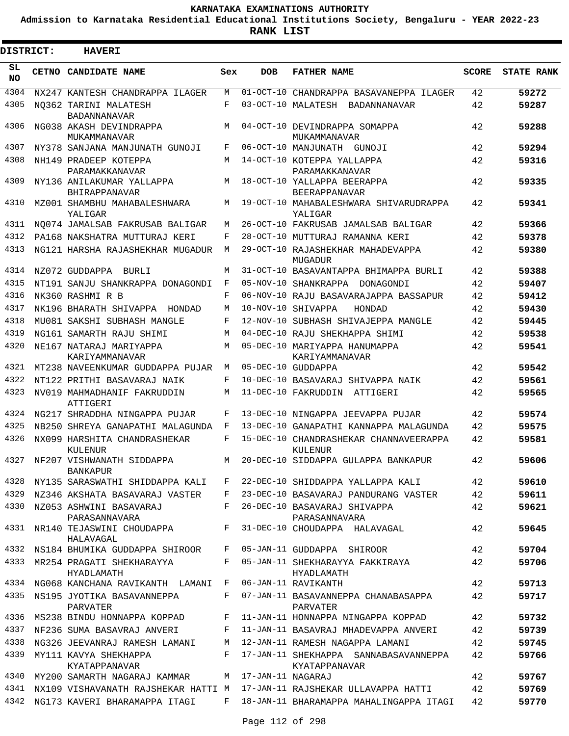# KARNATAKA EXAMINATIONS AUTHORITY

**Admission to Karnataka Residential Educational Institutions Society, Bengaluru - YEAR 2022-23**

**RANK LIST**

**DISTRICT: HAVERI**

| SL NO | CETNO | CANDIDATE NAME | Sex | DOB | FATHER NAME | SCORE | STATE RANK |
|---|---|---|---|---|---|---|---|
| 4304 | NX247 | KANTESH CHANDRAPPA ILAGER | M | 01-OCT-10 | CHANDRAPPA BASAVANEPPA ILAGER | 42 | 59272 |
| 4305 | NQ362 | TARINI MALATESH BADANNANAVAR | F | 03-OCT-10 | MALATESH BADANNANAVAR | 42 | 59287 |
| 4306 | NG038 | AKASH DEVINDRAPPA MUKAMMANAVAR | M | 04-OCT-10 | DEVINDRAPPA SOMAPPA MUKAMMANAVAR | 42 | 59288 |
| 4307 | NY378 | SANJANA MANJUNATH GUNOJI | F | 06-OCT-10 | MANJUNATH GUNOJI | 42 | 59294 |
| 4308 | NH149 | PRADEEP KOTEPPA PARAMAKKANAVAR | M | 14-OCT-10 | KOTEPPA YALLAPPA PARAMAKKANAVAR | 42 | 59316 |
| 4309 | NY136 | ANILAKUMAR YALLAPPA BHIRAPPANAVAR | M | 18-OCT-10 | YALLAPPA BEERAPPA BEERAPPANAVAR | 42 | 59335 |
| 4310 | MZ001 | SHAMBHU MAHABALESHWARA YALIGAR | M | 19-OCT-10 | MAHABALESHWARA SHIVARUDRAPPA YALIGAR | 42 | 59341 |
| 4311 | NQ074 | JAMALSAB FAKRUSAB BALIGAR | M | 26-OCT-10 | FAKRUSAB JAMALSAB BALIGAR | 42 | 59366 |
| 4312 | PA168 | NAKSHATRA MUTTURAJ KERI | F | 28-OCT-10 | MUTTURAJ RAMANNA KERI | 42 | 59378 |
| 4313 | NG121 | HARSHA RAJASHEKHAR MUGADUR | M | 29-OCT-10 | RAJASHEKHAR MAHADEVAPPA MUGADUR | 42 | 59380 |
| 4314 | NZ072 | GUDDAPPA BURLI | M | 31-OCT-10 | BASAVANTAPPA BHIMAPPA BURLI | 42 | 59388 |
| 4315 | NT191 | SANJU SHANKRAPPA DONAGONDI | F | 05-NOV-10 | SHANKRAPPA DONAGONDI | 42 | 59407 |
| 4316 | NK360 | RASHMI R B | F | 06-NOV-10 | RAJU BASAVARAJAPPA BASSAPUR | 42 | 59412 |
| 4317 | NK196 | BHARATH SHIVAPPA HONDAD | M | 10-NOV-10 | SHIVAPPA HONDAD | 42 | 59430 |
| 4318 | MU081 | SAKSHI SUBHASH MANGLE | F | 12-NOV-10 | SUBHASH SHIVAJEPPA MANGLE | 42 | 59445 |
| 4319 | NG161 | SAMARTH RAJU SHIMI | M | 04-DEC-10 | RAJU SHEKHAPPA SHIMI | 42 | 59538 |
| 4320 | NE167 | NATARAJ MARIYAPPA KARIYAMMANAVAR | M | 05-DEC-10 | MARIYAPPA HANUMAPPA KARIYAMMANAVAR | 42 | 59541 |
| 4321 | MT238 | NAVEENKUMAR GUDDAPPA PUJAR | M | 05-DEC-10 | GUDDAPPA | 42 | 59542 |
| 4322 | NT122 | PRITHI BASAVARAJ NAIK | F | 10-DEC-10 | BASAVARAJ SHIVAPPA NAIK | 42 | 59561 |
| 4323 | NV019 | MAHMADHANIF FAKRUDDIN ATTIGERI | M | 11-DEC-10 | FAKRUDDIN ATTIGERI | 42 | 59565 |
| 4324 | NG217 | SHRADDHA NINGAPPA PUJAR | F | 13-DEC-10 | NINGAPPA JEEVAPPA PUJAR | 42 | 59574 |
| 4325 | NB250 | SHREYA GANAPATHI MALAGUNDA | F | 13-DEC-10 | GANAPATHI KANNAPPA MALAGUNDA | 42 | 59575 |
| 4326 | NX099 | HARSHITA CHANDRASHEKAR KULENUR | F | 15-DEC-10 | CHANDRASHEKAR CHANNAVEERAPPA KULENUR | 42 | 59581 |
| 4327 | NF207 | VISHWANATH SIDDAPPA BANKAPUR | M | 20-DEC-10 | SIDDAPPA GULAPPA BANKAPUR | 42 | 59606 |
| 4328 | NY135 | SARASWATHI SHIDDAPPA KALI | F | 22-DEC-10 | SHIDDAPPA YALLAPPA KALI | 42 | 59610 |
| 4329 | NZ346 | AKSHATA BASAVARAJ VASTER | F | 23-DEC-10 | BASAVARAJ PANDURANG VASTER | 42 | 59611 |
| 4330 | NZ053 | ASHWINI BASAVARAJ PARASANNAVARA | F | 26-DEC-10 | BASAVARAJ SHIVAPPA PARASANNAVARA | 42 | 59621 |
| 4331 | NR140 | TEJASWINI CHOUDAPPA HALAVAGAL | F | 31-DEC-10 | CHOUDAPPA HALAVAGAL | 42 | 59645 |
| 4332 | NS184 | BHUMIKA GUDDAPPA SHIROOR | F | 05-JAN-11 | GUDDAPPA SHIROOR | 42 | 59704 |
| 4333 | MR254 | PRAGATI SHEKHARAYYA HYADLAMATH | F | 05-JAN-11 | SHEKHARAYYA FAKKIRAYA HYADLAMATH | 42 | 59706 |
| 4334 | NG068 | KANCHANA RAVIKANTH LAMANI | F | 06-JAN-11 | RAVIKANTH | 42 | 59713 |
| 4335 | NS195 | JYOTIKA BASAVANNEPPA PARVATER | F | 07-JAN-11 | BASAVANNEPPA CHANABASAPPA PARVATER | 42 | 59717 |
| 4336 | MS238 | BINDU HONNAPPA KOPPAD | F | 11-JAN-11 | HONNAPPA NINGAPPA KOPPAD | 42 | 59732 |
| 4337 | NF236 | SUMA BASAVRAJ ANVERI | F | 11-JAN-11 | BASAVRAJ MHADEVAPPA ANVERI | 42 | 59739 |
| 4338 | NG326 | JEEVANRAJ RAMESH LAMANI | M | 12-JAN-11 | RAMESH NAGAPPA LAMANI | 42 | 59745 |
| 4339 | MY111 | KAVYA SHEKHAPPA KYATAPPANAVAR | F | 17-JAN-11 | SHEKHAPPA SANNABASAVANNEPPA KYATAPPANAVAR | 42 | 59766 |
| 4340 | MY200 | SAMARTH NAGARAJ KAMMAR | M | 17-JAN-11 | NAGARAJ | 42 | 59767 |
| 4341 | NX109 | VISHAVANATH RAJSHEKAR HATTI | M | 17-JAN-11 | RAJSHEKAR ULLAVAPPA HATTI | 42 | 59769 |
| 4342 | NG173 | KAVERI BHARAMAPPA ITAGI | F | 18-JAN-11 | BHARAMAPPA MAHALINGAPPA ITAGI | 42 | 59770 |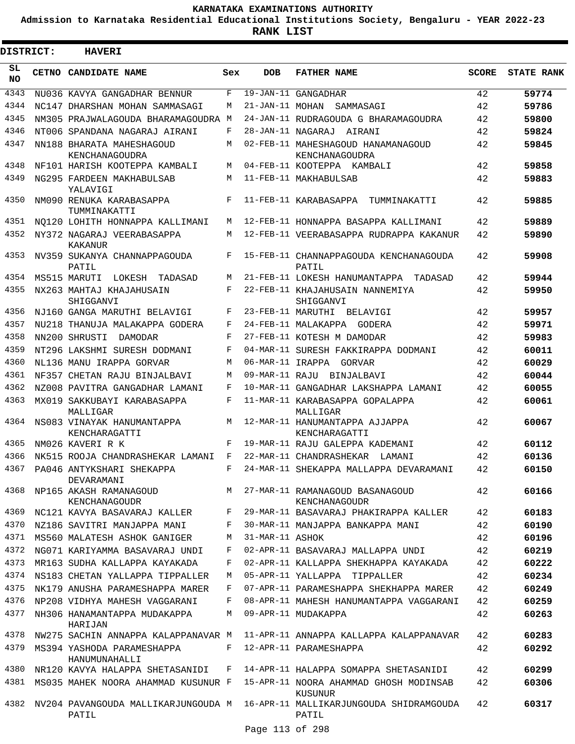# KARNATAKA EXAMINATIONS AUTHORITY

**Admission to Karnataka Residential Educational Institutions Society, Bengaluru - YEAR 2022-23**

**RANK LIST**

**DISTRICT: HAVERI**

| SL NO | CETNO | CANDIDATE NAME | Sex | DOB | FATHER NAME | SCORE | STATE RANK |
|---|---|---|---|---|---|---|---|
| 4343 | NU036 | KAVYA GANGADHAR BENNUR | F | 19-JAN-11 | GANGADHAR | 42 | 59774 |
| 4344 | NC147 | DHARSHAN MOHAN SAMMASAGI | M | 21-JAN-11 | MOHAN SAMMASAGI | 42 | 59786 |
| 4345 | NM305 | PRAJWALAGOUDA BHARAMAGOUDRA | M | 24-JAN-11 | RUDRAGOUDA G BHARAMAGOUDRA | 42 | 59800 |
| 4346 | NT006 | SPANDANA NAGARAJ AIRANI | F | 28-JAN-11 | NAGARAJ AIRANI | 42 | 59824 |
| 4347 | NN188 | BHARATA MAHESHAGOUD KENCHANAGOUDRA | M | 02-FEB-11 | MAHESHAGOUD HANAMANAGOUD KENCHANAGOUDRA | 42 | 59845 |
| 4348 | NF101 | HARISH KOOTEPPA KAMBALI | M | 04-FEB-11 | KOOTEPPA KAMBALI | 42 | 59858 |
| 4349 | NG295 | FARDEEN MAKHABULSAB YALAVIGI | M | 11-FEB-11 | MAKHABULSAB | 42 | 59883 |
| 4350 | NM090 | RENUKA KARABASAPPA TUMMINAKATTI | F | 11-FEB-11 | KARABASAPPA TUMMINAKATTI | 42 | 59885 |
| 4351 | NQ120 | LOHITH HONNAPPA KALLIMANI | M | 12-FEB-11 | HONNAPPA BASAPPA KALLIMANI | 42 | 59889 |
| 4352 | NY372 | NAGARAJ VEERABASAPPA KAKANUR | M | 12-FEB-11 | VEERABASAPPA RUDRAPPA KAKANUR | 42 | 59890 |
| 4353 | NV359 | SUKANYA CHANNAPPAGOUDA PATIL | F | 15-FEB-11 | CHANNAPPAGOUDA KENCHANAGOUDA PATIL | 42 | 59908 |
| 4354 | MS515 | MARUTI LOKESH TADASAD | M | 21-FEB-11 | LOKESH HANUMANTAPPA TADASAD | 42 | 59944 |
| 4355 | NX263 | MAHTAJ KHAJAHUSAIN SHIGGANVI | F | 22-FEB-11 | KHAJAHUSAIN NANNEMIYA SHIGGANVI | 42 | 59950 |
| 4356 | NJ160 | GANGA MARUTHI BELAVIGI | F | 23-FEB-11 | MARUTHI BELAVIGI | 42 | 59957 |
| 4357 | NU218 | THANUJA MALAKAPPA GODERA | F | 24-FEB-11 | MALAKAPPA GODERA | 42 | 59971 |
| 4358 | NN200 | SHRUSTI DAMODAR | F | 27-FEB-11 | KOTESH M DAMODAR | 42 | 59983 |
| 4359 | NT296 | LAKSHMI SURESH DODMANI | F | 04-MAR-11 | SURESH FAKKIRAPPA DODMANI | 42 | 60011 |
| 4360 | NL136 | MANU IRAPPA GORVAR | M | 06-MAR-11 | IRAPPA GORVAR | 42 | 60029 |
| 4361 | NF357 | CHETAN RAJU BINJALBAVI | M | 09-MAR-11 | RAJU BINJALBAVI | 42 | 60044 |
| 4362 | NZ008 | PAVITRA GANGADHAR LAMANI | F | 10-MAR-11 | GANGADHAR LAKSHAPPA LAMANI | 42 | 60055 |
| 4363 | MX019 | SAKKUBAYI KARABASAPPA MALLIGAR | F | 11-MAR-11 | KARABASAPPA GOPALAPPA MALLIGAR | 42 | 60061 |
| 4364 | NS083 | VINAYAK HANUMANTAPPA KENCHARAGATTI | M | 12-MAR-11 | HANUMANTAPPA AJJAPPA KENCHARAGATTI | 42 | 60067 |
| 4365 | NM026 | KAVERI R K | F | 19-MAR-11 | RAJU GALEPPA KADEMANI | 42 | 60112 |
| 4366 | NK515 | ROOJA CHANDRASHEKAR LAMANI | F | 22-MAR-11 | CHANDRASHEKAR LAMANI | 42 | 60136 |
| 4367 | PA046 | ANTYKSHARI SHEKAPPA DEVARAMANI | F | 24-MAR-11 | SHEKAPPA MALLAPPA DEVARAMANI | 42 | 60150 |
| 4368 | NP165 | AKASH RAMANAGOUD KENCHANAGOUDR | M | 27-MAR-11 | RAMANAGOUD BASANAGOUD KENCHANAGOUDR | 42 | 60166 |
| 4369 | NC121 | KAVYA BASAVARAJ KALLER | F | 29-MAR-11 | BASAVARAJ PHAKIRAPPA KALLER | 42 | 60183 |
| 4370 | NZ186 | SAVITRI MANJAPPA MANI | F | 30-MAR-11 | MANJAPPA BANKAPPA MANI | 42 | 60190 |
| 4371 | MS560 | MALATESH ASHOK GANIGER | M | 31-MAR-11 | ASHOK | 42 | 60196 |
| 4372 | NG071 | KARIYAMMA BASAVARAJ UNDI | F | 02-APR-11 | BASAVARAJ MALLAPPA UNDI | 42 | 60219 |
| 4373 | MR163 | SUDHA KALLAPPA KAYAKADA | F | 02-APR-11 | KALLAPPA SHEKHAPPA KAYAKADA | 42 | 60222 |
| 4374 | NS183 | CHETAN YALLAPPA TIPPALLER | M | 05-APR-11 | YALLAPPA TIPPALLER | 42 | 60234 |
| 4375 | NK179 | ANUSHA PARAMESHAPPA MARER | F | 07-APR-11 | PARAMESHAPPA SHEKHAPPA MARER | 42 | 60249 |
| 4376 | NP208 | VIDHYA MAHESH VAGGARANI | F | 08-APR-11 | MAHESH HANUMANTAPPA VAGGARANI | 42 | 60259 |
| 4377 | NH306 | HANAMANTAPPA MUDAKAPPA HARIJAN | M | 09-APR-11 | MUDAKAPPA | 42 | 60263 |
| 4378 | NW275 | SACHIN ANNAPPA KALAPPANAVAR | M | 11-APR-11 | ANNAPPA KALLAPPA KALAPPANAVAR | 42 | 60283 |
| 4379 | MS394 | YASHODA PARAMESHAPPA HANUMUNAHALLI | F | 12-APR-11 | PARAMESHAPPA | 42 | 60292 |
| 4380 | NR120 | KAVYA HALAPPA SHETASANIDI | F | 14-APR-11 | HALAPPA SOMAPPA SHETASANIDI | 42 | 60299 |
| 4381 | MS035 | MAHEK NOORA AHAMMAD KUSUNUR | F | 15-APR-11 | NOORA AHAMMAD GHOSH MODINSAB KUSUNUR | 42 | 60306 |
| 4382 | NV204 | PAVANGOUDA MALLIKARJUNGOUDA PATIL | M | 16-APR-11 | MALLIKARJUNGOUDA SHIDRAMGOUDA PATIL | 42 | 60317 |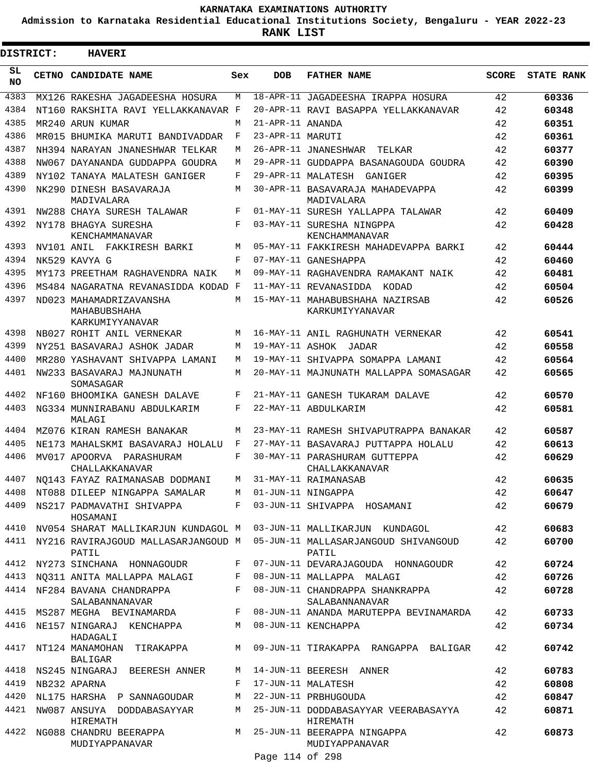# KARNATAKA EXAMINATIONS AUTHORITY

**Admission to Karnataka Residential Educational Institutions Society, Bengaluru - YEAR 2022-23**

**RANK LIST**

**DISTRICT: HAVERI**

| SL NO | CETNO | CANDIDATE NAME | Sex | DOB | FATHER NAME | SCORE | STATE RANK |
|---|---|---|---|---|---|---|---|
| 4383 | MX126 | RAKESHA JAGADEESHA HOSURA | M | 18-APR-11 | JAGADEESHA IRAPPA HOSURA | 42 | 60336 |
| 4384 | NT160 | RAKSHITA RAVI YELLAKKANAVAR | F | 20-APR-11 | RAVI BASAPPA YELLAKKANAVAR | 42 | 60348 |
| 4385 | MR240 | ARUN KUMAR | M | 21-APR-11 | ANANDA | 42 | 60351 |
| 4386 | MR015 | BHUMIKA MARUTI BANDIVADDAR | F | 23-APR-11 | MARUTI | 42 | 60361 |
| 4387 | NH394 | NARAYAN JNANESHWAR TELKAR | M | 26-APR-11 | JNANESHWAR TELKAR | 42 | 60377 |
| 4388 | NW067 | DAYANANDA GUDDAPPA GOUDRA | M | 29-APR-11 | GUDDAPPA BASANAGOUDA GOUDRA | 42 | 60390 |
| 4389 | NY102 | TANAYA MALATESH GANIGER | F | 29-APR-11 | MALATESH GANIGER | 42 | 60395 |
| 4390 | NK290 | DINESH BASAVARAJA MADIVALARA | M | 30-APR-11 | BASAVARAJA MAHADEVAPPA MADIVALARA | 42 | 60399 |
| 4391 | NW288 | CHAYA SURESH TALAWAR | F | 01-MAY-11 | SURESH YALLAPPA TALAWAR | 42 | 60409 |
| 4392 | NY178 | BHAGYA SURESHA KENCHAMMANAVAR | F | 03-MAY-11 | SURESHA NINGPPA KENCHAMMANAVAR | 42 | 60428 |
| 4393 | NV101 | ANIL FAKKIRESH BARKI | M | 05-MAY-11 | FAKKIRESH MAHADEVAPPA BARKI | 42 | 60444 |
| 4394 | NK529 | KAVYA G | F | 07-MAY-11 | GANESHAPPA | 42 | 60460 |
| 4395 | MY173 | PREETHAM RAGHAVENDRA NAIK | M | 09-MAY-11 | RAGHAVENDRA RAMAKANT NAIK | 42 | 60481 |
| 4396 | MS484 | NAGARATNA REVANASIDDA KODAD | F | 11-MAY-11 | REVANASIDDA KODAD | 42 | 60504 |
| 4397 | ND023 | MAHAMADRIZAVANSHA MAHABUBSHAHA KARKUMIYYANAVAR | M | 15-MAY-11 | MAHABUBSHAHA NAZIRSAB KARKUMIYYANAVAR | 42 | 60526 |
| 4398 | NB027 | ROHIT ANIL VERNEKAR | M | 16-MAY-11 | ANIL RAGHUNATH VERNEKAR | 42 | 60541 |
| 4399 | NY251 | BASAVARAJ ASHOK JADAR | M | 19-MAY-11 | ASHOK JADAR | 42 | 60558 |
| 4400 | MR280 | YASHAVANT SHIVAPPA LAMANI | M | 19-MAY-11 | SHIVAPPA SOMAPPA LAMANI | 42 | 60564 |
| 4401 | NW233 | BASAVARAJ MAJNUNATH SOMASAGAR | M | 20-MAY-11 | MAJNUNATH MALLAPPA SOMASAGAR | 42 | 60565 |
| 4402 | NF160 | BHOOMIKA GANESH DALAVE | F | 21-MAY-11 | GANESH TUKARAM DALAVE | 42 | 60570 |
| 4403 | NG334 | MUNNIRABANU ABDULKARIM MALAGI | F | 22-MAY-11 | ABDULKARIM | 42 | 60581 |
| 4404 | MZ076 | KIRAN RAMESH BANAKAR | M | 23-MAY-11 | RAMESH SHIVAPUTRAPPA BANAKAR | 42 | 60587 |
| 4405 | NE173 | MAHALSKMI BASAVARAJ HOLALU | F | 27-MAY-11 | BASAVARAJ PUTTAPPA HOLALU | 42 | 60613 |
| 4406 | MV017 | APOORVA PARASHURAM CHALLAKKANAVAR | F | 30-MAY-11 | PARASHURAM GUTTEPPA CHALLAKKANAVAR | 42 | 60629 |
| 4407 | NQ143 | FAYAZ RAIMANASAB DODMANI | M | 31-MAY-11 | RAIMANASAB | 42 | 60635 |
| 4408 | NT088 | DILEEP NINGAPPA SAMALAR | M | 01-JUN-11 | NINGAPPA | 42 | 60647 |
| 4409 | NS217 | PADMAVATHI SHIVAPPA HOSAMANI | F | 03-JUN-11 | SHIVAPPA HOSAMANI | 42 | 60679 |
| 4410 | NV054 | SHARAT MALLIKARJUN KUNDAGOL | M | 03-JUN-11 | MALLIKARJUN KUNDAGOL | 42 | 60683 |
| 4411 | NY216 | RAVIRAJGOUD MALLASARJANGOUD PATIL | M | 05-JUN-11 | MALLASARJANGOUD SHIVANGOUD PATIL | 42 | 60700 |
| 4412 | NY273 | SINCHANA HONNAGOUDR | F | 07-JUN-11 | DEVARAJAGOUDA HONNAGOUDR | 42 | 60724 |
| 4413 | NQ311 | ANITA MALLAPPA MALAGI | F | 08-JUN-11 | MALLAPPA MALAGI | 42 | 60726 |
| 4414 | NF284 | BAVANA CHANDRAPPA SALABANNANAVAR | F | 08-JUN-11 | CHANDRAPPA SHANKRAPPA SALABANNANAVAR | 42 | 60728 |
| 4415 | MS287 | MEGHA BEVINAMARDA | F | 08-JUN-11 | ANANDA MARUTEPPA BEVINAMARDA | 42 | 60733 |
| 4416 | NE157 | NINGARAJ KENCHAPPA HADAGALI | M | 08-JUN-11 | KENCHAPPA | 42 | 60734 |
| 4417 | NT124 | MANAMOHAN TIRAKAPPA BALIGAR | M | 09-JUN-11 | TIRAKAPPA RANGAPPA BALIGAR | 42 | 60742 |
| 4418 | NS245 | NINGARAJ BEERESH ANNER | M | 14-JUN-11 | BEERESH ANNER | 42 | 60783 |
| 4419 | NB232 | APARNA | F | 17-JUN-11 | MALATESH | 42 | 60808 |
| 4420 | NL175 | HARSHA P SANNAGOUDAR | M | 22-JUN-11 | PRBHUGOUDA | 42 | 60847 |
| 4421 | NW087 | ANSUYA DODDABASAYYAR HIREMATH | M | 25-JUN-11 | DODDABASAYYAR VEERABASAYYA HIREMATH | 42 | 60871 |
| 4422 | NG088 | CHANDRU BEERAPPA MUDIYAPPANAVAR | M | 25-JUN-11 | BEERAPPA NINGAPPA MUDIYAPPANAVAR | 42 | 60873 |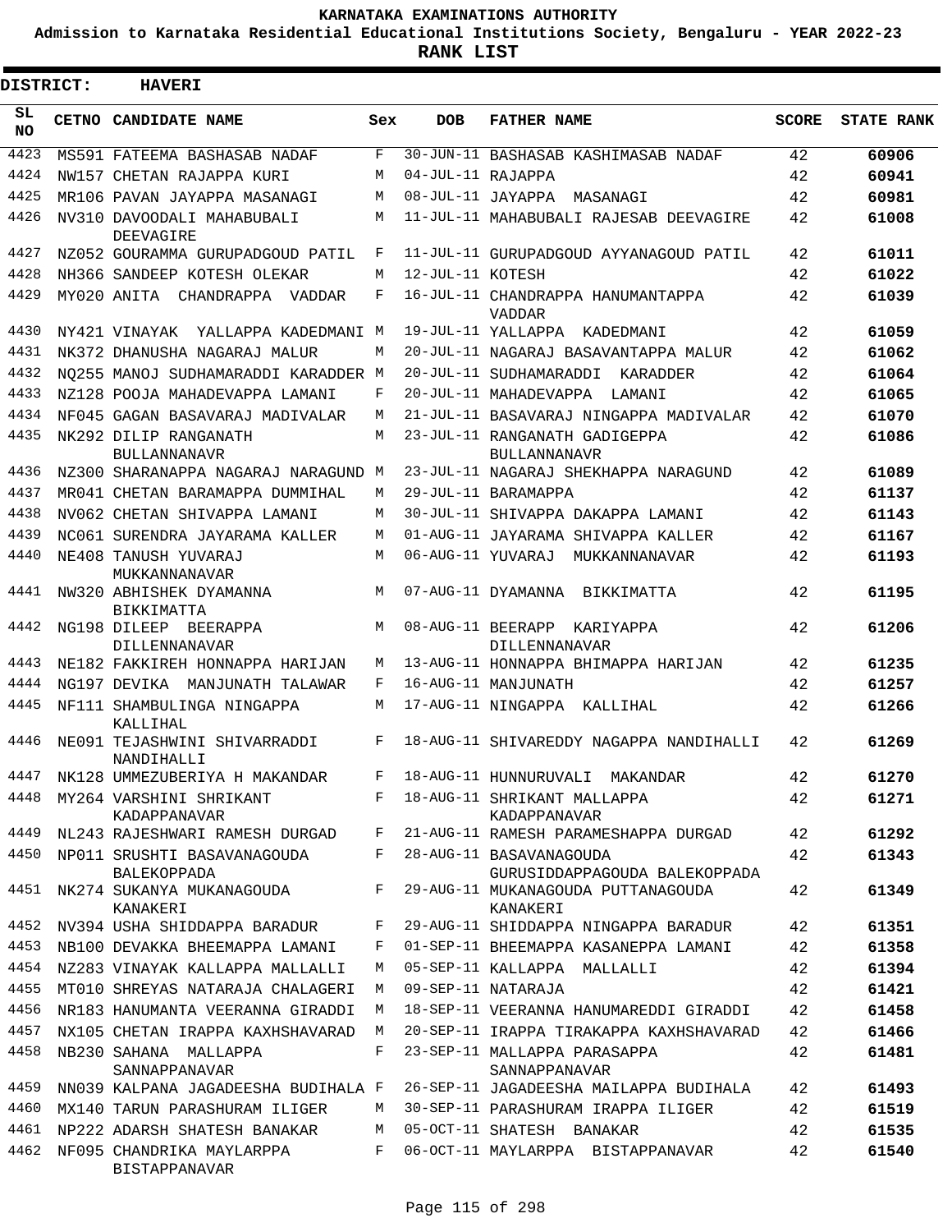# KARNATAKA EXAMINATIONS AUTHORITY

**Admission to Karnataka Residential Educational Institutions Society, Bengaluru - YEAR 2022-23**

**RANK LIST**

**DISTRICT: HAVERI**

| SL NO | CETNO | CANDIDATE NAME | Sex | DOB | FATHER NAME | SCORE | STATE RANK |
|---|---|---|---|---|---|---|---|
| 4423 | MS591 | FATEEMA BASHASAB NADAF | F | 30-JUN-11 | BASHASAB KASHIMASAB NADAF | 42 | 60906 |
| 4424 | NW157 | CHETAN RAJAPPA KURI | M | 04-JUL-11 | RAJAPPA | 42 | 60941 |
| 4425 | MR106 | PAVAN JAYAPPA MASANAGI | M | 08-JUL-11 | JAYAPPA MASANAGI | 42 | 60981 |
| 4426 | NV310 | DAVOODALI MAHABUBALI DEEVAGIRE | M | 11-JUL-11 | MAHABUBALI RAJESAB DEEVAGIRE | 42 | 61008 |
| 4427 | NZ052 | GOURAMMA GURUPADGOUD PATIL | F | 11-JUL-11 | GURUPADGOUD AYYANAGOUD PATIL | 42 | 61011 |
| 4428 | NH366 | SANDEEP KOTESH OLEKAR | M | 12-JUL-11 | KOTESH | 42 | 61022 |
| 4429 | MY020 | ANITA CHANDRAPPA VADDAR | F | 16-JUL-11 | CHANDRAPPA HANUMANTAPPA VADDAR | 42 | 61039 |
| 4430 | NY421 | VINAYAK YALLAPPA KADEDMANI | M | 19-JUL-11 | YALLAPPA KADEDMANI | 42 | 61059 |
| 4431 | NK372 | DHANUSHA NAGARAJ MALUR | M | 20-JUL-11 | NAGARAJ BASAVANTAPPA MALUR | 42 | 61062 |
| 4432 | NQ255 | MANOJ SUDHAMARADDI KARADDER | M | 20-JUL-11 | SUDHAMARADDI KARADDER | 42 | 61064 |
| 4433 | NZ128 | POOJA MAHADEVAPPA LAMANI | F | 20-JUL-11 | MAHADEVAPPA LAMANI | 42 | 61065 |
| 4434 | NF045 | GAGAN BASAVARAJ MADIVALAR | M | 21-JUL-11 | BASAVARAJ NINGAPPA MADIVALAR | 42 | 61070 |
| 4435 | NK292 | DILIP RANGANATH BULLANNANAVR | M | 23-JUL-11 | RANGANATH GADIGEPPA BULLANNANAVR | 42 | 61086 |
| 4436 | NZ300 | SHARANAPPA NAGARAJ NARAGUND | M | 23-JUL-11 | NAGARAJ SHEKHAPPA NARAGUND | 42 | 61089 |
| 4437 | MR041 | CHETAN BARAMAPPA DUMMIHAL | M | 29-JUL-11 | BARAMAPPA | 42 | 61137 |
| 4438 | NV062 | CHETAN SHIVAPPA LAMANI | M | 30-JUL-11 | SHIVAPPA DAKAPPA LAMANI | 42 | 61143 |
| 4439 | NC061 | SURENDRA JAYARAMA KALLER | M | 01-AUG-11 | JAYARAMA SHIVAPPA KALLER | 42 | 61167 |
| 4440 | NE408 | TANUSH YUVARAJ MUKKANNANAVAR | M | 06-AUG-11 | YUVARAJ MUKKANNANAVAR | 42 | 61193 |
| 4441 | NW320 | ABHISHEK DYAMANNA BIKKIMATTA | M | 07-AUG-11 | DYAMANNA BIKKIMATTA | 42 | 61195 |
| 4442 | NG198 | DILEEP BEERAPPA DILLENNANAVAR | M | 08-AUG-11 | BEERAPP KARIYAPPA DILLENNANAVAR | 42 | 61206 |
| 4443 | NE182 | FAKKIREH HONNAPPA HARIJAN | M | 13-AUG-11 | HONNAPPA BHIMAPPA HARIJAN | 42 | 61235 |
| 4444 | NG197 | DEVIKA MANJUNATH TALAWAR | F | 16-AUG-11 | MANJUNATH | 42 | 61257 |
| 4445 | NF111 | SHAMBULINGA NINGAPPA KALLIHAL | M | 17-AUG-11 | NINGAPPA KALLIHAL | 42 | 61266 |
| 4446 | NE091 | TEJASHWINI SHIVARRADDI NANDIHALLI | F | 18-AUG-11 | SHIVAREDDY NAGAPPA NANDIHALLI | 42 | 61269 |
| 4447 | NK128 | UMMEZUBERIYA H MAKANDAR | F | 18-AUG-11 | HUNNURUVALI MAKANDAR | 42 | 61270 |
| 4448 | MY264 | VARSHINI SHRIKANT KADAPPANAVAR | F | 18-AUG-11 | SHRIKANT MALLAPPA KADAPPANAVAR | 42 | 61271 |
| 4449 | NL243 | RAJESHWARI RAMESH DURGAD | F | 21-AUG-11 | RAMESH PARAMESHAPPA DURGAD | 42 | 61292 |
| 4450 | NP011 | SRUSHTI BASAVANAGOUDA BALEKOPPADA | F | 28-AUG-11 | BASAVANAGOUDA GURUSIDDAPPAGOUDA BALEKOPPADA | 42 | 61343 |
| 4451 | NK274 | SUKANYA MUKANAGOUDA KANAKERI | F | 29-AUG-11 | MUKANAGOUDA PUTTANAGOUDA KANAKERI | 42 | 61349 |
| 4452 | NV394 | USHA SHIDDAPPA BARADUR | F | 29-AUG-11 | SHIDDAPPA NINGAPPA BARADUR | 42 | 61351 |
| 4453 | NB100 | DEVAKKA BHEEMAPPA LAMANI | F | 01-SEP-11 | BHEEMAPPA KASANEPPA LAMANI | 42 | 61358 |
| 4454 | NZ283 | VINAYAK KALLAPPA MALLALLI | M | 05-SEP-11 | KALLAPPA MALLALLI | 42 | 61394 |
| 4455 | MT010 | SHREYAS NATARAJA CHALAGERI | M | 09-SEP-11 | NATARAJA | 42 | 61421 |
| 4456 | NR183 | HANUMANTA VEERANNA GIRADDI | M | 18-SEP-11 | VEERANNA HANUMAREDDI GIRADDI | 42 | 61458 |
| 4457 | NX105 | CHETAN IRAPPA KAXHSHAVARAD | M | 20-SEP-11 | IRAPPA TIRAKAPPA KAXHSHAVARAD | 42 | 61466 |
| 4458 | NB230 | SAHANA MALLAPPA SANNAPPANAVAR | F | 23-SEP-11 | MALLAPPA PARASAPPA SANNAPPANAVAR | 42 | 61481 |
| 4459 | NN039 | KALPANA JAGADEESHA BUDIHALA | F | 26-SEP-11 | JAGADEESHA MAILAPPA BUDIHALA | 42 | 61493 |
| 4460 | MX140 | TARUN PARASHURAM ILIGER | M | 30-SEP-11 | PARASHURAM IRAPPA ILIGER | 42 | 61519 |
| 4461 | NP222 | ADARSH SHATESH BANAKAR | M | 05-OCT-11 | SHATESH BANAKAR | 42 | 61535 |
| 4462 | NF095 | CHANDRIKA MAYLARPPA BISTAPPANAVAR | F | 06-OCT-11 | MAYLARPPA BISTAPPANAVAR | 42 | 61540 |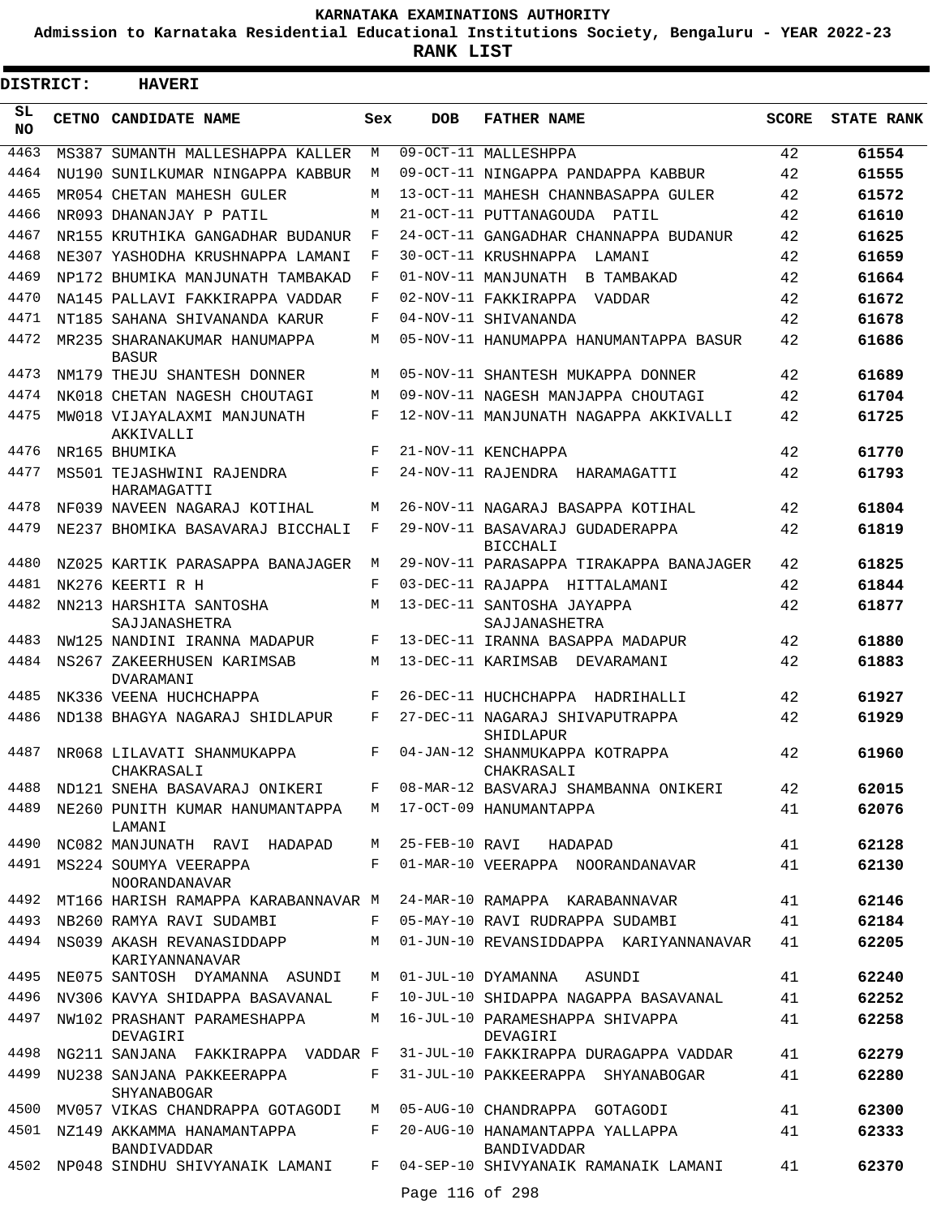# KARNATAKA EXAMINATIONS AUTHORITY

**Admission to Karnataka Residential Educational Institutions Society, Bengaluru - YEAR 2022-23**

**RANK LIST**

**DISTRICT: HAVERI**

| SL NO | CETNO | CANDIDATE NAME | Sex | DOB | FATHER NAME | SCORE | STATE RANK |
|---|---|---|---|---|---|---|---|
| 4463 | MS387 | SUMANTH MALLESHAPPA KALLER | M | 09-OCT-11 | MALLESHPPA | 42 | 61554 |
| 4464 | NU190 | SUNILKUMAR NINGAPPA KABBUR | M | 09-OCT-11 | NINGAPPA PANDAPPA KABBUR | 42 | 61555 |
| 4465 | MR054 | CHETAN MAHESH GULER | M | 13-OCT-11 | MAHESH CHANNBASAPPA GULER | 42 | 61572 |
| 4466 | NR093 | DHANANJAY P PATIL | M | 21-OCT-11 | PUTTANAGOUDA PATIL | 42 | 61610 |
| 4467 | NR155 | KRUTHIKA GANGADHAR BUDANUR | F | 24-OCT-11 | GANGADHAR CHANNAPPA BUDANUR | 42 | 61625 |
| 4468 | NE307 | YASHODHA KRUSHNAPPA LAMANI | F | 30-OCT-11 | KRUSHNAPPA LAMANI | 42 | 61659 |
| 4469 | NP172 | BHUMIKA MANJUNATH TAMBAKAD | F | 01-NOV-11 | MANJUNATH B TAMBAKAD | 42 | 61664 |
| 4470 | NA145 | PALLAVI FAKKIRAPPA VADDAR | F | 02-NOV-11 | FAKKIRAPPA VADDAR | 42 | 61672 |
| 4471 | NT185 | SAHANA SHIVANANDA KARUR | F | 04-NOV-11 | SHIVANANDA | 42 | 61678 |
| 4472 | MR235 | SHARANAKUMAR HANUMAPPA BASUR | M | 05-NOV-11 | HANUMAPPA HANUMANTAPPA BASUR | 42 | 61686 |
| 4473 | NM179 | THEJU SHANTESH DONNER | M | 05-NOV-11 | SHANTESH MUKAPPA DONNER | 42 | 61689 |
| 4474 | NK018 | CHETAN NAGESH CHOUTAGI | M | 09-NOV-11 | NAGESH MANJAPPA CHOUTAGI | 42 | 61704 |
| 4475 | MW018 | VIJAYALAXMI MANJUNATH AKKIVALLI | F | 12-NOV-11 | MANJUNATH NAGAPPA AKKIVALLI | 42 | 61725 |
| 4476 | NR165 | BHUMIKA | F | 21-NOV-11 | KENCHAPPA | 42 | 61770 |
| 4477 | MS501 | TEJASHWINI RAJENDRA HARAMAGATTI | F | 24-NOV-11 | RAJENDRA HARAMAGATTI | 42 | 61793 |
| 4478 | NF039 | NAVEEN NAGARAJ KOTIHAL | M | 26-NOV-11 | NAGARAJ BASAPPA KOTIHAL | 42 | 61804 |
| 4479 | NE237 | BHOMIKA BASAVARAJ BICCHALI | F | 29-NOV-11 | BASAVARAJ GUDADERAPPA BICCHALI | 42 | 61819 |
| 4480 | NZ025 | KARTIK PARASAPPA BANAJAGER | M | 29-NOV-11 | PARASAPPA TIRAKAPPA BANAJAGER | 42 | 61825 |
| 4481 | NK276 | KEERTI R H | F | 03-DEC-11 | RAJAPPA HITTALAMANI | 42 | 61844 |
| 4482 | NN213 | HARSHITA SANTOSHA SAJJANASHETRA | M | 13-DEC-11 | SANTOSHA JAYAPPA SAJJANASHETRA | 42 | 61877 |
| 4483 | NW125 | NANDINI IRANNA MADAPUR | F | 13-DEC-11 | IRANNA BASAPPA MADAPUR | 42 | 61880 |
| 4484 | NS267 | ZAKEERHUSEN KARIMSAB DVARAMANI | M | 13-DEC-11 | KARIMSAB DEVARAMANI | 42 | 61883 |
| 4485 | NK336 | VEENA HUCHCHAPPA | F | 26-DEC-11 | HUCHCHAPPA HADRIHALLI | 42 | 61927 |
| 4486 | ND138 | BHAGYA NAGARAJ SHIDLAPUR | F | 27-DEC-11 | NAGARAJ SHIVAPUTRAPPA SHIDLAPUR | 42 | 61929 |
| 4487 | NR068 | LILAVATI SHANMUKAPPA CHAKRASALI | F | 04-JAN-12 | SHANMUKAPPA KOTRAPPA CHAKRASALI | 42 | 61960 |
| 4488 | ND121 | SNEHA BASAVARAJ ONIKERI | F | 08-MAR-12 | BASVARAJ SHAMBANNA ONIKERI | 42 | 62015 |
| 4489 | NE260 | PUNITH KUMAR HANUMANTAPPA LAMANI | M | 17-OCT-09 | HANUMANTAPPA | 41 | 62076 |
| 4490 | NC082 | MANJUNATH RAVI HADAPAD | M | 25-FEB-10 | RAVI HADAPAD | 41 | 62128 |
| 4491 | MS224 | SOUMYA VEERAPPA NOORANDANAVAR | F | 01-MAR-10 | VEERAPPA NOORANDANAVAR | 41 | 62130 |
| 4492 | MT166 | HARISH RAMAPPA KARABANNAVAR | M | 24-MAR-10 | RAMAPPA KARABANNAVAR | 41 | 62146 |
| 4493 | NB260 | RAMYA RAVI SUDAMBI | F | 05-MAY-10 | RAVI RUDRAPPA SUDAMBI | 41 | 62184 |
| 4494 | NS039 | AKASH REVANASIDDAPP KARIYANNANAVAR | M | 01-JUN-10 | REVANSIDDAPPA KARIYANNANAVAR | 41 | 62205 |
| 4495 | NE075 | SANTOSH DYAMANNA ASUNDI | M | 01-JUL-10 | DYAMANNA ASUNDI | 41 | 62240 |
| 4496 | NV306 | KAVYA SHIDAPPA BASAVANAL | F | 10-JUL-10 | SHIDAPPA NAGAPPA BASAVANAL | 41 | 62252 |
| 4497 | NW102 | PRASHANT PARAMESHAPPA DEVAGIRI | M | 16-JUL-10 | PARAMESHAPPA SHIVAPPA DEVAGIRI | 41 | 62258 |
| 4498 | NG211 | SANJANA FAKKIRAPPA VADDAR | F | 31-JUL-10 | FAKKIRAPPA DURAGAPPA VADDAR | 41 | 62279 |
| 4499 | NU238 | SANJANA PAKKEERAPPA SHYANABOGAR | F | 31-JUL-10 | PAKKEERAPPA SHYANABOGAR | 41 | 62280 |
| 4500 | MV057 | VIKAS CHANDRAPPA GOTAGODI | M | 05-AUG-10 | CHANDRAPPA GOTAGODI | 41 | 62300 |
| 4501 | NZ149 | AKKAMMA HANAMANTAPPA BANDIVADDAR | F | 20-AUG-10 | HANAMANTAPPA YALLAPPA BANDIVADDAR | 41 | 62333 |
| 4502 | NP048 | SINDHU SHIVYANAIK LAMANI | F | 04-SEP-10 | SHIVYANAIK RAMANAIK LAMANI | 41 | 62370 |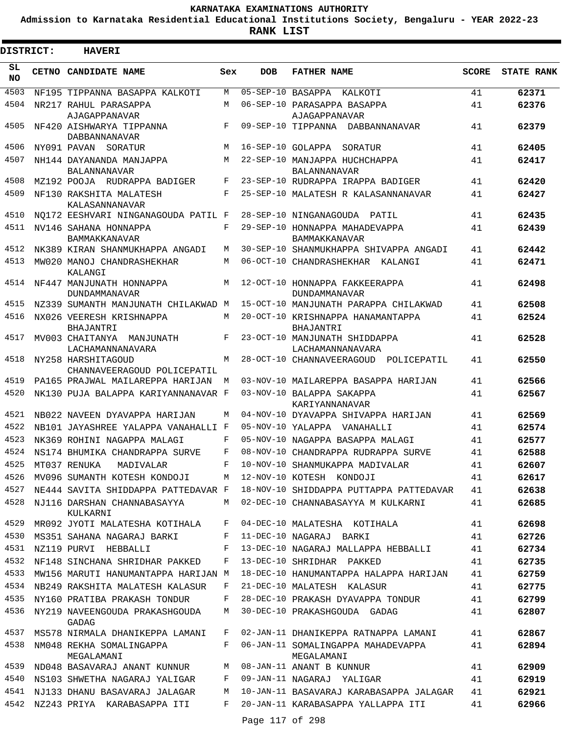# KARNATAKA EXAMINATIONS AUTHORITY

**Admission to Karnataka Residential Educational Institutions Society, Bengaluru - YEAR 2022-23**

**RANK LIST**

**DISTRICT: HAVERI**

| SL NO | CETNO | CANDIDATE NAME | Sex | DOB | FATHER NAME | SCORE | STATE RANK |
|---|---|---|---|---|---|---|---|
| 4503 | NF195 | TIPPANNA BASAPPA KALKOTI | M | 05-SEP-10 | BASAPPA KALKOTI | 41 | 62371 |
| 4504 | NR217 | RAHUL PARASAPPA AJAGAPPANAVAR | M | 06-SEP-10 | PARASAPPA BASAPPA AJAGAPPANAVAR | 41 | 62376 |
| 4505 | NF420 | AISHWARYA TIPPANNA DABBANNANAVAR | F | 09-SEP-10 | TIPPANNA DABBANNANAVAR | 41 | 62379 |
| 4506 | NY091 | PAVAN SORATUR | M | 16-SEP-10 | GOLAPPA SORATUR | 41 | 62405 |
| 4507 | NH144 | DAYANANDA MANJAPPA BALANNANAVAR | M | 22-SEP-10 | MANJAPPA HUCHCHAPPA BALANNANAVAR | 41 | 62417 |
| 4508 | MZ192 | POOJA RUDRAPPA BADIGER | F | 23-SEP-10 | RUDRAPPA IRAPPA BADIGER | 41 | 62420 |
| 4509 | NF130 | RAKSHITA MALATESH KALASANNANAVAR | F | 25-SEP-10 | MALATESH R KALASANNANAVAR | 41 | 62427 |
| 4510 | NQ172 | EESHVARI NINGANAGOUDA PATIL | F | 28-SEP-10 | NINGANAGOUDA PATIL | 41 | 62435 |
| 4511 | NV146 | SAHANA HONNAPPA BAMMAKKANAVAR | F | 29-SEP-10 | HONNAPPA MAHADEVAPPA BAMMAKKANAVAR | 41 | 62439 |
| 4512 | NK389 | KIRAN SHANMUKHAPPA ANGADI | M | 30-SEP-10 | SHANMUKHAPPA SHIVAPPA ANGADI | 41 | 62442 |
| 4513 | MW020 | MANOJ CHANDRASHEKHAR KALANGI | M | 06-OCT-10 | CHANDRASHEKHAR KALANGI | 41 | 62471 |
| 4514 | NF447 | MANJUNATH HONNAPPA DUNDAMMANAVAR | M | 12-OCT-10 | HONNAPPA FAKKEERAPPA DUNDAMMANAVAR | 41 | 62498 |
| 4515 | NZ339 | SUMANTH MANJUNATH CHILAKWAD | M | 15-OCT-10 | MANJUNATH PARAPPA CHILAKWAD | 41 | 62508 |
| 4516 | NX026 | VEERESH KRISHNAPPA BHAJANTRI | M | 20-OCT-10 | KRISHNAPPA HANAMANTAPPA BHAJANTRI | 41 | 62524 |
| 4517 | MV003 | CHAITANYA MANJUNATH LACHAMANNANAVARA | F | 23-OCT-10 | MANJUNATH SHIDDAPPA LACHAMANNANAVARA | 41 | 62528 |
| 4518 | NY258 | HARSHITAGOUD CHANNAVEERAGOUD POLICEPATIL | M | 28-OCT-10 | CHANNAVEERAGOUD POLICEPATIL | 41 | 62550 |
| 4519 | PA165 | PRAJWAL MAILAREPPA HARIJAN | M | 03-NOV-10 | MAILAREPPA BASAPPA HARIJAN | 41 | 62566 |
| 4520 | NK130 | PUJA BALAPPA KARIYANNANAVAR | F | 03-NOV-10 | BALAPPA SAKAPPA KARIYANNANAVAR | 41 | 62567 |
| 4521 | NB022 | NAVEEN DYAVAPPA HARIJAN | M | 04-NOV-10 | DYAVAPPA SHIVAPPA HARIJAN | 41 | 62569 |
| 4522 | NB101 | JAYASHREE YALAPPA VANAHALLI | F | 05-NOV-10 | YALAPPA VANAHALLI | 41 | 62574 |
| 4523 | NK369 | ROHINI NAGAPPA MALAGI | F | 05-NOV-10 | NAGAPPA BASAPPA MALAGI | 41 | 62577 |
| 4524 | NS174 | BHUMIKA CHANDRAPPA SURVE | F | 08-NOV-10 | CHANDRAPPA RUDRAPPA SURVE | 41 | 62588 |
| 4525 | MT037 | RENUKA MADIVALAR | F | 10-NOV-10 | SHANMUKAPPA MADIVALAR | 41 | 62607 |
| 4526 | MV096 | SUMANTH KOTESH KONDOJI | M | 12-NOV-10 | KOTESH KONDOJI | 41 | 62617 |
| 4527 | NE444 | SAVITA SHIDDAPPA PATTEDAVAR | F | 18-NOV-10 | SHIDDAPPA PUTTAPPA PATTEDAVAR | 41 | 62638 |
| 4528 | NJ116 | DARSHAN CHANNABASAYYA KULKARNI | M | 02-DEC-10 | CHANNABASAYYA M KULKARNI | 41 | 62685 |
| 4529 | MR092 | JYOTI MALATESHA KOTIHALA | F | 04-DEC-10 | MALATESHA KOTIHALA | 41 | 62698 |
| 4530 | MS351 | SAHANA NAGARAJ BARKI | F | 11-DEC-10 | NAGARAJ BARKI | 41 | 62726 |
| 4531 | NZ119 | PURVI HEBBALLI | F | 13-DEC-10 | NAGARAJ MALLAPPA HEBBALLI | 41 | 62734 |
| 4532 | NF148 | SINCHANA SHRIDHAR PAKKED | F | 13-DEC-10 | SHRIDHAR PAKKED | 41 | 62735 |
| 4533 | MW156 | MARUTI HANUMANTAPPA HARIJAN | M | 18-DEC-10 | HANUMANTAPPA HALAPPA HARIJAN | 41 | 62759 |
| 4534 | NB249 | RAKSHITA MALATESH KALASUR | F | 21-DEC-10 | MALATESH KALASUR | 41 | 62775 |
| 4535 | NY160 | PRATIBA PRAKASH TONDUR | F | 28-DEC-10 | PRAKASH DYAVAPPA TONDUR | 41 | 62799 |
| 4536 | NY219 | NAVEENGOUDA PRAKASHGOUDA GADAG | M | 30-DEC-10 | PRAKASHGOUDA GADAG | 41 | 62807 |
| 4537 | MS578 | NIRMALA DHANIKEPPA LAMANI | F | 02-JAN-11 | DHANIKEPPA RATNAPPA LAMANI | 41 | 62867 |
| 4538 | NM048 | REKHA SOMALINGAPPA MEGALAMANI | F | 06-JAN-11 | SOMALINGAPPA MAHADEVAPPA MEGALAMANI | 41 | 62894 |
| 4539 | ND048 | BASAVARAJ ANANT KUNNUR | M | 08-JAN-11 | ANANT B KUNNUR | 41 | 62909 |
| 4540 | NS103 | SHWETHA NAGARAJ YALIGAR | F | 09-JAN-11 | NAGARAJ YALIGAR | 41 | 62919 |
| 4541 | NJ133 | DHANU BASAVARAJ JALAGAR | M | 10-JAN-11 | BASAVARAJ KARABASAPPA JALAGAR | 41 | 62921 |
| 4542 | NZ243 | PRIYA KARABASAPPA ITI | F | 20-JAN-11 | KARABASAPPA YALLAPPA ITI | 41 | 62966 |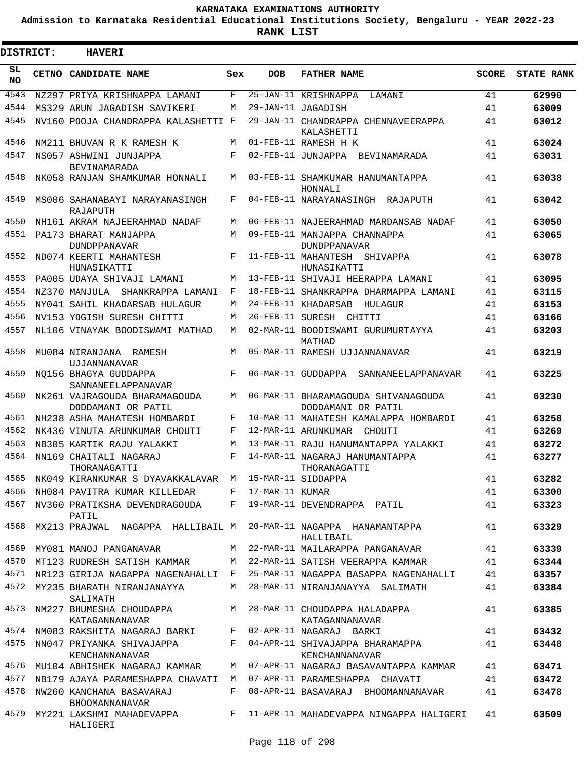**KARNATAKA EXAMINATIONS AUTHORITY**

**Admission to Karnataka Residential Educational Institutions Society, Bengaluru - YEAR 2022-23**

**RANK LIST**

**DISTRICT: HAVERI**

| SL NO | CETNO | CANDIDATE NAME | Sex | DOB | FATHER NAME | SCORE | STATE RANK |
|---|---|---|---|---|---|---|---|
| 4543 | NZ297 | PRIYA KRISHNAPPA LAMANI | F | 25-JAN-11 | KRISHNAPPA LAMANI | 41 | 62990 |
| 4544 | MS329 | ARUN JAGADISH SAVIKERI | M | 29-JAN-11 | JAGADISH | 41 | 63009 |
| 4545 | NV160 | POOJA CHANDRAPPA KALASHETTI | F | 29-JAN-11 | CHANDRAPPA CHENNAVEERAPPA KALASHETTI | 41 | 63012 |
| 4546 | NM211 | BHUVAN R K RAMESH K | M | 01-FEB-11 | RAMESH H K | 41 | 63024 |
| 4547 | NS057 | ASHWINI JUNJAPPA BEVINAMARADA | F | 02-FEB-11 | JUNJAPPA BEVINAMARADA | 41 | 63031 |
| 4548 | NK058 | RANJAN SHAMKUMAR HONNALI | M | 03-FEB-11 | SHAMKUMAR HANUMANTAPPA HONNALI | 41 | 63038 |
| 4549 | MS006 | SAHANABAYI NARAYANASINGH RAJAPUTH | F | 04-FEB-11 | NARAYANASINGH RAJAPUTH | 41 | 63042 |
| 4550 | NH161 | AKRAM NAJEERAHMAD NADAF | M | 06-FEB-11 | NAJEERAHMAD MARDANSAB NADAF | 41 | 63050 |
| 4551 | PA173 | BHARAT MANJAPPA DUNDPPANAVAR | M | 09-FEB-11 | MANJAPPA CHANNAPPA DUNDPPANAVAR | 41 | 63065 |
| 4552 | ND074 | KEERTI MAHANTESH HUNASIKATTI | F | 11-FEB-11 | MAHANTESH SHIVAPPA HUNASIKATTI | 41 | 63078 |
| 4553 | PA005 | UDAYA SHIVAJI LAMANI | M | 13-FEB-11 | SHIVAJI HEERAPPA LAMANI | 41 | 63095 |
| 4554 | NZ370 | MANJULA SHANKRAPPA LAMANI | F | 18-FEB-11 | SHANKRAPPA DHARMAPPA LAMANI | 41 | 63115 |
| 4555 | NY041 | SAHIL KHADARSAB HULAGUR | M | 24-FEB-11 | KHADARSAB HULAGUR | 41 | 63153 |
| 4556 | NV153 | YOGISH SURESH CHITTI | M | 26-FEB-11 | SURESH CHITTI | 41 | 63166 |
| 4557 | NL106 | VINAYAK BOODISWAMI MATHAD | M | 02-MAR-11 | BOODISWAMI GURUMURTAYYA MATHAD | 41 | 63203 |
| 4558 | MU084 | NIRANJANA RAMESH UJJANNANAVAR | M | 05-MAR-11 | RAMESH UJJANNANAVAR | 41 | 63219 |
| 4559 | NQ156 | BHAGYA GUDDAPPA SANNANEELAPPANAVAR | F | 06-MAR-11 | GUDDAPPA SANNANEELAPPANAVAR | 41 | 63225 |
| 4560 | NK261 | VAJRAGOUDA BHARAMAGOUDA DODDAMANI OR PATIL | M | 06-MAR-11 | BHARAMAGOUDA SHIVANAGOUDA DODDAMANI OR PATIL | 41 | 63230 |
| 4561 | NH238 | ASHA MAHATESH HOMBARDI | F | 10-MAR-11 | MAHATESH KAMALAPPA HOMBARDI | 41 | 63258 |
| 4562 | NK436 | VINUTA ARUNKUMAR CHOUTI | F | 12-MAR-11 | ARUNKUMAR CHOUTI | 41 | 63269 |
| 4563 | NB305 | KARTIK RAJU YALAKKI | M | 13-MAR-11 | RAJU HANUMANTAPPA YALAKKI | 41 | 63272 |
| 4564 | NN169 | CHAITALI NAGARAJ THORANAGATTI | F | 14-MAR-11 | NAGARAJ HANUMANTAPPA THORANAGATTI | 41 | 63277 |
| 4565 | NK049 | KIRANKUMAR S DYAVAKKALAVAR | M | 15-MAR-11 | SIDDAPPA | 41 | 63282 |
| 4566 | NH084 | PAVITRA KUMAR KILLEDAR | F | 17-MAR-11 | KUMAR | 41 | 63300 |
| 4567 | NV360 | PRATIKSHA DEVENDRAGOUDA PATIL | F | 19-MAR-11 | DEVENDRAPPA PATIL | 41 | 63323 |
| 4568 | MX213 | PRAJWAL NAGAPPA HALLIBAIL | M | 20-MAR-11 | NAGAPPA HANAMANTAPPA HALLIBAIL | 41 | 63329 |
| 4569 | MY081 | MANOJ PANGANAVAR | M | 22-MAR-11 | MAILARAPPA PANGANAVAR | 41 | 63339 |
| 4570 | MT123 | RUDRESH SATISH KAMMAR | M | 22-MAR-11 | SATISH VEERAPPA KAMMAR | 41 | 63344 |
| 4571 | NR123 | GIRIJA NAGAPPA NAGENAHALLI | F | 25-MAR-11 | NAGAPPA BASAPPA NAGENAHALLI | 41 | 63357 |
| 4572 | MY235 | BHARATH NIRANJANAYYA SALIMATH | M | 28-MAR-11 | NIRANJANAYYA SALIMATH | 41 | 63384 |
| 4573 | NM227 | BHUMESHA CHOUDAPPA KATAGANNANAVAR | M | 28-MAR-11 | CHOUDAPPA HALADAPPA KATAGANNANAVAR | 41 | 63385 |
| 4574 | NM083 | RAKSHITA NAGARAJ BARKI | F | 02-APR-11 | NAGARAJ BARKI | 41 | 63432 |
| 4575 | NN047 | PRIYANKA SHIVAJAPPA KENCHANNANAVAR | F | 04-APR-11 | SHIVAJAPPA BHARAMAPPA KENCHANNANAVAR | 41 | 63448 |
| 4576 | MU104 | ABHISHEK NAGARAJ KAMMAR | M | 07-APR-11 | NAGARAJ BASAVANTAPPA KAMMAR | 41 | 63471 |
| 4577 | NB179 | AJAYA PARAMESHAPPA CHAVATI | M | 07-APR-11 | PARAMESHAPPA CHAVATI | 41 | 63472 |
| 4578 | NW260 | KANCHANA BASAVARAJ BHOOMANNANAVAR | F | 08-APR-11 | BASAVARAJ BHOOMANNANAVAR | 41 | 63478 |
| 4579 | MY221 | LAKSHMI MAHADEVAPPA HALIGERI | F | 11-APR-11 | MAHADEVAPPA NINGAPPA HALIGERI | 41 | 63509 |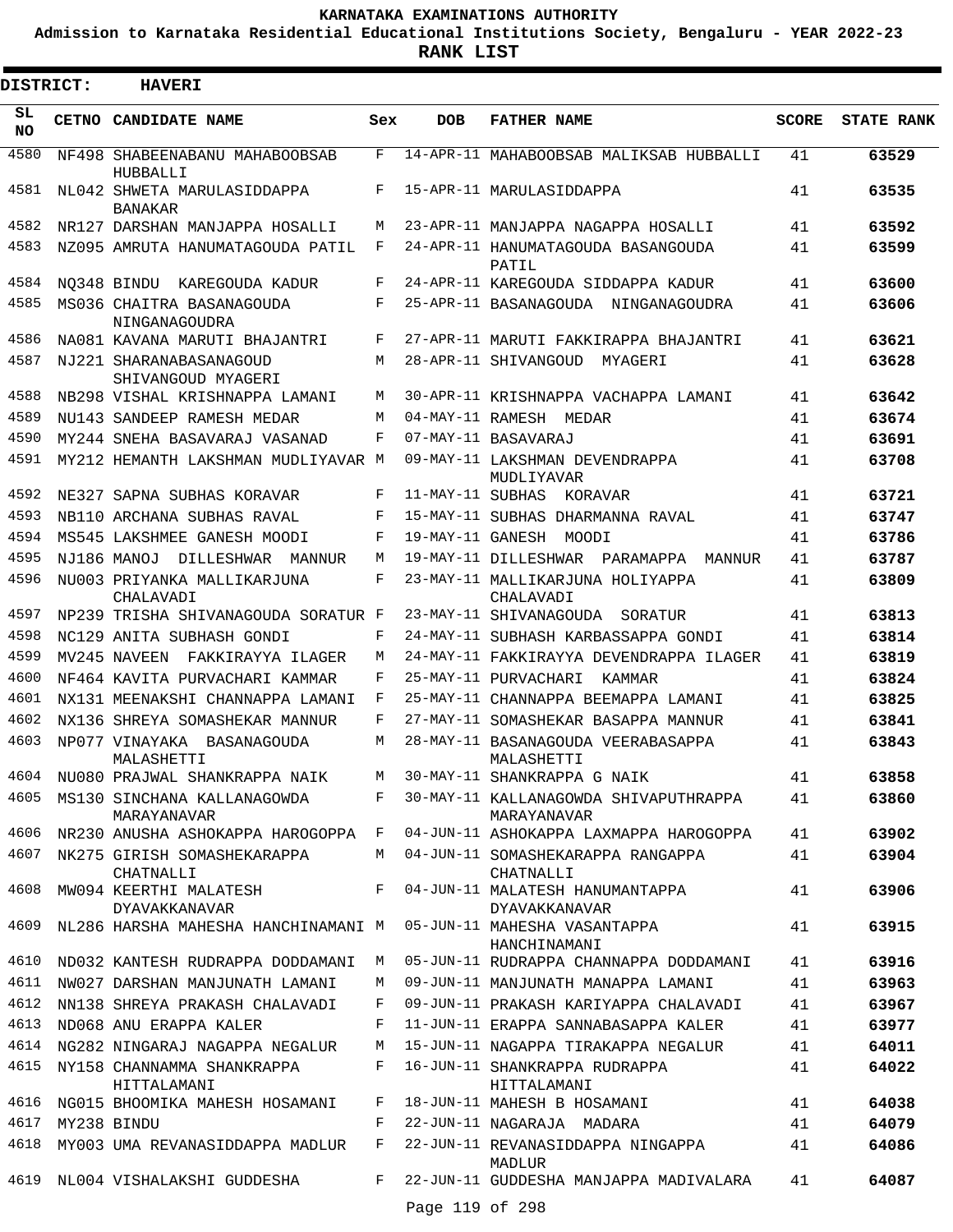KARNATAKA EXAMINATIONS AUTHORITY

Admission to Karnataka Residential Educational Institutions Society, Bengaluru - YEAR 2022-23

**RANK LIST**

**DISTRICT: HAVERI**

| SL NO | CETNO | CANDIDATE NAME | Sex | DOB | FATHER NAME | SCORE | STATE RANK |
|---|---|---|---|---|---|---|---|
| 4580 | NF498 | SHABEENABANU MAHABOOBSAB HUBBALLI | F | 14-APR-11 | MAHABOOBSAB MALIKSAB HUBBALLI | 41 | **63529** |
| 4581 | NL042 | SHWETA MARULASIDDAPPA BANAKAR | F | 15-APR-11 | MARULASIDDAPPA | 41 | **63535** |
| 4582 | NR127 | DARSHAN MANJAPPA HOSALLI | M | 23-APR-11 | MANJAPPA NAGAPPA HOSALLI | 41 | **63592** |
| 4583 | NZ095 | AMRUTA HANUMATAGOUDA PATIL | F | 24-APR-11 | HANUMATAGOUDA BASANGOUDA PATIL | 41 | **63599** |
| 4584 | NQ348 | BINDU KAREGOUDA KADUR | F | 24-APR-11 | KAREGOUDA SIDDAPPA KADUR | 41 | **63600** |
| 4585 | MS036 | CHAITRA BASANAGOUDA NINGANAGOUDRA | F | 25-APR-11 | BASANAGOUDA NINGANAGOUDRA | 41 | **63606** |
| 4586 | NA081 | KAVANA MARUTI BHAJANTRI | F | 27-APR-11 | MARUTI FAKKIRAPPA BHAJANTRI | 41 | **63621** |
| 4587 | NJ221 | SHARANABASANAGOUD SHIVANGOUD MYAGERI | M | 28-APR-11 | SHIVANGOUD MYAGERI | 41 | **63628** |
| 4588 | NB298 | VISHAL KRISHNAPPA LAMANI | M | 30-APR-11 | KRISHNAPPA VACHAPPA LAMANI | 41 | **63642** |
| 4589 | NU143 | SANDEEP RAMESH MEDAR | M | 04-MAY-11 | RAMESH MEDAR | 41 | **63674** |
| 4590 | MY244 | SNEHA BASAVARAJ VASANAD | F | 07-MAY-11 | BASAVARAJ | 41 | **63691** |
| 4591 | MY212 | HEMANTH LAKSHMAN MUDLIYAVAR | M | 09-MAY-11 | LAKSHMAN DEVENDRAPPA MUDLIYAVAR | 41 | **63708** |
| 4592 | NE327 | SAPNA SUBHAS KORAVAR | F | 11-MAY-11 | SUBHAS KORAVAR | 41 | **63721** |
| 4593 | NB110 | ARCHANA SUBHAS RAVAL | F | 15-MAY-11 | SUBHAS DHARMANNA RAVAL | 41 | **63747** |
| 4594 | MS545 | LAKSHMEE GANESH MOODI | F | 19-MAY-11 | GANESH MOODI | 41 | **63786** |
| 4595 | NJ186 | MANOJ DILLESHWAR MANNUR | M | 19-MAY-11 | DILLESHWAR PARAMAPPA MANNUR | 41 | **63787** |
| 4596 | NU003 | PRIYANKA MALLIKARJUNA CHALAVADI | F | 23-MAY-11 | MALLIKARJUNA HOLIYAPPA CHALAVADI | 41 | **63809** |
| 4597 | NP239 | TRISHA SHIVANAGOUDA SORATUR | F | 23-MAY-11 | SHIVANAGOUDA SORATUR | 41 | **63813** |
| 4598 | NC129 | ANITA SUBHASH GONDI | F | 24-MAY-11 | SUBHASH KARBASSAPPA GONDI | 41 | **63814** |
| 4599 | MV245 | NAVEEN FAKKIRAYYA ILAGER | M | 24-MAY-11 | FAKKIRAYYA DEVENDRAPPA ILAGER | 41 | **63819** |
| 4600 | NF464 | KAVITA PURVACHARI KAMMAR | F | 25-MAY-11 | PURVACHARI KAMMAR | 41 | **63824** |
| 4601 | NX131 | MEENAKSHI CHANNAPPA LAMANI | F | 25-MAY-11 | CHANNAPPA BEEMAPPA LAMANI | 41 | **63825** |
| 4602 | NX136 | SHREYA SOMASHEKAR MANNUR | F | 27-MAY-11 | SOMASHEKAR BASAPPA MANNUR | 41 | **63841** |
| 4603 | NP077 | VINAYAKA BASANAGOUDA MALASHETTI | M | 28-MAY-11 | BASANAGOUDA VEERABASAPPA MALASHETTI | 41 | **63843** |
| 4604 | NU080 | PRAJWAL SHANKRAPPA NAIK | M | 30-MAY-11 | SHANKRAPPA G NAIK | 41 | **63858** |
| 4605 | MS130 | SINCHANA KALLANAGOWDA MARAYANAVAR | F | 30-MAY-11 | KALLANAGOWDA SHIVAPUTHRAPPA MARAYANAVAR | 41 | **63860** |
| 4606 | NR230 | ANUSHA ASHOKAPPA HAROGOPPA | F | 04-JUN-11 | ASHOKAPPA LAXMAPPA HAROGOPPA | 41 | **63902** |
| 4607 | NK275 | GIRISH SOMASHEKARAPPA CHATNALLI | M | 04-JUN-11 | SOMASHEKARAPPA RANGAPPA CHATNALLI | 41 | **63904** |
| 4608 | MW094 | KEERTHI MALATESH DYAVAKKANAVAR | F | 04-JUN-11 | MALATESH HANUMANTAPPA DYAVAKKANAVAR | 41 | **63906** |
| 4609 | NL286 | HARSHA MAHESHA HANCHINAMANI | M | 05-JUN-11 | MAHESHA VASANTAPPA HANCHINAMANI | 41 | **63915** |
| 4610 | ND032 | KANTESH RUDRAPPA DODDAMANI | M | 05-JUN-11 | RUDRAPPA CHANNAPPA DODDAMANI | 41 | **63916** |
| 4611 | NW027 | DARSHAN MANJUNATH LAMANI | M | 09-JUN-11 | MANJUNATH MANAPPA LAMANI | 41 | **63963** |
| 4612 | NN138 | SHREYA PRAKASH CHALAVADI | F | 09-JUN-11 | PRAKASH KARIYAPPA CHALAVADI | 41 | **63967** |
| 4613 | ND068 | ANU ERAPPA KALER | F | 11-JUN-11 | ERAPPA SANNABASAPPA KALER | 41 | **63977** |
| 4614 | NG282 | NINGARAJ NAGAPPA NEGALUR | M | 15-JUN-11 | NAGAPPA TIRAKAPPA NEGALUR | 41 | **64011** |
| 4615 | NY158 | CHANNAMMA SHANKRAPPA HITTALAMANI | F | 16-JUN-11 | SHANKRAPPA RUDRAPPA HITTALAMANI | 41 | **64022** |
| 4616 | NG015 | BHOOMIKA MAHESH HOSAMANI | F | 18-JUN-11 | MAHESH B HOSAMANI | 41 | **64038** |
| 4617 | MY238 | BINDU | F | 22-JUN-11 | NAGARAJA MADARA | 41 | **64079** |
| 4618 | MY003 | UMA REVANASIDDAPPA MADLUR | F | 22-JUN-11 | REVANASIDDAPPA NINGAPPA MADLUR | 41 | **64086** |
| 4619 | NL004 | VISHALAKSHI GUDDESHA | F | 22-JUN-11 | GUDDESHA MANJAPPA MADIVALARA | 41 | **64087** |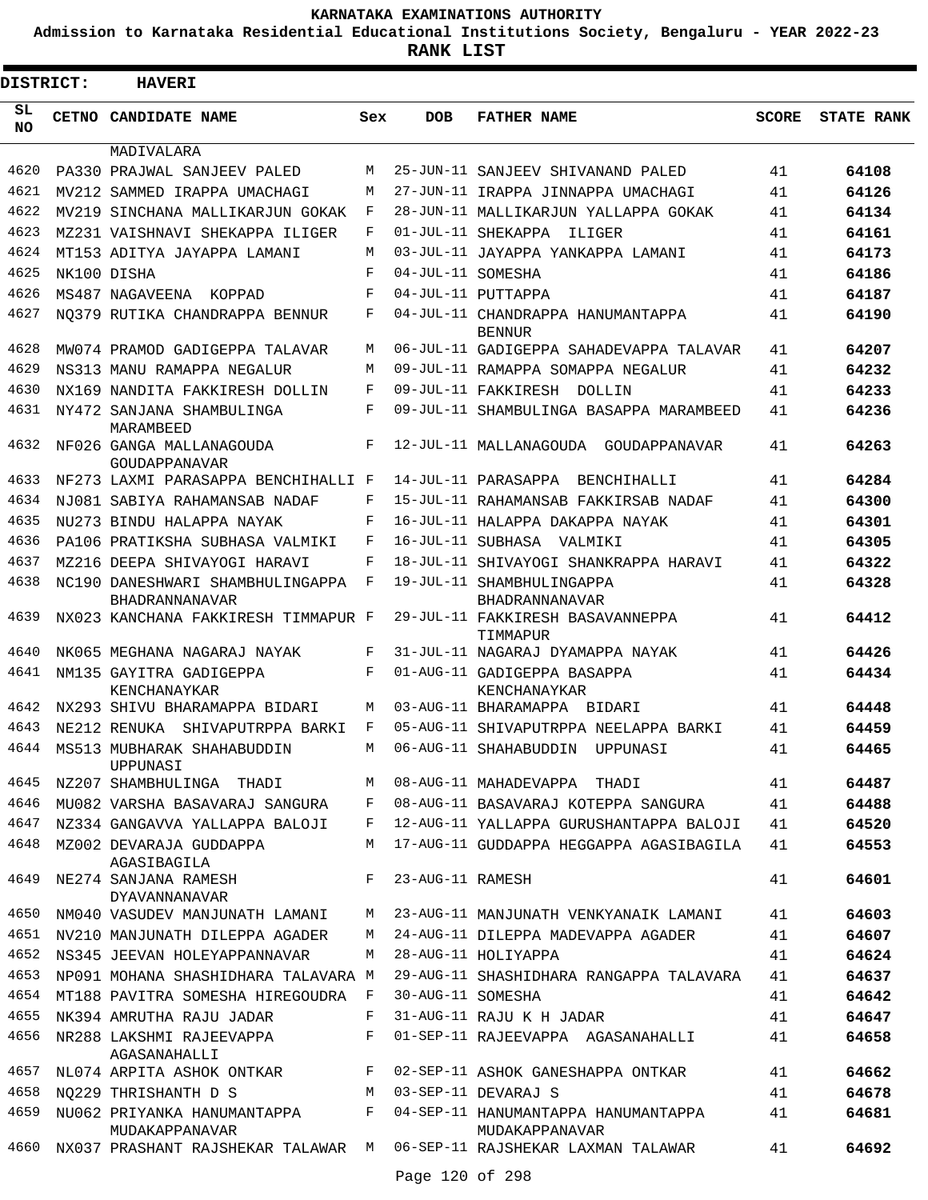# KARNATAKA EXAMINATIONS AUTHORITY

**Admission to Karnataka Residential Educational Institutions Society, Bengaluru - YEAR 2022-23**

**RANK LIST**

**DISTRICT: HAVERI**

| SL NO | CETNO | CANDIDATE NAME | Sex | DOB | FATHER NAME | SCORE | STATE RANK |
|---|---|---|---|---|---|---|---|
| | | MADIVALARA | | | | | |
| 4620 | PA330 | PRAJWAL SANJEEV PALED | M | 25-JUN-11 | SANJEEV SHIVANAND PALED | 41 | 64108 |
| 4621 | MV212 | SAMMED IRAPPA UMACHAGI | M | 27-JUN-11 | IRAPPA JINNAPPA UMACHAGI | 41 | 64126 |
| 4622 | MV219 | SINCHANA MALLIKARJUN GOKAK | F | 28-JUN-11 | MALLIKARJUN YALLAPPA GOKAK | 41 | 64134 |
| 4623 | MZ231 | VAISHNAVI SHEKAPPA ILIGER | F | 01-JUL-11 | SHEKAPPA ILIGER | 41 | 64161 |
| 4624 | MT153 | ADITYA JAYAPPA LAMANI | M | 03-JUL-11 | JAYAPPA YANKAPPA LAMANI | 41 | 64173 |
| 4625 | NK100 | DISHA | F | 04-JUL-11 | SOMESHA | 41 | 64186 |
| 4626 | MS487 | NAGAVEENA KOPPAD | F | 04-JUL-11 | PUTTAPPA | 41 | 64187 |
| 4627 | NQ379 | RUTIKA CHANDRAPPA BENNUR | F | 04-JUL-11 | CHANDRAPPA HANUMANTAPPA BENNUR | 41 | 64190 |
| 4628 | MW074 | PRAMOD GADIGEPPA TALAVAR | M | 06-JUL-11 | GADIGEPPA SAHADEVAPPA TALAVAR | 41 | 64207 |
| 4629 | NS313 | MANU RAMAPPA NEGALUR | M | 09-JUL-11 | RAMAPPA SOMAPPA NEGALUR | 41 | 64232 |
| 4630 | NX169 | NANDITA FAKKIRESH DOLLIN | F | 09-JUL-11 | FAKKIRESH DOLLIN | 41 | 64233 |
| 4631 | NY472 | SANJANA SHAMBULINGA MARAMBEED | F | 09-JUL-11 | SHAMBULINGA BASAPPA MARAMBEED | 41 | 64236 |
| 4632 | NF026 | GANGA MALLANAGOUDA GOUDAPPANAVAR | F | 12-JUL-11 | MALLANAGOUDA GOUDAPPANAVAR | 41 | 64263 |
| 4633 | NF273 | LAXMI PARASAPPA BENCHIHALLI | F | 14-JUL-11 | PARASAPPA BENCHIHALLI | 41 | 64284 |
| 4634 | NJ081 | SABIYA RAHAMANSAB NADAF | F | 15-JUL-11 | RAHAMANSAB FAKKIRSAB NADAF | 41 | 64300 |
| 4635 | NU273 | BINDU HALAPPA NAYAK | F | 16-JUL-11 | HALAPPA DAKAPPA NAYAK | 41 | 64301 |
| 4636 | PA106 | PRATIKSHA SUBHASA VALMIKI | F | 16-JUL-11 | SUBHASA VALMIKI | 41 | 64305 |
| 4637 | MZ216 | DEEPA SHIVAYOGI HARAVI | F | 18-JUL-11 | SHIVAYOGI SHANKRAPPA HARAVI | 41 | 64322 |
| 4638 | NC190 | DANESHWARI SHAMBHULINGAPPA BHADRANNANAVAR | F | 19-JUL-11 | SHAMBHULINGAPPA BHADRANNANAVAR | 41 | 64328 |
| 4639 | NX023 | KANCHANA FAKKIRESH TIMMAPUR | F | 29-JUL-11 | FAKKIRESH BASAVANNEPPA TIMMAPUR | 41 | 64412 |
| 4640 | NK065 | MEGHANA NAGARAJ NAYAK | F | 31-JUL-11 | NAGARAJ DYAMAPPA NAYAK | 41 | 64426 |
| 4641 | NM135 | GAYITRA GADIGEPPA KENCHANAYKAR | F | 01-AUG-11 | GADIGEPPA BASAPPA KENCHANAYKAR | 41 | 64434 |
| 4642 | NX293 | SHIVU BHARAMAPPA BIDARI | M | 03-AUG-11 | BHARAMAPPA BIDARI | 41 | 64448 |
| 4643 | NE212 | RENUKA SHIVAPUTRPPA BARKI | F | 05-AUG-11 | SHIVAPUTRPPA NEELAPPA BARKI | 41 | 64459 |
| 4644 | MS513 | MUBHARAK SHAHABUDDIN UPPUNASI | M | 06-AUG-11 | SHAHABUDDIN UPPUNASI | 41 | 64465 |
| 4645 | NZ207 | SHAMBHULINGA THADI | M | 08-AUG-11 | MAHADEVAPPA THADI | 41 | 64487 |
| 4646 | MU082 | VARSHA BASAVARAJ SANGURA | F | 08-AUG-11 | BASAVARAJ KOTEPPA SANGURA | 41 | 64488 |
| 4647 | NZ334 | GANGAVVA YALLAPPA BALOJI | F | 12-AUG-11 | YALLAPPA GURUSHANTAPPA BALOJI | 41 | 64520 |
| 4648 | MZ002 | DEVARAJA GUDDAPPA AGASIBAGILA | M | 17-AUG-11 | GUDDAPPA HEGGAPPA AGASIBAGILA | 41 | 64553 |
| 4649 | NE274 | SANJANA RAMESH DYAVANNANAVAR | F | 23-AUG-11 | RAMESH | 41 | 64601 |
| 4650 | NM040 | VASUDEV MANJUNATH LAMANI | M | 23-AUG-11 | MANJUNATH VENKYANAIK LAMANI | 41 | 64603 |
| 4651 | NV210 | MANJUNATH DILEPPA AGADER | M | 24-AUG-11 | DILEPPA MADEVAPPA AGADER | 41 | 64607 |
| 4652 | NS345 | JEEVAN HOLEYAPPANNAVAR | M | 28-AUG-11 | HOLIYAPPA | 41 | 64624 |
| 4653 | NP091 | MOHANA SHASHIDHARA TALAVARA | M | 29-AUG-11 | SHASHIDHARA RANGAPPA TALAVARA | 41 | 64637 |
| 4654 | MT188 | PAVITRA SOMESHA HIREGOUDRA | F | 30-AUG-11 | SOMESHA | 41 | 64642 |
| 4655 | NK394 | AMRUTHA RAJU JADAR | F | 31-AUG-11 | RAJU K H JADAR | 41 | 64647 |
| 4656 | NR288 | LAKSHMI RAJEEVAPPA AGASANAHALLI | F | 01-SEP-11 | RAJEEVAPPA AGASANAHALLI | 41 | 64658 |
| 4657 | NL074 | ARPITA ASHOK ONTKAR | F | 02-SEP-11 | ASHOK GANESHAPPA ONTKAR | 41 | 64662 |
| 4658 | NQ229 | THRISHANTH D S | M | 03-SEP-11 | DEVARAJ S | 41 | 64678 |
| 4659 | NU062 | PRIYANKA HANUMANTAPPA MUDAKAPPANAVAR | F | 04-SEP-11 | HANUMANTAPPA HANUMANTAPPA MUDAKAPPANAVAR | 41 | 64681 |
| 4660 | NX037 | PRASHANT RAJSHEKAR TALAWAR | M | 06-SEP-11 | RAJSHEKAR LAXMAN TALAWAR | 41 | 64692 |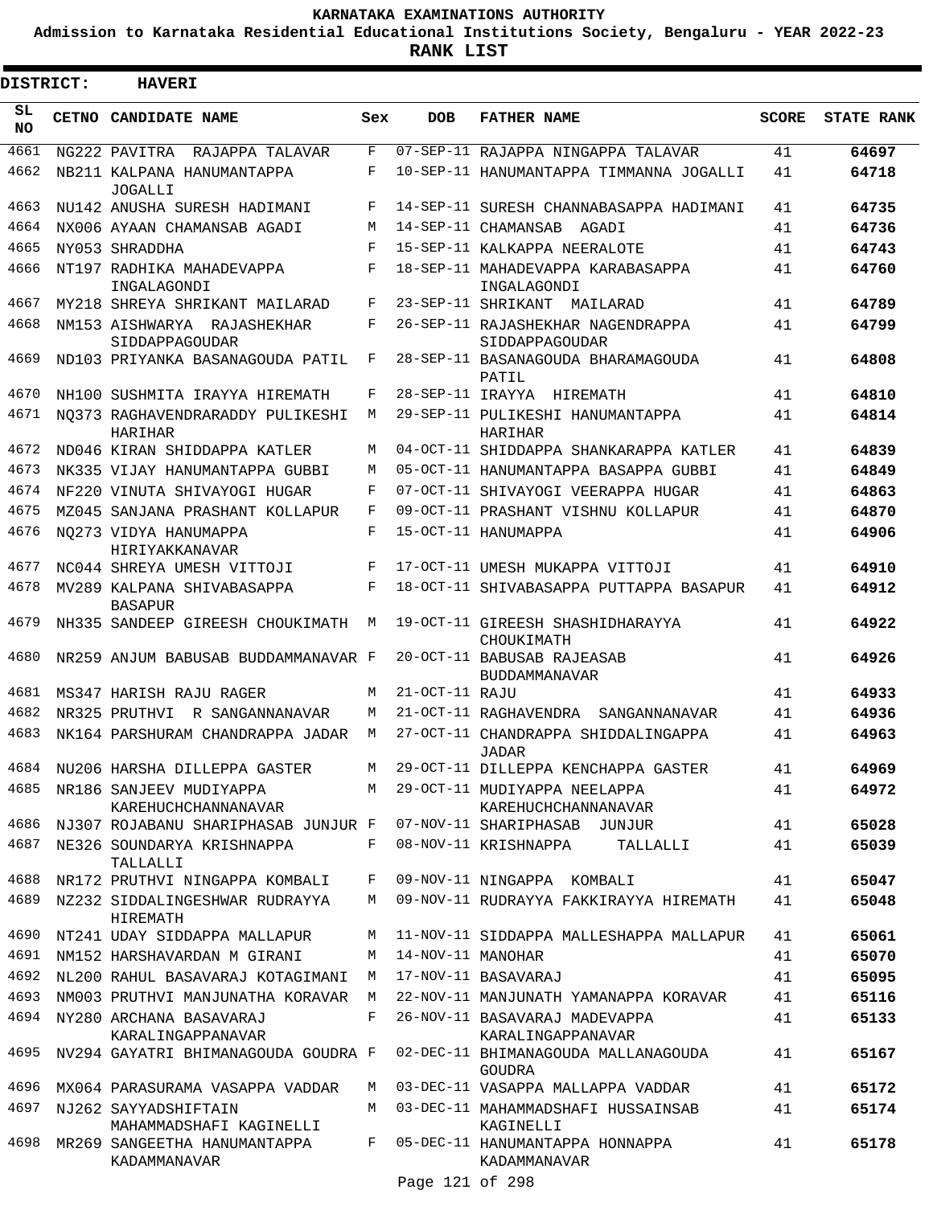# KARNATAKA EXAMINATIONS AUTHORITY

**Admission to Karnataka Residential Educational Institutions Society, Bengaluru - YEAR 2022-23**

**RANK LIST**

**DISTRICT: HAVERI**

| SL NO | CETNO | CANDIDATE NAME | Sex | DOB | FATHER NAME | SCORE | STATE RANK |
|---|---|---|---|---|---|---|---|
| 4661 | NG222 | PAVITRA RAJAPPA TALAVAR | F | 07-SEP-11 | RAJAPPA NINGAPPA TALAVAR | 41 | 64697 |
| 4662 | NB211 | KALPANA HANUMANTAPPA JOGALLI | F | 10-SEP-11 | HANUMANTAPPA TIMMANNA JOGALLI | 41 | 64718 |
| 4663 | NU142 | ANUSHA SURESH HADIMANI | F | 14-SEP-11 | SURESH CHANNABASAPPA HADIMANI | 41 | 64735 |
| 4664 | NX006 | AYAAN CHAMANSAB AGADI | M | 14-SEP-11 | CHAMANSAB AGADI | 41 | 64736 |
| 4665 | NY053 | SHRADDHA | F | 15-SEP-11 | KALKAPPA NEERALOTE | 41 | 64743 |
| 4666 | NT197 | RADHIKA MAHADEVAPPA INGALAGONDI | F | 18-SEP-11 | MAHADEVAPPA KARABASAPPA INGALAGONDI | 41 | 64760 |
| 4667 | MY218 | SHREYA SHRIKANT MAILARAD | F | 23-SEP-11 | SHRIKANT MAILARAD | 41 | 64789 |
| 4668 | NM153 | AISHWARYA RAJASHEKHAR SIDDAPPAGOUDAR | F | 26-SEP-11 | RAJASHEKHAR NAGENDRAPPA SIDDAPPAGOUDAR | 41 | 64799 |
| 4669 | ND103 | PRIYANKA BASANAGOUDA PATIL | F | 28-SEP-11 | BASANAGOUDA BHARAMAGOUDA PATIL | 41 | 64808 |
| 4670 | NH100 | SUSHMITA IRAYYA HIREMATH | F | 28-SEP-11 | IRAYYA HIREMATH | 41 | 64810 |
| 4671 | NQ373 | RAGHAVENDRARADDY PULIKESHI HARIHAR | M | 29-SEP-11 | PULIKESHI HANUMANTAPPA HARIHAR | 41 | 64814 |
| 4672 | ND046 | KIRAN SHIDDAPPA KATLER | M | 04-OCT-11 | SHIDDAPPA SHANKARAPPA KATLER | 41 | 64839 |
| 4673 | NK335 | VIJAY HANUMANTAPPA GUBBI | M | 05-OCT-11 | HANUMANTAPPA BASAPPA GUBBI | 41 | 64849 |
| 4674 | NF220 | VINUTA SHIVAYOGI HUGAR | F | 07-OCT-11 | SHIVAYOGI VEERAPPA HUGAR | 41 | 64863 |
| 4675 | MZ045 | SANJANA PRASHANT KOLLAPUR | F | 09-OCT-11 | PRASHANT VISHNU KOLLAPUR | 41 | 64870 |
| 4676 | NQ273 | VIDYA HANUMAPPA HIRIYAKKANAVAR | F | 15-OCT-11 | HANUMAPPA | 41 | 64906 |
| 4677 | NC044 | SHREYA UMESH VITTOJI | F | 17-OCT-11 | UMESH MUKAPPA VITTOJI | 41 | 64910 |
| 4678 | MV289 | KALPANA SHIVABASAPPA BASAPUR | F | 18-OCT-11 | SHIVABASAPPA PUTTAPPA BASAPUR | 41 | 64912 |
| 4679 | NH335 | SANDEEP GIREESH CHOUKIMATH | M | 19-OCT-11 | GIREESH SHASHIDHARAYYA CHOUKIMATH | 41 | 64922 |
| 4680 | NR259 | ANJUM BABUSAB BUDDAMMANAVAR | F | 20-OCT-11 | BABUSAB RAJEASAB BUDDAMMANAVAR | 41 | 64926 |
| 4681 | MS347 | HARISH RAJU RAGER | M | 21-OCT-11 | RAJU | 41 | 64933 |
| 4682 | NR325 | PRUTHVI R SANGANNANAVAR | M | 21-OCT-11 | RAGHAVENDRA SANGANNANAVAR | 41 | 64936 |
| 4683 | NK164 | PARSHURAM CHANDRAPPA JADAR | M | 27-OCT-11 | CHANDRAPPA SHIDDALINGAPPA JADAR | 41 | 64963 |
| 4684 | NU206 | HARSHA DILLEPPA GASTER | M | 29-OCT-11 | DILLEPPA KENCHAPPA GASTER | 41 | 64969 |
| 4685 | NR186 | SANJEEV MUDIYAPPA KAREHUCHCHANNANAVAR | M | 29-OCT-11 | MUDIYAPPA NEELAPPA KAREHUCHCHANNANAVAR | 41 | 64972 |
| 4686 | NJ307 | ROJABANU SHARIPHASAB JUNJUR | F | 07-NOV-11 | SHARIPHASAB JUNJUR | 41 | 65028 |
| 4687 | NE326 | SOUNDARYA KRISHNAPPA TALLALLI | F | 08-NOV-11 | KRISHNAPPA TALLALLI | 41 | 65039 |
| 4688 | NR172 | PRUTHVI NINGAPPA KOMBALI | F | 09-NOV-11 | NINGAPPA KOMBALI | 41 | 65047 |
| 4689 | NZ232 | SIDDALINGESHWAR RUDRAYYA HIREMATH | M | 09-NOV-11 | RUDRAYYA FAKKIRAYYA HIREMATH | 41 | 65048 |
| 4690 | NT241 | UDAY SIDDAPPA MALLAPUR | M | 11-NOV-11 | SIDDAPPA MALLESHAPPA MALLAPUR | 41 | 65061 |
| 4691 | NM152 | HARSHAVARDAN M GIRANI | M | 14-NOV-11 | MANOHAR | 41 | 65070 |
| 4692 | NL200 | RAHUL BASAVARAJ KOTAGIMANI | M | 17-NOV-11 | BASAVARAJ | 41 | 65095 |
| 4693 | NM003 | PRUTHVI MANJUNATHA KORAVAR | M | 22-NOV-11 | MANJUNATH YAMANAPPA KORAVAR | 41 | 65116 |
| 4694 | NY280 | ARCHANA BASAVARAJ KARALINGAPPANAVAR | F | 26-NOV-11 | BASAVARAJ MADEVAPPA KARALINGAPPANAVAR | 41 | 65133 |
| 4695 | NV294 | GAYATRI BHIMANAGOUDA GOUDRA | F | 02-DEC-11 | BHIMANAGOUDA MALLANAGOUDA GOUDRA | 41 | 65167 |
| 4696 | MX064 | PARASURAMA VASAPPA VADDAR | M | 03-DEC-11 | VASAPPA MALLAPPA VADDAR | 41 | 65172 |
| 4697 | NJ262 | SAYYADSHIFTAIN MAHAMMADSHAFI KAGINELLI | M | 03-DEC-11 | MAHAMMADSHAFI HUSSAINSAB KAGINELLI | 41 | 65174 |
| 4698 | MR269 | SANGEETHA HANUMANTAPPA KADAMMANAVAR | F | 05-DEC-11 | HANUMANTAPPA HONNAPPA KADAMMANAVAR | 41 | 65178 |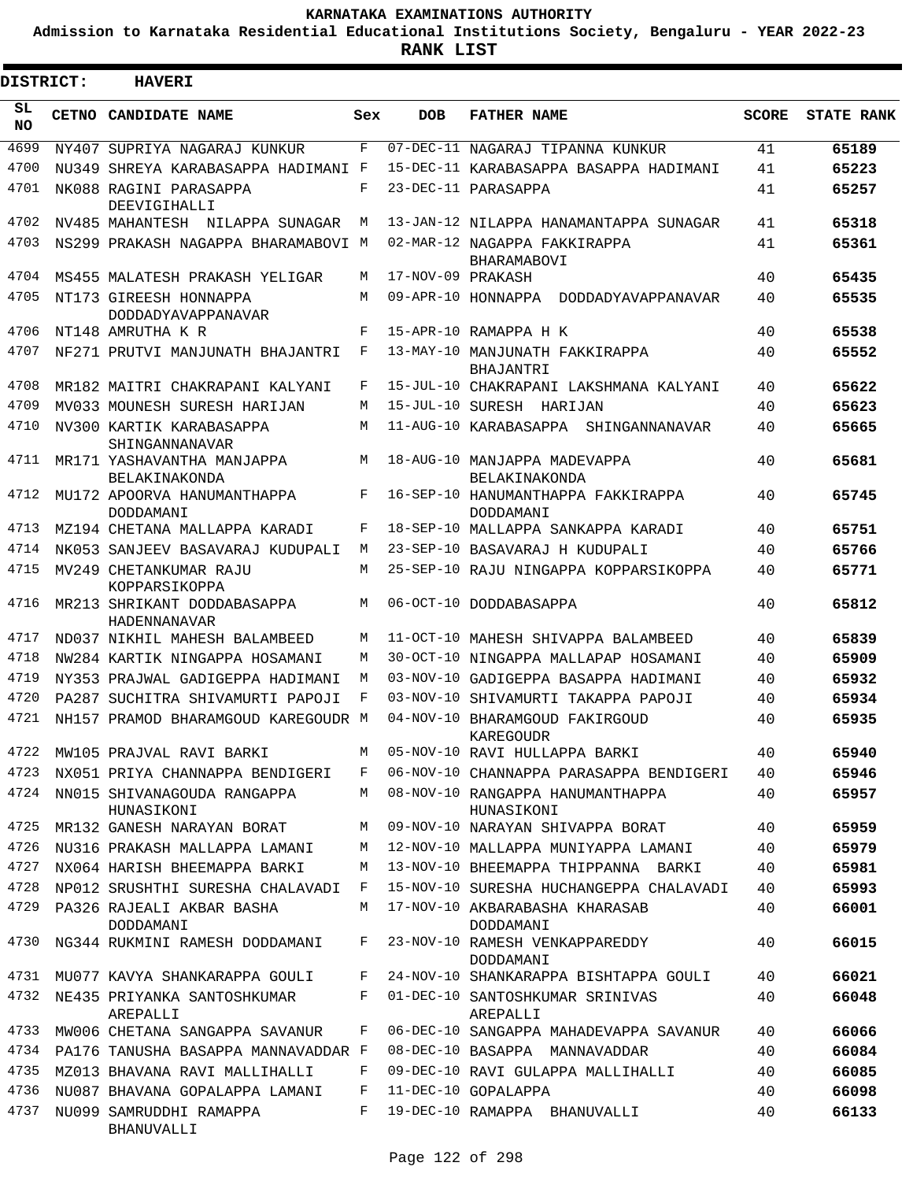# KARNATAKA EXAMINATIONS AUTHORITY

**Admission to Karnataka Residential Educational Institutions Society, Bengaluru - YEAR 2022-23**

**RANK LIST**

**DISTRICT: HAVERI**

| SL NO | CETNO | CANDIDATE NAME | Sex | DOB | FATHER NAME | SCORE | STATE RANK |
|---|---|---|---|---|---|---|---|
| 4699 | NY407 | SUPRIYA NAGARAJ KUNKUR | F | 07-DEC-11 | NAGARAJ TIPANNA KUNKUR | 41 | 65189 |
| 4700 | NU349 | SHREYA KARABASAPPA HADIMANI | F | 15-DEC-11 | KARABASAPPA BASAPPA HADIMANI | 41 | 65223 |
| 4701 | NK088 | RAGINI PARASAPPA DEEVIGIHALLI | F | 23-DEC-11 | PARASAPPA | 41 | 65257 |
| 4702 | NV485 | MAHANTESH NILAPPA SUNAGAR | M | 13-JAN-12 | NILAPPA HANAMANTAPPA SUNAGAR | 41 | 65318 |
| 4703 | NS299 | PRAKASH NAGAPPA BHARAMABOVI | M | 02-MAR-12 | NAGAPPA FAKKIRAPPA BHARAMABOVI | 41 | 65361 |
| 4704 | MS455 | MALATESH PRAKASH YELIGAR | M | 17-NOV-09 | PRAKASH | 40 | 65435 |
| 4705 | NT173 | GIREESH HONNAPPA DODDADYAVAPPANAVAR | M | 09-APR-10 | HONNAPPA DODDADYAVAPPANAVAR | 40 | 65535 |
| 4706 | NT148 | AMRUTHA K R | F | 15-APR-10 | RAMAPPA H K | 40 | 65538 |
| 4707 | NF271 | PRUTVI MANJUNATH BHAJANTRI | F | 13-MAY-10 | MANJUNATH FAKKIRAPPA BHAJANTRI | 40 | 65552 |
| 4708 | MR182 | MAITRI CHAKRAPANI KALYANI | F | 15-JUL-10 | CHAKRAPANI LAKSHMANA KALYANI | 40 | 65622 |
| 4709 | MV033 | MOUNESH SURESH HARIJAN | M | 15-JUL-10 | SURESH HARIJAN | 40 | 65623 |
| 4710 | NV300 | KARTIK KARABASAPPA SHINGANNANAVAR | M | 11-AUG-10 | KARABASAPPA SHINGANNANAVAR | 40 | 65665 |
| 4711 | MR171 | YASHAVANTHA MANJAPPA BELAKINAKONDA | M | 18-AUG-10 | MANJAPPA MADEVAPPA BELAKINAKONDA | 40 | 65681 |
| 4712 | MU172 | APOORVA HANUMANTHAPPA DODDAMANI | F | 16-SEP-10 | HANUMANTHAPPA FAKKIRAPPA DODDAMANI | 40 | 65745 |
| 4713 | MZ194 | CHETANA MALLAPPA KARADI | F | 18-SEP-10 | MALLAPPA SANKAPPA KARADI | 40 | 65751 |
| 4714 | NK053 | SANJEEV BASAVARAJ KUDUPALI | M | 23-SEP-10 | BASAVARAJ H KUDUPALI | 40 | 65766 |
| 4715 | MV249 | CHETANKUMAR RAJU KOPPARSIKOPPA | M | 25-SEP-10 | RAJU NINGAPPA KOPPARSIKOPPA | 40 | 65771 |
| 4716 | MR213 | SHRIKANT DODDABASAPPA HADENNANAVAR | M | 06-OCT-10 | DODDABASAPPA | 40 | 65812 |
| 4717 | ND037 | NIKHIL MAHESH BALAMBEED | M | 11-OCT-10 | MAHESH SHIVAPPA BALAMBEED | 40 | 65839 |
| 4718 | NW284 | KARTIK NINGAPPA HOSAMANI | M | 30-OCT-10 | NINGAPPA MALLAPAP HOSAMANI | 40 | 65909 |
| 4719 | NY353 | PRAJWAL GADIGEPPA HADIMANI | M | 03-NOV-10 | GADIGEPPA BASAPPA HADIMANI | 40 | 65932 |
| 4720 | PA287 | SUCHITRA SHIVAMURTI PAPOJI | F | 03-NOV-10 | SHIVAMURTI TAKAPPA PAPOJI | 40 | 65934 |
| 4721 | NH157 | PRAMOD BHARAMGOUD KAREGOUDR | M | 04-NOV-10 | BHARAMGOUD FAKIRGOUD KAREGOUDR | 40 | 65935 |
| 4722 | MW105 | PRAJVAL RAVI BARKI | M | 05-NOV-10 | RAVI HULLAPPA BARKI | 40 | 65940 |
| 4723 | NX051 | PRIYA CHANNAPPA BENDIGERI | F | 06-NOV-10 | CHANNAPPA PARASAPPA BENDIGERI | 40 | 65946 |
| 4724 | NN015 | SHIVANAGOUDA RANGAPPA HUNASIKONI | M | 08-NOV-10 | RANGAPPA HANUMANTHAPPA HUNASIKONI | 40 | 65957 |
| 4725 | MR132 | GANESH NARAYAN BORAT | M | 09-NOV-10 | NARAYAN SHIVAPPA BORAT | 40 | 65959 |
| 4726 | NU316 | PRAKASH MALLAPPA LAMANI | M | 12-NOV-10 | MALLAPPA MUNIYAPPA LAMANI | 40 | 65979 |
| 4727 | NX064 | HARISH BHEEMAPPA BARKI | M | 13-NOV-10 | BHEEMAPPA THIPPANNA BARKI | 40 | 65981 |
| 4728 | NP012 | SRUSHTHI SURESHA CHALAVADI | F | 15-NOV-10 | SURESHA HUCHANGEPPA CHALAVADI | 40 | 65993 |
| 4729 | PA326 | RAJEALI AKBAR BASHA DODDAMANI | M | 17-NOV-10 | AKBARABASHA KHARASAB DODDAMANI | 40 | 66001 |
| 4730 | NG344 | RUKMINI RAMESH DODDAMANI | F | 23-NOV-10 | RAMESH VENKAPPAREDDY DODDAMANI | 40 | 66015 |
| 4731 | MU077 | KAVYA SHANKARAPPA GOULI | F | 24-NOV-10 | SHANKARAPPA BISHTAPPA GOULI | 40 | 66021 |
| 4732 | NE435 | PRIYANKA SANTOSHKUMAR AREPALLI | F | 01-DEC-10 | SANTOSHKUMAR SRINIVAS AREPALLI | 40 | 66048 |
| 4733 | MW006 | CHETANA SANGAPPA SAVANUR | F | 06-DEC-10 | SANGAPPA MAHADEVAPPA SAVANUR | 40 | 66066 |
| 4734 | PA176 | TANUSHA BASAPPA MANNAVADDAR | F | 08-DEC-10 | BASAPPA MANNAVADDAR | 40 | 66084 |
| 4735 | MZ013 | BHAVANA RAVI MALLIHALLI | F | 09-DEC-10 | RAVI GULAPPA MALLIHALLI | 40 | 66085 |
| 4736 | NU087 | BHAVANA GOPALAPPA LAMANI | F | 11-DEC-10 | GOPALAPPA | 40 | 66098 |
| 4737 | NU099 | SAMRUDDHI RAMAPPA BHANUVALLI | F | 19-DEC-10 | RAMAPPA BHANUVALLI | 40 | 66133 |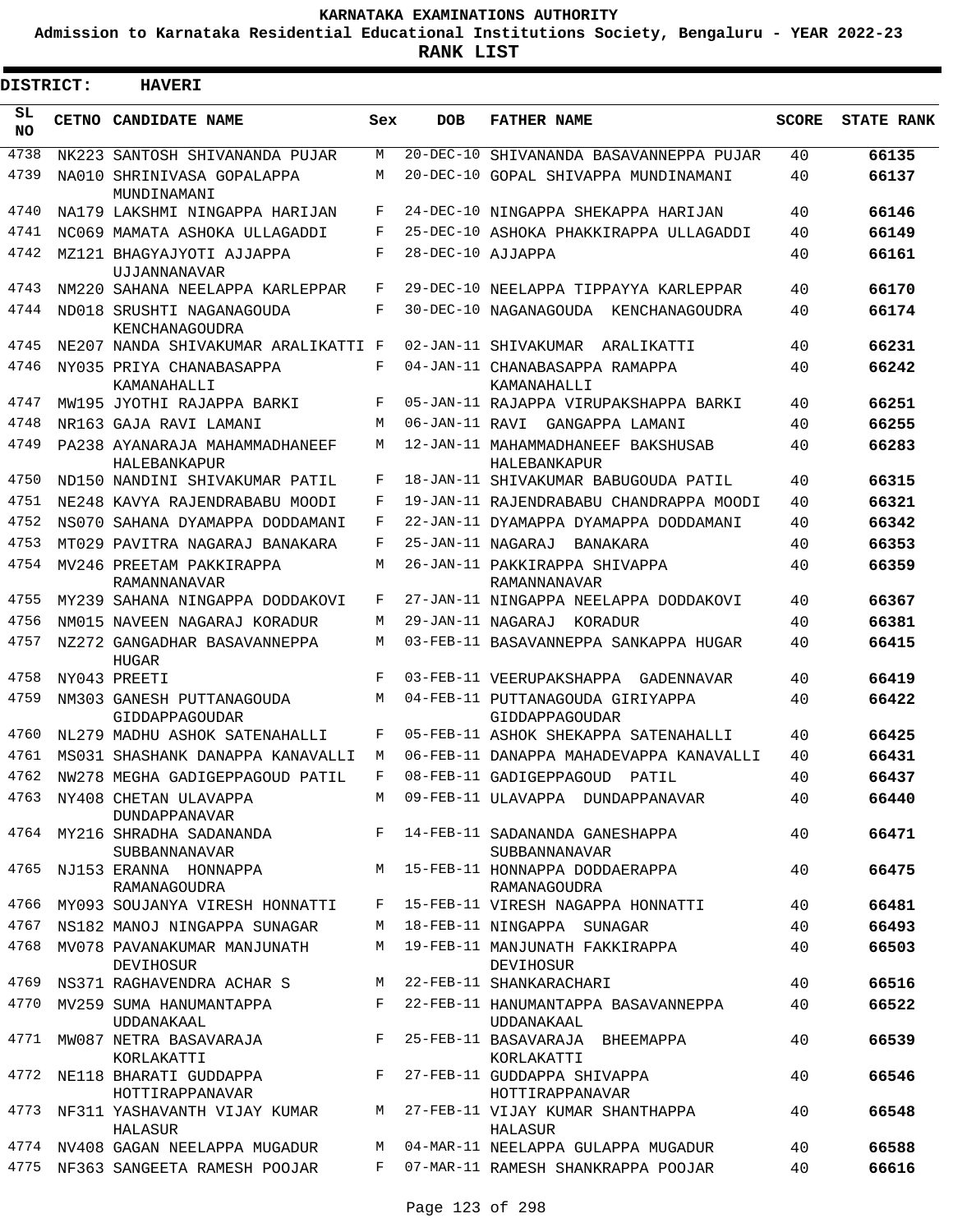**KARNATAKA EXAMINATIONS AUTHORITY**

**Admission to Karnataka Residential Educational Institutions Society, Bengaluru - YEAR 2022-23**

**RANK LIST**

**DISTRICT: HAVERI**

| SL NO | CETNO | CANDIDATE NAME | Sex | DOB | FATHER NAME | SCORE | STATE RANK |
|---|---|---|---|---|---|---|---|
| 4738 | NK223 | SANTOSH SHIVANANDA PUJAR | M | 20-DEC-10 | SHIVANANDA BASAVANNEPPA PUJAR | 40 | 66135 |
| 4739 | NA010 | SHRINIVASA GOPALAPPA MUNDINAMANI | M | 20-DEC-10 | GOPAL SHIVAPPA MUNDINAMANI | 40 | 66137 |
| 4740 | NA179 | LAKSHMI NINGAPPA HARIJAN | F | 24-DEC-10 | NINGAPPA SHEKAPPA HARIJAN | 40 | 66146 |
| 4741 | NC069 | MAMATA ASHOKA ULLAGADDI | F | 25-DEC-10 | ASHOKA PHAKKIRAPPA ULLAGADDI | 40 | 66149 |
| 4742 | MZ121 | BHAGYAJYOTI AJJAPPA UJJANNANAVAR | F | 28-DEC-10 | AJJAPPA | 40 | 66161 |
| 4743 | NM220 | SAHANA NEELAPPA KARLEPPAR | F | 29-DEC-10 | NEELAPPA TIPPAYYA KARLEPPAR | 40 | 66170 |
| 4744 | ND018 | SRUSHTI NAGANAGOUDA KENCHANAGOUDRA | F | 30-DEC-10 | NAGANAGOUDA KENCHANAGOUDRA | 40 | 66174 |
| 4745 | NE207 | NANDA SHIVAKUMAR ARALIKATTI | F | 02-JAN-11 | SHIVAKUMAR ARALIKATTI | 40 | 66231 |
| 4746 | NY035 | PRIYA CHANABASAPPA KAMANAHALLI | F | 04-JAN-11 | CHANABASAPPA RAMAPPA KAMANAHALLI | 40 | 66242 |
| 4747 | MW195 | JYOTHI RAJAPPA BARKI | F | 05-JAN-11 | RAJAPPA VIRUPAKSHAPPA BARKI | 40 | 66251 |
| 4748 | NR163 | GAJA RAVI LAMANI | M | 06-JAN-11 | RAVI GANGAPPA LAMANI | 40 | 66255 |
| 4749 | PA238 | AYANARAJA MAHAMMADHANEEF HALEBANKAPUR | M | 12-JAN-11 | MAHAMMADHANEEF BAKSHUSAB HALEBANKAPUR | 40 | 66283 |
| 4750 | ND150 | NANDINI SHIVAKUMAR PATIL | F | 18-JAN-11 | SHIVAKUMAR BABUGOUDA PATIL | 40 | 66315 |
| 4751 | NE248 | KAVYA RAJENDRABABU MOODI | F | 19-JAN-11 | RAJENDRABABU CHANDRAPPA MOODI | 40 | 66321 |
| 4752 | NS070 | SAHANA DYAMAPPA DODDAMANI | F | 22-JAN-11 | DYAMAPPA DYAMAPPA DODDAMANI | 40 | 66342 |
| 4753 | MT029 | PAVITRA NAGARAJ BANAKARA | F | 25-JAN-11 | NAGARAJ BANAKARA | 40 | 66353 |
| 4754 | MV246 | PREETAM PAKKIRAPPA RAMANNANAVAR | M | 26-JAN-11 | PAKKIRAPPA SHIVAPPA RAMANNANAVAR | 40 | 66359 |
| 4755 | MY239 | SAHANA NINGAPPA DODDAKOVI | F | 27-JAN-11 | NINGAPPA NEELAPPA DODDAKOVI | 40 | 66367 |
| 4756 | NM015 | NAVEEN NAGARAJ KORADUR | M | 29-JAN-11 | NAGARAJ KORADUR | 40 | 66381 |
| 4757 | NZ272 | GANGADHAR BASAVANNEPPA HUGAR | M | 03-FEB-11 | BASAVANNEPPA SANKAPPA HUGAR | 40 | 66415 |
| 4758 | NY043 | PREETI | F | 03-FEB-11 | VEERUPAKSHAPPA GADENNAVAR | 40 | 66419 |
| 4759 | NM303 | GANESH PUTTANAGOUDA GIDDAPPAGOUDAR | M | 04-FEB-11 | PUTTANAGOUDA GIRIYAPPA GIDDAPPAGOUDAR | 40 | 66422 |
| 4760 | NL279 | MADHU ASHOK SATENAHALLI | F | 05-FEB-11 | ASHOK SHEKAPPA SATENAHALLI | 40 | 66425 |
| 4761 | MS031 | SHASHANK DANAPPA KANAVALLI | M | 06-FEB-11 | DANAPPA MAHADEVAPPA KANAVALLI | 40 | 66431 |
| 4762 | NW278 | MEGHA GADIGEPPAGOUD PATIL | F | 08-FEB-11 | GADIGEPPAGOUD PATIL | 40 | 66437 |
| 4763 | NY408 | CHETAN ULAVAPPA DUNDAPPANAVAR | M | 09-FEB-11 | ULAVAPPA DUNDAPPANAVAR | 40 | 66440 |
| 4764 | MY216 | SHRADHA SADANANDA SUBBANNANAVAR | F | 14-FEB-11 | SADANANDA GANESHAPPA SUBBANNANAVAR | 40 | 66471 |
| 4765 | NJ153 | ERANNA HONNAPPA RAMANAGOUDRA | M | 15-FEB-11 | HONNAPPA DODDAERAPPA RAMANAGOUDRA | 40 | 66475 |
| 4766 | MY093 | SOUJANYA VIRESH HONNATTI | F | 15-FEB-11 | VIRESH NAGAPPA HONNATTI | 40 | 66481 |
| 4767 | NS182 | MANOJ NINGAPPA SUNAGAR | M | 18-FEB-11 | NINGAPPA SUNAGAR | 40 | 66493 |
| 4768 | MV078 | PAVANAKUMAR MANJUNATH DEVIHOSUR | M | 19-FEB-11 | MANJUNATH FAKKIRAPPA DEVIHOSUR | 40 | 66503 |
| 4769 | NS371 | RAGHAVENDRA ACHAR S | M | 22-FEB-11 | SHANKARACHARI | 40 | 66516 |
| 4770 | MV259 | SUMA HANUMANTAPPA UDDANAKAAL | F | 22-FEB-11 | HANUMANTAPPA BASAVANNEPPA UDDANAKAAL | 40 | 66522 |
| 4771 | MW087 | NETRA BASAVARAJA KORLAKATTI | F | 25-FEB-11 | BASAVARAJA BHEEMAPPA KORLAKATTI | 40 | 66539 |
| 4772 | NE118 | BHARATI GUDDAPPA HOTTIRAPPANAVAR | F | 27-FEB-11 | GUDDAPPA SHIVAPPA HOTTIRAPPANAVAR | 40 | 66546 |
| 4773 | NF311 | YASHAVANTH VIJAY KUMAR HALASUR | M | 27-FEB-11 | VIJAY KUMAR SHANTHAPPA HALASUR | 40 | 66548 |
| 4774 | NV408 | GAGAN NEELAPPA MUGADUR | M | 04-MAR-11 | NEELAPPA GULAPPA MUGADUR | 40 | 66588 |
| 4775 | NF363 | SANGEETA RAMESH POOJAR | F | 07-MAR-11 | RAMESH SHANKRAPPA POOJAR | 40 | 66616 |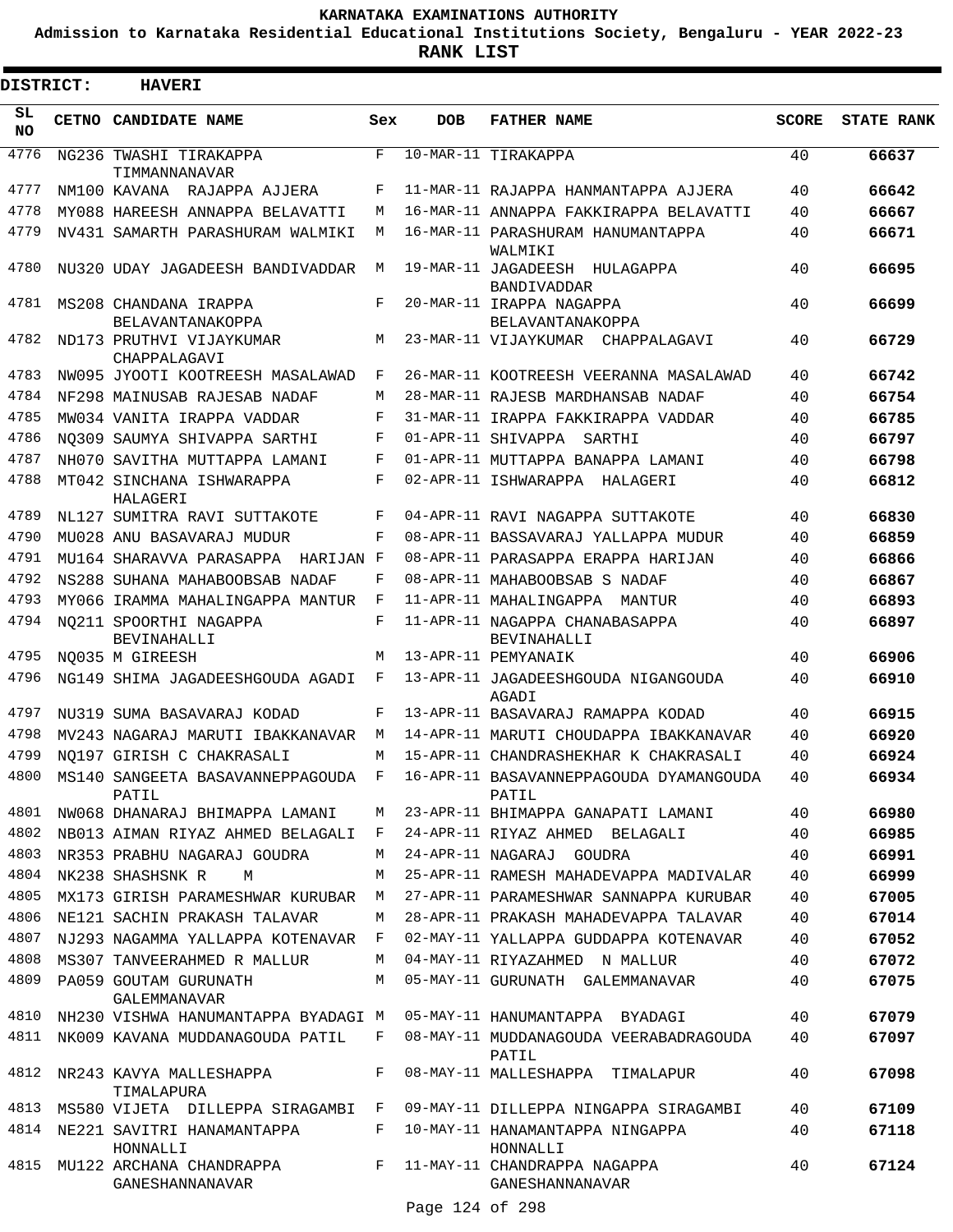**KARNATAKA EXAMINATIONS AUTHORITY**

**Admission to Karnataka Residential Educational Institutions Society, Bengaluru - YEAR 2022-23**

**RANK LIST**

**DISTRICT: HAVERI**

| SL NO | CETNO | CANDIDATE NAME | Sex | DOB | FATHER NAME | SCORE | STATE RANK |
|---|---|---|---|---|---|---|---|
| 4776 | NG236 | TWASHI TIRAKAPPA TIMMANNANAVAR | F | 10-MAR-11 | TIRAKAPPA | 40 | 66637 |
| 4777 | NM100 | KAVANA RAJAPPA AJJERA | F | 11-MAR-11 | RAJAPPA HANMANTAPPA AJJERA | 40 | 66642 |
| 4778 | MY088 | HAREESH ANNAPPA BELAVATTI | M | 16-MAR-11 | ANNAPPA FAKKIRAPPA BELAVATTI | 40 | 66667 |
| 4779 | NV431 | SAMARTH PARASHURAM WALMIKI | M | 16-MAR-11 | PARASHURAM HANUMANTAPPA WALMIKI | 40 | 66671 |
| 4780 | NU320 | UDAY JAGADEESH BANDIVADDAR | M | 19-MAR-11 | JAGADEESH HULAGAPPA BANDIVADDAR | 40 | 66695 |
| 4781 | MS208 | CHANDANA IRAPPA BELAVANTANAKOPPA | F | 20-MAR-11 | IRAPPA NAGAPPA BELAVANTANAKOPPA | 40 | 66699 |
| 4782 | ND173 | PRUTHVI VIJAYKUMAR CHAPPALAGAVI | M | 23-MAR-11 | VIJAYKUMAR CHAPPALAGAVI | 40 | 66729 |
| 4783 | NW095 | JYOOTI KOOTREESH MASALAWAD | F | 26-MAR-11 | KOOTREESH VEERANNA MASALAWAD | 40 | 66742 |
| 4784 | NF298 | MAINUSAB RAJESAB NADAF | M | 28-MAR-11 | RAJESB MARDHANSAB NADAF | 40 | 66754 |
| 4785 | MW034 | VANITA IRAPPA VADDAR | F | 31-MAR-11 | IRAPPA FAKKIRAPPA VADDAR | 40 | 66785 |
| 4786 | NQ309 | SAUMYA SHIVAPPA SARTHI | F | 01-APR-11 | SHIVAPPA SARTHI | 40 | 66797 |
| 4787 | NH070 | SAVITHA MUTTAPPA LAMANI | F | 01-APR-11 | MUTTAPPA BANAPPA LAMANI | 40 | 66798 |
| 4788 | MT042 | SINCHANA ISHWARAPPA HALAGERI | F | 02-APR-11 | ISHWARAPPA HALAGERI | 40 | 66812 |
| 4789 | NL127 | SUMITRA RAVI SUTTAKOTE | F | 04-APR-11 | RAVI NAGAPPA SUTTAKOTE | 40 | 66830 |
| 4790 | MU028 | ANU BASAVARAJ MUDUR | F | 08-APR-11 | BASSAVARAJ YALLAPPA MUDUR | 40 | 66859 |
| 4791 | MU164 | SHARAVVA PARASAPPA HARIJAN | F | 08-APR-11 | PARASAPPA ERAPPA HARIJAN | 40 | 66866 |
| 4792 | NS288 | SUHANA MAHABOOBSAB NADAF | F | 08-APR-11 | MAHABOOBSAB S NADAF | 40 | 66867 |
| 4793 | MY066 | IRAMMA MAHALINGAPPA MANTUR | F | 11-APR-11 | MAHALINGAPPA MANTUR | 40 | 66893 |
| 4794 | NQ211 | SPOORTHI NAGAPPA BEVINAHALLI | F | 11-APR-11 | NAGAPPA CHANABASAPPA BEVINAHALLI | 40 | 66897 |
| 4795 | NQ035 | M GIREESH | M | 13-APR-11 | PEMYANAIK | 40 | 66906 |
| 4796 | NG149 | SHIMA JAGADEESHGOUDA AGADI | F | 13-APR-11 | JAGADEESHGOUDA NIGANGOUDA AGADI | 40 | 66910 |
| 4797 | NU319 | SUMA BASAVARAJ KODAD | F | 13-APR-11 | BASAVARAJ RAMAPPA KODAD | 40 | 66915 |
| 4798 | MV243 | NAGARAJ MARUTI IBAKKANAVAR | M | 14-APR-11 | MARUTI CHOUDAPPA IBAKKANAVAR | 40 | 66920 |
| 4799 | NQ197 | GIRISH C CHAKRASALI | M | 15-APR-11 | CHANDRASHEKHAR K CHAKRASALI | 40 | 66924 |
| 4800 | MS140 | SANGEETA BASAVANNEPPAGOUDA PATIL | F | 16-APR-11 | BASAVANNEPPAGOUDA DYAMANGOUDA PATIL | 40 | 66934 |
| 4801 | NW068 | DHANARAJ BHIMAPPA LAMANI | M | 23-APR-11 | BHIMAPPA GANAPATI LAMANI | 40 | 66980 |
| 4802 | NB013 | AIMAN RIYAZ AHMED BELAGALI | F | 24-APR-11 | RIYAZ AHMED BELAGALI | 40 | 66985 |
| 4803 | NR353 | PRABHU NAGARAJ GOUDRA | M | 24-APR-11 | NAGARAJ GOUDRA | 40 | 66991 |
| 4804 | NK238 | SHASHSNK R M | M | 25-APR-11 | RAMESH MAHADEVAPPA MADIVALAR | 40 | 66999 |
| 4805 | MX173 | GIRISH PARAMESHWAR KURUBAR | M | 27-APR-11 | PARAMESHWAR SANNAPPA KURUBAR | 40 | 67005 |
| 4806 | NE121 | SACHIN PRAKASH TALAVAR | M | 28-APR-11 | PRAKASH MAHADEVAPPA TALAVAR | 40 | 67014 |
| 4807 | NJ293 | NAGAMMA YALLAPPA KOTENAVAR | F | 02-MAY-11 | YALLAPPA GUDDAPPA KOTENAVAR | 40 | 67052 |
| 4808 | MS307 | TANVEERAHMED R MALLUR | M | 04-MAY-11 | RIYAZAHMED N MALLUR | 40 | 67072 |
| 4809 | PA059 | GOUTAM GURUNATH GALEMMANAVAR | M | 05-MAY-11 | GURUNATH GALEMMANAVAR | 40 | 67075 |
| 4810 | NH230 | VISHWA HANUMANTAPPA BYADAGI | M | 05-MAY-11 | HANUMANTAPPA BYADAGI | 40 | 67079 |
| 4811 | NK009 | KAVANA MUDDANAGOUDA PATIL | F | 08-MAY-11 | MUDDANAGOUDA VEERABADRAGOUDA PATIL | 40 | 67097 |
| 4812 | NR243 | KAVYA MALLESHAPPA TIMALAPURA | F | 08-MAY-11 | MALLESHAPPA TIMALAPUR | 40 | 67098 |
| 4813 | MS580 | VIJETA DILLEPPA SIRAGAMBI | F | 09-MAY-11 | DILLEPPA NINGAPPA SIRAGAMBI | 40 | 67109 |
| 4814 | NE221 | SAVITRI HANAMANTAPPA HONNALLI | F | 10-MAY-11 | HANAMANTAPPA NINGAPPA HONNALLI | 40 | 67118 |
| 4815 | MU122 | ARCHANA CHANDRAPPA GANESHANNANAVAR | F | 11-MAY-11 | CHANDRAPPA NAGAPPA GANESHANNANAVAR | 40 | 67124 |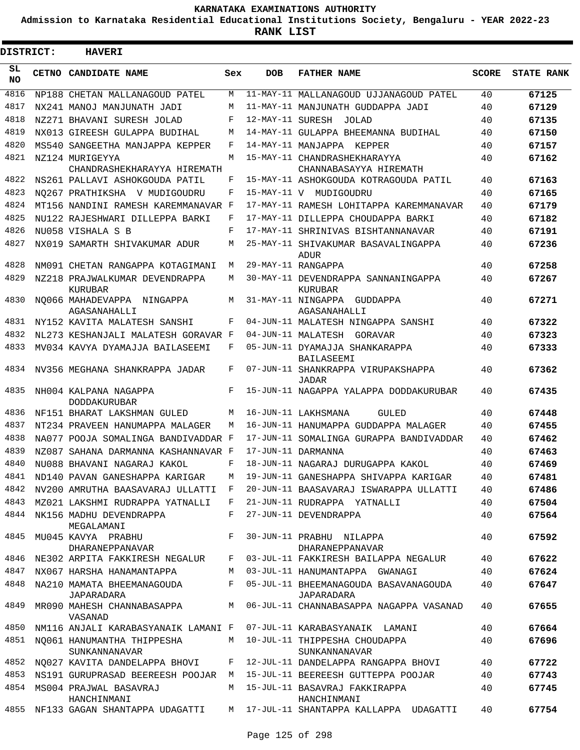KARNATAKA EXAMINATIONS AUTHORITY

Admission to Karnataka Residential Educational Institutions Society, Bengaluru - YEAR 2022-23

**RANK LIST**

**DISTRICT: HAVERI**

| SL NO | CETNO | CANDIDATE NAME | Sex | DOB | FATHER NAME | SCORE | STATE RANK |
|---|---|---|---|---|---|---|---|
| 4816 | NP188 | CHETAN MALLANAGOUD PATEL | M | 11-MAY-11 | MALLANAGOUD UJJANAGOUD PATEL | 40 | 67125 |
| 4817 | NX241 | MANOJ MANJUNATH JADI | M | 11-MAY-11 | MANJUNATH GUDDAPPA JADI | 40 | 67129 |
| 4818 | NZ271 | BHAVANI SURESH JOLAD | F | 12-MAY-11 | SURESH JOLAD | 40 | 67135 |
| 4819 | NX013 | GIREESH GULAPPA BUDIHAL | M | 14-MAY-11 | GULAPPA BHEEMANNA BUDIHAL | 40 | 67150 |
| 4820 | MS540 | SANGEETHA MANJAPPA KEPPER | F | 14-MAY-11 | MANJAPPA KEPPER | 40 | 67157 |
| 4821 | NZ124 | MURIGEYYA CHANDRASHEKHARAYYA HIREMATH | M | 15-MAY-11 | CHANDRASHEKHARAYYA CHANNABASAYYA HIREMATH | 40 | 67162 |
| 4822 | NS261 | PALLAVI ASHOKGOUDA PATIL | F | 15-MAY-11 | ASHOKGOUDA KOTRAGOUDA PATIL | 40 | 67163 |
| 4823 | NQ267 | PRATHIKSHA V MUDIGOUDRU | F | 15-MAY-11 | V MUDIGOUDRU | 40 | 67165 |
| 4824 | MT156 | NANDINI RAMESH KAREMMANAVAR | F | 17-MAY-11 | RAMESH LOHITAPPA KAREMMANAVAR | 40 | 67179 |
| 4825 | NU122 | RAJESHWARI DILLEPPA BARKI | F | 17-MAY-11 | DILLEPPA CHOUDAPPA BARKI | 40 | 67182 |
| 4826 | NU058 | VISHALA S B | F | 17-MAY-11 | SHRINIVAS BISHTANNANAVAR | 40 | 67191 |
| 4827 | NX019 | SAMARTH SHIVAKUMAR ADUR | M | 25-MAY-11 | SHIVAKUMAR BASAVALINGAPPA ADUR | 40 | 67236 |
| 4828 | NM091 | CHETAN RANGAPPA KOTAGIMANI | M | 29-MAY-11 | RANGAPPA | 40 | 67258 |
| 4829 | NZ218 | PRAJWALKUMAR DEVENDRAPPA KURUBAR | M | 30-MAY-11 | DEVENDRAPPA SANNANINGAPPA KURUBAR | 40 | 67267 |
| 4830 | NQ066 | MAHADEVAPPA NINGAPPA AGASANAHALLI | M | 31-MAY-11 | NINGAPPA GUDDAPPA AGASANAHALLI | 40 | 67271 |
| 4831 | NY152 | KAVITA MALATESH SANSHI | F | 04-JUN-11 | MALATESH NINGAPPA SANSHI | 40 | 67322 |
| 4832 | NL273 | KESHANJALI MALATESH GORAVAR | F | 04-JUN-11 | MALATESH GORAVAR | 40 | 67323 |
| 4833 | MV034 | KAVYA DYAMAJJA BAILASEEMI | F | 05-JUN-11 | DYAMAJJA SHANKARAPPA BAILASEEMI | 40 | 67333 |
| 4834 | NV356 | MEGHANA SHANKRAPPA JADAR | F | 07-JUN-11 | SHANKRAPPA VIRUPAKSHAPPA JADAR | 40 | 67362 |
| 4835 | NH004 | KALPANA NAGAPPA DODDAKURUBAR | F | 15-JUN-11 | NAGAPPA YALAPPA DODDAKURUBAR | 40 | 67435 |
| 4836 | NF151 | BHARAT LAKSHMAN GULED | M | 16-JUN-11 | LAKHSMANA GULED | 40 | 67448 |
| 4837 | NT234 | PRAVEEN HANUMAPPA MALAGER | M | 16-JUN-11 | HANUMAPPA GUDDAPPA MALAGER | 40 | 67455 |
| 4838 | NA077 | POOJA SOMALINGA BANDIVADDAR | F | 17-JUN-11 | SOMALINGA GURAPPA BANDIVADDAR | 40 | 67462 |
| 4839 | NZ087 | SAHANA DARMANNA KASHANNAVAR | F | 17-JUN-11 | DARMANNA | 40 | 67463 |
| 4840 | NU088 | BHAVANI NAGARAJ KAKOL | F | 18-JUN-11 | NAGARAJ DURUGAPPA KAKOL | 40 | 67469 |
| 4841 | ND140 | PAVAN GANESHAPPA KARIGAR | M | 19-JUN-11 | GANESHAPPA SHIVAPPA KARIGAR | 40 | 67481 |
| 4842 | NV200 | AMRUTHA BAASAVARAJ ULLATTI | F | 20-JUN-11 | BAASAVARAJ ISWARAPPA ULLATTI | 40 | 67486 |
| 4843 | MZ021 | LAKSHMI RUDRAPPA YATNALLI | F | 21-JUN-11 | RUDRAPPA YATNALLI | 40 | 67504 |
| 4844 | NK156 | MADHU DEVENDRAPPA MEGALAMANI | F | 27-JUN-11 | DEVENDRAPPA | 40 | 67564 |
| 4845 | MU045 | KAVYA PRABHU DHARANEPPANAVAR | F | 30-JUN-11 | PRABHU NILAPPA DHARANEPPANAVAR | 40 | 67592 |
| 4846 | NE302 | ARPITA FAKKIRESH NEGALUR | F | 03-JUL-11 | FAKKIRESH BAILAPPA NEGALUR | 40 | 67622 |
| 4847 | NX067 | HARSHA HANAMANTAPPA | M | 03-JUL-11 | HANUMANTAPPA GWANAGI | 40 | 67624 |
| 4848 | NA210 | MAMATA BHEEMANAGOUDA JAPARADARA | F | 05-JUL-11 | BHEEMANAGOUDA BASAVANAGOUDA JAPARADARA | 40 | 67647 |
| 4849 | MR090 | MAHESH CHANNABASAPPA VASANAD | M | 06-JUL-11 | CHANNABASAPPA NAGAPPA VASANAD | 40 | 67655 |
| 4850 | NM116 | ANJALI KARABASYANAIK LAMANI | F | 07-JUL-11 | KARABASYANAIK LAMANI | 40 | 67664 |
| 4851 | NQ061 | HANUMANTHA THIPPESHA SUNKANNANAVAR | M | 10-JUL-11 | THIPPESHA CHOUDAPPA SUNKANNANAVAR | 40 | 67696 |
| 4852 | NQ027 | KAVITA DANDELAPPA BHOVI | F | 12-JUL-11 | DANDELAPPA RANGAPPA BHOVI | 40 | 67722 |
| 4853 | NS191 | GURUPRASAD BEEREESH POOJAR | M | 15-JUL-11 | BEEREESH GUTTEPPA POOJAR | 40 | 67743 |
| 4854 | MS004 | PRAJWAL BASAVRAJ HANCHINMANI | M | 15-JUL-11 | BASAVRAJ FAKKIRAPPA HANCHINMANI | 40 | 67745 |
| 4855 | NF133 | GAGAN SHANTAPPA UDAGATTI | M | 17-JUL-11 | SHANTAPPA KALLAPPA UDAGATTI | 40 | 67754 |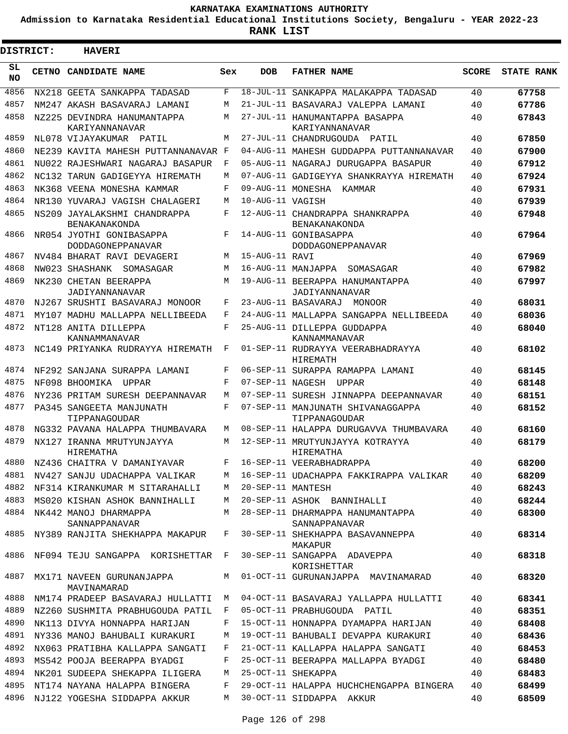# KARNATAKA EXAMINATIONS AUTHORITY

**Admission to Karnataka Residential Educational Institutions Society, Bengaluru - YEAR 2022-23**

**RANK LIST**

**DISTRICT: HAVERI**

| SL NO | CETNO | CANDIDATE NAME | Sex | DOB | FATHER NAME | SCORE | STATE RANK |
|---|---|---|---|---|---|---|---|
| 4856 | NX218 | GEETA SANKAPPA TADASAD | F | 18-JUL-11 | SANKAPPA MALAKAPPA TADASAD | 40 | 67758 |
| 4857 | NM247 | AKASH BASAVARAJ LAMANI | M | 21-JUL-11 | BASAVARAJ VALEPPA LAMANI | 40 | 67786 |
| 4858 | NZ225 | DEVINDRA HANUMANTAPPA KARIYANNANAVAR | M | 27-JUL-11 | HANUMANTAPPA BASAPPA KARIYANNANAVAR | 40 | 67843 |
| 4859 | NL078 | VIJAYAKUMAR PATIL | M | 27-JUL-11 | CHANDRUGOUDA PATIL | 40 | 67850 |
| 4860 | NE239 | KAVITA MAHESH PUTTANNANAVAR | F | 04-AUG-11 | MAHESH GUDDAPPA PUTTANNANAVAR | 40 | 67900 |
| 4861 | NU022 | RAJESHWARI NAGARAJ BASAPUR | F | 05-AUG-11 | NAGARAJ DURUGAPPA BASAPUR | 40 | 67912 |
| 4862 | NC132 | TARUN GADIGEYYA HIREMATH | M | 07-AUG-11 | GADIGEYYA SHANKRAYYA HIREMATH | 40 | 67924 |
| 4863 | NK368 | VEENA MONESHA KAMMAR | F | 09-AUG-11 | MONESHA KAMMAR | 40 | 67931 |
| 4864 | NR130 | YUVARAJ VAGISH CHALAGERI | M | 10-AUG-11 | VAGISH | 40 | 67939 |
| 4865 | NS209 | JAYALAKSHMI CHANDRAPPA BENAKANAKONDA | F | 12-AUG-11 | CHANDRAPPA SHANKRAPPA BENAKANAKONDA | 40 | 67948 |
| 4866 | NR054 | JYOTHI GONIBASAPPA DODDAGONEPPANAVAR | F | 14-AUG-11 | GONIBASAPPA DODDAGONEPPANAVAR | 40 | 67964 |
| 4867 | NV484 | BHARAT RAVI DEVAGERI | M | 15-AUG-11 | RAVI | 40 | 67969 |
| 4868 | NW023 | SHASHANK SOMASAGAR | M | 16-AUG-11 | MANJAPPA SOMASAGAR | 40 | 67982 |
| 4869 | NK230 | CHETAN BEERAPPA JADIYANNANAVAR | M | 19-AUG-11 | BEERAPPA HANUMANTAPPA JADIYANNANAVAR | 40 | 67997 |
| 4870 | NJ267 | SRUSHTI BASAVARAJ MONOOR | F | 23-AUG-11 | BASAVARAJ MONOOR | 40 | 68031 |
| 4871 | MY107 | MADHU MALLAPPA NELLIBEEDA | F | 24-AUG-11 | MALLAPPA SANGAPPA NELLIBEEDA | 40 | 68036 |
| 4872 | NT128 | ANITA DILLEPPA KANNAMMANAVAR | F | 25-AUG-11 | DILLEPPA GUDDAPPA KANNAMMANAVAR | 40 | 68040 |
| 4873 | NC149 | PRIYANKA RUDRAYYA HIREMATH | F | 01-SEP-11 | RUDRAYYA VEERABHADRAYYA HIREMATH | 40 | 68102 |
| 4874 | NF292 | SANJANA SURAPPA LAMANI | F | 06-SEP-11 | SURAPPA RAMAPPA LAMANI | 40 | 68145 |
| 4875 | NF098 | BHOOMIKA UPPAR | F | 07-SEP-11 | NAGESH UPPAR | 40 | 68148 |
| 4876 | NY236 | PRITAM SURESH DEEPANNAVAR | M | 07-SEP-11 | SURESH JINNAPPA DEEPANNAVAR | 40 | 68151 |
| 4877 | PA345 | SANGEETA MANJUNATH TIPPANAGOUDAR | F | 07-SEP-11 | MANJUNATH SHIVANAGGAPPA TIPPANAGOUDAR | 40 | 68152 |
| 4878 | NG332 | PAVANA HALAPPA THUMBAVARA | M | 08-SEP-11 | HALAPPA DURUGAVVA THUMBAVARA | 40 | 68160 |
| 4879 | NX127 | IRANNA MRUTYUNJAYYA HIREMATHA | M | 12-SEP-11 | MRUTYUNJAYYA KOTRAYYA HIREMATHA | 40 | 68179 |
| 4880 | NZ436 | CHAITRA V DAMANIYAVAR | F | 16-SEP-11 | VEERABHADRAPPA | 40 | 68200 |
| 4881 | NV427 | SANJU UDACHAPPA VALIKAR | M | 16-SEP-11 | UDACHAPPA FAKKIRAPPA VALIKAR | 40 | 68209 |
| 4882 | NF314 | KIRANKUMAR M SITARAHALLI | M | 20-SEP-11 | MANTESH | 40 | 68243 |
| 4883 | MS020 | KISHAN ASHOK BANNIHALLI | M | 20-SEP-11 | ASHOK BANNIHALLI | 40 | 68244 |
| 4884 | NK442 | MANOJ DHARMAPPA SANNAPPANAVAR | M | 28-SEP-11 | DHARMAPPA HANUMANTAPPA SANNAPPANAVAR | 40 | 68300 |
| 4885 | NY389 | RANJITA SHEKHAPPA MAKAPUR | F | 30-SEP-11 | SHEKHAPPA BASAVANNEPPA MAKAPUR | 40 | 68314 |
| 4886 | NF094 | TEJU SANGAPPA KORISHETTAR | F | 30-SEP-11 | SANGAPPA ADAVEPPA KORISHETTAR | 40 | 68318 |
| 4887 | MX171 | NAVEEN GURUNANJAPPA MAVINAMARAD | M | 01-OCT-11 | GURUNANJAPPA MAVINAMARAD | 40 | 68320 |
| 4888 | NM174 | PRADEEP BASAVARAJ HULLATTI | M | 04-OCT-11 | BASAVARAJ YALLAPPA HULLATTI | 40 | 68341 |
| 4889 | NZ260 | SUSHMITA PRABHUGOUDA PATIL | F | 05-OCT-11 | PRABHUGOUDA PATIL | 40 | 68351 |
| 4890 | NK113 | DIVYA HONNAPPA HARIJAN | F | 15-OCT-11 | HONNAPPA DYAMAPPA HARIJAN | 40 | 68408 |
| 4891 | NY336 | MANOJ BAHUBALI KURAKURI | M | 19-OCT-11 | BAHUBALI DEVAPPA KURAKURI | 40 | 68436 |
| 4892 | NX063 | PRATIBHA KALLAPPA SANGATI | F | 21-OCT-11 | KALLAPPA HALAPPA SANGATI | 40 | 68453 |
| 4893 | MS542 | POOJA BEERAPPA BYADGI | F | 25-OCT-11 | BEERAPPA MALLAPPA BYADGI | 40 | 68480 |
| 4894 | NK201 | SUDEEPA SHEKAPPA ILIGERA | M | 25-OCT-11 | SHEKAPPA | 40 | 68483 |
| 4895 | NT174 | NAYANA HALAPPA BINGERA | F | 29-OCT-11 | HALAPPA HUCHCHENGAPPA BINGERA | 40 | 68499 |
| 4896 | NJ122 | YOGESHA SIDDAPPA AKKUR | M | 30-OCT-11 | SIDDAPPA AKKUR | 40 | 68509 |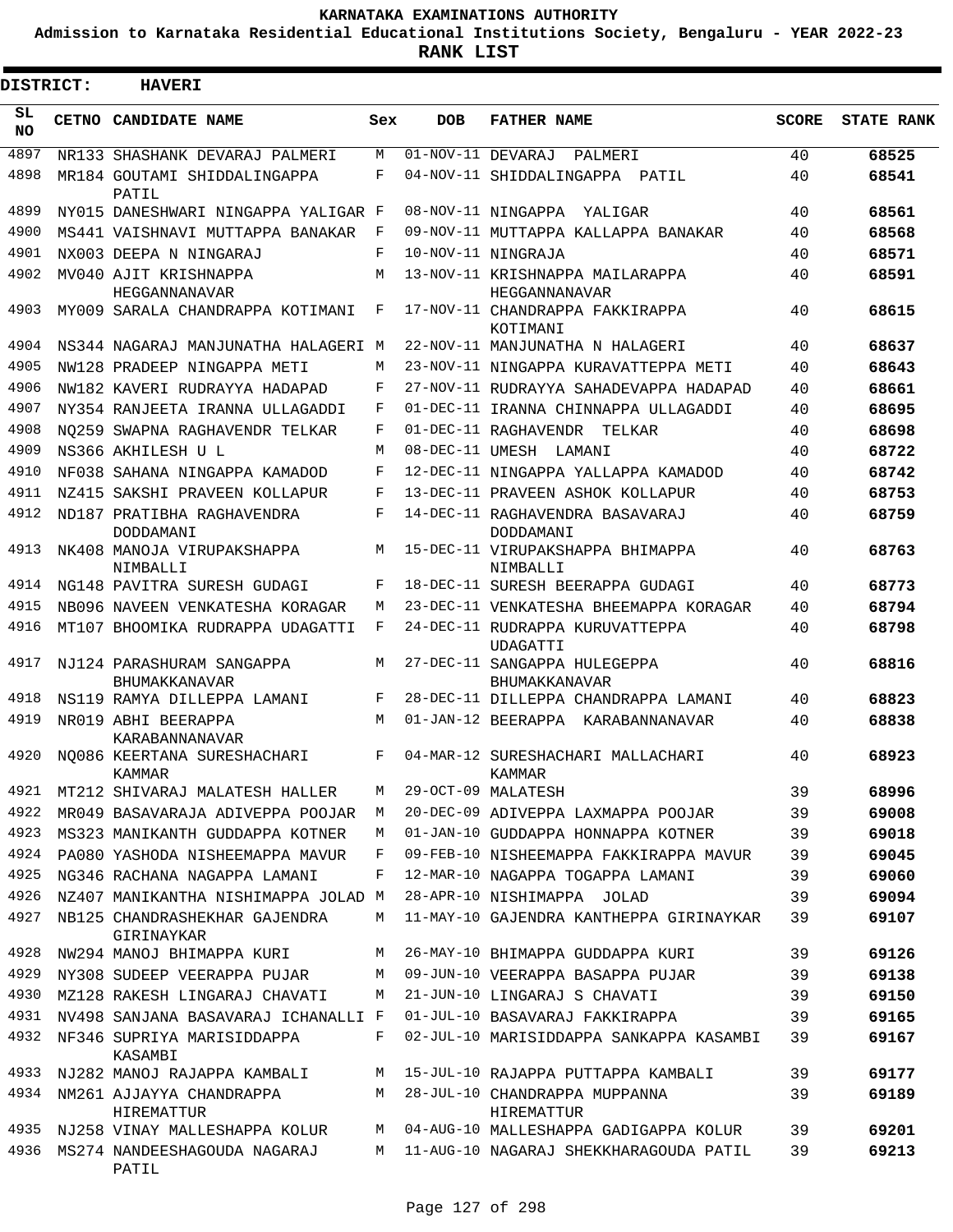# KARNATAKA EXAMINATIONS AUTHORITY

**Admission to Karnataka Residential Educational Institutions Society, Bengaluru - YEAR 2022-23**

**RANK LIST**

**DISTRICT: HAVERI**

| SL NO | CETNO | CANDIDATE NAME | Sex | DOB | FATHER NAME | SCORE | STATE RANK |
|---|---|---|---|---|---|---|---|
| 4897 | NR133 | SHASHANK DEVARAJ PALMERI | M | 01-NOV-11 | DEVARAJ PALMERI | 40 | **68525** |
| 4898 | MR184 | GOUTAMI SHIDDALINGAPPA PATIL | F | 04-NOV-11 | SHIDDALINGAPPA PATIL | 40 | **68541** |
| 4899 | NY015 | DANESHWARI NINGAPPA YALIGAR | F | 08-NOV-11 | NINGAPPA YALIGAR | 40 | **68561** |
| 4900 | MS441 | VAISHNAVI MUTTAPPA BANAKAR | F | 09-NOV-11 | MUTTAPPA KALLAPPA BANAKAR | 40 | **68568** |
| 4901 | NX003 | DEEPA N NINGARAJ | F | 10-NOV-11 | NINGRAJA | 40 | **68571** |
| 4902 | MV040 | AJIT KRISHNAPPA HEGGANNANAVAR | M | 13-NOV-11 | KRISHNAPPA MAILARAPPA HEGGANNANAVAR | 40 | **68591** |
| 4903 | MY009 | SARALA CHANDRAPPA KOTIMANI | F | 17-NOV-11 | CHANDRAPPA FAKKIRAPPA KOTIMANI | 40 | **68615** |
| 4904 | NS344 | NAGARAJ MANJUNATHA HALAGERI | M | 22-NOV-11 | MANJUNATHA N HALAGERI | 40 | **68637** |
| 4905 | NW128 | PRADEEP NINGAPPA METI | M | 23-NOV-11 | NINGAPPA KURAVATTEPPA METI | 40 | **68643** |
| 4906 | NW182 | KAVERI RUDRAYYA HADAPAD | F | 27-NOV-11 | RUDRAYYA SAHADEVAPPA HADAPAD | 40 | **68661** |
| 4907 | NY354 | RANJEETA IRANNA ULLAGADDI | F | 01-DEC-11 | IRANNA CHINNAPPA ULLAGADDI | 40 | **68695** |
| 4908 | NQ259 | SWAPNA RAGHAVENDR TELKAR | F | 01-DEC-11 | RAGHAVENDR TELKAR | 40 | **68698** |
| 4909 | NS366 | AKHILESH U L | M | 08-DEC-11 | UMESH LAMANI | 40 | **68722** |
| 4910 | NF038 | SAHANA NINGAPPA KAMADOD | F | 12-DEC-11 | NINGAPPA YALLAPPA KAMADOD | 40 | **68742** |
| 4911 | NZ415 | SAKSHI PRAVEEN KOLLAPUR | F | 13-DEC-11 | PRAVEEN ASHOK KOLLAPUR | 40 | **68753** |
| 4912 | ND187 | PRATIBHA RAGHAVENDRA DODDAMANI | F | 14-DEC-11 | RAGHAVENDRA BASAVARAJ DODDAMANI | 40 | **68759** |
| 4913 | NK408 | MANOJA VIRUPAKSHAPPA NIMBALLI | M | 15-DEC-11 | VIRUPAKSHAPPA BHIMAPPA NIMBALLI | 40 | **68763** |
| 4914 | NG148 | PAVITRA SURESH GUDAGI | F | 18-DEC-11 | SURESH BEERAPPA GUDAGI | 40 | **68773** |
| 4915 | NB096 | NAVEEN VENKATESHA KORAGAR | M | 23-DEC-11 | VENKATESHA BHEEMAPPA KORAGAR | 40 | **68794** |
| 4916 | MT107 | BHOOMIKA RUDRAPPA UDAGATTI | F | 24-DEC-11 | RUDRAPPA KURUVATTEPPA UDAGATTI | 40 | **68798** |
| 4917 | NJ124 | PARASHURAM SANGAPPA BHUMAKKANAVAR | M | 27-DEC-11 | SANGAPPA HULEGEPPA BHUMAKKANAVAR | 40 | **68816** |
| 4918 | NS119 | RAMYA DILLEPPA LAMANI | F | 28-DEC-11 | DILLEPPA CHANDRAPPA LAMANI | 40 | **68823** |
| 4919 | NR019 | ABHI BEERAPPA KARABANNANAVAR | M | 01-JAN-12 | BEERAPPA KARABANNANAVAR | 40 | **68838** |
| 4920 | NQ086 | KEERTANA SURESHACHARI KAMMAR | F | 04-MAR-12 | SURESHACHARI MALLACHARI KAMMAR | 40 | **68923** |
| 4921 | MT212 | SHIVARAJ MALATESH HALLER | M | 29-OCT-09 | MALATESH | 39 | **68996** |
| 4922 | MR049 | BASAVARAJA ADIVEPPA POOJAR | M | 20-DEC-09 | ADIVEPPA LAXMAPPA POOJAR | 39 | **69008** |
| 4923 | MS323 | MANIKANTH GUDDAPPA KOTNER | M | 01-JAN-10 | GUDDAPPA HONNAPPA KOTNER | 39 | **69018** |
| 4924 | PA080 | YASHODA NISHEEMAPPA MAVUR | F | 09-FEB-10 | NISHEEMAPPA FAKKIRAPPA MAVUR | 39 | **69045** |
| 4925 | NG346 | RACHANA NAGAPPA LAMANI | F | 12-MAR-10 | NAGAPPA TOGAPPA LAMANI | 39 | **69060** |
| 4926 | NZ407 | MANIKANTHA NISHIMAPPA JOLAD | M | 28-APR-10 | NISHIMAPPA JOLAD | 39 | **69094** |
| 4927 | NB125 | CHANDRASHEKHAR GAJENDRA GIRINAYKAR | M | 11-MAY-10 | GAJENDRA KANTHEPPA GIRINAYKAR | 39 | **69107** |
| 4928 | NW294 | MANOJ BHIMAPPA KURI | M | 26-MAY-10 | BHIMAPPA GUDDAPPA KURI | 39 | **69126** |
| 4929 | NY308 | SUDEEP VEERAPPA PUJAR | M | 09-JUN-10 | VEERAPPA BASAPPA PUJAR | 39 | **69138** |
| 4930 | MZ128 | RAKESH LINGARAJ CHAVATI | M | 21-JUN-10 | LINGARAJ S CHAVATI | 39 | **69150** |
| 4931 | NV498 | SANJANA BASAVARAJ ICHANALLI | F | 01-JUL-10 | BASAVARAJ FAKKIRAPPA | 39 | **69165** |
| 4932 | NF346 | SUPRIYA MARISIDDAPPA KASAMBI | F | 02-JUL-10 | MARISIDDAPPA SANKAPPA KASAMBI | 39 | **69167** |
| 4933 | NJ282 | MANOJ RAJAPPA KAMBALI | M | 15-JUL-10 | RAJAPPA PUTTAPPA KAMBALI | 39 | **69177** |
| 4934 | NM261 | AJJAYYA CHANDRAPPA HIREMATTUR | M | 28-JUL-10 | CHANDRAPPA MUPPANNA HIREMATTUR | 39 | **69189** |
| 4935 | NJ258 | VINAY MALLESHAPPA KOLUR | M | 04-AUG-10 | MALLESHAPPA GADIGAPPA KOLUR | 39 | **69201** |
| 4936 | MS274 | NANDEESHAGOUDA NAGARAJ PATIL | M | 11-AUG-10 | NAGARAJ SHEKKHARAGOUDA PATIL | 39 | **69213** |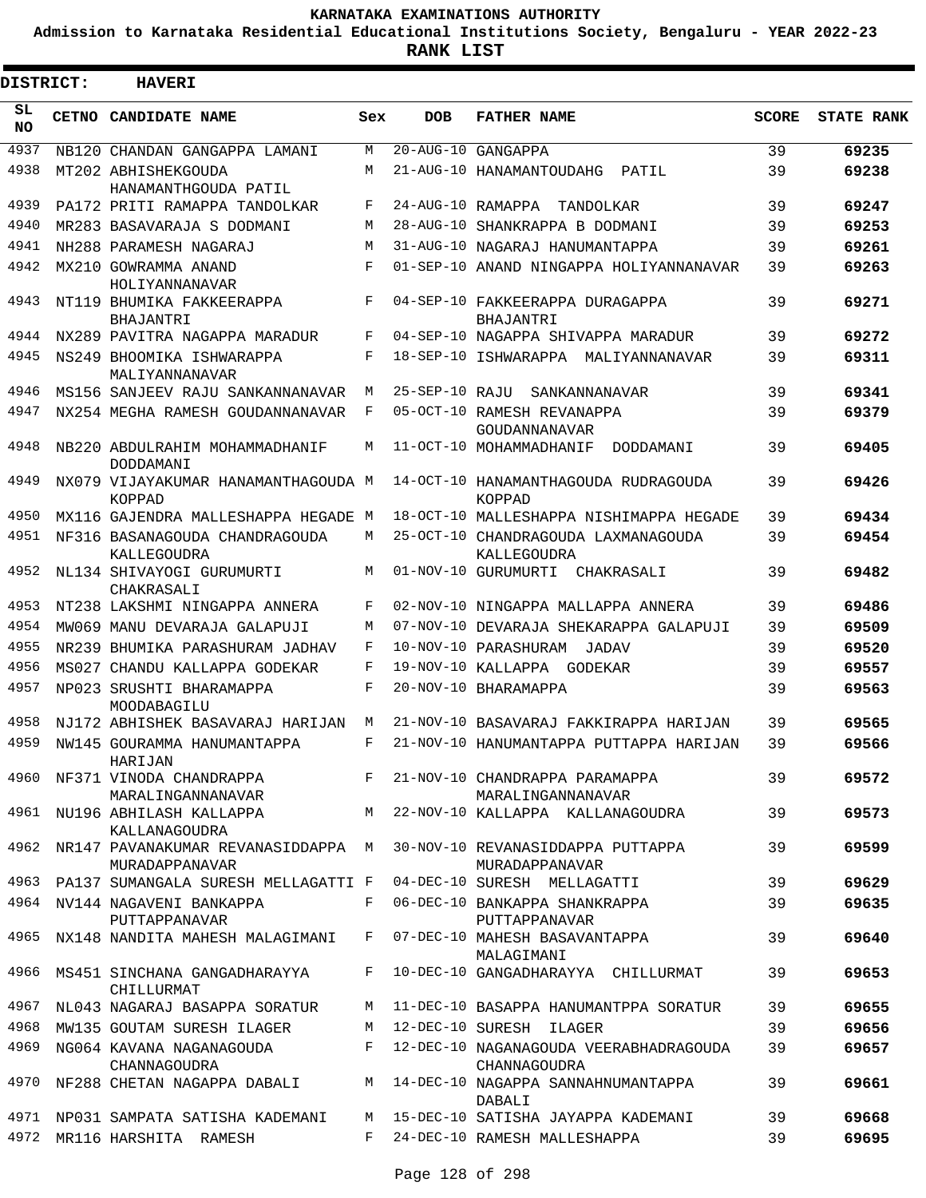# KARNATAKA EXAMINATIONS AUTHORITY

**Admission to Karnataka Residential Educational Institutions Society, Bengaluru - YEAR 2022-23**

**RANK LIST**

**DISTRICT: HAVERI**

| SL NO | CETNO | CANDIDATE NAME | Sex | DOB | FATHER NAME | SCORE | STATE RANK |
|---|---|---|---|---|---|---|---|
| 4937 | NB120 | CHANDAN GANGAPPA LAMANI | M | 20-AUG-10 | GANGAPPA | 39 | 69235 |
| 4938 | MT202 | ABHISHEKGOUDA HANAMANTHGOUDA PATIL | M | 21-AUG-10 | HANAMANTOUDAHG PATIL | 39 | 69238 |
| 4939 | PA172 | PRITI RAMAPPA TANDOLKAR | F | 24-AUG-10 | RAMAPPA TANDOLKAR | 39 | 69247 |
| 4940 | MR283 | BASAVARAJA S DODMANI | M | 28-AUG-10 | SHANKRAPPA B DODMANI | 39 | 69253 |
| 4941 | NH288 | PARAMESH NAGARAJ | M | 31-AUG-10 | NAGARAJ HANUMANTAPPA | 39 | 69261 |
| 4942 | MX210 | GOWRAMMA ANAND HOLIYANNANAVAR | F | 01-SEP-10 | ANAND NINGAPPA HOLIYANNANAVAR | 39 | 69263 |
| 4943 | NT119 | BHUMIKA FAKKEERAPPA BHAJANTRI | F | 04-SEP-10 | FAKKEERAPPA DURAGAPPA BHAJANTRI | 39 | 69271 |
| 4944 | NX289 | PAVITRA NAGAPPA MARADUR | F | 04-SEP-10 | NAGAPPA SHIVAPPA MARADUR | 39 | 69272 |
| 4945 | NS249 | BHOOMIKA ISHWARAPPA MALIYANNANAVAR | F | 18-SEP-10 | ISHWARAPPA MALIYANNANAVAR | 39 | 69311 |
| 4946 | MS156 | SANJEEV RAJU SANKANNANAVAR | M | 25-SEP-10 | RAJU SANKANNANAVAR | 39 | 69341 |
| 4947 | NX254 | MEGHA RAMESH GOUDANNANAVAR | F | 05-OCT-10 | RAMESH REVANAPPA GOUDANNANAVAR | 39 | 69379 |
| 4948 | NB220 | ABDULRAHIM MOHAMMADHANIF DODDAMANI | M | 11-OCT-10 | MOHAMMADHANIF DODDAMANI | 39 | 69405 |
| 4949 | NX079 | VIJAYAKUMAR HANAMANTHAGOUDA KOPPAD | M | 14-OCT-10 | HANAMANTHAGOUDA RUDRAGOUDA KOPPAD | 39 | 69426 |
| 4950 | MX116 | GAJENDRA MALLESHAPPA HEGADE | M | 18-OCT-10 | MALLESHAPPA NISHIMAPPA HEGADE | 39 | 69434 |
| 4951 | NF316 | BASANAGOUDA CHANDRAGOUDA KALLEGOUDRA | M | 25-OCT-10 | CHANDRAGOUDA LAXMANAGOUDA KALLEGOUDRA | 39 | 69454 |
| 4952 | NL134 | SHIVAYOGI GURUMURTI CHAKRASALI | M | 01-NOV-10 | GURUMURTI CHAKRASALI | 39 | 69482 |
| 4953 | NT238 | LAKSHMI NINGAPPA ANNERA | F | 02-NOV-10 | NINGAPPA MALLAPPA ANNERA | 39 | 69486 |
| 4954 | MW069 | MANU DEVARAJA GALAPUJI | M | 07-NOV-10 | DEVARAJA SHEKARAPPA GALAPUJI | 39 | 69509 |
| 4955 | NR239 | BHUMIKA PARASHURAM JADHAV | F | 10-NOV-10 | PARASHURAM JADAV | 39 | 69520 |
| 4956 | MS027 | CHANDU KALLAPPA GODEKAR | F | 19-NOV-10 | KALLAPPA GODEKAR | 39 | 69557 |
| 4957 | NP023 | SRUSHTI BHARAMAPPA MOODABAGILU | F | 20-NOV-10 | BHARAMAPPA | 39 | 69563 |
| 4958 | NJ172 | ABHISHEK BASAVARAJ HARIJAN | M | 21-NOV-10 | BASAVARAJ FAKKIRAPPA HARIJAN | 39 | 69565 |
| 4959 | NW145 | GOURAMMA HANUMANTAPPA HARIJAN | F | 21-NOV-10 | HANUMANTAPPA PUTTAPPA HARIJAN | 39 | 69566 |
| 4960 | NF371 | VINODA CHANDRAPPA MARALINGANNANAVAR | F | 21-NOV-10 | CHANDRAPPA PARAMAPPA MARALINGANNANAVAR | 39 | 69572 |
| 4961 | NU196 | ABHILASH KALLAPPA KALLANAGOUDRA | M | 22-NOV-10 | KALLAPPA KALLANAGOUDRA | 39 | 69573 |
| 4962 | NR147 | PAVANAKUMAR REVANASIDDAPPA MURADAPPANAVAR | M | 30-NOV-10 | REVANASIDDAPPA PUTTAPPA MURADAPPANAVAR | 39 | 69599 |
| 4963 | PA137 | SUMANGALA SURESH MELLAGATTI | F | 04-DEC-10 | SURESH MELLAGATTI | 39 | 69629 |
| 4964 | NV144 | NAGAVENI BANKAPPA PUTTAPPANAVAR | F | 06-DEC-10 | BANKAPPA SHANKRAPPA PUTTAPPANAVAR | 39 | 69635 |
| 4965 | NX148 | NANDITA MAHESH MALAGIMANI | F | 07-DEC-10 | MAHESH BASAVANTAPPA MALAGIMANI | 39 | 69640 |
| 4966 | MS451 | SINCHANA GANGADHARAYYA CHILLURMAT | F | 10-DEC-10 | GANGADHARAYYA CHILLURMAT | 39 | 69653 |
| 4967 | NL043 | NAGARAJ BASAPPA SORATUR | M | 11-DEC-10 | BASAPPA HANUMANTPPA SORATUR | 39 | 69655 |
| 4968 | MW135 | GOUTAM SURESH ILAGER | M | 12-DEC-10 | SURESH ILAGER | 39 | 69656 |
| 4969 | NG064 | KAVANA NAGANAGOUDA CHANNAGOUDRA | F | 12-DEC-10 | NAGANAGOUDA VEERABHADRAGOUDA CHANNAGOUDRA | 39 | 69657 |
| 4970 | NF288 | CHETAN NAGAPPA DABALI | M | 14-DEC-10 | NAGAPPA SANNAHNUMANTAPPA DABALI | 39 | 69661 |
| 4971 | NP031 | SAMPATA SATISHA KADEMANI | M | 15-DEC-10 | SATISHA JAYAPPA KADEMANI | 39 | 69668 |
| 4972 | MR116 | HARSHITA RAMESH | F | 24-DEC-10 | RAMESH MALLESHAPPA | 39 | 69695 |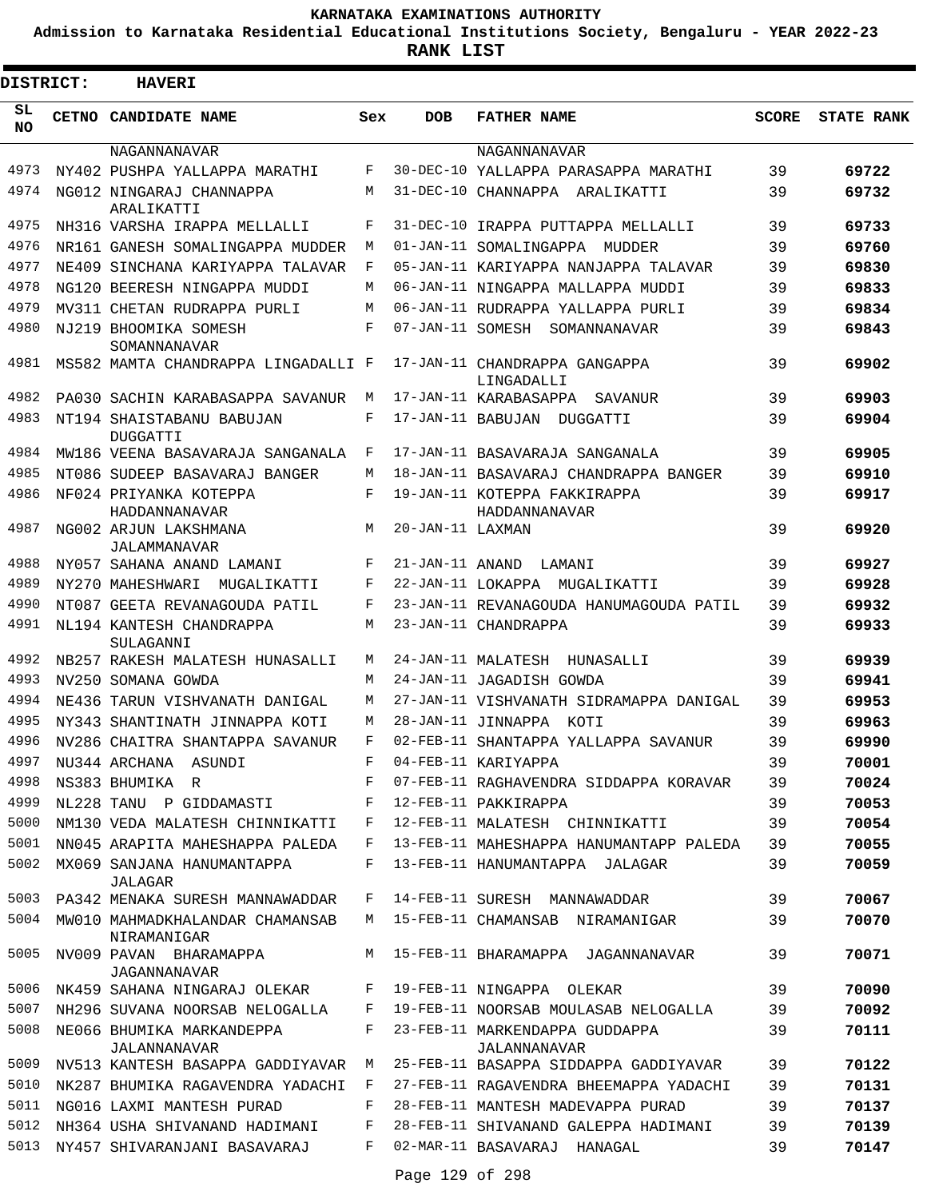# KARNATAKA EXAMINATIONS AUTHORITY

**Admission to Karnataka Residential Educational Institutions Society, Bengaluru - YEAR 2022-23**

**RANK LIST**

**DISTRICT: HAVERI**

| SL NO | CETNO | CANDIDATE NAME | Sex | DOB | FATHER NAME | SCORE | STATE RANK |
|---|---|---|---|---|---|---|---|
| | | NAGANNANAVAR | | | NAGANNANAVAR | | |
| 4973 | NY402 | PUSHPA YALLAPPA MARATHI | F | 30-DEC-10 | YALLAPPA PARASAPPA MARATHI | 39 | 69722 |
| 4974 | NG012 | NINGARAJ CHANNAPPA ARALIKATTI | M | 31-DEC-10 | CHANNAPPA ARALIKATTI | 39 | 69732 |
| 4975 | NH316 | VARSHA IRAPPA MELLALLI | F | 31-DEC-10 | IRAPPA PUTTAPPA MELLALLI | 39 | 69733 |
| 4976 | NR161 | GANESH SOMALINGAPPA MUDDER | M | 01-JAN-11 | SOMALINGAPPA MUDDER | 39 | 69760 |
| 4977 | NE409 | SINCHANA KARIYAPPA TALAVAR | F | 05-JAN-11 | KARIYAPPA NANJAPPA TALAVAR | 39 | 69830 |
| 4978 | NG120 | BEERESH NINGAPPA MUDDI | M | 06-JAN-11 | NINGAPPA MALLAPPA MUDDI | 39 | 69833 |
| 4979 | MV311 | CHETAN RUDRAPPA PURLI | M | 06-JAN-11 | RUDRAPPA YALLAPPA PURLI | 39 | 69834 |
| 4980 | NJ219 | BHOOMIKA SOMESH SOMANNANAVAR | F | 07-JAN-11 | SOMESH SOMANNANAVAR | 39 | 69843 |
| 4981 | MS582 | MAMTA CHANDRAPPA LINGADALLI | F | 17-JAN-11 | CHANDRAPPA GANGAPPA LINGADALLI | 39 | 69902 |
| 4982 | PA030 | SACHIN KARABASAPPA SAVANUR | M | 17-JAN-11 | KARABASAPPA SAVANUR | 39 | 69903 |
| 4983 | NT194 | SHAISTABANU BABUJAN DUGGATTI | F | 17-JAN-11 | BABUJAN DUGGATTI | 39 | 69904 |
| 4984 | MW186 | VEENA BASAVARAJA SANGANALA | F | 17-JAN-11 | BASAVARAJA SANGANALA | 39 | 69905 |
| 4985 | NT086 | SUDEEP BASAVARAJ BANGER | M | 18-JAN-11 | BASAVARAJ CHANDRAPPA BANGER | 39 | 69910 |
| 4986 | NF024 | PRIYANKA KOTEPPA HADDANNANAVAR | F | 19-JAN-11 | KOTEPPA FAKKIRAPPA HADDANNANAVAR | 39 | 69917 |
| 4987 | NG002 | ARJUN LAKSHMANA JALAMMANAVAR | M | 20-JAN-11 | LAXMAN | 39 | 69920 |
| 4988 | NY057 | SAHANA ANAND LAMANI | F | 21-JAN-11 | ANAND LAMANI | 39 | 69927 |
| 4989 | NY270 | MAHESHWARI MUGALIKATTI | F | 22-JAN-11 | LOKAPPA MUGALIKATTI | 39 | 69928 |
| 4990 | NT087 | GEETA REVANAGOUDA PATIL | F | 23-JAN-11 | REVANAGOUDA HANUMAGOUDA PATIL | 39 | 69932 |
| 4991 | NL194 | KANTESH CHANDRAPPA SULAGANNI | M | 23-JAN-11 | CHANDRAPPA | 39 | 69933 |
| 4992 | NB257 | RAKESH MALATESH HUNASALLI | M | 24-JAN-11 | MALATESH HUNASALLI | 39 | 69939 |
| 4993 | NV250 | SOMANA GOWDA | M | 24-JAN-11 | JAGADISH GOWDA | 39 | 69941 |
| 4994 | NE436 | TARUN VISHVANATH DANIGAL | M | 27-JAN-11 | VISHVANATH SIDRAMAPPA DANIGAL | 39 | 69953 |
| 4995 | NY343 | SHANTINATH JINNAPPA KOTI | M | 28-JAN-11 | JINNAPPA KOTI | 39 | 69963 |
| 4996 | NV286 | CHAITRA SHANTAPPA SAVANUR | F | 02-FEB-11 | SHANTAPPA YALLAPPA SAVANUR | 39 | 69990 |
| 4997 | NU344 | ARCHANA ASUNDI | F | 04-FEB-11 | KARIYAPPA | 39 | 70001 |
| 4998 | NS383 | BHUMIKA R | F | 07-FEB-11 | RAGHAVENDRA SIDDAPPA KORAVAR | 39 | 70024 |
| 4999 | NL228 | TANU P GIDDAMASTI | F | 12-FEB-11 | PAKKIRAPPA | 39 | 70053 |
| 5000 | NM130 | VEDA MALATESH CHINNIKATTI | F | 12-FEB-11 | MALATESH CHINNIKATTI | 39 | 70054 |
| 5001 | NN045 | ARAPITA MAHESHAPPA PALEDA | F | 13-FEB-11 | MAHESHAPPA HANUMANTAPP PALEDA | 39 | 70055 |
| 5002 | MX069 | SANJANA HANUMANTAPPA JALAGAR | F | 13-FEB-11 | HANUMANTAPPA JALAGAR | 39 | 70059 |
| 5003 | PA342 | MENAKA SURESH MANNAWADDAR | F | 14-FEB-11 | SURESH MANNAWADDAR | 39 | 70067 |
| 5004 | MW010 | MAHMADKHALANDAR CHAMANSAB NIRAMANIGAR | M | 15-FEB-11 | CHAMANSAB NIRAMANIGAR | 39 | 70070 |
| 5005 | NV009 | PAVAN BHARAMAPPA JAGANNANAVAR | M | 15-FEB-11 | BHARAMAPPA JAGANNANAVAR | 39 | 70071 |
| 5006 | NK459 | SAHANA NINGARAJ OLEKAR | F | 19-FEB-11 | NINGAPPA OLEKAR | 39 | 70090 |
| 5007 | NH296 | SUVANA NOORSAB NELOGALLA | F | 19-FEB-11 | NOORSAB MOULASAB NELOGALLA | 39 | 70092 |
| 5008 | NE066 | BHUMIKA MARKANDEPPA JALANNANAVAR | F | 23-FEB-11 | MARKENDAPPA GUDDAPPA JALANNANAVAR | 39 | 70111 |
| 5009 | NV513 | KANTESH BASAPPA GADDIYAVAR | M | 25-FEB-11 | BASAPPA SIDDAPPA GADDIYAVAR | 39 | 70122 |
| 5010 | NK287 | BHUMIKA RAGAVENDRA YADACHI | F | 27-FEB-11 | RAGAVENDRA BHEEMAPPA YADACHI | 39 | 70131 |
| 5011 | NG016 | LAXMI MANTESH PURAD | F | 28-FEB-11 | MANTESH MADEVAPPA PURAD | 39 | 70137 |
| 5012 | NH364 | USHA SHIVANAND HADIMANI | F | 28-FEB-11 | SHIVANAND GALEPPA HADIMANI | 39 | 70139 |
| 5013 | NY457 | SHIVARANJANI BASAVARAJ | F | 02-MAR-11 | BASAVARAJ HANAGAL | 39 | 70147 |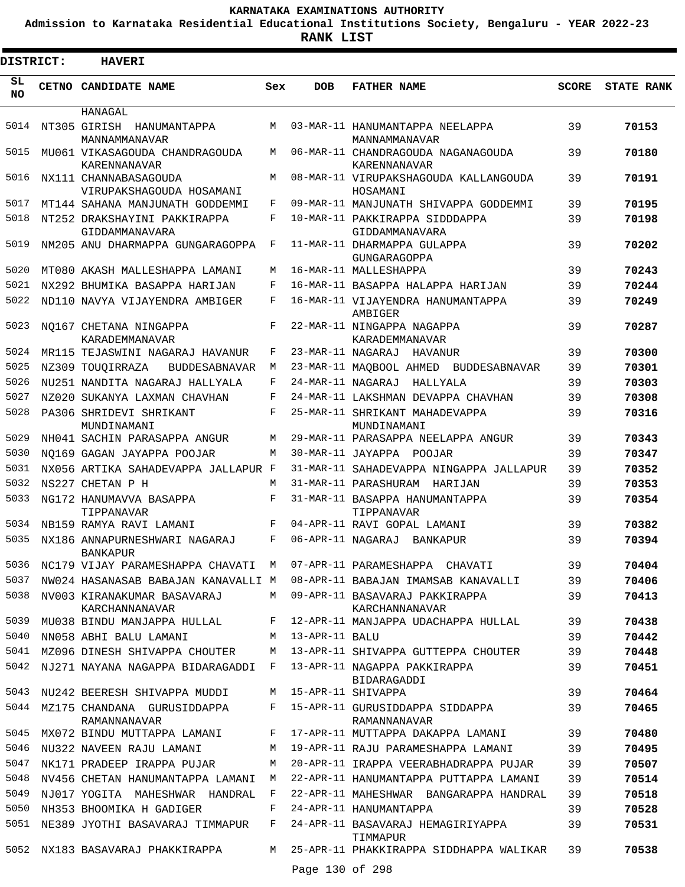**KARNATAKA EXAMINATIONS AUTHORITY**

**Admission to Karnataka Residential Educational Institutions Society, Bengaluru - YEAR 2022-23**

**RANK LIST**

**DISTRICT: HAVERI**

| SL NO | CETNO | CANDIDATE NAME | Sex | DOB | FATHER NAME | SCORE | STATE RANK |
|---|---|---|---|---|---|---|---|
| | | HANAGAL | | | | | |
| 5014 | NT305 | GIRISH HANUMANTAPPA MANNAMMANAVAR | M | 03-MAR-11 | HANUMANTAPPA NEELAPPA MANNAMMANAVAR | 39 | **70153** |
| 5015 | MU061 | VIKASAGOUDA CHANDRAGOUDA KARENNANAVAR | M | 06-MAR-11 | CHANDRAGOUDA NAGANAGOUDA KARENNANAVAR | 39 | **70180** |
| 5016 | NX111 | CHANNABASAGOUDA VIRUPAKSHAGOUDA HOSAMANI | M | 08-MAR-11 | VIRUPAKSHAGOUDA KALLANGOUDA HOSAMANI | 39 | **70191** |
| 5017 | MT144 | SAHANA MANJUNATH GODDEMMI | F | 09-MAR-11 | MANJUNATH SHIVAPPA GODDEMMI | 39 | **70195** |
| 5018 | NT252 | DRAKSHAYINI PAKKIRAPPA GIDDAMMANAVARA | F | 10-MAR-11 | PAKKIRAPPA SIDDDAPPA GIDDAMMANAVARA | 39 | **70198** |
| 5019 | NM205 | ANU DHARMAPPA GUNGARAGOPPA | F | 11-MAR-11 | DHARMAPPA GULAPPA GUNGARAGOPPA | 39 | **70202** |
| 5020 | MT080 | AKASH MALLESHAPPA LAMANI | M | 16-MAR-11 | MALLESHAPPA | 39 | **70243** |
| 5021 | NX292 | BHUMIKA BASAPPA HARIJAN | F | 16-MAR-11 | BASAPPA HALAPPA HARIJAN | 39 | **70244** |
| 5022 | ND110 | NAVYA VIJAYENDRA AMBIGER | F | 16-MAR-11 | VIJAYENDRA HANUMANTAPPA AMBIGER | 39 | **70249** |
| 5023 | NQ167 | CHETANA NINGAPPA KARADEMMANAVAR | F | 22-MAR-11 | NINGAPPA NAGAPPA KARADEMMANAVAR | 39 | **70287** |
| 5024 | MR115 | TEJASWINI NAGARAJ HAVANUR | F | 23-MAR-11 | NAGARAJ HAVANUR | 39 | **70300** |
| 5025 | NZ309 | TOUQIRRAZA BUDDESABNAVAR | M | 23-MAR-11 | MAQBOOL AHMED BUDDESABNAVAR | 39 | **70301** |
| 5026 | NU251 | NANDITA NAGARAJ HALLYALA | F | 24-MAR-11 | NAGARAJ HALLYALA | 39 | **70303** |
| 5027 | NZ020 | SUKANYA LAXMAN CHAVHAN | F | 24-MAR-11 | LAKSHMAN DEVAPPA CHAVHAN | 39 | **70308** |
| 5028 | PA306 | SHRIDEVI SHRIKANT MUNDINAMANI | F | 25-MAR-11 | SHRIKANT MAHADEVAPPA MUNDINAMANI | 39 | **70316** |
| 5029 | NH041 | SACHIN PARASAPPA ANGUR | M | 29-MAR-11 | PARASAPPA NEELAPPA ANGUR | 39 | **70343** |
| 5030 | NQ169 | GAGAN JAYAPPA POOJAR | M | 30-MAR-11 | JAYAPPA POOJAR | 39 | **70347** |
| 5031 | NX056 | ARTIKA SAHADEVAPPA JALLAPUR | F | 31-MAR-11 | SAHADEVAPPA NINGAPPA JALLAPUR | 39 | **70352** |
| 5032 | NS227 | CHETAN P H | M | 31-MAR-11 | PARASHURAM HARIJAN | 39 | **70353** |
| 5033 | NG172 | HANUMAVVA BASAPPA TIPPANAVAR | F | 31-MAR-11 | BASAPPA HANUMANTAPPA TIPPANAVAR | 39 | **70354** |
| 5034 | NB159 | RAMYA RAVI LAMANI | F | 04-APR-11 | RAVI GOPAL LAMANI | 39 | **70382** |
| 5035 | NX186 | ANNAPURNESHWARI NAGARAJ BANKAPUR | F | 06-APR-11 | NAGARAJ BANKAPUR | 39 | **70394** |
| 5036 | NC179 | VIJAY PARAMESHAPPA CHAVATI | M | 07-APR-11 | PARAMESHAPPA CHAVATI | 39 | **70404** |
| 5037 | NW024 | HASANASAB BABAJAN KANAVALLI | M | 08-APR-11 | BABAJAN IMAMSAB KANAVALLI | 39 | **70406** |
| 5038 | NV003 | KIRANAKUMAR BASAVARAJ KARCHANNANAVAR | M | 09-APR-11 | BASAVARAJ PAKKIRAPPA KARCHANNANAVAR | 39 | **70413** |
| 5039 | MU038 | BINDU MANJAPPA HULLAL | F | 12-APR-11 | MANJAPPA UDACHAPPA HULLAL | 39 | **70438** |
| 5040 | NN058 | ABHI BALU LAMANI | M | 13-APR-11 | BALU | 39 | **70442** |
| 5041 | MZ096 | DINESH SHIVAPPA CHOUTER | M | 13-APR-11 | SHIVAPPA GUTTEPPA CHOUTER | 39 | **70448** |
| 5042 | NJ271 | NAYANA NAGAPPA BIDARAGADDI | F | 13-APR-11 | NAGAPPA PAKKIRAPPA BIDARAGADDI | 39 | **70451** |
| 5043 | NU242 | BEERESH SHIVAPPA MUDDI | M | 15-APR-11 | SHIVAPPA | 39 | **70464** |
| 5044 | MZ175 | CHANDANA GURUSIDDAPPA RAMANNANAVAR | F | 15-APR-11 | GURUSIDDAPPA SIDDAPPA RAMANNANAVAR | 39 | **70465** |
| 5045 | MX072 | BINDU MUTTAPPA LAMANI | F | 17-APR-11 | MUTTAPPA DAKAPPA LAMANI | 39 | **70480** |
| 5046 | NU322 | NAVEEN RAJU LAMANI | M | 19-APR-11 | RAJU PARAMESHAPPA LAMANI | 39 | **70495** |
| 5047 | NK171 | PRADEEP IRAPPA PUJAR | M | 20-APR-11 | IRAPPA VEERABHADRAPPA PUJAR | 39 | **70507** |
| 5048 | NV456 | CHETAN HANUMANTAPPA LAMANI | M | 22-APR-11 | HANUMANTAPPA PUTTAPPA LAMANI | 39 | **70514** |
| 5049 | NJ017 | YOGITA MAHESHWAR HANDRAL | F | 22-APR-11 | MAHESHWAR BANGARAPPA HANDRAL | 39 | **70518** |
| 5050 | NH353 | BHOOMIKA H GADIGER | F | 24-APR-11 | HANUMANTAPPA | 39 | **70528** |
| 5051 | NE389 | JYOTHI BASAVARAJ TIMMAPUR | F | 24-APR-11 | BASAVARAJ HEMAGIRIYAPPA TIMMAPUR | 39 | **70531** |
| 5052 | NX183 | BASAVARAJ PHAKKIRAPPA | M | 25-APR-11 | PHAKKIRAPPA SIDDHAPPA WALIKAR | 39 | **70538** |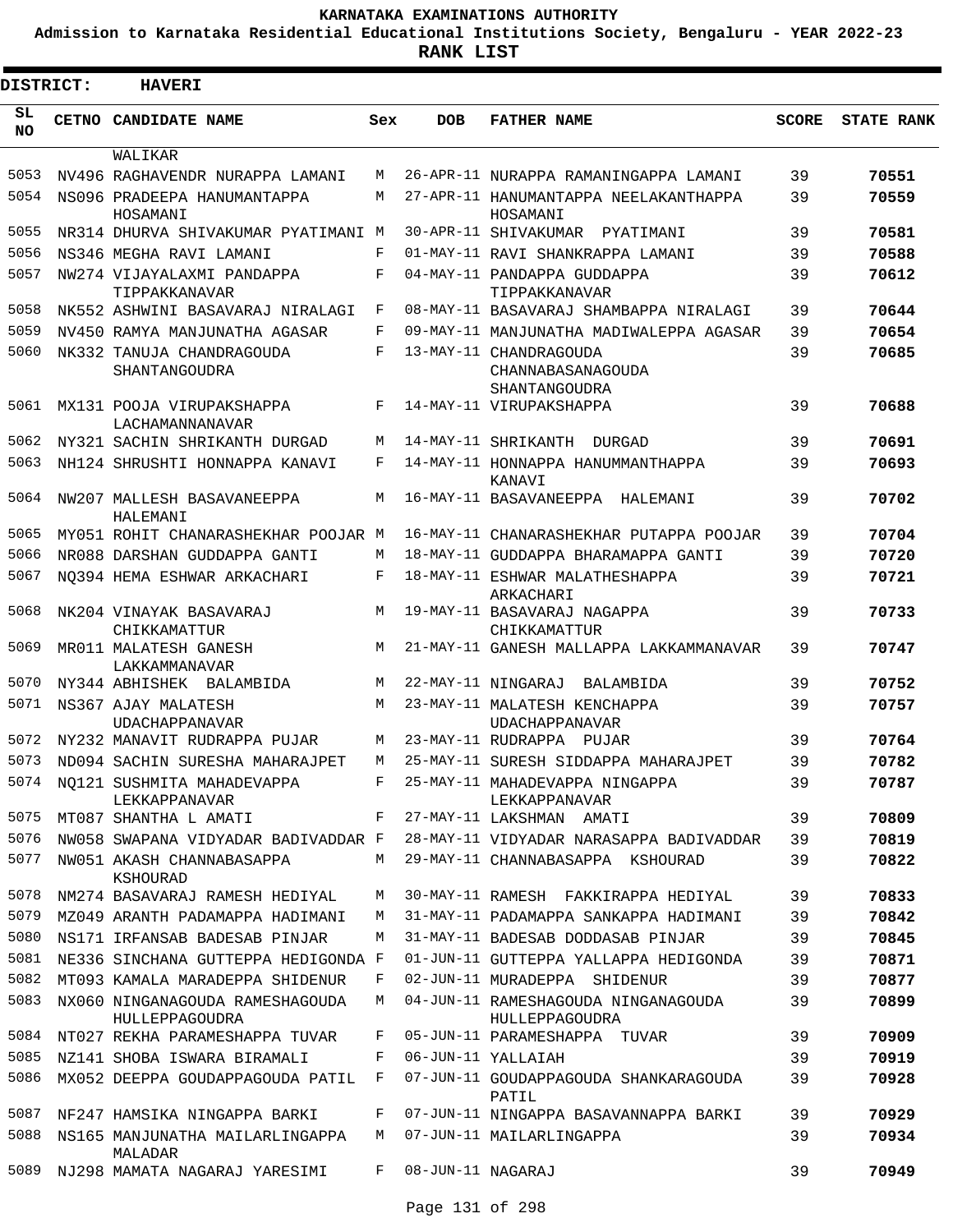# KARNATAKA EXAMINATIONS AUTHORITY

**Admission to Karnataka Residential Educational Institutions Society, Bengaluru - YEAR 2022-23**

**RANK LIST**

**DISTRICT: HAVERI**

| SL NO | CETNO | CANDIDATE NAME | Sex | DOB | FATHER NAME | SCORE | STATE RANK |
|---|---|---|---|---|---|---|---|
| | | WALIKAR | | | | | |
| 5053 | NV496 | RAGHAVENDR NURAPPA LAMANI | M | 26-APR-11 | NURAPPA RAMANINGAPPA LAMANI | 39 | 70551 |
| 5054 | NS096 | PRADEEPA HANUMANTAPPA HOSAMANI | M | 27-APR-11 | HANUMANTAPPA NEELAKANTHAPPA HOSAMANI | 39 | 70559 |
| 5055 | NR314 | DHURVA SHIVAKUMAR PYATIMANI | M | 30-APR-11 | SHIVAKUMAR PYATIMANI | 39 | 70581 |
| 5056 | NS346 | MEGHA RAVI LAMANI | F | 01-MAY-11 | RAVI SHANKRAPPA LAMANI | 39 | 70588 |
| 5057 | NW274 | VIJAYALAXMI PANDAPPA TIPPAKKANAVAR | F | 04-MAY-11 | PANDAPPA GUDDAPPA TIPPAKKANAVAR | 39 | 70612 |
| 5058 | NK552 | ASHWINI BASAVARAJ NIRALAGI | F | 08-MAY-11 | BASAVARAJ SHAMBAPPA NIRALAGI | 39 | 70644 |
| 5059 | NV450 | RAMYA MANJUNATHA AGASAR | F | 09-MAY-11 | MANJUNATHA MADIWALEPPA AGASAR | 39 | 70654 |
| 5060 | NK332 | TANUJA CHANDRAGOUDA SHANTANGOUDRA | F | 13-MAY-11 | CHANDRAGOUDA CHANNABASANAGOUDA SHANTANGOUDRA | 39 | 70685 |
| 5061 | MX131 | POOJA VIRUPAKSHAPPA LACHAMANNANAVAR | F | 14-MAY-11 | VIRUPAKSHAPPA | 39 | 70688 |
| 5062 | NY321 | SACHIN SHRIKANTH DURGAD | M | 14-MAY-11 | SHRIKANTH DURGAD | 39 | 70691 |
| 5063 | NH124 | SHRUSHTI HONNAPPA KANAVI | F | 14-MAY-11 | HONNAPPA HANUMMANTHAPPA KANAVI | 39 | 70693 |
| 5064 | NW207 | MALLESH BASAVANEEPPA HALEMANI | M | 16-MAY-11 | BASAVANEEPPA HALEMANI | 39 | 70702 |
| 5065 | MY051 | ROHIT CHANARASHEKHAR POOJAR | M | 16-MAY-11 | CHANARASHEKHAR PUTAPPA POOJAR | 39 | 70704 |
| 5066 | NR088 | DARSHAN GUDDAPPA GANTI | M | 18-MAY-11 | GUDDAPPA BHARAMAPPA GANTI | 39 | 70720 |
| 5067 | NQ394 | HEMA ESHWAR ARKACHARI | F | 18-MAY-11 | ESHWAR MALATHESHAPPA ARKACHARI | 39 | 70721 |
| 5068 | NK204 | VINAYAK BASAVARAJ CHIKKAMATTUR | M | 19-MAY-11 | BASAVARAJ NAGAPPA CHIKKAMATTUR | 39 | 70733 |
| 5069 | MR011 | MALATESH GANESH LAKKAMMANAVAR | M | 21-MAY-11 | GANESH MALLAPPA LAKKAMMANAVAR | 39 | 70747 |
| 5070 | NY344 | ABHISHEK BALAMBIDA | M | 22-MAY-11 | NINGARAJ BALAMBIDA | 39 | 70752 |
| 5071 | NS367 | AJAY MALATESH UDACHAPPANAVAR | M | 23-MAY-11 | MALATESH KENCHAPPA UDACHAPPANAVAR | 39 | 70757 |
| 5072 | NY232 | MANAVIT RUDRAPPA PUJAR | M | 23-MAY-11 | RUDRAPPA PUJAR | 39 | 70764 |
| 5073 | ND094 | SACHIN SURESHA MAHARAJPET | M | 25-MAY-11 | SURESH SIDDAPPA MAHARAJPET | 39 | 70782 |
| 5074 | NQ121 | SUSHMITA MAHADEVAPPA LEKKAPPANAVAR | F | 25-MAY-11 | MAHADEVAPPA NINGAPPA LEKKAPPANAVAR | 39 | 70787 |
| 5075 | MT087 | SHANTHA L AMATI | F | 27-MAY-11 | LAKSHMAN AMATI | 39 | 70809 |
| 5076 | NW058 | SWAPANA VIDYADAR BADIVADDAR | F | 28-MAY-11 | VIDYADAR NARASAPPA BADIVADDAR | 39 | 70819 |
| 5077 | NW051 | AKASH CHANNABASAPPA KSHOURAD | M | 29-MAY-11 | CHANNABASAPPA KSHOURAD | 39 | 70822 |
| 5078 | NM274 | BASAVARAJ RAMESH HEDIYAL | M | 30-MAY-11 | RAMESH FAKKIRAPPA HEDIYAL | 39 | 70833 |
| 5079 | MZ049 | ARANTH PADAMAPPA HADIMANI | M | 31-MAY-11 | PADAMAPPA SANKAPPA HADIMANI | 39 | 70842 |
| 5080 | NS171 | IRFANSAB BADESAB PINJAR | M | 31-MAY-11 | BADESAB DODDASAB PINJAR | 39 | 70845 |
| 5081 | NE336 | SINCHANA GUTTEPPA HEDIGONDA | F | 01-JUN-11 | GUTTEPPA YALLAPPA HEDIGONDA | 39 | 70871 |
| 5082 | MT093 | KAMALA MARADEPPA SHIDENUR | F | 02-JUN-11 | MURADEPPA SHIDENUR | 39 | 70877 |
| 5083 | NX060 | NINGANAGOUDA RAMESHAGOUDA HULLEPPAGOUDRA | M | 04-JUN-11 | RAMESHAGOUDA NINGANAGOUDA HULLEPPAGOUDRA | 39 | 70899 |
| 5084 | NT027 | REKHA PARAMESHAPPA TUVAR | F | 05-JUN-11 | PARAMESHAPPA TUVAR | 39 | 70909 |
| 5085 | NZ141 | SHOBA ISWARA BIRAMALI | F | 06-JUN-11 | YALLAIAH | 39 | 70919 |
| 5086 | MX052 | DEEPPA GOUDAPPAGOUDA PATIL | F | 07-JUN-11 | GOUDAPPAGOUDA SHANKARAGOUDA PATIL | 39 | 70928 |
| 5087 | NF247 | HAMSIKA NINGAPPA BARKI | F | 07-JUN-11 | NINGAPPA BASAVANNAPPA BARKI | 39 | 70929 |
| 5088 | NS165 | MANJUNATHA MAILARLINGAPPA MALADAR | M | 07-JUN-11 | MAILARLINGAPPA | 39 | 70934 |
| 5089 | NJ298 | MAMATA NAGARAJ YARESIMI | F | 08-JUN-11 | NAGARAJ | 39 | 70949 |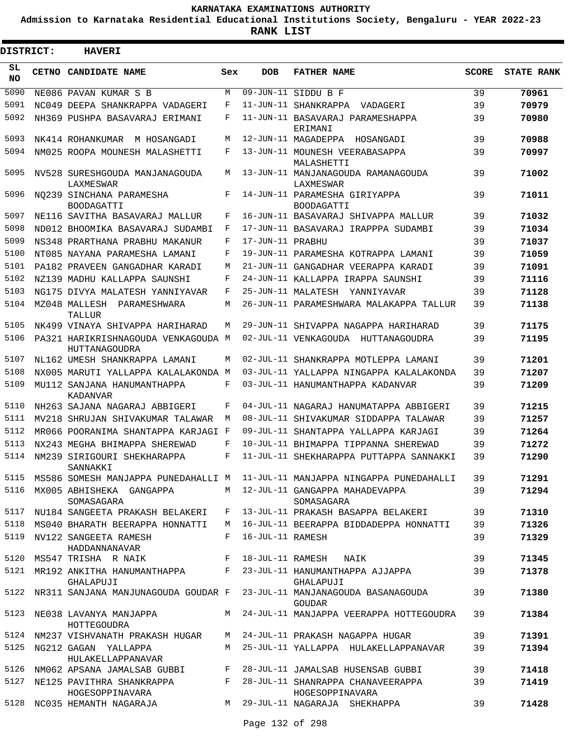**KARNATAKA EXAMINATIONS AUTHORITY**

**Admission to Karnataka Residential Educational Institutions Society, Bengaluru - YEAR 2022-23**

**RANK LIST**

**DISTRICT: HAVERI**

| SL NO | CETNO | CANDIDATE NAME | Sex | DOB | FATHER NAME | SCORE | STATE RANK |
|---|---|---|---|---|---|---|---|
| 5090 | NE086 | PAVAN KUMAR S B | M | 09-JUN-11 | SIDDU B F | 39 | 70961 |
| 5091 | NC049 | DEEPA SHANKRAPPA VADAGERI | F | 11-JUN-11 | SHANKRAPPA VADAGERI | 39 | 70979 |
| 5092 | NH369 | PUSHPA BASAVARAJ ERIMANI | F | 11-JUN-11 | BASAVARAJ PARAMESHAPPA ERIMANI | 39 | 70980 |
| 5093 | NK414 | ROHANKUMAR M HOSANGADI | M | 12-JUN-11 | MAGADEPPA HOSANGADI | 39 | 70988 |
| 5094 | NM025 | ROOPA MOUNESH MALASHETTI | F | 13-JUN-11 | MOUNESH VEERABASAPPA MALASHETTI | 39 | 70997 |
| 5095 | NV528 | SURESHGOUDA MANJANAGOUDA LAXMESWAR | M | 13-JUN-11 | MANJANAGOUDA RAMANAGOUDA LAXMESWAR | 39 | 71002 |
| 5096 | NQ239 | SINCHANA PARAMESHA BOODAGATTI | F | 14-JUN-11 | PARAMESHA GIRIYAPPA BOODAGATTI | 39 | 71011 |
| 5097 | NE116 | SAVITHA BASAVARAJ MALLUR | F | 16-JUN-11 | BASAVARAJ SHIVAPPA MALLUR | 39 | 71032 |
| 5098 | ND012 | BHOOMIKA BASAVARAJ SUDAMBI | F | 17-JUN-11 | BASAVARAJ IRAPPPA SUDAMBI | 39 | 71034 |
| 5099 | NS348 | PRARTHANA PRABHU MAKANUR | F | 17-JUN-11 | PRABHU | 39 | 71037 |
| 5100 | NT085 | NAYANA PARAMESHA LAMANI | F | 19-JUN-11 | PARAMESHA KOTRAPPA LAMANI | 39 | 71059 |
| 5101 | PA182 | PRAVEEN GANGADHAR KARADI | M | 21-JUN-11 | GANGADHAR VEERAPPA KARADI | 39 | 71091 |
| 5102 | NZ139 | MADHU KALLAPPA SAUNSHI | F | 24-JUN-11 | KALLAPPA IRAPPA SAUNSHI | 39 | 71116 |
| 5103 | NG175 | DIVYA MALATESH YANNIYAVAR | F | 25-JUN-11 | MALATESH YANNIYAVAR | 39 | 71128 |
| 5104 | MZ048 | MALLESH PARAMESHWARA TALLUR | M | 26-JUN-11 | PARAMESHWARA MALAKAPPA TALLUR | 39 | 71138 |
| 5105 | NK499 | VINAYA SHIVAPPA HARIHARAD | M | 29-JUN-11 | SHIVAPPA NAGAPPA HARIHARAD | 39 | 71175 |
| 5106 | PA321 | HARIKRISHNAGOUDA VENKAGOUDA HUTTANAGOUDRA | M | 02-JUL-11 | VENKAGOUDA HUTTANAGOUDRA | 39 | 71195 |
| 5107 | NL162 | UMESH SHANKRAPPA LAMANI | M | 02-JUL-11 | SHANKRAPPA MOTLEPPA LAMANI | 39 | 71201 |
| 5108 | NX005 | MARUTI YALLAPPA KALALAKONDA | M | 03-JUL-11 | YALLAPPA NINGAPPA KALALAKONDA | 39 | 71207 |
| 5109 | MU112 | SANJANA HANUMANTHAPPA KADANVAR | F | 03-JUL-11 | HANUMANTHAPPA KADANVAR | 39 | 71209 |
| 5110 | NH263 | SAJANA NAGARAJ ABBIGERI | F | 04-JUL-11 | NAGARAJ HANUMATAPPA ABBIGERI | 39 | 71215 |
| 5111 | MV218 | SHRUJAN SHIVAKUMAR TALAWAR | M | 08-JUL-11 | SHIVAKUMAR SIDDAPPA TALAWAR | 39 | 71257 |
| 5112 | MR066 | POORANIMA SHANTAPPA KARJAGI | F | 09-JUL-11 | SHANTAPPA YALLAPPA KARJAGI | 39 | 71264 |
| 5113 | NX243 | MEGHA BHIMAPPA SHEREWAD | F | 10-JUL-11 | BHIMAPPA TIPPANNA SHEREWAD | 39 | 71272 |
| 5114 | NM239 | SIRIGOURI SHEKHARAPPA SANNAKKI | F | 11-JUL-11 | SHEKHARAPPA PUTTAPPA SANNAKKI | 39 | 71290 |
| 5115 | MS586 | SOMESH MANJAPPA PUNEDAHALLI | M | 11-JUL-11 | MANJAPPA NINGAPPA PUNEDAHALLI | 39 | 71291 |
| 5116 | MX005 | ABHISHEKA GANGAPPA SOMASAGARA | M | 12-JUL-11 | GANGAPPA MAHADEVAPPA SOMASAGARA | 39 | 71294 |
| 5117 | NU184 | SANGEETA PRAKASH BELAKERI | F | 13-JUL-11 | PRAKASH BASAPPA BELAKERI | 39 | 71310 |
| 5118 | MS040 | BHARATH BEERAPPA HONNATTI | M | 16-JUL-11 | BEERAPPA BIDDADEPPA HONNATTI | 39 | 71326 |
| 5119 | NV122 | SANGEETA RAMESH HADDANNANAVAR | F | 16-JUL-11 | RAMESH | 39 | 71329 |
| 5120 | MS547 | TRISHA R NAIK | F | 18-JUL-11 | RAMESH NAIK | 39 | 71345 |
| 5121 | MR192 | ANKITHA HANUMANTHAPPA GHALAPUJI | F | 23-JUL-11 | HANUMANTHAPPA AJJAPPA GHALAPUJI | 39 | 71378 |
| 5122 | NR311 | SANJANA MANJUNAGOUDA GOUDAR | F | 23-JUL-11 | MANJANAGOUDA BASANAGOUDA GOUDAR | 39 | 71380 |
| 5123 | NE038 | LAVANYA MANJAPPA HOTTEGOUDRA | M | 24-JUL-11 | MANJAPPA VEERAPPA HOTTEGOUDRA | 39 | 71384 |
| 5124 | NM237 | VISHVANATH PRAKASH HUGAR | M | 24-JUL-11 | PRAKASH NAGAPPA HUGAR | 39 | 71391 |
| 5125 | NG212 | GAGAN YALLAPPA HULAKELLAPPANAVAR | M | 25-JUL-11 | YALLAPPA HULAKELLAPPANAVAR | 39 | 71394 |
| 5126 | NM062 | APSANA JAMALSAB GUBBI | F | 28-JUL-11 | JAMALSAB HUSENSAB GUBBI | 39 | 71418 |
| 5127 | NE125 | PAVITHRA SHANKRAPPA HOGESOPPINAVARA | F | 28-JUL-11 | SHANRAPPA CHANAVEERAPPA HOGESOPPINAVARA | 39 | 71419 |
| 5128 | NC035 | HEMANTH NAGARAJA | M | 29-JUL-11 | NAGARAJA SHEKHAPPA | 39 | 71428 |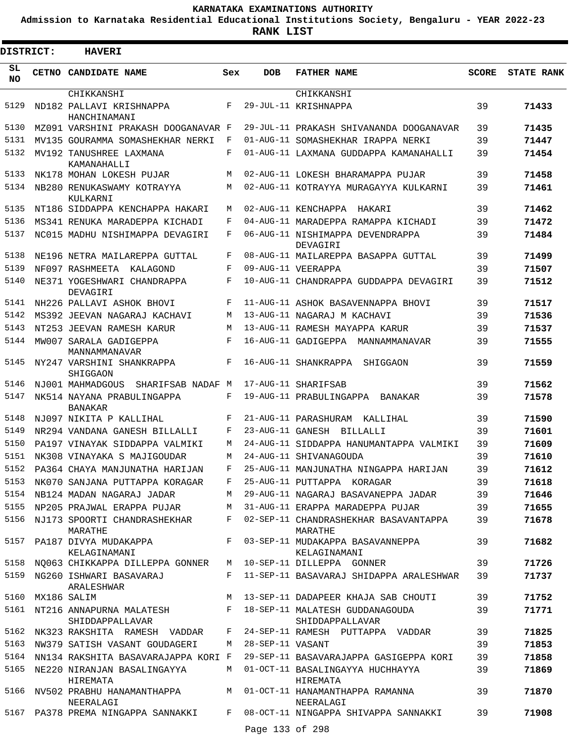KARNATAKA EXAMINATIONS AUTHORITY

Admission to Karnataka Residential Educational Institutions Society, Bengaluru - YEAR 2022-23

**RANK LIST**

**DISTRICT: HAVERI**

| SL NO | CETNO | CANDIDATE NAME | Sex | DOB | FATHER NAME | SCORE | STATE RANK |
|---|---|---|---|---|---|---|---|
| | | CHIKKANSHI | | | CHIKKANSHI | | |
| 5129 | ND182 | PALLAVI KRISHNAPPA HANCHINAMANI | F | 29-JUL-11 | KRISHNAPPA | 39 | **71433** |
| 5130 | MZ091 | VARSHINI PRAKASH DOOGANAVAR | F | 29-JUL-11 | PRAKASH SHIVANANDA DOOGANAVAR | 39 | **71435** |
| 5131 | MV135 | GOURAMMA SOMASHEKHAR NERKI | F | 01-AUG-11 | SOMASHEKHAR IRAPPA NERKI | 39 | **71447** |
| 5132 | MV192 | TANUSHREE LAXMANA KAMANAHALLI | F | 01-AUG-11 | LAXMANA GUDDAPPA KAMANAHALLI | 39 | **71454** |
| 5133 | NK178 | MOHAN LOKESH PUJAR | M | 02-AUG-11 | LOKESH BHARAMAPPA PUJAR | 39 | **71458** |
| 5134 | NB280 | RENUKASWAMY KOTRAYYA KULKARNI | M | 02-AUG-11 | KOTRAYYA MURAGAYYA KULKARNI | 39 | **71461** |
| 5135 | NT186 | SIDDAPPA KENCHAPPA HAKARI | M | 02-AUG-11 | KENCHAPPA HAKARI | 39 | **71462** |
| 5136 | MS341 | RENUKA MARADEPPA KICHADI | F | 04-AUG-11 | MARADEPPA RAMAPPA KICHADI | 39 | **71472** |
| 5137 | NC015 | MADHU NISHIMAPPA DEVAGIRI | F | 06-AUG-11 | NISHIMAPPA DEVENDRAPPA DEVAGIRI | 39 | **71484** |
| 5138 | NE196 | NETRA MAILAREPPA GUTTAL | F | 08-AUG-11 | MAILAREPPA BASAPPA GUTTAL | 39 | **71499** |
| 5139 | NF097 | RASHMEETA KALAGOND | F | 09-AUG-11 | VEERAPPA | 39 | **71507** |
| 5140 | NE371 | YOGESHWARI CHANDRAPPA DEVAGIRI | F | 10-AUG-11 | CHANDRAPPA GUDDAPPA DEVAGIRI | 39 | **71512** |
| 5141 | NH226 | PALLAVI ASHOK BHOVI | F | 11-AUG-11 | ASHOK BASAVENNAPPA BHOVI | 39 | **71517** |
| 5142 | MS392 | JEEVAN NAGARAJ KACHAVI | M | 13-AUG-11 | NAGARAJ M KACHAVI | 39 | **71536** |
| 5143 | NT253 | JEEVAN RAMESH KARUR | M | 13-AUG-11 | RAMESH MAYAPPA KARUR | 39 | **71537** |
| 5144 | MW007 | SARALA GADIGEPPA MANNAMMANAVAR | F | 16-AUG-11 | GADIGEPPA MANNAMMANAVAR | 39 | **71555** |
| 5145 | NY247 | VARSHINI SHANKRAPPA SHIGGAON | F | 16-AUG-11 | SHANKRAPPA SHIGGAON | 39 | **71559** |
| 5146 | NJ001 | MAHMADGOUS SHARIFSAB NADAF | M | 17-AUG-11 | SHARIFSAB | 39 | **71562** |
| 5147 | NK514 | NAYANA PRABULINGAPPA BANAKAR | F | 19-AUG-11 | PRABULINGAPPA BANAKAR | 39 | **71578** |
| 5148 | NJ097 | NIKITA P KALLIHAL | F | 21-AUG-11 | PARASHURAM KALLIHAL | 39 | **71590** |
| 5149 | NR294 | VANDANA GANESH BILLALLI | F | 23-AUG-11 | GANESH BILLALLI | 39 | **71601** |
| 5150 | PA197 | VINAYAK SIDDAPPA VALMIKI | M | 24-AUG-11 | SIDDAPPA HANUMANTAPPA VALMIKI | 39 | **71609** |
| 5151 | NK308 | VINAYAKA S MAJIGOUDAR | M | 24-AUG-11 | SHIVANAGOUDA | 39 | **71610** |
| 5152 | PA364 | CHAYA MANJUNATHA HARIJAN | F | 25-AUG-11 | MANJUNATHA NINGAPPA HARIJAN | 39 | **71612** |
| 5153 | NK070 | SANJANA PUTTAPPA KORAGAR | F | 25-AUG-11 | PUTTAPPA KORAGAR | 39 | **71618** |
| 5154 | NB124 | MADAN NAGARAJ JADAR | M | 29-AUG-11 | NAGARAJ BASAVANEPPA JADAR | 39 | **71646** |
| 5155 | NP205 | PRAJWAL ERAPPA PUJAR | M | 31-AUG-11 | ERAPPA MARADEPPA PUJAR | 39 | **71655** |
| 5156 | NJ173 | SPOORTI CHANDRASHEKHAR MARATHE | F | 02-SEP-11 | CHANDRASHEKHAR BASAVANTAPPA MARATHE | 39 | **71678** |
| 5157 | PA187 | DIVYA MUDAKAPPA KELAGINAMANI | F | 03-SEP-11 | MUDAKAPPA BASAVANNEPPA KELAGINAMANI | 39 | **71682** |
| 5158 | NQ063 | CHIKKAPPA DILLEPPA GONNER | M | 10-SEP-11 | DILLEPPA GONNER | 39 | **71726** |
| 5159 | NG260 | ISHWARI BASAVARAJ ARALESHWAR | F | 11-SEP-11 | BASAVARAJ SHIDAPPA ARALESHWAR | 39 | **71737** |
| 5160 | MX186 | SALIM | M | 13-SEP-11 | DADAPEER KHAJA SAB CHOUTI | 39 | **71752** |
| 5161 | NT216 | ANNAPURNA MALATESH SHIDDAPPALLAVAR | F | 18-SEP-11 | MALATESH GUDDANAGOUDA SHIDDAPPALLAVAR | 39 | **71771** |
| 5162 | NK323 | RAKSHITA RAMESH VADDAR | F | 24-SEP-11 | RAMESH PUTTAPPA VADDAR | 39 | **71825** |
| 5163 | NW379 | SATISH VASANT GOUDAGERI | M | 28-SEP-11 | VASANT | 39 | **71853** |
| 5164 | NN134 | RAKSHITA BASAVARAJAPPA KORI | F | 29-SEP-11 | BASAVARAJAPPA GASIGEPPA KORI | 39 | **71858** |
| 5165 | NE220 | NIRANJAN BASALINGAYYA HIREMATA | M | 01-OCT-11 | BASALINGAYYA HUCHHAYYA HIREMATA | 39 | **71869** |
| 5166 | NV502 | PRABHU HANAMANTHAPPA NEERALAGI | M | 01-OCT-11 | HANAMANTHAPPA RAMANNA NEERALAGI | 39 | **71870** |
| 5167 | PA378 | PREMA NINGAPPA SANNAKKI | F | 08-OCT-11 | NINGAPPA SHIVAPPA SANNAKKI | 39 | **71908** |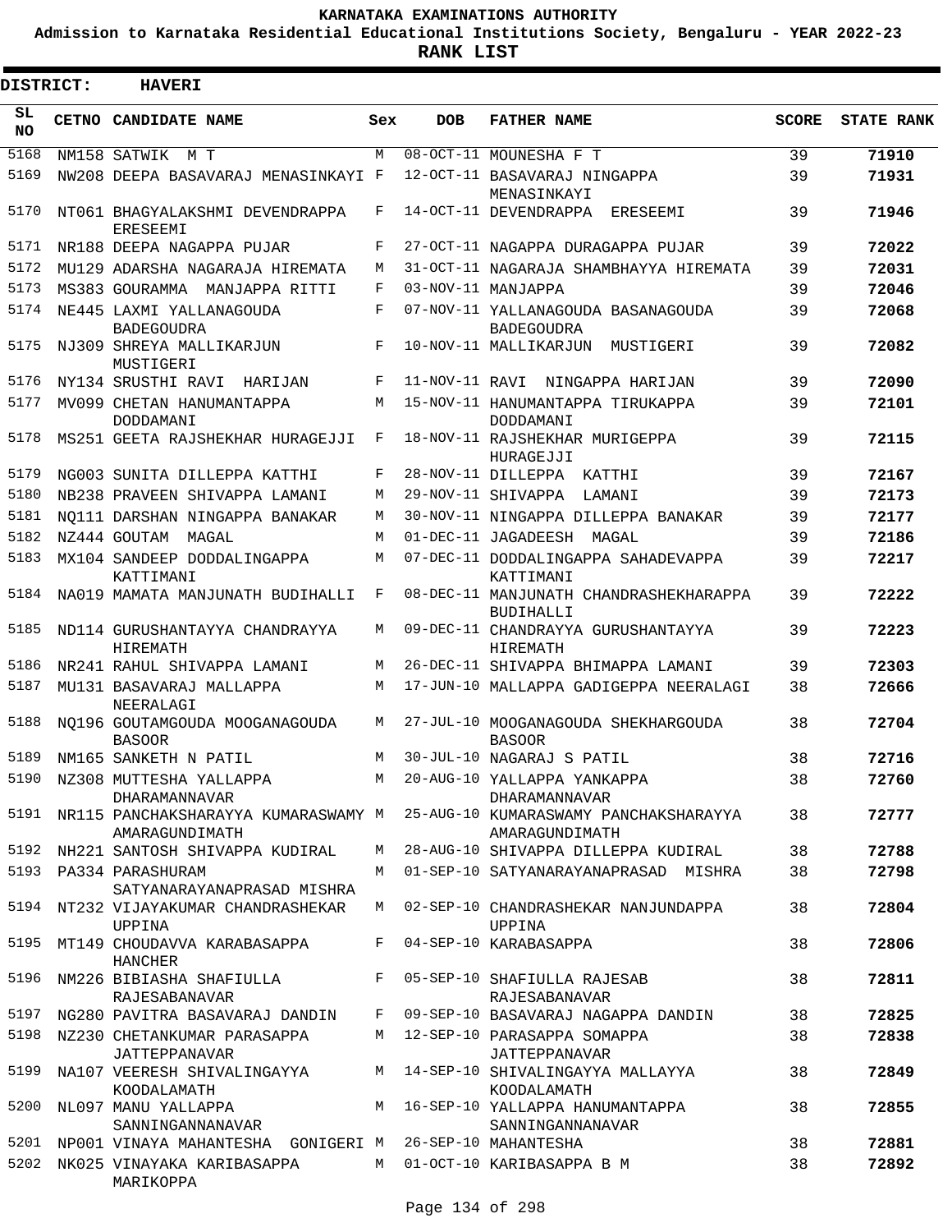# KARNATAKA EXAMINATIONS AUTHORITY

**Admission to Karnataka Residential Educational Institutions Society, Bengaluru - YEAR 2022-23**

**RANK LIST**

**DISTRICT: HAVERI**

| SL NO | CETNO | CANDIDATE NAME | Sex | DOB | FATHER NAME | SCORE | STATE RANK |
|---|---|---|---|---|---|---|---|
| 5168 | NM158 | SATWIK M T | M | 08-OCT-11 | MOUNESHA F T | 39 | **71910** |
| 5169 | NW208 | DEEPA BASAVARAJ MENASINKAYI | F | 12-OCT-11 | BASAVARAJ NINGAPPA MENASINKAYI | 39 | **71931** |
| 5170 | NT061 | BHAGYALAKSHMI DEVENDRAPPA ERESEEMI | F | 14-OCT-11 | DEVENDRAPPA ERESEEMI | 39 | **71946** |
| 5171 | NR188 | DEEPA NAGAPPA PUJAR | F | 27-OCT-11 | NAGAPPA DURAGAPPA PUJAR | 39 | **72022** |
| 5172 | MU129 | ADARSHA NAGARAJA HIREMATA | M | 31-OCT-11 | NAGARAJA SHAMBHAYYA HIREMATA | 39 | **72031** |
| 5173 | MS383 | GOURAMMA MANJAPPA RITTI | F | 03-NOV-11 | MANJAPPA | 39 | **72046** |
| 5174 | NE445 | LAXMI YALLANAGOUDA BADEGOUDRA | F | 07-NOV-11 | YALLANAGOUDA BASANAGOUDA BADEGOUDRA | 39 | **72068** |
| 5175 | NJ309 | SHREYA MALLIKARJUN MUSTIGERI | F | 10-NOV-11 | MALLIKARJUN MUSTIGERI | 39 | **72082** |
| 5176 | NY134 | SRUSTHI RAVI HARIJAN | F | 11-NOV-11 | RAVI NINGAPPA HARIJAN | 39 | **72090** |
| 5177 | MV099 | CHETAN HANUMANTAPPA DODDAMANI | M | 15-NOV-11 | HANUMANTAPPA TIRUKAPPA DODDAMANI | 39 | **72101** |
| 5178 | MS251 | GEETA RAJSHEKHAR HURAGEJJI | F | 18-NOV-11 | RAJSHEKHAR MURIGEPPA HURAGEJJI | 39 | **72115** |
| 5179 | NG003 | SUNITA DILLEPPA KATTHI | F | 28-NOV-11 | DILLEPPA KATTHI | 39 | **72167** |
| 5180 | NB238 | PRAVEEN SHIVAPPA LAMANI | M | 29-NOV-11 | SHIVAPPA LAMANI | 39 | **72173** |
| 5181 | NQ111 | DARSHAN NINGAPPA BANAKAR | M | 30-NOV-11 | NINGAPPA DILLEPPA BANAKAR | 39 | **72177** |
| 5182 | NZ444 | GOUTAM MAGAL | M | 01-DEC-11 | JAGADEESH MAGAL | 39 | **72186** |
| 5183 | MX104 | SANDEEP DODDALINGAPPA KATTIMANI | M | 07-DEC-11 | DODDALINGAPPA SAHADEVAPPA KATTIMANI | 39 | **72217** |
| 5184 | NA019 | MAMATA MANJUNATH BUDIHALLI | F | 08-DEC-11 | MANJUNATH CHANDRASHEKHARAPPA BUDIHALLI | 39 | **72222** |
| 5185 | ND114 | GURUSHANTAYYA CHANDRAYYA HIREMATH | M | 09-DEC-11 | CHANDRAYYA GURUSHANTAYYA HIREMATH | 39 | **72223** |
| 5186 | NR241 | RAHUL SHIVAPPA LAMANI | M | 26-DEC-11 | SHIVAPPA BHIMAPPA LAMANI | 39 | **72303** |
| 5187 | MU131 | BASAVARAJ MALLAPPA NEERALAGI | M | 17-JUN-10 | MALLAPPA GADIGEPPA NEERALAGI | 38 | **72666** |
| 5188 | NQ196 | GOUTAMGOUDA MOOGANAGOUDA BASOOR | M | 27-JUL-10 | MOOGANAGOUDA SHEKHARGOUDA BASOOR | 38 | **72704** |
| 5189 | NM165 | SANKETH N PATIL | M | 30-JUL-10 | NAGARAJ S PATIL | 38 | **72716** |
| 5190 | NZ308 | MUTTESHA YALLAPPA DHARAMANNAVAR | M | 20-AUG-10 | YALLAPPA YANKAPPA DHARAMANNAVAR | 38 | **72760** |
| 5191 | NR115 | PANCHAKSHARAYYA KUMARASWAMY AMARAGUNDIMATH | M | 25-AUG-10 | KUMARASWAMY PANCHAKSHARAYYA AMARAGUNDIMATH | 38 | **72777** |
| 5192 | NH221 | SANTOSH SHIVAPPA KUDIRAL | M | 28-AUG-10 | SHIVAPPA DILLEPPA KUDIRAL | 38 | **72788** |
| 5193 | PA334 | PARASHURAM SATYANARAYANAPRASAD MISHRA | M | 01-SEP-10 | SATYANARAYANAPRASAD MISHRA | 38 | **72798** |
| 5194 | NT232 | VIJAYAKUMAR CHANDRASHEKAR UPPINA | M | 02-SEP-10 | CHANDRASHEKAR NANJUNDAPPA UPPINA | 38 | **72804** |
| 5195 | MT149 | CHOUDAVVA KARABASAPPA HANCHER | F | 04-SEP-10 | KARABASAPPA | 38 | **72806** |
| 5196 | NM226 | BIBIASHA SHAFIULLA RAJESABANAVAR | F | 05-SEP-10 | SHAFIULLA RAJESAB RAJESABANAVAR | 38 | **72811** |
| 5197 | NG280 | PAVITRA BASAVARAJ DANDIN | F | 09-SEP-10 | BASAVARAJ NAGAPPA DANDIN | 38 | **72825** |
| 5198 | NZ230 | CHETANKUMAR PARASAPPA JATTEPPANAVAR | M | 12-SEP-10 | PARASAPPA SOMAPPA JATTEPPANAVAR | 38 | **72838** |
| 5199 | NA107 | VEERESH SHIVALINGAYYA KOODALAMATH | M | 14-SEP-10 | SHIVALINGAYYA MALLAYYA KOODALAMATH | 38 | **72849** |
| 5200 | NL097 | MANU YALLAPPA SANNINGANNANAVAR | M | 16-SEP-10 | YALLAPPA HANUMANTAPPA SANNINGANNANAVAR | 38 | **72855** |
| 5201 | NP001 | VINAYA MAHANTESHA GONIGERI | M | 26-SEP-10 | MAHANTESHA | 38 | **72881** |
| 5202 | NK025 | VINAYAKA KARIBASAPPA MARIKOPPA | M | 01-OCT-10 | KARIBASAPPA B M | 38 | **72892** |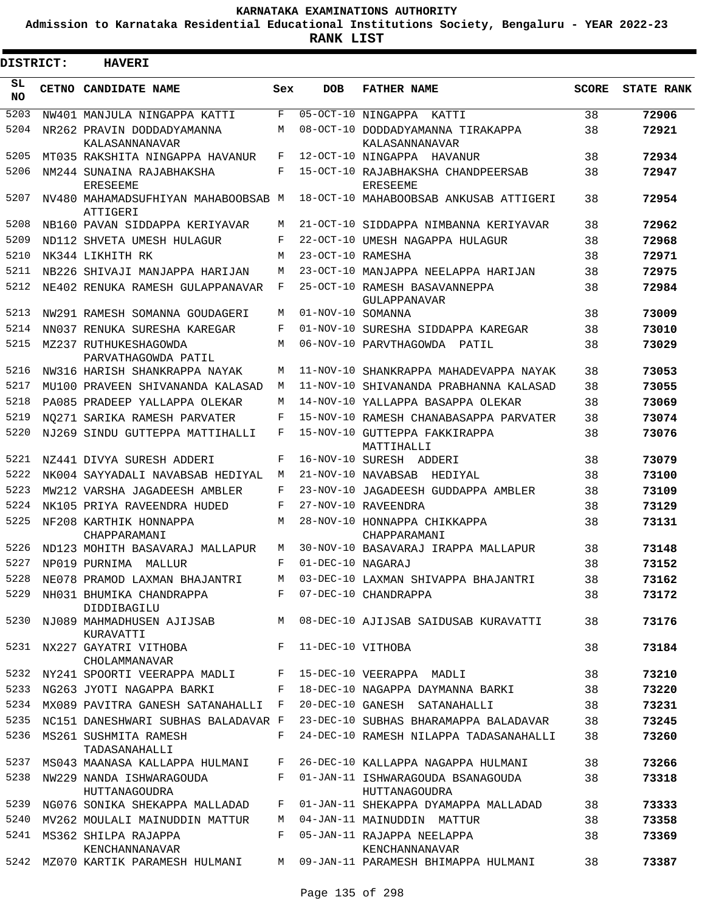# KARNATAKA EXAMINATIONS AUTHORITY

**Admission to Karnataka Residential Educational Institutions Society, Bengaluru - YEAR 2022-23**

**RANK LIST**

**DISTRICT: HAVERI**

| SL NO | CETNO | CANDIDATE NAME | Sex | DOB | FATHER NAME | SCORE | STATE RANK |
|---|---|---|---|---|---|---|---|
| 5203 | NW401 | MANJULA NINGAPPA KATTI | F | 05-OCT-10 | NINGAPPA KATTI | 38 | 72906 |
| 5204 | NR262 | PRAVIN DODDADYAMANNA KALASANNANAVAR | M | 08-OCT-10 | DODDADYAMANNA TIRAKAPPA KALASANNANAVAR | 38 | 72921 |
| 5205 | MT035 | RAKSHITA NINGAPPA HAVANUR | F | 12-OCT-10 | NINGAPPA HAVANUR | 38 | 72934 |
| 5206 | NM244 | SUNAINA RAJABHAKSHA ERESEEME | F | 15-OCT-10 | RAJABHAKSHA CHANDPEERSAB ERESEEME | 38 | 72947 |
| 5207 | NV480 | MAHAMADSUFHIYAN MAHABOOBSAB ATTIGERI | M | 18-OCT-10 | MAHABOOBSAB ANKUSAB ATTIGERI | 38 | 72954 |
| 5208 | NB160 | PAVAN SIDDAPPA KERIYAVAR | M | 21-OCT-10 | SIDDAPPA NIMBANNA KERIYAVAR | 38 | 72962 |
| 5209 | ND112 | SHVETA UMESH HULAGUR | F | 22-OCT-10 | UMESH NAGAPPA HULAGUR | 38 | 72968 |
| 5210 | NK344 | LIKHITH RK | M | 23-OCT-10 | RAMESHA | 38 | 72971 |
| 5211 | NB226 | SHIVAJI MANJAPPA HARIJAN | M | 23-OCT-10 | MANJAPPA NEELAPPA HARIJAN | 38 | 72975 |
| 5212 | NE402 | RENUKA RAMESH GULAPPANAVAR | F | 25-OCT-10 | RAMESH BASAVANNEPPA GULAPPANAVAR | 38 | 72984 |
| 5213 | NW291 | RAMESH SOMANNA GOUDAGERI | M | 01-NOV-10 | SOMANNA | 38 | 73009 |
| 5214 | NN037 | RENUKA SURESHA KAREGAR | F | 01-NOV-10 | SURESHA SIDDAPPA KAREGAR | 38 | 73010 |
| 5215 | MZ237 | RUTHUKESHAGOWDA PARVATHAGOWDA PATIL | M | 06-NOV-10 | PARVTHAGOWDA PATIL | 38 | 73029 |
| 5216 | NW316 | HARISH SHANKRAPPA NAYAK | M | 11-NOV-10 | SHANKRAPPA MAHADEVAPPA NAYAK | 38 | 73053 |
| 5217 | MU100 | PRAVEEN SHIVANANDA KALASAD | M | 11-NOV-10 | SHIVANANDA PRABHANNA KALASAD | 38 | 73055 |
| 5218 | PA085 | PRADEEP YALLAPPA OLEKAR | M | 14-NOV-10 | YALLAPPA BASAPPA OLEKAR | 38 | 73069 |
| 5219 | NQ271 | SARIKA RAMESH PARVATER | F | 15-NOV-10 | RAMESH CHANABASAPPA PARVATER | 38 | 73074 |
| 5220 | NJ269 | SINDU GUTTEPPA MATTIHALLI | F | 15-NOV-10 | GUTTEPPA FAKKIRAPPA MATTIHALLI | 38 | 73076 |
| 5221 | NZ441 | DIVYA SURESH ADDERI | F | 16-NOV-10 | SURESH ADDERI | 38 | 73079 |
| 5222 | NK004 | SAYYADALI NAVABSAB HEDIYAL | M | 21-NOV-10 | NAVABSAB HEDIYAL | 38 | 73100 |
| 5223 | MW212 | VARSHA JAGADEESH AMBLER | F | 23-NOV-10 | JAGADEESH GUDDAPPA AMBLER | 38 | 73109 |
| 5224 | NK105 | PRIYA RAVEENDRA HUDED | F | 27-NOV-10 | RAVEENDRA | 38 | 73129 |
| 5225 | NF208 | KARTHIK HONNAPPA CHAPPARAMANI | M | 28-NOV-10 | HONNAPPA CHIKKAPPA CHAPPARAMANI | 38 | 73131 |
| 5226 | ND123 | MOHITH BASAVARAJ MALLAPUR | M | 30-NOV-10 | BASAVARAJ IRAPPA MALLAPUR | 38 | 73148 |
| 5227 | NP019 | PURNIMA MALLUR | F | 01-DEC-10 | NAGARAJ | 38 | 73152 |
| 5228 | NE078 | PRAMOD LAXMAN BHAJANTRI | M | 03-DEC-10 | LAXMAN SHIVAPPA BHAJANTRI | 38 | 73162 |
| 5229 | NH031 | BHUMIKA CHANDRAPPA DIDDIBAGILU | F | 07-DEC-10 | CHANDRAPPA | 38 | 73172 |
| 5230 | NJ089 | MAHMADHUSEN AJIJSAB KURAVATTI | M | 08-DEC-10 | AJIJSAB SAIDUSAB KURAVATTI | 38 | 73176 |
| 5231 | NX227 | GAYATRI VITHOBA CHOLAMMANAVAR | F | 11-DEC-10 | VITHOBA | 38 | 73184 |
| 5232 | NY241 | SPOORTI VEERAPPA MADLI | F | 15-DEC-10 | VEERAPPA MADLI | 38 | 73210 |
| 5233 | NG263 | JYOTI NAGAPPA BARKI | F | 18-DEC-10 | NAGAPPA DAYMANNA BARKI | 38 | 73220 |
| 5234 | MX089 | PAVITRA GANESH SATANAHALLI | F | 20-DEC-10 | GANESH SATANAHALLI | 38 | 73231 |
| 5235 | NC151 | DANESHWARI SUBHAS BALADAVAR | F | 23-DEC-10 | SUBHAS BHARAMAPPA BALADAVAR | 38 | 73245 |
| 5236 | MS261 | SUSHMITA RAMESH TADASANAHALLI | F | 24-DEC-10 | RAMESH NILAPPA TADASANAHALLI | 38 | 73260 |
| 5237 | MS043 | MAANASA KALLAPPA HULMANI | F | 26-DEC-10 | KALLAPPA NAGAPPA HULMANI | 38 | 73266 |
| 5238 | NW229 | NANDA ISHWARAGOUDA HUTTANAGOUDRA | F | 01-JAN-11 | ISHWARAGOUDA BSANAGOUDA HUTTANAGOUDRA | 38 | 73318 |
| 5239 | NG076 | SONIKA SHEKAPPA MALLADAD | F | 01-JAN-11 | SHEKAPPA DYAMAPPA MALLADAD | 38 | 73333 |
| 5240 | MV262 | MOULALI MAINUDDIN MATTUR | M | 04-JAN-11 | MAINUDDIN MATTUR | 38 | 73358 |
| 5241 | MS362 | SHILPA RAJAPPA KENCHANNANAVAR | F | 05-JAN-11 | RAJAPPA NEELAPPA KENCHANNANAVAR | 38 | 73369 |
| 5242 | MZ070 | KARTIK PARAMESH HULMANI | M | 09-JAN-11 | PARAMESH BHIMAPPA HULMANI | 38 | 73387 |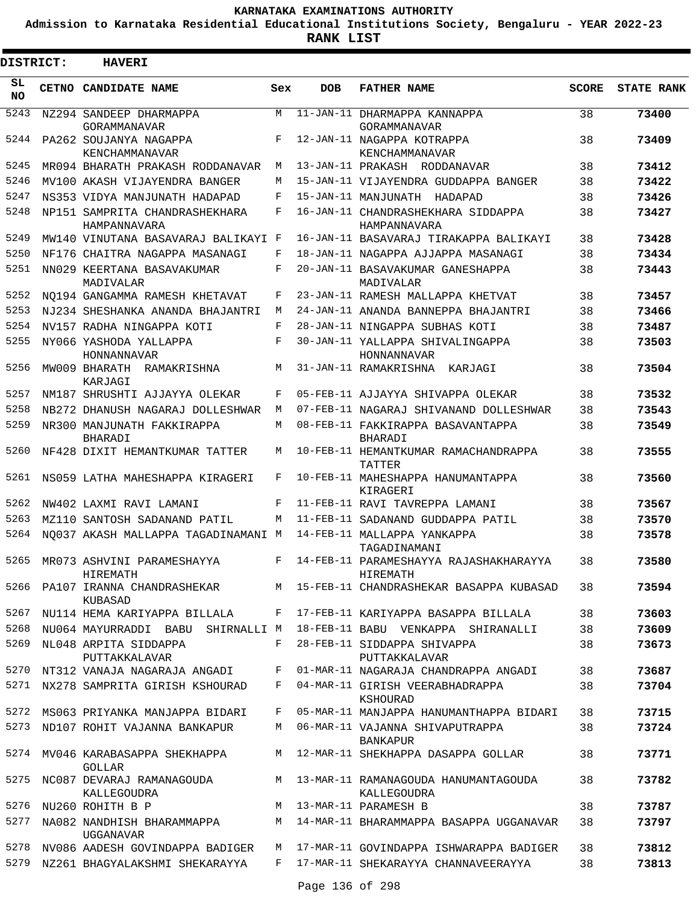# KARNATAKA EXAMINATIONS AUTHORITY

**Admission to Karnataka Residential Educational Institutions Society, Bengaluru - YEAR 2022-23**

**RANK LIST**

**DISTRICT: HAVERI**

| SL NO | CETNO | CANDIDATE NAME | Sex | DOB | FATHER NAME | SCORE | STATE RANK |
|---|---|---|---|---|---|---|---|
| 5243 | NZ294 | SANDEEP DHARMAPPA GORAMMANAVAR | M | 11-JAN-11 | DHARMAPPA KANNAPPA GORAMMANAVAR | 38 | **73400** |
| 5244 | PA262 | SOUJANYA NAGAPPA KENCHAMMANAVAR | F | 12-JAN-11 | NAGAPPA KOTRAPPA KENCHAMMANAVAR | 38 | **73409** |
| 5245 | MR094 | BHARATH PRAKASH RODDANAVAR | M | 13-JAN-11 | PRAKASH RODDANAVAR | 38 | **73412** |
| 5246 | MV100 | AKASH VIJAYENDRA BANGER | M | 15-JAN-11 | VIJAYENDRA GUDDAPPA BANGER | 38 | **73422** |
| 5247 | NS353 | VIDYA MANJUNATH HADAPAD | F | 15-JAN-11 | MANJUNATH HADAPAD | 38 | **73426** |
| 5248 | NP151 | SAMPRITA CHANDRASHEKHARA HAMPANNAVARA | F | 16-JAN-11 | CHANDRASHEKHARA SIDDAPPA HAMPANNAVARA | 38 | **73427** |
| 5249 | MW140 | VINUTANA BASAVARAJ BALIKAYI | F | 16-JAN-11 | BASAVARAJ TIRAKAPPA BALIKAYI | 38 | **73428** |
| 5250 | NF176 | CHAITRA NAGAPPA MASANAGI | F | 18-JAN-11 | NAGAPPA AJJAPPA MASANAGI | 38 | **73434** |
| 5251 | NN029 | KEERTANA BASAVAKUMAR MADIVALAR | F | 20-JAN-11 | BASAVAKUMAR GANESHAPPA MADIVALAR | 38 | **73443** |
| 5252 | NQ194 | GANGAMMA RAMESH KHETAVAT | F | 23-JAN-11 | RAMESH MALLAPPA KHETVAT | 38 | **73457** |
| 5253 | NJ234 | SHESHANKA ANANDA BHAJANTRI | M | 24-JAN-11 | ANANDA BANNEPPA BHAJANTRI | 38 | **73466** |
| 5254 | NV157 | RADHA NINGAPPA KOTI | F | 28-JAN-11 | NINGAPPA SUBHAS KOTI | 38 | **73487** |
| 5255 | NY066 | YASHODA YALLAPPA HONNANNAVAR | F | 30-JAN-11 | YALLAPPA SHIVALINGAPPA HONNANNAVAR | 38 | **73503** |
| 5256 | MW009 | BHARATH RAMAKRISHNA KARJAGI | M | 31-JAN-11 | RAMAKRISHNA KARJAGI | 38 | **73504** |
| 5257 | NM187 | SHRUSHTI AJJAYYA OLEKAR | F | 05-FEB-11 | AJJAYYA SHIVAPPA OLEKAR | 38 | **73532** |
| 5258 | NB272 | DHANUSH NAGARAJ DOLLESHWAR | M | 07-FEB-11 | NAGARAJ SHIVANAND DOLLESHWAR | 38 | **73543** |
| 5259 | NR300 | MANJUNATH FAKKIRAPPA BHARADI | M | 08-FEB-11 | FAKKIRAPPA BASAVANTAPPA BHARADI | 38 | **73549** |
| 5260 | NF428 | DIXIT HEMANTKUMAR TATTER | M | 10-FEB-11 | HEMANTKUMAR RAMACHANDRAPPA TATTER | 38 | **73555** |
| 5261 | NS059 | LATHA MAHESHAPPA KIRAGERI | F | 10-FEB-11 | MAHESHAPPA HANUMANTAPPA KIRAGERI | 38 | **73560** |
| 5262 | NW402 | LAXMI RAVI LAMANI | F | 11-FEB-11 | RAVI TAVREPPA LAMANI | 38 | **73567** |
| 5263 | MZ110 | SANTOSH SADANAND PATIL | M | 11-FEB-11 | SADANAND GUDDAPPA PATIL | 38 | **73570** |
| 5264 | NQ037 | AKASH MALLAPPA TAGADINAMANI | M | 14-FEB-11 | MALLAPPA YANKAPPA TAGADINAMANI | 38 | **73578** |
| 5265 | MR073 | ASHVINI PARAMESHAYYA HIREMATH | F | 14-FEB-11 | PARAMESHAYYA RAJASHAKHARAYYA HIREMATH | 38 | **73580** |
| 5266 | PA107 | IRANNA CHANDRASHEKAR KUBASAD | M | 15-FEB-11 | CHANDRASHEKAR BASAPPA KUBASAD | 38 | **73594** |
| 5267 | NU114 | HEMA KARIYAPPA BILLALA | F | 17-FEB-11 | KARIYAPPA BASAPPA BILLALA | 38 | **73603** |
| 5268 | NU064 | MAYURRADDI BABU SHIRNALLI | M | 18-FEB-11 | BABU VENKAPPA SHIRANALLI | 38 | **73609** |
| 5269 | NL048 | ARPITA SIDDAPPA PUTTAKKALAVAR | F | 28-FEB-11 | SIDDAPPA SHIVAPPA PUTTAKKALAVAR | 38 | **73673** |
| 5270 | NT312 | VANAJA NAGARAJA ANGADI | F | 01-MAR-11 | NAGARAJA CHANDRAPPA ANGADI | 38 | **73687** |
| 5271 | NX278 | SAMPRITA GIRISH KSHOURAD | F | 04-MAR-11 | GIRISH VEERABHADRAPPA KSHOURAD | 38 | **73704** |
| 5272 | MS063 | PRIYANKA MANJAPPA BIDARI | F | 05-MAR-11 | MANJAPPA HANUMANTHAPPA BIDARI | 38 | **73715** |
| 5273 | ND107 | ROHIT VAJANNA BANKAPUR | M | 06-MAR-11 | VAJANNA SHIVAPUTRAPPA BANKAPUR | 38 | **73724** |
| 5274 | MV046 | KARABASAPPA SHEKHAPPA GOLLAR | M | 12-MAR-11 | SHEKHAPPA DASAPPA GOLLAR | 38 | **73771** |
| 5275 | NC087 | DEVARAJ RAMANAGOUDA KALLEGOUDRA | M | 13-MAR-11 | RAMANAGOUDA HANUMANTAGOUDA KALLEGOUDRA | 38 | **73782** |
| 5276 | NU260 | ROHITH B P | M | 13-MAR-11 | PARAMESH B | 38 | **73787** |
| 5277 | NA082 | NANDHISH BHARAMMAPPA UGGANAVAR | M | 14-MAR-11 | BHARAMMAPPA BASAPPA UGGANAVAR | 38 | **73797** |
| 5278 | NV086 | AADESH GOVINDAPPA BADIGER | M | 17-MAR-11 | GOVINDAPPA ISHWARAPPA BADIGER | 38 | **73812** |
| 5279 | NZ261 | BHAGYALAKSHMI SHEKARAYYA | F | 17-MAR-11 | SHEKARAYYA CHANNAVEERAYYA | 38 | **73813** |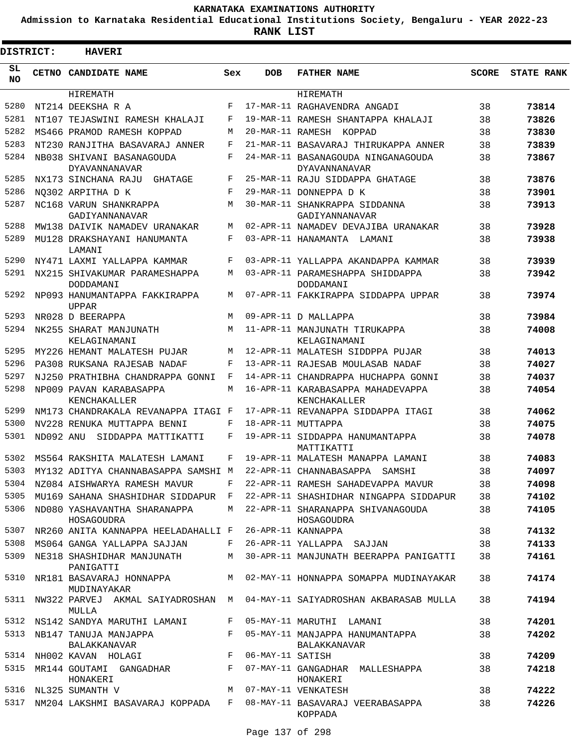# KARNATAKA EXAMINATIONS AUTHORITY

**Admission to Karnataka Residential Educational Institutions Society, Bengaluru - YEAR 2022-23**

**RANK LIST**

**DISTRICT: HAVERI**

| SL NO | CETNO | CANDIDATE NAME | Sex | DOB | FATHER NAME | SCORE | STATE RANK |
|---|---|---|---|---|---|---|---|
| | | HIREMATH | | | HIREMATH | | |
| 5280 | NT214 | DEEKSHA R A | F | 17-MAR-11 | RAGHAVENDRA ANGADI | 38 | 73814 |
| 5281 | NT107 | TEJASWINI RAMESH KHALAJI | F | 19-MAR-11 | RAMESH SHANTAPPA KHALAJI | 38 | 73826 |
| 5282 | MS466 | PRAMOD RAMESH KOPPAD | M | 20-MAR-11 | RAMESH KOPPAD | 38 | 73830 |
| 5283 | NT230 | RANJITHA BASAVARAJ ANNER | F | 21-MAR-11 | BASAVARAJ THIRUKAPPA ANNER | 38 | 73839 |
| 5284 | NB038 | SHIVANI BASANAGOUDA DYAVANNANAVAR | F | 24-MAR-11 | BASANAGOUDA NINGANAGOUDA DYAVANNANAVAR | 38 | 73867 |
| 5285 | NX173 | SINCHANA RAJU GHATAGE | F | 25-MAR-11 | RAJU SIDDAPPA GHATAGE | 38 | 73876 |
| 5286 | NQ302 | ARPITHA D K | F | 29-MAR-11 | DONNEPPA D K | 38 | 73901 |
| 5287 | NC168 | VARUN SHANKRAPPA GADIYANNANAVAR | M | 30-MAR-11 | SHANKRAPPA SIDDANNA GADIYANNANAVAR | 38 | 73913 |
| 5288 | MW138 | DAIVIK NAMADEV URANAKAR | M | 02-APR-11 | NAMADEV DEVAJIBA URANAKAR | 38 | 73928 |
| 5289 | MU128 | DRAKSHAYANI HANUMANTA LAMANI | F | 03-APR-11 | HANAMANTA LAMANI | 38 | 73938 |
| 5290 | NY471 | LAXMI YALLAPPA KAMMAR | F | 03-APR-11 | YALLAPPA AKANDAPPA KAMMAR | 38 | 73939 |
| 5291 | NX215 | SHIVAKUMAR PARAMESHAPPA DODDAMANI | M | 03-APR-11 | PARAMESHAPPA SHIDDAPPA DODDAMANI | 38 | 73942 |
| 5292 | NP093 | HANUMANTAPPA FAKKIRAPPA UPPAR | M | 07-APR-11 | FAKKIRAPPA SIDDAPPA UPPAR | 38 | 73974 |
| 5293 | NR028 | D BEERAPPA | M | 09-APR-11 | D MALLAPPA | 38 | 73984 |
| 5294 | NK255 | SHARAT MANJUNATH KELAGINAMANI | M | 11-APR-11 | MANJUNATH TIRUKAPPA KELAGINAMANI | 38 | 74008 |
| 5295 | MY226 | HEMANT MALATESH PUJAR | M | 12-APR-11 | MALATESH SIDDPPA PUJAR | 38 | 74013 |
| 5296 | PA308 | RUKSANA RAJESAB NADAF | F | 13-APR-11 | RAJESAB MOULASAB NADAF | 38 | 74027 |
| 5297 | NJ250 | PRATHIBHA CHANDRAPPA GONNI | F | 14-APR-11 | CHANDRAPPA HUCHAPPA GONNI | 38 | 74037 |
| 5298 | NP009 | PAVAN KARABASAPPA KENCHAKALLER | M | 16-APR-11 | KARABASAPPA MAHADEVAPPA KENCHAKALLER | 38 | 74054 |
| 5299 | NM173 | CHANDRAKALA REVANAPPA ITAGI | F | 17-APR-11 | REVANAPPA SIDDAPPA ITAGI | 38 | 74062 |
| 5300 | NV228 | RENUKA MUTTAPPA BENNI | F | 18-APR-11 | MUTTAPPA | 38 | 74075 |
| 5301 | ND092 | ANU SIDDAPPA MATTIKATTI | F | 19-APR-11 | SIDDAPPA HANUMANTAPPA MATTIKATTI | 38 | 74078 |
| 5302 | MS564 | RAKSHITA MALATESH LAMANI | F | 19-APR-11 | MALATESH MANAPPA LAMANI | 38 | 74083 |
| 5303 | MY132 | ADITYA CHANNABASAPPA SAMSHI | M | 22-APR-11 | CHANNABASAPPA SAMSHI | 38 | 74097 |
| 5304 | NZ084 | AISHWARYA RAMESH MAVUR | F | 22-APR-11 | RAMESH SAHADEVAPPA MAVUR | 38 | 74098 |
| 5305 | MU169 | SAHANA SHASHIDHAR SIDDAPUR | F | 22-APR-11 | SHASHIDHAR NINGAPPA SIDDAPUR | 38 | 74102 |
| 5306 | ND080 | YASHAVANTHA SHARANAPPA HOSAGOUDRA | M | 22-APR-11 | SHARANAPPA SHIVANAGOUDA HOSAGOUDRA | 38 | 74105 |
| 5307 | NR260 | ANITA KANNAPPA HEELADAHALLI | F | 26-APR-11 | KANNAPPA | 38 | 74132 |
| 5308 | MS064 | GANGA YALLAPPA SAJJAN | F | 26-APR-11 | YALLAPPA SAJJAN | 38 | 74133 |
| 5309 | NE318 | SHASHIDHAR MANJUNATH PANIGATTI | M | 30-APR-11 | MANJUNATH BEERAPPA PANIGATTI | 38 | 74161 |
| 5310 | NR181 | BASAVARAJ HONNAPPA MUDINAYAKAR | M | 02-MAY-11 | HONNAPPA SOMAPPA MUDINAYAKAR | 38 | 74174 |
| 5311 | NW322 | PARVEJ AKMAL SAIYADROSHAN MULLA | M | 04-MAY-11 | SAIYADROSHAN AKBARASAB MULLA | 38 | 74194 |
| 5312 | NS142 | SANDYA MARUTHI LAMANI | F | 05-MAY-11 | MARUTHI LAMANI | 38 | 74201 |
| 5313 | NB147 | TANUJA MANJAPPA BALAKKANAVAR | F | 05-MAY-11 | MANJAPPA HANUMANTAPPA BALAKKANAVAR | 38 | 74202 |
| 5314 | NH002 | KAVAN HOLAGI | F | 06-MAY-11 | SATISH | 38 | 74209 |
| 5315 | MR144 | GOUTAMI GANGADHAR HONAKERI | F | 07-MAY-11 | GANGADHAR MALLESHAPPA HONAKERI | 38 | 74218 |
| 5316 | NL325 | SUMANTH V | M | 07-MAY-11 | VENKATESH | 38 | 74222 |
| 5317 | NM204 | LAKSHMI BASAVARAJ KOPPADA | F | 08-MAY-11 | BASAVARAJ VEERABASAPPA KOPPADA | 38 | 74226 |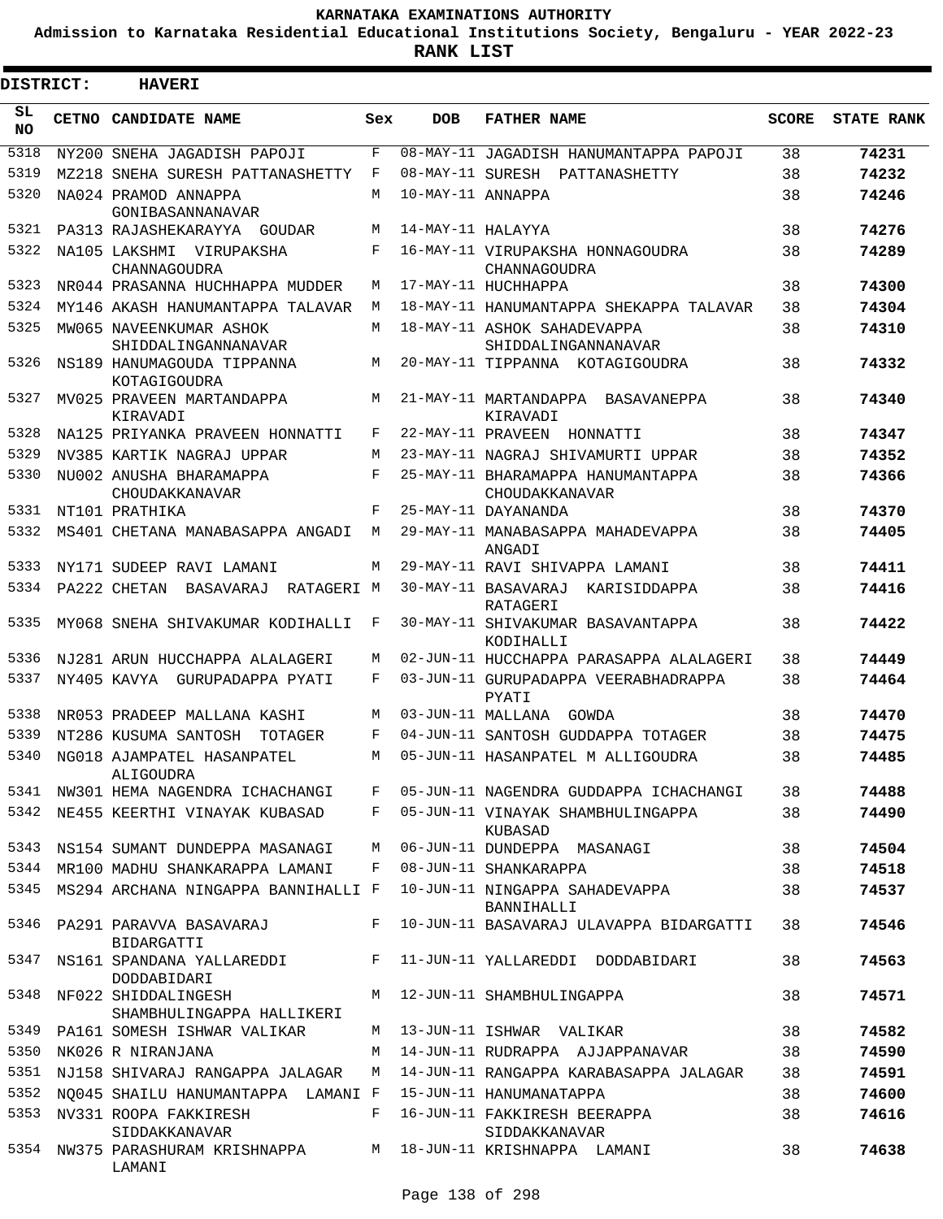# KARNATAKA EXAMINATIONS AUTHORITY

**Admission to Karnataka Residential Educational Institutions Society, Bengaluru - YEAR 2022-23**

**RANK LIST**

**DISTRICT: HAVERI**

| SL NO | CETNO | CANDIDATE NAME | Sex | DOB | FATHER NAME | SCORE | STATE RANK |
|---|---|---|---|---|---|---|---|
| 5318 | NY200 | SNEHA JAGADISH PAPOJI | F | 08-MAY-11 | JAGADISH HANUMANTAPPA PAPOJI | 38 | 74231 |
| 5319 | MZ218 | SNEHA SURESH PATTANASHETTY | F | 08-MAY-11 | SURESH PATTANASHETTY | 38 | 74232 |
| 5320 | NA024 | PRAMOD ANNAPPA GONIBASANNANAVAR | M | 10-MAY-11 | ANNAPPA | 38 | 74246 |
| 5321 | PA313 | RAJASHEKARAYYA GOUDAR | M | 14-MAY-11 | HALAYYA | 38 | 74276 |
| 5322 | NA105 | LAKSHMI VIRUPAKSHA CHANNAGOUDRA | F | 16-MAY-11 | VIRUPAKSHA HONNAGOUDRA CHANNAGOUDRA | 38 | 74289 |
| 5323 | NR044 | PRASANNA HUCHHAPPA MUDDER | M | 17-MAY-11 | HUCHHAPPA | 38 | 74300 |
| 5324 | MY146 | AKASH HANUMANTAPPA TALAVAR | M | 18-MAY-11 | HANUMANTAPPA SHEKAPPA TALAVAR | 38 | 74304 |
| 5325 | MW065 | NAVEENKUMAR ASHOK SHIDDALINGANNANAVAR | M | 18-MAY-11 | ASHOK SAHADEVAPPA SHIDDALINGANNANAVAR | 38 | 74310 |
| 5326 | NS189 | HANUMAGOUDA TIPPANNA KOTAGIGOUDRA | M | 20-MAY-11 | TIPPANNA KOTAGIGOUDRA | 38 | 74332 |
| 5327 | MV025 | PRAVEEN MARTANDAPPA KIRAVADI | M | 21-MAY-11 | MARTANDAPPA BASAVANEPPA KIRAVADI | 38 | 74340 |
| 5328 | NA125 | PRIYANKA PRAVEEN HONNATTI | F | 22-MAY-11 | PRAVEEN HONNATTI | 38 | 74347 |
| 5329 | NV385 | KARTIK NAGRAJ UPPAR | M | 23-MAY-11 | NAGRAJ SHIVAMURTI UPPAR | 38 | 74352 |
| 5330 | NU002 | ANUSHA BHARAMAPPA CHOUDAKKANAVAR | F | 25-MAY-11 | BHARAMAPPA HANUMANTAPPA CHOUDAKKANAVAR | 38 | 74366 |
| 5331 | NT101 | PRATHIKA | F | 25-MAY-11 | DAYANANDA | 38 | 74370 |
| 5332 | MS401 | CHETANA MANABASAPPA ANGADI | M | 29-MAY-11 | MANABASAPPA MAHADEVAPPA ANGADI | 38 | 74405 |
| 5333 | NY171 | SUDEEP RAVI LAMANI | M | 29-MAY-11 | RAVI SHIVAPPA LAMANI | 38 | 74411 |
| 5334 | PA222 | CHETAN BASAVARAJ RATAGERI | M | 30-MAY-11 | BASAVARAJ KARISIDDAPPA RATAGERI | 38 | 74416 |
| 5335 | MY068 | SNEHA SHIVAKUMAR KODIHALLI | F | 30-MAY-11 | SHIVAKUMAR BASAVANTAPPA KODIHALLI | 38 | 74422 |
| 5336 | NJ281 | ARUN HUCCHAPPA ALALAGERI | M | 02-JUN-11 | HUCCHAPPA PARASAPPA ALALAGERI | 38 | 74449 |
| 5337 | NY405 | KAVYA GURUPADAPPA PYATI | F | 03-JUN-11 | GURUPADAPPA VEERABHADRAPPA PYATI | 38 | 74464 |
| 5338 | NR053 | PRADEEP MALLANA KASHI | M | 03-JUN-11 | MALLANA GOWDA | 38 | 74470 |
| 5339 | NT286 | KUSUMA SANTOSH TOTAGER | F | 04-JUN-11 | SANTOSH GUDDAPPA TOTAGER | 38 | 74475 |
| 5340 | NG018 | AJAMPATEL HASANPATEL ALIGOUDRA | M | 05-JUN-11 | HASANPATEL M ALLIGOUDRA | 38 | 74485 |
| 5341 | NW301 | HEMA NAGENDRA ICHACHANGI | F | 05-JUN-11 | NAGENDRA GUDDAPPA ICHACHANGI | 38 | 74488 |
| 5342 | NE455 | KEERTHI VINAYAK KUBASAD | F | 05-JUN-11 | VINAYAK SHAMBHULINGAPPA KUBASAD | 38 | 74490 |
| 5343 | NS154 | SUMANT DUNDEPPA MASANAGI | M | 06-JUN-11 | DUNDEPPA MASANAGI | 38 | 74504 |
| 5344 | MR100 | MADHU SHANKARAPPA LAMANI | F | 08-JUN-11 | SHANKARAPPA | 38 | 74518 |
| 5345 | MS294 | ARCHANA NINGAPPA BANNIHALLI | F | 10-JUN-11 | NINGAPPA SAHADEVAPPA BANNIHALLI | 38 | 74537 |
| 5346 | PA291 | PARAVVA BASAVARAJ BIDARGATTI | F | 10-JUN-11 | BASAVARAJ ULAVAPPA BIDARGATTI | 38 | 74546 |
| 5347 | NS161 | SPANDANA YALLAREDDI DODDABIDARI | F | 11-JUN-11 | YALLAREDDI DODDABIDARI | 38 | 74563 |
| 5348 | NF022 | SHIDDALINGESH SHAMBHULINGAPPA HALLIKERI | M | 12-JUN-11 | SHAMBHULINGAPPA | 38 | 74571 |
| 5349 | PA161 | SOMESH ISHWAR VALIKAR | M | 13-JUN-11 | ISHWAR VALIKAR | 38 | 74582 |
| 5350 | NK026 | R NIRANJANA | M | 14-JUN-11 | RUDRAPPA AJJAPPANAVAR | 38 | 74590 |
| 5351 | NJ158 | SHIVARAJ RANGAPPA JALAGAR | M | 14-JUN-11 | RANGAPPA KARABASAPPA JALAGAR | 38 | 74591 |
| 5352 | NQ045 | SHAILU HANUMANTAPPA LAMANI | F | 15-JUN-11 | HANUMANATAPPA | 38 | 74600 |
| 5353 | NV331 | ROOPA FAKKIRESH SIDDAKKANAVAR | F | 16-JUN-11 | FAKKIRESH BEERAPPA SIDDAKKANAVAR | 38 | 74616 |
| 5354 | NW375 | PARASHURAM KRISHNAPPA LAMANI | M | 18-JUN-11 | KRISHNAPPA LAMANI | 38 | 74638 |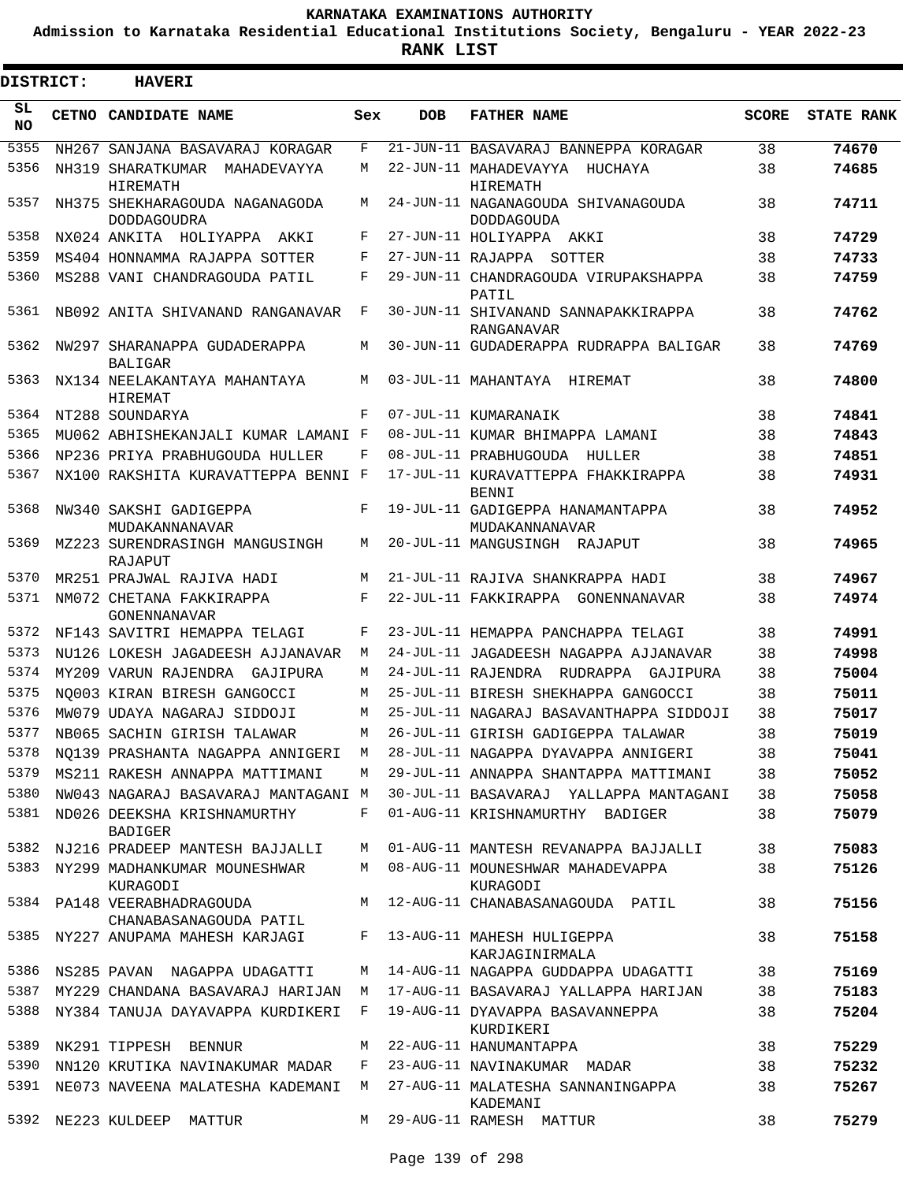**KARNATAKA EXAMINATIONS AUTHORITY**

**Admission to Karnataka Residential Educational Institutions Society, Bengaluru - YEAR 2022-23**

**RANK LIST**

**DISTRICT: HAVERI**

| SL NO | CETNO | CANDIDATE NAME | Sex | DOB | FATHER NAME | SCORE | STATE RANK |
|---|---|---|---|---|---|---|---|
| 5355 | NH267 | SANJANA BASAVARAJ KORAGAR | F | 21-JUN-11 | BASAVARAJ BANNEPPA KORAGAR | 38 | 74670 |
| 5356 | NH319 | SHARATKUMAR MAHADEVAYYA HIREMATH | M | 22-JUN-11 | MAHADEVAYYA HUCHAYA HIREMATH | 38 | 74685 |
| 5357 | NH375 | SHEKHARAGOUDA NAGANAGODA DODDAGOUDRA | M | 24-JUN-11 | NAGANAGOUDA SHIVANAGOUDA DODDAGOUDA | 38 | 74711 |
| 5358 | NX024 | ANKITA HOLIYAPPA AKKI | F | 27-JUN-11 | HOLIYAPPA AKKI | 38 | 74729 |
| 5359 | MS404 | HONNAMMA RAJAPPA SOTTER | F | 27-JUN-11 | RAJAPPA SOTTER | 38 | 74733 |
| 5360 | MS288 | VANI CHANDRAGOUDA PATIL | F | 29-JUN-11 | CHANDRAGOUDA VIRUPAKSHAPPA PATIL | 38 | 74759 |
| 5361 | NB092 | ANITA SHIVANAND RANGANAVAR | F | 30-JUN-11 | SHIVANAND SANNAPAKKIRAPPA RANGANAVAR | 38 | 74762 |
| 5362 | NW297 | SHARANAPPA GUDADERAPPA BALIGAR | M | 30-JUN-11 | GUDADERAPPA RUDRAPPA BALIGAR | 38 | 74769 |
| 5363 | NX134 | NEELAKANTAYA MAHANTAYA HIREMAT | M | 03-JUL-11 | MAHANTAYA HIREMAT | 38 | 74800 |
| 5364 | NT288 | SOUNDARYA | F | 07-JUL-11 | KUMARANAIK | 38 | 74841 |
| 5365 | MU062 | ABHISHEKANJALI KUMAR LAMANI | F | 08-JUL-11 | KUMAR BHIMAPPA LAMANI | 38 | 74843 |
| 5366 | NP236 | PRIYA PRABHUGOUDA HULLER | F | 08-JUL-11 | PRABHUGOUDA HULLER | 38 | 74851 |
| 5367 | NX100 | RAKSHITA KURAVATTEPPA BENNI | F | 17-JUL-11 | KURAVATTEPPA FHAKKIRAPPA BENNI | 38 | 74931 |
| 5368 | NW340 | SAKSHI GADIGEPPA MUDAKANNANAVAR | F | 19-JUL-11 | GADIGEPPA HANAMANTAPPA MUDAKANNANAVAR | 38 | 74952 |
| 5369 | MZ223 | SURENDRASINGH MANGUSINGH RAJAPUT | M | 20-JUL-11 | MANGUSINGH RAJAPUT | 38 | 74965 |
| 5370 | MR251 | PRAJWAL RAJIVA HADI | M | 21-JUL-11 | RAJIVA SHANKRAPPA HADI | 38 | 74967 |
| 5371 | NM072 | CHETANA FAKKIRAPPA GONENNANAVAR | F | 22-JUL-11 | FAKKIRAPPA GONENNANAVAR | 38 | 74974 |
| 5372 | NF143 | SAVITRI HEMAPPA TELAGI | F | 23-JUL-11 | HEMAPPA PANCHAPPA TELAGI | 38 | 74991 |
| 5373 | NU126 | LOKESH JAGADEESH AJJANAVAR | M | 24-JUL-11 | JAGADEESH NAGAPPA AJJANAVAR | 38 | 74998 |
| 5374 | MY209 | VARUN RAJENDRA GAJIPURA | M | 24-JUL-11 | RAJENDRA RUDRAPPA GAJIPURA | 38 | 75004 |
| 5375 | NQ003 | KIRAN BIRESH GANGOCCI | M | 25-JUL-11 | BIRESH SHEKHAPPA GANGOCCI | 38 | 75011 |
| 5376 | MW079 | UDAYA NAGARAJ SIDDOJI | M | 25-JUL-11 | NAGARAJ BASAVANTHAPPA SIDDOJI | 38 | 75017 |
| 5377 | NB065 | SACHIN GIRISH TALAWAR | M | 26-JUL-11 | GIRISH GADIGEPPA TALAWAR | 38 | 75019 |
| 5378 | NQ139 | PRASHANTA NAGAPPA ANNIGERI | M | 28-JUL-11 | NAGAPPA DYAVAPPA ANNIGERI | 38 | 75041 |
| 5379 | MS211 | RAKESH ANNAPPA MATTIMANI | M | 29-JUL-11 | ANNAPPA SHANTAPPA MATTIMANI | 38 | 75052 |
| 5380 | NW043 | NAGARAJ BASAVARAJ MANTAGANI | M | 30-JUL-11 | BASAVARAJ YALLAPPA MANTAGANI | 38 | 75058 |
| 5381 | ND026 | DEEKSHA KRISHNAMURTHY BADIGER | F | 01-AUG-11 | KRISHNAMURTHY BADIGER | 38 | 75079 |
| 5382 | NJ216 | PRADEEP MANTESH BAJJALLI | M | 01-AUG-11 | MANTESH REVANAPPA BAJJALLI | 38 | 75083 |
| 5383 | NY299 | MADHANKUMAR MOUNESHWAR KURAGODI | M | 08-AUG-11 | MOUNESHWAR MAHADEVAPPA KURAGODI | 38 | 75126 |
| 5384 | PA148 | VEERABHADRAGOUDA CHANABASANAGOUDA PATIL | M | 12-AUG-11 | CHANABASANAGOUDA PATIL | 38 | 75156 |
| 5385 | NY227 | ANUPAMA MAHESH KARJAGI | F | 13-AUG-11 | MAHESH HULIGEPPA KARJAGINIRMALA | 38 | 75158 |
| 5386 | NS285 | PAVAN NAGAPPA UDAGATTI | M | 14-AUG-11 | NAGAPPA GUDDAPPA UDAGATTI | 38 | 75169 |
| 5387 | MY229 | CHANDANA BASAVARAJ HARIJAN | M | 17-AUG-11 | BASAVARAJ YALLAPPA HARIJAN | 38 | 75183 |
| 5388 | NY384 | TANUJA DAYAVAPPA KURDIKERI | F | 19-AUG-11 | DYAVAPPA BASAVANNEPPA KURDIKERI | 38 | 75204 |
| 5389 | NK291 | TIPPESH BENNUR | M | 22-AUG-11 | HANUMANTAPPA | 38 | 75229 |
| 5390 | NN120 | KRUTIKA NAVINAKUMAR MADAR | F | 23-AUG-11 | NAVINAKUMAR MADAR | 38 | 75232 |
| 5391 | NE073 | NAVEENA MALATESHA KADEMANI | M | 27-AUG-11 | MALATESHA SANNANINGAPPA KADEMANI | 38 | 75267 |
| 5392 | NE223 | KULDEEP MATTUR | M | 29-AUG-11 | RAMESH MATTUR | 38 | 75279 |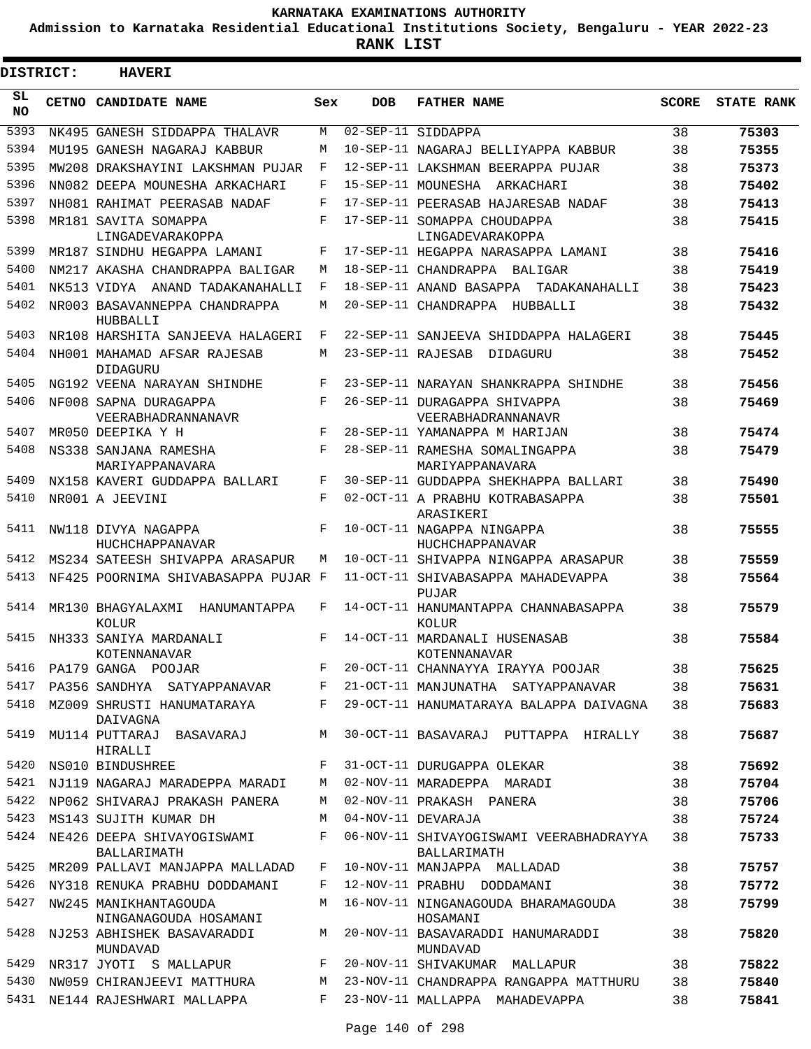**KARNATAKA EXAMINATIONS AUTHORITY**

**Admission to Karnataka Residential Educational Institutions Society, Bengaluru - YEAR 2022-23**

**RANK LIST**

**DISTRICT: HAVERI**

| SL NO | CETNO | CANDIDATE NAME | Sex | DOB | FATHER NAME | SCORE | STATE RANK |
|---|---|---|---|---|---|---|---|
| 5393 | NK495 | GANESH SIDDAPPA THALAVR | M | 02-SEP-11 | SIDDAPPA | 38 | 75303 |
| 5394 | MU195 | GANESH NAGARAJ KABBUR | M | 10-SEP-11 | NAGARAJ BELLIYAPPA KABBUR | 38 | 75355 |
| 5395 | MW208 | DRAKSHAYINI LAKSHMAN PUJAR | F | 12-SEP-11 | LAKSHMAN BEERAPPA PUJAR | 38 | 75373 |
| 5396 | NN082 | DEEPA MOUNESHA ARKACHARI | F | 15-SEP-11 | MOUNESHA ARKACHARI | 38 | 75402 |
| 5397 | NH081 | RAHIMAT PEERASAB NADAF | F | 17-SEP-11 | PEERASAB HAJARESAB NADAF | 38 | 75413 |
| 5398 | MR181 | SAVITA SOMAPPA LINGADEVARAKOPPA | F | 17-SEP-11 | SOMAPPA CHOUDAPPA LINGADEVARAKOPPA | 38 | 75415 |
| 5399 | MR187 | SINDHU HEGAPPA LAMANI | F | 17-SEP-11 | HEGAPPA NARASAPPA LAMANI | 38 | 75416 |
| 5400 | NM217 | AKASHA CHANDRAPPA BALIGAR | M | 18-SEP-11 | CHANDRAPPA BALIGAR | 38 | 75419 |
| 5401 | NK513 | VIDYA ANAND TADAKANAHALLI | F | 18-SEP-11 | ANAND BASAPPA TADAKANAHALLI | 38 | 75423 |
| 5402 | NR003 | BASAVANNEPPA CHANDRAPPA HUBBALLI | M | 20-SEP-11 | CHANDRAPPA HUBBALLI | 38 | 75432 |
| 5403 | NR108 | HARSHITA SANJEEVA HALAGERI | F | 22-SEP-11 | SANJEEVA SHIDDAPPA HALAGERI | 38 | 75445 |
| 5404 | NH001 | MAHAMAD AFSAR RAJESAB DIDAGURU | M | 23-SEP-11 | RAJESAB DIDAGURU | 38 | 75452 |
| 5405 | NG192 | VEENA NARAYAN SHINDHE | F | 23-SEP-11 | NARAYAN SHANKRAPPA SHINDHE | 38 | 75456 |
| 5406 | NF008 | SAPNA DURAGAPPA VEERABHADRANNANAVR | F | 26-SEP-11 | DURAGAPPA SHIVAPPA VEERABHADRANNANAVR | 38 | 75469 |
| 5407 | MR050 | DEEPIKA Y H | F | 28-SEP-11 | YAMANAPPA M HARIJAN | 38 | 75474 |
| 5408 | NS338 | SANJANA RAMESHA MARIYAPPANAVARA | F | 28-SEP-11 | RAMESHA SOMALINGAPPA MARIYAPPANAVARA | 38 | 75479 |
| 5409 | NX158 | KAVERI GUDDAPPA BALLARI | F | 30-SEP-11 | GUDDAPPA SHEKHAPPA BALLARI | 38 | 75490 |
| 5410 | NR001 | A JEEVINI | F | 02-OCT-11 | A PRABHU KOTRABASAPPA ARASIKERI | 38 | 75501 |
| 5411 | NW118 | DIVYA NAGAPPA HUCHCHAPPANAVAR | F | 10-OCT-11 | NAGAPPA NINGAPPA HUCHCHAPPANAVAR | 38 | 75555 |
| 5412 | MS234 | SATEESH SHIVAPPA ARASAPUR | M | 10-OCT-11 | SHIVAPPA NINGAPPA ARASAPUR | 38 | 75559 |
| 5413 | NF425 | POORNIMA SHIVABASAPPA PUJAR | F | 11-OCT-11 | SHIVABASAPPA MAHADEVAPPA PUJAR | 38 | 75564 |
| 5414 | MR130 | BHAGYALAXMI HANUMANTAPPA KOLUR | F | 14-OCT-11 | HANUMANTAPPA CHANNABASAPPA KOLUR | 38 | 75579 |
| 5415 | NH333 | SANIYA MARDANALI KOTENNANAVAR | F | 14-OCT-11 | MARDANALI HUSENASAB KOTENNANAVAR | 38 | 75584 |
| 5416 | PA179 | GANGA POOJAR | F | 20-OCT-11 | CHANNAYYA IRAYYA POOJAR | 38 | 75625 |
| 5417 | PA356 | SANDHYA SATYAPPANAVAR | F | 21-OCT-11 | MANJUNATHA SATYAPPANAVAR | 38 | 75631 |
| 5418 | MZ009 | SHRUSTI HANUMATARAYA DAIVAGNA | F | 29-OCT-11 | HANUMATARAYA BALAPPA DAIVAGNA | 38 | 75683 |
| 5419 | MU114 | PUTTARAJ BASAVARAJ HIRALLI | M | 30-OCT-11 | BASAVARAJ PUTTAPPA HIRALLY | 38 | 75687 |
| 5420 | NS010 | BINDUSHREE | F | 31-OCT-11 | DURUGAPPA OLEKAR | 38 | 75692 |
| 5421 | NJ119 | NAGARAJ MARADEPPA MARADI | M | 02-NOV-11 | MARADEPPA MARADI | 38 | 75704 |
| 5422 | NP062 | SHIVARAJ PRAKASH PANERA | M | 02-NOV-11 | PRAKASH PANERA | 38 | 75706 |
| 5423 | MS143 | SUJITH KUMAR DH | M | 04-NOV-11 | DEVARAJA | 38 | 75724 |
| 5424 | NE426 | DEEPA SHIVAYOGISWAMI BALLARIMATH | F | 06-NOV-11 | SHIVAYOGISWAMI VEERABHADRAYYA BALLARIMATH | 38 | 75733 |
| 5425 | MR209 | PALLAVI MANJAPPA MALLADAD | F | 10-NOV-11 | MANJAPPA MALLADAD | 38 | 75757 |
| 5426 | NY318 | RENUKA PRABHU DODDAMANI | F | 12-NOV-11 | PRABHU DODDAMANI | 38 | 75772 |
| 5427 | NW245 | MANIKHANTAGOUDA NINGANAGOUDA HOSAMANI | M | 16-NOV-11 | NINGANAGOUDA BHARAMAGOUDA HOSAMANI | 38 | 75799 |
| 5428 | NJ253 | ABHISHEK BASAVARADDI MUNDAVAD | M | 20-NOV-11 | BASAVARADDI HANUMARADDI MUNDAVAD | 38 | 75820 |
| 5429 | NR317 | JYOTI S MALLAPUR | F | 20-NOV-11 | SHIVAKUMAR MALLAPUR | 38 | 75822 |
| 5430 | NW059 | CHIRANJEEVI MATTHURA | M | 23-NOV-11 | CHANDRAPPA RANGAPPA MATTHURU | 38 | 75840 |
| 5431 | NE144 | RAJESHWARI MALLAPPA | F | 23-NOV-11 | MALLAPPA MAHADEVAPPA | 38 | 75841 |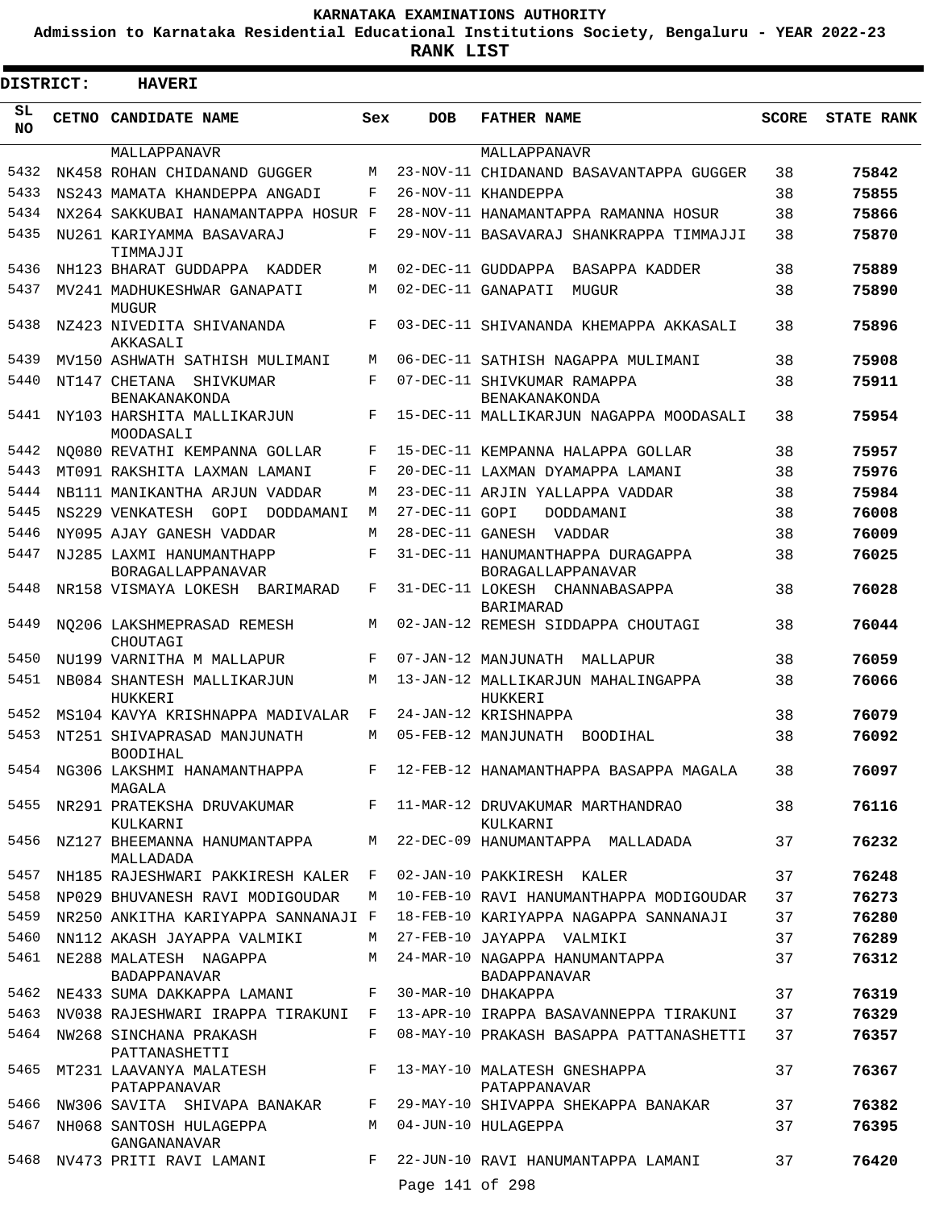KARNATAKA EXAMINATIONS AUTHORITY

Admission to Karnataka Residential Educational Institutions Society, Bengaluru - YEAR 2022-23

**RANK LIST**

**DISTRICT: HAVERI**

| SL NO | CETNO | CANDIDATE NAME | Sex | DOB | FATHER NAME | SCORE | STATE RANK |
|---|---|---|---|---|---|---|---|
| | | MALLAPPANAVR | | | MALLAPPANAVR | | |
| 5432 | NK458 | ROHAN CHIDANAND GUGGER | M | 23-NOV-11 | CHIDANAND BASAVANTAPPA GUGGER | 38 | 75842 |
| 5433 | NS243 | MAMATA KHANDEPPA ANGADI | F | 26-NOV-11 | KHANDEPPA | 38 | 75855 |
| 5434 | NX264 | SAKKUBAI HANAMANTAPPA HOSUR | F | 28-NOV-11 | HANAMANTAPPA RAMANNA HOSUR | 38 | 75866 |
| 5435 | NU261 | KARIYAMMA BASAVARAJ TIMMAJJI | F | 29-NOV-11 | BASAVARAJ SHANKRAPPA TIMMAJJI | 38 | 75870 |
| 5436 | NH123 | BHARAT GUDDAPPA KADDER | M | 02-DEC-11 | GUDDAPPA BASAPPA KADDER | 38 | 75889 |
| 5437 | MV241 | MADHUKESHWAR GANAPATI MUGUR | M | 02-DEC-11 | GANAPATI MUGUR | 38 | 75890 |
| 5438 | NZ423 | NIVEDITA SHIVANANDA AKKASALI | F | 03-DEC-11 | SHIVANANDA KHEMAPPA AKKASALI | 38 | 75896 |
| 5439 | MV150 | ASHWATH SATHISH MULIMANI | M | 06-DEC-11 | SATHISH NAGAPPA MULIMANI | 38 | 75908 |
| 5440 | NT147 | CHETANA SHIVKUMAR BENAKANAKONDA | F | 07-DEC-11 | SHIVKUMAR RAMAPPA BENAKANAKONDA | 38 | 75911 |
| 5441 | NY103 | HARSHITA MALLIKARJUN MOODASALI | F | 15-DEC-11 | MALLIKARJUN NAGAPPA MOODASALI | 38 | 75954 |
| 5442 | NQ080 | REVATHI KEMPANNA GOLLAR | F | 15-DEC-11 | KEMPANNA HALAPPA GOLLAR | 38 | 75957 |
| 5443 | MT091 | RAKSHITA LAXMAN LAMANI | F | 20-DEC-11 | LAXMAN DYAMAPPA LAMANI | 38 | 75976 |
| 5444 | NB111 | MANIKANTHA ARJUN VADDAR | M | 23-DEC-11 | ARJIN YALLAPPA VADDAR | 38 | 75984 |
| 5445 | NS229 | VENKATESH GOPI DODDAMANI | M | 27-DEC-11 | GOPI DODDAMANI | 38 | 76008 |
| 5446 | NY095 | AJAY GANESH VADDAR | M | 28-DEC-11 | GANESH VADDAR | 38 | 76009 |
| 5447 | NJ285 | LAXMI HANUMANTHAPP BORAGALLAPPANAVAR | F | 31-DEC-11 | HANUMANTHAPPA DURAGAPPA BORAGALLAPPANAVAR | 38 | 76025 |
| 5448 | NR158 | VISMAYA LOKESH BARIMARAD | F | 31-DEC-11 | LOKESH CHANNABASAPPA BARIMARAD | 38 | 76028 |
| 5449 | NQ206 | LAKSHMEPRASAD REMESH CHOUTAGI | M | 02-JAN-12 | REMESH SIDDAPPA CHOUTAGI | 38 | 76044 |
| 5450 | NU199 | VARNITHA M MALLAPUR | F | 07-JAN-12 | MANJUNATH MALLAPUR | 38 | 76059 |
| 5451 | NB084 | SHANTESH MALLIKARJUN HUKKERI | M | 13-JAN-12 | MALLIKARJUN MAHALINGAPPA HUKKERI | 38 | 76066 |
| 5452 | MS104 | KAVYA KRISHNAPPA MADIVALAR | F | 24-JAN-12 | KRISHNAPPA | 38 | 76079 |
| 5453 | NT251 | SHIVAPRASAD MANJUNATH BOODIHAL | M | 05-FEB-12 | MANJUNATH BOODIHAL | 38 | 76092 |
| 5454 | NG306 | LAKSHMI HANAMANTHAPPA MAGALA | F | 12-FEB-12 | HANAMANTHAPPA BASAPPA MAGALA | 38 | 76097 |
| 5455 | NR291 | PRATEKSHA DRUVAKUMAR KULKARNI | F | 11-MAR-12 | DRUVAKUMAR MARTHANDRAO KULKARNI | 38 | 76116 |
| 5456 | NZ127 | BHEEMANNA HANUMANTAPPA MALLADADA | M | 22-DEC-09 | HANUMANTAPPA MALLADADA | 37 | 76232 |
| 5457 | NH185 | RAJESHWARI PAKKIRESH KALER | F | 02-JAN-10 | PAKKIRESH KALER | 37 | 76248 |
| 5458 | NP029 | BHUVANESH RAVI MODIGOUDAR | M | 10-FEB-10 | RAVI HANUMANTHAPPA MODIGOUDAR | 37 | 76273 |
| 5459 | NR250 | ANKITHA KARIYAPPA SANNANAJI | F | 18-FEB-10 | KARIYAPPA NAGAPPA SANNANAJI | 37 | 76280 |
| 5460 | NN112 | AKASH JAYAPPA VALMIKI | M | 27-FEB-10 | JAYAPPA VALMIKI | 37 | 76289 |
| 5461 | NE288 | MALATESH NAGAPPA BADAPPANAVAR | M | 24-MAR-10 | NAGAPPA HANUMANTAPPA BADAPPANAVAR | 37 | 76312 |
| 5462 | NE433 | SUMA DAKKAPPA LAMANI | F | 30-MAR-10 | DHAKAPPA | 37 | 76319 |
| 5463 | NV038 | RAJESHWARI IRAPPA TIRAKUNI | F | 13-APR-10 | IRAPPA BASAVANNEPPA TIRAKUNI | 37 | 76329 |
| 5464 | NW268 | SINCHANA PRAKASH PATTANASHETTI | F | 08-MAY-10 | PRAKASH BASAPPA PATTANASHETTI | 37 | 76357 |
| 5465 | MT231 | LAAVANYA MALATESH PATAPPANAVAR | F | 13-MAY-10 | MALATESH GNESHAPPA PATAPPANAVAR | 37 | 76367 |
| 5466 | NW306 | SAVITA SHIVAPA BANAKAR | F | 29-MAY-10 | SHIVAPPA SHEKAPPA BANAKAR | 37 | 76382 |
| 5467 | NH068 | SANTOSH HULAGEPPA GANGANANAVAR | M | 04-JUN-10 | HULAGEPPA | 37 | 76395 |
| 5468 | NV473 | PRITI RAVI LAMANI | F | 22-JUN-10 | RAVI HANUMANTAPPA LAMANI | 37 | 76420 |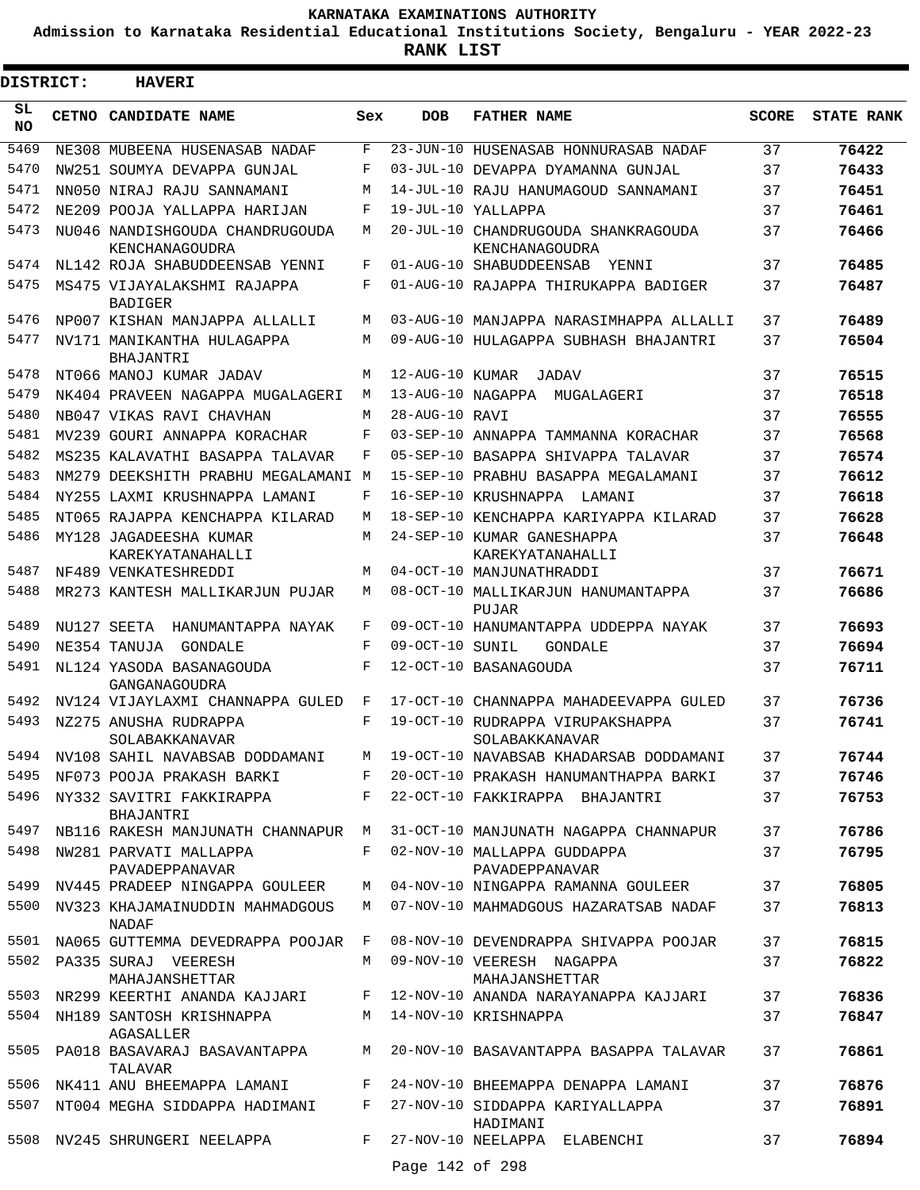# KARNATAKA EXAMINATIONS AUTHORITY

**Admission to Karnataka Residential Educational Institutions Society, Bengaluru - YEAR 2022-23**

**RANK LIST**

**DISTRICT: HAVERI**

| SL NO | CETNO | CANDIDATE NAME | Sex | DOB | FATHER NAME | SCORE | STATE RANK |
|---|---|---|---|---|---|---|---|
| 5469 | NE308 | MUBEENA HUSENASAB NADAF | F | 23-JUN-10 | HUSENASAB HONNURASAB NADAF | 37 | 76422 |
| 5470 | NW251 | SOUMYA DEVAPPA GUNJAL | F | 03-JUL-10 | DEVAPPA DYAMANNA GUNJAL | 37 | 76433 |
| 5471 | NN050 | NIRAJ RAJU SANNAMANI | M | 14-JUL-10 | RAJU HANUMAGOUD SANNAMANI | 37 | 76451 |
| 5472 | NE209 | POOJA YALLAPPA HARIJAN | F | 19-JUL-10 | YALLAPPA | 37 | 76461 |
| 5473 | NU046 | NANDISHGOUDA CHANDRUGOUDA KENCHANAGOUDRA | M | 20-JUL-10 | CHANDRUGOUDA SHANKRAGOUDA KENCHANAGOUDRA | 37 | 76466 |
| 5474 | NL142 | ROJA SHABUDDEENSAB YENNI | F | 01-AUG-10 | SHABUDDEENSAB YENNI | 37 | 76485 |
| 5475 | MS475 | VIJAYALAKSHMI RAJAPPA BADIGER | F | 01-AUG-10 | RAJAPPA THIRUKAPPA BADIGER | 37 | 76487 |
| 5476 | NP007 | KISHAN MANJAPPA ALLALLI | M | 03-AUG-10 | MANJAPPA NARASIMHAPPA ALLALLI | 37 | 76489 |
| 5477 | NV171 | MANIKANTHA HULAGAPPA BHAJANTRI | M | 09-AUG-10 | HULAGAPPA SUBHASH BHAJANTRI | 37 | 76504 |
| 5478 | NT066 | MANOJ KUMAR JADAV | M | 12-AUG-10 | KUMAR JADAV | 37 | 76515 |
| 5479 | NK404 | PRAVEEN NAGAPPA MUGALAGERI | M | 13-AUG-10 | NAGAPPA MUGALAGERI | 37 | 76518 |
| 5480 | NB047 | VIKAS RAVI CHAVHAN | M | 28-AUG-10 | RAVI | 37 | 76555 |
| 5481 | MV239 | GOURI ANNAPPA KORACHAR | F | 03-SEP-10 | ANNAPPA TAMMANNA KORACHAR | 37 | 76568 |
| 5482 | MS235 | KALAVATHI BASAPPA TALAVAR | F | 05-SEP-10 | BASAPPA SHIVAPPA TALAVAR | 37 | 76574 |
| 5483 | NM279 | DEEKSHITH PRABHU MEGALAMANI | M | 15-SEP-10 | PRABHU BASAPPA MEGALAMANI | 37 | 76612 |
| 5484 | NY255 | LAXMI KRUSHNAPPA LAMANI | F | 16-SEP-10 | KRUSHNAPPA LAMANI | 37 | 76618 |
| 5485 | NT065 | RAJAPPA KENCHAPPA KILARAD | M | 18-SEP-10 | KENCHAPPA KARIYAPPA KILARAD | 37 | 76628 |
| 5486 | MY128 | JAGADEESHA KUMAR KAREKYATANAHALLI | M | 24-SEP-10 | KUMAR GANESHAPPA KAREKYATANAHALLI | 37 | 76648 |
| 5487 | NF489 | VENKATESHREDDI | M | 04-OCT-10 | MANJUNATHRADDI | 37 | 76671 |
| 5488 | MR273 | KANTESH MALLIKARJUN PUJAR | M | 08-OCT-10 | MALLIKARJUN HANUMANTAPPA PUJAR | 37 | 76686 |
| 5489 | NU127 | SEETA HANUMANTAPPA NAYAK | F | 09-OCT-10 | HANUMANTAPPA UDDEPPA NAYAK | 37 | 76693 |
| 5490 | NE354 | TANUJA GONDALE | F | 09-OCT-10 | SUNIL GONDALE | 37 | 76694 |
| 5491 | NL124 | YASODA BASANAGOUDA GANGANAGOUDRA | F | 12-OCT-10 | BASANAGOUDA | 37 | 76711 |
| 5492 | NV124 | VIJAYLAXMI CHANNAPPA GULED | F | 17-OCT-10 | CHANNAPPA MAHADEEVAPPA GULED | 37 | 76736 |
| 5493 | NZ275 | ANUSHA RUDRAPPA SOLABAKKANAVAR | F | 19-OCT-10 | RUDRAPPA VIRUPAKSHAPPA SOLABAKKANAVAR | 37 | 76741 |
| 5494 | NV108 | SAHIL NAVABSAB DODDAMANI | M | 19-OCT-10 | NAVABSAB KHADARSAB DODDAMANI | 37 | 76744 |
| 5495 | NF073 | POOJA PRAKASH BARKI | F | 20-OCT-10 | PRAKASH HANUMANTHAPPA BARKI | 37 | 76746 |
| 5496 | NY332 | SAVITRI FAKKIRAPPA BHAJANTRI | F | 22-OCT-10 | FAKKIRAPPA BHAJANTRI | 37 | 76753 |
| 5497 | NB116 | RAKESH MANJUNATH CHANNAPUR | M | 31-OCT-10 | MANJUNATH NAGAPPA CHANNAPUR | 37 | 76786 |
| 5498 | NW281 | PARVATI MALLAPPA PAVADEPPANAVAR | F | 02-NOV-10 | MALLAPPA GUDDAPPA PAVADEPPANAVAR | 37 | 76795 |
| 5499 | NV445 | PRADEEP NINGAPPA GOULEER | M | 04-NOV-10 | NINGAPPA RAMANNA GOULEER | 37 | 76805 |
| 5500 | NV323 | KHAJAMAINUDDIN MAHMADGOUS NADAF | M | 07-NOV-10 | MAHMADGOUS HAZARATSAB NADAF | 37 | 76813 |
| 5501 | NA065 | GUTTEMMA DEVEDRAPPA POOJAR | F | 08-NOV-10 | DEVENDRAPPA SHIVAPPA POOJAR | 37 | 76815 |
| 5502 | PA335 | SURAJ VEERESH MAHAJANSHETTAR | M | 09-NOV-10 | VEERESH NAGAPPA MAHAJANSHETTAR | 37 | 76822 |
| 5503 | NR299 | KEERTHI ANANDA KAJJARI | F | 12-NOV-10 | ANANDA NARAYANAPPA KAJJARI | 37 | 76836 |
| 5504 | NH189 | SANTOSH KRISHNAPPA AGASALLER | M | 14-NOV-10 | KRISHNAPPA | 37 | 76847 |
| 5505 | PA018 | BASAVARAJ BASAVANTAPPA TALAVAR | M | 20-NOV-10 | BASAVANTAPPA BASAPPA TALAVAR | 37 | 76861 |
| 5506 | NK411 | ANU BHEEMAPPA LAMANI | F | 24-NOV-10 | BHEEMAPPA DENAPPA LAMANI | 37 | 76876 |
| 5507 | NT004 | MEGHA SIDDAPPA HADIMANI | F | 27-NOV-10 | SIDDAPPA KARIYALLAPPA HADIMANI | 37 | 76891 |
| 5508 | NV245 | SHRUNGERI NEELAPPA | F | 27-NOV-10 | NEELAPPA ELABENCHI | 37 | 76894 |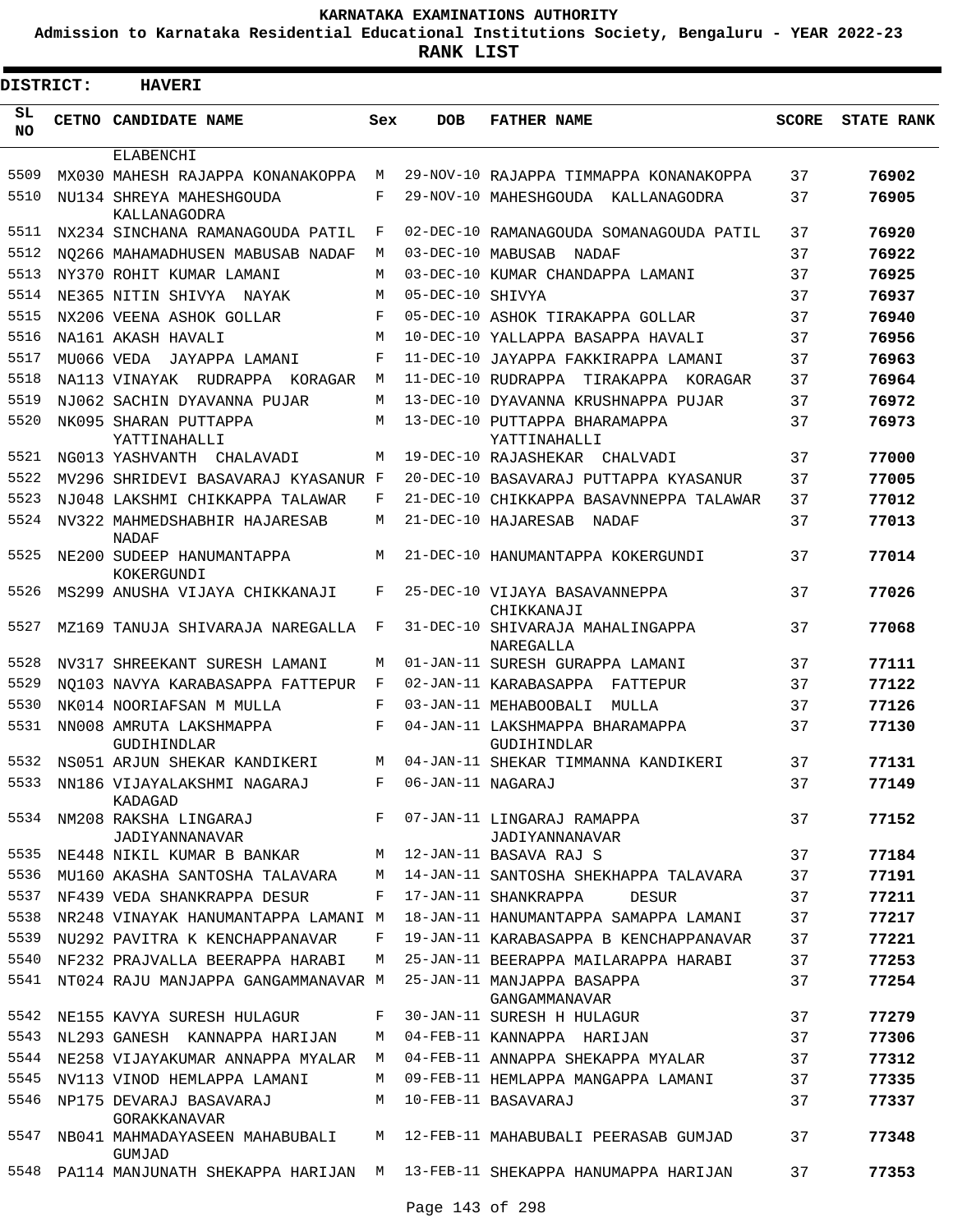KARNATAKA EXAMINATIONS AUTHORITY

Admission to Karnataka Residential Educational Institutions Society, Bengaluru - YEAR 2022-23

**RANK LIST**

**DISTRICT: HAVERI**

| SL NO | CETNO | CANDIDATE NAME | Sex | DOB | FATHER NAME | SCORE | STATE RANK |
|---|---|---|---|---|---|---|---|
| | | ELABENCHI | | | | | |
| 5509 | MX030 | MAHESH RAJAPPA KONANAKOPPA | M | 29-NOV-10 | RAJAPPA TIMMAPPA KONANAKOPPA | 37 | 76902 |
| 5510 | NU134 | SHREYA MAHESHGOUDA KALLANAGODRA | F | 29-NOV-10 | MAHESHGOUDA KALLANAGODRA | 37 | 76905 |
| 5511 | NX234 | SINCHANA RAMANAGOUDA PATIL | F | 02-DEC-10 | RAMANAGOUDA SOMANAGOUDA PATIL | 37 | 76920 |
| 5512 | NQ266 | MAHAMADHUSEN MABUSAB NADAF | M | 03-DEC-10 | MABUSAB NADAF | 37 | 76922 |
| 5513 | NY370 | ROHIT KUMAR LAMANI | M | 03-DEC-10 | KUMAR CHANDAPPA LAMANI | 37 | 76925 |
| 5514 | NE365 | NITIN SHIVYA NAYAK | M | 05-DEC-10 | SHIVYA | 37 | 76937 |
| 5515 | NX206 | VEENA ASHOK GOLLAR | F | 05-DEC-10 | ASHOK TIRAKAPPA GOLLAR | 37 | 76940 |
| 5516 | NA161 | AKASH HAVALI | M | 10-DEC-10 | YALLAPPA BASAPPA HAVALI | 37 | 76956 |
| 5517 | MU066 | VEDA JAYAPPA LAMANI | F | 11-DEC-10 | JAYAPPA FAKKIRAPPA LAMANI | 37 | 76963 |
| 5518 | NA113 | VINAYAK RUDRAPPA KORAGAR | M | 11-DEC-10 | RUDRAPPA TIRAKAPPA KORAGAR | 37 | 76964 |
| 5519 | NJ062 | SACHIN DYAVANNA PUJAR | M | 13-DEC-10 | DYAVANNA KRUSHNAPPA PUJAR | 37 | 76972 |
| 5520 | NK095 | SHARAN PUTTAPPA YATTINAHALLI | M | 13-DEC-10 | PUTTAPPA BHARAMAPPA YATTINAHALLI | 37 | 76973 |
| 5521 | NG013 | YASHVANTH CHALAVADI | M | 19-DEC-10 | RAJASHEKAR CHALVADI | 37 | 77000 |
| 5522 | MV296 | SHRIDEVI BASAVARAJ KYASANUR | F | 20-DEC-10 | BASAVARAJ PUTTAPPA KYASANUR | 37 | 77005 |
| 5523 | NJ048 | LAKSHMI CHIKKAPPA TALAWAR | F | 21-DEC-10 | CHIKKAPPA BASAVNNEPPA TALAWAR | 37 | 77012 |
| 5524 | NV322 | MAHMEDSHABHIR HAJARESAB NADAF | M | 21-DEC-10 | HAJARESAB NADAF | 37 | 77013 |
| 5525 | NE200 | SUDEEP HANUMANTAPPA KOKERGUNDI | M | 21-DEC-10 | HANUMANTAPPA KOKERGUNDI | 37 | 77014 |
| 5526 | MS299 | ANUSHA VIJAYA CHIKKANAJI | F | 25-DEC-10 | VIJAYA BASAVANNEPPA CHIKKANAJI | 37 | 77026 |
| 5527 | MZ169 | TANUJA SHIVARAJA NAREGALLA | F | 31-DEC-10 | SHIVARAJA MAHALINGAPPA NAREGALLA | 37 | 77068 |
| 5528 | NV317 | SHREEKANT SURESH LAMANI | M | 01-JAN-11 | SURESH GURAPPA LAMANI | 37 | 77111 |
| 5529 | NQ103 | NAVYA KARABASAPPA FATTEPUR | F | 02-JAN-11 | KARABASAPPA FATTEPUR | 37 | 77122 |
| 5530 | NK014 | NOORIAFSAN M MULLA | F | 03-JAN-11 | MEHABOOBALI MULLA | 37 | 77126 |
| 5531 | NN008 | AMRUTA LAKSHMAPPA GUDIHINDLAR | F | 04-JAN-11 | LAKSHMAPPA BHARAMAPPA GUDIHINDLAR | 37 | 77130 |
| 5532 | NS051 | ARJUN SHEKAR KANDIKERI | M | 04-JAN-11 | SHEKAR TIMMANNA KANDIKERI | 37 | 77131 |
| 5533 | NN186 | VIJAYALAKSHMI NAGARAJ KADAGAD | F | 06-JAN-11 | NAGARAJ | 37 | 77149 |
| 5534 | NM208 | RAKSHA LINGARAJ JADIYANNANAVAR | F | 07-JAN-11 | LINGARAJ RAMAPPA JADIYANNANAVAR | 37 | 77152 |
| 5535 | NE448 | NIKIL KUMAR B BANKAR | M | 12-JAN-11 | BASAVA RAJ S | 37 | 77184 |
| 5536 | MU160 | AKASHA SANTOSHA TALAVARA | M | 14-JAN-11 | SANTOSHA SHEKHAPPA TALAVARA | 37 | 77191 |
| 5537 | NF439 | VEDA SHANKRAPPA DESUR | F | 17-JAN-11 | SHANKRAPPA DESUR | 37 | 77211 |
| 5538 | NR248 | VINAYAK HANUMANTAPPA LAMANI | M | 18-JAN-11 | HANUMANTAPPA SAMAPPA LAMANI | 37 | 77217 |
| 5539 | NU292 | PAVITRA K KENCHAPPANAVAR | F | 19-JAN-11 | KARABASAPPA B KENCHAPPANAVAR | 37 | 77221 |
| 5540 | NF232 | PRAJVALLA BEERAPPA HARABI | M | 25-JAN-11 | BEERAPPA MAILARAPPA HARABI | 37 | 77253 |
| 5541 | NT024 | RAJU MANJAPPA GANGAMMANAVAR | M | 25-JAN-11 | MANJAPPA BASAPPA GANGAMMANAVAR | 37 | 77254 |
| 5542 | NE155 | KAVYA SURESH HULAGUR | F | 30-JAN-11 | SURESH H HULAGUR | 37 | 77279 |
| 5543 | NL293 | GANESH KANNAPPA HARIJAN | M | 04-FEB-11 | KANNAPPA HARIJAN | 37 | 77306 |
| 5544 | NE258 | VIJAYAKUMAR ANNAPPA MYALAR | M | 04-FEB-11 | ANNAPPA SHEKAPPA MYALAR | 37 | 77312 |
| 5545 | NV113 | VINOD HEMLAPPA LAMANI | M | 09-FEB-11 | HEMLAPPA MANGAPPA LAMANI | 37 | 77335 |
| 5546 | NP175 | DEVARAJ BASAVARAJ GORAKKANAVAR | M | 10-FEB-11 | BASAVARAJ | 37 | 77337 |
| 5547 | NB041 | MAHMADAYASEEN MAHABUBALI GUMJAD | M | 12-FEB-11 | MAHABUBALI PEERASAB GUMJAD | 37 | 77348 |
| 5548 | PA114 | MANJUNATH SHEKAPPA HARIJAN | M | 13-FEB-11 | SHEKAPPA HANUMAPPA HARIJAN | 37 | 77353 |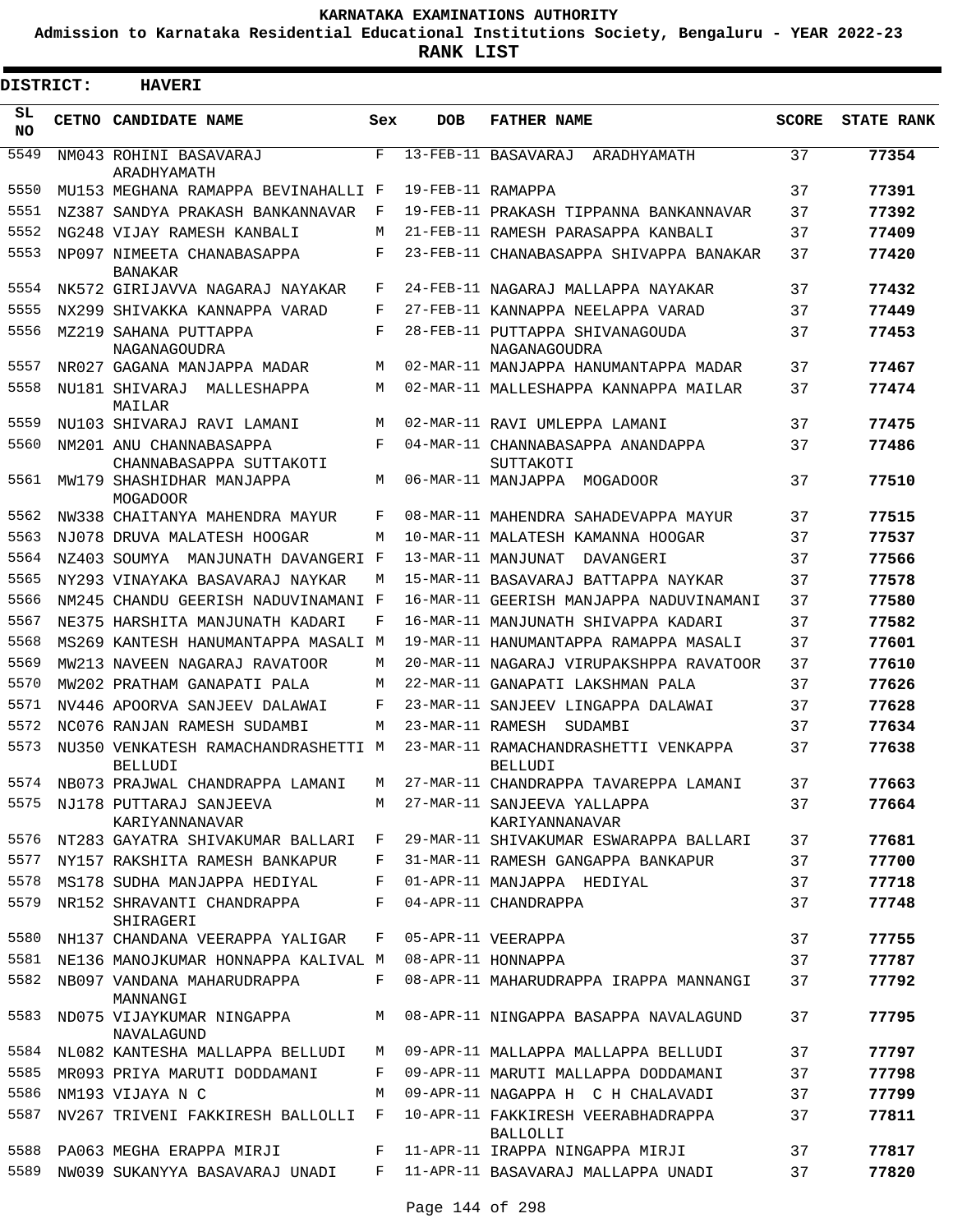**KARNATAKA EXAMINATIONS AUTHORITY**

**Admission to Karnataka Residential Educational Institutions Society, Bengaluru - YEAR 2022-23**

**RANK LIST**

**DISTRICT: HAVERI**

| SL NO | CETNO | CANDIDATE NAME | Sex | DOB | FATHER NAME | SCORE | STATE RANK |
|---|---|---|---|---|---|---|---|
| 5549 | NM043 | ROHINI BASAVARAJ ARADHYAMATH | F | 13-FEB-11 | BASAVARAJ ARADHYAMATH | 37 | 77354 |
| 5550 | MU153 | MEGHANA RAMAPPA BEVINAHALLI | F | 19-FEB-11 | RAMAPPA | 37 | 77391 |
| 5551 | NZ387 | SANDYA PRAKASH BANKANNAVAR | F | 19-FEB-11 | PRAKASH TIPPANNA BANKANNAVAR | 37 | 77392 |
| 5552 | NG248 | VIJAY RAMESH KANBALI | M | 21-FEB-11 | RAMESH PARASAPPA KANBALI | 37 | 77409 |
| 5553 | NP097 | NIMEETA CHANABASAPPA BANAKAR | F | 23-FEB-11 | CHANABASAPPA SHIVAPPA BANAKAR | 37 | 77420 |
| 5554 | NK572 | GIRIJAVVA NAGARAJ NAYAKAR | F | 24-FEB-11 | NAGARAJ MALLAPPA NAYAKAR | 37 | 77432 |
| 5555 | NX299 | SHIVAKKA KANNAPPA VARAD | F | 27-FEB-11 | KANNAPPA NEELAPPA VARAD | 37 | 77449 |
| 5556 | MZ219 | SAHANA PUTTAPPA NAGANAGOUDRA | F | 28-FEB-11 | PUTTAPPA SHIVANAGOUDA NAGANAGOUDRA | 37 | 77453 |
| 5557 | NR027 | GAGANA MANJAPPA MADAR | M | 02-MAR-11 | MANJAPPA HANUMANTAPPA MADAR | 37 | 77467 |
| 5558 | NU181 | SHIVARAJ MALLESHAPPA MAILAR | M | 02-MAR-11 | MALLESHAPPA KANNAPPA MAILAR | 37 | 77474 |
| 5559 | NU103 | SHIVARAJ RAVI LAMANI | M | 02-MAR-11 | RAVI UMLEPPA LAMANI | 37 | 77475 |
| 5560 | NM201 | ANU CHANNABASAPPA CHANNABASAPPA SUTTAKOTI | F | 04-MAR-11 | CHANNABASAPPA ANANDAPPA SUTTAKOTI | 37 | 77486 |
| 5561 | MW179 | SHASHIDHAR MANJAPPA MOGADOOR | M | 06-MAR-11 | MANJAPPA MOGADOOR | 37 | 77510 |
| 5562 | NW338 | CHAITANYA MAHENDRA MAYUR | F | 08-MAR-11 | MAHENDRA SAHADEVAPPA MAYUR | 37 | 77515 |
| 5563 | NJ078 | DRUVA MALATESH HOOGAR | M | 10-MAR-11 | MALATESH KAMANNA HOOGAR | 37 | 77537 |
| 5564 | NZ403 | SOUMYA MANJUNATH DAVANGERI | F | 13-MAR-11 | MANJUNAT DAVANGERI | 37 | 77566 |
| 5565 | NY293 | VINAYAKA BASAVARAJ NAYKAR | M | 15-MAR-11 | BASAVARAJ BATTAPPA NAYKAR | 37 | 77578 |
| 5566 | NM245 | CHANDU GEERISH NADUVINAMANI | F | 16-MAR-11 | GEERISH MANJAPPA NADUVINAMANI | 37 | 77580 |
| 5567 | NE375 | HARSHITA MANJUNATH KADARI | F | 16-MAR-11 | MANJUNATH SHIVAPPA KADARI | 37 | 77582 |
| 5568 | MS269 | KANTESH HANUMANTAPPA MASALI | M | 19-MAR-11 | HANUMANTAPPA RAMAPPA MASALI | 37 | 77601 |
| 5569 | MW213 | NAVEEN NAGARAJ RAVATOOR | M | 20-MAR-11 | NAGARAJ VIRUPAKSHPPA RAVATOOR | 37 | 77610 |
| 5570 | MW202 | PRATHAM GANAPATI PALA | M | 22-MAR-11 | GANAPATI LAKSHMAN PALA | 37 | 77626 |
| 5571 | NV446 | APOORVA SANJEEV DALAWAI | F | 23-MAR-11 | SANJEEV LINGAPPA DALAWAI | 37 | 77628 |
| 5572 | NC076 | RANJAN RAMESH SUDAMBI | M | 23-MAR-11 | RAMESH SUDAMBI | 37 | 77634 |
| 5573 | NU350 | VENKATESH RAMACHANDRASHETTI BELLUDI | M | 23-MAR-11 | RAMACHANDRASHETTI VENKAPPA BELLUDI | 37 | 77638 |
| 5574 | NB073 | PRAJWAL CHANDRAPPA LAMANI | M | 27-MAR-11 | CHANDRAPPA TAVAREPPA LAMANI | 37 | 77663 |
| 5575 | NJ178 | PUTTARAJ SANJEEVA KARIYANNANAVAR | M | 27-MAR-11 | SANJEEVA YALLAPPA KARIYANNANAVAR | 37 | 77664 |
| 5576 | NT283 | GAYATRA SHIVAKUMAR BALLARI | F | 29-MAR-11 | SHIVAKUMAR ESWARAPPA BALLARI | 37 | 77681 |
| 5577 | NY157 | RAKSHITA RAMESH BANKAPUR | F | 31-MAR-11 | RAMESH GANGAPPA BANKAPUR | 37 | 77700 |
| 5578 | MS178 | SUDHA MANJAPPA HEDIYAL | F | 01-APR-11 | MANJAPPA HEDIYAL | 37 | 77718 |
| 5579 | NR152 | SHRAVANTI CHANDRAPPA SHIRAGERI | F | 04-APR-11 | CHANDRAPPA | 37 | 77748 |
| 5580 | NH137 | CHANDANA VEERAPPA YALIGAR | F | 05-APR-11 | VEERAPPA | 37 | 77755 |
| 5581 | NE136 | MANOJKUMAR HONNAPPA KALIVAL | M | 08-APR-11 | HONNAPPA | 37 | 77787 |
| 5582 | NB097 | VANDANA MAHARUDRAPPA MANNANGI | F | 08-APR-11 | MAHARUDRAPPA IRAPPA MANNANGI | 37 | 77792 |
| 5583 | ND075 | VIJAYKUMAR NINGAPPA NAVALAGUND | M | 08-APR-11 | NINGAPPA BASAPPA NAVALAGUND | 37 | 77795 |
| 5584 | NL082 | KANTESHA MALLAPPA BELLUDI | M | 09-APR-11 | MALLAPPA MALLAPPA BELLUDI | 37 | 77797 |
| 5585 | MR093 | PRIYA MARUTI DODDAMANI | F | 09-APR-11 | MARUTI MALLAPPA DODDAMANI | 37 | 77798 |
| 5586 | NM193 | VIJAYA N C | M | 09-APR-11 | NAGAPPA H C H CHALAVADI | 37 | 77799 |
| 5587 | NV267 | TRIVENI FAKKIRESH BALLOLLI | F | 10-APR-11 | FAKKIRESH VEERABHADRAPPA BALLOLLI | 37 | 77811 |
| 5588 | PA063 | MEGHA ERAPPA MIRJI | F | 11-APR-11 | IRAPPA NINGAPPA MIRJI | 37 | 77817 |
| 5589 | NW039 | SUKANYYA BASAVARAJ UNADI | F | 11-APR-11 | BASAVARAJ MALLAPPA UNADI | 37 | 77820 |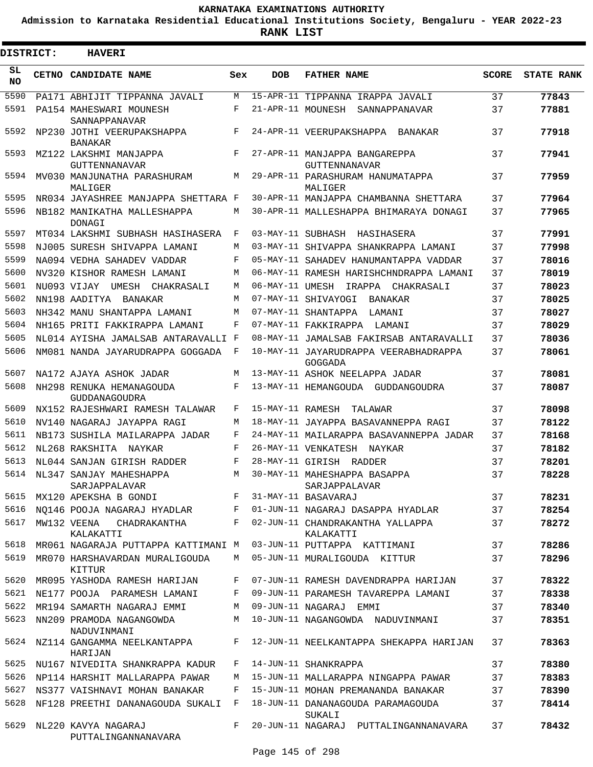# KARNATAKA EXAMINATIONS AUTHORITY

**Admission to Karnataka Residential Educational Institutions Society, Bengaluru - YEAR 2022-23**

**RANK LIST**

**DISTRICT: HAVERI**

| SL NO | CETNO | CANDIDATE NAME | Sex | DOB | FATHER NAME | SCORE | STATE RANK |
|---|---|---|---|---|---|---|---|
| 5590 | PA171 | ABHIJIT TIPPANNA JAVALI | M | 15-APR-11 | TIPPANNA IRAPPA JAVALI | 37 | **77843** |
| 5591 | PA154 | MAHESWARI MOUNESH SANNAPPANAVAR | F | 21-APR-11 | MOUNESH SANNAPPANAVAR | 37 | **77881** |
| 5592 | NP230 | JOTHI VEERUPAKSHAPPA BANAKAR | F | 24-APR-11 | VEERUPAKSHAPPA BANAKAR | 37 | **77918** |
| 5593 | MZ122 | LAKSHMI MANJAPPA GUTTENNANAVAR | F | 27-APR-11 | MANJAPPA BANGAREPPA GUTTENNANAVAR | 37 | **77941** |
| 5594 | MV030 | MANJUNATHA PARASHURAM MALIGER | M | 29-APR-11 | PARASHURAM HANUMATAPPA MALIGER | 37 | **77959** |
| 5595 | NR034 | JAYASHREE MANJAPPA SHETTARA | F | 30-APR-11 | MANJAPPA CHAMBANNA SHETTARA | 37 | **77964** |
| 5596 | NB182 | MANIKATHA MALLESHAPPA DONAGI | M | 30-APR-11 | MALLESHAPPA BHIMARAYA DONAGI | 37 | **77965** |
| 5597 | MT034 | LAKSHMI SUBHASH HASIHASERA | F | 03-MAY-11 | SUBHASH HASIHASERA | 37 | **77991** |
| 5598 | NJ005 | SURESH SHIVAPPA LAMANI | M | 03-MAY-11 | SHIVAPPA SHANKRAPPA LAMANI | 37 | **77998** |
| 5599 | NA094 | VEDHA SAHADEV VADDAR | F | 05-MAY-11 | SAHADEV HANUMANTAPPA VADDAR | 37 | **78016** |
| 5600 | NV320 | KISHOR RAMESH LAMANI | M | 06-MAY-11 | RAMESH HARISHCHNDRAPPA LAMANI | 37 | **78019** |
| 5601 | NU093 | VIJAY UMESH CHAKRASALI | M | 06-MAY-11 | UMESH IRAPPA CHAKRASALI | 37 | **78023** |
| 5602 | NN198 | AADITYA BANAKAR | M | 07-MAY-11 | SHIVAYOGI BANAKAR | 37 | **78025** |
| 5603 | NH342 | MANU SHANTAPPA LAMANI | M | 07-MAY-11 | SHANTAPPA LAMANI | 37 | **78027** |
| 5604 | NH165 | PRITI FAKKIRAPPA LAMANI | F | 07-MAY-11 | FAKKIRAPPA LAMANI | 37 | **78029** |
| 5605 | NL014 | AYISHA JAMALSAB ANTARAVALLI | F | 08-MAY-11 | JAMALSAB FAKIRSAB ANTARAVALLI | 37 | **78036** |
| 5606 | NM081 | NANDA JAYARUDRAPPA GOGGADA | F | 10-MAY-11 | JAYARUDRAPPA VEERABHADRAPPA GOGGADA | 37 | **78061** |
| 5607 | NA172 | AJAYA ASHOK JADAR | M | 13-MAY-11 | ASHOK NEELAPPA JADAR | 37 | **78081** |
| 5608 | NH298 | RENUKA HEMANAGOUDA GUDDANAGOUDRA | F | 13-MAY-11 | HEMANGOUDA GUDDANGOUDRA | 37 | **78087** |
| 5609 | NX152 | RAJESHWARI RAMESH TALAWAR | F | 15-MAY-11 | RAMESH TALAWAR | 37 | **78098** |
| 5610 | NV140 | NAGARAJ JAYAPPA RAGI | M | 18-MAY-11 | JAYAPPA BASAVANNEPPA RAGI | 37 | **78122** |
| 5611 | NB173 | SUSHILA MAILARAPPA JADAR | F | 24-MAY-11 | MAILARAPPA BASAVANNEPPA JADAR | 37 | **78168** |
| 5612 | NL268 | RAKSHITA NAYKAR | F | 26-MAY-11 | VENKATESH NAYKAR | 37 | **78182** |
| 5613 | NL044 | SANJAN GIRISH RADDER | F | 28-MAY-11 | GIRISH RADDER | 37 | **78201** |
| 5614 | NL347 | SANJAY MAHESHAPPA SARJAPPALAVAR | M | 30-MAY-11 | MAHESHAPPA BASAPPA SARJAPPALAVAR | 37 | **78228** |
| 5615 | MX120 | APEKSHA B GONDI | F | 31-MAY-11 | BASAVARAJ | 37 | **78231** |
| 5616 | NQ146 | POOJA NAGARAJ HYADLAR | F | 01-JUN-11 | NAGARAJ DASAPPA HYADLAR | 37 | **78254** |
| 5617 | MW132 | VEENA CHADRAKANTHA KALAKATTI | F | 02-JUN-11 | CHANDRAKANTHA YALLAPPA KALAKATTI | 37 | **78272** |
| 5618 | MR061 | NAGARAJA PUTTAPPA KATTIMANI | M | 03-JUN-11 | PUTTAPPA KATTIMANI | 37 | **78286** |
| 5619 | MR070 | HARSHAVARDAN MURALIGOUDA KITTUR | M | 05-JUN-11 | MURALIGOUDA KITTUR | 37 | **78296** |
| 5620 | MR095 | YASHODA RAMESH HARIJAN | F | 07-JUN-11 | RAMESH DAVENDRAPPA HARIJAN | 37 | **78322** |
| 5621 | NE177 | POOJA PARAMESH LAMANI | F | 09-JUN-11 | PARAMESH TAVAREPPA LAMANI | 37 | **78338** |
| 5622 | MR194 | SAMARTH NAGARAJ EMMI | M | 09-JUN-11 | NAGARAJ EMMI | 37 | **78340** |
| 5623 | NN209 | PRAMODA NAGANGOWDA NADUVINMANI | M | 10-JUN-11 | NAGANGOWDA NADUVINMANI | 37 | **78351** |
| 5624 | NZ114 | GANGAMMA NEELKANTAPPA HARIJAN | F | 12-JUN-11 | NEELKANTAPPA SHEKAPPA HARIJAN | 37 | **78363** |
| 5625 | NU167 | NIVEDITA SHANKRAPPA KADUR | F | 14-JUN-11 | SHANKRAPPA | 37 | **78380** |
| 5626 | NP114 | HARSHIT MALLARAPPA PAWAR | M | 15-JUN-11 | MALLARAPPA NINGAPPA PAWAR | 37 | **78383** |
| 5627 | NS377 | VAISHNAVI MOHAN BANAKAR | F | 15-JUN-11 | MOHAN PREMANANDA BANAKAR | 37 | **78390** |
| 5628 | NF128 | PREETHI DANANAGOUDA SUKALI | F | 18-JUN-11 | DANANAGOUDA PARAMAGOUDA SUKALI | 37 | **78414** |
| 5629 | NL220 | KAVYA NAGARAJ PUTTALINGANNANAVARA | F | 20-JUN-11 | NAGARAJ PUTTALINGANNANAVARA | 37 | **78432** |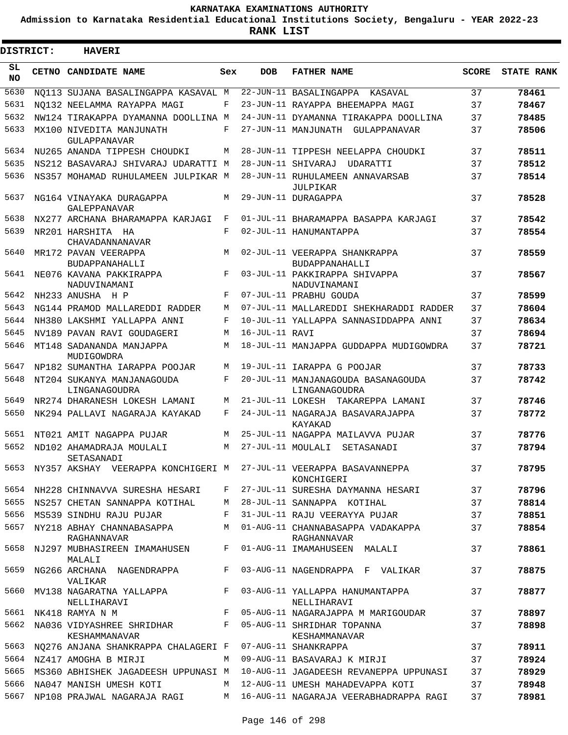# KARNATAKA EXAMINATIONS AUTHORITY

**Admission to Karnataka Residential Educational Institutions Society, Bengaluru - YEAR 2022-23**

**RANK LIST**

**DISTRICT: HAVERI**

| SL NO | CETNO | CANDIDATE NAME | Sex | DOB | FATHER NAME | SCORE | STATE RANK |
|---|---|---|---|---|---|---|---|
| 5630 | NQ113 | SUJANA BASALINGAPPA KASAVAL | M | 22-JUN-11 | BASALINGAPPA KASAVAL | 37 | 78461 |
| 5631 | NQ132 | NEELAMMA RAYAPPA MAGI | F | 23-JUN-11 | RAYAPPA BHEEMAPPA MAGI | 37 | 78467 |
| 5632 | NW124 | TIRAKAPPA DYAMANNA DOOLLINA | M | 24-JUN-11 | DYAMANNA TIRAKAPPA DOOLLINA | 37 | 78485 |
| 5633 | MX100 | NIVEDITA MANJUNATH GULAPPANAVAR | F | 27-JUN-11 | MANJUNATH GULAPPANAVAR | 37 | 78506 |
| 5634 | NU265 | ANANDA TIPPESH CHOUDKI | M | 28-JUN-11 | TIPPESH NEELAPPA CHOUDKI | 37 | 78511 |
| 5635 | NS212 | BASAVARAJ SHIVARAJ UDARATTI | M | 28-JUN-11 | SHIVARAJ UDARATTI | 37 | 78512 |
| 5636 | NS357 | MOHAMAD RUHULAMEEN JULPIKAR | M | 28-JUN-11 | RUHULAMEEN ANNAVARSAB JULPIKAR | 37 | 78514 |
| 5637 | NG164 | VINAYAKA DURAGAPPA GALEPPANAVAR | M | 29-JUN-11 | DURAGAPPA | 37 | 78528 |
| 5638 | NX277 | ARCHANA BHARAMAPPA KARJAGI | F | 01-JUL-11 | BHARAMAPPA BASAPPA KARJAGI | 37 | 78542 |
| 5639 | NR201 | HARSHITA HA CHAVADANNANAVAR | F | 02-JUL-11 | HANUMANTAPPA | 37 | 78554 |
| 5640 | MR172 | PAVAN VEERAPPA BUDAPPANAHALLI | M | 02-JUL-11 | VEERAPPA SHANKRAPPA BUDAPPANAHALLI | 37 | 78559 |
| 5641 | NE076 | KAVANA PAKKIRAPPA NADUVINAMANI | F | 03-JUL-11 | PAKKIRAPPA SHIVAPPA NADUVINAMANI | 37 | 78567 |
| 5642 | NH233 | ANUSHA H P | F | 07-JUL-11 | PRABHU GOUDA | 37 | 78599 |
| 5643 | NG144 | PRAMOD MALLAREDDI RADDER | M | 07-JUL-11 | MALLAREDDI SHEKHARADDI RADDER | 37 | 78604 |
| 5644 | NH380 | LAKSHMI YALLAPPA ANNI | F | 10-JUL-11 | YALLAPPA SANNASIDDAPPA ANNI | 37 | 78634 |
| 5645 | NV189 | PAVAN RAVI GOUDAGERI | M | 16-JUL-11 | RAVI | 37 | 78694 |
| 5646 | MT148 | SADANANDA MANJAPPA MUDIGOWDRA | M | 18-JUL-11 | MANJAPPA GUDDAPPA MUDIGOWDRA | 37 | 78721 |
| 5647 | NP182 | SUMANTHA IARAPPA POOJAR | M | 19-JUL-11 | IARAPPA G POOJAR | 37 | 78733 |
| 5648 | NT204 | SUKANYA MANJANAGOUDA LINGANAGOUDRA | F | 20-JUL-11 | MANJANAGOUDA BASANAGOUDA LINGANAGOUDRA | 37 | 78742 |
| 5649 | NR274 | DHARANESH LOKESH LAMANI | M | 21-JUL-11 | LOKESH TAKAREPPA LAMANI | 37 | 78746 |
| 5650 | NK294 | PALLAVI NAGARAJA KAYAKAD | F | 24-JUL-11 | NAGARAJA BASAVARAJAPPA KAYAKAD | 37 | 78772 |
| 5651 | NT021 | AMIT NAGAPPA PUJAR | M | 25-JUL-11 | NAGAPPA MAILAVVA PUJAR | 37 | 78776 |
| 5652 | ND102 | AHAMADRAJA MOULALI SETASANADI | M | 27-JUL-11 | MOULALI SETASANADI | 37 | 78794 |
| 5653 | NY357 | AKSHAY VEERAPPA KONCHIGERI | M | 27-JUL-11 | VEERAPPA BASAVANNEPPA KONCHIGERI | 37 | 78795 |
| 5654 | NH228 | CHINNAVVA SURESHA HESARI | F | 27-JUL-11 | SURESHA DAYMANNA HESARI | 37 | 78796 |
| 5655 | NS257 | CHETAN SANNAPPA KOTIHAL | M | 28-JUL-11 | SANNAPPA KOTIHAL | 37 | 78814 |
| 5656 | MS539 | SINDHU RAJU PUJAR | F | 31-JUL-11 | RAJU VEERAYYA PUJAR | 37 | 78851 |
| 5657 | NY218 | ABHAY CHANNABASAPPA RAGHANNAVAR | M | 01-AUG-11 | CHANNABASAPPA VADAKAPPA RAGHANNAVAR | 37 | 78854 |
| 5658 | NJ297 | MUBHASIREEN IMAMAHUSEN MALALI | F | 01-AUG-11 | IMAMAHUSEEN MALALI | 37 | 78861 |
| 5659 | NG266 | ARCHANA NAGENDRAPPA VALIKAR | F | 03-AUG-11 | NAGENDRAPPA F VALIKAR | 37 | 78875 |
| 5660 | MV138 | NAGARATNA YALLAPPA NELLIHARAVI | F | 03-AUG-11 | YALLAPPA HANUMANTAPPA NELLIHARAVI | 37 | 78877 |
| 5661 | NK418 | RAMYA N M | F | 05-AUG-11 | NAGARAJAPPA M MARIGOUDAR | 37 | 78897 |
| 5662 | NA036 | VIDYASHREE SHRIDHAR KESHAMMANAVAR | F | 05-AUG-11 | SHRIDHAR TOPANNA KESHAMMANAVAR | 37 | 78898 |
| 5663 | NQ276 | ANJANA SHANKRAPPA CHALAGERI | F | 07-AUG-11 | SHANKRAPPA | 37 | 78911 |
| 5664 | NZ417 | AMOGHA B MIRJI | M | 09-AUG-11 | BASAVARAJ K MIRJI | 37 | 78924 |
| 5665 | MS360 | ABHISHEK JAGADEESH UPPUNASI | M | 10-AUG-11 | JAGADEESH REVANEPPA UPPUNASI | 37 | 78929 |
| 5666 | NA047 | MANISH UMESH KOTI | M | 12-AUG-11 | UMESH MAHADEVAPPA KOTI | 37 | 78948 |
| 5667 | NP108 | PRAJWAL NAGARAJA RAGI | M | 16-AUG-11 | NAGARAJA VEERABHADRAPPA RAGI | 37 | 78981 |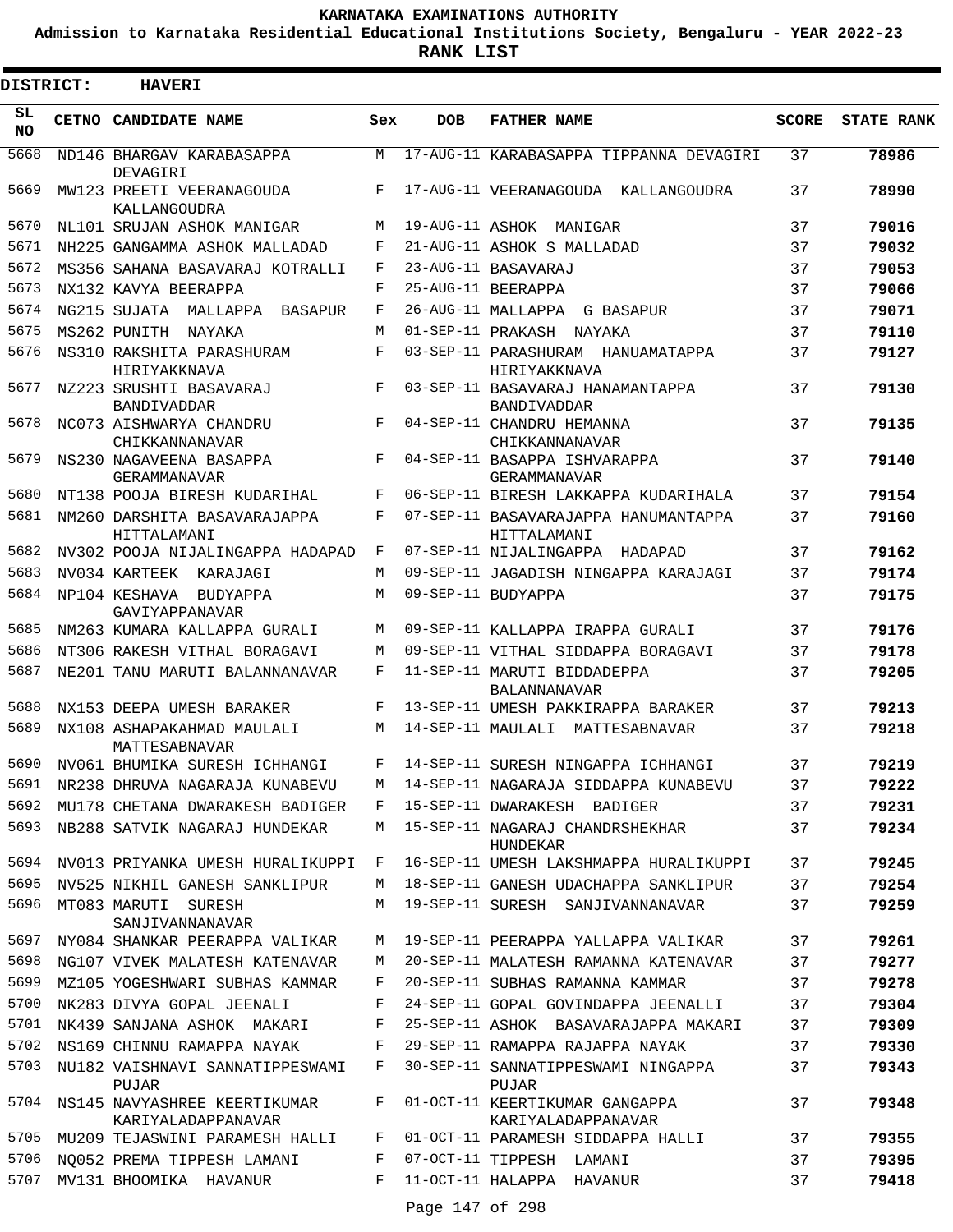# KARNATAKA EXAMINATIONS AUTHORITY

**Admission to Karnataka Residential Educational Institutions Society, Bengaluru - YEAR 2022-23**

**RANK LIST**

**DISTRICT: HAVERI**

| SL NO | CETNO | CANDIDATE NAME | Sex | DOB | FATHER NAME | SCORE | STATE RANK |
|---|---|---|---|---|---|---|---|
| 5668 | ND146 | BHARGAV KARABASAPPA DEVAGIRI | M | 17-AUG-11 | KARABASAPPA TIPPANNA DEVAGIRI | 37 | **78986** |
| 5669 | MW123 | PREETI VEERANAGOUDA KALLANGOUDRA | F | 17-AUG-11 | VEERANAGOUDA KALLANGOUDRA | 37 | **78990** |
| 5670 | NL101 | SRUJAN ASHOK MANIGAR | M | 19-AUG-11 | ASHOK MANIGAR | 37 | **79016** |
| 5671 | NH225 | GANGAMMA ASHOK MALLADAD | F | 21-AUG-11 | ASHOK S MALLADAD | 37 | **79032** |
| 5672 | MS356 | SAHANA BASAVARAJ KOTRALLI | F | 23-AUG-11 | BASAVARAJ | 37 | **79053** |
| 5673 | NX132 | KAVYA BEERAPPA | F | 25-AUG-11 | BEERAPPA | 37 | **79066** |
| 5674 | NG215 | SUJATA MALLAPPA BASAPUR | F | 26-AUG-11 | MALLAPPA G BASAPUR | 37 | **79071** |
| 5675 | MS262 | PUNITH NAYAKA | M | 01-SEP-11 | PRAKASH NAYAKA | 37 | **79110** |
| 5676 | NS310 | RAKSHITA PARASHURAM HIRIYAKKNAVA | F | 03-SEP-11 | PARASHURAM HANUAMATAPPA HIRIYAKKNAVA | 37 | **79127** |
| 5677 | NZ223 | SRUSHTI BASAVARAJ BANDIVADDAR | F | 03-SEP-11 | BASAVARAJ HANAMANTAPPA BANDIVADDAR | 37 | **79130** |
| 5678 | NC073 | AISHWARYA CHANDRU CHIKKANNANAVAR | F | 04-SEP-11 | CHANDRU HEMANNA CHIKKANNANAVAR | 37 | **79135** |
| 5679 | NS230 | NAGAVEENA BASAPPA GERAMMANAVAR | F | 04-SEP-11 | BASAPPA ISHVARAPPA GERAMMANAVAR | 37 | **79140** |
| 5680 | NT138 | POOJA BIRESH KUDARIHAL | F | 06-SEP-11 | BIRESH LAKKAPPA KUDARIHALA | 37 | **79154** |
| 5681 | NM260 | DARSHITA BASAVARAJAPPA HITTALAMANI | F | 07-SEP-11 | BASAVARAJAPPA HANUMANTAPPA HITTALAMANI | 37 | **79160** |
| 5682 | NV302 | POOJA NIJALINGAPPA HADAPAD | F | 07-SEP-11 | NIJALINGAPPA HADAPAD | 37 | **79162** |
| 5683 | NV034 | KARTEEK KARAJAGI | M | 09-SEP-11 | JAGADISH NINGAPPA KARAJAGI | 37 | **79174** |
| 5684 | NP104 | KESHAVA BUDYAPPA GAVIYAPPANAVAR | M | 09-SEP-11 | BUDYAPPA | 37 | **79175** |
| 5685 | NM263 | KUMARA KALLAPPA GURALI | M | 09-SEP-11 | KALLAPPA IRAPPA GURALI | 37 | **79176** |
| 5686 | NT306 | RAKESH VITHAL BORAGAVI | M | 09-SEP-11 | VITHAL SIDDAPPA BORAGAVI | 37 | **79178** |
| 5687 | NE201 | TANU MARUTI BALANNANAVAR | F | 11-SEP-11 | MARUTI BIDDADEPPA BALANNANAVAR | 37 | **79205** |
| 5688 | NX153 | DEEPA UMESH BARAKER | F | 13-SEP-11 | UMESH PAKKIRAPPA BARAKER | 37 | **79213** |
| 5689 | NX108 | ASHAPAKAHMAD MAULALI MATTESABNAVAR | M | 14-SEP-11 | MAULALI MATTESABNAVAR | 37 | **79218** |
| 5690 | NV061 | BHUMIKA SURESH ICHHANGI | F | 14-SEP-11 | SURESH NINGAPPA ICHHANGI | 37 | **79219** |
| 5691 | NR238 | DHRUVA NAGARAJA KUNABEVU | M | 14-SEP-11 | NAGARAJA SIDDAPPA KUNABEVU | 37 | **79222** |
| 5692 | MU178 | CHETANA DWARAKESH BADIGER | F | 15-SEP-11 | DWARAKESH BADIGER | 37 | **79231** |
| 5693 | NB288 | SATVIK NAGARAJ HUNDEKAR | M | 15-SEP-11 | NAGARAJ CHANDRSHEKHAR HUNDEKAR | 37 | **79234** |
| 5694 | NV013 | PRIYANKA UMESH HURALIKUPPI | F | 16-SEP-11 | UMESH LAKSHMAPPA HURALIKUPPI | 37 | **79245** |
| 5695 | NV525 | NIKHIL GANESH SANKLIPUR | M | 18-SEP-11 | GANESH UDACHAPPA SANKLIPUR | 37 | **79254** |
| 5696 | MT083 | MARUTI SURESH SANJIVANNANAVAR | M | 19-SEP-11 | SURESH SANJIVANNANAVAR | 37 | **79259** |
| 5697 | NY084 | SHANKAR PEERAPPA VALIKAR | M | 19-SEP-11 | PEERAPPA YALLAPPA VALIKAR | 37 | **79261** |
| 5698 | NG107 | VIVEK MALATESH KATENAVAR | M | 20-SEP-11 | MALATESH RAMANNA KATENAVAR | 37 | **79277** |
| 5699 | MZ105 | YOGESHWARI SUBHAS KAMMAR | F | 20-SEP-11 | SUBHAS RAMANNA KAMMAR | 37 | **79278** |
| 5700 | NK283 | DIVYA GOPAL JEENALI | F | 24-SEP-11 | GOPAL GOVINDAPPA JEENALLI | 37 | **79304** |
| 5701 | NK439 | SANJANA ASHOK MAKARI | F | 25-SEP-11 | ASHOK BASAVARAJAPPA MAKARI | 37 | **79309** |
| 5702 | NS169 | CHINNU RAMAPPA NAYAK | F | 29-SEP-11 | RAMAPPA RAJAPPA NAYAK | 37 | **79330** |
| 5703 | NU182 | VAISHNAVI SANNATIPPESWAMI PUJAR | F | 30-SEP-11 | SANNATIPPESWAMI NINGAPPA PUJAR | 37 | **79343** |
| 5704 | NS145 | NAVYASHREE KEERTIKUMAR KARIYALADAPPANAVAR | F | 01-OCT-11 | KEERTIKUMAR GANGAPPA KARIYALADAPPANAVAR | 37 | **79348** |
| 5705 | MU209 | TEJASWINI PARAMESH HALLI | F | 01-OCT-11 | PARAMESH SIDDAPPA HALLI | 37 | **79355** |
| 5706 | NQ052 | PREMA TIPPESH LAMANI | F | 07-OCT-11 | TIPPESH LAMANI | 37 | **79395** |
| 5707 | MV131 | BHOOMIKA HAVANUR | F | 11-OCT-11 | HALAPPA HAVANUR | 37 | **79418** |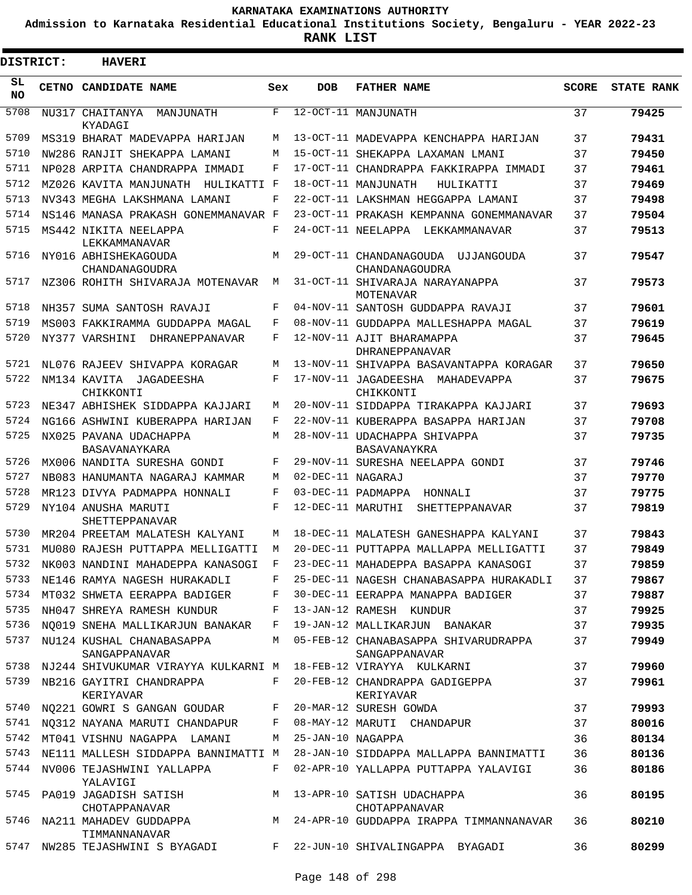# KARNATAKA EXAMINATIONS AUTHORITY

**Admission to Karnataka Residential Educational Institutions Society, Bengaluru - YEAR 2022-23**

**RANK LIST**

**DISTRICT: HAVERI**

| SL NO | CETNO | CANDIDATE NAME | Sex | DOB | FATHER NAME | SCORE | STATE RANK |
|---|---|---|---|---|---|---|---|
| 5708 | NU317 | CHAITANYA MANJUNATH KYADAGI | F | 12-OCT-11 | MANJUNATH | 37 | **79425** |
| 5709 | MS319 | BHARAT MADEVAPPA HARIJAN | M | 13-OCT-11 | MADEVAPPA KENCHAPPA HARIJAN | 37 | **79431** |
| 5710 | NW286 | RANJIT SHEKAPPA LAMANI | M | 15-OCT-11 | SHEKAPPA LAXAMAN LMANI | 37 | **79450** |
| 5711 | NP028 | ARPITA CHANDRAPPA IMMADI | F | 17-OCT-11 | CHANDRAPPA FAKKIRAPPA IMMADI | 37 | **79461** |
| 5712 | MZ026 | KAVITA MANJUNATH HULIKATTI | F | 18-OCT-11 | MANJUNATH HULIKATTI | 37 | **79469** |
| 5713 | NV343 | MEGHA LAKSHMANA LAMANI | F | 22-OCT-11 | LAKSHMAN HEGGAPPA LAMANI | 37 | **79498** |
| 5714 | NS146 | MANASA PRAKASH GONEMMANAVAR | F | 23-OCT-11 | PRAKASH KEMPANNA GONEMMANAVAR | 37 | **79504** |
| 5715 | MS442 | NIKITA NEELAPPA LEKKAMMANAVAR | F | 24-OCT-11 | NEELAPPA LEKKAMMANAVAR | 37 | **79513** |
| 5716 | NY016 | ABHISHEKAGOUDA CHANDANAGOUDRA | M | 29-OCT-11 | CHANDANAGOUDA UJJANGOUDA CHANDANAGOUDRA | 37 | **79547** |
| 5717 | NZ306 | ROHITH SHIVARAJA MOTENAVAR | M | 31-OCT-11 | SHIVARAJA NARAYANAPPA MOTENAVAR | 37 | **79573** |
| 5718 | NH357 | SUMA SANTOSH RAVAJI | F | 04-NOV-11 | SANTOSH GUDDAPPA RAVAJI | 37 | **79601** |
| 5719 | MS003 | FAKKIRAMMA GUDDAPPA MAGAL | F | 08-NOV-11 | GUDDAPPA MALLESHAPPA MAGAL | 37 | **79619** |
| 5720 | NY377 | VARSHINI DHRANEPPANAVAR | F | 12-NOV-11 | AJIT BHARAMAPPA DHRANEPPANAVAR | 37 | **79645** |
| 5721 | NL076 | RAJEEV SHIVAPPA KORAGAR | M | 13-NOV-11 | SHIVAPPA BASAVANTAPPA KORAGAR | 37 | **79650** |
| 5722 | NM134 | KAVITA JAGADEESHA CHIKKONTI | F | 17-NOV-11 | JAGADEESHA MAHADEVAPPA CHIKKONTI | 37 | **79675** |
| 5723 | NE347 | ABHISHEK SIDDAPPA KAJJARI | M | 20-NOV-11 | SIDDAPPA TIRAKAPPA KAJJARI | 37 | **79693** |
| 5724 | NG166 | ASHWINI KUBERAPPA HARIJAN | F | 22-NOV-11 | KUBERAPPA BASAPPA HARIJAN | 37 | **79708** |
| 5725 | NX025 | PAVANA UDACHAPPA BASAVANAYKARA | M | 28-NOV-11 | UDACHAPPA SHIVAPPA BASAVANAYKRA | 37 | **79735** |
| 5726 | MX006 | NANDITA SURESHA GONDI | F | 29-NOV-11 | SURESHA NEELAPPA GONDI | 37 | **79746** |
| 5727 | NB083 | HANUMANTA NAGARAJ KAMMAR | M | 02-DEC-11 | NAGARAJ | 37 | **79770** |
| 5728 | MR123 | DIVYA PADMAPPA HONNALI | F | 03-DEC-11 | PADMAPPA HONNALI | 37 | **79775** |
| 5729 | NY104 | ANUSHA MARUTI SHETTEPPANAVAR | F | 12-DEC-11 | MARUTHI SHETTEPPANAVAR | 37 | **79819** |
| 5730 | MR204 | PREETAM MALATESH KALYANI | M | 18-DEC-11 | MALATESH GANESHAPPA KALYANI | 37 | **79843** |
| 5731 | MU080 | RAJESH PUTTAPPA MELLIGATTI | M | 20-DEC-11 | PUTTAPPA MALLAPPA MELLIGATTI | 37 | **79849** |
| 5732 | NK003 | NANDINI MAHADEPPA KANASOGI | F | 23-DEC-11 | MAHADEPPA BASAPPA KANASOGI | 37 | **79859** |
| 5733 | NE146 | RAMYA NAGESH HURAKADLI | F | 25-DEC-11 | NAGESH CHANABASAPPA HURAKADLI | 37 | **79867** |
| 5734 | MT032 | SHWETA EERAPPA BADIGER | F | 30-DEC-11 | EERAPPA MANAPPA BADIGER | 37 | **79887** |
| 5735 | NH047 | SHREYA RAMESH KUNDUR | F | 13-JAN-12 | RAMESH KUNDUR | 37 | **79925** |
| 5736 | NQ019 | SNEHA MALLIKARJUN BANAKAR | F | 19-JAN-12 | MALLIKARJUN BANAKAR | 37 | **79935** |
| 5737 | NU124 | KUSHAL CHANABASAPPA SANGAPPANAVAR | M | 05-FEB-12 | CHANABASAPPA SHIVARUDRAPPA SANGAPPANAVAR | 37 | **79949** |
| 5738 | NJ244 | SHIVUKUMAR VIRAYYA KULKARNI | M | 18-FEB-12 | VIRAYYA KULKARNI | 37 | **79960** |
| 5739 | NB216 | GAYITRI CHANDRAPPA KERIYAVAR | F | 20-FEB-12 | CHANDRAPPA GADIGEPPA KERIYAVAR | 37 | **79961** |
| 5740 | NQ221 | GOWRI S GANGAN GOUDAR | F | 20-MAR-12 | SURESH GOWDA | 37 | **79993** |
| 5741 | NQ312 | NAYANA MARUTI CHANDAPUR | F | 08-MAY-12 | MARUTI CHANDAPUR | 37 | **80016** |
| 5742 | MT041 | VISHNU NAGAPPA LAMANI | M | 25-JAN-10 | NAGAPPA | 36 | **80134** |
| 5743 | NE111 | MALLESH SIDDAPPA BANNIMATTI | M | 28-JAN-10 | SIDDAPPA MALLAPPA BANNIMATTI | 36 | **80136** |
| 5744 | NV006 | TEJASHWINI YALLAPPA YALAVIGI | F | 02-APR-10 | YALLAPPA PUTTAPPA YALAVIGI | 36 | **80186** |
| 5745 | PA019 | JAGADISH SATISH CHOTAPPANAVAR | M | 13-APR-10 | SATISH UDACHAPPA CHOTAPPANAVAR | 36 | **80195** |
| 5746 | NA211 | MAHADEV GUDDAPPA TIMMANNANAVAR | M | 24-APR-10 | GUDDAPPA IRAPPA TIMMANNANAVAR | 36 | **80210** |
| 5747 | NW285 | TEJASHWINI S BYAGADI | F | 22-JUN-10 | SHIVALINGAPPA BYAGADI | 36 | **80299** |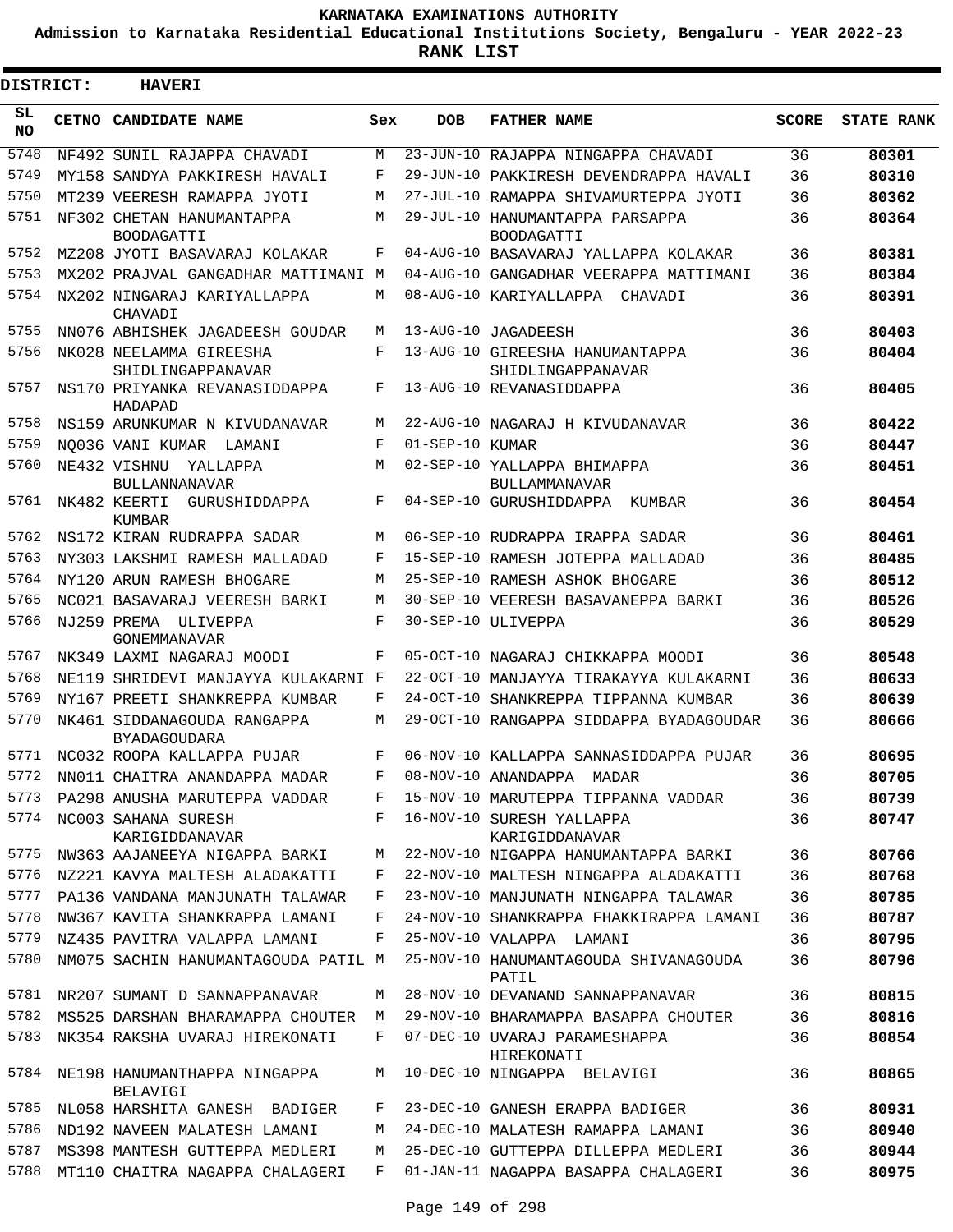KARNATAKA EXAMINATIONS AUTHORITY

Admission to Karnataka Residential Educational Institutions Society, Bengaluru - YEAR 2022-23

**RANK LIST**

**DISTRICT: HAVERI**

| SL NO | CETNO | CANDIDATE NAME | Sex | DOB | FATHER NAME | SCORE | STATE RANK |
|---|---|---|---|---|---|---|---|
| 5748 | NF492 | SUNIL RAJAPPA CHAVADI | M | 23-JUN-10 | RAJAPPA NINGAPPA CHAVADI | 36 | 80301 |
| 5749 | MY158 | SANDYA PAKKIRESH HAVALI | F | 29-JUN-10 | PAKKIRESH DEVENDRAPPA HAVALI | 36 | 80310 |
| 5750 | MT239 | VEERESH RAMAPPA JYOTI | M | 27-JUL-10 | RAMAPPA SHIVAMURTEPPA JYOTI | 36 | 80362 |
| 5751 | NF302 | CHETAN HANUMANTAPPA BOODAGATTI | M | 29-JUL-10 | HANUMANTAPPA PARSAPPA BOODAGATTI | 36 | 80364 |
| 5752 | MZ208 | JYOTI BASAVARAJ KOLAKAR | F | 04-AUG-10 | BASAVARAJ YALLAPPA KOLAKAR | 36 | 80381 |
| 5753 | MX202 | PRAJVAL GANGADHAR MATTIMANI | M | 04-AUG-10 | GANGADHAR VEERAPPA MATTIMANI | 36 | 80384 |
| 5754 | NX202 | NINGARAJ KARIYALLAPPA CHAVADI | M | 08-AUG-10 | KARIYALLAPPA CHAVADI | 36 | 80391 |
| 5755 | NN076 | ABHISHEK JAGADEESH GOUDAR | M | 13-AUG-10 | JAGADEESH | 36 | 80403 |
| 5756 | NK028 | NEELAMMA GIREESHA SHIDLINGAPPANAVAR | F | 13-AUG-10 | GIREESHA HANUMANTAPPA SHIDLINGAPPANAVAR | 36 | 80404 |
| 5757 | NS170 | PRIYANKA REVANASIDDAPPA HADAPAD | F | 13-AUG-10 | REVANASIDDAPPA | 36 | 80405 |
| 5758 | NS159 | ARUNKUMAR N KIVUDANAVAR | M | 22-AUG-10 | NAGARAJ H KIVUDANAVAR | 36 | 80422 |
| 5759 | NQ036 | VANI KUMAR LAMANI | F | 01-SEP-10 | KUMAR | 36 | 80447 |
| 5760 | NE432 | VISHNU YALLAPPA BULLANNANAVAR | M | 02-SEP-10 | YALLAPPA BHIMAPPA BULLAMMANAVAR | 36 | 80451 |
| 5761 | NK482 | KEERTI GURUSHIDDAPPA KUMBAR | F | 04-SEP-10 | GURUSHIDDAPPA KUMBAR | 36 | 80454 |
| 5762 | NS172 | KIRAN RUDRAPPA SADAR | M | 06-SEP-10 | RUDRAPPA IRAPPA SADAR | 36 | 80461 |
| 5763 | NY303 | LAKSHMI RAMESH MALLADAD | F | 15-SEP-10 | RAMESH JOTEPPA MALLADAD | 36 | 80485 |
| 5764 | NY120 | ARUN RAMESH BHOGARE | M | 25-SEP-10 | RAMESH ASHOK BHOGARE | 36 | 80512 |
| 5765 | NC021 | BASAVARAJ VEERESH BARKI | M | 30-SEP-10 | VEERESH BASAVANEPPA BARKI | 36 | 80526 |
| 5766 | NJ259 | PREMA ULIVEPPA GONEMMANAVAR | F | 30-SEP-10 | ULIVEPPA | 36 | 80529 |
| 5767 | NK349 | LAXMI NAGARAJ MOODI | F | 05-OCT-10 | NAGARAJ CHIKKAPPA MOODI | 36 | 80548 |
| 5768 | NE119 | SHRIDEVI MANJAYYA KULAKARNI | F | 22-OCT-10 | MANJAYYA TIRAKAYYA KULAKARNI | 36 | 80633 |
| 5769 | NY167 | PREETI SHANKREPPA KUMBAR | F | 24-OCT-10 | SHANKREPPA TIPPANNA KUMBAR | 36 | 80639 |
| 5770 | NK461 | SIDDANAGOUDA RANGAPPA BYADAGOUDARA | M | 29-OCT-10 | RANGAPPA SIDDAPPA BYADAGOUDAR | 36 | 80666 |
| 5771 | NC032 | ROOPA KALLAPPA PUJAR | F | 06-NOV-10 | KALLAPPA SANNASIDDAPPA PUJAR | 36 | 80695 |
| 5772 | NN011 | CHAITRA ANANDAPPA MADAR | F | 08-NOV-10 | ANANDAPPA MADAR | 36 | 80705 |
| 5773 | PA298 | ANUSHA MARUTEPPA VADDAR | F | 15-NOV-10 | MARUTEPPA TIPPANNA VADDAR | 36 | 80739 |
| 5774 | NC003 | SAHANA SURESH KARIGIDDANAVAR | F | 16-NOV-10 | SURESH YALLAPPA KARIGIDDANAVAR | 36 | 80747 |
| 5775 | NW363 | AAJANEEYA NIGAPPA BARKI | M | 22-NOV-10 | NIGAPPA HANUMANTAPPA BARKI | 36 | 80766 |
| 5776 | NZ221 | KAVYA MALTESH ALADAKATTI | F | 22-NOV-10 | MALTESH NINGAPPA ALADAKATTI | 36 | 80768 |
| 5777 | PA136 | VANDANA MANJUNATH TALAWAR | F | 23-NOV-10 | MANJUNATH NINGAPPA TALAWAR | 36 | 80785 |
| 5778 | NW367 | KAVITA SHANKRAPPA LAMANI | F | 24-NOV-10 | SHANKRAPPA FHAKKIRAPPA LAMANI | 36 | 80787 |
| 5779 | NZ435 | PAVITRA VALAPPA LAMANI | F | 25-NOV-10 | VALAPPA LAMANI | 36 | 80795 |
| 5780 | NM075 | SACHIN HANUMANTAGOUDA PATIL | M | 25-NOV-10 | HANUMANTAGOUDA SHIVANAGOUDA PATIL | 36 | 80796 |
| 5781 | NR207 | SUMANT D SANNAPPANAVAR | M | 28-NOV-10 | DEVANAND SANNAPPANAVAR | 36 | 80815 |
| 5782 | MS525 | DARSHAN BHARAMAPPA CHOUTER | M | 29-NOV-10 | BHARAMAPPA BASAPPA CHOUTER | 36 | 80816 |
| 5783 | NK354 | RAKSHA UVARAJ HIREKONATI | F | 07-DEC-10 | UVARAJ PARAMESHAPPA HIREKONATI | 36 | 80854 |
| 5784 | NE198 | HANUMANTHAPPA NINGAPPA BELAVIGI | M | 10-DEC-10 | NINGAPPA BELAVIGI | 36 | 80865 |
| 5785 | NL058 | HARSHITA GANESH BADIGER | F | 23-DEC-10 | GANESH ERAPPA BADIGER | 36 | 80931 |
| 5786 | ND192 | NAVEEN MALATESH LAMANI | M | 24-DEC-10 | MALATESH RAMAPPA LAMANI | 36 | 80940 |
| 5787 | MS398 | MANTESH GUTTEPPA MEDLERI | M | 25-DEC-10 | GUTTEPPA DILLEPPA MEDLERI | 36 | 80944 |
| 5788 | MT110 | CHAITRA NAGAPPA CHALAGERI | F | 01-JAN-11 | NAGAPPA BASAPPA CHALAGERI | 36 | 80975 |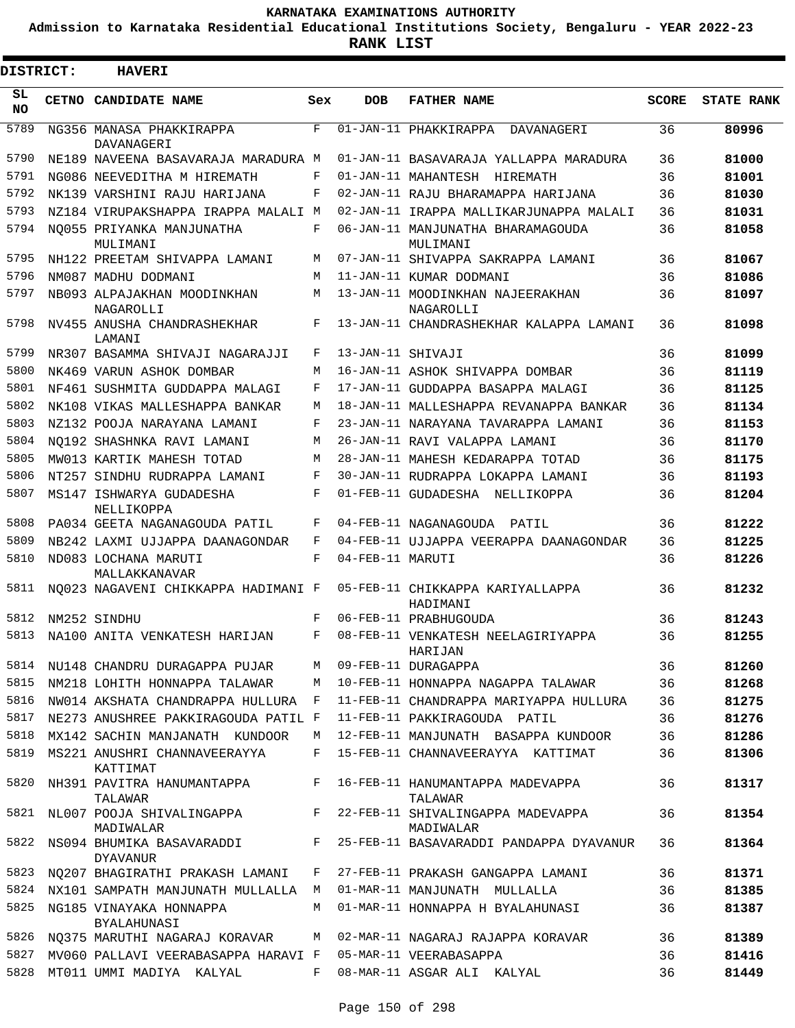# KARNATAKA EXAMINATIONS AUTHORITY

**Admission to Karnataka Residential Educational Institutions Society, Bengaluru - YEAR 2022-23**

**RANK LIST**

**DISTRICT: HAVERI**

| SL NO | CETNO | CANDIDATE NAME | Sex | DOB | FATHER NAME | SCORE | STATE RANK |
|---|---|---|---|---|---|---|---|
| 5789 | NG356 | MANASA PHAKKIRAPPA DAVANAGERI | F | 01-JAN-11 | PHAKKIRAPPA DAVANAGERI | 36 | 80996 |
| 5790 | NE189 | NAVEENA BASAVARAJA MARADURA | M | 01-JAN-11 | BASAVARAJA YALLAPPA MARADURA | 36 | 81000 |
| 5791 | NG086 | NEEVEDITHA M HIREMATH | F | 01-JAN-11 | MAHANTESH HIREMATH | 36 | 81001 |
| 5792 | NK139 | VARSHINI RAJU HARIJANA | F | 02-JAN-11 | RAJU BHARAMAPPA HARIJANA | 36 | 81030 |
| 5793 | NZ184 | VIRUPAKSHAPPA IRAPPA MALALI | M | 02-JAN-11 | IRAPPA MALLIKARJUNAPPA MALALI | 36 | 81031 |
| 5794 | NQ055 | PRIYANKA MANJUNATHA MULIMANI | F | 06-JAN-11 | MANJUNATHA BHARAMAGOUDA MULIMANI | 36 | 81058 |
| 5795 | NH122 | PREETAM SHIVAPPA LAMANI | M | 07-JAN-11 | SHIVAPPA SAKRAPPA LAMANI | 36 | 81067 |
| 5796 | NM087 | MADHU DODMANI | M | 11-JAN-11 | KUMAR DODMANI | 36 | 81086 |
| 5797 | NB093 | ALPAJAKHAN MOODINKHAN NAGAROLLI | M | 13-JAN-11 | MOODINKHAN NAJEERAKHAN NAGAROLLI | 36 | 81097 |
| 5798 | NV455 | ANUSHA CHANDRASHEKHAR LAMANI | F | 13-JAN-11 | CHANDRASHEKHAR KALAPPA LAMANI | 36 | 81098 |
| 5799 | NR307 | BASAMMA SHIVAJI NAGARAJJI | F | 13-JAN-11 | SHIVAJI | 36 | 81099 |
| 5800 | NK469 | VARUN ASHOK DOMBAR | M | 16-JAN-11 | ASHOK SHIVAPPA DOMBAR | 36 | 81119 |
| 5801 | NF461 | SUSHMITA GUDDAPPA MALAGI | F | 17-JAN-11 | GUDDAPPA BASAPPA MALAGI | 36 | 81125 |
| 5802 | NK108 | VIKAS MALLESHAPPA BANKAR | M | 18-JAN-11 | MALLESHAPPA REVANAPPA BANKAR | 36 | 81134 |
| 5803 | NZ132 | POOJA NARAYANA LAMANI | F | 23-JAN-11 | NARAYANA TAVARAPPA LAMANI | 36 | 81153 |
| 5804 | NQ192 | SHASHNKA RAVI LAMANI | M | 26-JAN-11 | RAVI VALAPPA LAMANI | 36 | 81170 |
| 5805 | MW013 | KARTIK MAHESH TOTAD | M | 28-JAN-11 | MAHESH KEDARAPPA TOTAD | 36 | 81175 |
| 5806 | NT257 | SINDHU RUDRAPPA LAMANI | F | 30-JAN-11 | RUDRAPPA LOKAPPA LAMANI | 36 | 81193 |
| 5807 | MS147 | ISHWARYA GUDADESHA NELLIKOPPA | F | 01-FEB-11 | GUDADESHA NELLIKOPPA | 36 | 81204 |
| 5808 | PA034 | GEETA NAGANAGOUDA PATIL | F | 04-FEB-11 | NAGANAGOUDA PATIL | 36 | 81222 |
| 5809 | NB242 | LAXMI UJJAPPA DAANAGONDAR | F | 04-FEB-11 | UJJAPPA VEERAPPA DAANAGONDAR | 36 | 81225 |
| 5810 | ND083 | LOCHANA MARUTI MALLAKKANAVAR | F | 04-FEB-11 | MARUTI | 36 | 81226 |
| 5811 | NQ023 | NAGAVENI CHIKKAPPA HADIMANI | F | 05-FEB-11 | CHIKKAPPA KARIYALLAPPA HADIMANI | 36 | 81232 |
| 5812 | NM252 | SINDHU | F | 06-FEB-11 | PRABHUGOUDA | 36 | 81243 |
| 5813 | NA100 | ANITA VENKATESH HARIJAN | F | 08-FEB-11 | VENKATESH NEELAGIRIYAPPA HARIJAN | 36 | 81255 |
| 5814 | NU148 | CHANDRU DURAGAPPA PUJAR | M | 09-FEB-11 | DURAGAPPA | 36 | 81260 |
| 5815 | NM218 | LOHITH HONNAPPA TALAWAR | M | 10-FEB-11 | HONNAPPA NAGAPPA TALAWAR | 36 | 81268 |
| 5816 | NW014 | AKSHATA CHANDRAPPA HULLURA | F | 11-FEB-11 | CHANDRAPPA MARIYAPPA HULLURA | 36 | 81275 |
| 5817 | NE273 | ANUSHREE PAKKIRAGOUDA PATIL | F | 11-FEB-11 | PAKKIRAGOUDA PATIL | 36 | 81276 |
| 5818 | MX142 | SACHIN MANJANATH KUNDOOR | M | 12-FEB-11 | MANJUNATH BASAPPA KUNDOOR | 36 | 81286 |
| 5819 | MS221 | ANUSHRI CHANNAVEERAYYA KATTIMAT | F | 15-FEB-11 | CHANNAVEERAYYA KATTIMAT | 36 | 81306 |
| 5820 | NH391 | PAVITRA HANUMANTAPPA TALAWAR | F | 16-FEB-11 | HANUMANTAPPA MADEVAPPA TALAWAR | 36 | 81317 |
| 5821 | NL007 | POOJA SHIVALINGAPPA MADIWALAR | F | 22-FEB-11 | SHIVALINGAPPA MADEVAPPA MADIWALAR | 36 | 81354 |
| 5822 | NS094 | BHUMIKA BASAVARADDI DYAVANUR | F | 25-FEB-11 | BASAVARADDI PANDAPPA DYAVANUR | 36 | 81364 |
| 5823 | NQ207 | BHAGIRATHI PRAKASH LAMANI | F | 27-FEB-11 | PRAKASH GANGAPPA LAMANI | 36 | 81371 |
| 5824 | NX101 | SAMPATH MANJUNATH MULLALLA | M | 01-MAR-11 | MANJUNATH MULLALLA | 36 | 81385 |
| 5825 | NG185 | VINAYAKA HONNAPPA BYALAHUNASI | M | 01-MAR-11 | HONNAPPA H BYALAHUNASI | 36 | 81387 |
| 5826 | NQ375 | MARUTHI NAGARAJ KORAVAR | M | 02-MAR-11 | NAGARAJ RAJAPPA KORAVAR | 36 | 81389 |
| 5827 | MV060 | PALLAVI VEERABASAPPA HARAVI | F | 05-MAR-11 | VEERABASAPPA | 36 | 81416 |
| 5828 | MT011 | UMMI MADIYA KALYAL | F | 08-MAR-11 | ASGAR ALI KALYAL | 36 | 81449 |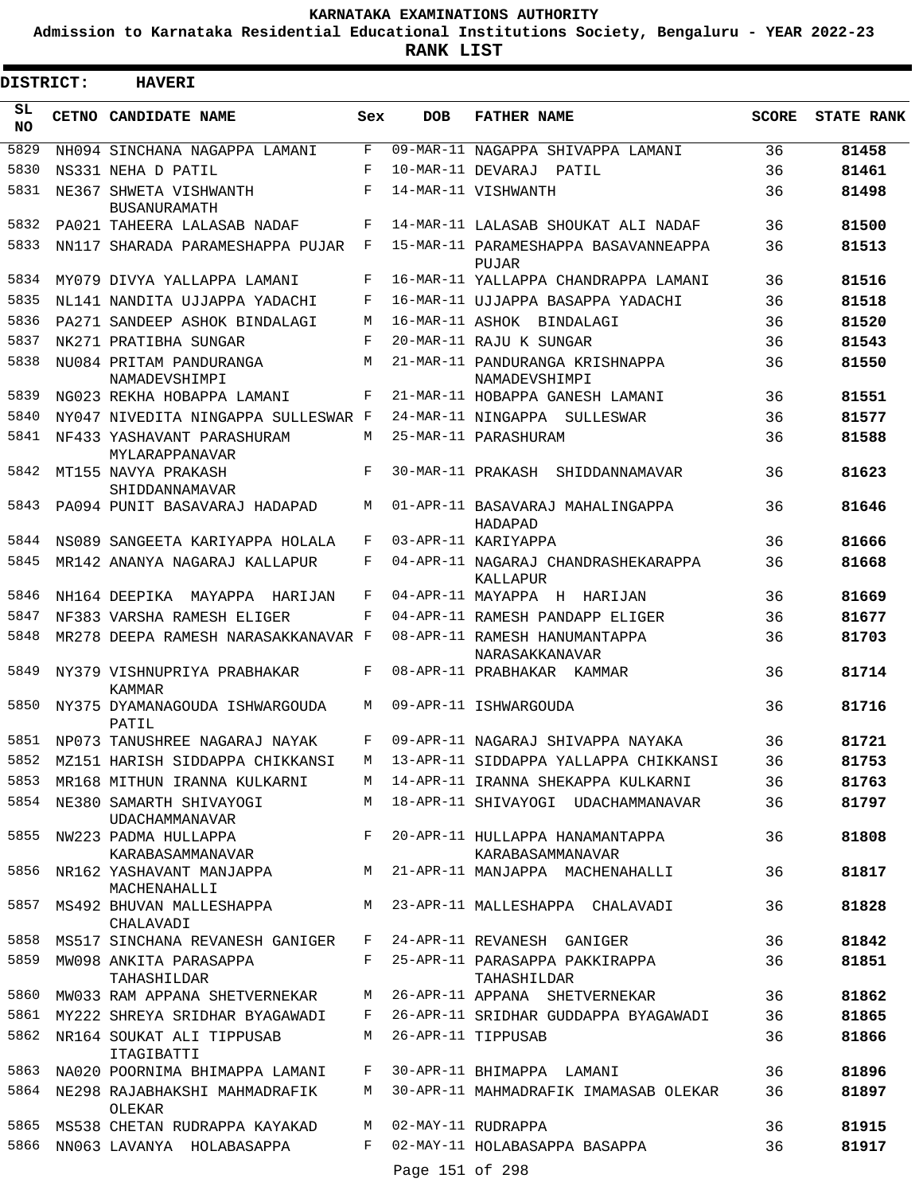# KARNATAKA EXAMINATIONS AUTHORITY

**Admission to Karnataka Residential Educational Institutions Society, Bengaluru - YEAR 2022-23**

**RANK LIST**

**DISTRICT: HAVERI**

| SL NO | CETNO | CANDIDATE NAME | Sex | DOB | FATHER NAME | SCORE | STATE RANK |
|---|---|---|---|---|---|---|---|
| 5829 | NH094 | SINCHANA NAGAPPA LAMANI | F | 09-MAR-11 | NAGAPPA SHIVAPPA LAMANI | 36 | **81458** |
| 5830 | NS331 | NEHA D PATIL | F | 10-MAR-11 | DEVARAJ PATIL | 36 | **81461** |
| 5831 | NE367 | SHWETA VISHWANTH BUSANURAMATH | F | 14-MAR-11 | VISHWANTH | 36 | **81498** |
| 5832 | PA021 | TAHEERA LALASAB NADAF | F | 14-MAR-11 | LALASAB SHOUKAT ALI NADAF | 36 | **81500** |
| 5833 | NN117 | SHARADA PARAMESHAPPA PUJAR | F | 15-MAR-11 | PARAMESHAPPA BASAVANNEAPPA PUJAR | 36 | **81513** |
| 5834 | MY079 | DIVYA YALLAPPA LAMANI | F | 16-MAR-11 | YALLAPPA CHANDRAPPA LAMANI | 36 | **81516** |
| 5835 | NL141 | NANDITA UJJAPPA YADACHI | F | 16-MAR-11 | UJJAPPA BASAPPA YADACHI | 36 | **81518** |
| 5836 | PA271 | SANDEEP ASHOK BINDALAGI | M | 16-MAR-11 | ASHOK BINDALAGI | 36 | **81520** |
| 5837 | NK271 | PRATIBHA SUNGAR | F | 20-MAR-11 | RAJU K SUNGAR | 36 | **81543** |
| 5838 | NU084 | PRITAM PANDURANGA NAMADEVSHIMPI | M | 21-MAR-11 | PANDURANGA KRISHNAPPA NAMADEVSHIMPI | 36 | **81550** |
| 5839 | NG023 | REKHA HOBAPPA LAMANI | F | 21-MAR-11 | HOBAPPA GANESH LAMANI | 36 | **81551** |
| 5840 | NY047 | NIVEDITA NINGAPPA SULLESWAR | F | 24-MAR-11 | NINGAPPA SULLESWAR | 36 | **81577** |
| 5841 | NF433 | YASHAVANT PARASHURAM MYLARAPPANAVAR | M | 25-MAR-11 | PARASHURAM | 36 | **81588** |
| 5842 | MT155 | NAVYA PRAKASH SHIDDANNAMAVAR | F | 30-MAR-11 | PRAKASH SHIDDANNAMAVAR | 36 | **81623** |
| 5843 | PA094 | PUNIT BASAVARAJ HADAPAD | M | 01-APR-11 | BASAVARAJ MAHALINGAPPA HADAPAD | 36 | **81646** |
| 5844 | NS089 | SANGEETA KARIYAPPA HOLALA | F | 03-APR-11 | KARIYAPPA | 36 | **81666** |
| 5845 | MR142 | ANANYA NAGARAJ KALLAPUR | F | 04-APR-11 | NAGARAJ CHANDRASHEKARAPPA KALLAPUR | 36 | **81668** |
| 5846 | NH164 | DEEPIKA MAYAPPA HARIJAN | F | 04-APR-11 | MAYAPPA H HARIJAN | 36 | **81669** |
| 5847 | NF383 | VARSHA RAMESH ELIGER | F | 04-APR-11 | RAMESH PANDAPP ELIGER | 36 | **81677** |
| 5848 | MR278 | DEEPA RAMESH NARASAKKANAVAR | F | 08-APR-11 | RAMESH HANUMANTAPPA NARASAKKANAVAR | 36 | **81703** |
| 5849 | NY379 | VISHNUPRIYA PRABHAKAR KAMMAR | F | 08-APR-11 | PRABHAKAR KAMMAR | 36 | **81714** |
| 5850 | NY375 | DYAMANAGOUDA ISHWARGOUDA PATIL | M | 09-APR-11 | ISHWARGOUDA | 36 | **81716** |
| 5851 | NP073 | TANUSHREE NAGARAJ NAYAK | F | 09-APR-11 | NAGARAJ SHIVAPPA NAYAKA | 36 | **81721** |
| 5852 | MZ151 | HARISH SIDDAPPA CHIKKANSI | M | 13-APR-11 | SIDDAPPA YALLAPPA CHIKKANSI | 36 | **81753** |
| 5853 | MR168 | MITHUN IRANNA KULKARNI | M | 14-APR-11 | IRANNA SHEKAPPA KULKARNI | 36 | **81763** |
| 5854 | NE380 | SAMARTH SHIVAYOGI UDACHAMMANAVAR | M | 18-APR-11 | SHIVAYOGI UDACHAMMANAVAR | 36 | **81797** |
| 5855 | NW223 | PADMA HULLAPPA KARABASAMMANAVAR | F | 20-APR-11 | HULLAPPA HANAMANTAPPA KARABASAMMANAVAR | 36 | **81808** |
| 5856 | NR162 | YASHAVANT MANJAPPA MACHENAHALLI | M | 21-APR-11 | MANJAPPA MACHENAHALLI | 36 | **81817** |
| 5857 | MS492 | BHUVAN MALLESHAPPA CHALAVADI | M | 23-APR-11 | MALLESHAPPA CHALAVADI | 36 | **81828** |
| 5858 | MS517 | SINCHANA REVANESH GANIGER | F | 24-APR-11 | REVANESH GANIGER | 36 | **81842** |
| 5859 | MW098 | ANKITA PARASAPPA TAHASHILDAR | F | 25-APR-11 | PARASAPPA PAKKIRAPPA TAHASHILDAR | 36 | **81851** |
| 5860 | MW033 | RAM APPANA SHETVERNEKAR | M | 26-APR-11 | APPANA SHETVERNEKAR | 36 | **81862** |
| 5861 | MY222 | SHREYA SRIDHAR BYAGAWADI | F | 26-APR-11 | SRIDHAR GUDDAPPA BYAGAWADI | 36 | **81865** |
| 5862 | NR164 | SOUKAT ALI TIPPUSAB ITAGIBATTI | M | 26-APR-11 | TIPPUSAB | 36 | **81866** |
| 5863 | NA020 | POORNIMA BHIMAPPA LAMANI | F | 30-APR-11 | BHIMAPPA LAMANI | 36 | **81896** |
| 5864 | NE298 | RAJABHAKSHI MAHMADRAFIK OLEKAR | M | 30-APR-11 | MAHMADRAFIK IMAMASAB OLEKAR | 36 | **81897** |
| 5865 | MS538 | CHETAN RUDRAPPA KAYAKAD | M | 02-MAY-11 | RUDRAPPA | 36 | **81915** |
| 5866 | NN063 | LAVANYA HOLABASAPPA | F | 02-MAY-11 | HOLABASAPPA BASAPPA | 36 | **81917** |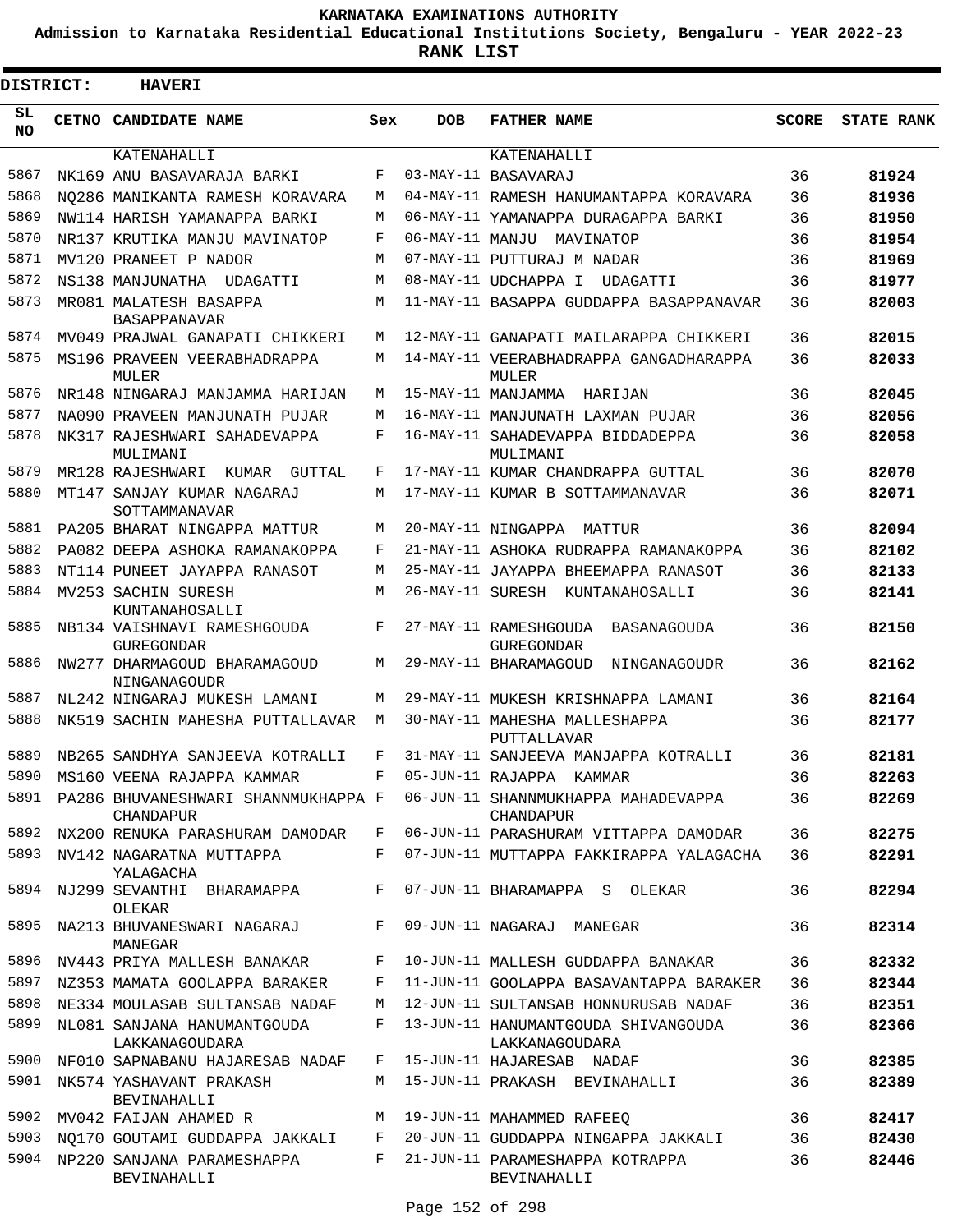**KARNATAKA EXAMINATIONS AUTHORITY**

**Admission to Karnataka Residential Educational Institutions Society, Bengaluru - YEAR 2022-23**

**RANK LIST**

**DISTRICT: HAVERI**

| SL NO | CETNO | CANDIDATE NAME | Sex | DOB | FATHER NAME | SCORE | STATE RANK |
|---|---|---|---|---|---|---|---|
| | | KATENAHALLI | | | KATENAHALLI | | |
| 5867 | NK169 | ANU BASAVARAJA BARKI | F | 03-MAY-11 | BASAVARAJ | 36 | 81924 |
| 5868 | NQ286 | MANIKANTA RAMESH KORAVARA | M | 04-MAY-11 | RAMESH HANUMANTAPPA KORAVARA | 36 | 81936 |
| 5869 | NW114 | HARISH YAMANAPPA BARKI | M | 06-MAY-11 | YAMANAPPA DURAGAPPA BARKI | 36 | 81950 |
| 5870 | NR137 | KRUTIKA MANJU MAVINATOP | F | 06-MAY-11 | MANJU MAVINATOP | 36 | 81954 |
| 5871 | MV120 | PRANEET P NADOR | M | 07-MAY-11 | PUTTURAJ M NADAR | 36 | 81969 |
| 5872 | NS138 | MANJUNATHA UDAGATTI | M | 08-MAY-11 | UDCHAPPA I UDAGATTI | 36 | 81977 |
| 5873 | MR081 | MALATESH BASAPPA BASAPPANAVAR | M | 11-MAY-11 | BASAPPA GUDDAPPA BASAPPANAVAR | 36 | 82003 |
| 5874 | MV049 | PRAJWAL GANAPATI CHIKKERI | M | 12-MAY-11 | GANAPATI MAILARAPPA CHIKKERI | 36 | 82015 |
| 5875 | MS196 | PRAVEEN VEERABHADRAPPA MULER | M | 14-MAY-11 | VEERABHADRAPPA GANGADHARAPPA MULER | 36 | 82033 |
| 5876 | NR148 | NINGARAJ MANJAMMA HARIJAN | M | 15-MAY-11 | MANJAMMA HARIJAN | 36 | 82045 |
| 5877 | NA090 | PRAVEEN MANJUNATH PUJAR | M | 16-MAY-11 | MANJUNATH LAXMAN PUJAR | 36 | 82056 |
| 5878 | NK317 | RAJESHWARI SAHADEVAPPA MULIMANI | F | 16-MAY-11 | SAHADEVAPPA BIDDADEPPA MULIMANI | 36 | 82058 |
| 5879 | MR128 | RAJESHWARI KUMAR GUTTAL | F | 17-MAY-11 | KUMAR CHANDRAPPA GUTTAL | 36 | 82070 |
| 5880 | MT147 | SANJAY KUMAR NAGARAJ SOTTAMMANAVAR | M | 17-MAY-11 | KUMAR B SOTTAMMANAVAR | 36 | 82071 |
| 5881 | PA205 | BHARAT NINGAPPA MATTUR | M | 20-MAY-11 | NINGAPPA MATTUR | 36 | 82094 |
| 5882 | PA082 | DEEPA ASHOKA RAMANAKOPPA | F | 21-MAY-11 | ASHOKA RUDRAPPA RAMANAKOPPA | 36 | 82102 |
| 5883 | NT114 | PUNEET JAYAPPA RANASOT | M | 25-MAY-11 | JAYAPPA BHEEMAPPA RANASOT | 36 | 82133 |
| 5884 | MV253 | SACHIN SURESH KUNTANAHOSALLI | M | 26-MAY-11 | SURESH KUNTANAHOSALLI | 36 | 82141 |
| 5885 | NB134 | VAISHNAVI RAMESHGOUDA GUREGONDAR | F | 27-MAY-11 | RAMESHGOUDA BASANAGOUDA GUREGONDAR | 36 | 82150 |
| 5886 | NW277 | DHARMAGOUD BHARAMAGOUD NINGANAGOUDR | M | 29-MAY-11 | BHARAMAGOUD NINGANAGOUDR | 36 | 82162 |
| 5887 | NL242 | NINGARAJ MUKESH LAMANI | M | 29-MAY-11 | MUKESH KRISHNAPPA LAMANI | 36 | 82164 |
| 5888 | NK519 | SACHIN MAHESHA PUTTALLAVAR | M | 30-MAY-11 | MAHESHA MALLESHAPPA PUTTALLAVAR | 36 | 82177 |
| 5889 | NB265 | SANDHYA SANJEEVA KOTRALLI | F | 31-MAY-11 | SANJEEVA MANJAPPA KOTRALLI | 36 | 82181 |
| 5890 | MS160 | VEENA RAJAPPA KAMMAR | F | 05-JUN-11 | RAJAPPA KAMMAR | 36 | 82263 |
| 5891 | PA286 | BHUVANESHWARI SHANNMUKHAPPA CHANDAPUR | F | 06-JUN-11 | SHANNMUKHAPPA MAHADEVAPPA CHANDAPUR | 36 | 82269 |
| 5892 | NX200 | RENUKA PARASHURAM DAMODAR | F | 06-JUN-11 | PARASHURAM VITTAPPA DAMODAR | 36 | 82275 |
| 5893 | NV142 | NAGARATNA MUTTAPPA YALAGACHA | F | 07-JUN-11 | MUTTAPPA FAKKIRAPPA YALAGACHA | 36 | 82291 |
| 5894 | NJ299 | SEVANTHI BHARAMAPPA OLEKAR | F | 07-JUN-11 | BHARAMAPPA S OLEKAR | 36 | 82294 |
| 5895 | NA213 | BHUVANESWARI NAGARAJ MANEGAR | F | 09-JUN-11 | NAGARAJ MANEGAR | 36 | 82314 |
| 5896 | NV443 | PRIYA MALLESH BANAKAR | F | 10-JUN-11 | MALLESH GUDDAPPA BANAKAR | 36 | 82332 |
| 5897 | NZ353 | MAMATA GOOLAPPA BARAKER | F | 11-JUN-11 | GOOLAPPA BASAVANTAPPA BARAKER | 36 | 82344 |
| 5898 | NE334 | MOULASAB SULTANSAB NADAF | M | 12-JUN-11 | SULTANSAB HONNURUSAB NADAF | 36 | 82351 |
| 5899 | NL081 | SANJANA HANUMANTGOUDA LAKKANAGOUDARA | F | 13-JUN-11 | HANUMANTGOUDA SHIVANGOUDA LAKKANAGOUDARA | 36 | 82366 |
| 5900 | NF010 | SAPNABANU HAJARESAB NADAF | F | 15-JUN-11 | HAJARESAB NADAF | 36 | 82385 |
| 5901 | NK574 | YASHAVANT PRAKASH BEVINAHALLI | M | 15-JUN-11 | PRAKASH BEVINAHALLI | 36 | 82389 |
| 5902 | MV042 | FAIJAN AHAMED R | M | 19-JUN-11 | MAHAMMED RAFEEQ | 36 | 82417 |
| 5903 | NQ170 | GOUTAMI GUDDAPPA JAKKALI | F | 20-JUN-11 | GUDDAPPA NINGAPPA JAKKALI | 36 | 82430 |
| 5904 | NP220 | SANJANA PARAMESHAPPA BEVINAHALLI | F | 21-JUN-11 | PARAMESHAPPA KOTRAPPA BEVINAHALLI | 36 | 82446 |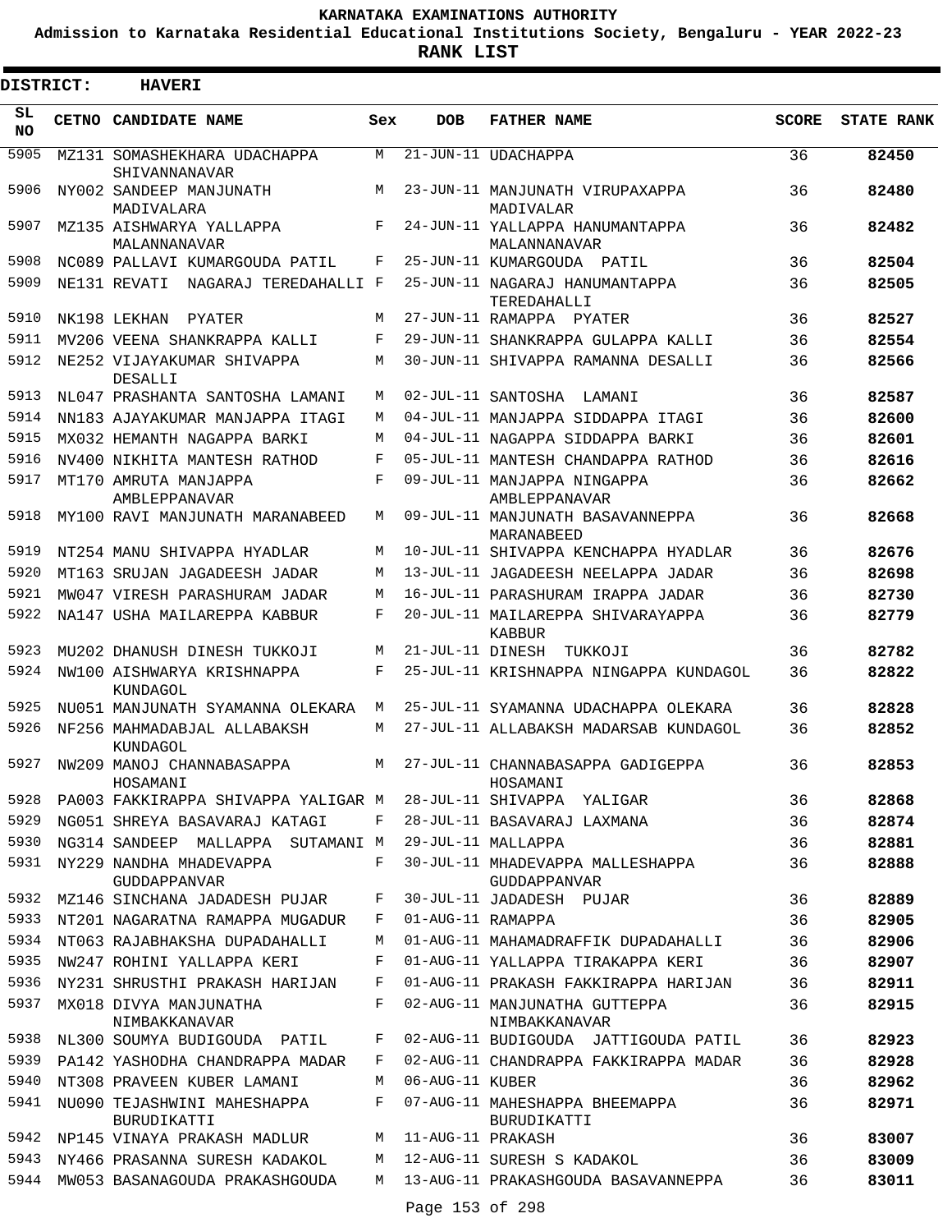# KARNATAKA EXAMINATIONS AUTHORITY

**Admission to Karnataka Residential Educational Institutions Society, Bengaluru - YEAR 2022-23**

**RANK LIST**

**DISTRICT: HAVERI**

| SL NO | CETNO | CANDIDATE NAME | Sex | DOB | FATHER NAME | SCORE | STATE RANK |
|---|---|---|---|---|---|---|---|
| 5905 | MZ131 | SOMASHEKHARA UDACHAPPA SHIVANNANAVAR | M | 21-JUN-11 | UDACHAPPA | 36 | **82450** |
| 5906 | NY002 | SANDEEP MANJUNATH MADIVALARA | M | 23-JUN-11 | MANJUNATH VIRUPAXAPPA MADIVALAR | 36 | **82480** |
| 5907 | MZ135 | AISHWARYA YALLAPPA MALANNANAVAR | F | 24-JUN-11 | YALLAPPA HANUMANTAPPA MALANNANAVAR | 36 | **82482** |
| 5908 | NC089 | PALLAVI KUMARGOUDA PATIL | F | 25-JUN-11 | KUMARGOUDA PATIL | 36 | **82504** |
| 5909 | NE131 | REVATI NAGARAJ TEREDAHALLI | F | 25-JUN-11 | NAGARAJ HANUMANTAPPA TEREDAHALLI | 36 | **82505** |
| 5910 | NK198 | LEKHAN PYATER | M | 27-JUN-11 | RAMAPPA PYATER | 36 | **82527** |
| 5911 | MV206 | VEENA SHANKRAPPA KALLI | F | 29-JUN-11 | SHANKRAPPA GULAPPA KALLI | 36 | **82554** |
| 5912 | NE252 | VIJAYAKUMAR SHIVAPPA DESALLI | M | 30-JUN-11 | SHIVAPPA RAMANNA DESALLI | 36 | **82566** |
| 5913 | NL047 | PRASHANTA SANTOSHA LAMANI | M | 02-JUL-11 | SANTOSHA LAMANI | 36 | **82587** |
| 5914 | NN183 | AJAYAKUMAR MANJAPPA ITAGI | M | 04-JUL-11 | MANJAPPA SIDDAPPA ITAGI | 36 | **82600** |
| 5915 | MX032 | HEMANTH NAGAPPA BARKI | M | 04-JUL-11 | NAGAPPA SIDDAPPA BARKI | 36 | **82601** |
| 5916 | NV400 | NIKHITA MANTESH RATHOD | F | 05-JUL-11 | MANTESH CHANDAPPA RATHOD | 36 | **82616** |
| 5917 | MT170 | AMRUTA MANJAPPA AMBLEPPANAVAR | F | 09-JUL-11 | MANJAPPA NINGAPPA AMBLEPPANAVAR | 36 | **82662** |
| 5918 | MY100 | RAVI MANJUNATH MARANABEED | M | 09-JUL-11 | MANJUNATH BASAVANNEPPA MARANABEED | 36 | **82668** |
| 5919 | NT254 | MANU SHIVAPPA HYADLAR | M | 10-JUL-11 | SHIVAPPA KENCHAPPA HYADLAR | 36 | **82676** |
| 5920 | MT163 | SRUJAN JAGADEESH JADAR | M | 13-JUL-11 | JAGADEESH NEELAPPA JADAR | 36 | **82698** |
| 5921 | MW047 | VIRESH PARASHURAM JADAR | M | 16-JUL-11 | PARASHURAM IRAPPA JADAR | 36 | **82730** |
| 5922 | NA147 | USHA MAILAREPPA KABBUR | F | 20-JUL-11 | MAILAREPPA SHIVARAYAPPA KABBUR | 36 | **82779** |
| 5923 | MU202 | DHANUSH DINESH TUKKOJI | M | 21-JUL-11 | DINESH TUKKOJI | 36 | **82782** |
| 5924 | NW100 | AISHWARYA KRISHNAPPA KUNDAGOL | F | 25-JUL-11 | KRISHNAPPA NINGAPPA KUNDAGOL | 36 | **82822** |
| 5925 | NU051 | MANJUNATH SYAMANNA OLEKARA | M | 25-JUL-11 | SYAMANNA UDACHAPPA OLEKARA | 36 | **82828** |
| 5926 | NF256 | MAHMADABJAL ALLABAKSH KUNDAGOL | M | 27-JUL-11 | ALLABAKSH MADARSAB KUNDAGOL | 36 | **82852** |
| 5927 | NW209 | MANOJ CHANNABASAPPA HOSAMANI | M | 27-JUL-11 | CHANNABASAPPA GADIGEPPA HOSAMANI | 36 | **82853** |
| 5928 | PA003 | FAKKIRAPPA SHIVAPPA YALIGAR | M | 28-JUL-11 | SHIVAPPA YALIGAR | 36 | **82868** |
| 5929 | NG051 | SHREYA BASAVARAJ KATAGI | F | 28-JUL-11 | BASAVARAJ LAXMANA | 36 | **82874** |
| 5930 | NG314 | SANDEEP MALLAPPA SUTAMANI | M | 29-JUL-11 | MALLAPPA | 36 | **82881** |
| 5931 | NY229 | NANDHA MHADEVAPPA GUDDAPPANVAR | F | 30-JUL-11 | MHADEVAPPA MALLESHAPPA GUDDAPPANVAR | 36 | **82888** |
| 5932 | MZ146 | SINCHANA JADADESH PUJAR | F | 30-JUL-11 | JADADESH PUJAR | 36 | **82889** |
| 5933 | NT201 | NAGARATNA RAMAPPA MUGADUR | F | 01-AUG-11 | RAMAPPA | 36 | **82905** |
| 5934 | NT063 | RAJABHAKSHA DUPADAHALLI | M | 01-AUG-11 | MAHAMADRAFFIK DUPADAHALLI | 36 | **82906** |
| 5935 | NW247 | ROHINI YALLAPPA KERI | F | 01-AUG-11 | YALLAPPA TIRAKAPPA KERI | 36 | **82907** |
| 5936 | NY231 | SHRUSTHI PRAKASH HARIJAN | F | 01-AUG-11 | PRAKASH FAKKIRAPPA HARIJAN | 36 | **82911** |
| 5937 | MX018 | DIVYA MANJUNATHA NIMBAKKANAVAR | F | 02-AUG-11 | MANJUNATHA GUTTEPPA NIMBAKKANAVAR | 36 | **82915** |
| 5938 | NL300 | SOUMYA BUDIGOUDA PATIL | F | 02-AUG-11 | BUDIGOUDA JATTIGOUDA PATIL | 36 | **82923** |
| 5939 | PA142 | YASHODHA CHANDRAPPA MADAR | F | 02-AUG-11 | CHANDRAPPA FAKKIRAPPA MADAR | 36 | **82928** |
| 5940 | NT308 | PRAVEEN KUBER LAMANI | M | 06-AUG-11 | KUBER | 36 | **82962** |
| 5941 | NU090 | TEJASHWINI MAHESHAPPA BURUDIKATTI | F | 07-AUG-11 | MAHESHAPPA BHEEMAPPA BURUDIKATTI | 36 | **82971** |
| 5942 | NP145 | VINAYA PRAKASH MADLUR | M | 11-AUG-11 | PRAKASH | 36 | **83007** |
| 5943 | NY466 | PRASANNA SURESH KADAKOL | M | 12-AUG-11 | SURESH S KADAKOL | 36 | **83009** |
| 5944 | MW053 | BASANAGOUDA PRAKASHGOUDA | M | 13-AUG-11 | PRAKASHGOUDA BASAVANNEPPA | 36 | **83011** |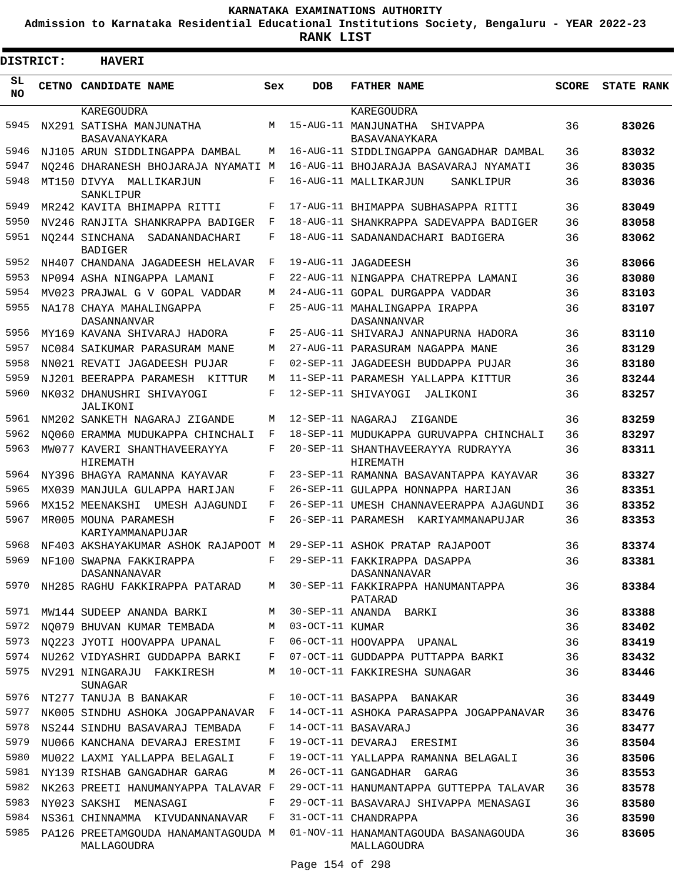KARNATAKA EXAMINATIONS AUTHORITY

Admission to Karnataka Residential Educational Institutions Society, Bengaluru - YEAR 2022-23

**RANK LIST**

**DISTRICT: HAVERI**

| SL NO | CETNO | CANDIDATE NAME | Sex | DOB | FATHER NAME | SCORE | STATE RANK |
|---|---|---|---|---|---|---|---|
| | | KAREGOUDRA | | | KAREGOUDRA | | |
| 5945 | NX291 | SATISHA MANJUNATHA BASAVANAYKARA | M | 15-AUG-11 | MANJUNATHA SHIVAPPA BASAVANAYKARA | 36 | **83026** |
| 5946 | NJ105 | ARUN SIDDLINGAPPA DAMBAL | M | 16-AUG-11 | SIDDLINGAPPA GANGADHAR DAMBAL | 36 | **83032** |
| 5947 | NQ246 | DHARANESH BHOJARAJA NYAMATI | M | 16-AUG-11 | BHOJARAJA BASAVARAJ NYAMATI | 36 | **83035** |
| 5948 | MT150 | DIVYA MALLIKARJUN SANKLIPUR | F | 16-AUG-11 | MALLIKARJUN SANKLIPUR | 36 | **83036** |
| 5949 | MR242 | KAVITA BHIMAPPA RITTI | F | 17-AUG-11 | BHIMAPPA SUBHASAPPA RITTI | 36 | **83049** |
| 5950 | NV246 | RANJITA SHANKRAPPA BADIGER | F | 18-AUG-11 | SHANKRAPPA SADEVAPPA BADIGER | 36 | **83058** |
| 5951 | NQ244 | SINCHANA SADANANDACHARI BADIGER | F | 18-AUG-11 | SADANANDACHARI BADIGERA | 36 | **83062** |
| 5952 | NH407 | CHANDANA JAGADEESH HELAVAR | F | 19-AUG-11 | JAGADEESH | 36 | **83066** |
| 5953 | NP094 | ASHA NINGAPPA LAMANI | F | 22-AUG-11 | NINGAPPA CHATREPPA LAMANI | 36 | **83080** |
| 5954 | MV023 | PRAJWAL G V GOPAL VADDAR | M | 24-AUG-11 | GOPAL DURGAPPA VADDAR | 36 | **83103** |
| 5955 | NA178 | CHAYA MAHALINGAPPA DASANNANVAR | F | 25-AUG-11 | MAHALINGAPPA IRAPPA DASANNANVAR | 36 | **83107** |
| 5956 | MY169 | KAVANA SHIVARAJ HADORA | F | 25-AUG-11 | SHIVARAJ ANNAPURNA HADORA | 36 | **83110** |
| 5957 | NC084 | SAIKUMAR PARASURAM MANE | M | 27-AUG-11 | PARASURAM NAGAPPA MANE | 36 | **83129** |
| 5958 | NN021 | REVATI JAGADEESH PUJAR | F | 02-SEP-11 | JAGADEESH BUDDAPPA PUJAR | 36 | **83180** |
| 5959 | NJ201 | BEERAPPA PARAMESH KITTUR | M | 11-SEP-11 | PARAMESH YALLAPPA KITTUR | 36 | **83244** |
| 5960 | NK032 | DHANUSHRI SHIVAYOGI JALIKONI | F | 12-SEP-11 | SHIVAYOGI JALIKONI | 36 | **83257** |
| 5961 | NM202 | SANKETH NAGARAJ ZIGANDE | M | 12-SEP-11 | NAGARAJ ZIGANDE | 36 | **83259** |
| 5962 | NQ060 | ERAMMA MUDUKAPPA CHINCHALI | F | 18-SEP-11 | MUDUKAPPA GURUVAPPA CHINCHALI | 36 | **83297** |
| 5963 | MW077 | KAVERI SHANTHAVEERAYYA HIREMATH | F | 20-SEP-11 | SHANTHAVEERAYYA RUDRAYYA HIREMATH | 36 | **83311** |
| 5964 | NY396 | BHAGYA RAMANNA KAYAVAR | F | 23-SEP-11 | RAMANNA BASAVANTAPPA KAYAVAR | 36 | **83327** |
| 5965 | MX039 | MANJULA GULAPPA HARIJAN | F | 26-SEP-11 | GULAPPA HONNAPPA HARIJAN | 36 | **83351** |
| 5966 | MX152 | MEENAKSHI UMESH AJAGUNDI | F | 26-SEP-11 | UMESH CHANNAVEERAPPA AJAGUNDI | 36 | **83352** |
| 5967 | MR005 | MOUNA PARAMESH KARIYAMMANAPUJAR | F | 26-SEP-11 | PARAMESH KARIYAMMANAPUJAR | 36 | **83353** |
| 5968 | NF403 | AKSHAYAKUMAR ASHOK RAJAPOOT | M | 29-SEP-11 | ASHOK PRATAP RAJAPOOT | 36 | **83374** |
| 5969 | NF100 | SWAPNA FAKKIRAPPA DASANNANAVAR | F | 29-SEP-11 | FAKKIRAPPA DASAPPA DASANNANAVAR | 36 | **83381** |
| 5970 | NH285 | RAGHU FAKKIRAPPA PATARAD | M | 30-SEP-11 | FAKKIRAPPA HANUMANTAPPA PATARAD | 36 | **83384** |
| 5971 | MW144 | SUDEEP ANANDA BARKI | M | 30-SEP-11 | ANANDA BARKI | 36 | **83388** |
| 5972 | NQ079 | BHUVAN KUMAR TEMBADA | M | 03-OCT-11 | KUMAR | 36 | **83402** |
| 5973 | NQ223 | JYOTI HOOVAPPA UPANAL | F | 06-OCT-11 | HOOVAPPA UPANAL | 36 | **83419** |
| 5974 | NU262 | VIDYASHRI GUDDAPPA BARKI | F | 07-OCT-11 | GUDDAPPA PUTTAPPA BARKI | 36 | **83432** |
| 5975 | NV291 | NINGARAJU FAKKIRESH SUNAGAR | M | 10-OCT-11 | FAKKIRESHA SUNAGAR | 36 | **83446** |
| 5976 | NT277 | TANUJA B BANAKAR | F | 10-OCT-11 | BASAPPA BANAKAR | 36 | **83449** |
| 5977 | NK005 | SINDHU ASHOKA JOGAPPANAVAR | F | 14-OCT-11 | ASHOKA PARASAPPA JOGAPPANAVAR | 36 | **83476** |
| 5978 | NS244 | SINDHU BASAVARAJ TEMBADA | F | 14-OCT-11 | BASAVARAJ | 36 | **83477** |
| 5979 | NU066 | KANCHANA DEVARAJ ERESIMI | F | 19-OCT-11 | DEVARAJ ERESIMI | 36 | **83504** |
| 5980 | MU022 | LAXMI YALLAPPA BELAGALI | F | 19-OCT-11 | YALLAPPA RAMANNA BELAGALI | 36 | **83506** |
| 5981 | NY139 | RISHAB GANGADHAR GARAG | M | 26-OCT-11 | GANGADHAR GARAG | 36 | **83553** |
| 5982 | NK263 | PREETI HANUMANYAPPA TALAVAR | F | 29-OCT-11 | HANUMANTAPPA GUTTEPPA TALAVAR | 36 | **83578** |
| 5983 | NY023 | SAKSHI MENASAGI | F | 29-OCT-11 | BASAVARAJ SHIVAPPA MENASAGI | 36 | **83580** |
| 5984 | NS361 | CHINNAMMA KIVUDANNANAVAR | F | 31-OCT-11 | CHANDRAPPA | 36 | **83590** |
| 5985 | PA126 | PREETAMGOUDA HANAMANTAGOUDA MALLAGOUDRA | M | 01-NOV-11 | HANAMANTAGOUDA BASANAGOUDA MALLAGOUDRA | 36 | **83605** |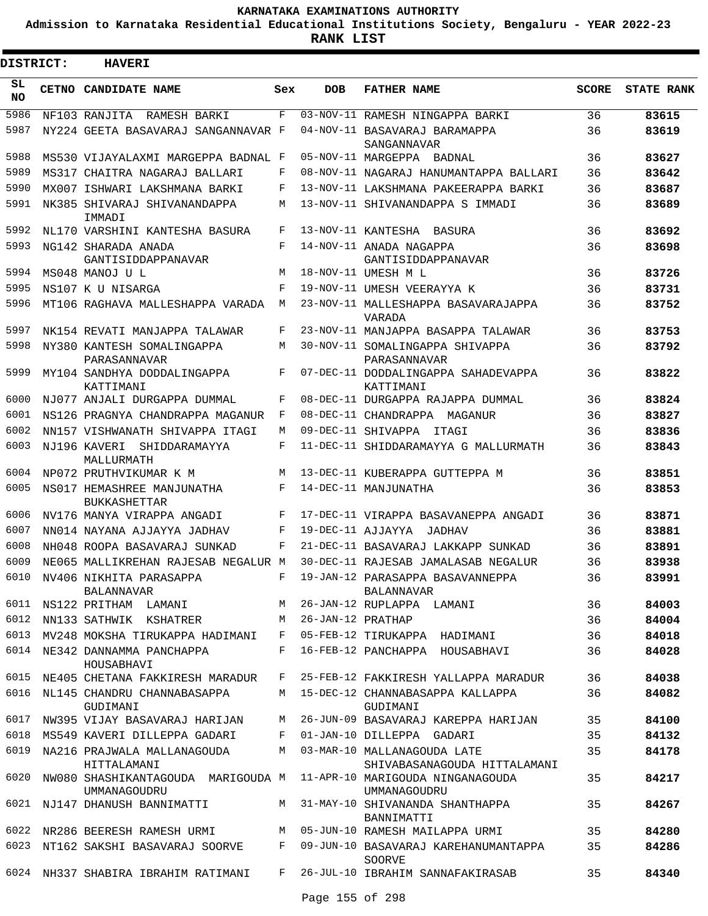**KARNATAKA EXAMINATIONS AUTHORITY**

**Admission to Karnataka Residential Educational Institutions Society, Bengaluru - YEAR 2022-23**

**RANK LIST**

**DISTRICT: HAVERI**

| SL NO | CETNO | CANDIDATE NAME | Sex | DOB | FATHER NAME | SCORE | STATE RANK |
|---|---|---|---|---|---|---|---|
| 5986 | NF103 | RANJITA RAMESH BARKI | F | 03-NOV-11 | RAMESH NINGAPPA BARKI | 36 | 83615 |
| 5987 | NY224 | GEETA BASAVARAJ SANGANNAVAR | F | 04-NOV-11 | BASAVARAJ BARAMAPPA SANGANNAVAR | 36 | 83619 |
| 5988 | MS530 | VIJAYALAXMI MARGEPPA BADNAL | F | 05-NOV-11 | MARGEPPA BADNAL | 36 | 83627 |
| 5989 | MS317 | CHAITRA NAGARAJ BALLARI | F | 08-NOV-11 | NAGARAJ HANUMANTAPPA BALLARI | 36 | 83642 |
| 5990 | MX007 | ISHWARI LAKSHMANA BARKI | F | 13-NOV-11 | LAKSHMANA PAKEERAPPA BARKI | 36 | 83687 |
| 5991 | NK385 | SHIVARAJ SHIVANANDAPPA IMMADI | M | 13-NOV-11 | SHIVANANDAPPA S IMMADI | 36 | 83689 |
| 5992 | NL170 | VARSHINI KANTESHA BASURA | F | 13-NOV-11 | KANTESHA BASURA | 36 | 83692 |
| 5993 | NG142 | SHARADA ANADA GANTISIDDAPPANAVAR | F | 14-NOV-11 | ANADA NAGAPPA GANTISIDDAPPANAVAR | 36 | 83698 |
| 5994 | MS048 | MANOJ U L | M | 18-NOV-11 | UMESH M L | 36 | 83726 |
| 5995 | NS107 | K U NISARGA | F | 19-NOV-11 | UMESH VEERAYYA K | 36 | 83731 |
| 5996 | MT106 | RAGHAVA MALLESHAPPA VARADA | M | 23-NOV-11 | MALLESHAPPA BASAVARAJAPPA VARADA | 36 | 83752 |
| 5997 | NK154 | REVATI MANJAPPA TALAWAR | F | 23-NOV-11 | MANJAPPA BASAPPA TALAWAR | 36 | 83753 |
| 5998 | NY380 | KANTESH SOMALINGAPPA PARASANNAVAR | M | 30-NOV-11 | SOMALINGAPPA SHIVAPPA PARASANNAVAR | 36 | 83792 |
| 5999 | MY104 | SANDHYA DODDALINGAPPA KATTIMANI | F | 07-DEC-11 | DODDALINGAPPA SAHADEVAPPA KATTIMANI | 36 | 83822 |
| 6000 | NJ077 | ANJALI DURGAPPA DUMMAL | F | 08-DEC-11 | DURGAPPA RAJAPPA DUMMAL | 36 | 83824 |
| 6001 | NS126 | PRAGNYA CHANDRAPPA MAGANUR | F | 08-DEC-11 | CHANDRAPPA MAGANUR | 36 | 83827 |
| 6002 | NN157 | VISHWANATH SHIVAPPA ITAGI | M | 09-DEC-11 | SHIVAPPA ITAGI | 36 | 83836 |
| 6003 | NJ196 | KAVERI SHIDDARAMAYYA MALLURMATH | F | 11-DEC-11 | SHIDDARAMAYYA G MALLURMATH | 36 | 83843 |
| 6004 | NP072 | PRUTHVIKUMAR K M | M | 13-DEC-11 | KUBERAPPA GUTTEPPA M | 36 | 83851 |
| 6005 | NS017 | HEMASHREE MANJUNATHA BUKKASHETTAR | F | 14-DEC-11 | MANJUNATHA | 36 | 83853 |
| 6006 | NV176 | MANYA VIRAPPA ANGADI | F | 17-DEC-11 | VIRAPPA BASAVANEPPA ANGADI | 36 | 83871 |
| 6007 | NN014 | NAYANA AJJAYYA JADHAV | F | 19-DEC-11 | AJJAYYA JADHAV | 36 | 83881 |
| 6008 | NH048 | ROOPA BASAVARAJ SUNKAD | F | 21-DEC-11 | BASAVARAJ LAKKAPP SUNKAD | 36 | 83891 |
| 6009 | NE065 | MALLIKREHAN RAJESAB NEGALUR | M | 30-DEC-11 | RAJESAB JAMALASAB NEGALUR | 36 | 83938 |
| 6010 | NV406 | NIKHITA PARASAPPA BALANNAVAR | F | 19-JAN-12 | PARASAPPA BASAVANNEPPA BALANNAVAR | 36 | 83991 |
| 6011 | NS122 | PRITHAM LAMANI | M | 26-JAN-12 | RUPLAPPA LAMANI | 36 | 84003 |
| 6012 | NN133 | SATHWIK KSHATRER | M | 26-JAN-12 | PRATHAP | 36 | 84004 |
| 6013 | MV248 | MOKSHA TIRUKAPPA HADIMANI | F | 05-FEB-12 | TIRUKAPPA HADIMANI | 36 | 84018 |
| 6014 | NE342 | DANNAMMA PANCHAPPA HOUSABHAVI | F | 16-FEB-12 | PANCHAPPA HOUSABHAVI | 36 | 84028 |
| 6015 | NE405 | CHETANA FAKKIRESH MARADUR | F | 25-FEB-12 | FAKKIRESH YALLAPPA MARADUR | 36 | 84038 |
| 6016 | NL145 | CHANDRU CHANNABASAPPA GUDIMANI | M | 15-DEC-12 | CHANNABASAPPA KALLAPPA GUDIMANI | 36 | 84082 |
| 6017 | NW395 | VIJAY BASAVARAJ HARIJAN | M | 26-JUN-09 | BASAVARAJ KAREPPA HARIJAN | 35 | 84100 |
| 6018 | MS549 | KAVERI DILLEPPA GADARI | F | 01-JAN-10 | DILLEPPA GADARI | 35 | 84132 |
| 6019 | NA216 | PRAJWALA MALLANAGOUDA HITTALAMANI | M | 03-MAR-10 | MALLANAGOUDA LATE SHIVABASANAGOUDA HITTALAMANI | 35 | 84178 |
| 6020 | NW080 | SHASHIKANTAGOUDA MARIGOUDA UMMANAGOUDRU | M | 11-APR-10 | MARIGOUDA NINGANAGOUDA UMMANAGOUDRU | 35 | 84217 |
| 6021 | NJ147 | DHANUSH BANNIMATTI | M | 31-MAY-10 | SHIVANANDA SHANTHAPPA BANNIMATTI | 35 | 84267 |
| 6022 | NR286 | BEERESH RAMESH URMI | M | 05-JUN-10 | RAMESH MAILAPPA URMI | 35 | 84280 |
| 6023 | NT162 | SAKSHI BASAVARAJ SOORVE | F | 09-JUN-10 | BASAVARAJ KAREHANUMANTAPPA SOORVE | 35 | 84286 |
| 6024 | NH337 | SHABIRA IBRAHIM RATIMANI | F | 26-JUL-10 | IBRAHIM SANNAFAKIRASAB | 35 | 84340 |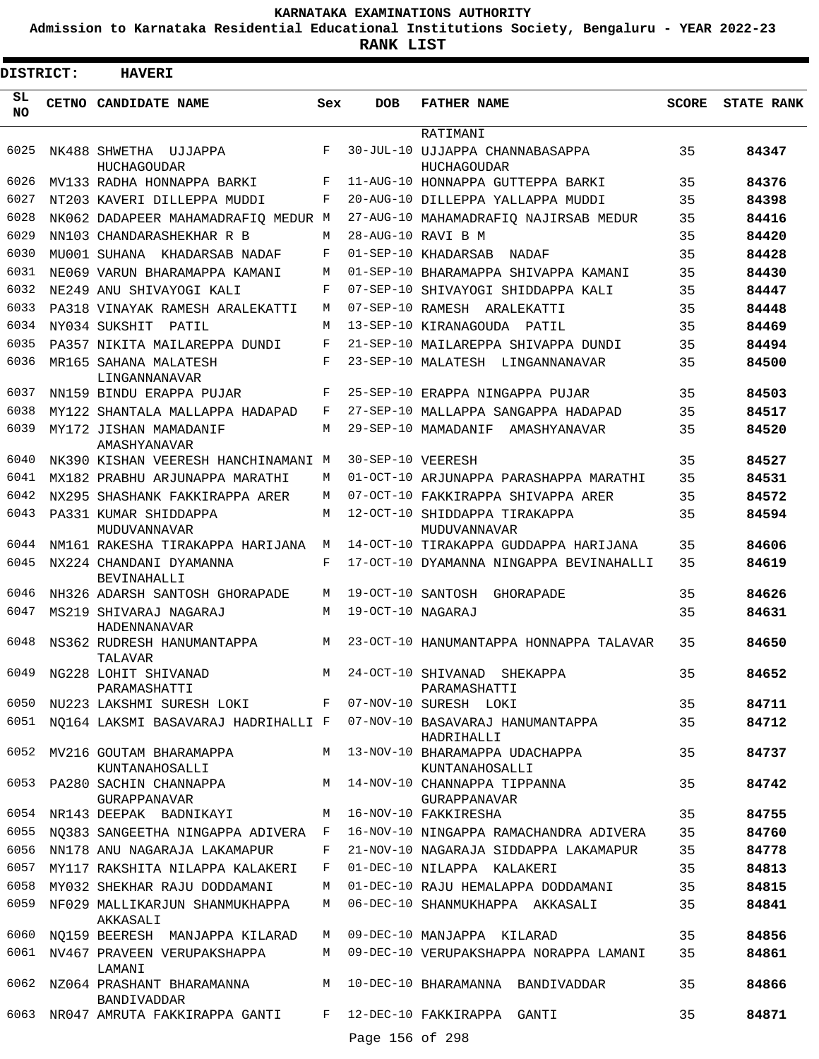**KARNATAKA EXAMINATIONS AUTHORITY**

**Admission to Karnataka Residential Educational Institutions Society, Bengaluru - YEAR 2022-23**

**RANK LIST**

**DISTRICT: HAVERI**

| SL NO | CETNO | CANDIDATE NAME | Sex | DOB | FATHER NAME | SCORE | STATE RANK |
|---|---|---|---|---|---|---|---|
| | | | | | RATIMANI | | |
| 6025 | NK488 | SHWETHA UJJAPPA HUCHAGOUDAR | F | 30-JUL-10 | UJJAPPA CHANNABASAPPA HUCHAGOUDAR | 35 | 84347 |
| 6026 | MV133 | RADHA HONNAPPA BARKI | F | 11-AUG-10 | HONNAPPA GUTTEPPA BARKI | 35 | 84376 |
| 6027 | NT203 | KAVERI DILLEPPA MUDDI | F | 20-AUG-10 | DILLEPPA YALLAPPA MUDDI | 35 | 84398 |
| 6028 | NK062 | DADAPEER MAHAMADRAFIQ MEDUR | M | 27-AUG-10 | MAHAMADRAFIQ NAJIRSAB MEDUR | 35 | 84416 |
| 6029 | NN103 | CHANDARASHEKHAR R B | M | 28-AUG-10 | RAVI B M | 35 | 84420 |
| 6030 | MU001 | SUHANA KHADARSAB NADAF | F | 01-SEP-10 | KHADARSAB NADAF | 35 | 84428 |
| 6031 | NE069 | VARUN BHARAMAPPA KAMANI | M | 01-SEP-10 | BHARAMAPPA SHIVAPPA KAMANI | 35 | 84430 |
| 6032 | NE249 | ANU SHIVAYOGI KALI | F | 07-SEP-10 | SHIVAYOGI SHIDDAPPA KALI | 35 | 84447 |
| 6033 | PA318 | VINAYAK RAMESH ARALEKATTI | M | 07-SEP-10 | RAMESH ARALEKATTI | 35 | 84448 |
| 6034 | NY034 | SUKSHIT PATIL | M | 13-SEP-10 | KIRANAGOUDA PATIL | 35 | 84469 |
| 6035 | PA357 | NIKITA MAILAREPPA DUNDI | F | 21-SEP-10 | MAILAREPPA SHIVAPPA DUNDI | 35 | 84494 |
| 6036 | MR165 | SAHANA MALATESH LINGANNANAVAR | F | 23-SEP-10 | MALATESH LINGANNANAVAR | 35 | 84500 |
| 6037 | NN159 | BINDU ERAPPA PUJAR | F | 25-SEP-10 | ERAPPA NINGAPPA PUJAR | 35 | 84503 |
| 6038 | MY122 | SHANTALA MALLAPPA HADAPAD | F | 27-SEP-10 | MALLAPPA SANGAPPA HADAPAD | 35 | 84517 |
| 6039 | MY172 | JISHAN MAMADANIF AMASHYANAVAR | M | 29-SEP-10 | MAMADANIF AMASHYANAVAR | 35 | 84520 |
| 6040 | NK390 | KISHAN VEERESH HANCHINAMANI | M | 30-SEP-10 | VEERESH | 35 | 84527 |
| 6041 | MX182 | PRABHU ARJUNAPPA MARATHI | M | 01-OCT-10 | ARJUNAPPA PARASHAPPA MARATHI | 35 | 84531 |
| 6042 | NX295 | SHASHANK FAKKIRAPPA ARER | M | 07-OCT-10 | FAKKIRAPPA SHIVAPPA ARER | 35 | 84572 |
| 6043 | PA331 | KUMAR SHIDDAPPA MUDUVANNAVAR | M | 12-OCT-10 | SHIDDAPPA TIRAKAPPA MUDUVANNAVAR | 35 | 84594 |
| 6044 | NM161 | RAKESHA TIRAKAPPA HARIJANA | M | 14-OCT-10 | TIRAKAPPA GUDDAPPA HARIJANA | 35 | 84606 |
| 6045 | NX224 | CHANDANI DYAMANNA BEVINAHALLI | F | 17-OCT-10 | DYAMANNA NINGAPPA BEVINAHALLI | 35 | 84619 |
| 6046 | NH326 | ADARSH SANTOSH GHORAPADE | M | 19-OCT-10 | SANTOSH GHORAPADE | 35 | 84626 |
| 6047 | MS219 | SHIVARAJ NAGARAJ HADENNANAVAR | M | 19-OCT-10 | NAGARAJ | 35 | 84631 |
| 6048 | NS362 | RUDRESH HANUMANTAPPA TALAVAR | M | 23-OCT-10 | HANUMANTAPPA HONNAPPA TALAVAR | 35 | 84650 |
| 6049 | NG228 | LOHIT SHIVANAD PARAMASHATTI | M | 24-OCT-10 | SHIVANAD SHEKAPPA PARAMASHATTI | 35 | 84652 |
| 6050 | NU223 | LAKSHMI SURESH LOKI | F | 07-NOV-10 | SURESH LOKI | 35 | 84711 |
| 6051 | NQ164 | LAKSMI BASAVARAJ HADRIHALLI | F | 07-NOV-10 | BASAVARAJ HANUMANTAPPA HADRIHALLI | 35 | 84712 |
| 6052 | MV216 | GOUTAM BHARAMAPPA KUNTANAHOSALLI | M | 13-NOV-10 | BHARAMAPPA UDACHAPPA KUNTANAHOSALLI | 35 | 84737 |
| 6053 | PA280 | SACHIN CHANNAPPA GURAPPANAVAR | M | 14-NOV-10 | CHANNAPPA TIPPANNA GURAPPANAVAR | 35 | 84742 |
| 6054 | NR143 | DEEPAK BADNIKAYI | M | 16-NOV-10 | FAKKIRESHA | 35 | 84755 |
| 6055 | NQ383 | SANGEETHA NINGAPPA ADIVERA | F | 16-NOV-10 | NINGAPPA RAMACHANDRA ADIVERA | 35 | 84760 |
| 6056 | NN178 | ANU NAGARAJA LAKAMAPUR | F | 21-NOV-10 | NAGARAJA SIDDAPPA LAKAMAPUR | 35 | 84778 |
| 6057 | MY117 | RAKSHITA NILAPPA KALAKERI | F | 01-DEC-10 | NILAPPA KALAKERI | 35 | 84813 |
| 6058 | MY032 | SHEKHAR RAJU DODDAMANI | M | 01-DEC-10 | RAJU HEMALAPPA DODDAMANI | 35 | 84815 |
| 6059 | NF029 | MALLIKARJUN SHANMUKHAPPA AKKASALI | M | 06-DEC-10 | SHANMUKHAPPA AKKASALI | 35 | 84841 |
| 6060 | NQ159 | BEERESH MANJAPPA KILARAD | M | 09-DEC-10 | MANJAPPA KILARAD | 35 | 84856 |
| 6061 | NV467 | PRAVEEN VERUPAKSHAPPA LAMANI | M | 09-DEC-10 | VERUPAKSHAPPA NORAPPA LAMANI | 35 | 84861 |
| 6062 | NZ064 | PRASHANT BHARAMANNA BANDIVADDAR | M | 10-DEC-10 | BHARAMANNA BANDIVADDAR | 35 | 84866 |
| 6063 | NR047 | AMRUTA FAKKIRAPPA GANTI | F | 12-DEC-10 | FAKKIRAPPA GANTI | 35 | 84871 |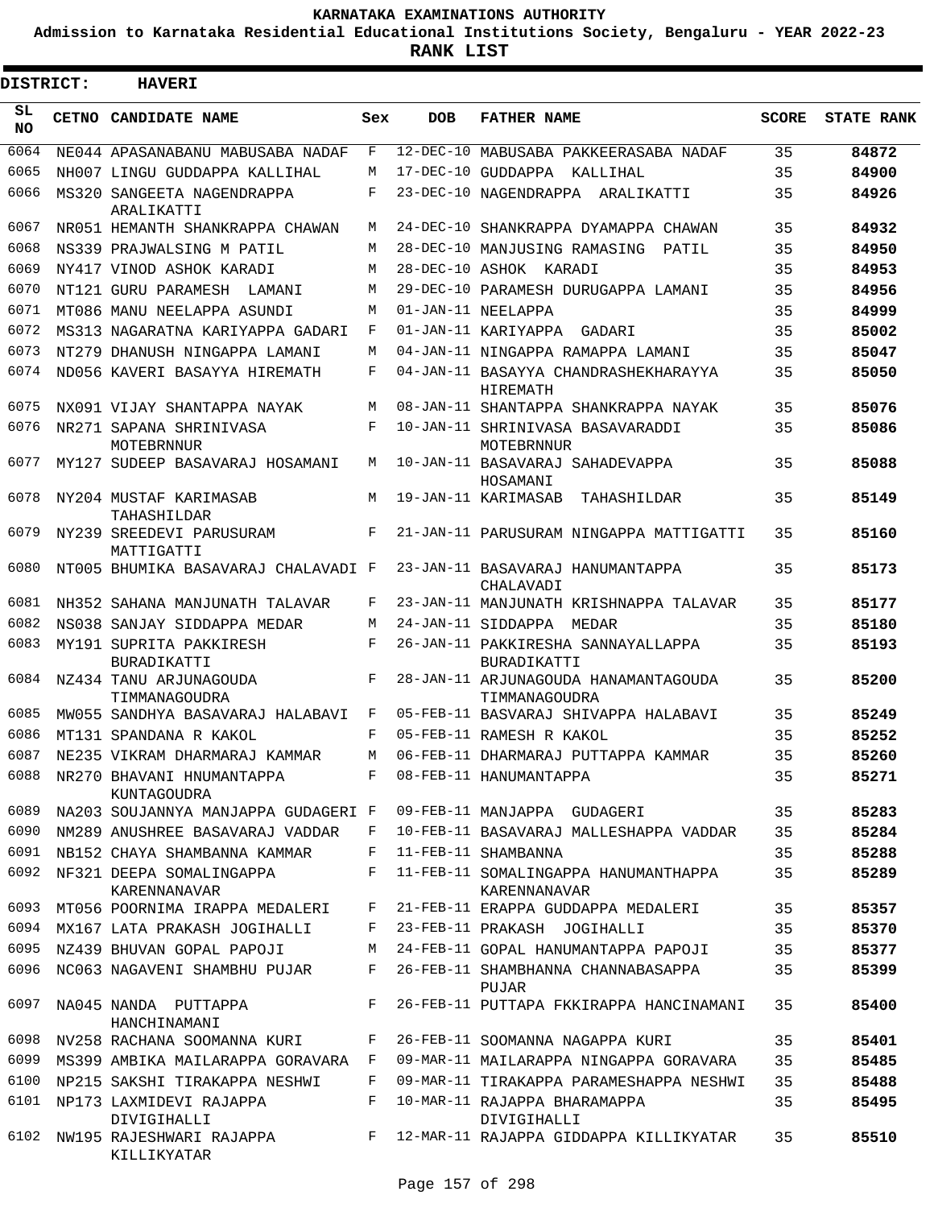# KARNATAKA EXAMINATIONS AUTHORITY

**Admission to Karnataka Residential Educational Institutions Society, Bengaluru - YEAR 2022-23**

**RANK LIST**

**DISTRICT: HAVERI**

| SL NO | CETNO | CANDIDATE NAME | Sex | DOB | FATHER NAME | SCORE | STATE RANK |
|---|---|---|---|---|---|---|---|
| 6064 | NE044 | APASANABANU MABUSABA NADAF | F | 12-DEC-10 | MABUSABA PAKKEERASABA NADAF | 35 | 84872 |
| 6065 | NH007 | LINGU GUDDAPPA KALLIHAL | M | 17-DEC-10 | GUDDAPPA KALLIHAL | 35 | 84900 |
| 6066 | MS320 | SANGEETA NAGENDRAPPA ARALIKATTI | F | 23-DEC-10 | NAGENDRAPPA ARALIKATTI | 35 | 84926 |
| 6067 | NR051 | HEMANTH SHANKRAPPA CHAWAN | M | 24-DEC-10 | SHANKRAPPA DYAMAPPA CHAWAN | 35 | 84932 |
| 6068 | NS339 | PRAJWALSING M PATIL | M | 28-DEC-10 | MANJUSING RAMASING PATIL | 35 | 84950 |
| 6069 | NY417 | VINOD ASHOK KARADI | M | 28-DEC-10 | ASHOK KARADI | 35 | 84953 |
| 6070 | NT121 | GURU PARAMESH LAMANI | M | 29-DEC-10 | PARAMESH DURUGAPPA LAMANI | 35 | 84956 |
| 6071 | MT086 | MANU NEELAPPA ASUNDI | M | 01-JAN-11 | NEELAPPA | 35 | 84999 |
| 6072 | MS313 | NAGARATNA KARIYAPPA GADARI | F | 01-JAN-11 | KARIYAPPA GADARI | 35 | 85002 |
| 6073 | NT279 | DHANUSH NINGAPPA LAMANI | M | 04-JAN-11 | NINGAPPA RAMAPPA LAMANI | 35 | 85047 |
| 6074 | ND056 | KAVERI BASAYYA HIREMATH | F | 04-JAN-11 | BASAYYA CHANDRASHEKHARAYYA HIREMATH | 35 | 85050 |
| 6075 | NX091 | VIJAY SHANTAPPA NAYAK | M | 08-JAN-11 | SHANTAPPA SHANKRAPPA NAYAK | 35 | 85076 |
| 6076 | NR271 | SAPANA SHRINIVASA MOTEBRNNUR | F | 10-JAN-11 | SHRINIVASA BASAVARADDI MOTEBRNNUR | 35 | 85086 |
| 6077 | MY127 | SUDEEP BASAVARAJ HOSAMANI | M | 10-JAN-11 | BASAVARAJ SAHADEVAPPA HOSAMANI | 35 | 85088 |
| 6078 | NY204 | MUSTAF KARIMASAB TAHASHILDAR | M | 19-JAN-11 | KARIMASAB TAHASHILDAR | 35 | 85149 |
| 6079 | NY239 | SREEDEVI PARUSURAM MATTIGATTI | F | 21-JAN-11 | PARUSURAM NINGAPPA MATTIGATTI | 35 | 85160 |
| 6080 | NT005 | BHUMIKA BASAVARAJ CHALAVADI | F | 23-JAN-11 | BASAVARAJ HANUMANTAPPA CHALAVADI | 35 | 85173 |
| 6081 | NH352 | SAHANA MANJUNATH TALAVAR | F | 23-JAN-11 | MANJUNATH KRISHNAPPA TALAVAR | 35 | 85177 |
| 6082 | NS038 | SANJAY SIDDAPPA MEDAR | M | 24-JAN-11 | SIDDAPPA MEDAR | 35 | 85180 |
| 6083 | MY191 | SUPRITA PAKKIRESH BURADIKATTI | F | 26-JAN-11 | PAKKIRESHA SANNAYALLAPPA BURADIKATTI | 35 | 85193 |
| 6084 | NZ434 | TANU ARJUNAGOUDA TIMMANAGOUDRA | F | 28-JAN-11 | ARJUNAGOUDA HANAMANTAGOUDA TIMMANAGOUDRA | 35 | 85200 |
| 6085 | MW055 | SANDHYA BASAVARAJ HALABAVI | F | 05-FEB-11 | BASVARAJ SHIVAPPA HALABAVI | 35 | 85249 |
| 6086 | MT131 | SPANDANA R KAKOL | F | 05-FEB-11 | RAMESH R KAKOL | 35 | 85252 |
| 6087 | NE235 | VIKRAM DHARMARAJ KAMMAR | M | 06-FEB-11 | DHARMARAJ PUTTAPPA KAMMAR | 35 | 85260 |
| 6088 | NR270 | BHAVANI HNUMANTAPPA KUNTAGOUDRA | F | 08-FEB-11 | HANUMANTAPPA | 35 | 85271 |
| 6089 | NA203 | SOUJANNYA MANJAPPA GUDAGERI | F | 09-FEB-11 | MANJAPPA GUDAGERI | 35 | 85283 |
| 6090 | NM289 | ANUSHREE BASAVARAJ VADDAR | F | 10-FEB-11 | BASAVARAJ MALLESHAPPA VADDAR | 35 | 85284 |
| 6091 | NB152 | CHAYA SHAMBANNA KAMMAR | F | 11-FEB-11 | SHAMBANNA | 35 | 85288 |
| 6092 | NF321 | DEEPA SOMALINGAPPA KARENNANAVAR | F | 11-FEB-11 | SOMALINGAPPA HANUMANTHAPPA KARENNANAVAR | 35 | 85289 |
| 6093 | MT056 | POORNIMA IRAPPA MEDALERI | F | 21-FEB-11 | ERAPPA GUDDAPPA MEDALERI | 35 | 85357 |
| 6094 | MX167 | LATA PRAKASH JOGIHALLI | F | 23-FEB-11 | PRAKASH JOGIHALLI | 35 | 85370 |
| 6095 | NZ439 | BHUVAN GOPAL PAPOJI | M | 24-FEB-11 | GOPAL HANUMANTAPPA PAPOJI | 35 | 85377 |
| 6096 | NC063 | NAGAVENI SHAMBHU PUJAR | F | 26-FEB-11 | SHAMBHANNA CHANNABASAPPA PUJAR | 35 | 85399 |
| 6097 | NA045 | NANDA PUTTAPPA HANCHINAMANI | F | 26-FEB-11 | PUTTAPA FKKIRAPPA HANCINAMANI | 35 | 85400 |
| 6098 | NV258 | RACHANA SOOMANNA KURI | F | 26-FEB-11 | SOOMANNA NAGAPPA KURI | 35 | 85401 |
| 6099 | MS399 | AMBIKA MAILARAPPA GORAVARA | F | 09-MAR-11 | MAILARAPPA NINGAPPA GORAVARA | 35 | 85485 |
| 6100 | NP215 | SAKSHI TIRAKAPPA NESHWI | F | 09-MAR-11 | TIRAKAPPA PARAMESHAPPA NESHWI | 35 | 85488 |
| 6101 | NP173 | LAXMIDEVI RAJAPPA DIVIGIHALLI | F | 10-MAR-11 | RAJAPPA BHARAMAPPA DIVIGIHALLI | 35 | 85495 |
| 6102 | NW195 | RAJESHWARI RAJAPPA KILLIKYATAR | F | 12-MAR-11 | RAJAPPA GIDDAPPA KILLIKYATAR | 35 | 85510 |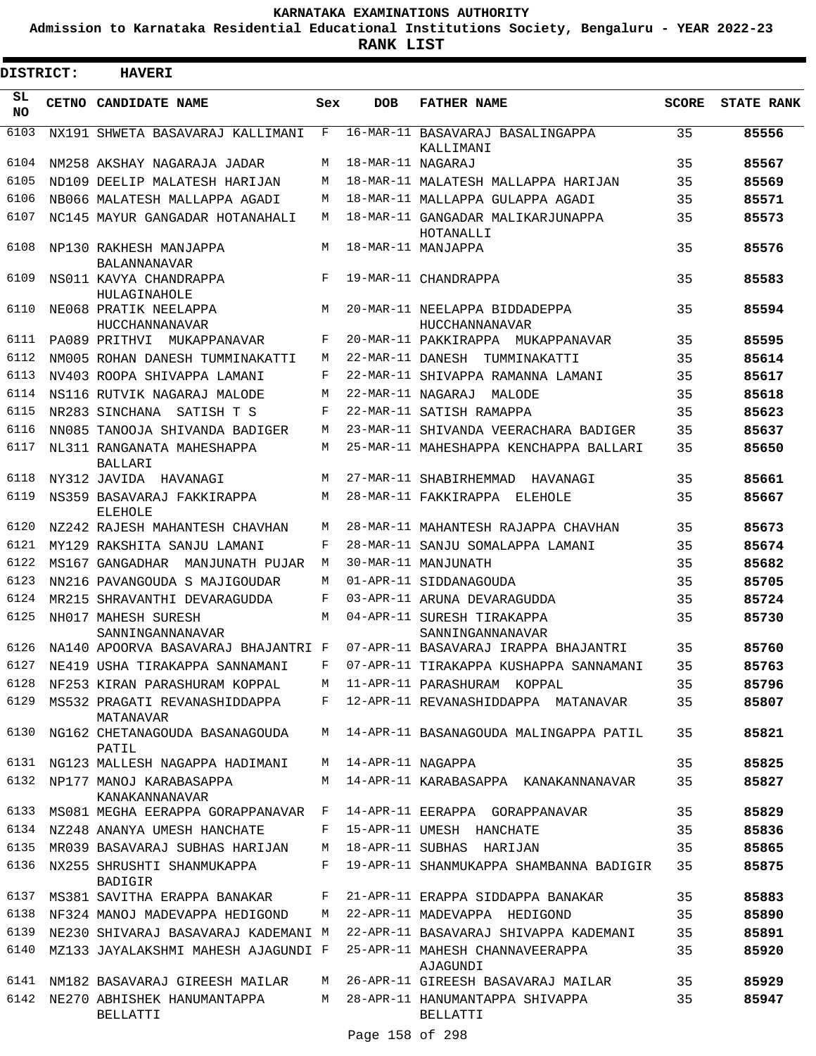# KARNATAKA EXAMINATIONS AUTHORITY

**Admission to Karnataka Residential Educational Institutions Society, Bengaluru - YEAR 2022-23**

**RANK LIST**

**DISTRICT: HAVERI**

| SL NO | CETNO | CANDIDATE NAME | Sex | DOB | FATHER NAME | SCORE | STATE RANK |
|---|---|---|---|---|---|---|---|
| 6103 | NX191 | SHWETA BASAVARAJ KALLIMANI | F | 16-MAR-11 | BASAVARAJ BASALINGAPPA KALLIMANI | 35 | **85556** |
| 6104 | NM258 | AKSHAY NAGARAJA JADAR | M | 18-MAR-11 | NAGARAJ | 35 | **85567** |
| 6105 | ND109 | DEELIP MALATESH HARIJAN | M | 18-MAR-11 | MALATESH MALLAPPA HARIJAN | 35 | **85569** |
| 6106 | NB066 | MALATESH MALLAPPA AGADI | M | 18-MAR-11 | MALLAPPA GULAPPA AGADI | 35 | **85571** |
| 6107 | NC145 | MAYUR GANGADAR HOTANAHALI | M | 18-MAR-11 | GANGADAR MALIKARJUNAPPA HOTANALLI | 35 | **85573** |
| 6108 | NP130 | RAKHESH MANJAPPA BALANNANAVAR | M | 18-MAR-11 | MANJAPPA | 35 | **85576** |
| 6109 | NS011 | KAVYA CHANDRAPPA HULAGINAHOLE | F | 19-MAR-11 | CHANDRAPPA | 35 | **85583** |
| 6110 | NE068 | PRATIK NEELAPPA HUCCHANNANAVAR | M | 20-MAR-11 | NEELAPPA BIDDADEPPA HUCCHANNANAVAR | 35 | **85594** |
| 6111 | PA089 | PRITHVI MUKAPPANAVAR | F | 20-MAR-11 | PAKKIRAPPA MUKAPPANAVAR | 35 | **85595** |
| 6112 | NM005 | ROHAN DANESH TUMMINAKATTI | M | 22-MAR-11 | DANESH TUMMINAKATTI | 35 | **85614** |
| 6113 | NV403 | ROOPA SHIVAPPA LAMANI | F | 22-MAR-11 | SHIVAPPA RAMANNA LAMANI | 35 | **85617** |
| 6114 | NS116 | RUTVIK NAGARAJ MALODE | M | 22-MAR-11 | NAGARAJ MALODE | 35 | **85618** |
| 6115 | NR283 | SINCHANA SATISH T S | F | 22-MAR-11 | SATISH RAMAPPA | 35 | **85623** |
| 6116 | NN085 | TANOOJA SHIVANDA BADIGER | M | 23-MAR-11 | SHIVANDA VEERACHARA BADIGER | 35 | **85637** |
| 6117 | NL311 | RANGANATA MAHESHAPPA BALLARI | M | 25-MAR-11 | MAHESHAPPA KENCHAPPA BALLARI | 35 | **85650** |
| 6118 | NY312 | JAVIDA HAVANAGI | M | 27-MAR-11 | SHABIRHEMMAD HAVANAGI | 35 | **85661** |
| 6119 | NS359 | BASAVARAJ FAKKIRAPPA ELEHOLE | M | 28-MAR-11 | FAKKIRAPPA ELEHOLE | 35 | **85667** |
| 6120 | NZ242 | RAJESH MAHANTESH CHAVHAN | M | 28-MAR-11 | MAHANTESH RAJAPPA CHAVHAN | 35 | **85673** |
| 6121 | MY129 | RAKSHITA SANJU LAMANI | F | 28-MAR-11 | SANJU SOMALAPPA LAMANI | 35 | **85674** |
| 6122 | MS167 | GANGADHAR MANJUNATH PUJAR | M | 30-MAR-11 | MANJUNATH | 35 | **85682** |
| 6123 | NN216 | PAVANGOUDA S MAJIGOUDAR | M | 01-APR-11 | SIDDANAGOUDA | 35 | **85705** |
| 6124 | MR215 | SHRAVANTHI DEVARAGUDDA | F | 03-APR-11 | ARUNA DEVARAGUDDA | 35 | **85724** |
| 6125 | NH017 | MAHESH SURESH SANNINGANNANAVAR | M | 04-APR-11 | SURESH TIRAKAPPA SANNINGANNANAVAR | 35 | **85730** |
| 6126 | NA140 | APOORVA BASAVARAJ BHAJANTRI | F | 07-APR-11 | BASAVARAJ IRAPPA BHAJANTRI | 35 | **85760** |
| 6127 | NE419 | USHA TIRAKAPPA SANNAMANI | F | 07-APR-11 | TIRAKAPPA KUSHAPPA SANNAMANI | 35 | **85763** |
| 6128 | NF253 | KIRAN PARASHURAM KOPPAL | M | 11-APR-11 | PARASHURAM KOPPAL | 35 | **85796** |
| 6129 | MS532 | PRAGATI REVANASHIDDAPPA MATANAVAR | F | 12-APR-11 | REVANASHIDDAPPA MATANAVAR | 35 | **85807** |
| 6130 | NG162 | CHETANAGOUDA BASANAGOUDA PATIL | M | 14-APR-11 | BASANAGOUDA MALINGAPPA PATIL | 35 | **85821** |
| 6131 | NG123 | MALLESH NAGAPPA HADIMANI | M | 14-APR-11 | NAGAPPA | 35 | **85825** |
| 6132 | NP177 | MANOJ KARABASAPPA KANAKANNANAVAR | M | 14-APR-11 | KARABASAPPA KANAKANNANAVAR | 35 | **85827** |
| 6133 | MS081 | MEGHA EERAPPA GORAPPANAVAR | F | 14-APR-11 | EERAPPA GORAPPANAVAR | 35 | **85829** |
| 6134 | NZ248 | ANANYA UMESH HANCHATE | F | 15-APR-11 | UMESH HANCHATE | 35 | **85836** |
| 6135 | MR039 | BASAVARAJ SUBHAS HARIJAN | M | 18-APR-11 | SUBHAS HARIJAN | 35 | **85865** |
| 6136 | NX255 | SHRUSHTI SHANMUKAPPA BADIGIR | F | 19-APR-11 | SHANMUKAPPA SHAMBANNA BADIGIR | 35 | **85875** |
| 6137 | MS381 | SAVITHA ERAPPA BANAKAR | F | 21-APR-11 | ERAPPA SIDDAPPA BANAKAR | 35 | **85883** |
| 6138 | NF324 | MANOJ MADEVAPPA HEDIGOND | M | 22-APR-11 | MADEVAPPA HEDIGOND | 35 | **85890** |
| 6139 | NE230 | SHIVARAJ BASAVARAJ KADEMANI | M | 22-APR-11 | BASAVARAJ SHIVAPPA KADEMANI | 35 | **85891** |
| 6140 | MZ133 | JAYALAKSHMI MAHESH AJAGUNDI | F | 25-APR-11 | MAHESH CHANNAVEERAPPA AJAGUNDI | 35 | **85920** |
| 6141 | NM182 | BASAVARAJ GIREESH MAILAR | M | 26-APR-11 | GIREESH BASAVARAJ MAILAR | 35 | **85929** |
| 6142 | NE270 | ABHISHEK HANUMANTAPPA BELLATTI | M | 28-APR-11 | HANUMANTAPPA SHIVAPPA BELLATTI | 35 | **85947** |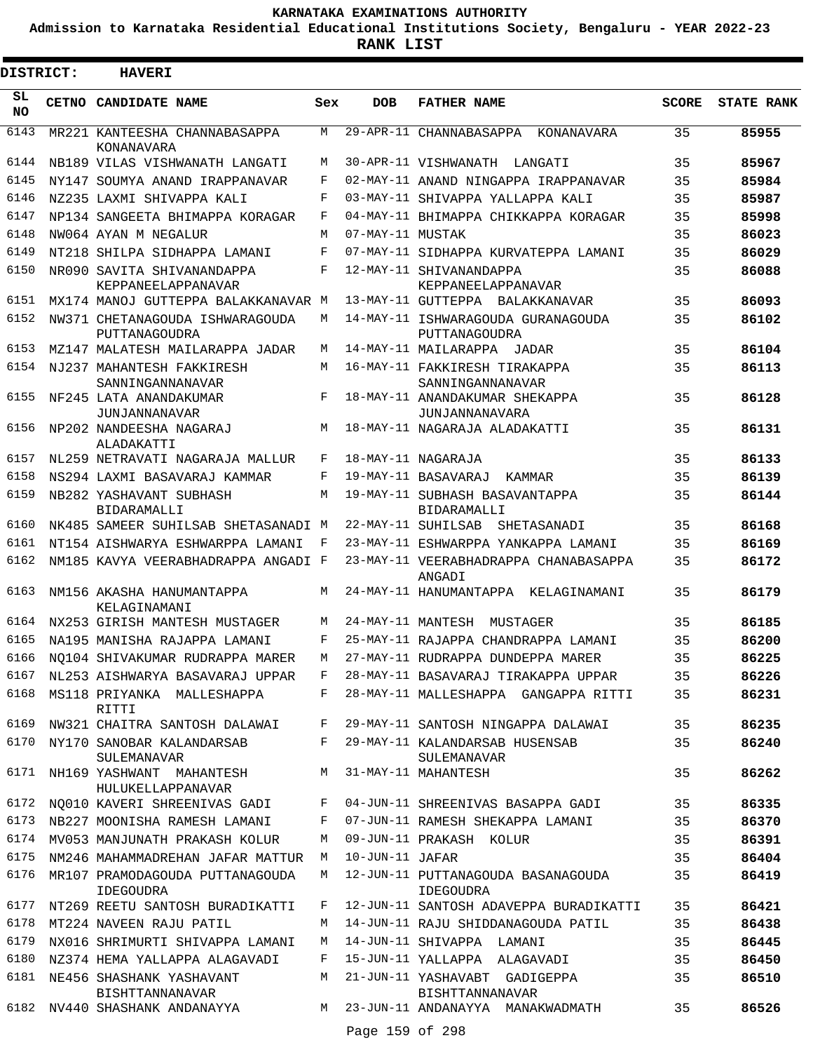# KARNATAKA EXAMINATIONS AUTHORITY

**Admission to Karnataka Residential Educational Institutions Society, Bengaluru - YEAR 2022-23**

**RANK LIST**

**DISTRICT: HAVERI**

| SL NO | CETNO | CANDIDATE NAME | Sex | DOB | FATHER NAME | SCORE | STATE RANK |
|---|---|---|---|---|---|---|---|
| 6143 | MR221 | KANTEESHA CHANNABASAPPA KONANAVARA | M | 29-APR-11 | CHANNABASAPPA KONANAVARA | 35 | 85955 |
| 6144 | NB189 | VILAS VISHWANATH LANGATI | M | 30-APR-11 | VISHWANATH LANGATI | 35 | 85967 |
| 6145 | NY147 | SOUMYA ANAND IRAPPANAVAR | F | 02-MAY-11 | ANAND NINGAPPA IRAPPANAVAR | 35 | 85984 |
| 6146 | NZ235 | LAXMI SHIVAPPA KALI | F | 03-MAY-11 | SHIVAPPA YALLAPPA KALI | 35 | 85987 |
| 6147 | NP134 | SANGEETA BHIMAPPA KORAGAR | F | 04-MAY-11 | BHIMAPPA CHIKKAPPA KORAGAR | 35 | 85998 |
| 6148 | NW064 | AYAN M NEGALUR | M | 07-MAY-11 | MUSTAK | 35 | 86023 |
| 6149 | NT218 | SHILPA SIDHAPPA LAMANI | F | 07-MAY-11 | SIDHAPPA KURVATEPPA LAMANI | 35 | 86029 |
| 6150 | NR090 | SAVITA SHIVANANDAPPA KEPPANEELAPPANAVAR | F | 12-MAY-11 | SHIVANANDAPPA KEPPANEELAPPANAVAR | 35 | 86088 |
| 6151 | MX174 | MANOJ GUTTEPPA BALAKKANAVAR | M | 13-MAY-11 | GUTTEPPA BALAKKANAVAR | 35 | 86093 |
| 6152 | NW371 | CHETANAGOUDA ISHWARAGOUDA PUTTANAGOUDRA | M | 14-MAY-11 | ISHWARAGOUDA GURANAGOUDA PUTTANAGOUDRA | 35 | 86102 |
| 6153 | MZ147 | MALATESH MAILARAPPA JADAR | M | 14-MAY-11 | MAILARAPPA JADAR | 35 | 86104 |
| 6154 | NJ237 | MAHANTESH FAKKIRESH SANNINGANNANAVAR | M | 16-MAY-11 | FAKKIRESH TIRAKAPPA SANNINGANNANAVAR | 35 | 86113 |
| 6155 | NF245 | LATA ANANDAKUMAR JUNJANNANAVAR | F | 18-MAY-11 | ANANDAKUMAR SHEKAPPA JUNJANNANAVARA | 35 | 86128 |
| 6156 | NP202 | NANDEESHA NAGARAJ ALADAKATTI | M | 18-MAY-11 | NAGARAJA ALADAKATTI | 35 | 86131 |
| 6157 | NL259 | NETRAVATI NAGARAJA MALLUR | F | 18-MAY-11 | NAGARAJA | 35 | 86133 |
| 6158 | NS294 | LAXMI BASAVARAJ KAMMAR | F | 19-MAY-11 | BASAVARAJ KAMMAR | 35 | 86139 |
| 6159 | NB282 | YASHAVANT SUBHASH BIDARAMALLI | M | 19-MAY-11 | SUBHASH BASAVANTAPPA BIDARAMALLI | 35 | 86144 |
| 6160 | NK485 | SAMEER SUHILSAB SHETASANADI | M | 22-MAY-11 | SUHILSAB SHETASANADI | 35 | 86168 |
| 6161 | NT154 | AISHWARYA ESHWARPPA LAMANI | F | 23-MAY-11 | ESHWARPPA YANKAPPA LAMANI | 35 | 86169 |
| 6162 | NM185 | KAVYA VEERABHADRAPPA ANGADI | F | 23-MAY-11 | VEERABHADRAPPA CHANABASAPPA ANGADI | 35 | 86172 |
| 6163 | NM156 | AKASHA HANUMANTAPPA KELAGINAMANI | M | 24-MAY-11 | HANUMANTAPPA KELAGINAMANI | 35 | 86179 |
| 6164 | NX253 | GIRISH MANTESH MUSTAGER | M | 24-MAY-11 | MANTESH MUSTAGER | 35 | 86185 |
| 6165 | NA195 | MANISHA RAJAPPA LAMANI | F | 25-MAY-11 | RAJAPPA CHANDRAPPA LAMANI | 35 | 86200 |
| 6166 | NQ104 | SHIVAKUMAR RUDRAPPA MARER | M | 27-MAY-11 | RUDRAPPA DUNDEPPA MARER | 35 | 86225 |
| 6167 | NL253 | AISHWARYA BASAVARAJ UPPAR | F | 28-MAY-11 | BASAVARAJ TIRAKAPPA UPPAR | 35 | 86226 |
| 6168 | MS118 | PRIYANKA MALLESHAPPA RITTI | F | 28-MAY-11 | MALLESHAPPA GANGAPPA RITTI | 35 | 86231 |
| 6169 | NW321 | CHAITRA SANTOSH DALAWAI | F | 29-MAY-11 | SANTOSH NINGAPPA DALAWAI | 35 | 86235 |
| 6170 | NY170 | SANOBAR KALANDARSAB SULEMANAVAR | F | 29-MAY-11 | KALANDARSAB HUSENSAB SULEMANAVAR | 35 | 86240 |
| 6171 | NH169 | YASHWANT MAHANTESH HULUKELLAPPANAVAR | M | 31-MAY-11 | MAHANTESH | 35 | 86262 |
| 6172 | NQ010 | KAVERI SHREENIVAS GADI | F | 04-JUN-11 | SHREENIVAS BASAPPA GADI | 35 | 86335 |
| 6173 | NB227 | MOONISHA RAMESH LAMANI | F | 07-JUN-11 | RAMESH SHEKAPPA LAMANI | 35 | 86370 |
| 6174 | MV053 | MANJUNATH PRAKASH KOLUR | M | 09-JUN-11 | PRAKASH KOLUR | 35 | 86391 |
| 6175 | NM246 | MAHAMMADREHAN JAFAR MATTUR | M | 10-JUN-11 | JAFAR | 35 | 86404 |
| 6176 | MR107 | PRAMODAGOUDA PUTTANAGOUDA IDEGOUDRA | M | 12-JUN-11 | PUTTANAGOUDA BASANAGOUDA IDEGOUDRA | 35 | 86419 |
| 6177 | NT269 | REETU SANTOSH BURADIKATTI | F | 12-JUN-11 | SANTOSH ADAVEPPA BURADIKATTI | 35 | 86421 |
| 6178 | MT224 | NAVEEN RAJU PATIL | M | 14-JUN-11 | RAJU SHIDDANAGOUDA PATIL | 35 | 86438 |
| 6179 | NX016 | SHRIMURTI SHIVAPPA LAMANI | M | 14-JUN-11 | SHIVAPPA LAMANI | 35 | 86445 |
| 6180 | NZ374 | HEMA YALLAPPA ALAGAVADI | F | 15-JUN-11 | YALLAPPA ALAGAVADI | 35 | 86450 |
| 6181 | NE456 | SHASHANK YASHAVANT BISHTTANNANAVAR | M | 21-JUN-11 | YASHAVABT GADIGEPPA BISHTTANNANAVAR | 35 | 86510 |
| 6182 | NV440 | SHASHANK ANDANAYYA | M | 23-JUN-11 | ANDANAYYA MANAKWADMATH | 35 | 86526 |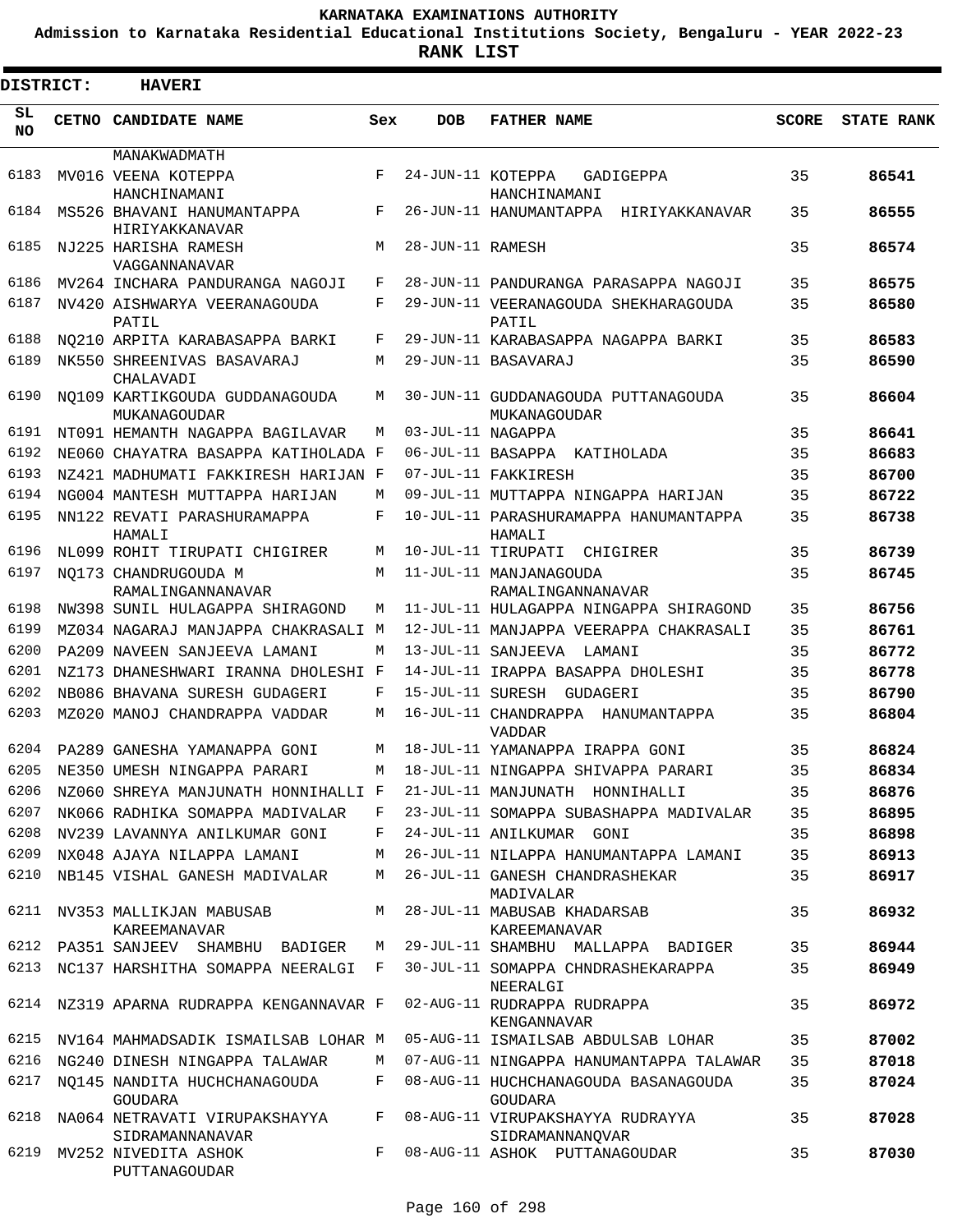**KARNATAKA EXAMINATIONS AUTHORITY**

**Admission to Karnataka Residential Educational Institutions Society, Bengaluru - YEAR 2022-23**

**RANK LIST**

**DISTRICT: HAVERI**

| SL NO | CETNO | CANDIDATE NAME | Sex | DOB | FATHER NAME | SCORE | STATE RANK |
|---|---|---|---|---|---|---|---|
| | | MANAKWADMATH | | | | | |
| 6183 | MV016 | VEENA KOTEPPA HANCHINAMANI | F | 24-JUN-11 | KOTEPPA GADIGEPPA HANCHINAMANI | 35 | 86541 |
| 6184 | MS526 | BHAVANI HANUMANTAPPA HIRIYAKKANAVAR | F | 26-JUN-11 | HANUMANTAPPA HIRIYAKKANAVAR | 35 | 86555 |
| 6185 | NJ225 | HARISHA RAMESH VAGGANNANAVAR | M | 28-JUN-11 | RAMESH | 35 | 86574 |
| 6186 | MV264 | INCHARA PANDURANGA NAGOJI | F | 28-JUN-11 | PANDURANGA PARASAPPA NAGOJI | 35 | 86575 |
| 6187 | NV420 | AISHWARYA VEERANAGOUDA PATIL | F | 29-JUN-11 | VEERANAGOUDA SHEKHARAGOUDA PATIL | 35 | 86580 |
| 6188 | NQ210 | ARPITA KARABASAPPA BARKI | F | 29-JUN-11 | KARABASAPPA NAGAPPA BARKI | 35 | 86583 |
| 6189 | NK550 | SHREENIVAS BASAVARAJ CHALAVADI | M | 29-JUN-11 | BASAVARAJ | 35 | 86590 |
| 6190 | NQ109 | KARTIKGOUDA GUDDANAGOUDA MUKANAGOUDAR | M | 30-JUN-11 | GUDDANAGOUDA PUTTANAGOUDA MUKANAGOUDAR | 35 | 86604 |
| 6191 | NT091 | HEMANTH NAGAPPA BAGILAVAR | M | 03-JUL-11 | NAGAPPA | 35 | 86641 |
| 6192 | NE060 | CHAYATRA BASAPPA KATIHOLADA | F | 06-JUL-11 | BASAPPA KATIHOLADA | 35 | 86683 |
| 6193 | NZ421 | MADHUMATI FAKKIRESH HARIJAN | F | 07-JUL-11 | FAKKIRESH | 35 | 86700 |
| 6194 | NG004 | MANTESH MUTTAPPA HARIJAN | M | 09-JUL-11 | MUTTAPPA NINGAPPA HARIJAN | 35 | 86722 |
| 6195 | NN122 | REVATI PARASHURAMAPPA HAMALI | F | 10-JUL-11 | PARASHURAMAPPA HANUMANTAPPA HAMALI | 35 | 86738 |
| 6196 | NL099 | ROHIT TIRUPATI CHIGIRER | M | 10-JUL-11 | TIRUPATI CHIGIRER | 35 | 86739 |
| 6197 | NQ173 | CHANDRUGOUDA M RAMALINGANNANAVAR | M | 11-JUL-11 | MANJANAGOUDA RAMALINGANNANAVAR | 35 | 86745 |
| 6198 | NW398 | SUNIL HULAGAPPA SHIRAGOND | M | 11-JUL-11 | HULAGAPPA NINGAPPA SHIRAGOND | 35 | 86756 |
| 6199 | MZ034 | NAGARAJ MANJAPPA CHAKRASALI | M | 12-JUL-11 | MANJAPPA VEERAPPA CHAKRASALI | 35 | 86761 |
| 6200 | PA209 | NAVEEN SANJEEVA LAMANI | M | 13-JUL-11 | SANJEEVA LAMANI | 35 | 86772 |
| 6201 | NZ173 | DHANESHWARI IRANNA DHOLESHI | F | 14-JUL-11 | IRAPPA BASAPPA DHOLESHI | 35 | 86778 |
| 6202 | NB086 | BHAVANA SURESH GUDAGERI | F | 15-JUL-11 | SURESH GUDAGERI | 35 | 86790 |
| 6203 | MZ020 | MANOJ CHANDRAPPA VADDAR | M | 16-JUL-11 | CHANDRAPPA HANUMANTAPPA VADDAR | 35 | 86804 |
| 6204 | PA289 | GANESHA YAMANAPPA GONI | M | 18-JUL-11 | YAMANAPPA IRAPPA GONI | 35 | 86824 |
| 6205 | NE350 | UMESH NINGAPPA PARARI | M | 18-JUL-11 | NINGAPPA SHIVAPPA PARARI | 35 | 86834 |
| 6206 | NZ060 | SHREYA MANJUNATH HONNIHALLI | F | 21-JUL-11 | MANJUNATH HONNIHALLI | 35 | 86876 |
| 6207 | NK066 | RADHIKA SOMAPPA MADIVALAR | F | 23-JUL-11 | SOMAPPA SUBASHAPPA MADIVALAR | 35 | 86895 |
| 6208 | NV239 | LAVANNYA ANILKUMAR GONI | F | 24-JUL-11 | ANILKUMAR GONI | 35 | 86898 |
| 6209 | NX048 | AJAYA NILAPPA LAMANI | M | 26-JUL-11 | NILAPPA HANUMANTAPPA LAMANI | 35 | 86913 |
| 6210 | NB145 | VISHAL GANESH MADIVALAR | M | 26-JUL-11 | GANESH CHANDRASHEKAR MADIVALAR | 35 | 86917 |
| 6211 | NV353 | MALLIKJAN MABUSAB KAREEMANAVAR | M | 28-JUL-11 | MABUSAB KHADARSAB KAREEMANAVAR | 35 | 86932 |
| 6212 | PA351 | SANJEEV SHAMBHU BADIGER | M | 29-JUL-11 | SHAMBHU MALLAPPA BADIGER | 35 | 86944 |
| 6213 | NC137 | HARSHITHA SOMAPPA NEERALGI | F | 30-JUL-11 | SOMAPPA CHNDRASHEKARAPPA NEERALGI | 35 | 86949 |
| 6214 | NZ319 | APARNA RUDRAPPA KENGANNAVAR | F | 02-AUG-11 | RUDRAPPA RUDRAPPA KENGANNAVAR | 35 | 86972 |
| 6215 | NV164 | MAHMADSADIK ISMAILSAB LOHAR | M | 05-AUG-11 | ISMAILSAB ABDULSAB LOHAR | 35 | 87002 |
| 6216 | NG240 | DINESH NINGAPPA TALAWAR | M | 07-AUG-11 | NINGAPPA HANUMANTAPPA TALAWAR | 35 | 87018 |
| 6217 | NQ145 | NANDITA HUCHCHANAGOUDA GOUDARA | F | 08-AUG-11 | HUCHCHANAGOUDA BASANAGOUDA GOUDARA | 35 | 87024 |
| 6218 | NA064 | NETRAVATI VIRUPAKSHAYYA SIDRAMANNANAVAR | F | 08-AUG-11 | VIRUPAKSHAYYA RUDRAYYA SIDRAMANNANQVAR | 35 | 87028 |
| 6219 | MV252 | NIVEDITA ASHOK PUTTANAGOUDAR | F | 08-AUG-11 | ASHOK PUTTANAGOUDAR | 35 | 87030 |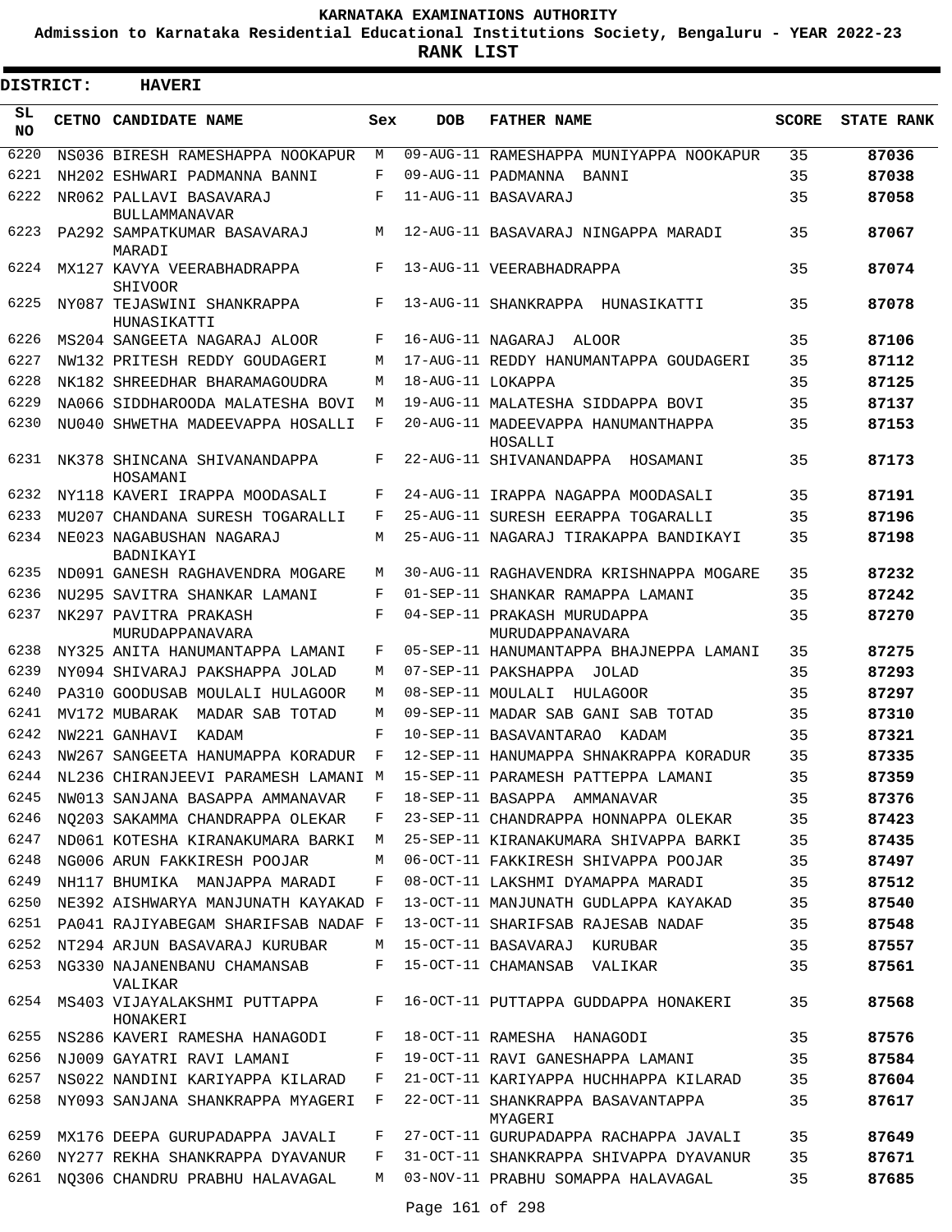# KARNATAKA EXAMINATIONS AUTHORITY

**Admission to Karnataka Residential Educational Institutions Society, Bengaluru - YEAR 2022-23**

**RANK LIST**

**DISTRICT: HAVERI**

| SL NO | CETNO | CANDIDATE NAME | Sex | DOB | FATHER NAME | SCORE | STATE RANK |
|---|---|---|---|---|---|---|---|
| 6220 | NS036 | BIRESH RAMESHAPPA NOOKAPUR | M | 09-AUG-11 | RAMESHAPPA MUNIYAPPA NOOKAPUR | 35 | 87036 |
| 6221 | NH202 | ESHWARI PADMANNA BANNI | F | 09-AUG-11 | PADMANNA BANNI | 35 | 87038 |
| 6222 | NR062 | PALLAVI BASAVARAJ BULLAMMANAVAR | F | 11-AUG-11 | BASAVARAJ | 35 | 87058 |
| 6223 | PA292 | SAMPATKUMAR BASAVARAJ MARADI | M | 12-AUG-11 | BASAVARAJ NINGAPPA MARADI | 35 | 87067 |
| 6224 | MX127 | KAVYA VEERABHADRAPPA SHIVOOR | F | 13-AUG-11 | VEERABHADRAPPA | 35 | 87074 |
| 6225 | NY087 | TEJASWINI SHANKRAPPA HUNASIKATTI | F | 13-AUG-11 | SHANKRAPPA HUNASIKATTI | 35 | 87078 |
| 6226 | MS204 | SANGEETA NAGARAJ ALOOR | F | 16-AUG-11 | NAGARAJ ALOOR | 35 | 87106 |
| 6227 | NW132 | PRITESH REDDY GOUDAGERI | M | 17-AUG-11 | REDDY HANUMANTAPPA GOUDAGERI | 35 | 87112 |
| 6228 | NK182 | SHREEDHAR BHARAMAGOUDRA | M | 18-AUG-11 | LOKAPPA | 35 | 87125 |
| 6229 | NA066 | SIDDHAROODA MALATESHA BOVI | M | 19-AUG-11 | MALATESHA SIDDAPPA BOVI | 35 | 87137 |
| 6230 | NU040 | SHWETHA MADEEVAPPA HOSALLI | F | 20-AUG-11 | MADEEVAPPA HANUMANTHAPPA HOSALLI | 35 | 87153 |
| 6231 | NK378 | SHINCANA SHIVANANDAPPA HOSAMANI | F | 22-AUG-11 | SHIVANANDAPPA HOSAMANI | 35 | 87173 |
| 6232 | NY118 | KAVERI IRAPPA MOODASALI | F | 24-AUG-11 | IRAPPA NAGAPPA MOODASALI | 35 | 87191 |
| 6233 | MU207 | CHANDANA SURESH TOGARALLI | F | 25-AUG-11 | SURESH EERAPPA TOGARALLI | 35 | 87196 |
| 6234 | NE023 | NAGABUSHAN NAGARAJ BADNIKAYI | M | 25-AUG-11 | NAGARAJ TIRAKAPPA BANDIKAYI | 35 | 87198 |
| 6235 | ND091 | GANESH RAGHAVENDRA MOGARE | M | 30-AUG-11 | RAGHAVENDRA KRISHNAPPA MOGARE | 35 | 87232 |
| 6236 | NU295 | SAVITRA SHANKAR LAMANI | F | 01-SEP-11 | SHANKAR RAMAPPA LAMANI | 35 | 87242 |
| 6237 | NK297 | PAVITRA PRAKASH MURUDAPPANAVARA | F | 04-SEP-11 | PRAKASH MURUDAPPA MURUDAPPANAVARA | 35 | 87270 |
| 6238 | NY325 | ANITA HANUMANTAPPA LAMANI | F | 05-SEP-11 | HANUMANTAPPA BHAJNEPPA LAMANI | 35 | 87275 |
| 6239 | NY094 | SHIVARAJ PAKSHAPPA JOLAD | M | 07-SEP-11 | PAKSHAPPA JOLAD | 35 | 87293 |
| 6240 | PA310 | GOODUSAB MOULALI HULAGOOR | M | 08-SEP-11 | MOULALI HULAGOOR | 35 | 87297 |
| 6241 | MV172 | MUBARAK MADAR SAB TOTAD | M | 09-SEP-11 | MADAR SAB GANI SAB TOTAD | 35 | 87310 |
| 6242 | NW221 | GANHAVI KADAM | F | 10-SEP-11 | BASAVANTARAO KADAM | 35 | 87321 |
| 6243 | NW267 | SANGEETA HANUMAPPA KORADUR | F | 12-SEP-11 | HANUMAPPA SHNAKRAPPA KORADUR | 35 | 87335 |
| 6244 | NL236 | CHIRANJEEVI PARAMESH LAMANI | M | 15-SEP-11 | PARAMESH PATTEPPA LAMANI | 35 | 87359 |
| 6245 | NW013 | SANJANA BASAPPA AMMANAVAR | F | 18-SEP-11 | BASAPPA AMMANAVAR | 35 | 87376 |
| 6246 | NQ203 | SAKAMMA CHANDRAPPA OLEKAR | F | 23-SEP-11 | CHANDRAPPA HONNAPPA OLEKAR | 35 | 87423 |
| 6247 | ND061 | KOTESHA KIRANAKUMARA BARKI | M | 25-SEP-11 | KIRANAKUMARA SHIVAPPA BARKI | 35 | 87435 |
| 6248 | NG006 | ARUN FAKKIRESH POOJAR | M | 06-OCT-11 | FAKKIRESH SHIVAPPA POOJAR | 35 | 87497 |
| 6249 | NH117 | BHUMIKA MANJAPPA MARADI | F | 08-OCT-11 | LAKSHMI DYAMAPPA MARADI | 35 | 87512 |
| 6250 | NE392 | AISHWARYA MANJUNATH KAYAKAD | F | 13-OCT-11 | MANJUNATH GUDLAPPA KAYAKAD | 35 | 87540 |
| 6251 | PA041 | RAJIYABEGAM SHARIFSAB NADAF | F | 13-OCT-11 | SHARIFSAB RAJESAB NADAF | 35 | 87548 |
| 6252 | NT294 | ARJUN BASAVARAJ KURUBAR | M | 15-OCT-11 | BASAVARAJ KURUBAR | 35 | 87557 |
| 6253 | NG330 | NAJANENBANU CHAMANSAB VALIKAR | F | 15-OCT-11 | CHAMANSAB VALIKAR | 35 | 87561 |
| 6254 | MS403 | VIJAYALAKSHMI PUTTAPPA HONAKERI | F | 16-OCT-11 | PUTTAPPA GUDDAPPA HONAKERI | 35 | 87568 |
| 6255 | NS286 | KAVERI RAMESHA HANAGODI | F | 18-OCT-11 | RAMESHA HANAGODI | 35 | 87576 |
| 6256 | NJ009 | GAYATRI RAVI LAMANI | F | 19-OCT-11 | RAVI GANESHAPPA LAMANI | 35 | 87584 |
| 6257 | NS022 | NANDINI KARIYAPPA KILARAD | F | 21-OCT-11 | KARIYAPPA HUCHHAPPA KILARAD | 35 | 87604 |
| 6258 | NY093 | SANJANA SHANKRAPPA MYAGERI | F | 22-OCT-11 | SHANKRAPPA BASAVANTAPPA MYAGERI | 35 | 87617 |
| 6259 | MX176 | DEEPA GURUPADAPPA JAVALI | F | 27-OCT-11 | GURUPADAPPA RACHAPPA JAVALI | 35 | 87649 |
| 6260 | NY277 | REKHA SHANKRAPPA DYAVANUR | F | 31-OCT-11 | SHANKRAPPA SHIVAPPA DYAVANUR | 35 | 87671 |
| 6261 | NQ306 | CHANDRU PRABHU HALAVAGAL | M | 03-NOV-11 | PRABHU SOMAPPA HALAVAGAL | 35 | 87685 |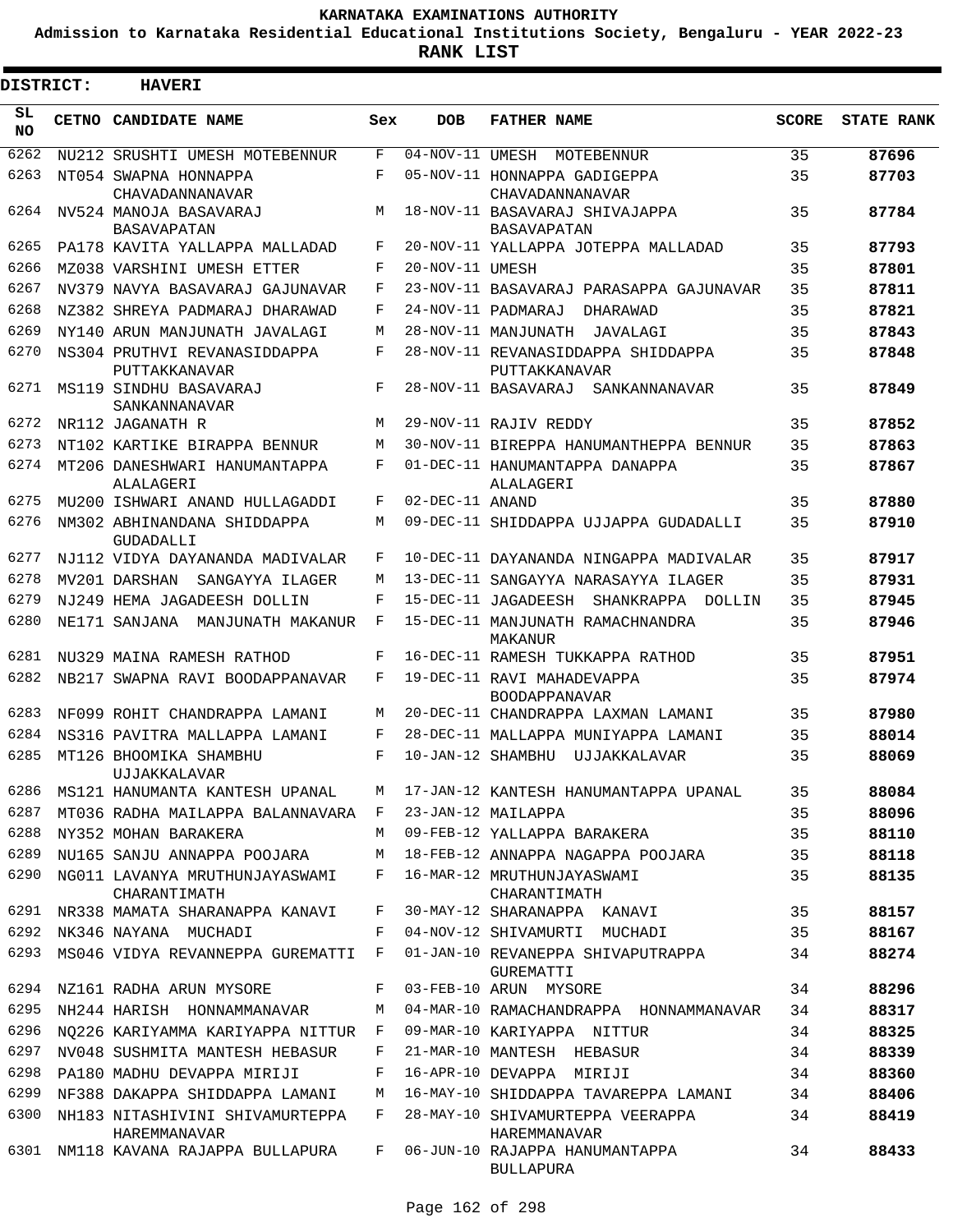# KARNATAKA EXAMINATIONS AUTHORITY

**Admission to Karnataka Residential Educational Institutions Society, Bengaluru - YEAR 2022-23**

**RANK LIST**

**DISTRICT: HAVERI**

| SL NO | CETNO | CANDIDATE NAME | Sex | DOB | FATHER NAME | SCORE | STATE RANK |
|---|---|---|---|---|---|---|---|
| 6262 | NU212 | SRUSHTI UMESH MOTEBENNUR | F | 04-NOV-11 | UMESH MOTEBENNUR | 35 | 87696 |
| 6263 | NT054 | SWAPNA HONNAPPA CHAVADANNANAVAR | F | 05-NOV-11 | HONNAPPA GADIGEPPA CHAVADANNANAVAR | 35 | 87703 |
| 6264 | NV524 | MANOJA BASAVARAJ BASAVAPATAN | M | 18-NOV-11 | BASAVARAJ SHIVAJAPPA BASAVAPATAN | 35 | 87784 |
| 6265 | PA178 | KAVITA YALLAPPA MALLADAD | F | 20-NOV-11 | YALLAPPA JOTEPPA MALLADAD | 35 | 87793 |
| 6266 | MZ038 | VARSHINI UMESH ETTER | F | 20-NOV-11 | UMESH | 35 | 87801 |
| 6267 | NV379 | NAVYA BASAVARAJ GAJUNAVAR | F | 23-NOV-11 | BASAVARAJ PARASAPPA GAJUNAVAR | 35 | 87811 |
| 6268 | NZ382 | SHREYA PADMARAJ DHARAWAD | F | 24-NOV-11 | PADMARAJ DHARAWAD | 35 | 87821 |
| 6269 | NY140 | ARUN MANJUNATH JAVALAGI | M | 28-NOV-11 | MANJUNATH JAVALAGI | 35 | 87843 |
| 6270 | NS304 | PRUTHVI REVANASIDDAPPA PUTTAKKANAVAR | F | 28-NOV-11 | REVANASIDDAPPA SHIDDAPPA PUTTAKKANAVAR | 35 | 87848 |
| 6271 | MS119 | SINDHU BASAVARAJ SANKANNANAVAR | F | 28-NOV-11 | BASAVARAJ SANKANNANAVAR | 35 | 87849 |
| 6272 | NR112 | JAGANATH R | M | 29-NOV-11 | RAJIV REDDY | 35 | 87852 |
| 6273 | NT102 | KARTIKE BIRAPPA BENNUR | M | 30-NOV-11 | BIREPPA HANUMANTHEPPA BENNUR | 35 | 87863 |
| 6274 | MT206 | DANESHWARI HANUMANTAPPA ALALAGERI | F | 01-DEC-11 | HANUMANTAPPA DANAPPA ALALAGERI | 35 | 87867 |
| 6275 | MU200 | ISHWARI ANAND HULLAGADDI | F | 02-DEC-11 | ANAND | 35 | 87880 |
| 6276 | NM302 | ABHINANDANA SHIDDAPPA GUDADALLI | M | 09-DEC-11 | SHIDDAPPA UJJAPPA GUDADALLI | 35 | 87910 |
| 6277 | NJ112 | VIDYA DAYANANDA MADIVALAR | F | 10-DEC-11 | DAYANANDA NINGAPPA MADIVALAR | 35 | 87917 |
| 6278 | MV201 | DARSHAN SANGAYYA ILAGER | M | 13-DEC-11 | SANGAYYA NARASAYYA ILAGER | 35 | 87931 |
| 6279 | NJ249 | HEMA JAGADEESH DOLLIN | F | 15-DEC-11 | JAGADEESH SHANKRAPPA DOLLIN | 35 | 87945 |
| 6280 | NE171 | SANJANA MANJUNATH MAKANUR | F | 15-DEC-11 | MANJUNATH RAMACHNANDRA MAKANUR | 35 | 87946 |
| 6281 | NU329 | MAINA RAMESH RATHOD | F | 16-DEC-11 | RAMESH TUKKAPPA RATHOD | 35 | 87951 |
| 6282 | NB217 | SWAPNA RAVI BOODAPPANAVAR | F | 19-DEC-11 | RAVI MAHADEVAPPA BOODAPPANAVAR | 35 | 87974 |
| 6283 | NF099 | ROHIT CHANDRAPPA LAMANI | M | 20-DEC-11 | CHANDRAPPA LAXMAN LAMANI | 35 | 87980 |
| 6284 | NS316 | PAVITRA MALLAPPA LAMANI | F | 28-DEC-11 | MALLAPPA MUNIYAPPA LAMANI | 35 | 88014 |
| 6285 | MT126 | BHOOMIKA SHAMBHU UJJAKKALAVAR | F | 10-JAN-12 | SHAMBHU UJJAKKALAVAR | 35 | 88069 |
| 6286 | MS121 | HANUMANTA KANTESH UPANAL | M | 17-JAN-12 | KANTESH HANUMANTAPPA UPANAL | 35 | 88084 |
| 6287 | MT036 | RADHA MAILAPPA BALANNAVARA | F | 23-JAN-12 | MAILAPPA | 35 | 88096 |
| 6288 | NY352 | MOHAN BARAKERA | M | 09-FEB-12 | YALLAPPA BARAKERA | 35 | 88110 |
| 6289 | NU165 | SANJU ANNAPPA POOJARA | M | 18-FEB-12 | ANNAPPA NAGAPPA POOJARA | 35 | 88118 |
| 6290 | NG011 | LAVANYA MRUTHUNJAYASWAMI CHARANTIMATH | F | 16-MAR-12 | MRUTHUNJAYASWAMI CHARANTIMATH | 35 | 88135 |
| 6291 | NR338 | MAMATA SHARANAPPA KANAVI | F | 30-MAY-12 | SHARANAPPA KANAVI | 35 | 88157 |
| 6292 | NK346 | NAYANA MUCHADI | F | 04-NOV-12 | SHIVAMURTI MUCHADI | 35 | 88167 |
| 6293 | MS046 | VIDYA REVANNEPPA GUREMATTI | F | 01-JAN-10 | REVANEPPA SHIVAPUTRAPPA GUREMATTI | 34 | 88274 |
| 6294 | NZ161 | RADHA ARUN MYSORE | F | 03-FEB-10 | ARUN MYSORE | 34 | 88296 |
| 6295 | NH244 | HARISH HONNAMMANAVAR | M | 04-MAR-10 | RAMACHANDRAPPA HONNAMMANAVAR | 34 | 88317 |
| 6296 | NQ226 | KARIYAMMA KARIYAPPA NITTUR | F | 09-MAR-10 | KARIYAPPA NITTUR | 34 | 88325 |
| 6297 | NV048 | SUSHMITA MANTESH HEBASUR | F | 21-MAR-10 | MANTESH HEBASUR | 34 | 88339 |
| 6298 | PA180 | MADHU DEVAPPA MIRIJI | F | 16-APR-10 | DEVAPPA MIRIJI | 34 | 88360 |
| 6299 | NF388 | DAKAPPA SHIDDAPPA LAMANI | M | 16-MAY-10 | SHIDDAPPA TAVAREPPA LAMANI | 34 | 88406 |
| 6300 | NH183 | NITASHIVINI SHIVAMURTEPPA HAREMMANAVAR | F | 28-MAY-10 | SHIVAMURTEPPA VEERAPPA HAREMMANAVAR | 34 | 88419 |
| 6301 | NM118 | KAVANA RAJAPPA BULLAPURA | F | 06-JUN-10 | RAJAPPA HANUMANTAPPA BULLAPURA | 34 | 88433 |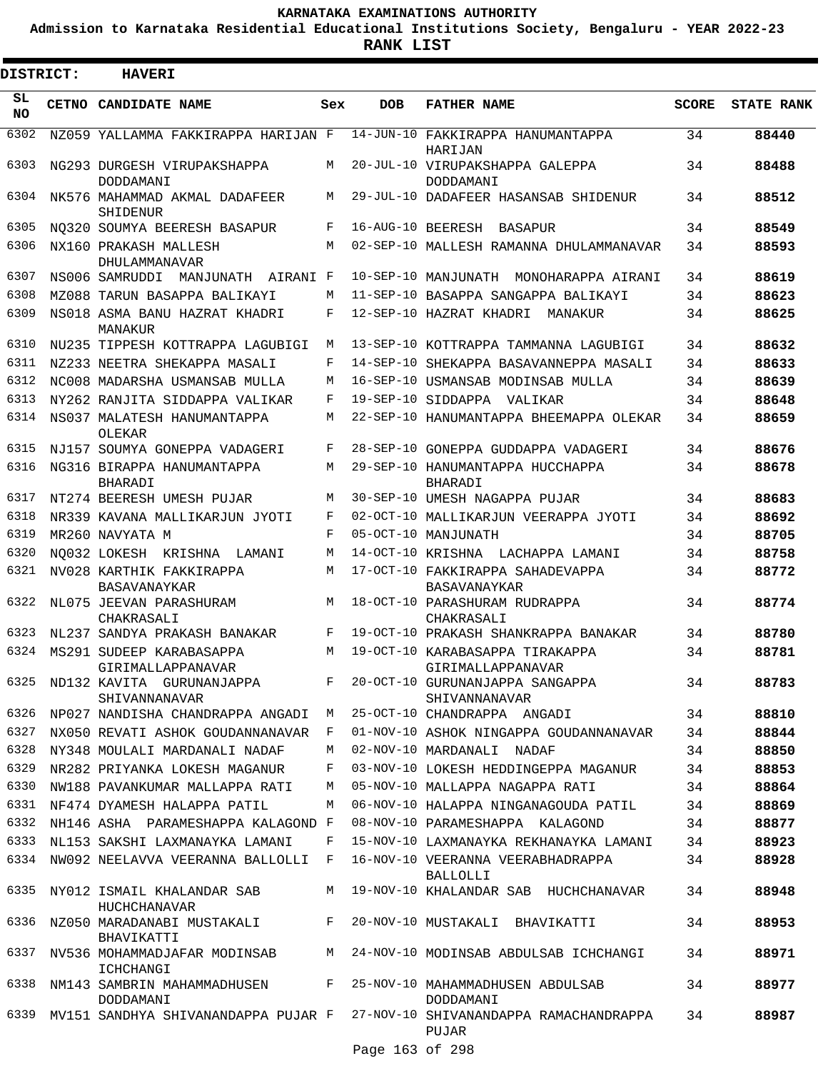# KARNATAKA EXAMINATIONS AUTHORITY

**Admission to Karnataka Residential Educational Institutions Society, Bengaluru - YEAR 2022-23**

**RANK LIST**

**DISTRICT: HAVERI**

| SL NO | CETNO | CANDIDATE NAME | Sex | DOB | FATHER NAME | SCORE | STATE RANK |
|---|---|---|---|---|---|---|---|
| 6302 | NZ059 | YALLAMMA FAKKIRAPPA HARIJAN | F | 14-JUN-10 | FAKKIRAPPA HANUMANTAPPA HARIJAN | 34 | 88440 |
| 6303 | NG293 | DURGESH VIRUPAKSHAPPA DODDAMANI | M | 20-JUL-10 | VIRUPAKSHAPPA GALEPPA DODDAMANI | 34 | 88488 |
| 6304 | NK576 | MAHAMMAD AKMAL DADAFEER SHIDENUR | M | 29-JUL-10 | DADAFEER HASANSAB SHIDENUR | 34 | 88512 |
| 6305 | NQ320 | SOUMYA BEERESH BASAPUR | F | 16-AUG-10 | BEERESH BASAPUR | 34 | 88549 |
| 6306 | NX160 | PRAKASH MALLESH DHULAMMANAVAR | M | 02-SEP-10 | MALLESH RAMANNA DHULAMMANAVAR | 34 | 88593 |
| 6307 | NS006 | SAMRUDDI MANJUNATH AIRANI | F | 10-SEP-10 | MANJUNATH MONOHARAPPA AIRANI | 34 | 88619 |
| 6308 | MZ088 | TARUN BASAPPA BALIKAYI | M | 11-SEP-10 | BASAPPA SANGAPPA BALIKAYI | 34 | 88623 |
| 6309 | NS018 | ASMA BANU HAZRAT KHADRI MANAKUR | F | 12-SEP-10 | HAZRAT KHADRI MANAKUR | 34 | 88625 |
| 6310 | NU235 | TIPPESH KOTTRAPPA LAGUBIGI | M | 13-SEP-10 | KOTTRAPPA TAMMANNA LAGUBIGI | 34 | 88632 |
| 6311 | NZ233 | NEETRA SHEKAPPA MASALI | F | 14-SEP-10 | SHEKAPPA BASAVANNEPPA MASALI | 34 | 88633 |
| 6312 | NC008 | MADARSHA USMANSAB MULLA | M | 16-SEP-10 | USMANSAB MODINSAB MULLA | 34 | 88639 |
| 6313 | NY262 | RANJITA SIDDAPPA VALIKAR | F | 19-SEP-10 | SIDDAPPA VALIKAR | 34 | 88648 |
| 6314 | NS037 | MALATESH HANUMANTAPPA OLEKAR | M | 22-SEP-10 | HANUMANTAPPA BHEEMAPPA OLEKAR | 34 | 88659 |
| 6315 | NJ157 | SOUMYA GONEPPA VADAGERI | F | 28-SEP-10 | GONEPPA GUDDAPPA VADAGERI | 34 | 88676 |
| 6316 | NG316 | BIRAPPA HANUMANTAPPA BHARADI | M | 29-SEP-10 | HANUMANTAPPA HUCCHAPPA BHARADI | 34 | 88678 |
| 6317 | NT274 | BEERESH UMESH PUJAR | M | 30-SEP-10 | UMESH NAGAPPA PUJAR | 34 | 88683 |
| 6318 | NR339 | KAVANA MALLIKARJUN JYOTI | F | 02-OCT-10 | MALLIKARJUN VEERAPPA JYOTI | 34 | 88692 |
| 6319 | MR260 | NAVYATA M | F | 05-OCT-10 | MANJUNATH | 34 | 88705 |
| 6320 | NQ032 | LOKESH KRISHNA LAMANI | M | 14-OCT-10 | KRISHNA LACHAPPA LAMANI | 34 | 88758 |
| 6321 | NV028 | KARTHIK FAKKIRAPPA BASAVANAYKAR | M | 17-OCT-10 | FAKKIRAPPA SAHADEVAPPA BASAVANAYKAR | 34 | 88772 |
| 6322 | NL075 | JEEVAN PARASHURAM CHAKRASALI | M | 18-OCT-10 | PARASHURAM RUDRAPPA CHAKRASALI | 34 | 88774 |
| 6323 | NL237 | SANDYA PRAKASH BANAKAR | F | 19-OCT-10 | PRAKASH SHANKRAPPA BANAKAR | 34 | 88780 |
| 6324 | MS291 | SUDEEP KARABASAPPA GIRIMALLAPPANAVAR | M | 19-OCT-10 | KARABASAPPA TIRAKAPPA GIRIMALLAPPANAVAR | 34 | 88781 |
| 6325 | ND132 | KAVITA GURUNANJAPPA SHIVANNANAVAR | F | 20-OCT-10 | GURUNANJAPPA SANGAPPA SHIVANNANAVAR | 34 | 88783 |
| 6326 | NP027 | NANDISHA CHANDRAPPA ANGADI | M | 25-OCT-10 | CHANDRAPPA ANGADI | 34 | 88810 |
| 6327 | NX050 | REVATI ASHOK GOUDANNANAVAR | F | 01-NOV-10 | ASHOK NINGAPPA GOUDANNANAVAR | 34 | 88844 |
| 6328 | NY348 | MOULALI MARDANALI NADAF | M | 02-NOV-10 | MARDANALI NADAF | 34 | 88850 |
| 6329 | NR282 | PRIYANKA LOKESH MAGANUR | F | 03-NOV-10 | LOKESH HEDDINGEPPA MAGANUR | 34 | 88853 |
| 6330 | NW188 | PAVANKUMAR MALLAPPA RATI | M | 05-NOV-10 | MALLAPPA NAGAPPA RATI | 34 | 88864 |
| 6331 | NF474 | DYAMESH HALAPPA PATIL | M | 06-NOV-10 | HALAPPA NINGANAGOUDA PATIL | 34 | 88869 |
| 6332 | NH146 | ASHA PARAMESHAPPA KALAGOND | F | 08-NOV-10 | PARAMESHAPPA KALAGOND | 34 | 88877 |
| 6333 | NL153 | SAKSHI LAXMANAYKA LAMANI | F | 15-NOV-10 | LAXMANAYKA REKHANAYKA LAMANI | 34 | 88923 |
| 6334 | NW092 | NEELAVVA VEERANNA BALLOLLI | F | 16-NOV-10 | VEERANNA VEERABHADRAPPA BALLOLLI | 34 | 88928 |
| 6335 | NY012 | ISMAIL KHALANDAR SAB HUCHCHANAVAR | M | 19-NOV-10 | KHALANDAR SAB HUCHCHANAVAR | 34 | 88948 |
| 6336 | NZ050 | MARADANABI MUSTAKALI BHAVIKATTI | F | 20-NOV-10 | MUSTAKALI BHAVIKATTI | 34 | 88953 |
| 6337 | NV536 | MOHAMMADJAFAR MODINSAB ICHCHANGI | M | 24-NOV-10 | MODINSAB ABDULSAB ICHCHANGI | 34 | 88971 |
| 6338 | NM143 | SAMBRIN MAHAMMADHUSEN DODDAMANI | F | 25-NOV-10 | MAHAMMADHUSEN ABDULSAB DODDAMANI | 34 | 88977 |
| 6339 | MV151 | SANDHYA SHIVANANDAPPA PUJAR | F | 27-NOV-10 | SHIVANANDAPPA RAMACHANDRAPPA PUJAR | 34 | 88987 |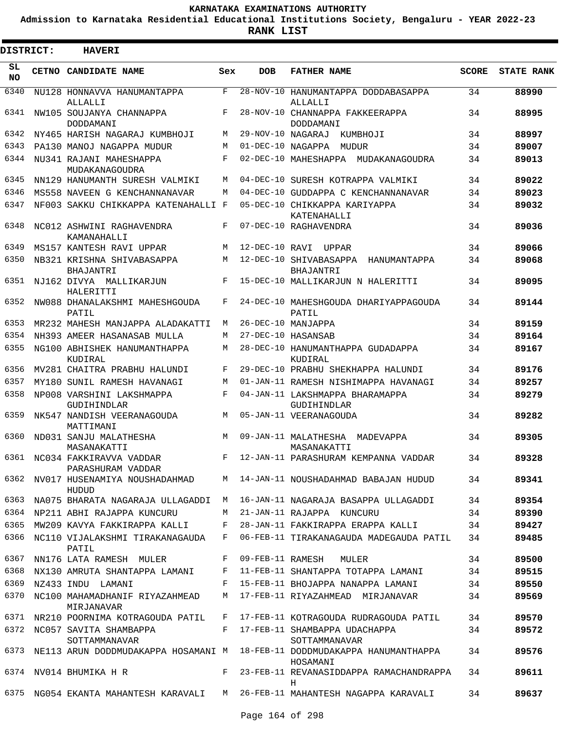# KARNATAKA EXAMINATIONS AUTHORITY

**Admission to Karnataka Residential Educational Institutions Society, Bengaluru - YEAR 2022-23**

**RANK LIST**

**DISTRICT: HAVERI**

| SL NO | CETNO | CANDIDATE NAME | Sex | DOB | FATHER NAME | SCORE | STATE RANK |
|---|---|---|---|---|---|---|---|
| 6340 | NU128 | HONNAVVA HANUMANTAPPA ALLALLI | F | 28-NOV-10 | HANUMANTAPPA DODDABASAPPA ALLALLI | 34 | **88990** |
| 6341 | NW105 | SOUJANYA CHANNAPPA DODDAMANI | F | 28-NOV-10 | CHANNAPPA FAKKEERAPPA DODDAMANI | 34 | **88995** |
| 6342 | NY465 | HARISH NAGARAJ KUMBHOJI | M | 29-NOV-10 | NAGARAJ KUMBHOJI | 34 | **88997** |
| 6343 | PA130 | MANOJ NAGAPPA MUDUR | M | 01-DEC-10 | NAGAPPA MUDUR | 34 | **89007** |
| 6344 | NU341 | RAJANI MAHESHAPPA MUDAKANAGOUDRA | F | 02-DEC-10 | MAHESHAPPA MUDAKANAGOUDRA | 34 | **89013** |
| 6345 | NN129 | HANUMANTH SURESH VALMIKI | M | 04-DEC-10 | SURESH KOTRAPPA VALMIKI | 34 | **89022** |
| 6346 | MS558 | NAVEEN G KENCHANNANAVAR | M | 04-DEC-10 | GUDDAPPA C KENCHANNANAVAR | 34 | **89023** |
| 6347 | NF003 | SAKKU CHIKKAPPA KATENAHALLI | F | 05-DEC-10 | CHIKKAPPA KARIYAPPA KATENAHALLI | 34 | **89032** |
| 6348 | NC012 | ASHWINI RAGHAVENDRA KAMANAHALLI | F | 07-DEC-10 | RAGHAVENDRA | 34 | **89036** |
| 6349 | MS157 | KANTESH RAVI UPPAR | M | 12-DEC-10 | RAVI UPPAR | 34 | **89066** |
| 6350 | NB321 | KRISHNA SHIVABASAPPA BHAJANTRI | M | 12-DEC-10 | SHIVABASAPPA HANUMANTAPPA BHAJANTRI | 34 | **89068** |
| 6351 | NJ162 | DIVYA MALLIKARJUN HALERITTI | F | 15-DEC-10 | MALLIKARJUN N HALERITTI | 34 | **89095** |
| 6352 | NW088 | DHANALAKSHMI MAHESHGOUDA PATIL | F | 24-DEC-10 | MAHESHGOUDA DHARIYAPPAGOUDA PATIL | 34 | **89144** |
| 6353 | MR232 | MAHESH MANJAPPA ALADAKATTI | M | 26-DEC-10 | MANJAPPA | 34 | **89159** |
| 6354 | NH393 | AMEER HASANASAB MULLA | M | 27-DEC-10 | HASANSAB | 34 | **89164** |
| 6355 | NG100 | ABHISHEK HANUMANTHAPPA KUDIRAL | M | 28-DEC-10 | HANUMANTHAPPA GUDADAPPA KUDIRAL | 34 | **89167** |
| 6356 | MV281 | CHAITRA PRABHU HALUNDI | F | 29-DEC-10 | PRABHU SHEKHAPPA HALUNDI | 34 | **89176** |
| 6357 | MY180 | SUNIL RAMESH HAVANAGI | M | 01-JAN-11 | RAMESH NISHIMAPPA HAVANAGI | 34 | **89257** |
| 6358 | NP008 | VARSHINI LAKSHMAPPA GUDIHINDLAR | F | 04-JAN-11 | LAKSHMAPPA BHARAMAPPA GUDIHINDLAR | 34 | **89279** |
| 6359 | NK547 | NANDISH VEERANAGOUDA MATTIMANI | M | 05-JAN-11 | VEERANAGOUDA | 34 | **89282** |
| 6360 | ND031 | SANJU MALATHESHA MASANAKATTI | M | 09-JAN-11 | MALATHESHA MADEVAPPA MASANAKATTI | 34 | **89305** |
| 6361 | NC034 | FAKKIRAVVA VADDAR PARASHURAM VADDAR | F | 12-JAN-11 | PARASHURAM KEMPANNA VADDAR | 34 | **89328** |
| 6362 | NV017 | HUSENAMIYA NOUSHADAHMAD HUDUD | M | 14-JAN-11 | NOUSHADAHMAD BABAJAN HUDUD | 34 | **89341** |
| 6363 | NA075 | BHARATA NAGARAJA ULLAGADDI | M | 16-JAN-11 | NAGARAJA BASAPPA ULLAGADDI | 34 | **89354** |
| 6364 | NP211 | ABHI RAJAPPA KUNCURU | M | 21-JAN-11 | RAJAPPA KUNCURU | 34 | **89390** |
| 6365 | MW209 | KAVYA FAKKIRAPPA KALLI | F | 28-JAN-11 | FAKKIRAPPA ERAPPA KALLI | 34 | **89427** |
| 6366 | NC110 | VIJALAKSHMI TIRAKANAGAUDA PATIL | F | 06-FEB-11 | TIRAKANAGAUDA MADEGAUDA PATIL | 34 | **89485** |
| 6367 | NN176 | LATA RAMESH MULER | F | 09-FEB-11 | RAMESH MULER | 34 | **89500** |
| 6368 | NX130 | AMRUTA SHANTAPPA LAMANI | F | 11-FEB-11 | SHANTAPPA TOTAPPA LAMANI | 34 | **89515** |
| 6369 | NZ433 | INDU LAMANI | F | 15-FEB-11 | BHOJAPPA NANAPPA LAMANI | 34 | **89550** |
| 6370 | NC100 | MAHAMADHANIF RIYAZAHMEAD MIRJANAVAR | M | 17-FEB-11 | RIYAZAHMEAD MIRJANAVAR | 34 | **89569** |
| 6371 | NR210 | POORNIMA KOTRAGOUDA PATIL | F | 17-FEB-11 | KOTRAGOUDA RUDRAGOUDA PATIL | 34 | **89570** |
| 6372 | NC057 | SAVITA SHAMBAPPA SOTTAMMANAVAR | F | 17-FEB-11 | SHAMBAPPA UDACHAPPA SOTTAMMANAVAR | 34 | **89572** |
| 6373 | NE113 | ARUN DODDMUDAKAPPA HOSAMANI | M | 18-FEB-11 | DODDMUDAKAPPA HANUMANTHAPPA HOSAMANI | 34 | **89576** |
| 6374 | NV014 | BHUMIKA H R | F | 23-FEB-11 | REVANASIDDAPPA RAMACHANDRAPPA H | 34 | **89611** |
| 6375 | NG054 | EKANTA MAHANTESH KARAVALI | M | 26-FEB-11 | MAHANTESH NAGAPPA KARAVALI | 34 | **89637** |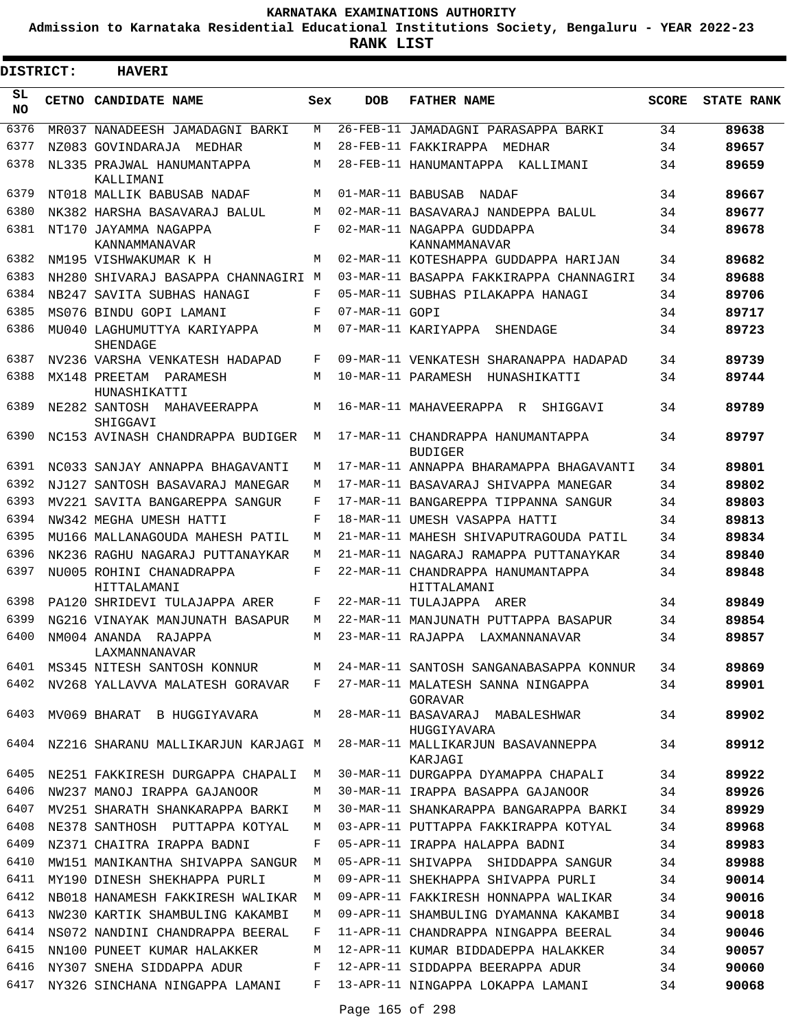KARNATAKA EXAMINATIONS AUTHORITY

Admission to Karnataka Residential Educational Institutions Society, Bengaluru - YEAR 2022-23

**RANK LIST**

**DISTRICT: HAVERI**

| SL NO | CETNO | CANDIDATE NAME | Sex | DOB | FATHER NAME | SCORE | STATE RANK |
|---|---|---|---|---|---|---|---|
| 6376 | MR037 | NANADEESH JAMADAGNI BARKI | M | 26-FEB-11 | JAMADAGNI PARASAPPA BARKI | 34 | **89638** |
| 6377 | NZ083 | GOVINDARAJA MEDHAR | M | 28-FEB-11 | FAKKIRAPPA MEDHAR | 34 | **89657** |
| 6378 | NL335 | PRAJWAL HANUMANTAPPA KALLIMANI | M | 28-FEB-11 | HANUMANTAPPA KALLIMANI | 34 | **89659** |
| 6379 | NT018 | MALLIK BABUSAB NADAF | M | 01-MAR-11 | BABUSAB NADAF | 34 | **89667** |
| 6380 | NK382 | HARSHA BASAVARAJ BALUL | M | 02-MAR-11 | BASAVARAJ NANDEPPA BALUL | 34 | **89677** |
| 6381 | NT170 | JAYAMMA NAGAPPA KANNAMMANAVAR | F | 02-MAR-11 | NAGAPPA GUDDAPPA KANNAMMANAVAR | 34 | **89678** |
| 6382 | NM195 | VISHWAKUMAR K H | M | 02-MAR-11 | KOTESHAPPA GUDDAPPA HARIJAN | 34 | **89682** |
| 6383 | NH280 | SHIVARAJ BASAPPA CHANNAGIRI | M | 03-MAR-11 | BASAPPA FAKKIRAPPA CHANNAGIRI | 34 | **89688** |
| 6384 | NB247 | SAVITA SUBHAS HANAGI | F | 05-MAR-11 | SUBHAS PILAKAPPA HANAGI | 34 | **89706** |
| 6385 | MS076 | BINDU GOPI LAMANI | F | 07-MAR-11 | GOPI | 34 | **89717** |
| 6386 | MU040 | LAGHUMUTTYA KARIYAPPA SHENDAGE | M | 07-MAR-11 | KARIYAPPA SHENDAGE | 34 | **89723** |
| 6387 | NV236 | VARSHA VENKATESH HADAPAD | F | 09-MAR-11 | VENKATESH SHARANAPPA HADAPAD | 34 | **89739** |
| 6388 | MX148 | PREETAM PARAMESH HUNASHIKATTI | M | 10-MAR-11 | PARAMESH HUNASHIKATTI | 34 | **89744** |
| 6389 | NE282 | SANTOSH MAHAVEERAPPA SHIGGAVI | M | 16-MAR-11 | MAHAVEERAPPA R SHIGGAVI | 34 | **89789** |
| 6390 | NC153 | AVINASH CHANDRAPPA BUDIGER | M | 17-MAR-11 | CHANDRAPPA HANUMANTAPPA BUDIGER | 34 | **89797** |
| 6391 | NC033 | SANJAY ANNAPPA BHAGAVANTI | M | 17-MAR-11 | ANNAPPA BHARAMAPPA BHAGAVANTI | 34 | **89801** |
| 6392 | NJ127 | SANTOSH BASAVARAJ MANEGAR | M | 17-MAR-11 | BASAVARAJ SHIVAPPA MANEGAR | 34 | **89802** |
| 6393 | MV221 | SAVITA BANGAREPPA SANGUR | F | 17-MAR-11 | BANGAREPPA TIPPANNA SANGUR | 34 | **89803** |
| 6394 | NW342 | MEGHA UMESH HATTI | F | 18-MAR-11 | UMESH VASAPPA HATTI | 34 | **89813** |
| 6395 | MU166 | MALLANAGOUDA MAHESH PATIL | M | 21-MAR-11 | MAHESH SHIVAPUTRAGOUDA PATIL | 34 | **89834** |
| 6396 | NK236 | RAGHU NAGARAJ PUTTANAYKAR | M | 21-MAR-11 | NAGARAJ RAMAPPA PUTTANAYKAR | 34 | **89840** |
| 6397 | NU005 | ROHINI CHANADRAPPA HITTALAMANI | F | 22-MAR-11 | CHANDRAPPA HANUMANTAPPA HITTALAMANI | 34 | **89848** |
| 6398 | PA120 | SHRIDEVI TULAJAPPA ARER | F | 22-MAR-11 | TULAJAPPA ARER | 34 | **89849** |
| 6399 | NG216 | VINAYAK MANJUNATH BASAPUR | M | 22-MAR-11 | MANJUNATH PUTTAPPA BASAPUR | 34 | **89854** |
| 6400 | NM004 | ANANDA RAJAPPA LAXMANNANAVAR | M | 23-MAR-11 | RAJAPPA LAXMANNANAVAR | 34 | **89857** |
| 6401 | MS345 | NITESH SANTOSH KONNUR | M | 24-MAR-11 | SANTOSH SANGANABASAPPA KONNUR | 34 | **89869** |
| 6402 | NV268 | YALLAVVA MALATESH GORAVAR | F | 27-MAR-11 | MALATESH SANNA NINGAPPA GORAVAR | 34 | **89901** |
| 6403 | MV069 | BHARAT B HUGGIYAVARA | M | 28-MAR-11 | BASAVARAJ MABALESHWAR HUGGIYAVARA | 34 | **89902** |
| 6404 | NZ216 | SHARANU MALLIKARJUN KARJAGI | M | 28-MAR-11 | MALLIKARJUN BASAVANNEPPA KARJAGI | 34 | **89912** |
| 6405 | NE251 | FAKKIRESH DURGAPPA CHAPALI | M | 30-MAR-11 | DURGAPPA DYAMAPPA CHAPALI | 34 | **89922** |
| 6406 | NW237 | MANOJ IRAPPA GAJANOOR | M | 30-MAR-11 | IRAPPA BASAPPA GAJANOOR | 34 | **89926** |
| 6407 | MV251 | SHARATH SHANKARAPPA BARKI | M | 30-MAR-11 | SHANKARAPPA BANGARAPPA BARKI | 34 | **89929** |
| 6408 | NE378 | SANTHOSH PUTTAPPA KOTYAL | M | 03-APR-11 | PUTTAPPA FAKKIRAPPA KOTYAL | 34 | **89968** |
| 6409 | NZ371 | CHAITRA IRAPPA BADNI | F | 05-APR-11 | IRAPPA HALAPPA BADNI | 34 | **89983** |
| 6410 | MW151 | MANIKANTHA SHIVAPPA SANGUR | M | 05-APR-11 | SHIVAPPA SHIDDAPPA SANGUR | 34 | **89988** |
| 6411 | MY190 | DINESH SHEKHAPPA PURLI | M | 09-APR-11 | SHEKHAPPA SHIVAPPA PURLI | 34 | **90014** |
| 6412 | NB018 | HANAMESH FAKKIRESH WALIKAR | M | 09-APR-11 | FAKKIRESH HONNAPPA WALIKAR | 34 | **90016** |
| 6413 | NW230 | KARTIK SHAMBULING KAKAMBI | M | 09-APR-11 | SHAMBULING DYAMANNA KAKAMBI | 34 | **90018** |
| 6414 | NS072 | NANDINI CHANDRAPPA BEERAL | F | 11-APR-11 | CHANDRAPPA NINGAPPA BEERAL | 34 | **90046** |
| 6415 | NN100 | PUNEET KUMAR HALAKKER | M | 12-APR-11 | KUMAR BIDDADEPPA HALAKKER | 34 | **90057** |
| 6416 | NY307 | SNEHA SIDDAPPA ADUR | F | 12-APR-11 | SIDDAPPA BEERAPPA ADUR | 34 | **90060** |
| 6417 | NY326 | SINCHANA NINGAPPA LAMANI | F | 13-APR-11 | NINGAPPA LOKAPPA LAMANI | 34 | **90068** |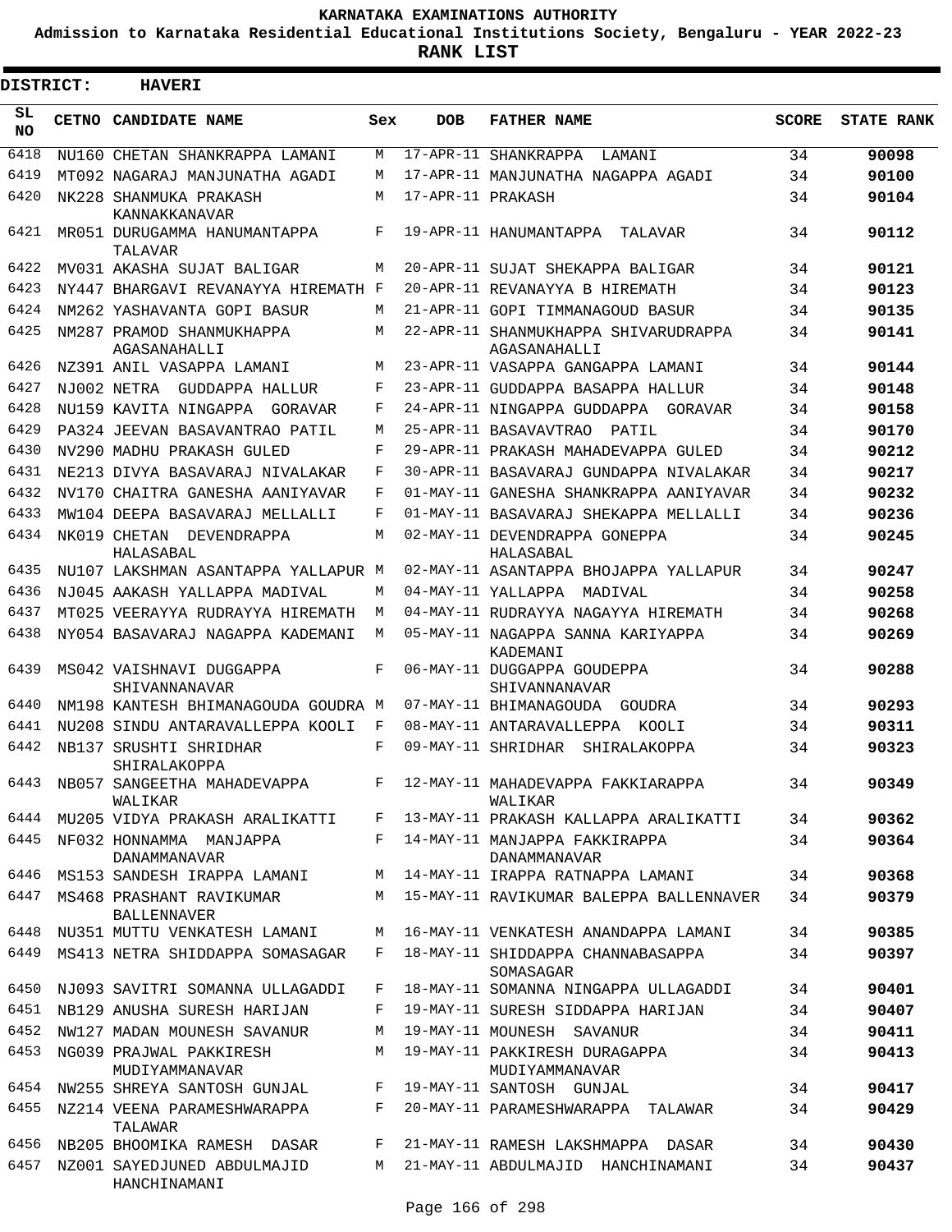# KARNATAKA EXAMINATIONS AUTHORITY

**Admission to Karnataka Residential Educational Institutions Society, Bengaluru - YEAR 2022-23**

**RANK LIST**

**DISTRICT: HAVERI**

| SL NO | CETNO | CANDIDATE NAME | Sex | DOB | FATHER NAME | SCORE | STATE RANK |
|---|---|---|---|---|---|---|---|
| 6418 | NU160 | CHETAN SHANKRAPPA LAMANI | M | 17-APR-11 | SHANKRAPPA LAMANI | 34 | 90098 |
| 6419 | MT092 | NAGARAJ MANJUNATHA AGADI | M | 17-APR-11 | MANJUNATHA NAGAPPA AGADI | 34 | 90100 |
| 6420 | NK228 | SHANMUKA PRAKASH KANNAKKANAVAR | M | 17-APR-11 | PRAKASH | 34 | 90104 |
| 6421 | MR051 | DURUGAMMA HANUMANTAPPA TALAVAR | F | 19-APR-11 | HANUMANTAPPA TALAVAR | 34 | 90112 |
| 6422 | MV031 | AKASHA SUJAT BALIGAR | M | 20-APR-11 | SUJAT SHEKAPPA BALIGAR | 34 | 90121 |
| 6423 | NY447 | BHARGAVI REVANAYYA HIREMATH | F | 20-APR-11 | REVANAYYA B HIREMATH | 34 | 90123 |
| 6424 | NM262 | YASHAVANTA GOPI BASUR | M | 21-APR-11 | GOPI TIMMANAGOUD BASUR | 34 | 90135 |
| 6425 | NM287 | PRAMOD SHANMUKHAPPA AGASANAHALLI | M | 22-APR-11 | SHANMUKHAPPA SHIVARUDRAPPA AGASANAHALLI | 34 | 90141 |
| 6426 | NZ391 | ANIL VASAPPA LAMANI | M | 23-APR-11 | VASAPPA GANGAPPA LAMANI | 34 | 90144 |
| 6427 | NJ002 | NETRA GUDDAPPA HALLUR | F | 23-APR-11 | GUDDAPPA BASAPPA HALLUR | 34 | 90148 |
| 6428 | NU159 | KAVITA NINGAPPA GORAVAR | F | 24-APR-11 | NINGAPPA GUDDAPPA GORAVAR | 34 | 90158 |
| 6429 | PA324 | JEEVAN BASAVANTRAO PATIL | M | 25-APR-11 | BASAVAVTRAO PATIL | 34 | 90170 |
| 6430 | NV290 | MADHU PRAKASH GULED | F | 29-APR-11 | PRAKASH MAHADEVAPPA GULED | 34 | 90212 |
| 6431 | NE213 | DIVYA BASAVARAJ NIVALAKAR | F | 30-APR-11 | BASAVARAJ GUNDAPPA NIVALAKAR | 34 | 90217 |
| 6432 | NV170 | CHAITRA GANESHA AANIYAVAR | F | 01-MAY-11 | GANESHA SHANKRAPPA AANIYAVAR | 34 | 90232 |
| 6433 | MW104 | DEEPA BASAVARAJ MELLALLI | F | 01-MAY-11 | BASAVARAJ SHEKAPPA MELLALLI | 34 | 90236 |
| 6434 | NK019 | CHETAN DEVENDRAPPA HALASABAL | M | 02-MAY-11 | DEVENDRAPPA GONEPPA HALASABAL | 34 | 90245 |
| 6435 | NU107 | LAKSHMAN ASANTAPPA YALLAPUR | M | 02-MAY-11 | ASANTAPPA BHOJAPPA YALLAPUR | 34 | 90247 |
| 6436 | NJ045 | AAKASH YALLAPPA MADIVAL | M | 04-MAY-11 | YALLAPPA MADIVAL | 34 | 90258 |
| 6437 | MT025 | VEERAYYA RUDRAYYA HIREMATH | M | 04-MAY-11 | RUDRAYYA NAGAYYA HIREMATH | 34 | 90268 |
| 6438 | NY054 | BASAVARAJ NAGAPPA KADEMANI | M | 05-MAY-11 | NAGAPPA SANNA KARIYAPPA KADEMANI | 34 | 90269 |
| 6439 | MS042 | VAISHNAVI DUGGAPPA SHIVANNANAVAR | F | 06-MAY-11 | DUGGAPPA GOUDEPPA SHIVANNANAVAR | 34 | 90288 |
| 6440 | NM198 | KANTESH BHIMANAGOUDA GOUDRA | M | 07-MAY-11 | BHIMANAGOUDA GOUDRA | 34 | 90293 |
| 6441 | NU208 | SINDU ANTARAVALLEPPA KOOLI | F | 08-MAY-11 | ANTARAVALLEPPA KOOLI | 34 | 90311 |
| 6442 | NB137 | SRUSHTI SHRIDHAR SHIRALAKOPPA | F | 09-MAY-11 | SHRIDHAR SHIRALAKOPPA | 34 | 90323 |
| 6443 | NB057 | SANGEETHA MAHADEVAPPA WALIKAR | F | 12-MAY-11 | MAHADEVAPPA FAKKIARAPPA WALIKAR | 34 | 90349 |
| 6444 | MU205 | VIDYA PRAKASH ARALIKATTI | F | 13-MAY-11 | PRAKASH KALLAPPA ARALIKATTI | 34 | 90362 |
| 6445 | NF032 | HONNAMMA MANJAPPA DANAMMANAVAR | F | 14-MAY-11 | MANJAPPA FAKKIRAPPA DANAMMANAVAR | 34 | 90364 |
| 6446 | MS153 | SANDESH IRAPPA LAMANI | M | 14-MAY-11 | IRAPPA RATNAPPA LAMANI | 34 | 90368 |
| 6447 | MS468 | PRASHANT RAVIKUMAR BALLENNAVER | M | 15-MAY-11 | RAVIKUMAR BALEPPA BALLENNAVER | 34 | 90379 |
| 6448 | NU351 | MUTTU VENKATESH LAMANI | M | 16-MAY-11 | VENKATESH ANANDAPPA LAMANI | 34 | 90385 |
| 6449 | MS413 | NETRA SHIDDAPPA SOMASAGAR | F | 18-MAY-11 | SHIDDAPPA CHANNABASAPPA SOMASAGAR | 34 | 90397 |
| 6450 | NJ093 | SAVITRI SOMANNA ULLAGADDI | F | 18-MAY-11 | SOMANNA NINGAPPA ULLAGADDI | 34 | 90401 |
| 6451 | NB129 | ANUSHA SURESH HARIJAN | F | 19-MAY-11 | SURESH SIDDAPPA HARIJAN | 34 | 90407 |
| 6452 | NW127 | MADAN MOUNESH SAVANUR | M | 19-MAY-11 | MOUNESH SAVANUR | 34 | 90411 |
| 6453 | NG039 | PRAJWAL PAKKIRESH MUDIYAMMANAVAR | M | 19-MAY-11 | PAKKIRESH DURAGAPPA MUDIYAMMANAVAR | 34 | 90413 |
| 6454 | NW255 | SHREYA SANTOSH GUNJAL | F | 19-MAY-11 | SANTOSH GUNJAL | 34 | 90417 |
| 6455 | NZ214 | VEENA PARAMESHWARAPPA TALAWAR | F | 20-MAY-11 | PARAMESHWARAPPA TALAWAR | 34 | 90429 |
| 6456 | NB205 | BHOOMIKA RAMESH DASAR | F | 21-MAY-11 | RAMESH LAKSHMAPPA DASAR | 34 | 90430 |
| 6457 | NZ001 | SAYEDJUNED ABDULMAJID HANCHINAMANI | M | 21-MAY-11 | ABDULMAJID HANCHINAMANI | 34 | 90437 |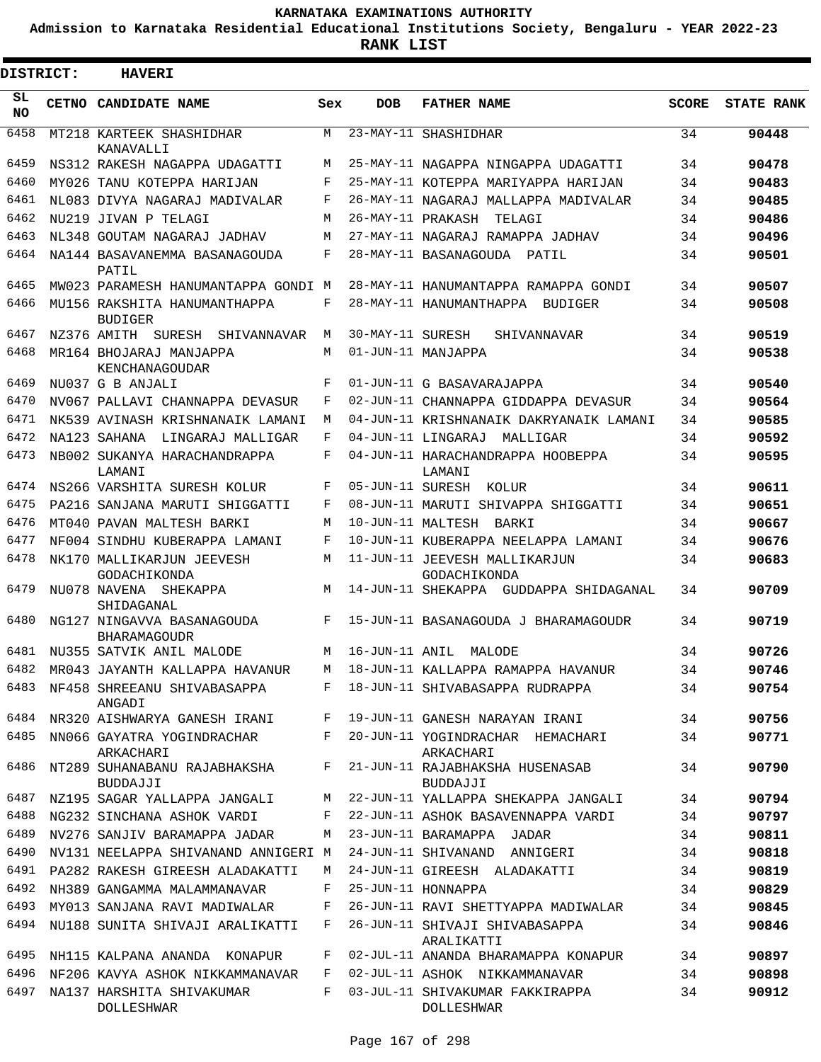**KARNATAKA EXAMINATIONS AUTHORITY**

**Admission to Karnataka Residential Educational Institutions Society, Bengaluru - YEAR 2022-23**

**RANK LIST**

**DISTRICT: HAVERI**

| SL NO | CETNO | CANDIDATE NAME | Sex | DOB | FATHER NAME | SCORE | STATE RANK |
|---|---|---|---|---|---|---|---|
| 6458 | MT218 | KARTEEK SHASHIDHAR KANAVALLI | M | 23-MAY-11 | SHASHIDHAR | 34 | 90448 |
| 6459 | NS312 | RAKESH NAGAPPA UDAGATTI | M | 25-MAY-11 | NAGAPPA NINGAPPA UDAGATTI | 34 | 90478 |
| 6460 | MY026 | TANU KOTEPPA HARIJAN | F | 25-MAY-11 | KOTEPPA MARIYAPPA HARIJAN | 34 | 90483 |
| 6461 | NL083 | DIVYA NAGARAJ MADIVALAR | F | 26-MAY-11 | NAGARAJ MALLAPPA MADIVALAR | 34 | 90485 |
| 6462 | NU219 | JIVAN P TELAGI | M | 26-MAY-11 | PRAKASH TELAGI | 34 | 90486 |
| 6463 | NL348 | GOUTAM NAGARAJ JADHAV | M | 27-MAY-11 | NAGARAJ RAMAPPA JADHAV | 34 | 90496 |
| 6464 | NA144 | BASAVANEMMA BASANAGOUDA PATIL | F | 28-MAY-11 | BASANAGOUDA PATIL | 34 | 90501 |
| 6465 | MW023 | PARAMESH HANUMANTAPPA GONDI | M | 28-MAY-11 | HANUMANTAPPA RAMAPPA GONDI | 34 | 90507 |
| 6466 | MU156 | RAKSHITA HANUMANTHAPPA BUDIGER | F | 28-MAY-11 | HANUMANTHAPPA BUDIGER | 34 | 90508 |
| 6467 | NZ376 | AMITH SURESH SHIVANNAVAR | M | 30-MAY-11 | SURESH SHIVANNAVAR | 34 | 90519 |
| 6468 | MR164 | BHOJARAJ MANJAPPA KENCHANAGOUDAR | M | 01-JUN-11 | MANJAPPA | 34 | 90538 |
| 6469 | NU037 | G B ANJALI | F | 01-JUN-11 | G BASAVARAJAPPA | 34 | 90540 |
| 6470 | NV067 | PALLAVI CHANNAPPA DEVASUR | F | 02-JUN-11 | CHANNAPPA GIDDAPPA DEVASUR | 34 | 90564 |
| 6471 | NK539 | AVINASH KRISHNANAIK LAMANI | M | 04-JUN-11 | KRISHNANAIK DAKRYANAIK LAMANI | 34 | 90585 |
| 6472 | NA123 | SAHANA LINGARAJ MALLIGAR | F | 04-JUN-11 | LINGARAJ MALLIGAR | 34 | 90592 |
| 6473 | NB002 | SUKANYA HARACHANDRAPPA LAMANI | F | 04-JUN-11 | HARACHANDRAPPA HOOBEPPA LAMANI | 34 | 90595 |
| 6474 | NS266 | VARSHITA SURESH KOLUR | F | 05-JUN-11 | SURESH KOLUR | 34 | 90611 |
| 6475 | PA216 | SANJANA MARUTI SHIGGATTI | F | 08-JUN-11 | MARUTI SHIVAPPA SHIGGATTI | 34 | 90651 |
| 6476 | MT040 | PAVAN MALTESH BARKI | M | 10-JUN-11 | MALTESH BARKI | 34 | 90667 |
| 6477 | NF004 | SINDHU KUBERAPPA LAMANI | F | 10-JUN-11 | KUBERAPPA NEELAPPA LAMANI | 34 | 90676 |
| 6478 | NK170 | MALLIKARJUN JEEVESH GODACHIKONDA | M | 11-JUN-11 | JEEVESH MALLIKARJUN GODACHIKONDA | 34 | 90683 |
| 6479 | NU078 | NAVENA SHEKAPPA SHIDAGANAL | M | 14-JUN-11 | SHEKAPPA GUDDAPPA SHIDAGANAL | 34 | 90709 |
| 6480 | NG127 | NINGAVVA BASANAGOUDA BHARAMAGOUDR | F | 15-JUN-11 | BASANAGOUDA J BHARAMAGOUDR | 34 | 90719 |
| 6481 | NU355 | SATVIK ANIL MALODE | M | 16-JUN-11 | ANIL MALODE | 34 | 90726 |
| 6482 | MR043 | JAYANTH KALLAPPA HAVANUR | M | 18-JUN-11 | KALLAPPA RAMAPPA HAVANUR | 34 | 90746 |
| 6483 | NF458 | SHREEANU SHIVABASAPPA ANGADI | F | 18-JUN-11 | SHIVABASAPPA RUDRAPPA | 34 | 90754 |
| 6484 | NR320 | AISHWARYA GANESH IRANI | F | 19-JUN-11 | GANESH NARAYAN IRANI | 34 | 90756 |
| 6485 | NN066 | GAYATRA YOGINDRACHAR ARKACHARI | F | 20-JUN-11 | YOGINDRACHAR HEMACHARI ARKACHARI | 34 | 90771 |
| 6486 | NT289 | SUHANABANU RAJABHAKSHA BUDDAJJI | F | 21-JUN-11 | RAJABHAKSHA HUSENASAB BUDDAJJI | 34 | 90790 |
| 6487 | NZ195 | SAGAR YALLAPPA JANGALI | M | 22-JUN-11 | YALLAPPA SHEKAPPA JANGALI | 34 | 90794 |
| 6488 | NG232 | SINCHANA ASHOK VARDI | F | 22-JUN-11 | ASHOK BASAVENNAPPA VARDI | 34 | 90797 |
| 6489 | NV276 | SANJIV BARAMAPPA JADAR | M | 23-JUN-11 | BARAMAPPA JADAR | 34 | 90811 |
| 6490 | NV131 | NEELAPPA SHIVANAND ANNIGERI | M | 24-JUN-11 | SHIVANAND ANNIGERI | 34 | 90818 |
| 6491 | PA282 | RAKESH GIREESH ALADAKATTI | M | 24-JUN-11 | GIREESH ALADAKATTI | 34 | 90819 |
| 6492 | NH389 | GANGAMMA MALAMMANAVAR | F | 25-JUN-11 | HONNAPPA | 34 | 90829 |
| 6493 | MY013 | SANJANA RAVI MADIWALAR | F | 26-JUN-11 | RAVI SHETTYAPPA MADIWALAR | 34 | 90845 |
| 6494 | NU188 | SUNITA SHIVAJI ARALIKATTI | F | 26-JUN-11 | SHIVAJI SHIVABASAPPA ARALIKATTI | 34 | 90846 |
| 6495 | NH115 | KALPANA ANANDA KONAPUR | F | 02-JUL-11 | ANANDA BHARAMAPPA KONAPUR | 34 | 90897 |
| 6496 | NF206 | KAVYA ASHOK NIKKAMMANAVAR | F | 02-JUL-11 | ASHOK NIKKAMMANAVAR | 34 | 90898 |
| 6497 | NA137 | HARSHITA SHIVAKUMAR DOLLESHWAR | F | 03-JUL-11 | SHIVAKUMAR FAKKIRAPPA DOLLESHWAR | 34 | 90912 |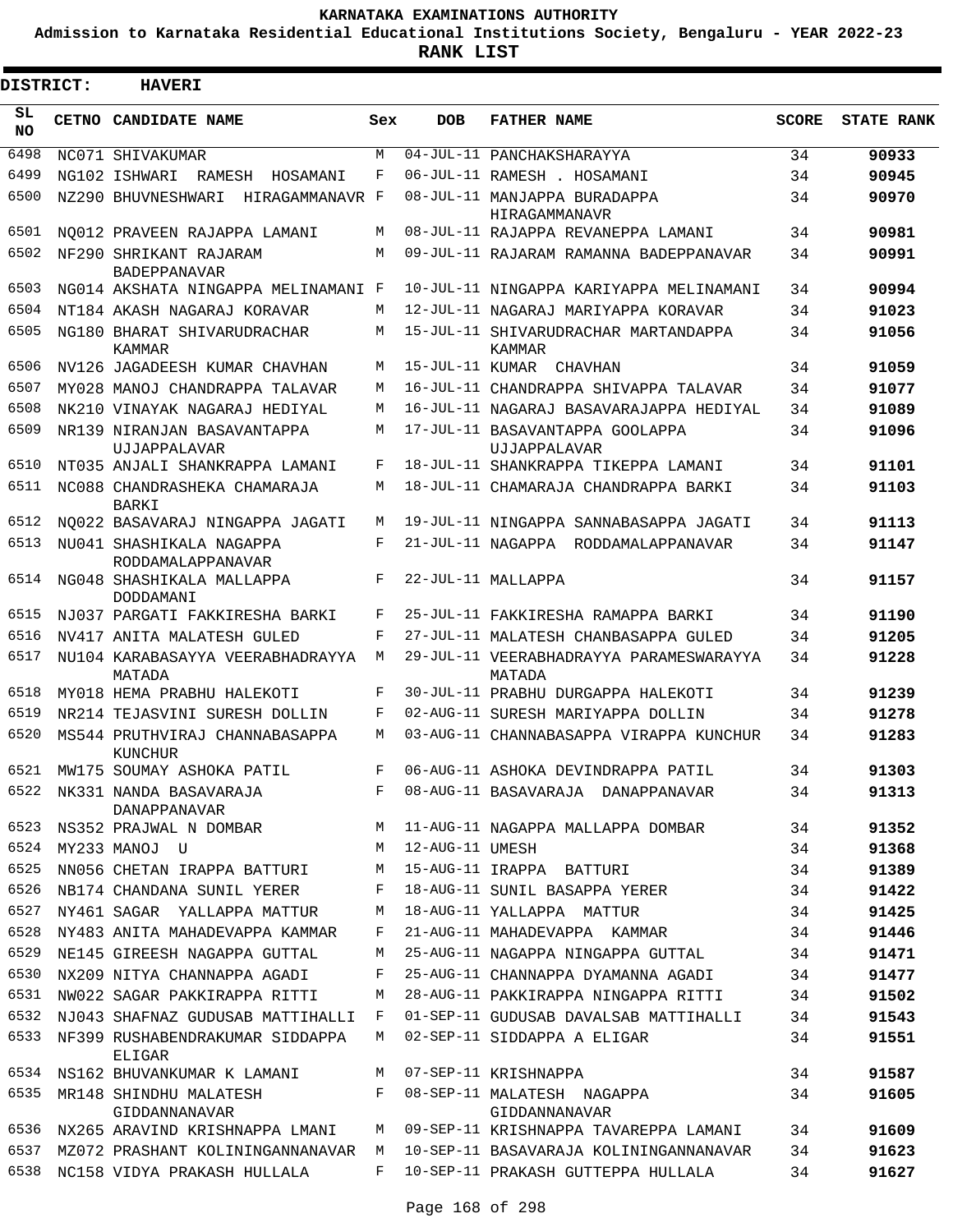KARNATAKA EXAMINATIONS AUTHORITY

Admission to Karnataka Residential Educational Institutions Society, Bengaluru - YEAR 2022-23

**RANK LIST**

**DISTRICT: HAVERI**

| SL NO | CETNO | CANDIDATE NAME | Sex | DOB | FATHER NAME | SCORE | STATE RANK |
|---|---|---|---|---|---|---|---|
| 6498 | NC071 | SHIVAKUMAR | M | 04-JUL-11 | PANCHAKSHARAYYA | 34 | 90933 |
| 6499 | NG102 | ISHWARI RAMESH HOSAMANI | F | 06-JUL-11 | RAMESH . HOSAMANI | 34 | 90945 |
| 6500 | NZ290 | BHUVNESHWARI HIRAGAMMANAVR | F | 08-JUL-11 | MANJAPPA BURADAPPA HIRAGAMMANAVR | 34 | 90970 |
| 6501 | NQ012 | PRAVEEN RAJAPPA LAMANI | M | 08-JUL-11 | RAJAPPA REVANEPPA LAMANI | 34 | 90981 |
| 6502 | NF290 | SHRIKANT RAJARAM BADEPPANAVAR | M | 09-JUL-11 | RAJARAM RAMANNA BADEPPANAVAR | 34 | 90991 |
| 6503 | NG014 | AKSHATA NINGAPPA MELINAMANI | F | 10-JUL-11 | NINGAPPA KARIYAPPA MELINAMANI | 34 | 90994 |
| 6504 | NT184 | AKASH NAGARAJ KORAVAR | M | 12-JUL-11 | NAGARAJ MARIYAPPA KORAVAR | 34 | 91023 |
| 6505 | NG180 | BHARAT SHIVARUDRACHAR KAMMAR | M | 15-JUL-11 | SHIVARUDRACHAR MARTANDAPPA KAMMAR | 34 | 91056 |
| 6506 | NV126 | JAGADEESH KUMAR CHAVHAN | M | 15-JUL-11 | KUMAR CHAVHAN | 34 | 91059 |
| 6507 | MY028 | MANOJ CHANDRAPPA TALAVAR | M | 16-JUL-11 | CHANDRAPPA SHIVAPPA TALAVAR | 34 | 91077 |
| 6508 | NK210 | VINAYAK NAGARAJ HEDIYAL | M | 16-JUL-11 | NAGARAJ BASAVARAJAPPA HEDIYAL | 34 | 91089 |
| 6509 | NR139 | NIRANJAN BASAVANTAPPA UJJAPPALAVAR | M | 17-JUL-11 | BASAVANTAPPA GOOLAPPA UJJAPPALAVAR | 34 | 91096 |
| 6510 | NT035 | ANJALI SHANKRAPPA LAMANI | F | 18-JUL-11 | SHANKRAPPA TIKEPPA LAMANI | 34 | 91101 |
| 6511 | NC088 | CHANDRASHEKA CHAMARAJA BARKI | M | 18-JUL-11 | CHAMARAJA CHANDRAPPA BARKI | 34 | 91103 |
| 6512 | NQ022 | BASAVARAJ NINGAPPA JAGATI | M | 19-JUL-11 | NINGAPPA SANNABASAPPA JAGATI | 34 | 91113 |
| 6513 | NU041 | SHASHIKALA NAGAPPA RODDAMALAPPANAVAR | F | 21-JUL-11 | NAGAPPA RODDAMALAPPANAVAR | 34 | 91147 |
| 6514 | NG048 | SHASHIKALA MALLAPPA DODDAMANI | F | 22-JUL-11 | MALLAPPA | 34 | 91157 |
| 6515 | NJ037 | PARGATI FAKKIRESHA BARKI | F | 25-JUL-11 | FAKKIRESHA RAMAPPA BARKI | 34 | 91190 |
| 6516 | NV417 | ANITA MALATESH GULED | F | 27-JUL-11 | MALATESH CHANBASAPPA GULED | 34 | 91205 |
| 6517 | NU104 | KARABASAYYA VEERABHADRAYYA MATADA | M | 29-JUL-11 | VEERABHADRAYYA PARAMESWARAYYA MATADA | 34 | 91228 |
| 6518 | MY018 | HEMA PRABHU HALEKOTI | F | 30-JUL-11 | PRABHU DURGAPPA HALEKOTI | 34 | 91239 |
| 6519 | NR214 | TEJASVINI SURESH DOLLIN | F | 02-AUG-11 | SURESH MARIYAPPA DOLLIN | 34 | 91278 |
| 6520 | MS544 | PRUTHVIRAJ CHANNABASAPPA KUNCHUR | M | 03-AUG-11 | CHANNABASAPPA VIRAPPA KUNCHUR | 34 | 91283 |
| 6521 | MW175 | SOUMAY ASHOKA PATIL | F | 06-AUG-11 | ASHOKA DEVINDRAPPA PATIL | 34 | 91303 |
| 6522 | NK331 | NANDA BASAVARAJA DANAPPANAVAR | F | 08-AUG-11 | BASAVARAJA DANAPPANAVAR | 34 | 91313 |
| 6523 | NS352 | PRAJWAL N DOMBAR | M | 11-AUG-11 | NAGAPPA MALLAPPA DOMBAR | 34 | 91352 |
| 6524 | MY233 | MANOJ U | M | 12-AUG-11 | UMESH | 34 | 91368 |
| 6525 | NN056 | CHETAN IRAPPA BATTURI | M | 15-AUG-11 | IRAPPA BATTURI | 34 | 91389 |
| 6526 | NB174 | CHANDANA SUNIL YERER | F | 18-AUG-11 | SUNIL BASAPPA YERER | 34 | 91422 |
| 6527 | NY461 | SAGAR YALLAPPA MATTUR | M | 18-AUG-11 | YALLAPPA MATTUR | 34 | 91425 |
| 6528 | NY483 | ANITA MAHADEVAPPA KAMMAR | F | 21-AUG-11 | MAHADEVAPPA KAMMAR | 34 | 91446 |
| 6529 | NE145 | GIREESH NAGAPPA GUTTAL | M | 25-AUG-11 | NAGAPPA NINGAPPA GUTTAL | 34 | 91471 |
| 6530 | NX209 | NITYA CHANNAPPA AGADI | F | 25-AUG-11 | CHANNAPPA DYAMANNA AGADI | 34 | 91477 |
| 6531 | NW022 | SAGAR PAKKIRAPPA RITTI | M | 28-AUG-11 | PAKKIRAPPA NINGAPPA RITTI | 34 | 91502 |
| 6532 | NJ043 | SHAFNAZ GUDUSAB MATTIHALLI | F | 01-SEP-11 | GUDUSAB DAVALSAB MATTIHALLI | 34 | 91543 |
| 6533 | NF399 | RUSHABENDRAKUMAR SIDDAPPA ELIGAR | M | 02-SEP-11 | SIDDAPPA A ELIGAR | 34 | 91551 |
| 6534 | NS162 | BHUVANKUMAR K LAMANI | M | 07-SEP-11 | KRISHNAPPA | 34 | 91587 |
| 6535 | MR148 | SHINDHU MALATESH GIDDANNANAVAR | F | 08-SEP-11 | MALATESH NAGAPPA GIDDANNANAVAR | 34 | 91605 |
| 6536 | NX265 | ARAVIND KRISHNAPPA LMANI | M | 09-SEP-11 | KRISHNAPPA TAVAREPPA LAMANI | 34 | 91609 |
| 6537 | MZ072 | PRASHANT KOLININGANNANAVAR | M | 10-SEP-11 | BASAVARAJA KOLININGANNANAVAR | 34 | 91623 |
| 6538 | NC158 | VIDYA PRAKASH HULLALA | F | 10-SEP-11 | PRAKASH GUTTEPPA HULLALA | 34 | 91627 |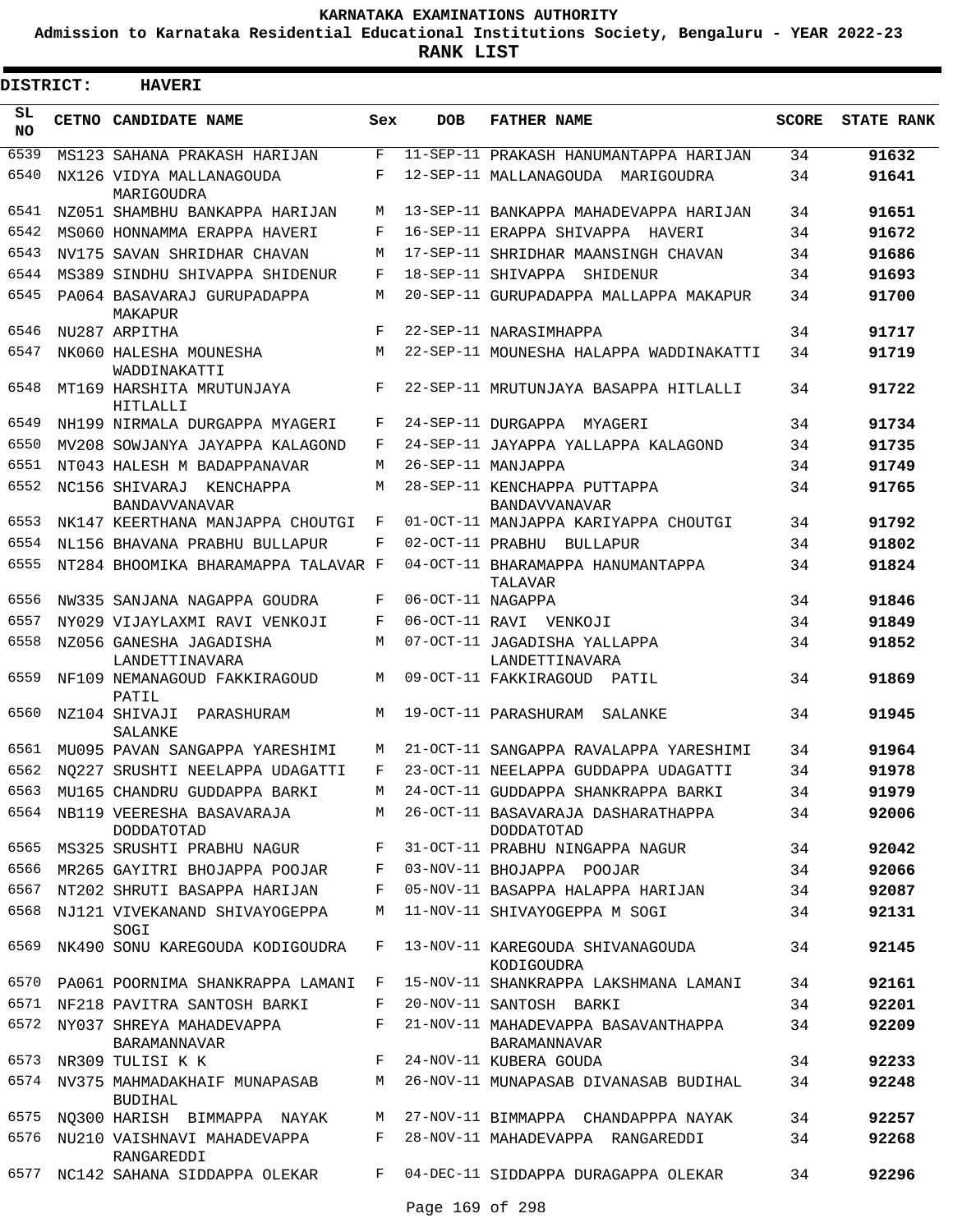KARNATAKA EXAMINATIONS AUTHORITY

Admission to Karnataka Residential Educational Institutions Society, Bengaluru - YEAR 2022-23

**RANK LIST**

**DISTRICT: HAVERI**

| SL NO | CETNO | CANDIDATE NAME | Sex | DOB | FATHER NAME | SCORE | STATE RANK |
|---|---|---|---|---|---|---|---|
| 6539 | MS123 | SAHANA PRAKASH HARIJAN | F | 11-SEP-11 | PRAKASH HANUMANTAPPA HARIJAN | 34 | **91632** |
| 6540 | NX126 | VIDYA MALLANAGOUDA MARIGOUDRA | F | 12-SEP-11 | MALLANAGOUDA MARIGOUDRA | 34 | **91641** |
| 6541 | NZ051 | SHAMBHU BANKAPPA HARIJAN | M | 13-SEP-11 | BANKAPPA MAHADEVAPPA HARIJAN | 34 | **91651** |
| 6542 | MS060 | HONNAMMA ERAPPA HAVERI | F | 16-SEP-11 | ERAPPA SHIVAPPA HAVERI | 34 | **91672** |
| 6543 | NV175 | SAVAN SHRIDHAR CHAVAN | M | 17-SEP-11 | SHRIDHAR MAANSINGH CHAVAN | 34 | **91686** |
| 6544 | MS389 | SINDHU SHIVAPPA SHIDENUR | F | 18-SEP-11 | SHIVAPPA SHIDENUR | 34 | **91693** |
| 6545 | PA064 | BASAVARAJ GURUPADAPPA MAKAPUR | M | 20-SEP-11 | GURUPADAPPA MALLAPPA MAKAPUR | 34 | **91700** |
| 6546 | NU287 | ARPITHA | F | 22-SEP-11 | NARASIMHAPPA | 34 | **91717** |
| 6547 | NK060 | HALESHA MOUNESHA WADDINAKATTI | M | 22-SEP-11 | MOUNESHA HALAPPA WADDINAKATTI | 34 | **91719** |
| 6548 | MT169 | HARSHITA MRUTUNJAYA HITLALLI | F | 22-SEP-11 | MRUTUNJAYA BASAPPA HITLALLI | 34 | **91722** |
| 6549 | NH199 | NIRMALA DURGAPPA MYAGERI | F | 24-SEP-11 | DURGAPPA MYAGERI | 34 | **91734** |
| 6550 | MV208 | SOWJANYA JAYAPPA KALAGOND | F | 24-SEP-11 | JAYAPPA YALLAPPA KALAGOND | 34 | **91735** |
| 6551 | NT043 | HALESH M BADAPPANAVAR | M | 26-SEP-11 | MANJAPPA | 34 | **91749** |
| 6552 | NC156 | SHIVARAJ KENCHAPPA BANDAVVANAVAR | M | 28-SEP-11 | KENCHAPPA PUTTAPPA BANDAVVANAVAR | 34 | **91765** |
| 6553 | NK147 | KEERTHANA MANJAPPA CHOUTGI | F | 01-OCT-11 | MANJAPPA KARIYAPPA CHOUTGI | 34 | **91792** |
| 6554 | NL156 | BHAVANA PRABHU BULLAPUR | F | 02-OCT-11 | PRABHU BULLAPUR | 34 | **91802** |
| 6555 | NT284 | BHOOMIKA BHARAMAPPA TALAVAR | F | 04-OCT-11 | BHARAMAPPA HANUMANTAPPA TALAVAR | 34 | **91824** |
| 6556 | NW335 | SANJANA NAGAPPA GOUDRA | F | 06-OCT-11 | NAGAPPA | 34 | **91846** |
| 6557 | NY029 | VIJAYLAXMI RAVI VENKOJI | F | 06-OCT-11 | RAVI VENKOJI | 34 | **91849** |
| 6558 | NZ056 | GANESHA JAGADISHA LANDETTINAVARA | M | 07-OCT-11 | JAGADISHA YALLAPPA LANDETTINAVARA | 34 | **91852** |
| 6559 | NF109 | NEMANAGOUD FAKKIRAGOUD PATIL | M | 09-OCT-11 | FAKKIRAGOUD PATIL | 34 | **91869** |
| 6560 | NZ104 | SHIVAJI PARASHURAM SALANKE | M | 19-OCT-11 | PARASHURAM SALANKE | 34 | **91945** |
| 6561 | MU095 | PAVAN SANGAPPA YARESHIMI | M | 21-OCT-11 | SANGAPPA RAVALAPPA YARESHIMI | 34 | **91964** |
| 6562 | NQ227 | SRUSHTI NEELAPPA UDAGATTI | F | 23-OCT-11 | NEELAPPA GUDDAPPA UDAGATTI | 34 | **91978** |
| 6563 | MU165 | CHANDRU GUDDAPPA BARKI | M | 24-OCT-11 | GUDDAPPA SHANKRAPPA BARKI | 34 | **91979** |
| 6564 | NB119 | VEERESHA BASAVARAJA DODDATOTAD | M | 26-OCT-11 | BASAVARAJA DASHARATHAPPA DODDATOTAD | 34 | **92006** |
| 6565 | MS325 | SRUSHTI PRABHU NAGUR | F | 31-OCT-11 | PRABHU NINGAPPA NAGUR | 34 | **92042** |
| 6566 | MR265 | GAYITRI BHOJAPPA POOJAR | F | 03-NOV-11 | BHOJAPPA POOJAR | 34 | **92066** |
| 6567 | NT202 | SHRUTI BASAPPA HARIJAN | F | 05-NOV-11 | BASAPPA HALAPPA HARIJAN | 34 | **92087** |
| 6568 | NJ121 | VIVEKANAND SHIVAYOGEPPA SOGI | M | 11-NOV-11 | SHIVAYOGEPPA M SOGI | 34 | **92131** |
| 6569 | NK490 | SONU KAREGOUDA KODIGOUDRA | F | 13-NOV-11 | KAREGOUDA SHIVANAGOUDA KODIGOUDRA | 34 | **92145** |
| 6570 | PA061 | POORNIMA SHANKRAPPA LAMANI | F | 15-NOV-11 | SHANKRAPPA LAKSHMANA LAMANI | 34 | **92161** |
| 6571 | NF218 | PAVITRA SANTOSH BARKI | F | 20-NOV-11 | SANTOSH BARKI | 34 | **92201** |
| 6572 | NY037 | SHREYA MAHADEVAPPA BARAMANNAVAR | F | 21-NOV-11 | MAHADEVAPPA BASAVANTHAPPA BARAMANNAVAR | 34 | **92209** |
| 6573 | NR309 | TULISI K K | F | 24-NOV-11 | KUBERA GOUDA | 34 | **92233** |
| 6574 | NV375 | MAHMADAKHAIF MUNAPASAB BUDIHAL | M | 26-NOV-11 | MUNAPASAB DIVANASAB BUDIHAL | 34 | **92248** |
| 6575 | NQ300 | HARISH BIMMAPPA NAYAK | M | 27-NOV-11 | BIMMAPPA CHANDAPPPA NAYAK | 34 | **92257** |
| 6576 | NU210 | VAISHNAVI MAHADEVAPPA RANGAREDDI | F | 28-NOV-11 | MAHADEVAPPA RANGAREDDI | 34 | **92268** |
| 6577 | NC142 | SAHANA SIDDAPPA OLEKAR | F | 04-DEC-11 | SIDDAPPA DURAGAPPA OLEKAR | 34 | **92296** |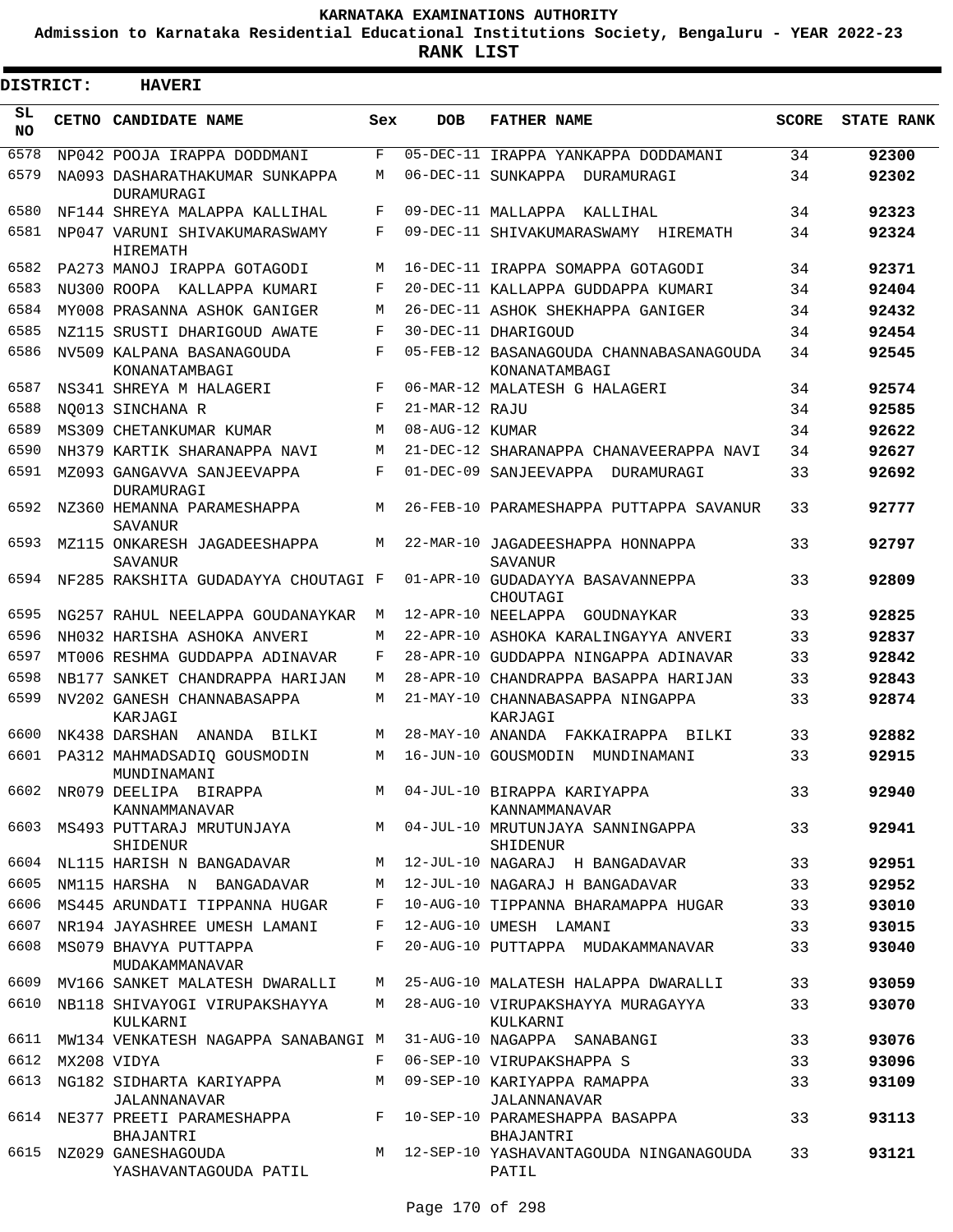KARNATAKA EXAMINATIONS AUTHORITY

Admission to Karnataka Residential Educational Institutions Society, Bengaluru - YEAR 2022-23

**RANK LIST**

**DISTRICT: HAVERI**

| SL NO | CETNO | CANDIDATE NAME | Sex | DOB | FATHER NAME | SCORE | STATE RANK |
|---|---|---|---|---|---|---|---|
| 6578 | NP042 | POOJA IRAPPA DODDMANI | F | 05-DEC-11 | IRAPPA YANKAPPA DODDAMANI | 34 | 92300 |
| 6579 | NA093 | DASHARATHAKUMAR SUNKAPPA DURAMURAGI | M | 06-DEC-11 | SUNKAPPA DURAMURAGI | 34 | 92302 |
| 6580 | NF144 | SHREYA MALAPPA KALLIHAL | F | 09-DEC-11 | MALLAPPA KALLIHAL | 34 | 92323 |
| 6581 | NP047 | VARUNI SHIVAKUMARASWAMY HIREMATH | F | 09-DEC-11 | SHIVAKUMARASWAMY HIREMATH | 34 | 92324 |
| 6582 | PA273 | MANOJ IRAPPA GOTAGODI | M | 16-DEC-11 | IRAPPA SOMAPPA GOTAGODI | 34 | 92371 |
| 6583 | NU300 | ROOPA KALLAPPA KUMARI | F | 20-DEC-11 | KALLAPPA GUDDAPPA KUMARI | 34 | 92404 |
| 6584 | MY008 | PRASANNA ASHOK GANIGER | M | 26-DEC-11 | ASHOK SHEKHAPPA GANIGER | 34 | 92432 |
| 6585 | NZ115 | SRUSTI DHARIGOUD AWATE | F | 30-DEC-11 | DHARIGOUD | 34 | 92454 |
| 6586 | NV509 | KALPANA BASANAGOUDA KONANATAMBAGI | F | 05-FEB-12 | BASANAGOUDA CHANNABASANAGOUDA KONANATAMBAGI | 34 | 92545 |
| 6587 | NS341 | SHREYA M HALAGERI | F | 06-MAR-12 | MALATESH G HALAGERI | 34 | 92574 |
| 6588 | NQ013 | SINCHANA R | F | 21-MAR-12 | RAJU | 34 | 92585 |
| 6589 | MS309 | CHETANKUMAR KUMAR | M | 08-AUG-12 | KUMAR | 34 | 92622 |
| 6590 | NH379 | KARTIK SHARANAPPA NAVI | M | 21-DEC-12 | SHARANAPPA CHANAVEERAPPA NAVI | 34 | 92627 |
| 6591 | MZ093 | GANGAVVA SANJEEVAPPA DURAMURAGI | F | 01-DEC-09 | SANJEEVAPPA DURAMURAGI | 33 | 92692 |
| 6592 | NZ360 | HEMANNA PARAMESHAPPA SAVANUR | M | 26-FEB-10 | PARAMESHAPPA PUTTAPPA SAVANUR | 33 | 92777 |
| 6593 | MZ115 | ONKARESH JAGADEESHAPPA SAVANUR | M | 22-MAR-10 | JAGADEESHAPPA HONNAPPA SAVANUR | 33 | 92797 |
| 6594 | NF285 | RAKSHITA GUDADAYYA CHOUTAGI | F | 01-APR-10 | GUDADAYYA BASAVANNEPPA CHOUTAGI | 33 | 92809 |
| 6595 | NG257 | RAHUL NEELAPPA GOUDANAYKAR | M | 12-APR-10 | NEELAPPA GOUDNAYKAR | 33 | 92825 |
| 6596 | NH032 | HARISHA ASHOKA ANVERI | M | 22-APR-10 | ASHOKA KARALINGAYYA ANVERI | 33 | 92837 |
| 6597 | MT006 | RESHMA GUDDAPPA ADINAVAR | F | 28-APR-10 | GUDDAPPA NINGAPPA ADINAVAR | 33 | 92842 |
| 6598 | NB177 | SANKET CHANDRAPPA HARIJAN | M | 28-APR-10 | CHANDRAPPA BASAPPA HARIJAN | 33 | 92843 |
| 6599 | NV202 | GANESH CHANNABASAPPA KARJAGI | M | 21-MAY-10 | CHANNABASAPPA NINGAPPA KARJAGI | 33 | 92874 |
| 6600 | NK438 | DARSHAN ANANDA BILKI | M | 28-MAY-10 | ANANDA FAKKAIRAPPA BILKI | 33 | 92882 |
| 6601 | PA312 | MAHMADSADIQ GOUSMODIN MUNDINAMANI | M | 16-JUN-10 | GOUSMODIN MUNDINAMANI | 33 | 92915 |
| 6602 | NR079 | DEELIPA BIRAPPA KANNAMMANAVAR | M | 04-JUL-10 | BIRAPPA KARIYAPPA KANNAMMANAVAR | 33 | 92940 |
| 6603 | MS493 | PUTTARAJ MRUTUNJAYA SHIDENUR | M | 04-JUL-10 | MRUTUNJAYA SANNINGAPPA SHIDENUR | 33 | 92941 |
| 6604 | NL115 | HARISH N BANGADAVAR | M | 12-JUL-10 | NAGARAJ H BANGADAVAR | 33 | 92951 |
| 6605 | NM115 | HARSHA N BANGADAVAR | M | 12-JUL-10 | NAGARAJ H BANGADAVAR | 33 | 92952 |
| 6606 | MS445 | ARUNDATI TIPPANNA HUGAR | F | 10-AUG-10 | TIPPANNA BHARAMAPPA HUGAR | 33 | 93010 |
| 6607 | NR194 | JAYASHREE UMESH LAMANI | F | 12-AUG-10 | UMESH LAMANI | 33 | 93015 |
| 6608 | MS079 | BHAVYA PUTTAPPA MUDAKAMMANAVAR | F | 20-AUG-10 | PUTTAPPA MUDAKAMMANAVAR | 33 | 93040 |
| 6609 | MV166 | SANKET MALATESH DWARALLI | M | 25-AUG-10 | MALATESH HALAPPA DWARALLI | 33 | 93059 |
| 6610 | NB118 | SHIVAYOGI VIRUPAKSHAYYA KULKARNI | M | 28-AUG-10 | VIRUPAKSHAYYA MURAGAYYA KULKARNI | 33 | 93070 |
| 6611 | MW134 | VENKATESH NAGAPPA SANABANGI | M | 31-AUG-10 | NAGAPPA SANABANGI | 33 | 93076 |
| 6612 | MX208 | VIDYA | F | 06-SEP-10 | VIRUPAKSHAPPA S | 33 | 93096 |
| 6613 | NG182 | SIDHARTA KARIYAPPA JALANNANAVAR | M | 09-SEP-10 | KARIYAPPA RAMAPPA JALANNANAVAR | 33 | 93109 |
| 6614 | NE377 | PREETI PARAMESHAPPA BHAJANTRI | F | 10-SEP-10 | PARAMESHAPPA BASAPPA BHAJANTRI | 33 | 93113 |
| 6615 | NZ029 | GANESHAGOUDA YASHAVANTAGOUDA PATIL | M | 12-SEP-10 | YASHAVANTAGOUDA NINGANAGOUDA PATIL | 33 | 93121 |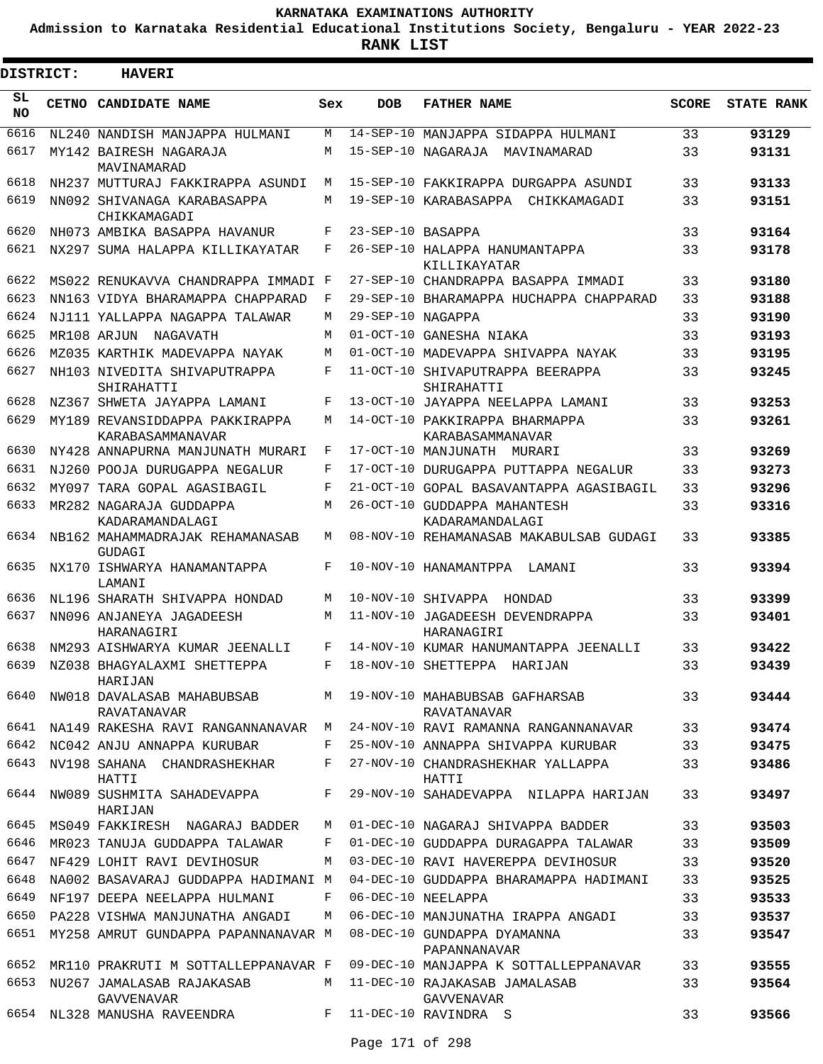# KARNATAKA EXAMINATIONS AUTHORITY

**Admission to Karnataka Residential Educational Institutions Society, Bengaluru - YEAR 2022-23**

**RANK LIST**

**DISTRICT: HAVERI**

| SL NO | CETNO | CANDIDATE NAME | Sex | DOB | FATHER NAME | SCORE | STATE RANK |
|---|---|---|---|---|---|---|---|
| 6616 | NL240 | NANDISH MANJAPPA HULMANI | M | 14-SEP-10 | MANJAPPA SIDAPPA HULMANI | 33 | 93129 |
| 6617 | MY142 | BAIRESH NAGARAJA MAVINAMARAD | M | 15-SEP-10 | NAGARAJA MAVINAMARAD | 33 | 93131 |
| 6618 | NH237 | MUTTURAJ FAKKIRAPPA ASUNDI | M | 15-SEP-10 | FAKKIRAPPA DURGAPPA ASUNDI | 33 | 93133 |
| 6619 | NN092 | SHIVANAGA KARABASAPPA CHIKKAMAGADI | M | 19-SEP-10 | KARABASAPPA CHIKKAMAGADI | 33 | 93151 |
| 6620 | NH073 | AMBIKA BASAPPA HAVANUR | F | 23-SEP-10 | BASAPPA | 33 | 93164 |
| 6621 | NX297 | SUMA HALAPPA KILLIKAYATAR | F | 26-SEP-10 | HALAPPA HANUMANTAPPA KILLIKAYATAR | 33 | 93178 |
| 6622 | MS022 | RENUKAVVA CHANDRAPPA IMMADI | F | 27-SEP-10 | CHANDRAPPA BASAPPA IMMADI | 33 | 93180 |
| 6623 | NN163 | VIDYA BHARAMAPPA CHAPPARAD | F | 29-SEP-10 | BHARAMAPPA HUCHAPPA CHAPPARAD | 33 | 93188 |
| 6624 | NJ111 | YALLAPPA NAGAPPA TALAWAR | M | 29-SEP-10 | NAGAPPA | 33 | 93190 |
| 6625 | MR108 | ARJUN NAGAVATH | M | 01-OCT-10 | GANESHA NIAKA | 33 | 93193 |
| 6626 | MZ035 | KARTHIK MADEVAPPA NAYAK | M | 01-OCT-10 | MADEVAPPA SHIVAPPA NAYAK | 33 | 93195 |
| 6627 | NH103 | NIVEDITA SHIVAPUTRAPPA SHIRAHATTI | F | 11-OCT-10 | SHIVAPUTRAPPA BEERAPPA SHIRAHATTI | 33 | 93245 |
| 6628 | NZ367 | SHWETA JAYAPPA LAMANI | F | 13-OCT-10 | JAYAPPA NEELAPPA LAMANI | 33 | 93253 |
| 6629 | MY189 | REVANSIDDAPPA PAKKIRAPPA KARABASAMMANAVAR | M | 14-OCT-10 | PAKKIRAPPA BHARMAPPA KARABASAMMANAVAR | 33 | 93261 |
| 6630 | NY428 | ANNAPURNA MANJUNATH MURARI | F | 17-OCT-10 | MANJUNATH MURARI | 33 | 93269 |
| 6631 | NJ260 | POOJA DURUGAPPA NEGALUR | F | 17-OCT-10 | DURUGAPPA PUTTAPPA NEGALUR | 33 | 93273 |
| 6632 | MY097 | TARA GOPAL AGASIBAGIL | F | 21-OCT-10 | GOPAL BASAVANTAPPA AGASIBAGIL | 33 | 93296 |
| 6633 | MR282 | NAGARAJA GUDDAPPA KADARAMANDALAGI | M | 26-OCT-10 | GUDDAPPA MAHANTESH KADARAMANDALAGI | 33 | 93316 |
| 6634 | NB162 | MAHAMMADRAJAK REHAMANASAB GUDAGI | M | 08-NOV-10 | REHAMANASAB MAKABULSAB GUDAGI | 33 | 93385 |
| 6635 | NX170 | ISHWARYA HANAMANTAPPA LAMANI | F | 10-NOV-10 | HANAMANTPPA LAMANI | 33 | 93394 |
| 6636 | NL196 | SHARATH SHIVAPPA HONDAD | M | 10-NOV-10 | SHIVAPPA HONDAD | 33 | 93399 |
| 6637 | NN096 | ANJANEYA JAGADEESH HARANAGIRI | M | 11-NOV-10 | JAGADEESH DEVENDRAPPA HARANAGIRI | 33 | 93401 |
| 6638 | NM293 | AISHWARYA KUMAR JEENALLI | F | 14-NOV-10 | KUMAR HANUMANTAPPA JEENALLI | 33 | 93422 |
| 6639 | NZ038 | BHAGYALAXMI SHETTEPPA HARIJAN | F | 18-NOV-10 | SHETTEPPA HARIJAN | 33 | 93439 |
| 6640 | NW018 | DAVALASAB MAHABUBSAB RAVATANAVAR | M | 19-NOV-10 | MAHABUBSAB GAFHARSAB RAVATANAVAR | 33 | 93444 |
| 6641 | NA149 | RAKESHA RAVI RANGANNANAVAR | M | 24-NOV-10 | RAVI RAMANNA RANGANNANAVAR | 33 | 93474 |
| 6642 | NC042 | ANJU ANNAPPA KURUBAR | F | 25-NOV-10 | ANNAPPA SHIVAPPA KURUBAR | 33 | 93475 |
| 6643 | NV198 | SAHANA CHANDRASHEKHAR HATTI | F | 27-NOV-10 | CHANDRASHEKHAR YALLAPPA HATTI | 33 | 93486 |
| 6644 | NW089 | SUSHMITA SAHADEVAPPA HARIJAN | F | 29-NOV-10 | SAHADEVAPPA NILAPPA HARIJAN | 33 | 93497 |
| 6645 | MS049 | FAKKIRESH NAGARAJ BADDER | M | 01-DEC-10 | NAGARAJ SHIVAPPA BADDER | 33 | 93503 |
| 6646 | MR023 | TANUJA GUDDAPPA TALAWAR | F | 01-DEC-10 | GUDDAPPA DURAGAPPA TALAWAR | 33 | 93509 |
| 6647 | NF429 | LOHIT RAVI DEVIHOSUR | M | 03-DEC-10 | RAVI HAVEREPPA DEVIHOSUR | 33 | 93520 |
| 6648 | NA002 | BASAVARAJ GUDDAPPA HADIMANI | M | 04-DEC-10 | GUDDAPPA BHARAMAPPA HADIMANI | 33 | 93525 |
| 6649 | NF197 | DEEPA NEELAPPA HULMANI | F | 06-DEC-10 | NEELAPPA | 33 | 93533 |
| 6650 | PA228 | VISHWA MANJUNATHA ANGADI | M | 06-DEC-10 | MANJUNATHA IRAPPA ANGADI | 33 | 93537 |
| 6651 | MY258 | AMRUT GUNDAPPA PAPANNANAVAR | M | 08-DEC-10 | GUNDAPPA DYAMANNA PAPANNANAVAR | 33 | 93547 |
| 6652 | MR110 | PRAKRUTI M SOTTALLEPPANAVAR | F | 09-DEC-10 | MANJAPPA K SOTTALLEPPANAVAR | 33 | 93555 |
| 6653 | NU267 | JAMALASAB RAJAKASAB GAVVENAVAR | M | 11-DEC-10 | RAJAKASAB JAMALASAB GAVVENAVAR | 33 | 93564 |
| 6654 | NL328 | MANUSHA RAVEENDRA | F | 11-DEC-10 | RAVINDRA S | 33 | 93566 |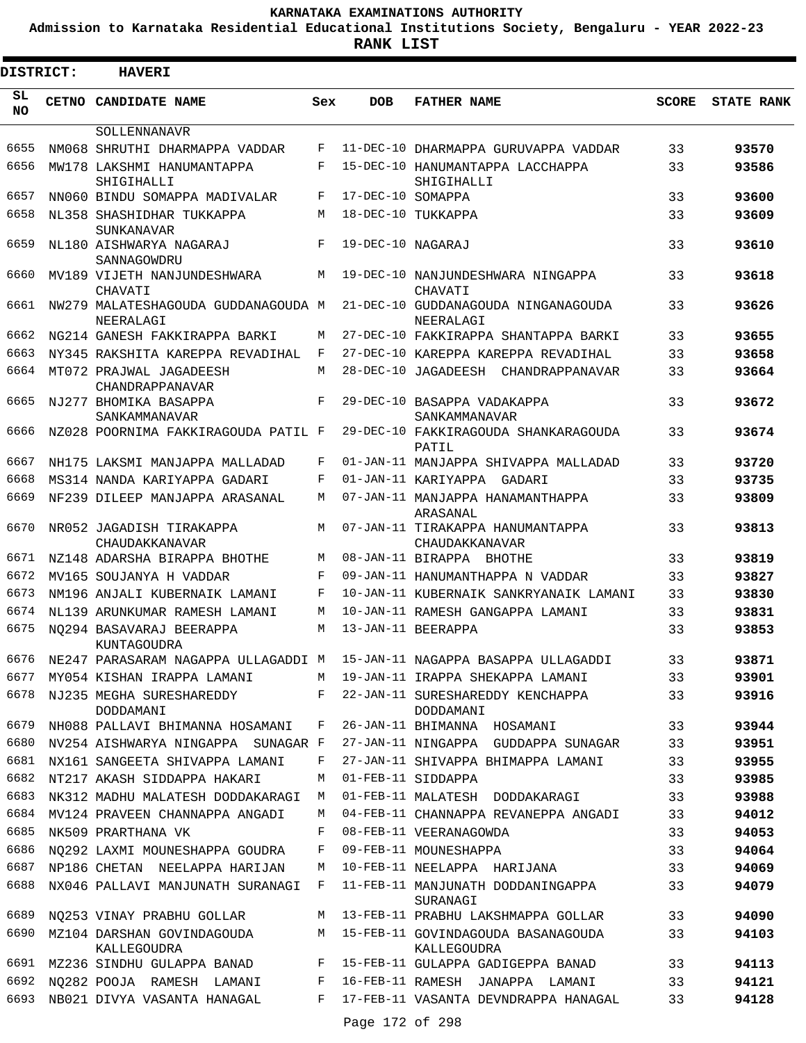# KARNATAKA EXAMINATIONS AUTHORITY

**Admission to Karnataka Residential Educational Institutions Society, Bengaluru - YEAR 2022-23**

**RANK LIST**

**DISTRICT: HAVERI**

| SL NO | CETNO | CANDIDATE NAME | Sex | DOB | FATHER NAME | SCORE | STATE RANK |
|---|---|---|---|---|---|---|---|
| | | SOLLENNANAVR | | | | | |
| 6655 | NM068 | SHRUTHI DHARMAPPA VADDAR | F | 11-DEC-10 | DHARMAPPA GURUVAPPA VADDAR | 33 | **93570** |
| 6656 | MW178 | LAKSHMI HANUMANTAPPA SHIGIHALLI | F | 15-DEC-10 | HANUMANTAPPA LACCHAPPA SHIGIHALLI | 33 | **93586** |
| 6657 | NN060 | BINDU SOMAPPA MADIVALAR | F | 17-DEC-10 | SOMAPPA | 33 | **93600** |
| 6658 | NL358 | SHASHIDHAR TUKKAPPA SUNKANAVAR | M | 18-DEC-10 | TUKKAPPA | 33 | **93609** |
| 6659 | NL180 | AISHWARYA NAGARAJ SANNAGOWDRU | F | 19-DEC-10 | NAGARAJ | 33 | **93610** |
| 6660 | MV189 | VIJETH NANJUNDESHWARA CHAVATI | M | 19-DEC-10 | NANJUNDESHWARA NINGAPPA CHAVATI | 33 | **93618** |
| 6661 | NW279 | MALATESHAGOUDA GUDDANAGOUDA NEERALAGI | M | 21-DEC-10 | GUDDANAGOUDA NINGANAGOUDA NEERALAGI | 33 | **93626** |
| 6662 | NG214 | GANESH FAKKIRAPPA BARKI | M | 27-DEC-10 | FAKKIRAPPA SHANTAPPA BARKI | 33 | **93655** |
| 6663 | NY345 | RAKSHITA KAREPPA REVADIHAL | F | 27-DEC-10 | KAREPPA KAREPPA REVADIHAL | 33 | **93658** |
| 6664 | MT072 | PRAJWAL JAGADEESH CHANDRAPPANAVAR | M | 28-DEC-10 | JAGADEESH CHANDRAPPANAVAR | 33 | **93664** |
| 6665 | NJ277 | BHOMIKA BASAPPA SANKAMMANAVAR | F | 29-DEC-10 | BASAPPA VADAKAPPA SANKAMMANAVAR | 33 | **93672** |
| 6666 | NZ028 | POORNIMA FAKKIRAGOUDA PATIL | F | 29-DEC-10 | FAKKIRAGOUDA SHANKARAGOUDA PATIL | 33 | **93674** |
| 6667 | NH175 | LAKSMI MANJAPPA MALLADAD | F | 01-JAN-11 | MANJAPPA SHIVAPPA MALLADAD | 33 | **93720** |
| 6668 | MS314 | NANDA KARIYAPPA GADARI | F | 01-JAN-11 | KARIYAPPA GADARI | 33 | **93735** |
| 6669 | NF239 | DILEEP MANJAPPA ARASANAL | M | 07-JAN-11 | MANJAPPA HANAMANTHAPPA ARASANAL | 33 | **93809** |
| 6670 | NR052 | JAGADISH TIRAKAPPA CHAUDAKKANAVAR | M | 07-JAN-11 | TIRAKAPPA HANUMANTAPPA CHAUDAKKANAVAR | 33 | **93813** |
| 6671 | NZ148 | ADARSHA BIRAPPA BHOTHE | M | 08-JAN-11 | BIRAPPA BHOTHE | 33 | **93819** |
| 6672 | MV165 | SOUJANYA H VADDAR | F | 09-JAN-11 | HANUMANTHAPPA N VADDAR | 33 | **93827** |
| 6673 | NM196 | ANJALI KUBERNAIK LAMANI | F | 10-JAN-11 | KUBERNAIK SANKRYANAIK LAMANI | 33 | **93830** |
| 6674 | NL139 | ARUNKUMAR RAMESH LAMANI | M | 10-JAN-11 | RAMESH GANGAPPA LAMANI | 33 | **93831** |
| 6675 | NQ294 | BASAVARAJ BEERAPPA KUNTAGOUDRA | M | 13-JAN-11 | BEERAPPA | 33 | **93853** |
| 6676 | NE247 | PARASARAM NAGAPPA ULLAGADDI | M | 15-JAN-11 | NAGAPPA BASAPPA ULLAGADDI | 33 | **93871** |
| 6677 | MY054 | KISHAN IRAPPA LAMANI | M | 19-JAN-11 | IRAPPA SHEKAPPA LAMANI | 33 | **93901** |
| 6678 | NJ235 | MEGHA SURESHAREDDY DODDAMANI | F | 22-JAN-11 | SURESHAREDDY KENCHAPPA DODDAMANI | 33 | **93916** |
| 6679 | NH088 | PALLAVI BHIMANNA HOSAMANI | F | 26-JAN-11 | BHIMANNA HOSAMANI | 33 | **93944** |
| 6680 | NV254 | AISHWARYA NINGAPPA SUNAGAR | F | 27-JAN-11 | NINGAPPA GUDDAPPA SUNAGAR | 33 | **93951** |
| 6681 | NX161 | SANGEETA SHIVAPPA LAMANI | F | 27-JAN-11 | SHIVAPPA BHIMAPPA LAMANI | 33 | **93955** |
| 6682 | NT217 | AKASH SIDDAPPA HAKARI | M | 01-FEB-11 | SIDDAPPA | 33 | **93985** |
| 6683 | NK312 | MADHU MALATESH DODDAKARAGI | M | 01-FEB-11 | MALATESH DODDAKARAGI | 33 | **93988** |
| 6684 | MV124 | PRAVEEN CHANNAPPA ANGADI | M | 04-FEB-11 | CHANNAPPA REVANEPPA ANGADI | 33 | **94012** |
| 6685 | NK509 | PRARTHANA VK | F | 08-FEB-11 | VEERANAGOWDA | 33 | **94053** |
| 6686 | NQ292 | LAXMI MOUNESHAPPA GOUDRA | F | 09-FEB-11 | MOUNESHAPPA | 33 | **94064** |
| 6687 | NP186 | CHETAN NEELAPPA HARIJAN | M | 10-FEB-11 | NEELAPPA HARIJANA | 33 | **94069** |
| 6688 | NX046 | PALLAVI MANJUNATH SURANAGI | F | 11-FEB-11 | MANJUNATH DODDANINGAPPA SURANAGI | 33 | **94079** |
| 6689 | NQ253 | VINAY PRABHU GOLLAR | M | 13-FEB-11 | PRABHU LAKSHMAPPA GOLLAR | 33 | **94090** |
| 6690 | MZ104 | DARSHAN GOVINDAGOUDA KALLEGOUDRA | M | 15-FEB-11 | GOVINDAGOUDA BASANAGOUDA KALLEGOUDRA | 33 | **94103** |
| 6691 | MZ236 | SINDHU GULAPPA BANAD | F | 15-FEB-11 | GULAPPA GADIGEPPA BANAD | 33 | **94113** |
| 6692 | NQ282 | POOJA RAMESH LAMANI | F | 16-FEB-11 | RAMESH JANAPPA LAMANI | 33 | **94121** |
| 6693 | NB021 | DIVYA VASANTA HANAGAL | F | 17-FEB-11 | VASANTA DEVNDRAPPA HANAGAL | 33 | **94128** |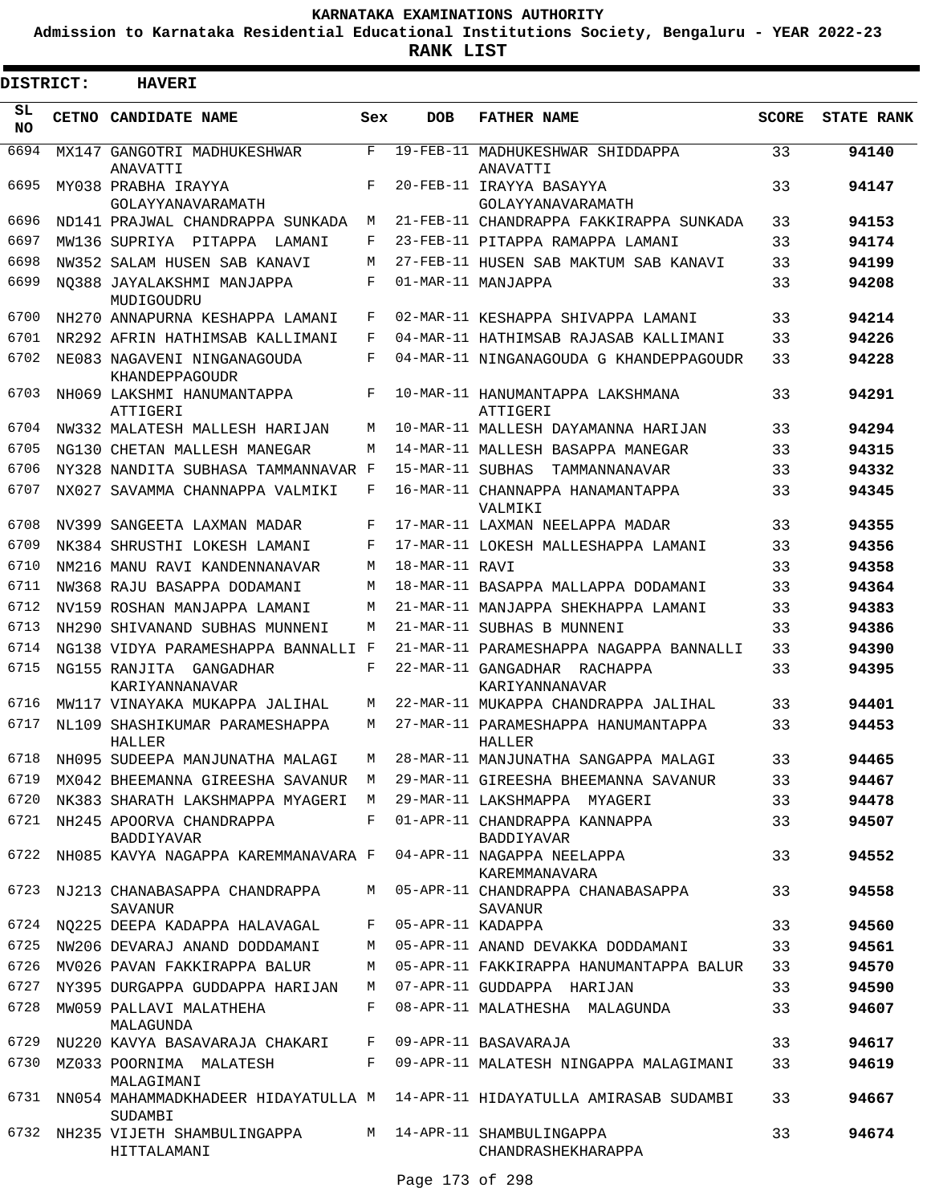# KARNATAKA EXAMINATIONS AUTHORITY

**Admission to Karnataka Residential Educational Institutions Society, Bengaluru - YEAR 2022-23**

**RANK LIST**

**DISTRICT: HAVERI**

| SL NO | CETNO | CANDIDATE NAME | Sex | DOB | FATHER NAME | SCORE | STATE RANK |
|---|---|---|---|---|---|---|---|
| 6694 | MX147 | GANGOTRI MADHUKESHWAR ANAVATTI | F | 19-FEB-11 | MADHUKESHWAR SHIDDAPPA ANAVATTI | 33 | 94140 |
| 6695 | MY038 | PRABHA IRAYYA GOLAYYANAVARAMATH | F | 20-FEB-11 | IRAYYA BASAYYA GOLAYYANAVARAMATH | 33 | 94147 |
| 6696 | ND141 | PRAJWAL CHANDRAPPA SUNKADA | M | 21-FEB-11 | CHANDRAPPA FAKKIRAPPA SUNKADA | 33 | 94153 |
| 6697 | MW136 | SUPRIYA PITAPPA LAMANI | F | 23-FEB-11 | PITAPPA RAMAPPA LAMANI | 33 | 94174 |
| 6698 | NW352 | SALAM HUSEN SAB KANAVI | M | 27-FEB-11 | HUSEN SAB MAKTUM SAB KANAVI | 33 | 94199 |
| 6699 | NQ388 | JAYALAKSHMI MANJAPPA MUDIGOUDRU | F | 01-MAR-11 | MANJAPPA | 33 | 94208 |
| 6700 | NH270 | ANNAPURNA KESHAPPA LAMANI | F | 02-MAR-11 | KESHAPPA SHIVAPPA LAMANI | 33 | 94214 |
| 6701 | NR292 | AFRIN HATHIMSAB KALLIMANI | F | 04-MAR-11 | HATHIMSAB RAJASAB KALLIMANI | 33 | 94226 |
| 6702 | NE083 | NAGAVENI NINGANAGOUDA KHANDEPPAGOUDR | F | 04-MAR-11 | NINGANAGOUDA G KHANDEPPAGOUDR | 33 | 94228 |
| 6703 | NH069 | LAKSHMI HANUMANTAPPA ATTIGERI | F | 10-MAR-11 | HANUMANTAPPA LAKSHMANA ATTIGERI | 33 | 94291 |
| 6704 | NW332 | MALATESH MALLESH HARIJAN | M | 10-MAR-11 | MALLESH DAYAMANNA HARIJAN | 33 | 94294 |
| 6705 | NG130 | CHETAN MALLESH MANEGAR | M | 14-MAR-11 | MALLESH BASAPPA MANEGAR | 33 | 94315 |
| 6706 | NY328 | NANDITA SUBHASA TAMMANNAVAR | F | 15-MAR-11 | SUBHAS TAMMANNANAVAR | 33 | 94332 |
| 6707 | NX027 | SAVAMMA CHANNAPPA VALMIKI | F | 16-MAR-11 | CHANNAPPA HANAMANTAPPA VALMIKI | 33 | 94345 |
| 6708 | NV399 | SANGEETA LAXMAN MADAR | F | 17-MAR-11 | LAXMAN NEELAPPA MADAR | 33 | 94355 |
| 6709 | NK384 | SHRUSTHI LOKESH LAMANI | F | 17-MAR-11 | LOKESH MALLESHAPPA LAMANI | 33 | 94356 |
| 6710 | NM216 | MANU RAVI KANDENNANAVAR | M | 18-MAR-11 | RAVI | 33 | 94358 |
| 6711 | NW368 | RAJU BASAPPA DODAMANI | M | 18-MAR-11 | BASAPPA MALLAPPA DODAMANI | 33 | 94364 |
| 6712 | NV159 | ROSHAN MANJAPPA LAMANI | M | 21-MAR-11 | MANJAPPA SHEKHAPPA LAMANI | 33 | 94383 |
| 6713 | NH290 | SHIVANAND SUBHAS MUNNENI | M | 21-MAR-11 | SUBHAS B MUNNENI | 33 | 94386 |
| 6714 | NG138 | VIDYA PARAMESHAPPA BANNALLI | F | 21-MAR-11 | PARAMESHAPPA NAGAPPA BANNALLI | 33 | 94390 |
| 6715 | NG155 | RANJITA GANGADHAR KARIYANNANAVAR | F | 22-MAR-11 | GANGADHAR RACHAPPA KARIYANNANAVAR | 33 | 94395 |
| 6716 | MW117 | VINAYAKA MUKAPPA JALIHAL | M | 22-MAR-11 | MUKAPPA CHANDRAPPA JALIHAL | 33 | 94401 |
| 6717 | NL109 | SHASHIKUMAR PARAMESHAPPA HALLER | M | 27-MAR-11 | PARAMESHAPPA HANUMANTAPPA HALLER | 33 | 94453 |
| 6718 | NH095 | SUDEEPA MANJUNATHA MALAGI | M | 28-MAR-11 | MANJUNATHA SANGAPPA MALAGI | 33 | 94465 |
| 6719 | MX042 | BHEEMANNA GIREESHA SAVANUR | M | 29-MAR-11 | GIREESHA BHEEMANNA SAVANUR | 33 | 94467 |
| 6720 | NK383 | SHARATH LAKSHMAPPA MYAGERI | M | 29-MAR-11 | LAKSHMAPPA MYAGERI | 33 | 94478 |
| 6721 | NH245 | APOORVA CHANDRAPPA BADDIYAVAR | F | 01-APR-11 | CHANDRAPPA KANNAPPA BADDIYAVAR | 33 | 94507 |
| 6722 | NH085 | KAVYA NAGAPPA KAREMMANAVARA | F | 04-APR-11 | NAGAPPA NEELAPPA KAREMMANAVARA | 33 | 94552 |
| 6723 | NJ213 | CHANABASAPPA CHANDRAPPA SAVANUR | M | 05-APR-11 | CHANDRAPPA CHANABASAPPA SAVANUR | 33 | 94558 |
| 6724 | NQ225 | DEEPA KADAPPA HALAVAGAL | F | 05-APR-11 | KADAPPA | 33 | 94560 |
| 6725 | NW206 | DEVARAJ ANAND DODDAMANI | M | 05-APR-11 | ANAND DEVAKKA DODDAMANI | 33 | 94561 |
| 6726 | MV026 | PAVAN FAKKIRAPPA BALUR | M | 05-APR-11 | FAKKIRAPPA HANUMANTAPPA BALUR | 33 | 94570 |
| 6727 | NY395 | DURGAPPA GUDDAPPA HARIJAN | M | 07-APR-11 | GUDDAPPA HARIJAN | 33 | 94590 |
| 6728 | MW059 | PALLAVI MALATHEHA MALAGUNDA | F | 08-APR-11 | MALATHESHA MALAGUNDA | 33 | 94607 |
| 6729 | NU220 | KAVYA BASAVARAJA CHAKARI | F | 09-APR-11 | BASAVARAJA | 33 | 94617 |
| 6730 | MZ033 | POORNIMA MALATESH MALAGIMANI | F | 09-APR-11 | MALATESH NINGAPPA MALAGIMANI | 33 | 94619 |
| 6731 | NN054 | MAHAMMADKHADEER HIDAYATULLA SUDAMBI | M | 14-APR-11 | HIDAYATULLA AMIRASAB SUDAMBI | 33 | 94667 |
| 6732 | NH235 | VIJETH SHAMBULINGAPPA HITTALAMANI | M | 14-APR-11 | SHAMBULINGAPPA CHANDRASHEKHARAPPA | 33 | 94674 |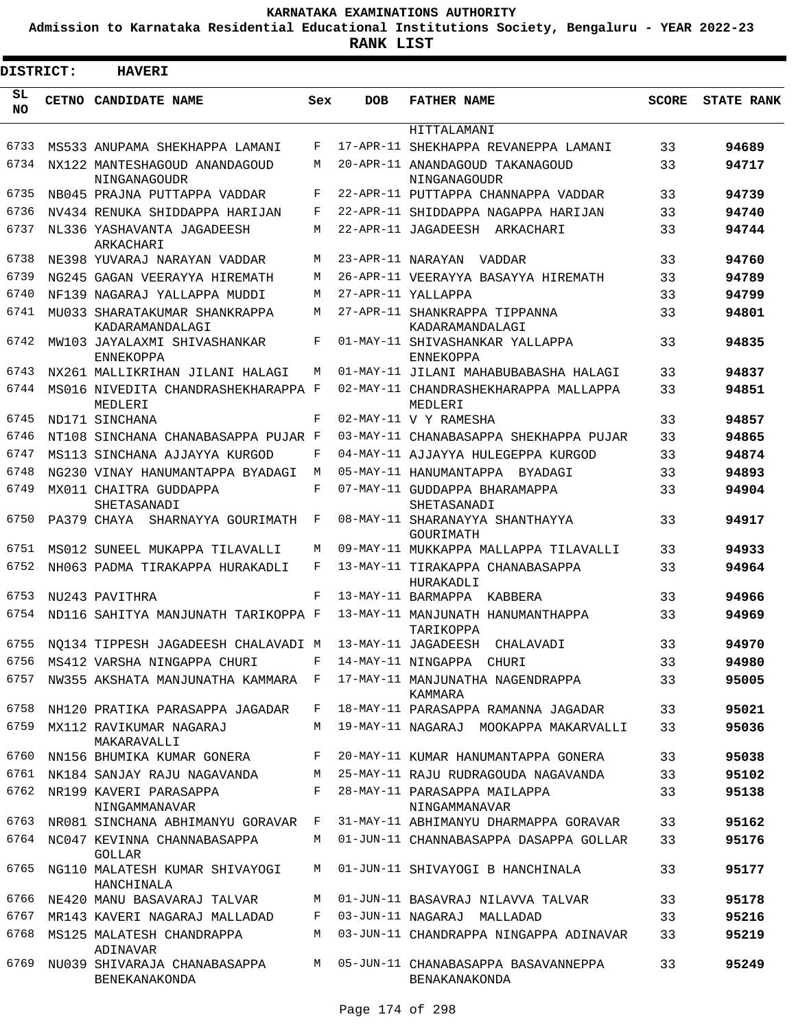**KARNATAKA EXAMINATIONS AUTHORITY**

**Admission to Karnataka Residential Educational Institutions Society, Bengaluru - YEAR 2022-23**

**RANK LIST**

**DISTRICT: HAVERI**

| SL NO | CETNO | CANDIDATE NAME | Sex | DOB | FATHER NAME | SCORE | STATE RANK |
|---|---|---|---|---|---|---|---|
| | | | | | HITTALAMANI | | |
| 6733 | MS533 | ANUPAMA SHEKHAPPA LAMANI | F | 17-APR-11 | SHEKHAPPA REVANEPPA LAMANI | 33 | **94689** |
| 6734 | NX122 | MANTESHAGOUD ANANDAGOUD NINGANAGOUDR | M | 20-APR-11 | ANANDAGOUD TAKANAGOUD NINGANAGOUDR | 33 | **94717** |
| 6735 | NB045 | PRAJNA PUTTAPPA VADDAR | F | 22-APR-11 | PUTTAPPA CHANNAPPA VADDAR | 33 | **94739** |
| 6736 | NV434 | RENUKA SHIDDAPPA HARIJAN | F | 22-APR-11 | SHIDDAPPA NAGAPPA HARIJAN | 33 | **94740** |
| 6737 | NL336 | YASHAVANTA JAGADEESH ARKACHARI | M | 22-APR-11 | JAGADEESH ARKACHARI | 33 | **94744** |
| 6738 | NE398 | YUVARAJ NARAYAN VADDAR | M | 23-APR-11 | NARAYAN VADDAR | 33 | **94760** |
| 6739 | NG245 | GAGAN VEERAYYA HIREMATH | M | 26-APR-11 | VEERAYYA BASAYYA HIREMATH | 33 | **94789** |
| 6740 | NF139 | NAGARAJ YALLAPPA MUDDI | M | 27-APR-11 | YALLAPPA | 33 | **94799** |
| 6741 | MU033 | SHARATAKUMAR SHANKRAPPA KADARAMANDALAGI | M | 27-APR-11 | SHANKRAPPA TIPPANNA KADARAMANDALAGI | 33 | **94801** |
| 6742 | MW103 | JAYALAXMI SHIVASHANKAR ENNEKOPPA | F | 01-MAY-11 | SHIVASHANKAR YALLAPPA ENNEKOPPA | 33 | **94835** |
| 6743 | NX261 | MALLIKRIHAN JILANI HALAGI | M | 01-MAY-11 | JILANI MAHABUBABASHA HALAGI | 33 | **94837** |
| 6744 | MS016 | NIVEDITA CHANDRASHEKHARAPPA MEDLERI | F | 02-MAY-11 | CHANDRASHEKHARAPPA MALLAPPA MEDLERI | 33 | **94851** |
| 6745 | ND171 | SINCHANA | F | 02-MAY-11 | V Y RAMESHA | 33 | **94857** |
| 6746 | NT108 | SINCHANA CHANABASAPPA PUJAR | F | 03-MAY-11 | CHANABASAPPA SHEKHAPPA PUJAR | 33 | **94865** |
| 6747 | MS113 | SINCHANA AJJAYYA KURGOD | F | 04-MAY-11 | AJJAYYA HULEGEPPA KURGOD | 33 | **94874** |
| 6748 | NG230 | VINAY HANUMANTAPPA BYADAGI | M | 05-MAY-11 | HANUMANTAPPA BYADAGI | 33 | **94893** |
| 6749 | MX011 | CHAITRA GUDDAPPA SHETASANADI | F | 07-MAY-11 | GUDDAPPA BHARAMAPPA SHETASANADI | 33 | **94904** |
| 6750 | PA379 | CHAYA SHARNAYYA GOURIMATH | F | 08-MAY-11 | SHARANAYYA SHANTHAYYA GOURIMATH | 33 | **94917** |
| 6751 | MS012 | SUNEEL MUKAPPA TILAVALLI | M | 09-MAY-11 | MUKKAPPA MALLAPPA TILAVALLI | 33 | **94933** |
| 6752 | NH063 | PADMA TIRAKAPPA HURAKADLI | F | 13-MAY-11 | TIRAKAPPA CHANABASAPPA HURAKADLI | 33 | **94964** |
| 6753 | NU243 | PAVITHRA | F | 13-MAY-11 | BARMAPPA KABBERA | 33 | **94966** |
| 6754 | ND116 | SAHITYA MANJUNATH TARIKOPPA | F | 13-MAY-11 | MANJUNATH HANUMANTHAPPA TARIKOPPA | 33 | **94969** |
| 6755 | NQ134 | TIPPESH JAGADEESH CHALAVADI | M | 13-MAY-11 | JAGADEESH CHALAVADI | 33 | **94970** |
| 6756 | MS412 | VARSHA NINGAPPA CHURI | F | 14-MAY-11 | NINGAPPA CHURI | 33 | **94980** |
| 6757 | NW355 | AKSHATA MANJUNATHA KAMMARA | F | 17-MAY-11 | MANJUNATHA NAGENDRAPPA KAMMARA | 33 | **95005** |
| 6758 | NH120 | PRATIKA PARASAPPA JAGADAR | F | 18-MAY-11 | PARASAPPA RAMANNA JAGADAR | 33 | **95021** |
| 6759 | MX112 | RAVIKUMAR NAGARAJ MAKARAVALLI | M | 19-MAY-11 | NAGARAJ MOOKAPPA MAKARVALLI | 33 | **95036** |
| 6760 | NN156 | BHUMIKA KUMAR GONERA | F | 20-MAY-11 | KUMAR HANUMANTAPPA GONERA | 33 | **95038** |
| 6761 | NK184 | SANJAY RAJU NAGAVANDA | M | 25-MAY-11 | RAJU RUDRAGOUDA NAGAVANDA | 33 | **95102** |
| 6762 | NR199 | KAVERI PARASAPPA NINGAMMANAVAR | F | 28-MAY-11 | PARASAPPA MAILAPPA NINGAMMANAVAR | 33 | **95138** |
| 6763 | NR081 | SINCHANA ABHIMANYU GORAVAR | F | 31-MAY-11 | ABHIMANYU DHARMAPPA GORAVAR | 33 | **95162** |
| 6764 | NC047 | KEVINNA CHANNABASAPPA GOLLAR | M | 01-JUN-11 | CHANNABASAPPA DASAPPA GOLLAR | 33 | **95176** |
| 6765 | NG110 | MALATESH KUMAR SHIVAYOGI HANCHINALA | M | 01-JUN-11 | SHIVAYOGI B HANCHINALA | 33 | **95177** |
| 6766 | NE420 | MANU BASAVARAJ TALVAR | M | 01-JUN-11 | BASAVRAJ NILAVVA TALVAR | 33 | **95178** |
| 6767 | MR143 | KAVERI NAGARAJ MALLADAD | F | 03-JUN-11 | NAGARAJ MALLADAD | 33 | **95216** |
| 6768 | MS125 | MALATESH CHANDRAPPA ADINAVAR | M | 03-JUN-11 | CHANDRAPPA NINGAPPA ADINAVAR | 33 | **95219** |
| 6769 | NU039 | SHIVARAJA CHANABASAPPA BENEKANAKONDA | M | 05-JUN-11 | CHANABASAPPA BASAVANNEPPA BENAKANAKONDA | 33 | **95249** |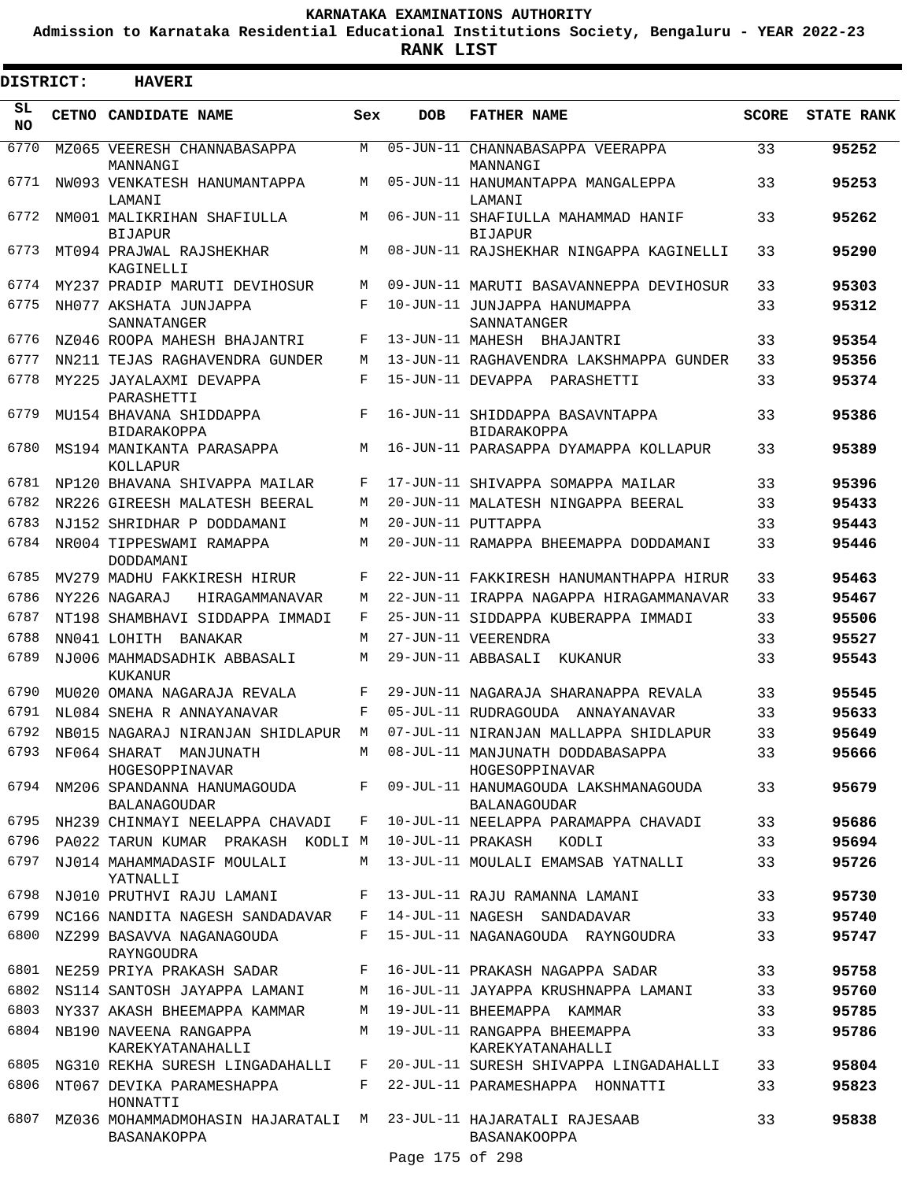# KARNATAKA EXAMINATIONS AUTHORITY

**Admission to Karnataka Residential Educational Institutions Society, Bengaluru - YEAR 2022-23**

**RANK LIST**

**DISTRICT: HAVERI**

| SL NO | CETNO | CANDIDATE NAME | Sex | DOB | FATHER NAME | SCORE | STATE RANK |
|---|---|---|---|---|---|---|---|
| 6770 | MZ065 | VEERESH CHANNABASAPPA MANNANGI | M | 05-JUN-11 | CHANNABASAPPA VEERAPPA MANNANGI | 33 | 95252 |
| 6771 | NW093 | VENKATESH HANUMANTAPPA LAMANI | M | 05-JUN-11 | HANUMANTAPPA MANGALEPPA LAMANI | 33 | 95253 |
| 6772 | NM001 | MALIKRIHAN SHAFIULLA BIJAPUR | M | 06-JUN-11 | SHAFIULLA MAHAMMAD HANIF BIJAPUR | 33 | 95262 |
| 6773 | MT094 | PRAJWAL RAJSHEKHAR KAGINELLI | M | 08-JUN-11 | RAJSHEKHAR NINGAPPA KAGINELLI | 33 | 95290 |
| 6774 | MY237 | PRADIP MARUTI DEVIHOSUR | M | 09-JUN-11 | MARUTI BASAVANNEPPA DEVIHOSUR | 33 | 95303 |
| 6775 | NH077 | AKSHATA JUNJAPPA SANNATANGER | F | 10-JUN-11 | JUNJAPPA HANUMAPPA SANNATANGER | 33 | 95312 |
| 6776 | NZ046 | ROOPA MAHESH BHAJANTRI | F | 13-JUN-11 | MAHESH BHAJANTRI | 33 | 95354 |
| 6777 | NN211 | TEJAS RAGHAVENDRA GUNDER | M | 13-JUN-11 | RAGHAVENDRA LAKSHMAPPA GUNDER | 33 | 95356 |
| 6778 | MY225 | JAYALAXMI DEVAPPA PARASHETTI | F | 15-JUN-11 | DEVAPPA PARASHETTI | 33 | 95374 |
| 6779 | MU154 | BHAVANA SHIDDAPPA BIDARAKOPPA | F | 16-JUN-11 | SHIDDAPPA BASAVNTAPPA BIDARAKOPPA | 33 | 95386 |
| 6780 | MS194 | MANIKANTA PARASAPPA KOLLAPUR | M | 16-JUN-11 | PARASAPPA DYAMAPPA KOLLAPUR | 33 | 95389 |
| 6781 | NP120 | BHAVANA SHIVAPPA MAILAR | F | 17-JUN-11 | SHIVAPPA SOMAPPA MAILAR | 33 | 95396 |
| 6782 | NR226 | GIREESH MALATESH BEERAL | M | 20-JUN-11 | MALATESH NINGAPPA BEERAL | 33 | 95433 |
| 6783 | NJ152 | SHRIDHAR P DODDAMANI | M | 20-JUN-11 | PUTTAPPA | 33 | 95443 |
| 6784 | NR004 | TIPPESWAMI RAMAPPA DODDAMANI | M | 20-JUN-11 | RAMAPPA BHEEMAPPA DODDAMANI | 33 | 95446 |
| 6785 | MV279 | MADHU FAKKIRESH HIRUR | F | 22-JUN-11 | FAKKIRESH HANUMANTHAPPA HIRUR | 33 | 95463 |
| 6786 | NY226 | NAGARAJ HIRAGAMMANAVAR | M | 22-JUN-11 | IRAPPA NAGAPPA HIRAGAMMANAVAR | 33 | 95467 |
| 6787 | NT198 | SHAMBHAVI SIDDAPPA IMMADI | F | 25-JUN-11 | SIDDAPPA KUBERAPPA IMMADI | 33 | 95506 |
| 6788 | NN041 | LOHITH BANAKAR | M | 27-JUN-11 | VEERENDRA | 33 | 95527 |
| 6789 | NJ006 | MAHMADSADHIK ABBASALI KUKANUR | M | 29-JUN-11 | ABBASALI KUKANUR | 33 | 95543 |
| 6790 | MU020 | OMANA NAGARAJA REVALA | F | 29-JUN-11 | NAGARAJA SHARANAPPA REVALA | 33 | 95545 |
| 6791 | NL084 | SNEHA R ANNAYANAVAR | F | 05-JUL-11 | RUDRAGOUDA ANNAYANAVAR | 33 | 95633 |
| 6792 | NB015 | NAGARAJ NIRANJAN SHIDLAPUR | M | 07-JUL-11 | NIRANJAN MALLAPPA SHIDLAPUR | 33 | 95649 |
| 6793 | NF064 | SHARAT MANJUNATH HOGESOPPINAVAR | M | 08-JUL-11 | MANJUNATH DODDABASAPPA HOGESOPPINAVAR | 33 | 95666 |
| 6794 | NM206 | SPANDANNA HANUMAGOUDA BALANAGOUDAR | F | 09-JUL-11 | HANUMAGOUDA LAKSHMANAGOUDA BALANAGOUDAR | 33 | 95679 |
| 6795 | NH239 | CHINMAYI NEELAPPA CHAVADI | F | 10-JUL-11 | NEELAPPA PARAMAPPA CHAVADI | 33 | 95686 |
| 6796 | PA022 | TARUN KUMAR PRAKASH KODLI | M | 10-JUL-11 | PRAKASH KODLI | 33 | 95694 |
| 6797 | NJ014 | MAHAMMADASIF MOULALI YATNALLI | M | 13-JUL-11 | MOULALI EMAMSAB YATNALLI | 33 | 95726 |
| 6798 | NJ010 | PRUTHVI RAJU LAMANI | F | 13-JUL-11 | RAJU RAMANNA LAMANI | 33 | 95730 |
| 6799 | NC166 | NANDITA NAGESH SANDADAVAR | F | 14-JUL-11 | NAGESH SANDADAVAR | 33 | 95740 |
| 6800 | NZ299 | BASAVVA NAGANAGOUDA RAYNGOUDRA | F | 15-JUL-11 | NAGANAGOUDA RAYNGOUDRA | 33 | 95747 |
| 6801 | NE259 | PRIYA PRAKASH SADAR | F | 16-JUL-11 | PRAKASH NAGAPPA SADAR | 33 | 95758 |
| 6802 | NS114 | SANTOSH JAYAPPA LAMANI | M | 16-JUL-11 | JAYAPPA KRUSHNAPPA LAMANI | 33 | 95760 |
| 6803 | NY337 | AKASH BHEEMAPPA KAMMAR | M | 19-JUL-11 | BHEEMAPPA KAMMAR | 33 | 95785 |
| 6804 | NB190 | NAVEENA RANGAPPA KAREKYATANAHALLI | M | 19-JUL-11 | RANGAPPA BHEEMAPPA KAREKYATANAHALLI | 33 | 95786 |
| 6805 | NG310 | REKHA SURESH LINGADAHALLI | F | 20-JUL-11 | SURESH SHIVAPPA LINGADAHALLI | 33 | 95804 |
| 6806 | NT067 | DEVIKA PARAMESHAPPA HONNATTI | F | 22-JUL-11 | PARAMESHAPPA HONNATTI | 33 | 95823 |
| 6807 | MZ036 | MOHAMMADMOHASIN HAJARATALI BASANAKOPPA | M | 23-JUL-11 | HAJARATALI RAJESAAB BASANAKOOPPA | 33 | 95838 |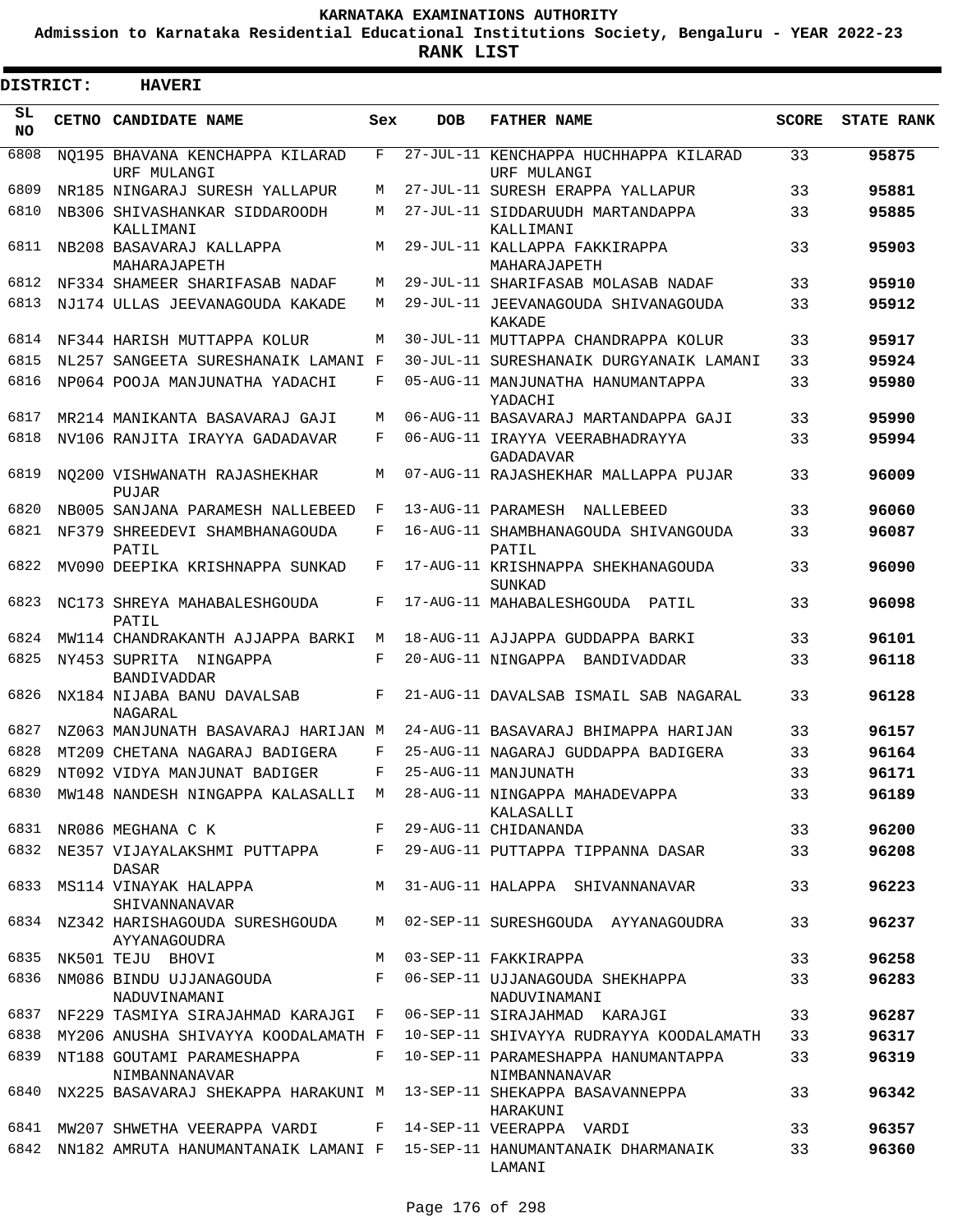**KARNATAKA EXAMINATIONS AUTHORITY**

**Admission to Karnataka Residential Educational Institutions Society, Bengaluru - YEAR 2022-23**

**RANK LIST**

**DISTRICT: HAVERI**

| SL NO | CETNO | CANDIDATE NAME | Sex | DOB | FATHER NAME | SCORE | STATE RANK |
|---|---|---|---|---|---|---|---|
| 6808 | NQ195 | BHAVANA KENCHAPPA KILARAD URF MULANGI | F | 27-JUL-11 | KENCHAPPA HUCHHAPPA KILARAD URF MULANGI | 33 | 95875 |
| 6809 | NR185 | NINGARAJ SURESH YALLAPUR | M | 27-JUL-11 | SURESH ERAPPA YALLAPUR | 33 | 95881 |
| 6810 | NB306 | SHIVASHANKAR SIDDAROODH KALLIMANI | M | 27-JUL-11 | SIDDARUUDH MARTANDAPPA KALLIMANI | 33 | 95885 |
| 6811 | NB208 | BASAVARAJ KALLAPPA MAHARAJAPETH | M | 29-JUL-11 | KALLAPPA FAKKIRAPPA MAHARAJAPETH | 33 | 95903 |
| 6812 | NF334 | SHAMEER SHARIFASAB NADAF | M | 29-JUL-11 | SHARIFASAB MOLASAB NADAF | 33 | 95910 |
| 6813 | NJ174 | ULLAS JEEVANAGOUDA KAKADE | M | 29-JUL-11 | JEEVANAGOUDA SHIVANAGOUDA KAKADE | 33 | 95912 |
| 6814 | NF344 | HARISH MUTTAPPA KOLUR | M | 30-JUL-11 | MUTTAPPA CHANDRAPPA KOLUR | 33 | 95917 |
| 6815 | NL257 | SANGEETA SURESHANAIK LAMANI | F | 30-JUL-11 | SURESHANAIK DURGYANAIK LAMANI | 33 | 95924 |
| 6816 | NP064 | POOJA MANJUNATHA YADACHI | F | 05-AUG-11 | MANJUNATHA HANUMANTAPPA YADACHI | 33 | 95980 |
| 6817 | MR214 | MANIKANTA BASAVARAJ GAJI | M | 06-AUG-11 | BASAVARAJ MARTANDAPPA GAJI | 33 | 95990 |
| 6818 | NV106 | RANJITA IRAYYA GADADAVAR | F | 06-AUG-11 | IRAYYA VEERABHADRAYYA GADADAVAR | 33 | 95994 |
| 6819 | NQ200 | VISHWANATH RAJASHEKHAR PUJAR | M | 07-AUG-11 | RAJASHEKHAR MALLAPPA PUJAR | 33 | 96009 |
| 6820 | NB005 | SANJANA PARAMESH NALLEBEED | F | 13-AUG-11 | PARAMESH NALLEBEED | 33 | 96060 |
| 6821 | NF379 | SHREEDEVI SHAMBHANAGOUDA PATIL | F | 16-AUG-11 | SHAMBHANAGOUDA SHIVANGOUDA PATIL | 33 | 96087 |
| 6822 | MV090 | DEEPIKA KRISHNAPPA SUNKAD | F | 17-AUG-11 | KRISHNAPPA SHEKHANAGOUDA SUNKAD | 33 | 96090 |
| 6823 | NC173 | SHREYA MAHABALESHGOUDA PATIL | F | 17-AUG-11 | MAHABALESHGOUDA PATIL | 33 | 96098 |
| 6824 | MW114 | CHANDRAKANTH AJJAPPA BARKI | M | 18-AUG-11 | AJJAPPA GUDDAPPA BARKI | 33 | 96101 |
| 6825 | NY453 | SUPRITA NINGAPPA BANDIVADDAR | F | 20-AUG-11 | NINGAPPA BANDIVADDAR | 33 | 96118 |
| 6826 | NX184 | NIJABA BANU DAVALSAB NAGARAL | F | 21-AUG-11 | DAVALSAB ISMAIL SAB NAGARAL | 33 | 96128 |
| 6827 | NZ063 | MANJUNATH BASAVARAJ HARIJAN | M | 24-AUG-11 | BASAVARAJ BHIMAPPA HARIJAN | 33 | 96157 |
| 6828 | MT209 | CHETANA NAGARAJ BADIGERA | F | 25-AUG-11 | NAGARAJ GUDDAPPA BADIGERA | 33 | 96164 |
| 6829 | NT092 | VIDYA MANJUNAT BADIGER | F | 25-AUG-11 | MANJUNATH | 33 | 96171 |
| 6830 | MW148 | NANDESH NINGAPPA KALASALLI | M | 28-AUG-11 | NINGAPPA MAHADEVAPPA KALASALLI | 33 | 96189 |
| 6831 | NR086 | MEGHANA C K | F | 29-AUG-11 | CHIDANANDA | 33 | 96200 |
| 6832 | NE357 | VIJAYALAKSHMI PUTTAPPA DASAR | F | 29-AUG-11 | PUTTAPPA TIPPANNA DASAR | 33 | 96208 |
| 6833 | MS114 | VINAYAK HALAPPA SHIVANNANAVAR | M | 31-AUG-11 | HALAPPA SHIVANNANAVAR | 33 | 96223 |
| 6834 | NZ342 | HARISHAGOUDA SURESHGOUDA AYYANAGOUDRA | M | 02-SEP-11 | SURESHGOUDA AYYANAGOUDRA | 33 | 96237 |
| 6835 | NK501 | TEJU BHOVI | M | 03-SEP-11 | FAKKIRAPPA | 33 | 96258 |
| 6836 | NM086 | BINDU UJJANAGOUDA NADUVINAMANI | F | 06-SEP-11 | UJJANAGOUDA SHEKHAPPA NADUVINAMANI | 33 | 96283 |
| 6837 | NF229 | TASMIYA SIRAJAHMAD KARAJGI | F | 06-SEP-11 | SIRAJAHMAD KARAJGI | 33 | 96287 |
| 6838 | MY206 | ANUSHA SHIVAYYA KOODALAMATH | F | 10-SEP-11 | SHIVAYYA RUDRAYYA KOODALAMATH | 33 | 96317 |
| 6839 | NT188 | GOUTAMI PARAMESHAPPA NIMBANNANAVAR | F | 10-SEP-11 | PARAMESHAPPA HANUMANTAPPA NIMBANNANAVAR | 33 | 96319 |
| 6840 | NX225 | BASAVARAJ SHEKAPPA HARAKUNI | M | 13-SEP-11 | SHEKAPPA BASAVANNEPPA HARAKUNI | 33 | 96342 |
| 6841 | MW207 | SHWETHA VEERAPPA VARDI | F | 14-SEP-11 | VEERAPPA VARDI | 33 | 96357 |
| 6842 | NN182 | AMRUTA HANUMANTANAIK LAMANI | F | 15-SEP-11 | HANUMANTANAIK DHARMANAIK LAMANI | 33 | 96360 |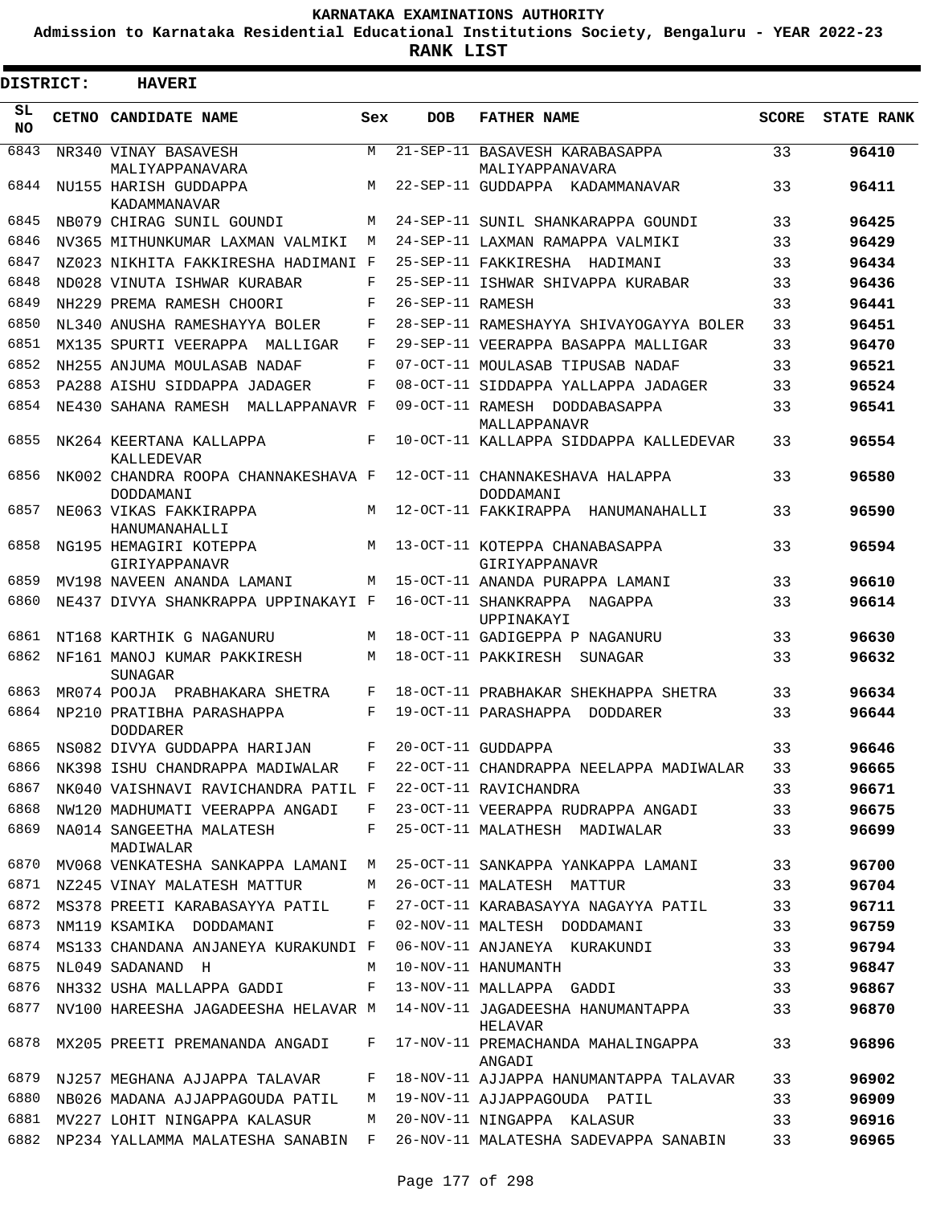**KARNATAKA EXAMINATIONS AUTHORITY**

**Admission to Karnataka Residential Educational Institutions Society, Bengaluru - YEAR 2022-23**

**RANK LIST**

**DISTRICT: HAVERI**

| SL NO | CETNO | CANDIDATE NAME | Sex | DOB | FATHER NAME | SCORE | STATE RANK |
|---|---|---|---|---|---|---|---|
| 6843 | NR340 | VINAY BASAVESH MALIYAPPANAVARA | M | 21-SEP-11 | BASAVESH KARABASAPPA MALIYAPPANAVARA | 33 | **96410** |
| 6844 | NU155 | HARISH GUDDAPPA KADAMMANAVAR | M | 22-SEP-11 | GUDDAPPA KADAMMANAVAR | 33 | **96411** |
| 6845 | NB079 | CHIRAG SUNIL GOUNDI | M | 24-SEP-11 | SUNIL SHANKARAPPA GOUNDI | 33 | **96425** |
| 6846 | NV365 | MITHUNKUMAR LAXMAN VALMIKI | M | 24-SEP-11 | LAXMAN RAMAPPA VALMIKI | 33 | **96429** |
| 6847 | NZ023 | NIKHITA FAKKIRESHA HADIMANI | F | 25-SEP-11 | FAKKIRESHA HADIMANI | 33 | **96434** |
| 6848 | ND028 | VINUTA ISHWAR KURABAR | F | 25-SEP-11 | ISHWAR SHIVAPPA KURABAR | 33 | **96436** |
| 6849 | NH229 | PREMA RAMESH CHOORI | F | 26-SEP-11 | RAMESH | 33 | **96441** |
| 6850 | NL340 | ANUSHA RAMESHAYYA BOLER | F | 28-SEP-11 | RAMESHAYYA SHIVAYOGAYYA BOLER | 33 | **96451** |
| 6851 | MX135 | SPURTI VEERAPPA MALLIGAR | F | 29-SEP-11 | VEERAPPA BASAPPA MALLIGAR | 33 | **96470** |
| 6852 | NH255 | ANJUMA MOULASAB NADAF | F | 07-OCT-11 | MOULASAB TIPUSAB NADAF | 33 | **96521** |
| 6853 | PA288 | AISHU SIDDAPPA JADAGER | F | 08-OCT-11 | SIDDAPPA YALLAPPA JADAGER | 33 | **96524** |
| 6854 | NE430 | SAHANA RAMESH MALLAPPANAVR | F | 09-OCT-11 | RAMESH DODDABASAPPA MALLAPPANAVR | 33 | **96541** |
| 6855 | NK264 | KEERTANA KALLAPPA KALLEDEVAR | F | 10-OCT-11 | KALLAPPA SIDDAPPA KALLEDEVAR | 33 | **96554** |
| 6856 | NK002 | CHANDRA ROOPA CHANNAKESHAVA DODDAMANI | F | 12-OCT-11 | CHANNAKESHAVA HALAPPA DODDAMANI | 33 | **96580** |
| 6857 | NE063 | VIKAS FAKKIRAPPA HANUMANAHALLI | M | 12-OCT-11 | FAKKIRAPPA HANUMANAHALLI | 33 | **96590** |
| 6858 | NG195 | HEMAGIRI KOTEPPA GIRIYAPPANAVR | M | 13-OCT-11 | KOTEPPA CHANABASAPPA GIRIYAPPANAVR | 33 | **96594** |
| 6859 | MV198 | NAVEEN ANANDA LAMANI | M | 15-OCT-11 | ANANDA PURAPPA LAMANI | 33 | **96610** |
| 6860 | NE437 | DIVYA SHANKRAPPA UPPINAKAYI | F | 16-OCT-11 | SHANKRAPPA NAGAPPA UPPINAKAYI | 33 | **96614** |
| 6861 | NT168 | KARTHIK G NAGANURU | M | 18-OCT-11 | GADIGEPPA P NAGANURU | 33 | **96630** |
| 6862 | NF161 | MANOJ KUMAR PAKKIRESH SUNAGAR | M | 18-OCT-11 | PAKKIRESH SUNAGAR | 33 | **96632** |
| 6863 | MR074 | POOJA PRABHAKARA SHETRA | F | 18-OCT-11 | PRABHAKAR SHEKHAPPA SHETRA | 33 | **96634** |
| 6864 | NP210 | PRATIBHA PARASHAPPA DODDARER | F | 19-OCT-11 | PARASHAPPA DODDARER | 33 | **96644** |
| 6865 | NS082 | DIVYA GUDDAPPA HARIJAN | F | 20-OCT-11 | GUDDAPPA | 33 | **96646** |
| 6866 | NK398 | ISHU CHANDRAPPA MADIWALAR | F | 22-OCT-11 | CHANDRAPPA NEELAPPA MADIWALAR | 33 | **96665** |
| 6867 | NK040 | VAISHNAVI RAVICHANDRA PATIL | F | 22-OCT-11 | RAVICHANDRA | 33 | **96671** |
| 6868 | NW120 | MADHUMATI VEERAPPA ANGADI | F | 23-OCT-11 | VEERAPPA RUDRAPPA ANGADI | 33 | **96675** |
| 6869 | NA014 | SANGEETHA MALATESH MADIWALAR | F | 25-OCT-11 | MALATHESH MADIWALAR | 33 | **96699** |
| 6870 | MV068 | VENKATESHA SANKAPPA LAMANI | M | 25-OCT-11 | SANKAPPA YANKAPPA LAMANI | 33 | **96700** |
| 6871 | NZ245 | VINAY MALATESH MATTUR | M | 26-OCT-11 | MALATESH MATTUR | 33 | **96704** |
| 6872 | MS378 | PREETI KARABASAYYA PATIL | F | 27-OCT-11 | KARABASAYYA NAGAYYA PATIL | 33 | **96711** |
| 6873 | NM119 | KSAMIKA DODDAMANI | F | 02-NOV-11 | MALTESH DODDAMANI | 33 | **96759** |
| 6874 | MS133 | CHANDANA ANJANEYA KURAKUNDI | F | 06-NOV-11 | ANJANEYA KURAKUNDI | 33 | **96794** |
| 6875 | NL049 | SADANAND H | M | 10-NOV-11 | HANUMANTH | 33 | **96847** |
| 6876 | NH332 | USHA MALLAPPA GADDI | F | 13-NOV-11 | MALLAPPA GADDI | 33 | **96867** |
| 6877 | NV100 | HAREESHA JAGADEESHA HELAVAR | M | 14-NOV-11 | JAGADEESHA HANUMANTAPPA HELAVAR | 33 | **96870** |
| 6878 | MX205 | PREETI PREMANANDA ANGADI | F | 17-NOV-11 | PREMACHANDA MAHALINGAPPA ANGADI | 33 | **96896** |
| 6879 | NJ257 | MEGHANA AJJAPPA TALAVAR | F | 18-NOV-11 | AJJAPPA HANUMANTAPPA TALAVAR | 33 | **96902** |
| 6880 | NB026 | MADANA AJJAPPAGOUDA PATIL | M | 19-NOV-11 | AJJAPPAGOUDA PATIL | 33 | **96909** |
| 6881 | MV227 | LOHIT NINGAPPA KALASUR | M | 20-NOV-11 | NINGAPPA KALASUR | 33 | **96916** |
| 6882 | NP234 | YALLAMMA MALATESHA SANABIN | F | 26-NOV-11 | MALATESHA SADEVAPPA SANABIN | 33 | **96965** |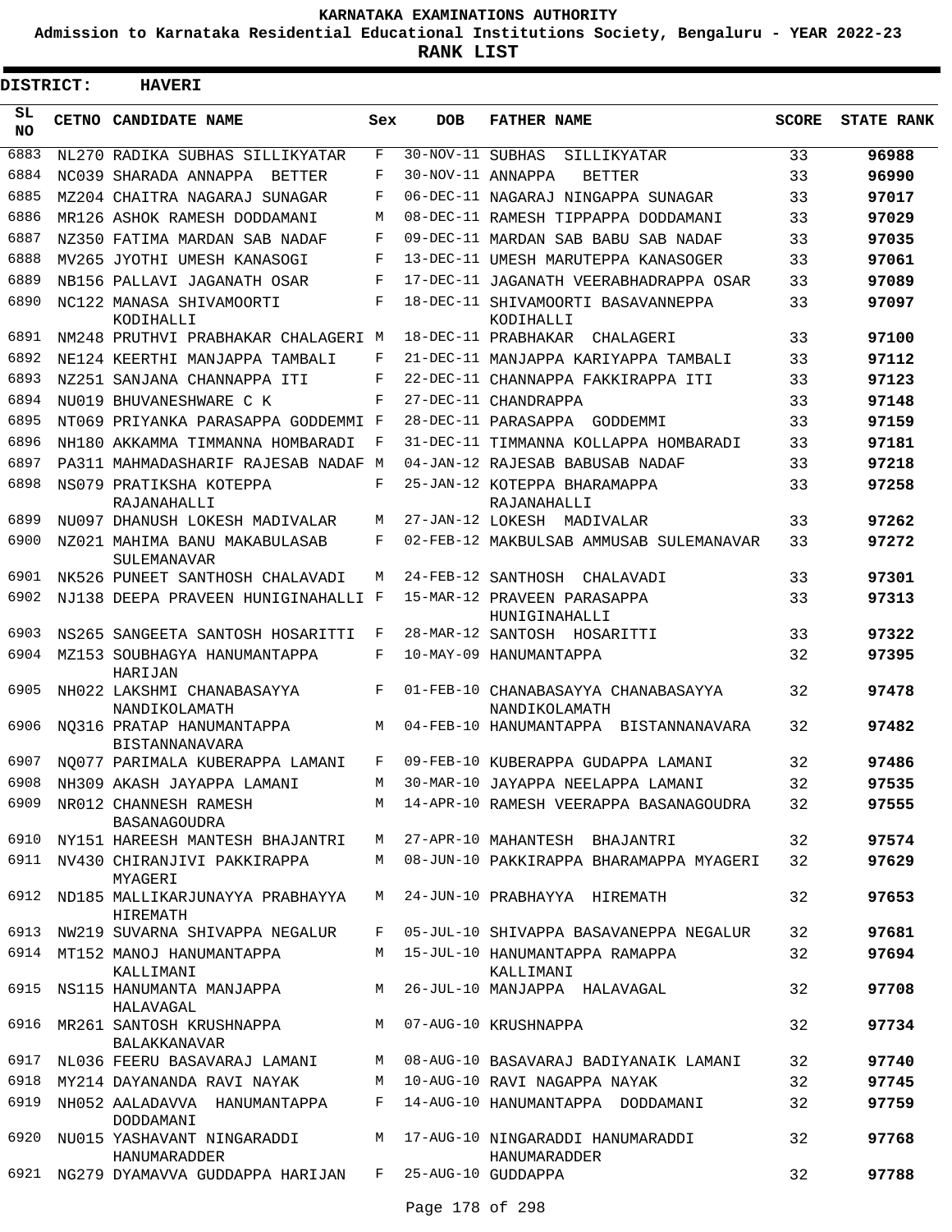# KARNATAKA EXAMINATIONS AUTHORITY

**Admission to Karnataka Residential Educational Institutions Society, Bengaluru - YEAR 2022-23**

**RANK LIST**

**DISTRICT: HAVERI**

| SL NO | CETNO | CANDIDATE NAME | Sex | DOB | FATHER NAME | SCORE | STATE RANK |
|---|---|---|---|---|---|---|---|
| 6883 | NL270 | RADIKA SUBHAS SILLIKYATAR | F | 30-NOV-11 | SUBHAS SILLIKYATAR | 33 | **96988** |
| 6884 | NC039 | SHARADA ANNAPPA BETTER | F | 30-NOV-11 | ANNAPPA BETTER | 33 | **96990** |
| 6885 | MZ204 | CHAITRA NAGARAJ SUNAGAR | F | 06-DEC-11 | NAGARAJ NINGAPPA SUNAGAR | 33 | **97017** |
| 6886 | MR126 | ASHOK RAMESH DODDAMANI | M | 08-DEC-11 | RAMESH TIPPAPPA DODDAMANI | 33 | **97029** |
| 6887 | NZ350 | FATIMA MARDAN SAB NADAF | F | 09-DEC-11 | MARDAN SAB BABU SAB NADAF | 33 | **97035** |
| 6888 | MV265 | JYOTHI UMESH KANASOGI | F | 13-DEC-11 | UMESH MARUTEPPA KANASOGER | 33 | **97061** |
| 6889 | NB156 | PALLAVI JAGANATH OSAR | F | 17-DEC-11 | JAGANATH VEERABHADRAPPA OSAR | 33 | **97089** |
| 6890 | NC122 | MANASA SHIVAMOORTI KODIHALLI | F | 18-DEC-11 | SHIVAMOORTI BASAVANNEPPA KODIHALLI | 33 | **97097** |
| 6891 | NM248 | PRUTHVI PRABHAKAR CHALAGERI | M | 18-DEC-11 | PRABHAKAR CHALAGERI | 33 | **97100** |
| 6892 | NE124 | KEERTHI MANJAPPA TAMBALI | F | 21-DEC-11 | MANJAPPA KARIYAPPA TAMBALI | 33 | **97112** |
| 6893 | NZ251 | SANJANA CHANNAPPA ITI | F | 22-DEC-11 | CHANNAPPA FAKKIRAPPA ITI | 33 | **97123** |
| 6894 | NU019 | BHUVANESHWARE C K | F | 27-DEC-11 | CHANDRAPPA | 33 | **97148** |
| 6895 | NT069 | PRIYANKA PARASAPPA GODDEMMI | F | 28-DEC-11 | PARASAPPA GODDEMMI | 33 | **97159** |
| 6896 | NH180 | AKKAMMA TIMMANNA HOMBARADI | F | 31-DEC-11 | TIMMANNA KOLLAPPA HOMBARADI | 33 | **97181** |
| 6897 | PA311 | MAHMADASHARIF RAJESAB NADAF | M | 04-JAN-12 | RAJESAB BABUSAB NADAF | 33 | **97218** |
| 6898 | NS079 | PRATIKSHA KOTEPPA RAJANAHALLI | F | 25-JAN-12 | KOTEPPA BHARAMAPPA RAJANAHALLI | 33 | **97258** |
| 6899 | NU097 | DHANUSH LOKESH MADIVALAR | M | 27-JAN-12 | LOKESH MADIVALAR | 33 | **97262** |
| 6900 | NZ021 | MAHIMA BANU MAKABULASAB SULEMANAVAR | F | 02-FEB-12 | MAKBULSAB AMMUSAB SULEMANAVAR | 33 | **97272** |
| 6901 | NK526 | PUNEET SANTHOSH CHALAVADI | M | 24-FEB-12 | SANTHOSH CHALAVADI | 33 | **97301** |
| 6902 | NJ138 | DEEPA PRAVEEN HUNIGINAHALLI | F | 15-MAR-12 | PRAVEEN PARASAPPA HUNIGINAHALLI | 33 | **97313** |
| 6903 | NS265 | SANGEETA SANTOSH HOSARITTI | F | 28-MAR-12 | SANTOSH HOSARITTI | 33 | **97322** |
| 6904 | MZ153 | SOUBHAGYA HANUMANTAPPA HARIJAN | F | 10-MAY-09 | HANUMANTAPPA | 32 | **97395** |
| 6905 | NH022 | LAKSHMI CHANABASAYYA NANDIKOLAMATH | F | 01-FEB-10 | CHANABASAYYA CHANABASAYYA NANDIKOLAMATH | 32 | **97478** |
| 6906 | NQ316 | PRATAP HANUMANTAPPA BISTANNANAVARA | M | 04-FEB-10 | HANUMANTAPPA BISTANNANAVARA | 32 | **97482** |
| 6907 | NQ077 | PARIMALA KUBERAPPA LAMANI | F | 09-FEB-10 | KUBERAPPA GUDAPPA LAMANI | 32 | **97486** |
| 6908 | NH309 | AKASH JAYAPPA LAMANI | M | 30-MAR-10 | JAYAPPA NEELAPPA LAMANI | 32 | **97535** |
| 6909 | NR012 | CHANNESH RAMESH BASANAGOUDRA | M | 14-APR-10 | RAMESH VEERAPPA BASANAGOUDRA | 32 | **97555** |
| 6910 | NY151 | HAREESH MANTESH BHAJANTRI | M | 27-APR-10 | MAHANTESH BHAJANTRI | 32 | **97574** |
| 6911 | NV430 | CHIRANJIVI PAKKIRAPPA MYAGERI | M | 08-JUN-10 | PAKKIRAPPA BHARAMAPPA MYAGERI | 32 | **97629** |
| 6912 | ND185 | MALLIKARJUNAYYA PRABHAYYA HIREMATH | M | 24-JUN-10 | PRABHAYYA HIREMATH | 32 | **97653** |
| 6913 | NW219 | SUVARNA SHIVAPPA NEGALUR | F | 05-JUL-10 | SHIVAPPA BASAVANEPPA NEGALUR | 32 | **97681** |
| 6914 | MT152 | MANOJ HANUMANTAPPA KALLIMANI | M | 15-JUL-10 | HANUMANTAPPA RAMAPPA KALLIMANI | 32 | **97694** |
| 6915 | NS115 | HANUMANTA MANJAPPA HALAVAGAL | M | 26-JUL-10 | MANJAPPA HALAVAGAL | 32 | **97708** |
| 6916 | MR261 | SANTOSH KRUSHNAPPA BALAKKANAVAR | M | 07-AUG-10 | KRUSHNAPPA | 32 | **97734** |
| 6917 | NL036 | FEERU BASAVARAJ LAMANI | M | 08-AUG-10 | BASAVARAJ BADIYANAIK LAMANI | 32 | **97740** |
| 6918 | MY214 | DAYANANDA RAVI NAYAK | M | 10-AUG-10 | RAVI NAGAPPA NAYAK | 32 | **97745** |
| 6919 | NH052 | AALADAVVA HANUMANTAPPA DODDAMANI | F | 14-AUG-10 | HANUMANTAPPA DODDAMANI | 32 | **97759** |
| 6920 | NU015 | YASHAVANT NINGARADDI HANUMARADDER | M | 17-AUG-10 | NINGARADDI HANUMARADDI HANUMARADDER | 32 | **97768** |
| 6921 | NG279 | DYAMAVVA GUDDAPPA HARIJAN | F | 25-AUG-10 | GUDDAPPA | 32 | **97788** |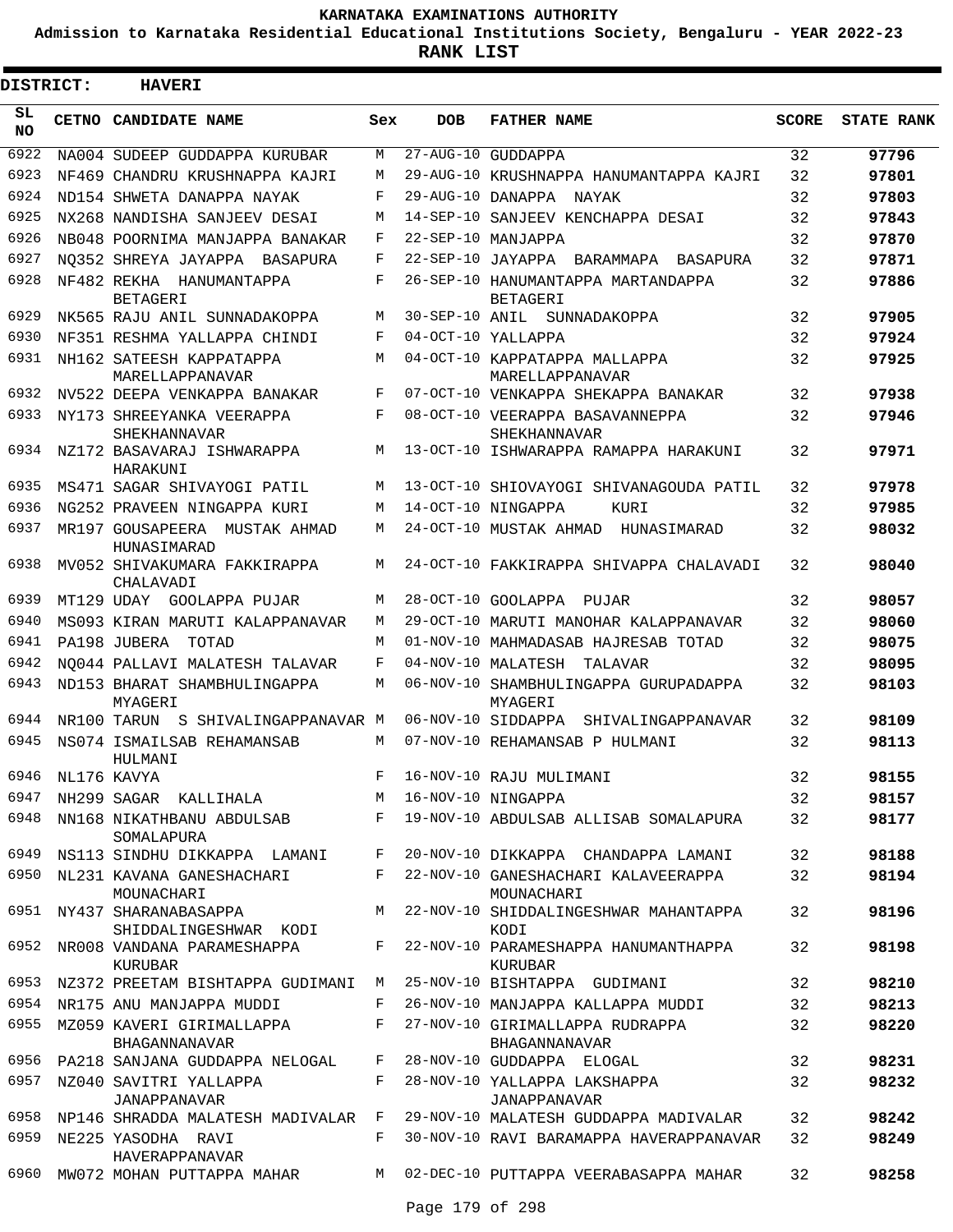**KARNATAKA EXAMINATIONS AUTHORITY**

**Admission to Karnataka Residential Educational Institutions Society, Bengaluru - YEAR 2022-23**

**RANK LIST**

**DISTRICT: HAVERI**

| SL NO | CETNO | CANDIDATE NAME | Sex | DOB | FATHER NAME | SCORE | STATE RANK |
|---|---|---|---|---|---|---|---|
| 6922 | NA004 | SUDEEP GUDDAPPA KURUBAR | M | 27-AUG-10 | GUDDAPPA | 32 | 97796 |
| 6923 | NF469 | CHANDRU KRUSHNAPPA KAJRI | M | 29-AUG-10 | KRUSHNAPPA HANUMANTAPPA KAJRI | 32 | 97801 |
| 6924 | ND154 | SHWETA DANAPPA NAYAK | F | 29-AUG-10 | DANAPPA NAYAK | 32 | 97803 |
| 6925 | NX268 | NANDISHA SANJEEV DESAI | M | 14-SEP-10 | SANJEEV KENCHAPPA DESAI | 32 | 97843 |
| 6926 | NB048 | POORNIMA MANJAPPA BANAKAR | F | 22-SEP-10 | MANJAPPA | 32 | 97870 |
| 6927 | NQ352 | SHREYA JAYAPPA BASAPURA | F | 22-SEP-10 | JAYAPPA BARAMMAPA BASAPURA | 32 | 97871 |
| 6928 | NF482 | REKHA HANUMANTAPPA BETAGERI | F | 26-SEP-10 | HANUMANTAPPA MARTANDAPPA BETAGERI | 32 | 97886 |
| 6929 | NK565 | RAJU ANIL SUNNADAKOPPA | M | 30-SEP-10 | ANIL SUNNADAKOPPA | 32 | 97905 |
| 6930 | NF351 | RESHMA YALLAPPA CHINDI | F | 04-OCT-10 | YALLAPPA | 32 | 97924 |
| 6931 | NH162 | SATEESH KAPPATAPPA MARELLAPPANAVAR | M | 04-OCT-10 | KAPPATAPPA MALLAPPA MARELLAPPANAVAR | 32 | 97925 |
| 6932 | NV522 | DEEPA VENKAPPA BANAKAR | F | 07-OCT-10 | VENKAPPA SHEKAPPA BANAKAR | 32 | 97938 |
| 6933 | NY173 | SHREEYANKA VEERAPPA SHEKHANNAVAR | F | 08-OCT-10 | VEERAPPA BASAVANNEPPA SHEKHANNAVAR | 32 | 97946 |
| 6934 | NZ172 | BASAVARAJ ISHWARAPPA HARAKUNI | M | 13-OCT-10 | ISHWARAPPA RAMAPPA HARAKUNI | 32 | 97971 |
| 6935 | MS471 | SAGAR SHIVAYOGI PATIL | M | 13-OCT-10 | SHIOVAYOGI SHIVANAGOUDA PATIL | 32 | 97978 |
| 6936 | NG252 | PRAVEEN NINGAPPA KURI | M | 14-OCT-10 | NINGAPPA KURI | 32 | 97985 |
| 6937 | MR197 | GOUSAPEERA MUSTAK AHMAD HUNASIMARAD | M | 24-OCT-10 | MUSTAK AHMAD HUNASIMARAD | 32 | 98032 |
| 6938 | MV052 | SHIVAKUMARA FAKKIRAPPA CHALAVADI | M | 24-OCT-10 | FAKKIRAPPA SHIVAPPA CHALAVADI | 32 | 98040 |
| 6939 | MT129 | UDAY GOOLAPPA PUJAR | M | 28-OCT-10 | GOOLAPPA PUJAR | 32 | 98057 |
| 6940 | MS093 | KIRAN MARUTI KALAPPANAVAR | M | 29-OCT-10 | MARUTI MANOHAR KALAPPANAVAR | 32 | 98060 |
| 6941 | PA198 | JUBERA TOTAD | M | 01-NOV-10 | MAHMADASAB HAJRESAB TOTAD | 32 | 98075 |
| 6942 | NQ044 | PALLAVI MALATESH TALAVAR | F | 04-NOV-10 | MALATESH TALAVAR | 32 | 98095 |
| 6943 | ND153 | BHARAT SHAMBHULINGAPPA MYAGERI | M | 06-NOV-10 | SHAMBHULINGAPPA GURUPADAPPA MYAGERI | 32 | 98103 |
| 6944 | NR100 | TARUN S SHIVALINGAPPANAVAR | M | 06-NOV-10 | SIDDAPPA SHIVALINGAPPANAVAR | 32 | 98109 |
| 6945 | NS074 | ISMAILSAB REHAMANSAB HULMANI | M | 07-NOV-10 | REHAMANSAB P HULMANI | 32 | 98113 |
| 6946 | NL176 | KAVYA | F | 16-NOV-10 | RAJU MULIMANI | 32 | 98155 |
| 6947 | NH299 | SAGAR KALLIHALA | M | 16-NOV-10 | NINGAPPA | 32 | 98157 |
| 6948 | NN168 | NIKATHBANU ABDULSAB SOMALAPURA | F | 19-NOV-10 | ABDULSAB ALLISAB SOMALAPURA | 32 | 98177 |
| 6949 | NS113 | SINDHU DIKKAPPA LAMANI | F | 20-NOV-10 | DIKKAPPA CHANDAPPA LAMANI | 32 | 98188 |
| 6950 | NL231 | KAVANA GANESHACHARI MOUNACHARI | F | 22-NOV-10 | GANESHACHARI KALAVEERAPPA MOUNACHARI | 32 | 98194 |
| 6951 | NY437 | SHARANABASAPPA SHIDDALINGESHWAR KODI | M | 22-NOV-10 | SHIDDALINGESHWAR MAHANTAPPA KODI | 32 | 98196 |
| 6952 | NR008 | VANDANA PARAMESHAPPA KURUBAR | F | 22-NOV-10 | PARAMESHAPPA HANUMANTHAPPA KURUBAR | 32 | 98198 |
| 6953 | NZ372 | PREETAM BISHTAPPA GUDIMANI | M | 25-NOV-10 | BISHTAPPA GUDIMANI | 32 | 98210 |
| 6954 | NR175 | ANU MANJAPPA MUDDI | F | 26-NOV-10 | MANJAPPA KALLAPPA MUDDI | 32 | 98213 |
| 6955 | MZ059 | KAVERI GIRIMALLAPPA BHAGANNANAVAR | F | 27-NOV-10 | GIRIMALLAPPA RUDRAPPA BHAGANNANAVAR | 32 | 98220 |
| 6956 | PA218 | SANJANA GUDDAPPA NELOGAL | F | 28-NOV-10 | GUDDAPPA ELOGAL | 32 | 98231 |
| 6957 | NZ040 | SAVITRI YALLAPPA JANAPPANAVAR | F | 28-NOV-10 | YALLAPPA LAKSHAPPA JANAPPANAVAR | 32 | 98232 |
| 6958 | NP146 | SHRADDA MALATESH MADIVALAR | F | 29-NOV-10 | MALATESH GUDDAPPA MADIVALAR | 32 | 98242 |
| 6959 | NE225 | YASODHA RAVI HAVERAPPANAVAR | F | 30-NOV-10 | RAVI BARAMAPPA HAVERAPPANAVAR | 32 | 98249 |
| 6960 | MW072 | MOHAN PUTTAPPA MAHAR | M | 02-DEC-10 | PUTTAPPA VEERABASAPPA MAHAR | 32 | 98258 |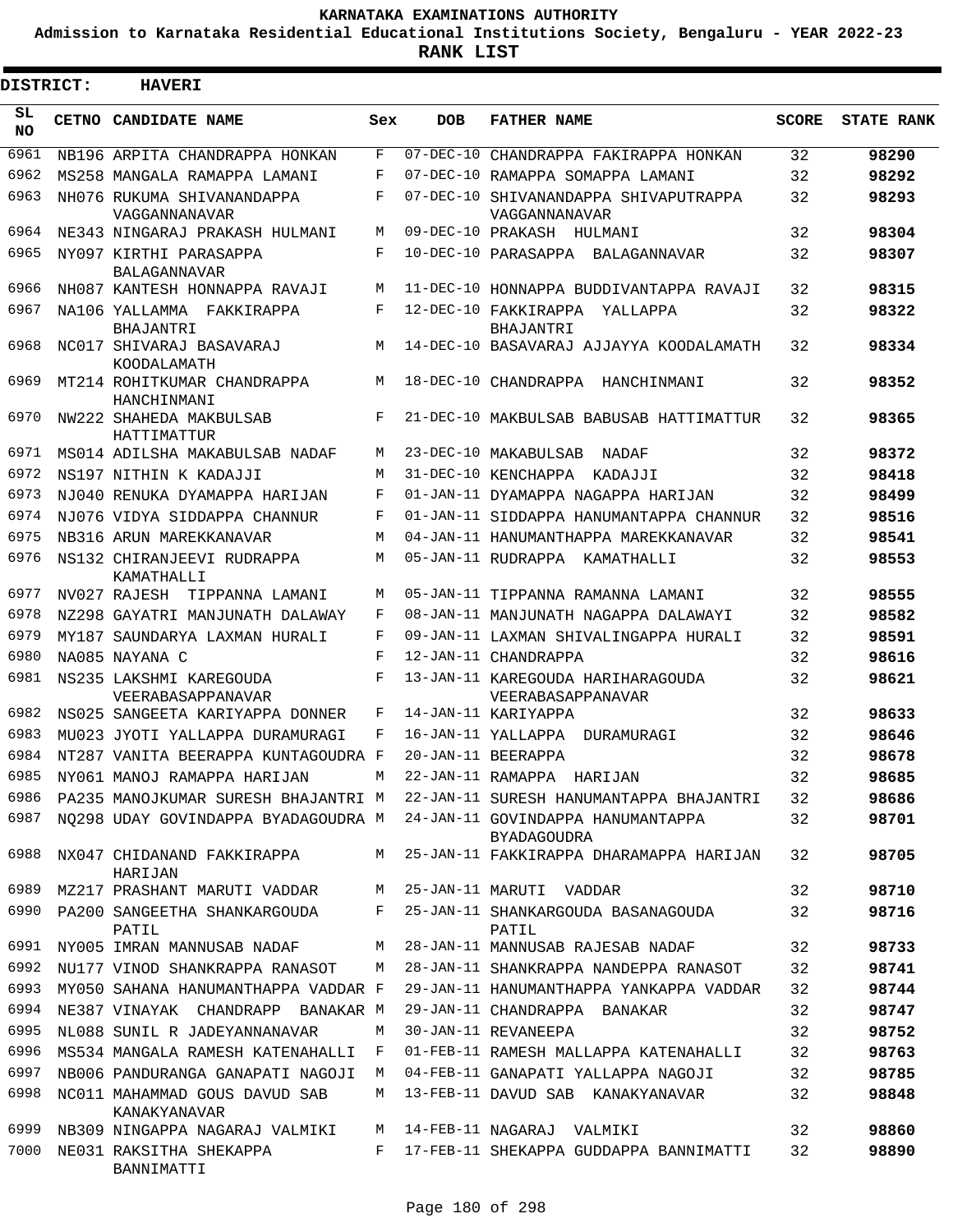KARNATAKA EXAMINATIONS AUTHORITY

Admission to Karnataka Residential Educational Institutions Society, Bengaluru - YEAR 2022-23

**RANK LIST**

**DISTRICT: HAVERI**

| SL NO | CETNO | CANDIDATE NAME | Sex | DOB | FATHER NAME | SCORE | STATE RANK |
|---|---|---|---|---|---|---|---|
| 6961 | NB196 | ARPITA CHANDRAPPA HONKAN | F | 07-DEC-10 | CHANDRAPPA FAKIRAPPA HONKAN | 32 | 98290 |
| 6962 | MS258 | MANGALA RAMAPPA LAMANI | F | 07-DEC-10 | RAMAPPA SOMAPPA LAMANI | 32 | 98292 |
| 6963 | NH076 | RUKUMA SHIVANANDAPPA VAGGANNANAVAR | F | 07-DEC-10 | SHIVANANDAPPA SHIVAPUTRAPPA VAGGANNANAVAR | 32 | 98293 |
| 6964 | NE343 | NINGARAJ PRAKASH HULMANI | M | 09-DEC-10 | PRAKASH HULMANI | 32 | 98304 |
| 6965 | NY097 | KIRTHI PARASAPPA BALAGANNAVAR | F | 10-DEC-10 | PARASAPPA BALAGANNAVAR | 32 | 98307 |
| 6966 | NH087 | KANTESH HONNAPPA RAVAJI | M | 11-DEC-10 | HONNAPPA BUDDIVANTAPPA RAVAJI | 32 | 98315 |
| 6967 | NA106 | YALLAMMA FAKKIRAPPA BHAJANTRI | F | 12-DEC-10 | FAKKIRAPPA YALLAPPA BHAJANTRI | 32 | 98322 |
| 6968 | NC017 | SHIVARAJ BASAVARAJ KOODALAMATH | M | 14-DEC-10 | BASAVARAJ AJJAYYA KOODALAMATH | 32 | 98334 |
| 6969 | MT214 | ROHITKUMAR CHANDRAPPA HANCHINMANI | M | 18-DEC-10 | CHANDRAPPA HANCHINMANI | 32 | 98352 |
| 6970 | NW222 | SHAHEDA MAKBULSAB HATTIMATTUR | F | 21-DEC-10 | MAKBULSAB BABUSAB HATTIMATTUR | 32 | 98365 |
| 6971 | MS014 | ADILSHA MAKABULSAB NADAF | M | 23-DEC-10 | MAKABULSAB NADAF | 32 | 98372 |
| 6972 | NS197 | NITHIN K KADAJJI | M | 31-DEC-10 | KENCHAPPA KADAJJI | 32 | 98418 |
| 6973 | NJ040 | RENUKA DYAMAPPA HARIJAN | F | 01-JAN-11 | DYAMAPPA NAGAPPA HARIJAN | 32 | 98499 |
| 6974 | NJ076 | VIDYA SIDDAPPA CHANNUR | F | 01-JAN-11 | SIDDAPPA HANUMANTAPPA CHANNUR | 32 | 98516 |
| 6975 | NB316 | ARUN MAREKKANAVAR | M | 04-JAN-11 | HANUMANTHAPPA MAREKKANAVAR | 32 | 98541 |
| 6976 | NS132 | CHIRANJEEVI RUDRAPPA KAMATHALLI | M | 05-JAN-11 | RUDRAPPA KAMATHALLI | 32 | 98553 |
| 6977 | NV027 | RAJESH TIPPANNA LAMANI | M | 05-JAN-11 | TIPPANNA RAMANNA LAMANI | 32 | 98555 |
| 6978 | NZ298 | GAYATRI MANJUNATH DALAWAY | F | 08-JAN-11 | MANJUNATH NAGAPPA DALAWAYI | 32 | 98582 |
| 6979 | MY187 | SAUNDARYA LAXMAN HURALI | F | 09-JAN-11 | LAXMAN SHIVALINGAPPA HURALI | 32 | 98591 |
| 6980 | NA085 | NAYANA C | F | 12-JAN-11 | CHANDRAPPA | 32 | 98616 |
| 6981 | NS235 | LAKSHMI KAREGOUDA VEERABASAPPANAVAR | F | 13-JAN-11 | KAREGOUDA HARIHARAGOUDA VEERABASAPPANAVAR | 32 | 98621 |
| 6982 | NS025 | SANGEETA KARIYAPPA DONNER | F | 14-JAN-11 | KARIYAPPA | 32 | 98633 |
| 6983 | MU023 | JYOTI YALLAPPA DURAMURAGI | F | 16-JAN-11 | YALLAPPA DURAMURAGI | 32 | 98646 |
| 6984 | NT287 | VANITA BEERAPPA KUNTAGOUDRA | F | 20-JAN-11 | BEERAPPA | 32 | 98678 |
| 6985 | NY061 | MANOJ RAMAPPA HARIJAN | M | 22-JAN-11 | RAMAPPA HARIJAN | 32 | 98685 |
| 6986 | PA235 | MANOJKUMAR SURESH BHAJANTRI | M | 22-JAN-11 | SURESH HANUMANTAPPA BHAJANTRI | 32 | 98686 |
| 6987 | NQ298 | UDAY GOVINDAPPA BYADAGOUDRA | M | 24-JAN-11 | GOVINDAPPA HANUMANTAPPA BYADAGOUDRA | 32 | 98701 |
| 6988 | NX047 | CHIDANAND FAKKIRAPPA HARIJAN | M | 25-JAN-11 | FAKKIRAPPA DHARAMAPPA HARIJAN | 32 | 98705 |
| 6989 | MZ217 | PRASHANT MARUTI VADDAR | M | 25-JAN-11 | MARUTI VADDAR | 32 | 98710 |
| 6990 | PA200 | SANGEETHA SHANKARGOUDA PATIL | F | 25-JAN-11 | SHANKARGOUDA BASANAGOUDA PATIL | 32 | 98716 |
| 6991 | NY005 | IMRAN MANNUSAB NADAF | M | 28-JAN-11 | MANNUSAB RAJESAB NADAF | 32 | 98733 |
| 6992 | NU177 | VINOD SHANKRAPPA RANASOT | M | 28-JAN-11 | SHANKRAPPA NANDEPPA RANASOT | 32 | 98741 |
| 6993 | MY050 | SAHANA HANUMANTHAPPA VADDAR | F | 29-JAN-11 | HANUMANTHAPPA YANKAPPA VADDAR | 32 | 98744 |
| 6994 | NE387 | VINAYAK CHANDRAPP BANAKAR | M | 29-JAN-11 | CHANDRAPPA BANAKAR | 32 | 98747 |
| 6995 | NL088 | SUNIL R JADEYANNANAVAR | M | 30-JAN-11 | REVANEEPA | 32 | 98752 |
| 6996 | MS534 | MANGALA RAMESH KATENAHALLI | F | 01-FEB-11 | RAMESH MALLAPPA KATENAHALLI | 32 | 98763 |
| 6997 | NB006 | PANDURANGA GANAPATI NAGOJI | M | 04-FEB-11 | GANAPATI YALLAPPA NAGOJI | 32 | 98785 |
| 6998 | NC011 | MAHAMMAD GOUS DAVUD SAB KANAKYANAVAR | M | 13-FEB-11 | DAVUD SAB KANAKYANAVAR | 32 | 98848 |
| 6999 | NB309 | NINGAPPA NAGARAJ VALMIKI | M | 14-FEB-11 | NAGARAJ VALMIKI | 32 | 98860 |
| 7000 | NE031 | RAKSITHA SHEKAPPA BANNIMATTI | F | 17-FEB-11 | SHEKAPPA GUDDAPPA BANNIMATTI | 32 | 98890 |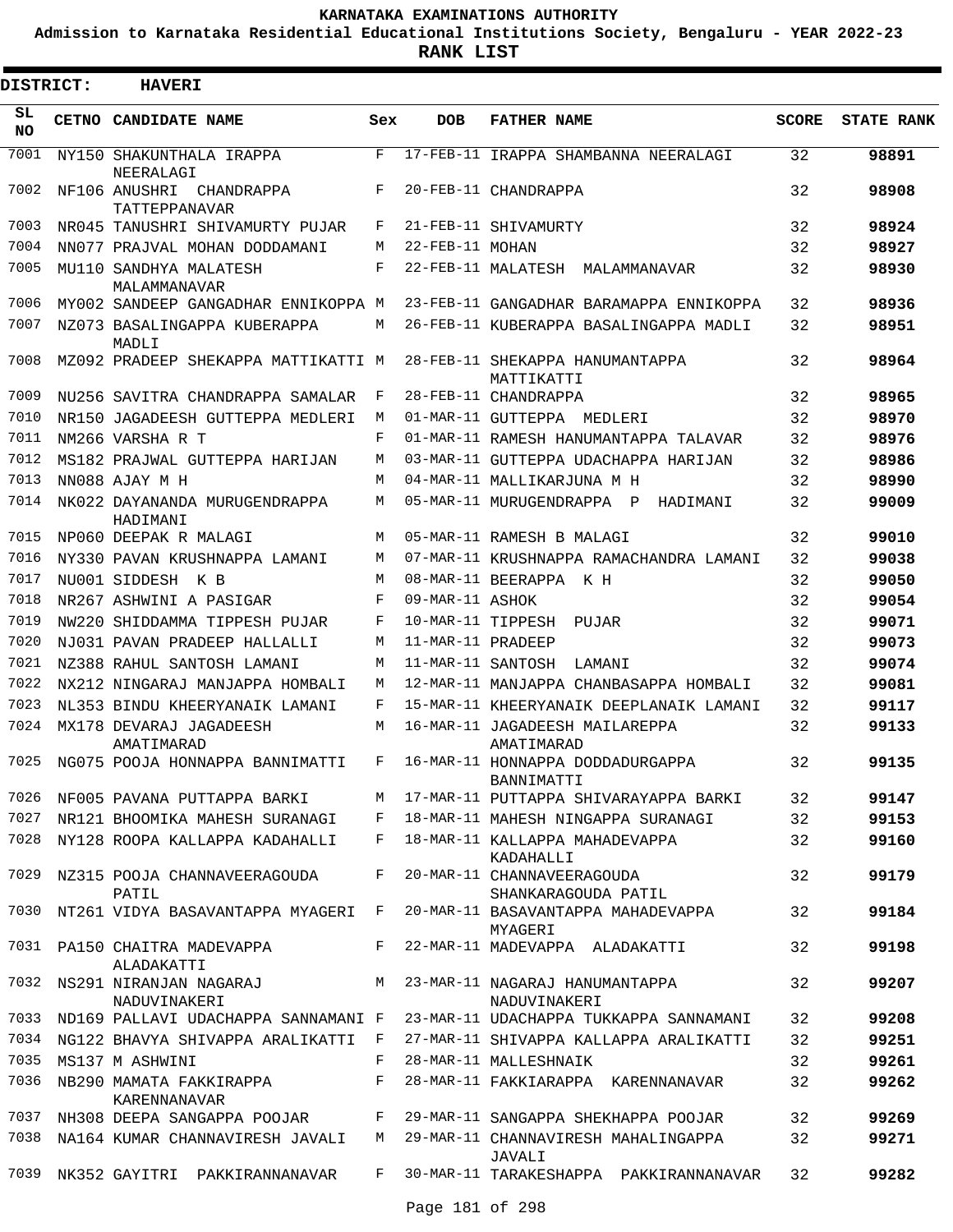KARNATAKA EXAMINATIONS AUTHORITY

Admission to Karnataka Residential Educational Institutions Society, Bengaluru - YEAR 2022-23

**RANK LIST**

**DISTRICT: HAVERI**

| SL NO | CETNO | CANDIDATE NAME | Sex | DOB | FATHER NAME | SCORE | STATE RANK |
|---|---|---|---|---|---|---|---|
| 7001 | NY150 | SHAKUNTHALA IRAPPA NEERALAGI | F | 17-FEB-11 | IRAPPA SHAMBANNA NEERALAGI | 32 | **98891** |
| 7002 | NF106 | ANUSHRI CHANDRAPPA TATTEPPANAVAR | F | 20-FEB-11 | CHANDRAPPA | 32 | **98908** |
| 7003 | NR045 | TANUSHRI SHIVAMURTY PUJAR | F | 21-FEB-11 | SHIVAMURTY | 32 | **98924** |
| 7004 | NN077 | PRAJVAL MOHAN DODDAMANI | M | 22-FEB-11 | MOHAN | 32 | **98927** |
| 7005 | MU110 | SANDHYA MALATESH MALAMMANAVAR | F | 22-FEB-11 | MALATESH MALAMMANAVAR | 32 | **98930** |
| 7006 | MY002 | SANDEEP GANGADHAR ENNIKOPPA | M | 23-FEB-11 | GANGADHAR BARAMAPPA ENNIKOPPA | 32 | **98936** |
| 7007 | NZ073 | BASALINGAPPA KUBERAPPA MADLI | M | 26-FEB-11 | KUBERAPPA BASALINGAPPA MADLI | 32 | **98951** |
| 7008 | MZ092 | PRADEEP SHEKAPPA MATTIKATTI | M | 28-FEB-11 | SHEKAPPA HANUMANTAPPA MATTIKATTI | 32 | **98964** |
| 7009 | NU256 | SAVITRA CHANDRAPPA SAMALAR | F | 28-FEB-11 | CHANDRAPPA | 32 | **98965** |
| 7010 | NR150 | JAGADEESH GUTTEPPA MEDLERI | M | 01-MAR-11 | GUTTEPPA MEDLERI | 32 | **98970** |
| 7011 | NM266 | VARSHA R T | F | 01-MAR-11 | RAMESH HANUMANTAPPA TALAVAR | 32 | **98976** |
| 7012 | MS182 | PRAJWAL GUTTEPPA HARIJAN | M | 03-MAR-11 | GUTTEPPA UDACHAPPA HARIJAN | 32 | **98986** |
| 7013 | NN088 | AJAY M H | M | 04-MAR-11 | MALLIKARJUNA M H | 32 | **98990** |
| 7014 | NK022 | DAYANANDA MURUGENDRAPPA HADIMANI | M | 05-MAR-11 | MURUGENDRAPPA P HADIMANI | 32 | **99009** |
| 7015 | NP060 | DEEPAK R MALAGI | M | 05-MAR-11 | RAMESH B MALAGI | 32 | **99010** |
| 7016 | NY330 | PAVAN KRUSHNAPPA LAMANI | M | 07-MAR-11 | KRUSHNAPPA RAMACHANDRA LAMANI | 32 | **99038** |
| 7017 | NU001 | SIDDESH K B | M | 08-MAR-11 | BEERAPPA K H | 32 | **99050** |
| 7018 | NR267 | ASHWINI A PASIGAR | F | 09-MAR-11 | ASHOK | 32 | **99054** |
| 7019 | NW220 | SHIDDAMMA TIPPESH PUJAR | F | 10-MAR-11 | TIPPESH PUJAR | 32 | **99071** |
| 7020 | NJ031 | PAVAN PRADEEP HALLALLI | M | 11-MAR-11 | PRADEEP | 32 | **99073** |
| 7021 | NZ388 | RAHUL SANTOSH LAMANI | M | 11-MAR-11 | SANTOSH LAMANI | 32 | **99074** |
| 7022 | NX212 | NINGARAJ MANJAPPA HOMBALI | M | 12-MAR-11 | MANJAPPA CHANBASAPPA HOMBALI | 32 | **99081** |
| 7023 | NL353 | BINDU KHEERYANAIK LAMANI | F | 15-MAR-11 | KHEERYANAIK DEEPLANAIK LAMANI | 32 | **99117** |
| 7024 | MX178 | DEVARAJ JAGADEESH AMATIMARAD | M | 16-MAR-11 | JAGADEESH MAILAREPPA AMATIMARAD | 32 | **99133** |
| 7025 | NG075 | POOJA HONNAPPA BANNIMATTI | F | 16-MAR-11 | HONNAPPA DODDADURGAPPA BANNIMATTI | 32 | **99135** |
| 7026 | NF005 | PAVANA PUTTAPPA BARKI | M | 17-MAR-11 | PUTTAPPA SHIVARAYAPPA BARKI | 32 | **99147** |
| 7027 | NR121 | BHOOMIKA MAHESH SURANAGI | F | 18-MAR-11 | MAHESH NINGAPPA SURANAGI | 32 | **99153** |
| 7028 | NY128 | ROOPA KALLAPPA KADAHALLI | F | 18-MAR-11 | KALLAPPA MAHADEVAPPA KADAHALLI | 32 | **99160** |
| 7029 | NZ315 | POOJA CHANNAVEERAGOUDA PATIL | F | 20-MAR-11 | CHANNAVEERAGOUDA SHANKARAGOUDA PATIL | 32 | **99179** |
| 7030 | NT261 | VIDYA BASAVANTAPPA MYAGERI | F | 20-MAR-11 | BASAVANTAPPA MAHADEVAPPA MYAGERI | 32 | **99184** |
| 7031 | PA150 | CHAITRA MADEVAPPA ALADAKATTI | F | 22-MAR-11 | MADEVAPPA ALADAKATTI | 32 | **99198** |
| 7032 | NS291 | NIRANJAN NAGARAJ NADUVINAKERI | M | 23-MAR-11 | NAGARAJ HANUMANTAPPA NADUVINAKERI | 32 | **99207** |
| 7033 | ND169 | PALLAVI UDACHAPPA SANNAMANI | F | 23-MAR-11 | UDACHAPPA TUKKAPPA SANNAMANI | 32 | **99208** |
| 7034 | NG122 | BHAVYA SHIVAPPA ARALIKATTI | F | 27-MAR-11 | SHIVAPPA KALLAPPA ARALIKATTI | 32 | **99251** |
| 7035 | MS137 | M ASHWINI | F | 28-MAR-11 | MALLESHNAIK | 32 | **99261** |
| 7036 | NB290 | MAMATA FAKKIRAPPA KARENNANAVAR | F | 28-MAR-11 | FAKKIARAPPA KARENNANAVAR | 32 | **99262** |
| 7037 | NH308 | DEEPA SANGAPPA POOJAR | F | 29-MAR-11 | SANGAPPA SHEKHAPPA POOJAR | 32 | **99269** |
| 7038 | NA164 | KUMAR CHANNAVIRESH JAVALI | M | 29-MAR-11 | CHANNAVIRESH MAHALINGAPPA JAVALI | 32 | **99271** |
| 7039 | NK352 | GAYITRI PAKKIRANNANAVAR | F | 30-MAR-11 | TARAKESHAPPA PAKKIRANNANAVAR | 32 | **99282** |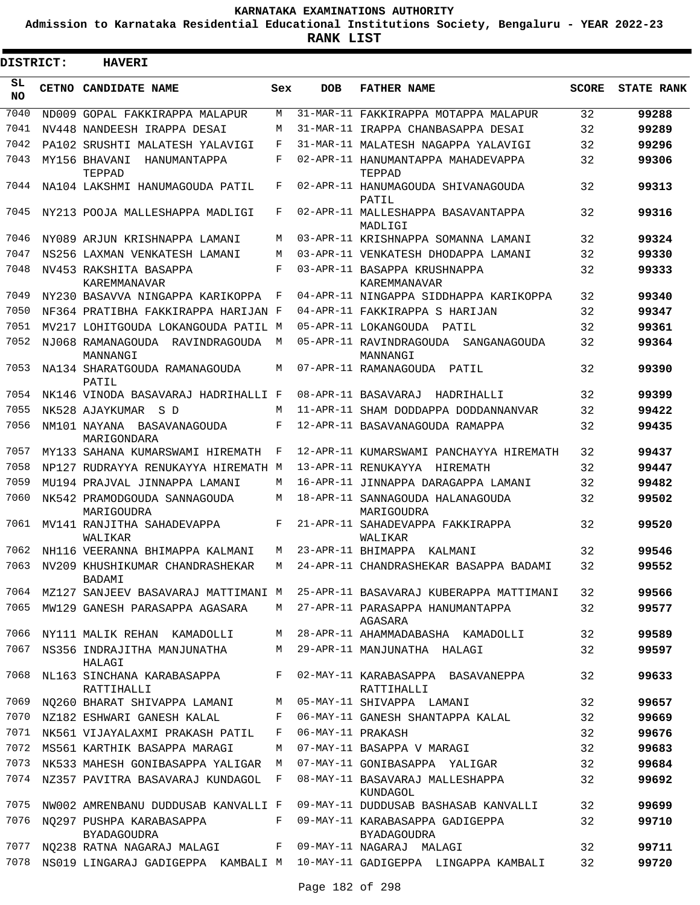# KARNATAKA EXAMINATIONS AUTHORITY

**Admission to Karnataka Residential Educational Institutions Society, Bengaluru - YEAR 2022-23**

**RANK LIST**

**DISTRICT: HAVERI**

| SL NO | CETNO | CANDIDATE NAME | Sex | DOB | FATHER NAME | SCORE | STATE RANK |
|---|---|---|---|---|---|---|---|
| 7040 | ND009 | GOPAL FAKKIRAPPA MALAPUR | M | 31-MAR-11 | FAKKIRAPPA MOTAPPA MALAPUR | 32 | 99288 |
| 7041 | NV448 | NANDEESH IRAPPA DESAI | M | 31-MAR-11 | IRAPPA CHANBASAPPA DESAI | 32 | 99289 |
| 7042 | PA102 | SRUSHTI MALATESH YALAVIGI | F | 31-MAR-11 | MALATESH NAGAPPA YALAVIGI | 32 | 99296 |
| 7043 | MY156 | BHAVANI HANUMANTAPPA TEPPAD | F | 02-APR-11 | HANUMANTAPPA MAHADEVAPPA TEPPAD | 32 | 99306 |
| 7044 | NA104 | LAKSHMI HANUMAGOUDA PATIL | F | 02-APR-11 | HANUMAGOUDA SHIVANAGOUDA PATIL | 32 | 99313 |
| 7045 | NY213 | POOJA MALLESHAPPA MADLIGI | F | 02-APR-11 | MALLESHAPPA BASAVANTAPPA MADLIGI | 32 | 99316 |
| 7046 | NY089 | ARJUN KRISHNAPPA LAMANI | M | 03-APR-11 | KRISHNAPPA SOMANNA LAMANI | 32 | 99324 |
| 7047 | NS256 | LAXMAN VENKATESH LAMANI | M | 03-APR-11 | VENKATESH DHODAPPA LAMANI | 32 | 99330 |
| 7048 | NV453 | RAKSHITA BASAPPA KAREMMANAVAR | F | 03-APR-11 | BASAPPA KRUSHNAPPA KAREMMANAVAR | 32 | 99333 |
| 7049 | NY230 | BASAVVA NINGAPPA KARIKOPPA | F | 04-APR-11 | NINGAPPA SIDDHAPPA KARIKOPPA | 32 | 99340 |
| 7050 | NF364 | PRATIBHA FAKKIRAPPA HARIJAN | F | 04-APR-11 | FAKKIRAPPA S HARIJAN | 32 | 99347 |
| 7051 | MV217 | LOHITGOUDA LOKANGOUDA PATIL | M | 05-APR-11 | LOKANGOUDA PATIL | 32 | 99361 |
| 7052 | NJ068 | RAMANAGOUDA RAVINDRAGOUDA MANNANGI | M | 05-APR-11 | RAVINDRAGOUDA SANGANAGOUDA MANNANGI | 32 | 99364 |
| 7053 | NA134 | SHARATGOUDA RAMANAGOUDA PATIL | M | 07-APR-11 | RAMANAGOUDA PATIL | 32 | 99390 |
| 7054 | NK146 | VINODA BASAVARAJ HADRIHALLI | F | 08-APR-11 | BASAVARAJ HADRIHALLI | 32 | 99399 |
| 7055 | NK528 | AJAYKUMAR S D | M | 11-APR-11 | SHAM DODDAPPA DODDANNANVAR | 32 | 99422 |
| 7056 | NM101 | NAYANA BASAVANAGOUDA MARIGONDARA | F | 12-APR-11 | BASAVANAGOUDA RAMAPPA | 32 | 99435 |
| 7057 | MY133 | SAHANA KUMARSWAMI HIREMATH | F | 12-APR-11 | KUMARSWAMI PANCHAYYA HIREMATH | 32 | 99437 |
| 7058 | NP127 | RUDRAYYA RENUKAYYA HIREMATH | M | 13-APR-11 | RENUKAYYA HIREMATH | 32 | 99447 |
| 7059 | MU194 | PRAJVAL JINNAPPA LAMANI | M | 16-APR-11 | JINNAPPA DARAGAPPA LAMANI | 32 | 99482 |
| 7060 | NK542 | PRAMODGOUDA SANNAGOUDA MARIGOUDRA | M | 18-APR-11 | SANNAGOUDA HALANAGOUDA MARIGOUDRA | 32 | 99502 |
| 7061 | MV141 | RANJITHA SAHADEVAPPA WALIKAR | F | 21-APR-11 | SAHADEVAPPA FAKKIRAPPA WALIKAR | 32 | 99520 |
| 7062 | NH116 | VEERANNA BHIMAPPA KALMANI | M | 23-APR-11 | BHIMAPPA KALMANI | 32 | 99546 |
| 7063 | NV209 | KHUSHIKUMAR CHANDRASHEKAR BADAMI | M | 24-APR-11 | CHANDRASHEKAR BASAPPA BADAMI | 32 | 99552 |
| 7064 | MZ127 | SANJEEV BASAVARAJ MATTIMANI | M | 25-APR-11 | BASAVARAJ KUBERAPPA MATTIMANI | 32 | 99566 |
| 7065 | MW129 | GANESH PARASAPPA AGASARA | M | 27-APR-11 | PARASAPPA HANUMANTAPPA AGASARA | 32 | 99577 |
| 7066 | NY111 | MALIK REHAN KAMADOLLI | M | 28-APR-11 | AHAMMADABASHA KAMADOLLI | 32 | 99589 |
| 7067 | NS356 | INDRAJITHA MANJUNATHA HALAGI | M | 29-APR-11 | MANJUNATHA HALAGI | 32 | 99597 |
| 7068 | NL163 | SINCHANA KARABASAPPA RATTIHALLI | F | 02-MAY-11 | KARABASAPPA BASAVANEPPA RATTIHALLI | 32 | 99633 |
| 7069 | NQ260 | BHARAT SHIVAPPA LAMANI | M | 05-MAY-11 | SHIVAPPA LAMANI | 32 | 99657 |
| 7070 | NZ182 | ESHWARI GANESH KALAL | F | 06-MAY-11 | GANESH SHANTAPPA KALAL | 32 | 99669 |
| 7071 | NK561 | VIJAYALAXMI PRAKASH PATIL | F | 06-MAY-11 | PRAKASH | 32 | 99676 |
| 7072 | MS561 | KARTHIK BASAPPA MARAGI | M | 07-MAY-11 | BASAPPA V MARAGI | 32 | 99683 |
| 7073 | NK533 | MAHESH GONIBASAPPA YALIGAR | M | 07-MAY-11 | GONIBASAPPA YALIGAR | 32 | 99684 |
| 7074 | NZ357 | PAVITRA BASAVARAJ KUNDAGOL | F | 08-MAY-11 | BASAVARAJ MALLESHAPPA KUNDAGOL | 32 | 99692 |
| 7075 | NW002 | AMRENBANU DUDDUSAB KANVALLI | F | 09-MAY-11 | DUDDUSAB BASHASAB KANVALLI | 32 | 99699 |
| 7076 | NQ297 | PUSHPA KARABASAPPA BYADAGOUDRA | F | 09-MAY-11 | KARABASAPPA GADIGEPPA BYADAGOUDRA | 32 | 99710 |
| 7077 | NQ238 | RATNA NAGARAJ MALAGI | F | 09-MAY-11 | NAGARAJ MALAGI | 32 | 99711 |
| 7078 | NS019 | LINGARAJ GADIGEPPA KAMBALI | M | 10-MAY-11 | GADIGEPPA LINGAPPA KAMBALI | 32 | 99720 |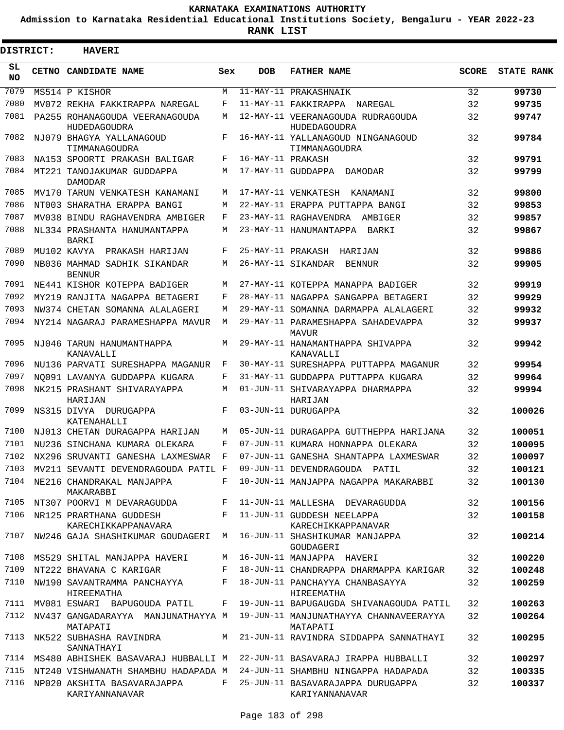# KARNATAKA EXAMINATIONS AUTHORITY

**Admission to Karnataka Residential Educational Institutions Society, Bengaluru - YEAR 2022-23**

**RANK LIST**

**DISTRICT: HAVERI**

| SL NO | CETNO | CANDIDATE NAME | Sex | DOB | FATHER NAME | SCORE | STATE RANK |
|---|---|---|---|---|---|---|---|
| 7079 | MS514 | P KISHOR | M | 11-MAY-11 | PRAKASHNAIK | 32 | 99730 |
| 7080 | MV072 | REKHA FAKKIRAPPA NAREGAL | F | 11-MAY-11 | FAKKIRAPPA NAREGAL | 32 | 99735 |
| 7081 | PA255 | ROHANAGOUDA VEERANAGOUDA HUDEDAGOUDRA | M | 12-MAY-11 | VEERANAGOUDA RUDRAGOUDA HUDEDAGOUDRA | 32 | 99747 |
| 7082 | NJ079 | BHAGYA YALLANAGOUD TIMMANAGOUDRA | F | 16-MAY-11 | YALLANAGOUD NINGANAGOUD TIMMANAGOUDRA | 32 | 99784 |
| 7083 | NA153 | SPOORTI PRAKASH BALIGAR | F | 16-MAY-11 | PRAKASH | 32 | 99791 |
| 7084 | MT221 | TANOJAKUMAR GUDDAPPA DAMODAR | M | 17-MAY-11 | GUDDAPPA DAMODAR | 32 | 99799 |
| 7085 | MV170 | TARUN VENKATESH KANAMANI | M | 17-MAY-11 | VENKATESH KANAMANI | 32 | 99800 |
| 7086 | NT003 | SHARATHA ERAPPA BANGI | M | 22-MAY-11 | ERAPPA PUTTAPPA BANGI | 32 | 99853 |
| 7087 | MV038 | BINDU RAGHAVENDRA AMBIGER | F | 23-MAY-11 | RAGHAVENDRA AMBIGER | 32 | 99857 |
| 7088 | NL334 | PRASHANTA HANUMANTAPPA BARKI | M | 23-MAY-11 | HANUMANTAPPA BARKI | 32 | 99867 |
| 7089 | MU102 | KAVYA PRAKASH HARIJAN | F | 25-MAY-11 | PRAKASH HARIJAN | 32 | 99886 |
| 7090 | NB036 | MAHMAD SADHIK SIKANDAR BENNUR | M | 26-MAY-11 | SIKANDAR BENNUR | 32 | 99905 |
| 7091 | NE441 | KISHOR KOTEPPA BADIGER | M | 27-MAY-11 | KOTEPPA MANAPPA BADIGER | 32 | 99919 |
| 7092 | MY219 | RANJITA NAGAPPA BETAGERI | F | 28-MAY-11 | NAGAPPA SANGAPPA BETAGERI | 32 | 99929 |
| 7093 | NW374 | CHETAN SOMANNA ALALAGERI | M | 29-MAY-11 | SOMANNA DARMAPPA ALALAGERI | 32 | 99932 |
| 7094 | NY214 | NAGARAJ PARAMESHAPPA MAVUR | M | 29-MAY-11 | PARAMESHAPPA SAHADEVAPPA MAVUR | 32 | 99937 |
| 7095 | NJ046 | TARUN HANUMANTHAPPA KANAVALLI | M | 29-MAY-11 | HANAMANTHAPPA SHIVAPPA KANAVALLI | 32 | 99942 |
| 7096 | NU136 | PARVATI SURESHAPPA MAGANUR | F | 30-MAY-11 | SURESHAPPA PUTTAPPA MAGANUR | 32 | 99954 |
| 7097 | NQ091 | LAVANYA GUDDAPPA KUGARA | F | 31-MAY-11 | GUDDAPPA PUTTAPPA KUGARA | 32 | 99964 |
| 7098 | NK215 | PRASHANT SHIVARAYAPPA HARIJAN | M | 01-JUN-11 | SHIVARAYAPPA DHARMAPPA HARIJAN | 32 | 99994 |
| 7099 | NS315 | DIVYA DURUGAPPA KATENAHALLI | F | 03-JUN-11 | DURUGAPPA | 32 | 100026 |
| 7100 | NJ013 | CHETAN DURAGAPPA HARIJAN | M | 05-JUN-11 | DURAGAPPA GUTTHEPPA HARIJANA | 32 | 100051 |
| 7101 | NU236 | SINCHANA KUMARA OLEKARA | F | 07-JUN-11 | KUMARA HONNAPPA OLEKARA | 32 | 100095 |
| 7102 | NX296 | SRUVANTI GANESHA LAXMESWAR | F | 07-JUN-11 | GANESHA SHANTAPPA LAXMESWAR | 32 | 100097 |
| 7103 | MV211 | SEVANTI DEVENDRAGOUDA PATIL | F | 09-JUN-11 | DEVENDRAGOUDA PATIL | 32 | 100121 |
| 7104 | NE216 | CHANDRAKAL MANJAPPA MAKARABBI | F | 10-JUN-11 | MANJAPPA NAGAPPA MAKARABBI | 32 | 100130 |
| 7105 | NT307 | POORVI M DEVARAGUDDA | F | 11-JUN-11 | MALLESHA DEVARAGUDDA | 32 | 100156 |
| 7106 | NR125 | PRARTHANA GUDDESH KARECHIKKAPPANAVARA | F | 11-JUN-11 | GUDDESH NEELAPPA KARECHIKKAPPANAVAR | 32 | 100158 |
| 7107 | NW246 | GAJA SHASHIKUMAR GOUDAGERI | M | 16-JUN-11 | SHASHIKUMAR MANJAPPA GOUDAGERI | 32 | 100214 |
| 7108 | MS529 | SHITAL MANJAPPA HAVERI | M | 16-JUN-11 | MANJAPPA HAVERI | 32 | 100220 |
| 7109 | NT222 | BHAVANA C KARIGAR | F | 18-JUN-11 | CHANDRAPPA DHARMAPPA KARIGAR | 32 | 100248 |
| 7110 | NW190 | SAVANTRAMMA PANCHAYYA HIREEMATHA | F | 18-JUN-11 | PANCHAYYA CHANBASAYYA HIREEMATHA | 32 | 100259 |
| 7111 | MV081 | ESWARI BAPUGOUDA PATIL | F | 19-JUN-11 | BAPUGAUGDA SHIVANAGOUDA PATIL | 32 | 100263 |
| 7112 | NV437 | GANGADARAYYA MANJUNATHAYYA MATAPATI | M | 19-JUN-11 | MANJUNATHAYYA CHANNAVEERAYYA MATAPATI | 32 | 100264 |
| 7113 | NK522 | SUBHASHA RAVINDRA SANNATHAYI | M | 21-JUN-11 | RAVINDRA SIDDAPPA SANNATHAYI | 32 | 100295 |
| 7114 | MS480 | ABHISHEK BASAVARAJ HUBBALLI | M | 22-JUN-11 | BASAVARAJ IRAPPA HUBBALLI | 32 | 100297 |
| 7115 | NT240 | VISHWANATH SHAMBHU HADAPADA | M | 24-JUN-11 | SHAMBHU NINGAPPA HADAPADA | 32 | 100335 |
| 7116 | NP020 | AKSHITA BASAVARAJAPPA KARIYANNANAVAR | F | 25-JUN-11 | BASAVARAJAPPA DURUGAPPA KARIYANNANAVAR | 32 | 100337 |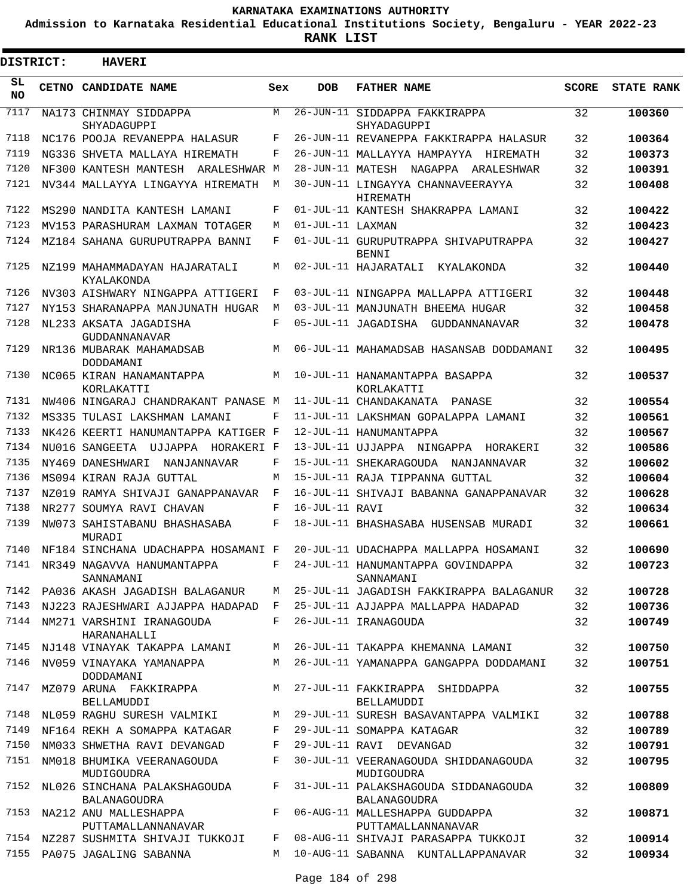# KARNATAKA EXAMINATIONS AUTHORITY

**Admission to Karnataka Residential Educational Institutions Society, Bengaluru - YEAR 2022-23**

**RANK LIST**

**DISTRICT: HAVERI**

| SL NO | CETNO | CANDIDATE NAME | Sex | DOB | FATHER NAME | SCORE | STATE RANK |
|---|---|---|---|---|---|---|---|
| 7117 | NA173 | CHINMAY SIDDAPPA SHYADAGUPPI | M | 26-JUN-11 | SIDDAPPA FAKKIRAPPA SHYADAGUPPI | 32 | **100360** |
| 7118 | NC176 | POOJA REVANEPPA HALASUR | F | 26-JUN-11 | REVANEPPA FAKKIRAPPA HALASUR | 32 | **100364** |
| 7119 | NG336 | SHVETA MALLAYA HIREMATH | F | 26-JUN-11 | MALLAYYA HAMPAYYA HIREMATH | 32 | **100373** |
| 7120 | NF300 | KANTESH MANTESH ARALESHWAR | M | 28-JUN-11 | MATESH NAGAPPA ARALESHWAR | 32 | **100391** |
| 7121 | NV344 | MALLAYYA LINGAYYA HIREMATH | M | 30-JUN-11 | LINGAYYA CHANNAVEERAYYA HIREMATH | 32 | **100408** |
| 7122 | MS290 | NANDITA KANTESH LAMANI | F | 01-JUL-11 | KANTESH SHAKRAPPA LAMANI | 32 | **100422** |
| 7123 | MV153 | PARASHURAM LAXMAN TOTAGER | M | 01-JUL-11 | LAXMAN | 32 | **100423** |
| 7124 | MZ184 | SAHANA GURUPUTRAPPA BANNI | F | 01-JUL-11 | GURUPUTRAPPA SHIVAPUTRAPPA BENNI | 32 | **100427** |
| 7125 | NZ199 | MAHAMMADAYAN HAJARATALI KYALAKONDA | M | 02-JUL-11 | HAJARATALI KYALAKONDA | 32 | **100440** |
| 7126 | NV303 | AISHWARY NINGAPPA ATTIGERI | F | 03-JUL-11 | NINGAPPA MALLAPPA ATTIGERI | 32 | **100448** |
| 7127 | NY153 | SHARANAPPA MANJUNATH HUGAR | M | 03-JUL-11 | MANJUNATH BHEEMA HUGAR | 32 | **100458** |
| 7128 | NL233 | AKSATA JAGADISHA GUDDANNANAVAR | F | 05-JUL-11 | JAGADISHA GUDDANNANAVAR | 32 | **100478** |
| 7129 | NR136 | MUBARAK MAHAMADSAB DODDAMANI | M | 06-JUL-11 | MAHAMADSAB HASANSAB DODDAMANI | 32 | **100495** |
| 7130 | NC065 | KIRAN HANAMANTAPPA KORLAKATTI | M | 10-JUL-11 | HANAMANTAPPA BASAPPA KORLAKATTI | 32 | **100537** |
| 7131 | NW406 | NINGARAJ CHANDRAKANT PANASE | M | 11-JUL-11 | CHANDAKANATA PANASE | 32 | **100554** |
| 7132 | MS335 | TULASI LAKSHMAN LAMANI | F | 11-JUL-11 | LAKSHMAN GOPALAPPA LAMANI | 32 | **100561** |
| 7133 | NK426 | KEERTI HANUMANTAPPA KATIGER | F | 12-JUL-11 | HANUMANTAPPA | 32 | **100567** |
| 7134 | NU016 | SANGEETA UJJAPPA HORAKERI | F | 13-JUL-11 | UJJAPPA NINGAPPA HORAKERI | 32 | **100586** |
| 7135 | NY469 | DANESHWARI NANJANNAVAR | F | 15-JUL-11 | SHEKARAGOUDA NANJANNAVAR | 32 | **100602** |
| 7136 | MS094 | KIRAN RAJA GUTTAL | M | 15-JUL-11 | RAJA TIPPANNA GUTTAL | 32 | **100604** |
| 7137 | NZ019 | RAMYA SHIVAJI GANAPPANAVAR | F | 16-JUL-11 | SHIVAJI BABANNA GANAPPANAVAR | 32 | **100628** |
| 7138 | NR277 | SOUMYA RAVI CHAVAN | F | 16-JUL-11 | RAVI | 32 | **100634** |
| 7139 | NW073 | SAHISTABANU BHASHASABA MURADI | F | 18-JUL-11 | BHASHASABA HUSENSAB MURADI | 32 | **100661** |
| 7140 | NF184 | SINCHANA UDACHAPPA HOSAMANI | F | 20-JUL-11 | UDACHAPPA MALLAPPA HOSAMANI | 32 | **100690** |
| 7141 | NR349 | NAGAVVA HANUMANTAPPA SANNAMANI | F | 24-JUL-11 | HANUMANTAPPA GOVINDAPPA SANNAMANI | 32 | **100723** |
| 7142 | PA036 | AKASH JAGADISH BALAGANUR | M | 25-JUL-11 | JAGADISH FAKKIRAPPA BALAGANUR | 32 | **100728** |
| 7143 | NJ223 | RAJESHWARI AJJAPPA HADAPAD | F | 25-JUL-11 | AJJAPPA MALLAPPA HADAPAD | 32 | **100736** |
| 7144 | NM271 | VARSHINI IRANAGOUDA HARANAHALLI | F | 26-JUL-11 | IRANAGOUDA | 32 | **100749** |
| 7145 | NJ148 | VINAYAK TAKAPPA LAMANI | M | 26-JUL-11 | TAKAPPA KHEMANNA LAMANI | 32 | **100750** |
| 7146 | NV059 | VINAYAKA YAMANAPPA DODDAMANI | M | 26-JUL-11 | YAMANAPPA GANGAPPA DODDAMANI | 32 | **100751** |
| 7147 | MZ079 | ARUNA FAKKIRAPPA BELLAMUDDI | M | 27-JUL-11 | FAKKIRAPPA SHIDDAPPA BELLAMUDDI | 32 | **100755** |
| 7148 | NL059 | RAGHU SURESH VALMIKI | M | 29-JUL-11 | SURESH BASAVANTAPPA VALMIKI | 32 | **100788** |
| 7149 | NF164 | REKH A SOMAPPA KATAGAR | F | 29-JUL-11 | SOMAPPA KATAGAR | 32 | **100789** |
| 7150 | NM033 | SHWETHA RAVI DEVANGAD | F | 29-JUL-11 | RAVI DEVANGAD | 32 | **100791** |
| 7151 | NM018 | BHUMIKA VEERANAGOUDA MUDIGOUDRA | F | 30-JUL-11 | VEERANAGOUDA SHIDDANAGOUDA MUDIGOUDRA | 32 | **100795** |
| 7152 | NL026 | SINCHANA PALAKSHAGOUDA BALANAGOUDRA | F | 31-JUL-11 | PALAKSHAGOUDA SIDDANAGOUDA BALANAGOUDRA | 32 | **100809** |
| 7153 | NA212 | ANU MALLESHAPPA PUTTAMALLANNANAVAR | F | 06-AUG-11 | MALLESHAPPA GUDDAPPA PUTTAMALLANNANAVAR | 32 | **100871** |
| 7154 | NZ287 | SUSHMITA SHIVAJI TUKKOJI | F | 08-AUG-11 | SHIVAJI PARASAPPA TUKKOJI | 32 | **100914** |
| 7155 | PA075 | JAGALING SABANNA | M | 10-AUG-11 | SABANNA KUNTALLAPPANAVAR | 32 | **100934** |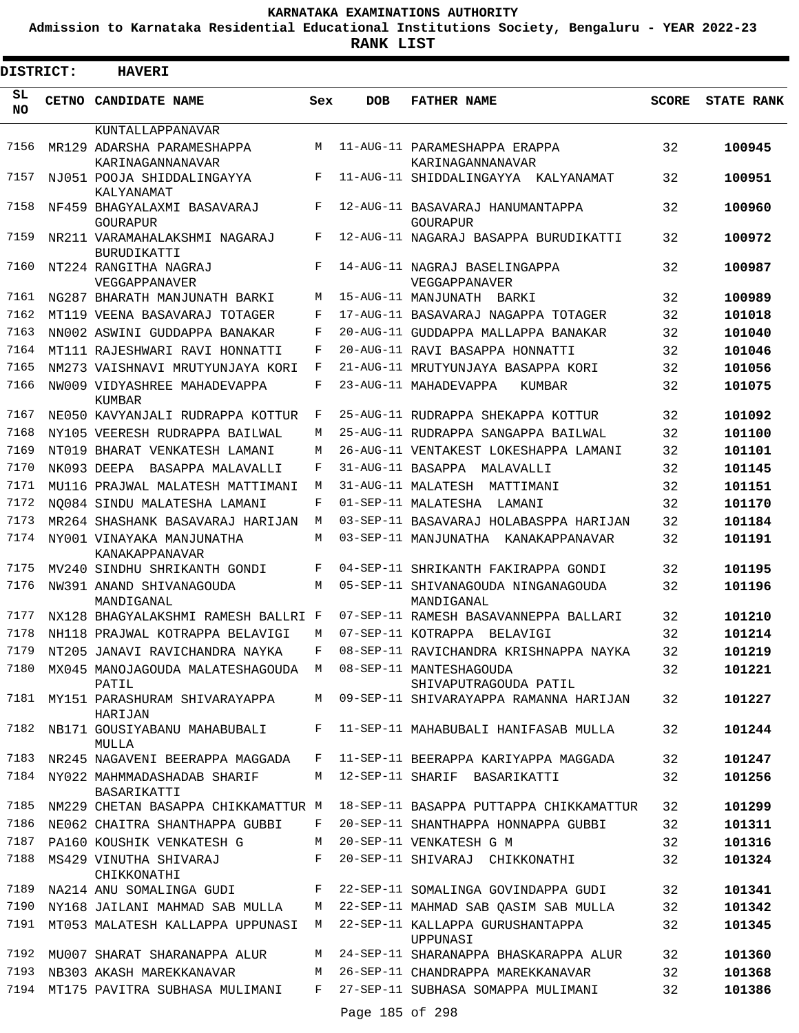# KARNATAKA EXAMINATIONS AUTHORITY

**Admission to Karnataka Residential Educational Institutions Society, Bengaluru - YEAR 2022-23**

**RANK LIST**

**DISTRICT: HAVERI**

| SL NO | CETNO | CANDIDATE NAME | Sex | DOB | FATHER NAME | SCORE | STATE RANK |
|---|---|---|---|---|---|---|---|
| | | KUNTALLAPPANAVAR | | | | | |
| 7156 | MR129 | ADARSHA PARAMESHAPPA KARINAGANNANAVAR | M | 11-AUG-11 | PARAMESHAPPA ERAPPA KARINAGANNANAVAR | 32 | **100945** |
| 7157 | NJ051 | POOJA SHIDDALINGAYYA KALYANAMAT | F | 11-AUG-11 | SHIDDALINGAYYA KALYANAMAT | 32 | **100951** |
| 7158 | NF459 | BHAGYALAXMI BASAVARAJ GOURAPUR | F | 12-AUG-11 | BASAVARAJ HANUMANTAPPA GOURAPUR | 32 | **100960** |
| 7159 | NR211 | VARAMAHALAKSHMI NAGARAJ BURUDIKATTI | F | 12-AUG-11 | NAGARAJ BASAPPA BURUDIKATTI | 32 | **100972** |
| 7160 | NT224 | RANGITHA NAGRAJ VEGGAPPANAVER | F | 14-AUG-11 | NAGRAJ BASELINGAPPA VEGGAPPANAVER | 32 | **100987** |
| 7161 | NG287 | BHARATH MANJUNATH BARKI | M | 15-AUG-11 | MANJUNATH BARKI | 32 | **100989** |
| 7162 | MT119 | VEENA BASAVARAJ TOTAGER | F | 17-AUG-11 | BASAVARAJ NAGAPPA TOTAGER | 32 | **101018** |
| 7163 | NN002 | ASWINI GUDDAPPA BANAKAR | F | 20-AUG-11 | GUDDAPPA MALLAPPA BANAKAR | 32 | **101040** |
| 7164 | MT111 | RAJESHWARI RAVI HONNATTI | F | 20-AUG-11 | RAVI BASAPPA HONNATTI | 32 | **101046** |
| 7165 | NM273 | VAISHNAVI MRUTYUNJAYA KORI | F | 21-AUG-11 | MRUTYUNJAYA BASAPPA KORI | 32 | **101056** |
| 7166 | NW009 | VIDYASHREE MAHADEVAPPA KUMBAR | F | 23-AUG-11 | MAHADEVAPPA KUMBAR | 32 | **101075** |
| 7167 | NE050 | KAVYANJALI RUDRAPPA KOTTUR | F | 25-AUG-11 | RUDRAPPA SHEKAPPA KOTTUR | 32 | **101092** |
| 7168 | NY105 | VEERESH RUDRAPPA BAILWAL | M | 25-AUG-11 | RUDRAPPA SANGAPPA BAILWAL | 32 | **101100** |
| 7169 | NT019 | BHARAT VENKATESH LAMANI | M | 26-AUG-11 | VENTAKEST LOKESHAPPA LAMANI | 32 | **101101** |
| 7170 | NK093 | DEEPA BASAPPA MALAVALLI | F | 31-AUG-11 | BASAPPA MALAVALLI | 32 | **101145** |
| 7171 | MU116 | PRAJWAL MALATESH MATTIMANI | M | 31-AUG-11 | MALATESH MATTIMANI | 32 | **101151** |
| 7172 | NQ084 | SINDU MALATESHA LAMANI | F | 01-SEP-11 | MALATESHA LAMANI | 32 | **101170** |
| 7173 | MR264 | SHASHANK BASAVARAJ HARIJAN | M | 03-SEP-11 | BASAVARAJ HOLABASPPA HARIJAN | 32 | **101184** |
| 7174 | NY001 | VINAYAKA MANJUNATHA KANAKAPPANAVAR | M | 03-SEP-11 | MANJUNATHA KANAKAPPANAVAR | 32 | **101191** |
| 7175 | MV240 | SINDHU SHRIKANTH GONDI | F | 04-SEP-11 | SHRIKANTH FAKIRAPPA GONDI | 32 | **101195** |
| 7176 | NW391 | ANAND SHIVANAGOUDA MANDIGANAL | M | 05-SEP-11 | SHIVANAGOUDA NINGANAGOUDA MANDIGANAL | 32 | **101196** |
| 7177 | NX128 | BHAGYALAKSHMI RAMESH BALLRI | F | 07-SEP-11 | RAMESH BASAVANNEPPA BALLARI | 32 | **101210** |
| 7178 | NH118 | PRAJWAL KOTRAPPA BELAVIGI | M | 07-SEP-11 | KOTRAPPA BELAVIGI | 32 | **101214** |
| 7179 | NT205 | JANAVI RAVICHANDRA NAYKA | F | 08-SEP-11 | RAVICHANDRA KRISHNAPPA NAYKA | 32 | **101219** |
| 7180 | MX045 | MANOJAGOUDA MALATESHAGOUDA PATIL | M | 08-SEP-11 | MANTESHAGOUDA SHIVAPUTRAGOUDA PATIL | 32 | **101221** |
| 7181 | MY151 | PARASHURAM SHIVARAYAPPA HARIJAN | M | 09-SEP-11 | SHIVARAYAPPA RAMANNA HARIJAN | 32 | **101227** |
| 7182 | NB171 | GOUSIYABANU MAHABUBALI MULLA | F | 11-SEP-11 | MAHABUBALI HANIFASAB MULLA | 32 | **101244** |
| 7183 | NR245 | NAGAVENI BEERAPPA MAGGADA | F | 11-SEP-11 | BEERAPPA KARIYAPPA MAGGADA | 32 | **101247** |
| 7184 | NY022 | MAHMMADASHADAB SHARIF BASARIKATTI | M | 12-SEP-11 | SHARIF BASARIKATTI | 32 | **101256** |
| 7185 | NM229 | CHETAN BASAPPA CHIKKAMATTUR | M | 18-SEP-11 | BASAPPA PUTTAPPA CHIKKAMATTUR | 32 | **101299** |
| 7186 | NE062 | CHAITRA SHANTHAPPA GUBBI | F | 20-SEP-11 | SHANTHAPPA HONNAPPA GUBBI | 32 | **101311** |
| 7187 | PA160 | KOUSHIK VENKATESH G | M | 20-SEP-11 | VENKATESH G M | 32 | **101316** |
| 7188 | MS429 | VINUTHA SHIVARAJ CHIKKONATHI | F | 20-SEP-11 | SHIVARAJ CHIKKONATHI | 32 | **101324** |
| 7189 | NA214 | ANU SOMALINGA GUDI | F | 22-SEP-11 | SOMALINGA GOVINDAPPA GUDI | 32 | **101341** |
| 7190 | NY168 | JAILANI MAHMAD SAB MULLA | M | 22-SEP-11 | MAHMAD SAB QASIM SAB MULLA | 32 | **101342** |
| 7191 | MT053 | MALATESH KALLAPPA UPPUNASI | M | 22-SEP-11 | KALLAPPA GURUSHANTAPPA UPPUNASI | 32 | **101345** |
| 7192 | MU007 | SHARAT SHARANAPPA ALUR | M | 24-SEP-11 | SHARANAPPA BHASKARAPPA ALUR | 32 | **101360** |
| 7193 | NB303 | AKASH MAREKKANAVAR | M | 26-SEP-11 | CHANDRAPPA MAREKKANAVAR | 32 | **101368** |
| 7194 | MT175 | PAVITRA SUBHASA MULIMANI | F | 27-SEP-11 | SUBHASA SOMAPPA MULIMANI | 32 | **101386** |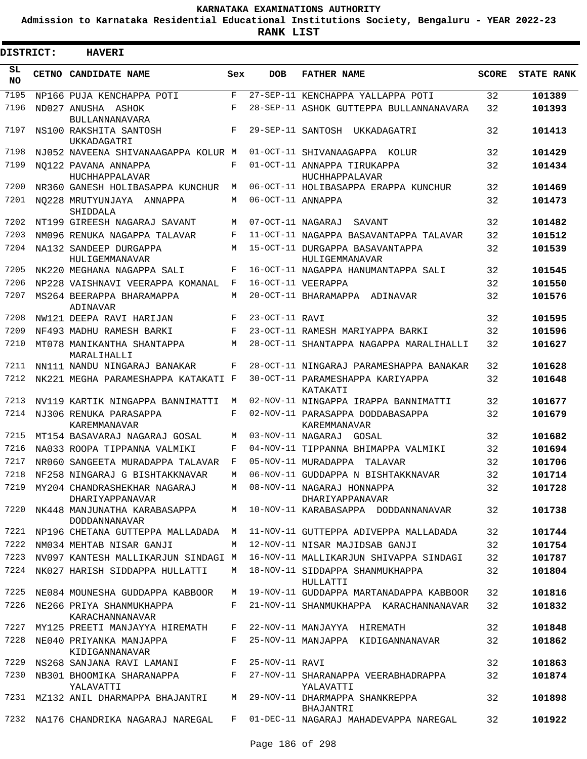KARNATAKA EXAMINATIONS AUTHORITY

Admission to Karnataka Residential Educational Institutions Society, Bengaluru - YEAR 2022-23

**RANK LIST**

**DISTRICT: HAVERI**

| SL NO | CETNO | CANDIDATE NAME | Sex | DOB | FATHER NAME | SCORE | STATE RANK |
|---|---|---|---|---|---|---|---|
| 7195 | NP166 | PUJA KENCHAPPA POTI | F | 27-SEP-11 | KENCHAPPA YALLAPPA POTI | 32 | 101389 |
| 7196 | ND027 | ANUSHA ASHOK BULLANNANAVARA | F | 28-SEP-11 | ASHOK GUTTEPPA BULLANNANAVARA | 32 | 101393 |
| 7197 | NS100 | RAKSHITA SANTOSH UKKADAGATRI | F | 29-SEP-11 | SANTOSH UKKADAGATRI | 32 | 101413 |
| 7198 | NJ052 | NAVEENA SHIVANAAGAPPA KOLUR | M | 01-OCT-11 | SHIVANAAGAPPA KOLUR | 32 | 101429 |
| 7199 | NQ122 | PAVANA ANNAPPA HUCHHAPPALAVAR | F | 01-OCT-11 | ANNAPPA TIRUKAPPA HUCHHAPPALAVAR | 32 | 101434 |
| 7200 | NR360 | GANESH HOLIBASAPPA KUNCHUR | M | 06-OCT-11 | HOLIBASAPPA ERAPPA KUNCHUR | 32 | 101469 |
| 7201 | NQ228 | MRUTYUNJAYA ANNAPPA SHIDDALA | M | 06-OCT-11 | ANNAPPA | 32 | 101473 |
| 7202 | NT199 | GIREESH NAGARAJ SAVANT | M | 07-OCT-11 | NAGARAJ SAVANT | 32 | 101482 |
| 7203 | NM096 | RENUKA NAGAPPA TALAVAR | F | 11-OCT-11 | NAGAPPA BASAVANTAPPA TALAVAR | 32 | 101512 |
| 7204 | NA132 | SANDEEP DURGAPPA HULIGEMMANAVAR | M | 15-OCT-11 | DURGAPPA BASAVANTAPPA HULIGEMMANAVAR | 32 | 101539 |
| 7205 | NK220 | MEGHANA NAGAPPA SALI | F | 16-OCT-11 | NAGAPPA HANUMANTAPPA SALI | 32 | 101545 |
| 7206 | NP228 | VAISHNAVI VEERAPPA KOMANAL | F | 16-OCT-11 | VEERAPPA | 32 | 101550 |
| 7207 | MS264 | BEERAPPA BHARAMAPPA ADINAVAR | M | 20-OCT-11 | BHARAMAPPA ADINAVAR | 32 | 101576 |
| 7208 | NW121 | DEEPA RAVI HARIJAN | F | 23-OCT-11 | RAVI | 32 | 101595 |
| 7209 | NF493 | MADHU RAMESH BARKI | F | 23-OCT-11 | RAMESH MARIYAPPA BARKI | 32 | 101596 |
| 7210 | MT078 | MANIKANTHA SHANTAPPA MARALIHALLI | M | 28-OCT-11 | SHANTAPPA NAGAPPA MARALIHALLI | 32 | 101627 |
| 7211 | NN111 | NANDU NINGARAJ BANAKAR | F | 28-OCT-11 | NINGARAJ PARAMESHAPPA BANAKAR | 32 | 101628 |
| 7212 | NK221 | MEGHA PARAMESHAPPA KATAKATI | F | 30-OCT-11 | PARAMESHAPPA KARIYAPPA KATAKATI | 32 | 101648 |
| 7213 | NV119 | KARTIK NINGAPPA BANNIMATTI | M | 02-NOV-11 | NINGAPPA IRAPPA BANNIMATTI | 32 | 101677 |
| 7214 | NJ306 | RENUKA PARASAPPA KAREMMANAVAR | F | 02-NOV-11 | PARASAPPA DODDABASAPPA KAREMMANAVAR | 32 | 101679 |
| 7215 | MT154 | BASAVARAJ NAGARAJ GOSAL | M | 03-NOV-11 | NAGARAJ GOSAL | 32 | 101682 |
| 7216 | NA033 | ROOPA TIPPANNA VALMIKI | F | 04-NOV-11 | TIPPANNA BHIMAPPA VALMIKI | 32 | 101694 |
| 7217 | NR060 | SANGEETA MURADAPPA TALAVAR | F | 05-NOV-11 | MURADAPPA TALAVAR | 32 | 101706 |
| 7218 | NF258 | NINGARAJ G BISHTAKKNAVAR | M | 06-NOV-11 | GUDDAPPA N BISHTAKKNAVAR | 32 | 101714 |
| 7219 | MY204 | CHANDRASHEKHAR NAGARAJ DHARIYAPPANAVAR | M | 08-NOV-11 | NAGARAJ HONNAPPA DHARIYAPPANAVAR | 32 | 101728 |
| 7220 | NK448 | MANJUNATHA KARABASAPPA DODDANNANAVAR | M | 10-NOV-11 | KARABASAPPA DODDANNANAVAR | 32 | 101738 |
| 7221 | NP196 | CHETANA GUTTEPPA MALLADADA | M | 11-NOV-11 | GUTTEPPA ADIVEPPA MALLADADA | 32 | 101744 |
| 7222 | NM034 | MEHTAB NISAR GANJI | M | 12-NOV-11 | NISAR MAJIDSAB GANJI | 32 | 101754 |
| 7223 | NV097 | KANTESH MALLIKARJUN SINDAGI | M | 16-NOV-11 | MALLIKARJUN SHIVAPPA SINDAGI | 32 | 101787 |
| 7224 | NK027 | HARISH SIDDAPPA HULLATTI | M | 18-NOV-11 | SIDDAPPA SHANMUKHAPPA HULLATTI | 32 | 101804 |
| 7225 | NE084 | MOUNESHA GUDDAPPA KABBOOR | M | 19-NOV-11 | GUDDAPPA MARTANADAPPA KABBOOR | 32 | 101816 |
| 7226 | NE266 | PRIYA SHANMUKHAPPA KARACHANNANAVAR | F | 21-NOV-11 | SHANMUKHAPPA KARACHANNANAVAR | 32 | 101832 |
| 7227 | MY125 | PREETI MANJAYYA HIREMATH | F | 22-NOV-11 | MANJAYYA HIREMATH | 32 | 101848 |
| 7228 | NE040 | PRIYANKA MANJAPPA KIDIGANNANAVAR | F | 25-NOV-11 | MANJAPPA KIDIGANNANAVAR | 32 | 101862 |
| 7229 | NS268 | SANJANA RAVI LAMANI | F | 25-NOV-11 | RAVI | 32 | 101863 |
| 7230 | NB301 | BHOOMIKA SHARANAPPA YALAVATTI | F | 27-NOV-11 | SHARANAPPA VEERABHADRAPPA YALAVATTI | 32 | 101874 |
| 7231 | MZ132 | ANIL DHARMAPPA BHAJANTRI | M | 29-NOV-11 | DHARMAPPA SHANKREPPA BHAJANTRI | 32 | 101898 |
| 7232 | NA176 | CHANDRIKA NAGARAJ NAREGAL | F | 01-DEC-11 | NAGARAJ MAHADEVAPPA NAREGAL | 32 | 101922 |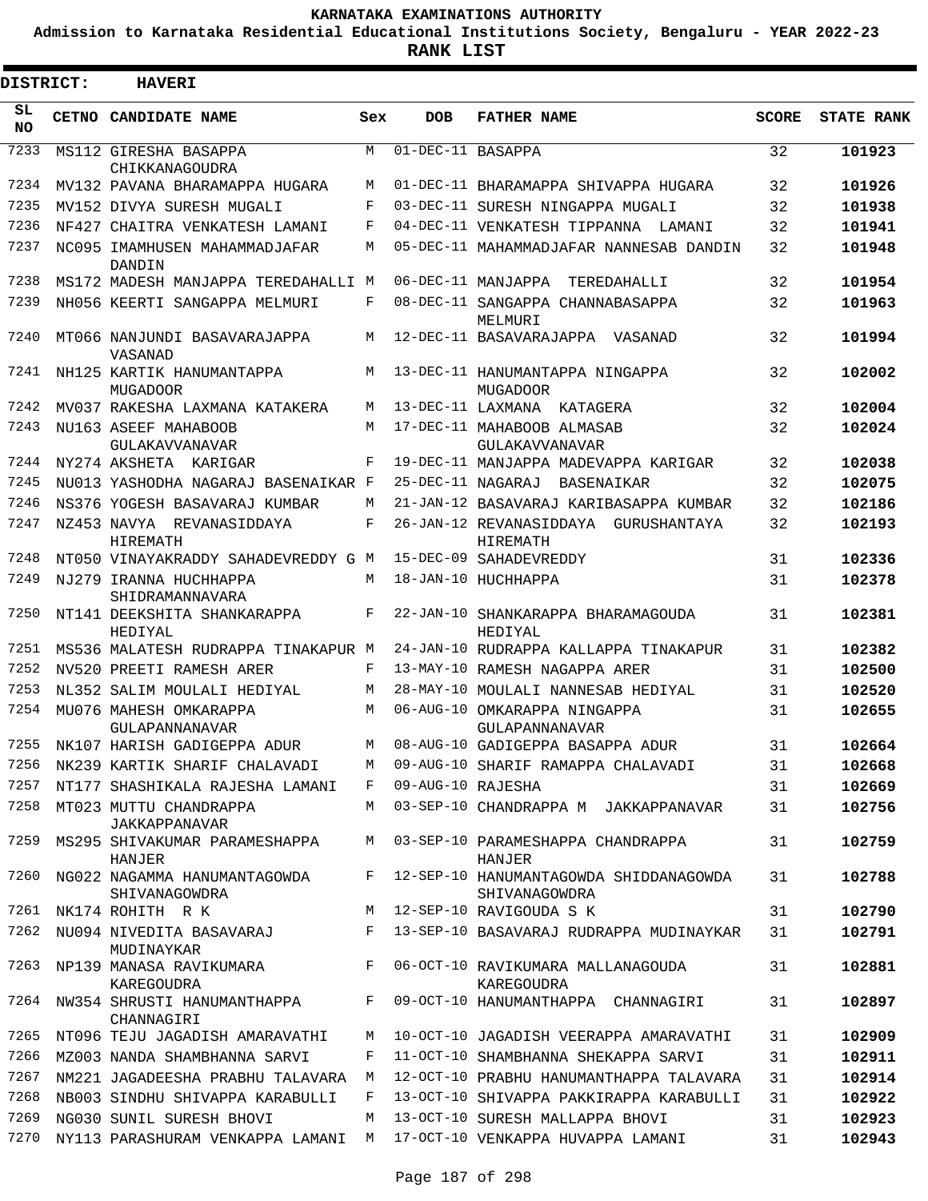# KARNATAKA EXAMINATIONS AUTHORITY

**Admission to Karnataka Residential Educational Institutions Society, Bengaluru - YEAR 2022-23**

**RANK LIST**

**DISTRICT: HAVERI**

| SL NO | CETNO | CANDIDATE NAME | Sex | DOB | FATHER NAME | SCORE | STATE RANK |
|---|---|---|---|---|---|---|---|
| 7233 | MS112 | GIRESHA BASAPPA CHIKKANAGOUDRA | M | 01-DEC-11 | BASAPPA | 32 | 101923 |
| 7234 | MV132 | PAVANA BHARAMAPPA HUGARA | M | 01-DEC-11 | BHARAMAPPA SHIVAPPA HUGARA | 32 | 101926 |
| 7235 | MV152 | DIVYA SURESH MUGALI | F | 03-DEC-11 | SURESH NINGAPPA MUGALI | 32 | 101938 |
| 7236 | NF427 | CHAITRA VENKATESH LAMANI | F | 04-DEC-11 | VENKATESH TIPPANNA LAMANI | 32 | 101941 |
| 7237 | NC095 | IMAMHUSEN MAHAMMADJAFAR DANDIN | M | 05-DEC-11 | MAHAMMADJAFAR NANNESAB DANDIN | 32 | 101948 |
| 7238 | MS172 | MADESH MANJAPPA TEREDAHALLI | M | 06-DEC-11 | MANJAPPA TEREDAHALLI | 32 | 101954 |
| 7239 | NH056 | KEERTI SANGAPPA MELMURI | F | 08-DEC-11 | SANGAPPA CHANNABASAPPA MELMURI | 32 | 101963 |
| 7240 | MT066 | NANJUNDI BASAVARAJAPPA VASANAD | M | 12-DEC-11 | BASAVARAJAPPA VASANAD | 32 | 101994 |
| 7241 | NH125 | KARTIK HANUMANTAPPA MUGADOOR | M | 13-DEC-11 | HANUMANTAPPA NINGAPPA MUGADOOR | 32 | 102002 |
| 7242 | MV037 | RAKESHA LAXMANA KATAKERA | M | 13-DEC-11 | LAXMANA KATAGERA | 32 | 102004 |
| 7243 | NU163 | ASEEF MAHABOOB GULAKAVVANAVAR | M | 17-DEC-11 | MAHABOOB ALMASAB GULAKAVVANAVAR | 32 | 102024 |
| 7244 | NY274 | AKSHETA KARIGAR | F | 19-DEC-11 | MANJAPPA MADEVAPPA KARIGAR | 32 | 102038 |
| 7245 | NU013 | YASHODHA NAGARAJ BASENAIKAR | F | 25-DEC-11 | NAGARAJ BASENAIKAR | 32 | 102075 |
| 7246 | NS376 | YOGESH BASAVARAJ KUMBAR | M | 21-JAN-12 | BASAVARAJ KARIBASAPPA KUMBAR | 32 | 102186 |
| 7247 | NZ453 | NAVYA REVANASIDDAYA HIREMATH | F | 26-JAN-12 | REVANASIDDAYA GURUSHANTAYA HIREMATH | 32 | 102193 |
| 7248 | NT050 | VINAYAKRADDY SAHADEVREDDY G | M | 15-DEC-09 | SAHADEVREDDY | 31 | 102336 |
| 7249 | NJ279 | IRANNA HUCHHAPPA SHIDRAMANNAVARA | M | 18-JAN-10 | HUCHHAPPA | 31 | 102378 |
| 7250 | NT141 | DEEKSHITA SHANKARAPPA HEDIYAL | F | 22-JAN-10 | SHANKARAPPA BHARAMAGOUDA HEDIYAL | 31 | 102381 |
| 7251 | MS536 | MALATESH RUDRAPPA TINAKAPUR | M | 24-JAN-10 | RUDRAPPA KALLAPPA TINAKAPUR | 31 | 102382 |
| 7252 | NV520 | PREETI RAMESH ARER | F | 13-MAY-10 | RAMESH NAGAPPA ARER | 31 | 102500 |
| 7253 | NL352 | SALIM MOULALI HEDIYAL | M | 28-MAY-10 | MOULALI NANNESAB HEDIYAL | 31 | 102520 |
| 7254 | MU076 | MAHESH OMKARAPPA GULAPANNANAVAR | M | 06-AUG-10 | OMKARAPPA NINGAPPA GULAPANNANAVAR | 31 | 102655 |
| 7255 | NK107 | HARISH GADIGEPPA ADUR | M | 08-AUG-10 | GADIGEPPA BASAPPA ADUR | 31 | 102664 |
| 7256 | NK239 | KARTIK SHARIF CHALAVADI | M | 09-AUG-10 | SHARIF RAMAPPA CHALAVADI | 31 | 102668 |
| 7257 | NT177 | SHASHIKALA RAJESHA LAMANI | F | 09-AUG-10 | RAJESHA | 31 | 102669 |
| 7258 | MT023 | MUTTU CHANDRAPPA JAKKAPPANAVAR | M | 03-SEP-10 | CHANDRAPPA M JAKKAPPANAVAR | 31 | 102756 |
| 7259 | MS295 | SHIVAKUMAR PARAMESHAPPA HANJER | M | 03-SEP-10 | PARAMESHAPPA CHANDRAPPA HANJER | 31 | 102759 |
| 7260 | NG022 | NAGAMMA HANUMANTAGOWDA SHIVANAGOWDRA | F | 12-SEP-10 | HANUMANTAGOWDA SHIDDANAGOWDA SHIVANAGOWDRA | 31 | 102788 |
| 7261 | NK174 | ROHITH R K | M | 12-SEP-10 | RAVIGOUDA S K | 31 | 102790 |
| 7262 | NU094 | NIVEDITA BASAVARAJ MUDINAYKAR | F | 13-SEP-10 | BASAVARAJ RUDRAPPA MUDINAYKAR | 31 | 102791 |
| 7263 | NP139 | MANASA RAVIKUMARA KAREGOUDRA | F | 06-OCT-10 | RAVIKUMARA MALLANAGOUDA KAREGOUDRA | 31 | 102881 |
| 7264 | NW354 | SHRUSTI HANUMANTHAPPA CHANNAGIRI | F | 09-OCT-10 | HANUMANTHAPPA CHANNAGIRI | 31 | 102897 |
| 7265 | NT096 | TEJU JAGADISH AMARAVATHI | M | 10-OCT-10 | JAGADISH VEERAPPA AMARAVATHI | 31 | 102909 |
| 7266 | MZ003 | NANDA SHAMBHANNA SARVI | F | 11-OCT-10 | SHAMBHANNA SHEKAPPA SARVI | 31 | 102911 |
| 7267 | NM221 | JAGADEESHA PRABHU TALAVARA | M | 12-OCT-10 | PRABHU HANUMANTHAPPA TALAVARA | 31 | 102914 |
| 7268 | NB003 | SINDHU SHIVAPPA KARABULLI | F | 13-OCT-10 | SHIVAPPA PAKKIRAPPA KARABULLI | 31 | 102922 |
| 7269 | NG030 | SUNIL SURESH BHOVI | M | 13-OCT-10 | SURESH MALLAPPA BHOVI | 31 | 102923 |
| 7270 | NY113 | PARASHURAM VENKAPPA LAMANI | M | 17-OCT-10 | VENKAPPA HUVAPPA LAMANI | 31 | 102943 |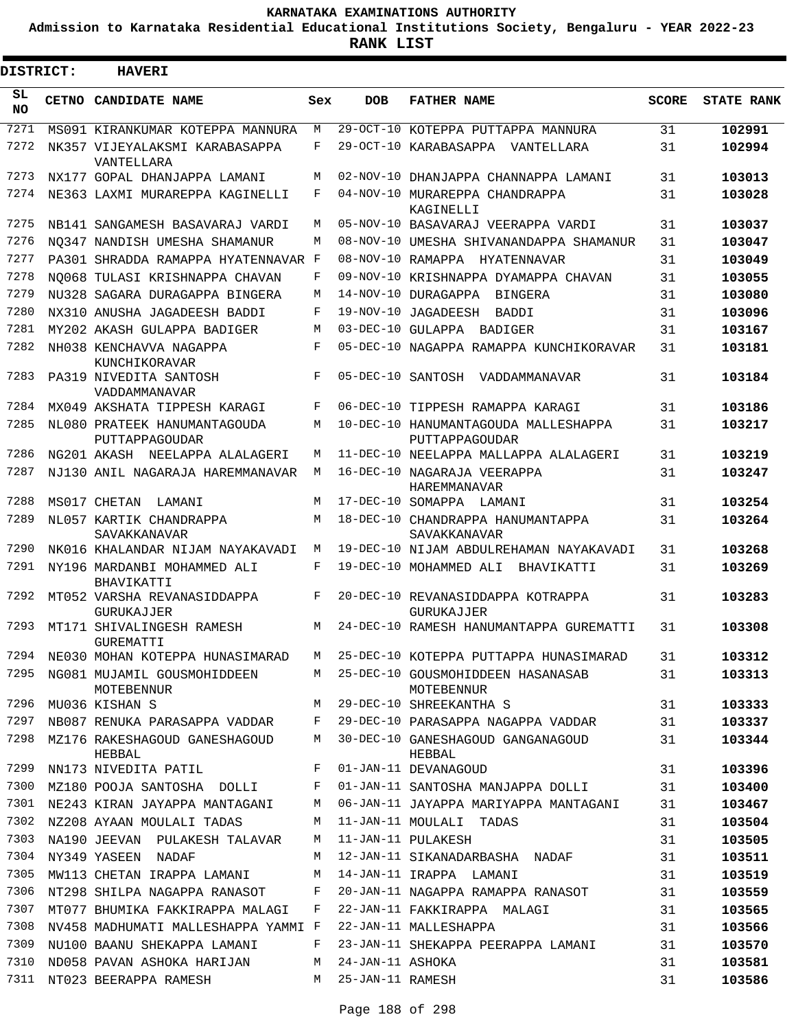**KARNATAKA EXAMINATIONS AUTHORITY**

**Admission to Karnataka Residential Educational Institutions Society, Bengaluru - YEAR 2022-23**

**RANK LIST**

**DISTRICT: HAVERI**

| SL NO | CETNO | CANDIDATE NAME | Sex | DOB | FATHER NAME | SCORE | STATE RANK |
|---|---|---|---|---|---|---|---|
| 7271 | MS091 | KIRANKUMAR KOTEPPA MANNURA | M | 29-OCT-10 | KOTEPPA PUTTAPPA MANNURA | 31 | **102991** |
| 7272 | NK357 | VIJEYALAKSMI KARABASAPPA VANTELLARA | F | 29-OCT-10 | KARABASAPPA VANTELLARA | 31 | **102994** |
| 7273 | NX177 | GOPAL DHANJAPPA LAMANI | M | 02-NOV-10 | DHANJAPPA CHANNAPPA LAMANI | 31 | **103013** |
| 7274 | NE363 | LAXMI MURAREPPA KAGINELLI | F | 04-NOV-10 | MURAREPPA CHANDRAPPA KAGINELLI | 31 | **103028** |
| 7275 | NB141 | SANGAMESH BASAVARAJ VARDI | M | 05-NOV-10 | BASAVARAJ VEERAPPA VARDI | 31 | **103037** |
| 7276 | NQ347 | NANDISH UMESHA SHAMANUR | M | 08-NOV-10 | UMESHA SHIVANANDAPPA SHAMANUR | 31 | **103047** |
| 7277 | PA301 | SHRADDA RAMAPPA HYATENNAVAR | F | 08-NOV-10 | RAMAPPA HYATENNAVAR | 31 | **103049** |
| 7278 | NQ068 | TULASI KRISHNAPPA CHAVAN | F | 09-NOV-10 | KRISHNAPPA DYAMAPPA CHAVAN | 31 | **103055** |
| 7279 | NU328 | SAGARA DURAGAPPA BINGERA | M | 14-NOV-10 | DURAGAPPA BINGERA | 31 | **103080** |
| 7280 | NX310 | ANUSHA JAGADEESH BADDI | F | 19-NOV-10 | JAGADEESH BADDI | 31 | **103096** |
| 7281 | MY202 | AKASH GULAPPA BADIGER | M | 03-DEC-10 | GULAPPA BADIGER | 31 | **103167** |
| 7282 | NH038 | KENCHAVVA NAGAPPA KUNCHIKORAVAR | F | 05-DEC-10 | NAGAPPA RAMAPPA KUNCHIKORAVAR | 31 | **103181** |
| 7283 | PA319 | NIVEDITA SANTOSH VADDAMMANAVAR | F | 05-DEC-10 | SANTOSH VADDAMMANAVAR | 31 | **103184** |
| 7284 | MX049 | AKSHATA TIPPESH KARAGI | F | 06-DEC-10 | TIPPESH RAMAPPA KARAGI | 31 | **103186** |
| 7285 | NL080 | PRATEEK HANUMANTAGOUDA PUTTAPPAGOUDAR | M | 10-DEC-10 | HANUMANTAGOUDA MALLESHAPPA PUTTAPPAGOUDAR | 31 | **103217** |
| 7286 | NG201 | AKASH NEELAPPA ALALAGERI | M | 11-DEC-10 | NEELAPPA MALLAPPA ALALAGERI | 31 | **103219** |
| 7287 | NJ130 | ANIL NAGARAJA HAREMMANAVAR | M | 16-DEC-10 | NAGARAJA VEERAPPA HAREMMANAVAR | 31 | **103247** |
| 7288 | MS017 | CHETAN LAMANI | M | 17-DEC-10 | SOMAPPA LAMANI | 31 | **103254** |
| 7289 | NL057 | KARTIK CHANDRAPPA SAVAKKANAVAR | M | 18-DEC-10 | CHANDRAPPA HANUMANTAPPA SAVAKKANAVAR | 31 | **103264** |
| 7290 | NK016 | KHALANDAR NIJAM NAYAKAVADI | M | 19-DEC-10 | NIJAM ABDULREHAMAN NAYAKAVADI | 31 | **103268** |
| 7291 | NY196 | MARDANBI MOHAMMED ALI BHAVIKATTI | F | 19-DEC-10 | MOHAMMED ALI BHAVIKATTI | 31 | **103269** |
| 7292 | MT052 | VARSHA REVANASIDDAPPA GURUKAJJER | F | 20-DEC-10 | REVANASIDDAPPA KOTRAPPA GURUKAJJER | 31 | **103283** |
| 7293 | MT171 | SHIVALINGESH RAMESH GUREMATTI | M | 24-DEC-10 | RAMESH HANUMANTAPPA GUREMATTI | 31 | **103308** |
| 7294 | NE030 | MOHAN KOTEPPA HUNASIMARAD | M | 25-DEC-10 | KOTEPPA PUTTAPPA HUNASIMARAD | 31 | **103312** |
| 7295 | NG081 | MUJAMIL GOUSMOHIDDEEN MOTEBENNUR | M | 25-DEC-10 | GOUSMOHIDDEEN HASANASAB MOTEBENNUR | 31 | **103313** |
| 7296 | MU036 | KISHAN S | M | 29-DEC-10 | SHREEKANTHA S | 31 | **103333** |
| 7297 | NB087 | RENUKA PARASAPPA VADDAR | F | 29-DEC-10 | PARASAPPA NAGAPPA VADDAR | 31 | **103337** |
| 7298 | MZ176 | RAKESHAGOUD GANESHAGOUD HEBBAL | M | 30-DEC-10 | GANESHAGOUD GANGANAGOUD HEBBAL | 31 | **103344** |
| 7299 | NN173 | NIVEDITA PATIL | F | 01-JAN-11 | DEVANAGOUD | 31 | **103396** |
| 7300 | MZ180 | POOJA SANTOSHA DOLLI | F | 01-JAN-11 | SANTOSHA MANJAPPA DOLLI | 31 | **103400** |
| 7301 | NE243 | KIRAN JAYAPPA MANTAGANI | M | 06-JAN-11 | JAYAPPA MARIYAPPA MANTAGANI | 31 | **103467** |
| 7302 | NZ208 | AYAAN MOULALI TADAS | M | 11-JAN-11 | MOULALI TADAS | 31 | **103504** |
| 7303 | NA190 | JEEVAN PULAKESH TALAVAR | M | 11-JAN-11 | PULAKESH | 31 | **103505** |
| 7304 | NY349 | YASEEN NADAF | M | 12-JAN-11 | SIKANADARBASHA NADAF | 31 | **103511** |
| 7305 | MW113 | CHETAN IRAPPA LAMANI | M | 14-JAN-11 | IRAPPA LAMANI | 31 | **103519** |
| 7306 | NT298 | SHILPA NAGAPPA RANASOT | F | 20-JAN-11 | NAGAPPA RAMAPPA RANASOT | 31 | **103559** |
| 7307 | MT077 | BHUMIKA FAKKIRAPPA MALAGI | F | 22-JAN-11 | FAKKIRAPPA MALAGI | 31 | **103565** |
| 7308 | NV458 | MADHUMATI MALLESHAPPA YAMMI | F | 22-JAN-11 | MALLESHAPPA | 31 | **103566** |
| 7309 | NU100 | BAANU SHEKAPPA LAMANI | F | 23-JAN-11 | SHEKAPPA PEERAPPA LAMANI | 31 | **103570** |
| 7310 | ND058 | PAVAN ASHOKA HARIJAN | M | 24-JAN-11 | ASHOKA | 31 | **103581** |
| 7311 | NT023 | BEERAPPA RAMESH | M | 25-JAN-11 | RAMESH | 31 | **103586** |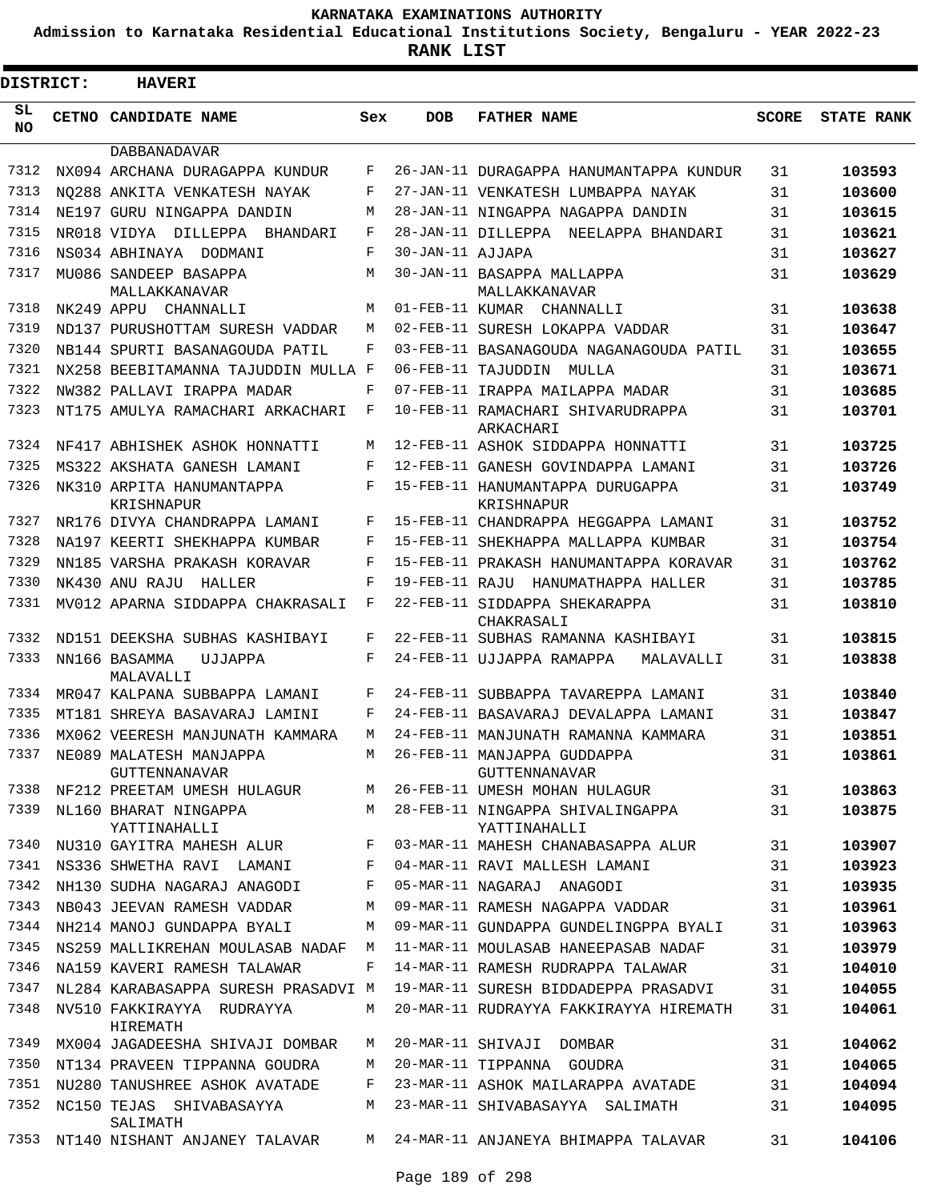# KARNATAKA EXAMINATIONS AUTHORITY

**Admission to Karnataka Residential Educational Institutions Society, Bengaluru - YEAR 2022-23**

**RANK LIST**

**DISTRICT: HAVERI**

| SL NO | CETNO | CANDIDATE NAME | Sex | DOB | FATHER NAME | SCORE | STATE RANK |
|---|---|---|---|---|---|---|---|
| | | DABBANADAVAR | | | | | |
| 7312 | NX094 | ARCHANA DURAGAPPA KUNDUR | F | 26-JAN-11 | DURAGAPPA HANUMANTAPPA KUNDUR | 31 | 103593 |
| 7313 | NQ288 | ANKITA VENKATESH NAYAK | F | 27-JAN-11 | VENKATESH LUMBAPPA NAYAK | 31 | 103600 |
| 7314 | NE197 | GURU NINGAPPA DANDIN | M | 28-JAN-11 | NINGAPPA NAGAPPA DANDIN | 31 | 103615 |
| 7315 | NR018 | VIDYA DILLEPPA BHANDARI | F | 28-JAN-11 | DILLEPPA NEELAPPA BHANDARI | 31 | 103621 |
| 7316 | NS034 | ABHINAYA DODMANI | F | 30-JAN-11 | AJJAPA | 31 | 103627 |
| 7317 | MU086 | SANDEEP BASAPPA MALLAKKANAVAR | M | 30-JAN-11 | BASAPPA MALLAPPA MALLAKKANAVAR | 31 | 103629 |
| 7318 | NK249 | APPU CHANNALLI | M | 01-FEB-11 | KUMAR CHANNALLI | 31 | 103638 |
| 7319 | ND137 | PURUSHOTTAM SURESH VADDAR | M | 02-FEB-11 | SURESH LOKAPPA VADDAR | 31 | 103647 |
| 7320 | NB144 | SPURTI BASANAGOUDA PATIL | F | 03-FEB-11 | BASANAGOUDA NAGANAGOUDA PATIL | 31 | 103655 |
| 7321 | NX258 | BEEBITAMANNA TAJUDDIN MULLA | F | 06-FEB-11 | TAJUDDIN MULLA | 31 | 103671 |
| 7322 | NW382 | PALLAVI IRAPPA MADAR | F | 07-FEB-11 | IRAPPA MAILAPPA MADAR | 31 | 103685 |
| 7323 | NT175 | AMULYA RAMACHARI ARKACHARI | F | 10-FEB-11 | RAMACHARI SHIVARUDRAPPA ARKACHARI | 31 | 103701 |
| 7324 | NF417 | ABHISHEK ASHOK HONNATTI | M | 12-FEB-11 | ASHOK SIDDAPPA HONNATTI | 31 | 103725 |
| 7325 | MS322 | AKSHATA GANESH LAMANI | F | 12-FEB-11 | GANESH GOVINDAPPA LAMANI | 31 | 103726 |
| 7326 | NK310 | ARPITA HANUMANTAPPA KRISHNAPUR | F | 15-FEB-11 | HANUMANTAPPA DURUGAPPA KRISHNAPUR | 31 | 103749 |
| 7327 | NR176 | DIVYA CHANDRAPPA LAMANI | F | 15-FEB-11 | CHANDRAPPA HEGGAPPA LAMANI | 31 | 103752 |
| 7328 | NA197 | KEERTI SHEKHAPPA KUMBAR | F | 15-FEB-11 | SHEKHAPPA MALLAPPA KUMBAR | 31 | 103754 |
| 7329 | NN185 | VARSHA PRAKASH KORAVAR | F | 15-FEB-11 | PRAKASH HANUMANTAPPA KORAVAR | 31 | 103762 |
| 7330 | NK430 | ANU RAJU HALLER | F | 19-FEB-11 | RAJU HANUMATHAPPA HALLER | 31 | 103785 |
| 7331 | MV012 | APARNA SIDDAPPA CHAKRASALI | F | 22-FEB-11 | SIDDAPPA SHEKARAPPA CHAKRASALI | 31 | 103810 |
| 7332 | ND151 | DEEKSHA SUBHAS KASHIBAYI | F | 22-FEB-11 | SUBHAS RAMANNA KASHIBAYI | 31 | 103815 |
| 7333 | NN166 | BASAMMA UJJAPPA MALAVALLI | F | 24-FEB-11 | UJJAPPA RAMAPPA MALAVALLI | 31 | 103838 |
| 7334 | MR047 | KALPANA SUBBAPPA LAMANI | F | 24-FEB-11 | SUBBAPPA TAVAREPPA LAMANI | 31 | 103840 |
| 7335 | MT181 | SHREYA BASAVARAJ LAMINI | F | 24-FEB-11 | BASAVARAJ DEVALAPPA LAMANI | 31 | 103847 |
| 7336 | MX062 | VEERESH MANJUNATH KAMMARA | M | 24-FEB-11 | MANJUNATH RAMANNA KAMMARA | 31 | 103851 |
| 7337 | NE089 | MALATESH MANJAPPA GUTTENNANAVAR | M | 26-FEB-11 | MANJAPPA GUDDAPPA GUTTENNANAVAR | 31 | 103861 |
| 7338 | NF212 | PREETAM UMESH HULAGUR | M | 26-FEB-11 | UMESH MOHAN HULAGUR | 31 | 103863 |
| 7339 | NL160 | BHARAT NINGAPPA YATTINAHALLI | M | 28-FEB-11 | NINGAPPA SHIVALINGAPPA YATTINAHALLI | 31 | 103875 |
| 7340 | NU310 | GAYITRA MAHESH ALUR | F | 03-MAR-11 | MAHESH CHANABASAPPA ALUR | 31 | 103907 |
| 7341 | NS336 | SHWETHA RAVI LAMANI | F | 04-MAR-11 | RAVI MALLESH LAMANI | 31 | 103923 |
| 7342 | NH130 | SUDHA NAGARAJ ANAGODI | F | 05-MAR-11 | NAGARAJ ANAGODI | 31 | 103935 |
| 7343 | NB043 | JEEVAN RAMESH VADDAR | M | 09-MAR-11 | RAMESH NAGAPPA VADDAR | 31 | 103961 |
| 7344 | NH214 | MANOJ GUNDAPPA BYALI | M | 09-MAR-11 | GUNDAPPA GUNDELINGPPA BYALI | 31 | 103963 |
| 7345 | NS259 | MALLIKREHAN MOULASAB NADAF | M | 11-MAR-11 | MOULASAB HANEEPASAB NADAF | 31 | 103979 |
| 7346 | NA159 | KAVERI RAMESH TALAWAR | F | 14-MAR-11 | RAMESH RUDRAPPA TALAWAR | 31 | 104010 |
| 7347 | NL284 | KARABASAPPA SURESH PRASADVI | M | 19-MAR-11 | SURESH BIDDADEPPA PRASADVI | 31 | 104055 |
| 7348 | NV510 | FAKKIRAYYA RUDRAYYA HIREMATH | M | 20-MAR-11 | RUDRAYYA FAKKIRAYYA HIREMATH | 31 | 104061 |
| 7349 | MX004 | JAGADEESHA SHIVAJI DOMBAR | M | 20-MAR-11 | SHIVAJI DOMBAR | 31 | 104062 |
| 7350 | NT134 | PRAVEEN TIPPANNA GOUDRA | M | 20-MAR-11 | TIPPANNA GOUDRA | 31 | 104065 |
| 7351 | NU280 | TANUSHREE ASHOK AVATADE | F | 23-MAR-11 | ASHOK MAILARAPPA AVATADE | 31 | 104094 |
| 7352 | NC150 | TEJAS SHIVABASAYYA SALIMATH | M | 23-MAR-11 | SHIVABASAYYA SALIMATH | 31 | 104095 |
| 7353 | NT140 | NISHANT ANJANEY TALAVAR | M | 24-MAR-11 | ANJANEYA BHIMAPPA TALAVAR | 31 | 104106 |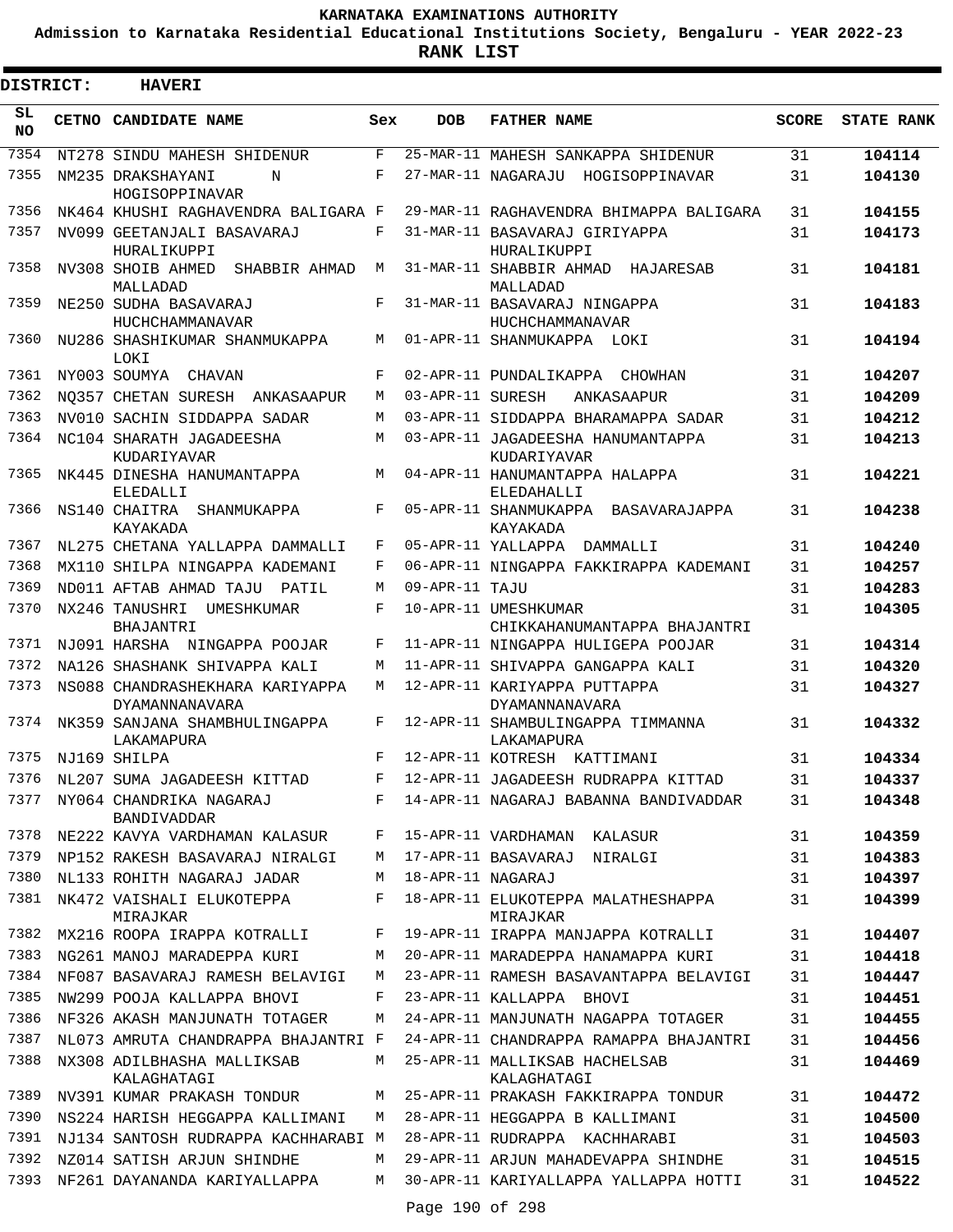KARNATAKA EXAMINATIONS AUTHORITY

Admission to Karnataka Residential Educational Institutions Society, Bengaluru - YEAR 2022-23

**RANK LIST**

**DISTRICT: HAVERI**

| SL NO | CETNO | CANDIDATE NAME | Sex | DOB | FATHER NAME | SCORE | STATE RANK |
|---|---|---|---|---|---|---|---|
| 7354 | NT278 | SINDU MAHESH SHIDENUR | F | 25-MAR-11 | MAHESH SANKAPPA SHIDENUR | 31 | 104114 |
| 7355 | NM235 | DRAKSHAYANI N HOGISOPPINAVAR | F | 27-MAR-11 | NAGARAJU HOGISOPPINAVAR | 31 | 104130 |
| 7356 | NK464 | KHUSHI RAGHAVENDRA BALIGARA | F | 29-MAR-11 | RAGHAVENDRA BHIMAPPA BALIGARA | 31 | 104155 |
| 7357 | NV099 | GEETANJALI BASAVARAJ HURALIKUPPI | F | 31-MAR-11 | BASAVARAJ GIRIYAPPA HURALIKUPPI | 31 | 104173 |
| 7358 | NV308 | SHOIB AHMED SHABBIR AHMAD MALLADAD | M | 31-MAR-11 | SHABBIR AHMAD HAJARESAB MALLADAD | 31 | 104181 |
| 7359 | NE250 | SUDHA BASAVARAJ HUCHCHAMMANAVAR | F | 31-MAR-11 | BASAVARAJ NINGAPPA HUCHCHAMMANAVAR | 31 | 104183 |
| 7360 | NU286 | SHASHIKUMAR SHANMUKAPPA LOKI | M | 01-APR-11 | SHANMUKAPPA LOKI | 31 | 104194 |
| 7361 | NY003 | SOUMYA CHAVAN | F | 02-APR-11 | PUNDALIKAPPA CHOWHAN | 31 | 104207 |
| 7362 | NQ357 | CHETAN SURESH ANKASAAPUR | M | 03-APR-11 | SURESH ANKASAAPUR | 31 | 104209 |
| 7363 | NV010 | SACHIN SIDDAPPA SADAR | M | 03-APR-11 | SIDDAPPA BHARAMAPPA SADAR | 31 | 104212 |
| 7364 | NC104 | SHARATH JAGADEESHA KUDARIYAVAR | M | 03-APR-11 | JAGADEESHA HANUMANTAPPA KUDARIYAVAR | 31 | 104213 |
| 7365 | NK445 | DINESHA HANUMANTAPPA ELEDALLI | M | 04-APR-11 | HANUMANTAPPA HALAPPA ELEDAHALLI | 31 | 104221 |
| 7366 | NS140 | CHAITRA SHANMUKAPPA KAYAKADA | F | 05-APR-11 | SHANMUKAPPA BASAVARAJAPPA KAYAKADA | 31 | 104238 |
| 7367 | NL275 | CHETANA YALLAPPA DAMMALLI | F | 05-APR-11 | YALLAPPA DAMMALLI | 31 | 104240 |
| 7368 | MX110 | SHILPA NINGAPPA KADEMANI | F | 06-APR-11 | NINGAPPA FAKKIRAPPA KADEMANI | 31 | 104257 |
| 7369 | ND011 | AFTAB AHMAD TAJU PATIL | M | 09-APR-11 | TAJU | 31 | 104283 |
| 7370 | NX246 | TANUSHRI UMESHKUMAR BHAJANTRI | F | 10-APR-11 | UMESHKUMAR CHIKKAHANUMANTAPPA BHAJANTRI | 31 | 104305 |
| 7371 | NJ091 | HARSHA NINGAPPA POOJAR | F | 11-APR-11 | NINGAPPA HULIGEPA POOJAR | 31 | 104314 |
| 7372 | NA126 | SHASHANK SHIVAPPA KALI | M | 11-APR-11 | SHIVAPPA GANGAPPA KALI | 31 | 104320 |
| 7373 | NS088 | CHANDRASHEKHARA KARIYAPPA DYAMANNANAVARA | M | 12-APR-11 | KARIYAPPA PUTTAPPA DYAMANNANAVARA | 31 | 104327 |
| 7374 | NK359 | SANJANA SHAMBHULINGAPPA LAKAMAPURA | F | 12-APR-11 | SHAMBULINGAPPA TIMMANNA LAKAMAPURA | 31 | 104332 |
| 7375 | NJ169 | SHILPA | F | 12-APR-11 | KOTRESH KATTIMANI | 31 | 104334 |
| 7376 | NL207 | SUMA JAGADEESH KITTAD | F | 12-APR-11 | JAGADEESH RUDRAPPA KITTAD | 31 | 104337 |
| 7377 | NY064 | CHANDRIKA NAGARAJ BANDIVADDAR | F | 14-APR-11 | NAGARAJ BABANNA BANDIVADDAR | 31 | 104348 |
| 7378 | NE222 | KAVYA VARDHAMAN KALASUR | F | 15-APR-11 | VARDHAMAN KALASUR | 31 | 104359 |
| 7379 | NP152 | RAKESH BASAVARAJ NIRALGI | M | 17-APR-11 | BASAVARAJ NIRALGI | 31 | 104383 |
| 7380 | NL133 | ROHITH NAGARAJ JADAR | M | 18-APR-11 | NAGARAJ | 31 | 104397 |
| 7381 | NK472 | VAISHALI ELUKOTEPPA MIRAJKAR | F | 18-APR-11 | ELUKOTEPPA MALATHESHAPPA MIRAJKAR | 31 | 104399 |
| 7382 | MX216 | ROOPA IRAPPA KOTRALLI | F | 19-APR-11 | IRAPPA MANJAPPA KOTRALLI | 31 | 104407 |
| 7383 | NG261 | MANOJ MARADEPPA KURI | M | 20-APR-11 | MARADEPPA HANAMAPPA KURI | 31 | 104418 |
| 7384 | NF087 | BASAVARAJ RAMESH BELAVIGI | M | 23-APR-11 | RAMESH BASAVANTAPPA BELAVIGI | 31 | 104447 |
| 7385 | NW299 | POOJA KALLAPPA BHOVI | F | 23-APR-11 | KALLAPPA BHOVI | 31 | 104451 |
| 7386 | NF326 | AKASH MANJUNATH TOTAGER | M | 24-APR-11 | MANJUNATH NAGAPPA TOTAGER | 31 | 104455 |
| 7387 | NL073 | AMRUTA CHANDRAPPA BHAJANTRI | F | 24-APR-11 | CHANDRAPPA RAMAPPA BHAJANTRI | 31 | 104456 |
| 7388 | NX308 | ADILBHASHA MALLIKSAB KALAGHATAGI | M | 25-APR-11 | MALLIKSAB HACHELSAB KALAGHATAGI | 31 | 104469 |
| 7389 | NV391 | KUMAR PRAKASH TONDUR | M | 25-APR-11 | PRAKASH FAKKIRAPPA TONDUR | 31 | 104472 |
| 7390 | NS224 | HARISH HEGGAPPA KALLIMANI | M | 28-APR-11 | HEGGAPPA B KALLIMANI | 31 | 104500 |
| 7391 | NJ134 | SANTOSH RUDRAPPA KACHHARABI | M | 28-APR-11 | RUDRAPPA KACHHARABI | 31 | 104503 |
| 7392 | NZ014 | SATISH ARJUN SHINDHE | M | 29-APR-11 | ARJUN MAHADEVAPPA SHINDHE | 31 | 104515 |
| 7393 | NF261 | DAYANANDA KARIYALLAPPA | M | 30-APR-11 | KARIYALLAPPA YALLAPPA HOTTI | 31 | 104522 |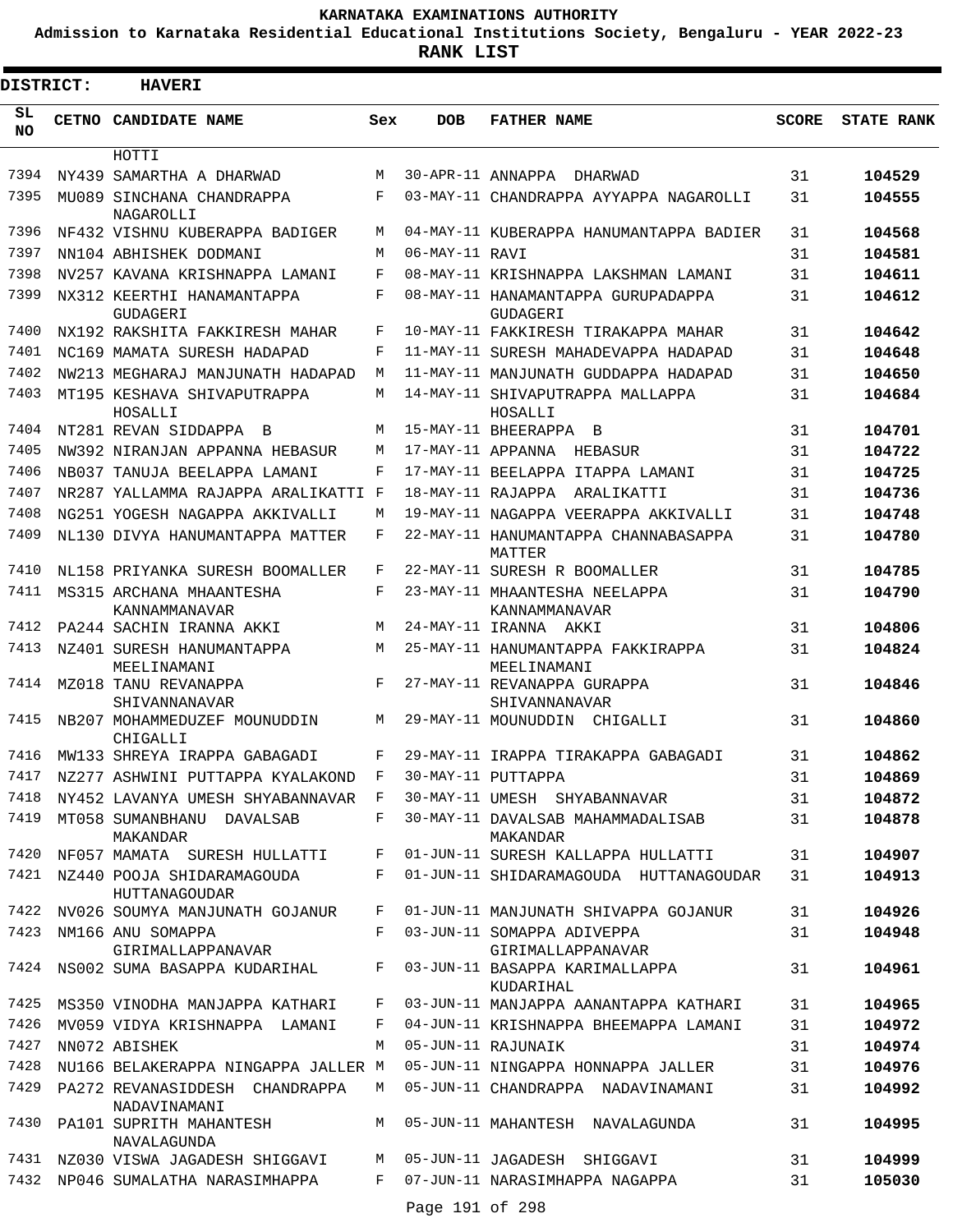# KARNATAKA EXAMINATIONS AUTHORITY

**Admission to Karnataka Residential Educational Institutions Society, Bengaluru - YEAR 2022-23**

**RANK LIST**

**DISTRICT: HAVERI**

| SL NO | CETNO | CANDIDATE NAME | Sex | DOB | FATHER NAME | SCORE | STATE RANK |
|---|---|---|---|---|---|---|---|
| | | HOTTI | | | | | |
| 7394 | NY439 | SAMARTHA A DHARWAD | M | 30-APR-11 | ANNAPPA DHARWAD | 31 | **104529** |
| 7395 | MU089 | SINCHANA CHANDRAPPA NAGAROLLI | F | 03-MAY-11 | CHANDRAPPA AYYAPPA NAGAROLLI | 31 | **104555** |
| 7396 | NF432 | VISHNU KUBERAPPA BADIGER | M | 04-MAY-11 | KUBERAPPA HANUMANTAPPA BADIER | 31 | **104568** |
| 7397 | NN104 | ABHISHEK DODMANI | M | 06-MAY-11 | RAVI | 31 | **104581** |
| 7398 | NV257 | KAVANA KRISHNAPPA LAMANI | F | 08-MAY-11 | KRISHNAPPA LAKSHMAN LAMANI | 31 | **104611** |
| 7399 | NX312 | KEERTHI HANAMANTAPPA GUDAGERI | F | 08-MAY-11 | HANAMANTAPPA GURUPADAPPA GUDAGERI | 31 | **104612** |
| 7400 | NX192 | RAKSHITA FAKKIRESH MAHAR | F | 10-MAY-11 | FAKKIRESH TIRAKAPPA MAHAR | 31 | **104642** |
| 7401 | NC169 | MAMATA SURESH HADAPAD | F | 11-MAY-11 | SURESH MAHADEVAPPA HADAPAD | 31 | **104648** |
| 7402 | NW213 | MEGHARAJ MANJUNATH HADAPAD | M | 11-MAY-11 | MANJUNATH GUDDAPPA HADAPAD | 31 | **104650** |
| 7403 | MT195 | KESHAVA SHIVAPUTRAPPA HOSALLI | M | 14-MAY-11 | SHIVAPUTRAPPA MALLAPPA HOSALLI | 31 | **104684** |
| 7404 | NT281 | REVAN SIDDAPPA B | M | 15-MAY-11 | BHEERAPPA B | 31 | **104701** |
| 7405 | NW392 | NIRANJAN APPANNA HEBASUR | M | 17-MAY-11 | APPANNA HEBASUR | 31 | **104722** |
| 7406 | NB037 | TANUJA BEELAPPA LAMANI | F | 17-MAY-11 | BEELAPPA ITAPPA LAMANI | 31 | **104725** |
| 7407 | NR287 | YALLAMMA RAJAPPA ARALIKATTI | F | 18-MAY-11 | RAJAPPA ARALIKATTI | 31 | **104736** |
| 7408 | NG251 | YOGESH NAGAPPA AKKIVALLI | M | 19-MAY-11 | NAGAPPA VEERAPPA AKKIVALLI | 31 | **104748** |
| 7409 | NL130 | DIVYA HANUMANTAPPA MATTER | F | 22-MAY-11 | HANUMANTAPPA CHANNABASAPPA MATTER | 31 | **104780** |
| 7410 | NL158 | PRIYANKA SURESH BOOMALLER | F | 22-MAY-11 | SURESH R BOOMALLER | 31 | **104785** |
| 7411 | MS315 | ARCHANA MHAANTESHA KANNAMMANAVAR | F | 23-MAY-11 | MHAANTESHA NEELAPPA KANNAMMANAVAR | 31 | **104790** |
| 7412 | PA244 | SACHIN IRANNA AKKI | M | 24-MAY-11 | IRANNA AKKI | 31 | **104806** |
| 7413 | NZ401 | SURESH HANUMANTAPPA MEELINAMANI | M | 25-MAY-11 | HANUMANTAPPA FAKKIRAPPA MEELINAMANI | 31 | **104824** |
| 7414 | MZ018 | TANU REVANAPPA SHIVANNANAVAR | F | 27-MAY-11 | REVANAPPA GURAPPA SHIVANNANAVAR | 31 | **104846** |
| 7415 | NB207 | MOHAMMEDUZEF MOUNUDDIN CHIGALLI | M | 29-MAY-11 | MOUNUDDIN CHIGALLI | 31 | **104860** |
| 7416 | MW133 | SHREYA IRAPPA GABAGADI | F | 29-MAY-11 | IRAPPA TIRAKAPPA GABAGADI | 31 | **104862** |
| 7417 | NZ277 | ASHWINI PUTTAPPA KYALAKOND | F | 30-MAY-11 | PUTTAPPA | 31 | **104869** |
| 7418 | NY452 | LAVANYA UMESH SHYABANNAVAR | F | 30-MAY-11 | UMESH SHYABANNAVAR | 31 | **104872** |
| 7419 | MT058 | SUMANBHANU DAVALSAB MAKANDAR | F | 30-MAY-11 | DAVALSAB MAHAMMADALISAB MAKANDAR | 31 | **104878** |
| 7420 | NF057 | MAMATA SURESH HULLATTI | F | 01-JUN-11 | SURESH KALLAPPA HULLATTI | 31 | **104907** |
| 7421 | NZ440 | POOJA SHIDARAMAGOUDA HUTTANAGOUDAR | F | 01-JUN-11 | SHIDARAMAGOUDA HUTTANAGOUDAR | 31 | **104913** |
| 7422 | NV026 | SOUMYA MANJUNATH GOJANUR | F | 01-JUN-11 | MANJUNATH SHIVAPPA GOJANUR | 31 | **104926** |
| 7423 | NM166 | ANU SOMAPPA GIRIMALLAPPANAVAR | F | 03-JUN-11 | SOMAPPA ADIVEPPA GIRIMALLAPPANAVAR | 31 | **104948** |
| 7424 | NS002 | SUMA BASAPPA KUDARIHAL | F | 03-JUN-11 | BASAPPA KARIMALLAPPA KUDARIHAL | 31 | **104961** |
| 7425 | MS350 | VINODHA MANJAPPA KATHARI | F | 03-JUN-11 | MANJAPPA AANANTAPPA KATHARI | 31 | **104965** |
| 7426 | MV059 | VIDYA KRISHNAPPA LAMANI | F | 04-JUN-11 | KRISHNAPPA BHEEMAPPA LAMANI | 31 | **104972** |
| 7427 | NN072 | ABISHEK | M | 05-JUN-11 | RAJUNAIK | 31 | **104974** |
| 7428 | NU166 | BELAKERAPPA NINGAPPA JALLER | M | 05-JUN-11 | NINGAPPA HONNAPPA JALLER | 31 | **104976** |
| 7429 | PA272 | REVANASIDDESH CHANDRAPPA NADAVINAMANI | M | 05-JUN-11 | CHANDRAPPA NADAVINAMANI | 31 | **104992** |
| 7430 | PA101 | SUPRITH MAHANTESH NAVALAGUNDA | M | 05-JUN-11 | MAHANTESH NAVALAGUNDA | 31 | **104995** |
| 7431 | NZ030 | VISWA JAGADESH SHIGGAVI | M | 05-JUN-11 | JAGADESH SHIGGAVI | 31 | **104999** |
| 7432 | NP046 | SUMALATHA NARASIMHAPPA | F | 07-JUN-11 | NARASIMHAPPA NAGAPPA | 31 | **105030** |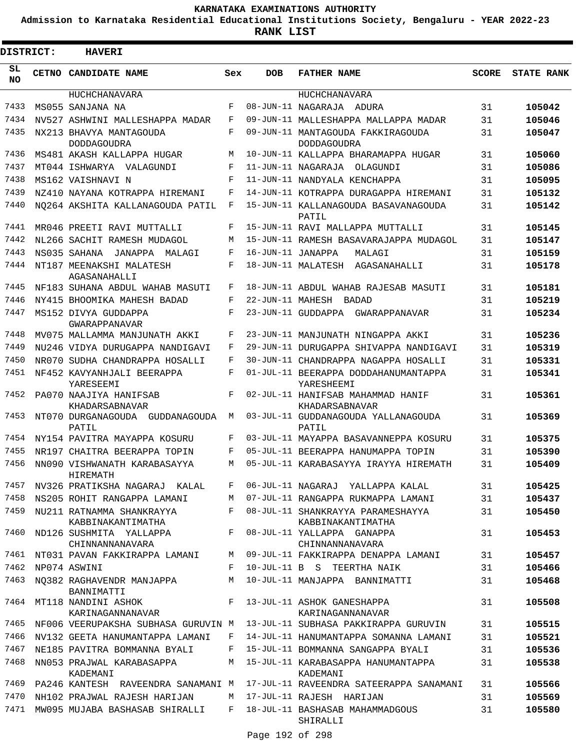KARNATAKA EXAMINATIONS AUTHORITY

Admission to Karnataka Residential Educational Institutions Society, Bengaluru - YEAR 2022-23

**RANK LIST**

**DISTRICT: HAVERI**

| SL NO | CETNO | CANDIDATE NAME | Sex | DOB | FATHER NAME | SCORE | STATE RANK |
|---|---|---|---|---|---|---|---|
| | | HUCHCHANAVARA | | | HUCHCHANAVARA | | |
| 7433 | MS055 | SANJANA NA | F | 08-JUN-11 | NAGARAJA ADURA | 31 | **105042** |
| 7434 | NV527 | ASHWINI MALLESHAPPA MADAR | F | 09-JUN-11 | MALLESHAPPA MALLAPPA MADAR | 31 | **105046** |
| 7435 | NX213 | BHAVYA MANTAGOUDA DODDAGOUDRA | F | 09-JUN-11 | MANTAGOUDA FAKKIRAGOUDA DODDAGOUDRA | 31 | **105047** |
| 7436 | MS481 | AKASH KALLAPPA HUGAR | M | 10-JUN-11 | KALLAPPA BHARAMAPPA HUGAR | 31 | **105060** |
| 7437 | MT044 | ISHWARYA VALAGUNDI | F | 11-JUN-11 | NAGARAJA OLAGUNDI | 31 | **105086** |
| 7438 | MS162 | VAISHNAVI N | F | 11-JUN-11 | NANDYALA KENCHAPPA | 31 | **105095** |
| 7439 | NZ410 | NAYANA KOTRAPPA HIREMANI | F | 14-JUN-11 | KOTRAPPA DURAGAPPA HIREMANI | 31 | **105132** |
| 7440 | NQ264 | AKSHITA KALLANAGOUDA PATIL | F | 15-JUN-11 | KALLANAGOUDA BASAVANAGOUDA PATIL | 31 | **105142** |
| 7441 | MR046 | PREETI RAVI MUTTALLI | F | 15-JUN-11 | RAVI MALLAPPA MUTTALLI | 31 | **105145** |
| 7442 | NL266 | SACHIT RAMESH MUDAGOL | M | 15-JUN-11 | RAMESH BASAVARAJAPPA MUDAGOL | 31 | **105147** |
| 7443 | NS035 | SAHANA JANAPPA MALAGI | F | 16-JUN-11 | JANAPPA MALAGI | 31 | **105159** |
| 7444 | NT187 | MEENAKSHI MALATESH AGASANAHALLI | F | 18-JUN-11 | MALATESH AGASANAHALLI | 31 | **105178** |
| 7445 | NF183 | SUHANA ABDUL WAHAB MASUTI | F | 18-JUN-11 | ABDUL WAHAB RAJESAB MASUTI | 31 | **105181** |
| 7446 | NY415 | BHOOMIKA MAHESH BADAD | F | 22-JUN-11 | MAHESH BADAD | 31 | **105219** |
| 7447 | MS152 | DIVYA GUDDAPPA GWARAPPANAVAR | F | 23-JUN-11 | GUDDAPPA GWARAPPANAVAR | 31 | **105234** |
| 7448 | MV075 | MALLAMMA MANJUNATH AKKI | F | 23-JUN-11 | MANJUNATH NINGAPPA AKKI | 31 | **105236** |
| 7449 | NU246 | VIDYA DURUGAPPA NANDIGAVI | F | 29-JUN-11 | DURUGAPPA SHIVAPPA NANDIGAVI | 31 | **105319** |
| 7450 | NR070 | SUDHA CHANDRAPPA HOSALLI | F | 30-JUN-11 | CHANDRAPPA NAGAPPA HOSALLI | 31 | **105331** |
| 7451 | NF452 | KAVYANHJALI BEERAPPA YARESEEMI | F | 01-JUL-11 | BEERAPPA DODDAHANUMANTAPPA YARESHEEMI | 31 | **105341** |
| 7452 | PA070 | NAAJIYA HANIFSAB KHADARSABNAVAR | F | 02-JUL-11 | HANIFSAB MAHAMMAD HANIF KHADARSABNAVAR | 31 | **105361** |
| 7453 | NT070 | DURGANAGOUDA GUDDANAGOUDA PATIL | M | 03-JUL-11 | GUDDANAGOUDA YALLANAGOUDA PATIL | 31 | **105369** |
| 7454 | NY154 | PAVITRA MAYAPPA KOSURU | F | 03-JUL-11 | MAYAPPA BASAVANNEPPA KOSURU | 31 | **105375** |
| 7455 | NR197 | CHAITRA BEERAPPA TOPIN | F | 05-JUL-11 | BEERAPPA HANUMAPPA TOPIN | 31 | **105390** |
| 7456 | NN090 | VISHWANATH KARABASAYYA HIREMATH | M | 05-JUL-11 | KARABASAYYA IRAYYA HIREMATH | 31 | **105409** |
| 7457 | NV326 | PRATIKSHA NAGARAJ KALAL | F | 06-JUL-11 | NAGARAJ YALLAPPA KALAL | 31 | **105425** |
| 7458 | NS205 | ROHIT RANGAPPA LAMANI | M | 07-JUL-11 | RANGAPPA RUKMAPPA LAMANI | 31 | **105437** |
| 7459 | NU211 | RATNAMMA SHANKRAYYA KABBINAKANTIMATHA | F | 08-JUL-11 | SHANKRAYYA PARAMESHAYYA KABBINAKANTIMATHA | 31 | **105450** |
| 7460 | ND126 | SUSHMITA YALLAPPA CHINNANNANAVARA | F | 08-JUL-11 | YALLAPPA GANAPPA CHINNANNANAVARA | 31 | **105453** |
| 7461 | NT031 | PAVAN FAKKIRAPPA LAMANI | M | 09-JUL-11 | FAKKIRAPPA DENAPPA LAMANI | 31 | **105457** |
| 7462 | NP074 | ASWINI | F | 10-JUL-11 | B S TEERTHA NAIK | 31 | **105466** |
| 7463 | NQ382 | RAGHAVENDR MANJAPPA BANNIMATTI | M | 10-JUL-11 | MANJAPPA BANNIMATTI | 31 | **105468** |
| 7464 | MT118 | NANDINI ASHOK KARINAGANNANAVAR | F | 13-JUL-11 | ASHOK GANESHAPPA KARINAGANNANAVAR | 31 | **105508** |
| 7465 | NF006 | VEERUPAKSHA SUBHASA GURUVIN | M | 13-JUL-11 | SUBHASA PAKKIRAPPA GURUVIN | 31 | **105515** |
| 7466 | NV132 | GEETA HANUMANTAPPA LAMANI | F | 14-JUL-11 | HANUMANTAPPA SOMANNA LAMANI | 31 | **105521** |
| 7467 | NE185 | PAVITRA BOMMANNA BYALI | F | 15-JUL-11 | BOMMANNA SANGAPPA BYALI | 31 | **105536** |
| 7468 | NN053 | PRAJWAL KARABASAPPA KADEMANI | M | 15-JUL-11 | KARABASAPPA HANUMANTAPPA KADEMANI | 31 | **105538** |
| 7469 | PA246 | KANTESH RAVEENDRA SANAMANI | M | 17-JUL-11 | RAVEENDRA SATEERAPPA SANAMANI | 31 | **105566** |
| 7470 | NH102 | PRAJWAL RAJESH HARIJAN | M | 17-JUL-11 | RAJESH HARIJAN | 31 | **105569** |
| 7471 | MW095 | MUJABA BASHASAB SHIRALLI | F | 18-JUL-11 | BASHASAB MAHAMMADGOUS SHIRALLI | 31 | **105580** |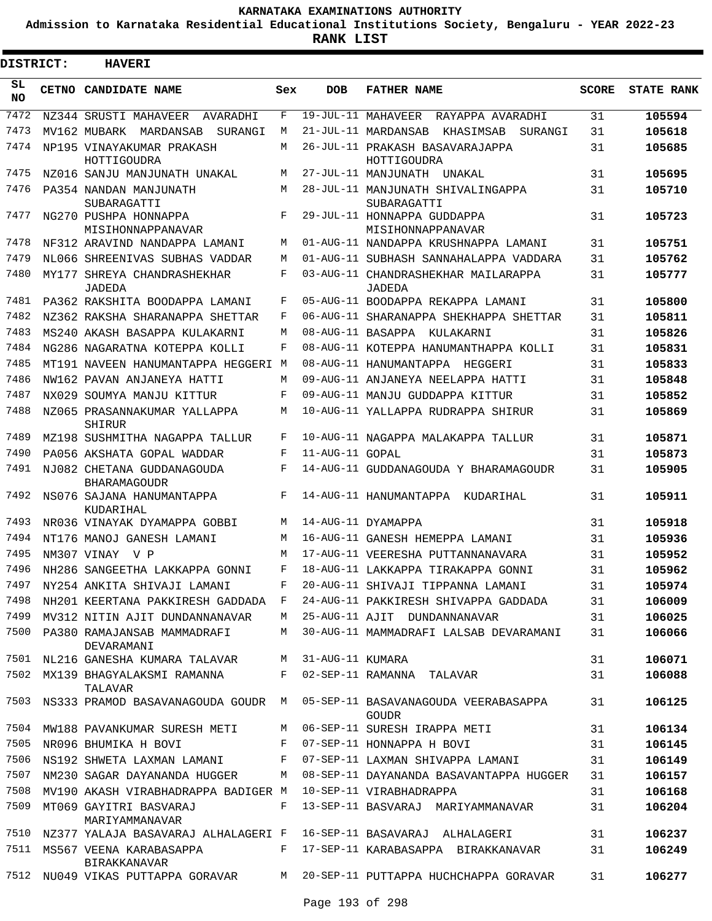# KARNATAKA EXAMINATIONS AUTHORITY

**Admission to Karnataka Residential Educational Institutions Society, Bengaluru - YEAR 2022-23**

**RANK LIST**

**DISTRICT: HAVERI**

| SL NO | CETNO | CANDIDATE NAME | Sex | DOB | FATHER NAME | SCORE | STATE RANK |
|---|---|---|---|---|---|---|---|
| 7472 | NZ344 | SRUSTI MAHAVEER AVARADHI | F | 19-JUL-11 | MAHAVEER RAYAPPA AVARADHI | 31 | 105594 |
| 7473 | MV162 | MUBARK MARDANSAB SURANGI | M | 21-JUL-11 | MARDANSAB KHASIMSAB SURANGI | 31 | 105618 |
| 7474 | NP195 | VINAYAKUMAR PRAKASH HOTTIGOUDRA | M | 26-JUL-11 | PRAKASH BASAVARAJAPPA HOTTIGOUDRA | 31 | 105685 |
| 7475 | NZ016 | SANJU MANJUNATH UNAKAL | M | 27-JUL-11 | MANJUNATH UNAKAL | 31 | 105695 |
| 7476 | PA354 | NANDAN MANJUNATH SUBARAGATTI | M | 28-JUL-11 | MANJUNATH SHIVALINGAPPA SUBARAGATTI | 31 | 105710 |
| 7477 | NG270 | PUSHPA HONNAPPA MISIHONNAPPANAVAR | F | 29-JUL-11 | HONNAPPA GUDDAPPA MISIHONNAPPANAVAR | 31 | 105723 |
| 7478 | NF312 | ARAVIND NANDAPPA LAMANI | M | 01-AUG-11 | NANDAPPA KRUSHNAPPA LAMANI | 31 | 105751 |
| 7479 | NL066 | SHREENIVAS SUBHAS VADDAR | M | 01-AUG-11 | SUBHASH SANNAHALAPPA VADDARA | 31 | 105762 |
| 7480 | MY177 | SHREYA CHANDRASHEKHAR JADEDA | F | 03-AUG-11 | CHANDRASHEKHAR MAILARAPPA JADEDA | 31 | 105777 |
| 7481 | PA362 | RAKSHITA BOODAPPA LAMANI | F | 05-AUG-11 | BOODAPPA REKAPPA LAMANI | 31 | 105800 |
| 7482 | NZ362 | RAKSHA SHARANAPPA SHETTAR | F | 06-AUG-11 | SHARANAPPA SHEKHAPPA SHETTAR | 31 | 105811 |
| 7483 | MS240 | AKASH BASAPPA KULAKARNI | M | 08-AUG-11 | BASAPPA KULAKARNI | 31 | 105826 |
| 7484 | NG286 | NAGARATNA KOTEPPA KOLLI | F | 08-AUG-11 | KOTEPPA HANUMANTHAPPA KOLLI | 31 | 105831 |
| 7485 | MT191 | NAVEEN HANUMANTAPPA HEGGERI | M | 08-AUG-11 | HANUMANTAPPA HEGGERI | 31 | 105833 |
| 7486 | NW162 | PAVAN ANJANEYA HATTI | M | 09-AUG-11 | ANJANEYA NEELAPPA HATTI | 31 | 105848 |
| 7487 | NX029 | SOUMYA MANJU KITTUR | F | 09-AUG-11 | MANJU GUDDAPPA KITTUR | 31 | 105852 |
| 7488 | NZ065 | PRASANNAKUMAR YALLAPPA SHIRUR | M | 10-AUG-11 | YALLAPPA RUDRAPPA SHIRUR | 31 | 105869 |
| 7489 | MZ198 | SUSHMITHA NAGAPPA TALLUR | F | 10-AUG-11 | NAGAPPA MALAKAPPA TALLUR | 31 | 105871 |
| 7490 | PA056 | AKSHATA GOPAL WADDAR | F | 11-AUG-11 | GOPAL | 31 | 105873 |
| 7491 | NJ082 | CHETANA GUDDANAGOUDA BHARAMAGOUDR | F | 14-AUG-11 | GUDDANAGOUDA Y BHARAMAGOUDR | 31 | 105905 |
| 7492 | NS076 | SAJANA HANUMANTAPPA KUDARIHAL | F | 14-AUG-11 | HANUMANTAPPA KUDARIHAL | 31 | 105911 |
| 7493 | NR036 | VINAYAK DYAMAPPA GOBBI | M | 14-AUG-11 | DYAMAPPA | 31 | 105918 |
| 7494 | NT176 | MANOJ GANESH LAMANI | M | 16-AUG-11 | GANESH HEMEPPA LAMANI | 31 | 105936 |
| 7495 | NM307 | VINAY V P | M | 17-AUG-11 | VEERESHA PUTTANNANAVARA | 31 | 105952 |
| 7496 | NH286 | SANGEETHA LAKKAPPA GONNI | F | 18-AUG-11 | LAKKAPPA TIRAKAPPA GONNI | 31 | 105962 |
| 7497 | NY254 | ANKITA SHIVAJI LAMANI | F | 20-AUG-11 | SHIVAJI TIPPANNA LAMANI | 31 | 105974 |
| 7498 | NH201 | KEERTANA PAKKIRESH GADDADA | F | 24-AUG-11 | PAKKIRESH SHIVAPPA GADDADA | 31 | 106009 |
| 7499 | MV312 | NITIN AJIT DUNDANNANAVAR | M | 25-AUG-11 | AJIT DUNDANNANAVAR | 31 | 106025 |
| 7500 | PA380 | RAMAJANSAB MAMMADRAFI DEVARAMANI | M | 30-AUG-11 | MAMMADRAFI LALSAB DEVARAMANI | 31 | 106066 |
| 7501 | NL216 | GANESHA KUMARA TALAVAR | M | 31-AUG-11 | KUMARA | 31 | 106071 |
| 7502 | MX139 | BHAGYALAKSMI RAMANNA TALAVAR | F | 02-SEP-11 | RAMANNA TALAVAR | 31 | 106088 |
| 7503 | NS333 | PRAMOD BASAVANAGOUDA GOUDR | M | 05-SEP-11 | BASAVANAGOUDA VEERABASAPPA GOUDR | 31 | 106125 |
| 7504 | MW188 | PAVANKUMAR SURESH METI | M | 06-SEP-11 | SURESH IRAPPA METI | 31 | 106134 |
| 7505 | NR096 | BHUMIKA H BOVI | F | 07-SEP-11 | HONNAPPA H BOVI | 31 | 106145 |
| 7506 | NS192 | SHWETA LAXMAN LAMANI | F | 07-SEP-11 | LAXMAN SHIVAPPA LAMANI | 31 | 106149 |
| 7507 | NM230 | SAGAR DAYANANDA HUGGER | M | 08-SEP-11 | DAYANANDA BASAVANTAPPA HUGGER | 31 | 106157 |
| 7508 | MV190 | AKASH VIRABHADRAPPA BADIGER | M | 10-SEP-11 | VIRABHADRAPPA | 31 | 106168 |
| 7509 | MT069 | GAYITRI BASVARAJ MARIYAMMANAVAR | F | 13-SEP-11 | BASVARAJ MARIYAMMANAVAR | 31 | 106204 |
| 7510 | NZ377 | YALAJA BASAVARAJ ALHALAGERI | F | 16-SEP-11 | BASAVARAJ ALHALAGERI | 31 | 106237 |
| 7511 | MS567 | VEENA KARABASAPPA BIRAKKANAVAR | F | 17-SEP-11 | KARABASAPPA BIRAKKANAVAR | 31 | 106249 |
| 7512 | NU049 | VIKAS PUTTAPPA GORAVAR | M | 20-SEP-11 | PUTTAPPA HUCHCHAPPA GORAVAR | 31 | 106277 |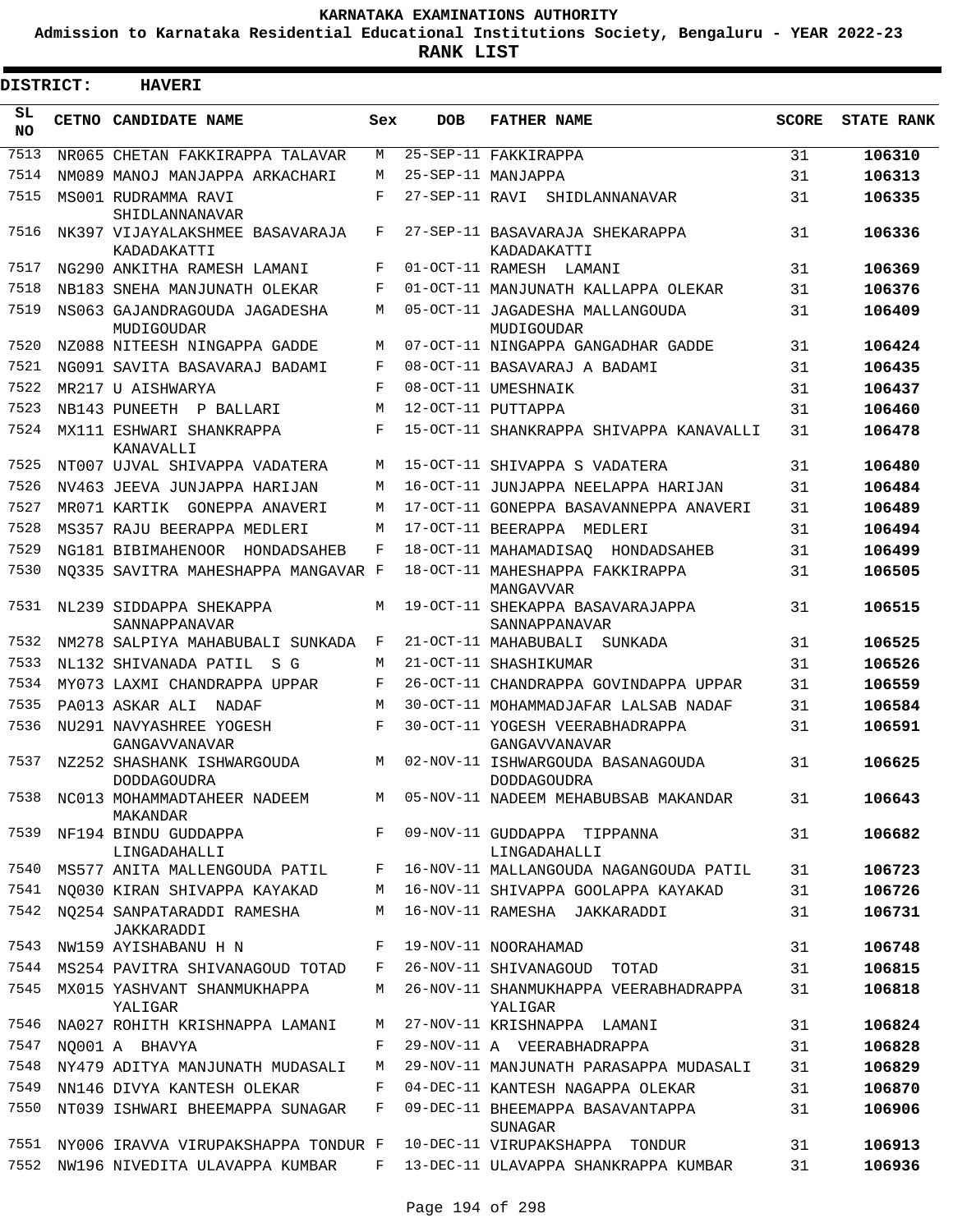# KARNATAKA EXAMINATIONS AUTHORITY

**Admission to Karnataka Residential Educational Institutions Society, Bengaluru - YEAR 2022-23**

**RANK LIST**

**DISTRICT: HAVERI**

| SL NO | CETNO | CANDIDATE NAME | Sex | DOB | FATHER NAME | SCORE | STATE RANK |
|---|---|---|---|---|---|---|---|
| 7513 | NR065 | CHETAN FAKKIRAPPA TALAVAR | M | 25-SEP-11 | FAKKIRAPPA | 31 | 106310 |
| 7514 | NM089 | MANOJ MANJAPPA ARKACHARI | M | 25-SEP-11 | MANJAPPA | 31 | 106313 |
| 7515 | MS001 | RUDRAMMA RAVI SHIDLANNANAVAR | F | 27-SEP-11 | RAVI SHIDLANNANAVAR | 31 | 106335 |
| 7516 | NK397 | VIJAYALAKSHMEE BASAVARAJA KADADAKATTI | F | 27-SEP-11 | BASAVARAJA SHEKARAPPA KADADAKATTI | 31 | 106336 |
| 7517 | NG290 | ANKITHA RAMESH LAMANI | F | 01-OCT-11 | RAMESH LAMANI | 31 | 106369 |
| 7518 | NB183 | SNEHA MANJUNATH OLEKAR | F | 01-OCT-11 | MANJUNATH KALLAPPA OLEKAR | 31 | 106376 |
| 7519 | NS063 | GAJANDRAGOUDA JAGADESHA MUDIGOUDAR | M | 05-OCT-11 | JAGADESHA MALLANGOUDA MUDIGOUDAR | 31 | 106409 |
| 7520 | NZ088 | NITEESH NINGAPPA GADDE | M | 07-OCT-11 | NINGAPPA GANGADHAR GADDE | 31 | 106424 |
| 7521 | NG091 | SAVITA BASAVARAJ BADAMI | F | 08-OCT-11 | BASAVARAJ A BADAMI | 31 | 106435 |
| 7522 | MR217 | U AISHWARYA | F | 08-OCT-11 | UMESHNAIK | 31 | 106437 |
| 7523 | NB143 | PUNEETH P BALLARI | M | 12-OCT-11 | PUTTAPPA | 31 | 106460 |
| 7524 | MX111 | ESHWARI SHANKRAPPA KANAVALLI | F | 15-OCT-11 | SHANKRAPPA SHIVAPPA KANAVALLI | 31 | 106478 |
| 7525 | NT007 | UJVAL SHIVAPPA VADATERA | M | 15-OCT-11 | SHIVAPPA S VADATERA | 31 | 106480 |
| 7526 | NV463 | JEEVA JUNJAPPA HARIJAN | M | 16-OCT-11 | JUNJAPPA NEELAPPA HARIJAN | 31 | 106484 |
| 7527 | MR071 | KARTIK GONEPPA ANAVERI | M | 17-OCT-11 | GONEPPA BASAVANNEPPA ANAVERI | 31 | 106489 |
| 7528 | MS357 | RAJU BEERAPPA MEDLERI | M | 17-OCT-11 | BEERAPPA MEDLERI | 31 | 106494 |
| 7529 | NG181 | BIBIMAHENOOR HONDADSAHEB | F | 18-OCT-11 | MAHAMADISAQ HONDADSAHEB | 31 | 106499 |
| 7530 | NQ335 | SAVITRA MAHESHAPPA MANGAVAR | F | 18-OCT-11 | MAHESHAPPA FAKKIRAPPA MANGAVVAR | 31 | 106505 |
| 7531 | NL239 | SIDDAPPA SHEKAPPA SANNAPPANAVAR | M | 19-OCT-11 | SHEKAPPA BASAVARAJAPPA SANNAPPANAVAR | 31 | 106515 |
| 7532 | NM278 | SALPIYA MAHABUBALI SUNKADA | F | 21-OCT-11 | MAHABUBALI SUNKADA | 31 | 106525 |
| 7533 | NL132 | SHIVANADA PATIL S G | M | 21-OCT-11 | SHASHIKUMAR | 31 | 106526 |
| 7534 | MY073 | LAXMI CHANDRAPPA UPPAR | F | 26-OCT-11 | CHANDRAPPA GOVINDAPPA UPPAR | 31 | 106559 |
| 7535 | PA013 | ASKAR ALI NADAF | M | 30-OCT-11 | MOHAMMADJAFAR LALSAB NADAF | 31 | 106584 |
| 7536 | NU291 | NAVYASHREE YOGESH GANGAVVANAVAR | F | 30-OCT-11 | YOGESH VEERABHADRAPPA GANGAVVANAVAR | 31 | 106591 |
| 7537 | NZ252 | SHASHANK ISHWARGOUDA DODDAGOUDRA | M | 02-NOV-11 | ISHWARGOUDA BASANAGOUDA DODDAGOUDRA | 31 | 106625 |
| 7538 | NC013 | MOHAMMADTAHEER NADEEM MAKANDAR | M | 05-NOV-11 | NADEEM MEHABUBSAB MAKANDAR | 31 | 106643 |
| 7539 | NF194 | BINDU GUDDAPPA LINGADAHALLI | F | 09-NOV-11 | GUDDAPPA TIPPANNA LINGADAHALLI | 31 | 106682 |
| 7540 | MS577 | ANITA MALLENGOUDA PATIL | F | 16-NOV-11 | MALLANGOUDA NAGANGOUDA PATIL | 31 | 106723 |
| 7541 | NQ030 | KIRAN SHIVAPPA KAYAKAD | M | 16-NOV-11 | SHIVAPPA GOOLAPPA KAYAKAD | 31 | 106726 |
| 7542 | NQ254 | SANPATARADDI RAMESHA JAKKARADDI | M | 16-NOV-11 | RAMESHA JAKKARADDI | 31 | 106731 |
| 7543 | NW159 | AYISHABANU H N | F | 19-NOV-11 | NOORAHAMAD | 31 | 106748 |
| 7544 | MS254 | PAVITRA SHIVANAGOUD TOTAD | F | 26-NOV-11 | SHIVANAGOUD TOTAD | 31 | 106815 |
| 7545 | MX015 | YASHVANT SHANMUKHAPPA YALIGAR | M | 26-NOV-11 | SHANMUKHAPPA VEERABHADRAPPA YALIGAR | 31 | 106818 |
| 7546 | NA027 | ROHITH KRISHNAPPA LAMANI | M | 27-NOV-11 | KRISHNAPPA LAMANI | 31 | 106824 |
| 7547 | NQ001 | A BHAVYA | F | 29-NOV-11 | A VEERABHADRAPPA | 31 | 106828 |
| 7548 | NY479 | ADITYA MANJUNATH MUDASALI | M | 29-NOV-11 | MANJUNATH PARASAPPA MUDASALI | 31 | 106829 |
| 7549 | NN146 | DIVYA KANTESH OLEKAR | F | 04-DEC-11 | KANTESH NAGAPPA OLEKAR | 31 | 106870 |
| 7550 | NT039 | ISHWARI BHEEMAPPA SUNAGAR | F | 09-DEC-11 | BHEEMAPPA BASAVANTAPPA SUNAGAR | 31 | 106906 |
| 7551 | NY006 | IRAVVA VIRUPAKSHAPPA TONDUR | F | 10-DEC-11 | VIRUPAKSHAPPA TONDUR | 31 | 106913 |
| 7552 | NW196 | NIVEDITA ULAVAPPA KUMBAR | F | 13-DEC-11 | ULAVAPPA SHANKRAPPA KUMBAR | 31 | 106936 |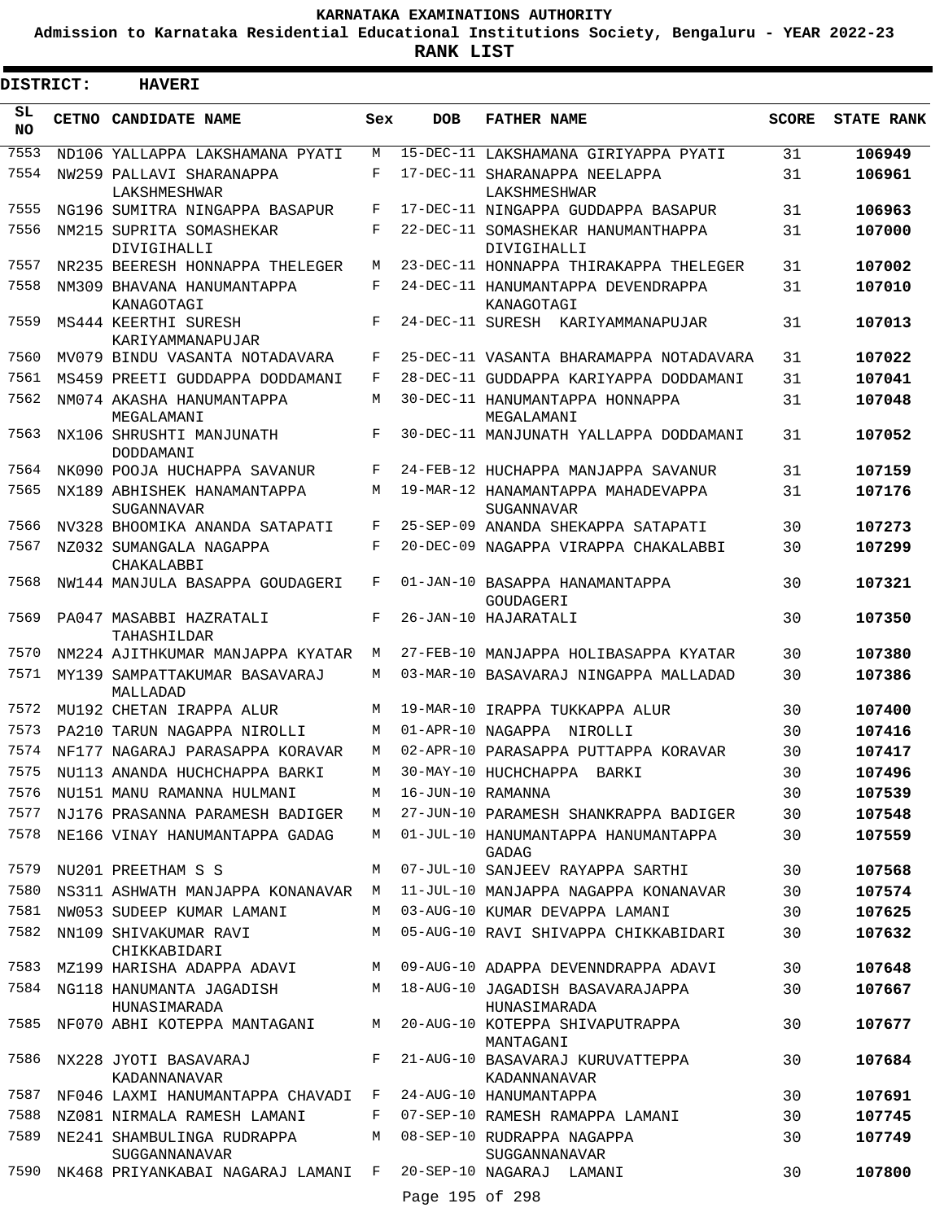# KARNATAKA EXAMINATIONS AUTHORITY

**Admission to Karnataka Residential Educational Institutions Society, Bengaluru - YEAR 2022-23**

**RANK LIST**

**DISTRICT: HAVERI**

| SL NO | CETNO | CANDIDATE NAME | Sex | DOB | FATHER NAME | SCORE | STATE RANK |
|---|---|---|---|---|---|---|---|
| 7553 | ND106 | YALLAPPA LAKSHAMANA PYATI | M | 15-DEC-11 | LAKSHAMANA GIRIYAPPA PYATI | 31 | **106949** |
| 7554 | NW259 | PALLAVI SHARANAPPA LAKSHMESHWAR | F | 17-DEC-11 | SHARANAPPA NEELAPPA LAKSHMESHWAR | 31 | **106961** |
| 7555 | NG196 | SUMITRA NINGAPPA BASAPUR | F | 17-DEC-11 | NINGAPPA GUDDAPPA BASAPUR | 31 | **106963** |
| 7556 | NM215 | SUPRITA SOMASHEKAR DIVIGIHALLI | F | 22-DEC-11 | SOMASHEKAR HANUMANTHAPPA DIVIGIHALLI | 31 | **107000** |
| 7557 | NR235 | BEERESH HONNAPPA THELEGER | M | 23-DEC-11 | HONNAPPA THIRAKAPPA THELEGER | 31 | **107002** |
| 7558 | NM309 | BHAVANA HANUMANTAPPA KANAGOTAGI | F | 24-DEC-11 | HANUMANTAPPA DEVENDRAPPA KANAGOTAGI | 31 | **107010** |
| 7559 | MS444 | KEERTHI SURESH KARIYAMMANAPUJAR | F | 24-DEC-11 | SURESH KARIYAMMANAPUJAR | 31 | **107013** |
| 7560 | MV079 | BINDU VASANTA NOTADAVARA | F | 25-DEC-11 | VASANTA BHARAMAPPA NOTADAVARA | 31 | **107022** |
| 7561 | MS459 | PREETI GUDDAPPA DODDAMANI | F | 28-DEC-11 | GUDDAPPA KARIYAPPA DODDAMANI | 31 | **107041** |
| 7562 | NM074 | AKASHA HANUMANTAPPA MEGALAMANI | M | 30-DEC-11 | HANUMANTAPPA HONNAPPA MEGALAMANI | 31 | **107048** |
| 7563 | NX106 | SHRUSHTI MANJUNATH DODDAMANI | F | 30-DEC-11 | MANJUNATH YALLAPPA DODDAMANI | 31 | **107052** |
| 7564 | NK090 | POOJA HUCHAPPA SAVANUR | F | 24-FEB-12 | HUCHAPPA MANJAPPA SAVANUR | 31 | **107159** |
| 7565 | NX189 | ABHISHEK HANAMANTAPPA SUGANNAVAR | M | 19-MAR-12 | HANAMANTAPPA MAHADEVAPPA SUGANNAVAR | 31 | **107176** |
| 7566 | NV328 | BHOOMIKA ANANDA SATAPATI | F | 25-SEP-09 | ANANDA SHEKAPPA SATAPATI | 30 | **107273** |
| 7567 | NZ032 | SUMANGALA NAGAPPA CHAKALABBI | F | 20-DEC-09 | NAGAPPA VIRAPPA CHAKALABBI | 30 | **107299** |
| 7568 | NW144 | MANJULA BASAPPA GOUDAGERI | F | 01-JAN-10 | BASAPPA HANAMANTAPPA GOUDAGERI | 30 | **107321** |
| 7569 | PA047 | MASABBI HAZRATALI TAHASHILDAR | F | 26-JAN-10 | HAJARATALI | 30 | **107350** |
| 7570 | NM224 | AJITHKUMAR MANJAPPA KYATAR | M | 27-FEB-10 | MANJAPPA HOLIBASAPPA KYATAR | 30 | **107380** |
| 7571 | MY139 | SAMPATTAKUMAR BASAVARAJ MALLADAD | M | 03-MAR-10 | BASAVARAJ NINGAPPA MALLADAD | 30 | **107386** |
| 7572 | MU192 | CHETAN IRAPPA ALUR | M | 19-MAR-10 | IRAPPA TUKKAPPA ALUR | 30 | **107400** |
| 7573 | PA210 | TARUN NAGAPPA NIROLLI | M | 01-APR-10 | NAGAPPA NIROLLI | 30 | **107416** |
| 7574 | NF177 | NAGARAJ PARASAPPA KORAVAR | M | 02-APR-10 | PARASAPPA PUTTAPPA KORAVAR | 30 | **107417** |
| 7575 | NU113 | ANANDA HUCHCHAPPA BARKI | M | 30-MAY-10 | HUCHCHAPPA BARKI | 30 | **107496** |
| 7576 | NU151 | MANU RAMANNA HULMANI | M | 16-JUN-10 | RAMANNA | 30 | **107539** |
| 7577 | NJ176 | PRASANNA PARAMESH BADIGER | M | 27-JUN-10 | PARAMESH SHANKRAPPA BADIGER | 30 | **107548** |
| 7578 | NE166 | VINAY HANUMANTAPPA GADAG | M | 01-JUL-10 | HANUMANTAPPA HANUMANTAPPA GADAG | 30 | **107559** |
| 7579 | NU201 | PREETHAM S S | M | 07-JUL-10 | SANJEEV RAYAPPA SARTHI | 30 | **107568** |
| 7580 | NS311 | ASHWATH MANJAPPA KONANAVAR | M | 11-JUL-10 | MANJAPPA NAGAPPA KONANAVAR | 30 | **107574** |
| 7581 | NW053 | SUDEEP KUMAR LAMANI | M | 03-AUG-10 | KUMAR DEVAPPA LAMANI | 30 | **107625** |
| 7582 | NN109 | SHIVAKUMAR RAVI CHIKKABIDARI | M | 05-AUG-10 | RAVI SHIVAPPA CHIKKABIDARI | 30 | **107632** |
| 7583 | MZ199 | HARISHA ADAPPA ADAVI | M | 09-AUG-10 | ADAPPA DEVENNDRAPPA ADAVI | 30 | **107648** |
| 7584 | NG118 | HANUMANTA JAGADISH HUNASIMARADA | M | 18-AUG-10 | JAGADISH BASAVARAJAPPA HUNASIMARADA | 30 | **107667** |
| 7585 | NF070 | ABHI KOTEPPA MANTAGANI | M | 20-AUG-10 | KOTEPPA SHIVAPUTRAPPA MANTAGANI | 30 | **107677** |
| 7586 | NX228 | JYOTI BASAVARAJ KADANNANAVAR | F | 21-AUG-10 | BASAVARAJ KURUVATTEPPA KADANNANAVAR | 30 | **107684** |
| 7587 | NF046 | LAXMI HANUMANTAPPA CHAVADI | F | 24-AUG-10 | HANUMANTAPPA | 30 | **107691** |
| 7588 | NZ081 | NIRMALA RAMESH LAMANI | F | 07-SEP-10 | RAMESH RAMAPPA LAMANI | 30 | **107745** |
| 7589 | NE241 | SHAMBULINGA RUDRAPPA SUGGANNANAVAR | M | 08-SEP-10 | RUDRAPPA NAGAPPA SUGGANNANAVAR | 30 | **107749** |
| 7590 | NK468 | PRIYANKABAI NAGARAJ LAMANI | F | 20-SEP-10 | NAGARAJ LAMANI | 30 | **107800** |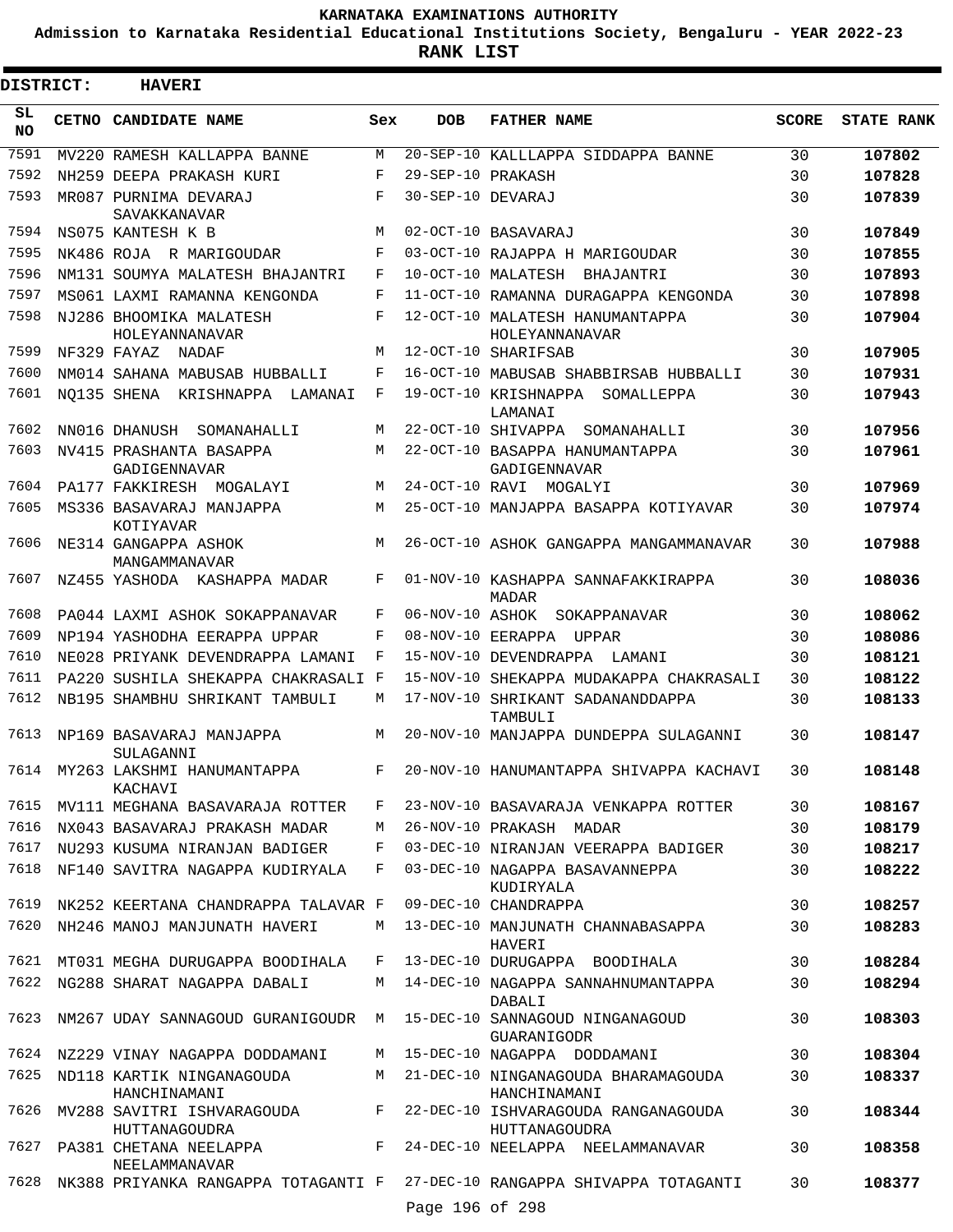# KARNATAKA EXAMINATIONS AUTHORITY

**Admission to Karnataka Residential Educational Institutions Society, Bengaluru - YEAR 2022-23**

**RANK LIST**

**DISTRICT: HAVERI**

| SL NO | CETNO | CANDIDATE NAME | Sex | DOB | FATHER NAME | SCORE | STATE RANK |
|---|---|---|---|---|---|---|---|
| 7591 | MV220 | RAMESH KALLAPPA BANNE | M | 20-SEP-10 | KALLLAPPA SIDDAPPA BANNE | 30 | 107802 |
| 7592 | NH259 | DEEPA PRAKASH KURI | F | 29-SEP-10 | PRAKASH | 30 | 107828 |
| 7593 | MR087 | PURNIMA DEVARAJ SAVAKKANAVAR | F | 30-SEP-10 | DEVARAJ | 30 | 107839 |
| 7594 | NS075 | KANTESH K B | M | 02-OCT-10 | BASAVARAJ | 30 | 107849 |
| 7595 | NK486 | ROJA R MARIGOUDAR | F | 03-OCT-10 | RAJAPPA H MARIGOUDAR | 30 | 107855 |
| 7596 | NM131 | SOUMYA MALATESH BHAJANTRI | F | 10-OCT-10 | MALATESH BHAJANTRI | 30 | 107893 |
| 7597 | MS061 | LAXMI RAMANNA KENGONDA | F | 11-OCT-10 | RAMANNA DURAGAPPA KENGONDA | 30 | 107898 |
| 7598 | NJ286 | BHOOMIKA MALATESH HOLEYANNANAVAR | F | 12-OCT-10 | MALATESH HANUMANTAPPA HOLEYANNANAVAR | 30 | 107904 |
| 7599 | NF329 | FAYAZ NADAF | M | 12-OCT-10 | SHARIFSAB | 30 | 107905 |
| 7600 | NM014 | SAHANA MABUSAB HUBBALLI | F | 16-OCT-10 | MABUSAB SHABBIRSAB HUBBALLI | 30 | 107931 |
| 7601 | NQ135 | SHENA KRISHNAPPA LAMANAI | F | 19-OCT-10 | KRISHNAPPA SOMALLEPPA LAMANAI | 30 | 107943 |
| 7602 | NN016 | DHANUSH SOMANAHALLI | M | 22-OCT-10 | SHIVAPPA SOMANAHALLI | 30 | 107956 |
| 7603 | NV415 | PRASHANTA BASAPPA GADIGENNAVAR | M | 22-OCT-10 | BASAPPA HANUMANTAPPA GADIGENNAVAR | 30 | 107961 |
| 7604 | PA177 | FAKKIRESH MOGALAYI | M | 24-OCT-10 | RAVI MOGALYI | 30 | 107969 |
| 7605 | MS336 | BASAVARAJ MANJAPPA KOTIYAVAR | M | 25-OCT-10 | MANJAPPA BASAPPA KOTIYAVAR | 30 | 107974 |
| 7606 | NE314 | GANGAPPA ASHOK MANGAMMANAVAR | M | 26-OCT-10 | ASHOK GANGAPPA MANGAMMANAVAR | 30 | 107988 |
| 7607 | NZ455 | YASHODA KASHAPPA MADAR | F | 01-NOV-10 | KASHAPPA SANNAFAKKIRAPPA MADAR | 30 | 108036 |
| 7608 | PA044 | LAXMI ASHOK SOKAPPANAVAR | F | 06-NOV-10 | ASHOK SOKAPPANAVAR | 30 | 108062 |
| 7609 | NP194 | YASHODHA EERAPPA UPPAR | F | 08-NOV-10 | EERAPPA UPPAR | 30 | 108086 |
| 7610 | NE028 | PRIYANK DEVENDRAPPA LAMANI | F | 15-NOV-10 | DEVENDRAPPA LAMANI | 30 | 108121 |
| 7611 | PA220 | SUSHILA SHEKAPPA CHAKRASALI | F | 15-NOV-10 | SHEKAPPA MUDAKAPPA CHAKRASALI | 30 | 108122 |
| 7612 | NB195 | SHAMBHU SHRIKANT TAMBULI | M | 17-NOV-10 | SHRIKANT SADANANDDAPPA TAMBULI | 30 | 108133 |
| 7613 | NP169 | BASAVARAJ MANJAPPA SULAGANNI | M | 20-NOV-10 | MANJAPPA DUNDEPPA SULAGANNI | 30 | 108147 |
| 7614 | MY263 | LAKSHMI HANUMANTAPPA KACHAVI | F | 20-NOV-10 | HANUMANTAPPA SHIVAPPA KACHAVI | 30 | 108148 |
| 7615 | MV111 | MEGHANA BASAVARAJA ROTTER | F | 23-NOV-10 | BASAVARAJA VENKAPPA ROTTER | 30 | 108167 |
| 7616 | NX043 | BASAVARAJ PRAKASH MADAR | M | 26-NOV-10 | PRAKASH MADAR | 30 | 108179 |
| 7617 | NU293 | KUSUMA NIRANJAN BADIGER | F | 03-DEC-10 | NIRANJAN VEERAPPA BADIGER | 30 | 108217 |
| 7618 | NF140 | SAVITRA NAGAPPA KUDIRYALA | F | 03-DEC-10 | NAGAPPA BASAVANNEPPA KUDIRYALA | 30 | 108222 |
| 7619 | NK252 | KEERTANA CHANDRAPPA TALAVAR | F | 09-DEC-10 | CHANDRAPPA | 30 | 108257 |
| 7620 | NH246 | MANOJ MANJUNATH HAVERI | M | 13-DEC-10 | MANJUNATH CHANNABASAPPA HAVERI | 30 | 108283 |
| 7621 | MT031 | MEGHA DURUGAPPA BOODIHALA | F | 13-DEC-10 | DURUGAPPA BOODIHALA | 30 | 108284 |
| 7622 | NG288 | SHARAT NAGAPPA DABALI | M | 14-DEC-10 | NAGAPPA SANNAHNUMANTAPPA DABALI | 30 | 108294 |
| 7623 | NM267 | UDAY SANNAGOUD GURANIGOUDR | M | 15-DEC-10 | SANNAGOUD NINGANAGOUD GUARANIGODR | 30 | 108303 |
| 7624 | NZ229 | VINAY NAGAPPA DODDAMANI | M | 15-DEC-10 | NAGAPPA DODDAMANI | 30 | 108304 |
| 7625 | ND118 | KARTIK NINGANAGOUDA HANCHINAMANI | M | 21-DEC-10 | NINGANAGOUDA BHARAMAGOUDA HANCHINAMANI | 30 | 108337 |
| 7626 | MV288 | SAVITRI ISHVARAGOUDA HUTTANAGOUDRA | F | 22-DEC-10 | ISHVARAGOUDA RANGANAGOUDA HUTTANAGOUDRA | 30 | 108344 |
| 7627 | PA381 | CHETANA NEELAPPA NEELAMMANAVAR | F | 24-DEC-10 | NEELAPPA NEELAMMANAVAR | 30 | 108358 |
| 7628 | NK388 | PRIYANKA RANGAPPA TOTAGANTI | F | 27-DEC-10 | RANGAPPA SHIVAPPA TOTAGANTI | 30 | 108377 |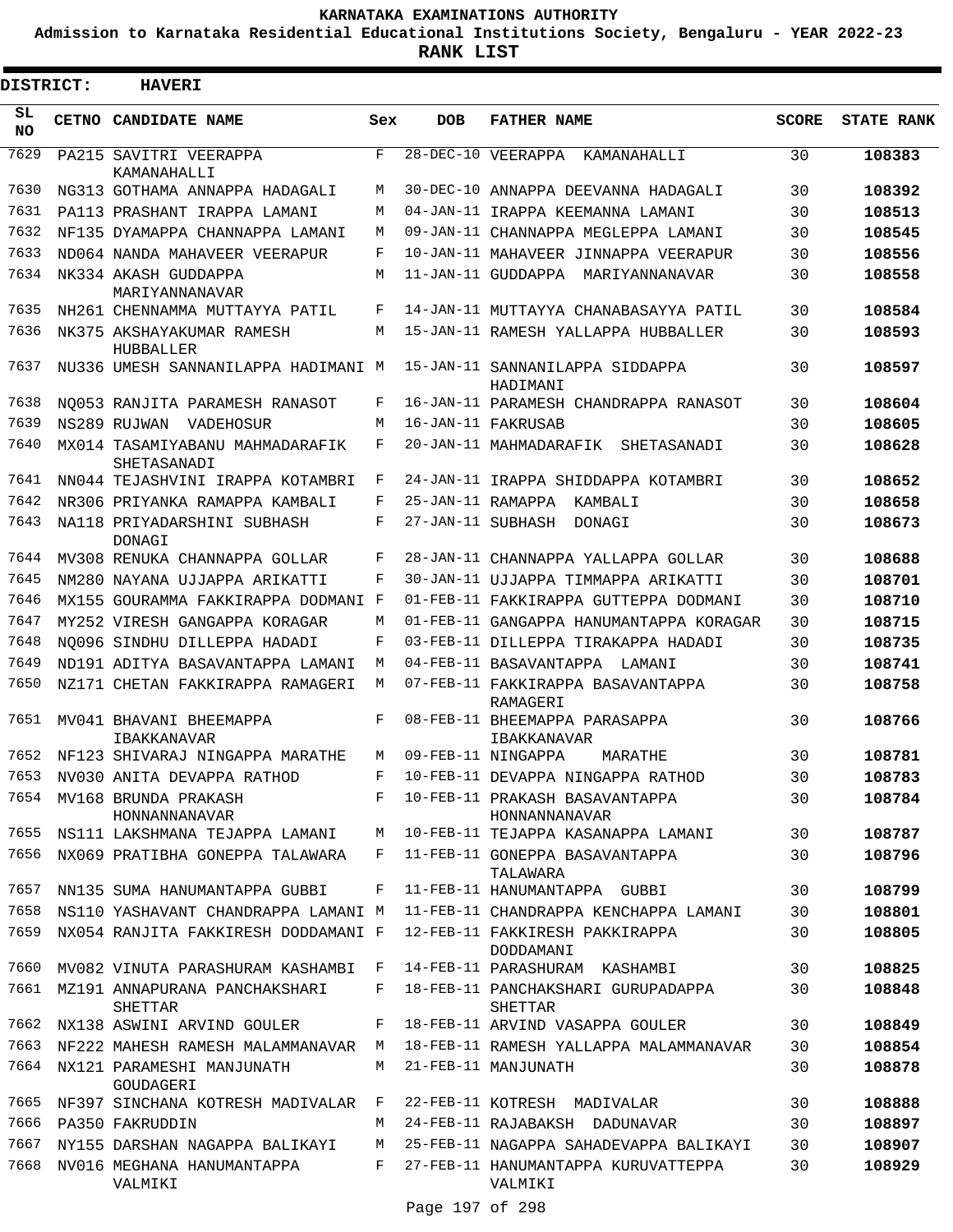# KARNATAKA EXAMINATIONS AUTHORITY

**Admission to Karnataka Residential Educational Institutions Society, Bengaluru - YEAR 2022-23**

**RANK LIST**

**DISTRICT: HAVERI**

| SL NO | CETNO | CANDIDATE NAME | Sex | DOB | FATHER NAME | SCORE | STATE RANK |
|---|---|---|---|---|---|---|---|
| 7629 | PA215 | SAVITRI VEERAPPA KAMANAHALLI | F | 28-DEC-10 | VEERAPPA KAMANAHALLI | 30 | **108383** |
| 7630 | NG313 | GOTHAMA ANNAPPA HADAGALI | M | 30-DEC-10 | ANNAPPA DEEVANNA HADAGALI | 30 | **108392** |
| 7631 | PA113 | PRASHANT IRAPPA LAMANI | M | 04-JAN-11 | IRAPPA KEEMANNA LAMANI | 30 | **108513** |
| 7632 | NF135 | DYAMAPPA CHANNAPPA LAMANI | M | 09-JAN-11 | CHANNAPPA MEGLEPPA LAMANI | 30 | **108545** |
| 7633 | ND064 | NANDA MAHAVEER VEERAPUR | F | 10-JAN-11 | MAHAVEER JINNAPPA VEERAPUR | 30 | **108556** |
| 7634 | NK334 | AKASH GUDDAPPA MARIYANNANAVAR | M | 11-JAN-11 | GUDDAPPA MARIYANNANAVAR | 30 | **108558** |
| 7635 | NH261 | CHENNAMMA MUTTAYYA PATIL | F | 14-JAN-11 | MUTTAYYA CHANABASAYYA PATIL | 30 | **108584** |
| 7636 | NK375 | AKSHAYAKUMAR RAMESH HUBBALLER | M | 15-JAN-11 | RAMESH YALLAPPA HUBBALLER | 30 | **108593** |
| 7637 | NU336 | UMESH SANNANILAPPA HADIMANI | M | 15-JAN-11 | SANNANILAPPA SIDDAPPA HADIMANI | 30 | **108597** |
| 7638 | NQ053 | RANJITA PARAMESH RANASOT | F | 16-JAN-11 | PARAMESH CHANDRAPPA RANASOT | 30 | **108604** |
| 7639 | NS289 | RUJWAN VADEHOSUR | M | 16-JAN-11 | FAKRUSAB | 30 | **108605** |
| 7640 | MX014 | TASAMIYABANU MAHMADARAFIK SHETASANADI | F | 20-JAN-11 | MAHMADARAFIK SHETASANADI | 30 | **108628** |
| 7641 | NN044 | TEJASHVINI IRAPPA KOTAMBRI | F | 24-JAN-11 | IRAPPA SHIDDAPPA KOTAMBRI | 30 | **108652** |
| 7642 | NR306 | PRIYANKA RAMAPPA KAMBALI | F | 25-JAN-11 | RAMAPPA KAMBALI | 30 | **108658** |
| 7643 | NA118 | PRIYADARSHINI SUBHASH DONAGI | F | 27-JAN-11 | SUBHASH DONAGI | 30 | **108673** |
| 7644 | MV308 | RENUKA CHANNAPPA GOLLAR | F | 28-JAN-11 | CHANNAPPA YALLAPPA GOLLAR | 30 | **108688** |
| 7645 | NM280 | NAYANA UJJAPPA ARIKATTI | F | 30-JAN-11 | UJJAPPA TIMMAPPA ARIKATTI | 30 | **108701** |
| 7646 | MX155 | GOURAMMA FAKKIRAPPA DODMANI | F | 01-FEB-11 | FAKKIRAPPA GUTTEPPA DODMANI | 30 | **108710** |
| 7647 | MY252 | VIRESH GANGAPPA KORAGAR | M | 01-FEB-11 | GANGAPPA HANUMANTAPPA KORAGAR | 30 | **108715** |
| 7648 | NQ096 | SINDHU DILLEPPA HADADI | F | 03-FEB-11 | DILLEPPA TIRAKAPPA HADADI | 30 | **108735** |
| 7649 | ND191 | ADITYA BASAVANTAPPA LAMANI | M | 04-FEB-11 | BASAVANTAPPA LAMANI | 30 | **108741** |
| 7650 | NZ171 | CHETAN FAKKIRAPPA RAMAGERI | M | 07-FEB-11 | FAKKIRAPPA BASAVANTAPPA RAMAGERI | 30 | **108758** |
| 7651 | MV041 | BHAVANI BHEEMAPPA IBAKKANAVAR | F | 08-FEB-11 | BHEEMAPPA PARASAPPA IBAKKANAVAR | 30 | **108766** |
| 7652 | NF123 | SHIVARAJ NINGAPPA MARATHE | M | 09-FEB-11 | NINGAPPA MARATHE | 30 | **108781** |
| 7653 | NV030 | ANITA DEVAPPA RATHOD | F | 10-FEB-11 | DEVAPPA NINGAPPA RATHOD | 30 | **108783** |
| 7654 | MV168 | BRUNDA PRAKASH HONNANNANAVAR | F | 10-FEB-11 | PRAKASH BASAVANTAPPA HONNANNANAVAR | 30 | **108784** |
| 7655 | NS111 | LAKSHMANA TEJAPPA LAMANI | M | 10-FEB-11 | TEJAPPA KASANAPPA LAMANI | 30 | **108787** |
| 7656 | NX069 | PRATIBHA GONEPPA TALAWARA | F | 11-FEB-11 | GONEPPA BASAVANTAPPA TALAWARA | 30 | **108796** |
| 7657 | NN135 | SUMA HANUMANTAPPA GUBBI | F | 11-FEB-11 | HANUMANTAPPA GUBBI | 30 | **108799** |
| 7658 | NS110 | YASHAVANT CHANDRAPPA LAMANI | M | 11-FEB-11 | CHANDRAPPA KENCHAPPA LAMANI | 30 | **108801** |
| 7659 | NX054 | RANJITA FAKKIRESH DODDAMANI | F | 12-FEB-11 | FAKKIRESH PAKKIRAPPA DODDAMANI | 30 | **108805** |
| 7660 | MV082 | VINUTA PARASHURAM KASHAMBI | F | 14-FEB-11 | PARASHURAM KASHAMBI | 30 | **108825** |
| 7661 | MZ191 | ANNAPURANA PANCHAKSHARI SHETTAR | F | 18-FEB-11 | PANCHAKSHARI GURUPADAPPA SHETTAR | 30 | **108848** |
| 7662 | NX138 | ASWINI ARVIND GOULER | F | 18-FEB-11 | ARVIND VASAPPA GOULER | 30 | **108849** |
| 7663 | NF222 | MAHESH RAMESH MALAMMANAVAR | M | 18-FEB-11 | RAMESH YALLAPPA MALAMMANAVAR | 30 | **108854** |
| 7664 | NX121 | PARAMESHI MANJUNATH GOUDAGERI | M | 21-FEB-11 | MANJUNATH | 30 | **108878** |
| 7665 | NF397 | SINCHANA KOTRESH MADIVALAR | F | 22-FEB-11 | KOTRESH MADIVALAR | 30 | **108888** |
| 7666 | PA350 | FAKRUDDIN | M | 24-FEB-11 | RAJABAKSH DADUNAVAR | 30 | **108897** |
| 7667 | NY155 | DARSHAN NAGAPPA BALIKAYI | M | 25-FEB-11 | NAGAPPA SAHADEVAPPA BALIKAYI | 30 | **108907** |
| 7668 | NV016 | MEGHANA HANUMANTAPPA VALMIKI | F | 27-FEB-11 | HANUMANTAPPA KURUVATTEPPA VALMIKI | 30 | **108929** |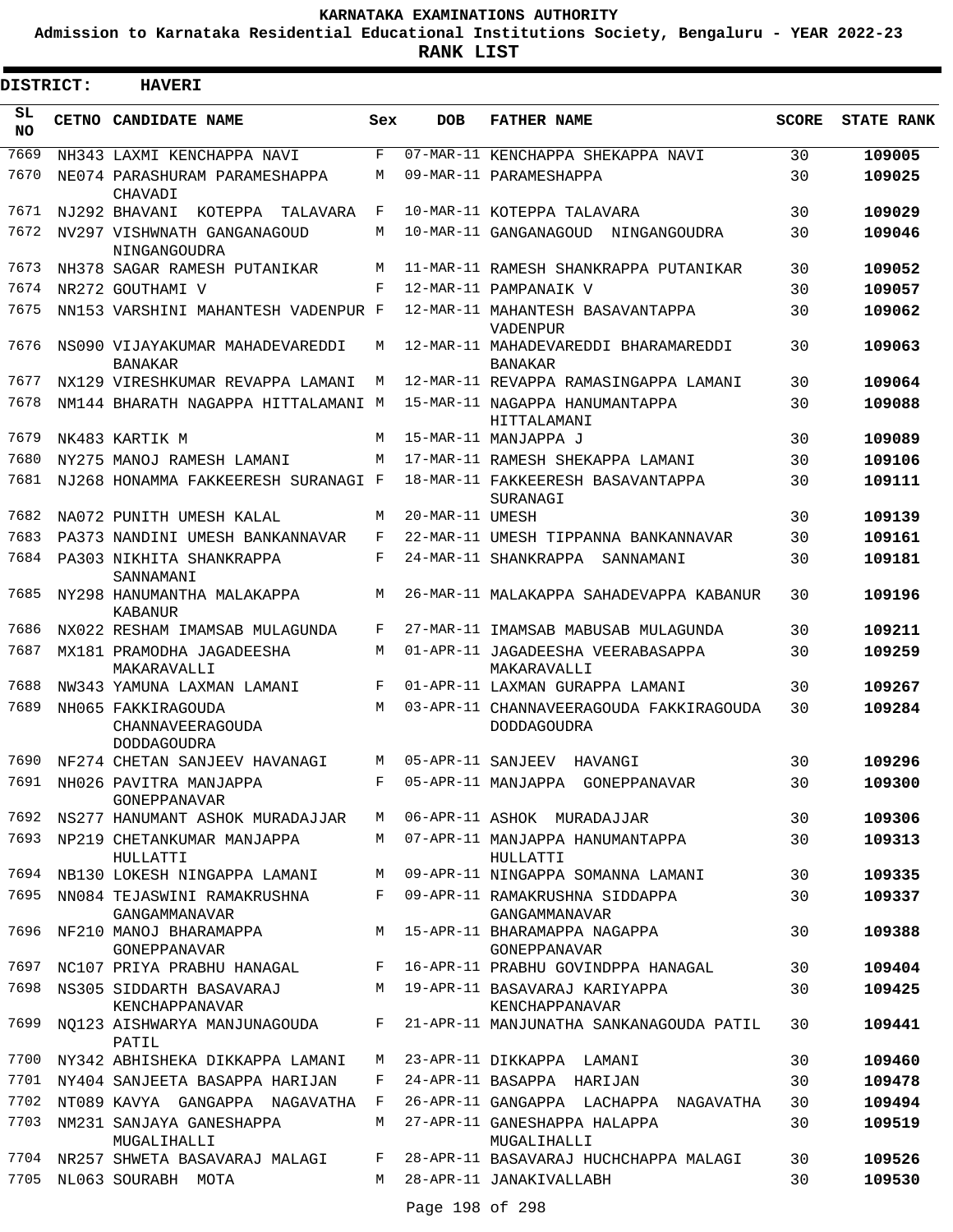# KARNATAKA EXAMINATIONS AUTHORITY

**Admission to Karnataka Residential Educational Institutions Society, Bengaluru - YEAR 2022-23**

**RANK LIST**

**DISTRICT: HAVERI**

| SL NO | CETNO | CANDIDATE NAME | Sex | DOB | FATHER NAME | SCORE | STATE RANK |
|---|---|---|---|---|---|---|---|
| 7669 | NH343 | LAXMI KENCHAPPA NAVI | F | 07-MAR-11 | KENCHAPPA SHEKAPPA NAVI | 30 | 109005 |
| 7670 | NE074 | PARASHURAM PARAMESHAPPA CHAVADI | M | 09-MAR-11 | PARAMESHAPPA | 30 | 109025 |
| 7671 | NJ292 | BHAVANI KOTEPPA TALAVARA | F | 10-MAR-11 | KOTEPPA TALAVARA | 30 | 109029 |
| 7672 | NV297 | VISHWNATH GANGANAGOUD NINGANGOUDRA | M | 10-MAR-11 | GANGANAGOUD NINGANGOUDRA | 30 | 109046 |
| 7673 | NH378 | SAGAR RAMESH PUTANIKAR | M | 11-MAR-11 | RAMESH SHANKRAPPA PUTANIKAR | 30 | 109052 |
| 7674 | NR272 | GOUTHAMI V | F | 12-MAR-11 | PAMPANAIK V | 30 | 109057 |
| 7675 | NN153 | VARSHINI MAHANTESH VADENPUR | F | 12-MAR-11 | MAHANTESH BASAVANTAPPA VADENPUR | 30 | 109062 |
| 7676 | NS090 | VIJAYAKUMAR MAHADEVAREDDI BANAKAR | M | 12-MAR-11 | MAHADEVAREDDI BHARAMAREDDI BANAKAR | 30 | 109063 |
| 7677 | NX129 | VIRESHKUMAR REVAPPA LAMANI | M | 12-MAR-11 | REVAPPA RAMASINGAPPA LAMANI | 30 | 109064 |
| 7678 | NM144 | BHARATH NAGAPPA HITTALAMANI | M | 15-MAR-11 | NAGAPPA HANUMANTAPPA HITTALAMANI | 30 | 109088 |
| 7679 | NK483 | KARTIK M | M | 15-MAR-11 | MANJAPPA J | 30 | 109089 |
| 7680 | NY275 | MANOJ RAMESH LAMANI | M | 17-MAR-11 | RAMESH SHEKAPPA LAMANI | 30 | 109106 |
| 7681 | NJ268 | HONAMMA FAKKEERESH SURANAGI | F | 18-MAR-11 | FAKKEERESH BASAVANTAPPA SURANAGI | 30 | 109111 |
| 7682 | NA072 | PUNITH UMESH KALAL | M | 20-MAR-11 | UMESH | 30 | 109139 |
| 7683 | PA373 | NANDINI UMESH BANKANNAVAR | F | 22-MAR-11 | UMESH TIPPANNA BANKANNAVAR | 30 | 109161 |
| 7684 | PA303 | NIKHITA SHANKRAPPA SANNAMANI | F | 24-MAR-11 | SHANKRAPPA SANNAMANI | 30 | 109181 |
| 7685 | NY298 | HANUMANTHA MALAKAPPA KABANUR | M | 26-MAR-11 | MALAKAPPA SAHADEVAPPA KABANUR | 30 | 109196 |
| 7686 | NX022 | RESHAM IMAMSAB MULAGUNDA | F | 27-MAR-11 | IMAMSAB MABUSAB MULAGUNDA | 30 | 109211 |
| 7687 | MX181 | PRAMODHA JAGADEESHA MAKARAVALLI | M | 01-APR-11 | JAGADEESHA VEERABASAPPA MAKARAVALLI | 30 | 109259 |
| 7688 | NW343 | YAMUNA LAXMAN LAMANI | F | 01-APR-11 | LAXMAN GURAPPA LAMANI | 30 | 109267 |
| 7689 | NH065 | FAKKIRAGOUDA CHANNAVEERAGOUDA DODDAGOUDRA | M | 03-APR-11 | CHANNAVEERAGOUDA FAKKIRAGOUDA DODDAGOUDRA | 30 | 109284 |
| 7690 | NF274 | CHETAN SANJEEV HAVANAGI | M | 05-APR-11 | SANJEEV HAVANGI | 30 | 109296 |
| 7691 | NH026 | PAVITRA MANJAPPA GONEPPANAVAR | F | 05-APR-11 | MANJAPPA GONEPPANAVAR | 30 | 109300 |
| 7692 | NS277 | HANUMANT ASHOK MURADAJJAR | M | 06-APR-11 | ASHOK MURADAJJAR | 30 | 109306 |
| 7693 | NP219 | CHETANKUMAR MANJAPPA HULLATTI | M | 07-APR-11 | MANJAPPA HANUMANTAPPA HULLATTI | 30 | 109313 |
| 7694 | NB130 | LOKESH NINGAPPA LAMANI | M | 09-APR-11 | NINGAPPA SOMANNA LAMANI | 30 | 109335 |
| 7695 | NN084 | TEJASWINI RAMAKRUSHNA GANGAMMANAVAR | F | 09-APR-11 | RAMAKRUSHNA SIDDAPPA GANGAMMANAVAR | 30 | 109337 |
| 7696 | NF210 | MANOJ BHARAMAPPA GONEPPANAVAR | M | 15-APR-11 | BHARAMAPPA NAGAPPA GONEPPANAVAR | 30 | 109388 |
| 7697 | NC107 | PRIYA PRABHU HANAGAL | F | 16-APR-11 | PRABHU GOVINDPPA HANAGAL | 30 | 109404 |
| 7698 | NS305 | SIDDARTH BASAVARAJ KENCHAPPANAVAR | M | 19-APR-11 | BASAVARAJ KARIYAPPA KENCHAPPANAVAR | 30 | 109425 |
| 7699 | NQ123 | AISHWARYA MANJUNAGOUDA PATIL | F | 21-APR-11 | MANJUNATHA SANKANAGOUDA PATIL | 30 | 109441 |
| 7700 | NY342 | ABHISHEKA DIKKAPPA LAMANI | M | 23-APR-11 | DIKKAPPA LAMANI | 30 | 109460 |
| 7701 | NY404 | SANJEETA BASAPPA HARIJAN | F | 24-APR-11 | BASAPPA HARIJAN | 30 | 109478 |
| 7702 | NT089 | KAVYA GANGAPPA NAGAVATHA | F | 26-APR-11 | GANGAPPA LACHAPPA NAGAVATHA | 30 | 109494 |
| 7703 | NM231 | SANJAYA GANESHAPPA MUGALIHALLI | M | 27-APR-11 | GANESHAPPA HALAPPA MUGALIHALLI | 30 | 109519 |
| 7704 | NR257 | SHWETA BASAVARAJ MALAGI | F | 28-APR-11 | BASAVARAJ HUCHCHAPPA MALAGI | 30 | 109526 |
| 7705 | NL063 | SOURABH MOTA | M | 28-APR-11 | JANAKIVALLABH | 30 | 109530 |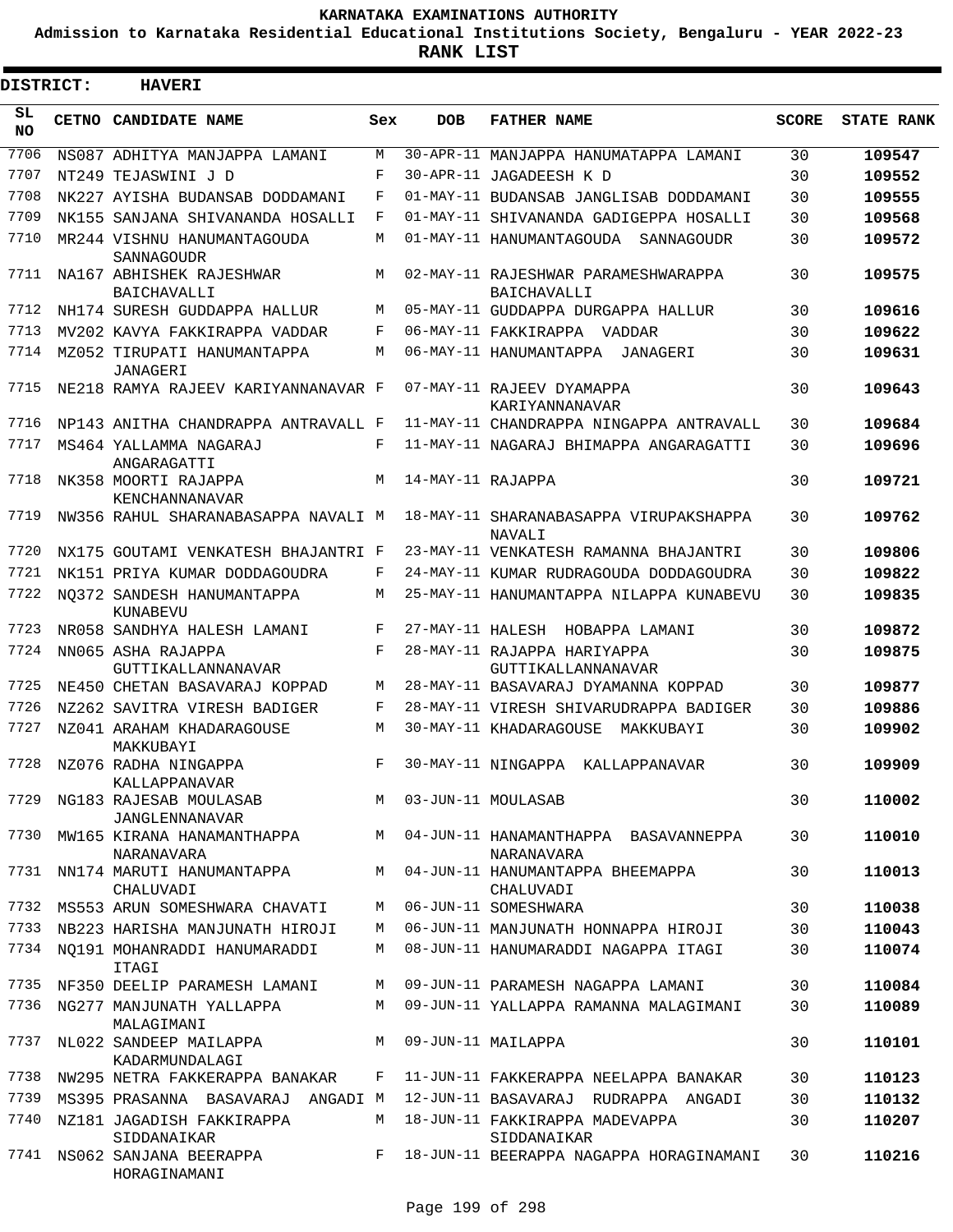# KARNATAKA EXAMINATIONS AUTHORITY

**Admission to Karnataka Residential Educational Institutions Society, Bengaluru - YEAR 2022-23**

**RANK LIST**

**DISTRICT: HAVERI**

| SL NO | CETNO | CANDIDATE NAME | Sex | DOB | FATHER NAME | SCORE | STATE RANK |
|---|---|---|---|---|---|---|---|
| 7706 | NS087 | ADHITYA MANJAPPA LAMANI | M | 30-APR-11 | MANJAPPA HANUMATAPPA LAMANI | 30 | 109547 |
| 7707 | NT249 | TEJASWINI J D | F | 30-APR-11 | JAGADEESH K D | 30 | 109552 |
| 7708 | NK227 | AYISHA BUDANSAB DODDAMANI | F | 01-MAY-11 | BUDANSAB JANGLISAB DODDAMANI | 30 | 109555 |
| 7709 | NK155 | SANJANA SHIVANANDA HOSALLI | F | 01-MAY-11 | SHIVANANDA GADIGEPPA HOSALLI | 30 | 109568 |
| 7710 | MR244 | VISHNU HANUMANTAGOUDA SANNAGOUDR | M | 01-MAY-11 | HANUMANTAGOUDA SANNAGOUDR | 30 | 109572 |
| 7711 | NA167 | ABHISHEK RAJESHWAR BAICHAVALLI | M | 02-MAY-11 | RAJESHWAR PARAMESHWARAPPA BAICHAVALLI | 30 | 109575 |
| 7712 | NH174 | SURESH GUDDAPPA HALLUR | M | 05-MAY-11 | GUDDAPPA DURGAPPA HALLUR | 30 | 109616 |
| 7713 | MV202 | KAVYA FAKKIRAPPA VADDAR | F | 06-MAY-11 | FAKKIRAPPA VADDAR | 30 | 109622 |
| 7714 | MZ052 | TIRUPATI HANUMANTAPPA JANAGERI | M | 06-MAY-11 | HANUMANTAPPA JANAGERI | 30 | 109631 |
| 7715 | NE218 | RAMYA RAJEEV KARIYANNANAVAR | F | 07-MAY-11 | RAJEEV DYAMAPPA KARIYANNANAVAR | 30 | 109643 |
| 7716 | NP143 | ANITHA CHANDRAPPA ANTRAVALL | F | 11-MAY-11 | CHANDRAPPA NINGAPPA ANTRAVALL | 30 | 109684 |
| 7717 | MS464 | YALLAMMA NAGARAJ ANGARAGATTI | F | 11-MAY-11 | NAGARAJ BHIMAPPA ANGARAGATTI | 30 | 109696 |
| 7718 | NK358 | MOORTI RAJAPPA KENCHANNANAVAR | M | 14-MAY-11 | RAJAPPA | 30 | 109721 |
| 7719 | NW356 | RAHUL SHARANABASAPPA NAVALI | M | 18-MAY-11 | SHARANABASAPPA VIRUPAKSHAPPA NAVALI | 30 | 109762 |
| 7720 | NX175 | GOUTAMI VENKATESH BHAJANTRI | F | 23-MAY-11 | VENKATESH RAMANNA BHAJANTRI | 30 | 109806 |
| 7721 | NK151 | PRIYA KUMAR DODDAGOUDRA | F | 24-MAY-11 | KUMAR RUDRAGOUDA DODDAGOUDRA | 30 | 109822 |
| 7722 | NQ372 | SANDESH HANUMANTAPPA KUNABEVU | M | 25-MAY-11 | HANUMANTAPPA NILAPPA KUNABEVU | 30 | 109835 |
| 7723 | NR058 | SANDHYA HALESH LAMANI | F | 27-MAY-11 | HALESH HOBAPPA LAMANI | 30 | 109872 |
| 7724 | NN065 | ASHA RAJAPPA GUTTIKALLANNANAVAR | F | 28-MAY-11 | RAJAPPA HARIYAPPA GUTTIKALLANNANAVAR | 30 | 109875 |
| 7725 | NE450 | CHETAN BASAVARAJ KOPPAD | M | 28-MAY-11 | BASAVARAJ DYAMANNA KOPPAD | 30 | 109877 |
| 7726 | NZ262 | SAVITRA VIRESH BADIGER | F | 28-MAY-11 | VIRESH SHIVARUDRAPPA BADIGER | 30 | 109886 |
| 7727 | NZ041 | ARAHAM KHADARAGOUSE MAKKUBAYI | M | 30-MAY-11 | KHADARAGOUSE MAKKUBAYI | 30 | 109902 |
| 7728 | NZ076 | RADHA NINGAPPA KALLAPPANAVAR | F | 30-MAY-11 | NINGAPPA KALLAPPANAVAR | 30 | 109909 |
| 7729 | NG183 | RAJESAB MOULASAB JANGLENNANAVAR | M | 03-JUN-11 | MOULASAB | 30 | 110002 |
| 7730 | MW165 | KIRANA HANAMANTHAPPA NARANAVARA | M | 04-JUN-11 | HANAMANTHAPPA BASAVANNEPPA NARANAVARA | 30 | 110010 |
| 7731 | NN174 | MARUTI HANUMANTAPPA CHALUVADI | M | 04-JUN-11 | HANUMANTAPPA BHEEMAPPA CHALUVADI | 30 | 110013 |
| 7732 | MS553 | ARUN SOMESHWARA CHAVATI | M | 06-JUN-11 | SOMESHWARA | 30 | 110038 |
| 7733 | NB223 | HARISHA MANJUNATH HIROJI | M | 06-JUN-11 | MANJUNATH HONNAPPA HIROJI | 30 | 110043 |
| 7734 | NQ191 | MOHANRADDI HANUMARADDI ITAGI | M | 08-JUN-11 | HANUMARADDI NAGAPPA ITAGI | 30 | 110074 |
| 7735 | NF350 | DEELIP PARAMESH LAMANI | M | 09-JUN-11 | PARAMESH NAGAPPA LAMANI | 30 | 110084 |
| 7736 | NG277 | MANJUNATH YALLAPPA MALAGIMANI | M | 09-JUN-11 | YALLAPPA RAMANNA MALAGIMANI | 30 | 110089 |
| 7737 | NL022 | SANDEEP MAILAPPA KADARMUNDALAGI | M | 09-JUN-11 | MAILAPPA | 30 | 110101 |
| 7738 | NW295 | NETRA FAKKERAPPA BANAKAR | F | 11-JUN-11 | FAKKERAPPA NEELAPPA BANAKAR | 30 | 110123 |
| 7739 | MS395 | PRASANNA BASAVARAJ ANGADI | M | 12-JUN-11 | BASAVARAJ RUDRAPPA ANGADI | 30 | 110132 |
| 7740 | NZ181 | JAGADISH FAKKIRAPPA SIDDANAIKAR | M | 18-JUN-11 | FAKKIRAPPA MADEVAPPA SIDDANAIKAR | 30 | 110207 |
| 7741 | NS062 | SANJANA BEERAPPA HORAGINAMANI | F | 18-JUN-11 | BEERAPPA NAGAPPA HORAGINAMANI | 30 | 110216 |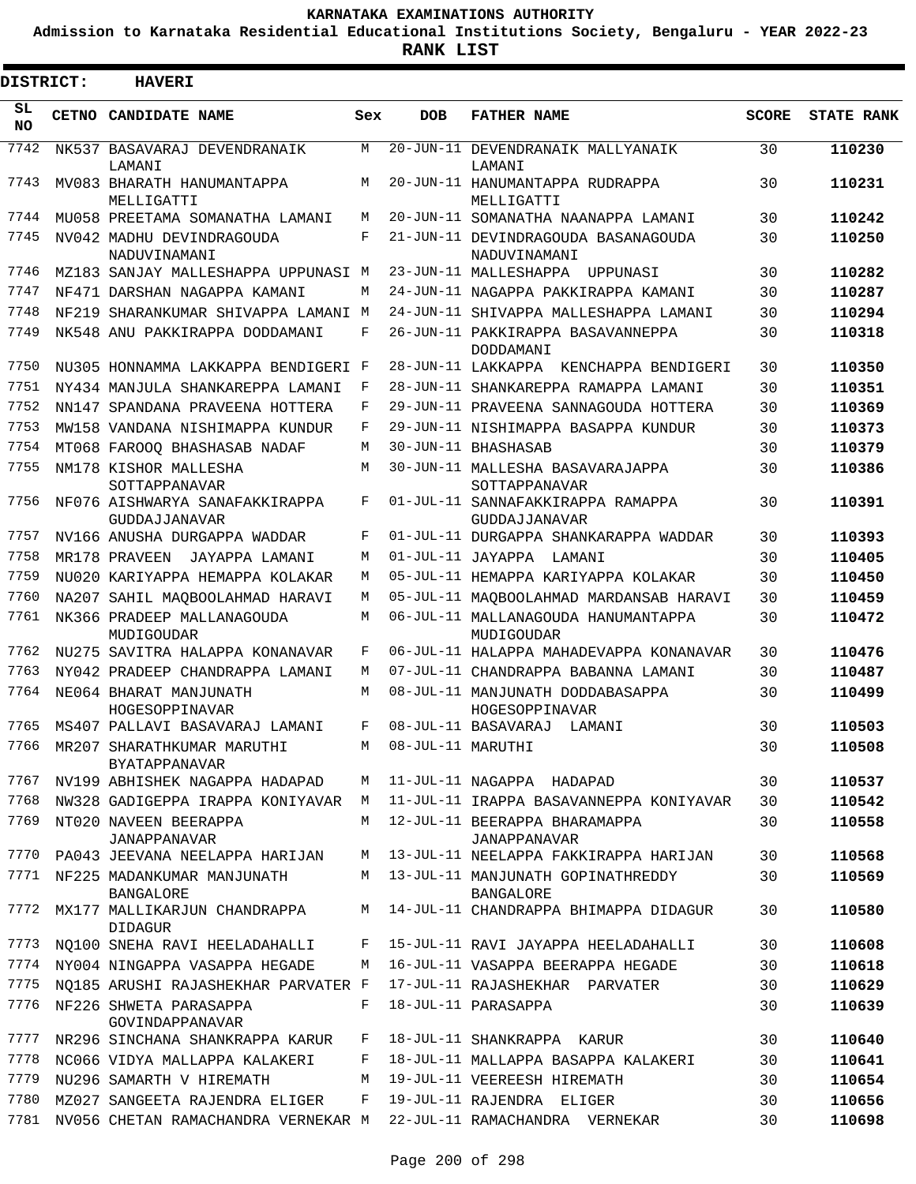KARNATAKA EXAMINATIONS AUTHORITY

Admission to Karnataka Residential Educational Institutions Society, Bengaluru - YEAR 2022-23

**RANK LIST**

**DISTRICT: HAVERI**

| SL NO | CETNO | CANDIDATE NAME | Sex | DOB | FATHER NAME | SCORE | STATE RANK |
|---|---|---|---|---|---|---|---|
| 7742 | NK537 | BASAVARAJ DEVENDRANAIK LAMANI | M | 20-JUN-11 | DEVENDRANAIK MALLYANAIK LAMANI | 30 | 110230 |
| 7743 | MV083 | BHARATH HANUMANTAPPA MELLIGATTI | M | 20-JUN-11 | HANUMANTAPPA RUDRAPPA MELLIGATTI | 30 | 110231 |
| 7744 | MU058 | PREETAMA SOMANATHA LAMANI | M | 20-JUN-11 | SOMANATHA NAANAPPA LAMANI | 30 | 110242 |
| 7745 | NV042 | MADHU DEVINDRAGOUDA NADUVINAMANI | F | 21-JUN-11 | DEVINDRAGOUDA BASANAGOUDA NADUVINAMANI | 30 | 110250 |
| 7746 | MZ183 | SANJAY MALLESHAPPA UPPUNASI | M | 23-JUN-11 | MALLESHAPPA UPPUNASI | 30 | 110282 |
| 7747 | NF471 | DARSHAN NAGAPPA KAMANI | M | 24-JUN-11 | NAGAPPA PAKKIRAPPA KAMANI | 30 | 110287 |
| 7748 | NF219 | SHARANKUMAR SHIVAPPA LAMANI | M | 24-JUN-11 | SHIVAPPA MALLESHAPPA LAMANI | 30 | 110294 |
| 7749 | NK548 | ANU PAKKIRAPPA DODDAMANI | F | 26-JUN-11 | PAKKIRAPPA BASAVANNEPPA DODDAMANI | 30 | 110318 |
| 7750 | NU305 | HONNAMMA LAKKAPPA BENDIGERI | F | 28-JUN-11 | LAKKAPPA KENCHAPPA BENDIGERI | 30 | 110350 |
| 7751 | NY434 | MANJULA SHANKAREPPA LAMANI | F | 28-JUN-11 | SHANKAREPPA RAMAPPA LAMANI | 30 | 110351 |
| 7752 | NN147 | SPANDANA PRAVEENA HOTTERA | F | 29-JUN-11 | PRAVEENA SANNAGOUDA HOTTERA | 30 | 110369 |
| 7753 | MW158 | VANDANA NISHIMAPPA KUNDUR | F | 29-JUN-11 | NISHIMAPPA BASAPPA KUNDUR | 30 | 110373 |
| 7754 | MT068 | FAROOQ BHASHASAB NADAF | M | 30-JUN-11 | BHASHASAB | 30 | 110379 |
| 7755 | NM178 | KISHOR MALLESHA SOTTAPPANAVAR | M | 30-JUN-11 | MALLESHA BASAVARAJAPPA SOTTAPPANAVAR | 30 | 110386 |
| 7756 | NF076 | AISHWARYA SANAFAKKIRAPPA GUDDAJJANAVAR | F | 01-JUL-11 | SANNAFAKKIRAPPA RAMAPPA GUDDAJJANAVAR | 30 | 110391 |
| 7757 | NV166 | ANUSHA DURGAPPA WADDAR | F | 01-JUL-11 | DURGAPPA SHANKARAPPA WADDAR | 30 | 110393 |
| 7758 | MR178 | PRAVEEN JAYAPPA LAMANI | M | 01-JUL-11 | JAYAPPA LAMANI | 30 | 110405 |
| 7759 | NU020 | KARIYAPPA HEMAPPA KOLAKAR | M | 05-JUL-11 | HEMAPPA KARIYAPPA KOLAKAR | 30 | 110450 |
| 7760 | NA207 | SAHIL MAQBOOLAHMAD HARAVI | M | 05-JUL-11 | MAQBOOLAHMAD MARDANSAB HARAVI | 30 | 110459 |
| 7761 | NK366 | PRADEEP MALLANAGOUDA MUDIGOUDAR | M | 06-JUL-11 | MALLANAGOUDA HANUMANTAPPA MUDIGOUDAR | 30 | 110472 |
| 7762 | NU275 | SAVITRA HALAPPA KONANAVAR | F | 06-JUL-11 | HALAPPA MAHADEVAPPA KONANAVAR | 30 | 110476 |
| 7763 | NY042 | PRADEEP CHANDRAPPA LAMANI | M | 07-JUL-11 | CHANDRAPPA BABANNA LAMANI | 30 | 110487 |
| 7764 | NE064 | BHARAT MANJUNATH HOGESOPPINAVAR | M | 08-JUL-11 | MANJUNATH DODDABASAPPA HOGESOPPINAVAR | 30 | 110499 |
| 7765 | MS407 | PALLAVI BASAVARAJ LAMANI | F | 08-JUL-11 | BASAVARAJ LAMANI | 30 | 110503 |
| 7766 | MR207 | SHARATHKUMAR MARUTHI BYATAPPANAVAR | M | 08-JUL-11 | MARUTHI | 30 | 110508 |
| 7767 | NV199 | ABHISHEK NAGAPPA HADAPAD | M | 11-JUL-11 | NAGAPPA HADAPAD | 30 | 110537 |
| 7768 | NW328 | GADIGEPPA IRAPPA KONIYAVAR | M | 11-JUL-11 | IRAPPA BASAVANNEPPA KONIYAVAR | 30 | 110542 |
| 7769 | NT020 | NAVEEN BEERAPPA JANAPPANAVAR | M | 12-JUL-11 | BEERAPPA BHARAMAPPA JANAPPANAVAR | 30 | 110558 |
| 7770 | PA043 | JEEVANA NEELAPPA HARIJAN | M | 13-JUL-11 | NEELAPPA FAKKIRAPPA HARIJAN | 30 | 110568 |
| 7771 | NF225 | MADANKUMAR MANJUNATH BANGALORE | M | 13-JUL-11 | MANJUNATH GOPINATHREDDY BANGALORE | 30 | 110569 |
| 7772 | MX177 | MALLIKARJUN CHANDRAPPA DIDAGUR | M | 14-JUL-11 | CHANDRAPPA BHIMAPPA DIDAGUR | 30 | 110580 |
| 7773 | NQ100 | SNEHA RAVI HEELADAHALLI | F | 15-JUL-11 | RAVI JAYAPPA HEELADAHALLI | 30 | 110608 |
| 7774 | NY004 | NINGAPPA VASAPPA HEGADE | M | 16-JUL-11 | VASAPPA BEERAPPA HEGADE | 30 | 110618 |
| 7775 | NQ185 | ARUSHI RAJASHEKHAR PARVATER | F | 17-JUL-11 | RAJASHEKHAR PARVATER | 30 | 110629 |
| 7776 | NF226 | SHWETA PARASAPPA GOVINDAPPANAVAR | F | 18-JUL-11 | PARASAPPA | 30 | 110639 |
| 7777 | NR296 | SINCHANA SHANKRAPPA KARUR | F | 18-JUL-11 | SHANKRAPPA KARUR | 30 | 110640 |
| 7778 | NC066 | VIDYA MALLAPPA KALAKERI | F | 18-JUL-11 | MALLAPPA BASAPPA KALAKERI | 30 | 110641 |
| 7779 | NU296 | SAMARTH V HIREMATH | M | 19-JUL-11 | VEEREESH HIREMATH | 30 | 110654 |
| 7780 | MZ027 | SANGEETA RAJENDRA ELIGER | F | 19-JUL-11 | RAJENDRA ELIGER | 30 | 110656 |
| 7781 | NV056 | CHETAN RAMACHANDRA VERNEKAR | M | 22-JUL-11 | RAMACHANDRA VERNEKAR | 30 | 110698 |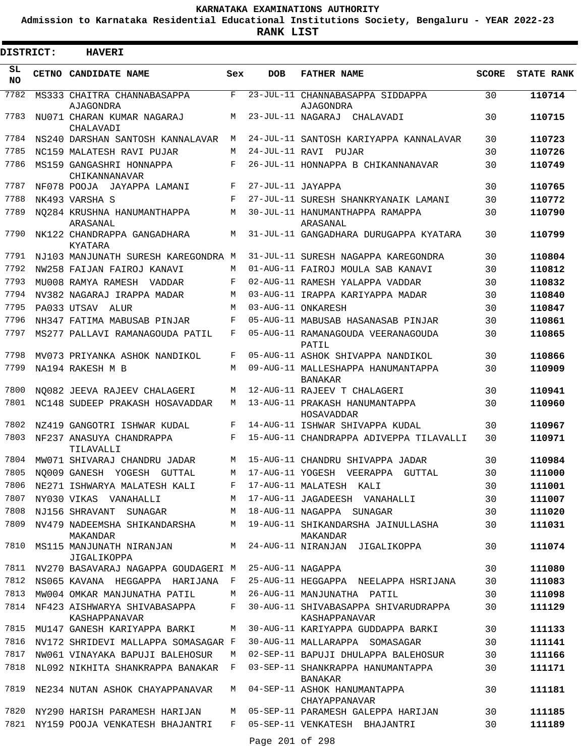# KARNATAKA EXAMINATIONS AUTHORITY

**Admission to Karnataka Residential Educational Institutions Society, Bengaluru - YEAR 2022-23**

**RANK LIST**

**DISTRICT: HAVERI**

| SL NO | CETNO | CANDIDATE NAME | Sex | DOB | FATHER NAME | SCORE | STATE RANK |
|---|---|---|---|---|---|---|---|
| 7782 | MS333 | CHAITRA CHANNABASAPPA AJAGONDRA | F | 23-JUL-11 | CHANNABASAPPA SIDDAPPA AJAGONDRA | 30 | 110714 |
| 7783 | NU071 | CHARAN KUMAR NAGARAJ CHALAVADI | M | 23-JUL-11 | NAGARAJ CHALAVADI | 30 | 110715 |
| 7784 | NS240 | DARSHAN SANTOSH KANNALAVAR | M | 24-JUL-11 | SANTOSH KARIYAPPA KANNALAVAR | 30 | 110723 |
| 7785 | NC159 | MALATESH RAVI PUJAR | M | 24-JUL-11 | RAVI PUJAR | 30 | 110726 |
| 7786 | MS159 | GANGASHRI HONNAPPA CHIKANNANAVAR | F | 26-JUL-11 | HONNAPPA B CHIKANNANAVAR | 30 | 110749 |
| 7787 | NF078 | POOJA JAYAPPA LAMANI | F | 27-JUL-11 | JAYAPPA | 30 | 110765 |
| 7788 | NK493 | VARSHA S | F | 27-JUL-11 | SURESH SHANKRYANAIK LAMANI | 30 | 110772 |
| 7789 | NQ284 | KRUSHNA HANUMANTHAPPA ARASANAL | M | 30-JUL-11 | HANUMANTHAPPA RAMAPPA ARASANAL | 30 | 110790 |
| 7790 | NK122 | CHANDRAPPA GANGADHARA KYATARA | M | 31-JUL-11 | GANGADHARA DURUGAPPA KYATARA | 30 | 110799 |
| 7791 | NJ103 | MANJUNATH SURESH KAREGONDRA | M | 31-JUL-11 | SURESH NAGAPPA KAREGONDRA | 30 | 110804 |
| 7792 | NW258 | FAIJAN FAIROJ KANAVI | M | 01-AUG-11 | FAIROJ MOULA SAB KANAVI | 30 | 110812 |
| 7793 | MU008 | RAMYA RAMESH VADDAR | F | 02-AUG-11 | RAMESH YALAPPA VADDAR | 30 | 110832 |
| 7794 | NV382 | NAGARAJ IRAPPA MADAR | M | 03-AUG-11 | IRAPPA KARIYAPPA MADAR | 30 | 110840 |
| 7795 | PA033 | UTSAV ALUR | M | 03-AUG-11 | ONKARESH | 30 | 110847 |
| 7796 | NH347 | FATIMA MABUSAB PINJAR | F | 05-AUG-11 | MABUSAB HASANASAB PINJAR | 30 | 110861 |
| 7797 | MS277 | PALLAVI RAMANAGOUDA PATIL | F | 05-AUG-11 | RAMANAGOUDA VEERANAGOUDA PATIL | 30 | 110865 |
| 7798 | MV073 | PRIYANKA ASHOK NANDIKOL | F | 05-AUG-11 | ASHOK SHIVAPPA NANDIKOL | 30 | 110866 |
| 7799 | NA194 | RAKESH M B | M | 09-AUG-11 | MALLESHAPPA HANUMANTAPPA BANAKAR | 30 | 110909 |
| 7800 | NQ082 | JEEVA RAJEEV CHALAGERI | M | 12-AUG-11 | RAJEEV T CHALAGERI | 30 | 110941 |
| 7801 | NC148 | SUDEEP PRAKASH HOSAVADDAR | M | 13-AUG-11 | PRAKASH HANUMANTAPPA HOSAVADDAR | 30 | 110960 |
| 7802 | NZ419 | GANGOTRI ISHWAR KUDAL | F | 14-AUG-11 | ISHWAR SHIVAPPA KUDAL | 30 | 110967 |
| 7803 | NF237 | ANASUYA CHANDRAPPA TILAVALLI | F | 15-AUG-11 | CHANDRAPPA ADIVEPPA TILAVALLI | 30 | 110971 |
| 7804 | MW071 | SHIVARAJ CHANDRU JADAR | M | 15-AUG-11 | CHANDRU SHIVAPPA JADAR | 30 | 110984 |
| 7805 | NQ009 | GANESH YOGESH GUTTAL | M | 17-AUG-11 | YOGESH VEERAPPA GUTTAL | 30 | 111000 |
| 7806 | NE271 | ISHWARYA MALATESH KALI | F | 17-AUG-11 | MALATESH KALI | 30 | 111001 |
| 7807 | NY030 | VIKAS VANAHALLI | M | 17-AUG-11 | JAGADEESH VANAHALLI | 30 | 111007 |
| 7808 | NJ156 | SHRAVANT SUNAGAR | M | 18-AUG-11 | NAGAPPA SUNAGAR | 30 | 111020 |
| 7809 | NV479 | NADEEMSHA SHIKANDARSHA MAKANDAR | M | 19-AUG-11 | SHIKANDARSHA JAINULLASHA MAKANDAR | 30 | 111031 |
| 7810 | MS115 | MANJUNATH NIRANJAN JIGALIKOPPA | M | 24-AUG-11 | NIRANJAN JIGALIKOPPA | 30 | 111074 |
| 7811 | NV270 | BASAVARAJ NAGAPPA GOUDAGERI | M | 25-AUG-11 | NAGAPPA | 30 | 111080 |
| 7812 | NS065 | KAVANA HEGGAPPA HARIJANA | F | 25-AUG-11 | HEGGAPPA NEELAPPA HSRIJANA | 30 | 111083 |
| 7813 | MW004 | OMKAR MANJUNATHA PATIL | M | 26-AUG-11 | MANJUNATHA PATIL | 30 | 111098 |
| 7814 | NF423 | AISHWARYA SHIVABASAPPA KASHAPPANAVAR | F | 30-AUG-11 | SHIVABASAPPA SHIVARUDRAPPA KASHAPPANAVAR | 30 | 111129 |
| 7815 | MU147 | GANESH KARIYAPPA BARKI | M | 30-AUG-11 | KARIYAPPA GUDDAPPA BARKI | 30 | 111133 |
| 7816 | NV172 | SHRIDEVI MALLAPPA SOMASAGAR | F | 30-AUG-11 | MALLARAPPA SOMASAGAR | 30 | 111141 |
| 7817 | NW061 | VINAYAKA BAPUJI BALEHOSUR | M | 02-SEP-11 | BAPUJI DHULAPPA BALEHOSUR | 30 | 111166 |
| 7818 | NL092 | NIKHITA SHANKRAPPA BANAKAR | F | 03-SEP-11 | SHANKRAPPA HANUMANTAPPA BANAKAR | 30 | 111171 |
| 7819 | NE234 | NUTAN ASHOK CHAYAPPANAVAR | M | 04-SEP-11 | ASHOK HANUMANTAPPA CHAYAPPANAVAR | 30 | 111181 |
| 7820 | NY290 | HARISH PARAMESH HARIJAN | M | 05-SEP-11 | PARAMESH GALEPPA HARIJAN | 30 | 111185 |
| 7821 | NY159 | POOJA VENKATESH BHAJANTRI | F | 05-SEP-11 | VENKATESH BHAJANTRI | 30 | 111189 |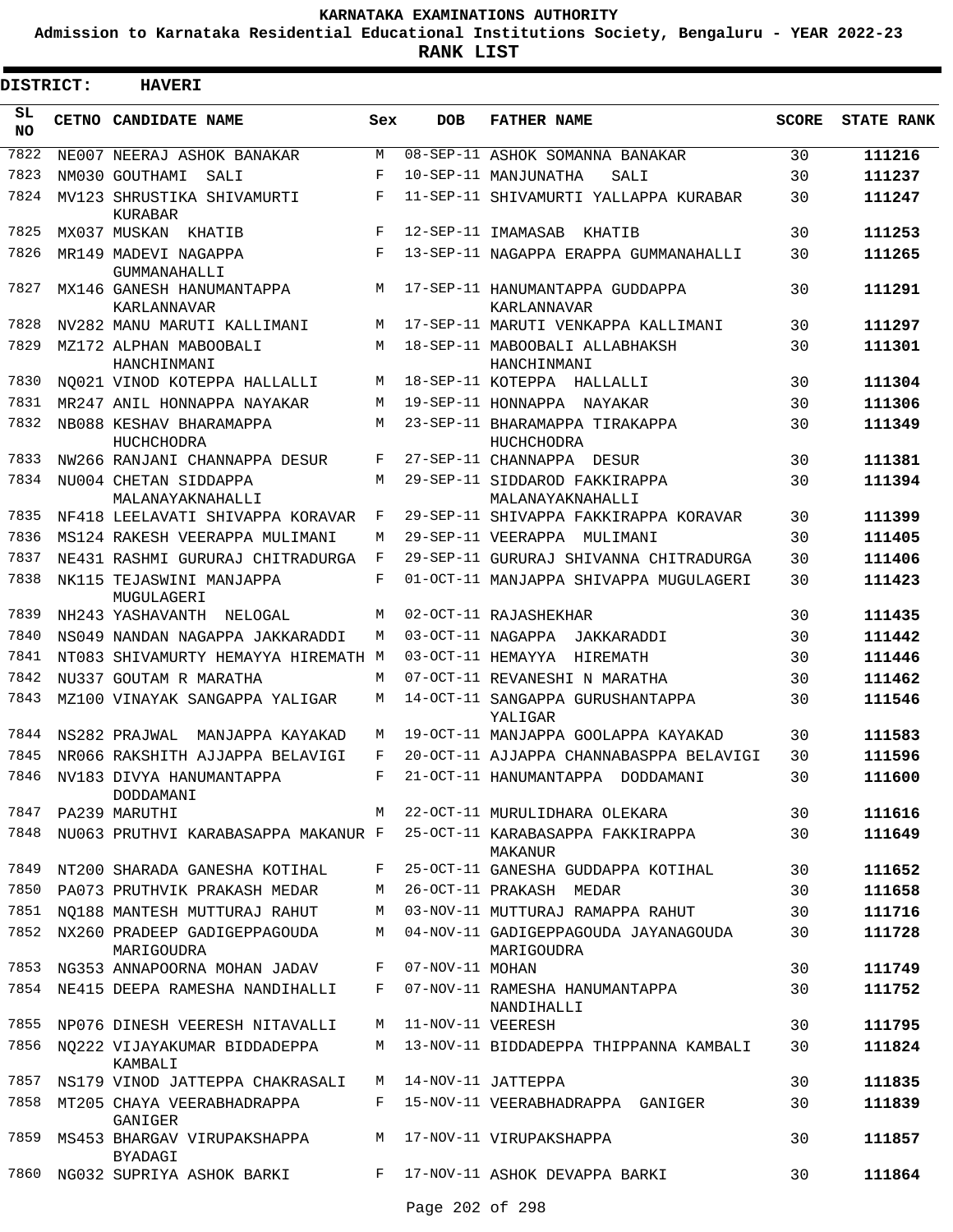# KARNATAKA EXAMINATIONS AUTHORITY

**Admission to Karnataka Residential Educational Institutions Society, Bengaluru - YEAR 2022-23**

**RANK LIST**

**DISTRICT: HAVERI**

| SL NO | CETNO | CANDIDATE NAME | Sex | DOB | FATHER NAME | SCORE | STATE RANK |
|---|---|---|---|---|---|---|---|
| 7822 | NE007 | NEERAJ ASHOK BANAKAR | M | 08-SEP-11 | ASHOK SOMANNA BANAKAR | 30 | 111216 |
| 7823 | NM030 | GOUTHAMI SALI | F | 10-SEP-11 | MANJUNATHA SALI | 30 | 111237 |
| 7824 | MV123 | SHRUSTIKA SHIVAMURTI KURABAR | F | 11-SEP-11 | SHIVAMURTI YALLAPPA KURABAR | 30 | 111247 |
| 7825 | MX037 | MUSKAN KHATIB | F | 12-SEP-11 | IMAMASAB KHATIB | 30 | 111253 |
| 7826 | MR149 | MADEVI NAGAPPA GUMMANAHALLI | F | 13-SEP-11 | NAGAPPA ERAPPA GUMMANAHALLI | 30 | 111265 |
| 7827 | MX146 | GANESH HANUMANTAPPA KARLANNAVAR | M | 17-SEP-11 | HANUMANTAPPA GUDDAPPA KARLANNAVAR | 30 | 111291 |
| 7828 | NV282 | MANU MARUTI KALLIMANI | M | 17-SEP-11 | MARUTI VENKAPPA KALLIMANI | 30 | 111297 |
| 7829 | MZ172 | ALPHAN MABOOBALI HANCHINMANI | M | 18-SEP-11 | MABOOBALI ALLABHAKSH HANCHINMANI | 30 | 111301 |
| 7830 | NQ021 | VINOD KOTEPPA HALLALLI | M | 18-SEP-11 | KOTEPPA HALLALLI | 30 | 111304 |
| 7831 | MR247 | ANIL HONNAPPA NAYAKAR | M | 19-SEP-11 | HONNAPPA NAYAKAR | 30 | 111306 |
| 7832 | NB088 | KESHAV BHARAMAPPA HUCHCHODRA | M | 23-SEP-11 | BHARAMAPPA TIRAKAPPA HUCHCHODRA | 30 | 111349 |
| 7833 | NW266 | RANJANI CHANNAPPA DESUR | F | 27-SEP-11 | CHANNAPPA DESUR | 30 | 111381 |
| 7834 | NU004 | CHETAN SIDDAPPA MALANAYAKNAHALLI | M | 29-SEP-11 | SIDDAROD FAKKIRAPPA MALANAYAKNAHALLI | 30 | 111394 |
| 7835 | NF418 | LEELAVATI SHIVAPPA KORAVAR | F | 29-SEP-11 | SHIVAPPA FAKKIRAPPA KORAVAR | 30 | 111399 |
| 7836 | MS124 | RAKESH VEERAPPA MULIMANI | M | 29-SEP-11 | VEERAPPA MULIMANI | 30 | 111405 |
| 7837 | NE431 | RASHMI GURURAJ CHITRADURGA | F | 29-SEP-11 | GURURAJ SHIVANNA CHITRADURGA | 30 | 111406 |
| 7838 | NK115 | TEJASWINI MANJAPPA MUGULAGERI | F | 01-OCT-11 | MANJAPPA SHIVAPPA MUGULAGERI | 30 | 111423 |
| 7839 | NH243 | YASHAVANTH NELOGAL | M | 02-OCT-11 | RAJASHEKHAR | 30 | 111435 |
| 7840 | NS049 | NANDAN NAGAPPA JAKKARADDI | M | 03-OCT-11 | NAGAPPA JAKKARADDI | 30 | 111442 |
| 7841 | NT083 | SHIVAMURTY HEMAYYA HIREMATH | M | 03-OCT-11 | HEMAYYA HIREMATH | 30 | 111446 |
| 7842 | NU337 | GOUTAM R MARATHA | M | 07-OCT-11 | REVANESHI N MARATHA | 30 | 111462 |
| 7843 | MZ100 | VINAYAK SANGAPPA YALIGAR | M | 14-OCT-11 | SANGAPPA GURUSHANTAPPA YALIGAR | 30 | 111546 |
| 7844 | NS282 | PRAJWAL MANJAPPA KAYAKAD | M | 19-OCT-11 | MANJAPPA GOOLAPPA KAYAKAD | 30 | 111583 |
| 7845 | NR066 | RAKSHITH AJJAPPA BELAVIGI | F | 20-OCT-11 | AJJAPPA CHANNABASPPA BELAVIGI | 30 | 111596 |
| 7846 | NV183 | DIVYA HANUMANTAPPA DODDAMANI | F | 21-OCT-11 | HANUMANTAPPA DODDAMANI | 30 | 111600 |
| 7847 | PA239 | MARUTHI | M | 22-OCT-11 | MURULIDHARA OLEKARA | 30 | 111616 |
| 7848 | NU063 | PRUTHVI KARABASAPPA MAKANUR | F | 25-OCT-11 | KARABASAPPA FAKKIRAPPA MAKANUR | 30 | 111649 |
| 7849 | NT200 | SHARADA GANESHA KOTIHAL | F | 25-OCT-11 | GANESHA GUDDAPPA KOTIHAL | 30 | 111652 |
| 7850 | PA073 | PRUTHVIK PRAKASH MEDAR | M | 26-OCT-11 | PRAKASH MEDAR | 30 | 111658 |
| 7851 | NQ188 | MANTESH MUTTURAJ RAHUT | M | 03-NOV-11 | MUTTURAJ RAMAPPA RAHUT | 30 | 111716 |
| 7852 | NX260 | PRADEEP GADIGEPPAGOUDA MARIGOUDRA | M | 04-NOV-11 | GADIGEPPAGOUDA JAYANAGOUDA MARIGOUDRA | 30 | 111728 |
| 7853 | NG353 | ANNAPOORNA MOHAN JADAV | F | 07-NOV-11 | MOHAN | 30 | 111749 |
| 7854 | NE415 | DEEPA RAMESHA NANDIHALLI | F | 07-NOV-11 | RAMESHA HANUMANTAPPA NANDIHALLI | 30 | 111752 |
| 7855 | NP076 | DINESH VEERESH NITAVALLI | M | 11-NOV-11 | VEERESH | 30 | 111795 |
| 7856 | NQ222 | VIJAYAKUMAR BIDDADEPPA KAMBALI | M | 13-NOV-11 | BIDDADEPPA THIPPANNA KAMBALI | 30 | 111824 |
| 7857 | NS179 | VINOD JATTEPPA CHAKRASALI | M | 14-NOV-11 | JATTEPPA | 30 | 111835 |
| 7858 | MT205 | CHAYA VEERABHADRAPPA GANIGER | F | 15-NOV-11 | VEERABHADRAPPA GANIGER | 30 | 111839 |
| 7859 | MS453 | BHARGAV VIRUPAKSHAPPA BYADAGI | M | 17-NOV-11 | VIRUPAKSHAPPA | 30 | 111857 |
| 7860 | NG032 | SUPRIYA ASHOK BARKI | F | 17-NOV-11 | ASHOK DEVAPPA BARKI | 30 | 111864 |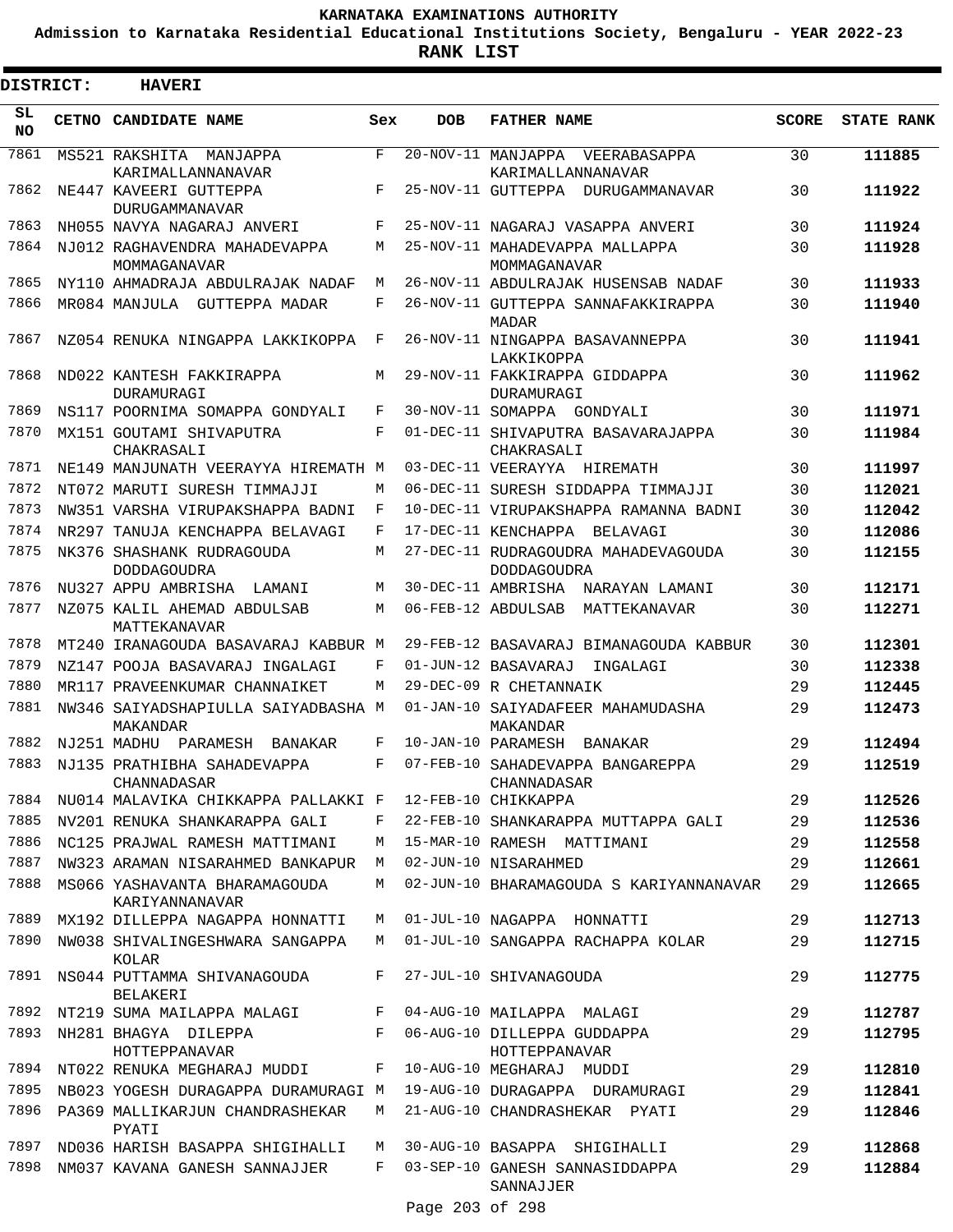# KARNATAKA EXAMINATIONS AUTHORITY

**Admission to Karnataka Residential Educational Institutions Society, Bengaluru - YEAR 2022-23**

**RANK LIST**

**DISTRICT: HAVERI**

| SL NO | CETNO | CANDIDATE NAME | Sex | DOB | FATHER NAME | SCORE | STATE RANK |
|---|---|---|---|---|---|---|---|
| 7861 | MS521 | RAKSHITA MANJAPPA KARIMALLANNANAVAR | F | 20-NOV-11 | MANJAPPA VEERABASAPPA KARIMALLANNANAVAR | 30 | **111885** |
| 7862 | NE447 | KAVEERI GUTTEPPA DURUGAMMANAVAR | F | 25-NOV-11 | GUTTEPPA DURUGAMMANAVAR | 30 | **111922** |
| 7863 | NH055 | NAVYA NAGARAJ ANVERI | F | 25-NOV-11 | NAGARAJ VASAPPA ANVERI | 30 | **111924** |
| 7864 | NJ012 | RAGHAVENDRA MAHADEVAPPA MOMMAGANAVAR | M | 25-NOV-11 | MAHADEVAPPA MALLAPPA MOMMAGANAVAR | 30 | **111928** |
| 7865 | NY110 | AHMADRAJA ABDULRAJAK NADAF | M | 26-NOV-11 | ABDULRAJAK HUSENSAB NADAF | 30 | **111933** |
| 7866 | MR084 | MANJULA GUTTEPPA MADAR | F | 26-NOV-11 | GUTTEPPA SANNAFAKKIRAPPA MADAR | 30 | **111940** |
| 7867 | NZ054 | RENUKA NINGAPPA LAKKIKOPPA | F | 26-NOV-11 | NINGAPPA BASAVANNEPPA LAKKIKOPPA | 30 | **111941** |
| 7868 | ND022 | KANTESH FAKKIRAPPA DURAMURAGI | M | 29-NOV-11 | FAKKIRAPPA GIDDAPPA DURAMURAGI | 30 | **111962** |
| 7869 | NS117 | POORNIMA SOMAPPA GONDYALI | F | 30-NOV-11 | SOMAPPA GONDYALI | 30 | **111971** |
| 7870 | MX151 | GOUTAMI SHIVAPUTRA CHAKRASALI | F | 01-DEC-11 | SHIVAPUTRA BASAVARAJAPPA CHAKRASALI | 30 | **111984** |
| 7871 | NE149 | MANJUNATH VEERAYYA HIREMATH | M | 03-DEC-11 | VEERAYYA HIREMATH | 30 | **111997** |
| 7872 | NT072 | MARUTI SURESH TIMMAJJI | M | 06-DEC-11 | SURESH SIDDAPPA TIMMAJJI | 30 | **112021** |
| 7873 | NW351 | VARSHA VIRUPAKSHAPPA BADNI | F | 10-DEC-11 | VIRUPAKSHAPPA RAMANNA BADNI | 30 | **112042** |
| 7874 | NR297 | TANUJA KENCHAPPA BELAVAGI | F | 17-DEC-11 | KENCHAPPA BELAVAGI | 30 | **112086** |
| 7875 | NK376 | SHASHANK RUDRAGOUDA DODDAGOUDRA | M | 27-DEC-11 | RUDRAGOUDRA MAHADEVAGOUDA DODDAGOUDRA | 30 | **112155** |
| 7876 | NU327 | APPU AMBRISHA LAMANI | M | 30-DEC-11 | AMBRISHA NARAYAN LAMANI | 30 | **112171** |
| 7877 | NZ075 | KALIL AHEMAD ABDULSAB MATTEKANAVAR | M | 06-FEB-12 | ABDULSAB MATTEKANAVAR | 30 | **112271** |
| 7878 | MT240 | IRANAGOUDA BASAVARAJ KABBUR | M | 29-FEB-12 | BASAVARAJ BIMANAGOUDA KABBUR | 30 | **112301** |
| 7879 | NZ147 | POOJA BASAVARAJ INGALAGI | F | 01-JUN-12 | BASAVARAJ INGALAGI | 30 | **112338** |
| 7880 | MR117 | PRAVEENKUMAR CHANNAIKET | M | 29-DEC-09 | R CHETANNAIK | 29 | **112445** |
| 7881 | NW346 | SAIYADSHAPIULLA SAIYADBASHA MAKANDAR | M | 01-JAN-10 | SAIYADAFEER MAHAMUDASHA MAKANDAR | 29 | **112473** |
| 7882 | NJ251 | MADHU PARAMESH BANAKAR | F | 10-JAN-10 | PARAMESH BANAKAR | 29 | **112494** |
| 7883 | NJ135 | PRATHIBHA SAHADEVAPPA CHANNADASAR | F | 07-FEB-10 | SAHADEVAPPA BANGAREPPA CHANNADASAR | 29 | **112519** |
| 7884 | NU014 | MALAVIKA CHIKKAPPA PALLAKKI | F | 12-FEB-10 | CHIKKAPPA | 29 | **112526** |
| 7885 | NV201 | RENUKA SHANKARAPPA GALI | F | 22-FEB-10 | SHANKARAPPA MUTTAPPA GALI | 29 | **112536** |
| 7886 | NC125 | PRAJWAL RAMESH MATTIMANI | M | 15-MAR-10 | RAMESH MATTIMANI | 29 | **112558** |
| 7887 | NW323 | ARAMAN NISARAHMED BANKAPUR | M | 02-JUN-10 | NISARAHMED | 29 | **112661** |
| 7888 | MS066 | YASHAVANTA BHARAMAGOUDA KARIYANNANAVAR | M | 02-JUN-10 | BHARAMAGOUDA S KARIYANNANAVAR | 29 | **112665** |
| 7889 | MX192 | DILLEPPA NAGAPPA HONNATTI | M | 01-JUL-10 | NAGAPPA HONNATTI | 29 | **112713** |
| 7890 | NW038 | SHIVALINGESHWARA SANGAPPA KOLAR | M | 01-JUL-10 | SANGAPPA RACHAPPA KOLAR | 29 | **112715** |
| 7891 | NS044 | PUTTAMMA SHIVANAGOUDA BELAKERI | F | 27-JUL-10 | SHIVANAGOUDA | 29 | **112775** |
| 7892 | NT219 | SUMA MAILAPPA MALAGI | F | 04-AUG-10 | MAILAPPA MALAGI | 29 | **112787** |
| 7893 | NH281 | BHAGYA DILEPPA HOTTEPPANAVAR | F | 06-AUG-10 | DILLEPPA GUDDAPPA HOTTEPPANAVAR | 29 | **112795** |
| 7894 | NT022 | RENUKA MEGHARAJ MUDDI | F | 10-AUG-10 | MEGHARAJ MUDDI | 29 | **112810** |
| 7895 | NB023 | YOGESH DURAGAPPA DURAMURAGI | M | 19-AUG-10 | DURAGAPPA DURAMURAGI | 29 | **112841** |
| 7896 | PA369 | MALLIKARJUN CHANDRASHEKAR PYATI | M | 21-AUG-10 | CHANDRASHEKAR PYATI | 29 | **112846** |
| 7897 | ND036 | HARISH BASAPPA SHIGIHALLI | M | 30-AUG-10 | BASAPPA SHIGIHALLI | 29 | **112868** |
| 7898 | NM037 | KAVANA GANESH SANNAJJER | F | 03-SEP-10 | GANESH SANNASIDDAPPA SANNAJJER | 29 | **112884** |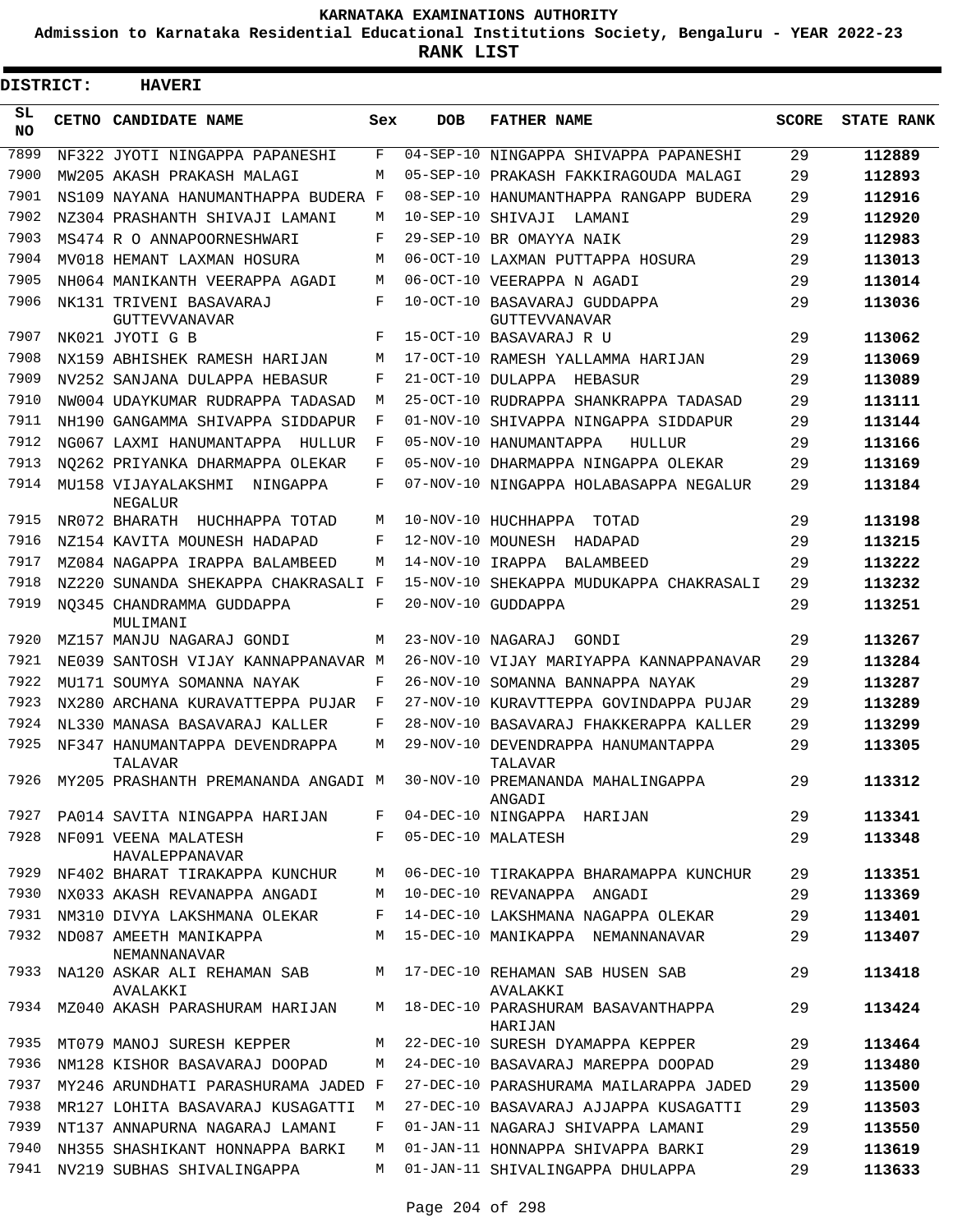**KARNATAKA EXAMINATIONS AUTHORITY**

**Admission to Karnataka Residential Educational Institutions Society, Bengaluru - YEAR 2022-23**

**RANK LIST**

**DISTRICT: HAVERI**

| SL NO | CETNO | CANDIDATE NAME | Sex | DOB | FATHER NAME | SCORE | STATE RANK |
|---|---|---|---|---|---|---|---|
| 7899 | NF322 | JYOTI NINGAPPA PAPANESHI | F | 04-SEP-10 | NINGAPPA SHIVAPPA PAPANESHI | 29 | 112889 |
| 7900 | MW205 | AKASH PRAKASH MALAGI | M | 05-SEP-10 | PRAKASH FAKKIRAGOUDA MALAGI | 29 | 112893 |
| 7901 | NS109 | NAYANA HANUMANTHAPPA BUDERA | F | 08-SEP-10 | HANUMANTHAPPA RANGAPP BUDERA | 29 | 112916 |
| 7902 | NZ304 | PRASHANTH SHIVAJI LAMANI | M | 10-SEP-10 | SHIVAJI LAMANI | 29 | 112920 |
| 7903 | MS474 | R O ANNAPOORNESHWARI | F | 29-SEP-10 | BR OMAYYA NAIK | 29 | 112983 |
| 7904 | MV018 | HEMANT LAXMAN HOSURA | M | 06-OCT-10 | LAXMAN PUTTAPPA HOSURA | 29 | 113013 |
| 7905 | NH064 | MANIKANTH VEERAPPA AGADI | M | 06-OCT-10 | VEERAPPA N AGADI | 29 | 113014 |
| 7906 | NK131 | TRIVENI BASAVARAJ GUTTEVVANAVAR | F | 10-OCT-10 | BASAVARAJ GUDDAPPA GUTTEVVANAVAR | 29 | 113036 |
| 7907 | NK021 | JYOTI G B | F | 15-OCT-10 | BASAVARAJ R U | 29 | 113062 |
| 7908 | NX159 | ABHISHEK RAMESH HARIJAN | M | 17-OCT-10 | RAMESH YALLAMMA HARIJAN | 29 | 113069 |
| 7909 | NV252 | SANJANA DULAPPA HEBASUR | F | 21-OCT-10 | DULAPPA HEBASUR | 29 | 113089 |
| 7910 | NW004 | UDAYKUMAR RUDRAPPA TADASAD | M | 25-OCT-10 | RUDRAPPA SHANKRAPPA TADASAD | 29 | 113111 |
| 7911 | NH190 | GANGAMMA SHIVAPPA SIDDAPUR | F | 01-NOV-10 | SHIVAPPA NINGAPPA SIDDAPUR | 29 | 113144 |
| 7912 | NG067 | LAXMI HANUMANTAPPA HULLUR | F | 05-NOV-10 | HANUMANTAPPA HULLUR | 29 | 113166 |
| 7913 | NQ262 | PRIYANKA DHARMAPPA OLEKAR | F | 05-NOV-10 | DHARMAPPA NINGAPPA OLEKAR | 29 | 113169 |
| 7914 | MU158 | VIJAYALAKSHMI NINGAPPA NEGALUR | F | 07-NOV-10 | NINGAPPA HOLABASAPPA NEGALUR | 29 | 113184 |
| 7915 | NR072 | BHARATH HUCHHAPPA TOTAD | M | 10-NOV-10 | HUCHHAPPA TOTAD | 29 | 113198 |
| 7916 | NZ154 | KAVITA MOUNESH HADAPAD | F | 12-NOV-10 | MOUNESH HADAPAD | 29 | 113215 |
| 7917 | MZ084 | NAGAPPA IRAPPA BALAMBEED | M | 14-NOV-10 | IRAPPA BALAMBEED | 29 | 113222 |
| 7918 | NZ220 | SUNANDA SHEKAPPA CHAKRASALI | F | 15-NOV-10 | SHEKAPPA MUDUKAPPA CHAKRASALI | 29 | 113232 |
| 7919 | NQ345 | CHANDRAMMA GUDDAPPA MULIMANI | F | 20-NOV-10 | GUDDAPPA | 29 | 113251 |
| 7920 | MZ157 | MANJU NAGARAJ GONDI | M | 23-NOV-10 | NAGARAJ GONDI | 29 | 113267 |
| 7921 | NE039 | SANTOSH VIJAY KANNAPPANAVAR | M | 26-NOV-10 | VIJAY MARIYAPPA KANNAPPANAVAR | 29 | 113284 |
| 7922 | MU171 | SOUMYA SOMANNA NAYAK | F | 26-NOV-10 | SOMANNA BANNAPPA NAYAK | 29 | 113287 |
| 7923 | NX280 | ARCHANA KURAVATTEPPA PUJAR | F | 27-NOV-10 | KURAVTTEPPA GOVINDAPPA PUJAR | 29 | 113289 |
| 7924 | NL330 | MANASA BASAVARAJ KALLER | F | 28-NOV-10 | BASAVARAJ FHAKKERAPPA KALLER | 29 | 113299 |
| 7925 | NF347 | HANUMANTAPPA DEVENDRAPPA TALAVAR | M | 29-NOV-10 | DEVENDRAPPA HANUMANTAPPA TALAVAR | 29 | 113305 |
| 7926 | MY205 | PRASHANTH PREMANANDA ANGADI | M | 30-NOV-10 | PREMANANDA MAHALINGAPPA ANGADI | 29 | 113312 |
| 7927 | PA014 | SAVITA NINGAPPA HARIJAN | F | 04-DEC-10 | NINGAPPA HARIJAN | 29 | 113341 |
| 7928 | NF091 | VEENA MALATESH HAVALEPPANAVAR | F | 05-DEC-10 | MALATESH | 29 | 113348 |
| 7929 | NF402 | BHARAT TIRAKAPPA KUNCHUR | M | 06-DEC-10 | TIRAKAPPA BHARAMAPPA KUNCHUR | 29 | 113351 |
| 7930 | NX033 | AKASH REVANAPPA ANGADI | M | 10-DEC-10 | REVANAPPA ANGADI | 29 | 113369 |
| 7931 | NM310 | DIVYA LAKSHMANA OLEKAR | F | 14-DEC-10 | LAKSHMANA NAGAPPA OLEKAR | 29 | 113401 |
| 7932 | ND087 | AMEETH MANIKAPPA NEMANNANAVAR | M | 15-DEC-10 | MANIKAPPA NEMANNANAVAR | 29 | 113407 |
| 7933 | NA120 | ASKAR ALI REHAMAN SAB AVALAKKI | M | 17-DEC-10 | REHAMAN SAB HUSEN SAB AVALAKKI | 29 | 113418 |
| 7934 | MZ040 | AKASH PARASHURAM HARIJAN | M | 18-DEC-10 | PARASHURAM BASAVANTHAPPA HARIJAN | 29 | 113424 |
| 7935 | MT079 | MANOJ SURESH KEPPER | M | 22-DEC-10 | SURESH DYAMAPPA KEPPER | 29 | 113464 |
| 7936 | NM128 | KISHOR BASAVARAJ DOOPAD | M | 24-DEC-10 | BASAVARAJ MAREPPA DOOPAD | 29 | 113480 |
| 7937 | MY246 | ARUNDHATI PARASHURAMA JADED | F | 27-DEC-10 | PARASHURAMA MAILARAPPA JADED | 29 | 113500 |
| 7938 | MR127 | LOHITA BASAVARAJ KUSAGATTI | M | 27-DEC-10 | BASAVARAJ AJJAPPA KUSAGATTI | 29 | 113503 |
| 7939 | NT137 | ANNAPURNA NAGARAJ LAMANI | F | 01-JAN-11 | NAGARAJ SHIVAPPA LAMANI | 29 | 113550 |
| 7940 | NH355 | SHASHIKANT HONNAPPA BARKI | M | 01-JAN-11 | HONNAPPA SHIVAPPA BARKI | 29 | 113619 |
| 7941 | NV219 | SUBHAS SHIVALINGAPPA | M | 01-JAN-11 | SHIVALINGAPPA DHULAPPA | 29 | 113633 |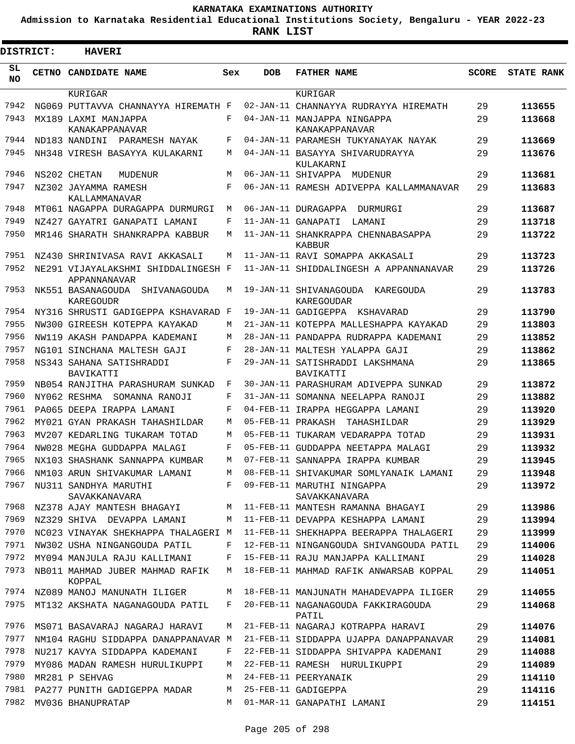# KARNATAKA EXAMINATIONS AUTHORITY

**Admission to Karnataka Residential Educational Institutions Society, Bengaluru - YEAR 2022-23**

**RANK LIST**

**DISTRICT: HAVERI**

| SL NO | CETNO | CANDIDATE NAME | Sex | DOB | FATHER NAME | SCORE | STATE RANK |
|---|---|---|---|---|---|---|---|
| | | KURIGAR | | | KURIGAR | | |
| 7942 | NG069 | PUTTAVVA CHANNAYYA HIREMATH | F | 02-JAN-11 | CHANNAYYA RUDRAYYA HIREMATH | 29 | 113655 |
| 7943 | MX189 | LAXMI MANJAPPA KANAKAPPANAVAR | F | 04-JAN-11 | MANJAPPA NINGAPPA KANAKAPPANAVAR | 29 | 113668 |
| 7944 | ND183 | NANDINI PARAMESH NAYAK | F | 04-JAN-11 | PARAMESH TUKYANAYAK NAYAK | 29 | 113669 |
| 7945 | NH348 | VIRESH BASAYYA KULAKARNI | M | 04-JAN-11 | BASAYYA SHIVARUDRAYYA KULAKARNI | 29 | 113676 |
| 7946 | NS202 | CHETAN MUDENUR | M | 06-JAN-11 | SHIVAPPA MUDENUR | 29 | 113681 |
| 7947 | NZ302 | JAYAMMA RAMESH KALLAMMANAVAR | F | 06-JAN-11 | RAMESH ADIVEPPA KALLAMMANAVAR | 29 | 113683 |
| 7948 | MT061 | NAGAPPA DURAGAPPA DURMURGI | M | 06-JAN-11 | DURAGAPPA DURMURGI | 29 | 113687 |
| 7949 | NZ427 | GAYATRI GANAPATI LAMANI | F | 11-JAN-11 | GANAPATI LAMANI | 29 | 113718 |
| 7950 | MR146 | SHARATH SHANKRAPPA KABBUR | M | 11-JAN-11 | SHANKRAPPA CHENNABASAPPA KABBUR | 29 | 113722 |
| 7951 | NZ430 | SHRINIVASA RAVI AKKASALI | M | 11-JAN-11 | RAVI SOMAPPA AKKASALI | 29 | 113723 |
| 7952 | NE291 | VIJAYALAKSHMI SHIDDALINGESH APPANNANAVAR | F | 11-JAN-11 | SHIDDALINGESH A APPANNANAVAR | 29 | 113726 |
| 7953 | NK551 | BASANAGOUDA SHIVANAGOUDA KAREGOUDR | M | 19-JAN-11 | SHIVANAGOUDA KAREGOUDA KAREGOUDAR | 29 | 113783 |
| 7954 | NY316 | SHRUSTI GADIGEPPA KSHAVARAD | F | 19-JAN-11 | GADIGEPPA KSHAVARAD | 29 | 113790 |
| 7955 | NW300 | GIREESH KOTEPPA KAYAKAD | M | 21-JAN-11 | KOTEPPA MALLESHAPPA KAYAKAD | 29 | 113803 |
| 7956 | NW119 | AKASH PANDAPPA KADEMANI | M | 28-JAN-11 | PANDAPPA RUDRAPPA KADEMANI | 29 | 113852 |
| 7957 | NG101 | SINCHANA MALTESH GAJI | F | 28-JAN-11 | MALTESH YALAPPA GAJI | 29 | 113862 |
| 7958 | NS343 | SAHANA SATISHRADDI BAVIKATTI | F | 29-JAN-11 | SATISHRADDI LAKSHMANA BAVIKATTI | 29 | 113865 |
| 7959 | NB054 | RANJITHA PARASHURAM SUNKAD | F | 30-JAN-11 | PARASHURAM ADIVEPPA SUNKAD | 29 | 113872 |
| 7960 | NY062 | RESHMA SOMANNA RANOJI | F | 31-JAN-11 | SOMANNA NEELAPPA RANOJI | 29 | 113882 |
| 7961 | PA065 | DEEPA IRAPPA LAMANI | F | 04-FEB-11 | IRAPPA HEGGAPPA LAMANI | 29 | 113920 |
| 7962 | MY021 | GYAN PRAKASH TAHASHILDAR | M | 05-FEB-11 | PRAKASH TAHASHILDAR | 29 | 113929 |
| 7963 | MV207 | KEDARLING TUKARAM TOTAD | M | 05-FEB-11 | TUKARAM VEDARAPPA TOTAD | 29 | 113931 |
| 7964 | NW028 | MEGHA GUDDAPPA MALAGI | F | 05-FEB-11 | GUDDAPPA NEETAPPA MALAGI | 29 | 113932 |
| 7965 | NX103 | SHASHANK SANNAPPA KUMBAR | M | 07-FEB-11 | SANNAPPA IRAPPA KUMBAR | 29 | 113945 |
| 7966 | NM103 | ARUN SHIVAKUMAR LAMANI | M | 08-FEB-11 | SHIVAKUMAR SOMLYANAIK LAMANI | 29 | 113948 |
| 7967 | NU311 | SANDHYA MARUTHI SAVAKKANAVARA | F | 09-FEB-11 | MARUTHI NINGAPPA SAVAKKANAVARA | 29 | 113972 |
| 7968 | NZ378 | AJAY MANTESH BHAGAYI | M | 11-FEB-11 | MANTESH RAMANNA BHAGAYI | 29 | 113986 |
| 7969 | NZ329 | SHIVA DEVAPPA LAMANI | M | 11-FEB-11 | DEVAPPA KESHAPPA LAMANI | 29 | 113994 |
| 7970 | NC023 | VINAYAK SHEKHAPPA THALAGERI | M | 11-FEB-11 | SHEKHAPPA BEERAPPA THALAGERI | 29 | 113999 |
| 7971 | NW302 | USHA NINGANGOUDA PATIL | F | 12-FEB-11 | NINGANGOUDA SHIVANGOUDA PATIL | 29 | 114006 |
| 7972 | MY094 | MANJULA RAJU KALLIMANI | F | 15-FEB-11 | RAJU MANJAPPA KALLIMANI | 29 | 114028 |
| 7973 | NB011 | MAHMAD JUBER MAHMAD RAFIK KOPPAL | M | 18-FEB-11 | MAHMAD RAFIK ANWARSAB KOPPAL | 29 | 114051 |
| 7974 | NZ089 | MANOJ MANUNATH ILIGER | M | 18-FEB-11 | MANJUNATH MAHADEVAPPA ILIGER | 29 | 114055 |
| 7975 | MT132 | AKSHATA NAGANAGOUDA PATIL | F | 20-FEB-11 | NAGANAGOUDA FAKKIRAGOUDA PATIL | 29 | 114068 |
| 7976 | MS071 | BASAVARAJ NAGARAJ HARAVI | M | 21-FEB-11 | NAGARAJ KOTRAPPA HARAVI | 29 | 114076 |
| 7977 | NM104 | RAGHU SIDDAPPA DANAPPANAVAR | M | 21-FEB-11 | SIDDAPPA UJAPPA DANAPPANAVAR | 29 | 114081 |
| 7978 | NU217 | KAVYA SIDDAPPA KADEMANI | F | 22-FEB-11 | SIDDAPPA SHIVAPPA KADEMANI | 29 | 114088 |
| 7979 | MY086 | MADAN RAMESH HURULIKUPPI | M | 22-FEB-11 | RAMESH HURULIKUPPI | 29 | 114089 |
| 7980 | MR281 | P SEHVAG | M | 24-FEB-11 | PEERYANAIK | 29 | 114110 |
| 7981 | PA277 | PUNITH GADIGEPPA MADAR | M | 25-FEB-11 | GADIGEPPA | 29 | 114116 |
| 7982 | MV036 | BHANUPRATAP | M | 01-MAR-11 | GANAPATHI LAMANI | 29 | 114151 |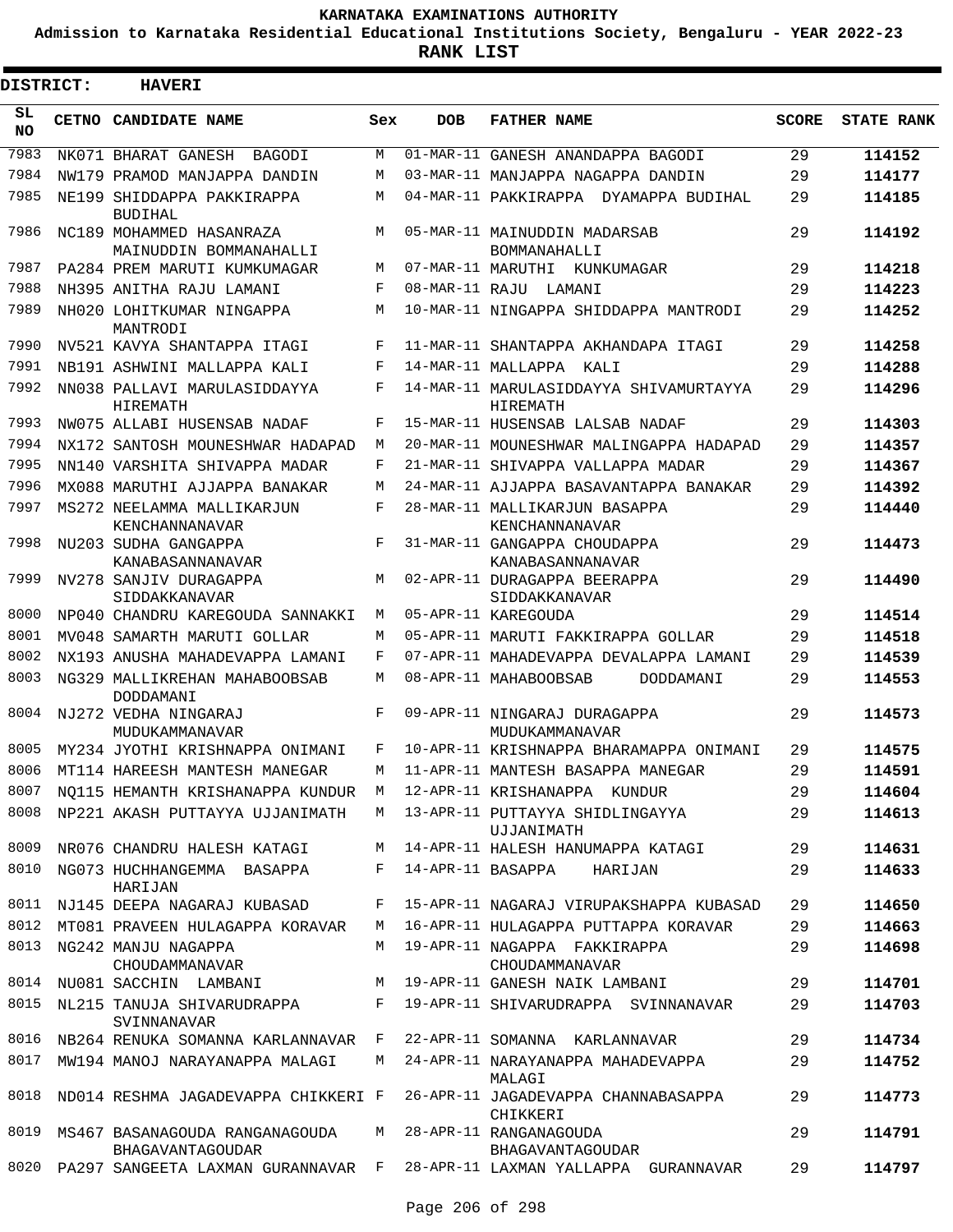**KARNATAKA EXAMINATIONS AUTHORITY**

**Admission to Karnataka Residential Educational Institutions Society, Bengaluru - YEAR 2022-23**

**RANK LIST**

**DISTRICT: HAVERI**

| SL NO | CETNO | CANDIDATE NAME | Sex | DOB | FATHER NAME | SCORE | STATE RANK |
|---|---|---|---|---|---|---|---|
| 7983 | NK071 | BHARAT GANESH BAGODI | M | 01-MAR-11 | GANESH ANANDAPPA BAGODI | 29 | 114152 |
| 7984 | NW179 | PRAMOD MANJAPPA DANDIN | M | 03-MAR-11 | MANJAPPA NAGAPPA DANDIN | 29 | 114177 |
| 7985 | NE199 | SHIDDAPPA PAKKIRAPPA BUDIHAL | M | 04-MAR-11 | PAKKIRAPPA DYAMAPPA BUDIHAL | 29 | 114185 |
| 7986 | NC189 | MOHAMMED HASANRAZA MAINUDDIN BOMMANAHALLI | M | 05-MAR-11 | MAINUDDIN MADARSAB BOMMANAHALLI | 29 | 114192 |
| 7987 | PA284 | PREM MARUTI KUMKUMAGAR | M | 07-MAR-11 | MARUTHI KUNKUMAGAR | 29 | 114218 |
| 7988 | NH395 | ANITHA RAJU LAMANI | F | 08-MAR-11 | RAJU LAMANI | 29 | 114223 |
| 7989 | NH020 | LOHITKUMAR NINGAPPA MANTRODI | M | 10-MAR-11 | NINGAPPA SHIDDAPPA MANTRODI | 29 | 114252 |
| 7990 | NV521 | KAVYA SHANTAPPA ITAGI | F | 11-MAR-11 | SHANTAPPA AKHANDAPA ITAGI | 29 | 114258 |
| 7991 | NB191 | ASHWINI MALLAPPA KALI | F | 14-MAR-11 | MALLAPPA KALI | 29 | 114288 |
| 7992 | NN038 | PALLAVI MARULASIDDAYYA HIREMATH | F | 14-MAR-11 | MARULASIDDAYYA SHIVAMURTAYYA HIREMATH | 29 | 114296 |
| 7993 | NW075 | ALLABI HUSENSAB NADAF | F | 15-MAR-11 | HUSENSAB LALSAB NADAF | 29 | 114303 |
| 7994 | NX172 | SANTOSH MOUNESHWAR HADAPAD | M | 20-MAR-11 | MOUNESHWAR MALINGAPPA HADAPAD | 29 | 114357 |
| 7995 | NN140 | VARSHITA SHIVAPPA MADAR | F | 21-MAR-11 | SHIVAPPA VALLAPPA MADAR | 29 | 114367 |
| 7996 | MX088 | MARUTHI AJJAPPA BANAKAR | M | 24-MAR-11 | AJJAPPA BASAVANTAPPA BANAKAR | 29 | 114392 |
| 7997 | MS272 | NEELAMMA MALLIKARJUN KENCHANNANAVAR | F | 28-MAR-11 | MALLIKARJUN BASAPPA KENCHANNANAVAR | 29 | 114440 |
| 7998 | NU203 | SUDHA GANGAPPA KANABASANNANAVAR | F | 31-MAR-11 | GANGAPPA CHOUDAPPA KANABASANNANAVAR | 29 | 114473 |
| 7999 | NV278 | SANJIV DURAGAPPA SIDDAKKANAVAR | M | 02-APR-11 | DURAGAPPA BEERAPPA SIDDAKKANAVAR | 29 | 114490 |
| 8000 | NP040 | CHANDRU KAREGOUDA SANNAKKI | M | 05-APR-11 | KAREGOUDA | 29 | 114514 |
| 8001 | MV048 | SAMARTH MARUTI GOLLAR | M | 05-APR-11 | MARUTI FAKKIRAPPA GOLLAR | 29 | 114518 |
| 8002 | NX193 | ANUSHA MAHADEVAPPA LAMANI | F | 07-APR-11 | MAHADEVAPPA DEVALAPPA LAMANI | 29 | 114539 |
| 8003 | NG329 | MALLIKREHAN MAHABOOBSAB DODDAMANI | M | 08-APR-11 | MAHABOOBSAB DODDAMANI | 29 | 114553 |
| 8004 | NJ272 | VEDHA NINGARAJ MUDUKAMMANAVAR | F | 09-APR-11 | NINGARAJ DURAGAPPA MUDUKAMMANAVAR | 29 | 114573 |
| 8005 | MY234 | JYOTHI KRISHNAPPA ONIMANI | F | 10-APR-11 | KRISHNAPPA BHARAMAPPA ONIMANI | 29 | 114575 |
| 8006 | MT114 | HAREESH MANTESH MANEGAR | M | 11-APR-11 | MANTESH BASAPPA MANEGAR | 29 | 114591 |
| 8007 | NQ115 | HEMANTH KRISHANAPPA KUNDUR | M | 12-APR-11 | KRISHANAPPA KUNDUR | 29 | 114604 |
| 8008 | NP221 | AKASH PUTTAYYA UJJANIMATH | M | 13-APR-11 | PUTTAYYA SHIDLINGAYYA UJJANIMATH | 29 | 114613 |
| 8009 | NR076 | CHANDRU HALESH KATAGI | M | 14-APR-11 | HALESH HANUMAPPA KATAGI | 29 | 114631 |
| 8010 | NG073 | HUCHHANGEMMA BASAPPA HARIJAN | F | 14-APR-11 | BASAPPA HARIJAN | 29 | 114633 |
| 8011 | NJ145 | DEEPA NAGARAJ KUBASAD | F | 15-APR-11 | NAGARAJ VIRUPAKSHAPPA KUBASAD | 29 | 114650 |
| 8012 | MT081 | PRAVEEN HULAGAPPA KORAVAR | M | 16-APR-11 | HULAGAPPA PUTTAPPA KORAVAR | 29 | 114663 |
| 8013 | NG242 | MANJU NAGAPPA CHOUDAMMANAVAR | M | 19-APR-11 | NAGAPPA FAKKIRAPPA CHOUDAMMANAVAR | 29 | 114698 |
| 8014 | NU081 | SACCHIN LAMBANI | M | 19-APR-11 | GANESH NAIK LAMBANI | 29 | 114701 |
| 8015 | NL215 | TANUJA SHIVARUDRAPPA SVINNANAVAR | F | 19-APR-11 | SHIVARUDRAPPA SVINNANAVAR | 29 | 114703 |
| 8016 | NB264 | RENUKA SOMANNA KARLANNAVAR | F | 22-APR-11 | SOMANNA KARLANNAVAR | 29 | 114734 |
| 8017 | MW194 | MANOJ NARAYANAPPA MALAGI | M | 24-APR-11 | NARAYANAPPA MAHADEVAPPA MALAGI | 29 | 114752 |
| 8018 | ND014 | RESHMA JAGADEVAPPA CHIKKERI | F | 26-APR-11 | JAGADEVAPPA CHANNABASAPPA CHIKKERI | 29 | 114773 |
| 8019 | MS467 | BASANAGOUDA RANGANAGOUDA BHAGAVANTAGOUDAR | M | 28-APR-11 | RANGANAGOUDA BHAGAVANTAGOUDAR | 29 | 114791 |
| 8020 | PA297 | SANGEETA LAXMAN GURANNAVAR | F | 28-APR-11 | LAXMAN YALLAPPA GURANNAVAR | 29 | 114797 |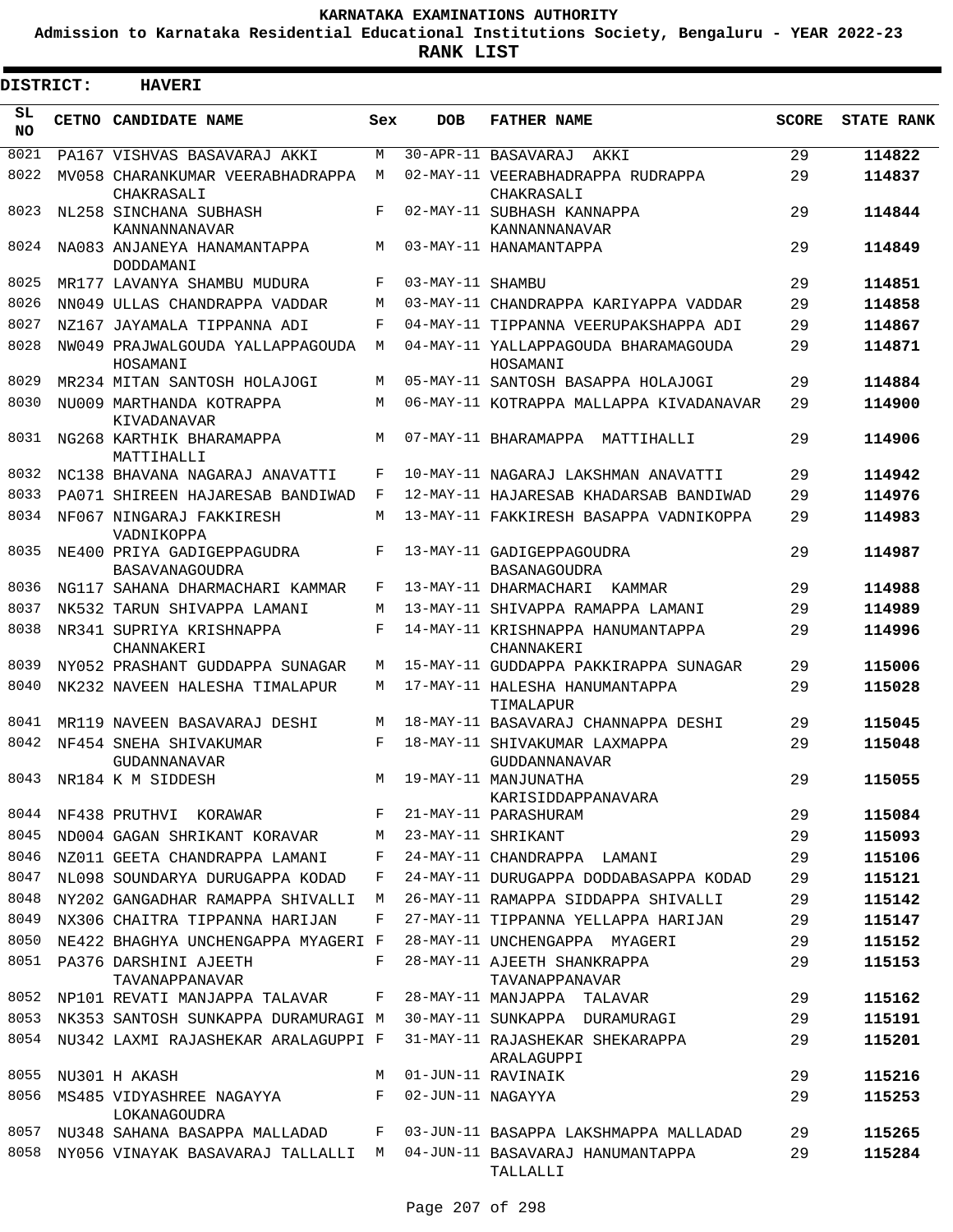**KARNATAKA EXAMINATIONS AUTHORITY**

**Admission to Karnataka Residential Educational Institutions Society, Bengaluru - YEAR 2022-23**

**RANK LIST**

**DISTRICT: HAVERI**

| SL NO | CETNO | CANDIDATE NAME | Sex | DOB | FATHER NAME | SCORE | STATE RANK |
|---|---|---|---|---|---|---|---|
| 8021 | PA167 | VISHVAS BASAVARAJ AKKI | M | 30-APR-11 | BASAVARAJ AKKI | 29 | 114822 |
| 8022 | MV058 | CHARANKUMAR VEERABHADRAPPA CHAKRASALI | M | 02-MAY-11 | VEERABHADRAPPA RUDRAPPA CHAKRASALI | 29 | 114837 |
| 8023 | NL258 | SINCHANA SUBHASH KANNANNANAVAR | F | 02-MAY-11 | SUBHASH KANNAPPA KANNANNANAVAR | 29 | 114844 |
| 8024 | NA083 | ANJANEYA HANAMANTAPPA DODDAMANI | M | 03-MAY-11 | HANAMANTAPPA | 29 | 114849 |
| 8025 | MR177 | LAVANYA SHAMBU MUDURA | F | 03-MAY-11 | SHAMBU | 29 | 114851 |
| 8026 | NN049 | ULLAS CHANDRAPPA VADDAR | M | 03-MAY-11 | CHANDRAPPA KARIYAPPA VADDAR | 29 | 114858 |
| 8027 | NZ167 | JAYAMALA TIPPANNA ADI | F | 04-MAY-11 | TIPPANNA VEERUPAKSHAPPA ADI | 29 | 114867 |
| 8028 | NW049 | PRAJWALGOUDA YALLAPPAGOUDA HOSAMANI | M | 04-MAY-11 | YALLAPPAGOUDA BHARAMAGOUDA HOSAMANI | 29 | 114871 |
| 8029 | MR234 | MITAN SANTOSH HOLAJOGI | M | 05-MAY-11 | SANTOSH BASAPPA HOLAJOGI | 29 | 114884 |
| 8030 | NU009 | MARTHANDA KOTRAPPA KIVADANAVAR | M | 06-MAY-11 | KOTRAPPA MALLAPPA KIVADANAVAR | 29 | 114900 |
| 8031 | NG268 | KARTHIK BHARAMAPPA MATTIHALLI | M | 07-MAY-11 | BHARAMAPPA MATTIHALLI | 29 | 114906 |
| 8032 | NC138 | BHAVANA NAGARAJ ANAVATTI | F | 10-MAY-11 | NAGARAJ LAKSHMAN ANAVATTI | 29 | 114942 |
| 8033 | PA071 | SHIREEN HAJARESAB BANDIWAD | F | 12-MAY-11 | HAJARESAB KHADARSAB BANDIWAD | 29 | 114976 |
| 8034 | NF067 | NINGARAJ FAKKIRESH VADNIKOPPA | M | 13-MAY-11 | FAKKIRESH BASAPPA VADNIKOPPA | 29 | 114983 |
| 8035 | NE400 | PRIYA GADIGEPPAGUDRA BASAVANAGOUDRA | F | 13-MAY-11 | GADIGEPPAGOUDRA BASANAGOUDRA | 29 | 114987 |
| 8036 | NG117 | SAHANA DHARMACHARI KAMMAR | F | 13-MAY-11 | DHARMACHARI KAMMAR | 29 | 114988 |
| 8037 | NK532 | TARUN SHIVAPPA LAMANI | M | 13-MAY-11 | SHIVAPPA RAMAPPA LAMANI | 29 | 114989 |
| 8038 | NR341 | SUPRIYA KRISHNAPPA CHANNAKERI | F | 14-MAY-11 | KRISHNAPPA HANUMANTAPPA CHANNAKERI | 29 | 114996 |
| 8039 | NY052 | PRASHANT GUDDAPPA SUNAGAR | M | 15-MAY-11 | GUDDAPPA PAKKIRAPPA SUNAGAR | 29 | 115006 |
| 8040 | NK232 | NAVEEN HALESHA TIMALAPUR | M | 17-MAY-11 | HALESHA HANUMANTAPPA TIMALAPUR | 29 | 115028 |
| 8041 | MR119 | NAVEEN BASAVARAJ DESHI | M | 18-MAY-11 | BASAVARAJ CHANNAPPA DESHI | 29 | 115045 |
| 8042 | NF454 | SNEHA SHIVAKUMAR GUDANNANAVAR | F | 18-MAY-11 | SHIVAKUMAR LAXMAPPA GUDDANNANAVAR | 29 | 115048 |
| 8043 | NR184 | K M SIDDESH | M | 19-MAY-11 | MANJUNATHA KARISIDDAPPANAVARA | 29 | 115055 |
| 8044 | NF438 | PRUTHVI KORAWAR | F | 21-MAY-11 | PARASHURAM | 29 | 115084 |
| 8045 | ND004 | GAGAN SHRIKANT KORAVAR | M | 23-MAY-11 | SHRIKANT | 29 | 115093 |
| 8046 | NZ011 | GEETA CHANDRAPPA LAMANI | F | 24-MAY-11 | CHANDRAPPA LAMANI | 29 | 115106 |
| 8047 | NL098 | SOUNDARYA DURUGAPPA KODAD | F | 24-MAY-11 | DURUGAPPA DODDABASAPPA KODAD | 29 | 115121 |
| 8048 | NY202 | GANGADHAR RAMAPPA SHIVALLI | M | 26-MAY-11 | RAMAPPA SIDDAPPA SHIVALLI | 29 | 115142 |
| 8049 | NX306 | CHAITRA TIPPANNA HARIJAN | F | 27-MAY-11 | TIPPANNA YELLAPPA HARIJAN | 29 | 115147 |
| 8050 | NE422 | BHAGHYA UNCHENGAPPA MYAGERI | F | 28-MAY-11 | UNCHENGAPPA MYAGERI | 29 | 115152 |
| 8051 | PA376 | DARSHINI AJEETH TAVANAPPANAVAR | F | 28-MAY-11 | AJEETH SHANKRAPPA TAVANAPPANAVAR | 29 | 115153 |
| 8052 | NP101 | REVATI MANJAPPA TALAVAR | F | 28-MAY-11 | MANJAPPA TALAVAR | 29 | 115162 |
| 8053 | NK353 | SANTOSH SUNKAPPA DURAMURAGI | M | 30-MAY-11 | SUNKAPPA DURAMURAGI | 29 | 115191 |
| 8054 | NU342 | LAXMI RAJASHEKAR ARALAGUPPI | F | 31-MAY-11 | RAJASHEKAR SHEKARAPPA ARALAGUPPI | 29 | 115201 |
| 8055 | NU301 | H AKASH | M | 01-JUN-11 | RAVINAIK | 29 | 115216 |
| 8056 | MS485 | VIDYASHREE NAGAYYA LOKANAGOUDRA | F | 02-JUN-11 | NAGAYYA | 29 | 115253 |
| 8057 | NU348 | SAHANA BASAPPA MALLADAD | F | 03-JUN-11 | BASAPPA LAKSHMAPPA MALLADAD | 29 | 115265 |
| 8058 | NY056 | VINAYAK BASAVARAJ TALLALLI | M | 04-JUN-11 | BASAVARAJ HANUMANTAPPA TALLALLI | 29 | 115284 |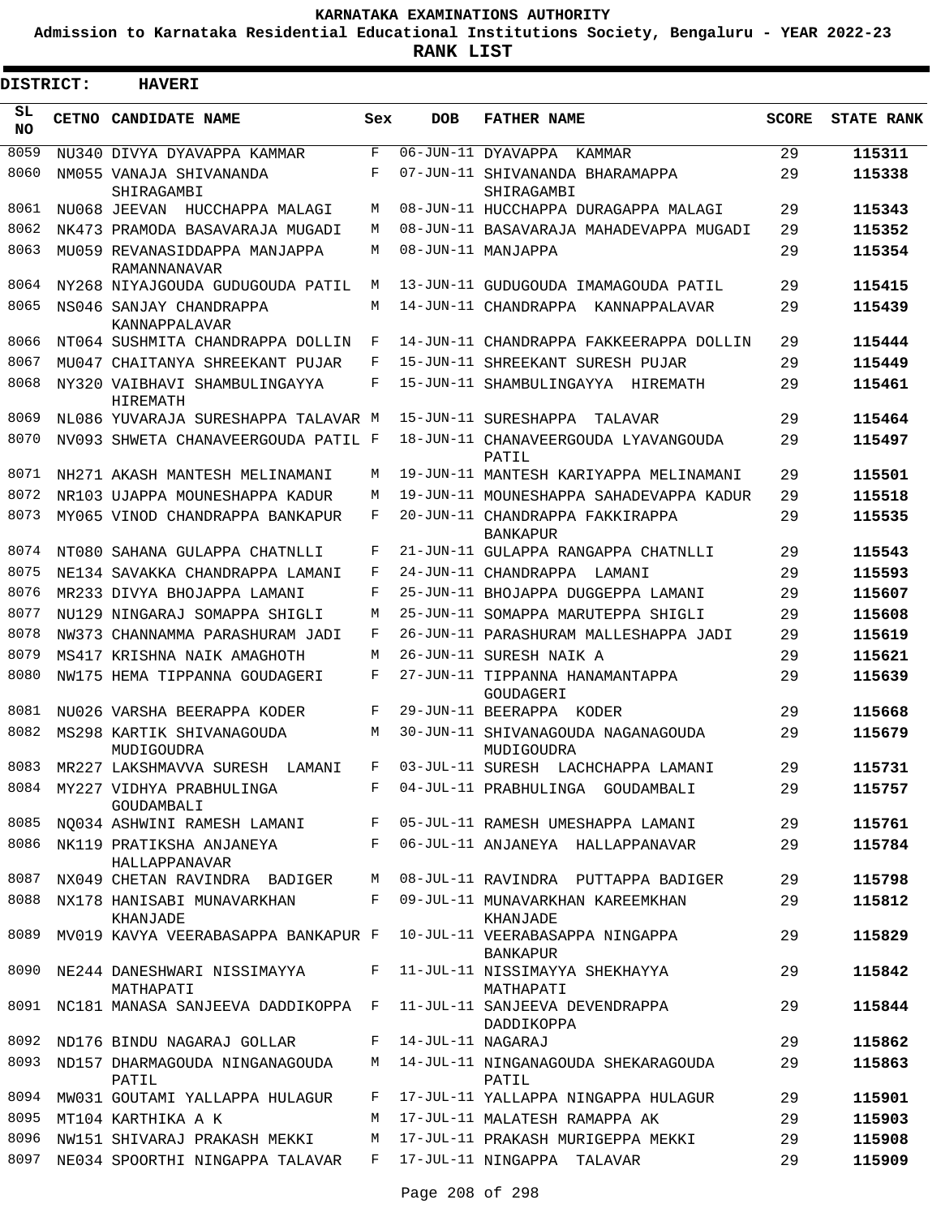# KARNATAKA EXAMINATIONS AUTHORITY

**Admission to Karnataka Residential Educational Institutions Society, Bengaluru - YEAR 2022-23**

**RANK LIST**

**DISTRICT: HAVERI**

| SL NO | CETNO | CANDIDATE NAME | Sex | DOB | FATHER NAME | SCORE | STATE RANK |
|---|---|---|---|---|---|---|---|
| 8059 | NU340 | DIVYA DYAVAPPA KAMMAR | F | 06-JUN-11 | DYAVAPPA KAMMAR | 29 | 115311 |
| 8060 | NM055 | VANAJA SHIVANANDA SHIRAGAMBI | F | 07-JUN-11 | SHIVANANDA BHARAMAPPA SHIRAGAMBI | 29 | 115338 |
| 8061 | NU068 | JEEVAN HUCCHAPPA MALAGI | M | 08-JUN-11 | HUCCHAPPA DURAGAPPA MALAGI | 29 | 115343 |
| 8062 | NK473 | PRAMODA BASAVARAJA MUGADI | M | 08-JUN-11 | BASAVARAJA MAHADEVAPPA MUGADI | 29 | 115352 |
| 8063 | MU059 | REVANASIDDAPPA MANJAPPA RAMANNANAVAR | M | 08-JUN-11 | MANJAPPA | 29 | 115354 |
| 8064 | NY268 | NIYAJGOUDA GUDUGOUDA PATIL | M | 13-JUN-11 | GUDUGOUDA IMAMAGOUDA PATIL | 29 | 115415 |
| 8065 | NS046 | SANJAY CHANDRAPPA KANNAPPALAVAR | M | 14-JUN-11 | CHANDRAPPA KANNAPPALAVAR | 29 | 115439 |
| 8066 | NT064 | SUSHMITA CHANDRAPPA DOLLIN | F | 14-JUN-11 | CHANDRAPPA FAKKEERAPPA DOLLIN | 29 | 115444 |
| 8067 | MU047 | CHAITANYA SHREEKANT PUJAR | F | 15-JUN-11 | SHREEKANT SURESH PUJAR | 29 | 115449 |
| 8068 | NY320 | VAIBHAVI SHAMBULINGAYYA HIREMATH | F | 15-JUN-11 | SHAMBULINGAYYA HIREMATH | 29 | 115461 |
| 8069 | NL086 | YUVARAJA SURESHAPPA TALAVAR | M | 15-JUN-11 | SURESHAPPA TALAVAR | 29 | 115464 |
| 8070 | NV093 | SHWETA CHANAVEERGOUDA PATIL | F | 18-JUN-11 | CHANAVEERGOUDA LYAVANGOUDA PATIL | 29 | 115497 |
| 8071 | NH271 | AKASH MANTESH MELINAMANI | M | 19-JUN-11 | MANTESH KARIYAPPA MELINAMANI | 29 | 115501 |
| 8072 | NR103 | UJAPPA MOUNESHAPPA KADUR | M | 19-JUN-11 | MOUNESHAPPA SAHADEVAPPA KADUR | 29 | 115518 |
| 8073 | MY065 | VINOD CHANDRAPPA BANKAPUR | F | 20-JUN-11 | CHANDRAPPA FAKKIRAPPA BANKAPUR | 29 | 115535 |
| 8074 | NT080 | SAHANA GULAPPA CHATNLLI | F | 21-JUN-11 | GULAPPA RANGAPPA CHATNLLI | 29 | 115543 |
| 8075 | NE134 | SAVAKKA CHANDRAPPA LAMANI | F | 24-JUN-11 | CHANDRAPPA LAMANI | 29 | 115593 |
| 8076 | MR233 | DIVYA BHOJAPPA LAMANI | F | 25-JUN-11 | BHOJAPPA DUGGEPPA LAMANI | 29 | 115607 |
| 8077 | NU129 | NINGARAJ SOMAPPA SHIGLI | M | 25-JUN-11 | SOMAPPA MARUTEPPA SHIGLI | 29 | 115608 |
| 8078 | NW373 | CHANNAMMA PARASHURAM JADI | F | 26-JUN-11 | PARASHURAM MALLESHAPPA JADI | 29 | 115619 |
| 8079 | MS417 | KRISHNA NAIK AMAGHOTH | M | 26-JUN-11 | SURESH NAIK A | 29 | 115621 |
| 8080 | NW175 | HEMA TIPPANNA GOUDAGERI | F | 27-JUN-11 | TIPPANNA HANAMANTAPPA GOUDAGERI | 29 | 115639 |
| 8081 | NU026 | VARSHA BEERAPPA KODER | F | 29-JUN-11 | BEERAPPA KODER | 29 | 115668 |
| 8082 | MS298 | KARTIK SHIVANAGOUDA MUDIGOUDRA | M | 30-JUN-11 | SHIVANAGOUDA NAGANAGOUDA MUDIGOUDRA | 29 | 115679 |
| 8083 | MR227 | LAKSHMAVVA SURESH LAMANI | F | 03-JUL-11 | SURESH LACHCHAPPA LAMANI | 29 | 115731 |
| 8084 | MY227 | VIDHYA PRABHULINGA GOUDAMBALI | F | 04-JUL-11 | PRABHULINGA GOUDAMBALI | 29 | 115757 |
| 8085 | NQ034 | ASHWINI RAMESH LAMANI | F | 05-JUL-11 | RAMESH UMESHAPPA LAMANI | 29 | 115761 |
| 8086 | NK119 | PRATIKSHA ANJANEYA HALLAPPANAVAR | F | 06-JUL-11 | ANJANEYA HALLAPPANAVAR | 29 | 115784 |
| 8087 | NX049 | CHETAN RAVINDRA BADIGER | M | 08-JUL-11 | RAVINDRA PUTTAPPA BADIGER | 29 | 115798 |
| 8088 | NX178 | HANISABI MUNAVARKHAN KHANJADE | F | 09-JUL-11 | MUNAVARKHAN KAREEMKHAN KHANJADE | 29 | 115812 |
| 8089 | MV019 | KAVYA VEERABASAPPA BANKAPUR | F | 10-JUL-11 | VEERABASAPPA NINGAPPA BANKAPUR | 29 | 115829 |
| 8090 | NE244 | DANESHWARI NISSIMAYYA MATHAPATI | F | 11-JUL-11 | NISSIMAYYA SHEKHAYYA MATHAPATI | 29 | 115842 |
| 8091 | NC181 | MANASA SANJEEVA DADDIKOPPA | F | 11-JUL-11 | SANJEEVA DEVENDRAPPA DADDIKOPPA | 29 | 115844 |
| 8092 | ND176 | BINDU NAGARAJ GOLLAR | F | 14-JUL-11 | NAGARAJ | 29 | 115862 |
| 8093 | ND157 | DHARMAGOUDA NINGANAGOUDA PATIL | M | 14-JUL-11 | NINGANAGOUDA SHEKARAGOUDA PATIL | 29 | 115863 |
| 8094 | MW031 | GOUTAMI YALLAPPA HULAGUR | F | 17-JUL-11 | YALLAPPA NINGAPPA HULAGUR | 29 | 115901 |
| 8095 | MT104 | KARTHIKA A K | M | 17-JUL-11 | MALATESH RAMAPPA AK | 29 | 115903 |
| 8096 | NW151 | SHIVARAJ PRAKASH MEKKI | M | 17-JUL-11 | PRAKASH MURIGEPPA MEKKI | 29 | 115908 |
| 8097 | NE034 | SPOORTHI NINGAPPA TALAVAR | F | 17-JUL-11 | NINGAPPA TALAVAR | 29 | 115909 |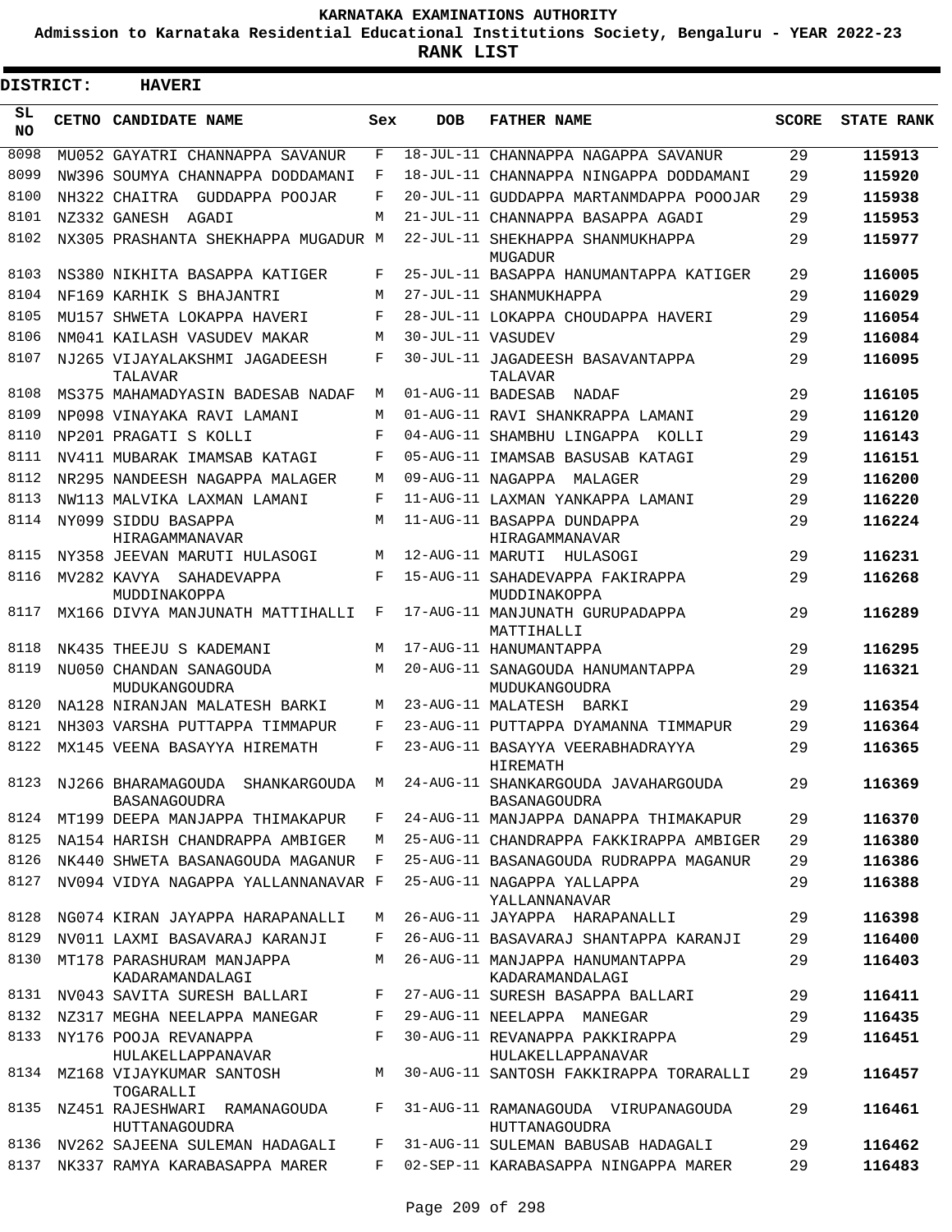# KARNATAKA EXAMINATIONS AUTHORITY

**Admission to Karnataka Residential Educational Institutions Society, Bengaluru - YEAR 2022-23**

**RANK LIST**

**DISTRICT: HAVERI**

| SL NO | CETNO | CANDIDATE NAME | Sex | DOB | FATHER NAME | SCORE | STATE RANK |
|---|---|---|---|---|---|---|---|
| 8098 | MU052 | GAYATRI CHANNAPPA SAVANUR | F | 18-JUL-11 | CHANNAPPA NAGAPPA SAVANUR | 29 | 115913 |
| 8099 | NW396 | SOUMYA CHANNAPPA DODDAMANI | F | 18-JUL-11 | CHANNAPPA NINGAPPA DODDAMANI | 29 | 115920 |
| 8100 | NH322 | CHAITRA GUDDAPPA POOJAR | F | 20-JUL-11 | GUDDAPPA MARTANMDAPPA POOOJAR | 29 | 115938 |
| 8101 | NZ332 | GANESH AGADI | M | 21-JUL-11 | CHANNAPPA BASAPPA AGADI | 29 | 115953 |
| 8102 | NX305 | PRASHANTA SHEKHAPPA MUGADUR | M | 22-JUL-11 | SHEKHAPPA SHANMUKHAPPA MUGADUR | 29 | 115977 |
| 8103 | NS380 | NIKHITA BASAPPA KATIGER | F | 25-JUL-11 | BASAPPA HANUMANTAPPA KATIGER | 29 | 116005 |
| 8104 | NF169 | KARHIK S BHAJANTRI | M | 27-JUL-11 | SHANMUKHAPPA | 29 | 116029 |
| 8105 | MU157 | SHWETA LOKAPPA HAVERI | F | 28-JUL-11 | LOKAPPA CHOUDAPPA HAVERI | 29 | 116054 |
| 8106 | NM041 | KAILASH VASUDEV MAKAR | M | 30-JUL-11 | VASUDEV | 29 | 116084 |
| 8107 | NJ265 | VIJAYALAKSHMI JAGADEESH TALAVAR | F | 30-JUL-11 | JAGADEESH BASAVANTAPPA TALAVAR | 29 | 116095 |
| 8108 | MS375 | MAHAMADYASIN BADESAB NADAF | M | 01-AUG-11 | BADESAB NADAF | 29 | 116105 |
| 8109 | NP098 | VINAYAKA RAVI LAMANI | M | 01-AUG-11 | RAVI SHANKRAPPA LAMANI | 29 | 116120 |
| 8110 | NP201 | PRAGATI S KOLLI | F | 04-AUG-11 | SHAMBHU LINGAPPA KOLLI | 29 | 116143 |
| 8111 | NV411 | MUBARAK IMAMSAB KATAGI | F | 05-AUG-11 | IMAMSAB BASUSAB KATAGI | 29 | 116151 |
| 8112 | NR295 | NANDEESH NAGAPPA MALAGER | M | 09-AUG-11 | NAGAPPA MALAGER | 29 | 116200 |
| 8113 | NW113 | MALVIKA LAXMAN LAMANI | F | 11-AUG-11 | LAXMAN YANKAPPA LAMANI | 29 | 116220 |
| 8114 | NY099 | SIDDU BASAPPA HIRAGAMMANAVAR | M | 11-AUG-11 | BASAPPA DUNDAPPA HIRAGAMMANAVAR | 29 | 116224 |
| 8115 | NY358 | JEEVAN MARUTI HULASOGI | M | 12-AUG-11 | MARUTI HULASOGI | 29 | 116231 |
| 8116 | MV282 | KAVYA SAHADEVAPPA MUDDINAKOPPA | F | 15-AUG-11 | SAHADEVAPPA FAKIRAPPA MUDDINAKOPPA | 29 | 116268 |
| 8117 | MX166 | DIVYA MANJUNATH MATTIHALLI | F | 17-AUG-11 | MANJUNATH GURUPADAPPA MATTIHALLI | 29 | 116289 |
| 8118 | NK435 | THEEJU S KADEMANI | M | 17-AUG-11 | HANUMANTAPPA | 29 | 116295 |
| 8119 | NU050 | CHANDAN SANAGOUDA MUDUKANGOUDRA | M | 20-AUG-11 | SANAGOUDA HANUMANTAPPA MUDUKANGOUDRA | 29 | 116321 |
| 8120 | NA128 | NIRANJAN MALATESH BARKI | M | 23-AUG-11 | MALATESH BARKI | 29 | 116354 |
| 8121 | NH303 | VARSHA PUTTAPPA TIMMAPUR | F | 23-AUG-11 | PUTTAPPA DYAMANNA TIMMAPUR | 29 | 116364 |
| 8122 | MX145 | VEENA BASAYYA HIREMATH | F | 23-AUG-11 | BASAYYA VEERABHADRAYYA HIREMATH | 29 | 116365 |
| 8123 | NJ266 | BHARAMAGOUDA SHANKARGOUDA BASANAGOUDRA | M | 24-AUG-11 | SHANKARGOUDA JAVAHARGOUDA BASANAGOUDRA | 29 | 116369 |
| 8124 | MT199 | DEEPA MANJAPPA THIMAKAPUR | F | 24-AUG-11 | MANJAPPA DANAPPA THIMAKAPUR | 29 | 116370 |
| 8125 | NA154 | HARISH CHANDRAPPA AMBIGER | M | 25-AUG-11 | CHANDRAPPA FAKKIRAPPA AMBIGER | 29 | 116380 |
| 8126 | NK440 | SHWETA BASANAGOUDA MAGANUR | F | 25-AUG-11 | BASANAGOUDA RUDRAPPA MAGANUR | 29 | 116386 |
| 8127 | NV094 | VIDYA NAGAPPA YALLANNANAVAR | F | 25-AUG-11 | NAGAPPA YALLAPPA YALLANNANAVAR | 29 | 116388 |
| 8128 | NG074 | KIRAN JAYAPPA HARAPANALLI | M | 26-AUG-11 | JAYAPPA HARAPANALLI | 29 | 116398 |
| 8129 | NV011 | LAXMI BASAVARAJ KARANJI | F | 26-AUG-11 | BASAVARAJ SHANTAPPA KARANJI | 29 | 116400 |
| 8130 | MT178 | PARASHURAM MANJAPPA KADARAMANDALAGI | M | 26-AUG-11 | MANJAPPA HANUMANTAPPA KADARAMANDALAGI | 29 | 116403 |
| 8131 | NV043 | SAVITA SURESH BALLARI | F | 27-AUG-11 | SURESH BASAPPA BALLARI | 29 | 116411 |
| 8132 | NZ317 | MEGHA NEELAPPA MANEGAR | F | 29-AUG-11 | NEELAPPA MANEGAR | 29 | 116435 |
| 8133 | NY176 | POOJA REVANAPPA HULAKELLAPPANAVAR | F | 30-AUG-11 | REVANAPPA PAKKIRAPPA HULAKELLAPPANAVAR | 29 | 116451 |
| 8134 | MZ168 | VIJAYKUMAR SANTOSH TOGARALLI | M | 30-AUG-11 | SANTOSH FAKKIRAPPA TORARALLI | 29 | 116457 |
| 8135 | NZ451 | RAJESHWARI RAMANAGOUDA HUTTANAGOUDRA | F | 31-AUG-11 | RAMANAGOUDA VIRUPANAGOUDA HUTTANAGOUDRA | 29 | 116461 |
| 8136 | NV262 | SAJEENA SULEMAN HADAGALI | F | 31-AUG-11 | SULEMAN BABUSAB HADAGALI | 29 | 116462 |
| 8137 | NK337 | RAMYA KARABASAPPA MARER | F | 02-SEP-11 | KARABASAPPA NINGAPPA MARER | 29 | 116483 |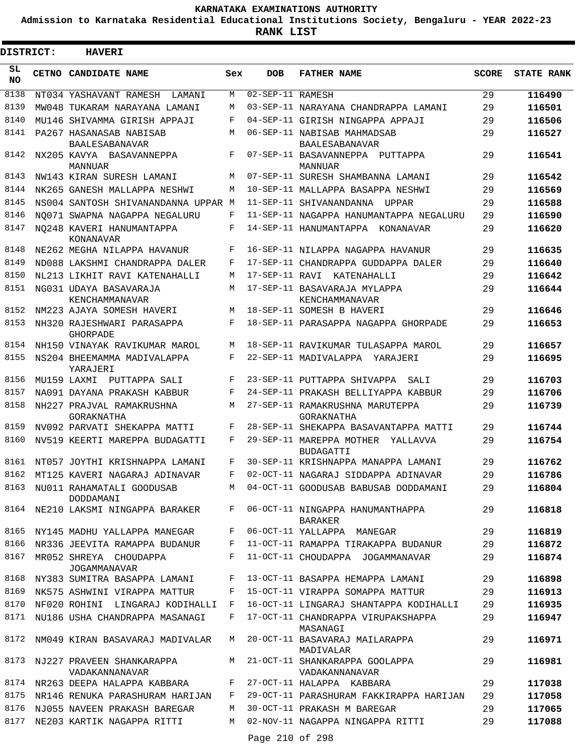KARNATAKA EXAMINATIONS AUTHORITY

Admission to Karnataka Residential Educational Institutions Society, Bengaluru - YEAR 2022-23

**RANK LIST**

**DISTRICT: HAVERI**

| SL NO | CETNO | CANDIDATE NAME | Sex | DOB | FATHER NAME | SCORE | STATE RANK |
|---|---|---|---|---|---|---|---|
| 8138 | NT034 | YASHAVANT RAMESH LAMANI | M | 02-SEP-11 | RAMESH | 29 | **116490** |
| 8139 | MW048 | TUKARAM NARAYANA LAMANI | M | 03-SEP-11 | NARAYANA CHANDRAPPA LAMANI | 29 | **116501** |
| 8140 | MU146 | SHIVAMMA GIRISH APPAJI | F | 04-SEP-11 | GIRISH NINGAPPA APPAJI | 29 | **116506** |
| 8141 | PA267 | HASANASAB NABISAB BAALESABANAVAR | M | 06-SEP-11 | NABISAB MAHMADSAB BAALESABANAVAR | 29 | **116527** |
| 8142 | NX205 | KAVYA BASAVANNEPPA MANNUAR | F | 07-SEP-11 | BASAVANNEPPA PUTTAPPA MANNUAR | 29 | **116541** |
| 8143 | NW143 | KIRAN SURESH LAMANI | M | 07-SEP-11 | SURESH SHAMBANNA LAMANI | 29 | **116542** |
| 8144 | NK265 | GANESH MALLAPPA NESHWI | M | 10-SEP-11 | MALLAPPA BASAPPA NESHWI | 29 | **116569** |
| 8145 | NS004 | SANTOSH SHIVANANDANNA UPPAR | M | 11-SEP-11 | SHIVANANDANNA UPPAR | 29 | **116588** |
| 8146 | NQ071 | SWAPNA NAGAPPA NEGALURU | F | 11-SEP-11 | NAGAPPA HANUMANTAPPA NEGALURU | 29 | **116590** |
| 8147 | NQ248 | KAVERI HANUMANTAPPA KONANAVAR | F | 14-SEP-11 | HANUMANTAPPA KONANAVAR | 29 | **116620** |
| 8148 | NE262 | MEGHA NILAPPA HAVANUR | F | 16-SEP-11 | NILAPPA NAGAPPA HAVANUR | 29 | **116635** |
| 8149 | ND088 | LAKSHMI CHANDRAPPA DALER | F | 17-SEP-11 | CHANDRAPPA GUDDAPPA DALER | 29 | **116640** |
| 8150 | NL213 | LIKHIT RAVI KATENAHALLI | M | 17-SEP-11 | RAVI KATENAHALLI | 29 | **116642** |
| 8151 | NG031 | UDAYA BASAVARAJA KENCHAMMANAVAR | M | 17-SEP-11 | BASAVARAJA MYLAPPA KENCHAMMANAVAR | 29 | **116644** |
| 8152 | NM223 | AJAYA SOMESH HAVERI | M | 18-SEP-11 | SOMESH B HAVERI | 29 | **116646** |
| 8153 | NH320 | RAJESHWARI PARASAPPA GHORPADE | F | 18-SEP-11 | PARASAPPA NAGAPPA GHORPADE | 29 | **116653** |
| 8154 | NH150 | VINAYAK RAVIKUMAR MAROL | M | 18-SEP-11 | RAVIKUMAR TULASAPPA MAROL | 29 | **116657** |
| 8155 | NS204 | BHEEMAMMA MADIVALAPPA YARAJERI | F | 22-SEP-11 | MADIVALAPPA YARAJERI | 29 | **116695** |
| 8156 | MU159 | LAXMI PUTTAPPA SALI | F | 23-SEP-11 | PUTTAPPA SHIVAPPA SALI | 29 | **116703** |
| 8157 | NA091 | DAYANA PRAKASH KABBUR | F | 24-SEP-11 | PRAKASH BELLIYAPPA KABBUR | 29 | **116706** |
| 8158 | NH227 | PRAJVAL RAMAKRUSHNA GORAKNATHA | M | 27-SEP-11 | RAMAKRUSHNA MARUTEPPA GORAKNATHA | 29 | **116739** |
| 8159 | NV092 | PARVATI SHEKAPPA MATTI | F | 28-SEP-11 | SHEKAPPA BASAVANTAPPA MATTI | 29 | **116744** |
| 8160 | NV519 | KEERTI MAREPPA BUDAGATTI | F | 29-SEP-11 | MAREPPA MOTHER YALLAVVA BUDAGATTI | 29 | **116754** |
| 8161 | NT057 | JOYTHI KRISHNAPPA LAMANI | F | 30-SEP-11 | KRISHNAPPA MANAPPA LAMANI | 29 | **116762** |
| 8162 | MT125 | KAVERI NAGARAJ ADINAVAR | F | 02-OCT-11 | NAGARAJ SIDDAPPA ADINAVAR | 29 | **116786** |
| 8163 | NU011 | RAHAMATALI GOODUSAB DODDAMANI | M | 04-OCT-11 | GOODUSAB BABUSAB DODDAMANI | 29 | **116804** |
| 8164 | NE210 | LAKSMI NINGAPPA BARAKER | F | 06-OCT-11 | NINGAPPA HANUMANTHAPPA BARAKER | 29 | **116818** |
| 8165 | NY145 | MADHU YALLAPPA MANEGAR | F | 06-OCT-11 | YALLAPPA MANEGAR | 29 | **116819** |
| 8166 | NR336 | JEEVITA RAMAPPA BUDANUR | F | 11-OCT-11 | RAMAPPA TIRAKAPPA BUDANUR | 29 | **116872** |
| 8167 | MR052 | SHREYA CHOUDAPPA JOGAMMANAVAR | F | 11-OCT-11 | CHOUDAPPA JOGAMMANAVAR | 29 | **116874** |
| 8168 | NY383 | SUMITRA BASAPPA LAMANI | F | 13-OCT-11 | BASAPPA HEMAPPA LAMANI | 29 | **116898** |
| 8169 | NK575 | ASHWINI VIRAPPA MATTUR | F | 15-OCT-11 | VIRAPPA SOMAPPA MATTUR | 29 | **116913** |
| 8170 | NF020 | ROHINI LINGARAJ KODIHALLI | F | 16-OCT-11 | LINGARAJ SHANTAPPA KODIHALLI | 29 | **116935** |
| 8171 | NU186 | USHA CHANDRAPPA MASANAGI | F | 17-OCT-11 | CHANDRAPPA VIRUPAKSHAPPA MASANAGI | 29 | **116947** |
| 8172 | NM049 | KIRAN BASAVARAJ MADIVALAR | M | 20-OCT-11 | BASAVARAJ MAILARAPPA MADIVALAR | 29 | **116971** |
| 8173 | NJ227 | PRAVEEN SHANKARAPPA VADAKANNANAVAR | M | 21-OCT-11 | SHANKARAPPA GOOLAPPA VADAKANNANAVAR | 29 | **116981** |
| 8174 | NR263 | DEEPA HALAPPA KABBARA | F | 27-OCT-11 | HALAPPA KABBARA | 29 | **117038** |
| 8175 | NR146 | RENUKA PARASHURAM HARIJAN | F | 29-OCT-11 | PARASHURAM FAKKIRAPPA HARIJAN | 29 | **117058** |
| 8176 | NJ055 | NAVEEN PRAKASH BAREGAR | M | 30-OCT-11 | PRAKASH M BAREGAR | 29 | **117065** |
| 8177 | NE203 | KARTIK NAGAPPA RITTI | M | 02-NOV-11 | NAGAPPA NINGAPPA RITTI | 29 | **117088** |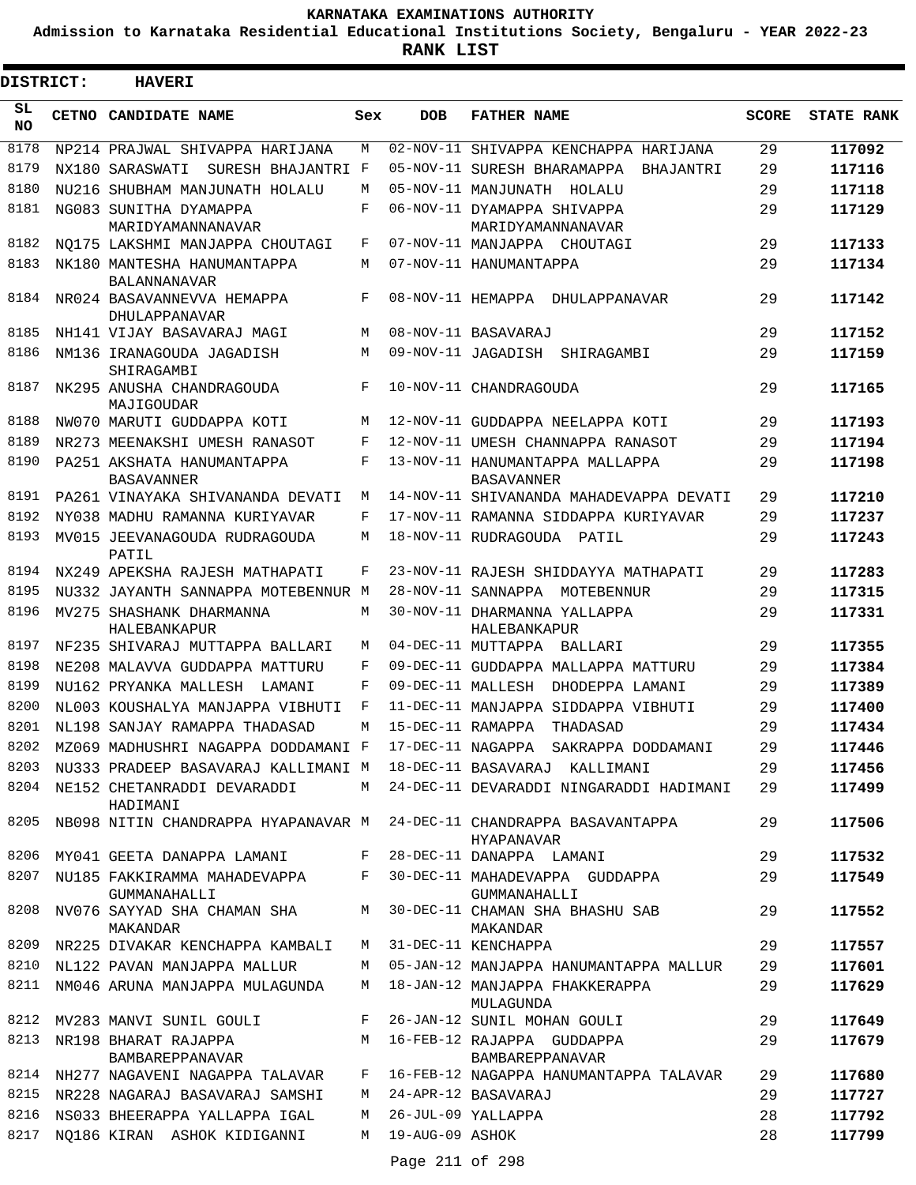# KARNATAKA EXAMINATIONS AUTHORITY

**Admission to Karnataka Residential Educational Institutions Society, Bengaluru - YEAR 2022-23**

**RANK LIST**

**DISTRICT: HAVERI**

| SL NO | CETNO | CANDIDATE NAME | Sex | DOB | FATHER NAME | SCORE | STATE RANK |
|---|---|---|---|---|---|---|---|
| 8178 | NP214 | PRAJWAL SHIVAPPA HARIJANA | M | 02-NOV-11 | SHIVAPPA KENCHAPPA HARIJANA | 29 | **117092** |
| 8179 | NX180 | SARASWATI SURESH BHAJANTRI | F | 05-NOV-11 | SURESH BHARAMAPPA BHAJANTRI | 29 | **117116** |
| 8180 | NU216 | SHUBHAM MANJUNATH HOLALU | M | 05-NOV-11 | MANJUNATH HOLALU | 29 | **117118** |
| 8181 | NG083 | SUNITHA DYAMAPPA MARIDYAMANNANAVAR | F | 06-NOV-11 | DYAMAPPA SHIVAPPA MARIDYAMANNANAVAR | 29 | **117129** |
| 8182 | NQ175 | LAKSHMI MANJAPPA CHOUTAGI | F | 07-NOV-11 | MANJAPPA CHOUTAGI | 29 | **117133** |
| 8183 | NK180 | MANTESHA HANUMANTAPPA BALANNANAVAR | M | 07-NOV-11 | HANUMANTAPPA | 29 | **117134** |
| 8184 | NR024 | BASAVANNEVVA HEMAPPA DHULAPPANAVAR | F | 08-NOV-11 | HEMAPPA DHULAPPANAVAR | 29 | **117142** |
| 8185 | NH141 | VIJAY BASAVARAJ MAGI | M | 08-NOV-11 | BASAVARAJ | 29 | **117152** |
| 8186 | NM136 | IRANAGOUDA JAGADISH SHIRAGAMBI | M | 09-NOV-11 | JAGADISH SHIRAGAMBI | 29 | **117159** |
| 8187 | NK295 | ANUSHA CHANDRAGOUDA MAJIGOUDAR | F | 10-NOV-11 | CHANDRAGOUDA | 29 | **117165** |
| 8188 | NW070 | MARUTI GUDDAPPA KOTI | M | 12-NOV-11 | GUDDAPPA NEELAPPA KOTI | 29 | **117193** |
| 8189 | NR273 | MEENAKSHI UMESH RANASOT | F | 12-NOV-11 | UMESH CHANNAPPA RANASOT | 29 | **117194** |
| 8190 | PA251 | AKSHATA HANUMANTAPPA BASAVANNER | F | 13-NOV-11 | HANUMANTAPPA MALLAPPA BASAVANNER | 29 | **117198** |
| 8191 | PA261 | VINAYAKA SHIVANANDA DEVATI | M | 14-NOV-11 | SHIVANANDA MAHADEVAPPA DEVATI | 29 | **117210** |
| 8192 | NY038 | MADHU RAMANNA KURIYAVAR | F | 17-NOV-11 | RAMANNA SIDDAPPA KURIYAVAR | 29 | **117237** |
| 8193 | MV015 | JEEVANAGOUDA RUDRAGOUDA PATIL | M | 18-NOV-11 | RUDRAGOUDA PATIL | 29 | **117243** |
| 8194 | NX249 | APEKSHA RAJESH MATHAPATI | F | 23-NOV-11 | RAJESH SHIDDAYYA MATHAPATI | 29 | **117283** |
| 8195 | NU332 | JAYANTH SANNAPPA MOTEBENNUR | M | 28-NOV-11 | SANNAPPA MOTEBENNUR | 29 | **117315** |
| 8196 | MV275 | SHASHANK DHARMANNA HALEBANKAPUR | M | 30-NOV-11 | DHARMANNA YALLAPPA HALEBANKAPUR | 29 | **117331** |
| 8197 | NF235 | SHIVARAJ MUTTAPPA BALLARI | M | 04-DEC-11 | MUTTAPPA BALLARI | 29 | **117355** |
| 8198 | NE208 | MALAVVA GUDDAPPA MATTURU | F | 09-DEC-11 | GUDDAPPA MALLAPPA MATTURU | 29 | **117384** |
| 8199 | NU162 | PRYANKA MALLESH LAMANI | F | 09-DEC-11 | MALLESH DHODEPPA LAMANI | 29 | **117389** |
| 8200 | NL003 | KOUSHALYA MANJAPPA VIBHUTI | F | 11-DEC-11 | MANJAPPA SIDDAPPA VIBHUTI | 29 | **117400** |
| 8201 | NL198 | SANJAY RAMAPPA THADASAD | M | 15-DEC-11 | RAMAPPA THADASAD | 29 | **117434** |
| 8202 | MZ069 | MADHUSHRI NAGAPPA DODDAMANI | F | 17-DEC-11 | NAGAPPA SAKRAPPA DODDAMANI | 29 | **117446** |
| 8203 | NU333 | PRADEEP BASAVARAJ KALLIMANI | M | 18-DEC-11 | BASAVARAJ KALLIMANI | 29 | **117456** |
| 8204 | NE152 | CHETANRADDI DEVARADDI HADIMANI | M | 24-DEC-11 | DEVARADDI NINGARADDI HADIMANI | 29 | **117499** |
| 8205 | NB098 | NITIN CHANDRAPPA HYAPANAVAR | M | 24-DEC-11 | CHANDRAPPA BASAVANTAPPA HYAPANAVAR | 29 | **117506** |
| 8206 | MY041 | GEETA DANAPPA LAMANI | F | 28-DEC-11 | DANAPPA LAMANI | 29 | **117532** |
| 8207 | NU185 | FAKKIRAMMA MAHADEVAPPA GUMMANAHALLI | F | 30-DEC-11 | MAHADEVAPPA GUDDAPPA GUMMANAHALLI | 29 | **117549** |
| 8208 | NV076 | SAYYAD SHA CHAMAN SHA MAKANDAR | M | 30-DEC-11 | CHAMAN SHA BHASHU SAB MAKANDAR | 29 | **117552** |
| 8209 | NR225 | DIVAKAR KENCHAPPA KAMBALI | M | 31-DEC-11 | KENCHAPPA | 29 | **117557** |
| 8210 | NL122 | PAVAN MANJAPPA MALLUR | M | 05-JAN-12 | MANJAPPA HANUMANTAPPA MALLUR | 29 | **117601** |
| 8211 | NM046 | ARUNA MANJAPPA MULAGUNDA | M | 18-JAN-12 | MANJAPPA FHAKKERAPPA MULAGUNDA | 29 | **117629** |
| 8212 | MV283 | MANVI SUNIL GOULI | F | 26-JAN-12 | SUNIL MOHAN GOULI | 29 | **117649** |
| 8213 | NR198 | BHARAT RAJAPPA BAMBAREPPANAVAR | M | 16-FEB-12 | RAJAPPA GUDDAPPA BAMBAREPPANAVAR | 29 | **117679** |
| 8214 | NH277 | NAGAVENI NAGAPPA TALAVAR | F | 16-FEB-12 | NAGAPPA HANUMANTAPPA TALAVAR | 29 | **117680** |
| 8215 | NR228 | NAGARAJ BASAVARAJ SAMSHI | M | 24-APR-12 | BASAVARAJ | 29 | **117727** |
| 8216 | NS033 | BHEERAPPA YALLAPPA IGAL | M | 26-JUL-09 | YALLAPPA | 28 | **117792** |
| 8217 | NQ186 | KIRAN ASHOK KIDIGANNI | M | 19-AUG-09 | ASHOK | 28 | **117799** |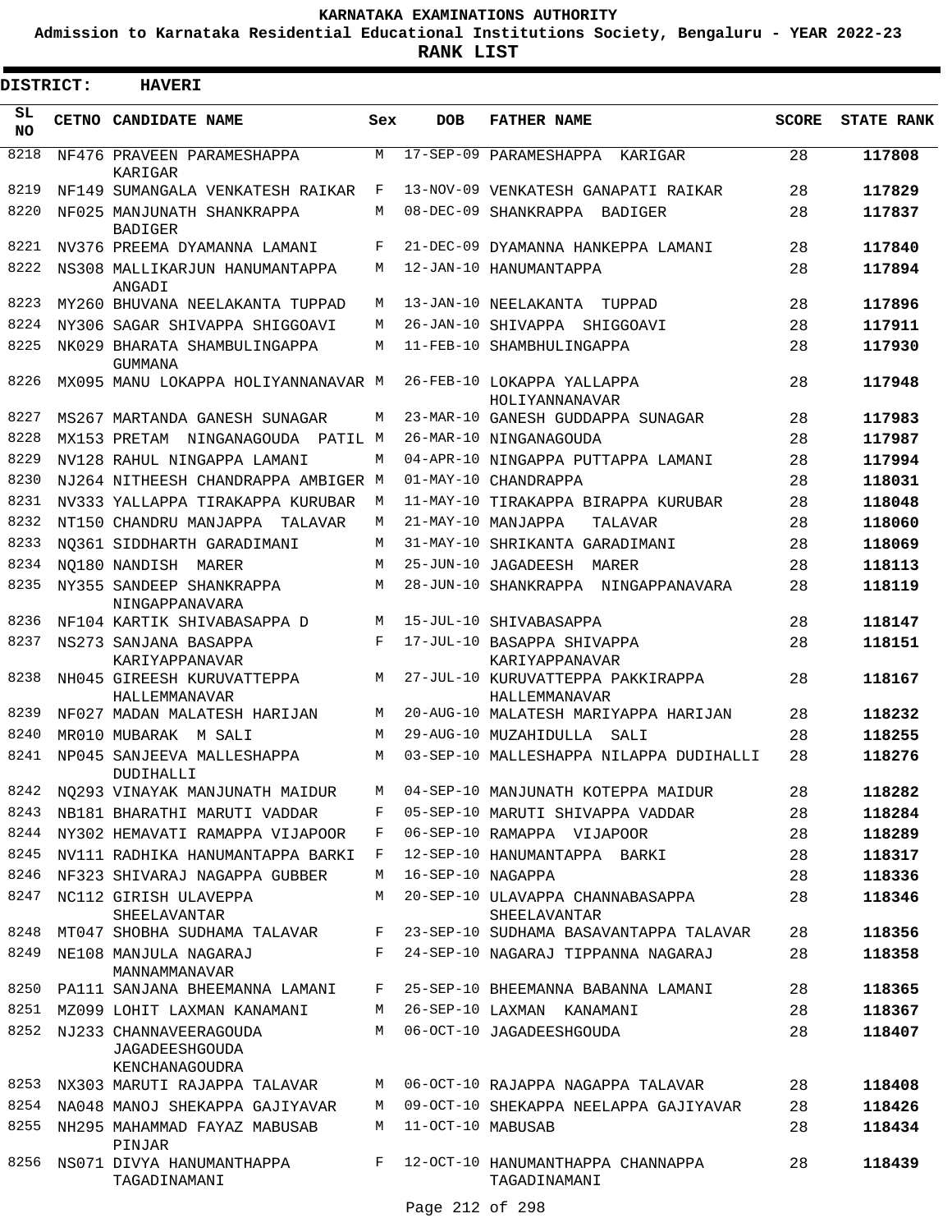# KARNATAKA EXAMINATIONS AUTHORITY

**Admission to Karnataka Residential Educational Institutions Society, Bengaluru - YEAR 2022-23**

**RANK LIST**

**DISTRICT: HAVERI**

| SL NO | CETNO | CANDIDATE NAME | Sex | DOB | FATHER NAME | SCORE | STATE RANK |
|---|---|---|---|---|---|---|---|
| 8218 | NF476 | PRAVEEN PARAMESHAPPA KARIGAR | M | 17-SEP-09 | PARAMESHAPPA KARIGAR | 28 | **117808** |
| 8219 | NF149 | SUMANGALA VENKATESH RAIKAR | F | 13-NOV-09 | VENKATESH GANAPATI RAIKAR | 28 | **117829** |
| 8220 | NF025 | MANJUNATH SHANKRAPPA BADIGER | M | 08-DEC-09 | SHANKRAPPA BADIGER | 28 | **117837** |
| 8221 | NV376 | PREEMA DYAMANNA LAMANI | F | 21-DEC-09 | DYAMANNA HANKEPPA LAMANI | 28 | **117840** |
| 8222 | NS308 | MALLIKARJUN HANUMANTAPPA ANGADI | M | 12-JAN-10 | HANUMANTAPPA | 28 | **117894** |
| 8223 | MY260 | BHUVANA NEELAKANTA TUPPAD | M | 13-JAN-10 | NEELAKANTA TUPPAD | 28 | **117896** |
| 8224 | NY306 | SAGAR SHIVAPPA SHIGGOAVI | M | 26-JAN-10 | SHIVAPPA SHIGGOAVI | 28 | **117911** |
| 8225 | NK029 | BHARATA SHAMBULINGAPPA GUMMANA | M | 11-FEB-10 | SHAMBHULINGAPPA | 28 | **117930** |
| 8226 | MX095 | MANU LOKAPPA HOLIYANNANAVAR | M | 26-FEB-10 | LOKAPPA YALLAPPA HOLIYANNANAVAR | 28 | **117948** |
| 8227 | MS267 | MARTANDA GANESH SUNAGAR | M | 23-MAR-10 | GANESH GUDDAPPA SUNAGAR | 28 | **117983** |
| 8228 | MX153 | PRETAM NINGANAGOUDA PATIL | M | 26-MAR-10 | NINGANAGOUDA | 28 | **117987** |
| 8229 | NV128 | RAHUL NINGAPPA LAMANI | M | 04-APR-10 | NINGAPPA PUTTAPPA LAMANI | 28 | **117994** |
| 8230 | NJ264 | NITHEESH CHANDRAPPA AMBIGER | M | 01-MAY-10 | CHANDRAPPA | 28 | **118031** |
| 8231 | NV333 | YALLAPPA TIRAKAPPA KURUBAR | M | 11-MAY-10 | TIRAKAPPA BIRAPPA KURUBAR | 28 | **118048** |
| 8232 | NT150 | CHANDRU MANJAPPA TALAVAR | M | 21-MAY-10 | MANJAPPA TALAVAR | 28 | **118060** |
| 8233 | NQ361 | SIDDHARTH GARADIMANI | M | 31-MAY-10 | SHRIKANTA GARADIMANI | 28 | **118069** |
| 8234 | NQ180 | NANDISH MARER | M | 25-JUN-10 | JAGADEESH MARER | 28 | **118113** |
| 8235 | NY355 | SANDEEP SHANKRAPPA NINGAPPANAVARA | M | 28-JUN-10 | SHANKRAPPA NINGAPPANAVARA | 28 | **118119** |
| 8236 | NF104 | KARTIK SHIVABASAPPA D | M | 15-JUL-10 | SHIVABASAPPA | 28 | **118147** |
| 8237 | NS273 | SANJANA BASAPPA KARIYAPPANAVAR | F | 17-JUL-10 | BASAPPA SHIVAPPA KARIYAPPANAVAR | 28 | **118151** |
| 8238 | NH045 | GIREESH KURUVATTEPPA HALLEMMANAVAR | M | 27-JUL-10 | KURUVATTEPPA PAKKIRAPPA HALLEMMANAVAR | 28 | **118167** |
| 8239 | NF027 | MADAN MALATESH HARIJAN | M | 20-AUG-10 | MALATESH MARIYAPPA HARIJAN | 28 | **118232** |
| 8240 | MR010 | MUBARAK M SALI | M | 29-AUG-10 | MUZAHIDULLA SALI | 28 | **118255** |
| 8241 | NP045 | SANJEEVA MALLESHAPPA DUDIHALLI | M | 03-SEP-10 | MALLESHAPPA NILAPPA DUDIHALLI | 28 | **118276** |
| 8242 | NQ293 | VINAYAK MANJUNATH MAIDUR | M | 04-SEP-10 | MANJUNATH KOTEPPA MAIDUR | 28 | **118282** |
| 8243 | NB181 | BHARATHI MARUTI VADDAR | F | 05-SEP-10 | MARUTI SHIVAPPA VADDAR | 28 | **118284** |
| 8244 | NY302 | HEMAVATI RAMAPPA VIJAPOOR | F | 06-SEP-10 | RAMAPPA VIJAPOOR | 28 | **118289** |
| 8245 | NV111 | RADHIKA HANUMANTAPPA BARKI | F | 12-SEP-10 | HANUMANTAPPA BARKI | 28 | **118317** |
| 8246 | NF323 | SHIVARAJ NAGAPPA GUBBER | M | 16-SEP-10 | NAGAPPA | 28 | **118336** |
| 8247 | NC112 | GIRISH ULAVEPPA SHEELAVANTAR | M | 20-SEP-10 | ULAVAPPA CHANNABASAPPA SHEELAVANTAR | 28 | **118346** |
| 8248 | MT047 | SHOBHA SUDHAMA TALAVAR | F | 23-SEP-10 | SUDHAMA BASAVANTAPPA TALAVAR | 28 | **118356** |
| 8249 | NE108 | MANJULA NAGARAJ MANNAMMANAVAR | F | 24-SEP-10 | NAGARAJ TIPPANNA NAGARAJ | 28 | **118358** |
| 8250 | PA111 | SANJANA BHEEMANNA LAMANI | F | 25-SEP-10 | BHEEMANNA BABANNA LAMANI | 28 | **118365** |
| 8251 | MZ099 | LOHIT LAXMAN KANAMANI | M | 26-SEP-10 | LAXMAN KANAMANI | 28 | **118367** |
| 8252 | NJ233 | CHANNAVEERAGOUDA JAGADEESHGOUDA KENCHANAGOUDRA | M | 06-OCT-10 | JAGADEESHGOUDA | 28 | **118407** |
| 8253 | NX303 | MARUTI RAJAPPA TALAVAR | M | 06-OCT-10 | RAJAPPA NAGAPPA TALAVAR | 28 | **118408** |
| 8254 | NA048 | MANOJ SHEKAPPA GAJIYAVAR | M | 09-OCT-10 | SHEKAPPA NEELAPPA GAJIYAVAR | 28 | **118426** |
| 8255 | NH295 | MAHAMMAD FAYAZ MABUSAB PINJAR | M | 11-OCT-10 | MABUSAB | 28 | **118434** |
| 8256 | NS071 | DIVYA HANUMANTHAPPA TAGADINAMANI | F | 12-OCT-10 | HANUMANTHAPPA CHANNAPPA TAGADINAMANI | 28 | **118439** |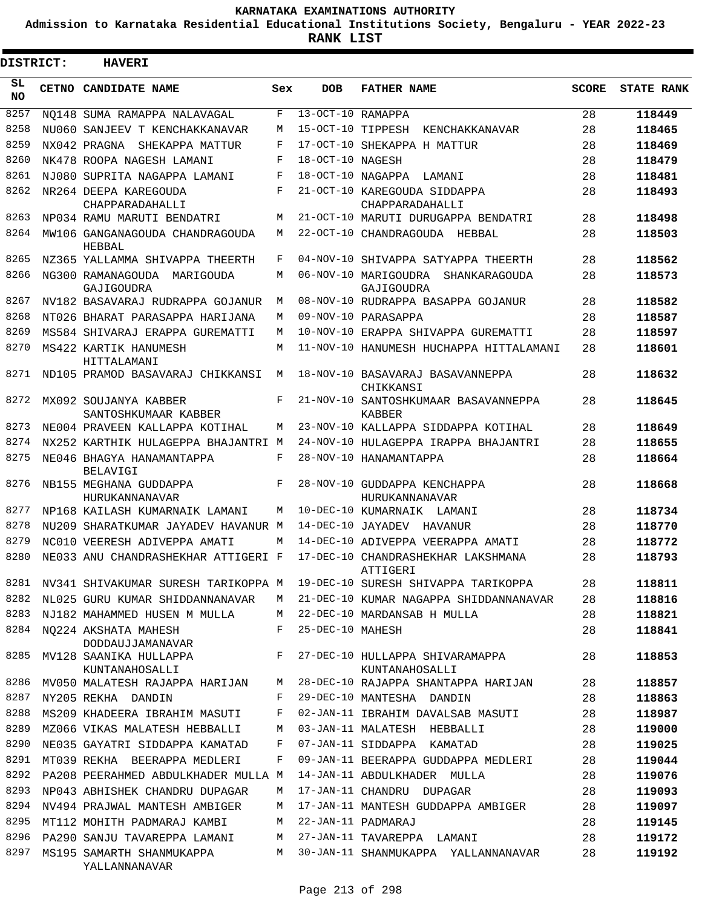# KARNATAKA EXAMINATIONS AUTHORITY

**Admission to Karnataka Residential Educational Institutions Society, Bengaluru - YEAR 2022-23**

**RANK LIST**

**DISTRICT: HAVERI**

| SL NO | CETNO | CANDIDATE NAME | Sex | DOB | FATHER NAME | SCORE | STATE RANK |
|---|---|---|---|---|---|---|---|
| 8257 | NQ148 | SUMA RAMAPPA NALAVAGAL | F | 13-OCT-10 | RAMAPPA | 28 | 118449 |
| 8258 | NU060 | SANJEEV T KENCHAKKANAVAR | M | 15-OCT-10 | TIPPESH KENCHAKKANAVAR | 28 | 118465 |
| 8259 | NX042 | PRAGNA SHEKAPPA MATTUR | F | 17-OCT-10 | SHEKAPPA H MATTUR | 28 | 118469 |
| 8260 | NK478 | ROOPA NAGESH LAMANI | F | 18-OCT-10 | NAGESH | 28 | 118479 |
| 8261 | NJ080 | SUPRITA NAGAPPA LAMANI | F | 18-OCT-10 | NAGAPPA LAMANI | 28 | 118481 |
| 8262 | NR264 | DEEPA KAREGOUDA CHAPPARADAHALLI | F | 21-OCT-10 | KAREGOUDA SIDDAPPA CHAPPARADAHALLI | 28 | 118493 |
| 8263 | NP034 | RAMU MARUTI BENDATRI | M | 21-OCT-10 | MARUTI DURUGAPPA BENDATRI | 28 | 118498 |
| 8264 | MW106 | GANGANAGOUDA CHANDRAGOUDA HEBBAL | M | 22-OCT-10 | CHANDRAGOUDA HEBBAL | 28 | 118503 |
| 8265 | NZ365 | YALLAMMA SHIVAPPA THEERTH | F | 04-NOV-10 | SHIVAPPA SATYAPPA THEERTH | 28 | 118562 |
| 8266 | NG300 | RAMANAGOUDA MARIGOUDA GAJIGOUDRA | M | 06-NOV-10 | MARIGOUDRA SHANKARAGOUDA GAJIGOUDRA | 28 | 118573 |
| 8267 | NV182 | BASAVARAJ RUDRAPPA GOJANUR | M | 08-NOV-10 | RUDRAPPA BASAPPA GOJANUR | 28 | 118582 |
| 8268 | NT026 | BHARAT PARASAPPA HARIJANA | M | 09-NOV-10 | PARASAPPA | 28 | 118587 |
| 8269 | MS584 | SHIVARAJ ERAPPA GUREMATTI | M | 10-NOV-10 | ERAPPA SHIVAPPA GUREMATTI | 28 | 118597 |
| 8270 | MS422 | KARTIK HANUMESH HITTALAMANI | M | 11-NOV-10 | HANUMESH HUCHAPPA HITTALAMANI | 28 | 118601 |
| 8271 | ND105 | PRAMOD BASAVARAJ CHIKKANSI | M | 18-NOV-10 | BASAVARAJ BASAVANNEPPA CHIKKANSI | 28 | 118632 |
| 8272 | MX092 | SOUJANYA KABBER SANTOSHKUMAAR KABBER | F | 21-NOV-10 | SANTOSHKUMAAR BASAVANNEPPA KABBER | 28 | 118645 |
| 8273 | NE004 | PRAVEEN KALLAPPA KOTIHAL | M | 23-NOV-10 | KALLAPPA SIDDAPPA KOTIHAL | 28 | 118649 |
| 8274 | NX252 | KARTHIK HULAGEPPA BHAJANTRI | M | 24-NOV-10 | HULAGEPPA IRAPPA BHAJANTRI | 28 | 118655 |
| 8275 | NE046 | BHAGYA HANAMANTAPPA BELAVIGI | F | 28-NOV-10 | HANAMANTAPPA | 28 | 118664 |
| 8276 | NB155 | MEGHANA GUDDAPPA HURUKANNANAVAR | F | 28-NOV-10 | GUDDAPPA KENCHAPPA HURUKANNANAVAR | 28 | 118668 |
| 8277 | NP168 | KAILASH KUMARNAIK LAMANI | M | 10-DEC-10 | KUMARNAIK LAMANI | 28 | 118734 |
| 8278 | NU209 | SHARATKUMAR JAYADEV HAVANUR | M | 14-DEC-10 | JAYADEV HAVANUR | 28 | 118770 |
| 8279 | NC010 | VEERESH ADIVEPPA AMATI | M | 14-DEC-10 | ADIVEPPA VEERAPPA AMATI | 28 | 118772 |
| 8280 | NE033 | ANU CHANDRASHEKHAR ATTIGERI | F | 17-DEC-10 | CHANDRASHEKHAR LAKSHMANA ATTIGERI | 28 | 118793 |
| 8281 | NV341 | SHIVAKUMAR SURESH TARIKOPPA | M | 19-DEC-10 | SURESH SHIVAPPA TARIKOPPA | 28 | 118811 |
| 8282 | NL025 | GURU KUMAR SHIDDANNANAVAR | M | 21-DEC-10 | KUMAR NAGAPPA SHIDDANNANAVAR | 28 | 118816 |
| 8283 | NJ182 | MAHAMMED HUSEN M MULLA | M | 22-DEC-10 | MARDANSAB H MULLA | 28 | 118821 |
| 8284 | NQ224 | AKSHATA MAHESH DODDAUJJAMANAVAR | F | 25-DEC-10 | MAHESH | 28 | 118841 |
| 8285 | MV128 | SAANIKA HULLAPPA KUNTANAHOSALLI | F | 27-DEC-10 | HULLAPPA SHIVARAMAPPA KUNTANAHOSALLI | 28 | 118853 |
| 8286 | MV050 | MALATESH RAJAPPA HARIJAN | M | 28-DEC-10 | RAJAPPA SHANTAPPA HARIJAN | 28 | 118857 |
| 8287 | NY205 | REKHA DANDIN | F | 29-DEC-10 | MANTESHA DANDIN | 28 | 118863 |
| 8288 | MS209 | KHADEERA IBRAHIM MASUTI | F | 02-JAN-11 | IBRAHIM DAVALSAB MASUTI | 28 | 118987 |
| 8289 | MZ066 | VIKAS MALATESH HEBBALLI | M | 03-JAN-11 | MALATESH HEBBALLI | 28 | 119000 |
| 8290 | NE035 | GAYATRI SIDDAPPA KAMATAD | F | 07-JAN-11 | SIDDAPPA KAMATAD | 28 | 119025 |
| 8291 | MT039 | REKHA BEERAPPA MEDLERI | F | 09-JAN-11 | BEERAPPA GUDDAPPA MEDLERI | 28 | 119044 |
| 8292 | PA208 | PEERAHMED ABDULKHADER MULLA | M | 14-JAN-11 | ABDULKHADER MULLA | 28 | 119076 |
| 8293 | NP043 | ABHISHEK CHANDRU DUPAGAR | M | 17-JAN-11 | CHANDRU DUPAGAR | 28 | 119093 |
| 8294 | NV494 | PRAJWAL MANTESH AMBIGER | M | 17-JAN-11 | MANTESH GUDDAPPA AMBIGER | 28 | 119097 |
| 8295 | MT112 | MOHITH PADMARAJ KAMBI | M | 22-JAN-11 | PADMARAJ | 28 | 119145 |
| 8296 | PA290 | SANJU TAVAREPPA LAMANI | M | 27-JAN-11 | TAVAREPPA LAMANI | 28 | 119172 |
| 8297 | MS195 | SAMARTH SHANMUKAPPA YALLANNANAVAR | M | 30-JAN-11 | SHANMUKAPPA YALLANNANAVAR | 28 | 119192 |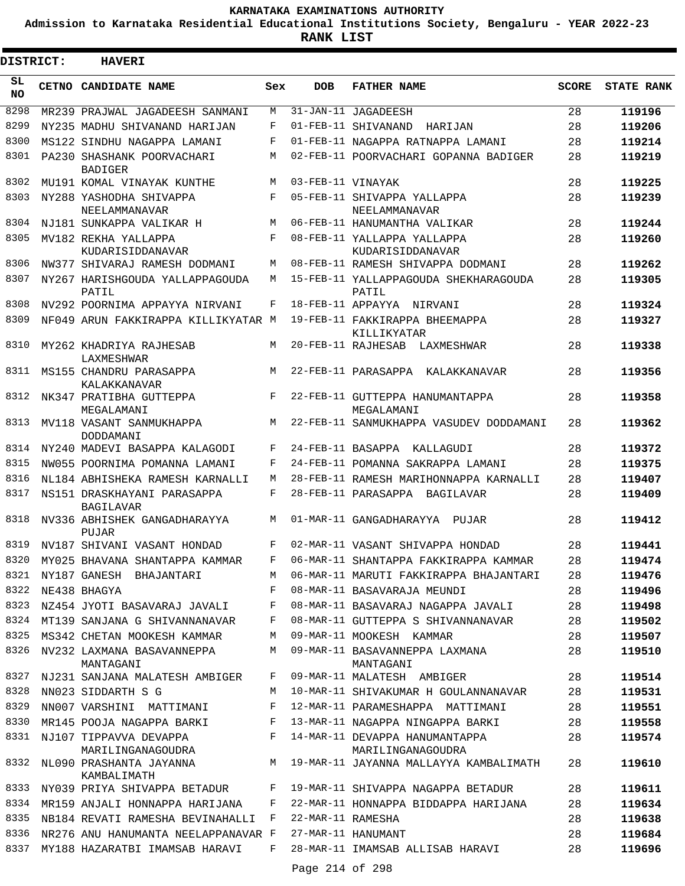# KARNATAKA EXAMINATIONS AUTHORITY

**Admission to Karnataka Residential Educational Institutions Society, Bengaluru - YEAR 2022-23**

**RANK LIST**

**DISTRICT: HAVERI**

| SL NO | CETNO | CANDIDATE NAME | Sex | DOB | FATHER NAME | SCORE | STATE RANK |
|---|---|---|---|---|---|---|---|
| 8298 | MR239 | PRAJWAL JAGADEESH SANMANI | M | 31-JAN-11 | JAGADEESH | 28 | 119196 |
| 8299 | NY235 | MADHU SHIVANAND HARIJAN | F | 01-FEB-11 | SHIVANAND HARIJAN | 28 | 119206 |
| 8300 | MS122 | SINDHU NAGAPPA LAMANI | F | 01-FEB-11 | NAGAPPA RATNAPPA LAMANI | 28 | 119214 |
| 8301 | PA230 | SHASHANK POORVACHARI BADIGER | M | 02-FEB-11 | POORVACHARI GOPANNA BADIGER | 28 | 119219 |
| 8302 | MU191 | KOMAL VINAYAK KUNTHE | M | 03-FEB-11 | VINAYAK | 28 | 119225 |
| 8303 | NY288 | YASHODHA SHIVAPPA NEELAMMANAVAR | F | 05-FEB-11 | SHIVAPPA YALLAPPA NEELAMMANAVAR | 28 | 119239 |
| 8304 | NJ181 | SUNKAPPA VALIKAR H | M | 06-FEB-11 | HANUMANTHA VALIKAR | 28 | 119244 |
| 8305 | MV182 | REKHA YALLAPPA KUDARISIDDANAVAR | F | 08-FEB-11 | YALLAPPA YALLAPPA KUDARISIDDANAVAR | 28 | 119260 |
| 8306 | NW377 | SHIVARAJ RAMESH DODMANI | M | 08-FEB-11 | RAMESH SHIVAPPA DODMANI | 28 | 119262 |
| 8307 | NY267 | HARISHGOUDA YALLAPPAGOUDA PATIL | M | 15-FEB-11 | YALLAPPAGOUDA SHEKHARAGOUDA PATIL | 28 | 119305 |
| 8308 | NV292 | POORNIMA APPAYYA NIRVANI | F | 18-FEB-11 | APPAYYA NIRVANI | 28 | 119324 |
| 8309 | NF049 | ARUN FAKKIRAPPA KILLIKYATAR | M | 19-FEB-11 | FAKKIRAPPA BHEEMAPPA KILLIKYATAR | 28 | 119327 |
| 8310 | MY262 | KHADRIYA RAJHESAB LAXMESHWAR | M | 20-FEB-11 | RAJHESAB LAXMESHWAR | 28 | 119338 |
| 8311 | MS155 | CHANDRU PARASAPPA KALAKKANAVAR | M | 22-FEB-11 | PARASAPPA KALAKKANAVAR | 28 | 119356 |
| 8312 | NK347 | PRATIBHA GUTTEPPA MEGALAMANI | F | 22-FEB-11 | GUTTEPPA HANUMANTAPPA MEGALAMANI | 28 | 119358 |
| 8313 | MV118 | VASANT SANMUKHAPPA DODDAMANI | M | 22-FEB-11 | SANMUKHAPPA VASUDEV DODDAMANI | 28 | 119362 |
| 8314 | NY240 | MADEVI BASAPPA KALAGODI | F | 24-FEB-11 | BASAPPA KALLAGUDI | 28 | 119372 |
| 8315 | NW055 | POORNIMA POMANNA LAMANI | F | 24-FEB-11 | POMANNA SAKRAPPA LAMANI | 28 | 119375 |
| 8316 | NL184 | ABHISHEKA RAMESH KARNALLI | M | 28-FEB-11 | RAMESH MARIHONNAPPA KARNALLI | 28 | 119407 |
| 8317 | NS151 | DRASKHAYANI PARASAPPA BAGILAVAR | F | 28-FEB-11 | PARASAPPA BAGILAVAR | 28 | 119409 |
| 8318 | NV336 | ABHISHEK GANGADHARAYYA PUJAR | M | 01-MAR-11 | GANGADHARAYYA PUJAR | 28 | 119412 |
| 8319 | NV187 | SHIVANI VASANT HONDAD | F | 02-MAR-11 | VASANT SHIVAPPA HONDAD | 28 | 119441 |
| 8320 | MY025 | BHAVANA SHANTAPPA KAMMAR | F | 06-MAR-11 | SHANTAPPA FAKKIRAPPA KAMMAR | 28 | 119474 |
| 8321 | NY187 | GANESH BHAJANTARI | M | 06-MAR-11 | MARUTI FAKKIRAPPA BHAJANTARI | 28 | 119476 |
| 8322 | NE438 | BHAGYA | F | 08-MAR-11 | BASAVARAJA MEUNDI | 28 | 119496 |
| 8323 | NZ454 | JYOTI BASAVARAJ JAVALI | F | 08-MAR-11 | BASAVARAJ NAGAPPA JAVALI | 28 | 119498 |
| 8324 | MT139 | SANJANA G SHIVANNANAVAR | F | 08-MAR-11 | GUTTEPPA S SHIVANNANAVAR | 28 | 119502 |
| 8325 | MS342 | CHETAN MOOKESH KAMMAR | M | 09-MAR-11 | MOOKESH KAMMAR | 28 | 119507 |
| 8326 | NV232 | LAXMANA BASAVANNEPPA MANTAGANI | M | 09-MAR-11 | BASAVANNEPPA LAXMANA MANTAGANI | 28 | 119510 |
| 8327 | NJ231 | SANJANA MALATESH AMBIGER | F | 09-MAR-11 | MALATESH AMBIGER | 28 | 119514 |
| 8328 | NN023 | SIDDARTH S G | M | 10-MAR-11 | SHIVAKUMAR H GOULANNANAVAR | 28 | 119531 |
| 8329 | NN007 | VARSHINI MATTIMANI | F | 12-MAR-11 | PARAMESHAPPA MATTIMANI | 28 | 119551 |
| 8330 | MR145 | POOJA NAGAPPA BARKI | F | 13-MAR-11 | NAGAPPA NINGAPPA BARKI | 28 | 119558 |
| 8331 | NJ107 | TIPPAVVA DEVAPPA MARILINGANAGOUDRA | F | 14-MAR-11 | DEVAPPA HANUMANTAPPA MARILINGANAGOUDRA | 28 | 119574 |
| 8332 | NL090 | PRASHANTA JAYANNA KAMBALIMATH | M | 19-MAR-11 | JAYANNA MALLAYYA KAMBALIMATH | 28 | 119610 |
| 8333 | NY039 | PRIYA SHIVAPPA BETADUR | F | 19-MAR-11 | SHIVAPPA NAGAPPA BETADUR | 28 | 119611 |
| 8334 | MR159 | ANJALI HONNAPPA HARIJANA | F | 22-MAR-11 | HONNAPPA BIDDAPPA HARIJANA | 28 | 119634 |
| 8335 | NB184 | REVATI RAMESHA BEVINAHALLI | F | 22-MAR-11 | RAMESHA | 28 | 119638 |
| 8336 | NR276 | ANU HANUMANTA NEELAPPANAVAR | F | 27-MAR-11 | HANUMANT | 28 | 119684 |
| 8337 | MY188 | HAZARATBI IMAMSAB HARAVI | F | 28-MAR-11 | IMAMSAB ALLISAB HARAVI | 28 | 119696 |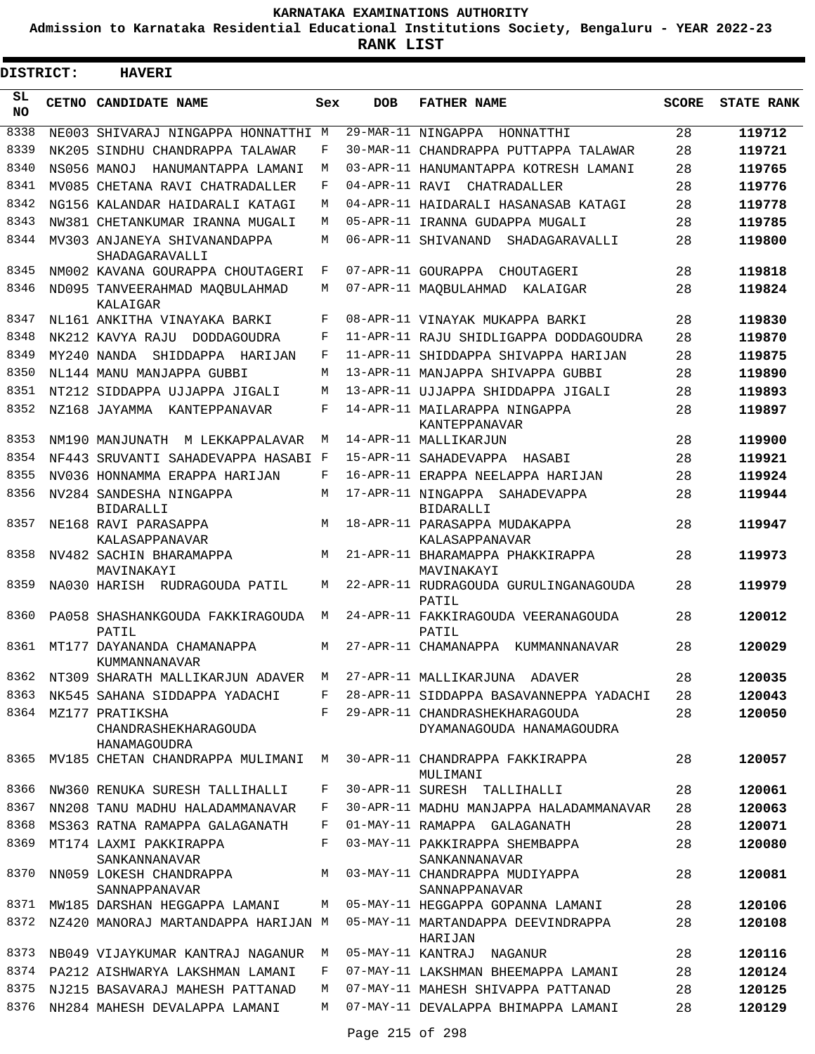**KARNATAKA EXAMINATIONS AUTHORITY**

**Admission to Karnataka Residential Educational Institutions Society, Bengaluru - YEAR 2022-23**

**RANK LIST**

**DISTRICT: HAVERI**

| SL NO | CETNO | CANDIDATE NAME | Sex | DOB | FATHER NAME | SCORE | STATE RANK |
|---|---|---|---|---|---|---|---|
| 8338 | NE003 | SHIVARAJ NINGAPPA HONNATTHI | M | 29-MAR-11 | NINGAPPA HONNATTHI | 28 | 119712 |
| 8339 | NK205 | SINDHU CHANDRAPPA TALAWAR | F | 30-MAR-11 | CHANDRAPPA PUTTAPPA TALAWAR | 28 | 119721 |
| 8340 | NS056 | MANOJ HANUMANTAPPA LAMANI | M | 03-APR-11 | HANUMANTAPPA KOTRESH LAMANI | 28 | 119765 |
| 8341 | MV085 | CHETANA RAVI CHATRADALLER | F | 04-APR-11 | RAVI CHATRADALLER | 28 | 119776 |
| 8342 | NG156 | KALANDAR HAIDARALI KATAGI | M | 04-APR-11 | HAIDARALI HASANASAB KATAGI | 28 | 119778 |
| 8343 | NW381 | CHETANKUMAR IRANNA MUGALI | M | 05-APR-11 | IRANNA GUDAPPA MUGALI | 28 | 119785 |
| 8344 | MV303 | ANJANEYA SHIVANANDAPPA SHADAGARAVALLI | M | 06-APR-11 | SHIVANAND SHADAGARAVALLI | 28 | 119800 |
| 8345 | NM002 | KAVANA GOURAPPA CHOUTAGERI | F | 07-APR-11 | GOURAPPA CHOUTAGERI | 28 | 119818 |
| 8346 | ND095 | TANVEERAHMAD MAQBULAHMAD KALAIGAR | M | 07-APR-11 | MAQBULAHMAD KALAIGAR | 28 | 119824 |
| 8347 | NL161 | ANKITHA VINAYAKA BARKI | F | 08-APR-11 | VINAYAK MUKAPPA BARKI | 28 | 119830 |
| 8348 | NK212 | KAVYA RAJU DODDAGOUDRA | F | 11-APR-11 | RAJU SHIDLIGAPPA DODDAGOUDRA | 28 | 119870 |
| 8349 | MY240 | NANDA SHIDDAPPA HARIJAN | F | 11-APR-11 | SHIDDAPPA SHIVAPPA HARIJAN | 28 | 119875 |
| 8350 | NL144 | MANU MANJAPPA GUBBI | M | 13-APR-11 | MANJAPPA SHIVAPPA GUBBI | 28 | 119890 |
| 8351 | NT212 | SIDDAPPA UJJAPPA JIGALI | M | 13-APR-11 | UJJAPPA SHIDDAPPA JIGALI | 28 | 119893 |
| 8352 | NZ168 | JAYAMMA KANTEPPANAVAR | F | 14-APR-11 | MAILARAPPA NINGAPPA KANTEPPANAVAR | 28 | 119897 |
| 8353 | NM190 | MANJUNATH M LEKKAPPALAVAR | M | 14-APR-11 | MALLIKARJUN | 28 | 119900 |
| 8354 | NF443 | SRUVANTI SAHADEVAPPA HASABI | F | 15-APR-11 | SAHADEVAPPA HASABI | 28 | 119921 |
| 8355 | NV036 | HONNAMMA ERAPPA HARIJAN | F | 16-APR-11 | ERAPPA NEELAPPA HARIJAN | 28 | 119924 |
| 8356 | NV284 | SANDESHA NINGAPPA BIDARALLI | M | 17-APR-11 | NINGAPPA SAHADEVAPPA BIDARALLI | 28 | 119944 |
| 8357 | NE168 | RAVI PARASAPPA KALASAPPANAVAR | M | 18-APR-11 | PARASAPPA MUDAKAPPA KALASAPPANAVAR | 28 | 119947 |
| 8358 | NV482 | SACHIN BHARAMAPPA MAVINAKAYI | M | 21-APR-11 | BHARAMAPPA PHAKKIRAPPA MAVINAKAYI | 28 | 119973 |
| 8359 | NA030 | HARISH RUDRAGOUDA PATIL | M | 22-APR-11 | RUDRAGOUDA GURULINGANAGOUDA PATIL | 28 | 119979 |
| 8360 | PA058 | SHASHANKGOUDA FAKKIRAGOUDA PATIL | M | 24-APR-11 | FAKKIRAGOUDA VEERANAGOUDA PATIL | 28 | 120012 |
| 8361 | MT177 | DAYANANDA CHAMANAPPA KUMMANNANAVAR | M | 27-APR-11 | CHAMANAPPA KUMMANNANAVAR | 28 | 120029 |
| 8362 | NT309 | SHARATH MALLIKARJUN ADAVER | M | 27-APR-11 | MALLIKARJUNA ADAVER | 28 | 120035 |
| 8363 | NK545 | SAHANA SIDDAPPA YADACHI | F | 28-APR-11 | SIDDAPPA BASAVANNEPPA YADACHI | 28 | 120043 |
| 8364 | MZ177 | PRATIKSHA CHANDRASHEKHARAGOUDA HANAMAGOUDRA | F | 29-APR-11 | CHANDRASHEKHARAGOUDA DYAMANAGOUDA HANAMAGOUDRA | 28 | 120050 |
| 8365 | MV185 | CHETAN CHANDRAPPA MULIMANI | M | 30-APR-11 | CHANDRAPPA FAKKIRAPPA MULIMANI | 28 | 120057 |
| 8366 | NW360 | RENUKA SURESH TALLIHALLI | F | 30-APR-11 | SURESH TALLIHALLI | 28 | 120061 |
| 8367 | NN208 | TANU MADHU HALADAMMANAVAR | F | 30-APR-11 | MADHU MANJAPPA HALADAMMANAVAR | 28 | 120063 |
| 8368 | MS363 | RATNA RAMAPPA GALAGANATH | F | 01-MAY-11 | RAMAPPA GALAGANATH | 28 | 120071 |
| 8369 | MT174 | LAXMI PAKKIRAPPA SANKANNANAVAR | F | 03-MAY-11 | PAKKIRAPPA SHEMBAPPA SANKANNANAVAR | 28 | 120080 |
| 8370 | NN059 | LOKESH CHANDRAPPA SANNAPPANAVAR | M | 03-MAY-11 | CHANDRAPPA MUDIYAPPA SANNAPPANAVAR | 28 | 120081 |
| 8371 | MW185 | DARSHAN HEGGAPPA LAMANI | M | 05-MAY-11 | HEGGAPPA GOPANNA LAMANI | 28 | 120106 |
| 8372 | NZ420 | MANORAJ MARTANDAPPA HARIJAN | M | 05-MAY-11 | MARTANDAPPA DEEVINDRAPPA HARIJAN | 28 | 120108 |
| 8373 | NB049 | VIJAYKUMAR KANTRAJ NAGANUR | M | 05-MAY-11 | KANTRAJ NAGANUR | 28 | 120116 |
| 8374 | PA212 | AISHWARYA LAKSHMAN LAMANI | F | 07-MAY-11 | LAKSHMAN BHEEMAPPA LAMANI | 28 | 120124 |
| 8375 | NJ215 | BASAVARAJ MAHESH PATTANAD | M | 07-MAY-11 | MAHESH SHIVAPPA PATTANAD | 28 | 120125 |
| 8376 | NH284 | MAHESH DEVALAPPA LAMANI | M | 07-MAY-11 | DEVALAPPA BHIMAPPA LAMANI | 28 | 120129 |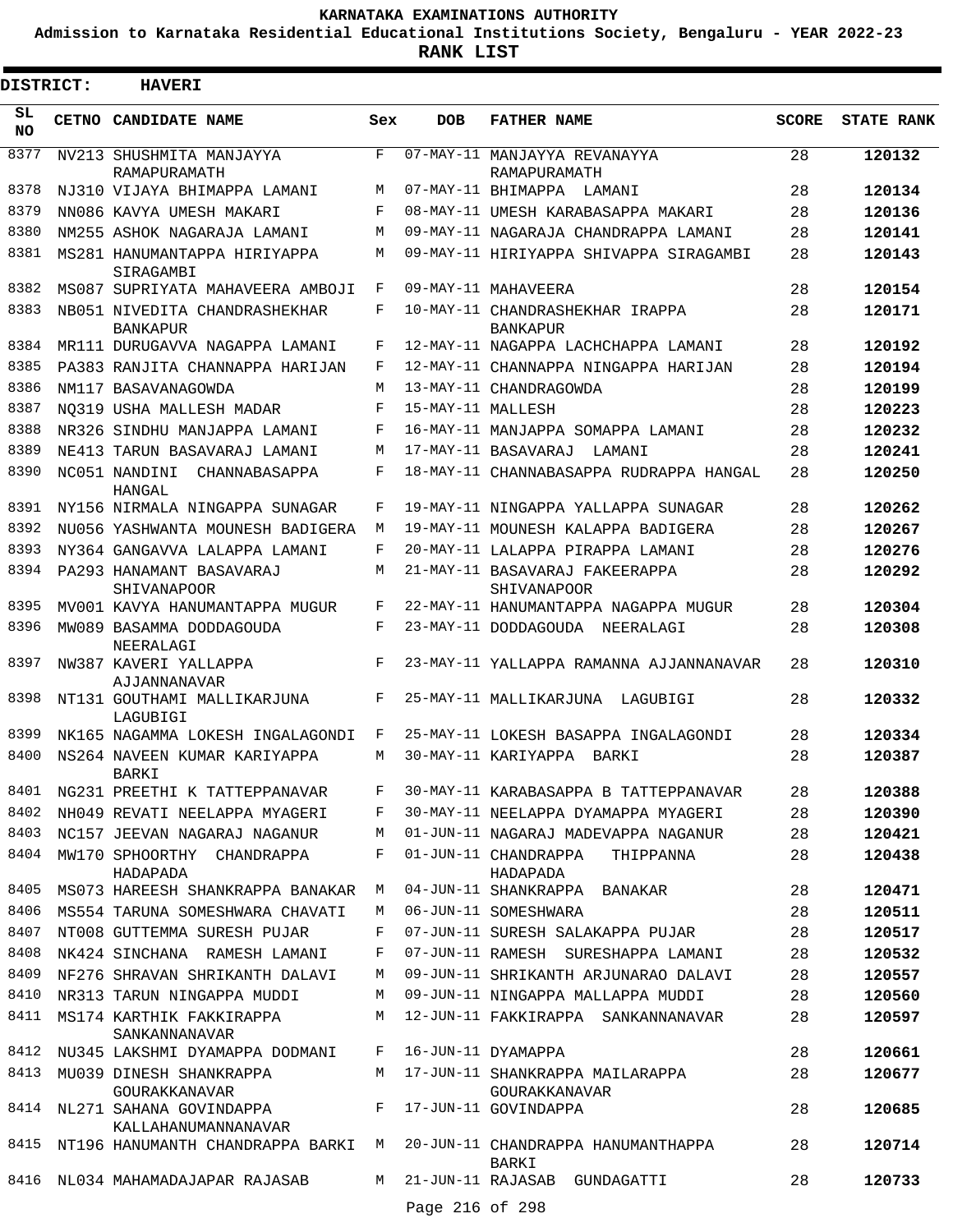# KARNATAKA EXAMINATIONS AUTHORITY

**Admission to Karnataka Residential Educational Institutions Society, Bengaluru - YEAR 2022-23**

**RANK LIST**

**DISTRICT: HAVERI**

| SL NO | CETNO | CANDIDATE NAME | Sex | DOB | FATHER NAME | SCORE | STATE RANK |
|---|---|---|---|---|---|---|---|
| 8377 | NV213 | SHUSHMITA MANJAYYA RAMAPURAMATH | F | 07-MAY-11 | MANJAYYA REVANAYYA RAMAPURAMATH | 28 | **120132** |
| 8378 | NJ310 | VIJAYA BHIMAPPA LAMANI | M | 07-MAY-11 | BHIMAPPA LAMANI | 28 | **120134** |
| 8379 | NN086 | KAVYA UMESH MAKARI | F | 08-MAY-11 | UMESH KARABASAPPA MAKARI | 28 | **120136** |
| 8380 | NM255 | ASHOK NAGARAJA LAMANI | M | 09-MAY-11 | NAGARAJA CHANDRAPPA LAMANI | 28 | **120141** |
| 8381 | MS281 | HANUMANTAPPA HIRIYAPPA SIRAGAMBI | M | 09-MAY-11 | HIRIYAPPA SHIVAPPA SIRAGAMBI | 28 | **120143** |
| 8382 | MS087 | SUPRIYATA MAHAVEERA AMBOJI | F | 09-MAY-11 | MAHAVEERA | 28 | **120154** |
| 8383 | NB051 | NIVEDITA CHANDRASHEKHAR BANKAPUR | F | 10-MAY-11 | CHANDRASHEKHAR IRAPPA BANKAPUR | 28 | **120171** |
| 8384 | MR111 | DURUGAVVA NAGAPPA LAMANI | F | 12-MAY-11 | NAGAPPA LACHCHAPPA LAMANI | 28 | **120192** |
| 8385 | PA383 | RANJITA CHANNAPPA HARIJAN | F | 12-MAY-11 | CHANNAPPA NINGAPPA HARIJAN | 28 | **120194** |
| 8386 | NM117 | BASAVANAGOWDA | M | 13-MAY-11 | CHANDRAGOWDA | 28 | **120199** |
| 8387 | NQ319 | USHA MALLESH MADAR | F | 15-MAY-11 | MALLESH | 28 | **120223** |
| 8388 | NR326 | SINDHU MANJAPPA LAMANI | F | 16-MAY-11 | MANJAPPA SOMAPPA LAMANI | 28 | **120232** |
| 8389 | NE413 | TARUN BASAVARAJ LAMANI | M | 17-MAY-11 | BASAVARAJ LAMANI | 28 | **120241** |
| 8390 | NC051 | NANDINI CHANNABASAPPA HANGAL | F | 18-MAY-11 | CHANNABASAPPA RUDRAPPA HANGAL | 28 | **120250** |
| 8391 | NY156 | NIRMALA NINGAPPA SUNAGAR | F | 19-MAY-11 | NINGAPPA YALLAPPA SUNAGAR | 28 | **120262** |
| 8392 | NU056 | YASHWANTA MOUNESH BADIGERA | M | 19-MAY-11 | MOUNESH KALAPPA BADIGERA | 28 | **120267** |
| 8393 | NY364 | GANGAVVA LALAPPA LAMANI | F | 20-MAY-11 | LALAPPA PIRAPPA LAMANI | 28 | **120276** |
| 8394 | PA293 | HANAMANT BASAVARAJ SHIVANAPOOR | M | 21-MAY-11 | BASAVARAJ FAKEERAPPA SHIVANAPOOR | 28 | **120292** |
| 8395 | MV001 | KAVYA HANUMANTAPPA MUGUR | F | 22-MAY-11 | HANUMANTAPPA NAGAPPA MUGUR | 28 | **120304** |
| 8396 | MW089 | BASAMMA DODDAGOUDA NEERALAGI | F | 23-MAY-11 | DODDAGOUDA NEERALAGI | 28 | **120308** |
| 8397 | NW387 | KAVERI YALLAPPA AJJANNANAVAR | F | 23-MAY-11 | YALLAPPA RAMANNA AJJANNANAVAR | 28 | **120310** |
| 8398 | NT131 | GOUTHAMI MALLIKARJUNA LAGUBIGI | F | 25-MAY-11 | MALLIKARJUNA LAGUBIGI | 28 | **120332** |
| 8399 | NK165 | NAGAMMA LOKESH INGALAGONDI | F | 25-MAY-11 | LOKESH BASAPPA INGALAGONDI | 28 | **120334** |
| 8400 | NS264 | NAVEEN KUMAR KARIYAPPA BARKI | M | 30-MAY-11 | KARIYAPPA BARKI | 28 | **120387** |
| 8401 | NG231 | PREETHI K TATTEPPANAVAR | F | 30-MAY-11 | KARABASAPPA B TATTEPPANAVAR | 28 | **120388** |
| 8402 | NH049 | REVATI NEELAPPA MYAGERI | F | 30-MAY-11 | NEELAPPA DYAMAPPA MYAGERI | 28 | **120390** |
| 8403 | NC157 | JEEVAN NAGARAJ NAGANUR | M | 01-JUN-11 | NAGARAJ MADEVAPPA NAGANUR | 28 | **120421** |
| 8404 | MW170 | SPHOORTHY CHANDRAPPA HADAPADA | F | 01-JUN-11 | CHANDRAPPA THIPPANNA HADAPADA | 28 | **120438** |
| 8405 | MS073 | HAREESH SHANKRAPPA BANAKAR | M | 04-JUN-11 | SHANKRAPPA BANAKAR | 28 | **120471** |
| 8406 | MS554 | TARUNA SOMESHWARA CHAVATI | M | 06-JUN-11 | SOMESHWARA | 28 | **120511** |
| 8407 | NT008 | GUTTEMMA SURESH PUJAR | F | 07-JUN-11 | SURESH SALAKAPPA PUJAR | 28 | **120517** |
| 8408 | NK424 | SINCHANA RAMESH LAMANI | F | 07-JUN-11 | RAMESH SURESHAPPA LAMANI | 28 | **120532** |
| 8409 | NF276 | SHRAVAN SHRIKANTH DALAVI | M | 09-JUN-11 | SHRIKANTH ARJUNARAO DALAVI | 28 | **120557** |
| 8410 | NR313 | TARUN NINGAPPA MUDDI | M | 09-JUN-11 | NINGAPPA MALLAPPA MUDDI | 28 | **120560** |
| 8411 | MS174 | KARTHIK FAKKIRAPPA SANKANNANAVAR | M | 12-JUN-11 | FAKKIRAPPA SANKANNANAVAR | 28 | **120597** |
| 8412 | NU345 | LAKSHMI DYAMAPPA DODMANI | F | 16-JUN-11 | DYAMAPPA | 28 | **120661** |
| 8413 | MU039 | DINESH SHANKRAPPA GOURAKKANAVAR | M | 17-JUN-11 | SHANKRAPPA MAILARAPPA GOURAKKANAVAR | 28 | **120677** |
| 8414 | NL271 | SAHANA GOVINDAPPA KALLAHANUMANNANAVAR | F | 17-JUN-11 | GOVINDAPPA | 28 | **120685** |
| 8415 | NT196 | HANUMANTH CHANDRAPPA BARKI | M | 20-JUN-11 | CHANDRAPPA HANUMANTHAPPA BARKI | 28 | **120714** |
| 8416 | NL034 | MAHAMADAJAPAR RAJASAB | M | 21-JUN-11 | RAJASAB GUNDAGATTI | 28 | **120733** |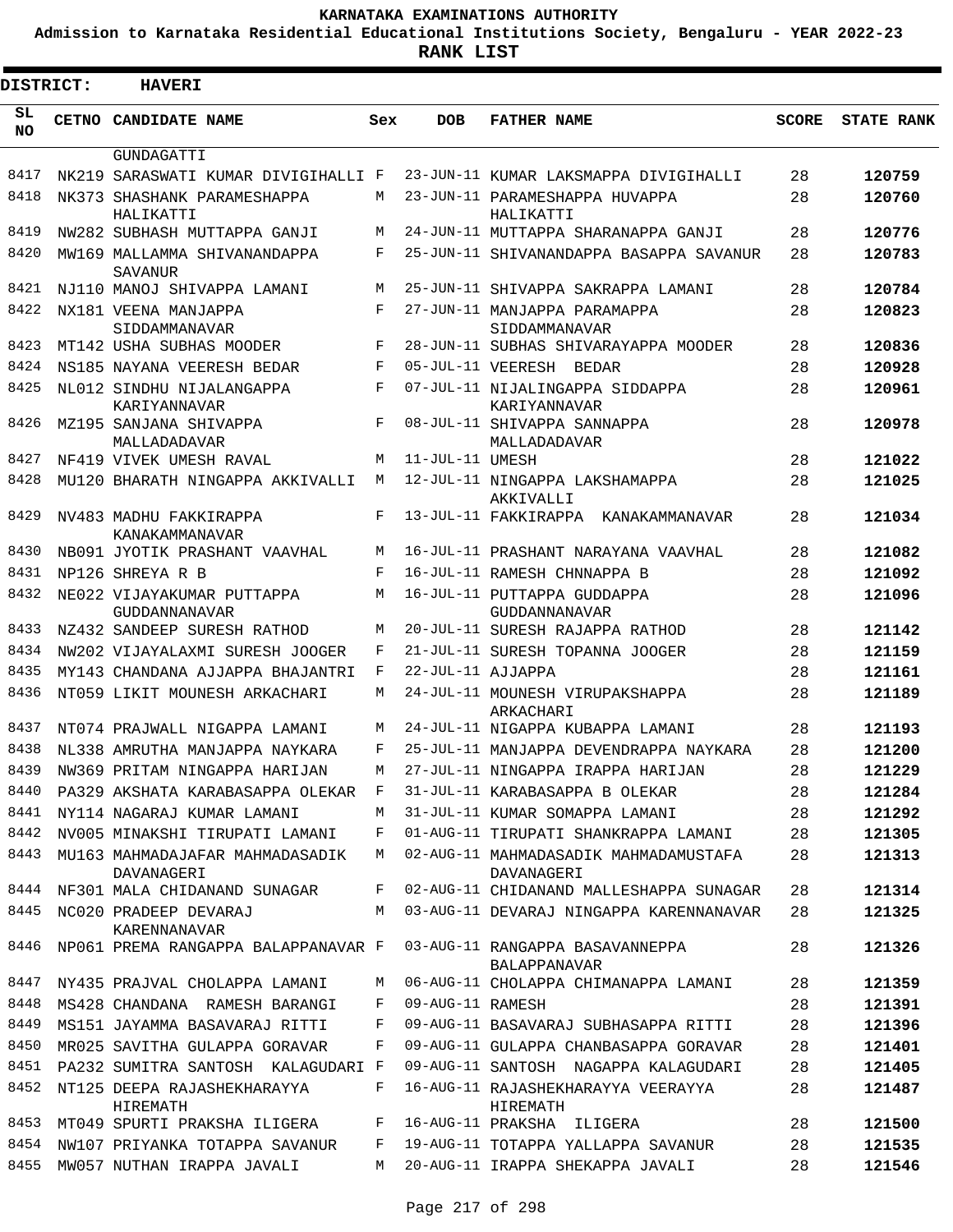# KARNATAKA EXAMINATIONS AUTHORITY

**Admission to Karnataka Residential Educational Institutions Society, Bengaluru - YEAR 2022-23**

**RANK LIST**

**DISTRICT: HAVERI**

| SL NO | CETNO | CANDIDATE NAME | Sex | DOB | FATHER NAME | SCORE | STATE RANK |
|---|---|---|---|---|---|---|---|
| | | GUNDAGATTI | | | | | |
| 8417 | NK219 | SARASWATI KUMAR DIVIGIHALLI | F | 23-JUN-11 | KUMAR LAKSMAPPA DIVIGIHALLI | 28 | 120759 |
| 8418 | NK373 | SHASHANK PARAMESHAPPA HALIKATTI | M | 23-JUN-11 | PARAMESHAPPA HUVAPPA HALIKATTI | 28 | 120760 |
| 8419 | NW282 | SUBHASH MUTTAPPA GANJI | M | 24-JUN-11 | MUTTAPPA SHARANAPPA GANJI | 28 | 120776 |
| 8420 | MW169 | MALLAMMA SHIVANANDAPPA SAVANUR | F | 25-JUN-11 | SHIVANANDAPPA BASAPPA SAVANUR | 28 | 120783 |
| 8421 | NJ110 | MANOJ SHIVAPPA LAMANI | M | 25-JUN-11 | SHIVAPPA SAKRAPPA LAMANI | 28 | 120784 |
| 8422 | NX181 | VEENA MANJAPPA SIDDAMMANAVAR | F | 27-JUN-11 | MANJAPPA PARAMAPPA SIDDAMMANAVAR | 28 | 120823 |
| 8423 | MT142 | USHA SUBHAS MOODER | F | 28-JUN-11 | SUBHAS SHIVARAYAPPA MOODER | 28 | 120836 |
| 8424 | NS185 | NAYANA VEERESH BEDAR | F | 05-JUL-11 | VEERESH BEDAR | 28 | 120928 |
| 8425 | NL012 | SINDHU NIJALANGAPPA KARIYANNAVAR | F | 07-JUL-11 | NIJALINGAPPA SIDDAPPA KARIYANNAVAR | 28 | 120961 |
| 8426 | MZ195 | SANJANA SHIVAPPA MALLADADAVAR | F | 08-JUL-11 | SHIVAPPA SANNAPPA MALLADADAVAR | 28 | 120978 |
| 8427 | NF419 | VIVEK UMESH RAVAL | M | 11-JUL-11 | UMESH | 28 | 121022 |
| 8428 | MU120 | BHARATH NINGAPPA AKKIVALLI | M | 12-JUL-11 | NINGAPPA LAKSHAMAPPA AKKIVALLI | 28 | 121025 |
| 8429 | NV483 | MADHU FAKKIRAPPA KANAKAMMANAVAR | F | 13-JUL-11 | FAKKIRAPPA KANAKAMMANAVAR | 28 | 121034 |
| 8430 | NB091 | JYOTIK PRASHANT VAAVHAL | M | 16-JUL-11 | PRASHANT NARAYANA VAAVHAL | 28 | 121082 |
| 8431 | NP126 | SHREYA R B | F | 16-JUL-11 | RAMESH CHNNAPPA B | 28 | 121092 |
| 8432 | NE022 | VIJAYAKUMAR PUTTAPPA GUDDANNANAVAR | M | 16-JUL-11 | PUTTAPPA GUDDAPPA GUDDANNANAVAR | 28 | 121096 |
| 8433 | NZ432 | SANDEEP SURESH RATHOD | M | 20-JUL-11 | SURESH RAJAPPA RATHOD | 28 | 121142 |
| 8434 | NW202 | VIJAYALAXMI SURESH JOOGER | F | 21-JUL-11 | SURESH TOPANNA JOOGER | 28 | 121159 |
| 8435 | MY143 | CHANDANA AJJAPPA BHAJANTRI | F | 22-JUL-11 | AJJAPPA | 28 | 121161 |
| 8436 | NT059 | LIKIT MOUNESH ARKACHARI | M | 24-JUL-11 | MOUNESH VIRUPAKSHAPPA ARKACHARI | 28 | 121189 |
| 8437 | NT074 | PRAJWALL NIGAPPA LAMANI | M | 24-JUL-11 | NIGAPPA KUBAPPA LAMANI | 28 | 121193 |
| 8438 | NL338 | AMRUTHA MANJAPPA NAYKARA | F | 25-JUL-11 | MANJAPPA DEVENDRAPPA NAYKARA | 28 | 121200 |
| 8439 | NW369 | PRITAM NINGAPPA HARIJAN | M | 27-JUL-11 | NINGAPPA IRAPPA HARIJAN | 28 | 121229 |
| 8440 | PA329 | AKSHATA KARABASAPPA OLEKAR | F | 31-JUL-11 | KARABASAPPA B OLEKAR | 28 | 121284 |
| 8441 | NY114 | NAGARAJ KUMAR LAMANI | M | 31-JUL-11 | KUMAR SOMAPPA LAMANI | 28 | 121292 |
| 8442 | NV005 | MINAKSHI TIRUPATI LAMANI | F | 01-AUG-11 | TIRUPATI SHANKRAPPA LAMANI | 28 | 121305 |
| 8443 | MU163 | MAHMADAJAFAR MAHMADASADIK DAVANAGERI | M | 02-AUG-11 | MAHMADASADIK MAHMADAMUSTAFA DAVANAGERI | 28 | 121313 |
| 8444 | NF301 | MALA CHIDANAND SUNAGAR | F | 02-AUG-11 | CHIDANAND MALLESHAPPA SUNAGAR | 28 | 121314 |
| 8445 | NC020 | PRADEEP DEVARAJ KARENNANAVAR | M | 03-AUG-11 | DEVARAJ NINGAPPA KARENNANAVAR | 28 | 121325 |
| 8446 | NP061 | PREMA RANGAPPA BALAPPANAVAR | F | 03-AUG-11 | RANGAPPA BASAVANNEPPA BALAPPANAVAR | 28 | 121326 |
| 8447 | NY435 | PRAJVAL CHOLAPPA LAMANI | M | 06-AUG-11 | CHOLAPPA CHIMANAPPA LAMANI | 28 | 121359 |
| 8448 | MS428 | CHANDANA RAMESH BARANGI | F | 09-AUG-11 | RAMESH | 28 | 121391 |
| 8449 | MS151 | JAYAMMA BASAVARAJ RITTI | F | 09-AUG-11 | BASAVARAJ SUBHASAPPA RITTI | 28 | 121396 |
| 8450 | MR025 | SAVITHA GULAPPA GORAVAR | F | 09-AUG-11 | GULAPPA CHANBASAPPA GORAVAR | 28 | 121401 |
| 8451 | PA232 | SUMITRA SANTOSH KALAGUDARI | F | 09-AUG-11 | SANTOSH NAGAPPA KALAGUDARI | 28 | 121405 |
| 8452 | NT125 | DEEPA RAJASHEKHARAYYA HIREMATH | F | 16-AUG-11 | RAJASHEKHARAYYA VEERAYYA HIREMATH | 28 | 121487 |
| 8453 | MT049 | SPURTI PRAKSHA ILIGERA | F | 16-AUG-11 | PRAKSHA ILIGERA | 28 | 121500 |
| 8454 | NW107 | PRIYANKA TOTAPPA SAVANUR | F | 19-AUG-11 | TOTAPPA YALLAPPA SAVANUR | 28 | 121535 |
| 8455 | MW057 | NUTHAN IRAPPA JAVALI | M | 20-AUG-11 | IRAPPA SHEKAPPA JAVALI | 28 | 121546 |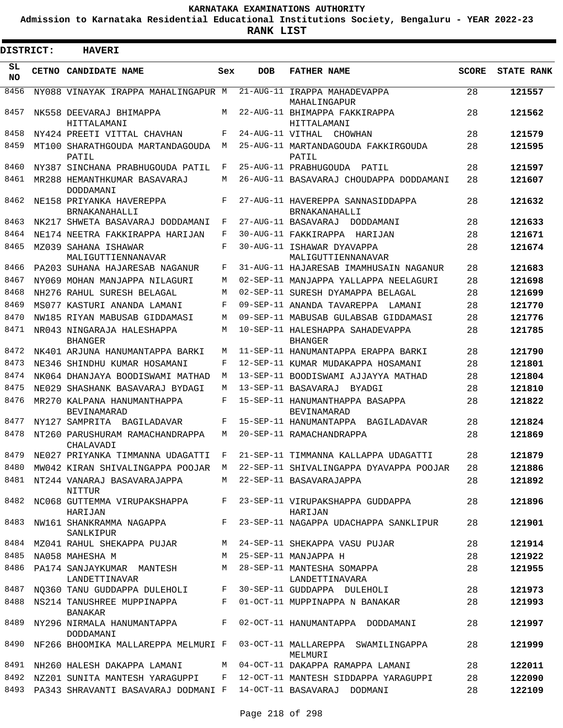KARNATAKA EXAMINATIONS AUTHORITY

Admission to Karnataka Residential Educational Institutions Society, Bengaluru - YEAR 2022-23

**RANK LIST**

**DISTRICT: HAVERI**

| SL NO | CETNO | CANDIDATE NAME | Sex | DOB | FATHER NAME | SCORE | STATE RANK |
|---|---|---|---|---|---|---|---|
| 8456 | NY088 | VINAYAK IRAPPA MAHALINGAPUR | M | 21-AUG-11 | IRAPPA MAHADEVAPPA MAHALINGAPUR | 28 | **121557** |
| 8457 | NK558 | DEEVARAJ BHIMAPPA HITTALAMANI | M | 22-AUG-11 | BHIMAPPA FAKKIRAPPA HITTALAMANI | 28 | **121562** |
| 8458 | NY424 | PREETI VITTAL CHAVHAN | F | 24-AUG-11 | VITHAL CHOWHAN | 28 | **121579** |
| 8459 | MT100 | SHARATHGOUDA MARTANDAGOUDA PATIL | M | 25-AUG-11 | MARTANDAGOUDA FAKKIRGOUDA PATIL | 28 | **121595** |
| 8460 | NY387 | SINCHANA PRABHUGOUDA PATIL | F | 25-AUG-11 | PRABHUGOUDA PATIL | 28 | **121597** |
| 8461 | MR288 | HEMANTHKUMAR BASAVARAJ DODDAMANI | M | 26-AUG-11 | BASAVARAJ CHOUDAPPA DODDAMANI | 28 | **121607** |
| 8462 | NE158 | PRIYANKA HAVEREPPA BRNAKANAHALLI | F | 27-AUG-11 | HAVEREPPA SANNASIDDAPPA BRNAKANAHALLI | 28 | **121632** |
| 8463 | NK217 | SHWETA BASAVARAJ DODDAMANI | F | 27-AUG-11 | BASAVARAJ DODDAMANI | 28 | **121633** |
| 8464 | NE174 | NEETRA FAKKIRAPPA HARIJAN | F | 30-AUG-11 | FAKKIRAPPA HARIJAN | 28 | **121671** |
| 8465 | MZ039 | SAHANA ISHAWAR MALIGUTTIENNANAVAR | F | 30-AUG-11 | ISHAWAR DYAVAPPA MALIGUTTIENNANAVAR | 28 | **121674** |
| 8466 | PA203 | SUHANA HAJARESAB NAGANUR | F | 31-AUG-11 | HAJARESAB IMAMHUSAIN NAGANUR | 28 | **121683** |
| 8467 | NY069 | MOHAN MANJAPPA NILAGURI | M | 02-SEP-11 | MANJAPPA YALLAPPA NEELAGURI | 28 | **121698** |
| 8468 | NH276 | RAHUL SURESH BELAGAL | M | 02-SEP-11 | SURESH DYAMAPPA BELAGAL | 28 | **121699** |
| 8469 | MS077 | KASTURI ANANDA LAMANI | F | 09-SEP-11 | ANANDA TAVAREPPA LAMANI | 28 | **121770** |
| 8470 | NW185 | RIYAN MABUSAB GIDDAMASI | M | 09-SEP-11 | MABUSAB GULABSAB GIDDAMASI | 28 | **121776** |
| 8471 | NR043 | NINGARAJA HALESHAPPA BHANGER | M | 10-SEP-11 | HALESHAPPA SAHADEVAPPA BHANGER | 28 | **121785** |
| 8472 | NK401 | ARJUNA HANUMANTAPPA BARKI | M | 11-SEP-11 | HANUMANTAPPA ERAPPA BARKI | 28 | **121790** |
| 8473 | NE346 | SHINDHU KUMAR HOSAMANI | F | 12-SEP-11 | KUMAR MUDAKAPPA HOSAMANI | 28 | **121801** |
| 8474 | NK064 | DHANJAYA BOODISWAMI MATHAD | M | 13-SEP-11 | BOODISWAMI AJJAYYA MATHAD | 28 | **121804** |
| 8475 | NE029 | SHASHANK BASAVARAJ BYDAGI | M | 13-SEP-11 | BASAVARAJ BYADGI | 28 | **121810** |
| 8476 | MR270 | KALPANA HANUMANTHAPPA BEVINAMARAD | F | 15-SEP-11 | HANUMANTHAPPA BASAPPA BEVINAMARAD | 28 | **121822** |
| 8477 | NY127 | SAMPRITA BAGILADAVAR | F | 15-SEP-11 | HANUMANTAPPA BAGILADAVAR | 28 | **121824** |
| 8478 | NT260 | PARUSHURAM RAMACHANDRAPPA CHALAVADI | M | 20-SEP-11 | RAMACHANDRAPPA | 28 | **121869** |
| 8479 | NE027 | PRIYANKA TIMMANNA UDAGATTI | F | 21-SEP-11 | TIMMANNA KALLAPPA UDAGATTI | 28 | **121879** |
| 8480 | MW042 | KIRAN SHIVALINGAPPA POOJAR | M | 22-SEP-11 | SHIVALINGAPPA DYAVAPPA POOJAR | 28 | **121886** |
| 8481 | NT244 | VANARAJ BASAVARAJAPPA NITTUR | M | 22-SEP-11 | BASAVARAJAPPA | 28 | **121892** |
| 8482 | NC068 | GUTTEMMA VIRUPAKSHAPPA HARIJAN | F | 23-SEP-11 | VIRUPAKSHAPPA GUDDAPPA HARIJAN | 28 | **121896** |
| 8483 | NW161 | SHANKRAMMA NAGAPPA SANLKIPUR | F | 23-SEP-11 | NAGAPPA UDACHAPPA SANKLIPUR | 28 | **121901** |
| 8484 | MZ041 | RAHUL SHEKAPPA PUJAR | M | 24-SEP-11 | SHEKAPPA VASU PUJAR | 28 | **121914** |
| 8485 | NA058 | MAHESHA M | M | 25-SEP-11 | MANJAPPA H | 28 | **121922** |
| 8486 | PA174 | SANJAYKUMAR MANTESH LANDETTINAVAR | M | 28-SEP-11 | MANTESHA SOMAPPA LANDETTINAVARA | 28 | **121955** |
| 8487 | NQ360 | TANU GUDDAPPA DULEHOLI | F | 30-SEP-11 | GUDDAPPA DULEHOLI | 28 | **121973** |
| 8488 | NS214 | TANUSHREE MUPPINAPPA BANAKAR | F | 01-OCT-11 | MUPPINAPPA N BANAKAR | 28 | **121993** |
| 8489 | NY296 | NIRMALA HANUMANTAPPA DODDAMANI | F | 02-OCT-11 | HANUMANTAPPA DODDAMANI | 28 | **121997** |
| 8490 | NF266 | BHOOMIKA MALLAREPPA MELMURI | F | 03-OCT-11 | MALLAREPPA SWAMILINGAPPA MELMURI | 28 | **121999** |
| 8491 | NH260 | HALESH DAKAPPA LAMANI | M | 04-OCT-11 | DAKAPPA RAMAPPA LAMANI | 28 | **122011** |
| 8492 | NZ201 | SUNITA MANTESH YARAGUPPI | F | 12-OCT-11 | MANTESH SIDDAPPA YARAGUPPI | 28 | **122090** |
| 8493 | PA343 | SHRAVANTI BASAVARAJ DODMANI | F | 14-OCT-11 | BASAVARAJ DODMANI | 28 | **122109** |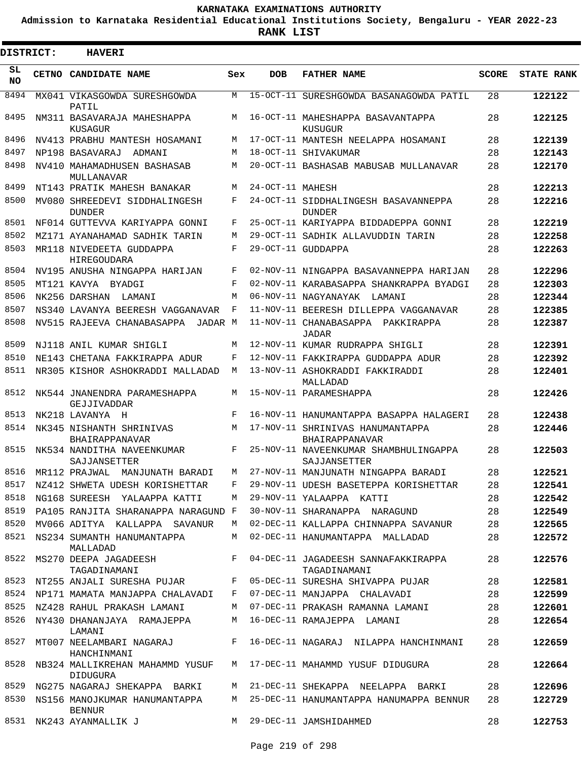**KARNATAKA EXAMINATIONS AUTHORITY**

**Admission to Karnataka Residential Educational Institutions Society, Bengaluru - YEAR 2022-23**

**RANK LIST**

**DISTRICT: HAVERI**

| SL NO | CETNO | CANDIDATE NAME | Sex | DOB | FATHER NAME | SCORE | STATE RANK |
|---|---|---|---|---|---|---|---|
| 8494 | MX041 | VIKASGOWDA SURESHGOWDA PATIL | M | 15-OCT-11 | SURESHGOWDA BASANAGOWDA PATIL | 28 | 122122 |
| 8495 | NM311 | BASAVARAJA MAHESHAPPA KUSAGUR | M | 16-OCT-11 | MAHESHAPPA BASAVANTAPPA KUSUGUR | 28 | 122125 |
| 8496 | NV413 | PRABHU MANTESH HOSAMANI | M | 17-OCT-11 | MANTESH NEELAPPA HOSAMANI | 28 | 122139 |
| 8497 | NP198 | BASAVARAJ ADMANI | M | 18-OCT-11 | SHIVAKUMAR | 28 | 122143 |
| 8498 | NV410 | MAHAMADHUSEN BASHASAB MULLANAVAR | M | 20-OCT-11 | BASHASAB MABUSAB MULLANAVAR | 28 | 122170 |
| 8499 | NT143 | PRATIK MAHESH BANAKAR | M | 24-OCT-11 | MAHESH | 28 | 122213 |
| 8500 | MV080 | SHREEDEVI SIDDHALINGESH DUNDER | F | 24-OCT-11 | SIDDHALINGESH BASAVANNEPPA DUNDER | 28 | 122216 |
| 8501 | NF014 | GUTTEVVA KARIYAPPA GONNI | F | 25-OCT-11 | KARIYAPPA BIDDADEPPA GONNI | 28 | 122219 |
| 8502 | MZ171 | AYANAHAMAD SADHIK TARIN | M | 29-OCT-11 | SADHIK ALLAVUDDIN TARIN | 28 | 122258 |
| 8503 | MR118 | NIVEDEETA GUDDAPPA HIREGOUDARA | F | 29-OCT-11 | GUDDAPPA | 28 | 122263 |
| 8504 | NV195 | ANUSHA NINGAPPA HARIJAN | F | 02-NOV-11 | NINGAPPA BASAVANNEPPA HARIJAN | 28 | 122296 |
| 8505 | MT121 | KAVYA BYADGI | F | 02-NOV-11 | KARABASAPPA SHANKRAPPA BYADGI | 28 | 122303 |
| 8506 | NK256 | DARSHAN LAMANI | M | 06-NOV-11 | NAGYANAYAK LAMANI | 28 | 122344 |
| 8507 | NS340 | LAVANYA BEERESH VAGGANAVAR | F | 11-NOV-11 | BEERESH DILLEPPA VAGGANAVAR | 28 | 122385 |
| 8508 | NV515 | RAJEEVA CHANABASAPPA JADAR | M | 11-NOV-11 | CHANABASAPPA PAKKIRAPPA JADAR | 28 | 122387 |
| 8509 | NJ118 | ANIL KUMAR SHIGLI | M | 12-NOV-11 | KUMAR RUDRAPPA SHIGLI | 28 | 122391 |
| 8510 | NE143 | CHETANA FAKKIRAPPA ADUR | F | 12-NOV-11 | FAKKIRAPPA GUDDAPPA ADUR | 28 | 122392 |
| 8511 | NR305 | KISHOR ASHOKRADDI MALLADAD | M | 13-NOV-11 | ASHOKRADDI FAKKIRADDI MALLADAD | 28 | 122401 |
| 8512 | NK544 | JNANENDRA PARAMESHAPPA GEJJIVADDAR | M | 15-NOV-11 | PARAMESHAPPA | 28 | 122426 |
| 8513 | NK218 | LAVANYA H | F | 16-NOV-11 | HANUMANTAPPA BASAPPA HALAGERI | 28 | 122438 |
| 8514 | NK345 | NISHANTH SHRINIVAS BHAIRAPPANAVAR | M | 17-NOV-11 | SHRINIVAS HANUMANTAPPA BHAIRAPPANAVAR | 28 | 122446 |
| 8515 | NK534 | NANDITHA NAVEENKUMAR SAJJANSETTER | F | 25-NOV-11 | NAVEENKUMAR SHAMBHULINGAPPA SAJJANSETTER | 28 | 122503 |
| 8516 | MR112 | PRAJWAL MANJUNATH BARADI | M | 27-NOV-11 | MANJUNATH NINGAPPA BARADI | 28 | 122521 |
| 8517 | NZ412 | SHWETA UDESH KORISHETTAR | F | 29-NOV-11 | UDESH BASETEPPA KORISHETTAR | 28 | 122541 |
| 8518 | NG168 | SUREESH YALAAPPA KATTI | M | 29-NOV-11 | YALAAPPA KATTI | 28 | 122542 |
| 8519 | PA105 | RANJITA SHARANAPPA NARAGUND | F | 30-NOV-11 | SHARANAPPA NARAGUND | 28 | 122549 |
| 8520 | MV066 | ADITYA KALLAPPA SAVANUR | M | 02-DEC-11 | KALLAPPA CHINNAPPA SAVANUR | 28 | 122565 |
| 8521 | NS234 | SUMANTH HANUMANTAPPA MALLADAD | M | 02-DEC-11 | HANUMANTAPPA MALLADAD | 28 | 122572 |
| 8522 | MS270 | DEEPA JAGADEESH TAGADINAMANI | F | 04-DEC-11 | JAGADEESH SANNAFAKKIRAPPA TAGADINAMANI | 28 | 122576 |
| 8523 | NT255 | ANJALI SURESHA PUJAR | F | 05-DEC-11 | SURESHA SHIVAPPA PUJAR | 28 | 122581 |
| 8524 | NP171 | MAMATA MANJAPPA CHALAVADI | F | 07-DEC-11 | MANJAPPA CHALAVADI | 28 | 122599 |
| 8525 | NZ428 | RAHUL PRAKASH LAMANI | M | 07-DEC-11 | PRAKASH RAMANNA LAMANI | 28 | 122601 |
| 8526 | NY430 | DHANANJAYA RAMAJEPPA LAMANI | M | 16-DEC-11 | RAMAJEPPA LAMANI | 28 | 122654 |
| 8527 | MT007 | NEELAMBARI NAGARAJ HANCHINMANI | F | 16-DEC-11 | NAGARAJ NILAPPA HANCHINMANI | 28 | 122659 |
| 8528 | NB324 | MALLIKREHAN MAHAMMD YUSUF DIDUGURA | M | 17-DEC-11 | MAHAMMD YUSUF DIDUGURA | 28 | 122664 |
| 8529 | NG275 | NAGARAJ SHEKAPPA BARKI | M | 21-DEC-11 | SHEKAPPA NEELAPPA BARKI | 28 | 122696 |
| 8530 | NS156 | MANOJKUMAR HANUMANTAPPA BENNUR | M | 25-DEC-11 | HANUMANTAPPA HANUMAPPA BENNUR | 28 | 122729 |
| 8531 | NK243 | AYANMALLIK J | M | 29-DEC-11 | JAMSHIDAHMED | 28 | 122753 |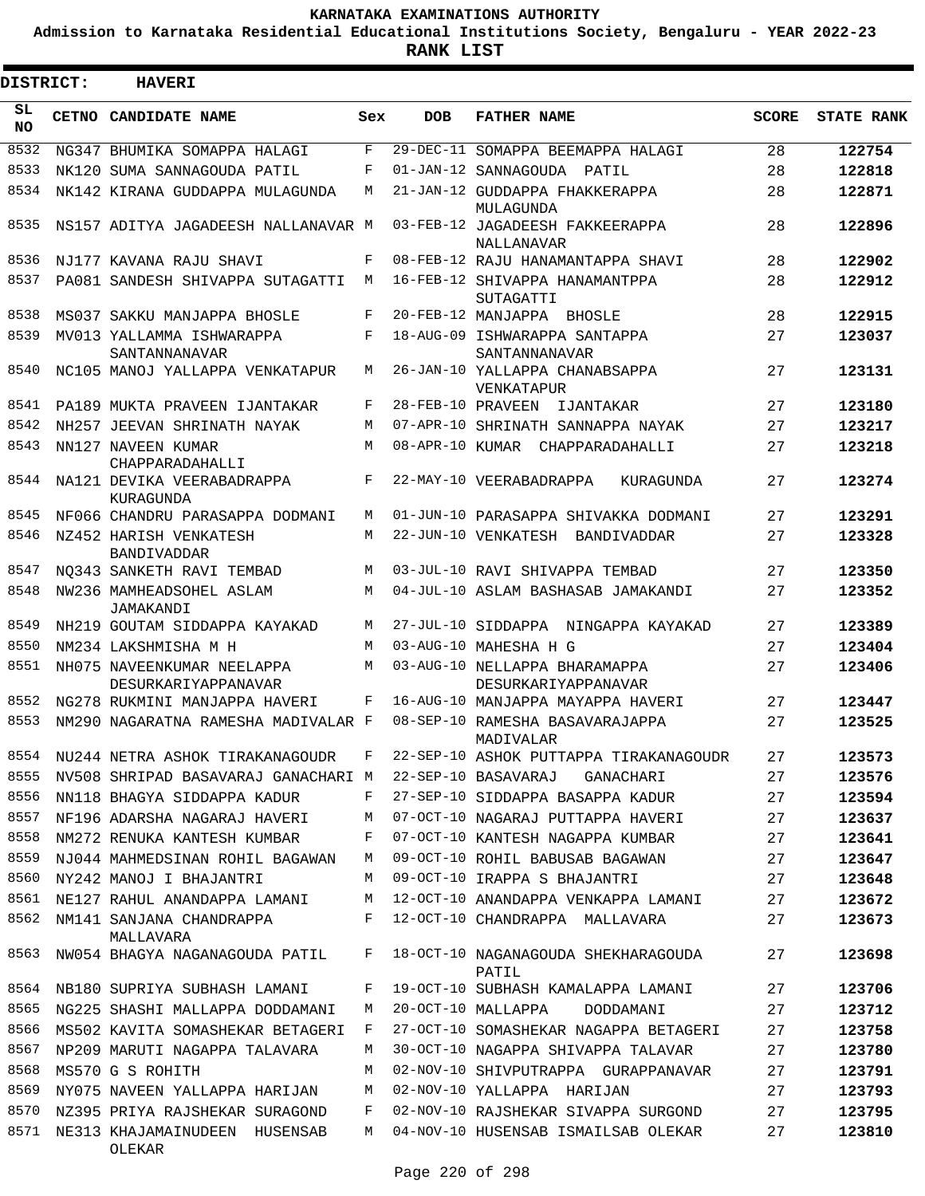# KARNATAKA EXAMINATIONS AUTHORITY

**Admission to Karnataka Residential Educational Institutions Society, Bengaluru - YEAR 2022-23**

**RANK LIST**

**DISTRICT: HAVERI**

| SL NO | CETNO | CANDIDATE NAME | Sex | DOB | FATHER NAME | SCORE | STATE RANK |
|---|---|---|---|---|---|---|---|
| 8532 | NG347 | BHUMIKA SOMAPPA HALAGI | F | 29-DEC-11 | SOMAPPA BEEMAPPA HALAGI | 28 | **122754** |
| 8533 | NK120 | SUMA SANNAGOUDA PATIL | F | 01-JAN-12 | SANNAGOUDA PATIL | 28 | **122818** |
| 8534 | NK142 | KIRANA GUDDAPPA MULAGUNDA | M | 21-JAN-12 | GUDDAPPA FHAKKERAPPA MULAGUNDA | 28 | **122871** |
| 8535 | NS157 | ADITYA JAGADEESH NALLANAVAR | M | 03-FEB-12 | JAGADEESH FAKKEERAPPA NALLANAVAR | 28 | **122896** |
| 8536 | NJ177 | KAVANA RAJU SHAVI | F | 08-FEB-12 | RAJU HANAMANTAPPA SHAVI | 28 | **122902** |
| 8537 | PA081 | SANDESH SHIVAPPA SUTAGATTI | M | 16-FEB-12 | SHIVAPPA HANAMANTPPA SUTAGATTI | 28 | **122912** |
| 8538 | MS037 | SAKKU MANJAPPA BHOSLE | F | 20-FEB-12 | MANJAPPA BHOSLE | 28 | **122915** |
| 8539 | MV013 | YALLAMMA ISHWARAPPA SANTANNANAVAR | F | 18-AUG-09 | ISHWARAPPA SANTAPPA SANTANNANAVAR | 27 | **123037** |
| 8540 | NC105 | MANOJ YALLAPPA VENKATAPUR | M | 26-JAN-10 | YALLAPPA CHANABSAPPA VENKATAPUR | 27 | **123131** |
| 8541 | PA189 | MUKTA PRAVEEN IJANTAKAR | F | 28-FEB-10 | PRAVEEN IJANTAKAR | 27 | **123180** |
| 8542 | NH257 | JEEVAN SHRINATH NAYAK | M | 07-APR-10 | SHRINATH SANNAPPA NAYAK | 27 | **123217** |
| 8543 | NN127 | NAVEEN KUMAR CHAPPARADAHALLI | M | 08-APR-10 | KUMAR CHAPPARADAHALLI | 27 | **123218** |
| 8544 | NA121 | DEVIKA VEERABADRAPPA KURAGUNDA | F | 22-MAY-10 | VEERABADRAPPA KURAGUNDA | 27 | **123274** |
| 8545 | NF066 | CHANDRU PARASAPPA DODMANI | M | 01-JUN-10 | PARASAPPA SHIVAKKA DODMANI | 27 | **123291** |
| 8546 | NZ452 | HARISH VENKATESH BANDIVADDAR | M | 22-JUN-10 | VENKATESH BANDIVADDAR | 27 | **123328** |
| 8547 | NQ343 | SANKETH RAVI TEMBAD | M | 03-JUL-10 | RAVI SHIVAPPA TEMBAD | 27 | **123350** |
| 8548 | NW236 | MAMHEADSOHEL ASLAM JAMAKANDI | M | 04-JUL-10 | ASLAM BASHASAB JAMAKANDI | 27 | **123352** |
| 8549 | NH219 | GOUTAM SIDDAPPA KAYAKAD | M | 27-JUL-10 | SIDDAPPA NINGAPPA KAYAKAD | 27 | **123389** |
| 8550 | NM234 | LAKSHMISHA M H | M | 03-AUG-10 | MAHESHA H G | 27 | **123404** |
| 8551 | NH075 | NAVEENKUMAR NEELAPPA DESURKARIYAPPANAVAR | M | 03-AUG-10 | NELLAPPA BHARAMAPPA DESURKARIYAPPANAVAR | 27 | **123406** |
| 8552 | NG278 | RUKMINI MANJAPPA HAVERI | F | 16-AUG-10 | MANJAPPA MAYAPPA HAVERI | 27 | **123447** |
| 8553 | NM290 | NAGARATNA RAMESHA MADIVALAR | F | 08-SEP-10 | RAMESHA BASAVARAJAPPA MADIVALAR | 27 | **123525** |
| 8554 | NU244 | NETRA ASHOK TIRAKANAGOUDR | F | 22-SEP-10 | ASHOK PUTTAPPA TIRAKANAGOUDR | 27 | **123573** |
| 8555 | NV508 | SHRIPAD BASAVARAJ GANACHARI | M | 22-SEP-10 | BASAVARAJ GANACHARI | 27 | **123576** |
| 8556 | NN118 | BHAGYA SIDDAPPA KADUR | F | 27-SEP-10 | SIDDAPPA BASAPPA KADUR | 27 | **123594** |
| 8557 | NF196 | ADARSHA NAGARAJ HAVERI | M | 07-OCT-10 | NAGARAJ PUTTAPPA HAVERI | 27 | **123637** |
| 8558 | NM272 | RENUKA KANTESH KUMBAR | F | 07-OCT-10 | KANTESH NAGAPPA KUMBAR | 27 | **123641** |
| 8559 | NJ044 | MAHMEDSINAN ROHIL BAGAWAN | M | 09-OCT-10 | ROHIL BABUSAB BAGAWAN | 27 | **123647** |
| 8560 | NY242 | MANOJ I BHAJANTRI | M | 09-OCT-10 | IRAPPA S BHAJANTRI | 27 | **123648** |
| 8561 | NE127 | RAHUL ANANDAPPA LAMANI | M | 12-OCT-10 | ANANDAPPA VENKAPPA LAMANI | 27 | **123672** |
| 8562 | NM141 | SANJANA CHANDRAPPA MALLAVARA | F | 12-OCT-10 | CHANDRAPPA MALLAVARA | 27 | **123673** |
| 8563 | NW054 | BHAGYA NAGANAGOUDA PATIL | F | 18-OCT-10 | NAGANAGOUDA SHEKHARAGOUDA PATIL | 27 | **123698** |
| 8564 | NB180 | SUPRIYA SUBHASH LAMANI | F | 19-OCT-10 | SUBHASH KAMALAPPA LAMANI | 27 | **123706** |
| 8565 | NG225 | SHASHI MALLAPPA DODDAMANI | M | 20-OCT-10 | MALLAPPA DODDAMANI | 27 | **123712** |
| 8566 | MS502 | KAVITA SOMASHEKAR BETAGERI | F | 27-OCT-10 | SOMASHEKAR NAGAPPA BETAGERI | 27 | **123758** |
| 8567 | NP209 | MARUTI NAGAPPA TALAVARA | M | 30-OCT-10 | NAGAPPA SHIVAPPA TALAVAR | 27 | **123780** |
| 8568 | MS570 | G S ROHITH | M | 02-NOV-10 | SHIVPUTRAPPA GURAPPANAVAR | 27 | **123791** |
| 8569 | NY075 | NAVEEN YALLAPPA HARIJAN | M | 02-NOV-10 | YALLAPPA HARIJAN | 27 | **123793** |
| 8570 | NZ395 | PRIYA RAJSHEKAR SURAGOND | F | 02-NOV-10 | RAJSHEKAR SIVAPPA SURGOND | 27 | **123795** |
| 8571 | NE313 | KHAJAMAINUDEEN HUSENSAB OLEKAR | M | 04-NOV-10 | HUSENSAB ISMAILSAB OLEKAR | 27 | **123810** |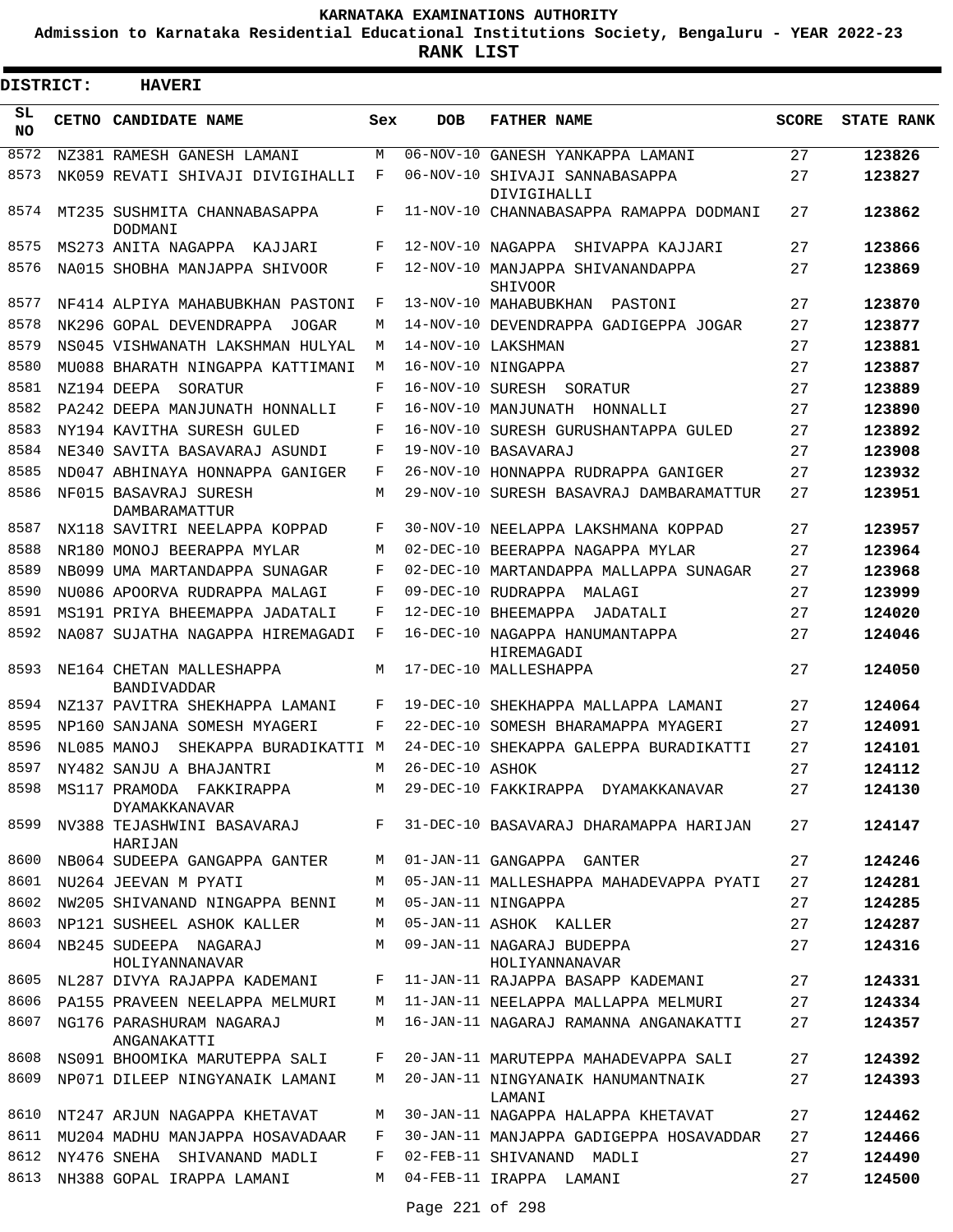# KARNATAKA EXAMINATIONS AUTHORITY

**Admission to Karnataka Residential Educational Institutions Society, Bengaluru - YEAR 2022-23**

**RANK LIST**

**DISTRICT: HAVERI**

| SL NO | CETNO | CANDIDATE NAME | Sex | DOB | FATHER NAME | SCORE | STATE RANK |
|---|---|---|---|---|---|---|---|
| 8572 | NZ381 | RAMESH GANESH LAMANI | M | 06-NOV-10 | GANESH YANKAPPA LAMANI | 27 | 123826 |
| 8573 | NK059 | REVATI SHIVAJI DIVIGIHALLI | F | 06-NOV-10 | SHIVAJI SANNABASAPPA DIVIGIHALLI | 27 | 123827 |
| 8574 | MT235 | SUSHMITA CHANNABASAPPA DODMANI | F | 11-NOV-10 | CHANNABASAPPA RAMAPPA DODMANI | 27 | 123862 |
| 8575 | MS273 | ANITA NAGAPPA KAJJARI | F | 12-NOV-10 | NAGAPPA SHIVAPPA KAJJARI | 27 | 123866 |
| 8576 | NA015 | SHOBHA MANJAPPA SHIVOOR | F | 12-NOV-10 | MANJAPPA SHIVANANDAPPA SHIVOOR | 27 | 123869 |
| 8577 | NF414 | ALPIYA MAHABUBKHAN PASTONI | F | 13-NOV-10 | MAHABUBKHAN PASTONI | 27 | 123870 |
| 8578 | NK296 | GOPAL DEVENDRAPPA JOGAR | M | 14-NOV-10 | DEVENDRAPPA GADIGEPPA JOGAR | 27 | 123877 |
| 8579 | NS045 | VISHWANATH LAKSHMAN HULYAL | M | 14-NOV-10 | LAKSHMAN | 27 | 123881 |
| 8580 | MU088 | BHARATH NINGAPPA KATTIMANI | M | 16-NOV-10 | NINGAPPA | 27 | 123887 |
| 8581 | NZ194 | DEEPA SORATUR | F | 16-NOV-10 | SURESH SORATUR | 27 | 123889 |
| 8582 | PA242 | DEEPA MANJUNATH HONNALLI | F | 16-NOV-10 | MANJUNATH HONNALLI | 27 | 123890 |
| 8583 | NY194 | KAVITHA SURESH GULED | F | 16-NOV-10 | SURESH GURUSHANTAPPA GULED | 27 | 123892 |
| 8584 | NE340 | SAVITA BASAVARAJ ASUNDI | F | 19-NOV-10 | BASAVARAJ | 27 | 123908 |
| 8585 | ND047 | ABHINAYA HONNAPPA GANIGER | F | 26-NOV-10 | HONNAPPA RUDRAPPA GANIGER | 27 | 123932 |
| 8586 | NF015 | BASAVRAJ SURESH DAMBARAMATTUR | M | 29-NOV-10 | SURESH BASAVRAJ DAMBARAMATTUR | 27 | 123951 |
| 8587 | NX118 | SAVITRI NEELAPPA KOPPAD | F | 30-NOV-10 | NEELAPPA LAKSHMANA KOPPAD | 27 | 123957 |
| 8588 | NR180 | MONOJ BEERAPPA MYLAR | M | 02-DEC-10 | BEERAPPA NAGAPPA MYLAR | 27 | 123964 |
| 8589 | NB099 | UMA MARTANDAPPA SUNAGAR | F | 02-DEC-10 | MARTANDAPPA MALLAPPA SUNAGAR | 27 | 123968 |
| 8590 | NU086 | APOORVA RUDRAPPA MALAGI | F | 09-DEC-10 | RUDRAPPA MALAGI | 27 | 123999 |
| 8591 | MS191 | PRIYA BHEEMAPPA JADATALI | F | 12-DEC-10 | BHEEMAPPA JADATALI | 27 | 124020 |
| 8592 | NA087 | SUJATHA NAGAPPA HIREMAGADI | F | 16-DEC-10 | NAGAPPA HANUMANTAPPA HIREMAGADI | 27 | 124046 |
| 8593 | NE164 | CHETAN MALLESHAPPA BANDIVADDAR | M | 17-DEC-10 | MALLESHAPPA | 27 | 124050 |
| 8594 | NZ137 | PAVITRA SHEKHAPPA LAMANI | F | 19-DEC-10 | SHEKHAPPA MALLAPPA LAMANI | 27 | 124064 |
| 8595 | NP160 | SANJANA SOMESH MYAGERI | F | 22-DEC-10 | SOMESH BHARAMAPPA MYAGERI | 27 | 124091 |
| 8596 | NL085 | MANOJ SHEKAPPA BURADIKATTI | M | 24-DEC-10 | SHEKAPPA GALEPPA BURADIKATTI | 27 | 124101 |
| 8597 | NY482 | SANJU A BHAJANTRI | M | 26-DEC-10 | ASHOK | 27 | 124112 |
| 8598 | MS117 | PRAMODA FAKKIRAPPA DYAMAKKANAVAR | M | 29-DEC-10 | FAKKIRAPPA DYAMAKKANAVAR | 27 | 124130 |
| 8599 | NV388 | TEJASHWINI BASAVARAJ HARIJAN | F | 31-DEC-10 | BASAVARAJ DHARAMAPPA HARIJAN | 27 | 124147 |
| 8600 | NB064 | SUDEEPA GANGAPPA GANTER | M | 01-JAN-11 | GANGAPPA GANTER | 27 | 124246 |
| 8601 | NU264 | JEEVAN M PYATI | M | 05-JAN-11 | MALLESHAPPA MAHADEVAPPA PYATI | 27 | 124281 |
| 8602 | NW205 | SHIVANAND NINGAPPA BENNI | M | 05-JAN-11 | NINGAPPA | 27 | 124285 |
| 8603 | NP121 | SUSHEEL ASHOK KALLER | M | 05-JAN-11 | ASHOK KALLER | 27 | 124287 |
| 8604 | NB245 | SUDEEPA NAGARAJ HOLIYANNANAVAR | M | 09-JAN-11 | NAGARAJ BUDEPPA HOLIYANNANAVAR | 27 | 124316 |
| 8605 | NL287 | DIVYA RAJAPPA KADEMANI | F | 11-JAN-11 | RAJAPPA BASAPP KADEMANI | 27 | 124331 |
| 8606 | PA155 | PRAVEEN NEELAPPA MELMURI | M | 11-JAN-11 | NEELAPPA MALLAPPA MELMURI | 27 | 124334 |
| 8607 | NG176 | PARASHURAM NAGARAJ ANGANAKATTI | M | 16-JAN-11 | NAGARAJ RAMANNA ANGANAKATTI | 27 | 124357 |
| 8608 | NS091 | BHOOMIKA MARUTEPPA SALI | F | 20-JAN-11 | MARUTEPPA MAHADEVAPPA SALI | 27 | 124392 |
| 8609 | NP071 | DILEEP NINGYANAIK LAMANI | M | 20-JAN-11 | NINGYANAIK HANUMANTNAIK LAMANI | 27 | 124393 |
| 8610 | NT247 | ARJUN NAGAPPA KHETAVAT | M | 30-JAN-11 | NAGAPPA HALAPPA KHETAVAT | 27 | 124462 |
| 8611 | MU204 | MADHU MANJAPPA HOSAVADAAR | F | 30-JAN-11 | MANJAPPA GADIGEPPA HOSAVADDAR | 27 | 124466 |
| 8612 | NY476 | SNEHA SHIVANAND MADLI | F | 02-FEB-11 | SHIVANAND MADLI | 27 | 124490 |
| 8613 | NH388 | GOPAL IRAPPA LAMANI | M | 04-FEB-11 | IRAPPA LAMANI | 27 | 124500 |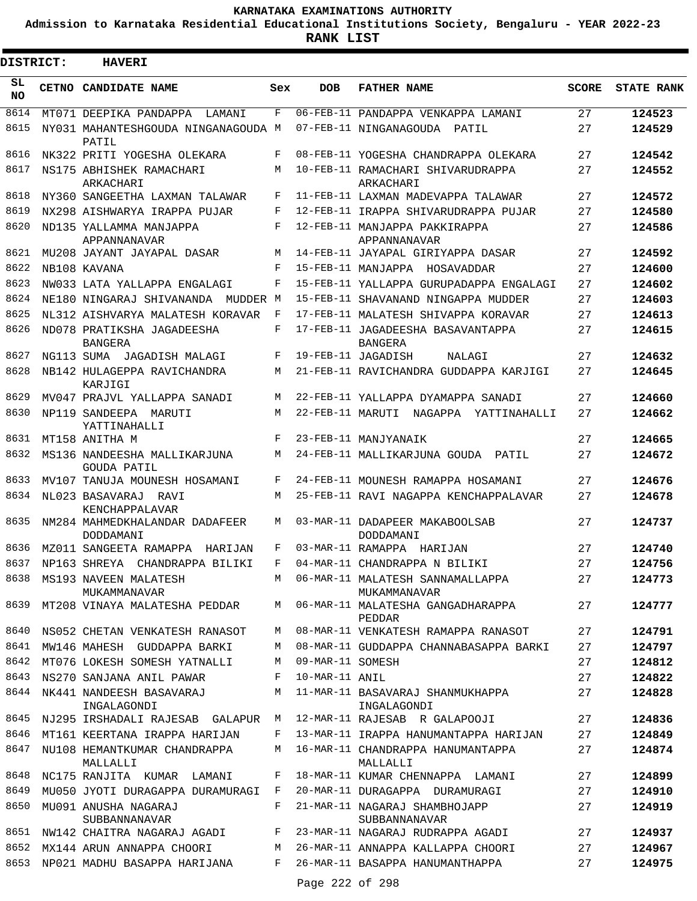# KARNATAKA EXAMINATIONS AUTHORITY

**Admission to Karnataka Residential Educational Institutions Society, Bengaluru - YEAR 2022-23**

**RANK LIST**

**DISTRICT: HAVERI**

| SL NO | CETNO | CANDIDATE NAME | Sex | DOB | FATHER NAME | SCORE | STATE RANK |
|---|---|---|---|---|---|---|---|
| 8614 | MT071 | DEEPIKA PANDAPPA LAMANI | F | 06-FEB-11 | PANDAPPA VENKAPPA LAMANI | 27 | 124523 |
| 8615 | NY031 | MAHANTESHGOUDA NINGANAGOUDA PATIL | M | 07-FEB-11 | NINGANAGOUDA PATIL | 27 | 124529 |
| 8616 | NK322 | PRITI YOGESHA OLEKARA | F | 08-FEB-11 | YOGESHA CHANDRAPPA OLEKARA | 27 | 124542 |
| 8617 | NS175 | ABHISHEK RAMACHARI ARKACHARI | M | 10-FEB-11 | RAMACHARI SHIVARUDRAPPA ARKACHARI | 27 | 124552 |
| 8618 | NY360 | SANGEETHA LAXMAN TALAWAR | F | 11-FEB-11 | LAXMAN MADEVAPPA TALAWAR | 27 | 124572 |
| 8619 | NX298 | AISHWARYA IRAPPA PUJAR | F | 12-FEB-11 | IRAPPA SHIVARUDRAPPA PUJAR | 27 | 124580 |
| 8620 | ND135 | YALLAMMA MANJAPPA APPANNANAVAR | F | 12-FEB-11 | MANJAPPA PAKKIRAPPA APPANNANAVAR | 27 | 124586 |
| 8621 | MU208 | JAYANT JAYAPAL DASAR | M | 14-FEB-11 | JAYAPAL GIRIYAPPA DASAR | 27 | 124592 |
| 8622 | NB108 | KAVANA | F | 15-FEB-11 | MANJAPPA HOSAVADDAR | 27 | 124600 |
| 8623 | NW033 | LATA YALLAPPA ENGALAGI | F | 15-FEB-11 | YALLAPPA GURUPADAPPA ENGALAGI | 27 | 124602 |
| 8624 | NE180 | NINGARAJ SHIVANANDA MUDDER | M | 15-FEB-11 | SHAVANAND NINGAPPA MUDDER | 27 | 124603 |
| 8625 | NL312 | AISHVARYA MALATESH KORAVAR | F | 17-FEB-11 | MALATESH SHIVAPPA KORAVAR | 27 | 124613 |
| 8626 | ND078 | PRATIKSHA JAGADEESHA BANGERA | F | 17-FEB-11 | JAGADEESHA BASAVANTAPPA BANGERA | 27 | 124615 |
| 8627 | NG113 | SUMA JAGADISH MALAGI | F | 19-FEB-11 | JAGADISH NALAGI | 27 | 124632 |
| 8628 | NB142 | HULAGEPPA RAVICHANDRA KARJIGI | M | 21-FEB-11 | RAVICHANDRA GUDDAPPA KARJIGI | 27 | 124645 |
| 8629 | MV047 | PRAJVL YALLAPPA SANADI | M | 22-FEB-11 | YALLAPPA DYAMAPPA SANADI | 27 | 124660 |
| 8630 | NP119 | SANDEEPA MARUTI YATTINAHALLI | M | 22-FEB-11 | MARUTI NAGAPPA YATTINAHALLI | 27 | 124662 |
| 8631 | MT158 | ANITHA M | F | 23-FEB-11 | MANJYANAIK | 27 | 124665 |
| 8632 | MS136 | NANDEESHA MALLIKARJUNA GOUDA PATIL | M | 24-FEB-11 | MALLIKARJUNA GOUDA PATIL | 27 | 124672 |
| 8633 | MV107 | TANUJA MOUNESH HOSAMANI | F | 24-FEB-11 | MOUNESH RAMAPPA HOSAMANI | 27 | 124676 |
| 8634 | NL023 | BASAVARAJ RAVI KENCHAPPALAVAR | M | 25-FEB-11 | RAVI NAGAPPA KENCHAPPALAVAR | 27 | 124678 |
| 8635 | NM284 | MAHMEDKHALANDAR DADAFEER DODDAMANI | M | 03-MAR-11 | DADAPEER MAKABOOLSAB DODDAMANI | 27 | 124737 |
| 8636 | MZ011 | SANGEETA RAMAPPA HARIJAN | F | 03-MAR-11 | RAMAPPA HARIJAN | 27 | 124740 |
| 8637 | NP163 | SHREYA CHANDRAPPA BILIKI | F | 04-MAR-11 | CHANDRAPPA N BILIKI | 27 | 124756 |
| 8638 | MS193 | NAVEEN MALATESH MUKAMMANAVAR | M | 06-MAR-11 | MALATESH SANNAMALLAPPA MUKAMMANAVAR | 27 | 124773 |
| 8639 | MT208 | VINAYA MALATESHA PEDDAR | M | 06-MAR-11 | MALATESHA GANGADHARAPPA PEDDAR | 27 | 124777 |
| 8640 | NS052 | CHETAN VENKATESH RANASOT | M | 08-MAR-11 | VENKATESH RAMAPPA RANASOT | 27 | 124791 |
| 8641 | MW146 | MAHESH GUDDAPPA BARKI | M | 08-MAR-11 | GUDDAPPA CHANNABASAPPA BARKI | 27 | 124797 |
| 8642 | MT076 | LOKESH SOMESH YATNALLI | M | 09-MAR-11 | SOMESH | 27 | 124812 |
| 8643 | NS270 | SANJANA ANIL PAWAR | F | 10-MAR-11 | ANIL | 27 | 124822 |
| 8644 | NK441 | NANDEESH BASAVARAJ INGALAGONDI | M | 11-MAR-11 | BASAVARAJ SHANMUKHAPPA INGALAGONDI | 27 | 124828 |
| 8645 | NJ295 | IRSHADALI RAJESAB GALAPUR | M | 12-MAR-11 | RAJESAB R GALAPOOJI | 27 | 124836 |
| 8646 | MT161 | KEERTANA IRAPPA HARIJAN | F | 13-MAR-11 | IRAPPA HANUMANTAPPA HARIJAN | 27 | 124849 |
| 8647 | NU108 | HEMANTKUMAR CHANDRAPPA MALLALLI | M | 16-MAR-11 | CHANDRAPPA HANUMANTAPPA MALLALLI | 27 | 124874 |
| 8648 | NC175 | RANJITA KUMAR LAMANI | F | 18-MAR-11 | KUMAR CHENNAPPA LAMANI | 27 | 124899 |
| 8649 | MU050 | JYOTI DURAGAPPA DURAMURAGI | F | 20-MAR-11 | DURAGAPPA DURAMURAGI | 27 | 124910 |
| 8650 | MU091 | ANUSHA NAGARAJ SUBBANNANAVAR | F | 21-MAR-11 | NAGARAJ SHAMBHOJAPP SUBBANNANAVAR | 27 | 124919 |
| 8651 | NW142 | CHAITRA NAGARAJ AGADI | F | 23-MAR-11 | NAGARAJ RUDRAPPA AGADI | 27 | 124937 |
| 8652 | MX144 | ARUN ANNAPPA CHOORI | M | 26-MAR-11 | ANNAPPA KALLAPPA CHOORI | 27 | 124967 |
| 8653 | NP021 | MADHU BASAPPA HARIJANA | F | 26-MAR-11 | BASAPPA HANUMANTHAPPA | 27 | 124975 |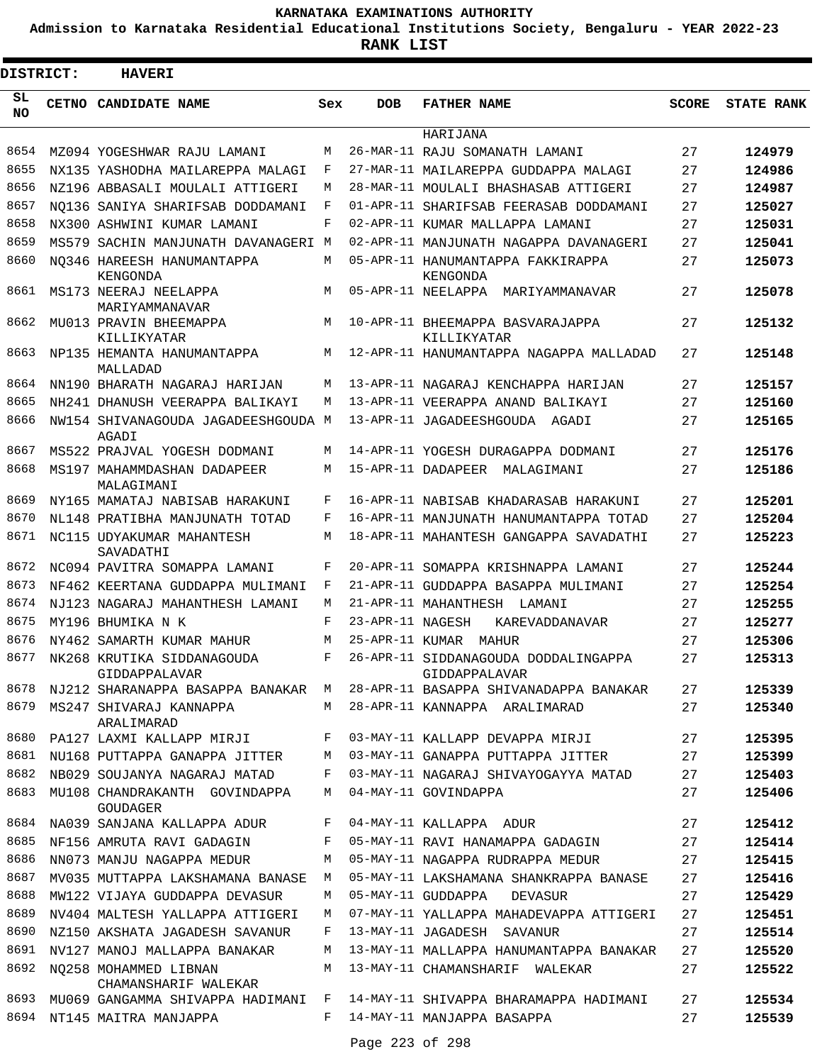# KARNATAKA EXAMINATIONS AUTHORITY

**Admission to Karnataka Residential Educational Institutions Society, Bengaluru - YEAR 2022-23**

**RANK LIST**

**DISTRICT: HAVERI**

| SL NO | CETNO | CANDIDATE NAME | Sex | DOB | FATHER NAME | SCORE | STATE RANK |
|---|---|---|---|---|---|---|---|
| | | | | | HARIJANA | | |
| 8654 | MZ094 | YOGESHWAR RAJU LAMANI | M | 26-MAR-11 | RAJU SOMANATH LAMANI | 27 | **124979** |
| 8655 | NX135 | YASHODHA MAILAREPPA MALAGI | F | 27-MAR-11 | MAILAREPPA GUDDAPPA MALAGI | 27 | **124986** |
| 8656 | NZ196 | ABBASALI MOULALI ATTIGERI | M | 28-MAR-11 | MOULALI BHASHASAB ATTIGERI | 27 | **124987** |
| 8657 | NQ136 | SANIYA SHARIFSAB DODDAMANI | F | 01-APR-11 | SHARIFSAB FEERASAB DODDAMANI | 27 | **125027** |
| 8658 | NX300 | ASHWINI KUMAR LAMANI | F | 02-APR-11 | KUMAR MALLAPPA LAMANI | 27 | **125031** |
| 8659 | MS579 | SACHIN MANJUNATH DAVANAGERI | M | 02-APR-11 | MANJUNATH NAGAPPA DAVANAGERI | 27 | **125041** |
| 8660 | NQ346 | HAREESH HANUMANTAPPA KENGONDA | M | 05-APR-11 | HANUMANTAPPA FAKKIRAPPA KENGONDA | 27 | **125073** |
| 8661 | MS173 | NEERAJ NEELAPPA MARIYAMMANAVAR | M | 05-APR-11 | NEELAPPA MARIYAMMANAVAR | 27 | **125078** |
| 8662 | MU013 | PRAVIN BHEEMAPPA KILLIKYATAR | M | 10-APR-11 | BHEEMAPPA BASVARAJAPPA KILLIKYATAR | 27 | **125132** |
| 8663 | NP135 | HEMANTA HANUMANTAPPA MALLADAD | M | 12-APR-11 | HANUMANTAPPA NAGAPPA MALLADAD | 27 | **125148** |
| 8664 | NN190 | BHARATH NAGARAJ HARIJAN | M | 13-APR-11 | NAGARAJ KENCHAPPA HARIJAN | 27 | **125157** |
| 8665 | NH241 | DHANUSH VEERAPPA BALIKAYI | M | 13-APR-11 | VEERAPPA ANAND BALIKAYI | 27 | **125160** |
| 8666 | NW154 | SHIVANAGOUDA JAGADEESHGOUDA AGADI | M | 13-APR-11 | JAGADEESHGOUDA AGADI | 27 | **125165** |
| 8667 | MS522 | PRAJVAL YOGESH DODMANI | M | 14-APR-11 | YOGESH DURAGAPPA DODMANI | 27 | **125176** |
| 8668 | MS197 | MAHAMMDASHAN DADAPEER MALAGIMANI | M | 15-APR-11 | DADAPEER MALAGIMANI | 27 | **125186** |
| 8669 | NY165 | MAMATAJ NABISAB HARAKUNI | F | 16-APR-11 | NABISAB KHADARASAB HARAKUNI | 27 | **125201** |
| 8670 | NL148 | PRATIBHA MANJUNATH TOTAD | F | 16-APR-11 | MANJUNATH HANUMANTAPPA TOTAD | 27 | **125204** |
| 8671 | NC115 | UDYAKUMAR MAHANTESH SAVADATHI | M | 18-APR-11 | MAHANTESH GANGAPPA SAVADATHI | 27 | **125223** |
| 8672 | NC094 | PAVITRA SOMAPPA LAMANI | F | 20-APR-11 | SOMAPPA KRISHNAPPA LAMANI | 27 | **125244** |
| 8673 | NF462 | KEERTANA GUDDAPPA MULIMANI | F | 21-APR-11 | GUDDAPPA BASAPPA MULIMANI | 27 | **125254** |
| 8674 | NJ123 | NAGARAJ MAHANTHESH LAMANI | M | 21-APR-11 | MAHANTHESH LAMANI | 27 | **125255** |
| 8675 | MY196 | BHUMIKA N K | F | 23-APR-11 | NAGESH KAREVADDANAVAR | 27 | **125277** |
| 8676 | NY462 | SAMARTH KUMAR MAHUR | M | 25-APR-11 | KUMAR MAHUR | 27 | **125306** |
| 8677 | NK268 | KRUTIKA SIDDANAGOUDA GIDDAPPALAVAR | F | 26-APR-11 | SIDDANAGOUDA DODDALINGAPPA GIDDAPPALAVAR | 27 | **125313** |
| 8678 | NJ212 | SHARANAPPA BASAPPA BANAKAR | M | 28-APR-11 | BASAPPA SHIVANADAPPA BANAKAR | 27 | **125339** |
| 8679 | MS247 | SHIVARAJ KANNAPPA ARALIMARAD | M | 28-APR-11 | KANNAPPA ARALIMARAD | 27 | **125340** |
| 8680 | PA127 | LAXMI KALLAPP MIRJI | F | 03-MAY-11 | KALLAPP DEVAPPA MIRJI | 27 | **125395** |
| 8681 | NU168 | PUTTAPPA GANAPPA JITTER | M | 03-MAY-11 | GANAPPA PUTTAPPA JITTER | 27 | **125399** |
| 8682 | NB029 | SOUJANYA NAGARAJ MATAD | F | 03-MAY-11 | NAGARAJ SHIVAYOGAYYA MATAD | 27 | **125403** |
| 8683 | MU108 | CHANDRAKANTH GOVINDAPPA GOUDAGER | M | 04-MAY-11 | GOVINDAPPA | 27 | **125406** |
| 8684 | NA039 | SANJANA KALLAPPA ADUR | F | 04-MAY-11 | KALLAPPA ADUR | 27 | **125412** |
| 8685 | NF156 | AMRUTA RAVI GADAGIN | F | 05-MAY-11 | RAVI HANAMAPPA GADAGIN | 27 | **125414** |
| 8686 | NN073 | MANJU NAGAPPA MEDUR | M | 05-MAY-11 | NAGAPPA RUDRAPPA MEDUR | 27 | **125415** |
| 8687 | MV035 | MUTTAPPA LAKSHAMANA BANASE | M | 05-MAY-11 | LAKSHAMANA SHANKRAPPA BANASE | 27 | **125416** |
| 8688 | MW122 | VIJAYA GUDDAPPA DEVASUR | M | 05-MAY-11 | GUDDAPPA DEVASUR | 27 | **125429** |
| 8689 | NV404 | MALTESH YALLAPPA ATTIGERI | M | 07-MAY-11 | YALLAPPA MAHADEVAPPA ATTIGERI | 27 | **125451** |
| 8690 | NZ150 | AKSHATA JAGADESH SAVANUR | F | 13-MAY-11 | JAGADESH SAVANUR | 27 | **125514** |
| 8691 | NV127 | MANOJ MALLAPPA BANAKAR | M | 13-MAY-11 | MALLAPPA HANUMANTAPPA BANAKAR | 27 | **125520** |
| 8692 | NQ258 | MOHAMMED LIBNAN CHAMANSHARIF WALEKAR | M | 13-MAY-11 | CHAMANSHARIF WALEKAR | 27 | **125522** |
| 8693 | MU069 | GANGAMMA SHIVAPPA HADIMANI | F | 14-MAY-11 | SHIVAPPA BHARAMAPPA HADIMANI | 27 | **125534** |
| 8694 | NT145 | MAITRA MANJAPPA | F | 14-MAY-11 | MANJAPPA BASAPPA | 27 | **125539** |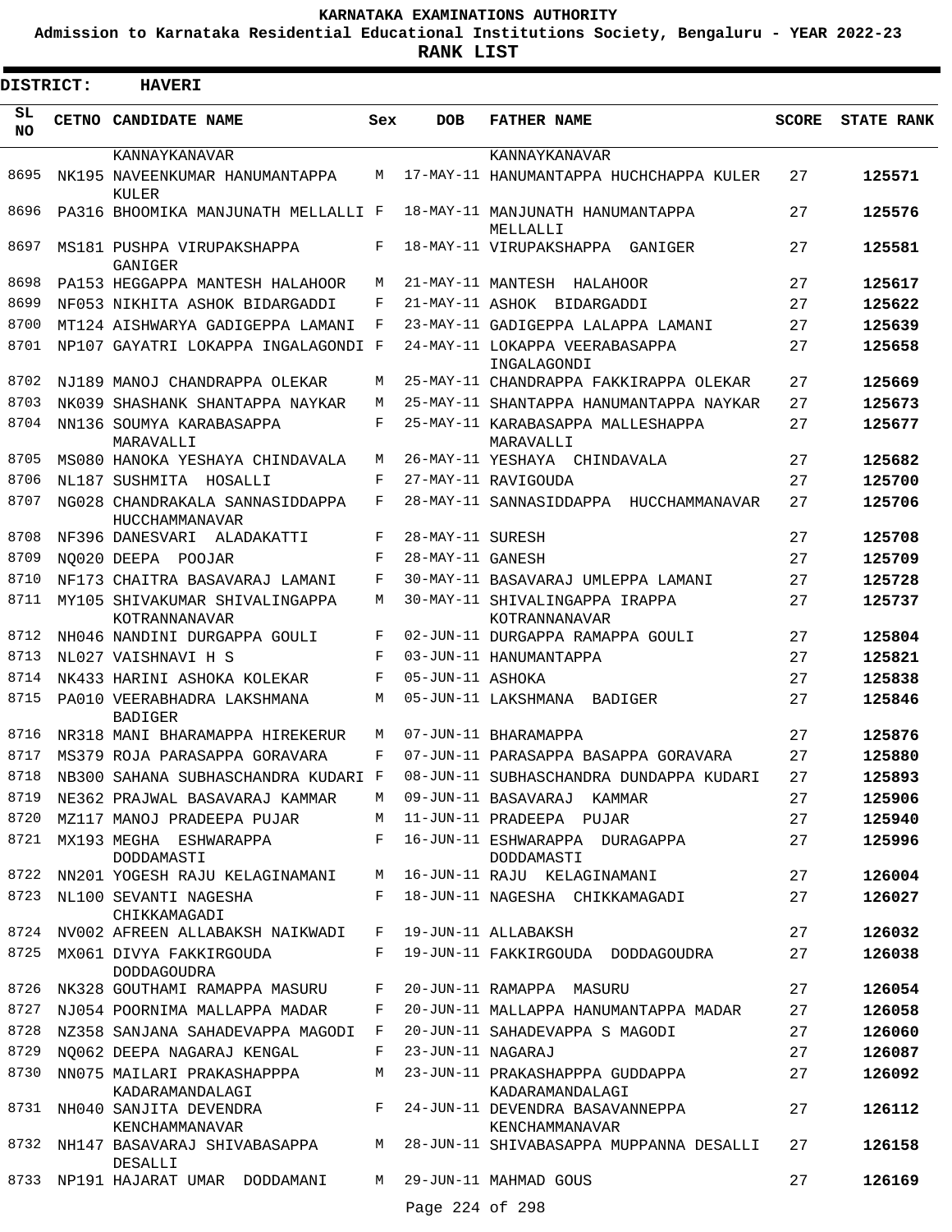KARNATAKA EXAMINATIONS AUTHORITY

Admission to Karnataka Residential Educational Institutions Society, Bengaluru - YEAR 2022-23

**RANK LIST**

**DISTRICT: HAVERI**

| SL NO | CETNO | CANDIDATE NAME | Sex | DOB | FATHER NAME | SCORE | STATE RANK |
|---|---|---|---|---|---|---|---|
| | | KANNAYKANAVAR | | | KANNAYKANAVAR | | |
| 8695 | NK195 | NAVEENKUMAR HANUMANTAPPA KULER | M | 17-MAY-11 | HANUMANTAPPA HUCHCHAPPA KULER | 27 | **125571** |
| 8696 | PA316 | BHOOMIKA MANJUNATH MELLALLI | F | 18-MAY-11 | MANJUNATH HANUMANTAPPA MELLALLI | 27 | **125576** |
| 8697 | MS181 | PUSHPA VIRUPAKSHAPPA GANIGER | F | 18-MAY-11 | VIRUPAKSHAPPA GANIGER | 27 | **125581** |
| 8698 | PA153 | HEGGAPPA MANTESH HALAHOOR | M | 21-MAY-11 | MANTESH HALAHOOR | 27 | **125617** |
| 8699 | NF053 | NIKHITA ASHOK BIDARGADDI | F | 21-MAY-11 | ASHOK BIDARGADDI | 27 | **125622** |
| 8700 | MT124 | AISHWARYA GADIGEPPA LAMANI | F | 23-MAY-11 | GADIGEPPA LALAPPA LAMANI | 27 | **125639** |
| 8701 | NP107 | GAYATRI LOKAPPA INGALAGONDI | F | 24-MAY-11 | LOKAPPA VEERABASAPPA INGALAGONDI | 27 | **125658** |
| 8702 | NJ189 | MANOJ CHANDRAPPA OLEKAR | M | 25-MAY-11 | CHANDRAPPA FAKKIRAPPA OLEKAR | 27 | **125669** |
| 8703 | NK039 | SHASHANK SHANTAPPA NAYKAR | M | 25-MAY-11 | SHANTAPPA HANUMANTAPPA NAYKAR | 27 | **125673** |
| 8704 | NN136 | SOUMYA KARABASAPPA MARAVALLI | F | 25-MAY-11 | KARABASAPPA MALLESHAPPA MARAVALLI | 27 | **125677** |
| 8705 | MS080 | HANOKA YESHAYA CHINDAVALA | M | 26-MAY-11 | YESHAYA CHINDAVALA | 27 | **125682** |
| 8706 | NL187 | SUSHMITA HOSALLI | F | 27-MAY-11 | RAVIGOUDA | 27 | **125700** |
| 8707 | NG028 | CHANDRAKALA SANNASIDDAPPA HUCCHAMMANAVAR | F | 28-MAY-11 | SANNASIDDAPPA HUCCHAMMANAVAR | 27 | **125706** |
| 8708 | NF396 | DANESVARI ALADAKATTI | F | 28-MAY-11 | SURESH | 27 | **125708** |
| 8709 | NQ020 | DEEPA POOJAR | F | 28-MAY-11 | GANESH | 27 | **125709** |
| 8710 | NF173 | CHAITRA BASAVARAJ LAMANI | F | 30-MAY-11 | BASAVARAJ UMLEPPA LAMANI | 27 | **125728** |
| 8711 | MY105 | SHIVAKUMAR SHIVALINGAPPA KOTRANNANAVAR | M | 30-MAY-11 | SHIVALINGAPPA IRAPPA KOTRANNANAVAR | 27 | **125737** |
| 8712 | NH046 | NANDINI DURGAPPA GOULI | F | 02-JUN-11 | DURGAPPA RAMAPPA GOULI | 27 | **125804** |
| 8713 | NL027 | VAISHNAVI H S | F | 03-JUN-11 | HANUMANTAPPA | 27 | **125821** |
| 8714 | NK433 | HARINI ASHOKA KOLEKAR | F | 05-JUN-11 | ASHOKA | 27 | **125838** |
| 8715 | PA010 | VEERABHADRA LAKSHMANA BADIGER | M | 05-JUN-11 | LAKSHMANA BADIGER | 27 | **125846** |
| 8716 | NR318 | MANI BHARAMAPPA HIREKERUR | M | 07-JUN-11 | BHARAMAPPA | 27 | **125876** |
| 8717 | MS379 | ROJA PARASAPPA GORAVARA | F | 07-JUN-11 | PARASAPPA BASAPPA GORAVARA | 27 | **125880** |
| 8718 | NB300 | SAHANA SUBHASCHANDRA KUDARI | F | 08-JUN-11 | SUBHASCHANDRA DUNDAPPA KUDARI | 27 | **125893** |
| 8719 | NE362 | PRAJWAL BASAVARAJ KAMMAR | M | 09-JUN-11 | BASAVARAJ KAMMAR | 27 | **125906** |
| 8720 | MZ117 | MANOJ PRADEEPA PUJAR | M | 11-JUN-11 | PRADEEPA PUJAR | 27 | **125940** |
| 8721 | MX193 | MEGHA ESHWARAPPA DODDAMASTI | F | 16-JUN-11 | ESHWARAPPA DURAGAPPA DODDAMASTI | 27 | **125996** |
| 8722 | NN201 | YOGESH RAJU KELAGINAMANI | M | 16-JUN-11 | RAJU KELAGINAMANI | 27 | **126004** |
| 8723 | NL100 | SEVANTI NAGESHA CHIKKAMAGADI | F | 18-JUN-11 | NAGESHA CHIKKAMAGADI | 27 | **126027** |
| 8724 | NV002 | AFREEN ALLABAKSH NAIKWADI | F | 19-JUN-11 | ALLABAKSH | 27 | **126032** |
| 8725 | MX061 | DIVYA FAKKIRGOUDA DODDAGOUDRA | F | 19-JUN-11 | FAKKIRGOUDA DODDAGOUDRA | 27 | **126038** |
| 8726 | NK328 | GOUTHAMI RAMAPPA MASURU | F | 20-JUN-11 | RAMAPPA MASURU | 27 | **126054** |
| 8727 | NJ054 | POORNIMA MALLAPPA MADAR | F | 20-JUN-11 | MALLAPPA HANUMANTAPPA MADAR | 27 | **126058** |
| 8728 | NZ358 | SANJANA SAHADEVAPPA MAGODI | F | 20-JUN-11 | SAHADEVAPPA S MAGODI | 27 | **126060** |
| 8729 | NQ062 | DEEPA NAGARAJ KENGAL | F | 23-JUN-11 | NAGARAJ | 27 | **126087** |
| 8730 | NN075 | MAILARI PRAKASHAPPPA KADARAMANDALAGI | M | 23-JUN-11 | PRAKASHAPPPA GUDDAPPA KADARAMANDALAGI | 27 | **126092** |
| 8731 | NH040 | SANJITA DEVENDRA KENCHAMMANAVAR | F | 24-JUN-11 | DEVENDRA BASAVANNEPPA KENCHAMMANAVAR | 27 | **126112** |
| 8732 | NH147 | BASAVARAJ SHIVABASAPPA DESALLI | M | 28-JUN-11 | SHIVABASAPPA MUPPANNA DESALLI | 27 | **126158** |
| 8733 | NP191 | HAJARAT UMAR DODDAMANI | M | 29-JUN-11 | MAHMAD GOUS | 27 | **126169** |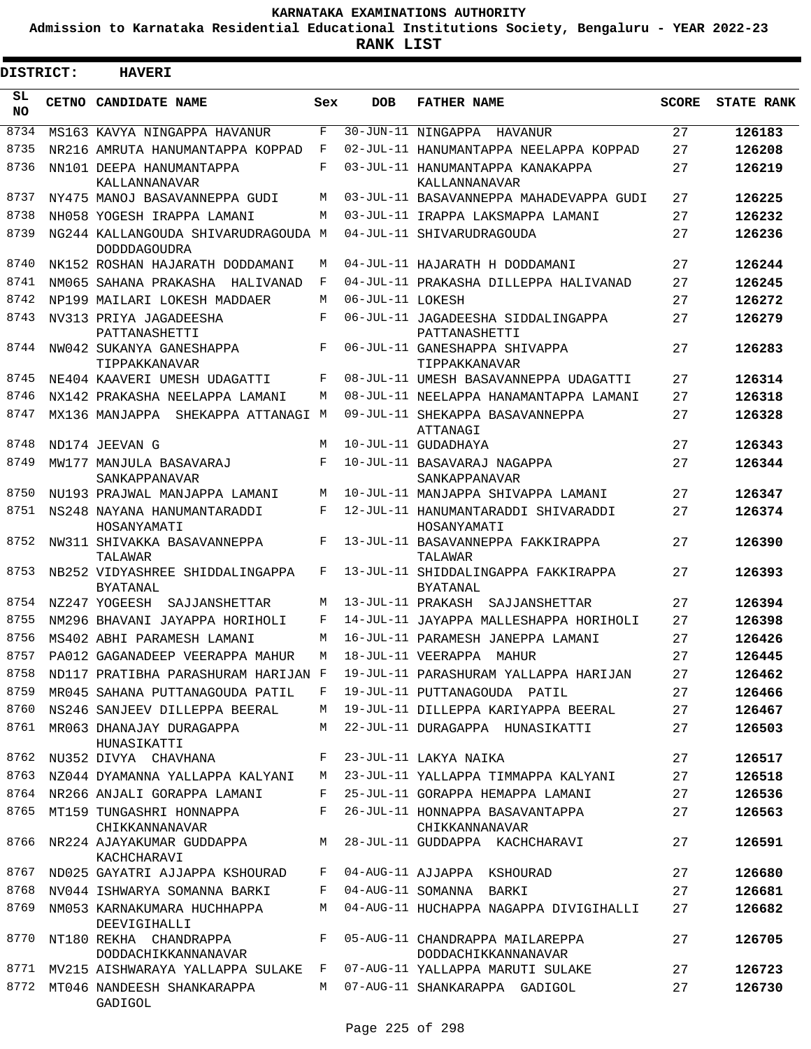# KARNATAKA EXAMINATIONS AUTHORITY

**Admission to Karnataka Residential Educational Institutions Society, Bengaluru - YEAR 2022-23**

**RANK LIST**

**DISTRICT: HAVERI**

| SL NO | CETNO | CANDIDATE NAME | Sex | DOB | FATHER NAME | SCORE | STATE RANK |
|---|---|---|---|---|---|---|---|
| 8734 | MS163 | KAVYA NINGAPPA HAVANUR | F | 30-JUN-11 | NINGAPPA HAVANUR | 27 | 126183 |
| 8735 | NR216 | AMRUTA HANUMANTAPPA KOPPAD | F | 02-JUL-11 | HANUMANTAPPA NEELAPPA KOPPAD | 27 | 126208 |
| 8736 | NN101 | DEEPA HANUMANTAPPA KALLANNANAVAR | F | 03-JUL-11 | HANUMANTAPPA KANAKAPPA KALLANNANAVAR | 27 | 126219 |
| 8737 | NY475 | MANOJ BASAVANNEPPA GUDI | M | 03-JUL-11 | BASAVANNEPPA MAHADEVAPPA GUDI | 27 | 126225 |
| 8738 | NH058 | YOGESH IRAPPA LAMANI | M | 03-JUL-11 | IRAPPA LAKSMAPPA LAMANI | 27 | 126232 |
| 8739 | NG244 | KALLANGOUDA SHIVARUDRAGOUDA DODDDAGOUDRA | M | 04-JUL-11 | SHIVARUDRAGOUDA | 27 | 126236 |
| 8740 | NK152 | ROSHAN HAJARATH DODDAMANI | M | 04-JUL-11 | HAJARATH H DODDAMANI | 27 | 126244 |
| 8741 | NM065 | SAHANA PRAKASHA HALIVANAD | F | 04-JUL-11 | PRAKASHA DILLEPPA HALIVANAD | 27 | 126245 |
| 8742 | NP199 | MAILARI LOKESH MADDAER | M | 06-JUL-11 | LOKESH | 27 | 126272 |
| 8743 | NV313 | PRIYA JAGADEESHA PATTANASHETTI | F | 06-JUL-11 | JAGADEESHA SIDDALINGAPPA PATTANASHETTI | 27 | 126279 |
| 8744 | NW042 | SUKANYA GANESHAPPA TIPPAKKANAVAR | F | 06-JUL-11 | GANESHAPPA SHIVAPPA TIPPAKKANAVAR | 27 | 126283 |
| 8745 | NE404 | KAAVERI UMESH UDAGATTI | F | 08-JUL-11 | UMESH BASAVANNEPPA UDAGATTI | 27 | 126314 |
| 8746 | NX142 | PRAKASHA NEELAPPA LAMANI | M | 08-JUL-11 | NEELAPPA HANAMANTAPPA LAMANI | 27 | 126318 |
| 8747 | MX136 | MANJAPPA SHEKAPPA ATTANAGI | M | 09-JUL-11 | SHEKAPPA BASAVANNEPPA ATTANAGI | 27 | 126328 |
| 8748 | ND174 | JEEVAN G | M | 10-JUL-11 | GUDADHAYA | 27 | 126343 |
| 8749 | MW177 | MANJULA BASAVARAJ SANKAPPANAVAR | F | 10-JUL-11 | BASAVARAJ NAGAPPA SANKAPPANAVAR | 27 | 126344 |
| 8750 | NU193 | PRAJWAL MANJAPPA LAMANI | M | 10-JUL-11 | MANJAPPA SHIVAPPA LAMANI | 27 | 126347 |
| 8751 | NS248 | NAYANA HANUMANTARADDI HOSANYAMATI | F | 12-JUL-11 | HANUMANTARADDI SHIVARADDI HOSANYAMATI | 27 | 126374 |
| 8752 | NW311 | SHIVAKKA BASAVANNEPPA TALAWAR | F | 13-JUL-11 | BASAVANNEPPA FAKKIRAPPA TALAWAR | 27 | 126390 |
| 8753 | NB252 | VIDYASHREE SHIDDALINGAPPA BYATANAL | F | 13-JUL-11 | SHIDDALINGAPPA FAKKIRAPPA BYATANAL | 27 | 126393 |
| 8754 | NZ247 | YOGEESH SAJJANSHETTAR | M | 13-JUL-11 | PRAKASH SAJJANSHETTAR | 27 | 126394 |
| 8755 | NM296 | BHAVANI JAYAPPA HORIHOLI | F | 14-JUL-11 | JAYAPPA MALLESHAPPA HORIHOLI | 27 | 126398 |
| 8756 | MS402 | ABHI PARAMESH LAMANI | M | 16-JUL-11 | PARAMESH JANEPPA LAMANI | 27 | 126426 |
| 8757 | PA012 | GAGANADEEP VEERAPPA MAHUR | M | 18-JUL-11 | VEERAPPA MAHUR | 27 | 126445 |
| 8758 | ND117 | PRATIBHA PARASHURAM HARIJAN | F | 19-JUL-11 | PARASHURAM YALLAPPA HARIJAN | 27 | 126462 |
| 8759 | MR045 | SAHANA PUTTANAGOUDA PATIL | F | 19-JUL-11 | PUTTANAGOUDA PATIL | 27 | 126466 |
| 8760 | NS246 | SANJEEV DILLEPPA BEERAL | M | 19-JUL-11 | DILLEPPA KARIYAPPA BEERAL | 27 | 126467 |
| 8761 | MR063 | DHANAJAY DURAGAPPA HUNASIKATTI | M | 22-JUL-11 | DURAGAPPA HUNASIKATTI | 27 | 126503 |
| 8762 | NU352 | DIVYA CHAVHANA | F | 23-JUL-11 | LAKYA NAIKA | 27 | 126517 |
| 8763 | NZ044 | DYAMANNA YALLAPPA KALYANI | M | 23-JUL-11 | YALLAPPA TIMMAPPA KALYANI | 27 | 126518 |
| 8764 | NR266 | ANJALI GORAPPA LAMANI | F | 25-JUL-11 | GORAPPA HEMAPPA LAMANI | 27 | 126536 |
| 8765 | MT159 | TUNGASHRI HONNAPPA CHIKKANNANAVAR | F | 26-JUL-11 | HONNAPPA BASAVANTAPPA CHIKKANNANAVAR | 27 | 126563 |
| 8766 | NR224 | AJAYAKUMAR GUDDAPPA KACHCHARAVI | M | 28-JUL-11 | GUDDAPPA KACHCHARAVI | 27 | 126591 |
| 8767 | ND025 | GAYATRI AJJAPPA KSHOURAD | F | 04-AUG-11 | AJJAPPA KSHOURAD | 27 | 126680 |
| 8768 | NV044 | ISHWARYA SOMANNA BARKI | F | 04-AUG-11 | SOMANNA BARKI | 27 | 126681 |
| 8769 | NM053 | KARNAKUMARA HUCHHAPPA DEEVIGIHALLI | M | 04-AUG-11 | HUCHAPPA NAGAPPA DIVIGIHALLI | 27 | 126682 |
| 8770 | NT180 | REKHA CHANDRAPPA DODDACHIKKANNANAVAR | F | 05-AUG-11 | CHANDRAPPA MAILAREPPA DODDACHIKKANNANAVAR | 27 | 126705 |
| 8771 | MV215 | AISHWARAYA YALLAPPA SULAKE | F | 07-AUG-11 | YALLAPPA MARUTI SULAKE | 27 | 126723 |
| 8772 | MT046 | NANDEESH SHANKARAPPA GADIGOL | M | 07-AUG-11 | SHANKARAPPA GADIGOL | 27 | 126730 |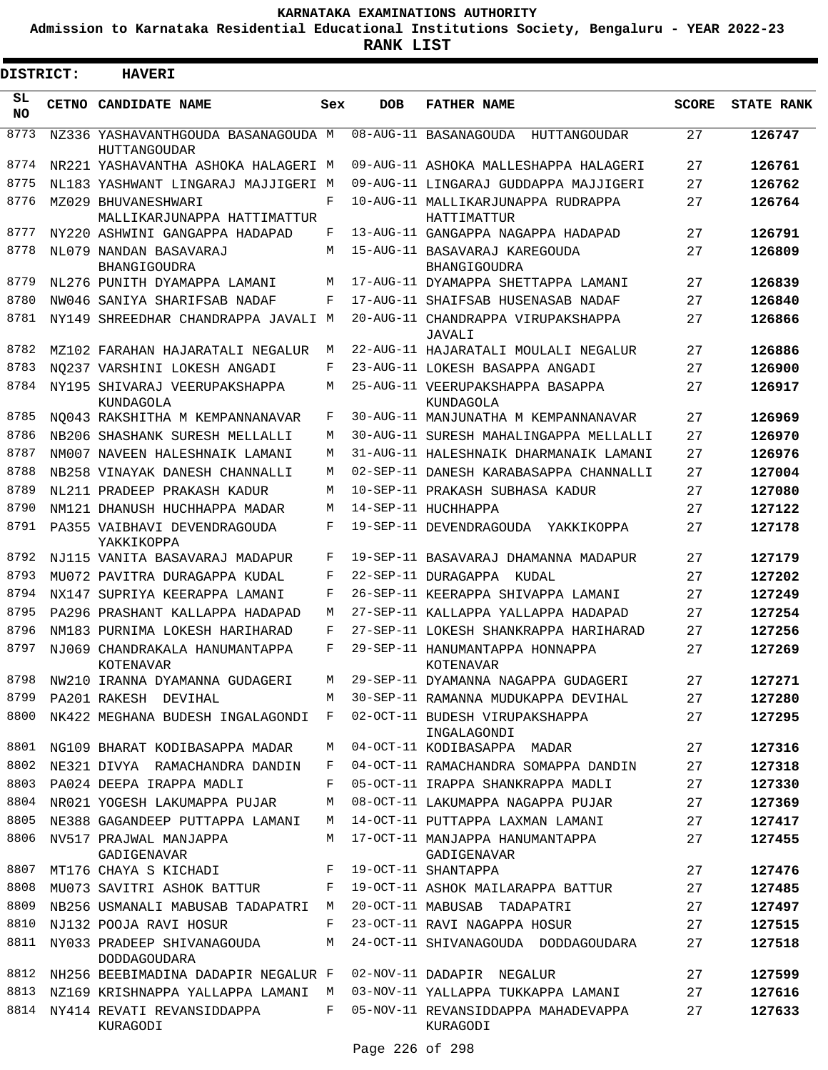# KARNATAKA EXAMINATIONS AUTHORITY

**Admission to Karnataka Residential Educational Institutions Society, Bengaluru - YEAR 2022-23**

**RANK LIST**

**DISTRICT: HAVERI**

| SL NO | CETNO | CANDIDATE NAME | Sex | DOB | FATHER NAME | SCORE | STATE RANK |
|---|---|---|---|---|---|---|---|
| 8773 | NZ336 | YASHAVANTHGOUDA BASANAGOUDA HUTTANGOUDAR | M | 08-AUG-11 | BASANAGOUDA HUTTANGOUDAR | 27 | 126747 |
| 8774 | NR221 | YASHAVANTHA ASHOKA HALAGERI | M | 09-AUG-11 | ASHOKA MALLESHAPPA HALAGERI | 27 | 126761 |
| 8775 | NL183 | YASHWANT LINGARAJ MAJJIGERI | M | 09-AUG-11 | LINGARAJ GUDDAPPA MAJJIGERI | 27 | 126762 |
| 8776 | MZ029 | BHUVANESHWARI MALLIKARJUNAPPA HATTIMATTUR | F | 10-AUG-11 | MALLIKARJUNAPPA RUDRAPPA HATTIMATTUR | 27 | 126764 |
| 8777 | NY220 | ASHWINI GANGAPPA HADAPAD | F | 13-AUG-11 | GANGAPPA NAGAPPA HADAPAD | 27 | 126791 |
| 8778 | NL079 | NANDAN BASAVARAJ BHANGIGOUDRA | M | 15-AUG-11 | BASAVARAJ KAREGOUDA BHANGIGOUDRA | 27 | 126809 |
| 8779 | NL276 | PUNITH DYAMAPPA LAMANI | M | 17-AUG-11 | DYAMAPPA SHETTAPPA LAMANI | 27 | 126839 |
| 8780 | NW046 | SANIYA SHARIFSAB NADAF | F | 17-AUG-11 | SHAIFSAB HUSENASAB NADAF | 27 | 126840 |
| 8781 | NY149 | SHREEDHAR CHANDRAPPA JAVALI | M | 20-AUG-11 | CHANDRAPPA VIRUPAKSHAPPA JAVALI | 27 | 126866 |
| 8782 | MZ102 | FARAHAN HAJARATALI NEGALUR | M | 22-AUG-11 | HAJARATALI MOULALI NEGALUR | 27 | 126886 |
| 8783 | NQ237 | VARSHINI LOKESH ANGADI | F | 23-AUG-11 | LOKESH BASAPPA ANGADI | 27 | 126900 |
| 8784 | NY195 | SHIVARAJ VEERUPAKSHAPPA KUNDAGOLA | M | 25-AUG-11 | VEERUPAKSHAPPA BASAPPA KUNDAGOLA | 27 | 126917 |
| 8785 | NQ043 | RAKSHITHA M KEMPANNANAVAR | F | 30-AUG-11 | MANJUNATHA M KEMPANNANAVAR | 27 | 126969 |
| 8786 | NB206 | SHASHANK SURESH MELLALLI | M | 30-AUG-11 | SURESH MAHALINGAPPA MELLALLI | 27 | 126970 |
| 8787 | NM007 | NAVEEN HALESHNAIK LAMANI | M | 31-AUG-11 | HALESHNAIK DHARMANAIK LAMANI | 27 | 126976 |
| 8788 | NB258 | VINAYAK DANESH CHANNALLI | M | 02-SEP-11 | DANESH KARABASAPPA CHANNALLI | 27 | 127004 |
| 8789 | NL211 | PRADEEP PRAKASH KADUR | M | 10-SEP-11 | PRAKASH SUBHASA KADUR | 27 | 127080 |
| 8790 | NM121 | DHANUSH HUCHHAPPA MADAR | M | 14-SEP-11 | HUCHHAPPA | 27 | 127122 |
| 8791 | PA355 | VAIBHAVI DEVENDRAGOUDA YAKKIKOPPA | F | 19-SEP-11 | DEVENDRAGOUDA YAKKIKOPPA | 27 | 127178 |
| 8792 | NJ115 | VANITA BASAVARAJ MADAPUR | F | 19-SEP-11 | BASAVARAJ DHAMANNA MADAPUR | 27 | 127179 |
| 8793 | MU072 | PAVITRA DURAGAPPA KUDAL | F | 22-SEP-11 | DURAGAPPA KUDAL | 27 | 127202 |
| 8794 | NX147 | SUPRIYA KEERAPPA LAMANI | F | 26-SEP-11 | KEERAPPA SHIVAPPA LAMANI | 27 | 127249 |
| 8795 | PA296 | PRASHANT KALLAPPA HADAPAD | M | 27-SEP-11 | KALLAPPA YALLAPPA HADAPAD | 27 | 127254 |
| 8796 | NM183 | PURNIMA LOKESH HARIHARAD | F | 27-SEP-11 | LOKESH SHANKRAPPA HARIHARAD | 27 | 127256 |
| 8797 | NJ069 | CHANDRAKALA HANUMANTAPPA KOTENAVAR | F | 29-SEP-11 | HANUMANTAPPA HONNAPPA KOTENAVAR | 27 | 127269 |
| 8798 | NW210 | IRANNA DYAMANNA GUDAGERI | M | 29-SEP-11 | DYAMANNA NAGAPPA GUDAGERI | 27 | 127271 |
| 8799 | PA201 | RAKESH DEVIHAL | M | 30-SEP-11 | RAMANNA MUDUKAPPA DEVIHAL | 27 | 127280 |
| 8800 | NK422 | MEGHANA BUDESH INGALAGONDI | F | 02-OCT-11 | BUDESH VIRUPAKSHAPPA INGALAGONDI | 27 | 127295 |
| 8801 | NG109 | BHARAT KODIBASAPPA MADAR | M | 04-OCT-11 | KODIBASAPPA MADAR | 27 | 127316 |
| 8802 | NE321 | DIVYA RAMACHANDRA DANDIN | F | 04-OCT-11 | RAMACHANDRA SOMAPPA DANDIN | 27 | 127318 |
| 8803 | PA024 | DEEPA IRAPPA MADLI | F | 05-OCT-11 | IRAPPA SHANKRAPPA MADLI | 27 | 127330 |
| 8804 | NR021 | YOGESH LAKUMAPPA PUJAR | M | 08-OCT-11 | LAKUMAPPA NAGAPPA PUJAR | 27 | 127369 |
| 8805 | NE388 | GAGANDEEP PUTTAPPA LAMANI | M | 14-OCT-11 | PUTTAPPA LAXMAN LAMANI | 27 | 127417 |
| 8806 | NV517 | PRAJWAL MANJAPPA GADIGENAVAR | M | 17-OCT-11 | MANJAPPA HANUMANTAPPA GADIGENAVAR | 27 | 127455 |
| 8807 | MT176 | CHAYA S KICHADI | F | 19-OCT-11 | SHANTAPPA | 27 | 127476 |
| 8808 | MU073 | SAVITRI ASHOK BATTUR | F | 19-OCT-11 | ASHOK MAILARAPPA BATTUR | 27 | 127485 |
| 8809 | NB256 | USMANALI MABUSAB TADAPATRI | M | 20-OCT-11 | MABUSAB TADAPATRI | 27 | 127497 |
| 8810 | NJ132 | POOJA RAVI HOSUR | F | 23-OCT-11 | RAVI NAGAPPA HOSUR | 27 | 127515 |
| 8811 | NY033 | PRADEEP SHIVANAGOUDA DODDAGOUDARA | M | 24-OCT-11 | SHIVANAGOUDA DODDAGOUDARA | 27 | 127518 |
| 8812 | NH256 | BEEBIMADINA DADAPIR NEGALUR | F | 02-NOV-11 | DADAPIR NEGALUR | 27 | 127599 |
| 8813 | NZ169 | KRISHNAPPA YALLAPPA LAMANI | M | 03-NOV-11 | YALLAPPA TUKKAPPA LAMANI | 27 | 127616 |
| 8814 | NY414 | REVATI REVANSIDDAPPA KURAGODI | F | 05-NOV-11 | REVANSIDDAPPA MAHADEVAPPA KURAGODI | 27 | 127633 |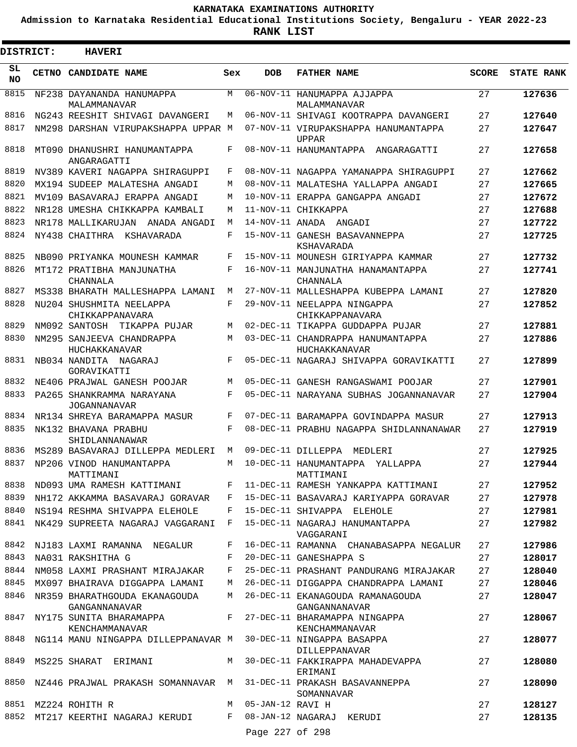# KARNATAKA EXAMINATIONS AUTHORITY

**Admission to Karnataka Residential Educational Institutions Society, Bengaluru - YEAR 2022-23**

**RANK LIST**

**DISTRICT: HAVERI**

| SL NO | CETNO | CANDIDATE NAME | Sex | DOB | FATHER NAME | SCORE | STATE RANK |
|---|---|---|---|---|---|---|---|
| 8815 | NF238 | DAYANANDA HANUMAPPA MALAMMANAVAR | M | 06-NOV-11 | HANUMAPPA AJJAPPA MALAMMANAVAR | 27 | **127636** |
| 8816 | NG243 | REESHIT SHIVAGI DAVANGERI | M | 06-NOV-11 | SHIVAGI KOOTRAPPA DAVANGERI | 27 | **127640** |
| 8817 | NM298 | DARSHAN VIRUPAKSHAPPA UPPAR | M | 07-NOV-11 | VIRUPAKSHAPPA HANUMANTAPPA UPPAR | 27 | **127647** |
| 8818 | MT090 | DHANUSHRI HANUMANTAPPA ANGARAGATTI | F | 08-NOV-11 | HANUMANTAPPA ANGARAGATTI | 27 | **127658** |
| 8819 | NV389 | KAVERI NAGAPPA SHIRAGUPPI | F | 08-NOV-11 | NAGAPPA YAMANAPPA SHIRAGUPPI | 27 | **127662** |
| 8820 | MX194 | SUDEEP MALATESHA ANGADI | M | 08-NOV-11 | MALATESHA YALLAPPA ANGADI | 27 | **127665** |
| 8821 | MV109 | BASAVARAJ ERAPPA ANGADI | M | 10-NOV-11 | ERAPPA GANGAPPA ANGADI | 27 | **127672** |
| 8822 | NR128 | UMESHA CHIKKAPPA KAMBALI | M | 11-NOV-11 | CHIKKAPPA | 27 | **127688** |
| 8823 | NR178 | MALLIKARUJAN ANADA ANGADI | M | 14-NOV-11 | ANADA ANGADI | 27 | **127722** |
| 8824 | NY438 | CHAITHRA KSHAVARADA | F | 15-NOV-11 | GANESH BASAVANNEPPA KSHAVARADA | 27 | **127725** |
| 8825 | NB090 | PRIYANKA MOUNESH KAMMAR | F | 15-NOV-11 | MOUNESH GIRIYAPPA KAMMAR | 27 | **127732** |
| 8826 | MT172 | PRATIBHA MANJUNATHA CHANNALA | F | 16-NOV-11 | MANJUNATHA HANAMANTAPPA CHANNALA | 27 | **127741** |
| 8827 | MS338 | BHARATH MALLESHAPPA LAMANI | M | 27-NOV-11 | MALLESHAPPA KUBEPPA LAMANI | 27 | **127820** |
| 8828 | NU204 | SHUSHMITA NEELAPPA CHIKKAPPANAVARA | F | 29-NOV-11 | NEELAPPA NINGAPPA CHIKKAPPANAVARA | 27 | **127852** |
| 8829 | NM092 | SANTOSH TIKAPPA PUJAR | M | 02-DEC-11 | TIKAPPA GUDDAPPA PUJAR | 27 | **127881** |
| 8830 | NM295 | SANJEEVA CHANDRAPPA HUCHAKKANAVAR | M | 03-DEC-11 | CHANDRAPPA HANUMANTAPPA HUCHAKKANAVAR | 27 | **127886** |
| 8831 | NB034 | NANDITA NAGARAJ GORAVIKATTI | F | 05-DEC-11 | NAGARAJ SHIVAPPA GORAVIKATTI | 27 | **127899** |
| 8832 | NE406 | PRAJWAL GANESH POOJAR | M | 05-DEC-11 | GANESH RANGASWAMI POOJAR | 27 | **127901** |
| 8833 | PA265 | SHANKRAMMA NARAYANA JOGANNANAVAR | F | 05-DEC-11 | NARAYANA SUBHAS JOGANNANAVAR | 27 | **127904** |
| 8834 | NR134 | SHREYA BARAMAPPA MASUR | F | 07-DEC-11 | BARAMAPPA GOVINDAPPA MASUR | 27 | **127913** |
| 8835 | NK132 | BHAVANA PRABHU SHIDLANNANAWAR | F | 08-DEC-11 | PRABHU NAGAPPA SHIDLANNANAWAR | 27 | **127919** |
| 8836 | MS289 | BASAVARAJ DILLEPPA MEDLERI | M | 09-DEC-11 | DILLEPPA MEDLERI | 27 | **127925** |
| 8837 | NP206 | VINOD HANUMANTAPPA MATTIMANI | M | 10-DEC-11 | HANUMANTAPPA YALLAPPA MATTIMANI | 27 | **127944** |
| 8838 | ND093 | UMA RAMESH KATTIMANI | F | 11-DEC-11 | RAMESH YANKAPPA KATTIMANI | 27 | **127952** |
| 8839 | NH172 | AKKAMMA BASAVARAJ GORAVAR | F | 15-DEC-11 | BASAVARAJ KARIYAPPA GORAVAR | 27 | **127978** |
| 8840 | NS194 | RESHMA SHIVAPPA ELEHOLE | F | 15-DEC-11 | SHIVAPPA ELEHOLE | 27 | **127981** |
| 8841 | NK429 | SUPREETA NAGARAJ VAGGARANI | F | 15-DEC-11 | NAGARAJ HANUMANTAPPA VAGGARANI | 27 | **127982** |
| 8842 | NJ183 | LAXMI RAMANNA NEGALUR | F | 16-DEC-11 | RAMANNA CHANABASAPPA NEGALUR | 27 | **127986** |
| 8843 | NA031 | RAKSHITHA G | F | 20-DEC-11 | GANESHAPPA S | 27 | **128017** |
| 8844 | NM058 | LAXMI PRASHANT MIRAJAKAR | F | 25-DEC-11 | PRASHANT PANDURANG MIRAJAKAR | 27 | **128040** |
| 8845 | MX097 | BHAIRAVA DIGGAPPA LAMANI | M | 26-DEC-11 | DIGGAPPA CHANDRAPPA LAMANI | 27 | **128046** |
| 8846 | NR359 | BHARATHGOUDA EKANAGOUDA GANGANNANAVAR | M | 26-DEC-11 | EKANAGOUDA RAMANAGOUDA GANGANNANAVAR | 27 | **128047** |
| 8847 | NY175 | SUNITA BHARAMAPPA KENCHAMMANAVAR | F | 27-DEC-11 | BHARAMAPPA NINGAPPA KENCHAMMANAVAR | 27 | **128067** |
| 8848 | NG114 | MANU NINGAPPA DILLEPPANAVAR | M | 30-DEC-11 | NINGAPPA BASAPPA DILLEPPANAVAR | 27 | **128077** |
| 8849 | MS225 | SHARAT ERIMANI | M | 30-DEC-11 | FAKKIRAPPA MAHADEVAPPA ERIMANI | 27 | **128080** |
| 8850 | NZ446 | PRAJWAL PRAKASH SOMANNAVAR | M | 31-DEC-11 | PRAKASH BASAVANNEPPA SOMANNAVAR | 27 | **128090** |
| 8851 | MZ224 | ROHITH R | M | 05-JAN-12 | RAVI H | 27 | **128127** |
| 8852 | MT217 | KEERTHI NAGARAJ KERUDI | F | 08-JAN-12 | NAGARAJ KERUDI | 27 | **128135** |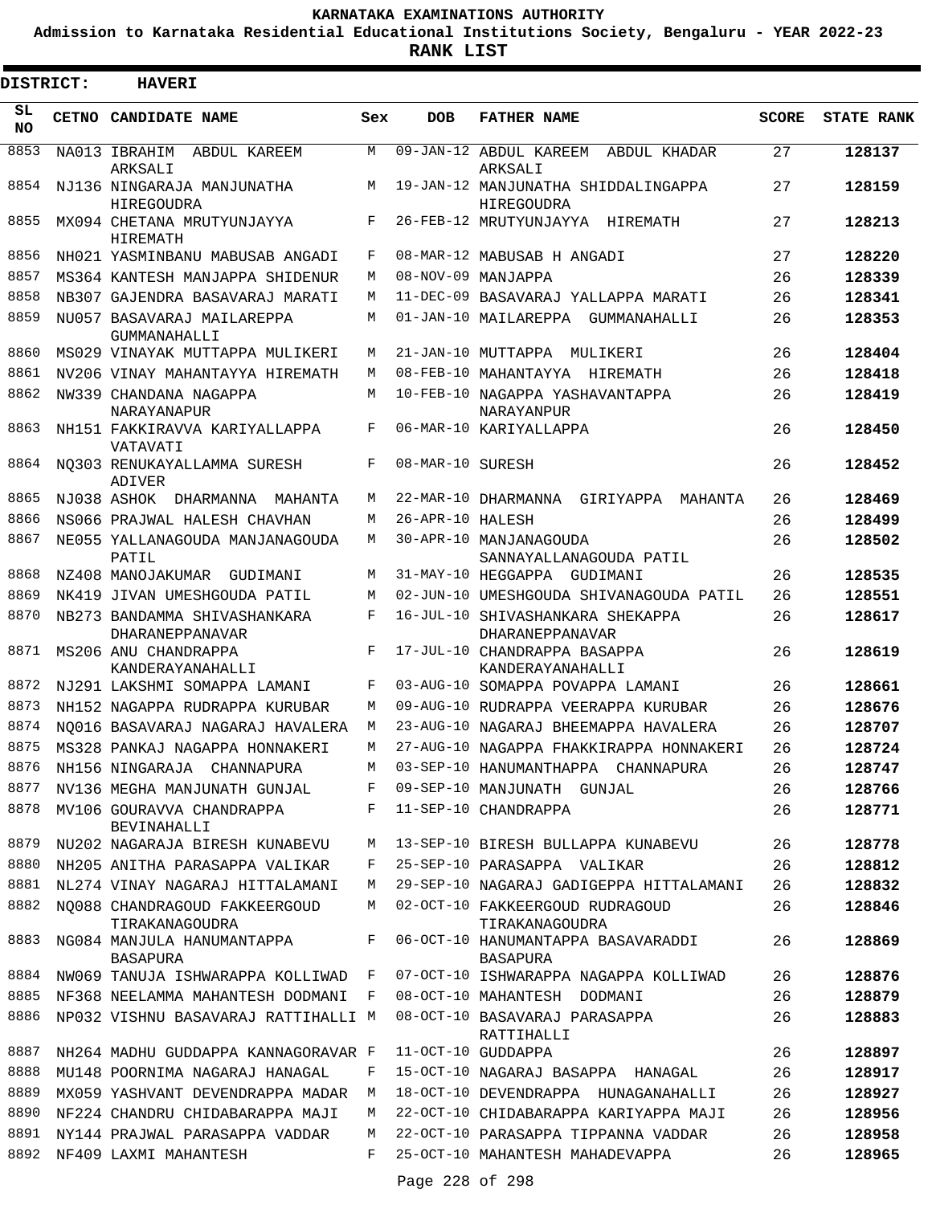# KARNATAKA EXAMINATIONS AUTHORITY

**Admission to Karnataka Residential Educational Institutions Society, Bengaluru - YEAR 2022-23**

**RANK LIST**

**DISTRICT: HAVERI**

| SL NO | CETNO | CANDIDATE NAME | Sex | DOB | FATHER NAME | SCORE | STATE RANK |
|---|---|---|---|---|---|---|---|
| 8853 | NA013 | IBRAHIM ABDUL KAREEM ARKSALI | M | 09-JAN-12 | ABDUL KAREEM ABDUL KHADAR ARKSALI | 27 | **128137** |
| 8854 | NJ136 | NINGARAJA MANJUNATHA HIREGOUDRA | M | 19-JAN-12 | MANJUNATHA SHIDDALINGAPPA HIREGOUDRA | 27 | **128159** |
| 8855 | MX094 | CHETANA MRUTYUNJAYYA HIREMATH | F | 26-FEB-12 | MRUTYUNJAYYA HIREMATH | 27 | **128213** |
| 8856 | NH021 | YASMINBANU MABUSAB ANGADI | F | 08-MAR-12 | MABUSAB H ANGADI | 27 | **128220** |
| 8857 | MS364 | KANTESH MANJAPPA SHIDENUR | M | 08-NOV-09 | MANJAPPA | 26 | **128339** |
| 8858 | NB307 | GAJENDRA BASAVARAJ MARATI | M | 11-DEC-09 | BASAVARAJ YALLAPPA MARATI | 26 | **128341** |
| 8859 | NU057 | BASAVARAJ MAILAREPPA GUMMANAHALLI | M | 01-JAN-10 | MAILAREPPA GUMMANAHALLI | 26 | **128353** |
| 8860 | MS029 | VINAYAK MUTTAPPA MULIKERI | M | 21-JAN-10 | MUTTAPPA MULIKERI | 26 | **128404** |
| 8861 | NV206 | VINAY MAHANTAYYA HIREMATH | M | 08-FEB-10 | MAHANTAYYA HIREMATH | 26 | **128418** |
| 8862 | NW339 | CHANDANA NAGAPPA NARAYANAPUR | M | 10-FEB-10 | NAGAPPA YASHAVANTAPPA NARAYANPUR | 26 | **128419** |
| 8863 | NH151 | FAKKIRAVVA KARIYALLAPPA VATAVATI | F | 06-MAR-10 | KARIYALLAPPA | 26 | **128450** |
| 8864 | NQ303 | RENUKAYALLAMMA SURESH ADIVER | F | 08-MAR-10 | SURESH | 26 | **128452** |
| 8865 | NJ038 | ASHOK DHARMANNA MAHANTA | M | 22-MAR-10 | DHARMANNA GIRIYAPPA MAHANTA | 26 | **128469** |
| 8866 | NS066 | PRAJWAL HALESH CHAVHAN | M | 26-APR-10 | HALESH | 26 | **128499** |
| 8867 | NE055 | YALLANAGOUDA MANJANAGOUDA PATIL | M | 30-APR-10 | MANJANAGOUDA SANNAYALLANAGOUDA PATIL | 26 | **128502** |
| 8868 | NZ408 | MANOJAKUMAR GUDIMANI | M | 31-MAY-10 | HEGGAPPA GUDIMANI | 26 | **128535** |
| 8869 | NK419 | JIVAN UMESHGOUDA PATIL | M | 02-JUN-10 | UMESHGOUDA SHIVANAGOUDA PATIL | 26 | **128551** |
| 8870 | NB273 | BANDAMMA SHIVASHANKARA DHARANEPPANAVAR | F | 16-JUL-10 | SHIVASHANKARA SHEKAPPA DHARANEPPANAVAR | 26 | **128617** |
| 8871 | MS206 | ANU CHANDRAPPA KANDERAYANAHALLI | F | 17-JUL-10 | CHANDRAPPA BASAPPA KANDERAYANAHALLI | 26 | **128619** |
| 8872 | NJ291 | LAKSHMI SOMAPPA LAMANI | F | 03-AUG-10 | SOMAPPA POVAPPA LAMANI | 26 | **128661** |
| 8873 | NH152 | NAGAPPA RUDRAPPA KURUBAR | M | 09-AUG-10 | RUDRAPPA VEERAPPA KURUBAR | 26 | **128676** |
| 8874 | NQ016 | BASAVARAJ NAGARAJ HAVALERA | M | 23-AUG-10 | NAGARAJ BHEEMAPPA HAVALERA | 26 | **128707** |
| 8875 | MS328 | PANKAJ NAGAPPA HONNAKERI | M | 27-AUG-10 | NAGAPPA FHAKKIRAPPA HONNAKERI | 26 | **128724** |
| 8876 | NH156 | NINGARAJA CHANNAPURA | M | 03-SEP-10 | HANUMANTHAPPA CHANNAPURA | 26 | **128747** |
| 8877 | NV136 | MEGHA MANJUNATH GUNJAL | F | 09-SEP-10 | MANJUNATH GUNJAL | 26 | **128766** |
| 8878 | MV106 | GOURAVVA CHANDRAPPA BEVINAHALLI | F | 11-SEP-10 | CHANDRAPPA | 26 | **128771** |
| 8879 | NU202 | NAGARAJA BIRESH KUNABEVU | M | 13-SEP-10 | BIRESH BULLAPPA KUNABEVU | 26 | **128778** |
| 8880 | NH205 | ANITHA PARASAPPA VALIKAR | F | 25-SEP-10 | PARASAPPA VALIKAR | 26 | **128812** |
| 8881 | NL274 | VINAY NAGARAJ HITTALAMANI | M | 29-SEP-10 | NAGARAJ GADIGEPPA HITTALAMANI | 26 | **128832** |
| 8882 | NQ088 | CHANDRAGOUD FAKKEERGOUD TIRAKANAGOUDRA | M | 02-OCT-10 | FAKKEERGOUD RUDRAGOUD TIRAKANAGOUDRA | 26 | **128846** |
| 8883 | NG084 | MANJULA HANUMANTAPPA BASAPURA | F | 06-OCT-10 | HANUMANTAPPA BASAVARADDI BASAPURA | 26 | **128869** |
| 8884 | NW069 | TANUJA ISHWARAPPA KOLLIWAD | F | 07-OCT-10 | ISHWARAPPA NAGAPPA KOLLIWAD | 26 | **128876** |
| 8885 | NF368 | NEELAMMA MAHANTESH DODMANI | F | 08-OCT-10 | MAHANTESH DODMANI | 26 | **128879** |
| 8886 | NP032 | VISHNU BASAVARAJ RATTIHALLI | M | 08-OCT-10 | BASAVARAJ PARASAPPA RATTIHALLI | 26 | **128883** |
| 8887 | NH264 | MADHU GUDDAPPA KANNAGORAVAR | F | 11-OCT-10 | GUDDAPPA | 26 | **128897** |
| 8888 | MU148 | POORNIMA NAGARAJ HANAGAL | F | 15-OCT-10 | NAGARAJ BASAPPA HANAGAL | 26 | **128917** |
| 8889 | MX059 | YASHVANT DEVENDRAPPA MADAR | M | 18-OCT-10 | DEVENDRAPPA HUNAGANAHALLI | 26 | **128927** |
| 8890 | NF224 | CHANDRU CHIDABARAPPA MAJI | M | 22-OCT-10 | CHIDABARAPPA KARIYAPPA MAJI | 26 | **128956** |
| 8891 | NY144 | PRAJWAL PARASAPPA VADDAR | M | 22-OCT-10 | PARASAPPA TIPPANNA VADDAR | 26 | **128958** |
| 8892 | NF409 | LAXMI MAHANTESH | F | 25-OCT-10 | MAHANTESH MAHADEVAPPA | 26 | **128965** |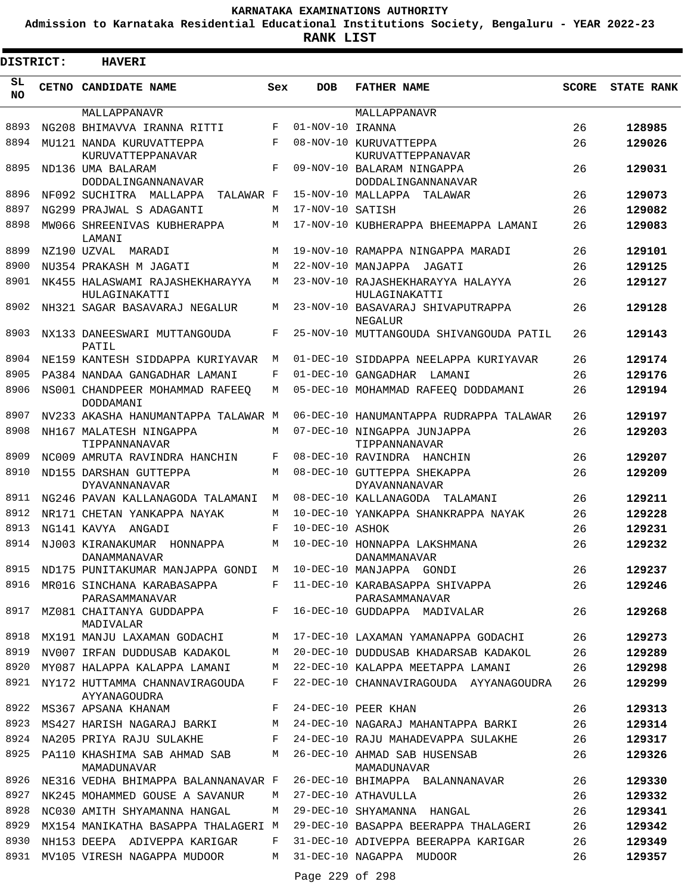KARNATAKA EXAMINATIONS AUTHORITY

Admission to Karnataka Residential Educational Institutions Society, Bengaluru - YEAR 2022-23

**RANK LIST**

**DISTRICT: HAVERI**

| SL NO | CETNO | CANDIDATE NAME | Sex | DOB | FATHER NAME | SCORE | STATE RANK |
|---|---|---|---|---|---|---|---|
| | | MALLAPPANAVR | | | MALLAPPANAVR | | |
| 8893 | NG208 | BHIMAVVA IRANNA RITTI | F | 01-NOV-10 | IRANNA | 26 | 128985 |
| 8894 | MU121 | NANDA KURUVATTEPPA KURUVATTEPPANAVAR | F | 08-NOV-10 | KURUVATTEPPA KURUVATTEPPANAVAR | 26 | 129026 |
| 8895 | ND136 | UMA BALARAM DODDALINGANNANAVAR | F | 09-NOV-10 | BALARAM NINGAPPA DODDALINGANNANAVAR | 26 | 129031 |
| 8896 | NF092 | SUCHITRA MALLAPPA TALAWAR | F | 15-NOV-10 | MALLAPPA TALAWAR | 26 | 129073 |
| 8897 | NG299 | PRAJWAL S ADAGANTI | M | 17-NOV-10 | SATISH | 26 | 129082 |
| 8898 | MW066 | SHREENIVAS KUBHERAPPA LAMANI | M | 17-NOV-10 | KUBHERAPPA BHEEMAPPA LAMANI | 26 | 129083 |
| 8899 | NZ190 | UZVAL MARADI | M | 19-NOV-10 | RAMAPPA NINGAPPA MARADI | 26 | 129101 |
| 8900 | NU354 | PRAKASH M JAGATI | M | 22-NOV-10 | MANJAPPA JAGATI | 26 | 129125 |
| 8901 | NK455 | HALASWAMI RAJASHEKHARAYYA HULAGINAKATTI | M | 23-NOV-10 | RAJASHEKHARAYYA HALAYYA HULAGINAKATTI | 26 | 129127 |
| 8902 | NH321 | SAGAR BASAVARAJ NEGALUR | M | 23-NOV-10 | BASAVARAJ SHIVAPUTRAPPA NEGALUR | 26 | 129128 |
| 8903 | NX133 | DANEESWARI MUTTANGOUDA PATIL | F | 25-NOV-10 | MUTTANGOUDA SHIVANGOUDA PATIL | 26 | 129143 |
| 8904 | NE159 | KANTESH SIDDAPPA KURIYAVAR | M | 01-DEC-10 | SIDDAPPA NEELAPPA KURIYAVAR | 26 | 129174 |
| 8905 | PA384 | NANDAA GANGADHAR LAMANI | F | 01-DEC-10 | GANGADHAR LAMANI | 26 | 129176 |
| 8906 | NS001 | CHANDPEER MOHAMMAD RAFEEQ DODDAMANI | M | 05-DEC-10 | MOHAMMAD RAFEEQ DODDAMANI | 26 | 129194 |
| 8907 | NV233 | AKASHA HANUMANTAPPA TALAWAR | M | 06-DEC-10 | HANUMANTAPPA RUDRAPPA TALAWAR | 26 | 129197 |
| 8908 | NH167 | MALATESH NINGAPPA TIPPANNANAVAR | M | 07-DEC-10 | NINGAPPA JUNJAPPA TIPPANNANAVAR | 26 | 129203 |
| 8909 | NC009 | AMRUTA RAVINDRA HANCHIN | F | 08-DEC-10 | RAVINDRA HANCHIN | 26 | 129207 |
| 8910 | ND155 | DARSHAN GUTTEPPA DYAVANNANAVAR | M | 08-DEC-10 | GUTTEPPA SHEKAPPA DYAVANNANAVAR | 26 | 129209 |
| 8911 | NG246 | PAVAN KALLANAGODA TALAMANI | M | 08-DEC-10 | KALLANAGODA TALAMANI | 26 | 129211 |
| 8912 | NR171 | CHETAN YANKAPPA NAYAK | M | 10-DEC-10 | YANKAPPA SHANKRAPPA NAYAK | 26 | 129228 |
| 8913 | NG141 | KAVYA ANGADI | F | 10-DEC-10 | ASHOK | 26 | 129231 |
| 8914 | NJ003 | KIRANAKUMAR HONNAPPA DANAMMANAVAR | M | 10-DEC-10 | HONNAPPA LAKSHMANA DANAMMANAVAR | 26 | 129232 |
| 8915 | ND175 | PUNITAKUMAR MANJAPPA GONDI | M | 10-DEC-10 | MANJAPPA GONDI | 26 | 129237 |
| 8916 | MR016 | SINCHANA KARABASAPPA PARASAMMANAVAR | F | 11-DEC-10 | KARABASAPPA SHIVAPPA PARASAMMANAVAR | 26 | 129246 |
| 8917 | MZ081 | CHAITANYA GUDDAPPA MADIVALAR | F | 16-DEC-10 | GUDDAPPA MADIVALAR | 26 | 129268 |
| 8918 | MX191 | MANJU LAXAMAN GODACHI | M | 17-DEC-10 | LAXAMAN YAMANAPPA GODACHI | 26 | 129273 |
| 8919 | NV007 | IRFAN DUDDUSAB KADAKOL | M | 20-DEC-10 | DUDDUSAB KHADARSAB KADAKOL | 26 | 129289 |
| 8920 | MY087 | HALAPPA KALAPPA LAMANI | M | 22-DEC-10 | KALAPPA MEETAPPA LAMANI | 26 | 129298 |
| 8921 | NY172 | HUTTAMMA CHANNAVIRAGOUDA AYYANAGOUDRA | F | 22-DEC-10 | CHANNAVIRAGOUDA AYYANAGOUDRA | 26 | 129299 |
| 8922 | MS367 | APSANA KHANAM | F | 24-DEC-10 | PEER KHAN | 26 | 129313 |
| 8923 | MS427 | HARISH NAGARAJ BARKI | M | 24-DEC-10 | NAGARAJ MAHANTAPPA BARKI | 26 | 129314 |
| 8924 | NA205 | PRIYA RAJU SULAKHE | F | 24-DEC-10 | RAJU MAHADEVAPPA SULAKHE | 26 | 129317 |
| 8925 | PA110 | KHASHIMA SAB AHMAD SAB MAMADUNAVAR | M | 26-DEC-10 | AHMAD SAB HUSENSAB MAMADUNAVAR | 26 | 129326 |
| 8926 | NE316 | VEDHA BHIMAPPA BALANNANAVAR | F | 26-DEC-10 | BHIMAPPA BALANNANAVAR | 26 | 129330 |
| 8927 | NK245 | MOHAMMED GOUSE A SAVANUR | M | 27-DEC-10 | ATHAVULLA | 26 | 129332 |
| 8928 | NC030 | AMITH SHYAMANNA HANGAL | M | 29-DEC-10 | SHYAMANNA HANGAL | 26 | 129341 |
| 8929 | MX154 | MANIKATHA BASAPPA THALAGERI | M | 29-DEC-10 | BASAPPA BEERAPPA THALAGERI | 26 | 129342 |
| 8930 | NH153 | DEEPA ADIVEPPA KARIGAR | F | 31-DEC-10 | ADIVEPPA BEERAPPA KARIGAR | 26 | 129349 |
| 8931 | MV105 | VIRESH NAGAPPA MUDOOR | M | 31-DEC-10 | NAGAPPA MUDOOR | 26 | 129357 |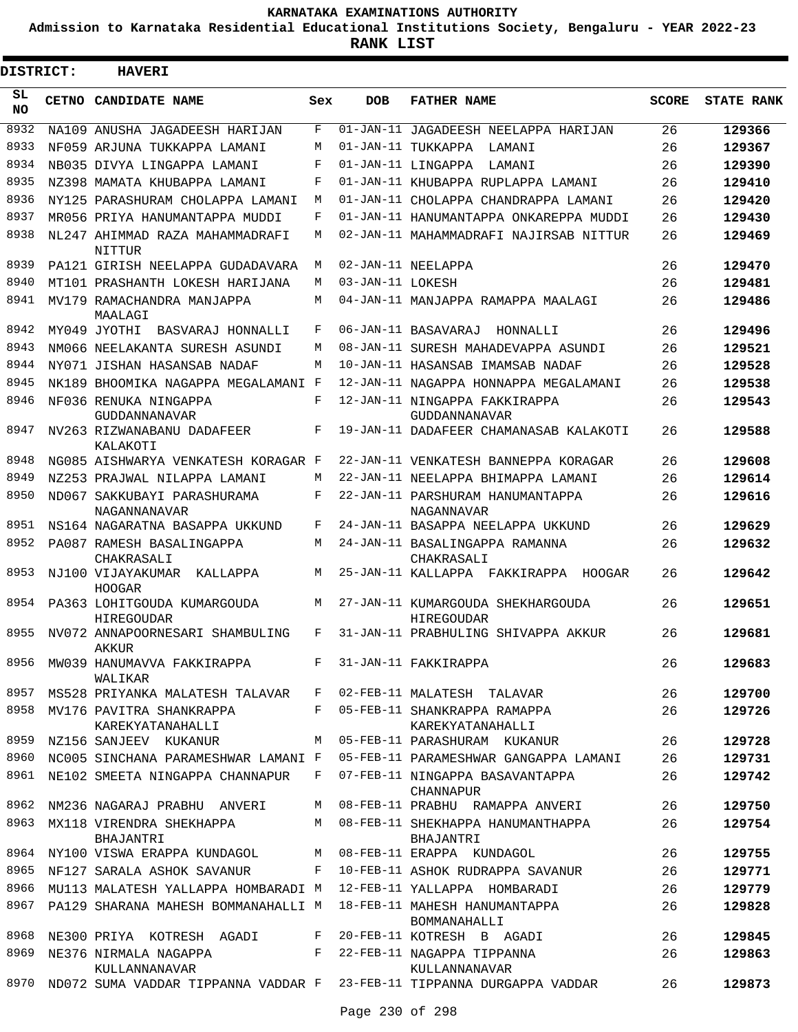# KARNATAKA EXAMINATIONS AUTHORITY

**Admission to Karnataka Residential Educational Institutions Society, Bengaluru - YEAR 2022-23**

**RANK LIST**

**DISTRICT: HAVERI**

| SL NO | CETNO | CANDIDATE NAME | Sex | DOB | FATHER NAME | SCORE | STATE RANK |
|---|---|---|---|---|---|---|---|
| 8932 | NA109 | ANUSHA JAGADEESH HARIJAN | F | 01-JAN-11 | JAGADEESH NEELAPPA HARIJAN | 26 | 129366 |
| 8933 | NF059 | ARJUNA TUKKAPPA LAMANI | M | 01-JAN-11 | TUKKAPPA LAMANI | 26 | 129367 |
| 8934 | NB035 | DIVYA LINGAPPA LAMANI | F | 01-JAN-11 | LINGAPPA LAMANI | 26 | 129390 |
| 8935 | NZ398 | MAMATA KHUBAPPA LAMANI | F | 01-JAN-11 | KHUBAPPA RUPLAPPA LAMANI | 26 | 129410 |
| 8936 | NY125 | PARASHURAM CHOLAPPA LAMANI | M | 01-JAN-11 | CHOLAPPA CHANDRAPPA LAMANI | 26 | 129420 |
| 8937 | MR056 | PRIYA HANUMANTAPPA MUDDI | F | 01-JAN-11 | HANUMANTAPPA ONKAREPPA MUDDI | 26 | 129430 |
| 8938 | NL247 | AHIMMAD RAZA MAHAMMADRAFI NITTUR | M | 02-JAN-11 | MAHAMMADRAFI NAJIRSAB NITTUR | 26 | 129469 |
| 8939 | PA121 | GIRISH NEELAPPA GUDADAVARA | M | 02-JAN-11 | NEELAPPA | 26 | 129470 |
| 8940 | MT101 | PRASHANTH LOKESH HARIJANA | M | 03-JAN-11 | LOKESH | 26 | 129481 |
| 8941 | MV179 | RAMACHANDRA MANJAPPA MAALAGI | M | 04-JAN-11 | MANJAPPA RAMAPPA MAALAGI | 26 | 129486 |
| 8942 | MY049 | JYOTHI BASVARAJ HONNALLI | F | 06-JAN-11 | BASAVARAJ HONNALLI | 26 | 129496 |
| 8943 | NM066 | NEELAKANTA SURESH ASUNDI | M | 08-JAN-11 | SURESH MAHADEVAPPA ASUNDI | 26 | 129521 |
| 8944 | NY071 | JISHAN HASANSAB NADAF | M | 10-JAN-11 | HASANSAB IMAMSAB NADAF | 26 | 129528 |
| 8945 | NK189 | BHOOMIKA NAGAPPA MEGALAMANI | F | 12-JAN-11 | NAGAPPA HONNAPPA MEGALAMANI | 26 | 129538 |
| 8946 | NF036 | RENUKA NINGAPPA GUDDANNANAVAR | F | 12-JAN-11 | NINGAPPA FAKKIRAPPA GUDDANNANAVAR | 26 | 129543 |
| 8947 | NV263 | RIZWANABANU DADAFEER KALAKOTI | F | 19-JAN-11 | DADAFEER CHAMANASAB KALAKOTI | 26 | 129588 |
| 8948 | NG085 | AISHWARYA VENKATESH KORAGAR | F | 22-JAN-11 | VENKATESH BANNEPPA KORAGAR | 26 | 129608 |
| 8949 | NZ253 | PRAJWAL NILAPPA LAMANI | M | 22-JAN-11 | NEELAPPA BHIMAPPA LAMANI | 26 | 129614 |
| 8950 | ND067 | SAKKUBAYI PARASHURAMA NAGANNANAVAR | F | 22-JAN-11 | PARSHURAM HANUMANTAPPA NAGANNAVAR | 26 | 129616 |
| 8951 | NS164 | NAGARATNA BASAPPA UKKUND | F | 24-JAN-11 | BASAPPA NEELAPPA UKKUND | 26 | 129629 |
| 8952 | PA087 | RAMESH BASALINGAPPA CHAKRASALI | M | 24-JAN-11 | BASALINGAPPA RAMANNA CHAKRASALI | 26 | 129632 |
| 8953 | NJ100 | VIJAYAKUMAR KALLAPPA HOOGAR | M | 25-JAN-11 | KALLAPPA FAKKIRAPPA HOOGAR | 26 | 129642 |
| 8954 | PA363 | LOHITGOUDA KUMARGOUDA HIREGOUDAR | M | 27-JAN-11 | KUMARGOUDA SHEKHARGOUDA HIREGOUDAR | 26 | 129651 |
| 8955 | NV072 | ANNAPOORNESARI SHAMBULING AKKUR | F | 31-JAN-11 | PRABHULING SHIVAPPA AKKUR | 26 | 129681 |
| 8956 | MW039 | HANUMAVVA FAKKIRAPPA WALIKAR | F | 31-JAN-11 | FAKKIRAPPA | 26 | 129683 |
| 8957 | MS528 | PRIYANKA MALATESH TALAVAR | F | 02-FEB-11 | MALATESH TALAVAR | 26 | 129700 |
| 8958 | MV176 | PAVITRA SHANKRAPPA KAREKYATANAHALLI | F | 05-FEB-11 | SHANKRAPPA RAMAPPA KAREKYATANAHALLI | 26 | 129726 |
| 8959 | NZ156 | SANJEEV KUKANUR | M | 05-FEB-11 | PARASHURAM KUKANUR | 26 | 129728 |
| 8960 | NC005 | SINCHANA PARAMESHWAR LAMANI | F | 05-FEB-11 | PARAMESHWAR GANGAPPA LAMANI | 26 | 129731 |
| 8961 | NE102 | SMEETA NINGAPPA CHANNAPUR | F | 07-FEB-11 | NINGAPPA BASAVANTAPPA CHANNAPUR | 26 | 129742 |
| 8962 | NM236 | NAGARAJ PRABHU ANVERI | M | 08-FEB-11 | PRABHU RAMAPPA ANVERI | 26 | 129750 |
| 8963 | MX118 | VIRENDRA SHEKHAPPA BHAJANTRI | M | 08-FEB-11 | SHEKHAPPA HANUMANTHAPPA BHAJANTRI | 26 | 129754 |
| 8964 | NY100 | VISWA ERAPPA KUNDAGOL | M | 08-FEB-11 | ERAPPA KUNDAGOL | 26 | 129755 |
| 8965 | NF127 | SARALA ASHOK SAVANUR | F | 10-FEB-11 | ASHOK RUDRAPPA SAVANUR | 26 | 129771 |
| 8966 | MU113 | MALATESH YALLAPPA HOMBARADI | M | 12-FEB-11 | YALLAPPA HOMBARADI | 26 | 129779 |
| 8967 | PA129 | SHARANA MAHESH BOMMANAHALLI | M | 18-FEB-11 | MAHESH HANUMANTAPPA BOMMANAHALLI | 26 | 129828 |
| 8968 | NE300 | PRIYA KOTRESH AGADI | F | 20-FEB-11 | KOTRESH B AGADI | 26 | 129845 |
| 8969 | NE376 | NIRMALA NAGAPPA KULLANNANAVAR | F | 22-FEB-11 | NAGAPPA TIPPANNA KULLANNANAVAR | 26 | 129863 |
| 8970 | ND072 | SUMA VADDAR TIPPANNA VADDAR | F | 23-FEB-11 | TIPPANNA DURGAPPA VADDAR | 26 | 129873 |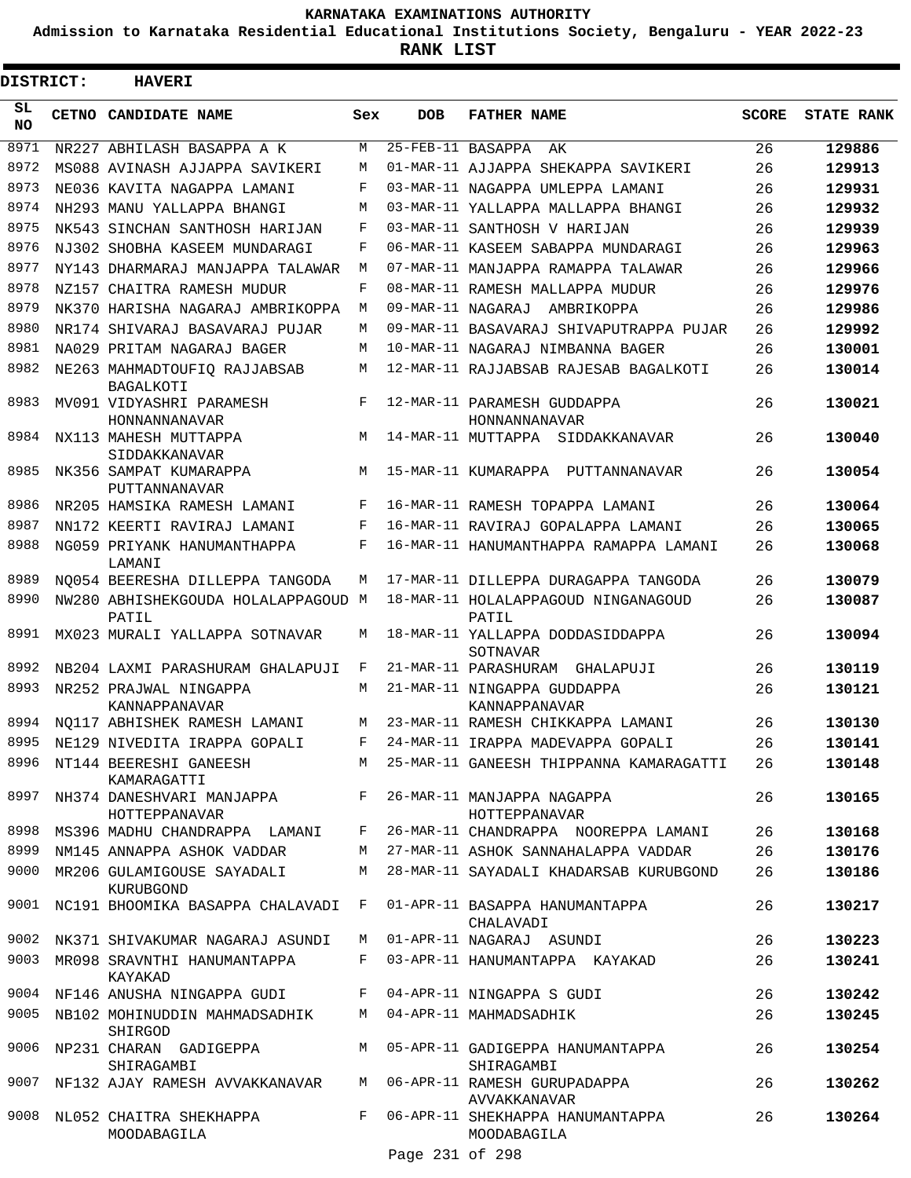# KARNATAKA EXAMINATIONS AUTHORITY

**Admission to Karnataka Residential Educational Institutions Society, Bengaluru - YEAR 2022-23**

**RANK LIST**

**DISTRICT: HAVERI**

| SL NO | CETNO | CANDIDATE NAME | Sex | DOB | FATHER NAME | SCORE | STATE RANK |
|---|---|---|---|---|---|---|---|
| 8971 | NR227 | ABHILASH BASAPPA A K | M | 25-FEB-11 | BASAPPA AK | 26 | **129886** |
| 8972 | MS088 | AVINASH AJJAPPA SAVIKERI | M | 01-MAR-11 | AJJAPPA SHEKAPPA SAVIKERI | 26 | **129913** |
| 8973 | NE036 | KAVITA NAGAPPA LAMANI | F | 03-MAR-11 | NAGAPPA UMLEPPA LAMANI | 26 | **129931** |
| 8974 | NH293 | MANU YALLAPPA BHANGI | M | 03-MAR-11 | YALLAPPA MALLAPPA BHANGI | 26 | **129932** |
| 8975 | NK543 | SINCHAN SANTHOSH HARIJAN | F | 03-MAR-11 | SANTHOSH V HARIJAN | 26 | **129939** |
| 8976 | NJ302 | SHOBHA KASEEM MUNDARAGI | F | 06-MAR-11 | KASEEM SABAPPA MUNDARAGI | 26 | **129963** |
| 8977 | NY143 | DHARMARAJ MANJAPPA TALAWAR | M | 07-MAR-11 | MANJAPPA RAMAPPA TALAWAR | 26 | **129966** |
| 8978 | NZ157 | CHAITRA RAMESH MUDUR | F | 08-MAR-11 | RAMESH MALLAPPA MUDUR | 26 | **129976** |
| 8979 | NK370 | HARISHA NAGARAJ AMBRIKOPPA | M | 09-MAR-11 | NAGARAJ AMBRIKOPPA | 26 | **129986** |
| 8980 | NR174 | SHIVARAJ BASAVARAJ PUJAR | M | 09-MAR-11 | BASAVARAJ SHIVAPUTRAPPA PUJAR | 26 | **129992** |
| 8981 | NA029 | PRITAM NAGARAJ BAGER | M | 10-MAR-11 | NAGARAJ NIMBANNA BAGER | 26 | **130001** |
| 8982 | NE263 | MAHMADTOUFIQ RAJJABSAB BAGALKOTI | M | 12-MAR-11 | RAJJABSAB RAJESAB BAGALKOTI | 26 | **130014** |
| 8983 | MV091 | VIDYASHRI PARAMESH HONNANNANAVAR | F | 12-MAR-11 | PARAMESH GUDDAPPA HONNANNANAVAR | 26 | **130021** |
| 8984 | NX113 | MAHESH MUTTAPPA SIDDAKKANAVAR | M | 14-MAR-11 | MUTTAPPA SIDDAKKANAVAR | 26 | **130040** |
| 8985 | NK356 | SAMPAT KUMARAPPA PUTTANNANAVAR | M | 15-MAR-11 | KUMARAPPA PUTTANNANAVAR | 26 | **130054** |
| 8986 | NR205 | HAMSIKA RAMESH LAMANI | F | 16-MAR-11 | RAMESH TOPAPPA LAMANI | 26 | **130064** |
| 8987 | NN172 | KEERTI RAVIRAJ LAMANI | F | 16-MAR-11 | RAVIRAJ GOPALAPPA LAMANI | 26 | **130065** |
| 8988 | NG059 | PRIYANK HANUMANTHAPPA LAMANI | F | 16-MAR-11 | HANUMANTHAPPA RAMAPPA LAMANI | 26 | **130068** |
| 8989 | NQ054 | BEERESHA DILLEPPA TANGODA | M | 17-MAR-11 | DILLEPPA DURAGAPPA TANGODA | 26 | **130079** |
| 8990 | NW280 | ABHISHEKGOUDA HOLALAPPAGOUD PATIL | M | 18-MAR-11 | HOLALAPPAGOUD NINGANAGOUD PATIL | 26 | **130087** |
| 8991 | MX023 | MURALI YALLAPPA SOTNAVAR | M | 18-MAR-11 | YALLAPPA DODDASIDDAPPA SOTNAVAR | 26 | **130094** |
| 8992 | NB204 | LAXMI PARASHURAM GHALAPUJI | F | 21-MAR-11 | PARASHURAM GHALAPUJI | 26 | **130119** |
| 8993 | NR252 | PRAJWAL NINGAPPA KANNAPPANAVAR | M | 21-MAR-11 | NINGAPPA GUDDAPPA KANNAPPANAVAR | 26 | **130121** |
| 8994 | NQ117 | ABHISHEK RAMESH LAMANI | M | 23-MAR-11 | RAMESH CHIKKAPPA LAMANI | 26 | **130130** |
| 8995 | NE129 | NIVEDITA IRAPPA GOPALI | F | 24-MAR-11 | IRAPPA MADEVAPPA GOPALI | 26 | **130141** |
| 8996 | NT144 | BEERESHI GANEESH KAMARAGATTI | M | 25-MAR-11 | GANEESH THIPPANNA KAMARAGATTI | 26 | **130148** |
| 8997 | NH374 | DANESHVARI MANJAPPA HOTTEPPANAVAR | F | 26-MAR-11 | MANJAPPA NAGAPPA HOTTEPPANAVAR | 26 | **130165** |
| 8998 | MS396 | MADHU CHANDRAPPA LAMANI | F | 26-MAR-11 | CHANDRAPPA NOOREPPA LAMANI | 26 | **130168** |
| 8999 | NM145 | ANNAPPA ASHOK VADDAR | M | 27-MAR-11 | ASHOK SANNAHALAPPA VADDAR | 26 | **130176** |
| 9000 | MR206 | GULAMIGOUSE SAYADALI KURUBGOND | M | 28-MAR-11 | SAYADALI KHADARSAB KURUBGOND | 26 | **130186** |
| 9001 | NC191 | BHOOMIKA BASAPPA CHALAVADI | F | 01-APR-11 | BASAPPA HANUMANTAPPA CHALAVADI | 26 | **130217** |
| 9002 | NK371 | SHIVAKUMAR NAGARAJ ASUNDI | M | 01-APR-11 | NAGARAJ ASUNDI | 26 | **130223** |
| 9003 | MR098 | SRAVNTHI HANUMANTAPPA KAYAKAD | F | 03-APR-11 | HANUMANTAPPA KAYAKAD | 26 | **130241** |
| 9004 | NF146 | ANUSHA NINGAPPA GUDI | F | 04-APR-11 | NINGAPPA S GUDI | 26 | **130242** |
| 9005 | NB102 | MOHINUDDIN MAHMADSADHIK SHIRGOD | M | 04-APR-11 | MAHMADSADHIK | 26 | **130245** |
| 9006 | NP231 | CHARAN GADIGEPPA SHIRAGAMBI | M | 05-APR-11 | GADIGEPPA HANUMANTAPPA SHIRAGAMBI | 26 | **130254** |
| 9007 | NF132 | AJAY RAMESH AVVAKKANAVAR | M | 06-APR-11 | RAMESH GURUPADAPPA AVVAKKANAVAR | 26 | **130262** |
| 9008 | NL052 | CHAITRA SHEKHAPPA MOODABAGILA | F | 06-APR-11 | SHEKHAPPA HANUMANTAPPA MOODABAGILA | 26 | **130264** |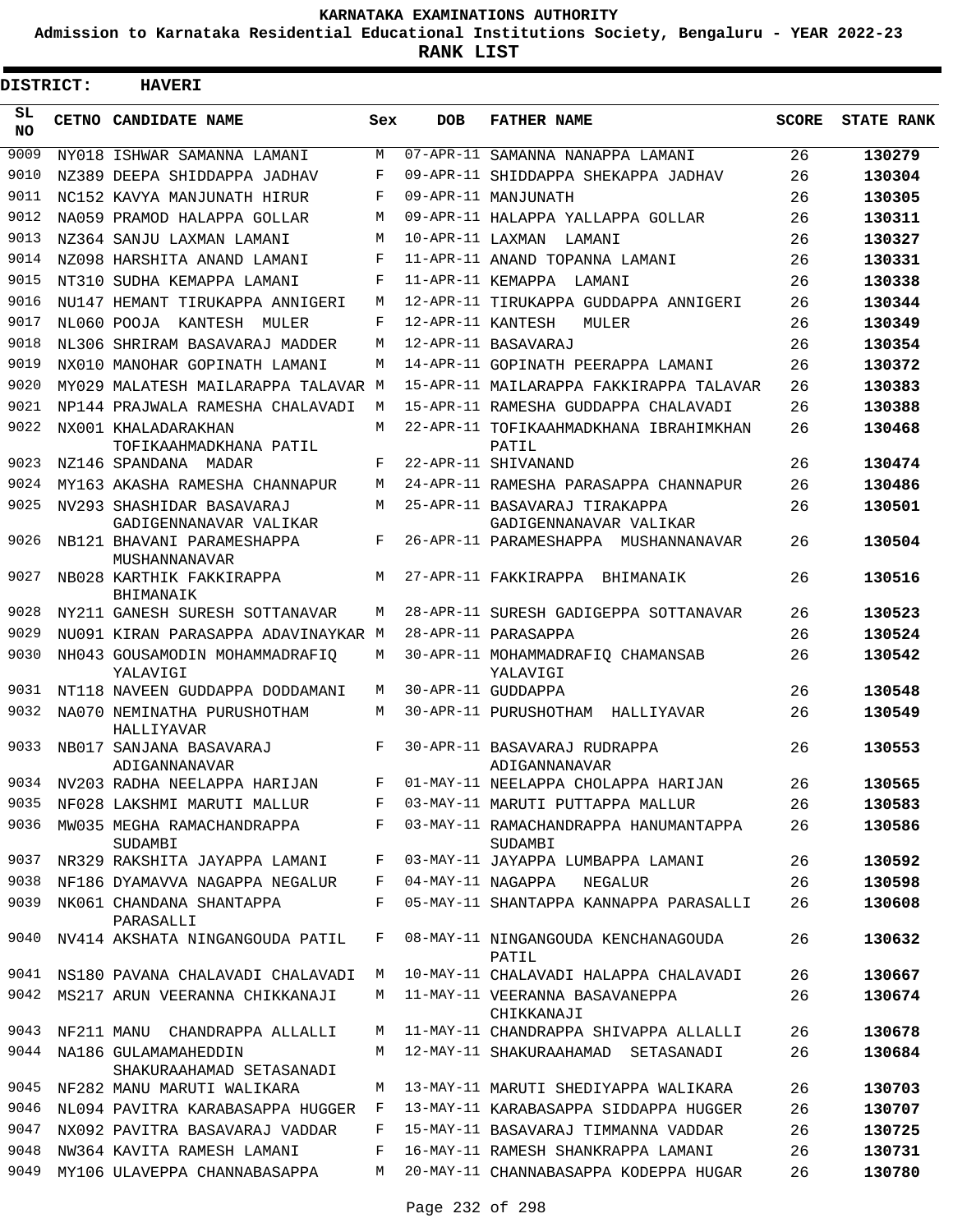KARNATAKA EXAMINATIONS AUTHORITY

Admission to Karnataka Residential Educational Institutions Society, Bengaluru - YEAR 2022-23

**RANK LIST**

**DISTRICT: HAVERI**

| SL NO | CETNO | CANDIDATE NAME | Sex | DOB | FATHER NAME | SCORE | STATE RANK |
|---|---|---|---|---|---|---|---|
| 9009 | NY018 | ISHWAR SAMANNA LAMANI | M | 07-APR-11 | SAMANNA NANAPPA LAMANI | 26 | 130279 |
| 9010 | NZ389 | DEEPA SHIDDAPPA JADHAV | F | 09-APR-11 | SHIDDAPPA SHEKAPPA JADHAV | 26 | 130304 |
| 9011 | NC152 | KAVYA MANJUNATH HIRUR | F | 09-APR-11 | MANJUNATH | 26 | 130305 |
| 9012 | NA059 | PRAMOD HALAPPA GOLLAR | M | 09-APR-11 | HALAPPA YALLAPPA GOLLAR | 26 | 130311 |
| 9013 | NZ364 | SANJU LAXMAN LAMANI | M | 10-APR-11 | LAXMAN LAMANI | 26 | 130327 |
| 9014 | NZ098 | HARSHITA ANAND LAMANI | F | 11-APR-11 | ANAND TOPANNA LAMANI | 26 | 130331 |
| 9015 | NT310 | SUDHA KEMAPPA LAMANI | F | 11-APR-11 | KEMAPPA LAMANI | 26 | 130338 |
| 9016 | NU147 | HEMANT TIRUKAPPA ANNIGERI | M | 12-APR-11 | TIRUKAPPA GUDDAPPA ANNIGERI | 26 | 130344 |
| 9017 | NL060 | POOJA KANTESH MULER | F | 12-APR-11 | KANTESH MULER | 26 | 130349 |
| 9018 | NL306 | SHRIRAM BASAVARAJ MADDER | M | 12-APR-11 | BASAVARAJ | 26 | 130354 |
| 9019 | NX010 | MANOHAR GOPINATH LAMANI | M | 14-APR-11 | GOPINATH PEERAPPA LAMANI | 26 | 130372 |
| 9020 | MY029 | MALATESH MAILARAPPA TALAVAR | M | 15-APR-11 | MAILARAPPA FAKKIRAPPA TALAVAR | 26 | 130383 |
| 9021 | NP144 | PRAJWALA RAMESHA CHALAVADI | M | 15-APR-11 | RAMESHA GUDDAPPA CHALAVADI | 26 | 130388 |
| 9022 | NX001 | KHALADARAKHAN TOFIKAAHMADKHANA PATIL | M | 22-APR-11 | TOFIKAAHMADKHANA IBRAHIMKHAN PATIL | 26 | 130468 |
| 9023 | NZ146 | SPANDANA MADAR | F | 22-APR-11 | SHIVANAND | 26 | 130474 |
| 9024 | MY163 | AKASHA RAMESHA CHANNAPUR | M | 24-APR-11 | RAMESHA PARASAPPA CHANNAPUR | 26 | 130486 |
| 9025 | NV293 | SHASHIDAR BASAVARAJ GADIGENNANAVAR VALIKAR | M | 25-APR-11 | BASAVARAJ TIRAKAPPA GADIGENNANAVAR VALIKAR | 26 | 130501 |
| 9026 | NB121 | BHAVANI PARAMESHAPPA MUSHANNANAVAR | F | 26-APR-11 | PARAMESHAPPA MUSHANNANAVAR | 26 | 130504 |
| 9027 | NB028 | KARTHIK FAKKIRAPPA BHIMANAIK | M | 27-APR-11 | FAKKIRAPPA BHIMANAIK | 26 | 130516 |
| 9028 | NY211 | GANESH SURESH SOTTANAVAR | M | 28-APR-11 | SURESH GADIGEPPA SOTTANAVAR | 26 | 130523 |
| 9029 | NU091 | KIRAN PARASAPPA ADAVINAYKAR | M | 28-APR-11 | PARASAPPA | 26 | 130524 |
| 9030 | NH043 | GOUSAMODIN MOHAMMADRAFIQ YALAVIGI | M | 30-APR-11 | MOHAMMADRAFIQ CHAMANSAB YALAVIGI | 26 | 130542 |
| 9031 | NT118 | NAVEEN GUDDAPPA DODDAMANI | M | 30-APR-11 | GUDDAPPA | 26 | 130548 |
| 9032 | NA070 | NEMINATHA PURUSHOTHAM HALLIYAVAR | M | 30-APR-11 | PURUSHOTHAM HALLIYAVAR | 26 | 130549 |
| 9033 | NB017 | SANJANA BASAVARAJ ADIGANNANAVAR | F | 30-APR-11 | BASAVARAJ RUDRAPPA ADIGANNANAVAR | 26 | 130553 |
| 9034 | NV203 | RADHA NEELAPPA HARIJAN | F | 01-MAY-11 | NEELAPPA CHOLAPPA HARIJAN | 26 | 130565 |
| 9035 | NF028 | LAKSHMI MARUTI MALLUR | F | 03-MAY-11 | MARUTI PUTTAPPA MALLUR | 26 | 130583 |
| 9036 | MW035 | MEGHA RAMACHANDRAPPA SUDAMBI | F | 03-MAY-11 | RAMACHANDRAPPA HANUMANTAPPA SUDAMBI | 26 | 130586 |
| 9037 | NR329 | RAKSHITA JAYAPPA LAMANI | F | 03-MAY-11 | JAYAPPA LUMBAPPA LAMANI | 26 | 130592 |
| 9038 | NF186 | DYAMAVVA NAGAPPA NEGALUR | F | 04-MAY-11 | NAGAPPA NEGALUR | 26 | 130598 |
| 9039 | NK061 | CHANDANA SHANTAPPA PARASALLI | F | 05-MAY-11 | SHANTAPPA KANNAPPA PARASALLI | 26 | 130608 |
| 9040 | NV414 | AKSHATA NINGANGOUDA PATIL | F | 08-MAY-11 | NINGANGOUDA KENCHANAGOUDA PATIL | 26 | 130632 |
| 9041 | NS180 | PAVANA CHALAVADI CHALAVADI | M | 10-MAY-11 | CHALAVADI HALAPPA CHALAVADI | 26 | 130667 |
| 9042 | MS217 | ARUN VEERANNA CHIKKANAJI | M | 11-MAY-11 | VEERANNA BASAVANEPPA CHIKKANAJI | 26 | 130674 |
| 9043 | NF211 | MANU CHANDRAPPA ALLALLI | M | 11-MAY-11 | CHANDRAPPA SHIVAPPA ALLALLI | 26 | 130678 |
| 9044 | NA186 | GULAMAMAHEDDIN SHAKURAAHAMAD SETASANADI | M | 12-MAY-11 | SHAKURAAHAMAD SETASANADI | 26 | 130684 |
| 9045 | NF282 | MANU MARUTI WALIKARA | M | 13-MAY-11 | MARUTI SHEDIYAPPA WALIKARA | 26 | 130703 |
| 9046 | NL094 | PAVITRA KARABASAPPA HUGGER | F | 13-MAY-11 | KARABASAPPA SIDDAPPA HUGGER | 26 | 130707 |
| 9047 | NX092 | PAVITRA BASAVARAJ VADDAR | F | 15-MAY-11 | BASAVARAJ TIMMANNA VADDAR | 26 | 130725 |
| 9048 | NW364 | KAVITA RAMESH LAMANI | F | 16-MAY-11 | RAMESH SHANKRAPPA LAMANI | 26 | 130731 |
| 9049 | MY106 | ULAVEPPA CHANNABASAPPA | M | 20-MAY-11 | CHANNABASAPPA KODEPPA HUGAR | 26 | 130780 |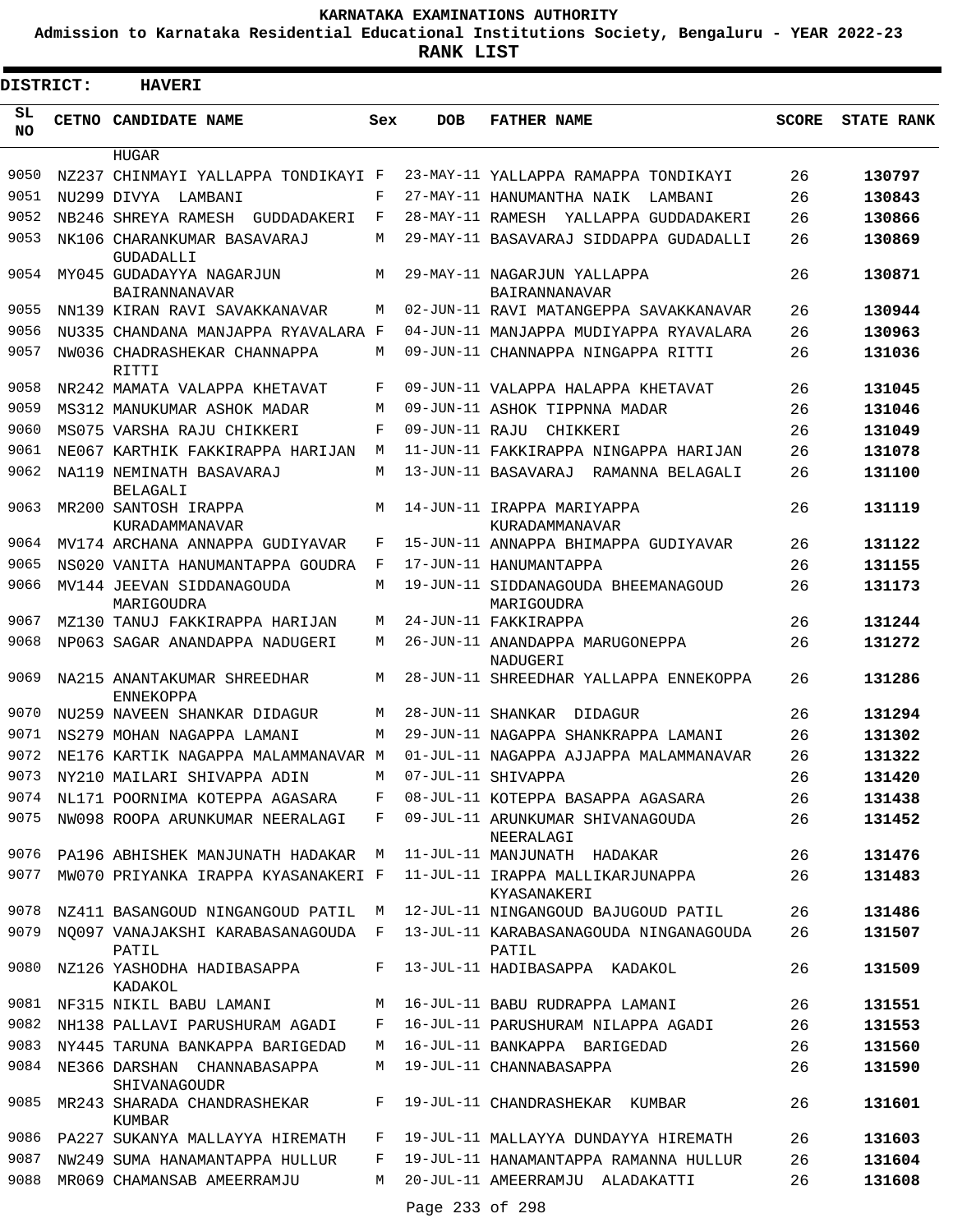# KARNATAKA EXAMINATIONS AUTHORITY

**Admission to Karnataka Residential Educational Institutions Society, Bengaluru - YEAR 2022-23**

**RANK LIST**

**DISTRICT: HAVERI**

| SL NO | CETNO | CANDIDATE NAME | Sex | DOB | FATHER NAME | SCORE | STATE RANK |
|---|---|---|---|---|---|---|---|
| | | HUGAR | | | | | |
| 9050 | NZ237 | CHINMAYI YALLAPPA TONDIKAYI | F | 23-MAY-11 | YALLAPPA RAMAPPA TONDIKAYI | 26 | 130797 |
| 9051 | NU299 | DIVYA LAMBANI | F | 27-MAY-11 | HANUMANTHA NAIK LAMBANI | 26 | 130843 |
| 9052 | NB246 | SHREYA RAMESH GUDDADAKERI | F | 28-MAY-11 | RAMESH YALLAPPA GUDDADAKERI | 26 | 130866 |
| 9053 | NK106 | CHARANKUMAR BASAVARAJ GUDADALLI | M | 29-MAY-11 | BASAVARAJ SIDDAPPA GUDADALLI | 26 | 130869 |
| 9054 | MY045 | GUDADAYYA NAGARJUN BAIRANNANAVAR | M | 29-MAY-11 | NAGARJUN YALLAPPA BAIRANNANAVAR | 26 | 130871 |
| 9055 | NN139 | KIRAN RAVI SAVAKKANAVAR | M | 02-JUN-11 | RAVI MATANGEPPA SAVAKKANAVAR | 26 | 130944 |
| 9056 | NU335 | CHANDANA MANJAPPA RYAVALARA | F | 04-JUN-11 | MANJAPPA MUDIYAPPA RYAVALARA | 26 | 130963 |
| 9057 | NW036 | CHADRASHEKAR CHANNAPPA RITTI | M | 09-JUN-11 | CHANNAPPA NINGAPPA RITTI | 26 | 131036 |
| 9058 | NR242 | MAMATA VALAPPA KHETAVAT | F | 09-JUN-11 | VALAPPA HALAPPA KHETAVAT | 26 | 131045 |
| 9059 | MS312 | MANUKUMAR ASHOK MADAR | M | 09-JUN-11 | ASHOK TIPPNNA MADAR | 26 | 131046 |
| 9060 | MS075 | VARSHA RAJU CHIKKERI | F | 09-JUN-11 | RAJU CHIKKERI | 26 | 131049 |
| 9061 | NE067 | KARTHIK FAKKIRAPPA HARIJAN | M | 11-JUN-11 | FAKKIRAPPA NINGAPPA HARIJAN | 26 | 131078 |
| 9062 | NA119 | NEMINATH BASAVARAJ BELAGALI | M | 13-JUN-11 | BASAVARAJ RAMANNA BELAGALI | 26 | 131100 |
| 9063 | MR200 | SANTOSH IRAPPA KURADAMMANAVAR | M | 14-JUN-11 | IRAPPA MARIYAPPA KURADAMMANAVAR | 26 | 131119 |
| 9064 | MV174 | ARCHANA ANNAPPA GUDIYAVAR | F | 15-JUN-11 | ANNAPPA BHIMAPPA GUDIYAVAR | 26 | 131122 |
| 9065 | NS020 | VANITA HANUMANTAPPA GOUDRA | F | 17-JUN-11 | HANUMANTAPPA | 26 | 131155 |
| 9066 | MV144 | JEEVAN SIDDANAGOUDA MARIGOUDRA | M | 19-JUN-11 | SIDDANAGOUDA BHEEMANAGOUD MARIGOUDRA | 26 | 131173 |
| 9067 | MZ130 | TANUJ FAKKIRAPPA HARIJAN | M | 24-JUN-11 | FAKKIRAPPA | 26 | 131244 |
| 9068 | NP063 | SAGAR ANANDAPPA NADUGERI | M | 26-JUN-11 | ANANDAPPA MARUGONEPPA NADUGERI | 26 | 131272 |
| 9069 | NA215 | ANANTAKUMAR SHREEDHAR ENNEKOPPA | M | 28-JUN-11 | SHREEDHAR YALLAPPA ENNEKOPPA | 26 | 131286 |
| 9070 | NU259 | NAVEEN SHANKAR DIDAGUR | M | 28-JUN-11 | SHANKAR DIDAGUR | 26 | 131294 |
| 9071 | NS279 | MOHAN NAGAPPA LAMANI | M | 29-JUN-11 | NAGAPPA SHANKRAPPA LAMANI | 26 | 131302 |
| 9072 | NE176 | KARTIK NAGAPPA MALAMMANAVAR | M | 01-JUL-11 | NAGAPPA AJJAPPA MALAMMANAVAR | 26 | 131322 |
| 9073 | NY210 | MAILARI SHIVAPPA ADIN | M | 07-JUL-11 | SHIVAPPA | 26 | 131420 |
| 9074 | NL171 | POORNIMA KOTEPPA AGASARA | F | 08-JUL-11 | KOTEPPA BASAPPA AGASARA | 26 | 131438 |
| 9075 | NW098 | ROOPA ARUNKUMAR NEERALAGI | F | 09-JUL-11 | ARUNKUMAR SHIVANAGOUDA NEERALAGI | 26 | 131452 |
| 9076 | PA196 | ABHISHEK MANJUNATH HADAKAR | M | 11-JUL-11 | MANJUNATH HADAKAR | 26 | 131476 |
| 9077 | MW070 | PRIYANKA IRAPPA KYASANAKERI | F | 11-JUL-11 | IRAPPA MALLIKARJUNAPPA KYASANAKERI | 26 | 131483 |
| 9078 | NZ411 | BASANGOUD NINGANGOUD PATIL | M | 12-JUL-11 | NINGANGOUD BAJUGOUD PATIL | 26 | 131486 |
| 9079 | NQ097 | VANAJAKSHI KARABASANAGOUDA PATIL | F | 13-JUL-11 | KARABASANAGOUDA NINGANAGOUDA PATIL | 26 | 131507 |
| 9080 | NZ126 | YASHODHA HADIBASAPPA KADAKOL | F | 13-JUL-11 | HADIBASAPPA KADAKOL | 26 | 131509 |
| 9081 | NF315 | NIKIL BABU LAMANI | M | 16-JUL-11 | BABU RUDRAPPA LAMANI | 26 | 131551 |
| 9082 | NH138 | PALLAVI PARUSHURAM AGADI | F | 16-JUL-11 | PARUSHURAM NILAPPA AGADI | 26 | 131553 |
| 9083 | NY445 | TARUNA BANKAPPA BARIGEDAD | M | 16-JUL-11 | BANKAPPA BARIGEDAD | 26 | 131560 |
| 9084 | NE366 | DARSHAN CHANNABASAPPA SHIVANAGOUDR | M | 19-JUL-11 | CHANNABASAPPA | 26 | 131590 |
| 9085 | MR243 | SHARADA CHANDRASHEKAR KUMBAR | F | 19-JUL-11 | CHANDRASHEKAR KUMBAR | 26 | 131601 |
| 9086 | PA227 | SUKANYA MALLAYYA HIREMATH | F | 19-JUL-11 | MALLAYYA DUNDAYYA HIREMATH | 26 | 131603 |
| 9087 | NW249 | SUMA HANAMANTAPPA HULLUR | F | 19-JUL-11 | HANAMANTAPPA RAMANNA HULLUR | 26 | 131604 |
| 9088 | MR069 | CHAMANSAB AMEERRAMJU | M | 20-JUL-11 | AMEERRAMJU ALADAKATTI | 26 | 131608 |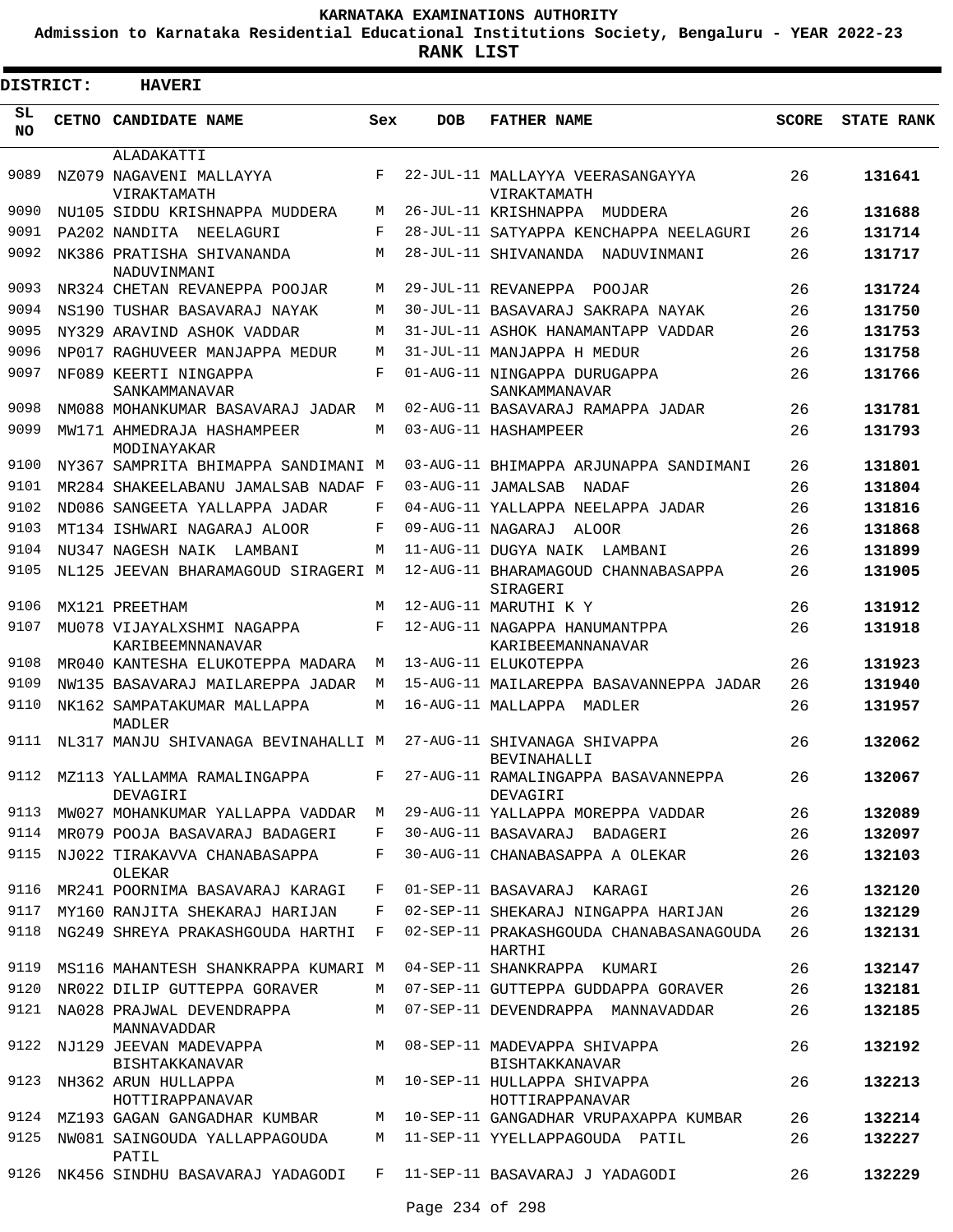# KARNATAKA EXAMINATIONS AUTHORITY

**Admission to Karnataka Residential Educational Institutions Society, Bengaluru - YEAR 2022-23**

**RANK LIST**

**DISTRICT: HAVERI**

| SL NO | CETNO | CANDIDATE NAME | Sex | DOB | FATHER NAME | SCORE | STATE RANK |
|---|---|---|---|---|---|---|---|
| | | ALADAKATTI | | | | | |
| 9089 | NZ079 | NAGAVENI MALLAYYA VIRAKTAMATH | F | 22-JUL-11 | MALLAYYA VEERASANGAYYA VIRAKTAMATH | 26 | **131641** |
| 9090 | NU105 | SIDDU KRISHNAPPA MUDDERA | M | 26-JUL-11 | KRISHNAPPA MUDDERA | 26 | **131688** |
| 9091 | PA202 | NANDITA NEELAGURI | F | 28-JUL-11 | SATYAPPA KENCHAPPA NEELAGURI | 26 | **131714** |
| 9092 | NK386 | PRATISHA SHIVANANDA NADUVINMANI | M | 28-JUL-11 | SHIVANANDA NADUVINMANI | 26 | **131717** |
| 9093 | NR324 | CHETAN REVANEPPA POOJAR | M | 29-JUL-11 | REVANEPPA POOJAR | 26 | **131724** |
| 9094 | NS190 | TUSHAR BASAVARAJ NAYAK | M | 30-JUL-11 | BASAVARAJ SAKRAPA NAYAK | 26 | **131750** |
| 9095 | NY329 | ARAVIND ASHOK VADDAR | M | 31-JUL-11 | ASHOK HANAMANTAPP VADDAR | 26 | **131753** |
| 9096 | NP017 | RAGHUVEER MANJAPPA MEDUR | M | 31-JUL-11 | MANJAPPA H MEDUR | 26 | **131758** |
| 9097 | NF089 | KEERTI NINGAPPA SANKAMMANAVAR | F | 01-AUG-11 | NINGAPPA DURUGAPPA SANKAMMANAVAR | 26 | **131766** |
| 9098 | NM088 | MOHANKUMAR BASAVARAJ JADAR | M | 02-AUG-11 | BASAVARAJ RAMAPPA JADAR | 26 | **131781** |
| 9099 | MW171 | AHMEDRAJA HASHAMPEER MODINAYAKAR | M | 03-AUG-11 | HASHAMPEER | 26 | **131793** |
| 9100 | NY367 | SAMPRITA BHIMAPPA SANDIMANI | M | 03-AUG-11 | BHIMAPPA ARJUNAPPA SANDIMANI | 26 | **131801** |
| 9101 | MR284 | SHAKEELABANU JAMALSAB NADAF | F | 03-AUG-11 | JAMALSAB NADAF | 26 | **131804** |
| 9102 | ND086 | SANGEETA YALLAPPA JADAR | F | 04-AUG-11 | YALLAPPA NEELAPPA JADAR | 26 | **131816** |
| 9103 | MT134 | ISHWARI NAGARAJ ALOOR | F | 09-AUG-11 | NAGARAJ ALOOR | 26 | **131868** |
| 9104 | NU347 | NAGESH NAIK LAMBANI | M | 11-AUG-11 | DUGYA NAIK LAMBANI | 26 | **131899** |
| 9105 | NL125 | JEEVAN BHARAMAGOUD SIRAGERI | M | 12-AUG-11 | BHARAMAGOUD CHANNABASAPPA SIRAGERI | 26 | **131905** |
| 9106 | MX121 | PREETHAM | M | 12-AUG-11 | MARUTHI K Y | 26 | **131912** |
| 9107 | MU078 | VIJAYALXSHMI NAGAPPA KARIBEEMNNANAVAR | F | 12-AUG-11 | NAGAPPA HANUMANTPPA KARIBEEMANNANAVAR | 26 | **131918** |
| 9108 | MR040 | KANTESHA ELUKOTEPPA MADARA | M | 13-AUG-11 | ELUKOTEPPA | 26 | **131923** |
| 9109 | NW135 | BASAVARAJ MAILAREPPA JADAR | M | 15-AUG-11 | MAILAREPPA BASAVANNEPPA JADAR | 26 | **131940** |
| 9110 | NK162 | SAMPATAKUMAR MALLAPPA MADLER | M | 16-AUG-11 | MALLAPPA MADLER | 26 | **131957** |
| 9111 | NL317 | MANJU SHIVANAGA BEVINAHALLI | M | 27-AUG-11 | SHIVANAGA SHIVAPPA BEVINAHALLI | 26 | **132062** |
| 9112 | MZ113 | YALLAMMA RAMALINGAPPA DEVAGIRI | F | 27-AUG-11 | RAMALINGAPPA BASAVANNEPPA DEVAGIRI | 26 | **132067** |
| 9113 | MW027 | MOHANKUMAR YALLAPPA VADDAR | M | 29-AUG-11 | YALLAPPA MOREPPA VADDAR | 26 | **132089** |
| 9114 | MR079 | POOJA BASAVARAJ BADAGERI | F | 30-AUG-11 | BASAVARAJ BADAGERI | 26 | **132097** |
| 9115 | NJ022 | TIRAKAVVA CHANABASAPPA OLEKAR | F | 30-AUG-11 | CHANABASAPPA A OLEKAR | 26 | **132103** |
| 9116 | MR241 | POORNIMA BASAVARAJ KARAGI | F | 01-SEP-11 | BASAVARAJ KARAGI | 26 | **132120** |
| 9117 | MY160 | RANJITA SHEKARAJ HARIJAN | F | 02-SEP-11 | SHEKARAJ NINGAPPA HARIJAN | 26 | **132129** |
| 9118 | NG249 | SHREYA PRAKASHGOUDA HARTHI | F | 02-SEP-11 | PRAKASHGOUDA CHANABASANAGOUDA HARTHI | 26 | **132131** |
| 9119 | MS116 | MAHANTESH SHANKRAPPA KUMARI | M | 04-SEP-11 | SHANKRAPPA KUMARI | 26 | **132147** |
| 9120 | NR022 | DILIP GUTTEPPA GORAVER | M | 07-SEP-11 | GUTTEPPA GUDDAPPA GORAVER | 26 | **132181** |
| 9121 | NA028 | PRAJWAL DEVENDRAPPA MANNAVADDAR | M | 07-SEP-11 | DEVENDRAPPA MANNAVADDAR | 26 | **132185** |
| 9122 | NJ129 | JEEVAN MADEVAPPA BISHTAKKANAVAR | M | 08-SEP-11 | MADEVAPPA SHIVAPPA BISHTAKKANAVAR | 26 | **132192** |
| 9123 | NH362 | ARUN HULLAPPA HOTTIRAPPANAVAR | M | 10-SEP-11 | HULLAPPA SHIVAPPA HOTTIRAPPANAVAR | 26 | **132213** |
| 9124 | MZ193 | GAGAN GANGADHAR KUMBAR | M | 10-SEP-11 | GANGADHAR VRUPAXAPPA KUMBAR | 26 | **132214** |
| 9125 | NW081 | SAINGOUDA YALLAPPAGOUDA PATIL | M | 11-SEP-11 | YYELLAPPAGOUDA PATIL | 26 | **132227** |
| 9126 | NK456 | SINDHU BASAVARAJ YADAGODI | F | 11-SEP-11 | BASAVARAJ J YADAGODI | 26 | **132229** |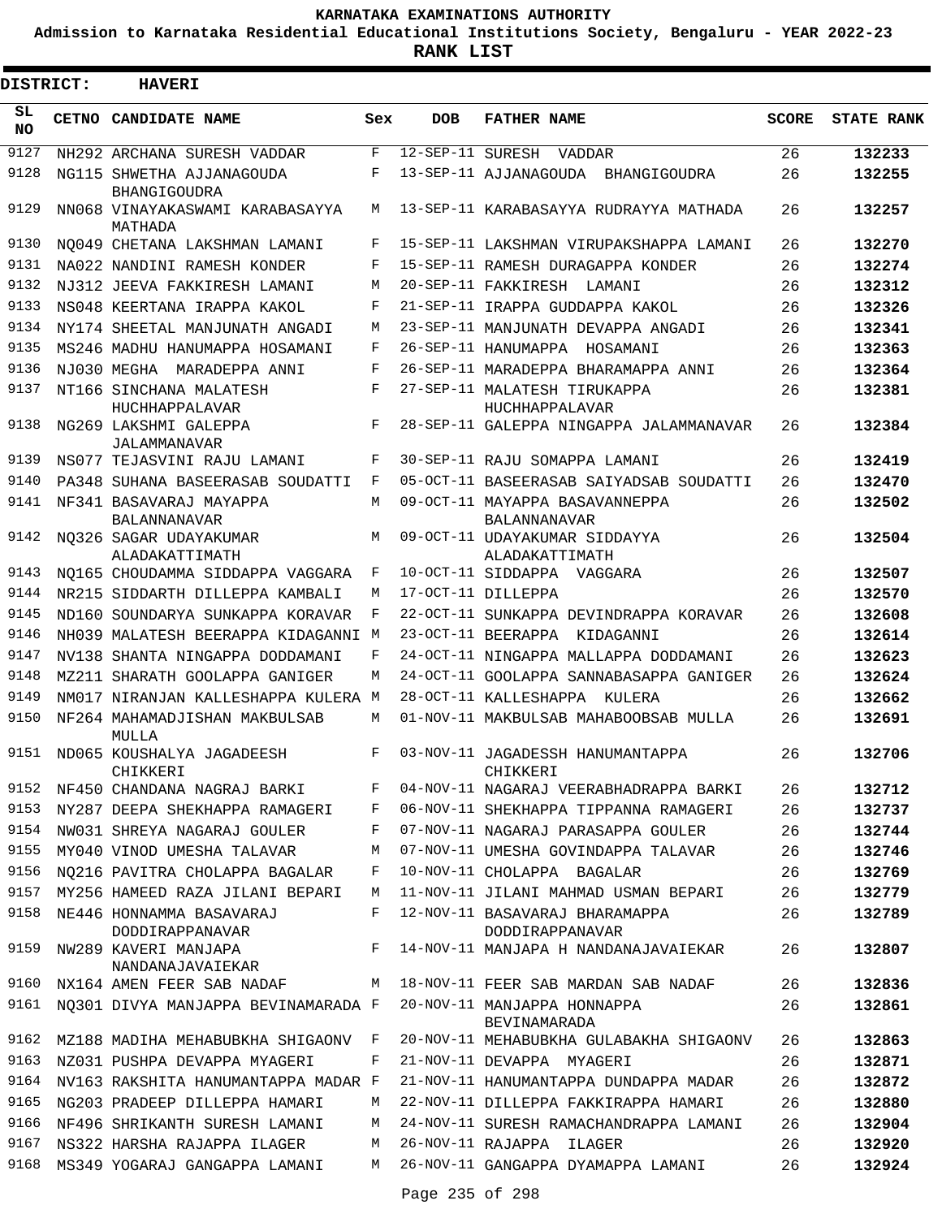# KARNATAKA EXAMINATIONS AUTHORITY

**Admission to Karnataka Residential Educational Institutions Society, Bengaluru - YEAR 2022-23**

**RANK LIST**

**DISTRICT: HAVERI**

| SL NO | CETNO | CANDIDATE NAME | Sex | DOB | FATHER NAME | SCORE | STATE RANK |
|---|---|---|---|---|---|---|---|
| 9127 | NH292 | ARCHANA SURESH VADDAR | F | 12-SEP-11 | SURESH VADDAR | 26 | 132233 |
| 9128 | NG115 | SHWETHA AJJANAGOUDA BHANGIGOUDRA | F | 13-SEP-11 | AJJANAGOUDA BHANGIGOUDRA | 26 | 132255 |
| 9129 | NN068 | VINAYAKASWAMI KARABASAYYA MATHADA | M | 13-SEP-11 | KARABASAYYA RUDRAYYA MATHADA | 26 | 132257 |
| 9130 | NQ049 | CHETANA LAKSHMAN LAMANI | F | 15-SEP-11 | LAKSHMAN VIRUPAKSHAPPA LAMANI | 26 | 132270 |
| 9131 | NA022 | NANDINI RAMESH KONDER | F | 15-SEP-11 | RAMESH DURAGAPPA KONDER | 26 | 132274 |
| 9132 | NJ312 | JEEVA FAKKIRESH LAMANI | M | 20-SEP-11 | FAKKIRESH LAMANI | 26 | 132312 |
| 9133 | NS048 | KEERTANA IRAPPA KAKOL | F | 21-SEP-11 | IRAPPA GUDDAPPA KAKOL | 26 | 132326 |
| 9134 | NY174 | SHEETAL MANJUNATH ANGADI | M | 23-SEP-11 | MANJUNATH DEVAPPA ANGADI | 26 | 132341 |
| 9135 | MS246 | MADHU HANUMAPPA HOSAMANI | F | 26-SEP-11 | HANUMAPPA HOSAMANI | 26 | 132363 |
| 9136 | NJ030 | MEGHA MARADEPPA ANNI | F | 26-SEP-11 | MARADEPPA BHARAMAPPA ANNI | 26 | 132364 |
| 9137 | NT166 | SINCHANA MALATESH HUCHHAPPALAVAR | F | 27-SEP-11 | MALATESH TIRUKAPPA HUCHHAPPALAVAR | 26 | 132381 |
| 9138 | NG269 | LAKSHMI GALEPPA JALAMMANAVAR | F | 28-SEP-11 | GALEPPA NINGAPPA JALAMMANAVAR | 26 | 132384 |
| 9139 | NS077 | TEJASVINI RAJU LAMANI | F | 30-SEP-11 | RAJU SOMAPPA LAMANI | 26 | 132419 |
| 9140 | PA348 | SUHANA BASEERASAB SOUDATTI | F | 05-OCT-11 | BASEERASAB SAIYADSAB SOUDATTI | 26 | 132470 |
| 9141 | NF341 | BASAVARAJ MAYAPPA BALANNANAVAR | M | 09-OCT-11 | MAYAPPA BASAVANNEPPA BALANNANAVAR | 26 | 132502 |
| 9142 | NQ326 | SAGAR UDAYAKUMAR ALADAKATTIMATH | M | 09-OCT-11 | UDAYAKUMAR SIDDAYYA ALADAKATTIMATH | 26 | 132504 |
| 9143 | NQ165 | CHOUDAMMA SIDDAPPA VAGGARA | F | 10-OCT-11 | SIDDAPPA VAGGARA | 26 | 132507 |
| 9144 | NR215 | SIDDARTH DILLEPPA KAMBALI | M | 17-OCT-11 | DILLEPPA | 26 | 132570 |
| 9145 | ND160 | SOUNDARYA SUNKAPPA KORAVAR | F | 22-OCT-11 | SUNKAPPA DEVINDRAPPA KORAVAR | 26 | 132608 |
| 9146 | NH039 | MALATESH BEERAPPA KIDAGANNI | M | 23-OCT-11 | BEERAPPA KIDAGANNI | 26 | 132614 |
| 9147 | NV138 | SHANTA NINGAPPA DODDAMANI | F | 24-OCT-11 | NINGAPPA MALLAPPA DODDAMANI | 26 | 132623 |
| 9148 | MZ211 | SHARATH GOOLAPPA GANIGER | M | 24-OCT-11 | GOOLAPPA SANNABASAPPA GANIGER | 26 | 132624 |
| 9149 | NM017 | NIRANJAN KALLESHAPPA KULERA | M | 28-OCT-11 | KALLESHAPPA KULERA | 26 | 132662 |
| 9150 | NF264 | MAHAMADJISHAN MAKBULSAB MULLA | M | 01-NOV-11 | MAKBULSAB MAHABOOBSAB MULLA | 26 | 132691 |
| 9151 | ND065 | KOUSHALYA JAGADEESH CHIKKERI | F | 03-NOV-11 | JAGADESSH HANUMANTAPPA CHIKKERI | 26 | 132706 |
| 9152 | NF450 | CHANDANA NAGRAJ BARKI | F | 04-NOV-11 | NAGARAJ VEERABHADRAPPA BARKI | 26 | 132712 |
| 9153 | NY287 | DEEPA SHEKHAPPA RAMAGERI | F | 06-NOV-11 | SHEKHAPPA TIPPANNA RAMAGERI | 26 | 132737 |
| 9154 | NW031 | SHREYA NAGARAJ GOULER | F | 07-NOV-11 | NAGARAJ PARASAPPA GOULER | 26 | 132744 |
| 9155 | MY040 | VINOD UMESHA TALAVAR | M | 07-NOV-11 | UMESHA GOVINDAPPA TALAVAR | 26 | 132746 |
| 9156 | NQ216 | PAVITRA CHOLAPPA BAGALAR | F | 10-NOV-11 | CHOLAPPA BAGALAR | 26 | 132769 |
| 9157 | MY256 | HAMEED RAZA JILANI BEPARI | M | 11-NOV-11 | JILANI MAHMAD USMAN BEPARI | 26 | 132779 |
| 9158 | NE446 | HONNAMMA BASAVARAJ DODDIRAPPANAVAR | F | 12-NOV-11 | BASAVARAJ BHARAMAPPA DODDIRAPPANAVAR | 26 | 132789 |
| 9159 | NW289 | KAVERI MANJAPA NANDANAJAVAIEKAR | F | 14-NOV-11 | MANJAPA H NANDANAJAVAIEKAR | 26 | 132807 |
| 9160 | NX164 | AMEN FEER SAB NADAF | M | 18-NOV-11 | FEER SAB MARDAN SAB NADAF | 26 | 132836 |
| 9161 | NQ301 | DIVYA MANJAPPA BEVINAMARADA | F | 20-NOV-11 | MANJAPPA HONNAPPA BEVINAMARADA | 26 | 132861 |
| 9162 | MZ188 | MADIHA MEHABUBKHA SHIGAONV | F | 20-NOV-11 | MEHABUBKHA GULABAKHA SHIGAONV | 26 | 132863 |
| 9163 | NZ031 | PUSHPA DEVAPPA MYAGERI | F | 21-NOV-11 | DEVAPPA MYAGERI | 26 | 132871 |
| 9164 | NV163 | RAKSHITA HANUMANTAPPA MADAR | F | 21-NOV-11 | HANUMANTAPPA DUNDAPPA MADAR | 26 | 132872 |
| 9165 | NG203 | PRADEEP DILLEPPA HAMARI | M | 22-NOV-11 | DILLEPPA FAKKIRAPPA HAMARI | 26 | 132880 |
| 9166 | NF496 | SHRIKANTH SURESH LAMANI | M | 24-NOV-11 | SURESH RAMACHANDRAPPA LAMANI | 26 | 132904 |
| 9167 | NS322 | HARSHA RAJAPPA ILAGER | M | 26-NOV-11 | RAJAPPA ILAGER | 26 | 132920 |
| 9168 | MS349 | YOGARAJ GANGAPPA LAMANI | M | 26-NOV-11 | GANGAPPA DYAMAPPA LAMANI | 26 | 132924 |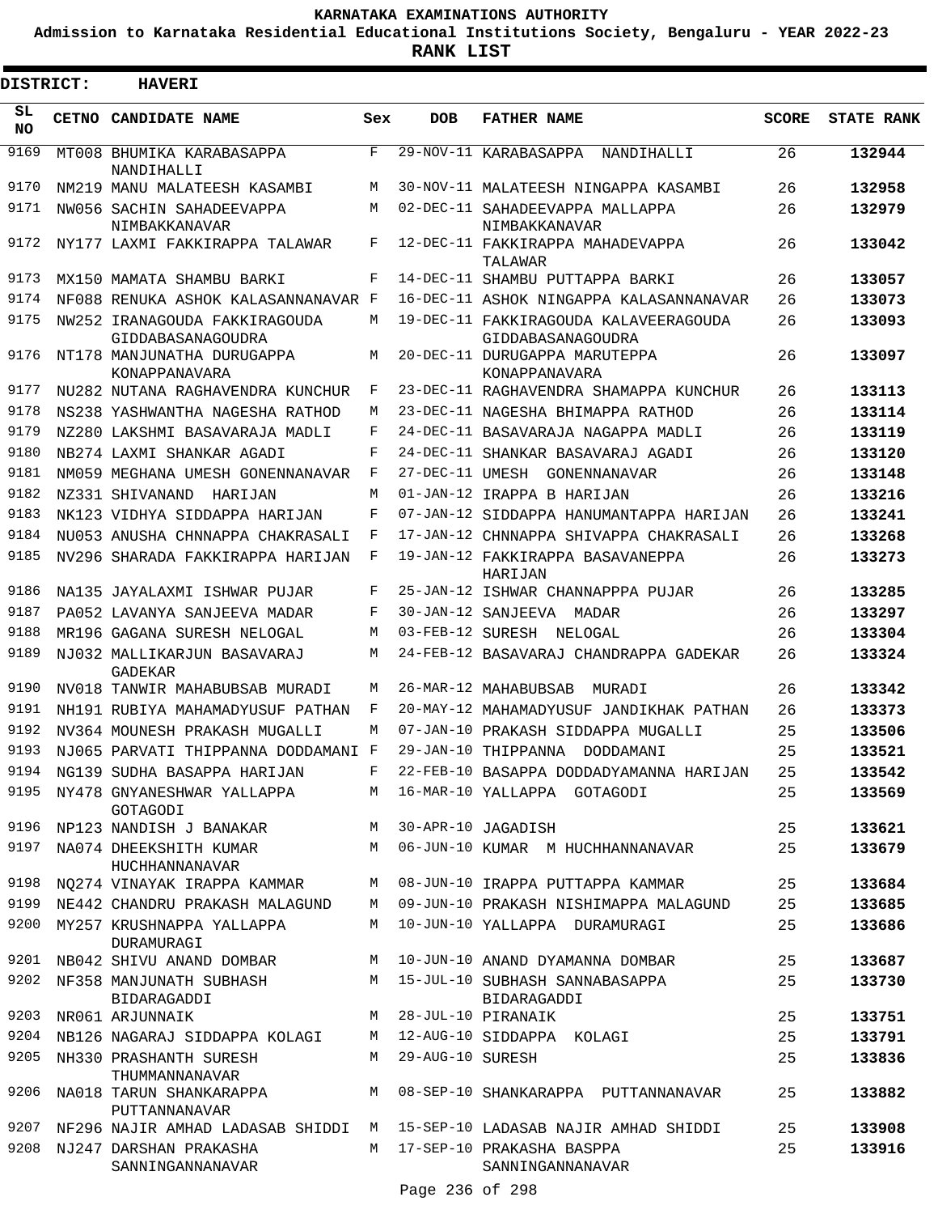# KARNATAKA EXAMINATIONS AUTHORITY

**Admission to Karnataka Residential Educational Institutions Society, Bengaluru - YEAR 2022-23**

**RANK LIST**

**DISTRICT: HAVERI**

| SL NO | CETNO | CANDIDATE NAME | Sex | DOB | FATHER NAME | SCORE | STATE RANK |
|---|---|---|---|---|---|---|---|
| 9169 | MT008 | BHUMIKA KARABASAPPA NANDIHALLI | F | 29-NOV-11 | KARABASAPPA NANDIHALLI | 26 | 132944 |
| 9170 | NM219 | MANU MALATEESH KASAMBI | M | 30-NOV-11 | MALATEESH NINGAPPA KASAMBI | 26 | 132958 |
| 9171 | NW056 | SACHIN SAHADEEVAPPA NIMBAKKANAVAR | M | 02-DEC-11 | SAHADEEVAPPA MALLAPPA NIMBAKKANAVAR | 26 | 132979 |
| 9172 | NY177 | LAXMI FAKKIRAPPA TALAWAR | F | 12-DEC-11 | FAKKIRAPPA MAHADEVAPPA TALAWAR | 26 | 133042 |
| 9173 | MX150 | MAMATA SHAMBU BARKI | F | 14-DEC-11 | SHAMBU PUTTAPPA BARKI | 26 | 133057 |
| 9174 | NF088 | RENUKA ASHOK KALASANNANAVAR | F | 16-DEC-11 | ASHOK NINGAPPA KALASANNANAVAR | 26 | 133073 |
| 9175 | NW252 | IRANAGOUDA FAKKIRAGOUDA GIDDABASANAGOUDRA | M | 19-DEC-11 | FAKKIRAGOUDA KALAVEERAGOUDA GIDDABASANAGOUDRA | 26 | 133093 |
| 9176 | NT178 | MANJUNATHA DURUGAPPA KONAPPANAVARA | M | 20-DEC-11 | DURUGAPPA MARUTEPPA KONAPPANAVARA | 26 | 133097 |
| 9177 | NU282 | NUTANA RAGHAVENDRA KUNCHUR | F | 23-DEC-11 | RAGHAVENDRA SHAMAPPA KUNCHUR | 26 | 133113 |
| 9178 | NS238 | YASHWANTHA NAGESHA RATHOD | M | 23-DEC-11 | NAGESHA BHIMAPPA RATHOD | 26 | 133114 |
| 9179 | NZ280 | LAKSHMI BASAVARAJA MADLI | F | 24-DEC-11 | BASAVARAJA NAGAPPA MADLI | 26 | 133119 |
| 9180 | NB274 | LAXMI SHANKAR AGADI | F | 24-DEC-11 | SHANKAR BASAVARAJ AGADI | 26 | 133120 |
| 9181 | NM059 | MEGHANA UMESH GONENNANAVAR | F | 27-DEC-11 | UMESH GONENNANAVAR | 26 | 133148 |
| 9182 | NZ331 | SHIVANAND HARIJAN | M | 01-JAN-12 | IRAPPA B HARIJAN | 26 | 133216 |
| 9183 | NK123 | VIDHYA SIDDAPPA HARIJAN | F | 07-JAN-12 | SIDDAPPA HANUMANTAPPA HARIJAN | 26 | 133241 |
| 9184 | NU053 | ANUSHA CHNNAPPA CHAKRASALI | F | 17-JAN-12 | CHNNAPPA SHIVAPPA CHAKRASALI | 26 | 133268 |
| 9185 | NV296 | SHARADA FAKKIRAPPA HARIJAN | F | 19-JAN-12 | FAKKIRAPPA BASAVANEPPA HARIJAN | 26 | 133273 |
| 9186 | NA135 | JAYALAXMI ISHWAR PUJAR | F | 25-JAN-12 | ISHWAR CHANNAPPPA PUJAR | 26 | 133285 |
| 9187 | PA052 | LAVANYA SANJEEVA MADAR | F | 30-JAN-12 | SANJEEVA MADAR | 26 | 133297 |
| 9188 | MR196 | GAGANA SURESH NELOGAL | M | 03-FEB-12 | SURESH NELOGAL | 26 | 133304 |
| 9189 | NJ032 | MALLIKARJUN BASAVARAJ GADEKAR | M | 24-FEB-12 | BASAVARAJ CHANDRAPPA GADEKAR | 26 | 133324 |
| 9190 | NV018 | TANWIR MAHABUBSAB MURADI | M | 26-MAR-12 | MAHABUBSAB MURADI | 26 | 133342 |
| 9191 | NH191 | RUBIYA MAHAMADYUSUF PATHAN | F | 20-MAY-12 | MAHAMADYUSUF JANDIKHAK PATHAN | 26 | 133373 |
| 9192 | NV364 | MOUNESH PRAKASH MUGALLI | M | 07-JAN-10 | PRAKASH SIDDAPPA MUGALLI | 25 | 133506 |
| 9193 | NJ065 | PARVATI THIPPANNA DODDAMANI | F | 29-JAN-10 | THIPPANNA DODDAMANI | 25 | 133521 |
| 9194 | NG139 | SUDHA BASAPPA HARIJAN | F | 22-FEB-10 | BASAPPA DODDADYAMANNA HARIJAN | 25 | 133542 |
| 9195 | NY478 | GNYANESHWAR YALLAPPA GOTAGODI | M | 16-MAR-10 | YALLAPPA GOTAGODI | 25 | 133569 |
| 9196 | NP123 | NANDISH J BANAKAR | M | 30-APR-10 | JAGADISH | 25 | 133621 |
| 9197 | NA074 | DHEEKSHITH KUMAR HUCHHANNANAVAR | M | 06-JUN-10 | KUMAR M HUCHHANNANAVAR | 25 | 133679 |
| 9198 | NQ274 | VINAYAK IRAPPA KAMMAR | M | 08-JUN-10 | IRAPPA PUTTAPPA KAMMAR | 25 | 133684 |
| 9199 | NE442 | CHANDRU PRAKASH MALAGUND | M | 09-JUN-10 | PRAKASH NISHIMAPPA MALAGUND | 25 | 133685 |
| 9200 | MY257 | KRUSHNAPPA YALLAPPA DURAMURAGI | M | 10-JUN-10 | YALLAPPA DURAMURAGI | 25 | 133686 |
| 9201 | NB042 | SHIVU ANAND DOMBAR | M | 10-JUN-10 | ANAND DYAMANNA DOMBAR | 25 | 133687 |
| 9202 | NF358 | MANJUNATH SUBHASH BIDARAGADDI | M | 15-JUL-10 | SUBHASH SANNABASAPPA BIDARAGADDI | 25 | 133730 |
| 9203 | NR061 | ARJUNNAIK | M | 28-JUL-10 | PIRANAIK | 25 | 133751 |
| 9204 | NB126 | NAGARAJ SIDDAPPA KOLAGI | M | 12-AUG-10 | SIDDAPPA KOLAGI | 25 | 133791 |
| 9205 | NH330 | PRASHANTH SURESH THUMMANNANAVAR | M | 29-AUG-10 | SURESH | 25 | 133836 |
| 9206 | NA018 | TARUN SHANKARAPPA PUTTANNANAVAR | M | 08-SEP-10 | SHANKARAPPA PUTTANNANAVAR | 25 | 133882 |
| 9207 | NF296 | NAJIR AMHAD LADASAB SHIDDI | M | 15-SEP-10 | LADASAB NAJIR AMHAD SHIDDI | 25 | 133908 |
| 9208 | NJ247 | DARSHAN PRAKASHA SANNINGANNANAVAR | M | 17-SEP-10 | PRAKASHA BASPPA SANNINGANNANAVAR | 25 | 133916 |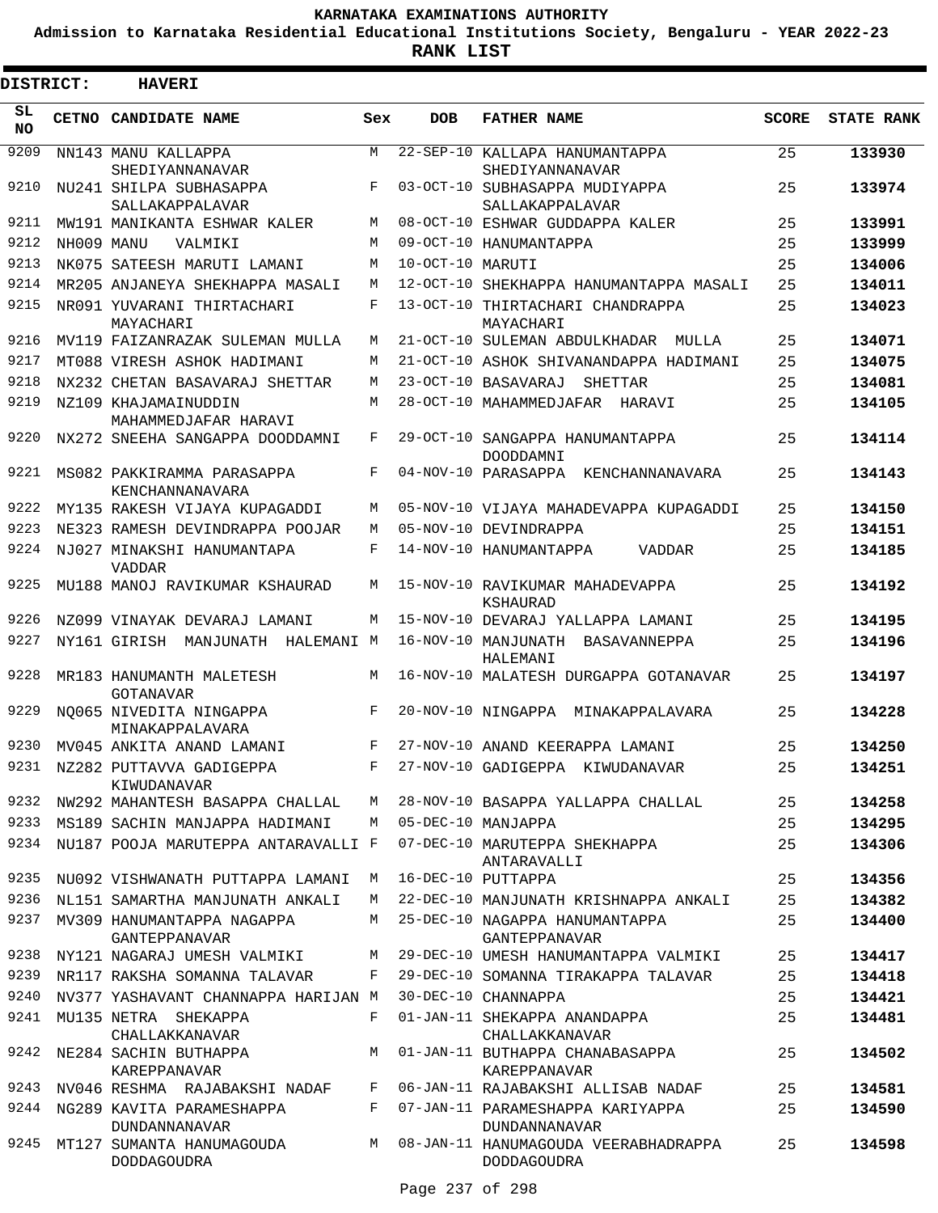# KARNATAKA EXAMINATIONS AUTHORITY

**Admission to Karnataka Residential Educational Institutions Society, Bengaluru - YEAR 2022-23**

**RANK LIST**

**DISTRICT: HAVERI**

| SL NO | CETNO | CANDIDATE NAME | Sex | DOB | FATHER NAME | SCORE | STATE RANK |
|---|---|---|---|---|---|---|---|
| 9209 | NN143 | MANU KALLAPPA SHEDIYANNANAVAR | M | 22-SEP-10 | KALLAPA HANUMANTAPPA SHEDIYANNANAVAR | 25 | **133930** |
| 9210 | NU241 | SHILPA SUBHASAPPA SALLAKAPPALAVAR | F | 03-OCT-10 | SUBHASAPPA MUDIYAPPA SALLAKAPPALAVAR | 25 | **133974** |
| 9211 | MW191 | MANIKANTA ESHWAR KALER | M | 08-OCT-10 | ESHWAR GUDDAPPA KALER | 25 | **133991** |
| 9212 | NH009 | MANU VALMIKI | M | 09-OCT-10 | HANUMANTAPPA | 25 | **133999** |
| 9213 | NK075 | SATEESH MARUTI LAMANI | M | 10-OCT-10 | MARUTI | 25 | **134006** |
| 9214 | MR205 | ANJANEYA SHEKHAPPA MASALI | M | 12-OCT-10 | SHEKHAPPA HANUMANTAPPA MASALI | 25 | **134011** |
| 9215 | NR091 | YUVARANI THIRTACHARI MAYACHARI | F | 13-OCT-10 | THIRTACHARI CHANDRAPPA MAYACHARI | 25 | **134023** |
| 9216 | MV119 | FAIZANRAZAK SULEMAN MULLA | M | 21-OCT-10 | SULEMAN ABDULKHADAR MULLA | 25 | **134071** |
| 9217 | MT088 | VIRESH ASHOK HADIMANI | M | 21-OCT-10 | ASHOK SHIVANANDAPPA HADIMANI | 25 | **134075** |
| 9218 | NX232 | CHETAN BASAVARAJ SHETTAR | M | 23-OCT-10 | BASAVARAJ SHETTAR | 25 | **134081** |
| 9219 | NZ109 | KHAJAMAINUDDIN MAHAMMEDJAFAR HARAVI | M | 28-OCT-10 | MAHAMMEDJAFAR HARAVI | 25 | **134105** |
| 9220 | NX272 | SNEEHA SANGAPPA DOODDAMNI | F | 29-OCT-10 | SANGAPPA HANUMANTAPPA DOODDAMNI | 25 | **134114** |
| 9221 | MS082 | PAKKIRAMMA PARASAPPA KENCHANNANAVARA | F | 04-NOV-10 | PARASAPPA KENCHANNANAVARA | 25 | **134143** |
| 9222 | MY135 | RAKESH VIJAYA KUPAGADDI | M | 05-NOV-10 | VIJAYA MAHADEVAPPA KUPAGADDI | 25 | **134150** |
| 9223 | NE323 | RAMESH DEVINDRAPPA POOJAR | M | 05-NOV-10 | DEVINDRAPPA | 25 | **134151** |
| 9224 | NJ027 | MINAKSHI HANUMANTAPA VADDAR | F | 14-NOV-10 | HANUMANTAPPA VADDAR | 25 | **134185** |
| 9225 | MU188 | MANOJ RAVIKUMAR KSHAURAD | M | 15-NOV-10 | RAVIKUMAR MAHADEVAPPA KSHAURAD | 25 | **134192** |
| 9226 | NZ099 | VINAYAK DEVARAJ LAMANI | M | 15-NOV-10 | DEVARAJ YALLAPPA LAMANI | 25 | **134195** |
| 9227 | NY161 | GIRISH MANJUNATH HALEMANI | M | 16-NOV-10 | MANJUNATH BASAVANNEPPA HALEMANI | 25 | **134196** |
| 9228 | MR183 | HANUMANTH MALETESH GOTANAVAR | M | 16-NOV-10 | MALATESH DURGAPPA GOTANAVAR | 25 | **134197** |
| 9229 | NQ065 | NIVEDITA NINGAPPA MINAKAPPALAVARA | F | 20-NOV-10 | NINGAPPA MINAKAPPALAVARA | 25 | **134228** |
| 9230 | MV045 | ANKITA ANAND LAMANI | F | 27-NOV-10 | ANAND KEERAPPA LAMANI | 25 | **134250** |
| 9231 | NZ282 | PUTTAVVA GADIGEPPA KIWUDANAVAR | F | 27-NOV-10 | GADIGEPPA KIWUDANAVAR | 25 | **134251** |
| 9232 | NW292 | MAHANTESH BASAPPA CHALLAL | M | 28-NOV-10 | BASAPPA YALLAPPA CHALLAL | 25 | **134258** |
| 9233 | MS189 | SACHIN MANJAPPA HADIMANI | M | 05-DEC-10 | MANJAPPA | 25 | **134295** |
| 9234 | NU187 | POOJA MARUTEPPA ANTARAVALLI | F | 07-DEC-10 | MARUTEPPA SHEKHAPPA ANTARAVALLI | 25 | **134306** |
| 9235 | NU092 | VISHWANATH PUTTAPPA LAMANI | M | 16-DEC-10 | PUTTAPPA | 25 | **134356** |
| 9236 | NL151 | SAMARTHA MANJUNATH ANKALI | M | 22-DEC-10 | MANJUNATH KRISHNAPPA ANKALI | 25 | **134382** |
| 9237 | MV309 | HANUMANTAPPA NAGAPPA GANTEPPANAVAR | M | 25-DEC-10 | NAGAPPA HANUMANTAPPA GANTEPPANAVAR | 25 | **134400** |
| 9238 | NY121 | NAGARAJ UMESH VALMIKI | M | 29-DEC-10 | UMESH HANUMANTAPPA VALMIKI | 25 | **134417** |
| 9239 | NR117 | RAKSHA SOMANNA TALAVAR | F | 29-DEC-10 | SOMANNA TIRAKAPPA TALAVAR | 25 | **134418** |
| 9240 | NV377 | YASHAVANT CHANNAPPA HARIJAN | M | 30-DEC-10 | CHANNAPPA | 25 | **134421** |
| 9241 | MU135 | NETRA SHEKAPPA CHALLAKKANAVAR | F | 01-JAN-11 | SHEKAPPA ANANDAPPA CHALLAKKANAVAR | 25 | **134481** |
| 9242 | NE284 | SACHIN BUTHAPPA KAREPPANAVAR | M | 01-JAN-11 | BUTHAPPA CHANABASAPPA KAREPPANAVAR | 25 | **134502** |
| 9243 | NV046 | RESHMA RAJABAKSHI NADAF | F | 06-JAN-11 | RAJABAKSHI ALLISAB NADAF | 25 | **134581** |
| 9244 | NG289 | KAVITA PARAMESHAPPA DUNDANNANAVAR | F | 07-JAN-11 | PARAMESHAPPA KARIYAPPA DUNDANNANAVAR | 25 | **134590** |
| 9245 | MT127 | SUMANTA HANUMAGOUDA DODDAGOUDRA | M | 08-JAN-11 | HANUMAGOUDA VEERABHADRAPPA DODDAGOUDRA | 25 | **134598** |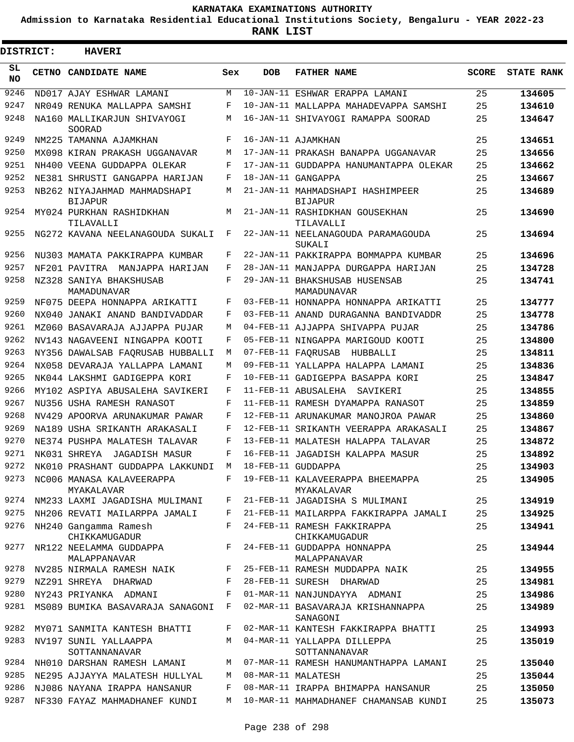# KARNATAKA EXAMINATIONS AUTHORITY

**Admission to Karnataka Residential Educational Institutions Society, Bengaluru - YEAR 2022-23**

**RANK LIST**

**DISTRICT: HAVERI**

| SL NO | CETNO | CANDIDATE NAME | Sex | DOB | FATHER NAME | SCORE | STATE RANK |
|---|---|---|---|---|---|---|---|
| 9246 | ND017 | AJAY ESHWAR LAMANI | M | 10-JAN-11 | ESHWAR ERAPPA LAMANI | 25 | 134605 |
| 9247 | NR049 | RENUKA MALLAPPA SAMSHI | F | 10-JAN-11 | MALLAPPA MAHADEVAPPA SAMSHI | 25 | 134610 |
| 9248 | NA160 | MALLIKARJUN SHIVAYOGI SOORAD | M | 16-JAN-11 | SHIVAYOGI RAMAPPA SOORAD | 25 | 134647 |
| 9249 | NM225 | TAMANNA AJAMKHAN | F | 16-JAN-11 | AJAMKHAN | 25 | 134651 |
| 9250 | MX098 | KIRAN PRAKASH UGGANAVAR | M | 17-JAN-11 | PRAKASH BANAPPA UGGANAVAR | 25 | 134656 |
| 9251 | NH400 | VEENA GUDDAPPA OLEKAR | F | 17-JAN-11 | GUDDAPPA HANUMANTAPPA OLEKAR | 25 | 134662 |
| 9252 | NE381 | SHRUSTI GANGAPPA HARIJAN | F | 18-JAN-11 | GANGAPPA | 25 | 134667 |
| 9253 | NB262 | NIYAJAHMAD MAHMADSHAPI BIJAPUR | M | 21-JAN-11 | MAHMADSHAPI HASHIMPEER BIJAPUR | 25 | 134689 |
| 9254 | MY024 | PURKHAN RASHIDKHAN TILAVALLI | M | 21-JAN-11 | RASHIDKHAN GOUSEKHAN TILAVALLI | 25 | 134690 |
| 9255 | NG272 | KAVANA NEELANAGOUDA SUKALI | F | 22-JAN-11 | NEELANAGOUDA PARAMAGOUDA SUKALI | 25 | 134694 |
| 9256 | NU303 | MAMATA PAKKIRAPPA KUMBAR | F | 22-JAN-11 | PAKKIRAPPA BOMMAPPA KUMBAR | 25 | 134696 |
| 9257 | NF201 | PAVITRA MANJAPPA HARIJAN | F | 28-JAN-11 | MANJAPPA DURGAPPA HARIJAN | 25 | 134728 |
| 9258 | NZ328 | SANIYA BHAKSHUSAB MAMADUNAVAR | F | 29-JAN-11 | BHAKSHUSAB HUSENSAB MAMADUNAVAR | 25 | 134741 |
| 9259 | NF075 | DEEPA HONNAPPA ARIKATTI | F | 03-FEB-11 | HONNAPPA HONNAPPA ARIKATTI | 25 | 134777 |
| 9260 | NX040 | JANAKI ANAND BANDIVADDAR | F | 03-FEB-11 | ANAND DURAGANNA BANDIVADDR | 25 | 134778 |
| 9261 | MZ060 | BASAVARAJA AJJAPPA PUJAR | M | 04-FEB-11 | AJJAPPA SHIVAPPA PUJAR | 25 | 134786 |
| 9262 | NV143 | NAGAVEENI NINGAPPA KOOTI | F | 05-FEB-11 | NINGAPPA MARIGOUD KOOTI | 25 | 134800 |
| 9263 | NY356 | DAWALSAB FAQRUSAB HUBBALLI | M | 07-FEB-11 | FAQRUSAB HUBBALLI | 25 | 134811 |
| 9264 | NX058 | DEVARAJA YALLAPPA LAMANI | M | 09-FEB-11 | YALLAPPA HALAPPA LAMANI | 25 | 134836 |
| 9265 | NK044 | LAKSHMI GADIGEPPA KORI | F | 10-FEB-11 | GADIGEPPA BASAPPA KORI | 25 | 134847 |
| 9266 | MY102 | ASPIYA ABUSALEHA SAVIKERI | F | 11-FEB-11 | ABUSALEHA SAVIKERI | 25 | 134855 |
| 9267 | NU356 | USHA RAMESH RANASOT | F | 11-FEB-11 | RAMESH DYAMAPPA RANASOT | 25 | 134859 |
| 9268 | NV429 | APOORVA ARUNAKUMAR PAWAR | F | 12-FEB-11 | ARUNAKUMAR MANOJROA PAWAR | 25 | 134860 |
| 9269 | NA189 | USHA SRIKANTH ARAKASALI | F | 12-FEB-11 | SRIKANTH VEERAPPA ARAKASALI | 25 | 134867 |
| 9270 | NE374 | PUSHPA MALATESH TALAVAR | F | 13-FEB-11 | MALATESH HALAPPA TALAVAR | 25 | 134872 |
| 9271 | NK031 | SHREYA JAGADISH MASUR | F | 16-FEB-11 | JAGADISH KALAPPA MASUR | 25 | 134892 |
| 9272 | NK010 | PRASHANT GUDDAPPA LAKKUNDI | M | 18-FEB-11 | GUDDAPPA | 25 | 134903 |
| 9273 | NC006 | MANASA KALAVEERAPPA MYAKALAVAR | F | 19-FEB-11 | KALAVEERAPPA BHEEMAPPA MYAKALAVAR | 25 | 134905 |
| 9274 | NM233 | LAXMI JAGADISHA MULIMANI | F | 21-FEB-11 | JAGADISHA S MULIMANI | 25 | 134919 |
| 9275 | NH206 | REVATI MAILARPPA JAMALI | F | 21-FEB-11 | MAILARPPA FAKKIRAPPA JAMALI | 25 | 134925 |
| 9276 | NH240 | Gangamma Ramesh CHIKKAMUGADUR | F | 24-FEB-11 | RAMESH FAKKIRAPPA CHIKKAMUGADUR | 25 | 134941 |
| 9277 | NR122 | NEELAMMA GUDDAPPA MALAPPANAVAR | F | 24-FEB-11 | GUDDAPPA HONNAPPA MALAPPANAVAR | 25 | 134944 |
| 9278 | NV285 | NIRMALA RAMESH NAIK | F | 25-FEB-11 | RAMESH MUDDAPPA NAIK | 25 | 134955 |
| 9279 | NZ291 | SHREYA DHARWAD | F | 28-FEB-11 | SURESH DHARWAD | 25 | 134981 |
| 9280 | NY243 | PRIYANKA ADMANI | F | 01-MAR-11 | NANJUNDAYYA ADMANI | 25 | 134986 |
| 9281 | MS089 | BUMIKA BASAVARAJA SANAGONI | F | 02-MAR-11 | BASAVARAJA KRISHANNAPPA SANAGONI | 25 | 134989 |
| 9282 | MY071 | SANMITA KANTESH BHATTI | F | 02-MAR-11 | KANTESH FAKKIRAPPA BHATTI | 25 | 134993 |
| 9283 | NV197 | SUNIL YALLAAPPA SOTTANNANAVAR | M | 04-MAR-11 | YALLAPPA DILLEPPA SOTTANNANAVAR | 25 | 135019 |
| 9284 | NH010 | DARSHAN RAMESH LAMANI | M | 07-MAR-11 | RAMESH HANUMANTHAPPA LAMANI | 25 | 135040 |
| 9285 | NE295 | AJJAYYA MALATESH HULLYAL | M | 08-MAR-11 | MALATESH | 25 | 135044 |
| 9286 | NJ086 | NAYANA IRAPPA HANSANUR | F | 08-MAR-11 | IRAPPA BHIMAPPA HANSANUR | 25 | 135050 |
| 9287 | NF330 | FAYAZ MAHMADHANEF KUNDI | M | 10-MAR-11 | MAHMADHANEF CHAMANSAB KUNDI | 25 | 135073 |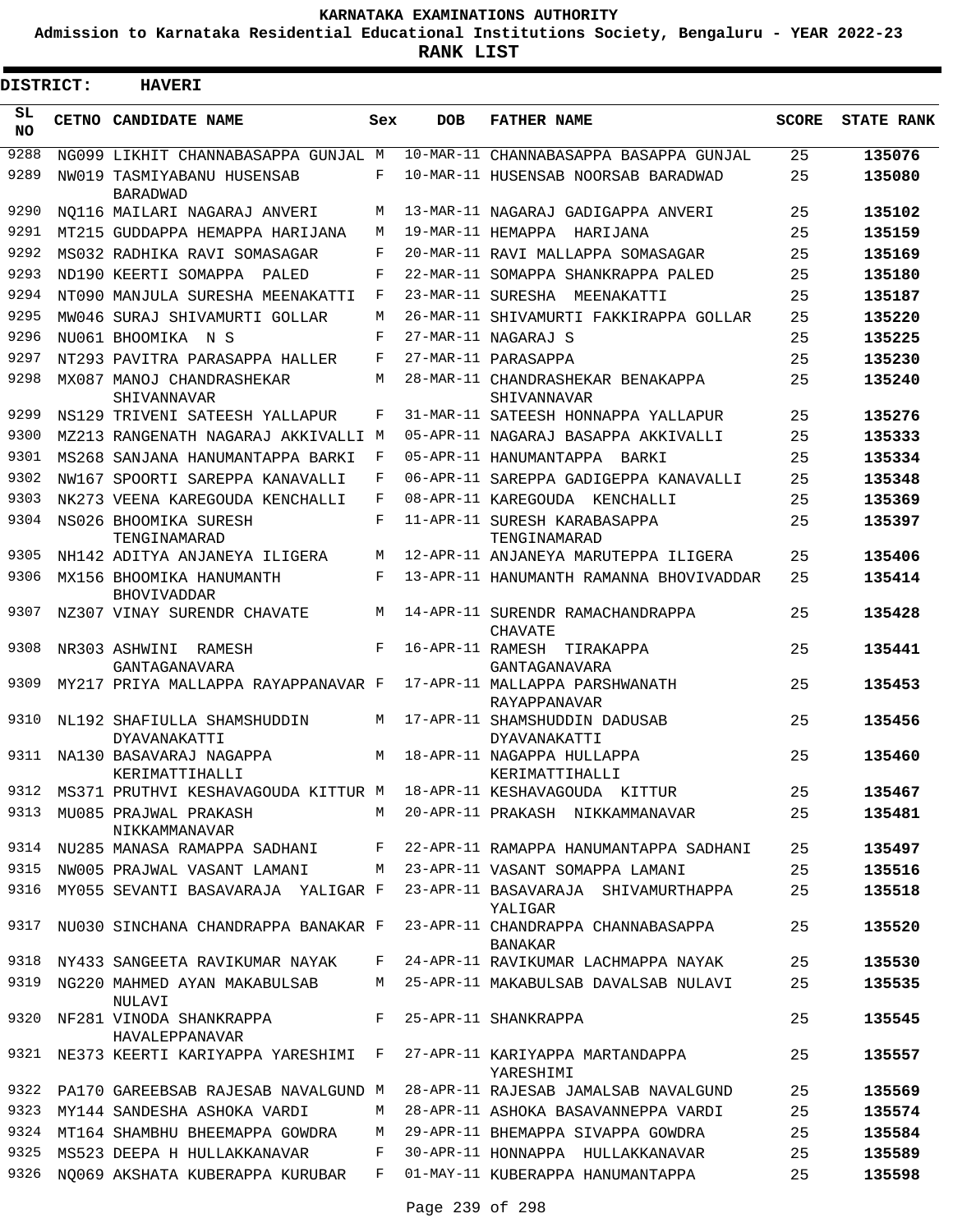# KARNATAKA EXAMINATIONS AUTHORITY

**Admission to Karnataka Residential Educational Institutions Society, Bengaluru - YEAR 2022-23**

**RANK LIST**

**DISTRICT: HAVERI**

| SL NO | CETNO | CANDIDATE NAME | Sex | DOB | FATHER NAME | SCORE | STATE RANK |
|---|---|---|---|---|---|---|---|
| 9288 | NG099 | LIKHIT CHANNABASAPPA GUNJAL | M | 10-MAR-11 | CHANNABASAPPA BASAPPA GUNJAL | 25 | 135076 |
| 9289 | NW019 | TASMIYABANU HUSENSAB BARADWAD | F | 10-MAR-11 | HUSENSAB NOORSAB BARADWAD | 25 | 135080 |
| 9290 | NQ116 | MAILARI NAGARAJ ANVERI | M | 13-MAR-11 | NAGARAJ GADIGAPPA ANVERI | 25 | 135102 |
| 9291 | MT215 | GUDDAPPA HEMAPPA HARIJANA | M | 19-MAR-11 | HEMAPPA HARIJANA | 25 | 135159 |
| 9292 | MS032 | RADHIKA RAVI SOMASAGAR | F | 20-MAR-11 | RAVI MALLAPPA SOMASAGAR | 25 | 135169 |
| 9293 | ND190 | KEERTI SOMAPPA PALED | F | 22-MAR-11 | SOMAPPA SHANKRAPPA PALED | 25 | 135180 |
| 9294 | NT090 | MANJULA SURESHA MEENAKATTI | F | 23-MAR-11 | SURESHA MEENAKATTI | 25 | 135187 |
| 9295 | MW046 | SURAJ SHIVAMURTI GOLLAR | M | 26-MAR-11 | SHIVAMURTI FAKKIRAPPA GOLLAR | 25 | 135220 |
| 9296 | NU061 | BHOOMIKA N S | F | 27-MAR-11 | NAGARAJ S | 25 | 135225 |
| 9297 | NT293 | PAVITRA PARASAPPA HALLER | F | 27-MAR-11 | PARASAPPA | 25 | 135230 |
| 9298 | MX087 | MANOJ CHANDRASHEKAR SHIVANNAVAR | M | 28-MAR-11 | CHANDRASHEKAR BENAKAPPA SHIVANNAVAR | 25 | 135240 |
| 9299 | NS129 | TRIVENI SATEESH YALLAPUR | F | 31-MAR-11 | SATEESH HONNAPPA YALLAPUR | 25 | 135276 |
| 9300 | MZ213 | RANGENATH NAGARAJ AKKIVALLI | M | 05-APR-11 | NAGARAJ BASAPPA AKKIVALLI | 25 | 135333 |
| 9301 | MS268 | SANJANA HANUMANTAPPA BARKI | F | 05-APR-11 | HANUMANTAPPA BARKI | 25 | 135334 |
| 9302 | NW167 | SPOORTI SAREPPA KANAVALLI | F | 06-APR-11 | SAREPPA GADIGEPPA KANAVALLI | 25 | 135348 |
| 9303 | NK273 | VEENA KAREGOUDA KENCHALLI | F | 08-APR-11 | KAREGOUDA KENCHALLI | 25 | 135369 |
| 9304 | NS026 | BHOOMIKA SURESH TENGINAMARAD | F | 11-APR-11 | SURESH KARABASAPPA TENGINAMARAD | 25 | 135397 |
| 9305 | NH142 | ADITYA ANJANEYA ILIGERA | M | 12-APR-11 | ANJANEYA MARUTEPPA ILIGERA | 25 | 135406 |
| 9306 | MX156 | BHOOMIKA HANUMANTH BHOVIVADDAR | F | 13-APR-11 | HANUMANTH RAMANNA BHOVIVADDAR | 25 | 135414 |
| 9307 | NZ307 | VINAY SURENDR CHAVATE | M | 14-APR-11 | SURENDR RAMACHANDRAPPA CHAVATE | 25 | 135428 |
| 9308 | NR303 | ASHWINI RAMESH GANTAGANAVARA | F | 16-APR-11 | RAMESH TIRAKAPPA GANTAGANAVARA | 25 | 135441 |
| 9309 | MY217 | PRIYA MALLAPPA RAYAPPANAVAR | F | 17-APR-11 | MALLAPPA PARSHWANATH RAYAPPANAVAR | 25 | 135453 |
| 9310 | NL192 | SHAFIULLA SHAMSHUDDIN DYAVANAKATTI | M | 17-APR-11 | SHAMSHUDDIN DADUSAB DYAVANAKATTI | 25 | 135456 |
| 9311 | NA130 | BASAVARAJ NAGAPPA KERIMATTIHALLI | M | 18-APR-11 | NAGAPPA HULLAPPA KERIMATTIHALLI | 25 | 135460 |
| 9312 | MS371 | PRUTHVI KESHAVAGOUDA KITTUR | M | 18-APR-11 | KESHAVAGOUDA KITTUR | 25 | 135467 |
| 9313 | MU085 | PRAJWAL PRAKASH NIKKAMMANAVAR | M | 20-APR-11 | PRAKASH NIKKAMMANAVAR | 25 | 135481 |
| 9314 | NU285 | MANASA RAMAPPA SADHANI | F | 22-APR-11 | RAMAPPA HANUMANTAPPA SADHANI | 25 | 135497 |
| 9315 | NW005 | PRAJWAL VASANT LAMANI | M | 23-APR-11 | VASANT SOMAPPA LAMANI | 25 | 135516 |
| 9316 | MY055 | SEVANTI BASAVARAJA YALIGAR | F | 23-APR-11 | BASAVARAJA SHIVAMURTHAPPA YALIGAR | 25 | 135518 |
| 9317 | NU030 | SINCHANA CHANDRAPPA BANAKAR | F | 23-APR-11 | CHANDRAPPA CHANNABASAPPA BANAKAR | 25 | 135520 |
| 9318 | NY433 | SANGEETA RAVIKUMAR NAYAK | F | 24-APR-11 | RAVIKUMAR LACHMAPPA NAYAK | 25 | 135530 |
| 9319 | NG220 | MAHMED AYAN MAKABULSAB NULAVI | M | 25-APR-11 | MAKABULSAB DAVALSAB NULAVI | 25 | 135535 |
| 9320 | NF281 | VINODA SHANKRAPPA HAVALEPPANAVAR | F | 25-APR-11 | SHANKRAPPA | 25 | 135545 |
| 9321 | NE373 | KEERTI KARIYAPPA YARESHIMI | F | 27-APR-11 | KARIYAPPA MARTANDAPPA YARESHIMI | 25 | 135557 |
| 9322 | PA170 | GAREEBSAB RAJESAB NAVALGUND | M | 28-APR-11 | RAJESAB JAMALSAB NAVALGUND | 25 | 135569 |
| 9323 | MY144 | SANDESHA ASHOKA VARDI | M | 28-APR-11 | ASHOKA BASAVANNEPPA VARDI | 25 | 135574 |
| 9324 | MT164 | SHAMBHU BHEEMAPPA GOWDRA | M | 29-APR-11 | BHEMAPPA SIVAPPA GOWDRA | 25 | 135584 |
| 9325 | MS523 | DEEPA H HULLAKKANAVAR | F | 30-APR-11 | HONNAPPA HULLAKKANAVAR | 25 | 135589 |
| 9326 | NQ069 | AKSHATA KUBERAPPA KURUBAR | F | 01-MAY-11 | KUBERAPPA HANUMANTAPPA | 25 | 135598 |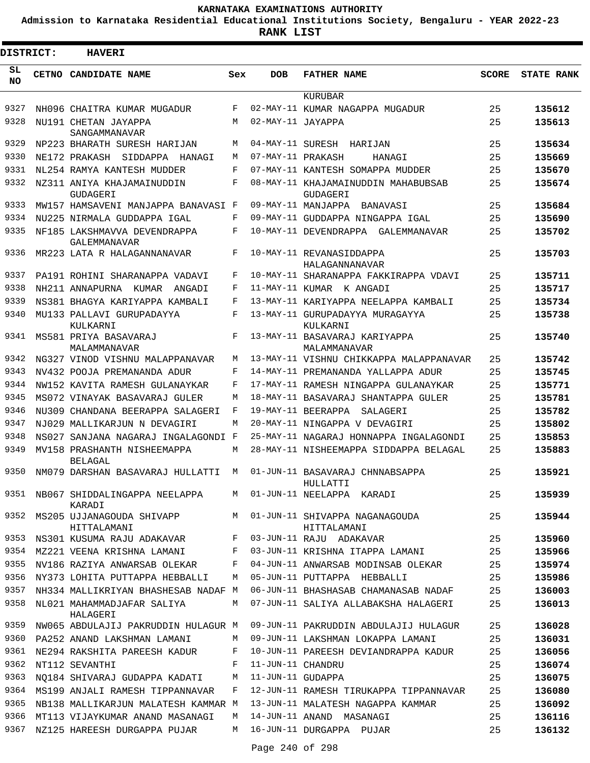# KARNATAKA EXAMINATIONS AUTHORITY

**Admission to Karnataka Residential Educational Institutions Society, Bengaluru - YEAR 2022-23**

**RANK LIST**

**DISTRICT: HAVERI**

| SL NO | CETNO | CANDIDATE NAME | Sex | DOB | FATHER NAME | SCORE | STATE RANK |
|---|---|---|---|---|---|---|---|
| | | | | | KURUBAR | | |
| 9327 | NH096 | CHAITRA KUMAR MUGADUR | F | 02-MAY-11 | KUMAR NAGAPPA MUGADUR | 25 | 135612 |
| 9328 | NU191 | CHETAN JAYAPPA SANGAMMANAVAR | M | 02-MAY-11 | JAYAPPA | 25 | 135613 |
| 9329 | NP223 | BHARATH SURESH HARIJAN | M | 04-MAY-11 | SURESH HARIJAN | 25 | 135634 |
| 9330 | NE172 | PRAKASH SIDDAPPA HANAGI | M | 07-MAY-11 | PRAKASH HANAGI | 25 | 135669 |
| 9331 | NL254 | RAMYA KANTESH MUDDER | F | 07-MAY-11 | KANTESH SOMAPPA MUDDER | 25 | 135670 |
| 9332 | NZ311 | ANIYA KHAJAMAINUDDIN GUDAGERI | F | 08-MAY-11 | KHAJAMAINUDDIN MAHABUBSAB GUDAGERI | 25 | 135674 |
| 9333 | MW157 | HAMSAVENI MANJAPPA BANAVASI | F | 09-MAY-11 | MANJAPPA BANAVASI | 25 | 135684 |
| 9334 | NU225 | NIRMALA GUDDAPPA IGAL | F | 09-MAY-11 | GUDDAPPA NINGAPPA IGAL | 25 | 135690 |
| 9335 | NF185 | LAKSHMAVVA DEVENDRAPPA GALEMMANAVAR | F | 10-MAY-11 | DEVENDRAPPA GALEMMANAVAR | 25 | 135702 |
| 9336 | MR223 | LATA R HALAGANNANAVAR | F | 10-MAY-11 | REVANASIDDAPPA HALAGANNANAVAR | 25 | 135703 |
| 9337 | PA191 | ROHINI SHARANAPPA VADAVI | F | 10-MAY-11 | SHARANAPPA FAKKIRAPPA VDAVI | 25 | 135711 |
| 9338 | NH211 | ANNAPURNA KUMAR ANGADI | F | 11-MAY-11 | KUMAR K ANGADI | 25 | 135717 |
| 9339 | NS381 | BHAGYA KARIYAPPA KAMBALI | F | 13-MAY-11 | KARIYAPPA NEELAPPA KAMBALI | 25 | 135734 |
| 9340 | MU133 | PALLAVI GURUPADAYYA KULKARNI | F | 13-MAY-11 | GURUPADAYYA MURAGAYYA KULKARNI | 25 | 135738 |
| 9341 | MS581 | PRIYA BASAVARAJ MALAMMANAVAR | F | 13-MAY-11 | BASAVARAJ KARIYAPPA MALAMMANAVAR | 25 | 135740 |
| 9342 | NG327 | VINOD VISHNU MALAPPANAVAR | M | 13-MAY-11 | VISHNU CHIKKAPPA MALAPPANAVAR | 25 | 135742 |
| 9343 | NV432 | POOJA PREMANANDA ADUR | F | 14-MAY-11 | PREMANANDA YALLAPPA ADUR | 25 | 135745 |
| 9344 | NW152 | KAVITA RAMESH GULANAYKAR | F | 17-MAY-11 | RAMESH NINGAPPA GULANAYKAR | 25 | 135771 |
| 9345 | MS072 | VINAYAK BASAVARAJ GULER | M | 18-MAY-11 | BASAVARAJ SHANTAPPA GULER | 25 | 135781 |
| 9346 | NU309 | CHANDANA BEERAPPA SALAGERI | F | 19-MAY-11 | BEERAPPA SALAGERI | 25 | 135782 |
| 9347 | NJ029 | MALLIKARJUN N DEVAGIRI | M | 20-MAY-11 | NINGAPPA V DEVAGIRI | 25 | 135802 |
| 9348 | NS027 | SANJANA NAGARAJ INGALAGONDI | F | 25-MAY-11 | NAGARAJ HONNAPPA INGALAGONDI | 25 | 135853 |
| 9349 | MV158 | PRASHANTH NISHEEMAPPA BELAGAL | M | 28-MAY-11 | NISHEEMAPPA SIDDAPPA BELAGAL | 25 | 135883 |
| 9350 | NM079 | DARSHAN BASAVARAJ HULLATTI | M | 01-JUN-11 | BASAVARAJ CHNNABSAPPA HULLATTI | 25 | 135921 |
| 9351 | NB067 | SHIDDALINGAPPA NEELAPPA KARADI | M | 01-JUN-11 | NEELAPPA KARADI | 25 | 135939 |
| 9352 | MS205 | UJJANAGOUDA SHIVAPP HITTALAMANI | M | 01-JUN-11 | SHIVAPPA NAGANAGOUDA HITTALAMANI | 25 | 135944 |
| 9353 | NS301 | KUSUMA RAJU ADAKAVAR | F | 03-JUN-11 | RAJU ADAKAVAR | 25 | 135960 |
| 9354 | MZ221 | VEENA KRISHNA LAMANI | F | 03-JUN-11 | KRISHNA ITAPPA LAMANI | 25 | 135966 |
| 9355 | NV186 | RAZIYA ANWARSAB OLEKAR | F | 04-JUN-11 | ANWARSAB MODINSAB OLEKAR | 25 | 135974 |
| 9356 | NY373 | LOHITA PUTTAPPA HEBBALLI | M | 05-JUN-11 | PUTTAPPA HEBBALLI | 25 | 135986 |
| 9357 | NH334 | MALLIKRIYAN BHASHESAB NADAF | M | 06-JUN-11 | BHASHASAB CHAMANASAB NADAF | 25 | 136003 |
| 9358 | NL021 | MAHAMMADJAFAR SALIYA HALAGERI | M | 07-JUN-11 | SALIYA ALLABAKSHA HALAGERI | 25 | 136013 |
| 9359 | NW065 | ABDULAJIJ PAKRUDDIN HULAGUR | M | 09-JUN-11 | PAKRUDDIN ABDULAJIJ HULAGUR | 25 | 136028 |
| 9360 | PA252 | ANAND LAKSHMAN LAMANI | M | 09-JUN-11 | LAKSHMAN LOKAPPA LAMANI | 25 | 136031 |
| 9361 | NE294 | RAKSHITA PAREESH KADUR | F | 10-JUN-11 | PAREESH DEVIANDRAPPA KADUR | 25 | 136056 |
| 9362 | NT112 | SEVANTHI | F | 11-JUN-11 | CHANDRU | 25 | 136074 |
| 9363 | NQ184 | SHIVARAJ GUDAPPA KADATI | M | 11-JUN-11 | GUDAPPA | 25 | 136075 |
| 9364 | MS199 | ANJALI RAMESH TIPPANNAVAR | F | 12-JUN-11 | RAMESH TIRUKAPPA TIPPANNAVAR | 25 | 136080 |
| 9365 | NB138 | MALLIKARJUN MALATESH KAMMAR | M | 13-JUN-11 | MALATESH NAGAPPA KAMMAR | 25 | 136092 |
| 9366 | MT113 | VIJAYKUMAR ANAND MASANAGI | M | 14-JUN-11 | ANAND MASANAGI | 25 | 136116 |
| 9367 | NZ125 | HAREESH DURGAPPA PUJAR | M | 16-JUN-11 | DURGAPPA PUJAR | 25 | 136132 |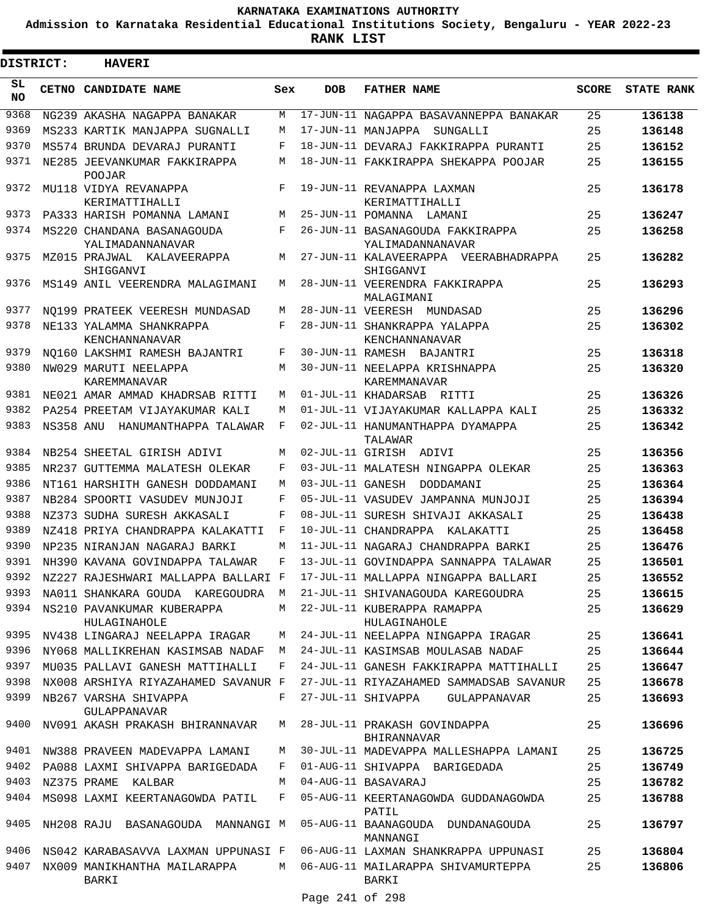# KARNATAKA EXAMINATIONS AUTHORITY

**Admission to Karnataka Residential Educational Institutions Society, Bengaluru - YEAR 2022-23**

**RANK LIST**

**DISTRICT: HAVERI**

| SL NO | CETNO | CANDIDATE NAME | Sex | DOB | FATHER NAME | SCORE | STATE RANK |
|---|---|---|---|---|---|---|---|
| 9368 | NG239 | AKASHA NAGAPPA BANAKAR | M | 17-JUN-11 | NAGAPPA BASAVANNEPPA BANAKAR | 25 | 136138 |
| 9369 | MS233 | KARTIK MANJAPPA SUGNALLI | M | 17-JUN-11 | MANJAPPA SUNGALLI | 25 | 136148 |
| 9370 | MS574 | BRUNDA DEVARAJ PURANTI | F | 18-JUN-11 | DEVARAJ FAKKIRAPPA PURANTI | 25 | 136152 |
| 9371 | NE285 | JEEVANKUMAR FAKKIRAPPA POOJAR | M | 18-JUN-11 | FAKKIRAPPA SHEKAPPA POOJAR | 25 | 136155 |
| 9372 | MU118 | VIDYA REVANAPPA KERIMATTIHALLI | F | 19-JUN-11 | REVANAPPA LAXMAN KERIMATTIHALLI | 25 | 136178 |
| 9373 | PA333 | HARISH POMANNA LAMANI | M | 25-JUN-11 | POMANNA LAMANI | 25 | 136247 |
| 9374 | MS220 | CHANDANA BASANAGOUDA YALIMADANNANAVAR | F | 26-JUN-11 | BASANAGOUDA FAKKIRAPPA YALIMADANNANAVAR | 25 | 136258 |
| 9375 | MZ015 | PRAJWAL KALAVEERAPPA SHIGGANVI | M | 27-JUN-11 | KALAVEERAPPA VEERABHADRAPPA SHIGGANVI | 25 | 136282 |
| 9376 | MS149 | ANIL VEERENDRA MALAGIMANI | M | 28-JUN-11 | VEERENDRA FAKKIRAPPA MALAGIMANI | 25 | 136293 |
| 9377 | NQ199 | PRATEEK VEERESH MUNDASAD | M | 28-JUN-11 | VEERESH MUNDASAD | 25 | 136296 |
| 9378 | NE133 | YALAMMA SHANKRAPPA KENCHANNANAVAR | F | 28-JUN-11 | SHANKRAPPA YALAPPA KENCHANNANAVAR | 25 | 136302 |
| 9379 | NQ160 | LAKSHMI RAMESH BAJANTRI | F | 30-JUN-11 | RAMESH BAJANTRI | 25 | 136318 |
| 9380 | NW029 | MARUTI NEELAPPA KAREMMANAVAR | M | 30-JUN-11 | NEELAPPA KRISHNAPPA KAREMMANAVAR | 25 | 136320 |
| 9381 | NE021 | AMAR AMMAD KHADRSAB RITTI | M | 01-JUL-11 | KHADARSAB RITTI | 25 | 136326 |
| 9382 | PA254 | PREETAM VIJAYAKUMAR KALI | M | 01-JUL-11 | VIJAYAKUMAR KALLAPPA KALI | 25 | 136332 |
| 9383 | NS358 | ANU HANUMANTHAPPA TALAWAR | F | 02-JUL-11 | HANUMANTHAPPA DYAMAPPA TALAWAR | 25 | 136342 |
| 9384 | NB254 | SHEETAL GIRISH ADIVI | M | 02-JUL-11 | GIRISH ADIVI | 25 | 136356 |
| 9385 | NR237 | GUTTEMMA MALATESH OLEKAR | F | 03-JUL-11 | MALATESH NINGAPPA OLEKAR | 25 | 136363 |
| 9386 | NT161 | HARSHITH GANESH DODDAMANI | M | 03-JUL-11 | GANESH DODDAMANI | 25 | 136364 |
| 9387 | NB284 | SPOORTI VASUDEV MUNJOJI | F | 05-JUL-11 | VASUDEV JAMPANNA MUNJOJI | 25 | 136394 |
| 9388 | NZ373 | SUDHA SURESH AKKASALI | F | 08-JUL-11 | SURESH SHIVAJI AKKASALI | 25 | 136438 |
| 9389 | NZ418 | PRIYA CHANDRAPPA KALAKATTI | F | 10-JUL-11 | CHANDRAPPA KALAKATTI | 25 | 136458 |
| 9390 | NP235 | NIRANJAN NAGARAJ BARKI | M | 11-JUL-11 | NAGARAJ CHANDRAPPA BARKI | 25 | 136476 |
| 9391 | NH390 | KAVANA GOVINDAPPA TALAWAR | F | 13-JUL-11 | GOVINDAPPA SANNAPPA TALAWAR | 25 | 136501 |
| 9392 | NZ227 | RAJESHWARI MALLAPPA BALLARI | F | 17-JUL-11 | MALLAPPA NINGAPPA BALLARI | 25 | 136552 |
| 9393 | NA011 | SHANKARA GOUDA KAREGOUDRA | M | 21-JUL-11 | SHIVANAGOUDA KAREGOUDRA | 25 | 136615 |
| 9394 | NS210 | PAVANKUMAR KUBERAPPA HULAGINAHOLE | M | 22-JUL-11 | KUBERAPPA RAMAPPA HULAGINAHOLE | 25 | 136629 |
| 9395 | NV438 | LINGARAJ NEELAPPA IRAGAR | M | 24-JUL-11 | NEELAPPA NINGAPPA IRAGAR | 25 | 136641 |
| 9396 | NY068 | MALLIKREHAN KASIMSAB NADAF | M | 24-JUL-11 | KASIMSAB MOULASAB NADAF | 25 | 136644 |
| 9397 | MU035 | PALLAVI GANESH MATTIHALLI | F | 24-JUL-11 | GANESH FAKKIRAPPA MATTIHALLI | 25 | 136647 |
| 9398 | NX008 | ARSHIYA RIYAZAHAMED SAVANUR | F | 27-JUL-11 | RIYAZAHAMED SAMMADSAB SAVANUR | 25 | 136678 |
| 9399 | NB267 | VARSHA SHIVAPPA GULAPPANAVAR | F | 27-JUL-11 | SHIVAPPA GULAPPANAVAR | 25 | 136693 |
| 9400 | NV091 | AKASH PRAKASH BHIRANNAVAR | M | 28-JUL-11 | PRAKASH GOVINDAPPA BHIRANNAVAR | 25 | 136696 |
| 9401 | NW388 | PRAVEEN MADEVAPPA LAMANI | M | 30-JUL-11 | MADEVAPPA MALLESHAPPA LAMANI | 25 | 136725 |
| 9402 | PA088 | LAXMI SHIVAPPA BARIGEDADA | F | 01-AUG-11 | SHIVAPPA BARIGEDADA | 25 | 136749 |
| 9403 | NZ375 | PRAME KALBAR | M | 04-AUG-11 | BASAVARAJ | 25 | 136782 |
| 9404 | MS098 | LAXMI KEERTANAGOWDA PATIL | F | 05-AUG-11 | KEERTANAGOWDA GUDDANAGOWDA PATIL | 25 | 136788 |
| 9405 | NH208 | RAJU BASANAGOUDA MANNANGI | M | 05-AUG-11 | BAANAGOUDA DUNDANAGOUDA MANNANGI | 25 | 136797 |
| 9406 | NS042 | KARABASAVVA LAXMAN UPPUNASI | F | 06-AUG-11 | LAXMAN SHANKRAPPA UPPUNASI | 25 | 136804 |
| 9407 | NX009 | MANIKHANTHA MAILARAPPA BARKI | M | 06-AUG-11 | MAILARAPPA SHIVAMURTEPPA BARKI | 25 | 136806 |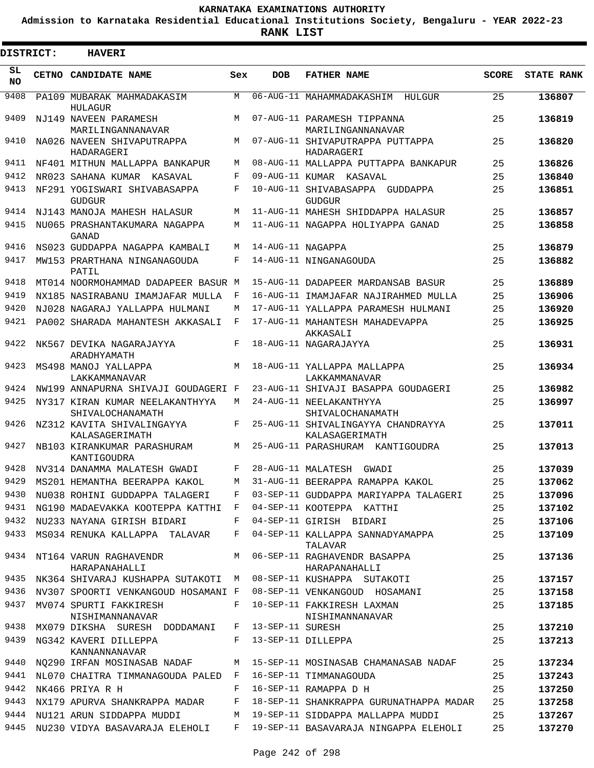KARNATAKA EXAMINATIONS AUTHORITY

Admission to Karnataka Residential Educational Institutions Society, Bengaluru - YEAR 2022-23

**RANK LIST**

**DISTRICT: HAVERI**

| SL NO | CETNO | CANDIDATE NAME | Sex | DOB | FATHER NAME | SCORE | STATE RANK |
|---|---|---|---|---|---|---|---|
| 9408 | PA109 | MUBARAK MAHMADAKASIM HULAGUR | M | 06-AUG-11 | MAHAMMADAKASHIM HULGUR | 25 | 136807 |
| 9409 | NJ149 | NAVEEN PARAMESH MARILINGANNANAVAR | M | 07-AUG-11 | PARAMESH TIPPANNA MARILINGANNANAVAR | 25 | 136819 |
| 9410 | NA026 | NAVEEN SHIVAPUTRAPPA HADARAGERI | M | 07-AUG-11 | SHIVAPUTRAPPA PUTTAPPA HADARAGERI | 25 | 136820 |
| 9411 | NF401 | MITHUN MALLAPPA BANKAPUR | M | 08-AUG-11 | MALLAPPA PUTTAPPA BANKAPUR | 25 | 136826 |
| 9412 | NR023 | SAHANA KUMAR KASAVAL | F | 09-AUG-11 | KUMAR KASAVAL | 25 | 136840 |
| 9413 | NF291 | YOGISWARI SHIVABASAPPA GUDGUR | F | 10-AUG-11 | SHIVABASAPPA GUDDAPPA GUDGUR | 25 | 136851 |
| 9414 | NJ143 | MANOJA MAHESH HALASUR | M | 11-AUG-11 | MAHESH SHIDDAPPA HALASUR | 25 | 136857 |
| 9415 | NU065 | PRASHANTAKUMARA NAGAPPA GANAD | M | 11-AUG-11 | NAGAPPA HOLIYAPPA GANAD | 25 | 136858 |
| 9416 | NS023 | GUDDAPPA NAGAPPA KAMBALI | M | 14-AUG-11 | NAGAPPA | 25 | 136879 |
| 9417 | MW153 | PRARTHANA NINGANAGOUDA PATIL | F | 14-AUG-11 | NINGANAGOUDA | 25 | 136882 |
| 9418 | MT014 | NOORMOHAMMAD DADAPEER BASUR | M | 15-AUG-11 | DADAPEER MARDANSAB BASUR | 25 | 136889 |
| 9419 | NX185 | NASIRABANU IMAMJAFAR MULLA | F | 16-AUG-11 | IMAMJAFAR NAJIRAHMED MULLA | 25 | 136906 |
| 9420 | NJ028 | NAGARAJ YALLAPPA HULMANI | M | 17-AUG-11 | YALLAPPA PARAMESH HULMANI | 25 | 136920 |
| 9421 | PA002 | SHARADA MAHANTESH AKKASALI | F | 17-AUG-11 | MAHANTESH MAHADEVAPPA AKKASALI | 25 | 136925 |
| 9422 | NK567 | DEVIKA NAGARAJAYYA ARADHYAMATH | F | 18-AUG-11 | NAGARAJAYYA | 25 | 136931 |
| 9423 | MS498 | MANOJ YALLAPPA LAKKAMMANAVAR | M | 18-AUG-11 | YALLAPPA MALLAPPA LAKKAMMANAVAR | 25 | 136934 |
| 9424 | NW199 | ANNAPURNA SHIVAJI GOUDAGERI | F | 23-AUG-11 | SHIVAJI BASAPPA GOUDAGERI | 25 | 136982 |
| 9425 | NY317 | KIRAN KUMAR NEELAKANTHYYA SHIVALOCHANAMATH | M | 24-AUG-11 | NEELAKANTHYYA SHIVALOCHANAMATH | 25 | 136997 |
| 9426 | NZ312 | KAVITA SHIVALINGAYYA KALASAGERIMATH | F | 25-AUG-11 | SHIVALINGAYYA CHANDRAYYA KALASAGERIMATH | 25 | 137011 |
| 9427 | NB103 | KIRANKUMAR PARASHURAM KANTIGOUDRA | M | 25-AUG-11 | PARASHURAM KANTIGOUDRA | 25 | 137013 |
| 9428 | NV314 | DANAMMA MALATESH GWADI | F | 28-AUG-11 | MALATESH GWADI | 25 | 137039 |
| 9429 | MS201 | HEMANTHA BEERAPPA KAKOL | M | 31-AUG-11 | BEERAPPA RAMAPPA KAKOL | 25 | 137062 |
| 9430 | NU038 | ROHINI GUDDAPPA TALAGERI | F | 03-SEP-11 | GUDDAPPA MARIYAPPA TALAGERI | 25 | 137096 |
| 9431 | NG190 | MADAEVAKKA KOOTEPPA KATTHI | F | 04-SEP-11 | KOOTEPPA KATTHI | 25 | 137102 |
| 9432 | NU233 | NAYANA GIRISH BIDARI | F | 04-SEP-11 | GIRISH BIDARI | 25 | 137106 |
| 9433 | MS034 | RENUKA KALLAPPA TALAVAR | F | 04-SEP-11 | KALLAPPA SANNADYAMAPPA TALAVAR | 25 | 137109 |
| 9434 | NT164 | VARUN RAGHAVENDR HARAPANAHALLI | M | 06-SEP-11 | RAGHAVENDR BASAPPA HARAPANAHALLI | 25 | 137136 |
| 9435 | NK364 | SHIVARAJ KUSHAPPA SUTAKOTI | M | 08-SEP-11 | KUSHAPPA SUTAKOTI | 25 | 137157 |
| 9436 | NV307 | SPOORTI VENKANGOUD HOSAMANI | F | 08-SEP-11 | VENKANGOUD HOSAMANI | 25 | 137158 |
| 9437 | MV074 | SPURTI FAKKIRESH NISHIMANNANAVAR | F | 10-SEP-11 | FAKKIRESH LAXMAN NISHIMANNANAVAR | 25 | 137185 |
| 9438 | MX079 | DIKSHA SURESH DODDAMANI | F | 13-SEP-11 | SURESH | 25 | 137210 |
| 9439 | NG342 | KAVERI DILLEPPA KANNANNANAVAR | F | 13-SEP-11 | DILLEPPA | 25 | 137213 |
| 9440 | NQ290 | IRFAN MOSINASAB NADAF | M | 15-SEP-11 | MOSINASAB CHAMANASAB NADAF | 25 | 137234 |
| 9441 | NL070 | CHAITRA TIMMANAGOUDA PALED | F | 16-SEP-11 | TIMMANAGOUDA | 25 | 137243 |
| 9442 | NK466 | PRIYA R H | F | 16-SEP-11 | RAMAPPA D H | 25 | 137250 |
| 9443 | NX179 | APURVA SHANKRAPPA MADAR | F | 18-SEP-11 | SHANKRAPPA GURUNATHAPPA MADAR | 25 | 137258 |
| 9444 | NU121 | ARUN SIDDAPPA MUDDI | M | 19-SEP-11 | SIDDAPPA MALLAPPA MUDDI | 25 | 137267 |
| 9445 | NU230 | VIDYA BASAVARAJA ELEHOLI | F | 19-SEP-11 | BASAVARAJA NINGAPPA ELEHOLI | 25 | 137270 |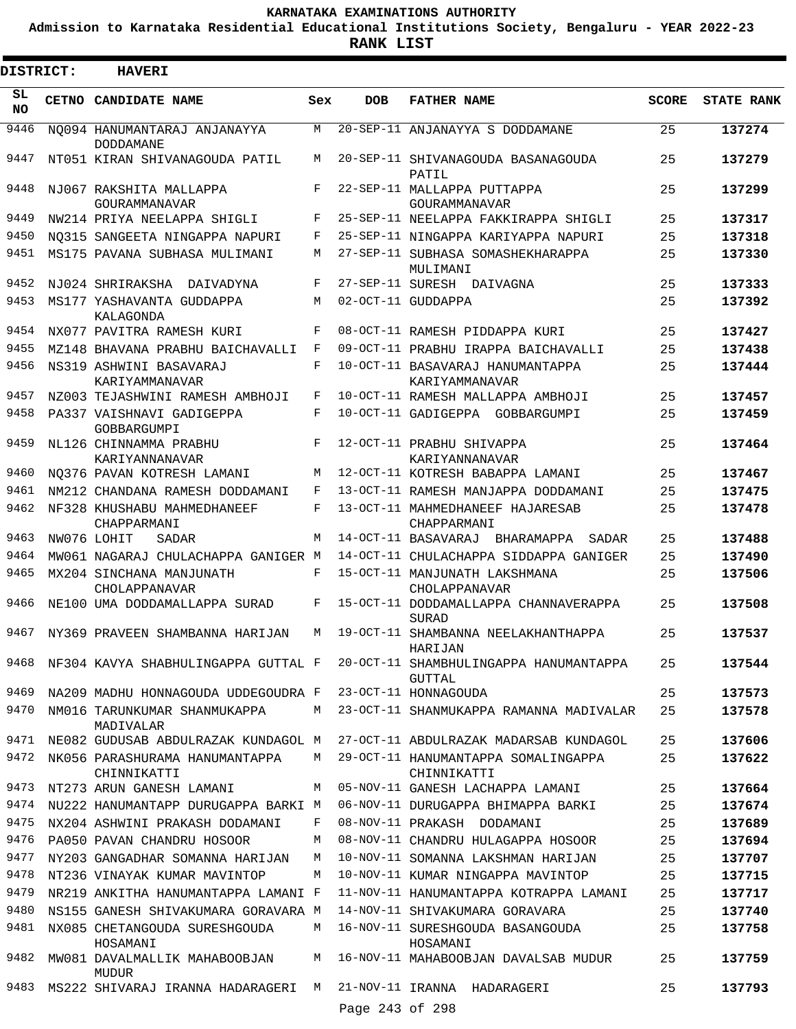# KARNATAKA EXAMINATIONS AUTHORITY

**Admission to Karnataka Residential Educational Institutions Society, Bengaluru - YEAR 2022-23**

**RANK LIST**

**DISTRICT: HAVERI**

| SL NO | CETNO | CANDIDATE NAME | Sex | DOB | FATHER NAME | SCORE | STATE RANK |
|---|---|---|---|---|---|---|---|
| 9446 | NQ094 | HANUMANTARAJ ANJANAYYA DODDAMANE | M | 20-SEP-11 | ANJANAYYA S DODDAMANE | 25 | **137274** |
| 9447 | NT051 | KIRAN SHIVANAGOUDA PATIL | M | 20-SEP-11 | SHIVANAGOUDA BASANAGOUDA PATIL | 25 | **137279** |
| 9448 | NJ067 | RAKSHITA MALLAPPA GOURAMMANAVAR | F | 22-SEP-11 | MALLAPPA PUTTAPPA GOURAMMANAVAR | 25 | **137299** |
| 9449 | NW214 | PRIYA NEELAPPA SHIGLI | F | 25-SEP-11 | NEELAPPA FAKKIRAPPA SHIGLI | 25 | **137317** |
| 9450 | NQ315 | SANGEETA NINGAPPA NAPURI | F | 25-SEP-11 | NINGAPPA KARIYAPPA NAPURI | 25 | **137318** |
| 9451 | MS175 | PAVANA SUBHASA MULIMANI | M | 27-SEP-11 | SUBHASA SOMASHEKHARAPPA MULIMANI | 25 | **137330** |
| 9452 | NJ024 | SHRIRAKSHA DAIVADYNA | F | 27-SEP-11 | SURESH DAIVAGNA | 25 | **137333** |
| 9453 | MS177 | YASHAVANTA GUDDAPPA KALAGONDA | M | 02-OCT-11 | GUDDAPPA | 25 | **137392** |
| 9454 | NX077 | PAVITRA RAMESH KURI | F | 08-OCT-11 | RAMESH PIDDAPPA KURI | 25 | **137427** |
| 9455 | MZ148 | BHAVANA PRABHU BAICHAVALLI | F | 09-OCT-11 | PRABHU IRAPPA BAICHAVALLI | 25 | **137438** |
| 9456 | NS319 | ASHWINI BASAVARAJ KARIYAMMANAVAR | F | 10-OCT-11 | BASAVARAJ HANUMANTAPPA KARIYAMMANAVAR | 25 | **137444** |
| 9457 | NZ003 | TEJASHWINI RAMESH AMBHOJI | F | 10-OCT-11 | RAMESH MALLAPPA AMBHOJI | 25 | **137457** |
| 9458 | PA337 | VAISHNAVI GADIGEPPA GOBBARGUMPI | F | 10-OCT-11 | GADIGEPPA GOBBARGUMPI | 25 | **137459** |
| 9459 | NL126 | CHINNAMMA PRABHU KARIYANNANAVAR | F | 12-OCT-11 | PRABHU SHIVAPPA KARIYANNANAVAR | 25 | **137464** |
| 9460 | NQ376 | PAVAN KOTRESH LAMANI | M | 12-OCT-11 | KOTRESH BABAPPA LAMANI | 25 | **137467** |
| 9461 | NM212 | CHANDANA RAMESH DODDAMANI | F | 13-OCT-11 | RAMESH MANJAPPA DODDAMANI | 25 | **137475** |
| 9462 | NF328 | KHUSHABU MAHMEDHANEEF CHAPPARMANI | F | 13-OCT-11 | MAHMEDHANEEF HAJARESAB CHAPPARMANI | 25 | **137478** |
| 9463 | NW076 | LOHIT SADAR | M | 14-OCT-11 | BASAVARAJ BHARAMAPPA SADAR | 25 | **137488** |
| 9464 | MW061 | NAGARAJ CHULACHAPPA GANIGER | M | 14-OCT-11 | CHULACHAPPA SIDDAPPA GANIGER | 25 | **137490** |
| 9465 | MX204 | SINCHANA MANJUNATH CHOLAPPANAVAR | F | 15-OCT-11 | MANJUNATH LAKSHMANA CHOLAPPANAVAR | 25 | **137506** |
| 9466 | NE100 | UMA DODDAMALLAPPA SURAD | F | 15-OCT-11 | DODDAMALLAPPA CHANNAVERAPPA SURAD | 25 | **137508** |
| 9467 | NY369 | PRAVEEN SHAMBANNA HARIJAN | M | 19-OCT-11 | SHAMBANNA NEELAKHANTHAPPA HARIJAN | 25 | **137537** |
| 9468 | NF304 | KAVYA SHABHULINGAPPA GUTTAL | F | 20-OCT-11 | SHAMBHULINGAPPA HANUMANTAPPA GUTTAL | 25 | **137544** |
| 9469 | NA209 | MADHU HONNAGOUDA UDDEGOUDRA | F | 23-OCT-11 | HONNAGOUDA | 25 | **137573** |
| 9470 | NM016 | TARUNKUMAR SHANMUKAPPA MADIVALAR | M | 23-OCT-11 | SHANMUKAPPA RAMANNA MADIVALAR | 25 | **137578** |
| 9471 | NE082 | GUDUSAB ABDULRAZAK KUNDAGOL | M | 27-OCT-11 | ABDULRAZAK MADARSAB KUNDAGOL | 25 | **137606** |
| 9472 | NK056 | PARASHURAMA HANUMANTAPPA CHINNIKATTI | M | 29-OCT-11 | HANUMANTAPPA SOMALINGAPPA CHINNIKATTI | 25 | **137622** |
| 9473 | NT273 | ARUN GANESH LAMANI | M | 05-NOV-11 | GANESH LACHAPPA LAMANI | 25 | **137664** |
| 9474 | NU222 | HANUMANTAPP DURUGAPPA BARKI | M | 06-NOV-11 | DURUGAPPA BHIMAPPA BARKI | 25 | **137674** |
| 9475 | NX204 | ASHWINI PRAKASH DODAMANI | F | 08-NOV-11 | PRAKASH DODAMANI | 25 | **137689** |
| 9476 | PA050 | PAVAN CHANDRU HOSOOR | M | 08-NOV-11 | CHANDRU HULAGAPPA HOSOOR | 25 | **137694** |
| 9477 | NY203 | GANGADHAR SOMANNA HARIJAN | M | 10-NOV-11 | SOMANNA LAKSHMAN HARIJAN | 25 | **137707** |
| 9478 | NT236 | VINAYAK KUMAR MAVINTOP | M | 10-NOV-11 | KUMAR NINGAPPA MAVINTOP | 25 | **137715** |
| 9479 | NR219 | ANKITHA HANUMANTAPPA LAMANI | F | 11-NOV-11 | HANUMANTAPPA KOTRAPPA LAMANI | 25 | **137717** |
| 9480 | NS155 | GANESH SHIVAKUMARA GORAVARA | M | 14-NOV-11 | SHIVAKUMARA GORAVARA | 25 | **137740** |
| 9481 | NX085 | CHETANGOUDA SURESHGOUDA HOSAMANI | M | 16-NOV-11 | SURESHGOUDA BASANGOUDA HOSAMANI | 25 | **137758** |
| 9482 | MW081 | DAVALMALLIK MAHABOOBJAN MUDUR | M | 16-NOV-11 | MAHABOOBJAN DAVALSAB MUDUR | 25 | **137759** |
| 9483 | MS222 | SHIVARAJ IRANNA HADARAGERI | M | 21-NOV-11 | IRANNA HADARAGERI | 25 | **137793** |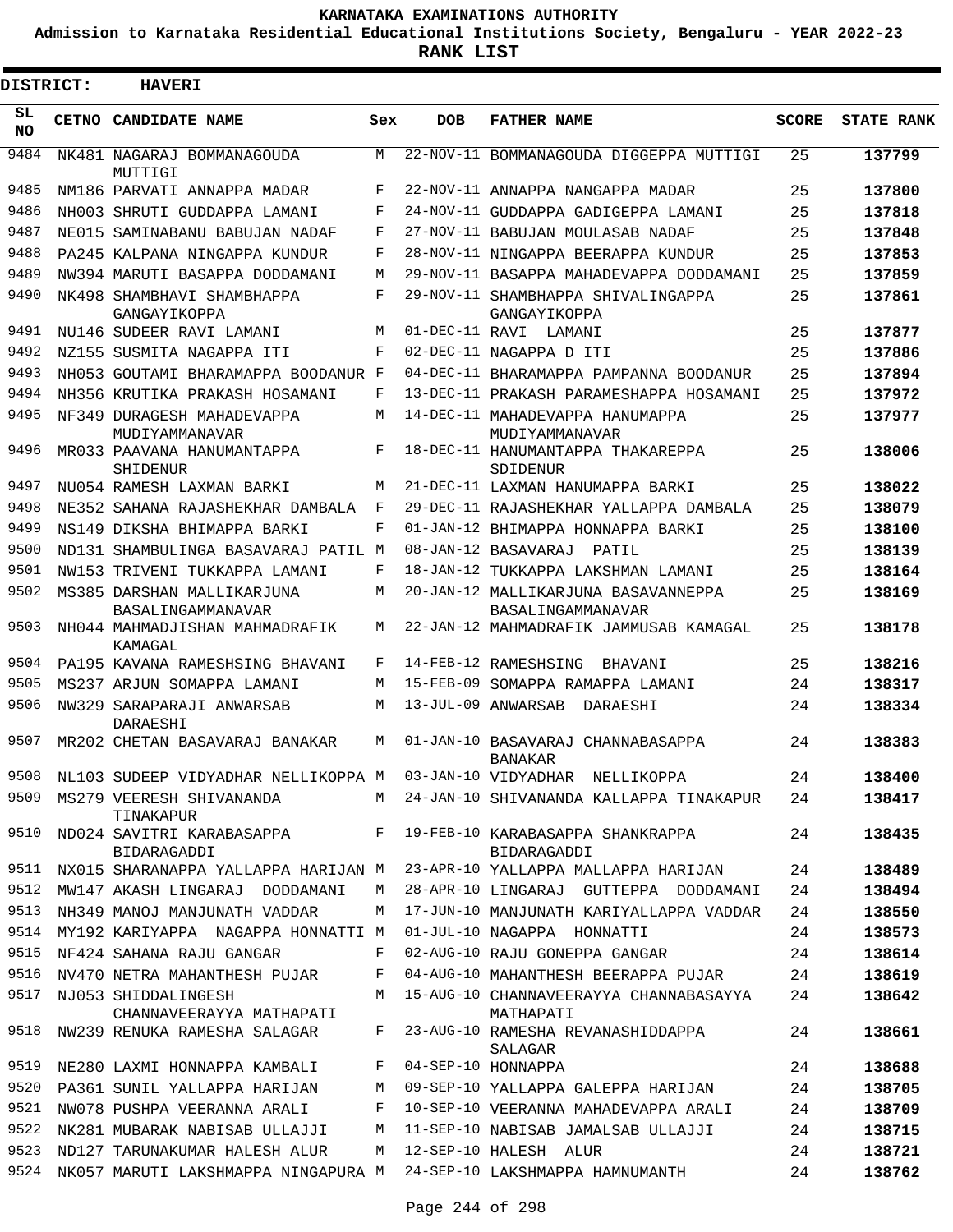# KARNATAKA EXAMINATIONS AUTHORITY

**Admission to Karnataka Residential Educational Institutions Society, Bengaluru - YEAR 2022-23**

**RANK LIST**

**DISTRICT: HAVERI**

| SL NO | CETNO | CANDIDATE NAME | Sex | DOB | FATHER NAME | SCORE | STATE RANK |
|---|---|---|---|---|---|---|---|
| 9484 | NK481 | NAGARAJ BOMMANAGOUDA MUTTIGI | M | 22-NOV-11 | BOMMANAGOUDA DIGGEPPA MUTTIGI | 25 | **137799** |
| 9485 | NM186 | PARVATI ANNAPPA MADAR | F | 22-NOV-11 | ANNAPPA NANGAPPA MADAR | 25 | **137800** |
| 9486 | NH003 | SHRUTI GUDDAPPA LAMANI | F | 24-NOV-11 | GUDDAPPA GADIGEPPA LAMANI | 25 | **137818** |
| 9487 | NE015 | SAMINABANU BABUJAN NADAF | F | 27-NOV-11 | BABUJAN MOULASAB NADAF | 25 | **137848** |
| 9488 | PA245 | KALPANA NINGAPPA KUNDUR | F | 28-NOV-11 | NINGAPPA BEERAPPA KUNDUR | 25 | **137853** |
| 9489 | NW394 | MARUTI BASAPPA DODDAMANI | M | 29-NOV-11 | BASAPPA MAHADEVAPPA DODDAMANI | 25 | **137859** |
| 9490 | NK498 | SHAMBHAVI SHAMBHAPPA GANGAYIKOPPA | F | 29-NOV-11 | SHAMBHAPPA SHIVALINGAPPA GANGAYIKOPPA | 25 | **137861** |
| 9491 | NU146 | SUDEER RAVI LAMANI | M | 01-DEC-11 | RAVI LAMANI | 25 | **137877** |
| 9492 | NZ155 | SUSMITA NAGAPPA ITI | F | 02-DEC-11 | NAGAPPA D ITI | 25 | **137886** |
| 9493 | NH053 | GOUTAMI BHARAMAPPA BOODANUR | F | 04-DEC-11 | BHARAMAPPA PAMPANNA BOODANUR | 25 | **137894** |
| 9494 | NH356 | KRUTIKA PRAKASH HOSAMANI | F | 13-DEC-11 | PRAKASH PARAMESHAPPA HOSAMANI | 25 | **137972** |
| 9495 | NF349 | DURAGESH MAHADEVAPPA MUDIYAMMANAVAR | M | 14-DEC-11 | MAHADEVAPPA HANUMAPPA MUDIYAMMANAVAR | 25 | **137977** |
| 9496 | MR033 | PAAVANA HANUMANTAPPA SHIDENUR | F | 18-DEC-11 | HANUMANTAPPA THAKAREPPA SDIDENUR | 25 | **138006** |
| 9497 | NU054 | RAMESH LAXMAN BARKI | M | 21-DEC-11 | LAXMAN HANUMAPPA BARKI | 25 | **138022** |
| 9498 | NE352 | SAHANA RAJASHEKHAR DAMBALA | F | 29-DEC-11 | RAJASHEKHAR YALLAPPA DAMBALA | 25 | **138079** |
| 9499 | NS149 | DIKSHA BHIMAPPA BARKI | F | 01-JAN-12 | BHIMAPPA HONNAPPA BARKI | 25 | **138100** |
| 9500 | ND131 | SHAMBULINGA BASAVARAJ PATIL | M | 08-JAN-12 | BASAVARAJ PATIL | 25 | **138139** |
| 9501 | NW153 | TRIVENI TUKKAPPA LAMANI | F | 18-JAN-12 | TUKKAPPA LAKSHMAN LAMANI | 25 | **138164** |
| 9502 | MS385 | DARSHAN MALLIKARJUNA BASALINGAMMANAVAR | M | 20-JAN-12 | MALLIKARJUNA BASAVANNEPPA BASALINGAMMANAVAR | 25 | **138169** |
| 9503 | NH044 | MAHMADJISHAN MAHMADRAFIK KAMAGAL | M | 22-JAN-12 | MAHMADRAFIK JAMMUSAB KAMAGAL | 25 | **138178** |
| 9504 | PA195 | KAVANA RAMESHSING BHAVANI | F | 14-FEB-12 | RAMESHSING BHAVANI | 25 | **138216** |
| 9505 | MS237 | ARJUN SOMAPPA LAMANI | M | 15-FEB-09 | SOMAPPA RAMAPPA LAMANI | 24 | **138317** |
| 9506 | NW329 | SARAPARAJI ANWARSAB DARAESHI | M | 13-JUL-09 | ANWARSAB DARAESHI | 24 | **138334** |
| 9507 | MR202 | CHETAN BASAVARAJ BANAKAR | M | 01-JAN-10 | BASAVARAJ CHANNABASAPPA BANAKAR | 24 | **138383** |
| 9508 | NL103 | SUDEEP VIDYADHAR NELLIKOPPA | M | 03-JAN-10 | VIDYADHAR NELLIKOPPA | 24 | **138400** |
| 9509 | MS279 | VEERESH SHIVANANDA TINAKAPUR | M | 24-JAN-10 | SHIVANANDA KALLAPPA TINAKAPUR | 24 | **138417** |
| 9510 | ND024 | SAVITRI KARABASAPPA BIDARAGADDI | F | 19-FEB-10 | KARABASAPPA SHANKRAPPA BIDARAGADDI | 24 | **138435** |
| 9511 | NX015 | SHARANAPPA YALLAPPA HARIJAN | M | 23-APR-10 | YALLAPPA MALLAPPA HARIJAN | 24 | **138489** |
| 9512 | MW147 | AKASH LINGARAJ DODDAMANI | M | 28-APR-10 | LINGARAJ GUTTEPPA DODDAMANI | 24 | **138494** |
| 9513 | NH349 | MANOJ MANJUNATH VADDAR | M | 17-JUN-10 | MANJUNATH KARIYALLAPPA VADDAR | 24 | **138550** |
| 9514 | MY192 | KARIYAPPA NAGAPPA HONNATTI | M | 01-JUL-10 | NAGAPPA HONNATTI | 24 | **138573** |
| 9515 | NF424 | SAHANA RAJU GANGAR | F | 02-AUG-10 | RAJU GONEPPA GANGAR | 24 | **138614** |
| 9516 | NV470 | NETRA MAHANTHESH PUJAR | F | 04-AUG-10 | MAHANTHESH BEERAPPA PUJAR | 24 | **138619** |
| 9517 | NJ053 | SHIDDALINGESH CHANNAVEERAYYA MATHAPATI | M | 15-AUG-10 | CHANNAVEERAYYA CHANNABASAYYA MATHAPATI | 24 | **138642** |
| 9518 | NW239 | RENUKA RAMESHA SALAGAR | F | 23-AUG-10 | RAMESHA REVANASHIDDAPPA SALAGAR | 24 | **138661** |
| 9519 | NE280 | LAXMI HONNAPPA KAMBALI | F | 04-SEP-10 | HONNAPPA | 24 | **138688** |
| 9520 | PA361 | SUNIL YALLAPPA HARIJAN | M | 09-SEP-10 | YALLAPPA GALEPPA HARIJAN | 24 | **138705** |
| 9521 | NW078 | PUSHPA VEERANNA ARALI | F | 10-SEP-10 | VEERANNA MAHADEVAPPA ARALI | 24 | **138709** |
| 9522 | NK281 | MUBARAK NABISAB ULLAJJI | M | 11-SEP-10 | NABISAB JAMALSAB ULLAJJI | 24 | **138715** |
| 9523 | ND127 | TARUNAKUMAR HALESH ALUR | M | 12-SEP-10 | HALESH ALUR | 24 | **138721** |
| 9524 | NK057 | MARUTI LAKSHMAPPA NINGAPURA | M | 24-SEP-10 | LAKSHMAPPA HAMNUMANTH | 24 | **138762** |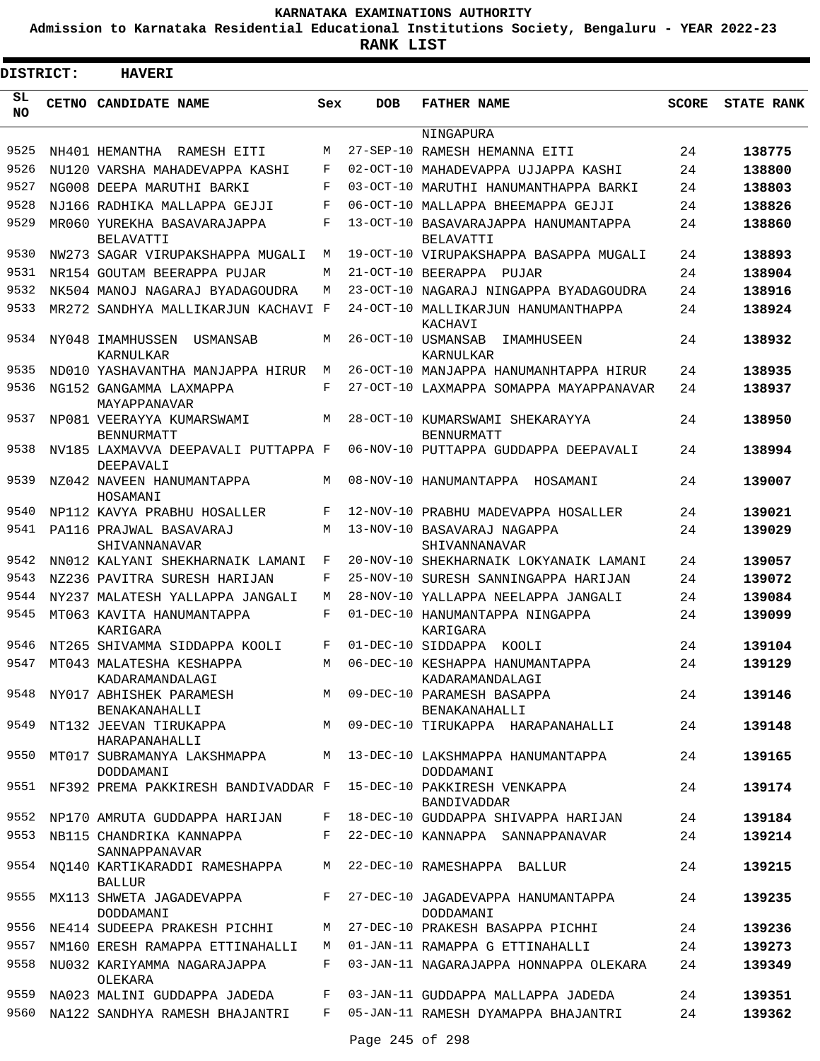**KARNATAKA EXAMINATIONS AUTHORITY**

**Admission to Karnataka Residential Educational Institutions Society, Bengaluru - YEAR 2022-23**

**RANK LIST**

**DISTRICT: HAVERI**

| SL NO | CETNO | CANDIDATE NAME | Sex | DOB | FATHER NAME | SCORE | STATE RANK |
|---|---|---|---|---|---|---|---|
| | | | | | NINGAPURA | | |
| 9525 | NH401 | HEMANTHA RAMESH EITI | M | 27-SEP-10 | RAMESH HEMANNA EITI | 24 | 138775 |
| 9526 | NU120 | VARSHA MAHADEVAPPA KASHI | F | 02-OCT-10 | MAHADEVAPPA UJJAPPA KASHI | 24 | 138800 |
| 9527 | NG008 | DEEPA MARUTHI BARKI | F | 03-OCT-10 | MARUTHI HANUMANTHAPPA BARKI | 24 | 138803 |
| 9528 | NJ166 | RADHIKA MALLAPPA GEJJI | F | 06-OCT-10 | MALLAPPA BHEEMAPPA GEJJI | 24 | 138826 |
| 9529 | MR060 | YUREKHA BASAVARAJAPPA BELAVATTI | F | 13-OCT-10 | BASAVARAJAPPA HANUMANTAPPA BELAVATTI | 24 | 138860 |
| 9530 | NW273 | SAGAR VIRUPAKSHAPPA MUGALI | M | 19-OCT-10 | VIRUPAKSHAPPA BASAPPA MUGALI | 24 | 138893 |
| 9531 | NR154 | GOUTAM BEERAPPA PUJAR | M | 21-OCT-10 | BEERAPPA PUJAR | 24 | 138904 |
| 9532 | NK504 | MANOJ NAGARAJ BYADAGOUDRA | M | 23-OCT-10 | NAGARAJ NINGAPPA BYADAGOUDRA | 24 | 138916 |
| 9533 | MR272 | SANDHYA MALLIKARJUN KACHAVI | F | 24-OCT-10 | MALLIKARJUN HANUMANTHAPPA KACHAVI | 24 | 138924 |
| 9534 | NY048 | IMAMHUSSEN USMANSAB KARNULKAR | M | 26-OCT-10 | USMANSAB IMAMHUSEEN KARNULKAR | 24 | 138932 |
| 9535 | ND010 | YASHAVANTHA MANJAPPA HIRUR | M | 26-OCT-10 | MANJAPPA HANUMANHTAPPA HIRUR | 24 | 138935 |
| 9536 | NG152 | GANGAMMA LAXMAPPA MAYAPPANAVAR | F | 27-OCT-10 | LAXMAPPA SOMAPPA MAYAPPANAVAR | 24 | 138937 |
| 9537 | NP081 | VEERAYYA KUMARSWAMI BENNURMATT | M | 28-OCT-10 | KUMARSWAMI SHEKARAYYA BENNURMATT | 24 | 138950 |
| 9538 | NV185 | LAXMAVVA DEEPAVALI PUTTAPPA DEEPAVALI | F | 06-NOV-10 | PUTTAPPA GUDDAPPA DEEPAVALI | 24 | 138994 |
| 9539 | NZ042 | NAVEEN HANUMANTAPPA HOSAMANI | M | 08-NOV-10 | HANUMANTAPPA HOSAMANI | 24 | 139007 |
| 9540 | NP112 | KAVYA PRABHU HOSALLER | F | 12-NOV-10 | PRABHU MADEVAPPA HOSALLER | 24 | 139021 |
| 9541 | PA116 | PRAJWAL BASAVARAJ SHIVANNANAVAR | M | 13-NOV-10 | BASAVARAJ NAGAPPA SHIVANNANAVAR | 24 | 139029 |
| 9542 | NN012 | KALYANI SHEKHARNAIK LAMANI | F | 20-NOV-10 | SHEKHARNAIK LOKYANAIK LAMANI | 24 | 139057 |
| 9543 | NZ236 | PAVITRA SURESH HARIJAN | F | 25-NOV-10 | SURESH SANNINGAPPA HARIJAN | 24 | 139072 |
| 9544 | NY237 | MALATESH YALLAPPA JANGALI | M | 28-NOV-10 | YALLAPPA NEELAPPA JANGALI | 24 | 139084 |
| 9545 | MT063 | KAVITA HANUMANTAPPA KARIGARA | F | 01-DEC-10 | HANUMANTAPPA NINGAPPA KARIGARA | 24 | 139099 |
| 9546 | NT265 | SHIVAMMA SIDDAPPA KOOLI | F | 01-DEC-10 | SIDDAPPA KOOLI | 24 | 139104 |
| 9547 | MT043 | MALATESHA KESHAPPA KADARAMANDALAGI | M | 06-DEC-10 | KESHAPPA HANUMANTAPPA KADARAMANDALAGI | 24 | 139129 |
| 9548 | NY017 | ABHISHEK PARAMESH BENAKANAHALLI | M | 09-DEC-10 | PARAMESH BASAPPA BENAKANAHALLI | 24 | 139146 |
| 9549 | NT132 | JEEVAN TIRUKAPPA HARAPANAHALLI | M | 09-DEC-10 | TIRUKAPPA HARAPANAHALLI | 24 | 139148 |
| 9550 | MT017 | SUBRAMANYA LAKSHMAPPA DODDAMANI | M | 13-DEC-10 | LAKSHMAPPA HANUMANTAPPA DODDAMANI | 24 | 139165 |
| 9551 | NF392 | PREMA PAKKIRESH BANDIVADDAR | F | 15-DEC-10 | PAKKIRESH VENKAPPA BANDIVADDAR | 24 | 139174 |
| 9552 | NP170 | AMRUTA GUDDAPPA HARIJAN | F | 18-DEC-10 | GUDDAPPA SHIVAPPA HARIJAN | 24 | 139184 |
| 9553 | NB115 | CHANDRIKA KANNAPPA SANNAPPANAVAR | F | 22-DEC-10 | KANNAPPA SANNAPPANAVAR | 24 | 139214 |
| 9554 | NQ140 | KARTIKARADDI RAMESHAPPA BALLUR | M | 22-DEC-10 | RAMESHAPPA BALLUR | 24 | 139215 |
| 9555 | MX113 | SHWETA JAGADEVAPPA DODDAMANI | F | 27-DEC-10 | JAGADEVAPPA HANUMANTAPPA DODDAMANI | 24 | 139235 |
| 9556 | NE414 | SUDEEPA PRAKESH PICHHI | M | 27-DEC-10 | PRAKESH BASAPPA PICHHI | 24 | 139236 |
| 9557 | NM160 | ERESH RAMAPPA ETTINAHALLI | M | 01-JAN-11 | RAMAPPA G ETTINAHALLI | 24 | 139273 |
| 9558 | NU032 | KARIYAMMA NAGARAJAPPA OLEKARA | F | 03-JAN-11 | NAGARAJAPPA HONNAPPA OLEKARA | 24 | 139349 |
| 9559 | NA023 | MALINI GUDDAPPA JADEDA | F | 03-JAN-11 | GUDDAPPA MALLAPPA JADEDA | 24 | 139351 |
| 9560 | NA122 | SANDHYA RAMESH BHAJANTRI | F | 05-JAN-11 | RAMESH DYAMAPPA BHAJANTRI | 24 | 139362 |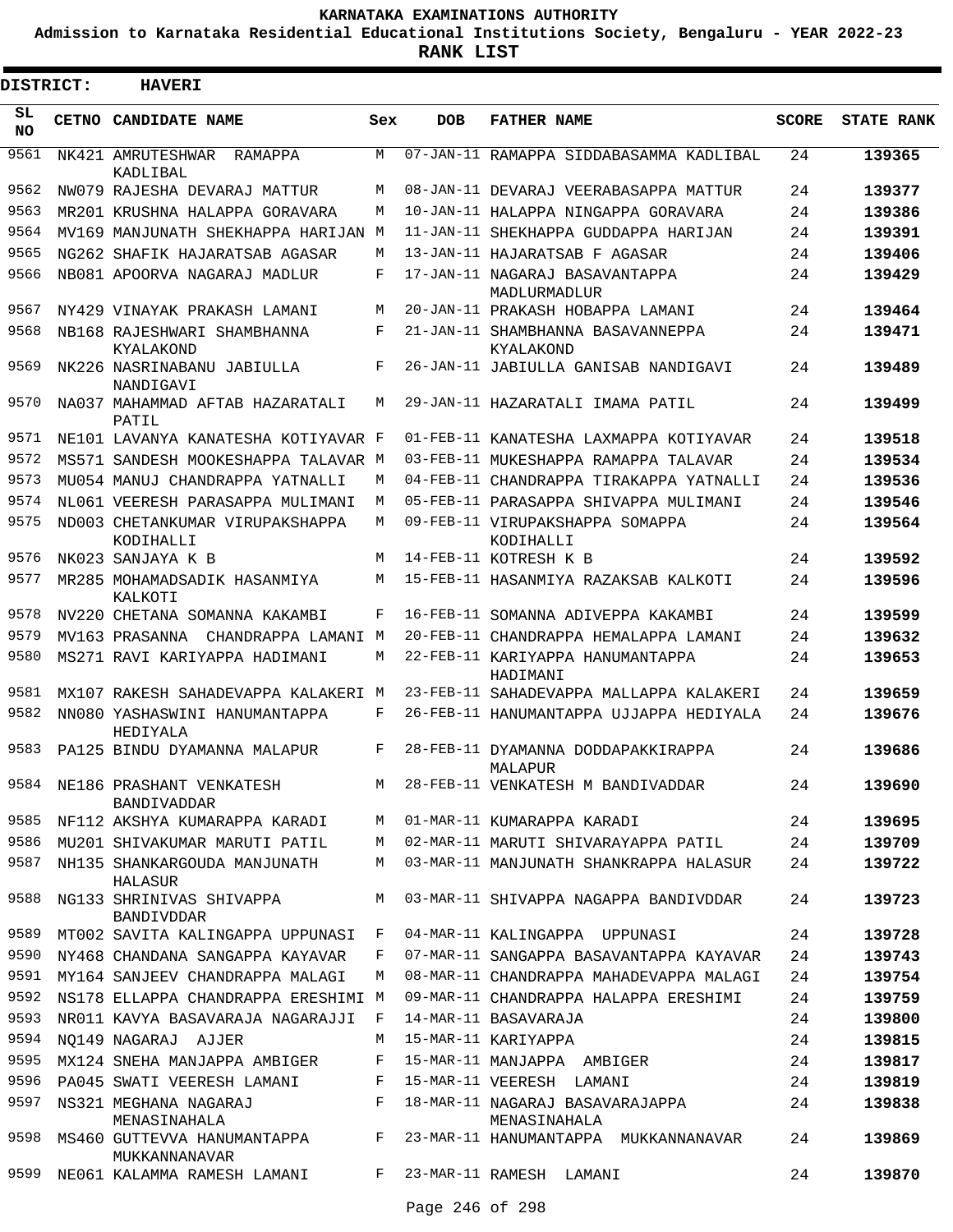KARNATAKA EXAMINATIONS AUTHORITY

Admission to Karnataka Residential Educational Institutions Society, Bengaluru - YEAR 2022-23

**RANK LIST**

**DISTRICT: HAVERI**

| SL NO | CETNO | CANDIDATE NAME | Sex | DOB | FATHER NAME | SCORE | STATE RANK |
|---|---|---|---|---|---|---|---|
| 9561 | NK421 | AMRUTESHWAR RAMAPPA KADLIBAL | M | 07-JAN-11 | RAMAPPA SIDDABASAMMA KADLIBAL | 24 | 139365 |
| 9562 | NW079 | RAJESHA DEVARAJ MATTUR | M | 08-JAN-11 | DEVARAJ VEERABASAPPA MATTUR | 24 | 139377 |
| 9563 | MR201 | KRUSHNA HALAPPA GORAVARA | M | 10-JAN-11 | HALAPPA NINGAPPA GORAVARA | 24 | 139386 |
| 9564 | MV169 | MANJUNATH SHEKHAPPA HARIJAN | M | 11-JAN-11 | SHEKHAPPA GUDDAPPA HARIJAN | 24 | 139391 |
| 9565 | NG262 | SHAFIK HAJARATSAB AGASAR | M | 13-JAN-11 | HAJARATSAB F AGASAR | 24 | 139406 |
| 9566 | NB081 | APOORVA NAGARAJ MADLUR | F | 17-JAN-11 | NAGARAJ BASAVANTAPPA MADLURMADLUR | 24 | 139429 |
| 9567 | NY429 | VINAYAK PRAKASH LAMANI | M | 20-JAN-11 | PRAKASH HOBAPPA LAMANI | 24 | 139464 |
| 9568 | NB168 | RAJESHWARI SHAMBHANNA KYALAKOND | F | 21-JAN-11 | SHAMBHANNA BASAVANNEPPA KYALAKOND | 24 | 139471 |
| 9569 | NK226 | NASRINABANU JABIULLA NANDIGAVI | F | 26-JAN-11 | JABIULLA GANISAB NANDIGAVI | 24 | 139489 |
| 9570 | NA037 | MAHAMMAD AFTAB HAZARATALI PATIL | M | 29-JAN-11 | HAZARATALI IMAMA PATIL | 24 | 139499 |
| 9571 | NE101 | LAVANYA KANATESHA KOTIYAVAR | F | 01-FEB-11 | KANATESHA LAXMAPPA KOTIYAVAR | 24 | 139518 |
| 9572 | MS571 | SANDESH MOOKESHAPPA TALAVAR | M | 03-FEB-11 | MUKESHAPPA RAMAPPA TALAVAR | 24 | 139534 |
| 9573 | MU054 | MANUJ CHANDRAPPA YATNALLI | M | 04-FEB-11 | CHANDRAPPA TIRAKAPPA YATNALLI | 24 | 139536 |
| 9574 | NL061 | VEERESH PARASAPPA MULIMANI | M | 05-FEB-11 | PARASAPPA SHIVAPPA MULIMANI | 24 | 139546 |
| 9575 | ND003 | CHETANKUMAR VIRUPAKSHAPPA KODIHALLI | M | 09-FEB-11 | VIRUPAKSHAPPA SOMAPPA KODIHALLI | 24 | 139564 |
| 9576 | NK023 | SANJAYA K B | M | 14-FEB-11 | KOTRESH K B | 24 | 139592 |
| 9577 | MR285 | MOHAMADSADIK HASANMIYA KALKOTI | M | 15-FEB-11 | HASANMIYA RAZAKSAB KALKOTI | 24 | 139596 |
| 9578 | NV220 | CHETANA SOMANNA KAKAMBI | F | 16-FEB-11 | SOMANNA ADIVEPPA KAKAMBI | 24 | 139599 |
| 9579 | MV163 | PRASANNA CHANDRAPPA LAMANI | M | 20-FEB-11 | CHANDRAPPA HEMALAPPA LAMANI | 24 | 139632 |
| 9580 | MS271 | RAVI KARIYAPPA HADIMANI | M | 22-FEB-11 | KARIYAPPA HANUMANTAPPA HADIMANI | 24 | 139653 |
| 9581 | MX107 | RAKESH SAHADEVAPPA KALAKERI | M | 23-FEB-11 | SAHADEVAPPA MALLAPPA KALAKERI | 24 | 139659 |
| 9582 | NN080 | YASHASWINI HANUMANTAPPA HEDIYALA | F | 26-FEB-11 | HANUMANTAPPA UJJAPPA HEDIYALA | 24 | 139676 |
| 9583 | PA125 | BINDU DYAMANNA MALAPUR | F | 28-FEB-11 | DYAMANNA DODDAPAKKIRAPPA MALAPUR | 24 | 139686 |
| 9584 | NE186 | PRASHANT VENKATESH BANDIVADDAR | M | 28-FEB-11 | VENKATESH M BANDIVADDAR | 24 | 139690 |
| 9585 | NF112 | AKSHYA KUMARAPPA KARADI | M | 01-MAR-11 | KUMARAPPA KARADI | 24 | 139695 |
| 9586 | MU201 | SHIVAKUMAR MARUTI PATIL | M | 02-MAR-11 | MARUTI SHIVARAYAPPA PATIL | 24 | 139709 |
| 9587 | NH135 | SHANKARGOUDA MANJUNATH HALASUR | M | 03-MAR-11 | MANJUNATH SHANKRAPPA HALASUR | 24 | 139722 |
| 9588 | NG133 | SHRINIVAS SHIVAPPA BANDIVDDAR | M | 03-MAR-11 | SHIVAPPA NAGAPPA BANDIVDDAR | 24 | 139723 |
| 9589 | MT002 | SAVITA KALINGAPPA UPPUNASI | F | 04-MAR-11 | KALINGAPPA UPPUNASI | 24 | 139728 |
| 9590 | NY468 | CHANDANA SANGAPPA KAYAVAR | F | 07-MAR-11 | SANGAPPA BASAVANTAPPA KAYAVAR | 24 | 139743 |
| 9591 | MY164 | SANJEEV CHANDRAPPA MALAGI | M | 08-MAR-11 | CHANDRAPPA MAHADEVAPPA MALAGI | 24 | 139754 |
| 9592 | NS178 | ELLAPPA CHANDRAPPA ERESHIMI | M | 09-MAR-11 | CHANDRAPPA HALAPPA ERESHIMI | 24 | 139759 |
| 9593 | NR011 | KAVYA BASAVARAJA NAGARAJJI | F | 14-MAR-11 | BASAVARAJA | 24 | 139800 |
| 9594 | NQ149 | NAGARAJ AJJER | M | 15-MAR-11 | KARIYAPPA | 24 | 139815 |
| 9595 | MX124 | SNEHA MANJAPPA AMBIGER | F | 15-MAR-11 | MANJAPPA AMBIGER | 24 | 139817 |
| 9596 | PA045 | SWATI VEERESH LAMANI | F | 15-MAR-11 | VEERESH LAMANI | 24 | 139819 |
| 9597 | NS321 | MEGHANA NAGARAJ MENASINAHALA | F | 18-MAR-11 | NAGARAJ BASAVARAJAPPA MENASINAHALA | 24 | 139838 |
| 9598 | MS460 | GUTTEVVA HANUMANTAPPA MUKKANNANAVAR | F | 23-MAR-11 | HANUMANTAPPA MUKKANNANAVAR | 24 | 139869 |
| 9599 | NE061 | KALAMMA RAMESH LAMANI | F | 23-MAR-11 | RAMESH LAMANI | 24 | 139870 |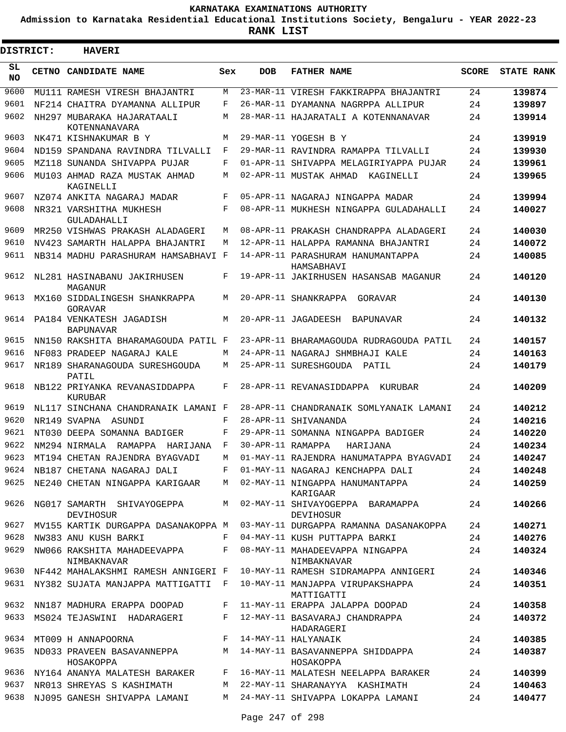# KARNATAKA EXAMINATIONS AUTHORITY

**Admission to Karnataka Residential Educational Institutions Society, Bengaluru - YEAR 2022-23**

**RANK LIST**

**DISTRICT: HAVERI**

| SL NO | CETNO | CANDIDATE NAME | Sex | DOB | FATHER NAME | SCORE | STATE RANK |
|---|---|---|---|---|---|---|---|
| 9600 | MU111 | RAMESH VIRESH BHAJANTRI | M | 23-MAR-11 | VIRESH FAKKIRAPPA BHAJANTRI | 24 | **139874** |
| 9601 | NF214 | CHAITRA DYAMANNA ALLIPUR | F | 26-MAR-11 | DYAMANNA NAGRPPA ALLIPUR | 24 | **139897** |
| 9602 | NH297 | MUBARAKA HAJARATAALI KOTENNANAVARA | M | 28-MAR-11 | HAJARATALI A KOTENNANAVAR | 24 | **139914** |
| 9603 | NK471 | KISHNAKUMAR B Y | M | 29-MAR-11 | YOGESH B Y | 24 | **139919** |
| 9604 | ND159 | SPANDANA RAVINDRA TILVALLI | F | 29-MAR-11 | RAVINDRA RAMAPPA TILVALLI | 24 | **139930** |
| 9605 | MZ118 | SUNANDA SHIVAPPA PUJAR | F | 01-APR-11 | SHIVAPPA MELAGIRIYAPPA PUJAR | 24 | **139961** |
| 9606 | MU103 | AHMAD RAZA MUSTAK AHMAD KAGINELLI | M | 02-APR-11 | MUSTAK AHMAD KAGINELLI | 24 | **139965** |
| 9607 | NZ074 | ANKITA NAGARAJ MADAR | F | 05-APR-11 | NAGARAJ NINGAPPA MADAR | 24 | **139994** |
| 9608 | NR321 | VARSHITHA MUKHESH GULADAHALLI | F | 08-APR-11 | MUKHESH NINGAPPA GULADAHALLI | 24 | **140027** |
| 9609 | MR250 | VISHWAS PRAKASH ALADAGERI | M | 08-APR-11 | PRAKASH CHANDRAPPA ALADAGERI | 24 | **140030** |
| 9610 | NV423 | SAMARTH HALAPPA BHAJANTRI | M | 12-APR-11 | HALAPPA RAMANNA BHAJANTRI | 24 | **140072** |
| 9611 | NB314 | MADHU PARASHURAM HAMSABHAVI | F | 14-APR-11 | PARASHURAM HANUMANTAPPA HAMSABHAVI | 24 | **140085** |
| 9612 | NL281 | HASINABANU JAKIRHUSEN MAGANUR | F | 19-APR-11 | JAKIRHUSEN HASANSAB MAGANUR | 24 | **140120** |
| 9613 | MX160 | SIDDALINGESH SHANKRAPPA GORAVAR | M | 20-APR-11 | SHANKRAPPA GORAVAR | 24 | **140130** |
| 9614 | PA184 | VENKATESH JAGADISH BAPUNAVAR | M | 20-APR-11 | JAGADEESH BAPUNAVAR | 24 | **140132** |
| 9615 | NN150 | RAKSHITA BHARAMAGOUDA PATIL | F | 23-APR-11 | BHARAMAGOUDA RUDRAGOUDA PATIL | 24 | **140157** |
| 9616 | NF083 | PRADEEP NAGARAJ KALE | M | 24-APR-11 | NAGARAJ SHMBHAJI KALE | 24 | **140163** |
| 9617 | NR189 | SHARANAGOUDA SURESHGOUDA PATIL | M | 25-APR-11 | SURESHGOUDA PATIL | 24 | **140179** |
| 9618 | NB122 | PRIYANKA REVANASIDDAPPA KURUBAR | F | 28-APR-11 | REVANASIDDAPPA KURUBAR | 24 | **140209** |
| 9619 | NL117 | SINCHANA CHANDRANAIK LAMANI | F | 28-APR-11 | CHANDRANAIK SOMLYANAIK LAMANI | 24 | **140212** |
| 9620 | NR149 | SVAPNA ASUNDI | F | 28-APR-11 | SHIVANANDA | 24 | **140216** |
| 9621 | NT030 | DEEPA SOMANNA BADIGER | F | 29-APR-11 | SOMANNA NINGAPPA BADIGER | 24 | **140220** |
| 9622 | NM294 | NIRMALA RAMAPPA HARIJANA | F | 30-APR-11 | RAMAPPA HARIJANA | 24 | **140234** |
| 9623 | MT194 | CHETAN RAJENDRA BYAGVADI | M | 01-MAY-11 | RAJENDRA HANUMATAPPA BYAGVADI | 24 | **140247** |
| 9624 | NB187 | CHETANA NAGARAJ DALI | F | 01-MAY-11 | NAGARAJ KENCHAPPA DALI | 24 | **140248** |
| 9625 | NE240 | CHETAN NINGAPPA KARIGAAR | M | 02-MAY-11 | NINGAPPA HANUMANTAPPA KARIGAAR | 24 | **140259** |
| 9626 | NG017 | SAMARTH SHIVAYOGEPPA DEVIHOSUR | M | 02-MAY-11 | SHIVAYOGEPPA BARAMAPPA DEVIHOSUR | 24 | **140266** |
| 9627 | MV155 | KARTIK DURGAPPA DASANAKOPPA | M | 03-MAY-11 | DURGAPPA RAMANNA DASANAKOPPA | 24 | **140271** |
| 9628 | NW383 | ANU KUSH BARKI | F | 04-MAY-11 | KUSH PUTTAPPA BARKI | 24 | **140276** |
| 9629 | NW066 | RAKSHITA MAHADEEVAPPA NIMBAKNAVAR | F | 08-MAY-11 | MAHADEEVAPPA NINGAPPA NIMBAKNAVAR | 24 | **140324** |
| 9630 | NF442 | MAHALAKSHMI RAMESH ANNIGERI | F | 10-MAY-11 | RAMESH SIDRAMAPPA ANNIGERI | 24 | **140346** |
| 9631 | NY382 | SUJATA MANJAPPA MATTIGATTI | F | 10-MAY-11 | MANJAPPA VIRUPAKSHAPPA MATTIGATTI | 24 | **140351** |
| 9632 | NN187 | MADHURA ERAPPA DOOPAD | F | 11-MAY-11 | ERAPPA JALAPPA DOOPAD | 24 | **140358** |
| 9633 | MS024 | TEJASWINI HADARAGERI | F | 12-MAY-11 | BASAVARAJ CHANDRAPPA HADARAGERI | 24 | **140372** |
| 9634 | MT009 | H ANNAPOORNA | F | 14-MAY-11 | HALYANAIK | 24 | **140385** |
| 9635 | ND033 | PRAVEEN BASAVANNEPPA HOSAKOPPA | M | 14-MAY-11 | BASAVANNEPPA SHIDDAPPA HOSAKOPPA | 24 | **140387** |
| 9636 | NY164 | ANANYA MALATESH BARAKER | F | 16-MAY-11 | MALATESH NEELAPPA BARAKER | 24 | **140399** |
| 9637 | NR013 | SHREYAS S KASHIMATH | M | 22-MAY-11 | SHARANAYYA KASHIMATH | 24 | **140463** |
| 9638 | NJ095 | GANESH SHIVAPPA LAMANI | M | 24-MAY-11 | SHIVAPPA LOKAPPA LAMANI | 24 | **140477** |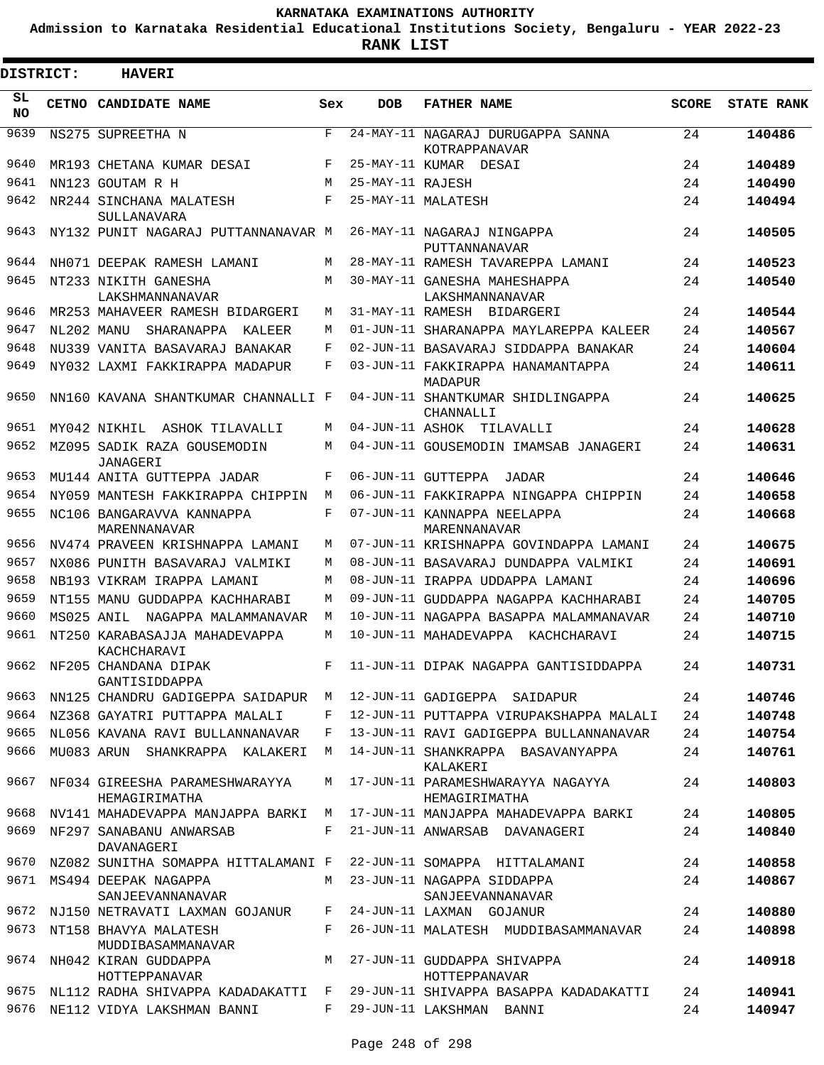# KARNATAKA EXAMINATIONS AUTHORITY

**Admission to Karnataka Residential Educational Institutions Society, Bengaluru - YEAR 2022-23**

**RANK LIST**

**DISTRICT: HAVERI**

| SL NO | CETNO | CANDIDATE NAME | Sex | DOB | FATHER NAME | SCORE | STATE RANK |
|---|---|---|---|---|---|---|---|
| 9639 | NS275 | SUPREETHA N | F | 24-MAY-11 | NAGARAJ DURUGAPPA SANNA KOTRAPPANAVAR | 24 | **140486** |
| 9640 | MR193 | CHETANA KUMAR DESAI | F | 25-MAY-11 | KUMAR DESAI | 24 | **140489** |
| 9641 | NN123 | GOUTAM R H | M | 25-MAY-11 | RAJESH | 24 | **140490** |
| 9642 | NR244 | SINCHANA MALATESH SULLANAVARA | F | 25-MAY-11 | MALATESH | 24 | **140494** |
| 9643 | NY132 | PUNIT NAGARAJ PUTTANNANAVAR | M | 26-MAY-11 | NAGARAJ NINGAPPA PUTTANNANAVAR | 24 | **140505** |
| 9644 | NH071 | DEEPAK RAMESH LAMANI | M | 28-MAY-11 | RAMESH TAVAREPPA LAMANI | 24 | **140523** |
| 9645 | NT233 | NIKITH GANESHA LAKSHMANNANAVAR | M | 30-MAY-11 | GANESHA MAHESHAPPA LAKSHMANNANAVAR | 24 | **140540** |
| 9646 | MR253 | MAHAVEER RAMESH BIDARGERI | M | 31-MAY-11 | RAMESH BIDARGERI | 24 | **140544** |
| 9647 | NL202 | MANU SHARANAPPA KALEER | M | 01-JUN-11 | SHARANAPPA MAYLAREPPA KALEER | 24 | **140567** |
| 9648 | NU339 | VANITA BASAVARAJ BANAKAR | F | 02-JUN-11 | BASAVARAJ SIDDAPPA BANAKAR | 24 | **140604** |
| 9649 | NY032 | LAXMI FAKKIRAPPA MADAPUR | F | 03-JUN-11 | FAKKIRAPPA HANAMANTAPPA MADAPUR | 24 | **140611** |
| 9650 | NN160 | KAVANA SHANTKUMAR CHANNALLI | F | 04-JUN-11 | SHANTKUMAR SHIDLINGAPPA CHANNALLI | 24 | **140625** |
| 9651 | MY042 | NIKHIL ASHOK TILAVALLI | M | 04-JUN-11 | ASHOK TILAVALLI | 24 | **140628** |
| 9652 | MZ095 | SADIK RAZA GOUSEMODIN JANAGERI | M | 04-JUN-11 | GOUSEMODIN IMAMSAB JANAGERI | 24 | **140631** |
| 9653 | MU144 | ANITA GUTTEPPA JADAR | F | 06-JUN-11 | GUTTEPPA JADAR | 24 | **140646** |
| 9654 | NY059 | MANTESH FAKKIRAPPA CHIPPIN | M | 06-JUN-11 | FAKKIRAPPA NINGAPPA CHIPPIN | 24 | **140658** |
| 9655 | NC106 | BANGARAVVA KANNAPPA MARENNANAVAR | F | 07-JUN-11 | KANNAPPA NEELAPPA MARENNANAVAR | 24 | **140668** |
| 9656 | NV474 | PRAVEEN KRISHNAPPA LAMANI | M | 07-JUN-11 | KRISHNAPPA GOVINDAPPA LAMANI | 24 | **140675** |
| 9657 | NX086 | PUNITH BASAVARAJ VALMIKI | M | 08-JUN-11 | BASAVARAJ DUNDAPPA VALMIKI | 24 | **140691** |
| 9658 | NB193 | VIKRAM IRAPPA LAMANI | M | 08-JUN-11 | IRAPPA UDDAPPA LAMANI | 24 | **140696** |
| 9659 | NT155 | MANU GUDDAPPA KACHHARABI | M | 09-JUN-11 | GUDDAPPA NAGAPPA KACHHARABI | 24 | **140705** |
| 9660 | MS025 | ANIL NAGAPPA MALAMMANAVAR | M | 10-JUN-11 | NAGAPPA BASAPPA MALAMMANAVAR | 24 | **140710** |
| 9661 | NT250 | KARABASAJJA MAHADEVAPPA KACHCHARAVI | M | 10-JUN-11 | MAHADEVAPPA KACHCHARAVI | 24 | **140715** |
| 9662 | NF205 | CHANDANA DIPAK GANTISIDDAPPA | F | 11-JUN-11 | DIPAK NAGAPPA GANTISIDDAPPA | 24 | **140731** |
| 9663 | NN125 | CHANDRU GADIGEPPA SAIDAPUR | M | 12-JUN-11 | GADIGEPPA SAIDAPUR | 24 | **140746** |
| 9664 | NZ368 | GAYATRI PUTTAPPA MALALI | F | 12-JUN-11 | PUTTAPPA VIRUPAKSHAPPA MALALI | 24 | **140748** |
| 9665 | NL056 | KAVANA RAVI BULLANNANAVAR | F | 13-JUN-11 | RAVI GADIGEPPA BULLANNANAVAR | 24 | **140754** |
| 9666 | MU083 | ARUN SHANKRAPPA KALAKERI | M | 14-JUN-11 | SHANKRAPPA BASAVANYAPPA KALAKERI | 24 | **140761** |
| 9667 | NF034 | GIREESHA PARAMESHWARAYYA HEMAGIRIMATHA | M | 17-JUN-11 | PARAMESHWARAYYA NAGAYYA HEMAGIRIMATHA | 24 | **140803** |
| 9668 | NV141 | MAHADEVAPPA MANJAPPA BARKI | M | 17-JUN-11 | MANJAPPA MAHADEVAPPA BARKI | 24 | **140805** |
| 9669 | NF297 | SANABANU ANWARSAB DAVANAGERI | F | 21-JUN-11 | ANWARSAB DAVANAGERI | 24 | **140840** |
| 9670 | NZ082 | SUNITHA SOMAPPA HITTALAMANI | F | 22-JUN-11 | SOMAPPA HITTALAMANI | 24 | **140858** |
| 9671 | MS494 | DEEPAK NAGAPPA SANJEEVANNANAVAR | M | 23-JUN-11 | NAGAPPA SIDDAPPA SANJEEVANNANAVAR | 24 | **140867** |
| 9672 | NJ150 | NETRAVATI LAXMAN GOJANUR | F | 24-JUN-11 | LAXMAN GOJANUR | 24 | **140880** |
| 9673 | NT158 | BHAVYA MALATESH MUDDIBASAMMANAVAR | F | 26-JUN-11 | MALATESH MUDDIBASAMMANAVAR | 24 | **140898** |
| 9674 | NH042 | KIRAN GUDDAPPA HOTTEPPANAVAR | M | 27-JUN-11 | GUDDAPPA SHIVAPPA HOTTEPPANAVAR | 24 | **140918** |
| 9675 | NL112 | RADHA SHIVAPPA KADADAKATTI | F | 29-JUN-11 | SHIVAPPA BASAPPA KADADAKATTI | 24 | **140941** |
| 9676 | NE112 | VIDYA LAKSHMAN BANNI | F | 29-JUN-11 | LAKSHMAN BANNI | 24 | **140947** |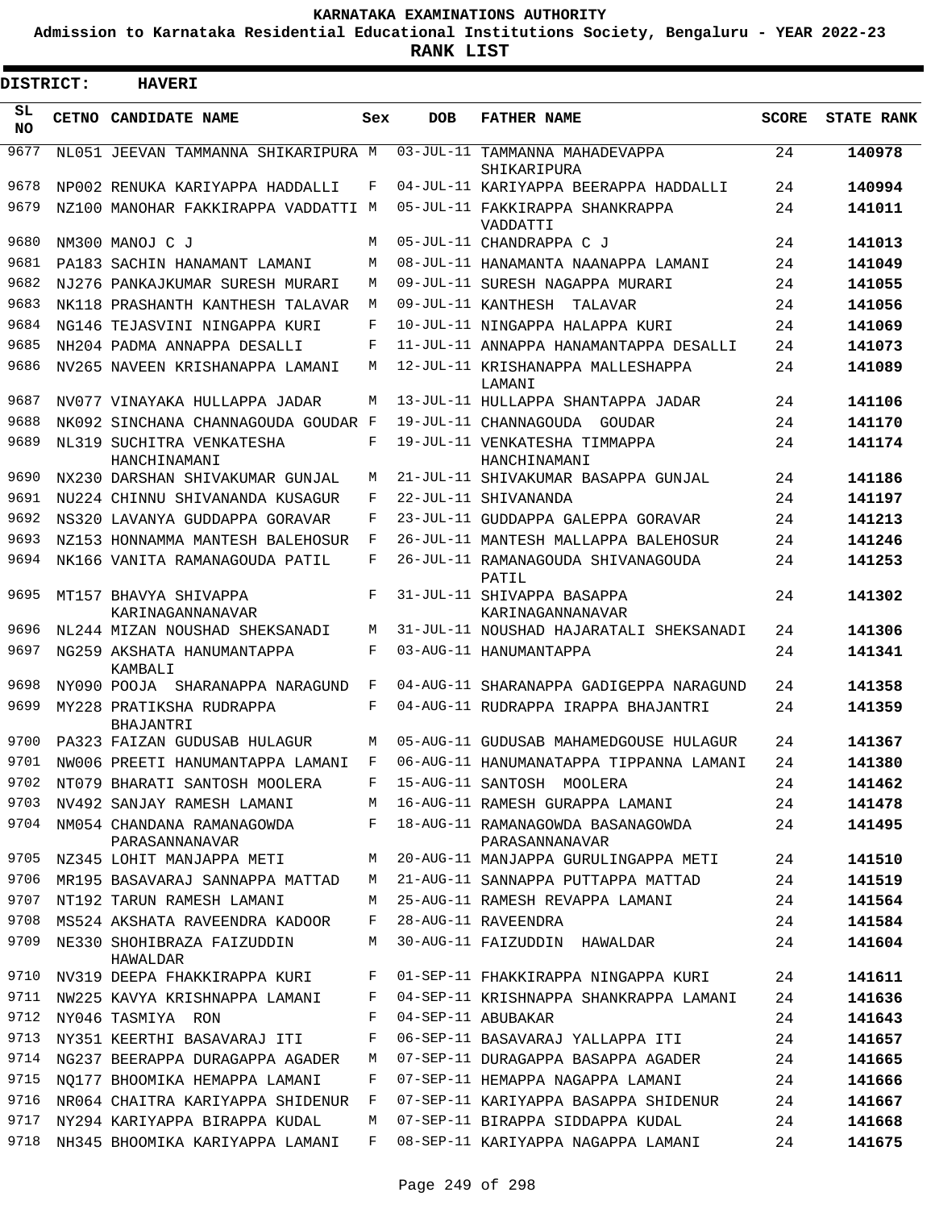# KARNATAKA EXAMINATIONS AUTHORITY

**Admission to Karnataka Residential Educational Institutions Society, Bengaluru - YEAR 2022-23**

**RANK LIST**

**DISTRICT: HAVERI**

| SL NO | CETNO | CANDIDATE NAME | Sex | DOB | FATHER NAME | SCORE | STATE RANK |
|---|---|---|---|---|---|---|---|
| 9677 | NL051 | JEEVAN TAMMANNA SHIKARIPURA | M | 03-JUL-11 | TAMMANNA MAHADEVAPPA SHIKARIPURA | 24 | **140978** |
| 9678 | NP002 | RENUKA KARIYAPPA HADDALLI | F | 04-JUL-11 | KARIYAPPA BEERAPPA HADDALLI | 24 | **140994** |
| 9679 | NZ100 | MANOHAR FAKKIRAPPA VADDATTI | M | 05-JUL-11 | FAKKIRAPPA SHANKRAPPA VADDATTI | 24 | **141011** |
| 9680 | NM300 | MANOJ C J | M | 05-JUL-11 | CHANDRAPPA C J | 24 | **141013** |
| 9681 | PA183 | SACHIN HANAMANT LAMANI | M | 08-JUL-11 | HANAMANTA NAANAPPA LAMANI | 24 | **141049** |
| 9682 | NJ276 | PANKAJKUMAR SURESH MURARI | M | 09-JUL-11 | SURESH NAGAPPA MURARI | 24 | **141055** |
| 9683 | NK118 | PRASHANTH KANTHESH TALAVAR | M | 09-JUL-11 | KANTHESH TALAVAR | 24 | **141056** |
| 9684 | NG146 | TEJASVINI NINGAPPA KURI | F | 10-JUL-11 | NINGAPPA HALAPPA KURI | 24 | **141069** |
| 9685 | NH204 | PADMA ANNAPPA DESALLI | F | 11-JUL-11 | ANNAPPA HANAMANTAPPA DESALLI | 24 | **141073** |
| 9686 | NV265 | NAVEEN KRISHANAPPA LAMANI | M | 12-JUL-11 | KRISHANAPPA MALLESHAPPA LAMANI | 24 | **141089** |
| 9687 | NV077 | VINAYAKA HULLAPPA JADAR | M | 13-JUL-11 | HULLAPPA SHANTAPPA JADAR | 24 | **141106** |
| 9688 | NK092 | SINCHANA CHANNAGOUDA GOUDAR | F | 19-JUL-11 | CHANNAGOUDA GOUDAR | 24 | **141170** |
| 9689 | NL319 | SUCHITRA VENKATESHA HANCHINAMANI | F | 19-JUL-11 | VENKATESHA TIMMAPPA HANCHINAMANI | 24 | **141174** |
| 9690 | NX230 | DARSHAN SHIVAKUMAR GUNJAL | M | 21-JUL-11 | SHIVAKUMAR BASAPPA GUNJAL | 24 | **141186** |
| 9691 | NU224 | CHINNU SHIVANANDA KUSAGUR | F | 22-JUL-11 | SHIVANANDA | 24 | **141197** |
| 9692 | NS320 | LAVANYA GUDDAPPA GORAVAR | F | 23-JUL-11 | GUDDAPPA GALEPPA GORAVAR | 24 | **141213** |
| 9693 | NZ153 | HONNAMMA MANTESH BALEHOSUR | F | 26-JUL-11 | MANTESH MALLAPPA BALEHOSUR | 24 | **141246** |
| 9694 | NK166 | VANITA RAMANAGOUDA PATIL | F | 26-JUL-11 | RAMANAGOUDA SHIVANAGOUDA PATIL | 24 | **141253** |
| 9695 | MT157 | BHAVYA SHIVAPPA KARINAGANNANAVAR | F | 31-JUL-11 | SHIVAPPA BASAPPA KARINAGANNANAVAR | 24 | **141302** |
| 9696 | NL244 | MIZAN NOUSHAD SHEKSANADI | M | 31-JUL-11 | NOUSHAD HAJARATALI SHEKSANADI | 24 | **141306** |
| 9697 | NG259 | AKSHATA HANUMANTAPPA KAMBALI | F | 03-AUG-11 | HANUMANTAPPA | 24 | **141341** |
| 9698 | NY090 | POOJA SHARANAPPA NARAGUND | F | 04-AUG-11 | SHARANAPPA GADIGEPPA NARAGUND | 24 | **141358** |
| 9699 | MY228 | PRATIKSHA RUDRAPPA BHAJANTRI | F | 04-AUG-11 | RUDRAPPA IRAPPA BHAJANTRI | 24 | **141359** |
| 9700 | PA323 | FAIZAN GUDUSAB HULAGUR | M | 05-AUG-11 | GUDUSAB MAHAMEDGOUSE HULAGUR | 24 | **141367** |
| 9701 | NW006 | PREETI HANUMANTAPPA LAMANI | F | 06-AUG-11 | HANUMANATAPPA TIPPANNA LAMANI | 24 | **141380** |
| 9702 | NT079 | BHARATI SANTOSH MOOLERA | F | 15-AUG-11 | SANTOSH MOOLERA | 24 | **141462** |
| 9703 | NV492 | SANJAY RAMESH LAMANI | M | 16-AUG-11 | RAMESH GURAPPA LAMANI | 24 | **141478** |
| 9704 | NM054 | CHANDANA RAMANAGOWDA PARASANNANAVAR | F | 18-AUG-11 | RAMANAGOWDA BASANAGOWDA PARASANNANAVAR | 24 | **141495** |
| 9705 | NZ345 | LOHIT MANJAPPA METI | M | 20-AUG-11 | MANJAPPA GURULINGAPPA METI | 24 | **141510** |
| 9706 | MR195 | BASAVARAJ SANNAPPA MATTAD | M | 21-AUG-11 | SANNAPPA PUTTAPPA MATTAD | 24 | **141519** |
| 9707 | NT192 | TARUN RAMESH LAMANI | M | 25-AUG-11 | RAMESH REVAPPA LAMANI | 24 | **141564** |
| 9708 | MS524 | AKSHATA RAVEENDRA KADOOR | F | 28-AUG-11 | RAVEENDRA | 24 | **141584** |
| 9709 | NE330 | SHOHIBRAZA FAIZUDDIN HAWALDAR | M | 30-AUG-11 | FAIZUDDIN HAWALDAR | 24 | **141604** |
| 9710 | NV319 | DEEPA FHAKKIRAPPA KURI | F | 01-SEP-11 | FHAKKIRAPPA NINGAPPA KURI | 24 | **141611** |
| 9711 | NW225 | KAVYA KRISHNAPPA LAMANI | F | 04-SEP-11 | KRISHNAPPA SHANKRAPPA LAMANI | 24 | **141636** |
| 9712 | NY046 | TASMIYA RON | F | 04-SEP-11 | ABUBAKAR | 24 | **141643** |
| 9713 | NY351 | KEERTHI BASAVARAJ ITI | F | 06-SEP-11 | BASAVARAJ YALLAPPA ITI | 24 | **141657** |
| 9714 | NG237 | BEERAPPA DURAGAPPA AGADER | M | 07-SEP-11 | DURAGAPPA BASAPPA AGADER | 24 | **141665** |
| 9715 | NQ177 | BHOOMIKA HEMAPPA LAMANI | F | 07-SEP-11 | HEMAPPA NAGAPPA LAMANI | 24 | **141666** |
| 9716 | NR064 | CHAITRA KARIYAPPA SHIDENUR | F | 07-SEP-11 | KARIYAPPA BASAPPA SHIDENUR | 24 | **141667** |
| 9717 | NY294 | KARIYAPPA BIRAPPA KUDAL | M | 07-SEP-11 | BIRAPPA SIDDAPPA KUDAL | 24 | **141668** |
| 9718 | NH345 | BHOOMIKA KARIYAPPA LAMANI | F | 08-SEP-11 | KARIYAPPA NAGAPPA LAMANI | 24 | **141675** |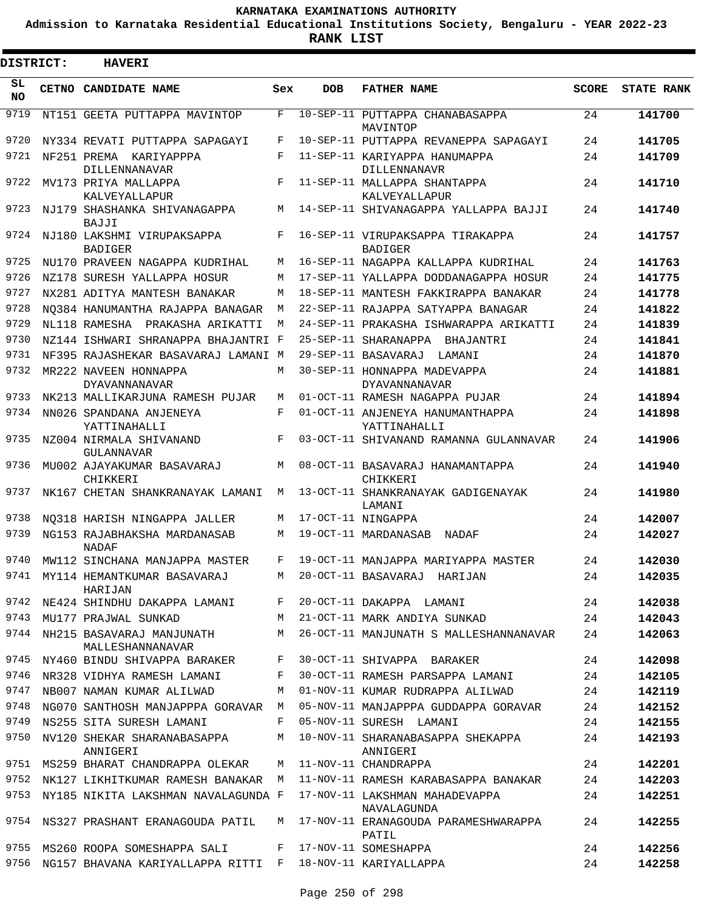# KARNATAKA EXAMINATIONS AUTHORITY

**Admission to Karnataka Residential Educational Institutions Society, Bengaluru - YEAR 2022-23**

**RANK LIST**

**DISTRICT: HAVERI**

| SL NO | CETNO | CANDIDATE NAME | Sex | DOB | FATHER NAME | SCORE | STATE RANK |
|---|---|---|---|---|---|---|---|
| 9719 | NT151 | GEETA PUTTAPPA MAVINTOP | F | 10-SEP-11 | PUTTAPPA CHANABASAPPA MAVINTOP | 24 | **141700** |
| 9720 | NY334 | REVATI PUTTAPPA SAPAGAYI | F | 10-SEP-11 | PUTTAPPA REVANEPPA SAPAGAYI | 24 | **141705** |
| 9721 | NF251 | PREMA KARIYAPPPA DILLENNANAVAR | F | 11-SEP-11 | KARIYAPPA HANUMAPPA DILLENNANAVR | 24 | **141709** |
| 9722 | MV173 | PRIYA MALLAPPA KALVEYALLAPUR | F | 11-SEP-11 | MALLAPPA SHANTAPPA KALVEYALLAPUR | 24 | **141710** |
| 9723 | NJ179 | SHASHANKA SHIVANAGAPPA BAJJI | M | 14-SEP-11 | SHIVANAGAPPA YALLAPPA BAJJI | 24 | **141740** |
| 9724 | NJ180 | LAKSHMI VIRUPAKSAPPA BADIGER | F | 16-SEP-11 | VIRUPAKSAPPA TIRAKAPPA BADIGER | 24 | **141757** |
| 9725 | NU170 | PRAVEEN NAGAPPA KUDRIHAL | M | 16-SEP-11 | NAGAPPA KALLAPPA KUDRIHAL | 24 | **141763** |
| 9726 | NZ178 | SURESH YALLAPPA HOSUR | M | 17-SEP-11 | YALLAPPA DODDANAGAPPA HOSUR | 24 | **141775** |
| 9727 | NX281 | ADITYA MANTESH BANAKAR | M | 18-SEP-11 | MANTESH FAKKIRAPPA BANAKAR | 24 | **141778** |
| 9728 | NQ384 | HANUMANTHA RAJAPPA BANAGAR | M | 22-SEP-11 | RAJAPPA SATYAPPA BANAGAR | 24 | **141822** |
| 9729 | NL118 | RAMESHA PRAKASHA ARIKATTI | M | 24-SEP-11 | PRAKASHA ISHWARAPPA ARIKATTI | 24 | **141839** |
| 9730 | NZ144 | ISHWARI SHRANAPPA BHAJANTRI | F | 25-SEP-11 | SHARANAPPA BHAJANTRI | 24 | **141841** |
| 9731 | NF395 | RAJASHEKAR BASAVARAJ LAMANI | M | 29-SEP-11 | BASAVARAJ LAMANI | 24 | **141870** |
| 9732 | MR222 | NAVEEN HONNAPPA DYAVANNANAVAR | M | 30-SEP-11 | HONNAPPA MADEVAPPA DYAVANNANAVAR | 24 | **141881** |
| 9733 | NK213 | MALLIKARJUNA RAMESH PUJAR | M | 01-OCT-11 | RAMESH NAGAPPA PUJAR | 24 | **141894** |
| 9734 | NN026 | SPANDANA ANJENEYA YATTINAHALLI | F | 01-OCT-11 | ANJENEYA HANUMANTHAPPA YATTINAHALLI | 24 | **141898** |
| 9735 | NZ004 | NIRMALA SHIVANAND GULANNAVAR | F | 03-OCT-11 | SHIVANAND RAMANNA GULANNAVAR | 24 | **141906** |
| 9736 | MU002 | AJAYAKUMAR BASAVARAJ CHIKKERI | M | 08-OCT-11 | BASAVARAJ HANAMANTAPPA CHIKKERI | 24 | **141940** |
| 9737 | NK167 | CHETAN SHANKRANAYAK LAMANI | M | 13-OCT-11 | SHANKRANAYAK GADIGENAYAK LAMANI | 24 | **141980** |
| 9738 | NQ318 | HARISH NINGAPPA JALLER | M | 17-OCT-11 | NINGAPPA | 24 | **142007** |
| 9739 | NG153 | RAJABHAKSHA MARDANASAB NADAF | M | 19-OCT-11 | MARDANASAB NADAF | 24 | **142027** |
| 9740 | MW112 | SINCHANA MANJAPPA MASTER | F | 19-OCT-11 | MANJAPPA MARIYAPPA MASTER | 24 | **142030** |
| 9741 | MY114 | HEMANTKUMAR BASAVARAJ HARIJAN | M | 20-OCT-11 | BASAVARAJ HARIJAN | 24 | **142035** |
| 9742 | NE424 | SHINDHU DAKAPPA LAMANI | F | 20-OCT-11 | DAKAPPA LAMANI | 24 | **142038** |
| 9743 | MU177 | PRAJWAL SUNKAD | M | 21-OCT-11 | MARK ANDIYA SUNKAD | 24 | **142043** |
| 9744 | NH215 | BASAVARAJ MANJUNATH MALLESHANNANAVAR | M | 26-OCT-11 | MANJUNATH S MALLESHANNANAVAR | 24 | **142063** |
| 9745 | NY460 | BINDU SHIVAPPA BARAKER | F | 30-OCT-11 | SHIVAPPA BARAKER | 24 | **142098** |
| 9746 | NR328 | VIDHYA RAMESH LAMANI | F | 30-OCT-11 | RAMESH PARSAPPA LAMANI | 24 | **142105** |
| 9747 | NB007 | NAMAN KUMAR ALILWAD | M | 01-NOV-11 | KUMAR RUDRAPPA ALILWAD | 24 | **142119** |
| 9748 | NG070 | SANTHOSH MANJAPPPA GORAVAR | M | 05-NOV-11 | MANJAPPPA GUDDAPPA GORAVAR | 24 | **142152** |
| 9749 | NS255 | SITA SURESH LAMANI | F | 05-NOV-11 | SURESH LAMANI | 24 | **142155** |
| 9750 | NV120 | SHEKAR SHARANABASAPPA ANNIGERI | M | 10-NOV-11 | SHARANABASAPPA SHEKAPPA ANNIGERI | 24 | **142193** |
| 9751 | MS259 | BHARAT CHANDRAPPA OLEKAR | M | 11-NOV-11 | CHANDRAPPA | 24 | **142201** |
| 9752 | NK127 | LIKHITKUMAR RAMESH BANAKAR | M | 11-NOV-11 | RAMESH KARABASAPPA BANAKAR | 24 | **142203** |
| 9753 | NY185 | NIKITA LAKSHMAN NAVALAGUNDA | F | 17-NOV-11 | LAKSHMAN MAHADEVAPPA NAVALAGUNDA | 24 | **142251** |
| 9754 | NS327 | PRASHANT ERANAGOUDA PATIL | M | 17-NOV-11 | ERANAGOUDA PARAMESHWARAPPA PATIL | 24 | **142255** |
| 9755 | MS260 | ROOPA SOMESHAPPA SALI | F | 17-NOV-11 | SOMESHAPPA | 24 | **142256** |
| 9756 | NG157 | BHAVANA KARIYALLAPPA RITTI | F | 18-NOV-11 | KARIYALLAPPA | 24 | **142258** |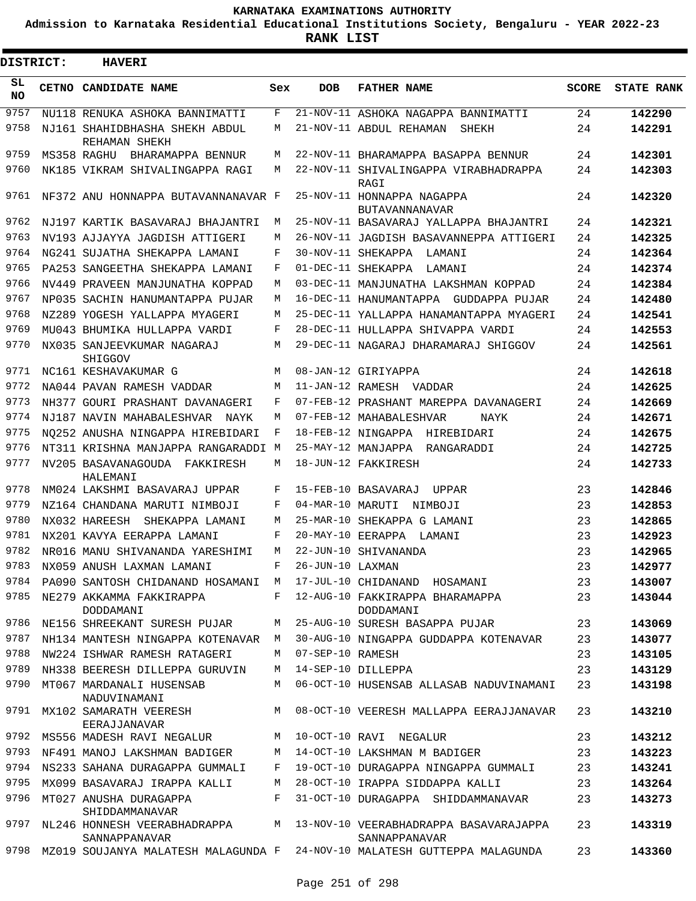# KARNATAKA EXAMINATIONS AUTHORITY

**Admission to Karnataka Residential Educational Institutions Society, Bengaluru - YEAR 2022-23**

**RANK LIST**

**DISTRICT: HAVERI**

| SL NO | CETNO | CANDIDATE NAME | Sex | DOB | FATHER NAME | SCORE | STATE RANK |
|---|---|---|---|---|---|---|---|
| 9757 | NU118 | RENUKA ASHOKA BANNIMATTI | F | 21-NOV-11 | ASHOKA NAGAPPA BANNIMATTI | 24 | **142290** |
| 9758 | NJ161 | SHAHIDBHASHA SHEKH ABDUL REHAMAN SHEKH | M | 21-NOV-11 | ABDUL REHAMAN SHEKH | 24 | **142291** |
| 9759 | MS358 | RAGHU BHARAMAPPA BENNUR | M | 22-NOV-11 | BHARAMAPPA BASAPPA BENNUR | 24 | **142301** |
| 9760 | NK185 | VIKRAM SHIVALINGAPPA RAGI | M | 22-NOV-11 | SHIVALINGAPPA VIRABHADRAPPA RAGI | 24 | **142303** |
| 9761 | NF372 | ANU HONNAPPA BUTAVANNANAVAR | F | 25-NOV-11 | HONNAPPA NAGAPPA BUTAVANNANAVAR | 24 | **142320** |
| 9762 | NJ197 | KARTIK BASAVARAJ BHAJANTRI | M | 25-NOV-11 | BASAVARAJ YALLAPPA BHAJANTRI | 24 | **142321** |
| 9763 | NV193 | AJJAYYA JAGDISH ATTIGERI | M | 26-NOV-11 | JAGDISH BASAVANNEPPA ATTIGERI | 24 | **142325** |
| 9764 | NG241 | SUJATHA SHEKAPPA LAMANI | F | 30-NOV-11 | SHEKAPPA LAMANI | 24 | **142364** |
| 9765 | PA253 | SANGEETHA SHEKAPPA LAMANI | F | 01-DEC-11 | SHEKAPPA LAMANI | 24 | **142374** |
| 9766 | NV449 | PRAVEEN MANJUNATHA KOPPAD | M | 03-DEC-11 | MANJUNATHA LAKSHMAN KOPPAD | 24 | **142384** |
| 9767 | NP035 | SACHIN HANUMANTAPPA PUJAR | M | 16-DEC-11 | HANUMANTAPPA GUDDAPPA PUJAR | 24 | **142480** |
| 9768 | NZ289 | YOGESH YALLAPPA MYAGERI | M | 25-DEC-11 | YALLAPPA HANAMANTAPPA MYAGERI | 24 | **142541** |
| 9769 | MU043 | BHUMIKA HULLAPPA VARDI | F | 28-DEC-11 | HULLAPPA SHIVAPPA VARDI | 24 | **142553** |
| 9770 | NX035 | SANJEEVKUMAR NAGARAJ SHIGGOV | M | 29-DEC-11 | NAGARAJ DHARAMARAJ SHIGGOV | 24 | **142561** |
| 9771 | NC161 | KESHAVAKUMAR G | M | 08-JAN-12 | GIRIYAPPA | 24 | **142618** |
| 9772 | NA044 | PAVAN RAMESH VADDAR | M | 11-JAN-12 | RAMESH VADDAR | 24 | **142625** |
| 9773 | NH377 | GOURI PRASHANT DAVANAGERI | F | 07-FEB-12 | PRASHANT MAREPPA DAVANAGERI | 24 | **142669** |
| 9774 | NJ187 | NAVIN MAHABALESHVAR NAYK | M | 07-FEB-12 | MAHABALESHVAR NAYK | 24 | **142671** |
| 9775 | NQ252 | ANUSHA NINGAPPA HIREBIDARI | F | 18-FEB-12 | NINGAPPA HIREBIDARI | 24 | **142675** |
| 9776 | NT311 | KRISHNA MANJAPPA RANGARADDI | M | 25-MAY-12 | MANJAPPA RANGARADDI | 24 | **142725** |
| 9777 | NV205 | BASAVANAGOUDA FAKKIRESH HALEMANI | M | 18-JUN-12 | FAKKIRESH | 24 | **142733** |
| 9778 | NM024 | LAKSHMI BASAVARAJ UPPAR | F | 15-FEB-10 | BASAVARAJ UPPAR | 23 | **142846** |
| 9779 | NZ164 | CHANDANA MARUTI NIMBOJI | F | 04-MAR-10 | MARUTI NIMBOJI | 23 | **142853** |
| 9780 | NX032 | HAREESH SHEKAPPA LAMANI | M | 25-MAR-10 | SHEKAPPA G LAMANI | 23 | **142865** |
| 9781 | NX201 | KAVYA EERAPPA LAMANI | F | 20-MAY-10 | EERAPPA LAMANI | 23 | **142923** |
| 9782 | NR016 | MANU SHIVANANDA YARESHIMI | M | 22-JUN-10 | SHIVANANDA | 23 | **142965** |
| 9783 | NX059 | ANUSH LAXMAN LAMANI | F | 26-JUN-10 | LAXMAN | 23 | **142977** |
| 9784 | PA090 | SANTOSH CHIDANAND HOSAMANI | M | 17-JUL-10 | CHIDANAND HOSAMANI | 23 | **143007** |
| 9785 | NE279 | AKKAMMA FAKKIRAPPA DODDAMANI | F | 12-AUG-10 | FAKKIRAPPA BHARAMAPPA DODDAMANI | 23 | **143044** |
| 9786 | NE156 | SHREEKANT SURESH PUJAR | M | 25-AUG-10 | SURESH BASAPPA PUJAR | 23 | **143069** |
| 9787 | NH134 | MANTESH NINGAPPA KOTENAVAR | M | 30-AUG-10 | NINGAPPA GUDDAPPA KOTENAVAR | 23 | **143077** |
| 9788 | NW224 | ISHWAR RAMESH RATAGERI | M | 07-SEP-10 | RAMESH | 23 | **143105** |
| 9789 | NH338 | BEERESH DILLEPPA GURUVIN | M | 14-SEP-10 | DILLEPPA | 23 | **143129** |
| 9790 | MT067 | MARDANALI HUSENSAB NADUVINAMANI | M | 06-OCT-10 | HUSENSAB ALLASAB NADUVINAMANI | 23 | **143198** |
| 9791 | MX102 | SAMARATH VEERESH EERAJJANAVAR | M | 08-OCT-10 | VEERESH MALLAPPA EERAJJANAVAR | 23 | **143210** |
| 9792 | MS556 | MADESH RAVI NEGALUR | M | 10-OCT-10 | RAVI NEGALUR | 23 | **143212** |
| 9793 | NF491 | MANOJ LAKSHMAN BADIGER | M | 14-OCT-10 | LAKSHMAN M BADIGER | 23 | **143223** |
| 9794 | NS233 | SAHANA DURAGAPPA GUMMALI | F | 19-OCT-10 | DURAGAPPA NINGAPPA GUMMALI | 23 | **143241** |
| 9795 | MX099 | BASAVARAJ IRAPPA KALLI | M | 28-OCT-10 | IRAPPA SIDDAPPA KALLI | 23 | **143264** |
| 9796 | MT027 | ANUSHA DURAGAPPA SHIDDAMMANAVAR | F | 31-OCT-10 | DURAGAPPA SHIDDAMMANAVAR | 23 | **143273** |
| 9797 | NL246 | HONNESH VEERABHADRAPPA SANNAPPANAVAR | M | 13-NOV-10 | VEERABHADRAPPA BASAVARAJAPPA SANNAPPANAVAR | 23 | **143319** |
| 9798 | MZ019 | SOUJANYA MALATESH MALAGUNDA | F | 24-NOV-10 | MALATESH GUTTEPPA MALAGUNDA | 23 | **143360** |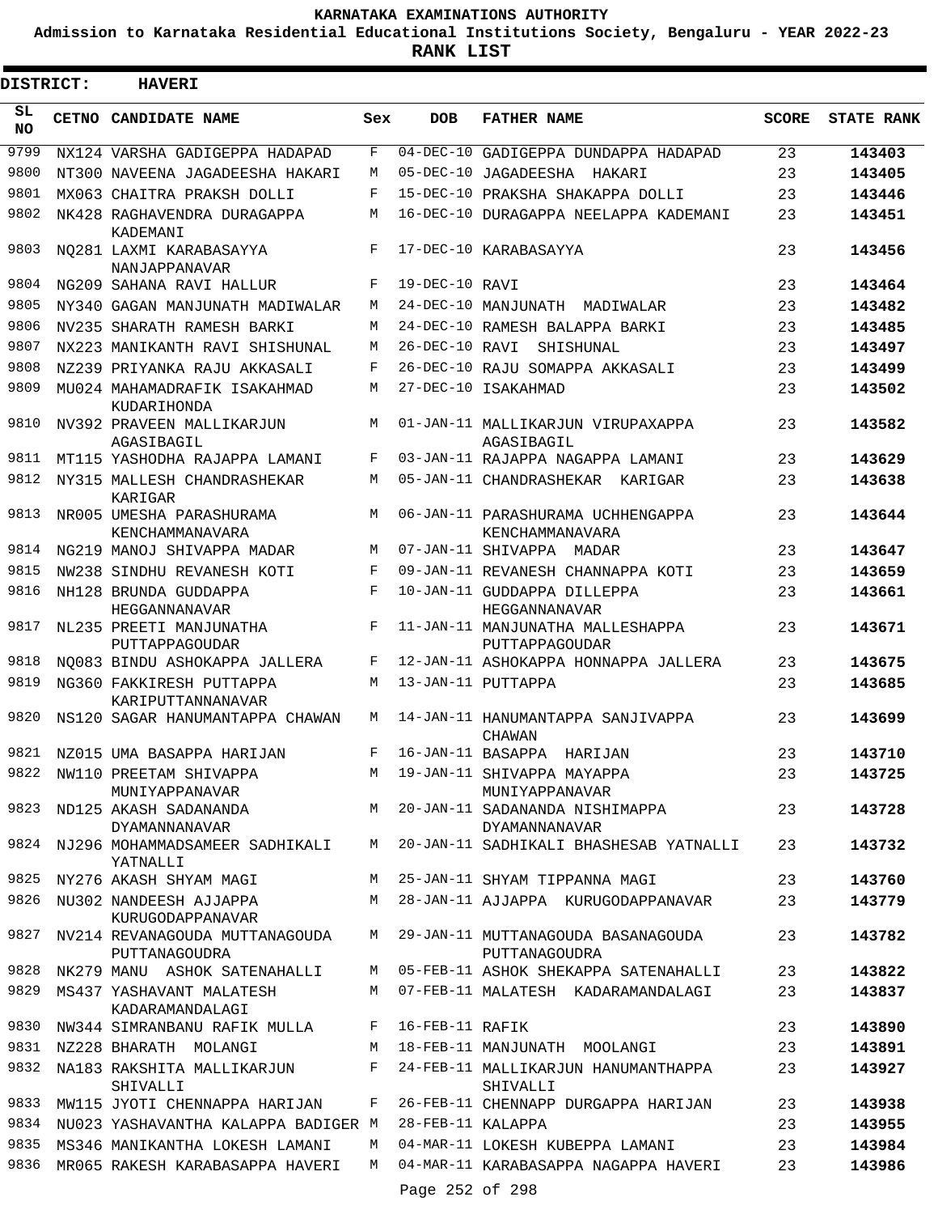# KARNATAKA EXAMINATIONS AUTHORITY

**Admission to Karnataka Residential Educational Institutions Society, Bengaluru - YEAR 2022-23**

**RANK LIST**

**DISTRICT: HAVERI**

| SL NO | CETNO | CANDIDATE NAME | Sex | DOB | FATHER NAME | SCORE | STATE RANK |
|---|---|---|---|---|---|---|---|
| 9799 | NX124 | VARSHA GADIGEPPA HADAPAD | F | 04-DEC-10 | GADIGEPPA DUNDAPPA HADAPAD | 23 | **143403** |
| 9800 | NT300 | NAVEENA JAGADEESHA HAKARI | M | 05-DEC-10 | JAGADEESHA HAKARI | 23 | **143405** |
| 9801 | MX063 | CHAITRA PRAKSH DOLLI | F | 15-DEC-10 | PRAKSHA SHAKAPPA DOLLI | 23 | **143446** |
| 9802 | NK428 | RAGHAVENDRA DURAGAPPA KADEMANI | M | 16-DEC-10 | DURAGAPPA NEELAPPA KADEMANI | 23 | **143451** |
| 9803 | NQ281 | LAXMI KARABASAYYA NANJAPPANAVAR | F | 17-DEC-10 | KARABASAYYA | 23 | **143456** |
| 9804 | NG209 | SAHANA RAVI HALLUR | F | 19-DEC-10 | RAVI | 23 | **143464** |
| 9805 | NY340 | GAGAN MANJUNATH MADIWALAR | M | 24-DEC-10 | MANJUNATH MADIWALAR | 23 | **143482** |
| 9806 | NV235 | SHARATH RAMESH BARKI | M | 24-DEC-10 | RAMESH BALAPPA BARKI | 23 | **143485** |
| 9807 | NX223 | MANIKANTH RAVI SHISHUNAL | M | 26-DEC-10 | RAVI SHISHUNAL | 23 | **143497** |
| 9808 | NZ239 | PRIYANKA RAJU AKKASALI | F | 26-DEC-10 | RAJU SOMAPPA AKKASALI | 23 | **143499** |
| 9809 | MU024 | MAHAMADRAFIK ISAKAHMAD KUDARIHONDA | M | 27-DEC-10 | ISAKAHMAD | 23 | **143502** |
| 9810 | NV392 | PRAVEEN MALLIKARJUN AGASIBAGIL | M | 01-JAN-11 | MALLIKARJUN VIRUPAXAPPA AGASIBAGIL | 23 | **143582** |
| 9811 | MT115 | YASHODHA RAJAPPA LAMANI | F | 03-JAN-11 | RAJAPPA NAGAPPA LAMANI | 23 | **143629** |
| 9812 | NY315 | MALLESH CHANDRASHEKAR KARIGAR | M | 05-JAN-11 | CHANDRASHEKAR KARIGAR | 23 | **143638** |
| 9813 | NR005 | UMESHA PARASHURAMA KENCHAMMANAVARA | M | 06-JAN-11 | PARASHURAMA UCHHENGAPPA KENCHAMMANAVARA | 23 | **143644** |
| 9814 | NG219 | MANOJ SHIVAPPA MADAR | M | 07-JAN-11 | SHIVAPPA MADAR | 23 | **143647** |
| 9815 | NW238 | SINDHU REVANESH KOTI | F | 09-JAN-11 | REVANESH CHANNAPPA KOTI | 23 | **143659** |
| 9816 | NH128 | BRUNDA GUDDAPPA HEGGANNANAVAR | F | 10-JAN-11 | GUDDAPPA DILLEPPA HEGGANNANAVAR | 23 | **143661** |
| 9817 | NL235 | PREETI MANJUNATHA PUTTAPPAGOUDAR | F | 11-JAN-11 | MANJUNATHA MALLESHAPPA PUTTAPPAGOUDAR | 23 | **143671** |
| 9818 | NQ083 | BINDU ASHOKAPPA JALLERA | F | 12-JAN-11 | ASHOKAPPA HONNAPPA JALLERA | 23 | **143675** |
| 9819 | NG360 | FAKKIRESH PUTTAPPA KARIPUTTANNANAVAR | M | 13-JAN-11 | PUTTAPPA | 23 | **143685** |
| 9820 | NS120 | SAGAR HANUMANTAPPA CHAWAN | M | 14-JAN-11 | HANUMANTAPPA SANJIVAPPA CHAWAN | 23 | **143699** |
| 9821 | NZ015 | UMA BASAPPA HARIJAN | F | 16-JAN-11 | BASAPPA HARIJAN | 23 | **143710** |
| 9822 | NW110 | PREETAM SHIVAPPA MUNIYAPPANAVAR | M | 19-JAN-11 | SHIVAPPA MAYAPPA MUNIYAPPANAVAR | 23 | **143725** |
| 9823 | ND125 | AKASH SADANANDA DYAMANNANAVAR | M | 20-JAN-11 | SADANANDA NISHIMAPPA DYAMANNANAVAR | 23 | **143728** |
| 9824 | NJ296 | MOHAMMADSAMEER SADHIKALI YATNALLI | M | 20-JAN-11 | SADHIKALI BHASHESAB YATNALLI | 23 | **143732** |
| 9825 | NY276 | AKASH SHYAM MAGI | M | 25-JAN-11 | SHYAM TIPPANNA MAGI | 23 | **143760** |
| 9826 | NU302 | NANDEESH AJJAPPA KURUGODAPPANAVAR | M | 28-JAN-11 | AJJAPPA KURUGODAPPANAVAR | 23 | **143779** |
| 9827 | NV214 | REVANAGOUDA MUTTANAGOUDA PUTTANAGOUDRA | M | 29-JAN-11 | MUTTANAGOUDA BASANAGOUDA PUTTANAGOUDRA | 23 | **143782** |
| 9828 | NK279 | MANU ASHOK SATENAHALLI | M | 05-FEB-11 | ASHOK SHEKAPPA SATENAHALLI | 23 | **143822** |
| 9829 | MS437 | YASHAVANT MALATESH KADARAMANDALAGI | M | 07-FEB-11 | MALATESH KADARAMANDALAGI | 23 | **143837** |
| 9830 | NW344 | SIMRANBANU RAFIK MULLA | F | 16-FEB-11 | RAFIK | 23 | **143890** |
| 9831 | NZ228 | BHARATH MOLANGI | M | 18-FEB-11 | MANJUNATH MOOLANGI | 23 | **143891** |
| 9832 | NA183 | RAKSHITA MALLIKARJUN SHIVALLI | F | 24-FEB-11 | MALLIKARJUN HANUMANTHAPPA SHIVALLI | 23 | **143927** |
| 9833 | MW115 | JYOTI CHENNAPPA HARIJAN | F | 26-FEB-11 | CHENNAPP DURGAPPA HARIJAN | 23 | **143938** |
| 9834 | NU023 | YASHAVANTHA KALAPPA BADIGER | M | 28-FEB-11 | KALAPPA | 23 | **143955** |
| 9835 | MS346 | MANIKANTHA LOKESH LAMANI | M | 04-MAR-11 | LOKESH KUBEPPA LAMANI | 23 | **143984** |
| 9836 | MR065 | RAKESH KARABASAPPA HAVERI | M | 04-MAR-11 | KARABASAPPA NAGAPPA HAVERI | 23 | **143986** |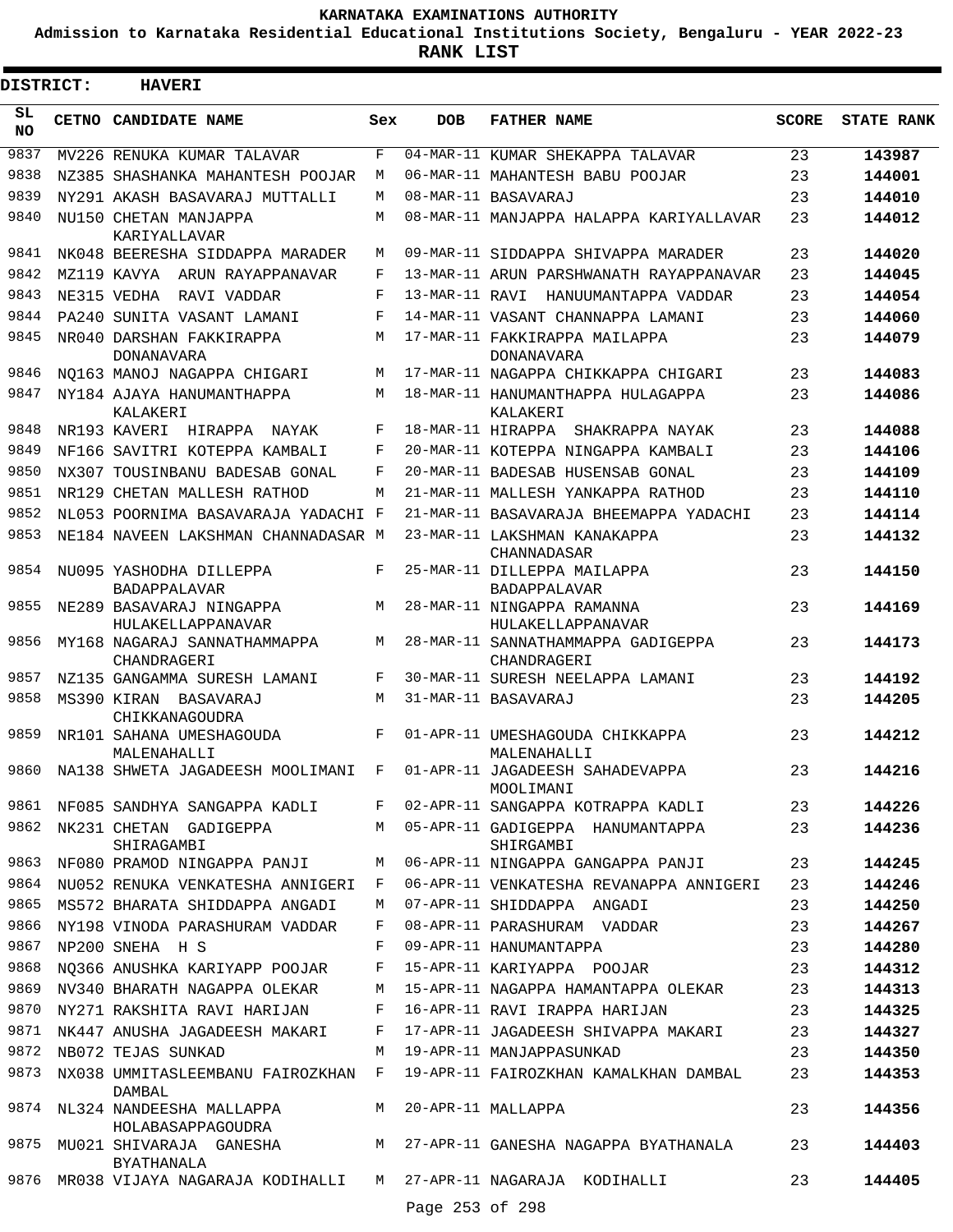# KARNATAKA EXAMINATIONS AUTHORITY

**Admission to Karnataka Residential Educational Institutions Society, Bengaluru - YEAR 2022-23**

**RANK LIST**

**DISTRICT: HAVERI**

| SL NO | CETNO | CANDIDATE NAME | Sex | DOB | FATHER NAME | SCORE | STATE RANK |
|---|---|---|---|---|---|---|---|
| 9837 | MV226 | RENUKA KUMAR TALAVAR | F | 04-MAR-11 | KUMAR SHEKAPPA TALAVAR | 23 | 143987 |
| 9838 | NZ385 | SHASHANKA MAHANTESH POOJAR | M | 06-MAR-11 | MAHANTESH BABU POOJAR | 23 | 144001 |
| 9839 | NY291 | AKASH BASAVARAJ MUTTALLI | M | 08-MAR-11 | BASAVARAJ | 23 | 144010 |
| 9840 | NU150 | CHETAN MANJAPPA KARIYALLAVAR | M | 08-MAR-11 | MANJAPPA HALAPPA KARIYALLAVAR | 23 | 144012 |
| 9841 | NK048 | BEERESHA SIDDAPPA MARADER | M | 09-MAR-11 | SIDDAPPA SHIVAPPA MARADER | 23 | 144020 |
| 9842 | MZ119 | KAVYA ARUN RAYAPPANAVAR | F | 13-MAR-11 | ARUN PARSHWANATH RAYAPPANAVAR | 23 | 144045 |
| 9843 | NE315 | VEDHA RAVI VADDAR | F | 13-MAR-11 | RAVI HANUUMANTAPPA VADDAR | 23 | 144054 |
| 9844 | PA240 | SUNITA VASANT LAMANI | F | 14-MAR-11 | VASANT CHANNAPPA LAMANI | 23 | 144060 |
| 9845 | NR040 | DARSHAN FAKKIRAPPA DONANAVARA | M | 17-MAR-11 | FAKKIRAPPA MAILAPPA DONANAVARA | 23 | 144079 |
| 9846 | NQ163 | MANOJ NAGAPPA CHIGARI | M | 17-MAR-11 | NAGAPPA CHIKKAPPA CHIGARI | 23 | 144083 |
| 9847 | NY184 | AJAYA HANUMANTHAPPA KALAKERI | M | 18-MAR-11 | HANUMANTHAPPA HULAGAPPA KALAKERI | 23 | 144086 |
| 9848 | NR193 | KAVERI HIRAPPA NAYAK | F | 18-MAR-11 | HIRAPPA SHAKRAPPA NAYAK | 23 | 144088 |
| 9849 | NF166 | SAVITRI KOTEPPA KAMBALI | F | 20-MAR-11 | KOTEPPA NINGAPPA KAMBALI | 23 | 144106 |
| 9850 | NX307 | TOUSINBANU BADESAB GONAL | F | 20-MAR-11 | BADESAB HUSENSAB GONAL | 23 | 144109 |
| 9851 | NR129 | CHETAN MALLESH RATHOD | M | 21-MAR-11 | MALLESH YANKAPPA RATHOD | 23 | 144110 |
| 9852 | NL053 | POORNIMA BASAVARAJA YADACHI | F | 21-MAR-11 | BASAVARAJA BHEEMAPPA YADACHI | 23 | 144114 |
| 9853 | NE184 | NAVEEN LAKSHMAN CHANNADASAR | M | 23-MAR-11 | LAKSHMAN KANAKAPPA CHANNADASAR | 23 | 144132 |
| 9854 | NU095 | YASHODHA DILLEPPA BADAPPALAVAR | F | 25-MAR-11 | DILLEPPA MAILAPPA BADAPPALAVAR | 23 | 144150 |
| 9855 | NE289 | BASAVARAJ NINGAPPA HULAKELLAPPANAVAR | M | 28-MAR-11 | NINGAPPA RAMANNA HULAKELLAPPANAVAR | 23 | 144169 |
| 9856 | MY168 | NAGARAJ SANNATHAMMAPPA CHANDRAGERI | M | 28-MAR-11 | SANNATHAMMAPPA GADIGEPPA CHANDRAGERI | 23 | 144173 |
| 9857 | NZ135 | GANGAMMA SURESH LAMANI | F | 30-MAR-11 | SURESH NEELAPPA LAMANI | 23 | 144192 |
| 9858 | MS390 | KIRAN BASAVARAJ CHIKKANAGOUDRA | M | 31-MAR-11 | BASAVARAJ | 23 | 144205 |
| 9859 | NR101 | SAHANA UMESHAGOUDA MALENAHALLI | F | 01-APR-11 | UMESHAGOUDA CHIKKAPPA MALENAHALLI | 23 | 144212 |
| 9860 | NA138 | SHWETA JAGADEESH MOOLIMANI | F | 01-APR-11 | JAGADEESH SAHADEVAPPA MOOLIMANI | 23 | 144216 |
| 9861 | NF085 | SANDHYA SANGAPPA KADLI | F | 02-APR-11 | SANGAPPA KOTRAPPA KADLI | 23 | 144226 |
| 9862 | NK231 | CHETAN GADIGEPPA SHIRAGAMBI | M | 05-APR-11 | GADIGEPPA HANUMANTAPPA SHIRGAMBI | 23 | 144236 |
| 9863 | NF080 | PRAMOD NINGAPPA PANJI | M | 06-APR-11 | NINGAPPA GANGAPPA PANJI | 23 | 144245 |
| 9864 | NU052 | RENUKA VENKATESHA ANNIGERI | F | 06-APR-11 | VENKATESHA REVANAPPA ANNIGERI | 23 | 144246 |
| 9865 | MS572 | BHARATA SHIDDAPPA ANGADI | M | 07-APR-11 | SHIDDAPPA ANGADI | 23 | 144250 |
| 9866 | NY198 | VINODA PARASHURAM VADDAR | F | 08-APR-11 | PARASHURAM VADDAR | 23 | 144267 |
| 9867 | NP200 | SNEHA H S | F | 09-APR-11 | HANUMANTAPPA | 23 | 144280 |
| 9868 | NQ366 | ANUSHKA KARIYAPP POOJAR | F | 15-APR-11 | KARIYAPPA POOJAR | 23 | 144312 |
| 9869 | NV340 | BHARATH NAGAPPA OLEKAR | M | 15-APR-11 | NAGAPPA HAMANTAPPA OLEKAR | 23 | 144313 |
| 9870 | NY271 | RAKSHITA RAVI HARIJAN | F | 16-APR-11 | RAVI IRAPPA HARIJAN | 23 | 144325 |
| 9871 | NK447 | ANUSHA JAGADEESH MAKARI | F | 17-APR-11 | JAGADEESH SHIVAPPA MAKARI | 23 | 144327 |
| 9872 | NB072 | TEJAS SUNKAD | M | 19-APR-11 | MANJAPPASUNKAD | 23 | 144350 |
| 9873 | NX038 | UMMITASLEEMBANU FAIROZKHAN DAMBAL | F | 19-APR-11 | FAIROZKHAN KAMALKHAN DAMBAL | 23 | 144353 |
| 9874 | NL324 | NANDEESHA MALLAPPA HOLABASAPPAGOUDRA | M | 20-APR-11 | MALLAPPA | 23 | 144356 |
| 9875 | MU021 | SHIVARAJA GANESHA BYATHANALA | M | 27-APR-11 | GANESHA NAGAPPA BYATHANALA | 23 | 144403 |
| 9876 | MR038 | VIJAYA NAGARAJA KODIHALLI | M | 27-APR-11 | NAGARAJA KODIHALLI | 23 | 144405 |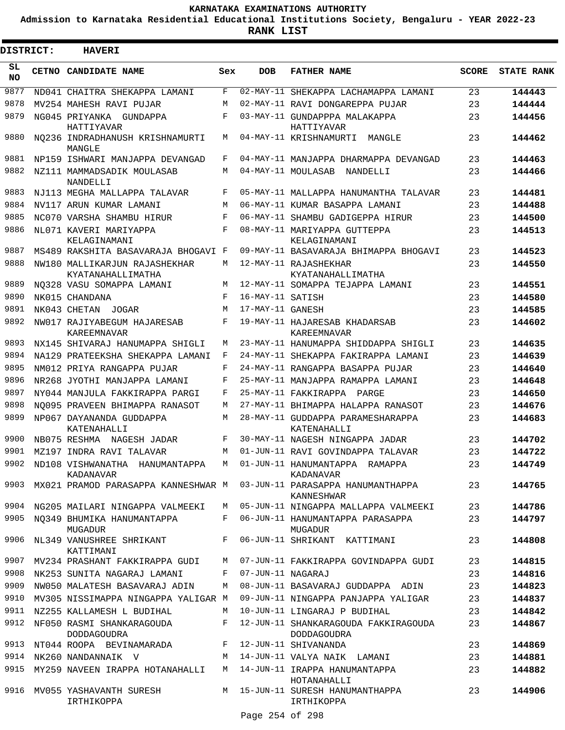# KARNATAKA EXAMINATIONS AUTHORITY

**Admission to Karnataka Residential Educational Institutions Society, Bengaluru - YEAR 2022-23**

**RANK LIST**

**DISTRICT: HAVERI**

| SL NO | CETNO | CANDIDATE NAME | Sex | DOB | FATHER NAME | SCORE | STATE RANK |
|---|---|---|---|---|---|---|---|
| 9877 | ND041 | CHAITRA SHEKAPPA LAMANI | F | 02-MAY-11 | SHEKAPPA LACHAMAPPA LAMANI | 23 | 144443 |
| 9878 | MV254 | MAHESH RAVI PUJAR | M | 02-MAY-11 | RAVI DONGAREPPA PUJAR | 23 | 144444 |
| 9879 | NG045 | PRIYANKA GUNDAPPA HATTIYAVAR | F | 03-MAY-11 | GUNDAPPPA MALAKAPPA HATTIYAVAR | 23 | 144456 |
| 9880 | NQ236 | INDRADHANUSH KRISHNAMURTI MANGLE | M | 04-MAY-11 | KRISHNAMURTI MANGLE | 23 | 144462 |
| 9881 | NP159 | ISHWARI MANJAPPA DEVANGAD | F | 04-MAY-11 | MANJAPPA DHARMAPPA DEVANGAD | 23 | 144463 |
| 9882 | NZ111 | MAMMADSADIK MOULASAB NANDELLI | M | 04-MAY-11 | MOULASAB NANDELLI | 23 | 144466 |
| 9883 | NJ113 | MEGHA MALLAPPA TALAVAR | F | 05-MAY-11 | MALLAPPA HANUMANTHA TALAVAR | 23 | 144481 |
| 9884 | NV117 | ARUN KUMAR LAMANI | M | 06-MAY-11 | KUMAR BASAPPA LAMANI | 23 | 144488 |
| 9885 | NC070 | VARSHA SHAMBU HIRUR | F | 06-MAY-11 | SHAMBU GADIGEPPA HIRUR | 23 | 144500 |
| 9886 | NL071 | KAVERI MARIYAPPA KELAGINAMANI | F | 08-MAY-11 | MARIYAPPA GUTTEPPA KELAGINAMANI | 23 | 144513 |
| 9887 | MS489 | RAKSHITA BASAVARAJA BHOGAVI | F | 09-MAY-11 | BASAVARAJA BHIMAPPA BHOGAVI | 23 | 144523 |
| 9888 | NW180 | MALLIKARJUN RAJASHEKHAR KYATANAHALLIMATHA | M | 12-MAY-11 | RAJASHEKHAR KYATANAHALLIMATHA | 23 | 144550 |
| 9889 | NQ328 | VASU SOMAPPA LAMANI | M | 12-MAY-11 | SOMAPPA TEJAPPA LAMANI | 23 | 144551 |
| 9890 | NK015 | CHANDANA | F | 16-MAY-11 | SATISH | 23 | 144580 |
| 9891 | NK043 | CHETAN JOGAR | M | 17-MAY-11 | GANESH | 23 | 144585 |
| 9892 | NW017 | RAJIYABEGUM HAJARESAB KAREEMNAVAR | F | 19-MAY-11 | HAJARESAB KHADARSAB KAREEMNAVAR | 23 | 144602 |
| 9893 | NX145 | SHIVARAJ HANUMAPPA SHIGLI | M | 23-MAY-11 | HANUMAPPA SHIDDAPPA SHIGLI | 23 | 144635 |
| 9894 | NA129 | PRATEEKSHA SHEKAPPA LAMANI | F | 24-MAY-11 | SHEKAPPA FAKIRAPPA LAMANI | 23 | 144639 |
| 9895 | NM012 | PRIYA RANGAPPA PUJAR | F | 24-MAY-11 | RANGAPPA BASAPPA PUJAR | 23 | 144640 |
| 9896 | NR268 | JYOTHI MANJAPPA LAMANI | F | 25-MAY-11 | MANJAPPA RAMAPPA LAMANI | 23 | 144648 |
| 9897 | NY044 | MANJULA FAKKIRAPPA PARGI | F | 25-MAY-11 | FAKKIRAPPA PARGE | 23 | 144650 |
| 9898 | NQ095 | PRAVEEN BHIMAPPA RANASOT | M | 27-MAY-11 | BHIMAPPA HALAPPA RANASOT | 23 | 144676 |
| 9899 | NP067 | DAYANANDA GUDDAPPA KATENAHALLI | M | 28-MAY-11 | GUDDAPPA PARAMESHARAPPA KATENAHALLI | 23 | 144683 |
| 9900 | NB075 | RESHMA NAGESH JADAR | F | 30-MAY-11 | NAGESH NINGAPPA JADAR | 23 | 144702 |
| 9901 | MZ197 | INDRA RAVI TALAVAR | M | 01-JUN-11 | RAVI GOVINDAPPA TALAVAR | 23 | 144722 |
| 9902 | ND108 | VISHWANATHA HANUMANTAPPA KADANAVAR | M | 01-JUN-11 | HANUMANTAPPA RAMAPPA KADANAVAR | 23 | 144749 |
| 9903 | MX021 | PRAMOD PARASAPPA KANNESHWAR | M | 03-JUN-11 | PARASAPPA HANUMANTHAPPA KANNESHWAR | 23 | 144765 |
| 9904 | NG205 | MAILARI NINGAPPA VALMEEKI | M | 05-JUN-11 | NINGAPPA MALLAPPA VALMEEKI | 23 | 144786 |
| 9905 | NQ349 | BHUMIKA HANUMANTAPPA MUGADUR | F | 06-JUN-11 | HANUMANTAPPA PARASAPPA MUGADUR | 23 | 144797 |
| 9906 | NL349 | VANUSHREE SHRIKANT KATTIMANI | F | 06-JUN-11 | SHRIKANT KATTIMANI | 23 | 144808 |
| 9907 | MV234 | PRASHANT FAKKIRAPPA GUDI | M | 07-JUN-11 | FAKKIRAPPA GOVINDAPPA GUDI | 23 | 144815 |
| 9908 | NK253 | SUNITA NAGARAJ LAMANI | F | 07-JUN-11 | NAGARAJ | 23 | 144816 |
| 9909 | NW050 | MALATESH BASAVARAJ ADIN | M | 08-JUN-11 | BASAVARAJ GUDDAPPA ADIN | 23 | 144823 |
| 9910 | MV305 | NISSIMAPPA NINGAPPA YALIGAR | M | 09-JUN-11 | NINGAPPA PANJAPPA YALIGAR | 23 | 144837 |
| 9911 | NZ255 | KALLAMESH L BUDIHAL | M | 10-JUN-11 | LINGARAJ P BUDIHAL | 23 | 144842 |
| 9912 | NF050 | RASMI SHANKARAGOUDA DODDAGOUDRA | F | 12-JUN-11 | SHANKARAGOUDA FAKKIRAGOUDA DODDAGOUDRA | 23 | 144867 |
| 9913 | NT044 | ROOPA BEVINAMARADA | F | 12-JUN-11 | SHIVANANDA | 23 | 144869 |
| 9914 | NK260 | NANDANNAIK V | M | 14-JUN-11 | VALYA NAIK LAMANI | 23 | 144881 |
| 9915 | MY259 | NAVEEN IRAPPA HOTANAHALLI | M | 14-JUN-11 | IRAPPA HANUMANTAPPA HOTANAHALLI | 23 | 144882 |
| 9916 | MV055 | YASHAVANTH SURESH IRTHIKOPPA | M | 15-JUN-11 | SURESH HANUMANTHAPPA IRTHIKOPPA | 23 | 144906 |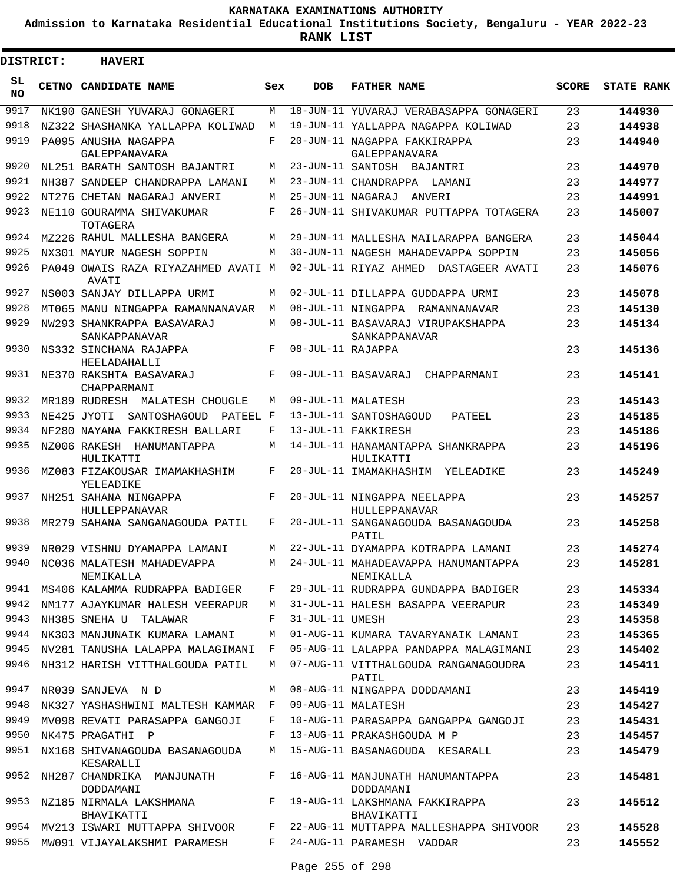# KARNATAKA EXAMINATIONS AUTHORITY

**Admission to Karnataka Residential Educational Institutions Society, Bengaluru - YEAR 2022-23**

**RANK LIST**

**DISTRICT: HAVERI**

| SL NO | CETNO | CANDIDATE NAME | Sex | DOB | FATHER NAME | SCORE | STATE RANK |
|---|---|---|---|---|---|---|---|
| 9917 | NK190 | GANESH YUVARAJ GONAGERI | M | 18-JUN-11 | YUVARAJ VERABASAPPA GONAGERI | 23 | 144930 |
| 9918 | NZ322 | SHASHANKA YALLAPPA KOLIWAD | M | 19-JUN-11 | YALLAPPA NAGAPPA KOLIWAD | 23 | 144938 |
| 9919 | PA095 | ANUSHA NAGAPPA GALEPPANAVARA | F | 20-JUN-11 | NAGAPPA FAKKIRAPPA GALEPPANAVARA | 23 | 144940 |
| 9920 | NL251 | BARATH SANTOSH BAJANTRI | M | 23-JUN-11 | SANTOSH BAJANTRI | 23 | 144970 |
| 9921 | NH387 | SANDEEP CHANDRAPPA LAMANI | M | 23-JUN-11 | CHANDRAPPA LAMANI | 23 | 144977 |
| 9922 | NT276 | CHETAN NAGARAJ ANVERI | M | 25-JUN-11 | NAGARAJ ANVERI | 23 | 144991 |
| 9923 | NE110 | GOURAMMA SHIVAKUMAR TOTAGERA | F | 26-JUN-11 | SHIVAKUMAR PUTTAPPA TOTAGERA | 23 | 145007 |
| 9924 | MZ226 | RAHUL MALLESHA BANGERA | M | 29-JUN-11 | MALLESHA MAILARAPPA BANGERA | 23 | 145044 |
| 9925 | NX301 | MAYUR NAGESH SOPPIN | M | 30-JUN-11 | NAGESH MAHADEVAPPA SOPPIN | 23 | 145056 |
| 9926 | PA049 | OWAIS RAZA RIYAZAHMED AVATI AVATI | M | 02-JUL-11 | RIYAZ AHMED DASTAGEER AVATI | 23 | 145076 |
| 9927 | NS003 | SANJAY DILLAPPA URMI | M | 02-JUL-11 | DILLAPPA GUDDAPPA URMI | 23 | 145078 |
| 9928 | MT065 | MANU NINGAPPA RAMANNANAVAR | M | 08-JUL-11 | NINGAPPA RAMANNANAVAR | 23 | 145130 |
| 9929 | NW293 | SHANKRAPPA BASAVARAJ SANKAPPANAVAR | M | 08-JUL-11 | BASAVARAJ VIRUPAKSHAPPA SANKAPPANAVAR | 23 | 145134 |
| 9930 | NS332 | SINCHANA RAJAPPA HEELADAHALLI | F | 08-JUL-11 | RAJAPPA | 23 | 145136 |
| 9931 | NE370 | RAKSHTA BASAVARAJ CHAPPARMANI | F | 09-JUL-11 | BASAVARAJ CHAPPARMANI | 23 | 145141 |
| 9932 | MR189 | RUDRESH MALATESH CHOUGLE | M | 09-JUL-11 | MALATESH | 23 | 145143 |
| 9933 | NE425 | JYOTI SANTOSHAGOUD PATEEL | F | 13-JUL-11 | SANTOSHAGOUD PATEEL | 23 | 145185 |
| 9934 | NF280 | NAYANA FAKKIRESH BALLARI | F | 13-JUL-11 | FAKKIRESH | 23 | 145186 |
| 9935 | NZ006 | RAKESH HANUMANTAPPA HULIKATTI | M | 14-JUL-11 | HANAMANTAPPA SHANKRAPPA HULIKATTI | 23 | 145196 |
| 9936 | MZ083 | FIZAKOUSAR IMAMAKHASHIM YELEADIKE | F | 20-JUL-11 | IMAMAKHASHIM YELEADIKE | 23 | 145249 |
| 9937 | NH251 | SAHANA NINGAPPA HULLEPPANAVAR | F | 20-JUL-11 | NINGAPPA NEELAPPA HULLEPPANAVAR | 23 | 145257 |
| 9938 | MR279 | SAHANA SANGANAGOUDA PATIL | F | 20-JUL-11 | SANGANAGOUDA BASANAGOUDA PATIL | 23 | 145258 |
| 9939 | NR029 | VISHNU DYAMAPPA LAMANI | M | 22-JUL-11 | DYAMAPPA KOTRAPPA LAMANI | 23 | 145274 |
| 9940 | NC036 | MALATESH MAHADEVAPPA NEMIKALLA | M | 24-JUL-11 | MAHADEAVAPPA HANUMANTAPPA NEMIKALLA | 23 | 145281 |
| 9941 | MS406 | KALAMMA RUDRAPPA BADIGER | F | 29-JUL-11 | RUDRAPPA GUNDAPPA BADIGER | 23 | 145334 |
| 9942 | NM177 | AJAYKUMAR HALESH VEERAPUR | M | 31-JUL-11 | HALESH BASAPPA VEERAPUR | 23 | 145349 |
| 9943 | NH385 | SNEHA U TALAWAR | F | 31-JUL-11 | UMESH | 23 | 145358 |
| 9944 | NK303 | MANJUNAIK KUMARA LAMANI | M | 01-AUG-11 | KUMARA TAVARYANAIK LAMANI | 23 | 145365 |
| 9945 | NV281 | TANUSHA LALAPPA MALAGIMANI | F | 05-AUG-11 | LALAPPA PANDAPPA MALAGIMANI | 23 | 145402 |
| 9946 | NH312 | HARISH VITTHALGOUDA PATIL | M | 07-AUG-11 | VITTHALGOUDA RANGANAGOUDRA PATIL | 23 | 145411 |
| 9947 | NR039 | SANJEVA N D | M | 08-AUG-11 | NINGAPPA DODDAMANI | 23 | 145419 |
| 9948 | NK327 | YASHASHWINI MALTESH KAMMAR | F | 09-AUG-11 | MALATESH | 23 | 145427 |
| 9949 | MV098 | REVATI PARASAPPA GANGOJI | F | 10-AUG-11 | PARASAPPA GANGAPPA GANGOJI | 23 | 145431 |
| 9950 | NK475 | PRAGATHI P | F | 13-AUG-11 | PRAKASHGOUDA M P | 23 | 145457 |
| 9951 | NX168 | SHIVANAGOUDA BASANAGOUDA KESARALLI | M | 15-AUG-11 | BASANAGOUDA KESARALL | 23 | 145479 |
| 9952 | NH287 | CHANDRIKA MANJUNATH DODDAMANI | F | 16-AUG-11 | MANJUNATH HANUMANTAPPA DODDAMANI | 23 | 145481 |
| 9953 | NZ185 | NIRMALA LAKSHMANA BHAVIKATTI | F | 19-AUG-11 | LAKSHMANA FAKKIRAPPA BHAVIKATTI | 23 | 145512 |
| 9954 | MV213 | ISWARI MUTTAPPA SHIVOOR | F | 22-AUG-11 | MUTTAPPA MALLESHAPPA SHIVOOR | 23 | 145528 |
| 9955 | MW091 | VIJAYALAKSHMI PARAMESH | F | 24-AUG-11 | PARAMESH VADDAR | 23 | 145552 |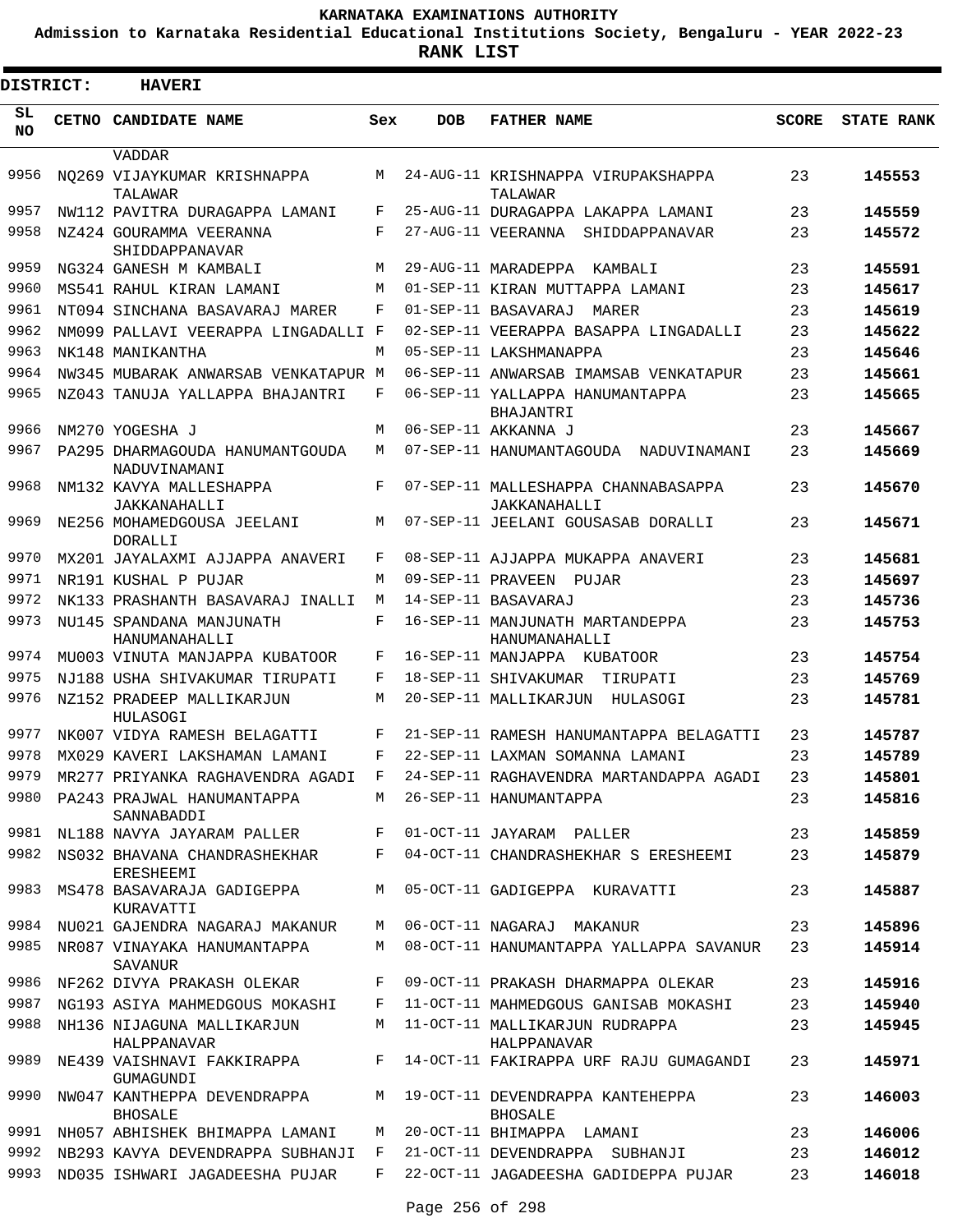**KARNATAKA EXAMINATIONS AUTHORITY**

**Admission to Karnataka Residential Educational Institutions Society, Bengaluru - YEAR 2022-23**

**RANK LIST**

**DISTRICT: HAVERI**

| SL NO | CETNO | CANDIDATE NAME | Sex | DOB | FATHER NAME | SCORE | STATE RANK |
|---|---|---|---|---|---|---|---|
| | | VADDAR | | | | | |
| 9956 | NQ269 | VIJAYKUMAR KRISHNAPPA TALAWAR | M | 24-AUG-11 | KRISHNAPPA VIRUPAKSHAPPA TALAWAR | 23 | **145553** |
| 9957 | NW112 | PAVITRA DURAGAPPA LAMANI | F | 25-AUG-11 | DURAGAPPA LAKAPPA LAMANI | 23 | **145559** |
| 9958 | NZ424 | GOURAMMA VEERANNA SHIDDAPPANAVAR | F | 27-AUG-11 | VEERANNA SHIDDAPPANAVAR | 23 | **145572** |
| 9959 | NG324 | GANESH M KAMBALI | M | 29-AUG-11 | MARADEPPA KAMBALI | 23 | **145591** |
| 9960 | MS541 | RAHUL KIRAN LAMANI | M | 01-SEP-11 | KIRAN MUTTAPPA LAMANI | 23 | **145617** |
| 9961 | NT094 | SINCHANA BASAVARAJ MARER | F | 01-SEP-11 | BASAVARAJ MARER | 23 | **145619** |
| 9962 | NM099 | PALLAVI VEERAPPA LINGADALLI | F | 02-SEP-11 | VEERAPPA BASAPPA LINGADALLI | 23 | **145622** |
| 9963 | NK148 | MANIKANTHA | M | 05-SEP-11 | LAKSHMANAPPA | 23 | **145646** |
| 9964 | NW345 | MUBARAK ANWARSAB VENKATAPUR | M | 06-SEP-11 | ANWARSAB IMAMSAB VENKATAPUR | 23 | **145661** |
| 9965 | NZ043 | TANUJA YALLAPPA BHAJANTRI | F | 06-SEP-11 | YALLAPPA HANUMANTAPPA BHAJANTRI | 23 | **145665** |
| 9966 | NM270 | YOGESHA J | M | 06-SEP-11 | AKKANNA J | 23 | **145667** |
| 9967 | PA295 | DHARMAGOUDA HANUMANTGOUDA NADUVINAMANI | M | 07-SEP-11 | HANUMANTAGOUDA NADUVINAMANI | 23 | **145669** |
| 9968 | NM132 | KAVYA MALLESHAPPA JAKKANAHALLI | F | 07-SEP-11 | MALLESHAPPA CHANNABASAPPA JAKKANAHALLI | 23 | **145670** |
| 9969 | NE256 | MOHAMEDGOUSA JEELANI DORALLI | M | 07-SEP-11 | JEELANI GOUSASAB DORALLI | 23 | **145671** |
| 9970 | MX201 | JAYALAXMI AJJAPPA ANAVERI | F | 08-SEP-11 | AJJAPPA MUKAPPA ANAVERI | 23 | **145681** |
| 9971 | NR191 | KUSHAL P PUJAR | M | 09-SEP-11 | PRAVEEN PUJAR | 23 | **145697** |
| 9972 | NK133 | PRASHANTH BASAVARAJ INALLI | M | 14-SEP-11 | BASAVARAJ | 23 | **145736** |
| 9973 | NU145 | SPANDANA MANJUNATH HANUMANAHALLI | F | 16-SEP-11 | MANJUNATH MARTANDEPPA HANUMANAHALLI | 23 | **145753** |
| 9974 | MU003 | VINUTA MANJAPPA KUBATOOR | F | 16-SEP-11 | MANJAPPA KUBATOOR | 23 | **145754** |
| 9975 | NJ188 | USHA SHIVAKUMAR TIRUPATI | F | 18-SEP-11 | SHIVAKUMAR TIRUPATI | 23 | **145769** |
| 9976 | NZ152 | PRADEEP MALLIKARJUN HULASOGI | M | 20-SEP-11 | MALLIKARJUN HULASOGI | 23 | **145781** |
| 9977 | NK007 | VIDYA RAMESH BELAGATTI | F | 21-SEP-11 | RAMESH HANUMANTAPPA BELAGATTI | 23 | **145787** |
| 9978 | MX029 | KAVERI LAKSHAMAN LAMANI | F | 22-SEP-11 | LAXMAN SOMANNA LAMANI | 23 | **145789** |
| 9979 | MR277 | PRIYANKA RAGHAVENDRA AGADI | F | 24-SEP-11 | RAGHAVENDRA MARTANDAPPA AGADI | 23 | **145801** |
| 9980 | PA243 | PRAJWAL HANUMANTAPPA SANNABADDI | M | 26-SEP-11 | HANUMANTAPPA | 23 | **145816** |
| 9981 | NL188 | NAVYA JAYARAM PALLER | F | 01-OCT-11 | JAYARAM PALLER | 23 | **145859** |
| 9982 | NS032 | BHAVANA CHANDRASHEKHAR ERESHEEMI | F | 04-OCT-11 | CHANDRASHEKHAR S ERESHEEMI | 23 | **145879** |
| 9983 | MS478 | BASAVARAJA GADIGEPPA KURAVATTI | M | 05-OCT-11 | GADIGEPPA KURAVATTI | 23 | **145887** |
| 9984 | NU021 | GAJENDRA NAGARAJ MAKANUR | M | 06-OCT-11 | NAGARAJ MAKANUR | 23 | **145896** |
| 9985 | NR087 | VINAYAKA HANUMANTAPPA SAVANUR | M | 08-OCT-11 | HANUMANTAPPA YALLAPPA SAVANUR | 23 | **145914** |
| 9986 | NF262 | DIVYA PRAKASH OLEKAR | F | 09-OCT-11 | PRAKASH DHARMAPPA OLEKAR | 23 | **145916** |
| 9987 | NG193 | ASIYA MAHMEDGOUS MOKASHI | F | 11-OCT-11 | MAHMEDGOUS GANISAB MOKASHI | 23 | **145940** |
| 9988 | NH136 | NIJAGUNA MALLIKARJUN HALPPANAVAR | M | 11-OCT-11 | MALLIKARJUN RUDRAPPA HALPPANAVAR | 23 | **145945** |
| 9989 | NE439 | VAISHNAVI FAKKIRAPPA GUMAGUNDI | F | 14-OCT-11 | FAKIRAPPA URF RAJU GUMAGANDI | 23 | **145971** |
| 9990 | NW047 | KANTHEPPA DEVENDRAPPA BHOSALE | M | 19-OCT-11 | DEVENDRAPPA KANTEHEPPA BHOSALE | 23 | **146003** |
| 9991 | NH057 | ABHISHEK BHIMAPPA LAMANI | M | 20-OCT-11 | BHIMAPPA LAMANI | 23 | **146006** |
| 9992 | NB293 | KAVYA DEVENDRAPPA SUBHANJI | F | 21-OCT-11 | DEVENDRAPPA SUBHANJI | 23 | **146012** |
| 9993 | ND035 | ISHWARI JAGADEESHA PUJAR | F | 22-OCT-11 | JAGADEESHA GADIDEPPA PUJAR | 23 | **146018** |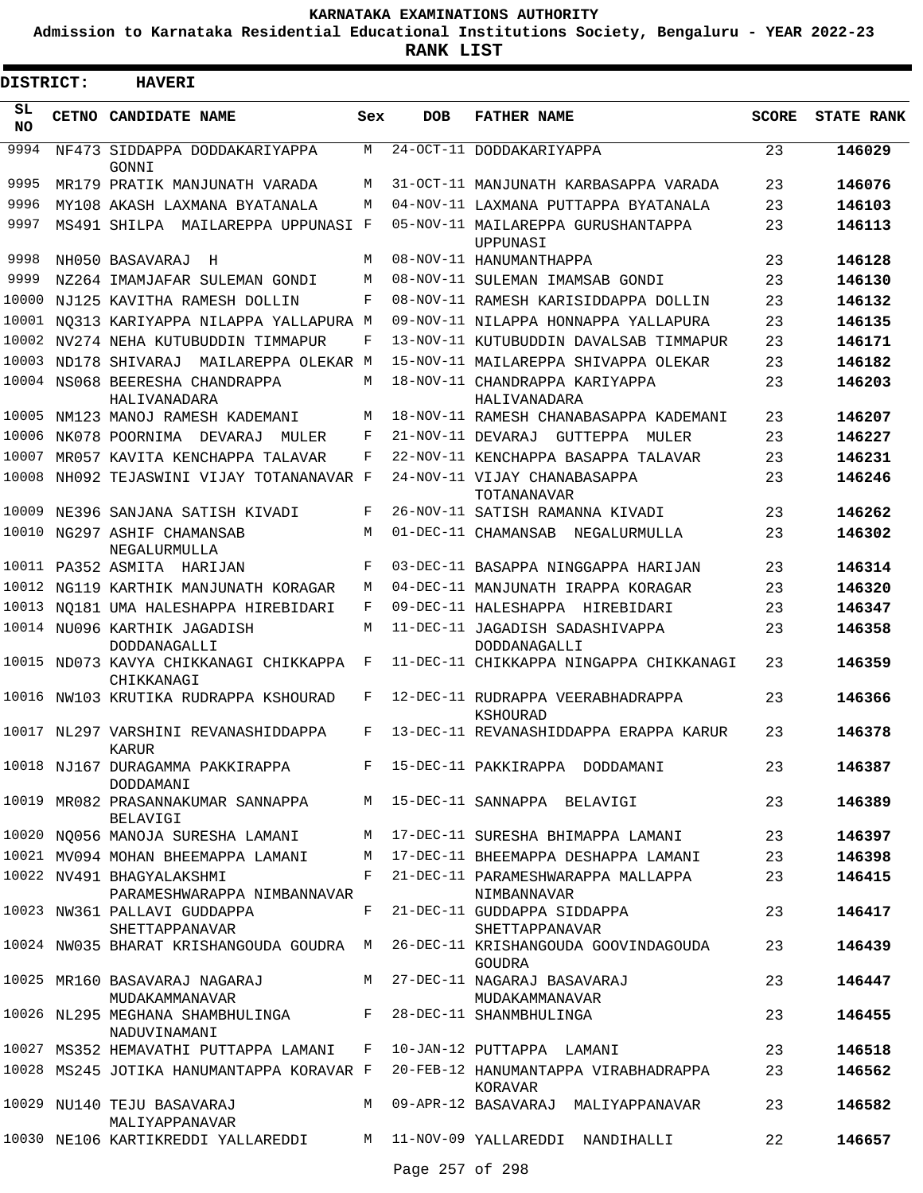**KARNATAKA EXAMINATIONS AUTHORITY**

**Admission to Karnataka Residential Educational Institutions Society, Bengaluru - YEAR 2022-23**

**RANK LIST**

**DISTRICT: HAVERI**

| SL NO | CETNO | CANDIDATE NAME | Sex | DOB | FATHER NAME | SCORE | STATE RANK |
|---|---|---|---|---|---|---|---|
| 9994 | NF473 | SIDDAPPA DODDAKARIYAPPA GONNI | M | 24-OCT-11 | DODDAKARIYAPPA | 23 | **146029** |
| 9995 | MR179 | PRATIK MANJUNATH VARADA | M | 31-OCT-11 | MANJUNATH KARBASAPPA VARADA | 23 | **146076** |
| 9996 | MY108 | AKASH LAXMANA BYATANALA | M | 04-NOV-11 | LAXMANA PUTTAPPA BYATANALA | 23 | **146103** |
| 9997 | MS491 | SHILPA MAILAREPPA UPPUNASI | F | 05-NOV-11 | MAILAREPPA GURUSHANTAPPA UPPUNASI | 23 | **146113** |
| 9998 | NH050 | BASAVARAJ H | M | 08-NOV-11 | HANUMANTHAPPA | 23 | **146128** |
| 9999 | NZ264 | IMAMJAFAR SULEMAN GONDI | M | 08-NOV-11 | SULEMAN IMAMSAB GONDI | 23 | **146130** |
| 10000 | NJ125 | KAVITHA RAMESH DOLLIN | F | 08-NOV-11 | RAMESH KARISIDDAPPA DOLLIN | 23 | **146132** |
| 10001 | NQ313 | KARIYAPPA NILAPPA YALLAPURA | M | 09-NOV-11 | NILAPPA HONNAPPA YALLAPURA | 23 | **146135** |
| 10002 | NV274 | NEHA KUTUBUDDIN TIMMAPUR | F | 13-NOV-11 | KUTUBUDDIN DAVALSAB TIMMAPUR | 23 | **146171** |
| 10003 | ND178 | SHIVARAJ MAILAREPPA OLEKAR | M | 15-NOV-11 | MAILAREPPA SHIVAPPA OLEKAR | 23 | **146182** |
| 10004 | NS068 | BEERESHA CHANDRAPPA HALIVANADARA | M | 18-NOV-11 | CHANDRAPPA KARIYAPPA HALIVANADARA | 23 | **146203** |
| 10005 | NM123 | MANOJ RAMESH KADEMANI | M | 18-NOV-11 | RAMESH CHANABASAPPA KADEMANI | 23 | **146207** |
| 10006 | NK078 | POORNIMA DEVARAJ MULER | F | 21-NOV-11 | DEVARAJ GUTTEPPA MULER | 23 | **146227** |
| 10007 | MR057 | KAVITA KENCHAPPA TALAVAR | F | 22-NOV-11 | KENCHAPPA BASAPPA TALAVAR | 23 | **146231** |
| 10008 | NH092 | TEJASWINI VIJAY TOTANANAVAR | F | 24-NOV-11 | VIJAY CHANABASAPPA TOTANANAVAR | 23 | **146246** |
| 10009 | NE396 | SANJANA SATISH KIVADI | F | 26-NOV-11 | SATISH RAMANNA KIVADI | 23 | **146262** |
| 10010 | NG297 | ASHIF CHAMANSAB NEGALURMULLA | M | 01-DEC-11 | CHAMANSAB NEGALURMULLA | 23 | **146302** |
| 10011 | PA352 | ASMITA HARIJAN | F | 03-DEC-11 | BASAPPA NINGGAPPA HARIJAN | 23 | **146314** |
| 10012 | NG119 | KARTHIK MANJUNATH KORAGAR | M | 04-DEC-11 | MANJUNATH IRAPPA KORAGAR | 23 | **146320** |
| 10013 | NQ181 | UMA HALESHAPPA HIREBIDARI | F | 09-DEC-11 | HALESHAPPA HIREBIDARI | 23 | **146347** |
| 10014 | NU096 | KARTHIK JAGADISH DODDANAGALLI | M | 11-DEC-11 | JAGADISH SADASHIVAPPA DODDANAGALLI | 23 | **146358** |
| 10015 | ND073 | KAVYA CHIKKANAGI CHIKKAPPA CHIKKANAGI | F | 11-DEC-11 | CHIKKAPPA NINGAPPA CHIKKANAGI | 23 | **146359** |
| 10016 | NW103 | KRUTIKA RUDRAPPA KSHOURAD | F | 12-DEC-11 | RUDRAPPA VEERABHADRAPPA KSHOURAD | 23 | **146366** |
| 10017 | NL297 | VARSHINI REVANASHIDDAPPA KARUR | F | 13-DEC-11 | REVANASHIDDAPPA ERAPPA KARUR | 23 | **146378** |
| 10018 | NJ167 | DURAGAMMA PAKKIRAPPA DODDAMANI | F | 15-DEC-11 | PAKKIRAPPA DODDAMANI | 23 | **146387** |
| 10019 | MR082 | PRASANNAKUMAR SANNAPPA BELAVIGI | M | 15-DEC-11 | SANNAPPA BELAVIGI | 23 | **146389** |
| 10020 | NQ056 | MANOJA SURESHA LAMANI | M | 17-DEC-11 | SURESHA BHIMAPPA LAMANI | 23 | **146397** |
| 10021 | MV094 | MOHAN BHEEMAPPA LAMANI | M | 17-DEC-11 | BHEEMAPPA DESHAPPA LAMANI | 23 | **146398** |
| 10022 | NV491 | BHAGYALAKSHMI PARAMESHWARAPPA NIMBANNAVAR | F | 21-DEC-11 | PARAMESHWARAPPA MALLAPPA NIMBANNAVAR | 23 | **146415** |
| 10023 | NW361 | PALLAVI GUDDAPPA SHETTAPPANAVAR | F | 21-DEC-11 | GUDDAPPA SIDDAPPA SHETTAPPANAVAR | 23 | **146417** |
| 10024 | NW035 | BHARAT KRISHANGOUDA GOUDRA | M | 26-DEC-11 | KRISHANGOUDA GOOVINDAGOUDA GOUDRA | 23 | **146439** |
| 10025 | MR160 | BASAVARAJ NAGARAJ MUDAKAMMANAVAR | M | 27-DEC-11 | NAGARAJ BASAVARAJ MUDAKAMMANAVAR | 23 | **146447** |
| 10026 | NL295 | MEGHANA SHAMBHULINGA NADUVINAMANI | F | 28-DEC-11 | SHANMBHULINGA | 23 | **146455** |
| 10027 | MS352 | HEMAVATHI PUTTAPPA LAMANI | F | 10-JAN-12 | PUTTAPPA LAMANI | 23 | **146518** |
| 10028 | MS245 | JOTIKA HANUMANTAPPA KORAVAR | F | 20-FEB-12 | HANUMANTAPPA VIRABHADRAPPA KORAVAR | 23 | **146562** |
| 10029 | NU140 | TEJU BASAVARAJ MALIYAPPANAVAR | M | 09-APR-12 | BASAVARAJ MALIYAPPANAVAR | 23 | **146582** |
| 10030 | NE106 | KARTIKREDDI YALLAREDDI | M | 11-NOV-09 | YALLAREDDI NANDIHALLI | 22 | **146657** |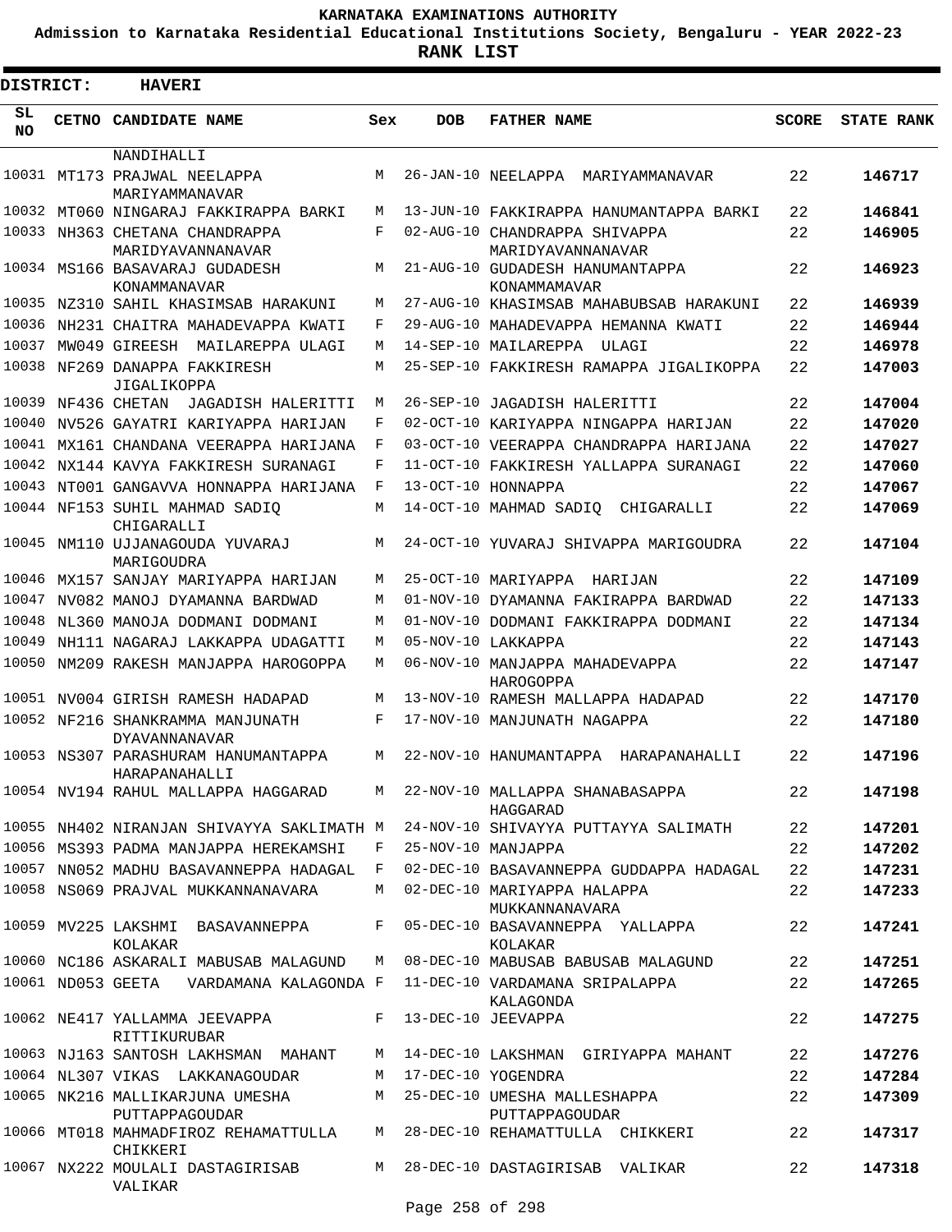**KARNATAKA EXAMINATIONS AUTHORITY**

**Admission to Karnataka Residential Educational Institutions Society, Bengaluru - YEAR 2022-23**

**RANK LIST**

**DISTRICT: HAVERI**

| SL NO | CETNO | CANDIDATE NAME | Sex | DOB | FATHER NAME | SCORE | STATE RANK |
|---|---|---|---|---|---|---|---|
| | | NANDIHALLI | | | | | |
| 10031 | MT173 | PRAJWAL NEELAPPA MARIYAMMANAVAR | M | 26-JAN-10 | NEELAPPA MARIYAMMANAVAR | 22 | 146717 |
| 10032 | MT060 | NINGARAJ FAKKIRAPPA BARKI | M | 13-JUN-10 | FAKKIRAPPA HANUMANTAPPA BARKI | 22 | 146841 |
| 10033 | NH363 | CHETANA CHANDRAPPA MARIDYAVANNANAVAR | F | 02-AUG-10 | CHANDRAPPA SHIVAPPA MARIDYAVANNANAVAR | 22 | 146905 |
| 10034 | MS166 | BASAVARAJ GUDADESH KONAMMANAVAR | M | 21-AUG-10 | GUDADESH HANUMANTAPPA KONAMMAMAVAR | 22 | 146923 |
| 10035 | NZ310 | SAHIL KHASIMSAB HARAKUNI | M | 27-AUG-10 | KHASIMSAB MAHABUBSAB HARAKUNI | 22 | 146939 |
| 10036 | NH231 | CHAITRA MAHADEVAPPA KWATI | F | 29-AUG-10 | MAHADEVAPPA HEMANNA KWATI | 22 | 146944 |
| 10037 | MW049 | GIREESH MAILAREPPA ULAGI | M | 14-SEP-10 | MAILAREPPA ULAGI | 22 | 146978 |
| 10038 | NF269 | DANAPPA FAKKIRESH JIGALIKOPPA | M | 25-SEP-10 | FAKKIRESH RAMAPPA JIGALIKOPPA | 22 | 147003 |
| 10039 | NF436 | CHETAN JAGADISH HALERITTI | M | 26-SEP-10 | JAGADISH HALERITTI | 22 | 147004 |
| 10040 | NV526 | GAYATRI KARIYAPPA HARIJAN | F | 02-OCT-10 | KARIYAPPA NINGAPPA HARIJAN | 22 | 147020 |
| 10041 | MX161 | CHANDANA VEERAPPA HARIJANA | F | 03-OCT-10 | VEERAPPA CHANDRAPPA HARIJANA | 22 | 147027 |
| 10042 | NX144 | KAVYA FAKKIRESH SURANAGI | F | 11-OCT-10 | FAKKIRESH YALLAPPA SURANAGI | 22 | 147060 |
| 10043 | NT001 | GANGAVVA HONNAPPA HARIJANA | F | 13-OCT-10 | HONNAPPA | 22 | 147067 |
| 10044 | NF153 | SUHIL MAHMAD SADIQ CHIGARALLI | M | 14-OCT-10 | MAHMAD SADIQ CHIGARALLI | 22 | 147069 |
| 10045 | NM110 | UJJANAGOUDA YUVARAJ MARIGOUDRA | M | 24-OCT-10 | YUVARAJ SHIVAPPA MARIGOUDRA | 22 | 147104 |
| 10046 | MX157 | SANJAY MARIYAPPA HARIJAN | M | 25-OCT-10 | MARIYAPPA HARIJAN | 22 | 147109 |
| 10047 | NV082 | MANOJ DYAMANNA BARDWAD | M | 01-NOV-10 | DYAMANNA FAKIRAPPA BARDWAD | 22 | 147133 |
| 10048 | NL360 | MANOJA DODMANI DODMANI | M | 01-NOV-10 | DODMANI FAKKIRAPPA DODMANI | 22 | 147134 |
| 10049 | NH111 | NAGARAJ LAKKAPPA UDAGATTI | M | 05-NOV-10 | LAKKAPPA | 22 | 147143 |
| 10050 | NM209 | RAKESH MANJAPPA HAROGOPPA | M | 06-NOV-10 | MANJAPPA MAHADEVAPPA HAROGOPPA | 22 | 147147 |
| 10051 | NV004 | GIRISH RAMESH HADAPAD | M | 13-NOV-10 | RAMESH MALLAPPA HADAPAD | 22 | 147170 |
| 10052 | NF216 | SHANKRAMMA MANJUNATH DYAVANNANAVAR | F | 17-NOV-10 | MANJUNATH NAGAPPA | 22 | 147180 |
| 10053 | NS307 | PARASHURAM HANUMANTAPPA HARAPANAHALLI | M | 22-NOV-10 | HANUMANTAPPA HARAPANAHALLI | 22 | 147196 |
| 10054 | NV194 | RAHUL MALLAPPA HAGGARAD | M | 22-NOV-10 | MALLAPPA SHANABASAPPA HAGGARAD | 22 | 147198 |
| 10055 | NH402 | NIRANJAN SHIVAYYA SAKLIMATH | M | 24-NOV-10 | SHIVAYYA PUTTAYYA SALIMATH | 22 | 147201 |
| 10056 | MS393 | PADMA MANJAPPA HEREKAMSHI | F | 25-NOV-10 | MANJAPPA | 22 | 147202 |
| 10057 | NN052 | MADHU BASAVANNEPPA HADAGAL | F | 02-DEC-10 | BASAVANNEPPA GUDDAPPA HADAGAL | 22 | 147231 |
| 10058 | NS069 | PRAJVAL MUKKANNANAVARA | M | 02-DEC-10 | MARIYAPPA HALAPPA MUKKANNANAVARA | 22 | 147233 |
| 10059 | MV225 | LAKSHMI BASAVANNEPPA KOLAKAR | F | 05-DEC-10 | BASAVANNEPPA YALLAPPA KOLAKAR | 22 | 147241 |
| 10060 | NC186 | ASKARALI MABUSAB MALAGUND | M | 08-DEC-10 | MABUSAB BABUSAB MALAGUND | 22 | 147251 |
| 10061 | ND053 | GEETA VARDAMANA KALAGONDA | F | 11-DEC-10 | VARDAMANA SRIPALAPPA KALAGONDA | 22 | 147265 |
| 10062 | NE417 | YALLAMMA JEEVAPPA RITTIKURUBAR | F | 13-DEC-10 | JEEVAPPA | 22 | 147275 |
| 10063 | NJ163 | SANTOSH LAKHSMAN MAHANT | M | 14-DEC-10 | LAKSHMAN GIRIYAPPA MAHANT | 22 | 147276 |
| 10064 | NL307 | VIKAS LAKKANAGOUDAR | M | 17-DEC-10 | YOGENDRA | 22 | 147284 |
| 10065 | NK216 | MALLIKARJUNA UMESHA PUTTAPPAGOUDAR | M | 25-DEC-10 | UMESHA MALLESHAPPA PUTTAPPAGOUDAR | 22 | 147309 |
| 10066 | MT018 | MAHMADFIROZ REHAMATTULLA CHIKKERI | M | 28-DEC-10 | REHAMATTULLA CHIKKERI | 22 | 147317 |
| 10067 | NX222 | MOULALI DASTAGIRISAB VALIKAR | M | 28-DEC-10 | DASTAGIRISAB VALIKAR | 22 | 147318 |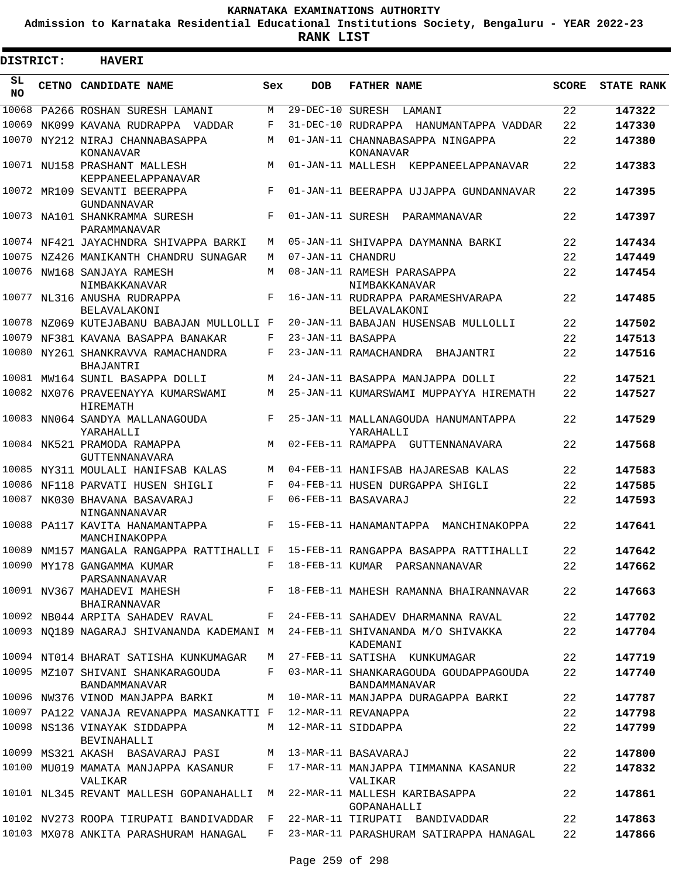# KARNATAKA EXAMINATIONS AUTHORITY

**Admission to Karnataka Residential Educational Institutions Society, Bengaluru - YEAR 2022-23**

**RANK LIST**

**DISTRICT: HAVERI**

| SL NO | CETNO | CANDIDATE NAME | Sex | DOB | FATHER NAME | SCORE | STATE RANK |
|---|---|---|---|---|---|---|---|
| 10068 | PA266 | ROSHAN SURESH LAMANI | M | 29-DEC-10 | SURESH LAMANI | 22 | 147322 |
| 10069 | NK099 | KAVANA RUDRAPPA VADDAR | F | 31-DEC-10 | RUDRAPPA HANUMANTAPPA VADDAR | 22 | 147330 |
| 10070 | NY212 | NIRAJ CHANNABASAPPA KONANAVAR | M | 01-JAN-11 | CHANNABASAPPA NINGAPPA KONANAVAR | 22 | 147380 |
| 10071 | NU158 | PRASHANT MALLESH KEPPANEELAPPANAVAR | M | 01-JAN-11 | MALLESH KEPPANEELAPPANAVAR | 22 | 147383 |
| 10072 | MR109 | SEVANTI BEERAPPA GUNDANNAVAR | F | 01-JAN-11 | BEERAPPA UJJAPPA GUNDANNAVAR | 22 | 147395 |
| 10073 | NA101 | SHANKRAMMA SURESH PARAMMANAVAR | F | 01-JAN-11 | SURESH PARAMMANAVAR | 22 | 147397 |
| 10074 | NF421 | JAYACHNDRA SHIVAPPA BARKI | M | 05-JAN-11 | SHIVAPPA DAYMANNA BARKI | 22 | 147434 |
| 10075 | NZ426 | MANIKANTH CHANDRU SUNAGAR | M | 07-JAN-11 | CHANDRU | 22 | 147449 |
| 10076 | NW168 | SANJAYA RAMESH NIMBAKKANAVAR | M | 08-JAN-11 | RAMESH PARASAPPA NIMBAKKANAVAR | 22 | 147454 |
| 10077 | NL316 | ANUSHA RUDRAPPA BELAVALAKONI | F | 16-JAN-11 | RUDRAPPA PARAMESHVARAPA BELAVALAKONI | 22 | 147485 |
| 10078 | NZ069 | KUTEJABANU BABAJAN MULLOLLI | F | 20-JAN-11 | BABAJAN HUSENSAB MULLOLLI | 22 | 147502 |
| 10079 | NF381 | KAVANA BASAPPA BANAKAR | F | 23-JAN-11 | BASAPPA | 22 | 147513 |
| 10080 | NY261 | SHANKRAVVA RAMACHANDRA BHAJANTRI | F | 23-JAN-11 | RAMACHANDRA BHAJANTRI | 22 | 147516 |
| 10081 | MW164 | SUNIL BASAPPA DOLLI | M | 24-JAN-11 | BASAPPA MANJAPPA DOLLI | 22 | 147521 |
| 10082 | NX076 | PRAVEENAYYA KUMARSWAMI HIREMATH | M | 25-JAN-11 | KUMARSWAMI MUPPAYYA HIREMATH | 22 | 147527 |
| 10083 | NN064 | SANDYA MALLANAGOUDA YARAHALLI | F | 25-JAN-11 | MALLANAGOUDA HANUMANTAPPA YARAHALLI | 22 | 147529 |
| 10084 | NK521 | PRAMODA RAMAPPA GUTTENNANAVARA | M | 02-FEB-11 | RAMAPPA GUTTENNANAVARA | 22 | 147568 |
| 10085 | NY311 | MOULALI HANIFSAB KALAS | M | 04-FEB-11 | HANIFSAB HAJARESAB KALAS | 22 | 147583 |
| 10086 | NF118 | PARVATI HUSEN SHIGLI | F | 04-FEB-11 | HUSEN DURGAPPA SHIGLI | 22 | 147585 |
| 10087 | NK030 | BHAVANA BASAVARAJ NINGANNANAVAR | F | 06-FEB-11 | BASAVARAJ | 22 | 147593 |
| 10088 | PA117 | KAVITA HANAMANTAPPA MANCHINAKOPPA | F | 15-FEB-11 | HANAMANTAPPA MANCHINAKOPPA | 22 | 147641 |
| 10089 | NM157 | MANGALA RANGAPPA RATTIHALLI | F | 15-FEB-11 | RANGAPPA BASAPPA RATTIHALLI | 22 | 147642 |
| 10090 | MY178 | GANGAMMA KUMAR PARSANNANAVAR | F | 18-FEB-11 | KUMAR PARSANNANAVAR | 22 | 147662 |
| 10091 | NV367 | MAHADEVI MAHESH BHAIRANNAVAR | F | 18-FEB-11 | MAHESH RAMANNA BHAIRANNAVAR | 22 | 147663 |
| 10092 | NB044 | ARPITA SAHADEV RAVAL | F | 24-FEB-11 | SAHADEV DHARMANNA RAVAL | 22 | 147702 |
| 10093 | NQ189 | NAGARAJ SHIVANANDA KADEMANI | M | 24-FEB-11 | SHIVANANDA M/O SHIVAKKA KADEMANI | 22 | 147704 |
| 10094 | NT014 | BHARAT SATISHA KUNKUMAGAR | M | 27-FEB-11 | SATISHA KUNKUMAGAR | 22 | 147719 |
| 10095 | MZ107 | SHIVANI SHANKARAGOUDA BANDAMMANAVAR | F | 03-MAR-11 | SHANKARAGOUDA GOUDAPPAGOUDA BANDAMMANAVAR | 22 | 147740 |
| 10096 | NW376 | VINOD MANJAPPA BARKI | M | 10-MAR-11 | MANJAPPA DURAGAPPA BARKI | 22 | 147787 |
| 10097 | PA122 | VANAJA REVANAPPA MASANKATTI | F | 12-MAR-11 | REVANAPPA | 22 | 147798 |
| 10098 | NS136 | VINAYAK SIDDAPPA BEVINAHALLI | M | 12-MAR-11 | SIDDAPPA | 22 | 147799 |
| 10099 | MS321 | AKASH BASAVARAJ PASI | M | 13-MAR-11 | BASAVARAJ | 22 | 147800 |
| 10100 | MU019 | MAMATA MANJAPPA KASANUR VALIKAR | F | 17-MAR-11 | MANJAPPA TIMMANNA KASANUR VALIKAR | 22 | 147832 |
| 10101 | NL345 | REVANT MALLESH GOPANAHALLI | M | 22-MAR-11 | MALLESH KARIBASAPPA GOPANAHALLI | 22 | 147861 |
| 10102 | NV273 | ROOPA TIRUPATI BANDIVADDAR | F | 22-MAR-11 | TIRUPATI BANDIVADDAR | 22 | 147863 |
| 10103 | MX078 | ANKITA PARASHURAM HANAGAL | F | 23-MAR-11 | PARASHURAM SATIRAPPA HANAGAL | 22 | 147866 |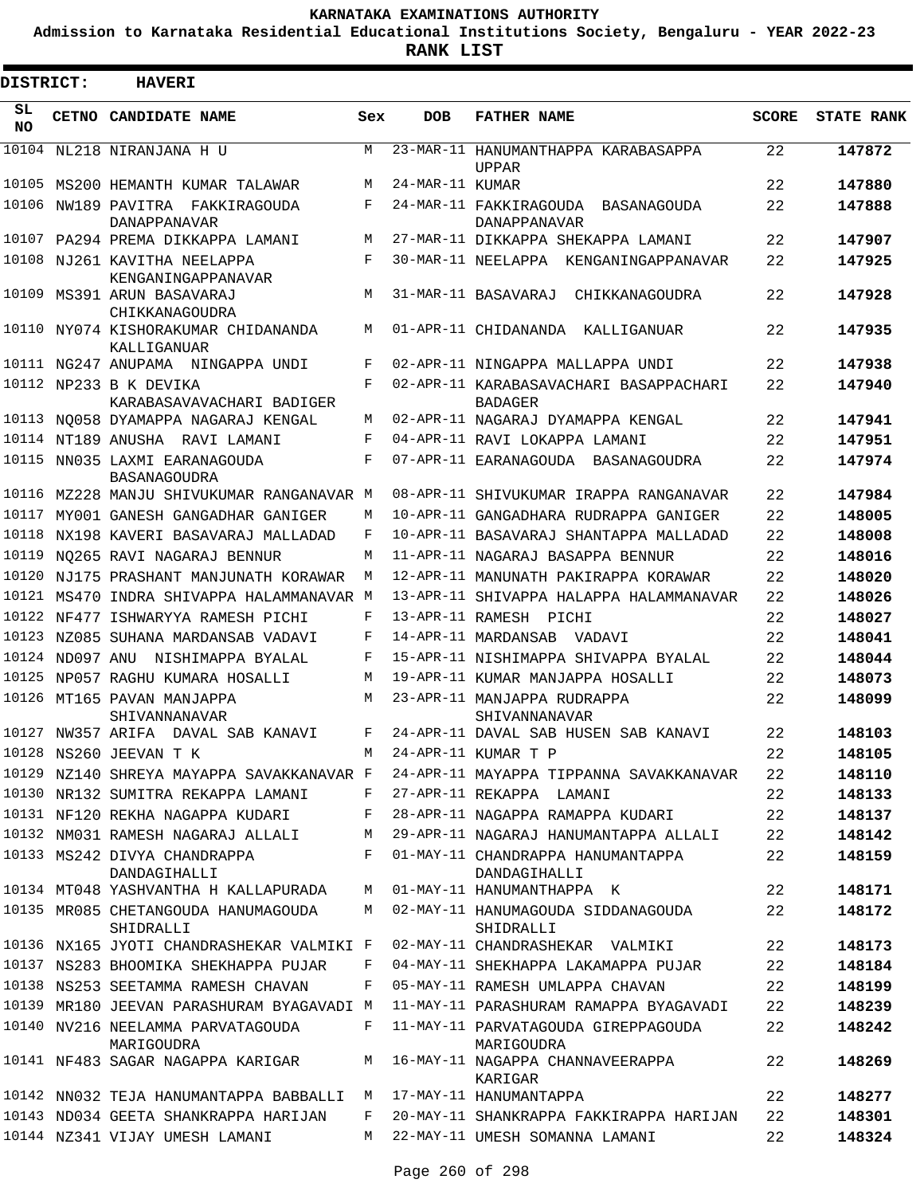# KARNATAKA EXAMINATIONS AUTHORITY

**Admission to Karnataka Residential Educational Institutions Society, Bengaluru - YEAR 2022-23**

**RANK LIST**

**DISTRICT: HAVERI**

| SL NO | CETNO | CANDIDATE NAME | Sex | DOB | FATHER NAME | SCORE | STATE RANK |
|---|---|---|---|---|---|---|---|
| 10104 | NL218 | NIRANJANA H U | M | 23-MAR-11 | HANUMANTHAPPA KARABASAPPA UPPAR | 22 | 147872 |
| 10105 | MS200 | HEMANTH KUMAR TALAWAR | M | 24-MAR-11 | KUMAR | 22 | 147880 |
| 10106 | NW189 | PAVITRA FAKKIRAGOUDA DANAPPANAVAR | F | 24-MAR-11 | FAKKIRAGOUDA BASANAGOUDA DANAPPANAVAR | 22 | 147888 |
| 10107 | PA294 | PREMA DIKKAPPA LAMANI | M | 27-MAR-11 | DIKKAPPA SHEKAPPA LAMANI | 22 | 147907 |
| 10108 | NJ261 | KAVITHA NEELAPPA KENGANINGAPPANAVAR | F | 30-MAR-11 | NEELAPPA KENGANINGAPPANAVAR | 22 | 147925 |
| 10109 | MS391 | ARUN BASAVARAJ CHIKKANAGOUDRA | M | 31-MAR-11 | BASAVARAJ CHIKKANAGOUDRA | 22 | 147928 |
| 10110 | NY074 | KISHORAKUMAR CHIDANANDA KALLIGANUAR | M | 01-APR-11 | CHIDANANDA KALLIGANUAR | 22 | 147935 |
| 10111 | NG247 | ANUPAMA NINGAPPA UNDI | F | 02-APR-11 | NINGAPPA MALLAPPA UNDI | 22 | 147938 |
| 10112 | NP233 | B K DEVIKA KARABASAVAVACHARI BADIGER | F | 02-APR-11 | KARABASAVACHARI BASAPPACHARI BADAGER | 22 | 147940 |
| 10113 | NQ058 | DYAMAPPA NAGARAJ KENGAL | M | 02-APR-11 | NAGARAJ DYAMAPPA KENGAL | 22 | 147941 |
| 10114 | NT189 | ANUSHA RAVI LAMANI | F | 04-APR-11 | RAVI LOKAPPA LAMANI | 22 | 147951 |
| 10115 | NN035 | LAXMI EARANAGOUDA BASANAGOUDRA | F | 07-APR-11 | EARANAGOUDA BASANAGOUDRA | 22 | 147974 |
| 10116 | MZ228 | MANJU SHIVUKUMAR RANGANAVAR | M | 08-APR-11 | SHIVUKUMAR IRAPPA RANGANAVAR | 22 | 147984 |
| 10117 | MY001 | GANESH GANGADHAR GANIGER | M | 10-APR-11 | GANGADHARA RUDRAPPA GANIGER | 22 | 148005 |
| 10118 | NX198 | KAVERI BASAVARAJ MALLADAD | F | 10-APR-11 | BASAVARAJ SHANTAPPA MALLADAD | 22 | 148008 |
| 10119 | NQ265 | RAVI NAGARAJ BENNUR | M | 11-APR-11 | NAGARAJ BASAPPA BENNUR | 22 | 148016 |
| 10120 | NJ175 | PRASHANT MANJUNATH KORAWAR | M | 12-APR-11 | MANUNATH PAKIRAPPA KORAWAR | 22 | 148020 |
| 10121 | MS470 | INDRA SHIVAPPA HALAMMANAVAR | M | 13-APR-11 | SHIVAPPA HALAPPA HALAMMANAVAR | 22 | 148026 |
| 10122 | NF477 | ISHWARYYA RAMESH PICHI | F | 13-APR-11 | RAMESH PICHI | 22 | 148027 |
| 10123 | NZ085 | SUHANA MARDANSAB VADAVI | F | 14-APR-11 | MARDANSAB VADAVI | 22 | 148041 |
| 10124 | ND097 | ANU NISHIMAPPA BYALAL | F | 15-APR-11 | NISHIMAPPA SHIVAPPA BYALAL | 22 | 148044 |
| 10125 | NP057 | RAGHU KUMARA HOSALLI | M | 19-APR-11 | KUMAR MANJAPPA HOSALLI | 22 | 148073 |
| 10126 | MT165 | PAVAN MANJAPPA SHIVANNANAVAR | M | 23-APR-11 | MANJAPPA RUDRAPPA SHIVANNANAVAR | 22 | 148099 |
| 10127 | NW357 | ARIFA DAVAL SAB KANAVI | F | 24-APR-11 | DAVAL SAB HUSEN SAB KANAVI | 22 | 148103 |
| 10128 | NS260 | JEEVAN T K | M | 24-APR-11 | KUMAR T P | 22 | 148105 |
| 10129 | NZ140 | SHREYA MAYAPPA SAVAKKANAVAR | F | 24-APR-11 | MAYAPPA TIPPANNA SAVAKKANAVAR | 22 | 148110 |
| 10130 | NR132 | SUMITRA REKAPPA LAMANI | F | 27-APR-11 | REKAPPA LAMANI | 22 | 148133 |
| 10131 | NF120 | REKHA NAGAPPA KUDARI | F | 28-APR-11 | NAGAPPA RAMAPPA KUDARI | 22 | 148137 |
| 10132 | NM031 | RAMESH NAGARAJ ALLALI | M | 29-APR-11 | NAGARAJ HANUMANTAPPA ALLALI | 22 | 148142 |
| 10133 | MS242 | DIVYA CHANDRAPPA DANDAGIHALLI | F | 01-MAY-11 | CHANDRAPPA HANUMANTAPPA DANDAGIHALLI | 22 | 148159 |
| 10134 | MT048 | YASHVANTHA H KALLAPURADA | M | 01-MAY-11 | HANUMANTHAPPA K | 22 | 148171 |
| 10135 | MR085 | CHETANGOUDA HANUMAGOUDA SHIDRALLI | M | 02-MAY-11 | HANUMAGOUDA SIDDANAGOUDA SHIDRALLI | 22 | 148172 |
| 10136 | NX165 | JYOTI CHANDRASHEKAR VALMIKI | F | 02-MAY-11 | CHANDRASHEKAR VALMIKI | 22 | 148173 |
| 10137 | NS283 | BHOOMIKA SHEKHAPPA PUJAR | F | 04-MAY-11 | SHEKHAPPA LAKAMAPPA PUJAR | 22 | 148184 |
| 10138 | NS253 | SEETAMMA RAMESH CHAVAN | F | 05-MAY-11 | RAMESH UMLAPPA CHAVAN | 22 | 148199 |
| 10139 | MR180 | JEEVAN PARASHURAM BYAGAVADI | M | 11-MAY-11 | PARASHURAM RAMAPPA BYAGAVADI | 22 | 148239 |
| 10140 | NV216 | NEELAMMA PARVATAGOUDA MARIGOUDRA | F | 11-MAY-11 | PARVATAGOUDA GIREPPAGOUDA MARIGOUDRA | 22 | 148242 |
| 10141 | NF483 | SAGAR NAGAPPA KARIGAR | M | 16-MAY-11 | NAGAPPA CHANNAVEERAPPA KARIGAR | 22 | 148269 |
| 10142 | NN032 | TEJA HANUMANTAPPA BABBALLI | M | 17-MAY-11 | HANUMANTAPPA | 22 | 148277 |
| 10143 | ND034 | GEETA SHANKRAPPA HARIJAN | F | 20-MAY-11 | SHANKRAPPA FAKKIRAPPA HARIJAN | 22 | 148301 |
| 10144 | NZ341 | VIJAY UMESH LAMANI | M | 22-MAY-11 | UMESH SOMANNA LAMANI | 22 | 148324 |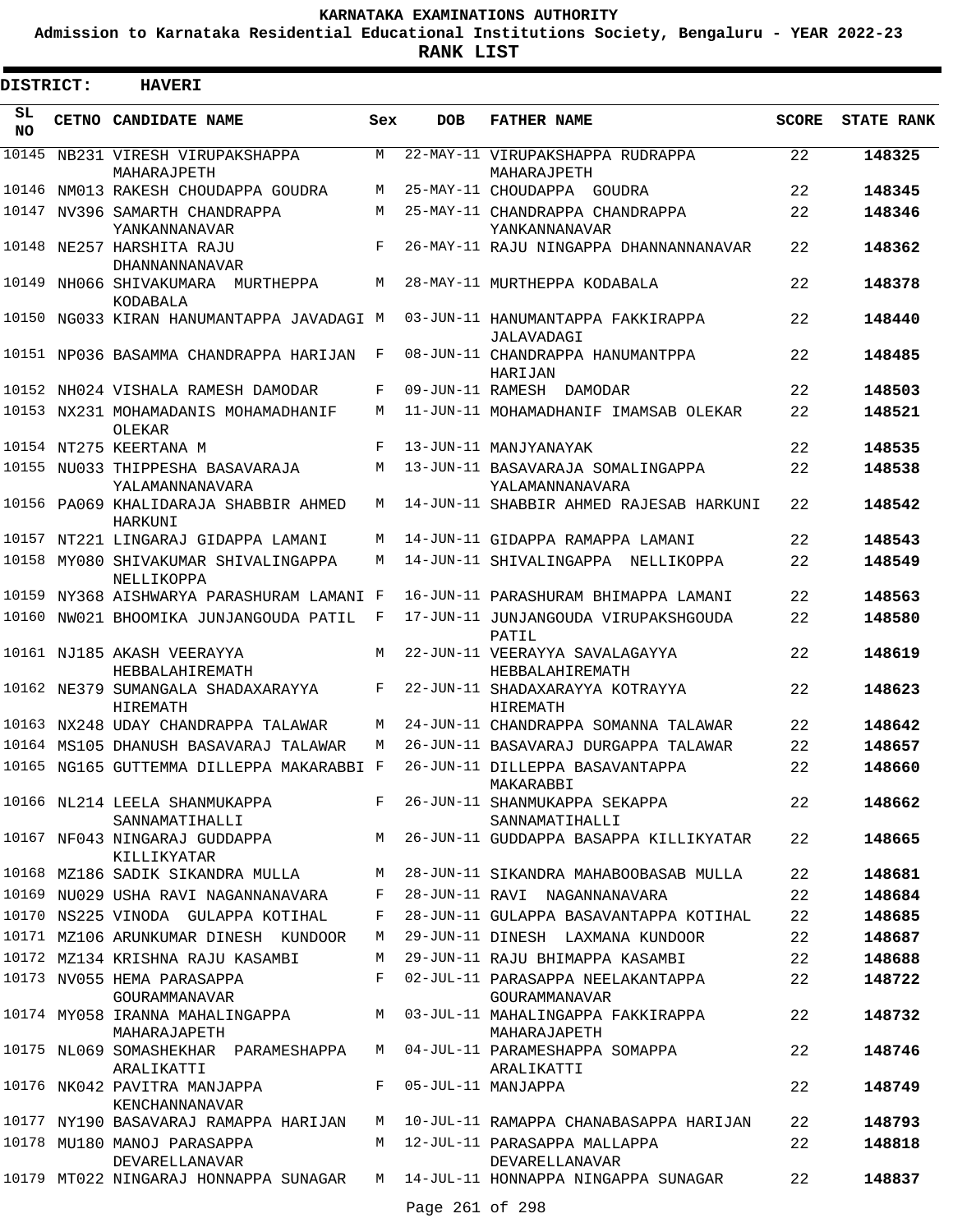# KARNATAKA EXAMINATIONS AUTHORITY

## Admission to Karnataka Residential Educational Institutions Society, Bengaluru - YEAR 2022-23

## RANK LIST

**DISTRICT: HAVERI**

| SL NO | CETNO | CANDIDATE NAME | Sex | DOB | FATHER NAME | SCORE | STATE RANK |
|---|---|---|---|---|---|---|---|
| 10145 | NB231 | VIRESH VIRUPAKSHAPPA MAHARAJPETH | M | 22-MAY-11 | VIRUPAKSHAPPA RUDRAPPA MAHARAJPETH | 22 | **148325** |
| 10146 | NM013 | RAKESH CHOUDAPPA GOUDRA | M | 25-MAY-11 | CHOUDAPPA GOUDRA | 22 | **148345** |
| 10147 | NV396 | SAMARTH CHANDRAPPA YANKANNANAVAR | M | 25-MAY-11 | CHANDRAPPA CHANDRAPPA YANKANNANAVAR | 22 | **148346** |
| 10148 | NE257 | HARSHITA RAJU DHANNANNANAVAR | F | 26-MAY-11 | RAJU NINGAPPA DHANNANNANAVAR | 22 | **148362** |
| 10149 | NH066 | SHIVAKUMARA MURTHEPPA KODABALA | M | 28-MAY-11 | MURTHEPPA KODABALA | 22 | **148378** |
| 10150 | NG033 | KIRAN HANUMANTAPPA JAVADAGI | M | 03-JUN-11 | HANUMANTAPPA FAKKIRAPPA JALAVADAGI | 22 | **148440** |
| 10151 | NP036 | BASAMMA CHANDRAPPA HARIJAN | F | 08-JUN-11 | CHANDRAPPA HANUMANTPPA HARIJAN | 22 | **148485** |
| 10152 | NH024 | VISHALA RAMESH DAMODAR | F | 09-JUN-11 | RAMESH DAMODAR | 22 | **148503** |
| 10153 | NX231 | MOHAMADANIS MOHAMADHANIF OLEKAR | M | 11-JUN-11 | MOHAMADHANIF IMAMSAB OLEKAR | 22 | **148521** |
| 10154 | NT275 | KEERTANA M | F | 13-JUN-11 | MANJYANAYAK | 22 | **148535** |
| 10155 | NU033 | THIPPESHA BASAVARAJA YALAMANNANAVARA | M | 13-JUN-11 | BASAVARAJA SOMALINGAPPA YALAMANNANAVARA | 22 | **148538** |
| 10156 | PA069 | KHALIDARAJA SHABBIR AHMED HARKUNI | M | 14-JUN-11 | SHABBIR AHMED RAJESAB HARKUNI | 22 | **148542** |
| 10157 | NT221 | LINGARAJ GIDAPPA LAMANI | M | 14-JUN-11 | GIDAPPA RAMAPPA LAMANI | 22 | **148543** |
| 10158 | MY080 | SHIVAKUMAR SHIVALINGAPPA NELLIKOPPA | M | 14-JUN-11 | SHIVALINGAPPA NELLIKOPPA | 22 | **148549** |
| 10159 | NY368 | AISHWARYA PARASHURAM LAMANI | F | 16-JUN-11 | PARASHURAM BHIMAPPA LAMANI | 22 | **148563** |
| 10160 | NW021 | BHOOMIKA JUNJANGOUDA PATIL | F | 17-JUN-11 | JUNJANGOUDA VIRUPAKSHGOUDA PATIL | 22 | **148580** |
| 10161 | NJ185 | AKASH VEERAYYA HEBBALAHIREMATH | M | 22-JUN-11 | VEERAYYA SAVALAGAYYA HEBBALAHIREMATH | 22 | **148619** |
| 10162 | NE379 | SUMANGALA SHADAXARAYYA HIREMATH | F | 22-JUN-11 | SHADAXARAYYA KOTRAYYA HIREMATH | 22 | **148623** |
| 10163 | NX248 | UDAY CHANDRAPPA TALAWAR | M | 24-JUN-11 | CHANDRAPPA SOMANNA TALAWAR | 22 | **148642** |
| 10164 | MS105 | DHANUSH BASAVARAJ TALAWAR | M | 26-JUN-11 | BASAVARAJ DURGAPPA TALAWAR | 22 | **148657** |
| 10165 | NG165 | GUTTEMMA DILLEPPA MAKARABBI | F | 26-JUN-11 | DILLEPPA BASAVANTAPPA MAKARABBI | 22 | **148660** |
| 10166 | NL214 | LEELA SHANMUKAPPA SANNAMATIHALLI | F | 26-JUN-11 | SHANMUKAPPA SEKAPPA SANNAMATIHALLI | 22 | **148662** |
| 10167 | NF043 | NINGARAJ GUDDAPPA KILLIKYATAR | M | 26-JUN-11 | GUDDAPPA BASAPPA KILLIKYATAR | 22 | **148665** |
| 10168 | MZ186 | SADIK SIKANDRA MULLA | M | 28-JUN-11 | SIKANDRA MAHABOOBASAB MULLA | 22 | **148681** |
| 10169 | NU029 | USHA RAVI NAGANNANAVARA | F | 28-JUN-11 | RAVI NAGANNANAVARA | 22 | **148684** |
| 10170 | NS225 | VINODA GULAPPA KOTIHAL | F | 28-JUN-11 | GULAPPA BASAVANTAPPA KOTIHAL | 22 | **148685** |
| 10171 | MZ106 | ARUNKUMAR DINESH KUNDOOR | M | 29-JUN-11 | DINESH LAXMANA KUNDOOR | 22 | **148687** |
| 10172 | MZ134 | KRISHNA RAJU KASAMBI | M | 29-JUN-11 | RAJU BHIMAPPA KASAMBI | 22 | **148688** |
| 10173 | NV055 | HEMA PARASAPPA GOURAMMANAVAR | F | 02-JUL-11 | PARASAPPA NEELAKANTAPPA GOURAMMANAVAR | 22 | **148722** |
| 10174 | MY058 | IRANNA MAHALINGAPPA MAHARAJAPETH | M | 03-JUL-11 | MAHALINGAPPA FAKKIRAPPA MAHARAJAPETH | 22 | **148732** |
| 10175 | NL069 | SOMASHEKHAR PARAMESHAPPA ARALIKATTI | M | 04-JUL-11 | PARAMESHAPPA SOMAPPA ARALIKATTI | 22 | **148746** |
| 10176 | NK042 | PAVITRA MANJAPPA KENCHANNANAVAR | F | 05-JUL-11 | MANJAPPA | 22 | **148749** |
| 10177 | NY190 | BASAVARAJ RAMAPPA HARIJAN | M | 10-JUL-11 | RAMAPPA CHANABASAPPA HARIJAN | 22 | **148793** |
| 10178 | MU180 | MANOJ PARASAPPA DEVARELLANAVAR | M | 12-JUL-11 | PARASAPPA MALLAPPA DEVARELLANAVAR | 22 | **148818** |
| 10179 | MT022 | NINGARAJ HONNAPPA SUNAGAR | M | 14-JUL-11 | HONNAPPA NINGAPPA SUNAGAR | 22 | **148837** |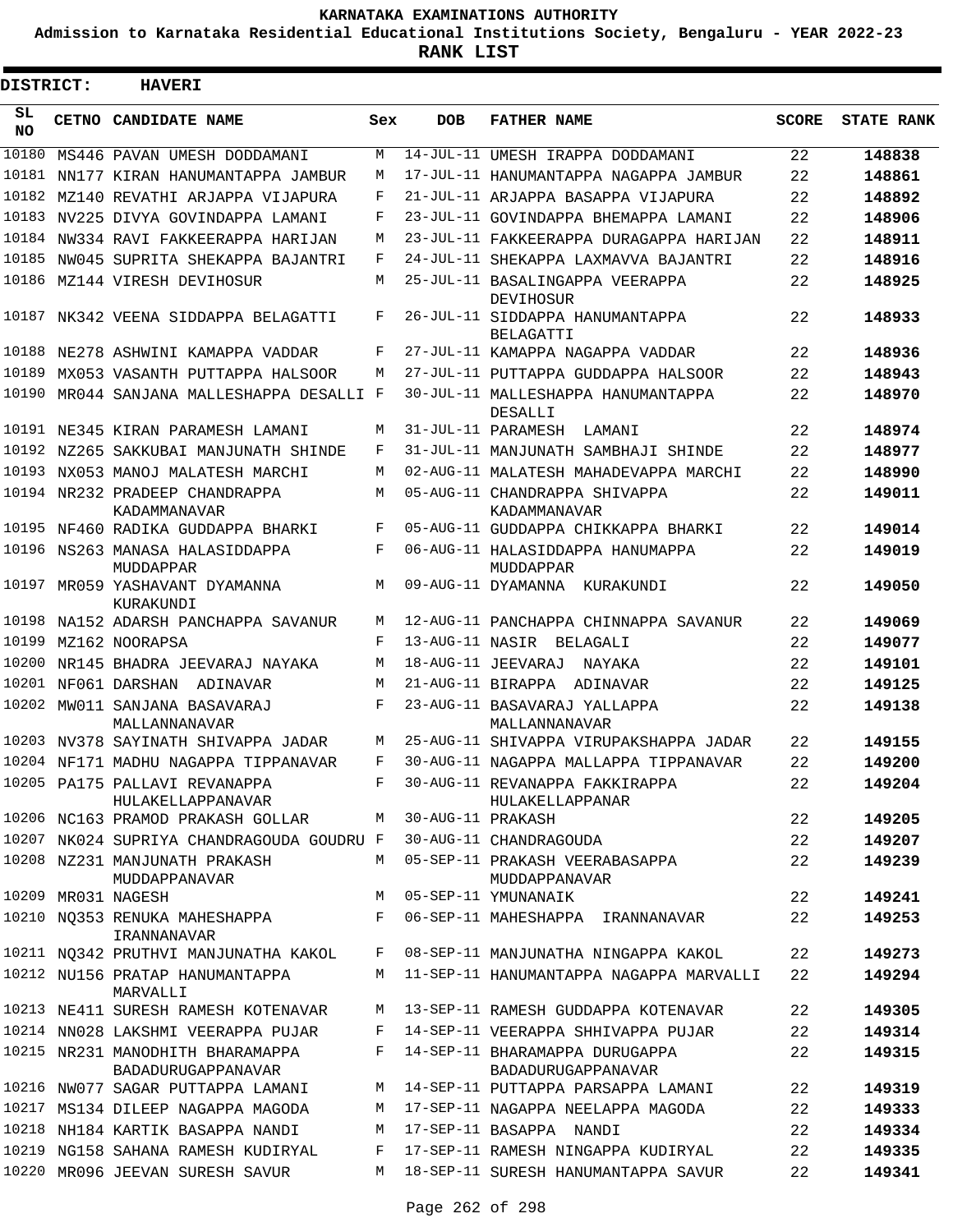KARNATAKA EXAMINATIONS AUTHORITY

Admission to Karnataka Residential Educational Institutions Society, Bengaluru - YEAR 2022-23

**RANK LIST**

**DISTRICT: HAVERI**

| SL NO | CETNO | CANDIDATE NAME | Sex | DOB | FATHER NAME | SCORE | STATE RANK |
|---|---|---|---|---|---|---|---|
| 10180 | MS446 | PAVAN UMESH DODDAMANI | M | 14-JUL-11 | UMESH IRAPPA DODDAMANI | 22 | 148838 |
| 10181 | NN177 | KIRAN HANUMANTAPPA JAMBUR | M | 17-JUL-11 | HANUMANTAPPA NAGAPPA JAMBUR | 22 | 148861 |
| 10182 | MZ140 | REVATHI ARJAPPA VIJAPURA | F | 21-JUL-11 | ARJAPPA BASAPPA VIJAPURA | 22 | 148892 |
| 10183 | NV225 | DIVYA GOVINDAPPA LAMANI | F | 23-JUL-11 | GOVINDAPPA BHEMAPPA LAMANI | 22 | 148906 |
| 10184 | NW334 | RAVI FAKKEERAPPA HARIJAN | M | 23-JUL-11 | FAKKEERAPPA DURAGAPPA HARIJAN | 22 | 148911 |
| 10185 | NW045 | SUPRITA SHEKAPPA BAJANTRI | F | 24-JUL-11 | SHEKAPPA LAXMAVVA BAJANTRI | 22 | 148916 |
| 10186 | MZ144 | VIRESH DEVIHOSUR | M | 25-JUL-11 | BASALINGAPPA VEERAPPA DEVIHOSUR | 22 | 148925 |
| 10187 | NK342 | VEENA SIDDAPPA BELAGATTI | F | 26-JUL-11 | SIDDAPPA HANUMANTAPPA BELAGATTI | 22 | 148933 |
| 10188 | NE278 | ASHWINI KAMAPPA VADDAR | F | 27-JUL-11 | KAMAPPA NAGAPPA VADDAR | 22 | 148936 |
| 10189 | MX053 | VASANTH PUTTAPPA HALSOOR | M | 27-JUL-11 | PUTTAPPA GUDDAPPA HALSOOR | 22 | 148943 |
| 10190 | MR044 | SANJANA MALLESHAPPA DESALLI | F | 30-JUL-11 | MALLESHAPPA HANUMANTAPPA DESALLI | 22 | 148970 |
| 10191 | NE345 | KIRAN PARAMESH LAMANI | M | 31-JUL-11 | PARAMESH LAMANI | 22 | 148974 |
| 10192 | NZ265 | SAKKUBAI MANJUNATH SHINDE | F | 31-JUL-11 | MANJUNATH SAMBHAJI SHINDE | 22 | 148977 |
| 10193 | NX053 | MANOJ MALATESH MARCHI | M | 02-AUG-11 | MALATESH MAHADEVAPPA MARCHI | 22 | 148990 |
| 10194 | NR232 | PRADEEP CHANDRAPPA KADAMMANAVAR | M | 05-AUG-11 | CHANDRAPPA SHIVAPPA KADAMMANAVAR | 22 | 149011 |
| 10195 | NF460 | RADIKA GUDDAPPA BHARKI | F | 05-AUG-11 | GUDDAPPA CHIKKAPPA BHARKI | 22 | 149014 |
| 10196 | NS263 | MANASA HALASIDDAPPA MUDDAPPAR | F | 06-AUG-11 | HALASIDDAPPA HANUMAPPA MUDDAPPAR | 22 | 149019 |
| 10197 | MR059 | YASHAVANT DYAMANNA KURAKUNDI | M | 09-AUG-11 | DYAMANNA KURAKUNDI | 22 | 149050 |
| 10198 | NA152 | ADARSH PANCHAPPA SAVANUR | M | 12-AUG-11 | PANCHAPPA CHINNAPPA SAVANUR | 22 | 149069 |
| 10199 | MZ162 | NOORAPSA | F | 13-AUG-11 | NASIR BELAGALI | 22 | 149077 |
| 10200 | NR145 | BHADRA JEEVARAJ NAYAKA | M | 18-AUG-11 | JEEVARAJ NAYAKA | 22 | 149101 |
| 10201 | NF061 | DARSHAN ADINAVAR | M | 21-AUG-11 | BIRAPPA ADINAVAR | 22 | 149125 |
| 10202 | MW011 | SANJANA BASAVARAJ MALLANNANAVAR | F | 23-AUG-11 | BASAVARAJ YALLAPPA MALLANNANAVAR | 22 | 149138 |
| 10203 | NV378 | SAYINATH SHIVAPPA JADAR | M | 25-AUG-11 | SHIVAPPA VIRUPAKSHAPPA JADAR | 22 | 149155 |
| 10204 | NF171 | MADHU NAGAPPA TIPPANAVAR | F | 30-AUG-11 | NAGAPPA MALLAPPA TIPPANAVAR | 22 | 149200 |
| 10205 | PA175 | PALLAVI REVANAPPA HULAKELLAPPANAVAR | F | 30-AUG-11 | REVANAPPA FAKKIRAPPA HULAKELLAPPANAR | 22 | 149204 |
| 10206 | NC163 | PRAMOD PRAKASH GOLLAR | M | 30-AUG-11 | PRAKASH | 22 | 149205 |
| 10207 | NK024 | SUPRIYA CHANDRAGOUDA GOUDRU | F | 30-AUG-11 | CHANDRAGOUDA | 22 | 149207 |
| 10208 | NZ231 | MANJUNATH PRAKASH MUDDAPPANAVAR | M | 05-SEP-11 | PRAKASH VEERABASAPPA MUDDAPPANAVAR | 22 | 149239 |
| 10209 | MR031 | NAGESH | M | 05-SEP-11 | YMUNANAIK | 22 | 149241 |
| 10210 | NQ353 | RENUKA MAHESHAPPA IRANNANAVAR | F | 06-SEP-11 | MAHESHAPPA IRANNANAVAR | 22 | 149253 |
| 10211 | NQ342 | PRUTHVI MANJUNATHA KAKOL | F | 08-SEP-11 | MANJUNATHA NINGAPPA KAKOL | 22 | 149273 |
| 10212 | NU156 | PRATAP HANUMANTAPPA MARVALLI | M | 11-SEP-11 | HANUMANTAPPA NAGAPPA MARVALLI | 22 | 149294 |
| 10213 | NE411 | SURESH RAMESH KOTENAVAR | M | 13-SEP-11 | RAMESH GUDDAPPA KOTENAVAR | 22 | 149305 |
| 10214 | NN028 | LAKSHMI VEERAPPA PUJAR | F | 14-SEP-11 | VEERAPPA SHHIVAPPA PUJAR | 22 | 149314 |
| 10215 | NR231 | MANODHITH BHARAMAPPA BADADURUGAPPANAVAR | F | 14-SEP-11 | BHARAMAPPA DURUGAPPA BADADURUGAPPANAVAR | 22 | 149315 |
| 10216 | NW077 | SAGAR PUTTAPPA LAMANI | M | 14-SEP-11 | PUTTAPPA PARSAPPA LAMANI | 22 | 149319 |
| 10217 | MS134 | DILEEP NAGAPPA MAGODA | M | 17-SEP-11 | NAGAPPA NEELAPPA MAGODA | 22 | 149333 |
| 10218 | NH184 | KARTIK BASAPPA NANDI | M | 17-SEP-11 | BASAPPA NANDI | 22 | 149334 |
| 10219 | NG158 | SAHANA RAMESH KUDIRYAL | F | 17-SEP-11 | RAMESH NINGAPPA KUDIRYAL | 22 | 149335 |
| 10220 | MR096 | JEEVAN SURESH SAVUR | M | 18-SEP-11 | SURESH HANUMANTAPPA SAVUR | 22 | 149341 |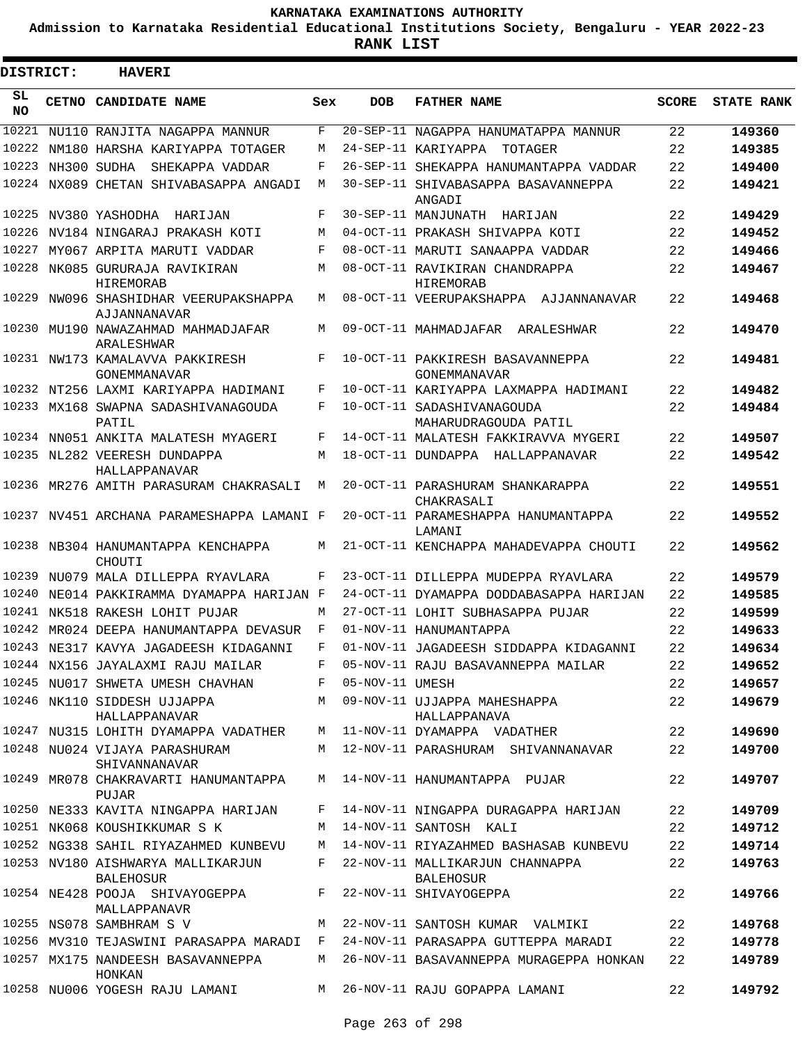# KARNATAKA EXAMINATIONS AUTHORITY

**Admission to Karnataka Residential Educational Institutions Society, Bengaluru - YEAR 2022-23**

**RANK LIST**

**DISTRICT: HAVERI**

| SL NO | CETNO | CANDIDATE NAME | Sex | DOB | FATHER NAME | SCORE | STATE RANK |
|---|---|---|---|---|---|---|---|
| 10221 | NU110 | RANJITA NAGAPPA MANNUR | F | 20-SEP-11 | NAGAPPA HANUMATAPPA MANNUR | 22 | 149360 |
| 10222 | NM180 | HARSHA KARIYAPPA TOTAGER | M | 24-SEP-11 | KARIYAPPA TOTAGER | 22 | 149385 |
| 10223 | NH300 | SUDHA SHEKAPPA VADDAR | F | 26-SEP-11 | SHEKAPPA HANUMANTAPPA VADDAR | 22 | 149400 |
| 10224 | NX089 | CHETAN SHIVABASAPPA ANGADI | M | 30-SEP-11 | SHIVABASAPPA BASAVANNEPPA ANGADI | 22 | 149421 |
| 10225 | NV380 | YASHODHA HARIJAN | F | 30-SEP-11 | MANJUNATH HARIJAN | 22 | 149429 |
| 10226 | NV184 | NINGARAJ PRAKASH KOTI | M | 04-OCT-11 | PRAKASH SHIVAPPA KOTI | 22 | 149452 |
| 10227 | MY067 | ARPITA MARUTI VADDAR | F | 08-OCT-11 | MARUTI SANAAPPA VADDAR | 22 | 149466 |
| 10228 | NK085 | GURURAJA RAVIKIRAN HIREMORAB | M | 08-OCT-11 | RAVIKIRAN CHANDRAPPA HIREMORAB | 22 | 149467 |
| 10229 | NW096 | SHASHIDHAR VEERUPAKSHAPPA AJJANNANAVAR | M | 08-OCT-11 | VEERUPAKSHAPPA AJJANNANAVAR | 22 | 149468 |
| 10230 | MU190 | NAWAZAHMAD MAHMADJAFAR ARALESHWAR | M | 09-OCT-11 | MAHMADJAFAR ARALESHWAR | 22 | 149470 |
| 10231 | NW173 | KAMALAVVA PAKKIRESH GONEMMANAVAR | F | 10-OCT-11 | PAKKIRESH BASAVANNEPPA GONEMMANAVAR | 22 | 149481 |
| 10232 | NT256 | LAXMI KARIYAPPA HADIMANI | F | 10-OCT-11 | KARIYAPPA LAXMAPPA HADIMANI | 22 | 149482 |
| 10233 | MX168 | SWAPNA SADASHIVANAGOUDA PATIL | F | 10-OCT-11 | SADASHIVANAGOUDA MAHARUDRAGOUDA PATIL | 22 | 149484 |
| 10234 | NN051 | ANKITA MALATESH MYAGERI | F | 14-OCT-11 | MALATESH FAKKIRAVVA MYGERI | 22 | 149507 |
| 10235 | NL282 | VEERESH DUNDAPPA HALLAPPANAVAR | M | 18-OCT-11 | DUNDAPPA HALLAPPANAVAR | 22 | 149542 |
| 10236 | MR276 | AMITH PARASURAM CHAKRASALI | M | 20-OCT-11 | PARASHURAM SHANKARAPPA CHAKRASALI | 22 | 149551 |
| 10237 | NV451 | ARCHANA PARAMESHAPPA LAMANI | F | 20-OCT-11 | PARAMESHAPPA HANUMANTAPPA LAMANI | 22 | 149552 |
| 10238 | NB304 | HANUMANTAPPA KENCHAPPA CHOUTI | M | 21-OCT-11 | KENCHAPPA MAHADEVAPPA CHOUTI | 22 | 149562 |
| 10239 | NU079 | MALA DILLEPPA RYAVLARA | F | 23-OCT-11 | DILLEPPA MUDEPPA RYAVLARA | 22 | 149579 |
| 10240 | NE014 | PAKKIRAMMA DYAMAPPA HARIJAN | F | 24-OCT-11 | DYAMAPPA DODDABASAPPA HARIJAN | 22 | 149585 |
| 10241 | NK518 | RAKESH LOHIT PUJAR | M | 27-OCT-11 | LOHIT SUBHASAPPA PUJAR | 22 | 149599 |
| 10242 | MR024 | DEEPA HANUMANTAPPA DEVASUR | F | 01-NOV-11 | HANUMANTAPPA | 22 | 149633 |
| 10243 | NE317 | KAVYA JAGADEESH KIDAGANNI | F | 01-NOV-11 | JAGADEESH SIDDAPPA KIDAGANNI | 22 | 149634 |
| 10244 | NX156 | JAYALAXMI RAJU MAILAR | F | 05-NOV-11 | RAJU BASAVANNEPPA MAILAR | 22 | 149652 |
| 10245 | NU017 | SHWETA UMESH CHAVHAN | F | 05-NOV-11 | UMESH | 22 | 149657 |
| 10246 | NK110 | SIDDESH UJJAPPA HALLAPPANAVAR | M | 09-NOV-11 | UJJAPPA MAHESHAPPA HALLAPPANAVA | 22 | 149679 |
| 10247 | NU315 | LOHITH DYAMAPPA VADATHER | M | 11-NOV-11 | DYAMAPPA VADATHER | 22 | 149690 |
| 10248 | NU024 | VIJAYA PARASHURAM SHIVANNANAVAR | M | 12-NOV-11 | PARASHURAM SHIVANNANAVAR | 22 | 149700 |
| 10249 | MR078 | CHAKRAVARTI HANUMANTAPPA PUJAR | M | 14-NOV-11 | HANUMANTAPPA PUJAR | 22 | 149707 |
| 10250 | NE333 | KAVITA NINGAPPA HARIJAN | F | 14-NOV-11 | NINGAPPA DURAGAPPA HARIJAN | 22 | 149709 |
| 10251 | NK068 | KOUSHIKKUMAR S K | M | 14-NOV-11 | SANTOSH KALI | 22 | 149712 |
| 10252 | NG338 | SAHIL RIYAZAHMED KUNBEVU | M | 14-NOV-11 | RIYAZAHMED BASHASAB KUNBEVU | 22 | 149714 |
| 10253 | NV180 | AISHWARYA MALLIKARJUN BALEHOSUR | F | 22-NOV-11 | MALLIKARJUN CHANNAPPA BALEHOSUR | 22 | 149763 |
| 10254 | NE428 | POOJA SHIVAYOGEPPA MALLAPPANAVR | F | 22-NOV-11 | SHIVAYOGEPPA | 22 | 149766 |
| 10255 | NS078 | SAMBHRAM S V | M | 22-NOV-11 | SANTOSH KUMAR VALMIKI | 22 | 149768 |
| 10256 | MV310 | TEJASWINI PARASAPPA MARADI | F | 24-NOV-11 | PARASAPPA GUTTEPPA MARADI | 22 | 149778 |
| 10257 | MX175 | NANDEESH BASAVANNEPPA HONKAN | M | 26-NOV-11 | BASAVANNEPPA MURAGEPPA HONKAN | 22 | 149789 |
| 10258 | NU006 | YOGESH RAJU LAMANI | M | 26-NOV-11 | RAJU GOPAPPA LAMANI | 22 | 149792 |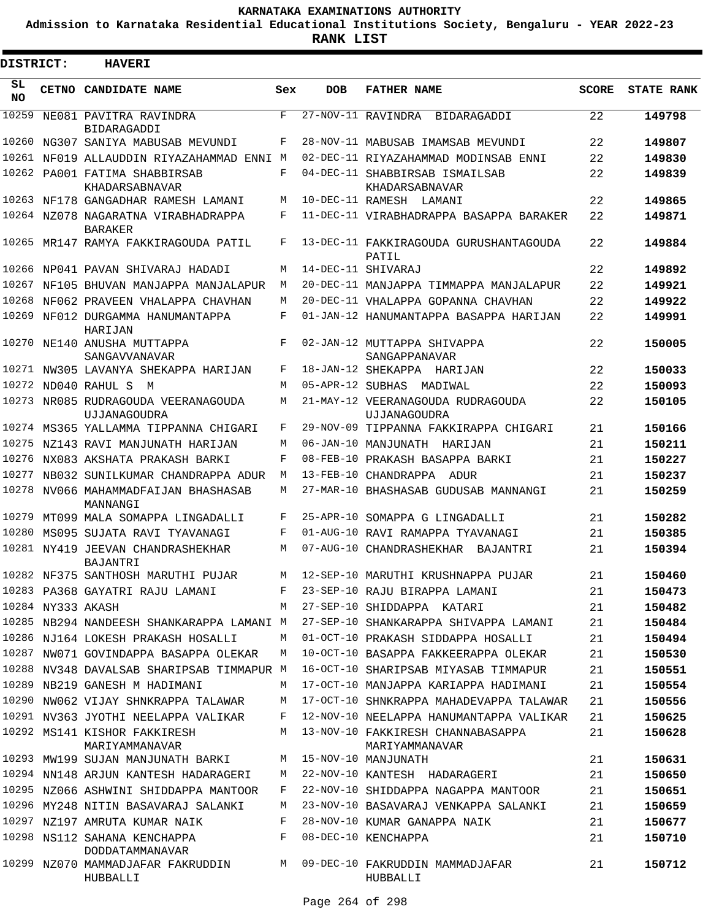# KARNATAKA EXAMINATIONS AUTHORITY

**Admission to Karnataka Residential Educational Institutions Society, Bengaluru - YEAR 2022-23**

**RANK LIST**

**DISTRICT: HAVERI**

| SL NO | CETNO | CANDIDATE NAME | Sex | DOB | FATHER NAME | SCORE | STATE RANK |
|---|---|---|---|---|---|---|---|
| 10259 | NE081 | PAVITRA RAVINDRA BIDARAGADDI | F | 27-NOV-11 | RAVINDRA BIDARAGADDI | 22 | **149798** |
| 10260 | NG307 | SANIYA MABUSAB MEVUNDI | F | 28-NOV-11 | MABUSAB IMAMSAB MEVUNDI | 22 | **149807** |
| 10261 | NF019 | ALLAUDDIN RIYAZAHAMMAD ENNI | M | 02-DEC-11 | RIYAZAHAMMAD MODINSAB ENNI | 22 | **149830** |
| 10262 | PA001 | FATIMA SHABBIRSAB KHADARSABNAVAR | F | 04-DEC-11 | SHABBIRSAB ISMAILSAB KHADARSABNAVAR | 22 | **149839** |
| 10263 | NF178 | GANGADHAR RAMESH LAMANI | M | 10-DEC-11 | RAMESH LAMANI | 22 | **149865** |
| 10264 | NZ078 | NAGARATNA VIRABHADRAPPA BARAKER | F | 11-DEC-11 | VIRABHADRAPPA BASAPPA BARAKER | 22 | **149871** |
| 10265 | MR147 | RAMYA FAKKIRAGOUDA PATIL | F | 13-DEC-11 | FAKKIRAGOUDA GURUSHANTAGOUDA PATIL | 22 | **149884** |
| 10266 | NP041 | PAVAN SHIVARAJ HADADI | M | 14-DEC-11 | SHIVARAJ | 22 | **149892** |
| 10267 | NF105 | BHUVAN MANJAPPA MANJALAPUR | M | 20-DEC-11 | MANJAPPA TIMMAPPA MANJALAPUR | 22 | **149921** |
| 10268 | NF062 | PRAVEEN VHALAPPA CHAVHAN | M | 20-DEC-11 | VHALAPPA GOPANNA CHAVHAN | 22 | **149922** |
| 10269 | NF012 | DURGAMMA HANUMANTAPPA HARIJAN | F | 01-JAN-12 | HANUMANTAPPA BASAPPA HARIJAN | 22 | **149991** |
| 10270 | NE140 | ANUSHA MUTTAPPA SANGAVVANAVAR | F | 02-JAN-12 | MUTTAPPA SHIVAPPA SANGAPPANAVAR | 22 | **150005** |
| 10271 | NW305 | LAVANYA SHEKAPPA HARIJAN | F | 18-JAN-12 | SHEKAPPA HARIJAN | 22 | **150033** |
| 10272 | ND040 | RAHUL S M | M | 05-APR-12 | SUBHAS MADIWAL | 22 | **150093** |
| 10273 | NR085 | RUDRAGOUDA VEERANAGOUDA UJJANAGOUDRA | M | 21-MAY-12 | VEERANAGOUDA RUDRAGOUDA UJJANAGOUDRA | 22 | **150105** |
| 10274 | MS365 | YALLAMMA TIPPANNA CHIGARI | F | 29-NOV-09 | TIPPANNA FAKKIRAPPA CHIGARI | 21 | **150166** |
| 10275 | NZ143 | RAVI MANJUNATH HARIJAN | M | 06-JAN-10 | MANJUNATH HARIJAN | 21 | **150211** |
| 10276 | NX083 | AKSHATA PRAKASH BARKI | F | 08-FEB-10 | PRAKASH BASAPPA BARKI | 21 | **150227** |
| 10277 | NB032 | SUNILKUMAR CHANDRAPPA ADUR | M | 13-FEB-10 | CHANDRAPPA ADUR | 21 | **150237** |
| 10278 | NV066 | MAHAMMADFAIJAN BHASHASAB MANNANGI | M | 27-MAR-10 | BHASHASAB GUDUSAB MANNANGI | 21 | **150259** |
| 10279 | MT099 | MALA SOMAPPA LINGADALLI | F | 25-APR-10 | SOMAPPA G LINGADALLI | 21 | **150282** |
| 10280 | MS095 | SUJATA RAVI TYAVANAGI | F | 01-AUG-10 | RAVI RAMAPPA TYAVANAGI | 21 | **150385** |
| 10281 | NY419 | JEEVAN CHANDRASHEKHAR BAJANTRI | M | 07-AUG-10 | CHANDRASHEKHAR BAJANTRI | 21 | **150394** |
| 10282 | NF375 | SANTHOSH MARUTHI PUJAR | M | 12-SEP-10 | MARUTHI KRUSHNAPPA PUJAR | 21 | **150460** |
| 10283 | PA368 | GAYATRI RAJU LAMANI | F | 23-SEP-10 | RAJU BIRAPPA LAMANI | 21 | **150473** |
| 10284 | NY333 | AKASH | M | 27-SEP-10 | SHIDDAPPA KATARI | 21 | **150482** |
| 10285 | NB294 | NANDEESH SHANKARAPPA LAMANI | M | 27-SEP-10 | SHANKARAPPA SHIVAPPA LAMANI | 21 | **150484** |
| 10286 | NJ164 | LOKESH PRAKASH HOSALLI | M | 01-OCT-10 | PRAKASH SIDDAPPA HOSALLI | 21 | **150494** |
| 10287 | NW071 | GOVINDAPPA BASAPPA OLEKAR | M | 10-OCT-10 | BASAPPA FAKKEERAPPA OLEKAR | 21 | **150530** |
| 10288 | NV348 | DAVALSAB SHARIPSAB TIMMAPUR | M | 16-OCT-10 | SHARIPSAB MIYASAB TIMMAPUR | 21 | **150551** |
| 10289 | NB219 | GANESH M HADIMANI | M | 17-OCT-10 | MANJAPPA KARIAPPA HADIMANI | 21 | **150554** |
| 10290 | NW062 | VIJAY SHNKRAPPA TALAWAR | M | 17-OCT-10 | SHNKRAPPA MAHADEVAPPA TALAWAR | 21 | **150556** |
| 10291 | NV363 | JYOTHI NEELAPPA VALIKAR | F | 12-NOV-10 | NEELAPPA HANUMANTAPPA VALIKAR | 21 | **150625** |
| 10292 | MS141 | KISHOR FAKKIRESH MARIYAMMANAVAR | M | 13-NOV-10 | FAKKIRESH CHANNABASAPPA MARIYAMMANAVAR | 21 | **150628** |
| 10293 | MW199 | SUJAN MANJUNATH BARKI | M | 15-NOV-10 | MANJUNATH | 21 | **150631** |
| 10294 | NN148 | ARJUN KANTESH HADARAGERI | M | 22-NOV-10 | KANTESH HADARAGERI | 21 | **150650** |
| 10295 | NZ066 | ASHWINI SHIDDAPPA MANTOOR | F | 22-NOV-10 | SHIDDAPPA NAGAPPA MANTOOR | 21 | **150651** |
| 10296 | MY248 | NITIN BASAVARAJ SALANKI | M | 23-NOV-10 | BASAVARAJ VENKAPPA SALANKI | 21 | **150659** |
| 10297 | NZ197 | AMRUTA KUMAR NAIK | F | 28-NOV-10 | KUMAR GANAPPA NAIK | 21 | **150677** |
| 10298 | NS112 | SAHANA KENCHAPPA DODDATAMMANAVAR | F | 08-DEC-10 | KENCHAPPA | 21 | **150710** |
| 10299 | NZ070 | MAMMADJAFAR FAKRUDDIN HUBBALLI | M | 09-DEC-10 | FAKRUDDIN MAMMADJAFAR HUBBALLI | 21 | **150712** |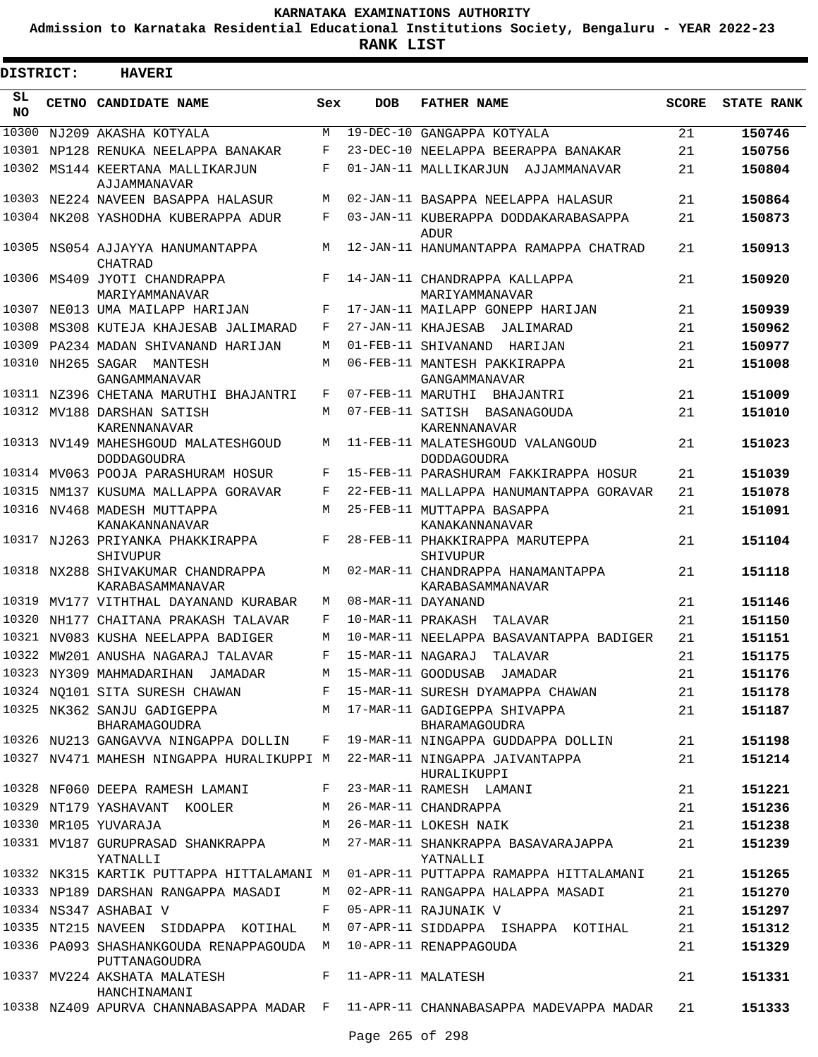# KARNATAKA EXAMINATIONS AUTHORITY

**Admission to Karnataka Residential Educational Institutions Society, Bengaluru - YEAR 2022-23**

**RANK LIST**

**DISTRICT: HAVERI**

| SL NO | CETNO | CANDIDATE NAME | Sex | DOB | FATHER NAME | SCORE | STATE RANK |
|---|---|---|---|---|---|---|---|
| 10300 | NJ209 | AKASHA KOTYALA | M | 19-DEC-10 | GANGAPPA KOTYALA | 21 | 150746 |
| 10301 | NP128 | RENUKA NEELAPPA BANAKAR | F | 23-DEC-10 | NEELAPPA BEERAPPA BANAKAR | 21 | 150756 |
| 10302 | MS144 | KEERTANA MALLIKARJUN AJJAMMANAVAR | F | 01-JAN-11 | MALLIKARJUN AJJAMMANAVAR | 21 | 150804 |
| 10303 | NE224 | NAVEEN BASAPPA HALASUR | M | 02-JAN-11 | BASAPPA NEELAPPA HALASUR | 21 | 150864 |
| 10304 | NK208 | YASHODHA KUBERAPPA ADUR | F | 03-JAN-11 | KUBERAPPA DODDAKARABASAPPA ADUR | 21 | 150873 |
| 10305 | NS054 | AJJAYYA HANUMANTAPPA CHATRAD | M | 12-JAN-11 | HANUMANTAPPA RAMAPPA CHATRAD | 21 | 150913 |
| 10306 | MS409 | JYOTI CHANDRAPPA MARIYAMMANAVAR | F | 14-JAN-11 | CHANDRAPPA KALLAPPA MARIYAMMANAVAR | 21 | 150920 |
| 10307 | NE013 | UMA MAILAPP HARIJAN | F | 17-JAN-11 | MAILAPP GONEPP HARIJAN | 21 | 150939 |
| 10308 | MS308 | KUTEJA KHAJESAB JALIMARAD | F | 27-JAN-11 | KHAJESAB JALIMARAD | 21 | 150962 |
| 10309 | PA234 | MADAN SHIVANAND HARIJAN | M | 01-FEB-11 | SHIVANAND HARIJAN | 21 | 150977 |
| 10310 | NH265 | SAGAR MANTESH GANGAMMANAVAR | M | 06-FEB-11 | MANTESH PAKKIRAPPA GANGAMMANAVAR | 21 | 151008 |
| 10311 | NZ396 | CHETANA MARUTHI BHAJANTRI | F | 07-FEB-11 | MARUTHI BHAJANTRI | 21 | 151009 |
| 10312 | MV188 | DARSHAN SATISH KARENNANAVAR | M | 07-FEB-11 | SATISH BASANAGOUDA KARENNANAVAR | 21 | 151010 |
| 10313 | NV149 | MAHESHGOUD MALATESHGOUD DODDAGOUDRA | M | 11-FEB-11 | MALATESHGOUD VALANGOUD DODDAGOUDRA | 21 | 151023 |
| 10314 | MV063 | POOJA PARASHURAM HOSUR | F | 15-FEB-11 | PARASHURAM FAKKIRAPPA HOSUR | 21 | 151039 |
| 10315 | NM137 | KUSUMA MALLAPPA GORAVAR | F | 22-FEB-11 | MALLAPPA HANUMANTAPPA GORAVAR | 21 | 151078 |
| 10316 | NV468 | MADESH MUTTAPPA KANAKANNANAVAR | M | 25-FEB-11 | MUTTAPPA BASAPPA KANAKANNANAVAR | 21 | 151091 |
| 10317 | NJ263 | PRIYANKA PHAKKIRAPPA SHIVUPUR | F | 28-FEB-11 | PHAKKIRAPPA MARUTEPPA SHIVUPUR | 21 | 151104 |
| 10318 | NX288 | SHIVAKUMAR CHANDRAPPA KARABASAMMANAVAR | M | 02-MAR-11 | CHANDRAPPA HANAMANTAPPA KARABASAMMANAVAR | 21 | 151118 |
| 10319 | MV177 | VITHTHAL DAYANAND KURABAR | M | 08-MAR-11 | DAYANAND | 21 | 151146 |
| 10320 | NH177 | CHAITANA PRAKASH TALAVAR | F | 10-MAR-11 | PRAKASH TALAVAR | 21 | 151150 |
| 10321 | NV083 | KUSHA NEELAPPA BADIGER | M | 10-MAR-11 | NEELAPPA BASAVANTAPPA BADIGER | 21 | 151151 |
| 10322 | MW201 | ANUSHA NAGARAJ TALAVAR | F | 15-MAR-11 | NAGARAJ TALAVAR | 21 | 151175 |
| 10323 | NY309 | MAHMADARIHAN JAMADAR | M | 15-MAR-11 | GOODUSAB JAMADAR | 21 | 151176 |
| 10324 | NQ101 | SITA SURESH CHAWAN | F | 15-MAR-11 | SURESH DYAMAPPA CHAWAN | 21 | 151178 |
| 10325 | NK362 | SANJU GADIGEPPA BHARAMAGOUDRA | M | 17-MAR-11 | GADIGEPPA SHIVAPPA BHARAMAGOUDRA | 21 | 151187 |
| 10326 | NU213 | GANGAVVA NINGAPPA DOLLIN | F | 19-MAR-11 | NINGAPPA GUDDAPPA DOLLIN | 21 | 151198 |
| 10327 | NV471 | MAHESH NINGAPPA HURALIKUPPI | M | 22-MAR-11 | NINGAPPA JAIVANTAPPA HURALIKUPPI | 21 | 151214 |
| 10328 | NF060 | DEEPA RAMESH LAMANI | F | 23-MAR-11 | RAMESH LAMANI | 21 | 151221 |
| 10329 | NT179 | YASHAVANT KOOLER | M | 26-MAR-11 | CHANDRAPPA | 21 | 151236 |
| 10330 | MR105 | YUVARAJA | M | 26-MAR-11 | LOKESH NAIK | 21 | 151238 |
| 10331 | MV187 | GURUPRASAD SHANKRAPPA YATNALLI | M | 27-MAR-11 | SHANKRAPPA BASAVARAJAPPA YATNALLI | 21 | 151239 |
| 10332 | NK315 | KARTIK PUTTAPPA HITTALAMANI | M | 01-APR-11 | PUTTAPPA RAMAPPA HITTALAMANI | 21 | 151265 |
| 10333 | NP189 | DARSHAN RANGAPPA MASADI | M | 02-APR-11 | RANGAPPA HALAPPA MASADI | 21 | 151270 |
| 10334 | NS347 | ASHABAI V | F | 05-APR-11 | RAJUNAIK V | 21 | 151297 |
| 10335 | NT215 | NAVEEN SIDDAPPA KOTIHAL | M | 07-APR-11 | SIDDAPPA ISHAPPA KOTIHAL | 21 | 151312 |
| 10336 | PA093 | SHASHANKGOUDA RENAPPAGOUDA PUTTANAGOUDRA | M | 10-APR-11 | RENAPPAGOUDA | 21 | 151329 |
| 10337 | MV224 | AKSHATA MALATESH HANCHINAMANI | F | 11-APR-11 | MALATESH | 21 | 151331 |
| 10338 | NZ409 | APURVA CHANNABASAPPA MADAR | F | 11-APR-11 | CHANNABASAPPA MADEVAPPA MADAR | 21 | 151333 |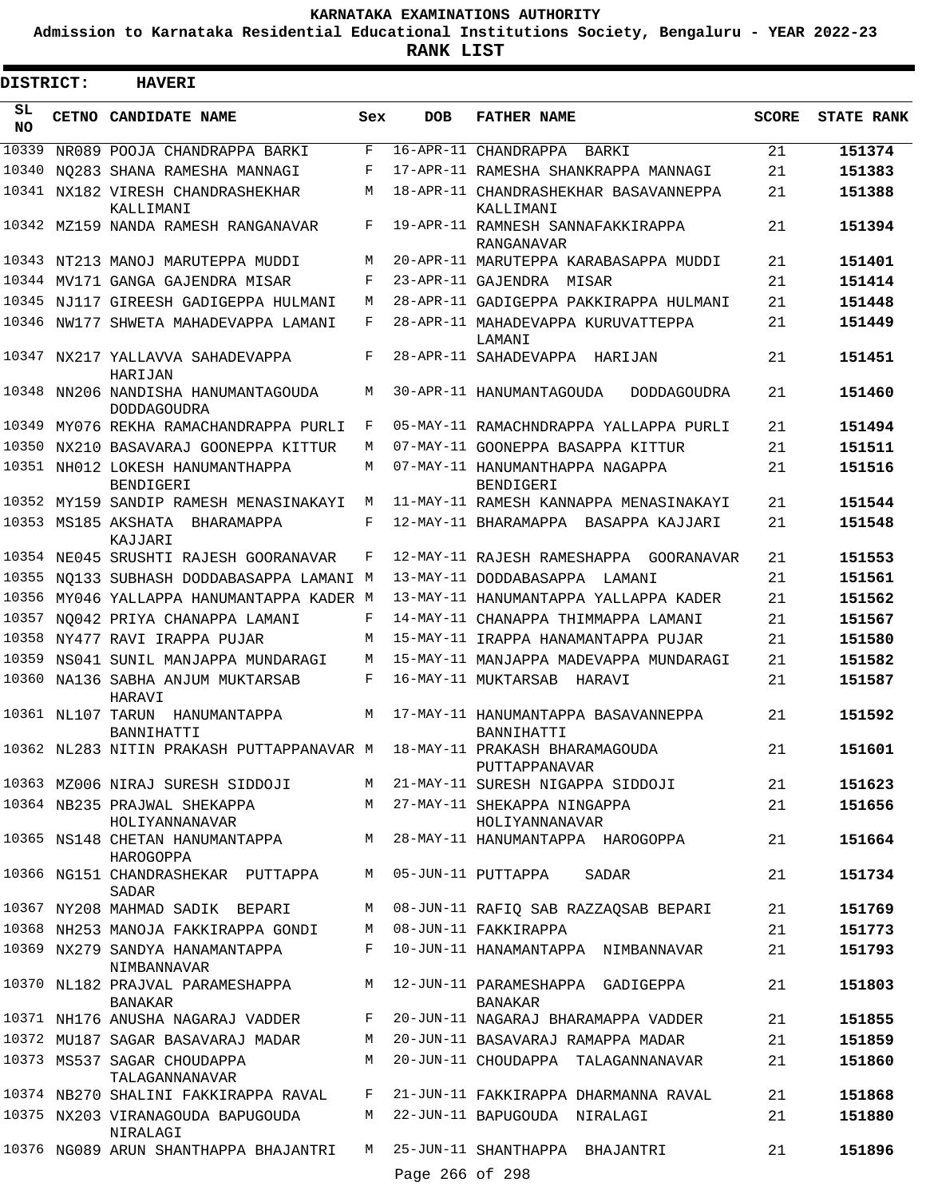# KARNATAKA EXAMINATIONS AUTHORITY

**Admission to Karnataka Residential Educational Institutions Society, Bengaluru - YEAR 2022-23**

**RANK LIST**

**DISTRICT: HAVERI**

| SL NO | CETNO | CANDIDATE NAME | Sex | DOB | FATHER NAME | SCORE | STATE RANK |
|---|---|---|---|---|---|---|---|
| 10339 | NR089 | POOJA CHANDRAPPA BARKI | F | 16-APR-11 | CHANDRAPPA BARKI | 21 | 151374 |
| 10340 | NQ283 | SHANA RAMESHA MANNAGI | F | 17-APR-11 | RAMESHA SHANKRAPPA MANNAGI | 21 | 151383 |
| 10341 | NX182 | VIRESH CHANDRASHEKHAR KALLIMANI | M | 18-APR-11 | CHANDRASHEKHAR BASAVANNEPPA KALLIMANI | 21 | 151388 |
| 10342 | MZ159 | NANDA RAMESH RANGANAVAR | F | 19-APR-11 | RAMNESH SANNAFAKKIRAPPA RANGANAVAR | 21 | 151394 |
| 10343 | NT213 | MANOJ MARUTEPPA MUDDI | M | 20-APR-11 | MARUTEPPA KARABASAPPA MUDDI | 21 | 151401 |
| 10344 | MV171 | GANGA GAJENDRA MISAR | F | 23-APR-11 | GAJENDRA MISAR | 21 | 151414 |
| 10345 | NJ117 | GIREESH GADIGEPPA HULMANI | M | 28-APR-11 | GADIGEPPA PAKKIRAPPA HULMANI | 21 | 151448 |
| 10346 | NW177 | SHWETA MAHADEVAPPA LAMANI | F | 28-APR-11 | MAHADEVAPPA KURUVATTEPPA LAMANI | 21 | 151449 |
| 10347 | NX217 | YALLAVVA SAHADEVAPPA HARIJAN | F | 28-APR-11 | SAHADEVAPPA HARIJAN | 21 | 151451 |
| 10348 | NN206 | NANDISHA HANUMANTAGOUDA DODDAGOUDRA | M | 30-APR-11 | HANUMANTAGOUDA DODDAGOUDRA | 21 | 151460 |
| 10349 | MY076 | REKHA RAMACHANDRAPPA PURLI | F | 05-MAY-11 | RAMACHNDRAPPA YALLAPPA PURLI | 21 | 151494 |
| 10350 | NX210 | BASAVARAJ GOONEPPA KITTUR | M | 07-MAY-11 | GOONEPPA BASAPPA KITTUR | 21 | 151511 |
| 10351 | NH012 | LOKESH HANUMANTHAPPA BENDIGERI | M | 07-MAY-11 | HANUMANTHAPPA NAGAPPA BENDIGERI | 21 | 151516 |
| 10352 | MY159 | SANDIP RAMESH MENASINAKAYI | M | 11-MAY-11 | RAMESH KANNAPPA MENASINAKAYI | 21 | 151544 |
| 10353 | MS185 | AKSHATA BHARAMAPPA KAJJARI | F | 12-MAY-11 | BHARAMAPPA BASAPPA KAJJARI | 21 | 151548 |
| 10354 | NE045 | SRUSHTI RAJESH GOORANAVAR | F | 12-MAY-11 | RAJESH RAMESHAPPA GOORANAVAR | 21 | 151553 |
| 10355 | NQ133 | SUBHASH DODDABASAPPA LAMANI | M | 13-MAY-11 | DODDABASAPPA LAMANI | 21 | 151561 |
| 10356 | MY046 | YALLAPPA HANUMANTAPPA KADER | M | 13-MAY-11 | HANUMANTAPPA YALLAPPA KADER | 21 | 151562 |
| 10357 | NQ042 | PRIYA CHANAPPA LAMANI | F | 14-MAY-11 | CHANAPPA THIMMAPPA LAMANI | 21 | 151567 |
| 10358 | NY477 | RAVI IRAPPA PUJAR | M | 15-MAY-11 | IRAPPA HANAMANTAPPA PUJAR | 21 | 151580 |
| 10359 | NS041 | SUNIL MANJAPPA MUNDARAGI | M | 15-MAY-11 | MANJAPPA MADEVAPPA MUNDARAGI | 21 | 151582 |
| 10360 | NA136 | SABHA ANJUM MUKTARSAB HARAVI | F | 16-MAY-11 | MUKTARSAB HARAVI | 21 | 151587 |
| 10361 | NL107 | TARUN HANUMANTAPPA BANNIHATTI | M | 17-MAY-11 | HANUMANTAPPA BASAVANNEPPA BANNIHATTI | 21 | 151592 |
| 10362 | NL283 | NITIN PRAKASH PUTTAPPANAVAR | M | 18-MAY-11 | PRAKASH BHARAMAGOUDA PUTTAPPANAVAR | 21 | 151601 |
| 10363 | MZ006 | NIRAJ SURESH SIDDOJI | M | 21-MAY-11 | SURESH NIGAPPA SIDDOJI | 21 | 151623 |
| 10364 | NB235 | PRAJWAL SHEKAPPA HOLIYANNANAVAR | M | 27-MAY-11 | SHEKAPPA NINGAPPA HOLIYANNANAVAR | 21 | 151656 |
| 10365 | NS148 | CHETAN HANUMANTAPPA HAROGOPPA | M | 28-MAY-11 | HANUMANTAPPA HAROGOPPA | 21 | 151664 |
| 10366 | NG151 | CHANDRASHEKAR PUTTAPPA SADAR | M | 05-JUN-11 | PUTTAPPA SADAR | 21 | 151734 |
| 10367 | NY208 | MAHMAD SADIK BEPARI | M | 08-JUN-11 | RAFIQ SAB RAZZAQSAB BEPARI | 21 | 151769 |
| 10368 | NH253 | MANOJA FAKKIRAPPA GONDI | M | 08-JUN-11 | FAKKIRAPPA | 21 | 151773 |
| 10369 | NX279 | SANDYA HANAMANTAPPA NIMBANNAVAR | F | 10-JUN-11 | HANAMANTAPPA NIMBANNAVAR | 21 | 151793 |
| 10370 | NL182 | PRAJVAL PARAMESHAPPA BANAKAR | M | 12-JUN-11 | PARAMESHAPPA GADIGEPPA BANAKAR | 21 | 151803 |
| 10371 | NH176 | ANUSHA NAGARAJ VADDER | F | 20-JUN-11 | NAGARAJ BHARAMAPPA VADDER | 21 | 151855 |
| 10372 | MU187 | SAGAR BASAVARAJ MADAR | M | 20-JUN-11 | BASAVARAJ RAMAPPA MADAR | 21 | 151859 |
| 10373 | MS537 | SAGAR CHOUDAPPA TALAGANNANAVAR | M | 20-JUN-11 | CHOUDAPPA TALAGANNANAVAR | 21 | 151860 |
| 10374 | NB270 | SHALINI FAKKIRAPPA RAVAL | F | 21-JUN-11 | FAKKIRAPPA DHARMANNA RAVAL | 21 | 151868 |
| 10375 | NX203 | VIRANAGOUDA BAPUGOUDA NIRALAGI | M | 22-JUN-11 | BAPUGOUDA NIRALAGI | 21 | 151880 |
| 10376 | NG089 | ARUN SHANTHAPPA BHAJANTRI | M | 25-JUN-11 | SHANTHAPPA BHAJANTRI | 21 | 151896 |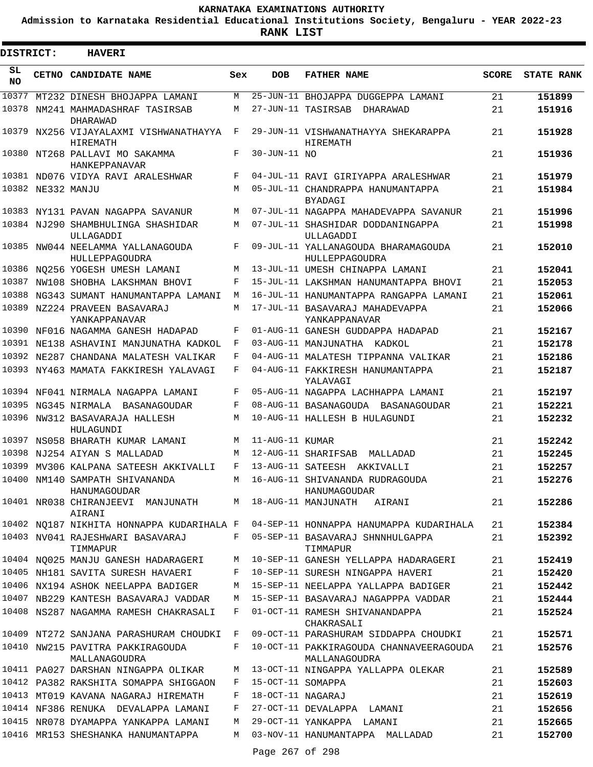# KARNATAKA EXAMINATIONS AUTHORITY

**Admission to Karnataka Residential Educational Institutions Society, Bengaluru - YEAR 2022-23**

**RANK LIST**

**DISTRICT: HAVERI**

| SL NO | CETNO | CANDIDATE NAME | Sex | DOB | FATHER NAME | SCORE | STATE RANK |
|---|---|---|---|---|---|---|---|
| 10377 | MT232 | DINESH BHOJAPPA LAMANI | M | 25-JUN-11 | BHOJAPPA DUGGEPPA LAMANI | 21 | 151899 |
| 10378 | NM241 | MAHMADASHRAF TASIRSAB DHARAWAD | M | 27-JUN-11 | TASIRSAB DHARAWAD | 21 | 151916 |
| 10379 | NX256 | VIJAYALAXMI VISHWANATHAYYA HIREMATH | F | 29-JUN-11 | VISHWANATHAYYA SHEKARAPPA HIREMATH | 21 | 151928 |
| 10380 | NT268 | PALLAVI MO SAKAMMA HANKEPPANAVAR | F | 30-JUN-11 | NO | 21 | 151936 |
| 10381 | ND076 | VIDYA RAVI ARALESHWAR | F | 04-JUL-11 | RAVI GIRIYAPPA ARALESHWAR | 21 | 151979 |
| 10382 | NE332 | MANJU | M | 05-JUL-11 | CHANDRAPPA HANUMANTAPPA BYADAGI | 21 | 151984 |
| 10383 | NY131 | PAVAN NAGAPPA SAVANUR | M | 07-JUL-11 | NAGAPPA MAHADEVAPPA SAVANUR | 21 | 151996 |
| 10384 | NJ290 | SHAMBHULINGA SHASHIDAR ULLAGADDI | M | 07-JUL-11 | SHASHIDAR DODDANINGAPPA ULLAGADDI | 21 | 151998 |
| 10385 | NW044 | NEELAMMA YALLANAGOUDA HULLEPPAGOUDRA | F | 09-JUL-11 | YALLANAGOUDA BHARAMAGOUDA HULLEPPAGOUDRA | 21 | 152010 |
| 10386 | NQ256 | YOGESH UMESH LAMANI | M | 13-JUL-11 | UMESH CHINAPPA LAMANI | 21 | 152041 |
| 10387 | NW108 | SHOBHA LAKSHMAN BHOVI | F | 15-JUL-11 | LAKSHMAN HANUMANTAPPA BHOVI | 21 | 152053 |
| 10388 | NG343 | SUMANT HANUMANTAPPA LAMANI | M | 16-JUL-11 | HANUMANTAPPA RANGAPPA LAMANI | 21 | 152061 |
| 10389 | NZ224 | PRAVEEN BASAVARAJ YANKAPPANAVAR | M | 17-JUL-11 | BASAVARAJ MAHADEVAPPA YANKAPPANAVAR | 21 | 152066 |
| 10390 | NF016 | NAGAMMA GANESH HADAPAD | F | 01-AUG-11 | GANESH GUDDAPPA HADAPAD | 21 | 152167 |
| 10391 | NE138 | ASHAVINI MANJUNATHA KADKOL | F | 03-AUG-11 | MANJUNATHA KADKOL | 21 | 152178 |
| 10392 | NE287 | CHANDANA MALATESH VALIKAR | F | 04-AUG-11 | MALATESH TIPPANNA VALIKAR | 21 | 152186 |
| 10393 | NY463 | MAMATA FAKKIRESH YALAVAGI | F | 04-AUG-11 | FAKKIRESH HANUMANTAPPA YALAVAGI | 21 | 152187 |
| 10394 | NF041 | NIRMALA NAGAPPA LAMANI | F | 05-AUG-11 | NAGAPPA LACHHAPPA LAMANI | 21 | 152197 |
| 10395 | NG345 | NIRMALA BASANAGOUDAR | F | 08-AUG-11 | BASANAGOUDA BASANAGOUDAR | 21 | 152221 |
| 10396 | NW312 | BASAVARAJA HALLESH HULAGUNDI | M | 10-AUG-11 | HALLESH B HULAGUNDI | 21 | 152232 |
| 10397 | NS058 | BHARATH KUMAR LAMANI | M | 11-AUG-11 | KUMAR | 21 | 152242 |
| 10398 | NJ254 | AIYAN S MALLADAD | M | 12-AUG-11 | SHARIFSAB MALLADAD | 21 | 152245 |
| 10399 | MV306 | KALPANA SATEESH AKKIVALLI | F | 13-AUG-11 | SATEESH AKKIVALLI | 21 | 152257 |
| 10400 | NM140 | SAMPATH SHIVANANDA HANUMAGOUDAR | M | 16-AUG-11 | SHIVANANDA RUDRAGOUDA HANUMAGOUDAR | 21 | 152276 |
| 10401 | NR038 | CHIRANJEEVI MANJUNATH AIRANI | M | 18-AUG-11 | MANJUNATH AIRANI | 21 | 152286 |
| 10402 | NQ187 | NIKHITA HONNAPPA KUDARIHALA | F | 04-SEP-11 | HONNAPPA HANUMAPPA KUDARIHALA | 21 | 152384 |
| 10403 | NV041 | RAJESHWARI BASAVARAJ TIMMAPUR | F | 05-SEP-11 | BASAVARAJ SHNNHULGAPPA TIMMAPUR | 21 | 152392 |
| 10404 | NQ025 | MANJU GANESH HADARAGERI | M | 10-SEP-11 | GANESH YELLAPPA HADARAGERI | 21 | 152419 |
| 10405 | NH181 | SAVITA SURESH HAVAERI | F | 10-SEP-11 | SURESH NINGAPPA HAVERI | 21 | 152420 |
| 10406 | NX194 | ASHOK NEELAPPA BADIGER | M | 15-SEP-11 | NEELAPPA YALLAPPA BADIGER | 21 | 152442 |
| 10407 | NB229 | KANTESH BASAVARAJ VADDAR | M | 15-SEP-11 | BASAVARAJ NAGAPPPA VADDAR | 21 | 152444 |
| 10408 | NS287 | NAGAMMA RAMESH CHAKRASALI | F | 01-OCT-11 | RAMESH SHIVANANDAPPA CHAKRASALI | 21 | 152524 |
| 10409 | NT272 | SANJANA PARASHURAM CHOUDKI | F | 09-OCT-11 | PARASHURAM SIDDAPPA CHOUDKI | 21 | 152571 |
| 10410 | NW215 | PAVITRA PAKKIRAGOUDA MALLANAGOUDRA | F | 10-OCT-11 | PAKKIRAGOUDA CHANNAVEERAGOUDA MALLANAGOUDRA | 21 | 152576 |
| 10411 | PA027 | DARSHAN NINGAPPA OLIKAR | M | 13-OCT-11 | NINGAPPA YALLAPPA OLEKAR | 21 | 152589 |
| 10412 | PA382 | RAKSHITA SOMAPPA SHIGGAON | F | 15-OCT-11 | SOMAPPA | 21 | 152603 |
| 10413 | MT019 | KAVANA NAGARAJ HIREMATH | F | 18-OCT-11 | NAGARAJ | 21 | 152619 |
| 10414 | NF386 | RENUKA DEVALAPPA LAMANI | F | 27-OCT-11 | DEVALAPPA LAMANI | 21 | 152656 |
| 10415 | NR078 | DYAMAPPA YANKAPPA LAMANI | M | 29-OCT-11 | YANKAPPA LAMANI | 21 | 152665 |
| 10416 | MR153 | SHESHANKA HANUMANTAPPA | M | 03-NOV-11 | HANUMANTAPPA MALLADAD | 21 | 152700 |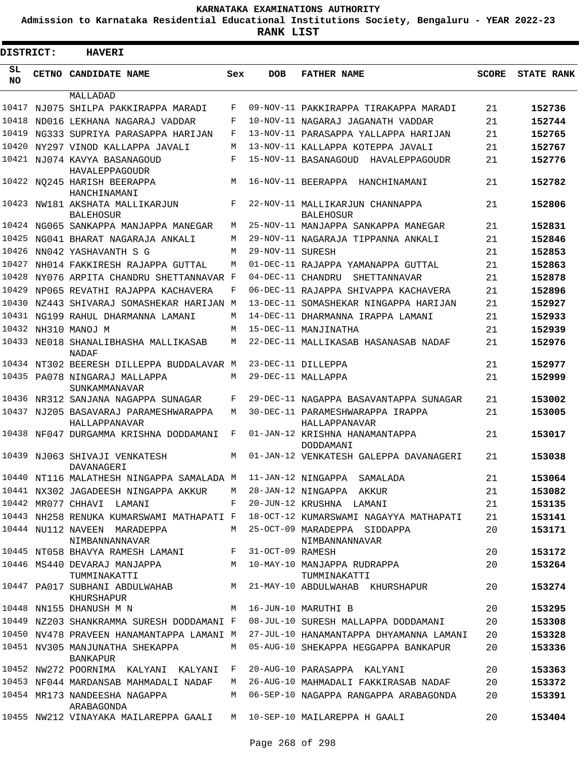KARNATAKA EXAMINATIONS AUTHORITY

Admission to Karnataka Residential Educational Institutions Society, Bengaluru - YEAR 2022-23

**RANK LIST**

**DISTRICT: HAVERI**

| SL NO | CETNO | CANDIDATE NAME | Sex | DOB | FATHER NAME | SCORE | STATE RANK |
|---|---|---|---|---|---|---|---|
| | | MALLADAD | | | | | |
| 10417 | NJ075 | SHILPA PAKKIRAPPA MARADI | F | 09-NOV-11 | PAKKIRAPPA TIRAKAPPA MARADI | 21 | 152736 |
| 10418 | ND016 | LEKHANA NAGARAJ VADDAR | F | 10-NOV-11 | NAGARAJ JAGANATH VADDAR | 21 | 152744 |
| 10419 | NG333 | SUPRIYA PARASAPPA HARIJAN | F | 13-NOV-11 | PARASAPPA YALLAPPA HARIJAN | 21 | 152765 |
| 10420 | NY297 | VINOD KALLAPPA JAVALI | M | 13-NOV-11 | KALLAPPA KOTEPPA JAVALI | 21 | 152767 |
| 10421 | NJ074 | KAVYA BASANAGOUD HAVALEPPAGOUDR | F | 15-NOV-11 | BASANAGOUD HAVALEPPAGOUDR | 21 | 152776 |
| 10422 | NQ245 | HARISH BEERAPPA HANCHINAMANI | M | 16-NOV-11 | BEERAPPA HANCHINAMANI | 21 | 152782 |
| 10423 | NW181 | AKSHATA MALLIKARJUN BALEHOSUR | F | 22-NOV-11 | MALLIKARJUN CHANNAPPA BALEHOSUR | 21 | 152806 |
| 10424 | NG065 | SANKAPPA MANJAPPA MANEGAR | M | 25-NOV-11 | MANJAPPA SANKAPPA MANEGAR | 21 | 152831 |
| 10425 | NG041 | BHARAT NAGARAJA ANKALI | M | 29-NOV-11 | NAGARAJA TIPPANNA ANKALI | 21 | 152846 |
| 10426 | NN042 | YASHAVANTH S G | M | 29-NOV-11 | SURESH | 21 | 152853 |
| 10427 | NH014 | FAKKIRESH RAJAPPA GUTTAL | M | 01-DEC-11 | RAJAPPA YAMANAPPA GUTTAL | 21 | 152863 |
| 10428 | NY076 | ARPITA CHANDRU SHETTANNAVAR | F | 04-DEC-11 | CHANDRU SHETTANNAVAR | 21 | 152878 |
| 10429 | NP065 | REVATHI RAJAPPA KACHAVERA | F | 06-DEC-11 | RAJAPPA SHIVAPPA KACHAVERA | 21 | 152896 |
| 10430 | NZ443 | SHIVARAJ SOMASHEKAR HARIJAN | M | 13-DEC-11 | SOMASHEKAR NINGAPPA HARIJAN | 21 | 152927 |
| 10431 | NG199 | RAHUL DHARMANNA LAMANI | M | 14-DEC-11 | DHARMANNA IRAPPA LAMANI | 21 | 152933 |
| 10432 | NH310 | MANOJ M | M | 15-DEC-11 | MANJINATHA | 21 | 152939 |
| 10433 | NE018 | SHANALIBHASHA MALLIKASAB NADAF | M | 22-DEC-11 | MALLIKASAB HASANASAB NADAF | 21 | 152976 |
| 10434 | NT302 | BEERESH DILLEPPA BUDDALAVAR | M | 23-DEC-11 | DILLEPPA | 21 | 152977 |
| 10435 | PA078 | NINGARAJ MALLAPPA SUNKAMMANAVAR | M | 29-DEC-11 | MALLAPPA | 21 | 152999 |
| 10436 | NR312 | SANJANA NAGAPPA SUNAGAR | F | 29-DEC-11 | NAGAPPA BASAVANTAPPA SUNAGAR | 21 | 153002 |
| 10437 | NJ205 | BASAVARAJ PARAMESHWARAPPA HALLAPPANAVAR | M | 30-DEC-11 | PARAMESHWARAPPA IRAPPA HALLAPPANAVAR | 21 | 153005 |
| 10438 | NF047 | DURGAMMA KRISHNA DODDAMANI | F | 01-JAN-12 | KRISHNA HANAMANTAPPA DODDAMANI | 21 | 153017 |
| 10439 | NJ063 | SHIVAJI VENKATESH DAVANAGERI | M | 01-JAN-12 | VENKATESH GALEPPA DAVANAGERI | 21 | 153038 |
| 10440 | NT116 | MALATHESH NINGAPPA SAMALADA | M | 11-JAN-12 | NINGAPPA SAMALADA | 21 | 153064 |
| 10441 | NX302 | JAGADEESH NINGAPPA AKKUR | M | 28-JAN-12 | NINGAPPA AKKUR | 21 | 153082 |
| 10442 | MR077 | CHHAVI LAMANI | F | 20-JUN-12 | KRUSHNA LAMANI | 21 | 153135 |
| 10443 | NH258 | RENUKA KUMARSWAMI MATHAPATI | F | 18-OCT-12 | KUMARSWAMI NAGAYYA MATHAPATI | 21 | 153141 |
| 10444 | NU112 | NAVEEN MARADEPPA NIMBANNANNAVAR | M | 25-OCT-09 | MARADEPPA SIDDAPPA NIMBANNANNAVAR | 20 | 153171 |
| 10445 | NT058 | BHAVYA RAMESH LAMANI | F | 31-OCT-09 | RAMESH | 20 | 153172 |
| 10446 | MS440 | DEVARAJ MANJAPPA TUMMINAKATTI | M | 10-MAY-10 | MANJAPPA RUDRAPPA TUMMINAKATTI | 20 | 153264 |
| 10447 | PA017 | SUBHANI ABDULWAHAB KHURSHAPUR | M | 21-MAY-10 | ABDULWAHAB KHURSHAPUR | 20 | 153274 |
| 10448 | NN155 | DHANUSH M N | M | 16-JUN-10 | MARUTHI B | 20 | 153295 |
| 10449 | NZ203 | SHANKRAMMA SURESH DODDAMANI | F | 08-JUL-10 | SURESH MALLAPPA DODDAMANI | 20 | 153308 |
| 10450 | NV478 | PRAVEEN HANAMANTAPPA LAMANI | M | 27-JUL-10 | HANAMANTAPPA DHYAMANNA LAMANI | 20 | 153328 |
| 10451 | NV305 | MANJUNATHA SHEKAPPA BANKAPUR | M | 05-AUG-10 | SHEKAPPA HEGGAPPA BANKAPUR | 20 | 153336 |
| 10452 | NW272 | POORNIMA KALYANI KALYANI | F | 20-AUG-10 | PARASAPPA KALYANI | 20 | 153363 |
| 10453 | NF044 | MARDANSAB MAHMADALI NADAF | M | 26-AUG-10 | MAHMADALI FAKKIRASAB NADAF | 20 | 153372 |
| 10454 | MR173 | NANDEESHA NAGAPPA ARABAGONDA | M | 06-SEP-10 | NAGAPPA RANGAPPA ARABAGONDA | 20 | 153391 |
| 10455 | NW212 | VINAYAKA MAILAREPPA GAALI | M | 10-SEP-10 | MAILAREPPA H GAALI | 20 | 153404 |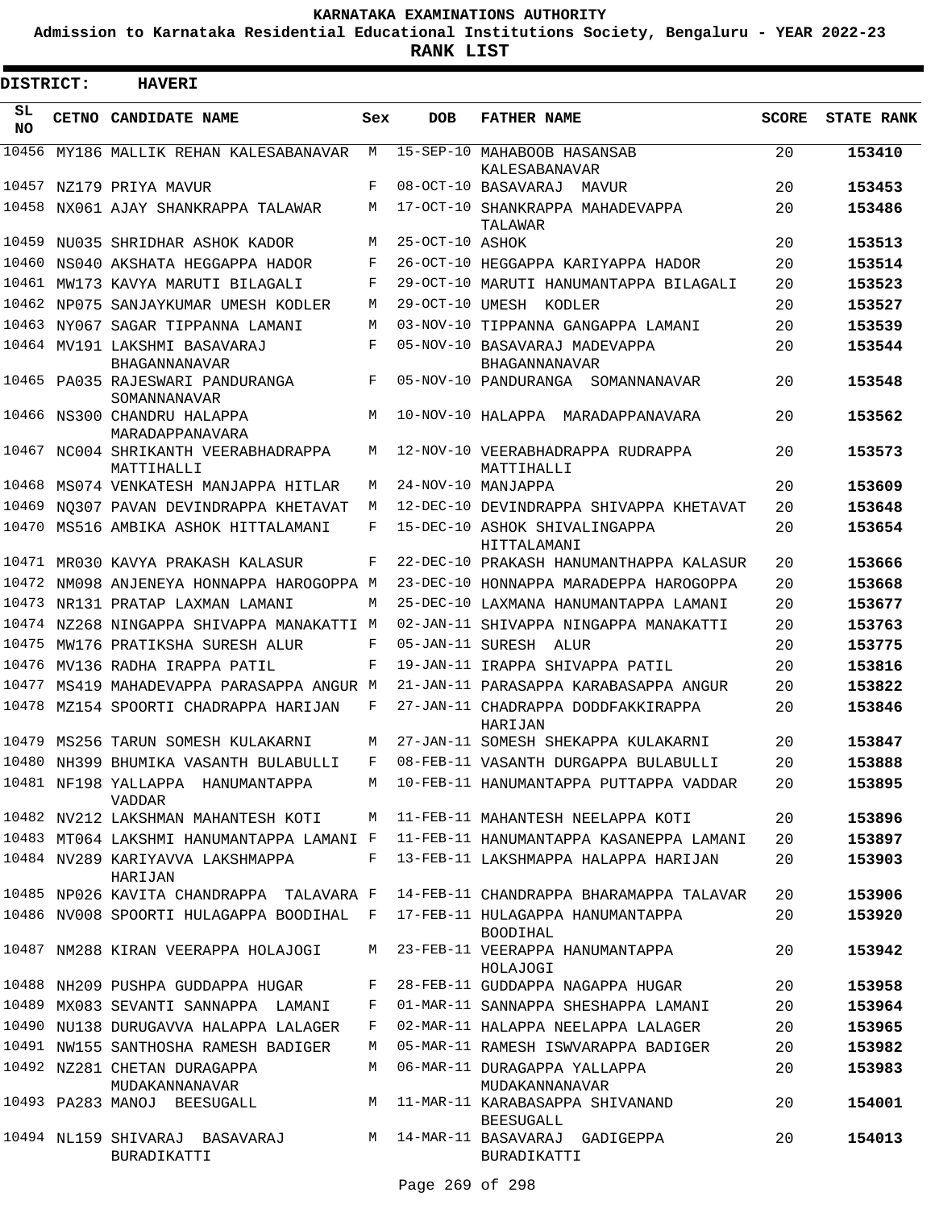# KARNATAKA EXAMINATIONS AUTHORITY

**Admission to Karnataka Residential Educational Institutions Society, Bengaluru - YEAR 2022-23**

**RANK LIST**

**DISTRICT: HAVERI**

| SL NO | CETNO | CANDIDATE NAME | Sex | DOB | FATHER NAME | SCORE | STATE RANK |
|---|---|---|---|---|---|---|---|
| 10456 | MY186 | MALLIK REHAN KALESABANAVAR | M | 15-SEP-10 | MAHABOOB HASANSAB KALESABANAVAR | 20 | **153410** |
| 10457 | NZ179 | PRIYA MAVUR | F | 08-OCT-10 | BASAVARAJ MAVUR | 20 | **153453** |
| 10458 | NX061 | AJAY SHANKRAPPA TALAWAR | M | 17-OCT-10 | SHANKRAPPA MAHADEVAPPA TALAWAR | 20 | **153486** |
| 10459 | NU035 | SHRIDHAR ASHOK KADOR | M | 25-OCT-10 | ASHOK | 20 | **153513** |
| 10460 | NS040 | AKSHATA HEGGAPPA HADOR | F | 26-OCT-10 | HEGGAPPA KARIYAPPA HADOR | 20 | **153514** |
| 10461 | MW173 | KAVYA MARUTI BILAGALI | F | 29-OCT-10 | MARUTI HANUMANTAPPA BILAGALI | 20 | **153523** |
| 10462 | NP075 | SANJAYKUMAR UMESH KODLER | M | 29-OCT-10 | UMESH KODLER | 20 | **153527** |
| 10463 | NY067 | SAGAR TIPPANNA LAMANI | M | 03-NOV-10 | TIPPANNA GANGAPPA LAMANI | 20 | **153539** |
| 10464 | MV191 | LAKSHMI BASAVARAJ BHAGANNANAVAR | F | 05-NOV-10 | BASAVARAJ MADEVAPPA BHAGANNANAVAR | 20 | **153544** |
| 10465 | PA035 | RAJESWARI PANDURANGA SOMANNANAVAR | F | 05-NOV-10 | PANDURANGA SOMANNANAVAR | 20 | **153548** |
| 10466 | NS300 | CHANDRU HALAPPA MARADAPPANAVARA | M | 10-NOV-10 | HALAPPA MARADAPPANAVARA | 20 | **153562** |
| 10467 | NC004 | SHRIKANTH VEERABHADRAPPA MATTIHALLI | M | 12-NOV-10 | VEERABHADRAPPA RUDRAPPA MATTIHALLI | 20 | **153573** |
| 10468 | MS074 | VENKATESH MANJAPPA HITLAR | M | 24-NOV-10 | MANJAPPA | 20 | **153609** |
| 10469 | NQ307 | PAVAN DEVINDRAPPA KHETAVAT | M | 12-DEC-10 | DEVINDRAPPA SHIVAPPA KHETAVAT | 20 | **153648** |
| 10470 | MS516 | AMBIKA ASHOK HITTALAMANI | F | 15-DEC-10 | ASHOK SHIVALINGAPPA HITTALAMANI | 20 | **153654** |
| 10471 | MR030 | KAVYA PRAKASH KALASUR | F | 22-DEC-10 | PRAKASH HANUMANTHAPPA KALASUR | 20 | **153666** |
| 10472 | NM098 | ANJENEYA HONNAPPA HAROGOPPA | M | 23-DEC-10 | HONNAPPA MARADEPPA HAROGOPPA | 20 | **153668** |
| 10473 | NR131 | PRATAP LAXMAN LAMANI | M | 25-DEC-10 | LAXMANA HANUMANTAPPA LAMANI | 20 | **153677** |
| 10474 | NZ268 | NINGAPPA SHIVAPPA MANAKATTI | M | 02-JAN-11 | SHIVAPPA NINGAPPA MANAKATTI | 20 | **153763** |
| 10475 | MW176 | PRATIKSHA SURESH ALUR | F | 05-JAN-11 | SURESH ALUR | 20 | **153775** |
| 10476 | MV136 | RADHA IRAPPA PATIL | F | 19-JAN-11 | IRAPPA SHIVAPPA PATIL | 20 | **153816** |
| 10477 | MS419 | MAHADEVAPPA PARASAPPA ANGUR | M | 21-JAN-11 | PARASAPPA KARABASAPPA ANGUR | 20 | **153822** |
| 10478 | MZ154 | SPOORTI CHADRAPPA HARIJAN | F | 27-JAN-11 | CHADRAPPA DODDFAKKIRAPPA HARIJAN | 20 | **153846** |
| 10479 | MS256 | TARUN SOMESH KULAKARNI | M | 27-JAN-11 | SOMESH SHEKAPPA KULAKARNI | 20 | **153847** |
| 10480 | NH399 | BHUMIKA VASANTH BULABULLI | F | 08-FEB-11 | VASANTH DURGAPPA BULABULLI | 20 | **153888** |
| 10481 | NF198 | YALLAPPA HANUMANTAPPA VADDAR | M | 10-FEB-11 | HANUMANTAPPA PUTTAPPA VADDAR | 20 | **153895** |
| 10482 | NV212 | LAKSHMAN MAHANTESH KOTI | M | 11-FEB-11 | MAHANTESH NEELAPPA KOTI | 20 | **153896** |
| 10483 | MT064 | LAKSHMI HANUMANTAPPA LAMANI | F | 11-FEB-11 | HANUMANTAPPA KASANEPPA LAMANI | 20 | **153897** |
| 10484 | NV289 | KARIYAVVA LAKSHMAPPA HARIJAN | F | 13-FEB-11 | LAKSHMAPPA HALAPPA HARIJAN | 20 | **153903** |
| 10485 | NP026 | KAVITA CHANDRAPPA TALAVARA | F | 14-FEB-11 | CHANDRAPPA BHARAMAPPA TALAVAR | 20 | **153906** |
| 10486 | NV008 | SPOORTI HULAGAPPA BOODIHAL | F | 17-FEB-11 | HULAGAPPA HANUMANTAPPA BOODIHAL | 20 | **153920** |
| 10487 | NM288 | KIRAN VEERAPPA HOLAJOGI | M | 23-FEB-11 | VEERAPPA HANUMANTAPPA HOLAJOGI | 20 | **153942** |
| 10488 | NH209 | PUSHPA GUDDAPPA HUGAR | F | 28-FEB-11 | GUDDAPPA NAGAPPA HUGAR | 20 | **153958** |
| 10489 | MX083 | SEVANTI SANNAPPA LAMANI | F | 01-MAR-11 | SANNAPPA SHESHAPPA LAMANI | 20 | **153964** |
| 10490 | NU138 | DURUGAVVA HALAPPA LALAGER | F | 02-MAR-11 | HALAPPA NEELAPPA LALAGER | 20 | **153965** |
| 10491 | NW155 | SANTHOSHA RAMESH BADIGER | M | 05-MAR-11 | RAMESH ISWVARAPPA BADIGER | 20 | **153982** |
| 10492 | NZ281 | CHETAN DURAGAPPA MUDAKANNANAVAR | M | 06-MAR-11 | DURAGAPPA YALLAPPA MUDAKANNANAVAR | 20 | **153983** |
| 10493 | PA283 | MANOJ BEESUGALL | M | 11-MAR-11 | KARABASAPPA SHIVANAND BEESUGALL | 20 | **154001** |
| 10494 | NL159 | SHIVARAJ BASAVARAJ BURADIKATTI | M | 14-MAR-11 | BASAVARAJ GADIGEPPA BURADIKATTI | 20 | **154013** |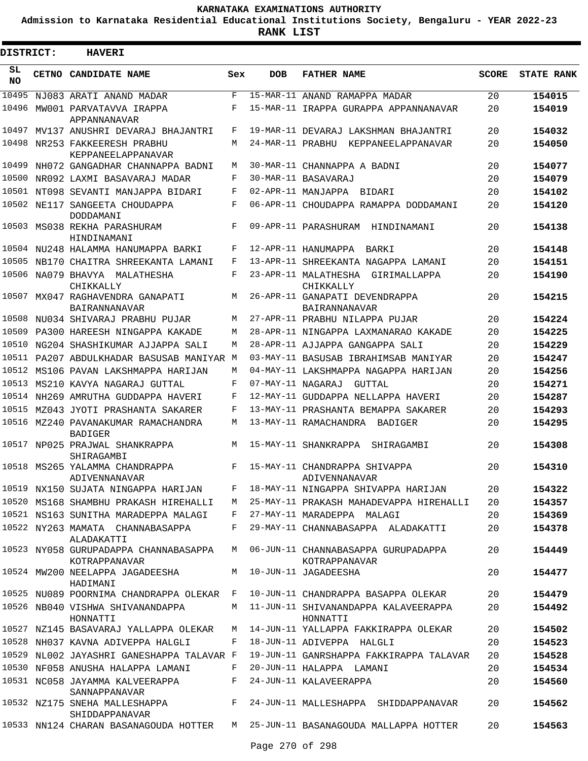# KARNATAKA EXAMINATIONS AUTHORITY

**Admission to Karnataka Residential Educational Institutions Society, Bengaluru - YEAR 2022-23**

**RANK LIST**

**DISTRICT: HAVERI**

| SL NO | CETNO | CANDIDATE NAME | Sex | DOB | FATHER NAME | SCORE | STATE RANK |
|---|---|---|---|---|---|---|---|
| 10495 | NJ083 | ARATI ANAND MADAR | F | 15-MAR-11 | ANAND RAMAPPA MADAR | 20 | 154015 |
| 10496 | MW001 | PARVATAVVA IRAPPA APPANNANAVAR | F | 15-MAR-11 | IRAPPA GURAPPA APPANNANAVAR | 20 | 154019 |
| 10497 | MV137 | ANUSHRI DEVARAJ BHAJANTRI | F | 19-MAR-11 | DEVARAJ LAKSHMAN BHAJANTRI | 20 | 154032 |
| 10498 | NR253 | FAKKEERESH PRABHU KEPPANEELAPPANAVAR | M | 24-MAR-11 | PRABHU KEPPANEELAPPANAVAR | 20 | 154050 |
| 10499 | NH072 | GANGADHAR CHANNAPPA BADNI | M | 30-MAR-11 | CHANNAPPA A BADNI | 20 | 154077 |
| 10500 | NR092 | LAXMI BASAVARAJ MADAR | F | 30-MAR-11 | BASAVARAJ | 20 | 154079 |
| 10501 | NT098 | SEVANTI MANJAPPA BIDARI | F | 02-APR-11 | MANJAPPA BIDARI | 20 | 154102 |
| 10502 | NE117 | SANGEETA CHOUDAPPA DODDAMANI | F | 06-APR-11 | CHOUDAPPA RAMAPPA DODDAMANI | 20 | 154120 |
| 10503 | MS038 | REKHA PARASHURAM HINDINAMANI | F | 09-APR-11 | PARASHURAM HINDINAMANI | 20 | 154138 |
| 10504 | NU248 | HALAMMA HANUMAPPA BARKI | F | 12-APR-11 | HANUMAPPA BARKI | 20 | 154148 |
| 10505 | NB170 | CHAITRA SHREEKANTA LAMANI | F | 13-APR-11 | SHREEKANTA NAGAPPA LAMANI | 20 | 154151 |
| 10506 | NA079 | BHAVYA MALATHESHA CHIKKALLY | F | 23-APR-11 | MALATHESHA GIRIMALLAPPA CHIKKALLY | 20 | 154190 |
| 10507 | MX047 | RAGHAVENDRA GANAPATI BAIRANNANAVAR | M | 26-APR-11 | GANAPATI DEVENDRAPPA BAIRANNANAVAR | 20 | 154215 |
| 10508 | NU034 | SHIVARAJ PRABHU PUJAR | M | 27-APR-11 | PRABHU NILAPPA PUJAR | 20 | 154224 |
| 10509 | PA300 | HAREESH NINGAPPA KAKADE | M | 28-APR-11 | NINGAPPA LAXMANARAO KAKADE | 20 | 154225 |
| 10510 | NG204 | SHASHIKUMAR AJJAPPA SALI | M | 28-APR-11 | AJJAPPA GANGAPPA SALI | 20 | 154229 |
| 10511 | PA207 | ABDULKHADAR BASUSAB MANIYAR | M | 03-MAY-11 | BASUSAB IBRAHIMSAB MANIYAR | 20 | 154247 |
| 10512 | MS106 | PAVAN LAKSHMAPPA HARIJAN | M | 04-MAY-11 | LAKSHMAPPA NAGAPPA HARIJAN | 20 | 154256 |
| 10513 | MS210 | KAVYA NAGARAJ GUTTAL | F | 07-MAY-11 | NAGARAJ GUTTAL | 20 | 154271 |
| 10514 | NH269 | AMRUTHA GUDDAPPA HAVERI | F | 12-MAY-11 | GUDDAPPA NELLAPPA HAVERI | 20 | 154287 |
| 10515 | MZ043 | JYOTI PRASHANTA SAKARER | F | 13-MAY-11 | PRASHANTA BEMAPPA SAKARER | 20 | 154293 |
| 10516 | MZ240 | PAVANAKUMAR RAMACHANDRA BADIGER | M | 13-MAY-11 | RAMACHANDRA BADIGER | 20 | 154295 |
| 10517 | NP025 | PRAJWAL SHANKRAPPA SHIRAGAMBI | M | 15-MAY-11 | SHANKRAPPA SHIRAGAMBI | 20 | 154308 |
| 10518 | MS265 | YALAMMA CHANDRAPPA ADIVENNANAVAR | F | 15-MAY-11 | CHANDRAPPA SHIVAPPA ADIVENNANAVAR | 20 | 154310 |
| 10519 | NX150 | SUJATA NINGAPPA HARIJAN | F | 18-MAY-11 | NINGAPPA SHIVAPPA HARIJAN | 20 | 154322 |
| 10520 | MS168 | SHAMBHU PRAKASH HIREHALLI | M | 25-MAY-11 | PRAKASH MAHADEVAPPA HIREHALLI | 20 | 154357 |
| 10521 | NS163 | SUNITHA MARADEPPA MALAGI | F | 27-MAY-11 | MARADEPPA MALAGI | 20 | 154369 |
| 10522 | NY263 | MAMATA CHANNABASAPPA ALADAKATTI | F | 29-MAY-11 | CHANNABASAPPA ALADAKATTI | 20 | 154378 |
| 10523 | NY058 | GURUPADAPPA CHANNABASAPPA KOTRAPPANAVAR | M | 06-JUN-11 | CHANNABASAPPA GURUPADAPPA KOTRAPPANAVAR | 20 | 154449 |
| 10524 | MW200 | NEELAPPA JAGADEESHA HADIMANI | M | 10-JUN-11 | JAGADEESHA | 20 | 154477 |
| 10525 | NU089 | POORNIMA CHANDRAPPA OLEKAR | F | 10-JUN-11 | CHANDRAPPA BASAPPA OLEKAR | 20 | 154479 |
| 10526 | NB040 | VISHWA SHIVANANDAPPA HONNATTI | M | 11-JUN-11 | SHIVANANDAPPA KALAVEERAPPA HONNATTI | 20 | 154492 |
| 10527 | NZ145 | BASAVARAJ YALLAPPA OLEKAR | M | 14-JUN-11 | YALLAPPA FAKKIRAPPA OLEKAR | 20 | 154502 |
| 10528 | NH037 | KAVNA ADIVEPPA HALGLI | F | 18-JUN-11 | ADIVEPPA HALGLI | 20 | 154523 |
| 10529 | NL002 | JAYASHRI GANESHAPPA TALAVAR | F | 19-JUN-11 | GANRSHAPPA FAKKIRAPPA TALAVAR | 20 | 154528 |
| 10530 | NF058 | ANUSHA HALAPPA LAMANI | F | 20-JUN-11 | HALAPPA LAMANI | 20 | 154534 |
| 10531 | NC058 | JAYAMMA KALVEERAPPA SANNAPPANAVAR | F | 24-JUN-11 | KALAVEERAPPA | 20 | 154560 |
| 10532 | NZ175 | SNEHA MALLESHAPPA SHIDDAPPANAVAR | F | 24-JUN-11 | MALLESHAPPA SHIDDAPPANAVAR | 20 | 154562 |
| 10533 | NN124 | CHARAN BASANAGOUDA HOTTER | M | 25-JUN-11 | BASANAGOUDA MALLAPPA HOTTER | 20 | 154563 |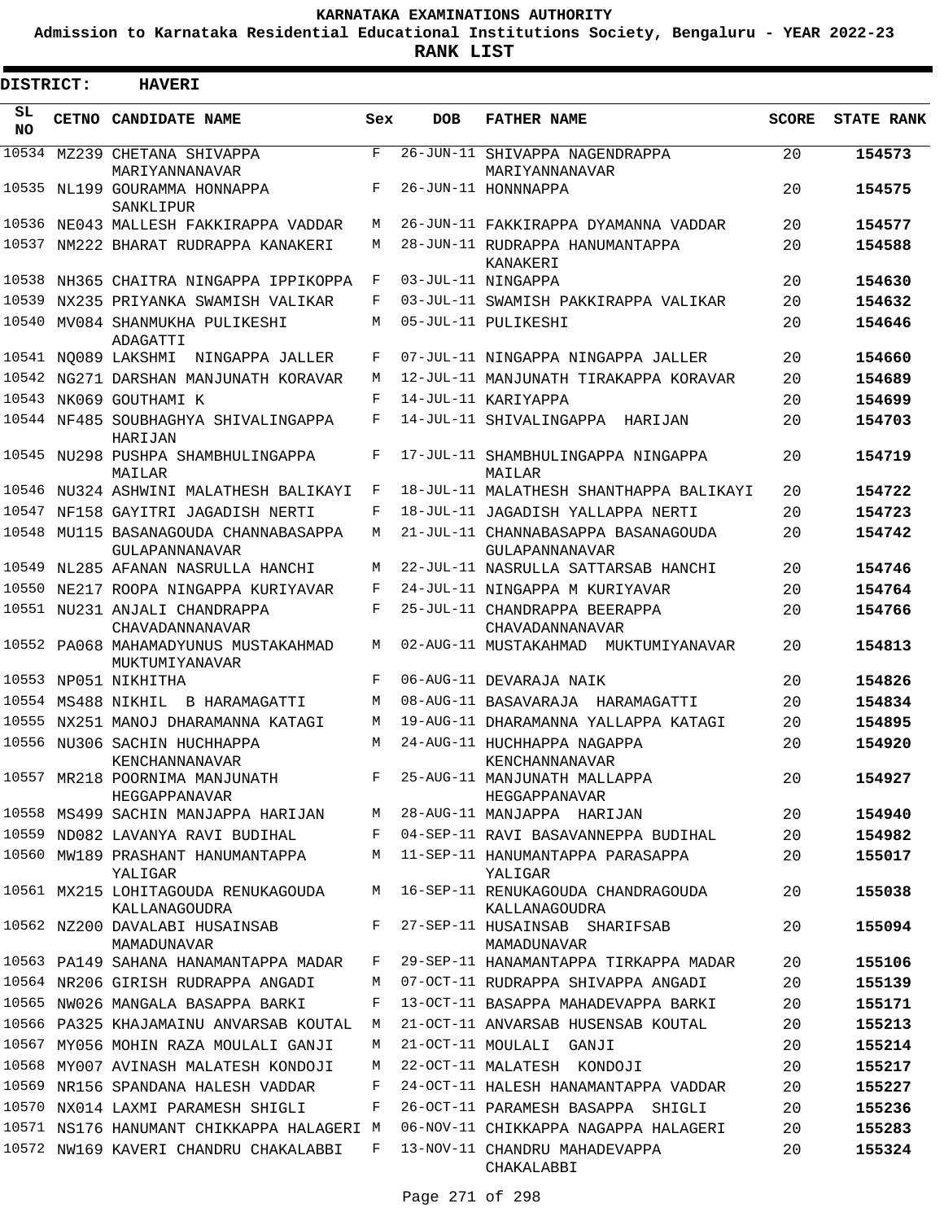# KARNATAKA EXAMINATIONS AUTHORITY

**Admission to Karnataka Residential Educational Institutions Society, Bengaluru - YEAR 2022-23**

**RANK LIST**

**DISTRICT: HAVERI**

| SL NO | CETNO | CANDIDATE NAME | Sex | DOB | FATHER NAME | SCORE | STATE RANK |
|---|---|---|---|---|---|---|---|
| 10534 | MZ239 | CHETANA SHIVAPPA MARIYANNANAVAR | F | 26-JUN-11 | SHIVAPPA NAGENDRAPPA MARIYANNANAVAR | 20 | **154573** |
| 10535 | NL199 | GOURAMMA HONNAPPA SANKLIPUR | F | 26-JUN-11 | HONNNAPPA | 20 | **154575** |
| 10536 | NE043 | MALLESH FAKKIRAPPA VADDAR | M | 26-JUN-11 | FAKKIRAPPA DYAMANNA VADDAR | 20 | **154577** |
| 10537 | NM222 | BHARAT RUDRAPPA KANAKERI | M | 28-JUN-11 | RUDRAPPA HANUMANTAPPA KANAKERI | 20 | **154588** |
| 10538 | NH365 | CHAITRA NINGAPPA IPPIKOPPA | F | 03-JUL-11 | NINGAPPA | 20 | **154630** |
| 10539 | NX235 | PRIYANKA SWAMISH VALIKAR | F | 03-JUL-11 | SWAMISH PAKKIRAPPA VALIKAR | 20 | **154632** |
| 10540 | MV084 | SHANMUKHA PULIKESHI ADAGATTI | M | 05-JUL-11 | PULIKESHI | 20 | **154646** |
| 10541 | NQ089 | LAKSHMI NINGAPPA JALLER | F | 07-JUL-11 | NINGAPPA NINGAPPA JALLER | 20 | **154660** |
| 10542 | NG271 | DARSHAN MANJUNATH KORAVAR | M | 12-JUL-11 | MANJUNATH TIRAKAPPA KORAVAR | 20 | **154689** |
| 10543 | NK069 | GOUTHAMI K | F | 14-JUL-11 | KARIYAPPA | 20 | **154699** |
| 10544 | NF485 | SOUBHAGHYA SHIVALINGAPPA HARIJAN | F | 14-JUL-11 | SHIVALINGAPPA HARIJAN | 20 | **154703** |
| 10545 | NU298 | PUSHPA SHAMBHULINGAPPA MAILAR | F | 17-JUL-11 | SHAMBHULINGAPPA NINGAPPA MAILAR | 20 | **154719** |
| 10546 | NU324 | ASHWINI MALATHESH BALIKAYI | F | 18-JUL-11 | MALATHESH SHANTHAPPA BALIKAYI | 20 | **154722** |
| 10547 | NF158 | GAYITRI JAGADISH NERTI | F | 18-JUL-11 | JAGADISH YALLAPPA NERTI | 20 | **154723** |
| 10548 | MU115 | BASANAGOUDA CHANNABASAPPA GULAPANNANAVAR | M | 21-JUL-11 | CHANNABASAPPA BASANAGOUDA GULAPANNANAVAR | 20 | **154742** |
| 10549 | NL285 | AFANAN NASRULLA HANCHI | M | 22-JUL-11 | NASRULLA SATTARSAB HANCHI | 20 | **154746** |
| 10550 | NE217 | ROOPA NINGAPPA KURIYAVAR | F | 24-JUL-11 | NINGAPPA M KURIYAVAR | 20 | **154764** |
| 10551 | NU231 | ANJALI CHANDRAPPA CHAVADANNANAVAR | F | 25-JUL-11 | CHANDRAPPA BEERAPPA CHAVADANNANAVAR | 20 | **154766** |
| 10552 | PA068 | MAHAMADYUNUS MUSTAKAHMAD MUKTUMIYANAVAR | M | 02-AUG-11 | MUSTAKAHMAD MUKTUMIYANAVAR | 20 | **154813** |
| 10553 | NP051 | NIKHITHA | F | 06-AUG-11 | DEVARAJA NAIK | 20 | **154826** |
| 10554 | MS488 | NIKHIL B HARAMAGATTI | M | 08-AUG-11 | BASAVARAJA HARAMAGATTI | 20 | **154834** |
| 10555 | NX251 | MANOJ DHARAMANNA KATAGI | M | 19-AUG-11 | DHARAMANNA YALLAPPA KATAGI | 20 | **154895** |
| 10556 | NU306 | SACHIN HUCHHAPPA KENCHANNANAVAR | M | 24-AUG-11 | HUCHHAPPA NAGAPPA KENCHANNANAVAR | 20 | **154920** |
| 10557 | MR218 | POORNIMA MANJUNATH HEGGAPPANAVAR | F | 25-AUG-11 | MANJUNATH MALLAPPA HEGGAPPANAVAR | 20 | **154927** |
| 10558 | MS499 | SACHIN MANJAPPA HARIJAN | M | 28-AUG-11 | MANJAPPA HARIJAN | 20 | **154940** |
| 10559 | ND082 | LAVANYA RAVI BUDIHAL | F | 04-SEP-11 | RAVI BASAVANNEPPA BUDIHAL | 20 | **154982** |
| 10560 | MW189 | PRASHANT HANUMANTAPPA YALIGAR | M | 11-SEP-11 | HANUMANTAPPA PARASAPPA YALIGAR | 20 | **155017** |
| 10561 | MX215 | LOHITAGOUDA RENUKAGOUDA KALLANAGOUDRA | M | 16-SEP-11 | RENUKAGOUDA CHANDRAGOUDA KALLANAGOUDRA | 20 | **155038** |
| 10562 | NZ200 | DAVALABI HUSAINSAB MAMADUNAVAR | F | 27-SEP-11 | HUSAINSAB SHARIFSAB MAMADUNAVAR | 20 | **155094** |
| 10563 | PA149 | SAHANA HANAMANTAPPA MADAR | F | 29-SEP-11 | HANAMANTAPPA TIRKAPPA MADAR | 20 | **155106** |
| 10564 | NR206 | GIRISH RUDRAPPA ANGADI | M | 07-OCT-11 | RUDRAPPA SHIVAPPA ANGADI | 20 | **155139** |
| 10565 | NW026 | MANGALA BASAPPA BARKI | F | 13-OCT-11 | BASAPPA MAHADEVAPPA BARKI | 20 | **155171** |
| 10566 | PA325 | KHAJAMAINU ANVARSAB KOUTAL | M | 21-OCT-11 | ANVARSAB HUSENSAB KOUTAL | 20 | **155213** |
| 10567 | MY056 | MOHIN RAZA MOULALI GANJI | M | 21-OCT-11 | MOULALI GANJI | 20 | **155214** |
| 10568 | MY007 | AVINASH MALATESH KONDOJI | M | 22-OCT-11 | MALATESH KONDOJI | 20 | **155217** |
| 10569 | NR156 | SPANDANA HALESH VADDAR | F | 24-OCT-11 | HALESH HANAMANTAPPA VADDAR | 20 | **155227** |
| 10570 | NX014 | LAXMI PARAMESH SHIGLI | F | 26-OCT-11 | PARAMESH BASAPPA SHIGLI | 20 | **155236** |
| 10571 | NS176 | HANUMANT CHIKKAPPA HALAGERI | M | 06-NOV-11 | CHIKKAPPA NAGAPPA HALAGERI | 20 | **155283** |
| 10572 | NW169 | KAVERI CHANDRU CHAKALABBI | F | 13-NOV-11 | CHANDRU MAHADEVAPPA CHAKALABBI | 20 | **155324** |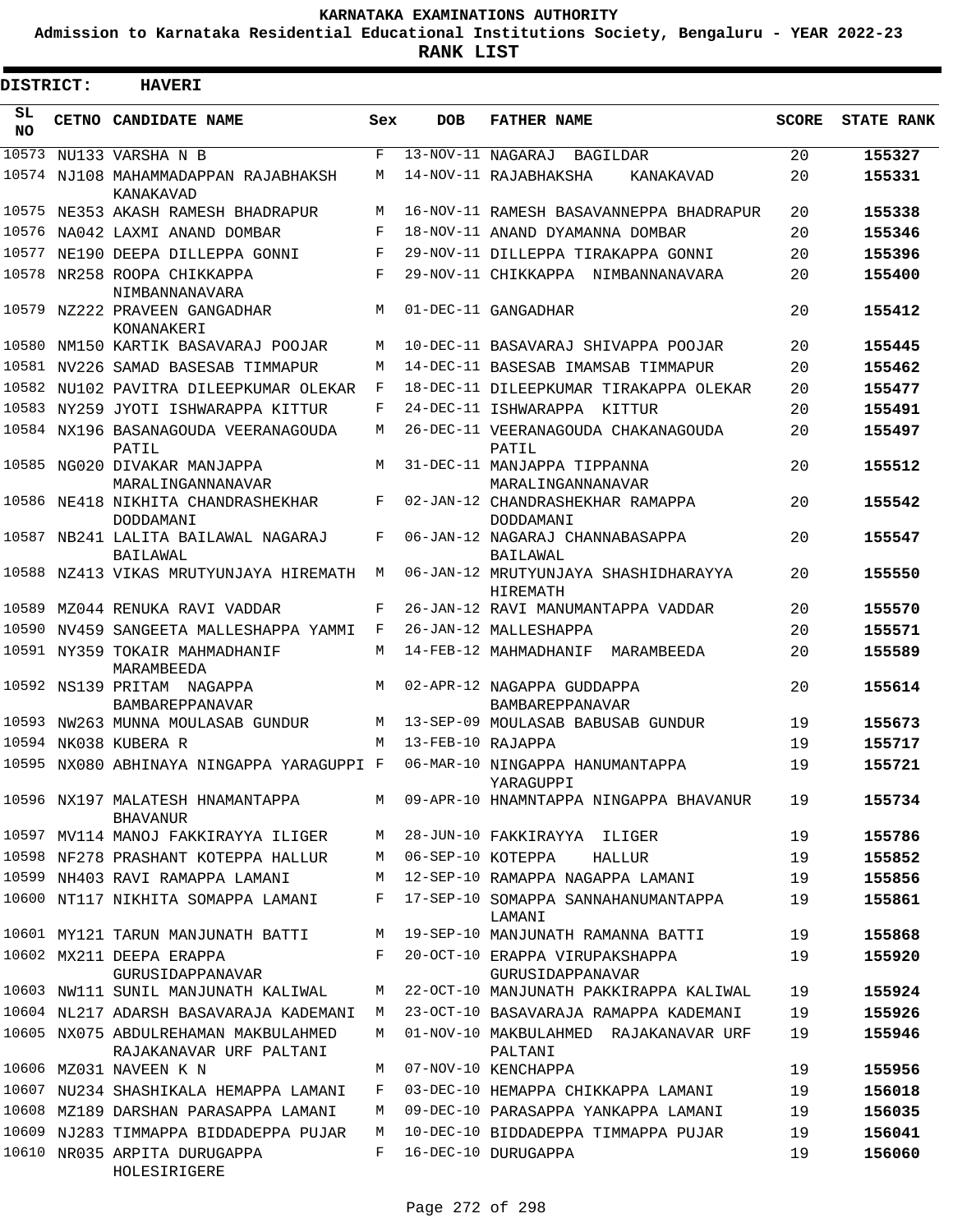# KARNATAKA EXAMINATIONS AUTHORITY

**Admission to Karnataka Residential Educational Institutions Society, Bengaluru - YEAR 2022-23**

**RANK LIST**

**DISTRICT: HAVERI**

| SL NO | CETNO | CANDIDATE NAME | Sex | DOB | FATHER NAME | SCORE | STATE RANK |
|---|---|---|---|---|---|---|---|
| 10573 | NU133 | VARSHA N B | F | 13-NOV-11 | NAGARAJ BAGILDAR | 20 | 155327 |
| 10574 | NJ108 | MAHAMMADAPPAN RAJABHAKSH KANAKAVAD | M | 14-NOV-11 | RAJABHAKSHA KANAKAVAD | 20 | 155331 |
| 10575 | NE353 | AKASH RAMESH BHADRAPUR | M | 16-NOV-11 | RAMESH BASAVANNEPPA BHADRAPUR | 20 | 155338 |
| 10576 | NA042 | LAXMI ANAND DOMBAR | F | 18-NOV-11 | ANAND DYAMANNA DOMBAR | 20 | 155346 |
| 10577 | NE190 | DEEPA DILLEPPA GONNI | F | 29-NOV-11 | DILLEPPA TIRAKAPPA GONNI | 20 | 155396 |
| 10578 | NR258 | ROOPA CHIKKAPPA NIMBANNANAVARA | F | 29-NOV-11 | CHIKKAPPA NIMBANNANAVARA | 20 | 155400 |
| 10579 | NZ222 | PRAVEEN GANGADHAR KONANAKERI | M | 01-DEC-11 | GANGADHAR | 20 | 155412 |
| 10580 | NM150 | KARTIK BASAVARAJ POOJAR | M | 10-DEC-11 | BASAVARAJ SHIVAPPA POOJAR | 20 | 155445 |
| 10581 | NV226 | SAMAD BASESAB TIMMAPUR | M | 14-DEC-11 | BASESAB IMAMSAB TIMMAPUR | 20 | 155462 |
| 10582 | NU102 | PAVITRA DILEEPKUMAR OLEKAR | F | 18-DEC-11 | DILEEPKUMAR TIRAKAPPA OLEKAR | 20 | 155477 |
| 10583 | NY259 | JYOTI ISHWARAPPA KITTUR | F | 24-DEC-11 | ISHWARAPPA KITTUR | 20 | 155491 |
| 10584 | NX196 | BASANAGOUDA VEERANAGOUDA PATIL | M | 26-DEC-11 | VEERANAGOUDA CHAKANAGOUDA PATIL | 20 | 155497 |
| 10585 | NG020 | DIVAKAR MANJAPPA MARALINGANNANAVAR | M | 31-DEC-11 | MANJAPPA TIPPANNA MARALINGANNANAVAR | 20 | 155512 |
| 10586 | NE418 | NIKHITA CHANDRASHEKHAR DODDAMANI | F | 02-JAN-12 | CHANDRASHEKHAR RAMAPPA DODDAMANI | 20 | 155542 |
| 10587 | NB241 | LALITA BAILAWAL NAGARAJ BAILAWAL | F | 06-JAN-12 | NAGARAJ CHANNABASAPPA BAILAWAL | 20 | 155547 |
| 10588 | NZ413 | VIKAS MRUTYUNJAYA HIREMATH | M | 06-JAN-12 | MRUTYUNJAYA SHASHIDHARAYYA HIREMATH | 20 | 155550 |
| 10589 | MZ044 | RENUKA RAVI VADDAR | F | 26-JAN-12 | RAVI MANUMANTAPPA VADDAR | 20 | 155570 |
| 10590 | NV459 | SANGEETA MALLESHAPPA YAMMI | F | 26-JAN-12 | MALLESHAPPA | 20 | 155571 |
| 10591 | NY359 | TOKAIR MAHMADHANIF MARAMBEEDA | M | 14-FEB-12 | MAHMADHANIF MARAMBEEDA | 20 | 155589 |
| 10592 | NS139 | PRITAM NAGAPPA BAMBAREPPANAVAR | M | 02-APR-12 | NAGAPPA GUDDAPPA BAMBAREPPANAVAR | 20 | 155614 |
| 10593 | NW263 | MUNNA MOULASAB GUNDUR | M | 13-SEP-09 | MOULASAB BABUSAB GUNDUR | 19 | 155673 |
| 10594 | NK038 | KUBERA R | M | 13-FEB-10 | RAJAPPA | 19 | 155717 |
| 10595 | NX080 | ABHINAYA NINGAPPA YARAGUPPI | F | 06-MAR-10 | NINGAPPA HANUMANTAPPA YARAGUPPI | 19 | 155721 |
| 10596 | NX197 | MALATESH HNAMANTAPPA BHAVANUR | M | 09-APR-10 | HNAMNTAPPA NINGAPPA BHAVANUR | 19 | 155734 |
| 10597 | MV114 | MANOJ FAKKIRAYYA ILIGER | M | 28-JUN-10 | FAKKIRAYYA ILIGER | 19 | 155786 |
| 10598 | NF278 | PRASHANT KOTEPPA HALLUR | M | 06-SEP-10 | KOTEPPA HALLUR | 19 | 155852 |
| 10599 | NH403 | RAVI RAMAPPA LAMANI | M | 12-SEP-10 | RAMAPPA NAGAPPA LAMANI | 19 | 155856 |
| 10600 | NT117 | NIKHITA SOMAPPA LAMANI | F | 17-SEP-10 | SOMAPPA SANNAHANUMANTAPPA LAMANI | 19 | 155861 |
| 10601 | MY121 | TARUN MANJUNATH BATTI | M | 19-SEP-10 | MANJUNATH RAMANNA BATTI | 19 | 155868 |
| 10602 | MX211 | DEEPA ERAPPA GURUSIDAPPANAVAR | F | 20-OCT-10 | ERAPPA VIRUPAKSHAPPA GURUSIDAPPANAVAR | 19 | 155920 |
| 10603 | NW111 | SUNIL MANJUNATH KALIWAL | M | 22-OCT-10 | MANJUNATH PAKKIRAPPA KALIWAL | 19 | 155924 |
| 10604 | NL217 | ADARSH BASAVARAJA KADEMANI | M | 23-OCT-10 | BASAVARAJA RAMAPPA KADEMANI | 19 | 155926 |
| 10605 | NX075 | ABDULREHAMAN MAKBULAHMED RAJAKANAVAR URF PALTANI | M | 01-NOV-10 | MAKBULAHMED RAJAKANAVAR URF PALTANI | 19 | 155946 |
| 10606 | MZ031 | NAVEEN K N | M | 07-NOV-10 | KENCHAPPA | 19 | 155956 |
| 10607 | NU234 | SHASHIKALA HEMAPPA LAMANI | F | 03-DEC-10 | HEMAPPA CHIKKAPPA LAMANI | 19 | 156018 |
| 10608 | MZ189 | DARSHAN PARASAPPA LAMANI | M | 09-DEC-10 | PARASAPPA YANKAPPA LAMANI | 19 | 156035 |
| 10609 | NJ283 | TIMMAPPA BIDDADEPPA PUJAR | M | 10-DEC-10 | BIDDADEPPA TIMMAPPA PUJAR | 19 | 156041 |
| 10610 | NR035 | ARPITA DURUGAPPA HOLESIRIGERE | F | 16-DEC-10 | DURUGAPPA | 19 | 156060 |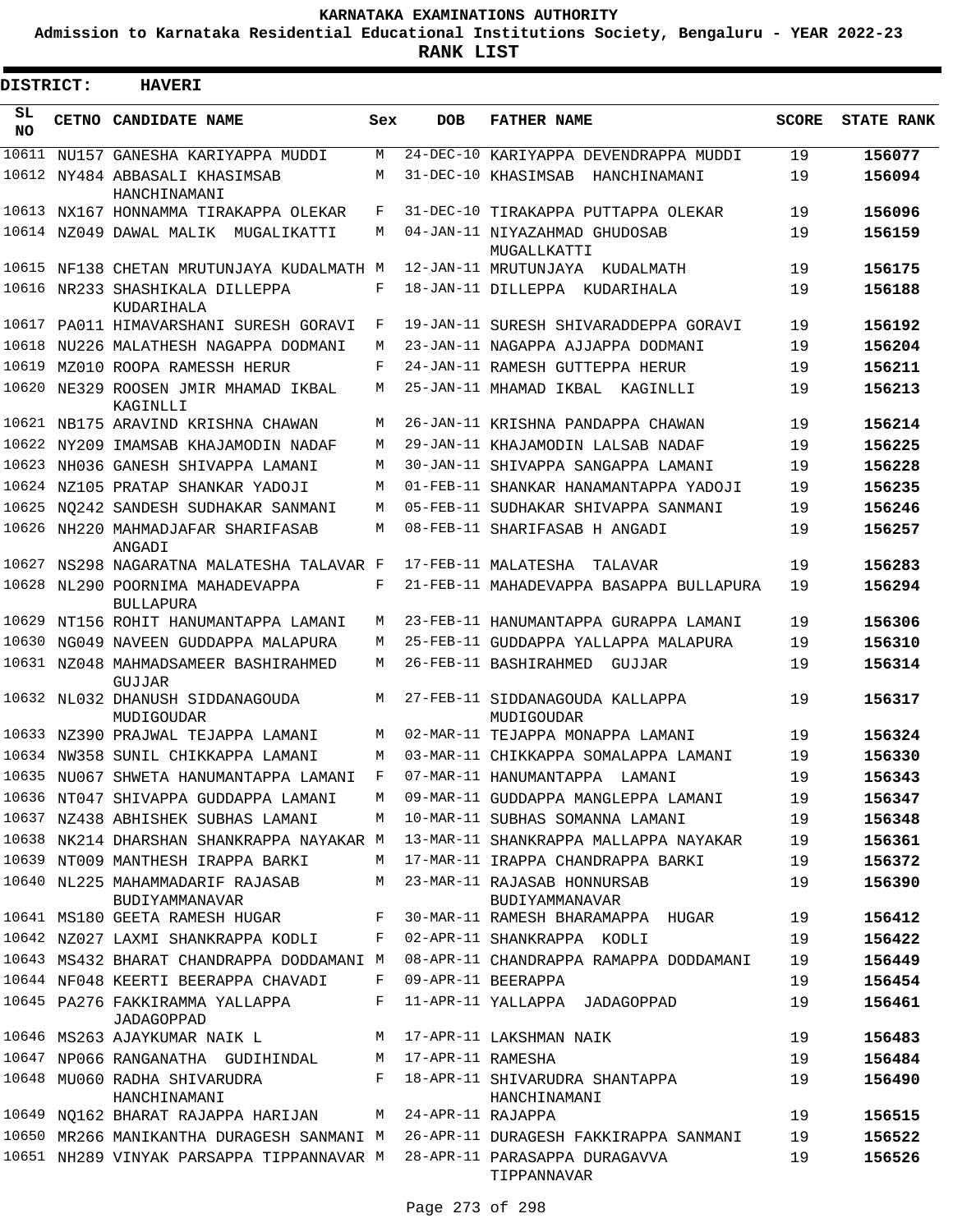**KARNATAKA EXAMINATIONS AUTHORITY**

**Admission to Karnataka Residential Educational Institutions Society, Bengaluru - YEAR 2022-23**

**RANK LIST**

**DISTRICT: HAVERI**

| SL NO | CETNO | CANDIDATE NAME | Sex | DOB | FATHER NAME | SCORE | STATE RANK |
|---|---|---|---|---|---|---|---|
| 10611 | NU157 | GANESHA KARIYAPPA MUDDI | M | 24-DEC-10 | KARIYAPPA DEVENDRAPPA MUDDI | 19 | 156077 |
| 10612 | NY484 | ABBASALI KHASIMSAB HANCHINAMANI | M | 31-DEC-10 | KHASIMSAB HANCHINAMANI | 19 | 156094 |
| 10613 | NX167 | HONNAMMA TIRAKAPPA OLEKAR | F | 31-DEC-10 | TIRAKAPPA PUTTAPPA OLEKAR | 19 | 156096 |
| 10614 | NZ049 | DAWAL MALIK MUGALIKATTI | M | 04-JAN-11 | NIYAZAHMAD GHUDOSAB MUGALLKATTI | 19 | 156159 |
| 10615 | NF138 | CHETAN MRUTUNJAYA KUDALMATH | M | 12-JAN-11 | MRUTUNJAYA KUDALMATH | 19 | 156175 |
| 10616 | NR233 | SHASHIKALA DILLEPPA KUDARIHALA | F | 18-JAN-11 | DILLEPPA KUDARIHALA | 19 | 156188 |
| 10617 | PA011 | HIMAVARSHANI SURESH GORAVI | F | 19-JAN-11 | SURESH SHIVARADDEPPA GORAVI | 19 | 156192 |
| 10618 | NU226 | MALATHESH NAGAPPA DODMANI | M | 23-JAN-11 | NAGAPPA AJJAPPA DODMANI | 19 | 156204 |
| 10619 | MZ010 | ROOPA RAMESSH HERUR | F | 24-JAN-11 | RAMESH GUTTEPPA HERUR | 19 | 156211 |
| 10620 | NE329 | ROOSEN JMIR MHAMAD IKBAL KAGINLLI | M | 25-JAN-11 | MHAMAD IKBAL KAGINLLI | 19 | 156213 |
| 10621 | NB175 | ARAVIND KRISHNA CHAWAN | M | 26-JAN-11 | KRISHNA PANDAPPA CHAWAN | 19 | 156214 |
| 10622 | NY209 | IMAMSAB KHAJAMODIN NADAF | M | 29-JAN-11 | KHAJAMODIN LALSAB NADAF | 19 | 156225 |
| 10623 | NH036 | GANESH SHIVAPPA LAMANI | M | 30-JAN-11 | SHIVAPPA SANGAPPA LAMANI | 19 | 156228 |
| 10624 | NZ105 | PRATAP SHANKAR YADOJI | M | 01-FEB-11 | SHANKAR HANAMANTAPPA YADOJI | 19 | 156235 |
| 10625 | NQ242 | SANDESH SUDHAKAR SANMANI | M | 05-FEB-11 | SUDHAKAR SHIVAPPA SANMANI | 19 | 156246 |
| 10626 | NH220 | MAHMADJAFAR SHARIFASAB ANGADI | M | 08-FEB-11 | SHARIFASAB H ANGADI | 19 | 156257 |
| 10627 | NS298 | NAGARATNA MALATESHA TALAVAR | F | 17-FEB-11 | MALATESHA TALAVAR | 19 | 156283 |
| 10628 | NL290 | POORNIMA MAHADEVAPPA BULLAPURA | F | 21-FEB-11 | MAHADEVAPPA BASAPPA BULLAPURA | 19 | 156294 |
| 10629 | NT156 | ROHIT HANUMANTAPPA LAMANI | M | 23-FEB-11 | HANUMANTAPPA GURAPPA LAMANI | 19 | 156306 |
| 10630 | NG049 | NAVEEN GUDDAPPA MALAPURA | M | 25-FEB-11 | GUDDAPPA YALLAPPA MALAPURA | 19 | 156310 |
| 10631 | NZ048 | MAHMADSAMEER BASHIRAHMED GUJJAR | M | 26-FEB-11 | BASHIRAHMED GUJJAR | 19 | 156314 |
| 10632 | NL032 | DHANUSH SIDDANAGOUDA MUDIGOUDAR | M | 27-FEB-11 | SIDDANAGOUDA KALLAPPA MUDIGOUDAR | 19 | 156317 |
| 10633 | NZ390 | PRAJWAL TEJAPPA LAMANI | M | 02-MAR-11 | TEJAPPA MONAPPA LAMANI | 19 | 156324 |
| 10634 | NW358 | SUNIL CHIKKAPPA LAMANI | M | 03-MAR-11 | CHIKKAPPA SOMALAPPA LAMANI | 19 | 156330 |
| 10635 | NU067 | SHWETA HANUMANTAPPA LAMANI | F | 07-MAR-11 | HANUMANTAPPA LAMANI | 19 | 156343 |
| 10636 | NT047 | SHIVAPPA GUDDAPPA LAMANI | M | 09-MAR-11 | GUDDAPPA MANGLEPPA LAMANI | 19 | 156347 |
| 10637 | NZ438 | ABHISHEK SUBHAS LAMANI | M | 10-MAR-11 | SUBHAS SOMANNA LAMANI | 19 | 156348 |
| 10638 | NK214 | DHARSHAN SHANKRAPPA NAYAKAR | M | 13-MAR-11 | SHANKRAPPA MALLAPPA NAYAKAR | 19 | 156361 |
| 10639 | NT009 | MANTHESH IRAPPA BARKI | M | 17-MAR-11 | IRAPPA CHANDRAPPA BARKI | 19 | 156372 |
| 10640 | NL225 | MAHAMMADARIF RAJASAB BUDIYAMMANAVAR | M | 23-MAR-11 | RAJASAB HONNURSAB BUDIYAMMANAVAR | 19 | 156390 |
| 10641 | MS180 | GEETA RAMESH HUGAR | F | 30-MAR-11 | RAMESH BHARAMAPPA HUGAR | 19 | 156412 |
| 10642 | NZ027 | LAXMI SHANKRAPPA KODLI | F | 02-APR-11 | SHANKRAPPA KODLI | 19 | 156422 |
| 10643 | MS432 | BHARAT CHANDRAPPA DODDAMANI | M | 08-APR-11 | CHANDRAPPA RAMAPPA DODDAMANI | 19 | 156449 |
| 10644 | NF048 | KEERTI BEERAPPA CHAVADI | F | 09-APR-11 | BEERAPPA | 19 | 156454 |
| 10645 | PA276 | FAKKIRAMMA YALLAPPA JADAGOPPAD | F | 11-APR-11 | YALLAPPA JADAGOPPAD | 19 | 156461 |
| 10646 | MS263 | AJAYKUMAR NAIK L | M | 17-APR-11 | LAKSHMAN NAIK | 19 | 156483 |
| 10647 | NP066 | RANGANATHA GUDIHINDAL | M | 17-APR-11 | RAMESHA | 19 | 156484 |
| 10648 | MU060 | RADHA SHIVARUDRA HANCHINAMANI | F | 18-APR-11 | SHIVARUDRA SHANTAPPA HANCHINAMANI | 19 | 156490 |
| 10649 | NQ162 | BHARAT RAJAPPA HARIJAN | M | 24-APR-11 | RAJAPPA | 19 | 156515 |
| 10650 | MR266 | MANIKANTHA DURAGESH SANMANI | M | 26-APR-11 | DURAGESH FAKKIRAPPA SANMANI | 19 | 156522 |
| 10651 | NH289 | VINYAK PARSAPPA TIPPANNAVAR | M | 28-APR-11 | PARASAPPA DURAGAVVA TIPPANNAVAR | 19 | 156526 |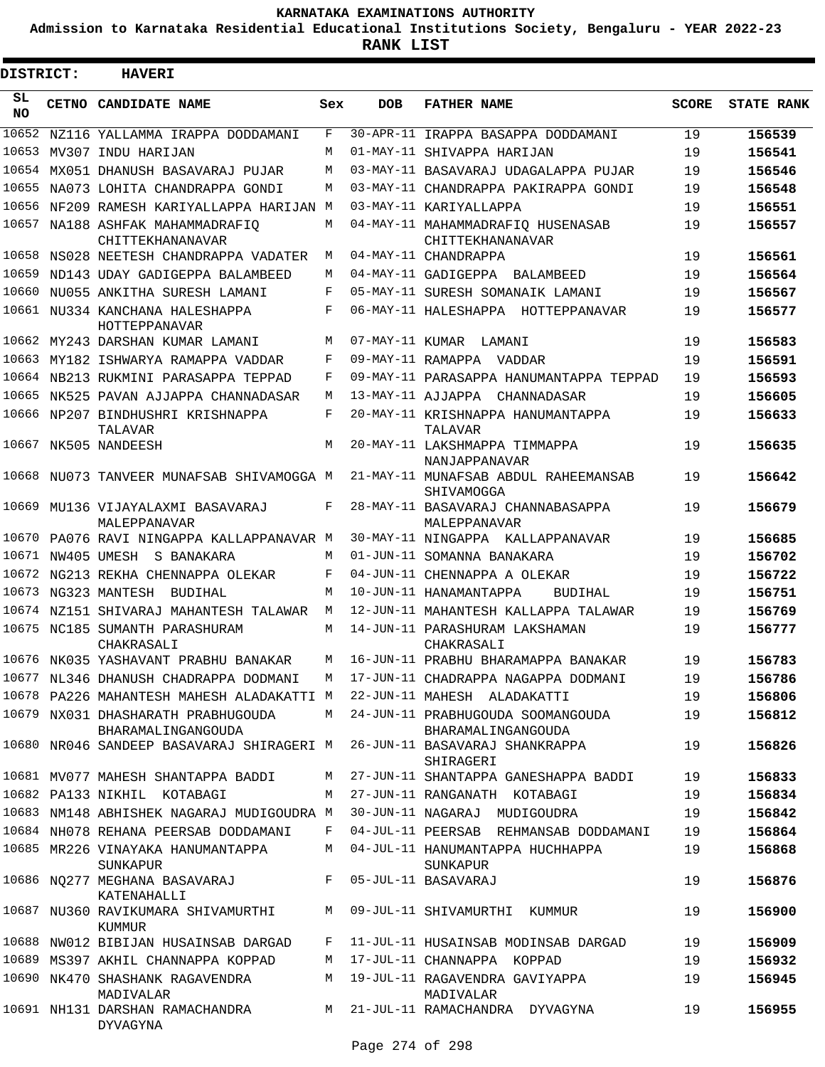# KARNATAKA EXAMINATIONS AUTHORITY

**Admission to Karnataka Residential Educational Institutions Society, Bengaluru - YEAR 2022-23**

**RANK LIST**

**DISTRICT: HAVERI**

| SL NO | CETNO | CANDIDATE NAME | Sex | DOB | FATHER NAME | SCORE | STATE RANK |
|---|---|---|---|---|---|---|---|
| 10652 | NZ116 | YALLAMMA IRAPPA DODDAMANI | F | 30-APR-11 | IRAPPA BASAPPA DODDAMANI | 19 | 156539 |
| 10653 | MV307 | INDU HARIJAN | M | 01-MAY-11 | SHIVAPPA HARIJAN | 19 | 156541 |
| 10654 | MX051 | DHANUSH BASAVARAJ PUJAR | M | 03-MAY-11 | BASAVARAJ UDAGALAPPA PUJAR | 19 | 156546 |
| 10655 | NA073 | LOHITA CHANDRAPPA GONDI | M | 03-MAY-11 | CHANDRAPPA PAKIRAPPA GONDI | 19 | 156548 |
| 10656 | NF209 | RAMESH KARIYALLAPPA HARIJAN | M | 03-MAY-11 | KARIYALLAPPA | 19 | 156551 |
| 10657 | NA188 | ASHFAK MAHAMMADRAFIQ CHITTEKHANANAVAR | M | 04-MAY-11 | MAHAMMADRAFIQ HUSENASAB CHITTEKHANANAVAR | 19 | 156557 |
| 10658 | NS028 | NEETESH CHANDRAPPA VADATER | M | 04-MAY-11 | CHANDRAPPA | 19 | 156561 |
| 10659 | ND143 | UDAY GADIGEPPA BALAMBEED | M | 04-MAY-11 | GADIGEPPA BALAMBEED | 19 | 156564 |
| 10660 | NU055 | ANKITHA SURESH LAMANI | F | 05-MAY-11 | SURESH SOMANAIK LAMANI | 19 | 156567 |
| 10661 | NU334 | KANCHANA HALESHAPPA HOTTEPPANAVAR | F | 06-MAY-11 | HALESHAPPA HOTTEPPANAVAR | 19 | 156577 |
| 10662 | MY243 | DARSHAN KUMAR LAMANI | M | 07-MAY-11 | KUMAR LAMANI | 19 | 156583 |
| 10663 | MY182 | ISHWARYA RAMAPPA VADDAR | F | 09-MAY-11 | RAMAPPA VADDAR | 19 | 156591 |
| 10664 | NB213 | RUKMINI PARASAPPA TEPPAD | F | 09-MAY-11 | PARASAPPA HANUMANTAPPA TEPPAD | 19 | 156593 |
| 10665 | NK525 | PAVAN AJJAPPA CHANNADASAR | M | 13-MAY-11 | AJJAPPA CHANNADASAR | 19 | 156605 |
| 10666 | NP207 | BINDHUSHRI KRISHNAPPA TALAVAR | F | 20-MAY-11 | KRISHNAPPA HANUMANTAPPA TALAVAR | 19 | 156633 |
| 10667 | NK505 | NANDEESH | M | 20-MAY-11 | LAKSHMAPPA TIMMAPPA NANJAPPANAVAR | 19 | 156635 |
| 10668 | NU073 | TANVEER MUNAFSAB SHIVAMOGGA | M | 21-MAY-11 | MUNAFSAB ABDUL RAHEEMANSAB SHIVAMOGGA | 19 | 156642 |
| 10669 | MU136 | VIJAYALAXMI BASAVARAJ MALEPPANAVAR | F | 28-MAY-11 | BASAVARAJ CHANNABASAPPA MALEPPANAVAR | 19 | 156679 |
| 10670 | PA076 | RAVI NINGAPPA KALLAPPANAVAR | M | 30-MAY-11 | NINGAPPA KALLAPPANAVAR | 19 | 156685 |
| 10671 | NW405 | UMESH S BANAKARA | M | 01-JUN-11 | SOMANNA BANAKARA | 19 | 156702 |
| 10672 | NG213 | REKHA CHENNAPPA OLEKAR | F | 04-JUN-11 | CHENNAPPA A OLEKAR | 19 | 156722 |
| 10673 | NG323 | MANTESH BUDIHAL | M | 10-JUN-11 | HANAMANTAPPA BUDIHAL | 19 | 156751 |
| 10674 | NZ151 | SHIVARAJ MAHANTESH TALAWAR | M | 12-JUN-11 | MAHANTESH KALLAPPA TALAWAR | 19 | 156769 |
| 10675 | NC185 | SUMANTH PARASHURAM CHAKRASALI | M | 14-JUN-11 | PARASHURAM LAKSHAMAN CHAKRASALI | 19 | 156777 |
| 10676 | NK035 | YASHAVANT PRABHU BANAKAR | M | 16-JUN-11 | PRABHU BHARAMAPPA BANAKAR | 19 | 156783 |
| 10677 | NL346 | DHANUSH CHADRAPPA DODMANI | M | 17-JUN-11 | CHADRAPPA NAGAPPA DODMANI | 19 | 156786 |
| 10678 | PA226 | MAHANTESH MAHESH ALADAKATTI | M | 22-JUN-11 | MAHESH ALADAKATTI | 19 | 156806 |
| 10679 | NX031 | DHASHARATH PRABHUGOUDA BHARAMALINGANGOUDA | M | 24-JUN-11 | PRABHUGOUDA SOOMANGOUDA BHARAMALINGANGOUDA | 19 | 156812 |
| 10680 | NR046 | SANDEEP BASAVARAJ SHIRAGERI | M | 26-JUN-11 | BASAVARAJ SHANKRAPPA SHIRAGERI | 19 | 156826 |
| 10681 | MV077 | MAHESH SHANTAPPA BADDI | M | 27-JUN-11 | SHANTAPPA GANESHAPPA BADDI | 19 | 156833 |
| 10682 | PA133 | NIKHIL KOTABAGI | M | 27-JUN-11 | RANGANATH KOTABAGI | 19 | 156834 |
| 10683 | NM148 | ABHISHEK NAGARAJ MUDIGOUDRA | M | 30-JUN-11 | NAGARAJ MUDIGOUDRA | 19 | 156842 |
| 10684 | NH078 | REHANA PEERSAB DODDAMANI | F | 04-JUL-11 | PEERSAB REHMANSAB DODDAMANI | 19 | 156864 |
| 10685 | MR226 | VINAYAKA HANUMANTAPPA SUNKAPUR | M | 04-JUL-11 | HANUMANTAPPA HUCHHAPPA SUNKAPUR | 19 | 156868 |
| 10686 | NQ277 | MEGHANA BASAVARAJ KATENAHALLI | F | 05-JUL-11 | BASAVARAJ | 19 | 156876 |
| 10687 | NU360 | RAVIKUMARA SHIVAMURTHI KUMMUR | M | 09-JUL-11 | SHIVAMURTHI KUMMUR | 19 | 156900 |
| 10688 | NW012 | BIBIJAN HUSAINSAB DARGAD | F | 11-JUL-11 | HUSAINSAB MODINSAB DARGAD | 19 | 156909 |
| 10689 | MS397 | AKHIL CHANNAPPA KOPPAD | M | 17-JUL-11 | CHANNAPPA KOPPAD | 19 | 156932 |
| 10690 | NK470 | SHASHANK RAGAVENDRA MADIVALAR | M | 19-JUL-11 | RAGAVENDRA GAVIYAPPA MADIVALAR | 19 | 156945 |
| 10691 | NH131 | DARSHAN RAMACHANDRA DYVAGYNA | M | 21-JUL-11 | RAMACHANDRA DYVAGYNA | 19 | 156955 |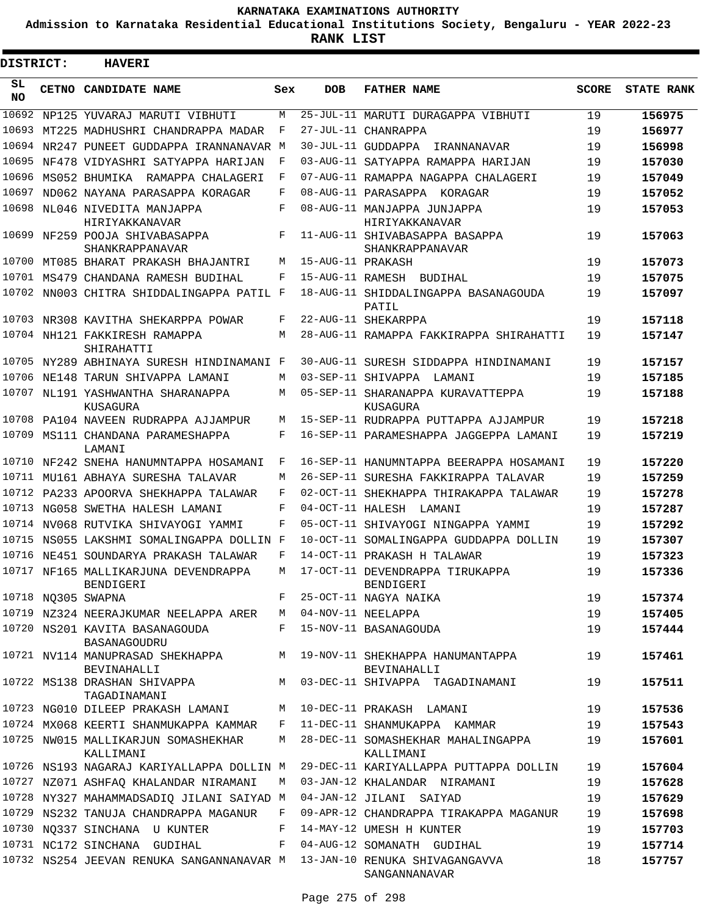# KARNATAKA EXAMINATIONS AUTHORITY

**Admission to Karnataka Residential Educational Institutions Society, Bengaluru - YEAR 2022-23**

**RANK LIST**

**DISTRICT: HAVERI**

| SL NO | CETNO | CANDIDATE NAME | Sex | DOB | FATHER NAME | SCORE | STATE RANK |
|---|---|---|---|---|---|---|---|
| 10692 | NP125 | YUVARAJ MARUTI VIBHUTI | M | 25-JUL-11 | MARUTI DURAGAPPA VIBHUTI | 19 | 156975 |
| 10693 | MT225 | MADHUSHRI CHANDRAPPA MADAR | F | 27-JUL-11 | CHANRAPPA | 19 | 156977 |
| 10694 | NR247 | PUNEET GUDDAPPA IRANNANAVAR | M | 30-JUL-11 | GUDDAPPA IRANNANAVAR | 19 | 156998 |
| 10695 | NF478 | VIDYASHRI SATYAPPA HARIJAN | F | 03-AUG-11 | SATYAPPA RAMAPPA HARIJAN | 19 | 157030 |
| 10696 | MS052 | BHUMIKA RAMAPPA CHALAGERI | F | 07-AUG-11 | RAMAPPA NAGAPPA CHALAGERI | 19 | 157049 |
| 10697 | ND062 | NAYANA PARASAPPA KORAGAR | F | 08-AUG-11 | PARASAPPA KORAGAR | 19 | 157052 |
| 10698 | NL046 | NIVEDITA MANJAPPA HIRIYAKKANAVAR | F | 08-AUG-11 | MANJAPPA JUNJAPPA HIRIYAKKANAVAR | 19 | 157053 |
| 10699 | NF259 | POOJA SHIVABASAPPA SHANKRAPPANAVAR | F | 11-AUG-11 | SHIVABASAPPA BASAPPA SHANKRAPPANAVAR | 19 | 157063 |
| 10700 | MT085 | BHARAT PRAKASH BHAJANTRI | M | 15-AUG-11 | PRAKASH | 19 | 157073 |
| 10701 | MS479 | CHANDANA RAMESH BUDIHAL | F | 15-AUG-11 | RAMESH BUDIHAL | 19 | 157075 |
| 10702 | NN003 | CHITRA SHIDDALINGAPPA PATIL | F | 18-AUG-11 | SHIDDALINGAPPA BASANAGOUDA PATIL | 19 | 157097 |
| 10703 | NR308 | KAVITHA SHEKARPPA POWAR | F | 22-AUG-11 | SHEKARPPA | 19 | 157118 |
| 10704 | NH121 | FAKKIRESH RAMAPPA SHIRAHATTI | M | 28-AUG-11 | RAMAPPA FAKKIRAPPA SHIRAHATTI | 19 | 157147 |
| 10705 | NY289 | ABHINAYA SURESH HINDINAMANI | F | 30-AUG-11 | SURESH SIDDAPPA HINDINAMANI | 19 | 157157 |
| 10706 | NE148 | TARUN SHIVAPPA LAMANI | M | 03-SEP-11 | SHIVAPPA LAMANI | 19 | 157185 |
| 10707 | NL191 | YASHWANTHA SHARANAPPA KUSAGURA | M | 05-SEP-11 | SHARANAPPA KURAVATTEPPA KUSAGURA | 19 | 157188 |
| 10708 | PA104 | NAVEEN RUDRAPPA AJJAMPUR | M | 15-SEP-11 | RUDRAPPA PUTTAPPA AJJAMPUR | 19 | 157218 |
| 10709 | MS111 | CHANDANA PARAMESHAPPA LAMANI | F | 16-SEP-11 | PARAMESHAPPA JAGGEPPA LAMANI | 19 | 157219 |
| 10710 | NF242 | SNEHA HANUMNTAPPA HOSAMANI | F | 16-SEP-11 | HANUMNTAPPA BEERAPPA HOSAMANI | 19 | 157220 |
| 10711 | MU161 | ABHAYA SURESHA TALAVAR | M | 26-SEP-11 | SURESHA FAKKIRAPPA TALAVAR | 19 | 157259 |
| 10712 | PA233 | APOORVA SHEKHAPPA TALAWAR | F | 02-OCT-11 | SHEKHAPPA THIRAKAPPA TALAWAR | 19 | 157278 |
| 10713 | NG058 | SWETHA HALESH LAMANI | F | 04-OCT-11 | HALESH LAMANI | 19 | 157287 |
| 10714 | NV068 | RUTVIKA SHIVAYOGI YAMMI | F | 05-OCT-11 | SHIVAYOGI NINGAPPA YAMMI | 19 | 157292 |
| 10715 | NS055 | LAKSHMI SOMALINGAPPA DOLLIN | F | 10-OCT-11 | SOMALINGAPPA GUDDAPPA DOLLIN | 19 | 157307 |
| 10716 | NE451 | SOUNDARYA PRAKASH TALAWAR | F | 14-OCT-11 | PRAKASH H TALAWAR | 19 | 157323 |
| 10717 | NF165 | MALLIKARJUNA DEVENDRAPPA BENDIGERI | M | 17-OCT-11 | DEVENDRAPPA TIRUKAPPA BENDIGERI | 19 | 157336 |
| 10718 | NQ305 | SWAPNA | F | 25-OCT-11 | NAGYA NAIKA | 19 | 157374 |
| 10719 | NZ324 | NEERAJKUMAR NEELAPPA ARER | M | 04-NOV-11 | NEELAPPA | 19 | 157405 |
| 10720 | NS201 | KAVITA BASANAGOUDA BASANAGOUDRU | F | 15-NOV-11 | BASANAGOUDA | 19 | 157444 |
| 10721 | NV114 | MANUPRASAD SHEKHAPPA BEVINAHALLI | M | 19-NOV-11 | SHEKHAPPA HANUMANTAPPA BEVINAHALLI | 19 | 157461 |
| 10722 | MS138 | DRASHAN SHIVAPPA TAGADINAMANI | M | 03-DEC-11 | SHIVAPPA TAGADINAMANI | 19 | 157511 |
| 10723 | NG010 | DILEEP PRAKASH LAMANI | M | 10-DEC-11 | PRAKASH LAMANI | 19 | 157536 |
| 10724 | MX068 | KEERTI SHANMUKAPPA KAMMAR | F | 11-DEC-11 | SHANMUKAPPA KAMMAR | 19 | 157543 |
| 10725 | NW015 | MALLIKARJUN SOMASHEKHAR KALLIMANI | M | 28-DEC-11 | SOMASHEKHAR MAHALINGAPPA KALLIMANI | 19 | 157601 |
| 10726 | NS193 | NAGARAJ KARIYALLAPPA DOLLIN | M | 29-DEC-11 | KARIYALLAPPA PUTTAPPA DOLLIN | 19 | 157604 |
| 10727 | NZ071 | ASHFAQ KHALANDAR NIRAMANI | M | 03-JAN-12 | KHALANDAR NIRAMANI | 19 | 157628 |
| 10728 | NY327 | MAHAMMADSADIQ JILANI SAIYAD | M | 04-JAN-12 | JILANI SAIYAD | 19 | 157629 |
| 10729 | NS232 | TANUJA CHANDRAPPA MAGANUR | F | 09-APR-12 | CHANDRAPPA TIRAKAPPA MAGANUR | 19 | 157698 |
| 10730 | NQ337 | SINCHANA U KUNTER | F | 14-MAY-12 | UMESH H KUNTER | 19 | 157703 |
| 10731 | NC172 | SINCHANA GUDIHAL | F | 04-AUG-12 | SOMANATH GUDIHAL | 19 | 157714 |
| 10732 | NS254 | JEEVAN RENUKA SANGANNANAVAR | M | 13-JAN-10 | RENUKA SHIVAGANGAVVA SANGANNANAVAR | 18 | 157757 |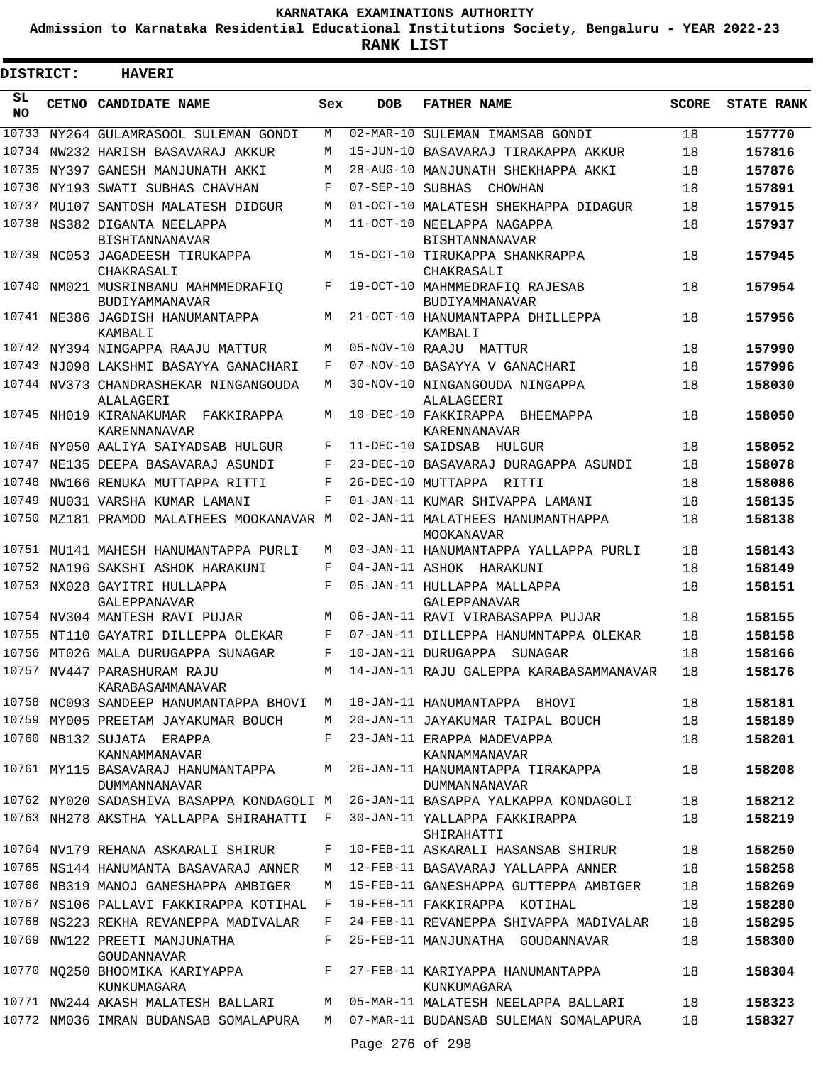# KARNATAKA EXAMINATIONS AUTHORITY

**Admission to Karnataka Residential Educational Institutions Society, Bengaluru - YEAR 2022-23**

**RANK LIST**

**DISTRICT: HAVERI**

| SL NO | CETNO | CANDIDATE NAME | Sex | DOB | FATHER NAME | SCORE | STATE RANK |
|---|---|---|---|---|---|---|---|
| 10733 | NY264 | GULAMRASOOL SULEMAN GONDI | M | 02-MAR-10 | SULEMAN IMAMSAB GONDI | 18 | 157770 |
| 10734 | NW232 | HARISH BASAVARAJ AKKUR | M | 15-JUN-10 | BASAVARAJ TIRAKAPPA AKKUR | 18 | 157816 |
| 10735 | NY397 | GANESH MANJUNATH AKKI | M | 28-AUG-10 | MANJUNATH SHEKHAPPA AKKI | 18 | 157876 |
| 10736 | NY193 | SWATI SUBHAS CHAVHAN | F | 07-SEP-10 | SUBHAS CHOWHAN | 18 | 157891 |
| 10737 | MU107 | SANTOSH MALATESH DIDGUR | M | 01-OCT-10 | MALATESH SHEKHAPPA DIDAGUR | 18 | 157915 |
| 10738 | NS382 | DIGANTA NEELAPPA BISHTANNANAVAR | M | 11-OCT-10 | NEELAPPA NAGAPPA BISHTANNANAVAR | 18 | 157937 |
| 10739 | NC053 | JAGADEESH TIRUKAPPA CHAKRASALI | M | 15-OCT-10 | TIRUKAPPA SHANKRAPPA CHAKRASALI | 18 | 157945 |
| 10740 | NM021 | MUSRINBANU MAHMMEDRAFIQ BUDIYAMMANAVAR | F | 19-OCT-10 | MAHMMEDRAFIQ RAJESAB BUDIYAMMANAVAR | 18 | 157954 |
| 10741 | NE386 | JAGDISH HANUMANTAPPA KAMBALI | M | 21-OCT-10 | HANUMANTAPPA DHILLEPPA KAMBALI | 18 | 157956 |
| 10742 | NY394 | NINGAPPA RAAJU MATTUR | M | 05-NOV-10 | RAAJU MATTUR | 18 | 157990 |
| 10743 | NJ098 | LAKSHMI BASAYYA GANACHARI | F | 07-NOV-10 | BASAYYA V GANACHARI | 18 | 157996 |
| 10744 | NV373 | CHANDRASHEKAR NINGANGOUDA ALALAGERI | M | 30-NOV-10 | NINGANGOUDA NINGAPPA ALALAGEERI | 18 | 158030 |
| 10745 | NH019 | KIRANAKUMAR FAKKIRAPPA KARENNANAVAR | M | 10-DEC-10 | FAKKIRAPPA BHEEMAPPA KARENNANAVAR | 18 | 158050 |
| 10746 | NY050 | AALIYA SAIYADSAB HULGUR | F | 11-DEC-10 | SAIDSAB HULGUR | 18 | 158052 |
| 10747 | NE135 | DEEPA BASAVARAJ ASUNDI | F | 23-DEC-10 | BASAVARAJ DURAGAPPA ASUNDI | 18 | 158078 |
| 10748 | NW166 | RENUKA MUTTAPPA RITTI | F | 26-DEC-10 | MUTTAPPA RITTI | 18 | 158086 |
| 10749 | NU031 | VARSHA KUMAR LAMANI | F | 01-JAN-11 | KUMAR SHIVAPPA LAMANI | 18 | 158135 |
| 10750 | MZ181 | PRAMOD MALATHEES MOOKANAVAR | M | 02-JAN-11 | MALATHEES HANUMANTHAPPA MOOKANAVAR | 18 | 158138 |
| 10751 | MU141 | MAHESH HANUMANTAPPA PURLI | M | 03-JAN-11 | HANUMANTAPPA YALLAPPA PURLI | 18 | 158143 |
| 10752 | NA196 | SAKSHI ASHOK HARAKUNI | F | 04-JAN-11 | ASHOK HARAKUNI | 18 | 158149 |
| 10753 | NX028 | GAYITRI HULLAPPA GALEPPANAVAR | F | 05-JAN-11 | HULLAPPA MALLAPPA GALEPPANAVAR | 18 | 158151 |
| 10754 | NV304 | MANTESH RAVI PUJAR | M | 06-JAN-11 | RAVI VIRABASAPPA PUJAR | 18 | 158155 |
| 10755 | NT110 | GAYATRI DILLEPPA OLEKAR | F | 07-JAN-11 | DILLEPPA HANUMNTAPPA OLEKAR | 18 | 158158 |
| 10756 | MT026 | MALA DURUGAPPA SUNAGAR | F | 10-JAN-11 | DURUGAPPA SUNAGAR | 18 | 158166 |
| 10757 | NV447 | PARASHURAM RAJU KARABASAMMANAVAR | M | 14-JAN-11 | RAJU GALEPPA KARABASAMMANAVAR | 18 | 158176 |
| 10758 | NC093 | SANDEEP HANUMANTAPPA BHOVI | M | 18-JAN-11 | HANUMANTAPPA BHOVI | 18 | 158181 |
| 10759 | MY005 | PREETAM JAYAKUMAR BOUCH | M | 20-JAN-11 | JAYAKUMAR TAIPAL BOUCH | 18 | 158189 |
| 10760 | NB132 | SUJATA ERAPPA KANNAMMANAVAR | F | 23-JAN-11 | ERAPPA MADEVAPPA KANNAMMANAVAR | 18 | 158201 |
| 10761 | MY115 | BASAVARAJ HANUMANTAPPA DUMMANNANAVAR | M | 26-JAN-11 | HANUMANTAPPA TIRAKAPPA DUMMANNANAVAR | 18 | 158208 |
| 10762 | NY020 | SADASHIVA BASAPPA KONDAGOLI | M | 26-JAN-11 | BASAPPA YALKAPPA KONDAGOLI | 18 | 158212 |
| 10763 | NH278 | AKSTHA YALLAPPA SHIRAHATTI | F | 30-JAN-11 | YALLAPPA FAKKIRAPPA SHIRAHATTI | 18 | 158219 |
| 10764 | NV179 | REHANA ASKARALI SHIRUR | F | 10-FEB-11 | ASKARALI HASANSAB SHIRUR | 18 | 158250 |
| 10765 | NS144 | HANUMANTA BASAVARAJ ANNER | M | 12-FEB-11 | BASAVARAJ YALLAPPA ANNER | 18 | 158258 |
| 10766 | NB319 | MANOJ GANESHAPPA AMBIGER | M | 15-FEB-11 | GANESHAPPA GUTTEPPA AMBIGER | 18 | 158269 |
| 10767 | NS106 | PALLAVI FAKKIRAPPA KOTIHAL | F | 19-FEB-11 | FAKKIRAPPA KOTIHAL | 18 | 158280 |
| 10768 | NS223 | REKHA REVANEPPA MADIVALAR | F | 24-FEB-11 | REVANEPPA SHIVAPPA MADIVALAR | 18 | 158295 |
| 10769 | NW122 | PREETI MANJUNATHA GOUDANNAVAR | F | 25-FEB-11 | MANJUNATHA GOUDANNAVAR | 18 | 158300 |
| 10770 | NQ250 | BHOOMIKA KARIYAPPA KUNKUMAGARA | F | 27-FEB-11 | KARIYAPPA HANUMANTAPPA KUNKUMAGARA | 18 | 158304 |
| 10771 | NW244 | AKASH MALATESH BALLARI | M | 05-MAR-11 | MALATESH NEELAPPA BALLARI | 18 | 158323 |
| 10772 | NM036 | IMRAN BUDANSAB SOMALAPURA | M | 07-MAR-11 | BUDANSAB SULEMAN SOMALAPURA | 18 | 158327 |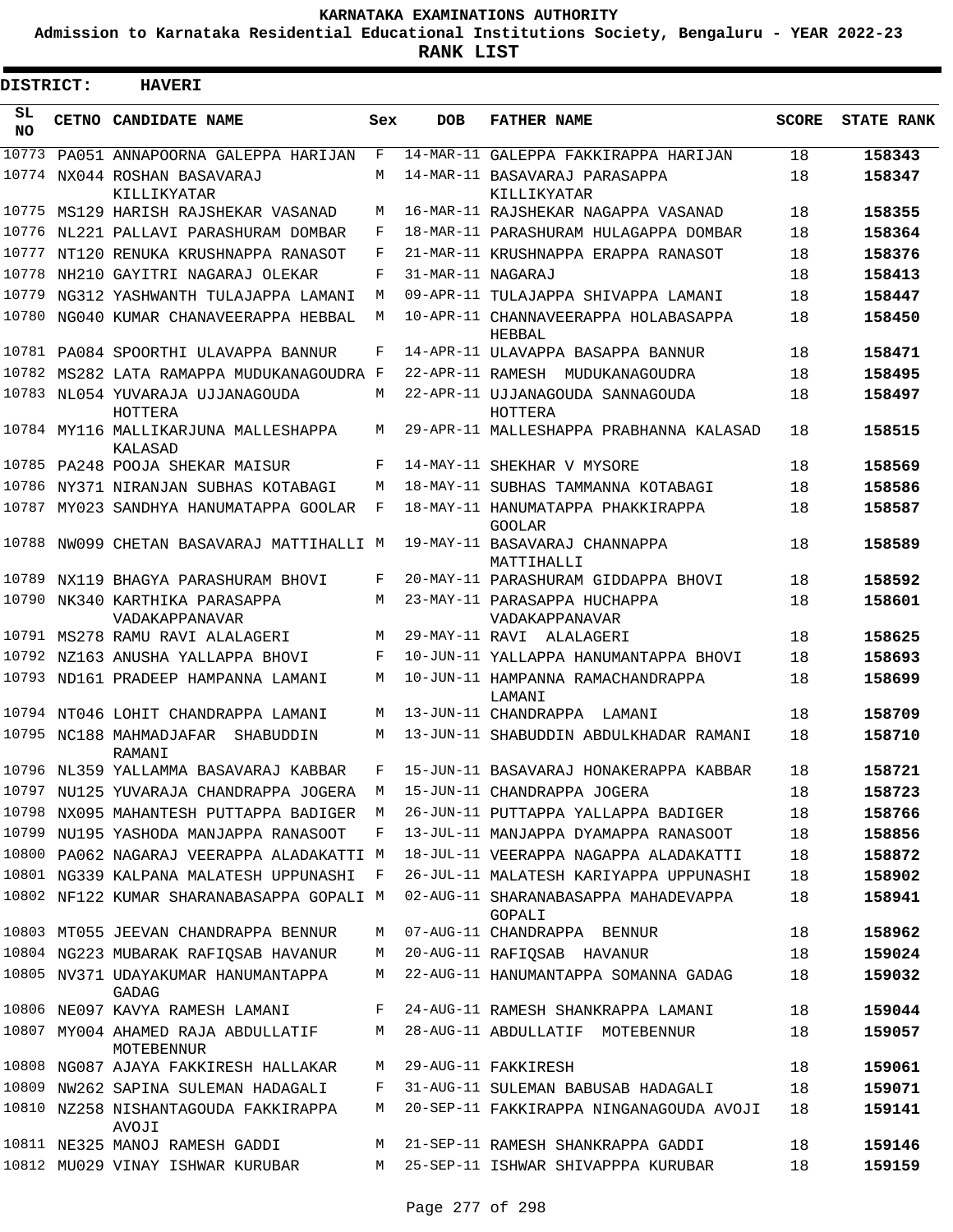# KARNATAKA EXAMINATIONS AUTHORITY

**Admission to Karnataka Residential Educational Institutions Society, Bengaluru - YEAR 2022-23**

**RANK LIST**

**DISTRICT: HAVERI**

| SL NO | CETNO | CANDIDATE NAME | Sex | DOB | FATHER NAME | SCORE | STATE RANK |
|---|---|---|---|---|---|---|---|
| 10773 | PA051 | ANNAPOORNA GALEPPA HARIJAN | F | 14-MAR-11 | GALEPPA FAKKIRAPPA HARIJAN | 18 | 158343 |
| 10774 | NX044 | ROSHAN BASAVARAJ KILLIKYATAR | M | 14-MAR-11 | BASAVARAJ PARASAPPA KILLIKYATAR | 18 | 158347 |
| 10775 | MS129 | HARISH RAJSHEKAR VASANAD | M | 16-MAR-11 | RAJSHEKAR NAGAPPA VASANAD | 18 | 158355 |
| 10776 | NL221 | PALLAVI PARASHURAM DOMBAR | F | 18-MAR-11 | PARASHURAM HULAGAPPA DOMBAR | 18 | 158364 |
| 10777 | NT120 | RENUKA KRUSHNAPPA RANASOT | F | 21-MAR-11 | KRUSHNAPPA ERAPPA RANASOT | 18 | 158376 |
| 10778 | NH210 | GAYITRI NAGARAJ OLEKAR | F | 31-MAR-11 | NAGARAJ | 18 | 158413 |
| 10779 | NG312 | YASHWANTH TULAJAPPA LAMANI | M | 09-APR-11 | TULAJAPPA SHIVAPPA LAMANI | 18 | 158447 |
| 10780 | NG040 | KUMAR CHANAVEERAPPA HEBBAL | M | 10-APR-11 | CHANNAVEERAPPA HOLABASAPPA HEBBAL | 18 | 158450 |
| 10781 | PA084 | SPOORTHI ULAVAPPA BANNUR | F | 14-APR-11 | ULAVAPPA BASAPPA BANNUR | 18 | 158471 |
| 10782 | MS282 | LATA RAMAPPA MUDUKANAGOUDRA | F | 22-APR-11 | RAMESH MUDUKANAGOUDRA | 18 | 158495 |
| 10783 | NL054 | YUVARAJA UJJANAGOUDA HOTTERA | M | 22-APR-11 | UJJANAGOUDA SANNAGOUDA HOTTERA | 18 | 158497 |
| 10784 | MY116 | MALLIKARJUNA MALLESHAPPA KALASAD | M | 29-APR-11 | MALLESHAPPA PRABHANNA KALASAD | 18 | 158515 |
| 10785 | PA248 | POOJA SHEKAR MAISUR | F | 14-MAY-11 | SHEKHAR V MYSORE | 18 | 158569 |
| 10786 | NY371 | NIRANJAN SUBHAS KOTABAGI | M | 18-MAY-11 | SUBHAS TAMMANNA KOTABAGI | 18 | 158586 |
| 10787 | MY023 | SANDHYA HANUMATAPPA GOOLAR | F | 18-MAY-11 | HANUMATAPPA PHAKKIRAPPA GOOLAR | 18 | 158587 |
| 10788 | NW099 | CHETAN BASAVARAJ MATTIHALLI | M | 19-MAY-11 | BASAVARAJ CHANNAPPA MATTIHALLI | 18 | 158589 |
| 10789 | NX119 | BHAGYA PARASHURAM BHOVI | F | 20-MAY-11 | PARASHURAM GIDDAPPA BHOVI | 18 | 158592 |
| 10790 | NK340 | KARTHIKA PARASAPPA VADAKAPPANAVAR | M | 23-MAY-11 | PARASAPPA HUCHAPPA VADAKAPPANAVAR | 18 | 158601 |
| 10791 | MS278 | RAMU RAVI ALALAGERI | M | 29-MAY-11 | RAVI ALALAGERI | 18 | 158625 |
| 10792 | NZ163 | ANUSHA YALLAPPA BHOVI | F | 10-JUN-11 | YALLAPPA HANUMANTAPPA BHOVI | 18 | 158693 |
| 10793 | ND161 | PRADEEP HAMPANNA LAMANI | M | 10-JUN-11 | HAMPANNA RAMACHANDRAPPA LAMANI | 18 | 158699 |
| 10794 | NT046 | LOHIT CHANDRAPPA LAMANI | M | 13-JUN-11 | CHANDRAPPA LAMANI | 18 | 158709 |
| 10795 | NC188 | MAHMADJAFAR SHABUDDIN RAMANI | M | 13-JUN-11 | SHABUDDIN ABDULKHADAR RAMANI | 18 | 158710 |
| 10796 | NL359 | YALLAMMA BASAVARAJ KABBAR | F | 15-JUN-11 | BASAVARAJ HONAKERAPPA KABBAR | 18 | 158721 |
| 10797 | NU125 | YUVARAJA CHANDRAPPA JOGERA | M | 15-JUN-11 | CHANDRAPPA JOGERA | 18 | 158723 |
| 10798 | NX095 | MAHANTESH PUTTAPPA BADIGER | M | 26-JUN-11 | PUTTAPPA YALLAPPA BADIGER | 18 | 158766 |
| 10799 | NU195 | YASHODA MANJAPPA RANASOOT | F | 13-JUL-11 | MANJAPPA DYAMAPPA RANASOOT | 18 | 158856 |
| 10800 | PA062 | NAGARAJ VEERAPPA ALADAKATTI | M | 18-JUL-11 | VEERAPPA NAGAPPA ALADAKATTI | 18 | 158872 |
| 10801 | NG339 | KALPANA MALATESH UPPUNASHI | F | 26-JUL-11 | MALATESH KARIYAPPA UPPUNASHI | 18 | 158902 |
| 10802 | NF122 | KUMAR SHARANABASAPPA GOPALI | M | 02-AUG-11 | SHARANABASAPPA MAHADEVAPPA GOPALI | 18 | 158941 |
| 10803 | MT055 | JEEVAN CHANDRAPPA BENNUR | M | 07-AUG-11 | CHANDRAPPA BENNUR | 18 | 158962 |
| 10804 | NG223 | MUBARAK RAFIQSAB HAVANUR | M | 20-AUG-11 | RAFIQSAB HAVANUR | 18 | 159024 |
| 10805 | NV371 | UDAYAKUMAR HANUMANTAPPA GADAG | M | 22-AUG-11 | HANUMANTAPPA SOMANNA GADAG | 18 | 159032 |
| 10806 | NE097 | KAVYA RAMESH LAMANI | F | 24-AUG-11 | RAMESH SHANKRAPPA LAMANI | 18 | 159044 |
| 10807 | MY004 | AHAMED RAJA ABDULLATIF MOTEBENNUR | M | 28-AUG-11 | ABDULLATIF MOTEBENNUR | 18 | 159057 |
| 10808 | NG087 | AJAYA FAKKIRESH HALLAKAR | M | 29-AUG-11 | FAKKIRESH | 18 | 159061 |
| 10809 | NW262 | SAPINA SULEMAN HADAGALI | F | 31-AUG-11 | SULEMAN BABUSAB HADAGALI | 18 | 159071 |
| 10810 | NZ258 | NISHANTAGOUDA FAKKIRAPPA AVOJI | M | 20-SEP-11 | FAKKIRAPPA NINGANAGOUDA AVOJI | 18 | 159141 |
| 10811 | NE325 | MANOJ RAMESH GADDI | M | 21-SEP-11 | RAMESH SHANKRAPPA GADDI | 18 | 159146 |
| 10812 | MU029 | VINAY ISHWAR KURUBAR | M | 25-SEP-11 | ISHWAR SHIVAPPPA KURUBAR | 18 | 159159 |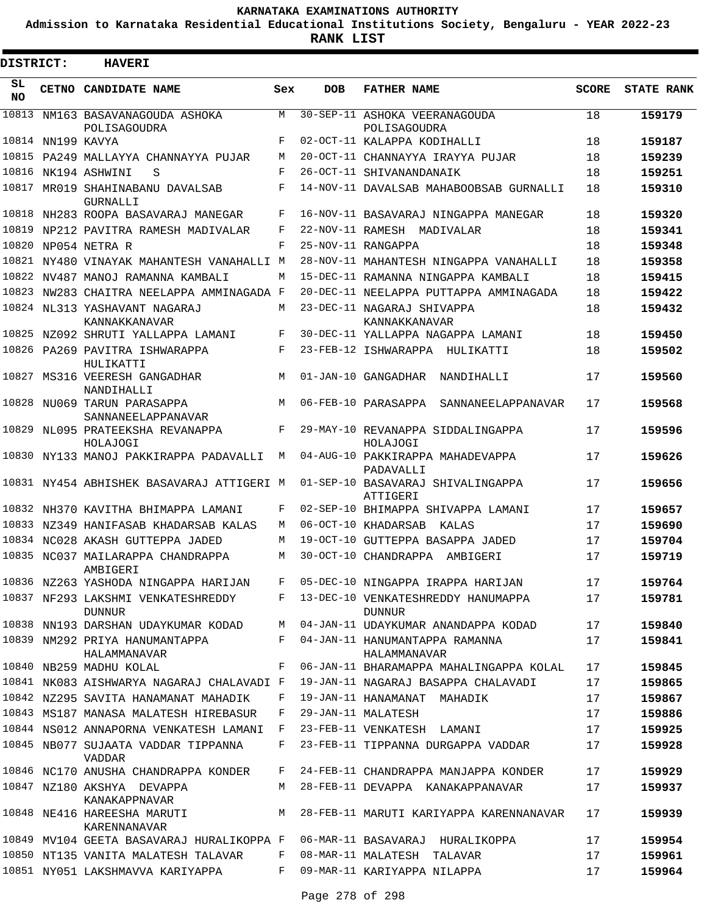# KARNATAKA EXAMINATIONS AUTHORITY

**Admission to Karnataka Residential Educational Institutions Society, Bengaluru - YEAR 2022-23**

**RANK LIST**

**DISTRICT: HAVERI**

| SL NO | CETNO | CANDIDATE NAME | Sex | DOB | FATHER NAME | SCORE | STATE RANK |
|---|---|---|---|---|---|---|---|
| 10813 | NM163 | BASAVANAGOUDA ASHOKA POLISAGOUDRA | M | 30-SEP-11 | ASHOKA VEERANAGOUDA POLISAGOUDRA | 18 | **159179** |
| 10814 | NN199 | KAVYA | F | 02-OCT-11 | KALAPPA KODIHALLI | 18 | **159187** |
| 10815 | PA249 | MALLAYYA CHANNAYYA PUJAR | M | 20-OCT-11 | CHANNAYYA IRAYYA PUJAR | 18 | **159239** |
| 10816 | NK194 | ASHWINI S | F | 26-OCT-11 | SHIVANANDANAIK | 18 | **159251** |
| 10817 | MR019 | SHAHINABANU DAVALSAB GURNALLI | F | 14-NOV-11 | DAVALSAB MAHABOOBSAB GURNALLI | 18 | **159310** |
| 10818 | NH283 | ROOPA BASAVARAJ MANEGAR | F | 16-NOV-11 | BASAVARAJ NINGAPPA MANEGAR | 18 | **159320** |
| 10819 | NP212 | PAVITRA RAMESH MADIVALAR | F | 22-NOV-11 | RAMESH MADIVALAR | 18 | **159341** |
| 10820 | NP054 | NETRA R | F | 25-NOV-11 | RANGAPPA | 18 | **159348** |
| 10821 | NY480 | VINAYAK MAHANTESH VANAHALLI | M | 28-NOV-11 | MAHANTESH NINGAPPA VANAHALLI | 18 | **159358** |
| 10822 | NV487 | MANOJ RAMANNA KAMBALI | M | 15-DEC-11 | RAMANNA NINGAPPA KAMBALI | 18 | **159415** |
| 10823 | NW283 | CHAITRA NEELAPPA AMMINAGADA | F | 20-DEC-11 | NEELAPPA PUTTAPPA AMMINAGADA | 18 | **159422** |
| 10824 | NL313 | YASHAVANT NAGARAJ KANNAKKANAVAR | M | 23-DEC-11 | NAGARAJ SHIVAPPA KANNAKKANAVAR | 18 | **159432** |
| 10825 | NZ092 | SHRUTI YALLAPPA LAMANI | F | 30-DEC-11 | YALLAPPA NAGAPPA LAMANI | 18 | **159450** |
| 10826 | PA269 | PAVITRA ISHWARAPPA HULIKATTI | F | 23-FEB-12 | ISHWARAPPA HULIKATTI | 18 | **159502** |
| 10827 | MS316 | VEERESH GANGADHAR NANDIHALLI | M | 01-JAN-10 | GANGADHAR NANDIHALLI | 17 | **159560** |
| 10828 | NU069 | TARUN PARASAPPA SANNANEELAPPANAVAR | M | 06-FEB-10 | PARASAPPA SANNANEELAPPANAVAR | 17 | **159568** |
| 10829 | NL095 | PRATEEKSHA REVANAPPA HOLAJOGI | F | 29-MAY-10 | REVANAPPA SIDDALINGAPPA HOLAJOGI | 17 | **159596** |
| 10830 | NY133 | MANOJ PAKKIRAPPA PADAVALLI | M | 04-AUG-10 | PAKKIRAPPA MAHADEVAPPA PADAVALLI | 17 | **159626** |
| 10831 | NY454 | ABHISHEK BASAVARAJ ATTIGERI | M | 01-SEP-10 | BASAVARAJ SHIVALINGAPPA ATTIGERI | 17 | **159656** |
| 10832 | NH370 | KAVITHA BHIMAPPA LAMANI | F | 02-SEP-10 | BHIMAPPA SHIVAPPA LAMANI | 17 | **159657** |
| 10833 | NZ349 | HANIFASAB KHADARSAB KALAS | M | 06-OCT-10 | KHADARSAB KALAS | 17 | **159690** |
| 10834 | NC028 | AKASH GUTTEPPA JADED | M | 19-OCT-10 | GUTTEPPA BASAPPA JADED | 17 | **159704** |
| 10835 | NC037 | MAILARAPPA CHANDRAPPA AMBIGERI | M | 30-OCT-10 | CHANDRAPPA AMBIGERI | 17 | **159719** |
| 10836 | NZ263 | YASHODA NINGAPPA HARIJAN | F | 05-DEC-10 | NINGAPPA IRAPPA HARIJAN | 17 | **159764** |
| 10837 | NF293 | LAKSHMI VENKATESHREDDY DUNNUR | F | 13-DEC-10 | VENKATESHREDDY HANUMAPPA DUNNUR | 17 | **159781** |
| 10838 | NN193 | DARSHAN UDAYKUMAR KODAD | M | 04-JAN-11 | UDAYKUMAR ANANDAPPA KODAD | 17 | **159840** |
| 10839 | NM292 | PRIYA HANUMANTAPPA HALAMMANAVAR | F | 04-JAN-11 | HANUMANTAPPA RAMANNA HALAMMANAVAR | 17 | **159841** |
| 10840 | NB259 | MADHU KOLAL | F | 06-JAN-11 | BHARAMAPPA MAHALINGAPPA KOLAL | 17 | **159845** |
| 10841 | NK083 | AISHWARYA NAGARAJ CHALAVADI | F | 19-JAN-11 | NAGARAJ BASAPPA CHALAVADI | 17 | **159865** |
| 10842 | NZ295 | SAVITA HANAMANAT MAHADIK | F | 19-JAN-11 | HANAMANAT MAHADIK | 17 | **159867** |
| 10843 | MS187 | MANASA MALATESH HIREBASUR | F | 29-JAN-11 | MALATESH | 17 | **159886** |
| 10844 | NS012 | ANNAPORNA VENKATESH LAMANI | F | 23-FEB-11 | VENKATESH LAMANI | 17 | **159925** |
| 10845 | NB077 | SUJAATA VADDAR TIPPANNA VADDAR | F | 23-FEB-11 | TIPPANNA DURGAPPA VADDAR | 17 | **159928** |
| 10846 | NC170 | ANUSHA CHANDRAPPA KONDER | F | 24-FEB-11 | CHANDRAPPA MANJAPPA KONDER | 17 | **159929** |
| 10847 | NZ180 | AKSHYA DEVAPPA KANAKAPPNAVAR | M | 28-FEB-11 | DEVAPPA KANAKAPPANAVAR | 17 | **159937** |
| 10848 | NE416 | HAREESHA MARUTI KARENNANAVAR | M | 28-FEB-11 | MARUTI KARIYAPPA KARENNANAVAR | 17 | **159939** |
| 10849 | MV104 | GEETA BASAVARAJ HURALIKOPPA | F | 06-MAR-11 | BASAVARAJ HURALIKOPPA | 17 | **159954** |
| 10850 | NT135 | VANITA MALATESH TALAVAR | F | 08-MAR-11 | MALATESH TALAVAR | 17 | **159961** |
| 10851 | NY051 | LAKSHMAVVA KARIYAPPA | F | 09-MAR-11 | KARIYAPPA NILAPPA | 17 | **159964** |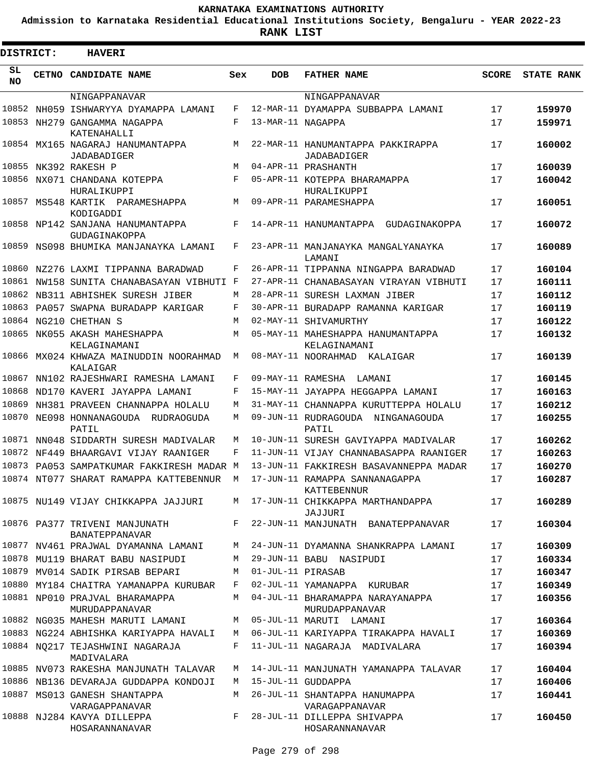# KARNATAKA EXAMINATIONS AUTHORITY

**Admission to Karnataka Residential Educational Institutions Society, Bengaluru - YEAR 2022-23**

**RANK LIST**

**DISTRICT: HAVERI**

| SL NO | CETNO | CANDIDATE NAME | Sex | DOB | FATHER NAME | SCORE | STATE RANK |
|---|---|---|---|---|---|---|---|
| | | NINGAPPANAVAR | | | NINGAPPANAVAR | | |
| 10852 | NH059 | ISHWARYYA DYAMAPPA LAMANI | F | 12-MAR-11 | DYAMAPPA SUBBAPPA LAMANI | 17 | 159970 |
| 10853 | NH279 | GANGAMMA NAGAPPA KATENAHALLI | F | 13-MAR-11 | NAGAPPA | 17 | 159971 |
| 10854 | MX165 | NAGARAJ HANUMANTAPPA JADABADIGER | M | 22-MAR-11 | HANUMANTAPPA PAKKIRAPPA JADABADIGER | 17 | 160002 |
| 10855 | NK392 | RAKESH P | M | 04-APR-11 | PRASHANTH | 17 | 160039 |
| 10856 | NX071 | CHANDANA KOTEPPA HURALIKUPPI | F | 05-APR-11 | KOTEPPA BHARAMAPPA HURALIKUPPI | 17 | 160042 |
| 10857 | MS548 | KARTIK PARAMESHAPPA KODIGADDI | M | 09-APR-11 | PARAMESHAPPA | 17 | 160051 |
| 10858 | NP142 | SANJANA HANUMANTAPPA GUDAGINAKOPPA | F | 14-APR-11 | HANUMANTAPPA GUDAGINAKOPPA | 17 | 160072 |
| 10859 | NS098 | BHUMIKA MANJANAYKA LAMANI | F | 23-APR-11 | MANJANAYKA MANGALYANAYKA LAMANI | 17 | 160089 |
| 10860 | NZ276 | LAXMI TIPPANNA BARADWAD | F | 26-APR-11 | TIPPANNA NINGAPPA BARADWAD | 17 | 160104 |
| 10861 | NW158 | SUNITA CHANABASAYAN VIBHUTI | F | 27-APR-11 | CHANABASAYAN VIRAYAN VIBHUTI | 17 | 160111 |
| 10862 | NB311 | ABHISHEK SURESH JIBER | M | 28-APR-11 | SURESH LAXMAN JIBER | 17 | 160112 |
| 10863 | PA057 | SWAPNA BURADAPP KARIGAR | F | 30-APR-11 | BURADAPP RAMANNA KARIGAR | 17 | 160119 |
| 10864 | NG210 | CHETHAN S | M | 02-MAY-11 | SHIVAMURTHY | 17 | 160122 |
| 10865 | NK055 | AKASH MAHESHAPPA KELAGINAMANI | M | 05-MAY-11 | MAHESHAPPA HANUMANTAPPA KELAGINAMANI | 17 | 160132 |
| 10866 | MX024 | KHWAZA MAINUDDIN NOORAHMAD KALAIGAR | M | 08-MAY-11 | NOORAHMAD KALAIGAR | 17 | 160139 |
| 10867 | NN102 | RAJESHWARI RAMESHA LAMANI | F | 09-MAY-11 | RAMESHA LAMANI | 17 | 160145 |
| 10868 | ND170 | KAVERI JAYAPPA LAMANI | F | 15-MAY-11 | JAYAPPA HEGGAPPA LAMANI | 17 | 160163 |
| 10869 | NH381 | PRAVEEN CHANNAPPA HOLALU | M | 31-MAY-11 | CHANNAPPA KURUTTEPPA HOLALU | 17 | 160212 |
| 10870 | NE098 | HONNANAGOUDA RUDRAOGUDA PATIL | M | 09-JUN-11 | RUDRAGOUDA NINGANAGOUDA PATIL | 17 | 160255 |
| 10871 | NN048 | SIDDARTH SURESH MADIVALAR | M | 10-JUN-11 | SURESH GAVIYAPPA MADIVALAR | 17 | 160262 |
| 10872 | NF449 | BHAARGAVI VIJAY RAANIGER | F | 11-JUN-11 | VIJAY CHANNABASAPPA RAANIGER | 17 | 160263 |
| 10873 | PA053 | SAMPATKUMAR FAKKIRESH MADAR | M | 13-JUN-11 | FAKKIRESH BASAVANNEPPA MADAR | 17 | 160270 |
| 10874 | NT077 | SHARAT RAMAPPA KATTEBENNUR | M | 17-JUN-11 | RAMAPPA SANNANAGAPPA KATTEBENNUR | 17 | 160287 |
| 10875 | NU149 | VIJAY CHIKKAPPA JAJJURI | M | 17-JUN-11 | CHIKKAPPA MARTHANDAPPA JAJJURI | 17 | 160289 |
| 10876 | PA377 | TRIVENI MANJUNATH BANATEPPANAVAR | F | 22-JUN-11 | MANJUNATH BANATEPPANAVAR | 17 | 160304 |
| 10877 | NV461 | PRAJWAL DYAMANNA LAMANI | M | 24-JUN-11 | DYAMANNA SHANKRAPPA LAMANI | 17 | 160309 |
| 10878 | MU119 | BHARAT BABU NASIPUDI | M | 29-JUN-11 | BABU NASIPUDI | 17 | 160334 |
| 10879 | MV014 | SADIK PIRSAB BEPARI | M | 01-JUL-11 | PIRASAB | 17 | 160347 |
| 10880 | MY184 | CHAITRA YAMANAPPA KURUBAR | F | 02-JUL-11 | YAMANAPPA KURUBAR | 17 | 160349 |
| 10881 | NP010 | PRAJVAL BHARAMAPPA MURUDAPPANAVAR | M | 04-JUL-11 | BHARAMAPPA NARAYANAPPA MURUDAPPANAVAR | 17 | 160356 |
| 10882 | NG035 | MAHESH MARUTI LAMANI | M | 05-JUL-11 | MARUTI LAMANI | 17 | 160364 |
| 10883 | NG224 | ABHISHKA KARIYAPPA HAVALI | M | 06-JUL-11 | KARIYAPPA TIRAKAPPA HAVALI | 17 | 160369 |
| 10884 | NQ217 | TEJASHWINI NAGARAJA MADIVALARA | F | 11-JUL-11 | NAGARAJA MADIVALARA | 17 | 160394 |
| 10885 | NV073 | RAKESHA MANJUNATH TALAVAR | M | 14-JUL-11 | MANJUNATH YAMANAPPA TALAVAR | 17 | 160404 |
| 10886 | NB136 | DEVARAJA GUDDAPPA KONDOJI | M | 15-JUL-11 | GUDDAPPA | 17 | 160406 |
| 10887 | MS013 | GANESH SHANTAPPA VARAGAPPANAVAR | M | 26-JUL-11 | SHANTAPPA HANUMAPPA VARAGAPPANAVAR | 17 | 160441 |
| 10888 | NJ284 | KAVYA DILLEPPA HOSARANNANAVAR | F | 28-JUL-11 | DILLEPPA SHIVAPPA HOSARANNANAVAR | 17 | 160450 |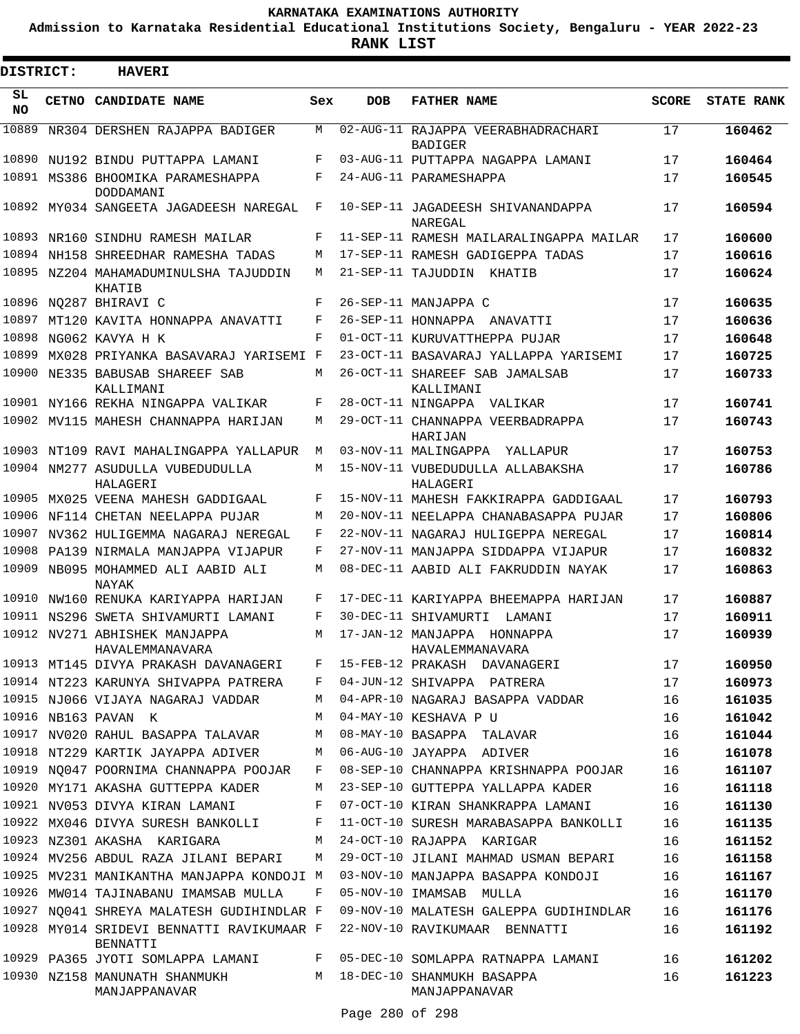# KARNATAKA EXAMINATIONS AUTHORITY

**Admission to Karnataka Residential Educational Institutions Society, Bengaluru - YEAR 2022-23**

**RANK LIST**

**DISTRICT: HAVERI**

| SL NO | CETNO | CANDIDATE NAME | Sex | DOB | FATHER NAME | SCORE | STATE RANK |
|---|---|---|---|---|---|---|---|
| 10889 | NR304 | DERSHEN RAJAPPA BADIGER | M | 02-AUG-11 | RAJAPPA VEERABHADRACHARI BADIGER | 17 | **160462** |
| 10890 | NU192 | BINDU PUTTAPPA LAMANI | F | 03-AUG-11 | PUTTAPPA NAGAPPA LAMANI | 17 | **160464** |
| 10891 | MS386 | BHOOMIKA PARAMESHAPPA DODDAMANI | F | 24-AUG-11 | PARAMESHAPPA | 17 | **160545** |
| 10892 | MY034 | SANGEETA JAGADEESH NAREGAL | F | 10-SEP-11 | JAGADEESH SHIVANANDAPPA NAREGAL | 17 | **160594** |
| 10893 | NR160 | SINDHU RAMESH MAILAR | F | 11-SEP-11 | RAMESH MAILARALINGAPPA MAILAR | 17 | **160600** |
| 10894 | NH158 | SHREEDHAR RAMESHA TADAS | M | 17-SEP-11 | RAMESH GADIGEPPA TADAS | 17 | **160616** |
| 10895 | NZ204 | MAHAMADUMINULSHA TAJUDDIN KHATIB | M | 21-SEP-11 | TAJUDDIN KHATIB | 17 | **160624** |
| 10896 | NQ287 | BHIRAVI C | F | 26-SEP-11 | MANJAPPA C | 17 | **160635** |
| 10897 | MT120 | KAVITA HONNAPPA ANAVATTI | F | 26-SEP-11 | HONNAPPA ANAVATTI | 17 | **160636** |
| 10898 | NG062 | KAVYA H K | F | 01-OCT-11 | KURUVATTHEPPA PUJAR | 17 | **160648** |
| 10899 | MX028 | PRIYANKA BASAVARAJ YARISEMI | F | 23-OCT-11 | BASAVARAJ YALLAPPA YARISEMI | 17 | **160725** |
| 10900 | NE335 | BABUSAB SHAREEF SAB KALLIMANI | M | 26-OCT-11 | SHAREEF SAB JAMALSAB KALLIMANI | 17 | **160733** |
| 10901 | NY166 | REKHA NINGAPPA VALIKAR | F | 28-OCT-11 | NINGAPPA VALIKAR | 17 | **160741** |
| 10902 | MV115 | MAHESH CHANNAPPA HARIJAN | M | 29-OCT-11 | CHANNAPPA VEERBADRAPPA HARIJAN | 17 | **160743** |
| 10903 | NT109 | RAVI MAHALINGAPPA YALLAPUR | M | 03-NOV-11 | MALINGAPPA YALLAPUR | 17 | **160753** |
| 10904 | NM277 | ASUDULLA VUBEDUDULLA HALAGERI | M | 15-NOV-11 | VUBEDUDULLA ALLABAKSHA HALAGERI | 17 | **160786** |
| 10905 | MX025 | VEENA MAHESH GADDIGAAL | F | 15-NOV-11 | MAHESH FAKKIRAPPA GADDIGAAL | 17 | **160793** |
| 10906 | NF114 | CHETAN NEELAPPA PUJAR | M | 20-NOV-11 | NEELAPPA CHANABASAPPA PUJAR | 17 | **160806** |
| 10907 | NV362 | HULIGEMMA NAGARAJ NEREGAL | F | 22-NOV-11 | NAGARAJ HULIGEPPA NEREGAL | 17 | **160814** |
| 10908 | PA139 | NIRMALA MANJAPPA VIJAPUR | F | 27-NOV-11 | MANJAPPA SIDDAPPA VIJAPUR | 17 | **160832** |
| 10909 | NB095 | MOHAMMED ALI AABID ALI NAYAK | M | 08-DEC-11 | AABID ALI FAKRUDDIN NAYAK | 17 | **160863** |
| 10910 | NW160 | RENUKA KARIYAPPA HARIJAN | F | 17-DEC-11 | KARIYAPPA BHEEMAPPA HARIJAN | 17 | **160887** |
| 10911 | NS296 | SWETA SHIVAMURTI LAMANI | F | 30-DEC-11 | SHIVAMURTI LAMANI | 17 | **160911** |
| 10912 | NV271 | ABHISHEK MANJAPPA HAVALEMMANAVARA | M | 17-JAN-12 | MANJAPPA HONNAPPA HAVALEMMANAVARA | 17 | **160939** |
| 10913 | MT145 | DIVYA PRAKASH DAVANAGERI | F | 15-FEB-12 | PRAKASH DAVANAGERI | 17 | **160950** |
| 10914 | NT223 | KARUNYA SHIVAPPA PATRERA | F | 04-JUN-12 | SHIVAPPA PATRERA | 17 | **160973** |
| 10915 | NJ066 | VIJAYA NAGARAJ VADDAR | M | 04-APR-10 | NAGARAJ BASAPPA VADDAR | 16 | **161035** |
| 10916 | NB163 | PAVAN K | M | 04-MAY-10 | KESHAVA P U | 16 | **161042** |
| 10917 | NV020 | RAHUL BASAPPA TALAVAR | M | 08-MAY-10 | BASAPPA TALAVAR | 16 | **161044** |
| 10918 | NT229 | KARTIK JAYAPPA ADIVER | M | 06-AUG-10 | JAYAPPA ADIVER | 16 | **161078** |
| 10919 | NQ047 | POORNIMA CHANNAPPA POOJAR | F | 08-SEP-10 | CHANNAPPA KRISHNAPPA POOJAR | 16 | **161107** |
| 10920 | MY171 | AKASHA GUTTEPPA KADER | M | 23-SEP-10 | GUTTEPPA YALLAPPA KADER | 16 | **161118** |
| 10921 | NV053 | DIVYA KIRAN LAMANI | F | 07-OCT-10 | KIRAN SHANKRAPPA LAMANI | 16 | **161130** |
| 10922 | MX046 | DIVYA SURESH BANKOLLI | F | 11-OCT-10 | SURESH MARABASAPPA BANKOLLI | 16 | **161135** |
| 10923 | NZ301 | AKASHA KARIGARA | M | 24-OCT-10 | RAJAPPA KARIGAR | 16 | **161152** |
| 10924 | MV256 | ABDUL RAZA JILANI BEPARI | M | 29-OCT-10 | JILANI MAHMAD USMAN BEPARI | 16 | **161158** |
| 10925 | MV231 | MANIKANTHA MANJAPPA KONDOJI | M | 03-NOV-10 | MANJAPPA BASAPPA KONDOJI | 16 | **161167** |
| 10926 | MW014 | TAJINABANU IMAMSAB MULLA | F | 05-NOV-10 | IMAMSAB MULLA | 16 | **161170** |
| 10927 | NQ041 | SHREYA MALATESH GUDIHINDLAR | F | 09-NOV-10 | MALATESH GALEPPA GUDIHINDLAR | 16 | **161176** |
| 10928 | MY014 | SRIDEVI BENNATTI RAVIKUMAAR BENNATTI | F | 22-NOV-10 | RAVIKUMAAR BENNATTI | 16 | **161192** |
| 10929 | PA365 | JYOTI SOMLAPPA LAMANI | F | 05-DEC-10 | SOMLAPPA RATNAPPA LAMANI | 16 | **161202** |
| 10930 | NZ158 | MANUNATH SHANMUKH MANJAPPANAVAR | M | 18-DEC-10 | SHANMUKH BASAPPA MANJAPPANAVAR | 16 | **161223** |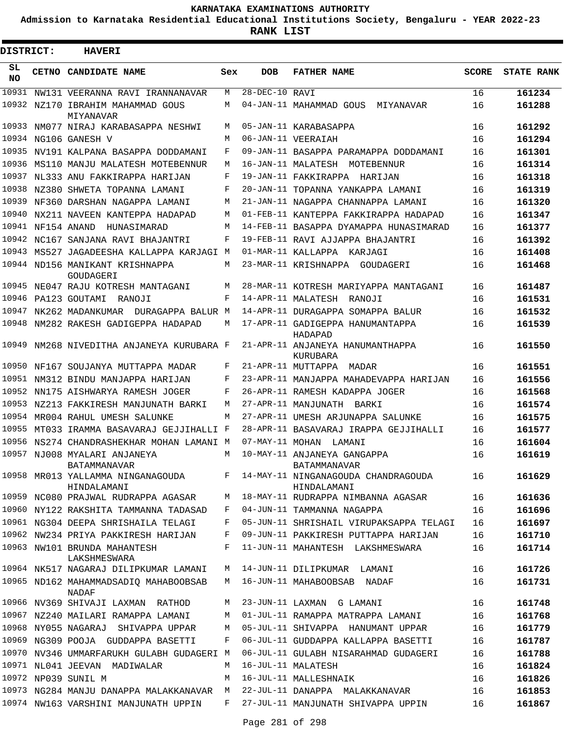# KARNATAKA EXAMINATIONS AUTHORITY

**Admission to Karnataka Residential Educational Institutions Society, Bengaluru - YEAR 2022-23**

**RANK LIST**

**DISTRICT: HAVERI**

| SL NO | CETNO | CANDIDATE NAME | Sex | DOB | FATHER NAME | SCORE | STATE RANK |
|---|---|---|---|---|---|---|---|
| 10931 | NW131 | VEERANNA RAVI IRANNANAVAR | M | 28-DEC-10 | RAVI | 16 | 161234 |
| 10932 | NZ170 | IBRAHIM MAHAMMAD GOUS MIYANAVAR | M | 04-JAN-11 | MAHAMMAD GOUS MIYANAVAR | 16 | 161288 |
| 10933 | NM077 | NIRAJ KARABASAPPA NESHWI | M | 05-JAN-11 | KARABASAPPA | 16 | 161292 |
| 10934 | NG106 | GANESH V | M | 06-JAN-11 | VEERAIAH | 16 | 161294 |
| 10935 | NV191 | KALPANA BASAPPA DODDAMANI | F | 09-JAN-11 | BASAPPA PARAMAPPA DODDAMANI | 16 | 161301 |
| 10936 | MS110 | MANJU MALATESH MOTEBENNUR | M | 16-JAN-11 | MALATESH MOTEBENNUR | 16 | 161314 |
| 10937 | NL333 | ANU FAKKIRAPPA HARIJAN | F | 19-JAN-11 | FAKKIRAPPA HARIJAN | 16 | 161318 |
| 10938 | NZ380 | SHWETA TOPANNA LAMANI | F | 20-JAN-11 | TOPANNA YANKAPPA LAMANI | 16 | 161319 |
| 10939 | NF360 | DARSHAN NAGAPPA LAMANI | M | 21-JAN-11 | NAGAPPA CHANNAPPA LAMANI | 16 | 161320 |
| 10940 | NX211 | NAVEEN KANTEPPA HADAPAD | M | 01-FEB-11 | KANTEPPA FAKKIRAPPA HADAPAD | 16 | 161347 |
| 10941 | NF154 | ANAND HUNASIMARAD | M | 14-FEB-11 | BASAPPA DYAMAPPA HUNASIMARAD | 16 | 161377 |
| 10942 | NC167 | SANJANA RAVI BHAJANTRI | F | 19-FEB-11 | RAVI AJJAPPA BHAJANTRI | 16 | 161392 |
| 10943 | MS527 | JAGADEESHA KALLAPPA KARJAGI | M | 01-MAR-11 | KALLAPPA KARJAGI | 16 | 161408 |
| 10944 | ND156 | MANIKANT KRISHNAPPA GOUDAGERI | M | 23-MAR-11 | KRISHNAPPA GOUDAGERI | 16 | 161468 |
| 10945 | NE047 | RAJU KOTRESH MANTAGANI | M | 28-MAR-11 | KOTRESH MARIYAPPA MANTAGANI | 16 | 161487 |
| 10946 | PA123 | GOUTAMI RANOJI | F | 14-APR-11 | MALATESH RANOJI | 16 | 161531 |
| 10947 | NK262 | MADANKUMAR DURAGAPPA BALUR | M | 14-APR-11 | DURAGAPPA SOMAPPA BALUR | 16 | 161532 |
| 10948 | NM282 | RAKESH GADIGEPPA HADAPAD | M | 17-APR-11 | GADIGEPPA HANUMANTAPPA HADAPAD | 16 | 161539 |
| 10949 | NM268 | NIVEDITHA ANJANEYA KURUBARA | F | 21-APR-11 | ANJANEYA HANUMANTHAPPA KURUBARA | 16 | 161550 |
| 10950 | NF167 | SOUJANYA MUTTAPPA MADAR | F | 21-APR-11 | MUTTAPPA MADAR | 16 | 161551 |
| 10951 | NM312 | BINDU MANJAPPA HARIJAN | F | 23-APR-11 | MANJAPPA MAHADEVAPPA HARIJAN | 16 | 161556 |
| 10952 | NN175 | AISHWARYA RAMESH JOGER | F | 26-APR-11 | RAMESH KADAPPA JOGER | 16 | 161568 |
| 10953 | NZ213 | FAKKIRESH MANJUNATH BARKI | M | 27-APR-11 | MANJUNATH BARKI | 16 | 161574 |
| 10954 | MR004 | RAHUL UMESH SALUNKE | M | 27-APR-11 | UMESH ARJUNAPPA SALUNKE | 16 | 161575 |
| 10955 | MT033 | IRAMMA BASAVARAJ GEJJIHALLI | F | 28-APR-11 | BASAVARAJ IRAPPA GEJJIHALLI | 16 | 161577 |
| 10956 | NS274 | CHANDRASHEKHAR MOHAN LAMANI | M | 07-MAY-11 | MOHAN LAMANI | 16 | 161604 |
| 10957 | NJ008 | MYALARI ANJANEYA BATAMMANAVAR | M | 10-MAY-11 | ANJANEYA GANGAPPA BATAMMANAVAR | 16 | 161619 |
| 10958 | MR013 | YALLAMMA NINGANAGOUDA HINDALAMANI | F | 14-MAY-11 | NINGANAGOUDA CHANDRAGOUDA HINDALAMANI | 16 | 161629 |
| 10959 | NC080 | PRAJWAL RUDRAPPA AGASAR | M | 18-MAY-11 | RUDRAPPA NIMBANNA AGASAR | 16 | 161636 |
| 10960 | NY122 | RAKSHITA TAMMANNA TADASAD | F | 04-JUN-11 | TAMMANNA NAGAPPA | 16 | 161696 |
| 10961 | NG304 | DEEPA SHRISHAILA TELAGI | F | 05-JUN-11 | SHRISHAIL VIRUPAKSAPPA TELAGI | 16 | 161697 |
| 10962 | NW234 | PRIYA PAKKIRESH HARIJAN | F | 09-JUN-11 | PAKKIRESH PUTTAPPA HARIJAN | 16 | 161710 |
| 10963 | NW101 | BRUNDA MAHANTESH LAKSHMESWARA | F | 11-JUN-11 | MAHANTESH LAKSHMESWARA | 16 | 161714 |
| 10964 | NK517 | NAGARAJ DILIPKUMAR LAMANI | M | 14-JUN-11 | DILIPKUMAR LAMANI | 16 | 161726 |
| 10965 | ND162 | MAHAMMADSADIQ MAHABOOBSAB NADAF | M | 16-JUN-11 | MAHABOOBSAB NADAF | 16 | 161731 |
| 10966 | NV369 | SHIVAJI LAXMAN RATHOD | M | 23-JUN-11 | LAXMAN G LAMANI | 16 | 161748 |
| 10967 | NZ240 | MAILARI RAMAPPA LAMANI | M | 01-JUL-11 | RAMAPPA MATRAPPA LAMANI | 16 | 161768 |
| 10968 | NY055 | NAGARAJ SHIVAPPA UPPAR | M | 05-JUL-11 | SHIVAPPA HANUMANT UPPAR | 16 | 161779 |
| 10969 | NG309 | POOJA GUDDAPPA BASETTI | F | 06-JUL-11 | GUDDAPPA KALLAPPA BASETTI | 16 | 161787 |
| 10970 | NV346 | UMMARFARUKH GULABH GUDAGERI | M | 06-JUL-11 | GULABH NISARAHMAD GUDAGERI | 16 | 161788 |
| 10971 | NL041 | JEEVAN MADIWALAR | M | 16-JUL-11 | MALATESH | 16 | 161824 |
| 10972 | NP039 | SUNIL M | M | 16-JUL-11 | MALLESHNAIK | 16 | 161826 |
| 10973 | NG284 | MANJU DANAPPA MALAKKANAVAR | M | 22-JUL-11 | DANAPPA MALAKKANAVAR | 16 | 161853 |
| 10974 | NW163 | VARSHINI MANJUNATH UPPIN | F | 27-JUL-11 | MANJUNATH SHIVAPPA UPPIN | 16 | 161867 |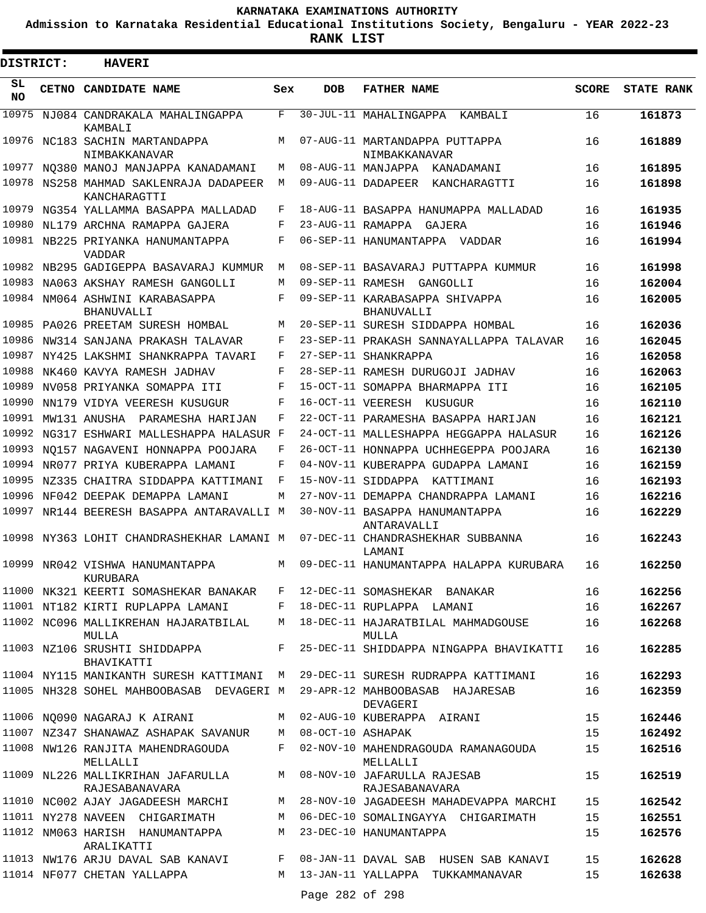KARNATAKA EXAMINATIONS AUTHORITY

Admission to Karnataka Residential Educational Institutions Society, Bengaluru - YEAR 2022-23

**RANK LIST**

**DISTRICT: HAVERI**

| SL NO | CETNO | CANDIDATE NAME | Sex | DOB | FATHER NAME | SCORE | STATE RANK |
|---|---|---|---|---|---|---|---|
| 10975 | NJ084 | CANDRAKALA MAHALINGAPPA KAMBALI | F | 30-JUL-11 | MAHALINGAPPA KAMBALI | 16 | **161873** |
| 10976 | NC183 | SACHIN MARTANDAPPA NIMBAKKANAVAR | M | 07-AUG-11 | MARTANDAPPA PUTTAPPA NIMBAKKANAVAR | 16 | **161889** |
| 10977 | NQ380 | MANOJ MANJAPPA KANADAMANI | M | 08-AUG-11 | MANJAPPA KANADAMANI | 16 | **161895** |
| 10978 | NS258 | MAHMAD SAKLENRAJA DADAPEER KANCHARAGTTI | M | 09-AUG-11 | DADAPEER KANCHARAGTTI | 16 | **161898** |
| 10979 | NG354 | YALLAMMA BASAPPA MALLADAD | F | 18-AUG-11 | BASAPPA HANUMAPPA MALLADAD | 16 | **161935** |
| 10980 | NL179 | ARCHNA RAMAPPA GAJERA | F | 23-AUG-11 | RAMAPPA GAJERA | 16 | **161946** |
| 10981 | NB225 | PRIYANKA HANUMANTAPPA VADDAR | F | 06-SEP-11 | HANUMANTAPPA VADDAR | 16 | **161994** |
| 10982 | NB295 | GADIGEPPA BASAVARAJ KUMMUR | M | 08-SEP-11 | BASAVARAJ PUTTAPPA KUMMUR | 16 | **161998** |
| 10983 | NA063 | AKSHAY RAMESH GANGOLLI | M | 09-SEP-11 | RAMESH GANGOLLI | 16 | **162004** |
| 10984 | NM064 | ASHWINI KARABASAPPA BHANUVALLI | F | 09-SEP-11 | KARABASAPPA SHIVAPPA BHANUVALLI | 16 | **162005** |
| 10985 | PA026 | PREETAM SURESH HOMBAL | M | 20-SEP-11 | SURESH SIDDAPPA HOMBAL | 16 | **162036** |
| 10986 | NW314 | SANJANA PRAKASH TALAVAR | F | 23-SEP-11 | PRAKASH SANNAYALLAPPA TALAVAR | 16 | **162045** |
| 10987 | NY425 | LAKSHMI SHANKRAPPA TAVARI | F | 27-SEP-11 | SHANKRAPPA | 16 | **162058** |
| 10988 | NK460 | KAVYA RAMESH JADHAV | F | 28-SEP-11 | RAMESH DURUGOJI JADHAV | 16 | **162063** |
| 10989 | NV058 | PRIYANKA SOMAPPA ITI | F | 15-OCT-11 | SOMAPPA BHARMAPPA ITI | 16 | **162105** |
| 10990 | NN179 | VIDYA VEERESH KUSUGUR | F | 16-OCT-11 | VEERESH KUSUGUR | 16 | **162110** |
| 10991 | MW131 | ANUSHA PARAMESHA HARIJAN | F | 22-OCT-11 | PARAMESHA BASAPPA HARIJAN | 16 | **162121** |
| 10992 | NG317 | ESHWARI MALLESHAPPA HALASUR | F | 24-OCT-11 | MALLESHAPPA HEGGAPPA HALASUR | 16 | **162126** |
| 10993 | NQ157 | NAGAVENI HONNAPPA POOJARA | F | 26-OCT-11 | HONNAPPA UCHHEGEPPA POOJARA | 16 | **162130** |
| 10994 | NR077 | PRIYA KUBERAPPA LAMANI | F | 04-NOV-11 | KUBERAPPA GUDAPPA LAMANI | 16 | **162159** |
| 10995 | NZ335 | CHAITRA SIDDAPPA KATTIMANI | F | 15-NOV-11 | SIDDAPPA KATTIMANI | 16 | **162193** |
| 10996 | NF042 | DEEPAK DEMAPPA LAMANI | M | 27-NOV-11 | DEMAPPA CHANDRAPPA LAMANI | 16 | **162216** |
| 10997 | NR144 | BEERESH BASAPPA ANTARAVALLI | M | 30-NOV-11 | BASAPPA HANUMANTAPPA ANTARAVALLI | 16 | **162229** |
| 10998 | NY363 | LOHIT CHANDRASHEKHAR LAMANI | M | 07-DEC-11 | CHANDRASHEKHAR SUBBANNA LAMANI | 16 | **162243** |
| 10999 | NR042 | VISHWA HANUMANTAPPA KURUBARA | M | 09-DEC-11 | HANUMANTAPPA HALAPPA KURUBARA | 16 | **162250** |
| 11000 | NK321 | KEERTI SOMASHEKAR BANAKAR | F | 12-DEC-11 | SOMASHEKAR BANAKAR | 16 | **162256** |
| 11001 | NT182 | KIRTI RUPLAPPA LAMANI | F | 18-DEC-11 | RUPLAPPA LAMANI | 16 | **162267** |
| 11002 | NC096 | MALLIKREHAN HAJARATBILAL MULLA | M | 18-DEC-11 | HAJARATBILAL MAHMADGOUSE MULLA | 16 | **162268** |
| 11003 | NZ106 | SRUSHTI SHIDDAPPA BHAVIKATTI | F | 25-DEC-11 | SHIDDAPPA NINGAPPA BHAVIKATTI | 16 | **162285** |
| 11004 | NY115 | MANIKANTH SURESH KATTIMANI | M | 29-DEC-11 | SURESH RUDRAPPA KATTIMANI | 16 | **162293** |
| 11005 | NH328 | SOHEL MAHBOOBASAB DEVAGERI | M | 29-APR-12 | MAHBOOBASAB HAJARESAB DEVAGERI | 16 | **162359** |
| 11006 | NQ090 | NAGARAJ K AIRANI | M | 02-AUG-10 | KUBERAPPA AIRANI | 15 | **162446** |
| 11007 | NZ347 | SHANAWAZ ASHAPAK SAVANUR | M | 08-OCT-10 | ASHAPAK | 15 | **162492** |
| 11008 | NW126 | RANJITA MAHENDRAGOUDA MELLALLI | F | 02-NOV-10 | MAHENDRAGOUDA RAMANAGOUDA MELLALLI | 15 | **162516** |
| 11009 | NL226 | MALLIKRIHAN JAFARULLA RAJESABANAVARA | M | 08-NOV-10 | JAFARULLA RAJESAB RAJESABANAVARA | 15 | **162519** |
| 11010 | NC002 | AJAY JAGADEESH MARCHI | M | 28-NOV-10 | JAGADEESH MAHADEVAPPA MARCHI | 15 | **162542** |
| 11011 | NY278 | NAVEEN CHIGARIMATH | M | 06-DEC-10 | SOMALINGAYYA CHIGARIMATH | 15 | **162551** |
| 11012 | NM063 | HARISH HANUMANTAPPA ARALIKATTI | M | 23-DEC-10 | HANUMANTAPPA | 15 | **162576** |
| 11013 | NW176 | ARJU DAVAL SAB KANAVI | F | 08-JAN-11 | DAVAL SAB HUSEN SAB KANAVI | 15 | **162628** |
| 11014 | NF077 | CHETAN YALLAPPA | M | 13-JAN-11 | YALLAPPA TUKKAMMANAVAR | 15 | **162638** |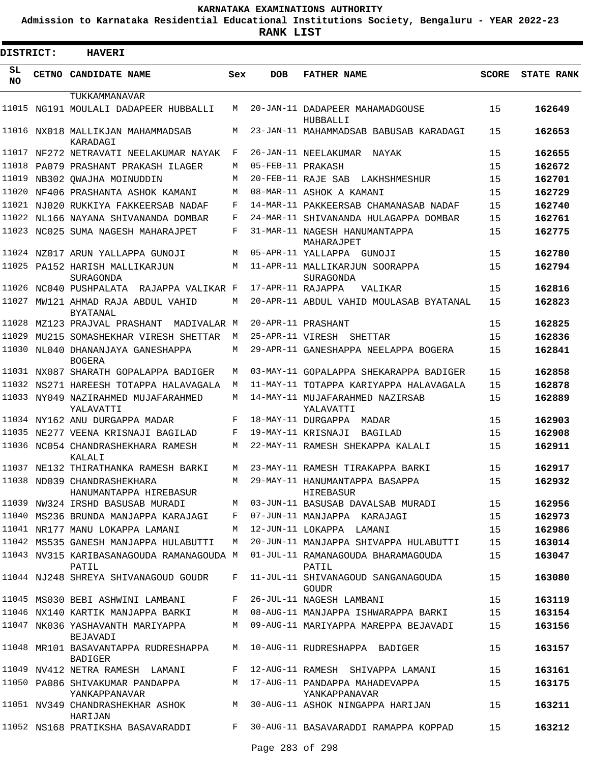KARNATAKA EXAMINATIONS AUTHORITY

Admission to Karnataka Residential Educational Institutions Society, Bengaluru - YEAR 2022-23

**RANK LIST**

**DISTRICT: HAVERI**

| SL NO | CETNO | CANDIDATE NAME | Sex | DOB | FATHER NAME | SCORE | STATE RANK |
|---|---|---|---|---|---|---|---|
| | | TUKKAMMANAVAR | | | | | |
| 11015 | NG191 | MOULALI DADAPEER HUBBALLI | M | 20-JAN-11 | DADAPEER MAHAMADGOUSE HUBBALLI | 15 | 162649 |
| 11016 | NX018 | MALLIKJAN MAHAMMADSAB KARADAGI | M | 23-JAN-11 | MAHAMMADSAB BABUSAB KARADAGI | 15 | 162653 |
| 11017 | NF272 | NETRAVATI NEELAKUMAR NAYAK | F | 26-JAN-11 | NEELAKUMAR NAYAK | 15 | 162655 |
| 11018 | PA079 | PRASHANT PRAKASH ILAGER | M | 05-FEB-11 | PRAKASH | 15 | 162672 |
| 11019 | NB302 | QWAJHA MOINUDDIN | M | 20-FEB-11 | RAJE SAB LAKHSHMESHUR | 15 | 162701 |
| 11020 | NF406 | PRASHANTA ASHOK KAMANI | M | 08-MAR-11 | ASHOK A KAMANI | 15 | 162729 |
| 11021 | NJ020 | RUKKIYA FAKKEERSAB NADAF | F | 14-MAR-11 | PAKKEERSAB CHAMANASAB NADAF | 15 | 162740 |
| 11022 | NL166 | NAYANA SHIVANANDA DOMBAR | F | 24-MAR-11 | SHIVANANDA HULAGAPPA DOMBAR | 15 | 162761 |
| 11023 | NC025 | SUMA NAGESH MAHARAJPET | F | 31-MAR-11 | NAGESH HANUMANTAPPA MAHARAJPET | 15 | 162775 |
| 11024 | NZ017 | ARUN YALLAPPA GUNOJI | M | 05-APR-11 | YALLAPPA GUNOJI | 15 | 162780 |
| 11025 | PA152 | HARISH MALLIKARJUN SURAGONDA | M | 11-APR-11 | MALLIKARJUN SOORAPPA SURAGONDA | 15 | 162794 |
| 11026 | NC040 | PUSHPALATA RAJAPPA VALIKAR | F | 17-APR-11 | RAJAPPA VALIKAR | 15 | 162816 |
| 11027 | MW121 | AHMAD RAJA ABDUL VAHID BYATANAL | M | 20-APR-11 | ABDUL VAHID MOULASAB BYATANAL | 15 | 162823 |
| 11028 | MZ123 | PRAJVAL PRASHANT MADIVALAR | M | 20-APR-11 | PRASHANT | 15 | 162825 |
| 11029 | MU215 | SOMASHEKHAR VIRESH SHETTAR | M | 25-APR-11 | VIRESH SHETTAR | 15 | 162836 |
| 11030 | NL040 | DHANANJAYA GANESHAPPA BOGERA | M | 29-APR-11 | GANESHAPPA NEELAPPA BOGERA | 15 | 162841 |
| 11031 | NX087 | SHARATH GOPALAPPA BADIGER | M | 03-MAY-11 | GOPALAPPA SHEKARAPPA BADIGER | 15 | 162858 |
| 11032 | NS271 | HAREESH TOTAPPA HALAVAGALA | M | 11-MAY-11 | TOTAPPA KARIYAPPA HALAVAGALA | 15 | 162878 |
| 11033 | NY049 | NAZIRAHMED MUJAFARAHMED YALAVATTI | M | 14-MAY-11 | MUJAFARAHMED NAZIRSAB YALAVATTI | 15 | 162889 |
| 11034 | NY162 | ANU DURGAPPA MADAR | F | 18-MAY-11 | DURGAPPA MADAR | 15 | 162903 |
| 11035 | NE277 | VEENA KRISNAJI BAGILAD | F | 19-MAY-11 | KRISNAJI BAGILAD | 15 | 162908 |
| 11036 | NC054 | CHANDRASHEKHARA RAMESH KALALI | M | 22-MAY-11 | RAMESH SHEKAPPA KALALI | 15 | 162911 |
| 11037 | NE132 | THIRATHANKA RAMESH BARKI | M | 23-MAY-11 | RAMESH TIRAKAPPA BARKI | 15 | 162917 |
| 11038 | ND039 | CHANDRASHEKHARA HANUMANTAPPA HIREBASUR | M | 29-MAY-11 | HANUMANTAPPA BASAPPA HIREBASUR | 15 | 162932 |
| 11039 | NW324 | IRSHD BASUSAB MURADI | M | 03-JUN-11 | BASUSAB DAVALSAB MURADI | 15 | 162956 |
| 11040 | MS236 | BRUNDA MANJAPPA KARAJAGI | F | 07-JUN-11 | MANJAPPA KARAJAGI | 15 | 162973 |
| 11041 | NR177 | MANU LOKAPPA LAMANI | M | 12-JUN-11 | LOKAPPA LAMANI | 15 | 162986 |
| 11042 | MS535 | GANESH MANJAPPA HULABUTTI | M | 20-JUN-11 | MANJAPPA SHIVAPPA HULABUTTI | 15 | 163014 |
| 11043 | NV315 | KARIBASANAGOUDA RAMANAGOUDA PATIL | M | 01-JUL-11 | RAMANAGOUDA BHARAMAGOUDA PATIL | 15 | 163047 |
| 11044 | NJ248 | SHREYA SHIVANAGOUD GOUDR | F | 11-JUL-11 | SHIVANAGOUD SANGANAGOUDA GOUDR | 15 | 163080 |
| 11045 | MS030 | BEBI ASHWINI LAMBANI | F | 26-JUL-11 | NAGESH LAMBANI | 15 | 163119 |
| 11046 | NX140 | KARTIK MANJAPPA BARKI | M | 08-AUG-11 | MANJAPPA ISHWARAPPA BARKI | 15 | 163154 |
| 11047 | NK036 | YASHAVANTH MARIYAPPA BEJAVADI | M | 09-AUG-11 | MARIYAPPA MAREPPA BEJAVADI | 15 | 163156 |
| 11048 | MR101 | BASAVANTAPPA RUDRESHAPPA BADIGER | M | 10-AUG-11 | RUDRESHAPPA BADIGER | 15 | 163157 |
| 11049 | NV412 | NETRA RAMESH LAMANI | F | 12-AUG-11 | RAMESH SHIVAPPA LAMANI | 15 | 163161 |
| 11050 | PA086 | SHIVAKUMAR PANDAPPA YANKAPPANAVAR | M | 17-AUG-11 | PANDAPPA MAHADEVAPPA YANKAPPANAVAR | 15 | 163175 |
| 11051 | NV349 | CHANDRASHEKHAR ASHOK HARIJAN | M | 30-AUG-11 | ASHOK NINGAPPA HARIJAN | 15 | 163211 |
| 11052 | NS168 | PRATIKSHA BASAVARADDI | F | 30-AUG-11 | BASAVARADDI RAMAPPA KOPPAD | 15 | 163212 |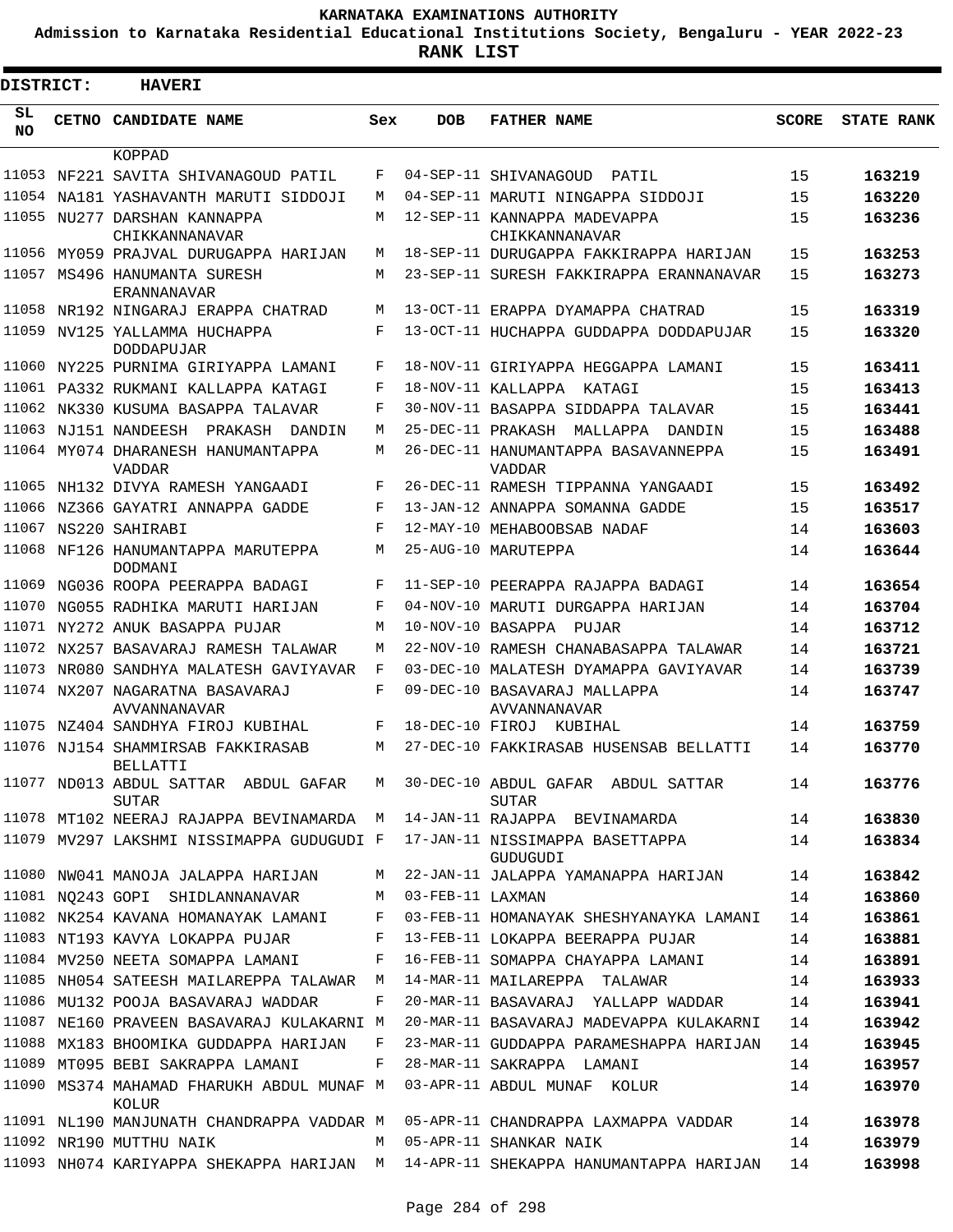KARNATAKA EXAMINATIONS AUTHORITY

Admission to Karnataka Residential Educational Institutions Society, Bengaluru - YEAR 2022-23

**RANK LIST**

**DISTRICT: HAVERI**

| SL NO | CETNO | CANDIDATE NAME | Sex | DOB | FATHER NAME | SCORE | STATE RANK |
|---|---|---|---|---|---|---|---|
| | | KOPPAD | | | | | |
| 11053 | NF221 | SAVITA SHIVANAGOUD PATIL | F | 04-SEP-11 | SHIVANAGOUD PATIL | 15 | **163219** |
| 11054 | NA181 | YASHAVANTH MARUTI SIDDOJI | M | 04-SEP-11 | MARUTI NINGAPPA SIDDOJI | 15 | **163220** |
| 11055 | NU277 | DARSHAN KANNAPPA CHIKKANNANAVAR | M | 12-SEP-11 | KANNAPPA MADEVAPPA CHIKKANNANAVAR | 15 | **163236** |
| 11056 | MY059 | PRAJVAL DURUGAPPA HARIJAN | M | 18-SEP-11 | DURUGAPPA FAKKIRAPPA HARIJAN | 15 | **163253** |
| 11057 | MS496 | HANUMANTA SURESH ERANNANAVAR | M | 23-SEP-11 | SURESH FAKKIRAPPA ERANNANAVAR | 15 | **163273** |
| 11058 | NR192 | NINGARAJ ERAPPA CHATRAD | M | 13-OCT-11 | ERAPPA DYAMAPPA CHATRAD | 15 | **163319** |
| 11059 | NV125 | YALLAMMA HUCHAPPA DODDAPUJAR | F | 13-OCT-11 | HUCHAPPA GUDDAPPA DODDAPUJAR | 15 | **163320** |
| 11060 | NY225 | PURNIMA GIRIYAPPA LAMANI | F | 18-NOV-11 | GIRIYAPPA HEGGAPPA LAMANI | 15 | **163411** |
| 11061 | PA332 | RUKMANI KALLAPPA KATAGI | F | 18-NOV-11 | KALLAPPA KATAGI | 15 | **163413** |
| 11062 | NK330 | KUSUMA BASAPPA TALAVAR | F | 30-NOV-11 | BASAPPA SIDDAPPA TALAVAR | 15 | **163441** |
| 11063 | NJ151 | NANDEESH PRAKASH DANDIN | M | 25-DEC-11 | PRAKASH MALLAPPA DANDIN | 15 | **163488** |
| 11064 | MY074 | DHARANESH HANUMANTAPPA VADDAR | M | 26-DEC-11 | HANUMANTAPPA BASAVANNEPPA VADDAR | 15 | **163491** |
| 11065 | NH132 | DIVYA RAMESH YANGAADI | F | 26-DEC-11 | RAMESH TIPPANNA YANGAADI | 15 | **163492** |
| 11066 | NZ366 | GAYATRI ANNAPPA GADDE | F | 13-JAN-12 | ANNAPPA SOMANNA GADDE | 15 | **163517** |
| 11067 | NS220 | SAHIRABI | F | 12-MAY-10 | MEHABOOBSAB NADAF | 14 | **163603** |
| 11068 | NF126 | HANUMANTAPPA MARUTEPPA DODMANI | M | 25-AUG-10 | MARUTEPPA | 14 | **163644** |
| 11069 | NG036 | ROOPA PEERAPPA BADAGI | F | 11-SEP-10 | PEERAPPA RAJAPPA BADAGI | 14 | **163654** |
| 11070 | NG055 | RADHIKA MARUTI HARIJAN | F | 04-NOV-10 | MARUTI DURGAPPA HARIJAN | 14 | **163704** |
| 11071 | NY272 | ANUK BASAPPA PUJAR | M | 10-NOV-10 | BASAPPA PUJAR | 14 | **163712** |
| 11072 | NX257 | BASAVARAJ RAMESH TALAWAR | M | 22-NOV-10 | RAMESH CHANABASAPPA TALAWAR | 14 | **163721** |
| 11073 | NR080 | SANDHYA MALATESH GAVIYAVAR | F | 03-DEC-10 | MALATESH DYAMAPPA GAVIYAVAR | 14 | **163739** |
| 11074 | NX207 | NAGARATNA BASAVARAJ AVVANNANAVAR | F | 09-DEC-10 | BASAVARAJ MALLAPPA AVVANNANAVAR | 14 | **163747** |
| 11075 | NZ404 | SANDHYA FIROJ KUBIHAL | F | 18-DEC-10 | FIROJ KUBIHAL | 14 | **163759** |
| 11076 | NJ154 | SHAMMIRSAB FAKKIRASAB BELLATTI | M | 27-DEC-10 | FAKKIRASAB HUSENSAB BELLATTI | 14 | **163770** |
| 11077 | ND013 | ABDUL SATTAR ABDUL GAFAR SUTAR | M | 30-DEC-10 | ABDUL GAFAR ABDUL SATTAR SUTAR | 14 | **163776** |
| 11078 | MT102 | NEERAJ RAJAPPA BEVINAMARDA | M | 14-JAN-11 | RAJAPPA BEVINAMARDA | 14 | **163830** |
| 11079 | MV297 | LAKSHMI NISSIMAPPA GUDUGUDI | F | 17-JAN-11 | NISSIMAPPA BASETTAPPA GUDUGUDI | 14 | **163834** |
| 11080 | NW041 | MANOJA JALAPPA HARIJAN | M | 22-JAN-11 | JALAPPA YAMANAPPA HARIJAN | 14 | **163842** |
| 11081 | NQ243 | GOPI SHIDLANNANAVAR | M | 03-FEB-11 | LAXMAN | 14 | **163860** |
| 11082 | NK254 | KAVANA HOMANAYAK LAMANI | F | 03-FEB-11 | HOMANAYAK SHESHYANAYKA LAMANI | 14 | **163861** |
| 11083 | NT193 | KAVYA LOKAPPA PUJAR | F | 13-FEB-11 | LOKAPPA BEERAPPA PUJAR | 14 | **163881** |
| 11084 | MV250 | NEETA SOMAPPA LAMANI | F | 16-FEB-11 | SOMAPPA CHAYAPPA LAMANI | 14 | **163891** |
| 11085 | NH054 | SATEESH MAILAREPPA TALAWAR | M | 14-MAR-11 | MAILAREPPA TALAWAR | 14 | **163933** |
| 11086 | MU132 | POOJA BASAVARAJ WADDAR | F | 20-MAR-11 | BASAVARAJ YALLAPP WADDAR | 14 | **163941** |
| 11087 | NE160 | PRAVEEN BASAVARAJ KULAKARNI | M | 20-MAR-11 | BASAVARAJ MADEVAPPA KULAKARNI | 14 | **163942** |
| 11088 | MX183 | BHOOMIKA GUDDAPPA HARIJAN | F | 23-MAR-11 | GUDDAPPA PARAMESHAPPA HARIJAN | 14 | **163945** |
| 11089 | MT095 | BEBI SAKRAPPA LAMANI | F | 28-MAR-11 | SAKRAPPA LAMANI | 14 | **163957** |
| 11090 | MS374 | MAHAMAD FHARUKH ABDUL MUNAF KOLUR | M | 03-APR-11 | ABDUL MUNAF KOLUR | 14 | **163970** |
| 11091 | NL190 | MANJUNATH CHANDRAPPA VADDAR | M | 05-APR-11 | CHANDRAPPA LAXMAPPA VADDAR | 14 | **163978** |
| 11092 | NR190 | MUTTHU NAIK | M | 05-APR-11 | SHANKAR NAIK | 14 | **163979** |
| 11093 | NH074 | KARIYAPPA SHEKAPPA HARIJAN | M | 14-APR-11 | SHEKAPPA HANUMANTAPPA HARIJAN | 14 | **163998** |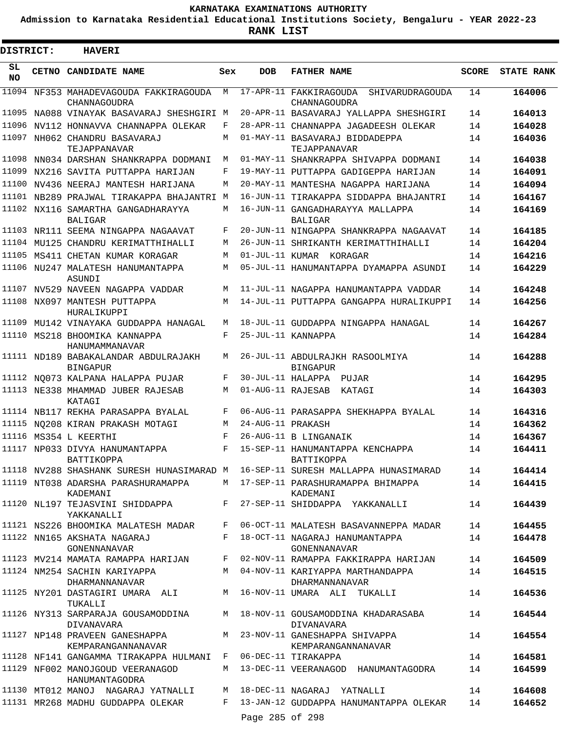# KARNATAKA EXAMINATIONS AUTHORITY

**Admission to Karnataka Residential Educational Institutions Society, Bengaluru - YEAR 2022-23**

**RANK LIST**

**DISTRICT: HAVERI**

| SL NO | CETNO | CANDIDATE NAME | Sex | DOB | FATHER NAME | SCORE | STATE RANK |
|---|---|---|---|---|---|---|---|
| 11094 | NF353 | MAHADEVAGOUDA FAKKIRAGOUDA CHANNAGOUDRA | M | 17-APR-11 | FAKKIRAGOUDA SHIVARUDRAGOUDA CHANNAGOUDRA | 14 | **164006** |
| 11095 | NA088 | VINAYAK BASAVARAJ SHESHGIRI | M | 20-APR-11 | BASAVARAJ YALLAPPA SHESHGIRI | 14 | **164013** |
| 11096 | NV112 | HONNAVVA CHANNAPPA OLEKAR | F | 28-APR-11 | CHANNAPPA JAGADEESH OLEKAR | 14 | **164028** |
| 11097 | NH062 | CHANDRU BASAVARAJ TEJAPPANAVAR | M | 01-MAY-11 | BASAVARAJ BIDDADEPPA TEJAPPANAVAR | 14 | **164036** |
| 11098 | NN034 | DARSHAN SHANKRAPPA DODMANI | M | 01-MAY-11 | SHANKRAPPA SHIVAPPA DODMANI | 14 | **164038** |
| 11099 | NX216 | SAVITA PUTTAPPA HARIJAN | F | 19-MAY-11 | PUTTAPPA GADIGEPPA HARIJAN | 14 | **164091** |
| 11100 | NV436 | NEERAJ MANTESH HARIJANA | M | 20-MAY-11 | MANTESHA NAGAPPA HARIJANA | 14 | **164094** |
| 11101 | NB289 | PRAJWAL TIRAKAPPA BHAJANTRI | M | 16-JUN-11 | TIRAKAPPA SIDDAPPA BHAJANTRI | 14 | **164167** |
| 11102 | NX116 | SAMARTHA GANGADHARAYYA BALIGAR | M | 16-JUN-11 | GANGADHARAYYA MALLAPPA BALIGAR | 14 | **164169** |
| 11103 | NR111 | SEEMA NINGAPPA NAGAAVAT | F | 20-JUN-11 | NINGAPPA SHANKRAPPA NAGAAVAT | 14 | **164185** |
| 11104 | MU125 | CHANDRU KERIMATTHIHALLI | M | 26-JUN-11 | SHRIKANTH KERIMATTHIHALLI | 14 | **164204** |
| 11105 | MS411 | CHETAN KUMAR KORAGAR | M | 01-JUL-11 | KUMAR KORAGAR | 14 | **164216** |
| 11106 | NU247 | MALATESH HANUMANTAPPA ASUNDI | M | 05-JUL-11 | HANUMANTAPPA DYAMAPPA ASUNDI | 14 | **164229** |
| 11107 | NV529 | NAVEEN NAGAPPA VADDAR | M | 11-JUL-11 | NAGAPPA HANUMANTAPPA VADDAR | 14 | **164248** |
| 11108 | NX097 | MANTESH PUTTAPPA HURALIKUPPI | M | 14-JUL-11 | PUTTAPPA GANGAPPA HURALIKUPPI | 14 | **164256** |
| 11109 | MU142 | VINAYAKA GUDDAPPA HANAGAL | M | 18-JUL-11 | GUDDAPPA NINGAPPA HANAGAL | 14 | **164267** |
| 11110 | MS218 | BHOOMIKA KANNAPPA HANUMAMMANAVAR | F | 25-JUL-11 | KANNAPPA | 14 | **164284** |
| 11111 | ND189 | BABAKALANDAR ABDULRAJAKH BINGAPUR | M | 26-JUL-11 | ABDULRAJKH RASOOLMIYA BINGAPUR | 14 | **164288** |
| 11112 | NQ073 | KALPANA HALAPPA PUJAR | F | 30-JUL-11 | HALAPPA PUJAR | 14 | **164295** |
| 11113 | NE338 | MHAMMAD JUBER RAJESAB KATAGI | M | 01-AUG-11 | RAJESAB KATAGI | 14 | **164303** |
| 11114 | NB117 | REKHA PARASAPPA BYALAL | F | 06-AUG-11 | PARASAPPA SHEKHAPPA BYALAL | 14 | **164316** |
| 11115 | NQ208 | KIRAN PRAKASH MOTAGI | M | 24-AUG-11 | PRAKASH | 14 | **164362** |
| 11116 | MS354 | L KEERTHI | F | 26-AUG-11 | B LINGANAIK | 14 | **164367** |
| 11117 | NP033 | DIVYA HANUMANTAPPA BATTIKOPPA | F | 15-SEP-11 | HANUMANTAPPA KENCHAPPA BATTIKOPPA | 14 | **164411** |
| 11118 | NV288 | SHASHANK SURESH HUNASIMARAD | M | 16-SEP-11 | SURESH MALLAPPA HUNASIMARAD | 14 | **164414** |
| 11119 | NT038 | ADARSHA PARASHURAMAPPA KADEMANI | M | 17-SEP-11 | PARASHURAMAPPA BHIMAPPA KADEMANI | 14 | **164415** |
| 11120 | NL197 | TEJASVINI SHIDDAPPA YAKKANALLI | F | 27-SEP-11 | SHIDDAPPA YAKKANALLI | 14 | **164439** |
| 11121 | NS226 | BHOOMIKA MALATESH MADAR | F | 06-OCT-11 | MALATESH BASAVANNEPPA MADAR | 14 | **164455** |
| 11122 | NN165 | AKSHATA NAGARAJ GONENNANAVAR | F | 18-OCT-11 | NAGARAJ HANUMANTAPPA GONENNANAVAR | 14 | **164478** |
| 11123 | MV214 | MAMATA RAMAPPA HARIJAN | F | 02-NOV-11 | RAMAPPA FAKKIRAPPA HARIJAN | 14 | **164509** |
| 11124 | NM254 | SACHIN KARIYAPPA DHARMANNANAVAR | M | 04-NOV-11 | KARIYAPPA MARTHANDAPPA DHARMANNANAVAR | 14 | **164515** |
| 11125 | NY201 | DASTAGIRI UMARA ALI TUKALLI | M | 16-NOV-11 | UMARA ALI TUKALLI | 14 | **164536** |
| 11126 | NY313 | SARPARAJA GOUSAMODDINA DIVANAVARA | M | 18-NOV-11 | GOUSAMODDINA KHADARASABA DIVANAVARA | 14 | **164544** |
| 11127 | NP148 | PRAVEEN GANESHAPPA KEMPARANGANNANAVAR | M | 23-NOV-11 | GANESHAPPA SHIVAPPA KEMPARANGANNANAVAR | 14 | **164554** |
| 11128 | NF141 | GANGAMMA TIRAKAPPA HULMANI | F | 06-DEC-11 | TIRAKAPPA | 14 | **164581** |
| 11129 | NF002 | MANOJGOUD VEERANAGOD HANUMANTAGODRA | M | 13-DEC-11 | VEERANAGOD HANUMANTAGODRA | 14 | **164599** |
| 11130 | MT012 | MANOJ NAGARAJ YATNALLI | M | 18-DEC-11 | NAGARAJ YATNALLI | 14 | **164608** |
| 11131 | MR268 | MADHU GUDDAPPA OLEKAR | F | 13-JAN-12 | GUDDAPPA HANUMANTAPPA OLEKAR | 14 | **164652** |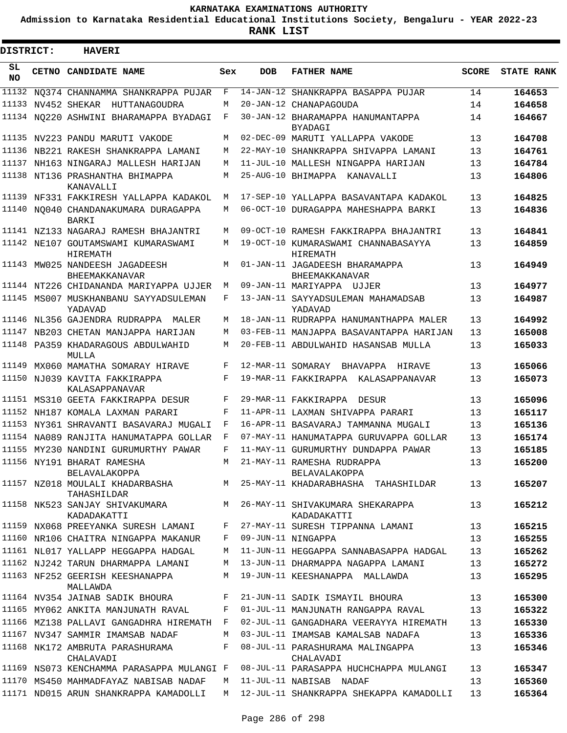# KARNATAKA EXAMINATIONS AUTHORITY

**Admission to Karnataka Residential Educational Institutions Society, Bengaluru - YEAR 2022-23**

**RANK LIST**

**DISTRICT: HAVERI**

| SL NO | CETNO | CANDIDATE NAME | Sex | DOB | FATHER NAME | SCORE | STATE RANK |
|---|---|---|---|---|---|---|---|
| 11132 | NQ374 | CHANNAMMA SHANKRAPPA PUJAR | F | 14-JAN-12 | SHANKRAPPA BASAPPA PUJAR | 14 | 164653 |
| 11133 | NV452 | SHEKAR HUTTANAGOUDRA | M | 20-JAN-12 | CHANAPAGOUDA | 14 | 164658 |
| 11134 | NQ220 | ASHWINI BHARAMAPPA BYADAGI | F | 30-JAN-12 | BHARAMAPPA HANUMANTAPPA BYADAGI | 14 | 164667 |
| 11135 | NV223 | PANDU MARUTI VAKODE | M | 02-DEC-09 | MARUTI YALLAPPA VAKODE | 13 | 164708 |
| 11136 | NB221 | RAKESH SHANKRAPPA LAMANI | M | 22-MAY-10 | SHANKRAPPA SHIVAPPA LAMANI | 13 | 164761 |
| 11137 | NH163 | NINGARAJ MALLESH HARIJAN | M | 11-JUL-10 | MALLESH NINGAPPA HARIJAN | 13 | 164784 |
| 11138 | NT136 | PRASHANTHA BHIMAPPA KANAVALLI | M | 25-AUG-10 | BHIMAPPA KANAVALLI | 13 | 164806 |
| 11139 | NF331 | FAKKIRESH YALLAPPA KADAKOL | M | 17-SEP-10 | YALLAPPA BASAVANTAPA KADAKOL | 13 | 164825 |
| 11140 | NQ040 | CHANDANAKUMARA DURAGAPPA BARKI | M | 06-OCT-10 | DURAGAPPA MAHESHAPPA BARKI | 13 | 164836 |
| 11141 | NZ133 | NAGARAJ RAMESH BHAJANTRI | M | 09-OCT-10 | RAMESH FAKKIRAPPA BHAJANTRI | 13 | 164841 |
| 11142 | NE107 | GOUTAMSWAMI KUMARASWAMI HIREMATH | M | 19-OCT-10 | KUMARASWAMI CHANNABASAYYA HIREMATH | 13 | 164859 |
| 11143 | MW025 | NANDEESH JAGADEESH BHEEMAKKANAVAR | M | 01-JAN-11 | JAGADEESH BHARAMAPPA BHEEMAKKANAVAR | 13 | 164949 |
| 11144 | NT226 | CHIDANANDA MARIYAPPA UJJER | M | 09-JAN-11 | MARIYAPPA UJJER | 13 | 164977 |
| 11145 | MS007 | MUSKHANBANU SAYYADSULEMAN YADAVAD | F | 13-JAN-11 | SAYYADSULEMAN MAHAMADSAB YADAVAD | 13 | 164987 |
| 11146 | NL356 | GAJENDRA RUDRAPPA MALER | M | 18-JAN-11 | RUDRAPPA HANUMANTHAPPA MALER | 13 | 164992 |
| 11147 | NB203 | CHETAN MANJAPPA HARIJAN | M | 03-FEB-11 | MANJAPPA BASAVANTAPPA HARIJAN | 13 | 165008 |
| 11148 | PA359 | KHADARAGOUS ABDULWAHID MULLA | M | 20-FEB-11 | ABDULWAHID HASANSAB MULLA | 13 | 165033 |
| 11149 | MX060 | MAMATHA SOMARAY HIRAVE | F | 12-MAR-11 | SOMARAY BHAVAPPA HIRAVE | 13 | 165066 |
| 11150 | NJ039 | KAVITA FAKKIRAPPA KALASAPPANAVAR | F | 19-MAR-11 | FAKKIRAPPA KALASAPPANAVAR | 13 | 165073 |
| 11151 | MS310 | GEETA FAKKIRAPPA DESUR | F | 29-MAR-11 | FAKKIRAPPA DESUR | 13 | 165096 |
| 11152 | NH187 | KOMALA LAXMAN PARARI | F | 11-APR-11 | LAXMAN SHIVAPPA PARARI | 13 | 165117 |
| 11153 | NY361 | SHRAVANTI BASAVARAJ MUGALI | F | 16-APR-11 | BASAVARAJ TAMMANNA MUGALI | 13 | 165136 |
| 11154 | NA089 | RANJITA HANUMATAPPA GOLLAR | F | 07-MAY-11 | HANUMATAPPA GURUVAPPA GOLLAR | 13 | 165174 |
| 11155 | MY230 | NANDINI GURUMURTHY PAWAR | F | 11-MAY-11 | GURUMURTHY DUNDAPPA PAWAR | 13 | 165185 |
| 11156 | NY191 | BHARAT RAMESHA BELAVALAKOPPA | M | 21-MAY-11 | RAMESHA RUDRAPPA BELAVALAKOPPA | 13 | 165200 |
| 11157 | NZ018 | MOULALI KHADARBASHA TAHASHILDAR | M | 25-MAY-11 | KHADARABHASHA TAHASHILDAR | 13 | 165207 |
| 11158 | NK523 | SANJAY SHIVAKUMARA KADADAKATTI | M | 26-MAY-11 | SHIVAKUMARA SHEKARAPPA KADADAKATTI | 13 | 165212 |
| 11159 | NX068 | PREEYANKA SURESH LAMANI | F | 27-MAY-11 | SURESH TIPPANNA LAMANI | 13 | 165215 |
| 11160 | NR106 | CHAITRA NINGAPPA MAKANUR | F | 09-JUN-11 | NINGAPPA | 13 | 165255 |
| 11161 | NL017 | YALLAPP HEGGAPPA HADGAL | M | 11-JUN-11 | HEGGAPPA SANNABASAPPA HADGAL | 13 | 165262 |
| 11162 | NJ242 | TARUN DHARMAPPA LAMANI | M | 13-JUN-11 | DHARMAPPA NAGAPPA LAMANI | 13 | 165272 |
| 11163 | NF252 | GEERISH KEESHANAPPA MALLAWDA | M | 19-JUN-11 | KEESHANAPPA MALLAWDA | 13 | 165295 |
| 11164 | NV354 | JAINAB SADIK BHOURA | F | 21-JUN-11 | SADIK ISMAYIL BHOURA | 13 | 165300 |
| 11165 | MY062 | ANKITA MANJUNATH RAVAL | F | 01-JUL-11 | MANJUNATH RANGAPPA RAVAL | 13 | 165322 |
| 11166 | MZ138 | PALLAVI GANGADHRA HIREMATH | F | 02-JUL-11 | GANGADHARA VEERAYYA HIREMATH | 13 | 165330 |
| 11167 | NV347 | SAMMIR IMAMSAB NADAF | M | 03-JUL-11 | IMAMSAB KAMALSAB NADAFA | 13 | 165336 |
| 11168 | NK172 | AMBRUTA PARASHURAMA CHALAVADI | F | 08-JUL-11 | PARASHURAMA MALINGAPPA CHALAVADI | 13 | 165346 |
| 11169 | NS073 | KENCHAMMA PARASAPPA MULANGI | F | 08-JUL-11 | PARASAPPA HUCHCHAPPA MULANGI | 13 | 165347 |
| 11170 | MS450 | MAHMADFAYAZ NABISAB NADAF | M | 11-JUL-11 | NABISAB NADAF | 13 | 165360 |
| 11171 | ND015 | ARUN SHANKRAPPA KAMADOLLI | M | 12-JUL-11 | SHANKRAPPA SHEKAPPA KAMADOLLI | 13 | 165364 |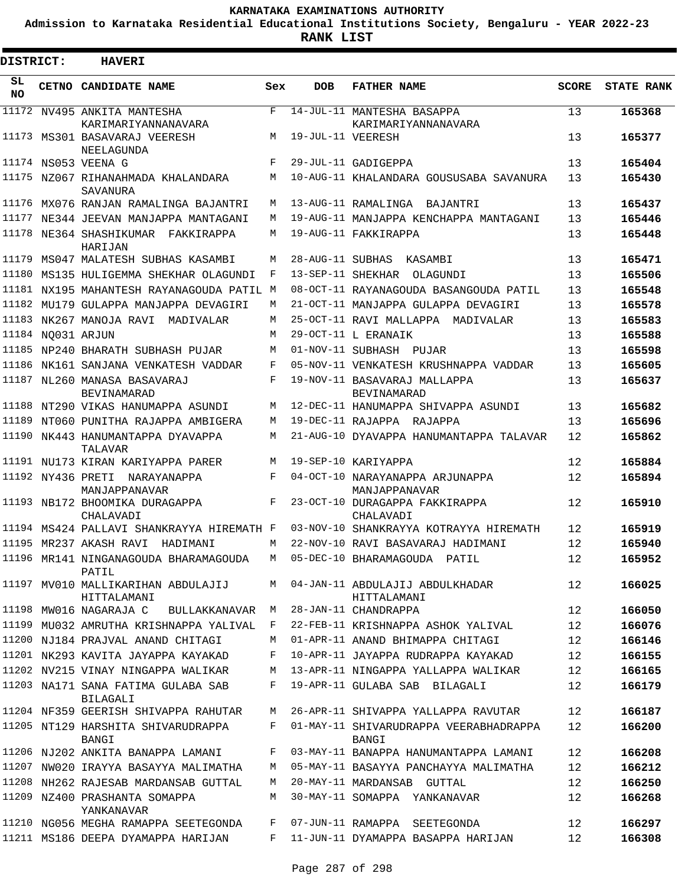# KARNATAKA EXAMINATIONS AUTHORITY

**Admission to Karnataka Residential Educational Institutions Society, Bengaluru - YEAR 2022-23**

**RANK LIST**

**DISTRICT: HAVERI**

| SL NO | CETNO | CANDIDATE NAME | Sex | DOB | FATHER NAME | SCORE | STATE RANK |
|---|---|---|---|---|---|---|---|
| 11172 | NV495 | ANKITA MANTESHA KARIMARIYANNANAVARA | F | 14-JUL-11 | MANTESHA BASAPPA KARIMARIYANNANAVARA | 13 | **165368** |
| 11173 | MS301 | BASAVARAJ VEERESH NEELAGUNDA | M | 19-JUL-11 | VEERESH | 13 | **165377** |
| 11174 | NS053 | VEENA G | F | 29-JUL-11 | GADIGEPPA | 13 | **165404** |
| 11175 | NZ067 | RIHANAHMADA KHALANDARA SAVANURA | M | 10-AUG-11 | KHALANDARA GOUSUSABA SAVANURA | 13 | **165430** |
| 11176 | MX076 | RANJAN RAMALINGA BAJANTRI | M | 13-AUG-11 | RAMALINGA BAJANTRI | 13 | **165437** |
| 11177 | NE344 | JEEVAN MANJAPPA MANTAGANI | M | 19-AUG-11 | MANJAPPA KENCHAPPA MANTAGANI | 13 | **165446** |
| 11178 | NE364 | SHASHIKUMAR FAKKIRAPPA HARIJAN | M | 19-AUG-11 | FAKKIRAPPA | 13 | **165448** |
| 11179 | MS047 | MALATESH SUBHAS KASAMBI | M | 28-AUG-11 | SUBHAS KASAMBI | 13 | **165471** |
| 11180 | MS135 | HULIGEMMA SHEKHAR OLAGUNDI | F | 13-SEP-11 | SHEKHAR OLAGUNDI | 13 | **165506** |
| 11181 | NX195 | MAHANTESH RAYANAGOUDA PATIL | M | 08-OCT-11 | RAYANAGOUDA BASANGOUDA PATIL | 13 | **165548** |
| 11182 | MU179 | GULAPPA MANJAPPA DEVAGIRI | M | 21-OCT-11 | MANJAPPA GULAPPA DEVAGIRI | 13 | **165578** |
| 11183 | NK267 | MANOJA RAVI MADIVALAR | M | 25-OCT-11 | RAVI MALLAPPA MADIVALAR | 13 | **165583** |
| 11184 | NQ031 | ARJUN | M | 29-OCT-11 | L ERANAIK | 13 | **165588** |
| 11185 | NP240 | BHARATH SUBHASH PUJAR | M | 01-NOV-11 | SUBHASH PUJAR | 13 | **165598** |
| 11186 | NK161 | SANJANA VENKATESH VADDAR | F | 05-NOV-11 | VENKATESH KRUSHNAPPA VADDAR | 13 | **165605** |
| 11187 | NL260 | MANASA BASAVARAJ BEVINAMARAD | F | 19-NOV-11 | BASAVARAJ MALLAPPA BEVINAMARAD | 13 | **165637** |
| 11188 | NT290 | VIKAS HANUMAPPA ASUNDI | M | 12-DEC-11 | HANUMAPPA SHIVAPPA ASUNDI | 13 | **165682** |
| 11189 | NT060 | PUNITHA RAJAPPA AMBIGERA | M | 19-DEC-11 | RAJAPPA RAJAPPA | 13 | **165696** |
| 11190 | NK443 | HANUMANTAPPA DYAVAPPA TALAVAR | M | 21-AUG-10 | DYAVAPPA HANUMANTAPPA TALAVAR | 12 | **165862** |
| 11191 | NU173 | KIRAN KARIYAPPA PARER | M | 19-SEP-10 | KARIYAPPA | 12 | **165884** |
| 11192 | NY436 | PRETI NARAYANAPPA MANJAPPANAVAR | F | 04-OCT-10 | NARAYANAPPA ARJUNAPPA MANJAPPANAVAR | 12 | **165894** |
| 11193 | NB172 | BHOOMIKA DURAGAPPA CHALAVADI | F | 23-OCT-10 | DURAGAPPA FAKKIRAPPA CHALAVADI | 12 | **165910** |
| 11194 | MS424 | PALLAVI SHANKRAYYA HIREMATH | F | 03-NOV-10 | SHANKRAYYA KOTRAYYA HIREMATH | 12 | **165919** |
| 11195 | MR237 | AKASH RAVI HADIMANI | M | 22-NOV-10 | RAVI BASAVARAJ HADIMANI | 12 | **165940** |
| 11196 | MR141 | NINGANAGOUDA BHARAMAGOUDA PATIL | M | 05-DEC-10 | BHARAMAGOUDA PATIL | 12 | **165952** |
| 11197 | MV010 | MALLIKARIHAN ABDULAJIJ HITTALAMANI | M | 04-JAN-11 | ABDULAJIJ ABDULKHADAR HITTALAMANI | 12 | **166025** |
| 11198 | MW016 | NAGARAJA C BULLAKKANAVAR | M | 28-JAN-11 | CHANDRAPPA | 12 | **166050** |
| 11199 | MU032 | AMRUTHA KRISHNAPPA YALIVAL | F | 22-FEB-11 | KRISHNAPPA ASHOK YALIVAL | 12 | **166076** |
| 11200 | NJ184 | PRAJVAL ANAND CHITAGI | M | 01-APR-11 | ANAND BHIMAPPA CHITAGI | 12 | **166146** |
| 11201 | NK293 | KAVITA JAYAPPA KAYAKAD | F | 10-APR-11 | JAYAPPA RUDRAPPA KAYAKAD | 12 | **166155** |
| 11202 | NV215 | VINAY NINGAPPA WALIKAR | M | 13-APR-11 | NINGAPPA YALLAPPA WALIKAR | 12 | **166165** |
| 11203 | NA171 | SANA FATIMA GULABA SAB BILAGALI | F | 19-APR-11 | GULABA SAB BILAGALI | 12 | **166179** |
| 11204 | NF359 | GEERISH SHIVAPPA RAHUTAR | M | 26-APR-11 | SHIVAPPA YALLAPPA RAVUTAR | 12 | **166187** |
| 11205 | NT129 | HARSHITA SHIVARUDRAPPA BANGI | F | 01-MAY-11 | SHIVARUDRAPPA VEERABHADRAPPA BANGI | 12 | **166200** |
| 11206 | NJ202 | ANKITA BANAPPA LAMANI | F | 03-MAY-11 | BANAPPA HANUMANTAPPA LAMANI | 12 | **166208** |
| 11207 | NW020 | IRAYYA BASAYYA MALIMATHA | M | 05-MAY-11 | BASAYYA PANCHAYYA MALIMATHA | 12 | **166212** |
| 11208 | NH262 | RAJESAB MARDANSAB GUTTAL | M | 20-MAY-11 | MARDANSAB GUTTAL | 12 | **166250** |
| 11209 | NZ400 | PRASHANTA SOMAPPA YANKANAVAR | M | 30-MAY-11 | SOMAPPA YANKANAVAR | 12 | **166268** |
| 11210 | NG056 | MEGHA RAMAPPA SEETEGONDA | F | 07-JUN-11 | RAMAPPA SEETEGONDA | 12 | **166297** |
| 11211 | MS186 | DEEPA DYAMAPPA HARIJAN | F | 11-JUN-11 | DYAMAPPA BASAPPA HARIJAN | 12 | **166308** |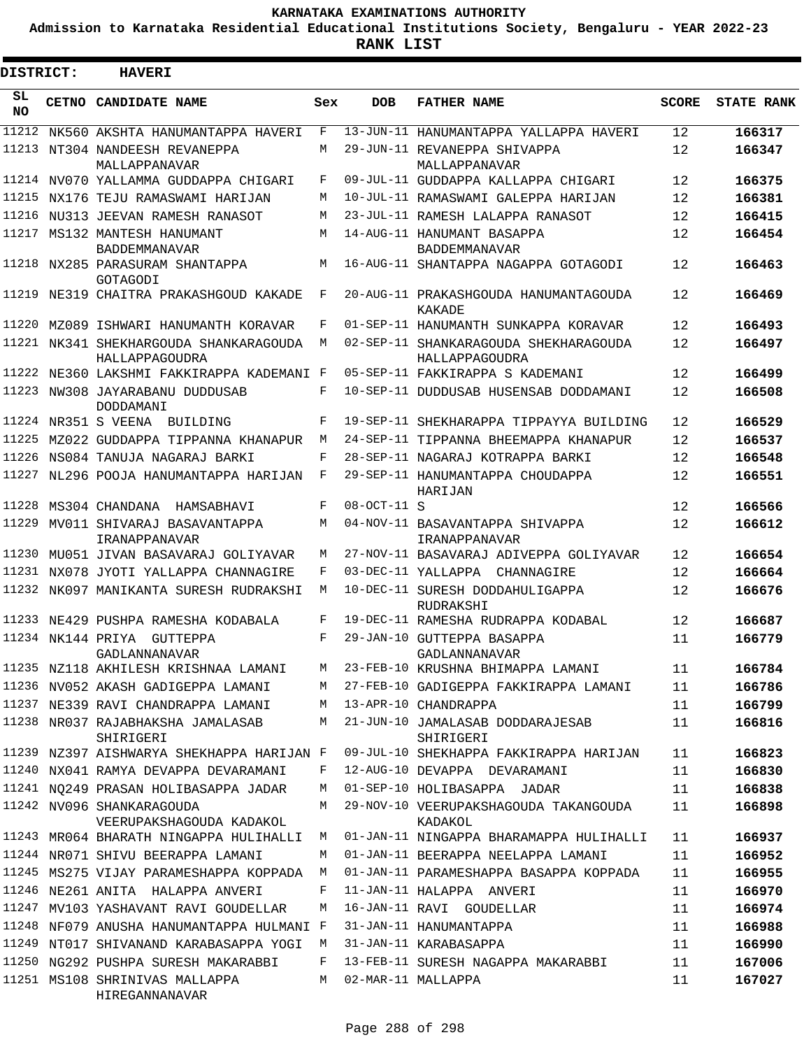# KARNATAKA EXAMINATIONS AUTHORITY

**Admission to Karnataka Residential Educational Institutions Society, Bengaluru - YEAR 2022-23**

**RANK LIST**

**DISTRICT: HAVERI**

| SL NO | CETNO | CANDIDATE NAME | Sex | DOB | FATHER NAME | SCORE | STATE RANK |
|---|---|---|---|---|---|---|---|
| 11212 | NK560 | AKSHTA HANUMANTAPPA HAVERI | F | 13-JUN-11 | HANUMANTAPPA YALLAPPA HAVERI | 12 | 166317 |
| 11213 | NT304 | NANDEESH REVANEPPA MALLAPPANAVAR | M | 29-JUN-11 | REVANEPPA SHIVAPPA MALLAPPANAVAR | 12 | 166347 |
| 11214 | NV070 | YALLAMMA GUDDAPPA CHIGARI | F | 09-JUL-11 | GUDDAPPA KALLAPPA CHIGARI | 12 | 166375 |
| 11215 | NX176 | TEJU RAMASWAMI HARIJAN | M | 10-JUL-11 | RAMASWAMI GALEPPA HARIJAN | 12 | 166381 |
| 11216 | NU313 | JEEVAN RAMESH RANASOT | M | 23-JUL-11 | RAMESH LALAPPA RANASOT | 12 | 166415 |
| 11217 | MS132 | MANTESH HANUMANT BADDEMMANAVAR | M | 14-AUG-11 | HANUMANT BASAPPA BADDEMMANAVAR | 12 | 166454 |
| 11218 | NX285 | PARASURAM SHANTAPPA GOTAGODI | M | 16-AUG-11 | SHANTAPPA NAGAPPA GOTAGODI | 12 | 166463 |
| 11219 | NE319 | CHAITRA PRAKASHGOUD KAKADE | F | 20-AUG-11 | PRAKASHGOUDA HANUMANTAGOUDA KAKADE | 12 | 166469 |
| 11220 | MZ089 | ISHWARI HANUMANTH KORAVAR | F | 01-SEP-11 | HANUMANTH SUNKAPPA KORAVAR | 12 | 166493 |
| 11221 | NK341 | SHEKHARGOUDA SHANKARAGOUDA HALLAPPAGOUDRA | M | 02-SEP-11 | SHANKARAGOUDA SHEKHARAGOUDA HALLAPPAGOUDRA | 12 | 166497 |
| 11222 | NE360 | LAKSHMI FAKKIRAPPA KADEMANI | F | 05-SEP-11 | FAKKIRAPPA S KADEMANI | 12 | 166499 |
| 11223 | NW308 | JAYARABANU DUDDUSAB DODDAMANI | F | 10-SEP-11 | DUDDUSAB HUSENSAB DODDAMANI | 12 | 166508 |
| 11224 | NR351 | S VEENA BUILDING | F | 19-SEP-11 | SHEKHARAPPA TIPPAYYA BUILDING | 12 | 166529 |
| 11225 | MZ022 | GUDDAPPA TIPPANNA KHANAPUR | M | 24-SEP-11 | TIPPANNA BHEEMAPPA KHANAPUR | 12 | 166537 |
| 11226 | NS084 | TANUJA NAGARAJ BARKI | F | 28-SEP-11 | NAGARAJ KOTRAPPA BARKI | 12 | 166548 |
| 11227 | NL296 | POOJA HANUMANTAPPA HARIJAN | F | 29-SEP-11 | HANUMANTAPPA CHOUDAPPA HARIJAN | 12 | 166551 |
| 11228 | MS304 | CHANDANA HAMSABHAVI | F | 08-OCT-11 | S | 12 | 166566 |
| 11229 | MV011 | SHIVARAJ BASAVANTAPPA IRANAPPANAVAR | M | 04-NOV-11 | BASAVANTAPPA SHIVAPPA IRANAPPANAVAR | 12 | 166612 |
| 11230 | MU051 | JIVAN BASAVARAJ GOLIYAVAR | M | 27-NOV-11 | BASAVARAJ ADIVEPPA GOLIYAVAR | 12 | 166654 |
| 11231 | NX078 | JYOTI YALLAPPA CHANNAGIRE | F | 03-DEC-11 | YALLAPPA CHANNAGIRE | 12 | 166664 |
| 11232 | NK097 | MANIKANTA SURESH RUDRAKSHI | M | 10-DEC-11 | SURESH DODDAHULIGAPPA RUDRAKSHI | 12 | 166676 |
| 11233 | NE429 | PUSHPA RAMESHA KODABALA | F | 19-DEC-11 | RAMESHA RUDRAPPA KODABAL | 12 | 166687 |
| 11234 | NK144 | PRIYA GUTTEPPA GADLANNANAVAR | F | 29-JAN-10 | GUTTEPPA BASAPPA GADLANNANAVAR | 11 | 166779 |
| 11235 | NZ118 | AKHILESH KRISHNAA LAMANI | M | 23-FEB-10 | KRUSHNA BHIMAPPA LAMANI | 11 | 166784 |
| 11236 | NV052 | AKASH GADIGEPPA LAMANI | M | 27-FEB-10 | GADIGEPPA FAKKIRAPPA LAMANI | 11 | 166786 |
| 11237 | NE339 | RAVI CHANDRAPPA LAMANI | M | 13-APR-10 | CHANDRAPPA | 11 | 166799 |
| 11238 | NR037 | RAJABHAKSHA JAMALASAB SHIRIGERI | M | 21-JUN-10 | JAMALASAB DODDARAJESAB SHIRIGERI | 11 | 166816 |
| 11239 | NZ397 | AISHWARYA SHEKHAPPA HARIJAN | F | 09-JUL-10 | SHEKHAPPA FAKKIRAPPA HARIJAN | 11 | 166823 |
| 11240 | NX041 | RAMYA DEVAPPA DEVARAMANI | F | 12-AUG-10 | DEVAPPA DEVARAMANI | 11 | 166830 |
| 11241 | NQ249 | PRASAN HOLIBASAPPA JADAR | M | 01-SEP-10 | HOLIBASAPPA JADAR | 11 | 166838 |
| 11242 | NV096 | SHANKARAGOUDA VEERUPAKSHAGOUDA KADAKOL | M | 29-NOV-10 | VEERUPAKSHAGOUDA TAKANGOUDA KADAKOL | 11 | 166898 |
| 11243 | MR064 | BHARATH NINGAPPA HULIHALLI | M | 01-JAN-11 | NINGAPPA BHARAMAPPA HULIHALLI | 11 | 166937 |
| 11244 | NR071 | SHIVU BEERAPPA LAMANI | M | 01-JAN-11 | BEERAPPA NEELAPPA LAMANI | 11 | 166952 |
| 11245 | MS275 | VIJAY PARAMESHAPPA KOPPADA | M | 01-JAN-11 | PARAMESHAPPA BASAPPA KOPPADA | 11 | 166955 |
| 11246 | NE261 | ANITA HALAPPA ANVERI | F | 11-JAN-11 | HALAPPA ANVERI | 11 | 166970 |
| 11247 | MV103 | YASHAVANT RAVI GOUDELLAR | M | 16-JAN-11 | RAVI GOUDELLAR | 11 | 166974 |
| 11248 | NF079 | ANUSHA HANUMANTAPPA HULMANI | F | 31-JAN-11 | HANUMANTAPPA | 11 | 166988 |
| 11249 | NT017 | SHIVANAND KARABASAPPA YOGI | M | 31-JAN-11 | KARABASAPPA | 11 | 166990 |
| 11250 | NG292 | PUSHPA SURESH MAKARABBI | F | 13-FEB-11 | SURESH NAGAPPA MAKARABBI | 11 | 167006 |
| 11251 | MS108 | SHRINIVAS MALLAPPA HIREGANNANAVAR | M | 02-MAR-11 | MALLAPPA | 11 | 167027 |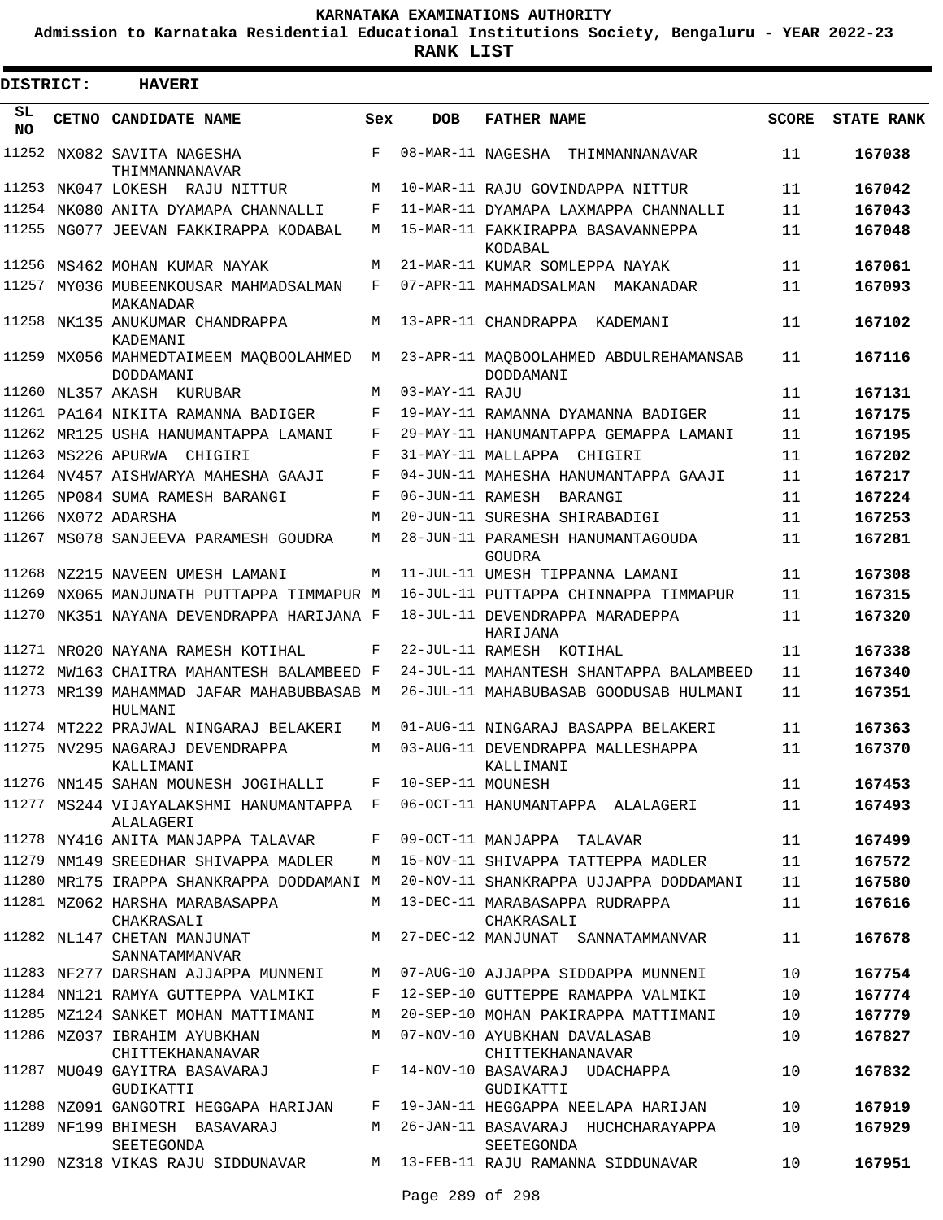# KARNATAKA EXAMINATIONS AUTHORITY

**Admission to Karnataka Residential Educational Institutions Society, Bengaluru - YEAR 2022-23**

**RANK LIST**

**DISTRICT: HAVERI**

| SL NO | CETNO | CANDIDATE NAME | Sex | DOB | FATHER NAME | SCORE | STATE RANK |
|---|---|---|---|---|---|---|---|
| 11252 | NX082 | SAVITA NAGESHA THIMMANNANAVAR | F | 08-MAR-11 | NAGESHA THIMMANNANAVAR | 11 | **167038** |
| 11253 | NK047 | LOKESH RAJU NITTUR | M | 10-MAR-11 | RAJU GOVINDAPPA NITTUR | 11 | **167042** |
| 11254 | NK080 | ANITA DYAMAPA CHANNALLI | F | 11-MAR-11 | DYAMAPA LAXMAPPA CHANNALLI | 11 | **167043** |
| 11255 | NG077 | JEEVAN FAKKIRAPPA KODABAL | M | 15-MAR-11 | FAKKIRAPPA BASAVANNEPPA KODABAL | 11 | **167048** |
| 11256 | MS462 | MOHAN KUMAR NAYAK | M | 21-MAR-11 | KUMAR SOMLEPPA NAYAK | 11 | **167061** |
| 11257 | MY036 | MUBEENKOUSAR MAHMADSALMAN MAKANADAR | F | 07-APR-11 | MAHMADSALMAN MAKANADAR | 11 | **167093** |
| 11258 | NK135 | ANUKUMAR CHANDRAPPA KADEMANI | M | 13-APR-11 | CHANDRAPPA KADEMANI | 11 | **167102** |
| 11259 | MX056 | MAHMEDTAIMEEM MAQBOOLAHMED DODDAMANI | M | 23-APR-11 | MAQBOOLAHMED ABDULREHAMANSAB DODDAMANI | 11 | **167116** |
| 11260 | NL357 | AKASH KURUBAR | M | 03-MAY-11 | RAJU | 11 | **167131** |
| 11261 | PA164 | NIKITA RAMANNA BADIGER | F | 19-MAY-11 | RAMANNA DYAMANNA BADIGER | 11 | **167175** |
| 11262 | MR125 | USHA HANUMANTAPPA LAMANI | F | 29-MAY-11 | HANUMANTAPPA GEMAPPA LAMANI | 11 | **167195** |
| 11263 | MS226 | APURWA CHIGIRI | F | 31-MAY-11 | MALLAPPA CHIGIRI | 11 | **167202** |
| 11264 | NV457 | AISHWARYA MAHESHA GAAJI | F | 04-JUN-11 | MAHESHA HANUMANTAPPA GAAJI | 11 | **167217** |
| 11265 | NP084 | SUMA RAMESH BARANGI | F | 06-JUN-11 | RAMESH BARANGI | 11 | **167224** |
| 11266 | NX072 | ADARSHA | M | 20-JUN-11 | SURESHA SHIRABADIGI | 11 | **167253** |
| 11267 | MS078 | SANJEEVA PARAMESH GOUDRA | M | 28-JUN-11 | PARAMESH HANUMANTAGOUDA GOUDRA | 11 | **167281** |
| 11268 | NZ215 | NAVEEN UMESH LAMANI | M | 11-JUL-11 | UMESH TIPPANNA LAMANI | 11 | **167308** |
| 11269 | NX065 | MANJUNATH PUTTAPPA TIMMAPUR | M | 16-JUL-11 | PUTTAPPA CHINNAPPA TIMMAPUR | 11 | **167315** |
| 11270 | NK351 | NAYANA DEVENDRAPPA HARIJANA | F | 18-JUL-11 | DEVENDRAPPA MARADEPPA HARIJANA | 11 | **167320** |
| 11271 | NR020 | NAYANA RAMESH KOTIHAL | F | 22-JUL-11 | RAMESH KOTIHAL | 11 | **167338** |
| 11272 | MW163 | CHAITRA MAHANTESH BALAMBEED | F | 24-JUL-11 | MAHANTESH SHANTAPPA BALAMBEED | 11 | **167340** |
| 11273 | MR139 | MAHAMMAD JAFAR MAHABUBBASAB HULMANI | M | 26-JUL-11 | MAHABUBASAB GOODUSAB HULMANI | 11 | **167351** |
| 11274 | MT222 | PRAJWAL NINGARAJ BELAKERI | M | 01-AUG-11 | NINGARAJ BASAPPA BELAKERI | 11 | **167363** |
| 11275 | NV295 | NAGARAJ DEVENDRAPPA KALLIMANI | M | 03-AUG-11 | DEVENDRAPPA MALLESHAPPA KALLIMANI | 11 | **167370** |
| 11276 | NN145 | SAHAN MOUNESH JOGIHALLI | F | 10-SEP-11 | MOUNESH | 11 | **167453** |
| 11277 | MS244 | VIJAYALAKSHMI HANUMANTAPPA ALALAGERI | F | 06-OCT-11 | HANUMANTAPPA ALALAGERI | 11 | **167493** |
| 11278 | NY416 | ANITA MANJAPPA TALAVAR | F | 09-OCT-11 | MANJAPPA TALAVAR | 11 | **167499** |
| 11279 | NM149 | SREEDHAR SHIVAPPA MADLER | M | 15-NOV-11 | SHIVAPPA TATTEPPA MADLER | 11 | **167572** |
| 11280 | MR175 | IRAPPA SHANKRAPPA DODDAMANI | M | 20-NOV-11 | SHANKRAPPA UJJAPPA DODDAMANI | 11 | **167580** |
| 11281 | MZ062 | HARSHA MARABASAPPA CHAKRASALI | M | 13-DEC-11 | MARABASAPPA RUDRAPPA CHAKRASALI | 11 | **167616** |
| 11282 | NL147 | CHETAN MANJUNAT SANNATAMMANVAR | M | 27-DEC-12 | MANJUNAT SANNATAMMANVAR | 11 | **167678** |
| 11283 | NF277 | DARSHAN AJJAPPA MUNNENI | M | 07-AUG-10 | AJJAPPA SIDDAPPA MUNNENI | 10 | **167754** |
| 11284 | NN121 | RAMYA GUTTEPPA VALMIKI | F | 12-SEP-10 | GUTTEPPE RAMAPPA VALMIKI | 10 | **167774** |
| 11285 | MZ124 | SANKET MOHAN MATTIMANI | M | 20-SEP-10 | MOHAN PAKIRAPPA MATTIMANI | 10 | **167779** |
| 11286 | MZ037 | IBRAHIM AYUBKHAN CHITTEKHANANAVAR | M | 07-NOV-10 | AYUBKHAN DAVALASAB CHITTEKHANANAVAR | 10 | **167827** |
| 11287 | MU049 | GAYITRA BASAVARAJ GUDIKATTI | F | 14-NOV-10 | BASAVARAJ UDACHAPPA GUDIKATTI | 10 | **167832** |
| 11288 | NZ091 | GANGOTRI HEGGAPA HARIJAN | F | 19-JAN-11 | HEGGAPPA NEELAPA HARIJAN | 10 | **167919** |
| 11289 | NF199 | BHIMESH BASAVARAJ SEETEGONDA | M | 26-JAN-11 | BASAVARAJ HUCHCHARAYAPPA SEETEGONDA | 10 | **167929** |
| 11290 | NZ318 | VIKAS RAJU SIDDUNAVAR | M | 13-FEB-11 | RAJU RAMANNA SIDDUNAVAR | 10 | **167951** |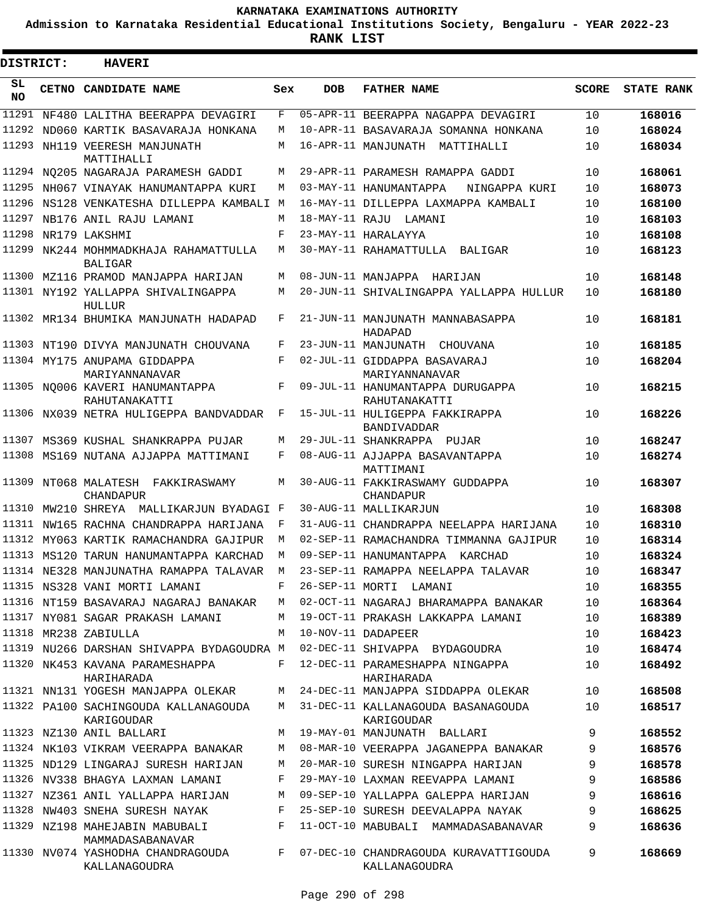# KARNATAKA EXAMINATIONS AUTHORITY

**Admission to Karnataka Residential Educational Institutions Society, Bengaluru - YEAR 2022-23**

**RANK LIST**

**DISTRICT: HAVERI**

| SL NO | CETNO | CANDIDATE NAME | Sex | DOB | FATHER NAME | SCORE | STATE RANK |
|---|---|---|---|---|---|---|---|
| 11291 | NF480 | LALITHA BEERAPPA DEVAGIRI | F | 05-APR-11 | BEERAPPA NAGAPPA DEVAGIRI | 10 | 168016 |
| 11292 | ND060 | KARTIK BASAVARAJA HONKANA | M | 10-APR-11 | BASAVARAJA SOMANNA HONKANA | 10 | 168024 |
| 11293 | NH119 | VEERESH MANJUNATH MATTIHALLI | M | 16-APR-11 | MANJUNATH MATTIHALLI | 10 | 168034 |
| 11294 | NQ205 | NAGARAJA PARAMESH GADDI | M | 29-APR-11 | PARAMESH RAMAPPA GADDI | 10 | 168061 |
| 11295 | NH067 | VINAYAK HANUMANTAPPA KURI | M | 03-MAY-11 | HANUMANTAPPA NINGAPPA KURI | 10 | 168073 |
| 11296 | NS128 | VENKATESHA DILLEPPA KAMBALI | M | 16-MAY-11 | DILLEPPA LAXMAPPA KAMBALI | 10 | 168100 |
| 11297 | NB176 | ANIL RAJU LAMANI | M | 18-MAY-11 | RAJU LAMANI | 10 | 168103 |
| 11298 | NR179 | LAKSHMI | F | 23-MAY-11 | HARALAYYA | 10 | 168108 |
| 11299 | NK244 | MOHMMADKHAJA RAHAMATTULLA BALIGAR | M | 30-MAY-11 | RAHAMATTULLA BALIGAR | 10 | 168123 |
| 11300 | MZ116 | PRAMOD MANJAPPA HARIJAN | M | 08-JUN-11 | MANJAPPA HARIJAN | 10 | 168148 |
| 11301 | NY192 | YALLAPPA SHIVALINGAPPA HULLUR | M | 20-JUN-11 | SHIVALINGAPPA YALLAPPA HULLUR | 10 | 168180 |
| 11302 | MR134 | BHUMIKA MANJUNATH HADAPAD | F | 21-JUN-11 | MANJUNATH MANNABASAPPA HADAPAD | 10 | 168181 |
| 11303 | NT190 | DIVYA MANJUNATH CHOUVANA | F | 23-JUN-11 | MANJUNATH CHOUVANA | 10 | 168185 |
| 11304 | MY175 | ANUPAMA GIDDAPPA MARIYANNANAVAR | F | 02-JUL-11 | GIDDAPPA BASAVARAJ MARIYANNANAVAR | 10 | 168204 |
| 11305 | NQ006 | KAVERI HANUMANTAPPA RAHUTANAKATTI | F | 09-JUL-11 | HANUMANTAPPA DURUGAPPA RAHUTANAKATTI | 10 | 168215 |
| 11306 | NX039 | NETRA HULIGEPPA BANDVADDAR | F | 15-JUL-11 | HULIGEPPA FAKKIRAPPA BANDIVADDAR | 10 | 168226 |
| 11307 | MS369 | KUSHAL SHANKRAPPA PUJAR | M | 29-JUL-11 | SHANKRAPPA PUJAR | 10 | 168247 |
| 11308 | MS169 | NUTANA AJJAPPA MATTIMANI | F | 08-AUG-11 | AJJAPPA BASAVANTAPPA MATTIMANI | 10 | 168274 |
| 11309 | NT068 | MALATESH FAKKIRASWAMY CHANDAPUR | M | 30-AUG-11 | FAKKIRASWAMY GUDDAPPA CHANDAPUR | 10 | 168307 |
| 11310 | MW210 | SHREYA MALLIKARJUN BYADAGI | F | 30-AUG-11 | MALLIKARJUN | 10 | 168308 |
| 11311 | NW165 | RACHNA CHANDRAPPA HARIJANA | F | 31-AUG-11 | CHANDRAPPA NEELAPPA HARIJANA | 10 | 168310 |
| 11312 | MY063 | KARTIK RAMACHANDRA GAJIPUR | M | 02-SEP-11 | RAMACHANDRA TIMMANNA GAJIPUR | 10 | 168314 |
| 11313 | MS120 | TARUN HANUMANTAPPA KARCHAD | M | 09-SEP-11 | HANUMANTAPPA KARCHAD | 10 | 168324 |
| 11314 | NE328 | MANJUNATHA RAMAPPA TALAVAR | M | 23-SEP-11 | RAMAPPA NEELAPPA TALAVAR | 10 | 168347 |
| 11315 | NS328 | VANI MORTI LAMANI | F | 26-SEP-11 | MORTI LAMANI | 10 | 168355 |
| 11316 | NT159 | BASAVARAJ NAGARAJ BANAKAR | M | 02-OCT-11 | NAGARAJ BHARAMAPPA BANAKAR | 10 | 168364 |
| 11317 | NY081 | SAGAR PRAKASH LAMANI | M | 19-OCT-11 | PRAKASH LAKKAPPA LAMANI | 10 | 168389 |
| 11318 | MR238 | ZABIULLA | M | 10-NOV-11 | DADAPEER | 10 | 168423 |
| 11319 | NU266 | DARSHAN SHIVAPPA BYDAGOUDRA | M | 02-DEC-11 | SHIVAPPA BYDAGOUDRA | 10 | 168474 |
| 11320 | NK453 | KAVANA PARAMESHAPPA HARIHARADA | F | 12-DEC-11 | PARAMESHAPPA NINGAPPA HARIHARADA | 10 | 168492 |
| 11321 | NN131 | YOGESH MANJAPPA OLEKAR | M | 24-DEC-11 | MANJAPPA SIDDAPPA OLEKAR | 10 | 168508 |
| 11322 | PA100 | SACHINGOUDA KALLANAGOUDA KARIGOUDAR | M | 31-DEC-11 | KALLANAGOUDA BASANAGOUDA KARIGOUDAR | 10 | 168517 |
| 11323 | NZ130 | ANIL BALLARI | M | 19-MAY-01 | MANJUNATH BALLARI | 9 | 168552 |
| 11324 | NK103 | VIKRAM VEERAPPA BANAKAR | M | 08-MAR-10 | VEERAPPA JAGANEPPA BANAKAR | 9 | 168576 |
| 11325 | ND129 | LINGARAJ SURESH HARIJAN | M | 20-MAR-10 | SURESH NINGAPPA HARIJAN | 9 | 168578 |
| 11326 | NV338 | BHAGYA LAXMAN LAMANI | F | 29-MAY-10 | LAXMAN REEVAPPA LAMANI | 9 | 168586 |
| 11327 | NZ361 | ANIL YALLAPPA HARIJAN | M | 09-SEP-10 | YALLAPPA GALEPPA HARIJAN | 9 | 168616 |
| 11328 | NW403 | SNEHA SURESH NAYAK | F | 25-SEP-10 | SURESH DEEVALAPPA NAYAK | 9 | 168625 |
| 11329 | NZ198 | MAHEJABIN MABUBALI MAMMADASABANAVAR | F | 11-OCT-10 | MABUBALI MAMMADASABANAVAR | 9 | 168636 |
| 11330 | NV074 | YASHODHA CHANDRAGOUDA KALLANAGOUDRA | F | 07-DEC-10 | CHANDRAGOUDA KURAVATTIGOUDA KALLANAGOUDRA | 9 | 168669 |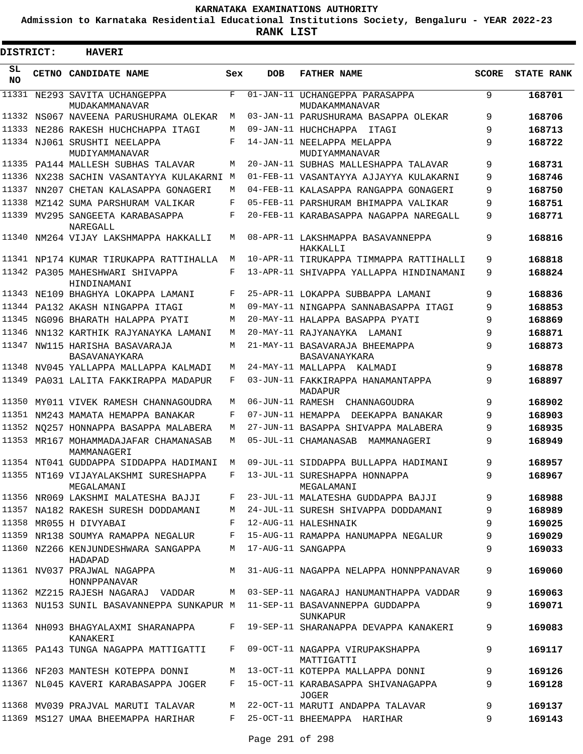# KARNATAKA EXAMINATIONS AUTHORITY

**Admission to Karnataka Residential Educational Institutions Society, Bengaluru - YEAR 2022-23**

**RANK LIST**

**DISTRICT: HAVERI**

| SL NO | CETNO | CANDIDATE NAME | Sex | DOB | FATHER NAME | SCORE | STATE RANK |
|---|---|---|---|---|---|---|---|
| 11331 | NE293 | SAVITA UCHANGEPPA MUDAKAMMANAVAR | F | 01-JAN-11 | UCHANGEPPA PARASAPPA MUDAKAMMANAVAR | 9 | 168701 |
| 11332 | NS067 | NAVEENA PARUSHURAMA OLEKAR | M | 03-JAN-11 | PARUSHURAMA BASAPPA OLEKAR | 9 | 168706 |
| 11333 | NE286 | RAKESH HUCHCHAPPA ITAGI | M | 09-JAN-11 | HUCHCHAPPA ITAGI | 9 | 168713 |
| 11334 | NJ061 | SRUSHTI NEELAPPA MUDIYAMMANAVAR | F | 14-JAN-11 | NEELAPPA MELAPPA MUDIYAMMANAVAR | 9 | 168722 |
| 11335 | PA144 | MALLESH SUBHAS TALAVAR | M | 20-JAN-11 | SUBHAS MALLESHAPPA TALAVAR | 9 | 168731 |
| 11336 | NX238 | SACHIN VASANTAYYA KULAKARNI | M | 01-FEB-11 | VASANTAYYA AJJAYYA KULAKARNI | 9 | 168746 |
| 11337 | NN207 | CHETAN KALASAPPA GONAGERI | M | 04-FEB-11 | KALASAPPA RANGAPPA GONAGERI | 9 | 168750 |
| 11338 | MZ142 | SUMA PARSHURAM VALIKAR | F | 05-FEB-11 | PARSHURAM BHIMAPPA VALIKAR | 9 | 168751 |
| 11339 | MV295 | SANGEETA KARABASAPPA NAREGALL | F | 20-FEB-11 | KARABASAPPA NAGAPPA NAREGALL | 9 | 168771 |
| 11340 | NM264 | VIJAY LAKSHMAPPA HAKKALLI | M | 08-APR-11 | LAKSHMAPPA BASAVANNEPPA HAKKALLI | 9 | 168816 |
| 11341 | NP174 | KUMAR TIRUKAPPA RATTIHALLA | M | 10-APR-11 | TIRUKAPPA TIMMAPPA RATTIHALLI | 9 | 168818 |
| 11342 | PA305 | MAHESHWARI SHIVAPPA HINDINAMANI | F | 13-APR-11 | SHIVAPPA YALLAPPA HINDINAMANI | 9 | 168824 |
| 11343 | NE109 | BHAGHYA LOKAPPA LAMANI | F | 25-APR-11 | LOKAPPA SUBBAPPA LAMANI | 9 | 168836 |
| 11344 | PA132 | AKASH NINGAPPA ITAGI | M | 09-MAY-11 | NINGAPPA SANNABASAPPA ITAGI | 9 | 168853 |
| 11345 | NG096 | BHARATH HALAPPA PYATI | M | 20-MAY-11 | HALAPPA BASAPPA PYATI | 9 | 168869 |
| 11346 | NN132 | KARTHIK RAJYANAYKA LAMANI | M | 20-MAY-11 | RAJYANAYKA LAMANI | 9 | 168871 |
| 11347 | NW115 | HARISHA BASAVARAJA BASAVANAYKARA | M | 21-MAY-11 | BASAVARAJA BHEEMAPPA BASAVANAYKARA | 9 | 168873 |
| 11348 | NV045 | YALLAPPA MALLAPPA KALMADI | M | 24-MAY-11 | MALLAPPA KALMADI | 9 | 168878 |
| 11349 | PA031 | LALITA FAKKIRAPPA MADAPUR | F | 03-JUN-11 | FAKKIRAPPA HANAMANTAPPA MADAPUR | 9 | 168897 |
| 11350 | MY011 | VIVEK RAMESH CHANNAGOUDRA | M | 06-JUN-11 | RAMESH CHANNAGOUDRA | 9 | 168902 |
| 11351 | NM243 | MAMATA HEMAPPA BANAKAR | F | 07-JUN-11 | HEMAPPA DEEKAPPA BANAKAR | 9 | 168903 |
| 11352 | NQ257 | HONNAPPA BASAPPA MALABERA | M | 27-JUN-11 | BASAPPA SHIVAPPA MALABERA | 9 | 168935 |
| 11353 | MR167 | MOHAMMADAJAFAR CHAMANASAB MAMMANAGERI | M | 05-JUL-11 | CHAMANASAB MAMMANAGERI | 9 | 168949 |
| 11354 | NT041 | GUDDAPPA SIDDAPPA HADIMANI | M | 09-JUL-11 | SIDDAPPA BULLAPPA HADIMANI | 9 | 168957 |
| 11355 | NT169 | VIJAYALAKSHMI SURESHAPPA MEGALAMANI | F | 13-JUL-11 | SURESHAPPA HONNAPPA MEGALAMANI | 9 | 168967 |
| 11356 | NR069 | LAKSHMI MALATESHA BAJJI | F | 23-JUL-11 | MALATESHA GUDDAPPA BAJJI | 9 | 168988 |
| 11357 | NA182 | RAKESH SURESH DODDAMANI | M | 24-JUL-11 | SURESH SHIVAPPA DODDAMANI | 9 | 168989 |
| 11358 | MR055 | H DIVYABAI | F | 12-AUG-11 | HALESHNAIK | 9 | 169025 |
| 11359 | NR138 | SOUMYA RAMAPPA NEGALUR | F | 15-AUG-11 | RAMAPPA HANUMAPPA NEGALUR | 9 | 169029 |
| 11360 | NZ266 | KENJUNDESHWARA SANGAPPA HADAPAD | M | 17-AUG-11 | SANGAPPA | 9 | 169033 |
| 11361 | NV037 | PRAJWAL NAGAPPA HONNPPANAVAR | M | 31-AUG-11 | NAGAPPA NELAPPA HONNPPANAVAR | 9 | 169060 |
| 11362 | MZ215 | RAJESH NAGARAJ VADDAR | M | 03-SEP-11 | NAGARAJ HANUMANTHAPPA VADDAR | 9 | 169063 |
| 11363 | NU153 | SUNIL BASAVANNEPPA SUNKAPUR | M | 11-SEP-11 | BASAVANNEPPA GUDDAPPA SUNKAPUR | 9 | 169071 |
| 11364 | NH093 | BHAGYALAXMI SHARANAPPA KANAKERI | F | 19-SEP-11 | SHARANAPPA DEVAPPA KANAKERI | 9 | 169083 |
| 11365 | PA143 | TUNGA NAGAPPA MATTIGATTI | F | 09-OCT-11 | NAGAPPA VIRUPAKSHAPPA MATTIGATTI | 9 | 169117 |
| 11366 | NF203 | MANTESH KOTEPPA DONNI | M | 13-OCT-11 | KOTEPPA MALLAPPA DONNI | 9 | 169126 |
| 11367 | NL045 | KAVERI KARABASAPPA JOGER | F | 15-OCT-11 | KARABASAPPA SHIVANAGAPPA JOGER | 9 | 169128 |
| 11368 | MV039 | PRAJVAL MARUTI TALAVAR | M | 22-OCT-11 | MARUTI ANDAPPA TALAVAR | 9 | 169137 |
| 11369 | MS127 | UMAA BHEEMAPPA HARIHAR | F | 25-OCT-11 | BHEEMAPPA HARIHAR | 9 | 169143 |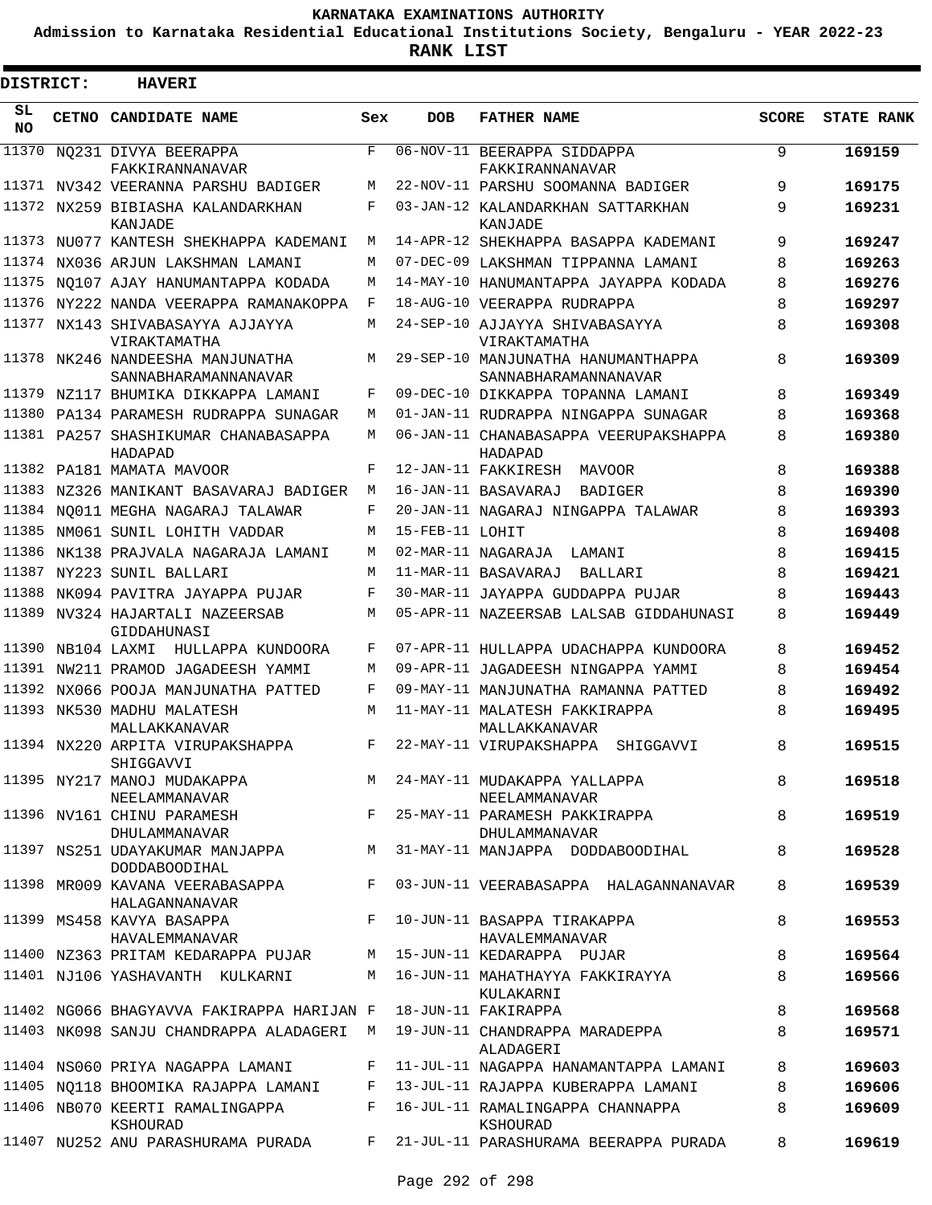# KARNATAKA EXAMINATIONS AUTHORITY

**Admission to Karnataka Residential Educational Institutions Society, Bengaluru - YEAR 2022-23**

**RANK LIST**

**DISTRICT: HAVERI**

| SL NO | CETNO | CANDIDATE NAME | Sex | DOB | FATHER NAME | SCORE | STATE RANK |
|---|---|---|---|---|---|---|---|
| 11370 | NQ231 | DIVYA BEERAPPA FAKKIRANNANAVAR | F | 06-NOV-11 | BEERAPPA SIDDAPPA FAKKIRANNANAVAR | 9 | 169159 |
| 11371 | NV342 | VEERANNA PARSHU BADIGER | M | 22-NOV-11 | PARSHU SOOMANNA BADIGER | 9 | 169175 |
| 11372 | NX259 | BIBIASHA KALANDARKHAN KANJADE | F | 03-JAN-12 | KALANDARKHAN SATTARKHAN KANJADE | 9 | 169231 |
| 11373 | NU077 | KANTESH SHEKHAPPA KADEMANI | M | 14-APR-12 | SHEKHAPPA BASAPPA KADEMANI | 9 | 169247 |
| 11374 | NX036 | ARJUN LAKSHMAN LAMANI | M | 07-DEC-09 | LAKSHMAN TIPPANNA LAMANI | 8 | 169263 |
| 11375 | NQ107 | AJAY HANUMANTAPPA KODADA | M | 14-MAY-10 | HANUMANTAPPA JAYAPPA KODADA | 8 | 169276 |
| 11376 | NY222 | NANDA VEERAPPA RAMANAKOPPA | F | 18-AUG-10 | VEERAPPA RUDRAPPA | 8 | 169297 |
| 11377 | NX143 | SHIVABASAYYA AJJAYYA VIRAKTAMATHA | M | 24-SEP-10 | AJJAYYA SHIVABASAYYA VIRAKTAMATHA | 8 | 169308 |
| 11378 | NK246 | NANDEESHA MANJUNATHA SANNABHARAMANNANAVAR | M | 29-SEP-10 | MANJUNATHA HANUMANTHAPPA SANNABHARAMANNANAVAR | 8 | 169309 |
| 11379 | NZ117 | BHUMIKA DIKKAPPA LAMANI | F | 09-DEC-10 | DIKKAPPA TOPANNA LAMANI | 8 | 169349 |
| 11380 | PA134 | PARAMESH RUDRAPPA SUNAGAR | M | 01-JAN-11 | RUDRAPPA NINGAPPA SUNAGAR | 8 | 169368 |
| 11381 | PA257 | SHASHIKUMAR CHANABASAPPA HADAPAD | M | 06-JAN-11 | CHANABASAPPA VEERUPAKSHAPPA HADAPAD | 8 | 169380 |
| 11382 | PA181 | MAMATA MAVOOR | F | 12-JAN-11 | FAKKIRESH MAVOOR | 8 | 169388 |
| 11383 | NZ326 | MANIKANT BASAVARAJ BADIGER | M | 16-JAN-11 | BASAVARAJ BADIGER | 8 | 169390 |
| 11384 | NQ011 | MEGHA NAGARAJ TALAWAR | F | 20-JAN-11 | NAGARAJ NINGAPPA TALAWAR | 8 | 169393 |
| 11385 | NM061 | SUNIL LOHITH VADDAR | M | 15-FEB-11 | LOHIT | 8 | 169408 |
| 11386 | NK138 | PRAJVALA NAGARAJA LAMANI | M | 02-MAR-11 | NAGARAJA LAMANI | 8 | 169415 |
| 11387 | NY223 | SUNIL BALLARI | M | 11-MAR-11 | BASAVARAJ BALLARI | 8 | 169421 |
| 11388 | NK094 | PAVITRA JAYAPPA PUJAR | F | 30-MAR-11 | JAYAPPA GUDDAPPA PUJAR | 8 | 169443 |
| 11389 | NV324 | HAJARTALI NAZEERSAB GIDDAHUNASI | M | 05-APR-11 | NAZEERSAB LALSAB GIDDAHUNASI | 8 | 169449 |
| 11390 | NB104 | LAXMI HULLAPPA KUNDOORA | F | 07-APR-11 | HULLAPPA UDACHAPPA KUNDOORA | 8 | 169452 |
| 11391 | NW211 | PRAMOD JAGADEESH YAMMI | M | 09-APR-11 | JAGADEESH NINGAPPA YAMMI | 8 | 169454 |
| 11392 | NX066 | POOJA MANJUNATHA PATTED | F | 09-MAY-11 | MANJUNATHA RAMANNA PATTED | 8 | 169492 |
| 11393 | NK530 | MADHU MALATESH MALLAKKANAVAR | M | 11-MAY-11 | MALATESH FAKKIRAPPA MALLAKKANAVAR | 8 | 169495 |
| 11394 | NX220 | ARPITA VIRUPAKSHAPPA SHIGGAVVI | F | 22-MAY-11 | VIRUPAKSHAPPA SHIGGAVVI | 8 | 169515 |
| 11395 | NY217 | MANOJ MUDAKAPPA NEELAMMANAVAR | M | 24-MAY-11 | MUDAKAPPA YALLAPPA NEELAMMANAVAR | 8 | 169518 |
| 11396 | NV161 | CHINU PARAMESH DHULAMMANAVAR | F | 25-MAY-11 | PARAMESH PAKKIRAPPA DHULAMMANAVAR | 8 | 169519 |
| 11397 | NS251 | UDAYAKUMAR MANJAPPA DODDABOODIHAL | M | 31-MAY-11 | MANJAPPA DODDABOODIHAL | 8 | 169528 |
| 11398 | MR009 | KAVANA VEERABASAPPA HALAGANNANAVAR | F | 03-JUN-11 | VEERABASAPPA HALAGANNANAVAR | 8 | 169539 |
| 11399 | MS458 | KAVYA BASAPPA HAVALEMMANAVAR | F | 10-JUN-11 | BASAPPA TIRAKAPPA HAVALEMMANAVAR | 8 | 169553 |
| 11400 | NZ363 | PRITAM KEDARAPPA PUJAR | M | 15-JUN-11 | KEDARAPPA PUJAR | 8 | 169564 |
| 11401 | NJ106 | YASHAVANTH KULKARNI | M | 16-JUN-11 | MAHATHAYYA FAKKIRAYYA KULAKARNI | 8 | 169566 |
| 11402 | NG066 | BHAGYAVVA FAKIRAPPA HARIJAN | F | 18-JUN-11 | FAKIRAPPA | 8 | 169568 |
| 11403 | NK098 | SANJU CHANDRAPPA ALADAGERI | M | 19-JUN-11 | CHANDRAPPA MARADEPPA ALADAGERI | 8 | 169571 |
| 11404 | NS060 | PRIYA NAGAPPA LAMANI | F | 11-JUL-11 | NAGAPPA HANAMANTAPPA LAMANI | 8 | 169603 |
| 11405 | NQ118 | BHOOMIKA RAJAPPA LAMANI | F | 13-JUL-11 | RAJAPPA KUBERAPPA LAMANI | 8 | 169606 |
| 11406 | NB070 | KEERTI RAMALINGAPPA KSHOURAD | F | 16-JUL-11 | RAMALINGAPPA CHANNAPPA KSHOURAD | 8 | 169609 |
| 11407 | NU252 | ANU PARASHURAMA PURADA | F | 21-JUL-11 | PARASHURAMA BEERAPPA PURADA | 8 | 169619 |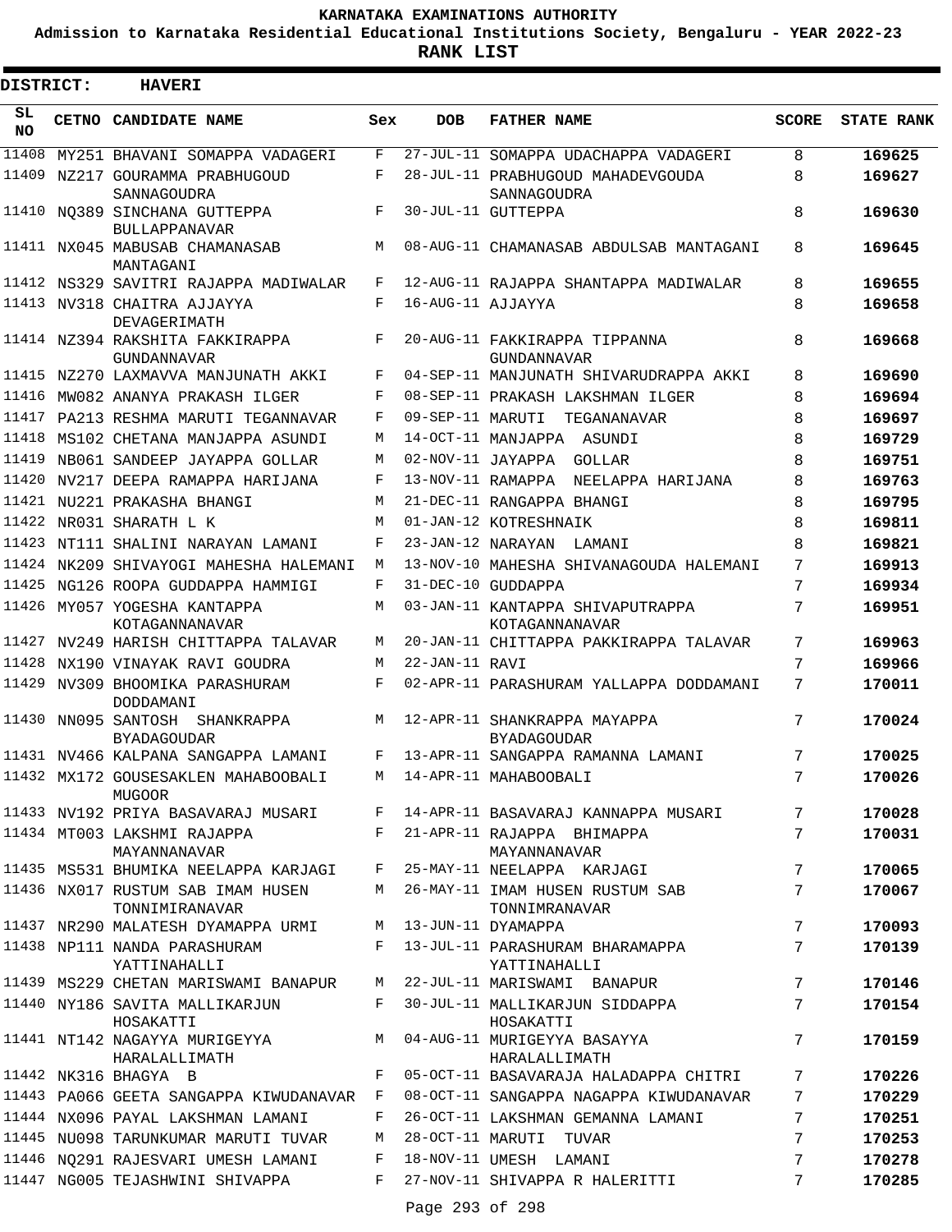# KARNATAKA EXAMINATIONS AUTHORITY

**Admission to Karnataka Residential Educational Institutions Society, Bengaluru - YEAR 2022-23**

**RANK LIST**

**DISTRICT: HAVERI**

| SL NO | CETNO | CANDIDATE NAME | Sex | DOB | FATHER NAME | SCORE | STATE RANK |
|---|---|---|---|---|---|---|---|
| 11408 | MY251 | BHAVANI SOMAPPA VADAGERI | F | 27-JUL-11 | SOMAPPA UDACHAPPA VADAGERI | 8 | 169625 |
| 11409 | NZ217 | GOURAMMA PRABHUGOUD SANNAGOUDRA | F | 28-JUL-11 | PRABHUGOUD MAHADEVGOUDA SANNAGOUDRA | 8 | 169627 |
| 11410 | NQ389 | SINCHANA GUTTEPPA BULLAPPANAVAR | F | 30-JUL-11 | GUTTEPPA | 8 | 169630 |
| 11411 | NX045 | MABUSAB CHAMANASAB MANTAGANI | M | 08-AUG-11 | CHAMANASAB ABDULSAB MANTAGANI | 8 | 169645 |
| 11412 | NS329 | SAVITRI RAJAPPA MADIWALAR | F | 12-AUG-11 | RAJAPPA SHANTAPPA MADIWALAR | 8 | 169655 |
| 11413 | NV318 | CHAITRA AJJAYYA DEVAGERIMATH | F | 16-AUG-11 | AJJAYYA | 8 | 169658 |
| 11414 | NZ394 | RAKSHITA FAKKIRAPPA GUNDANNAVAR | F | 20-AUG-11 | FAKKIRAPPA TIPPANNA GUNDANNAVAR | 8 | 169668 |
| 11415 | NZ270 | LAXMAVVA MANJUNATH AKKI | F | 04-SEP-11 | MANJUNATH SHIVARUDRAPPA AKKI | 8 | 169690 |
| 11416 | MW082 | ANANYA PRAKASH ILGER | F | 08-SEP-11 | PRAKASH LAKSHMAN ILGER | 8 | 169694 |
| 11417 | PA213 | RESHMA MARUTI TEGANNAVAR | F | 09-SEP-11 | MARUTI TEGANANAVAR | 8 | 169697 |
| 11418 | MS102 | CHETANA MANJAPPA ASUNDI | M | 14-OCT-11 | MANJAPPA ASUNDI | 8 | 169729 |
| 11419 | NB061 | SANDEEP JAYAPPA GOLLAR | M | 02-NOV-11 | JAYAPPA GOLLAR | 8 | 169751 |
| 11420 | NV217 | DEEPA RAMAPPA HARIJANA | F | 13-NOV-11 | RAMAPPA NEELAPPA HARIJANA | 8 | 169763 |
| 11421 | NU221 | PRAKASHA BHANGI | M | 21-DEC-11 | RANGAPPA BHANGI | 8 | 169795 |
| 11422 | NR031 | SHARATH L K | M | 01-JAN-12 | KOTRESHNAIK | 8 | 169811 |
| 11423 | NT111 | SHALINI NARAYAN LAMANI | F | 23-JAN-12 | NARAYAN LAMANI | 8 | 169821 |
| 11424 | NK209 | SHIVAYOGI MAHESHA HALEMANI | M | 13-NOV-10 | MAHESHA SHIVANAGOUDA HALEMANI | 7 | 169913 |
| 11425 | NG126 | ROOPA GUDDAPPA HAMMIGI | F | 31-DEC-10 | GUDDAPPA | 7 | 169934 |
| 11426 | MY057 | YOGESHA KANTAPPA KOTAGANNANAVAR | M | 03-JAN-11 | KANTAPPA SHIVAPUTRAPPA KOTAGANNANAVAR | 7 | 169951 |
| 11427 | NV249 | HARISH CHITTAPPA TALAVAR | M | 20-JAN-11 | CHITTAPPA PAKKIRAPPA TALAVAR | 7 | 169963 |
| 11428 | NX190 | VINAYAK RAVI GOUDRA | M | 22-JAN-11 | RAVI | 7 | 169966 |
| 11429 | NV309 | BHOOMIKA PARASHURAM DODDAMANI | F | 02-APR-11 | PARASHURAM YALLAPPA DODDAMANI | 7 | 170011 |
| 11430 | NN095 | SANTOSH SHANKRAPPA BYADAGOUDAR | M | 12-APR-11 | SHANKRAPPA MAYAPPA BYADAGOUDAR | 7 | 170024 |
| 11431 | NV466 | KALPANA SANGAPPA LAMANI | F | 13-APR-11 | SANGAPPA RAMANNA LAMANI | 7 | 170025 |
| 11432 | MX172 | GOUSESAKLEN MAHABOOBALI MUGOOR | M | 14-APR-11 | MAHABOOBALI | 7 | 170026 |
| 11433 | NV192 | PRIYA BASAVARAJ MUSARI | F | 14-APR-11 | BASAVARAJ KANNAPPA MUSARI | 7 | 170028 |
| 11434 | MT003 | LAKSHMI RAJAPPA MAYANNANAVAR | F | 21-APR-11 | RAJAPPA BHIMAPPA MAYANNANAVAR | 7 | 170031 |
| 11435 | MS531 | BHUMIKA NEELAPPA KARJAGI | F | 25-MAY-11 | NEELAPPA KARJAGI | 7 | 170065 |
| 11436 | NX017 | RUSTUM SAB IMAM HUSEN TONNIMIRANAVAR | M | 26-MAY-11 | IMAM HUSEN RUSTUM SAB TONNIMRANAVAR | 7 | 170067 |
| 11437 | NR290 | MALATESH DYAMAPPA URMI | M | 13-JUN-11 | DYAMAPPA | 7 | 170093 |
| 11438 | NP111 | NANDA PARASHURAM YATTINAHALLI | F | 13-JUL-11 | PARASHURAM BHARAMAPPA YATTINAHALLI | 7 | 170139 |
| 11439 | MS229 | CHETAN MARISWAMI BANAPUR | M | 22-JUL-11 | MARISWAMI BANAPUR | 7 | 170146 |
| 11440 | NY186 | SAVITA MALLIKARJUN HOSAKATTI | F | 30-JUL-11 | MALLIKARJUN SIDDAPPA HOSAKATTI | 7 | 170154 |
| 11441 | NT142 | NAGAYYA MURIGEYYA HARALALLIMATH | M | 04-AUG-11 | MURIGEYYA BASAYYA HARALALLIMATH | 7 | 170159 |
| 11442 | NK316 | BHAGYA B | F | 05-OCT-11 | BASAVARAJA HALADAPPA CHITRI | 7 | 170226 |
| 11443 | PA066 | GEETA SANGAPPA KIWUDANAVAR | F | 08-OCT-11 | SANGAPPA NAGAPPA KIWUDANAVAR | 7 | 170229 |
| 11444 | NX096 | PAYAL LAKSHMAN LAMANI | F | 26-OCT-11 | LAKSHMAN GEMANNA LAMANI | 7 | 170251 |
| 11445 | NU098 | TARUNKUMAR MARUTI TUVAR | M | 28-OCT-11 | MARUTI TUVAR | 7 | 170253 |
| 11446 | NQ291 | RAJESVARI UMESH LAMANI | F | 18-NOV-11 | UMESH LAMANI | 7 | 170278 |
| 11447 | NG005 | TEJASHWINI SHIVAPPA | F | 27-NOV-11 | SHIVAPPA R HALERITTI | 7 | 170285 |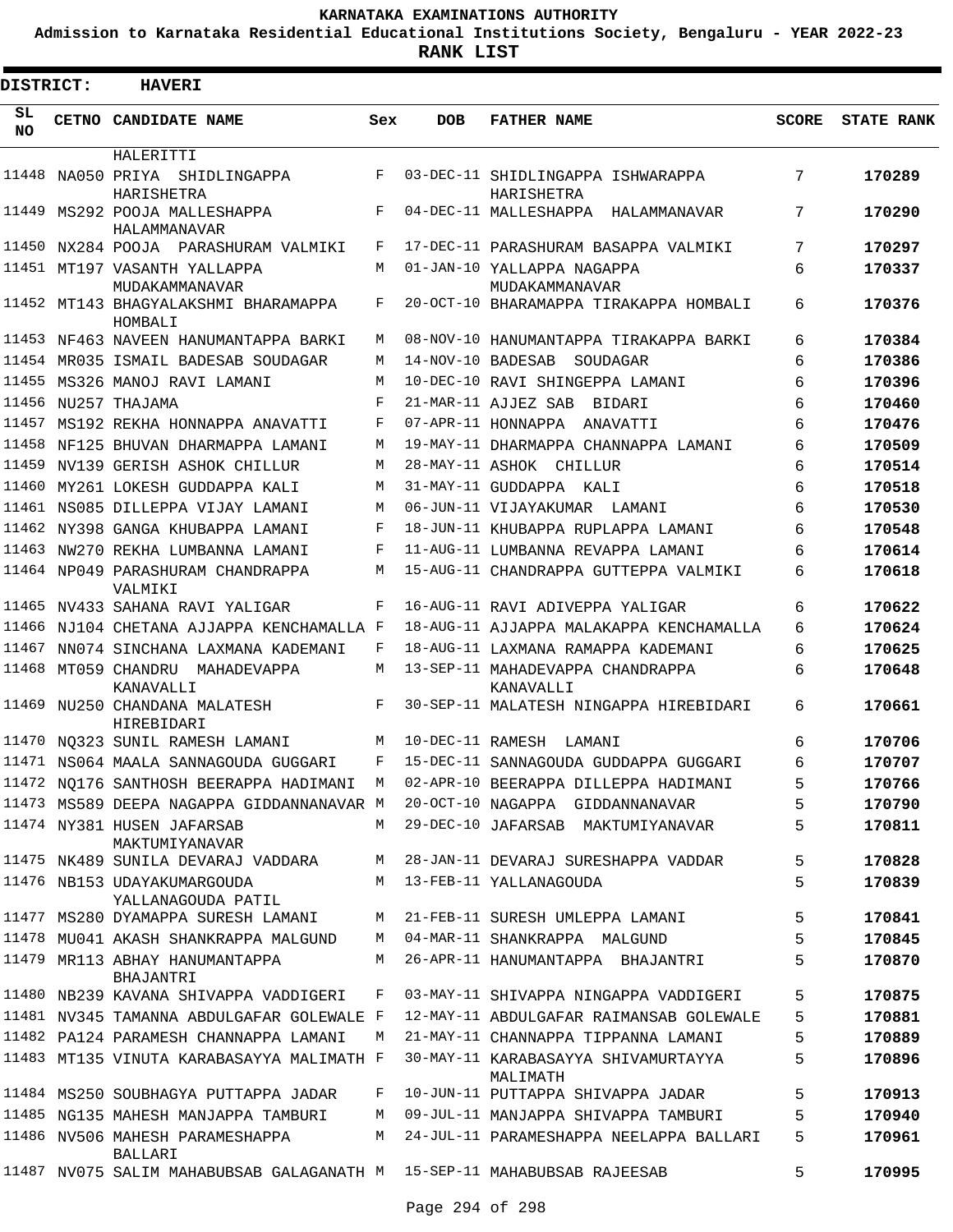# KARNATAKA EXAMINATIONS AUTHORITY

**Admission to Karnataka Residential Educational Institutions Society, Bengaluru - YEAR 2022-23**

**RANK LIST**

**DISTRICT: HAVERI**

| SL NO | CETNO | CANDIDATE NAME | Sex | DOB | FATHER NAME | SCORE | STATE RANK |
|---|---|---|---|---|---|---|---|
| | | HALERITTI | | | | | |
| 11448 | NA050 | PRIYA SHIDLINGAPPA HARISHETRA | F | 03-DEC-11 | SHIDLINGAPPA ISHWARAPPA HARISHETRA | 7 | **170289** |
| 11449 | MS292 | POOJA MALLESHAPPA HALAMMANAVAR | F | 04-DEC-11 | MALLESHAPPA HALAMMANAVAR | 7 | **170290** |
| 11450 | NX284 | POOJA PARASHURAM VALMIKI | F | 17-DEC-11 | PARASHURAM BASAPPA VALMIKI | 7 | **170297** |
| 11451 | MT197 | VASANTH YALLAPPA MUDAKAMMANAVAR | M | 01-JAN-10 | YALLAPPA NAGAPPA MUDAKAMMANAVAR | 6 | **170337** |
| 11452 | MT143 | BHAGYALAKSHMI BHARAMAPPA HOMBALI | F | 20-OCT-10 | BHARAMAPPA TIRAKAPPA HOMBALI | 6 | **170376** |
| 11453 | NF463 | NAVEEN HANUMANTAPPA BARKI | M | 08-NOV-10 | HANUMANTAPPA TIRAKAPPA BARKI | 6 | **170384** |
| 11454 | MR035 | ISMAIL BADESAB SOUDAGAR | M | 14-NOV-10 | BADESAB SOUDAGAR | 6 | **170386** |
| 11455 | MS326 | MANOJ RAVI LAMANI | M | 10-DEC-10 | RAVI SHINGEPPA LAMANI | 6 | **170396** |
| 11456 | NU257 | THAJAMA | F | 21-MAR-11 | AJJEZ SAB BIDARI | 6 | **170460** |
| 11457 | MS192 | REKHA HONNAPPA ANAVATTI | F | 07-APR-11 | HONNAPPA ANAVATTI | 6 | **170476** |
| 11458 | NF125 | BHUVAN DHARMAPPA LAMANI | M | 19-MAY-11 | DHARMAPPA CHANNAPPA LAMANI | 6 | **170509** |
| 11459 | NV139 | GERISH ASHOK CHILLUR | M | 28-MAY-11 | ASHOK CHILLUR | 6 | **170514** |
| 11460 | MY261 | LOKESH GUDDAPPA KALI | M | 31-MAY-11 | GUDDAPPA KALI | 6 | **170518** |
| 11461 | NS085 | DILLEPPA VIJAY LAMANI | M | 06-JUN-11 | VIJAYAKUMAR LAMANI | 6 | **170530** |
| 11462 | NY398 | GANGA KHUBAPPA LAMANI | F | 18-JUN-11 | KHUBAPPA RUPLAPPA LAMANI | 6 | **170548** |
| 11463 | NW270 | REKHA LUMBANNA LAMANI | F | 11-AUG-11 | LUMBANNA REVAPPA LAMANI | 6 | **170614** |
| 11464 | NP049 | PARASHURAM CHANDRAPPA VALMIKI | M | 15-AUG-11 | CHANDRAPPA GUTTEPPA VALMIKI | 6 | **170618** |
| 11465 | NV433 | SAHANA RAVI YALIGAR | F | 16-AUG-11 | RAVI ADIVEPPA YALIGAR | 6 | **170622** |
| 11466 | NJ104 | CHETANA AJJAPPA KENCHAMALLA | F | 18-AUG-11 | AJJAPPA MALAKAPPA KENCHAMALLA | 6 | **170624** |
| 11467 | NN074 | SINCHANA LAXMANA KADEMANI | F | 18-AUG-11 | LAXMANA RAMAPPA KADEMANI | 6 | **170625** |
| 11468 | MT059 | CHANDRU MAHADEVAPPA KANAVALLI | M | 13-SEP-11 | MAHADEVAPPA CHANDRAPPA KANAVALLI | 6 | **170648** |
| 11469 | NU250 | CHANDANA MALATESH HIREBIDARI | F | 30-SEP-11 | MALATESH NINGAPPA HIREBIDARI | 6 | **170661** |
| 11470 | NQ323 | SUNIL RAMESH LAMANI | M | 10-DEC-11 | RAMESH LAMANI | 6 | **170706** |
| 11471 | NS064 | MAALA SANNAGOUDA GUGGARI | F | 15-DEC-11 | SANNAGOUDA GUDDAPPA GUGGARI | 6 | **170707** |
| 11472 | NQ176 | SANTHOSH BEERAPPA HADIMANI | M | 02-APR-10 | BEERAPPA DILLEPPA HADIMANI | 5 | **170766** |
| 11473 | MS589 | DEEPA NAGAPPA GIDDANNANAVAR | M | 20-OCT-10 | NAGAPPA GIDDANNANAVAR | 5 | **170790** |
| 11474 | NY381 | HUSEN JAFARSAB MAKTUMIYANAVAR | M | 29-DEC-10 | JAFARSAB MAKTUMIYANAVAR | 5 | **170811** |
| 11475 | NK489 | SUNILA DEVARAJ VADDARA | M | 28-JAN-11 | DEVARAJ SURESHAPPA VADDAR | 5 | **170828** |
| 11476 | NB153 | UDAYAKUMARGOUDA YALLANAGOUDA PATIL | M | 13-FEB-11 | YALLANAGOUDA | 5 | **170839** |
| 11477 | MS280 | DYAMAPPA SURESH LAMANI | M | 21-FEB-11 | SURESH UMLEPPA LAMANI | 5 | **170841** |
| 11478 | MU041 | AKASH SHANKRAPPA MALGUND | M | 04-MAR-11 | SHANKRAPPA MALGUND | 5 | **170845** |
| 11479 | MR113 | ABHAY HANUMANTAPPA BHAJANTRI | M | 26-APR-11 | HANUMANTAPPA BHAJANTRI | 5 | **170870** |
| 11480 | NB239 | KAVANA SHIVAPPA VADDIGERI | F | 03-MAY-11 | SHIVAPPA NINGAPPA VADDIGERI | 5 | **170875** |
| 11481 | NV345 | TAMANNA ABDULGAFAR GOLEWALE | F | 12-MAY-11 | ABDULGAFAR RAIMANSAB GOLEWALE | 5 | **170881** |
| 11482 | PA124 | PARAMESH CHANNAPPA LAMANI | M | 21-MAY-11 | CHANNAPPA TIPPANNA LAMANI | 5 | **170889** |
| 11483 | MT135 | VINUTA KARABASAYYA MALIMATH | F | 30-MAY-11 | KARABASAYYA SHIVAMURTAYYA MALIMATH | 5 | **170896** |
| 11484 | MS250 | SOUBHAGYA PUTTAPPA JADAR | F | 10-JUN-11 | PUTTAPPA SHIVAPPA JADAR | 5 | **170913** |
| 11485 | NG135 | MAHESH MANJAPPA TAMBURI | M | 09-JUL-11 | MANJAPPA SHIVAPPA TAMBURI | 5 | **170940** |
| 11486 | NV506 | MAHESH PARAMESHAPPA BALLARI | M | 24-JUL-11 | PARAMESHAPPA NEELAPPA BALLARI | 5 | **170961** |
| 11487 | NV075 | SALIM MAHABUBSAB GALAGANATH | M | 15-SEP-11 | MAHABUBSAB RAJEESAB | 5 | **170995** |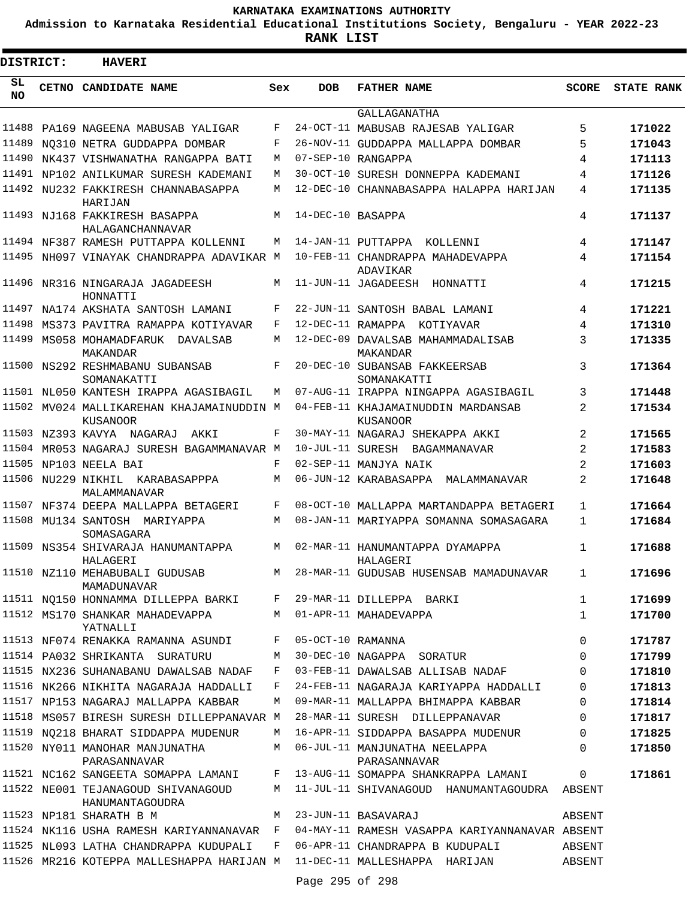KARNATAKA EXAMINATIONS AUTHORITY

Admission to Karnataka Residential Educational Institutions Society, Bengaluru - YEAR 2022-23

**RANK LIST**

**DISTRICT: HAVERI**

| SL NO | CETNO | CANDIDATE NAME | Sex | DOB | FATHER NAME | SCORE | STATE RANK |
|---|---|---|---|---|---|---|---|
| | | | | | GALLAGANATHA | | |
| 11488 | PA169 | NAGEENA MABUSAB YALIGAR | F | 24-OCT-11 | MABUSAB RAJESAB YALIGAR | 5 | 171022 |
| 11489 | NQ310 | NETRA GUDDAPPA DOMBAR | F | 26-NOV-11 | GUDDAPPA MALLAPPA DOMBAR | 5 | 171043 |
| 11490 | NK437 | VISHWANATHA RANGAPPA BATI | M | 07-SEP-10 | RANGAPPA | 4 | 171113 |
| 11491 | NP102 | ANILKUMAR SURESH KADEMANI | M | 30-OCT-10 | SURESH DONNEPPA KADEMANI | 4 | 171126 |
| 11492 | NU232 | FAKKIRESH CHANNABASAPPA HARIJAN | M | 12-DEC-10 | CHANNABASAPPA HALAPPA HARIJAN | 4 | 171135 |
| 11493 | NJ168 | FAKKIRESH BASAPPA HALAGANCHANNAVAR | M | 14-DEC-10 | BASAPPA | 4 | 171137 |
| 11494 | NF387 | RAMESH PUTTAPPA KOLLENNI | M | 14-JAN-11 | PUTTAPPA KOLLENNI | 4 | 171147 |
| 11495 | NH097 | VINAYAK CHANDRAPPA ADAVIKAR | M | 10-FEB-11 | CHANDRAPPA MAHADEVAPPA ADAVIKAR | 4 | 171154 |
| 11496 | NR316 | NINGARAJA JAGADEESH HONNATTI | M | 11-JUN-11 | JAGADEESH HONNATTI | 4 | 171215 |
| 11497 | NA174 | AKSHATA SANTOSH LAMANI | F | 22-JUN-11 | SANTOSH BABAL LAMANI | 4 | 171221 |
| 11498 | MS373 | PAVITRA RAMAPPA KOTIYAVAR | F | 12-DEC-11 | RAMAPPA KOTIYAVAR | 4 | 171310 |
| 11499 | MS058 | MOHAMADFARUK DAVALSAB MAKANDAR | M | 12-DEC-09 | DAVALSAB MAHAMMADALISAB MAKANDAR | 3 | 171335 |
| 11500 | NS292 | RESHMABANU SUBANSAB SOMANAKATTI | F | 20-DEC-10 | SUBANSAB FAKKEERSAB SOMANAKATTI | 3 | 171364 |
| 11501 | NL050 | KANTESH IRAPPA AGASIBAGIL | M | 07-AUG-11 | IRAPPA NINGAPPA AGASIBAGIL | 3 | 171448 |
| 11502 | MV024 | MALLIKAREHAN KHAJAMAINUDDIN KUSANOOR | M | 04-FEB-11 | KHAJAMAINUDDIN MARDANSAB KUSANOOR | 2 | 171534 |
| 11503 | NZ393 | KAVYA NAGARAJ AKKI | F | 30-MAY-11 | NAGARAJ SHEKAPPA AKKI | 2 | 171565 |
| 11504 | MR053 | NAGARAJ SURESH BAGAMMANAVAR | M | 10-JUL-11 | SURESH BAGAMMANAVAR | 2 | 171583 |
| 11505 | NP103 | NEELA BAI | F | 02-SEP-11 | MANJYA NAIK | 2 | 171603 |
| 11506 | NU229 | NIKHIL KARABASAPPPA MALAMMANAVAR | M | 06-JUN-12 | KARABASAPPA MALAMMANAVAR | 2 | 171648 |
| 11507 | NF374 | DEEPA MALLAPPA BETAGERI | F | 08-OCT-10 | MALLAPPA MARTANDAPPA BETAGERI | 1 | 171664 |
| 11508 | MU134 | SANTOSH MARIYAPPA SOMASAGARA | M | 08-JAN-11 | MARIYAPPA SOMANNA SOMASAGARA | 1 | 171684 |
| 11509 | NS354 | SHIVARAJA HANUMANTAPPA HALAGERI | M | 02-MAR-11 | HANUMANTAPPA DYAMAPPA HALAGERI | 1 | 171688 |
| 11510 | NZ110 | MEHABUBALI GUDUSAB MAMADUNAVAR | M | 28-MAR-11 | GUDUSAB HUSENSAB MAMADUNAVAR | 1 | 171696 |
| 11511 | NQ150 | HONNAMMA DILLEPPA BARKI | F | 29-MAR-11 | DILLEPPA BARKI | 1 | 171699 |
| 11512 | MS170 | SHANKAR MAHADEVAPPA YATNALLI | M | 01-APR-11 | MAHADEVAPPA | 1 | 171700 |
| 11513 | NF074 | RENAKKA RAMANNA ASUNDI | F | 05-OCT-10 | RAMANNA | 0 | 171787 |
| 11514 | PA032 | SHRIKANTA SURATURU | M | 30-DEC-10 | NAGAPPA SORATUR | 0 | 171799 |
| 11515 | NX236 | SUHANABANU DAWALSAB NADAF | F | 03-FEB-11 | DAWALSAB ALLISAB NADAF | 0 | 171810 |
| 11516 | NK266 | NIKHITA NAGARAJA HADDALLI | F | 24-FEB-11 | NAGARAJA KARIYAPPA HADDALLI | 0 | 171813 |
| 11517 | NP153 | NAGARAJ MALLAPPA KABBAR | M | 09-MAR-11 | MALLAPPA BHIMAPPA KABBAR | 0 | 171814 |
| 11518 | MS057 | BIRESH SURESH DILLEPPANAVAR | M | 28-MAR-11 | SURESH DILLEPPANAVAR | 0 | 171817 |
| 11519 | NQ218 | BHARAT SIDDAPPA MUDENUR | M | 16-APR-11 | SIDDAPPA BASAPPA MUDENUR | 0 | 171825 |
| 11520 | NY011 | MANOHAR MANJUNATHA PARASANNAVAR | M | 06-JUL-11 | MANJUNATHA NEELAPPA PARASANNAVAR | 0 | 171850 |
| 11521 | NC162 | SANGEETA SOMAPPA LAMANI | F | 13-AUG-11 | SOMAPPA SHANKRAPPA LAMANI | 0 | 171861 |
| 11522 | NE001 | TEJANAGOUD SHIVANAGOUD HANUMANTAGOUDRA | M | 11-JUL-11 | SHIVANAGOUD HANUMANTAGOUDRA | ABSENT | |
| 11523 | NP181 | SHARATH B M | M | 23-JUN-11 | BASAVARAJ | ABSENT | |
| 11524 | NK116 | USHA RAMESH KARIYANNANAVAR | F | 04-MAY-11 | RAMESH VASAPPA KARIYANNANAVAR | ABSENT | |
| 11525 | NL093 | LATHA CHANDRAPPA KUDUPALI | F | 06-APR-11 | CHANDRAPPA B KUDUPALI | ABSENT | |
| 11526 | MR216 | KOTEPPA MALLESHAPPA HARIJAN | M | 11-DEC-11 | MALLESHAPPA HARIJAN | ABSENT | |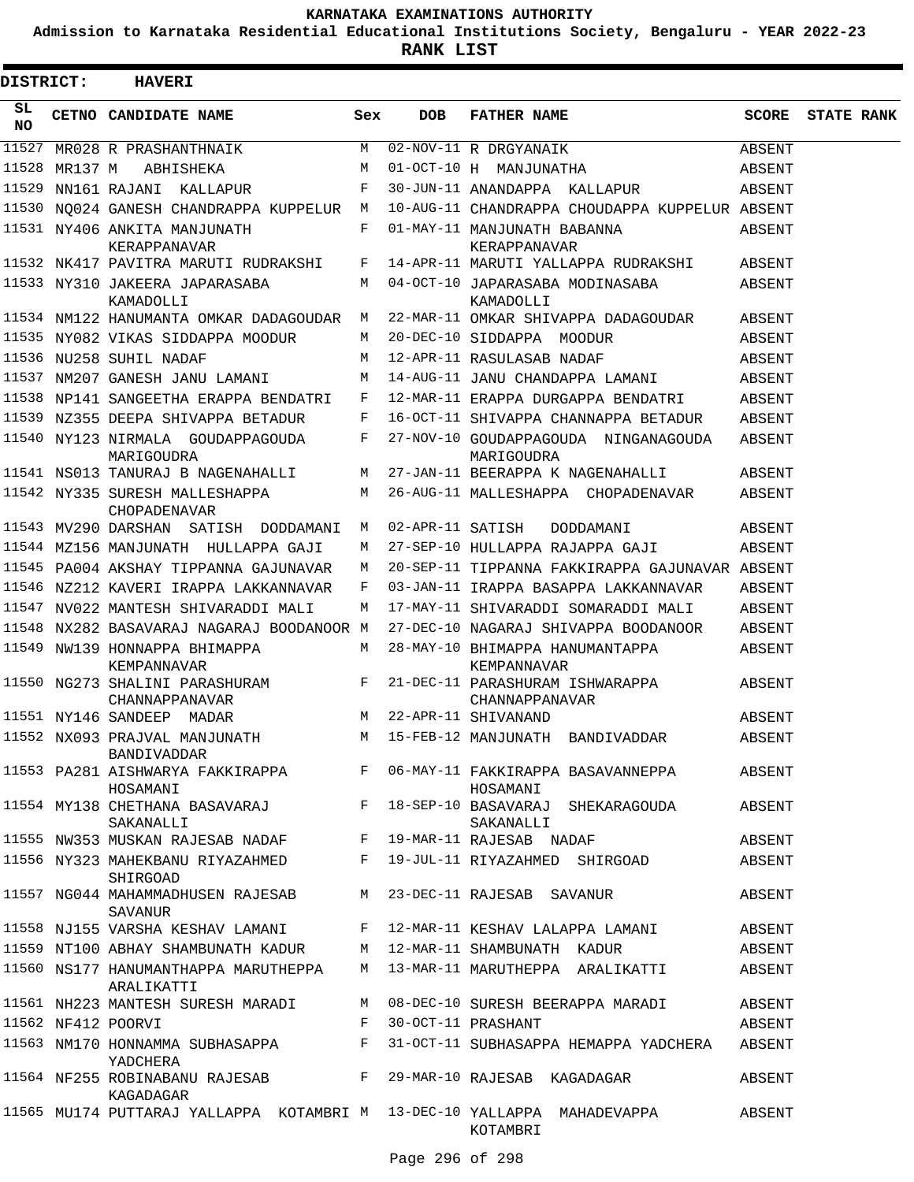**KARNATAKA EXAMINATIONS AUTHORITY**

**Admission to Karnataka Residential Educational Institutions Society, Bengaluru - YEAR 2022-23**

**RANK LIST**

**DISTRICT: HAVERI**

| SL NO | CETNO | CANDIDATE NAME | Sex | DOB | FATHER NAME | SCORE | STATE RANK |
|---|---|---|---|---|---|---|---|
| 11527 | MR028 | R PRASHANTHNAIK | M | 02-NOV-11 | R DRGYANAIK | ABSENT | |
| 11528 | MR137 | M ABHISHEKA | M | 01-OCT-10 | H MANJUNATHA | ABSENT | |
| 11529 | NN161 | RAJANI KALLAPUR | F | 30-JUN-11 | ANANDAPPA KALLAPUR | ABSENT | |
| 11530 | NQ024 | GANESH CHANDRAPPA KUPPELUR | M | 10-AUG-11 | CHANDRAPPA CHOUDAPPA KUPPELUR | ABSENT | |
| 11531 | NY406 | ANKITA MANJUNATH KERAPPANAVAR | F | 01-MAY-11 | MANJUNATH BABANNA KERAPPANAVAR | ABSENT | |
| 11532 | NK417 | PAVITRA MARUTI RUDRAKSHI | F | 14-APR-11 | MARUTI YALLAPPA RUDRAKSHI | ABSENT | |
| 11533 | NY310 | JAKEERA JAPARASABA KAMADOLLI | M | 04-OCT-10 | JAPARASABA MODINASABA KAMADOLLI | ABSENT | |
| 11534 | NM122 | HANUMANTA OMKAR DADAGOUDAR | M | 22-MAR-11 | OMKAR SHIVAPPA DADAGOUDAR | ABSENT | |
| 11535 | NY082 | VIKAS SIDDAPPA MOODUR | M | 20-DEC-10 | SIDDAPPA MOODUR | ABSENT | |
| 11536 | NU258 | SUHIL NADAF | M | 12-APR-11 | RASULASAB NADAF | ABSENT | |
| 11537 | NM207 | GANESH JANU LAMANI | M | 14-AUG-11 | JANU CHANDAPPA LAMANI | ABSENT | |
| 11538 | NP141 | SANGEETHA ERAPPA BENDATRI | F | 12-MAR-11 | ERAPPA DURGAPPA BENDATRI | ABSENT | |
| 11539 | NZ355 | DEEPA SHIVAPPA BETADUR | F | 16-OCT-11 | SHIVAPPA CHANNAPPA BETADUR | ABSENT | |
| 11540 | NY123 | NIRMALA GOUDAPPAGOUDA MARIGOUDRA | F | 27-NOV-10 | GOUDAPPAGOUDA NINGANAGOUDA MARIGOUDRA | ABSENT | |
| 11541 | NS013 | TANURAJ B NAGENAHALLI | M | 27-JAN-11 | BEERAPPA K NAGENAHALLI | ABSENT | |
| 11542 | NY335 | SURESH MALLESHAPPA CHOPADENAVAR | M | 26-AUG-11 | MALLESHAPPA CHOPADENAVAR | ABSENT | |
| 11543 | MV290 | DARSHAN SATISH DODDAMANI | M | 02-APR-11 | SATISH DODDAMANI | ABSENT | |
| 11544 | MZ156 | MANJUNATH HULLAPPA GAJI | M | 27-SEP-10 | HULLAPPA RAJAPPA GAJI | ABSENT | |
| 11545 | PA004 | AKSHAY TIPPANNA GAJUNAVAR | M | 20-SEP-11 | TIPPANNA FAKKIRAPPA GAJUNAVAR | ABSENT | |
| 11546 | NZ212 | KAVERI IRAPPA LAKKANNAVAR | F | 03-JAN-11 | IRAPPA BASAPPA LAKKANNAVAR | ABSENT | |
| 11547 | NV022 | MANTESH SHIVARADDI MALI | M | 17-MAY-11 | SHIVARADDI SOMARADDI MALI | ABSENT | |
| 11548 | NX282 | BASAVARAJ NAGARAJ BOODANOOR | M | 27-DEC-10 | NAGARAJ SHIVAPPA BOODANOOR | ABSENT | |
| 11549 | NW139 | HONNAPPA BHIMAPPA KEMPANNAVAR | M | 28-MAY-10 | BHIMAPPA HANUMANTAPPA KEMPANNAVAR | ABSENT | |
| 11550 | NG273 | SHALINI PARASHURAM CHANNAPPANAVAR | F | 21-DEC-11 | PARASHURAM ISHWARAPPA CHANNAPPANAVAR | ABSENT | |
| 11551 | NY146 | SANDEEP MADAR | M | 22-APR-11 | SHIVANAND | ABSENT | |
| 11552 | NX093 | PRAJVAL MANJUNATH BANDIVADDAR | M | 15-FEB-12 | MANJUNATH BANDIVADDAR | ABSENT | |
| 11553 | PA281 | AISHWARYA FAKKIRAPPA HOSAMANI | F | 06-MAY-11 | FAKKIRAPPA BASAVANNEPPA HOSAMANI | ABSENT | |
| 11554 | MY138 | CHETHANA BASAVARAJ SAKANALLI | F | 18-SEP-10 | BASAVARAJ SHEKARAGOUDA SAKANALLI | ABSENT | |
| 11555 | NW353 | MUSKAN RAJESAB NADAF | F | 19-MAR-11 | RAJESAB NADAF | ABSENT | |
| 11556 | NY323 | MAHEKBANU RIYAZAHMED SHIRGOAD | F | 19-JUL-11 | RIYAZAHMED SHIRGOAD | ABSENT | |
| 11557 | NG044 | MAHAMMADHUSEN RAJESAB SAVANUR | M | 23-DEC-11 | RAJESAB SAVANUR | ABSENT | |
| 11558 | NJ155 | VARSHA KESHAV LAMANI | F | 12-MAR-11 | KESHAV LALAPPA LAMANI | ABSENT | |
| 11559 | NT100 | ABHAY SHAMBUNATH KADUR | M | 12-MAR-11 | SHAMBUNATH KADUR | ABSENT | |
| 11560 | NS177 | HANUMANTHAPPA MARUTHEPPA ARALIKATTI | M | 13-MAR-11 | MARUTHEPPA ARALIKATTI | ABSENT | |
| 11561 | NH223 | MANTESH SURESH MARADI | M | 08-DEC-10 | SURESH BEERAPPA MARADI | ABSENT | |
| 11562 | NF412 | POORVI | F | 30-OCT-11 | PRASHANT | ABSENT | |
| 11563 | NM170 | HONNAMMA SUBHASAPPA YADCHERA | F | 31-OCT-11 | SUBHASAPPA HEMAPPA YADCHERA | ABSENT | |
| 11564 | NF255 | ROBINABANU RAJESAB KAGADAGAR | F | 29-MAR-10 | RAJESAB KAGADAGAR | ABSENT | |
| 11565 | MU174 | PUTTARAJ YALLAPPA KOTAMBRI | M | 13-DEC-10 | YALLAPPA MAHADEVAPPA KOTAMBRI | ABSENT | |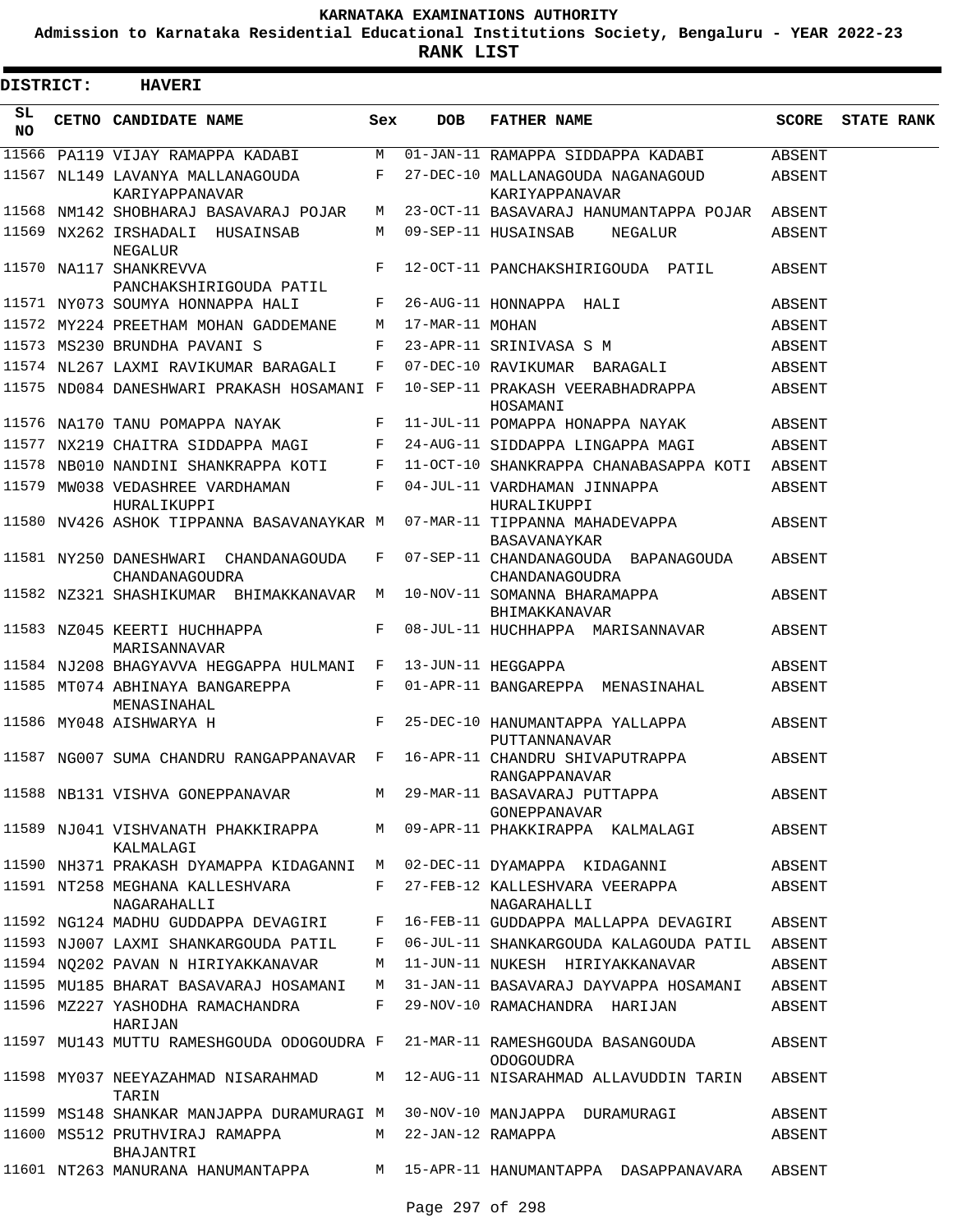**KARNATAKA EXAMINATIONS AUTHORITY**

**Admission to Karnataka Residential Educational Institutions Society, Bengaluru - YEAR 2022-23**

**RANK LIST**

**DISTRICT: HAVERI**

| SL NO | CETNO | CANDIDATE NAME | Sex | DOB | FATHER NAME | SCORE | STATE RANK |
|---|---|---|---|---|---|---|---|
| 11566 | PA119 | VIJAY RAMAPPA KADABI | M | 01-JAN-11 | RAMAPPA SIDDAPPA KADABI | ABSENT | |
| 11567 | NL149 | LAVANYA MALLANAGOUDA KARIYAPPANAVAR | F | 27-DEC-10 | MALLANAGOUDA NAGANAGOUD KARIYAPPANAVAR | ABSENT | |
| 11568 | NM142 | SHOBHARAJ BASAVARAJ POJAR | M | 23-OCT-11 | BASAVARAJ HANUMANTAPPA POJAR | ABSENT | |
| 11569 | NX262 | IRSHADALI HUSAINSAB NEGALUR | M | 09-SEP-11 | HUSAINSAB NEGALUR | ABSENT | |
| 11570 | NA117 | SHANKREVVA PANCHAKSHIRIGOUDA PATIL | F | 12-OCT-11 | PANCHAKSHIRIGOUDA PATIL | ABSENT | |
| 11571 | NY073 | SOUMYA HONNAPPA HALI | F | 26-AUG-11 | HONNAPPA HALI | ABSENT | |
| 11572 | MY224 | PREETHAM MOHAN GADDEMANE | M | 17-MAR-11 | MOHAN | ABSENT | |
| 11573 | MS230 | BRUNDHA PAVANI S | F | 23-APR-11 | SRINIVASA S M | ABSENT | |
| 11574 | NL267 | LAXMI RAVIKUMAR BARAGALI | F | 07-DEC-10 | RAVIKUMAR BARAGALI | ABSENT | |
| 11575 | ND084 | DANESHWARI PRAKASH HOSAMANI | F | 10-SEP-11 | PRAKASH VEERABHADRAPPA HOSAMANI | ABSENT | |
| 11576 | NA170 | TANU POMAPPA NAYAK | F | 11-JUL-11 | POMAPPA HONAPPA NAYAK | ABSENT | |
| 11577 | NX219 | CHAITRA SIDDAPPA MAGI | F | 24-AUG-11 | SIDDAPPA LINGAPPA MAGI | ABSENT | |
| 11578 | NB010 | NANDINI SHANKRAPPA KOTI | F | 11-OCT-10 | SHANKRAPPA CHANABASAPPA KOTI | ABSENT | |
| 11579 | MW038 | VEDASHREE VARDHAMAN HURALIKUPPI | F | 04-JUL-11 | VARDHAMAN JINNAPPA HURALIKUPPI | ABSENT | |
| 11580 | NV426 | ASHOK TIPPANNA BASAVANAYKAR | M | 07-MAR-11 | TIPPANNA MAHADEVAPPA BASAVANAYKAR | ABSENT | |
| 11581 | NY250 | DANESHWARI CHANDANAGOUDA CHANDANAGOUDRA | F | 07-SEP-11 | CHANDANAGOUDA BAPANAGOUDA CHANDANAGOUDRA | ABSENT | |
| 11582 | NZ321 | SHASHIKUMAR BHIMAKKANAVAR | M | 10-NOV-11 | SOMANNA BHARAMAPPA BHIMAKKANAVAR | ABSENT | |
| 11583 | NZ045 | KEERTI HUCHHAPPA MARISANNAVAR | F | 08-JUL-11 | HUCHHAPPA MARISANNAVAR | ABSENT | |
| 11584 | NJ208 | BHAGYAVVA HEGGAPPA HULMANI | F | 13-JUN-11 | HEGGAPPA | ABSENT | |
| 11585 | MT074 | ABHINAYA BANGAREPPA MENASINAHAL | F | 01-APR-11 | BANGAREPPA MENASINAHAL | ABSENT | |
| 11586 | MY048 | AISHWARYA H | F | 25-DEC-10 | HANUMANTAPPA YALLAPPA PUTTANNANAVAR | ABSENT | |
| 11587 | NG007 | SUMA CHANDRU RANGAPPANAVAR | F | 16-APR-11 | CHANDRU SHIVAPUTRAPPA RANGAPPANAVAR | ABSENT | |
| 11588 | NB131 | VISHVA GONEPPANAVAR | M | 29-MAR-11 | BASAVARAJ PUTTAPPA GONEPPANAVAR | ABSENT | |
| 11589 | NJ041 | VISHVANATH PHAKKIRAPPA KALMALAGI | M | 09-APR-11 | PHAKKIRAPPA KALMALAGI | ABSENT | |
| 11590 | NH371 | PRAKASH DYAMAPPA KIDAGANNI | M | 02-DEC-11 | DYAMAPPA KIDAGANNI | ABSENT | |
| 11591 | NT258 | MEGHANA KALLESHVARA NAGARAHALLI | F | 27-FEB-12 | KALLESHVARA VEERAPPA NAGARAHALLI | ABSENT | |
| 11592 | NG124 | MADHU GUDDAPPA DEVAGIRI | F | 16-FEB-11 | GUDDAPPA MALLAPPA DEVAGIRI | ABSENT | |
| 11593 | NJ007 | LAXMI SHANKARGOUDA PATIL | F | 06-JUL-11 | SHANKARGOUDA KALAGOUDA PATIL | ABSENT | |
| 11594 | NQ202 | PAVAN N HIRIYAKKANAVAR | M | 11-JUN-11 | NUKESH HIRIYAKKANAVAR | ABSENT | |
| 11595 | MU185 | BHARAT BASAVARAJ HOSAMANI | M | 31-JAN-11 | BASAVARAJ DAYVAPPA HOSAMANI | ABSENT | |
| 11596 | MZ227 | YASHODHA RAMACHANDRA HARIJAN | F | 29-NOV-10 | RAMACHANDRA HARIJAN | ABSENT | |
| 11597 | MU143 | MUTTU RAMESHGOUDA ODOGOUDRA | F | 21-MAR-11 | RAMESHGOUDA BASANGOUDA ODOGOUDRA | ABSENT | |
| 11598 | MY037 | NEEYAZAHMAD NISARAHMAD TARIN | M | 12-AUG-11 | NISARAHMAD ALLAVUDDIN TARIN | ABSENT | |
| 11599 | MS148 | SHANKAR MANJAPPA DURAMURAGI | M | 30-NOV-10 | MANJAPPA DURAMURAGI | ABSENT | |
| 11600 | MS512 | PRUTHVIRAJ RAMAPPA BHAJANTRI | M | 22-JAN-12 | RAMAPPA | ABSENT | |
| 11601 | NT263 | MANURANA HANUMANTAPPA | M | 15-APR-11 | HANUMANTAPPA DASAPPANAVARA | ABSENT | |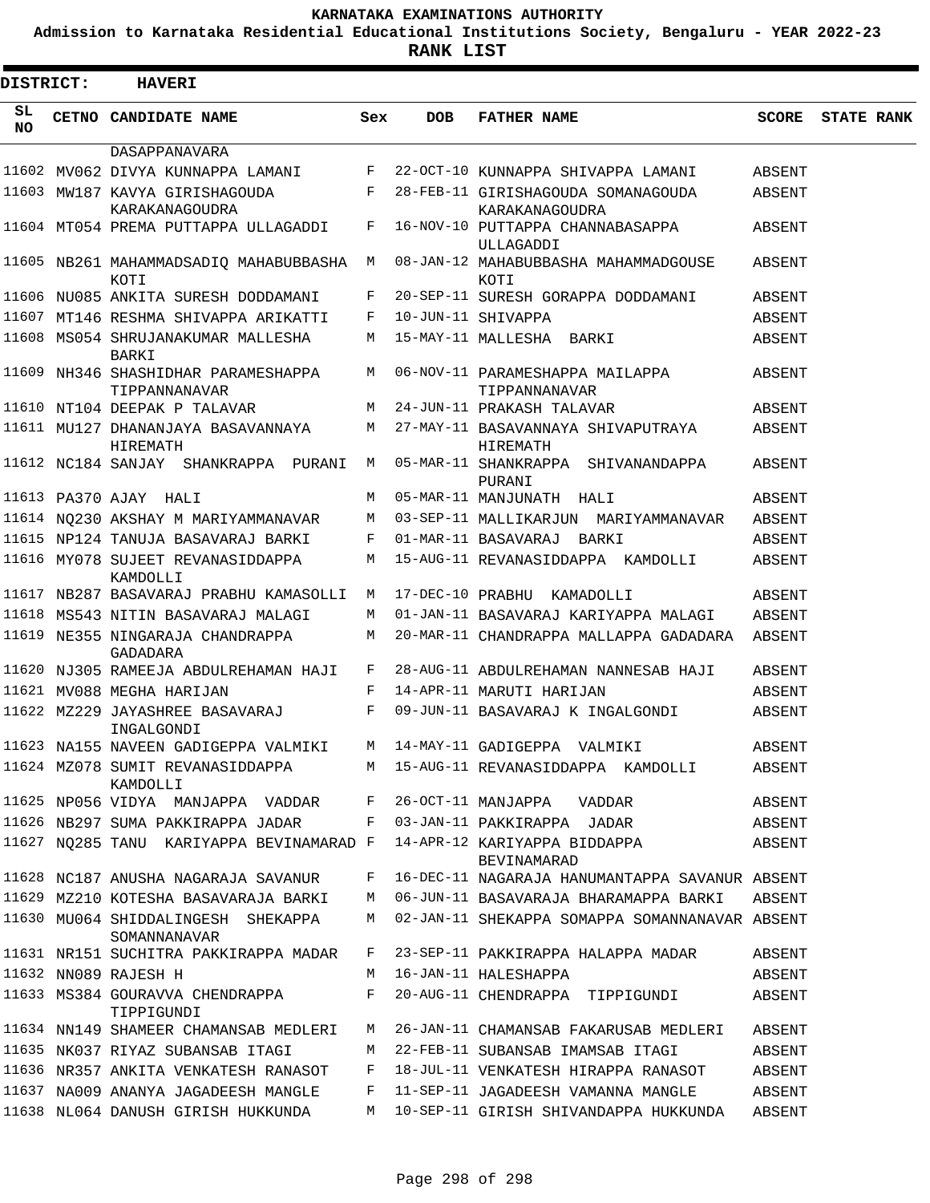KARNATAKA EXAMINATIONS AUTHORITY

Admission to Karnataka Residential Educational Institutions Society, Bengaluru - YEAR 2022-23

**RANK LIST**

**DISTRICT: HAVERI**

| SL NO | CETNO | CANDIDATE NAME | Sex | DOB | FATHER NAME | SCORE | STATE RANK |
|---|---|---|---|---|---|---|---|
| | | DASAPPANAVARA | | | | | |
| 11602 | MV062 | DIVYA KUNNAPPA LAMANI | F | 22-OCT-10 | KUNNAPPA SHIVAPPA LAMANI | ABSENT | |
| 11603 | MW187 | KAVYA GIRISHAGOUDA KARAKANAGOUDRA | F | 28-FEB-11 | GIRISHAGOUDA SOMANAGOUDA KARAKANAGOUDRA | ABSENT | |
| 11604 | MT054 | PREMA PUTTAPPA ULLAGADDI | F | 16-NOV-10 | PUTTAPPA CHANNABASAPPA ULLAGADDI | ABSENT | |
| 11605 | NB261 | MAHAMMADSADIQ MAHABUBBASHA KOTI | M | 08-JAN-12 | MAHABUBBASHA MAHAMMADGOUSE KOTI | ABSENT | |
| 11606 | NU085 | ANKITA SURESH DODDAMANI | F | 20-SEP-11 | SURESH GORAPPA DODDAMANI | ABSENT | |
| 11607 | MT146 | RESHMA SHIVAPPA ARIKATTI | F | 10-JUN-11 | SHIVAPPA | ABSENT | |
| 11608 | MS054 | SHRUJANAKUMAR MALLESHA BARKI | M | 15-MAY-11 | MALLESHA BARKI | ABSENT | |
| 11609 | NH346 | SHASHIDHAR PARAMESHAPPA TIPPANNANAVAR | M | 06-NOV-11 | PARAMESHAPPA MAILAPPA TIPPANNANAVAR | ABSENT | |
| 11610 | NT104 | DEEPAK P TALAVAR | M | 24-JUN-11 | PRAKASH TALAVAR | ABSENT | |
| 11611 | MU127 | DHANANJAYA BASAVANNAYA HIREMATH | M | 27-MAY-11 | BASAVANNAYA SHIVAPUTRAYA HIREMATH | ABSENT | |
| 11612 | NC184 | SANJAY SHANKRAPPA PURANI | M | 05-MAR-11 | SHANKRAPPA SHIVANANDAPPA PURANI | ABSENT | |
| 11613 | PA370 | AJAY HALI | M | 05-MAR-11 | MANJUNATH HALI | ABSENT | |
| 11614 | NQ230 | AKSHAY M MARIYAMMANAVAR | M | 03-SEP-11 | MALLIKARJUN MARIYAMMANAVAR | ABSENT | |
| 11615 | NP124 | TANUJA BASAVARAJ BARKI | F | 01-MAR-11 | BASAVARAJ BARKI | ABSENT | |
| 11616 | MY078 | SUJEET REVANASIDDAPPA KAMDOLLI | M | 15-AUG-11 | REVANASIDDAPPA KAMDOLLI | ABSENT | |
| 11617 | NB287 | BASAVARAJ PRABHU KAMASOLLI | M | 17-DEC-10 | PRABHU KAMADOLLI | ABSENT | |
| 11618 | MS543 | NITIN BASAVARAJ MALAGI | M | 01-JAN-11 | BASAVARAJ KARIYAPPA MALAGI | ABSENT | |
| 11619 | NE355 | NINGARAJA CHANDRAPPA GADADARA | M | 20-MAR-11 | CHANDRAPPA MALLAPPA GADADARA | ABSENT | |
| 11620 | NJ305 | RAMEEJA ABDULREHAMAN HAJI | F | 28-AUG-11 | ABDULREHAMAN NANNESAB HAJI | ABSENT | |
| 11621 | MV088 | MEGHA HARIJAN | F | 14-APR-11 | MARUTI HARIJAN | ABSENT | |
| 11622 | MZ229 | JAYASHREE BASAVARAJ INGALGONDI | F | 09-JUN-11 | BASAVARAJ K INGALGONDI | ABSENT | |
| 11623 | NA155 | NAVEEN GADIGEPPA VALMIKI | M | 14-MAY-11 | GADIGEPPA VALMIKI | ABSENT | |
| 11624 | MZ078 | SUMIT REVANASIDDAPPA KAMDOLLI | M | 15-AUG-11 | REVANASIDDAPPA KAMDOLLI | ABSENT | |
| 11625 | NP056 | VIDYA MANJAPPA VADDAR | F | 26-OCT-11 | MANJAPPA VADDAR | ABSENT | |
| 11626 | NB297 | SUMA PAKKIRAPPA JADAR | F | 03-JAN-11 | PAKKIRAPPA JADAR | ABSENT | |
| 11627 | NQ285 | TANU KARIYAPPA BEVINAMARAD | F | 14-APR-12 | KARIYAPPA BIDDAPPA BEVINAMARAD | ABSENT | |
| 11628 | NC187 | ANUSHA NAGARAJA SAVANUR | F | 16-DEC-11 | NAGARAJA HANUMANTAPPA SAVANUR | ABSENT | |
| 11629 | MZ210 | KOTESHA BASAVARAJA BARKI | M | 06-JUN-11 | BASAVARAJA BHARAMAPPA BARKI | ABSENT | |
| 11630 | MU064 | SHIDDALINGESH SHEKAPPA SOMANNANAVAR | M | 02-JAN-11 | SHEKAPPA SOMAPPA SOMANNANAVAR | ABSENT | |
| 11631 | NR151 | SUCHITRA PAKKIRAPPA MADAR | F | 23-SEP-11 | PAKKIRAPPA HALAPPA MADAR | ABSENT | |
| 11632 | NN089 | RAJESH H | M | 16-JAN-11 | HALESHAPPA | ABSENT | |
| 11633 | MS384 | GOURAVVA CHENDRAPPA TIPPIGUNDI | F | 20-AUG-11 | CHENDRAPPA TIPPIGUNDI | ABSENT | |
| 11634 | NN149 | SHAMEER CHAMANSAB MEDLERI | M | 26-JAN-11 | CHAMANSAB FAKARUSAB MEDLERI | ABSENT | |
| 11635 | NK037 | RIYAZ SUBANSAB ITAGI | M | 22-FEB-11 | SUBANSAB IMAMSAB ITAGI | ABSENT | |
| 11636 | NR357 | ANKITA VENKATESH RANASOT | F | 18-JUL-11 | VENKATESH HIRAPPA RANASOT | ABSENT | |
| 11637 | NA009 | ANANYA JAGADEESH MANGLE | F | 11-SEP-11 | JAGADEESH VAMANNA MANGLE | ABSENT | |
| 11638 | NL064 | DANUSH GIRISH HUKKUNDA | M | 10-SEP-11 | GIRISH SHIVANDAPPA HUKKUNDA | ABSENT | |